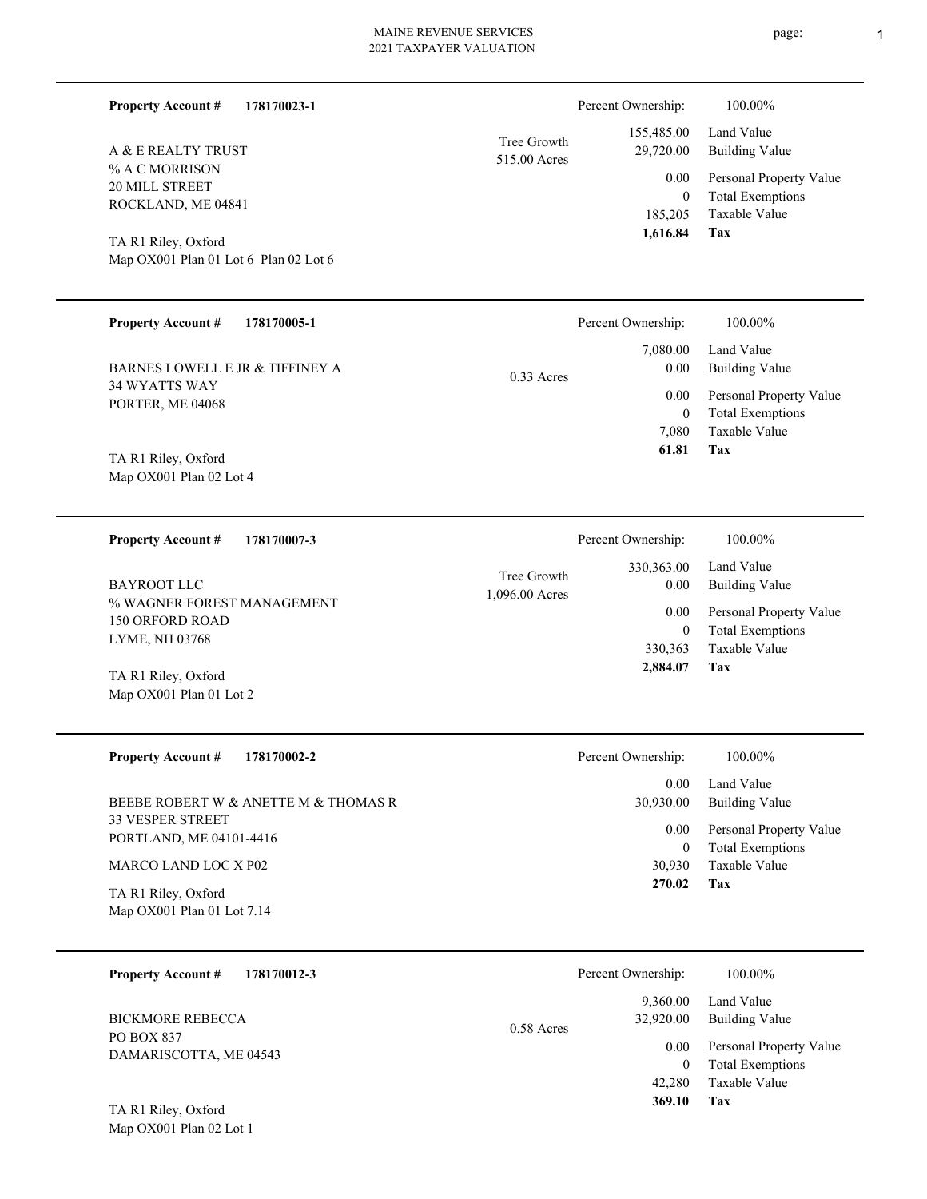MAINE REVENUE SERVICES
2021 TAXPAYER VALUATION

---

**Property Account #** **178170023-1**

A & E REALTY TRUST
% A C MORRISON
20 MILL STREET
ROCKLAND, ME 04841

TA R1 Riley, Oxford
Map OX001 Plan 01 Lot 6 Plan 02 Lot 6

Tree Growth
515.00 Acres

| | |
|---|---|
| Percent Ownership: | 100.00% |
| 155,485.00 | Land Value |
| 29,720.00 | Building Value |
| 0.00 | Personal Property Value |
| 0 | Total Exemptions |
| 185,205 | Taxable Value |
| **1,616.84** | **Tax** |

---

**Property Account #** **178170005-1**

BARNES LOWELL E JR & TIFFINEY A
34 WYATTS WAY
PORTER, ME 04068

TA R1 Riley, Oxford
Map OX001 Plan 02 Lot 4

0.33 Acres

| | |
|---|---|
| Percent Ownership: | 100.00% |
| 7,080.00 | Land Value |
| 0.00 | Building Value |
| 0.00 | Personal Property Value |
| 0 | Total Exemptions |
| 7,080 | Taxable Value |
| **61.81** | **Tax** |

---

**Property Account #** **178170007-3**

BAYROOT LLC
% WAGNER FOREST MANAGEMENT
150 ORFORD ROAD
LYME, NH 03768

TA R1 Riley, Oxford
Map OX001 Plan 01 Lot 2

Tree Growth
1,096.00 Acres

| | |
|---|---|
| Percent Ownership: | 100.00% |
| 330,363.00 | Land Value |
| 0.00 | Building Value |
| 0.00 | Personal Property Value |
| 0 | Total Exemptions |
| 330,363 | Taxable Value |
| **2,884.07** | **Tax** |

---

**Property Account #** **178170002-2**

BEEBE ROBERT W & ANETTE M & THOMAS R
33 VESPER STREET
PORTLAND, ME 04101-4416

MARCO LAND LOC X P02

TA R1 Riley, Oxford
Map OX001 Plan 01 Lot 7.14

| | |
|---|---|
| Percent Ownership: | 100.00% |
| 0.00 | Land Value |
| 30,930.00 | Building Value |
| 0.00 | Personal Property Value |
| 0 | Total Exemptions |
| 30,930 | Taxable Value |
| **270.02** | **Tax** |

---

**Property Account #** **178170012-3**

BICKMORE REBECCA
PO BOX 837
DAMARISCOTTA, ME 04543

TA R1 Riley, Oxford
Map OX001 Plan 02 Lot 1

0.58 Acres

| | |
|---|---|
| Percent Ownership: | 100.00% |
| 9,360.00 | Land Value |
| 32,920.00 | Building Value |
| 0.00 | Personal Property Value |
| 0 | Total Exemptions |
| 42,280 | Taxable Value |
| **369.10** | **Tax** |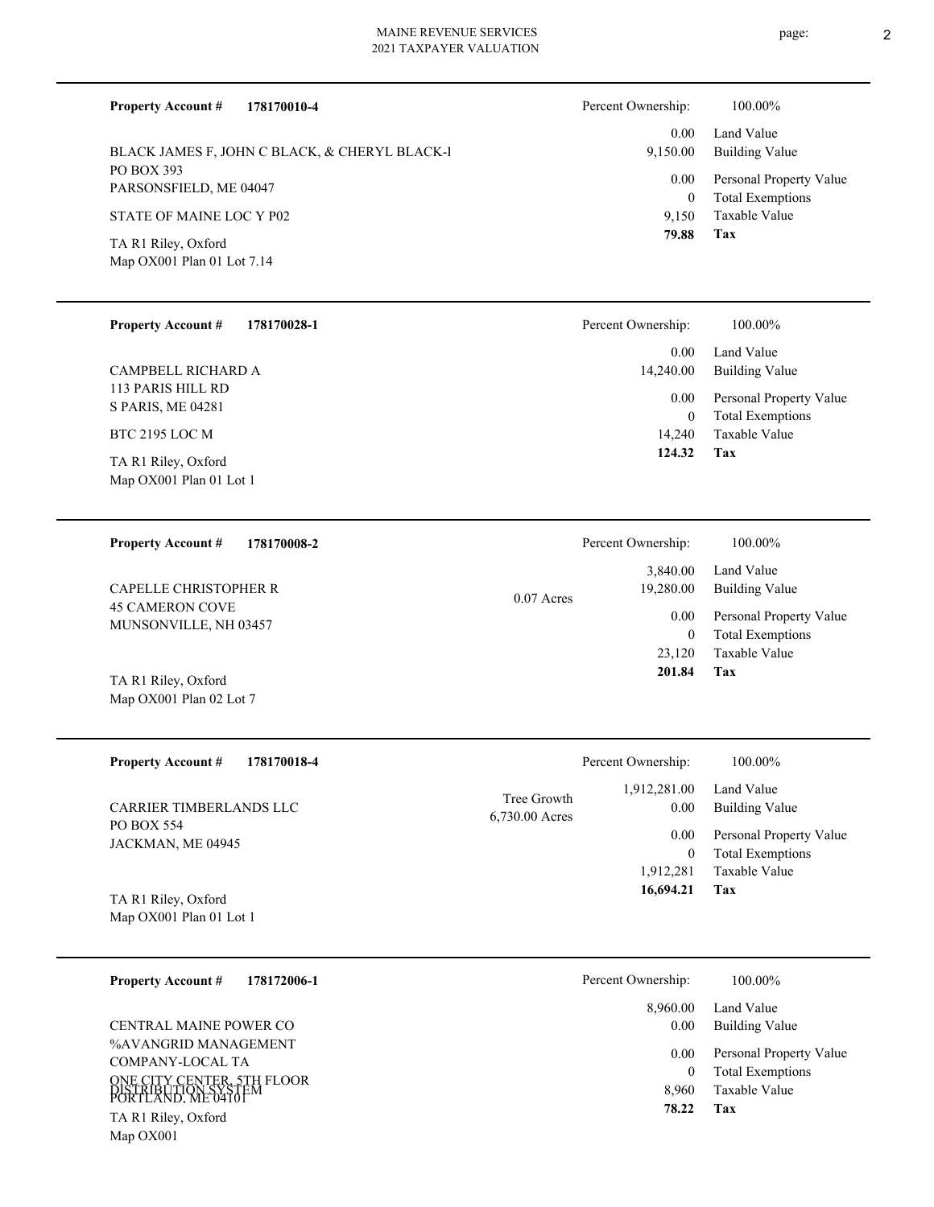**Property Account #** **178170010-4**

BLACK JAMES F, JOHN C BLACK, & CHERYL BLACK-I
PO BOX 393
PARSONSFIELD, ME 04047

STATE OF MAINE LOC Y P02

TA R1 Riley, Oxford
Map OX001 Plan 01 Lot 7.14

| Percent Ownership: | 100.00% |
|---|---|
| 0.00 | Land Value |
| 9,150.00 | Building Value |
| 0.00 | Personal Property Value |
| 0 | Total Exemptions |
| 9,150 | Taxable Value |
| **79.88** | **Tax** |

---

**Property Account #** **178170028-1**

CAMPBELL RICHARD A
113 PARIS HILL RD
S PARIS, ME 04281

BTC 2195 LOC M

TA R1 Riley, Oxford
Map OX001 Plan 01 Lot 1

| Percent Ownership: | 100.00% |
|---|---|
| 0.00 | Land Value |
| 14,240.00 | Building Value |
| 0.00 | Personal Property Value |
| 0 | Total Exemptions |
| 14,240 | Taxable Value |
| **124.32** | **Tax** |

---

**Property Account #** **178170008-2**

CAPELLE CHRISTOPHER R
45 CAMERON COVE
MUNSONVILLE, NH 03457

TA R1 Riley, Oxford
Map OX001 Plan 02 Lot 7

0.07 Acres

| Percent Ownership: | 100.00% |
|---|---|
| 3,840.00 | Land Value |
| 19,280.00 | Building Value |
| 0.00 | Personal Property Value |
| 0 | Total Exemptions |
| 23,120 | Taxable Value |
| **201.84** | **Tax** |

---

**Property Account #** **178170018-4**

CARRIER TIMBERLANDS LLC
PO BOX 554
JACKMAN, ME 04945

TA R1 Riley, Oxford
Map OX001 Plan 01 Lot 1

Tree Growth
6,730.00 Acres

| Percent Ownership: | 100.00% |
|---|---|
| 1,912,281.00 | Land Value |
| 0.00 | Building Value |
| 0.00 | Personal Property Value |
| 0 | Total Exemptions |
| 1,912,281 | Taxable Value |
| **16,694.21** | **Tax** |

---

**Property Account #** **178172006-1**

CENTRAL MAINE POWER CO
%AVANGRID MANAGEMENT
COMPANY-LOCAL TA
ONE CITY CENTER, 5TH FLOOR
PORTLAND, ME 04101
DISTRIBUTION SYSTEM

TA R1 Riley, Oxford
Map OX001

| Percent Ownership: | 100.00% |
|---|---|
| 8,960.00 | Land Value |
| 0.00 | Building Value |
| 0.00 | Personal Property Value |
| 0 | Total Exemptions |
| 8,960 | Taxable Value |
| **78.22** | **Tax** |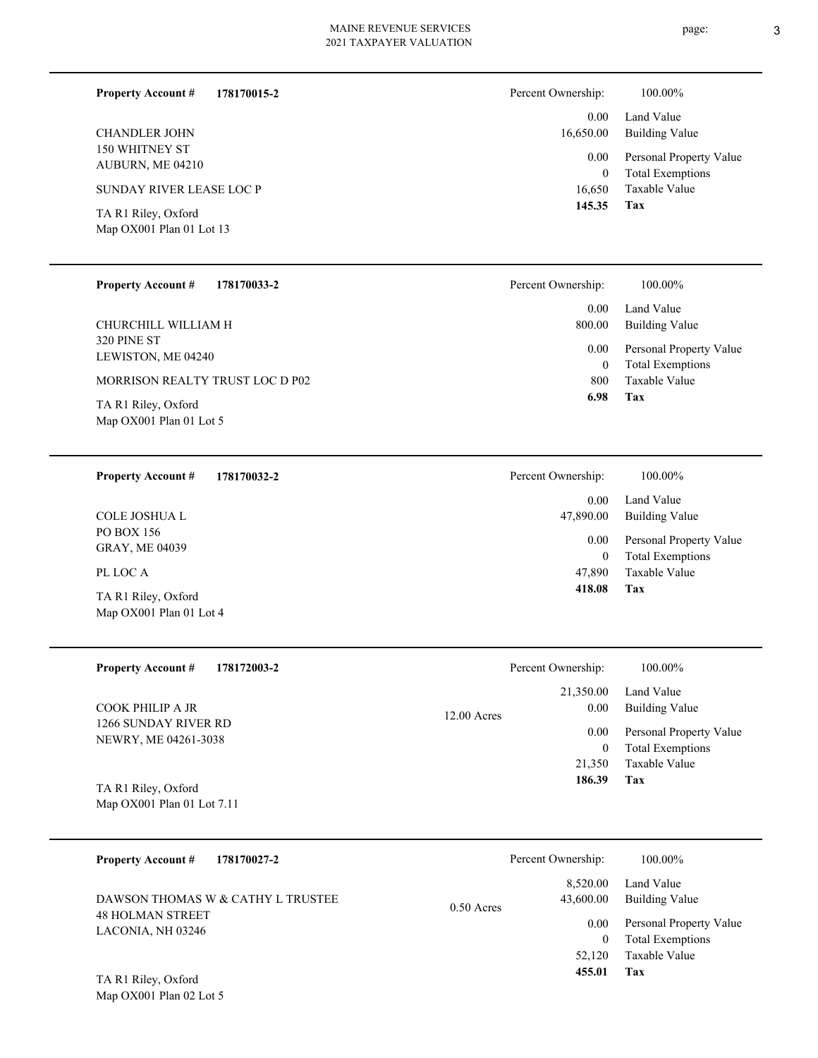**Property Account #** **178170015-2**

CHANDLER JOHN
150 WHITNEY ST
AUBURN, ME 04210

SUNDAY RIVER LEASE LOC P

TA R1 Riley, Oxford
Map OX001 Plan 01 Lot 13

| Percent Ownership: | 100.00% |
|---|---|
| 0.00 | Land Value |
| 16,650.00 | Building Value |
| 0.00 | Personal Property Value |
| 0 | Total Exemptions |
| 16,650 | Taxable Value |
| **145.35** | **Tax** |

---

**Property Account #** **178170033-2**

CHURCHILL WILLIAM H
320 PINE ST
LEWISTON, ME 04240

MORRISON REALTY TRUST LOC D P02

TA R1 Riley, Oxford
Map OX001 Plan 01 Lot 5

| Percent Ownership: | 100.00% |
|---|---|
| 0.00 | Land Value |
| 800.00 | Building Value |
| 0.00 | Personal Property Value |
| 0 | Total Exemptions |
| 800 | Taxable Value |
| **6.98** | **Tax** |

---

**Property Account #** **178170032-2**

COLE JOSHUA L
PO BOX 156
GRAY, ME 04039

PL LOC A

TA R1 Riley, Oxford
Map OX001 Plan 01 Lot 4

| Percent Ownership: | 100.00% |
|---|---|
| 0.00 | Land Value |
| 47,890.00 | Building Value |
| 0.00 | Personal Property Value |
| 0 | Total Exemptions |
| 47,890 | Taxable Value |
| **418.08** | **Tax** |

---

**Property Account #** **178172003-2**

COOK PHILIP A JR
1266 SUNDAY RIVER RD
NEWRY, ME 04261-3038

TA R1 Riley, Oxford
Map OX001 Plan 01 Lot 7.11

12.00 Acres

| Percent Ownership: | 100.00% |
|---|---|
| 21,350.00 | Land Value |
| 0.00 | Building Value |
| 0.00 | Personal Property Value |
| 0 | Total Exemptions |
| 21,350 | Taxable Value |
| **186.39** | **Tax** |

---

**Property Account #** **178170027-2**

DAWSON THOMAS W & CATHY L TRUSTEE
48 HOLMAN STREET
LACONIA, NH 03246

TA R1 Riley, Oxford
Map OX001 Plan 02 Lot 5

0.50 Acres

| Percent Ownership: | 100.00% |
|---|---|
| 8,520.00 | Land Value |
| 43,600.00 | Building Value |
| 0.00 | Personal Property Value |
| 0 | Total Exemptions |
| 52,120 | Taxable Value |
| **455.01** | **Tax** |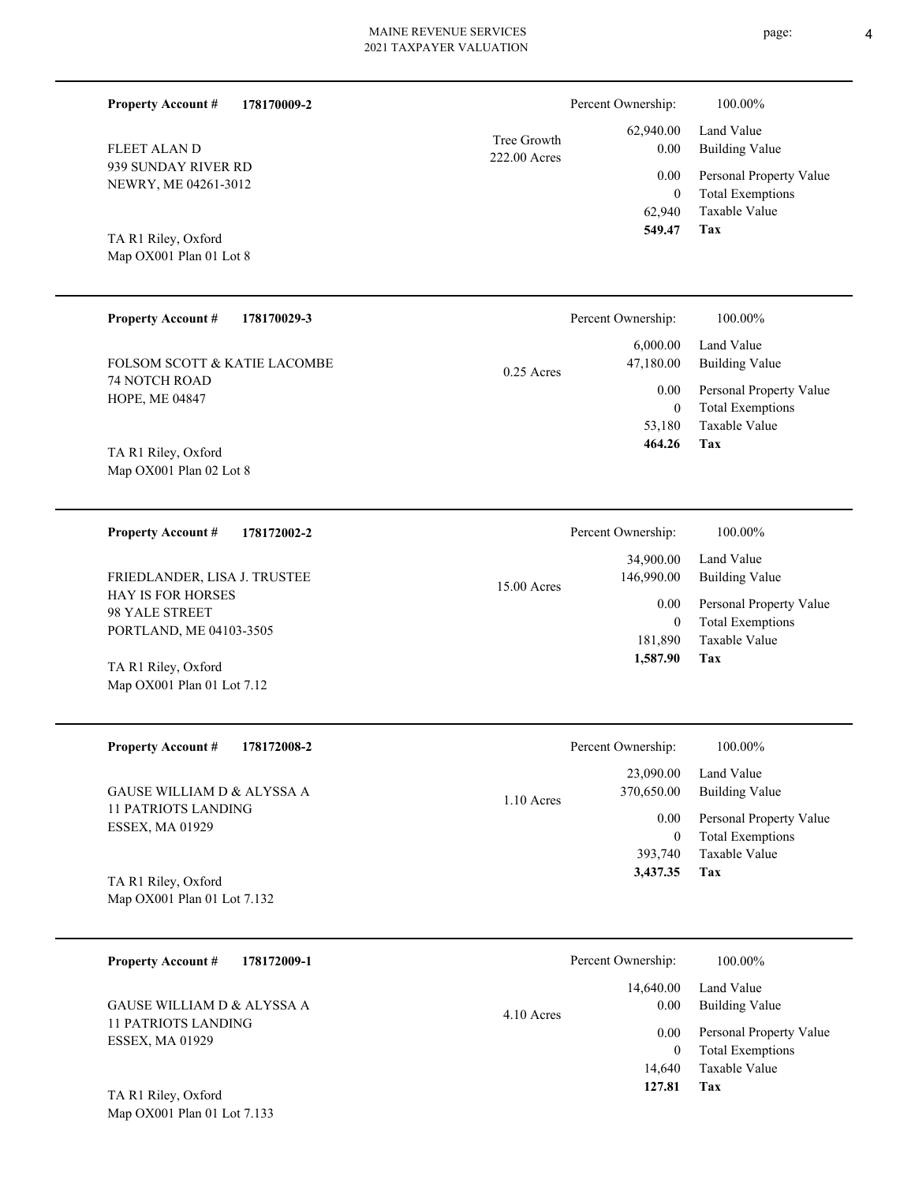**Property Account #** **178170009-2**

FLEET ALAN D
939 SUNDAY RIVER RD
NEWRY, ME 04261-3012

TA R1 Riley, Oxford
Map OX001 Plan 01 Lot 8

Tree Growth
222.00 Acres

| Percent Ownership: | 100.00% |
| --- | --- |
| 62,940.00 | Land Value |
| 0.00 | Building Value |
| 0.00 | Personal Property Value |
| 0 | Total Exemptions |
| 62,940 | Taxable Value |
| **549.47** | **Tax** |

---

**Property Account #** **178170029-3**

FOLSOM SCOTT & KATIE LACOMBE
74 NOTCH ROAD
HOPE, ME 04847

TA R1 Riley, Oxford
Map OX001 Plan 02 Lot 8

0.25 Acres

| Percent Ownership: | 100.00% |
| --- | --- |
| 6,000.00 | Land Value |
| 47,180.00 | Building Value |
| 0.00 | Personal Property Value |
| 0 | Total Exemptions |
| 53,180 | Taxable Value |
| **464.26** | **Tax** |

---

**Property Account #** **178172002-2**

FRIEDLANDER, LISA J. TRUSTEE
HAY IS FOR HORSES
98 YALE STREET
PORTLAND, ME 04103-3505

TA R1 Riley, Oxford
Map OX001 Plan 01 Lot 7.12

15.00 Acres

| Percent Ownership: | 100.00% |
| --- | --- |
| 34,900.00 | Land Value |
| 146,990.00 | Building Value |
| 0.00 | Personal Property Value |
| 0 | Total Exemptions |
| 181,890 | Taxable Value |
| **1,587.90** | **Tax** |

---

**Property Account #** **178172008-2**

GAUSE WILLIAM D & ALYSSA A
11 PATRIOTS LANDING
ESSEX, MA 01929

TA R1 Riley, Oxford
Map OX001 Plan 01 Lot 7.132

1.10 Acres

| Percent Ownership: | 100.00% |
| --- | --- |
| 23,090.00 | Land Value |
| 370,650.00 | Building Value |
| 0.00 | Personal Property Value |
| 0 | Total Exemptions |
| 393,740 | Taxable Value |
| **3,437.35** | **Tax** |

---

**Property Account #** **178172009-1**

GAUSE WILLIAM D & ALYSSA A
11 PATRIOTS LANDING
ESSEX, MA 01929

TA R1 Riley, Oxford
Map OX001 Plan 01 Lot 7.133

4.10 Acres

| Percent Ownership: | 100.00% |
| --- | --- |
| 14,640.00 | Land Value |
| 0.00 | Building Value |
| 0.00 | Personal Property Value |
| 0 | Total Exemptions |
| 14,640 | Taxable Value |
| **127.81** | **Tax** |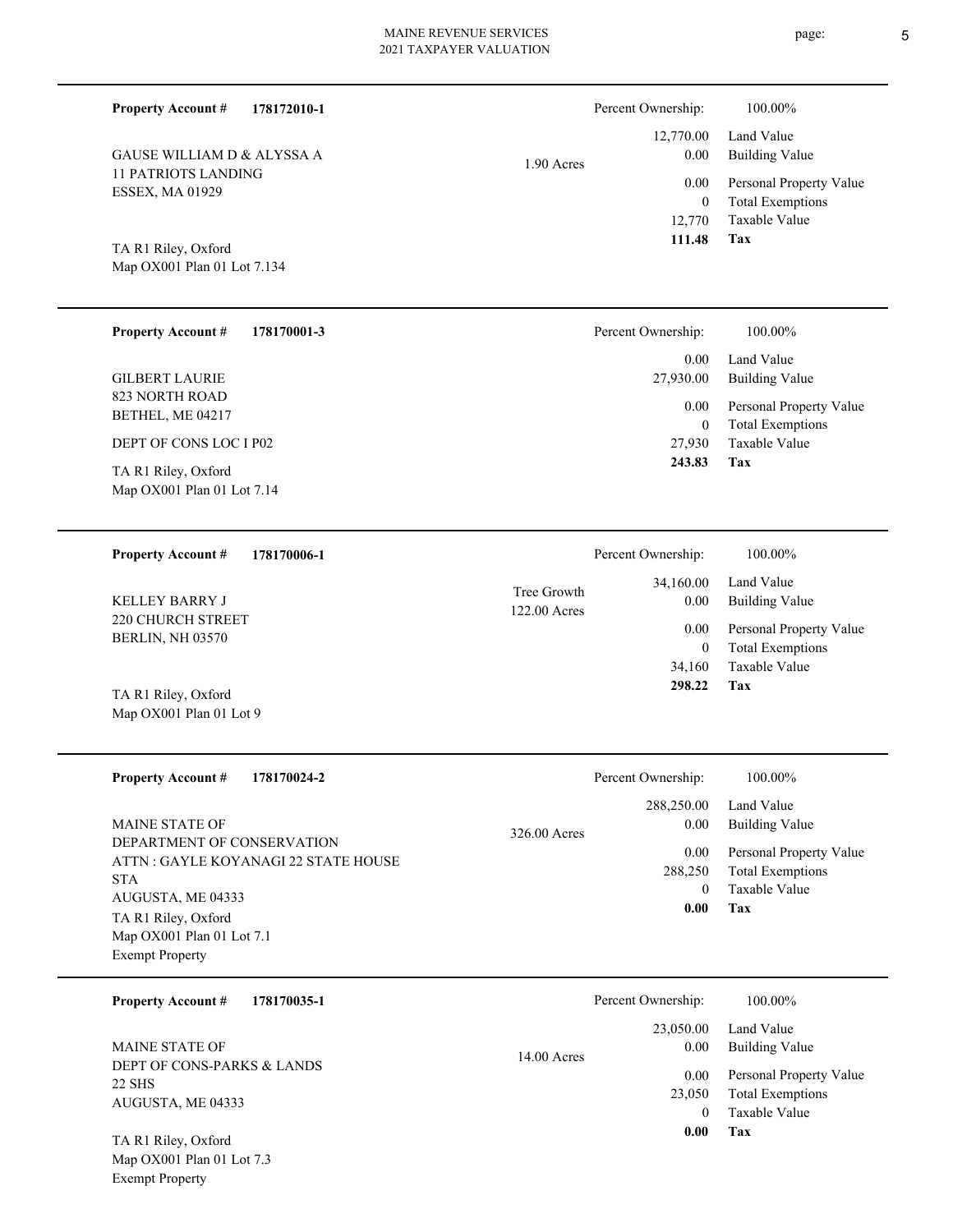**Property Account #** **178172010-1**

GAUSE WILLIAM D & ALYSSA A
11 PATRIOTS LANDING
ESSEX, MA 01929

TA R1 Riley, Oxford
Map OX001 Plan 01 Lot 7.134

1.90 Acres

| Percent Ownership: | 100.00% |
|---|---|
| 12,770.00 | Land Value |
| 0.00 | Building Value |
| 0.00 | Personal Property Value |
| 0 | Total Exemptions |
| 12,770 | Taxable Value |
| **111.48** | **Tax** |

---

**Property Account #** **178170001-3**

GILBERT LAURIE
823 NORTH ROAD
BETHEL, ME 04217

DEPT OF CONS LOC I P02

TA R1 Riley, Oxford
Map OX001 Plan 01 Lot 7.14

| Percent Ownership: | 100.00% |
|---|---|
| 0.00 | Land Value |
| 27,930.00 | Building Value |
| 0.00 | Personal Property Value |
| 0 | Total Exemptions |
| 27,930 | Taxable Value |
| **243.83** | **Tax** |

---

**Property Account #** **178170006-1**

KELLEY BARRY J
220 CHURCH STREET
BERLIN, NH 03570

TA R1 Riley, Oxford
Map OX001 Plan 01 Lot 9

Tree Growth
122.00 Acres

| Percent Ownership: | 100.00% |
|---|---|
| 34,160.00 | Land Value |
| 0.00 | Building Value |
| 0.00 | Personal Property Value |
| 0 | Total Exemptions |
| 34,160 | Taxable Value |
| **298.22** | **Tax** |

---

**Property Account #** **178170024-2**

MAINE STATE OF
DEPARTMENT OF CONSERVATION
ATTN : GAYLE KOYANAGI 22 STATE HOUSE STA
AUGUSTA, ME 04333

TA R1 Riley, Oxford
Map OX001 Plan 01 Lot 7.1
Exempt Property

326.00 Acres

| Percent Ownership: | 100.00% |
|---|---|
| 288,250.00 | Land Value |
| 0.00 | Building Value |
| 0.00 | Personal Property Value |
| 288,250 | Total Exemptions |
| 0 | Taxable Value |
| **0.00** | **Tax** |

---

**Property Account #** **178170035-1**

MAINE STATE OF
DEPT OF CONS-PARKS & LANDS
22 SHS
AUGUSTA, ME 04333

TA R1 Riley, Oxford
Map OX001 Plan 01 Lot 7.3
Exempt Property

14.00 Acres

| Percent Ownership: | 100.00% |
|---|---|
| 23,050.00 | Land Value |
| 0.00 | Building Value |
| 0.00 | Personal Property Value |
| 23,050 | Total Exemptions |
| 0 | Taxable Value |
| **0.00** | **Tax** |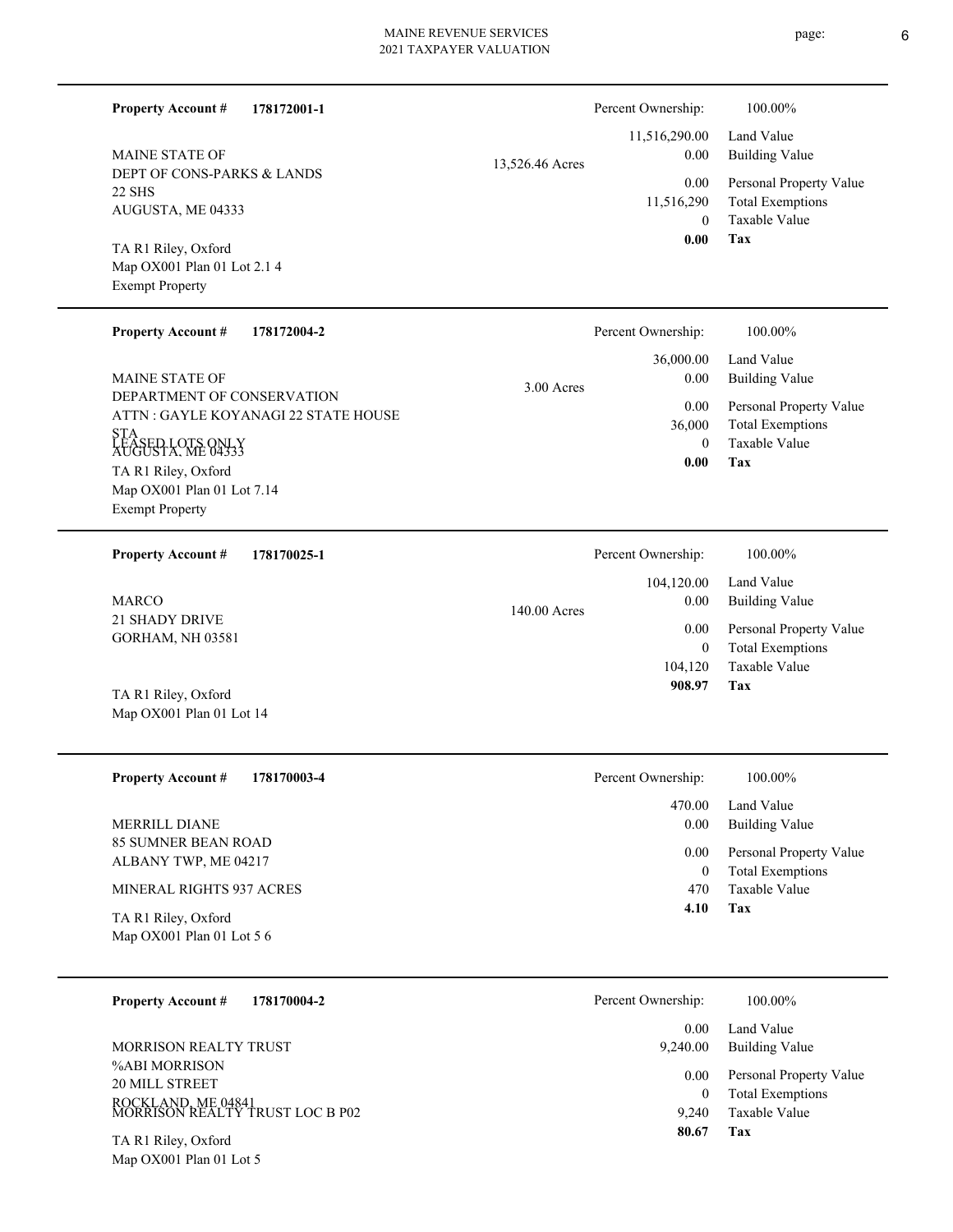**Property Account #** **178172001-1**

MAINE STATE OF
DEPT OF CONS-PARKS & LANDS
22 SHS
AUGUSTA, ME 04333

TA R1 Riley, Oxford
Map OX001 Plan 01 Lot 2.1 4
Exempt Property

13,526.46 Acres

| Percent Ownership: | 100.00% |
|---|---|
| 11,516,290.00 | Land Value |
| 0.00 | Building Value |
| 0.00 | Personal Property Value |
| 11,516,290 | Total Exemptions |
| 0 | Taxable Value |
| **0.00** | **Tax** |

---

**Property Account #** **178172004-2**

MAINE STATE OF
DEPARTMENT OF CONSERVATION
ATTN : GAYLE KOYANAGI 22 STATE HOUSE STA
AUGUSTA, ME 04333
LEASED LOTS ONLY

TA R1 Riley, Oxford
Map OX001 Plan 01 Lot 7.14
Exempt Property

3.00 Acres

| Percent Ownership: | 100.00% |
|---|---|
| 36,000.00 | Land Value |
| 0.00 | Building Value |
| 0.00 | Personal Property Value |
| 36,000 | Total Exemptions |
| 0 | Taxable Value |
| **0.00** | **Tax** |

---

**Property Account #** **178170025-1**

MARCO
21 SHADY DRIVE
GORHAM, NH 03581

TA R1 Riley, Oxford
Map OX001 Plan 01 Lot 14

140.00 Acres

| Percent Ownership: | 100.00% |
|---|---|
| 104,120.00 | Land Value |
| 0.00 | Building Value |
| 0.00 | Personal Property Value |
| 0 | Total Exemptions |
| 104,120 | Taxable Value |
| **908.97** | **Tax** |

---

**Property Account #** **178170003-4**

MERRILL DIANE
85 SUMNER BEAN ROAD
ALBANY TWP, ME 04217

MINERAL RIGHTS 937 ACRES

TA R1 Riley, Oxford
Map OX001 Plan 01 Lot 5 6

| Percent Ownership: | 100.00% |
|---|---|
| 470.00 | Land Value |
| 0.00 | Building Value |
| 0.00 | Personal Property Value |
| 0 | Total Exemptions |
| 470 | Taxable Value |
| **4.10** | **Tax** |

---

**Property Account #** **178170004-2**

MORRISON REALTY TRUST
%ABI MORRISON
20 MILL STREET
ROCKLAND, ME 04841
MORRISON REALTY TRUST LOC B P02

TA R1 Riley, Oxford
Map OX001 Plan 01 Lot 5

| Percent Ownership: | 100.00% |
|---|---|
| 0.00 | Land Value |
| 9,240.00 | Building Value |
| 0.00 | Personal Property Value |
| 0 | Total Exemptions |
| 9,240 | Taxable Value |
| **80.67** | **Tax** |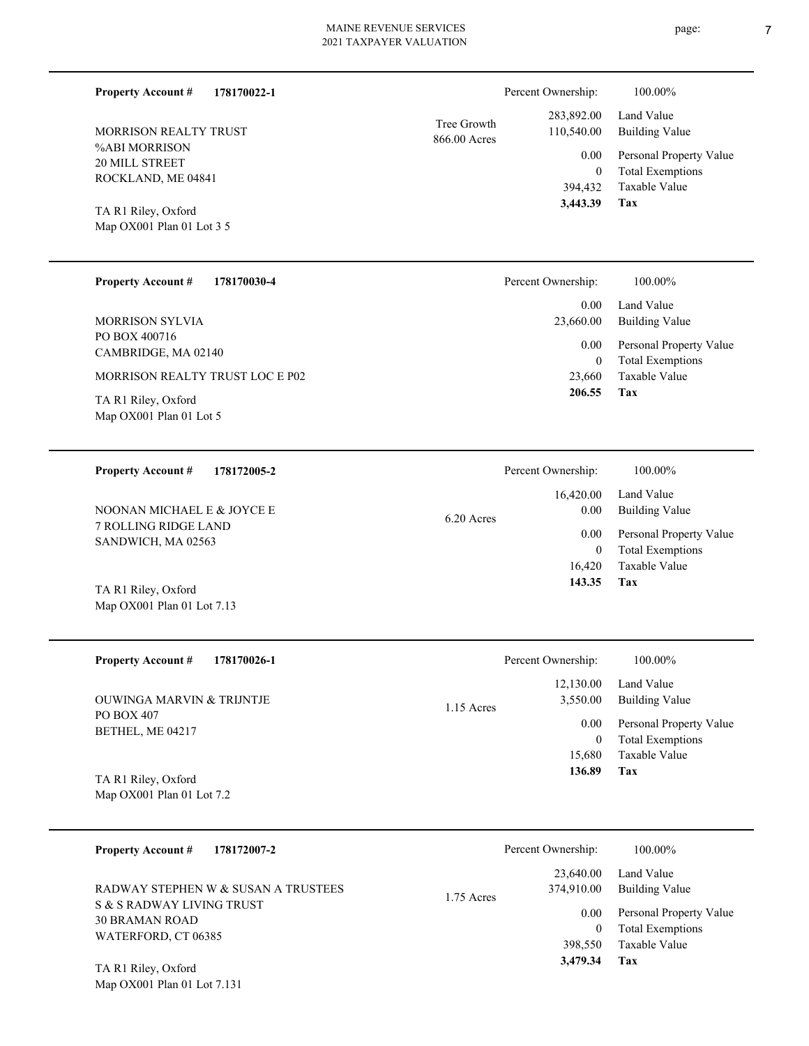**Property Account #** **178170022-1**

MORRISON REALTY TRUST
%ABI MORRISON
20 MILL STREET
ROCKLAND, ME 04841

TA R1 Riley, Oxford
Map OX001 Plan 01 Lot 3 5

Tree Growth
866.00 Acres

| Percent Ownership: | 100.00% |
|---|---|
| 283,892.00 | Land Value |
| 110,540.00 | Building Value |
| 0.00 | Personal Property Value |
| 0 | Total Exemptions |
| 394,432 | Taxable Value |
| **3,443.39** | **Tax** |

---

**Property Account #** **178170030-4**

MORRISON SYLVIA
PO BOX 400716
CAMBRIDGE, MA 02140

MORRISON REALTY TRUST LOC E P02

TA R1 Riley, Oxford
Map OX001 Plan 01 Lot 5

| Percent Ownership: | 100.00% |
|---|---|
| 0.00 | Land Value |
| 23,660.00 | Building Value |
| 0.00 | Personal Property Value |
| 0 | Total Exemptions |
| 23,660 | Taxable Value |
| **206.55** | **Tax** |

---

**Property Account #** **178172005-2**

NOONAN MICHAEL E & JOYCE E
7 ROLLING RIDGE LAND
SANDWICH, MA 02563

TA R1 Riley, Oxford
Map OX001 Plan 01 Lot 7.13

6.20 Acres

| Percent Ownership: | 100.00% |
|---|---|
| 16,420.00 | Land Value |
| 0.00 | Building Value |
| 0.00 | Personal Property Value |
| 0 | Total Exemptions |
| 16,420 | Taxable Value |
| **143.35** | **Tax** |

---

**Property Account #** **178170026-1**

OUWINGA MARVIN & TRIJNTJE
PO BOX 407
BETHEL, ME 04217

TA R1 Riley, Oxford
Map OX001 Plan 01 Lot 7.2

1.15 Acres

| Percent Ownership: | 100.00% |
|---|---|
| 12,130.00 | Land Value |
| 3,550.00 | Building Value |
| 0.00 | Personal Property Value |
| 0 | Total Exemptions |
| 15,680 | Taxable Value |
| **136.89** | **Tax** |

---

**Property Account #** **178172007-2**

RADWAY STEPHEN W & SUSAN A TRUSTEES
S & S RADWAY LIVING TRUST
30 BRAMAN ROAD
WATERFORD, CT 06385

TA R1 Riley, Oxford
Map OX001 Plan 01 Lot 7.131

1.75 Acres

| Percent Ownership: | 100.00% |
|---|---|
| 23,640.00 | Land Value |
| 374,910.00 | Building Value |
| 0.00 | Personal Property Value |
| 0 | Total Exemptions |
| 398,550 | Taxable Value |
| **3,479.34** | **Tax** |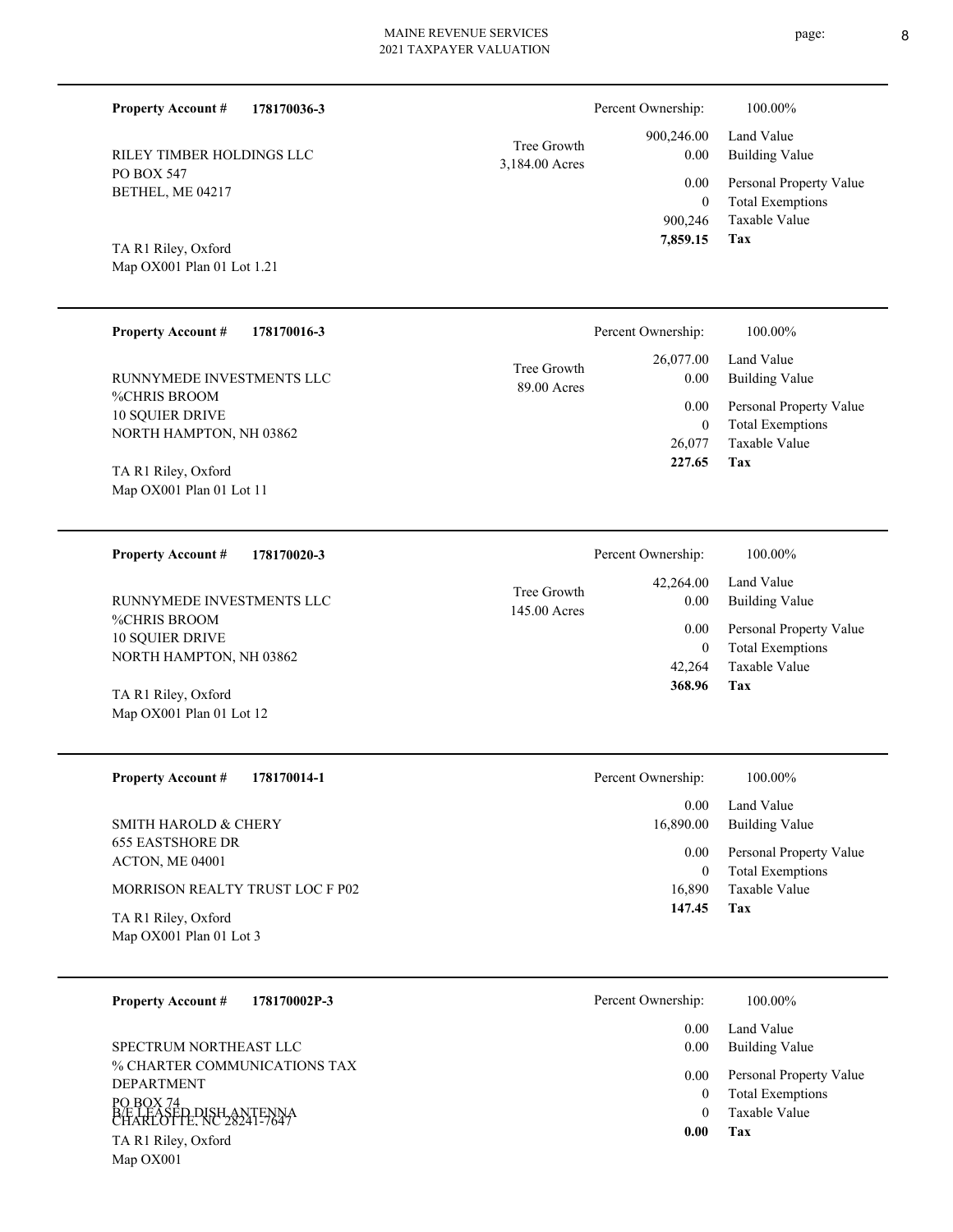**Property Account #** **178170036-3**

RILEY TIMBER HOLDINGS LLC
PO BOX 547
BETHEL, ME 04217

TA R1 Riley, Oxford
Map OX001 Plan 01 Lot 1.21

Tree Growth
3,184.00 Acres

| Percent Ownership: | 100.00% |
|---|---|
| 900,246.00 | Land Value |
| 0.00 | Building Value |
| 0.00 | Personal Property Value |
| 0 | Total Exemptions |
| 900,246 | Taxable Value |
| **7,859.15** | **Tax** |

---

**Property Account #** **178170016-3**

RUNNYMEDE INVESTMENTS LLC
%CHRIS BROOM
10 SQUIER DRIVE
NORTH HAMPTON, NH 03862

TA R1 Riley, Oxford
Map OX001 Plan 01 Lot 11

Tree Growth
89.00 Acres

| Percent Ownership: | 100.00% |
|---|---|
| 26,077.00 | Land Value |
| 0.00 | Building Value |
| 0.00 | Personal Property Value |
| 0 | Total Exemptions |
| 26,077 | Taxable Value |
| **227.65** | **Tax** |

---

**Property Account #** **178170020-3**

RUNNYMEDE INVESTMENTS LLC
%CHRIS BROOM
10 SQUIER DRIVE
NORTH HAMPTON, NH 03862

TA R1 Riley, Oxford
Map OX001 Plan 01 Lot 12

Tree Growth
145.00 Acres

| Percent Ownership: | 100.00% |
|---|---|
| 42,264.00 | Land Value |
| 0.00 | Building Value |
| 0.00 | Personal Property Value |
| 0 | Total Exemptions |
| 42,264 | Taxable Value |
| **368.96** | **Tax** |

---

**Property Account #** **178170014-1**

SMITH HAROLD & CHERY
655 EASTSHORE DR
ACTON, ME 04001

MORRISON REALTY TRUST LOC F P02

TA R1 Riley, Oxford
Map OX001 Plan 01 Lot 3

| Percent Ownership: | 100.00% |
|---|---|
| 0.00 | Land Value |
| 16,890.00 | Building Value |
| 0.00 | Personal Property Value |
| 0 | Total Exemptions |
| 16,890 | Taxable Value |
| **147.45** | **Tax** |

---

**Property Account #** **178170002P-3**

SPECTRUM NORTHEAST LLC
% CHARTER COMMUNICATIONS TAX DEPARTMENT
PO BOX 74
CHARLOTTE, NC 28241-7647

B/E LEASED DISH ANTENNA

TA R1 Riley, Oxford
Map OX001

| Percent Ownership: | 100.00% |
|---|---|
| 0.00 | Land Value |
| 0.00 | Building Value |
| 0.00 | Personal Property Value |
| 0 | Total Exemptions |
| 0 | Taxable Value |
| **0.00** | **Tax** |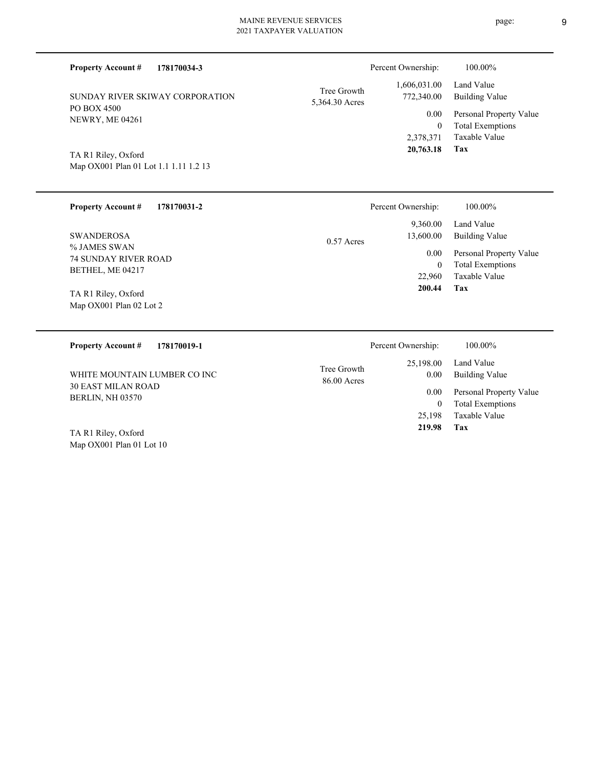**Property Account #** **178170034-3**

SUNDAY RIVER SKIWAY CORPORATION
PO BOX 4500
NEWRY, ME 04261

TA R1 Riley, Oxford
Map OX001 Plan 01 Lot 1.1 1.11 1.2 13

Tree Growth
5,364.30 Acres

| Percent Ownership: | 100.00% |
|---|---|
| 1,606,031.00 | Land Value |
| 772,340.00 | Building Value |
| 0.00 | Personal Property Value |
| 0 | Total Exemptions |
| 2,378,371 | Taxable Value |
| **20,763.18** | **Tax** |

---

**Property Account #** **178170031-2**

SWANDEROSA
% JAMES SWAN
74 SUNDAY RIVER ROAD
BETHEL, ME 04217

TA R1 Riley, Oxford
Map OX001 Plan 02 Lot 2

0.57 Acres

| Percent Ownership: | 100.00% |
|---|---|
| 9,360.00 | Land Value |
| 13,600.00 | Building Value |
| 0.00 | Personal Property Value |
| 0 | Total Exemptions |
| 22,960 | Taxable Value |
| **200.44** | **Tax** |

---

**Property Account #** **178170019-1**

WHITE MOUNTAIN LUMBER CO INC
30 EAST MILAN ROAD
BERLIN, NH 03570

TA R1 Riley, Oxford
Map OX001 Plan 01 Lot 10

Tree Growth
86.00 Acres

| Percent Ownership: | 100.00% |
|---|---|
| 25,198.00 | Land Value |
| 0.00 | Building Value |
| 0.00 | Personal Property Value |
| 0 | Total Exemptions |
| 25,198 | Taxable Value |
| **219.98** | **Tax** |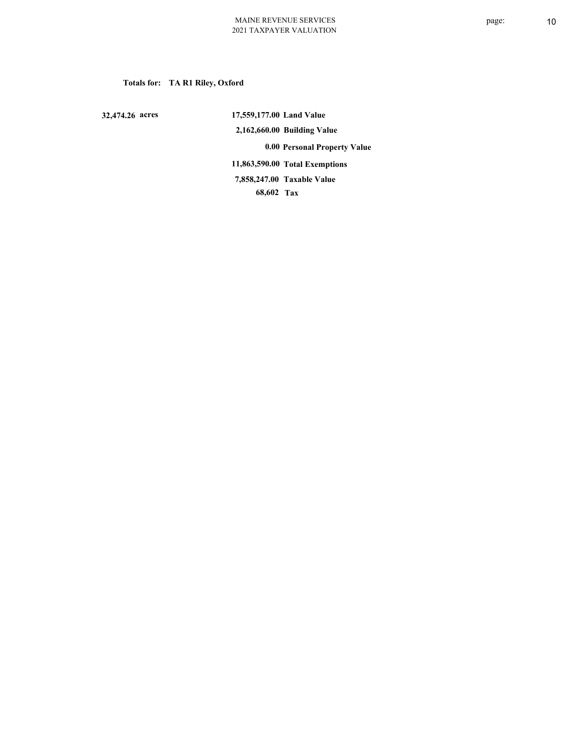**Totals for: TA R1 Riley, Oxford**

| | | |
|---|---|---|
| 32,474.26 acres | 17,559,177.00 | Land Value |
| | 2,162,660.00 | Building Value |
| | 0.00 | Personal Property Value |
| | 11,863,590.00 | Total Exemptions |
| | 7,858,247.00 | Taxable Value |
| | 68,602 | Tax |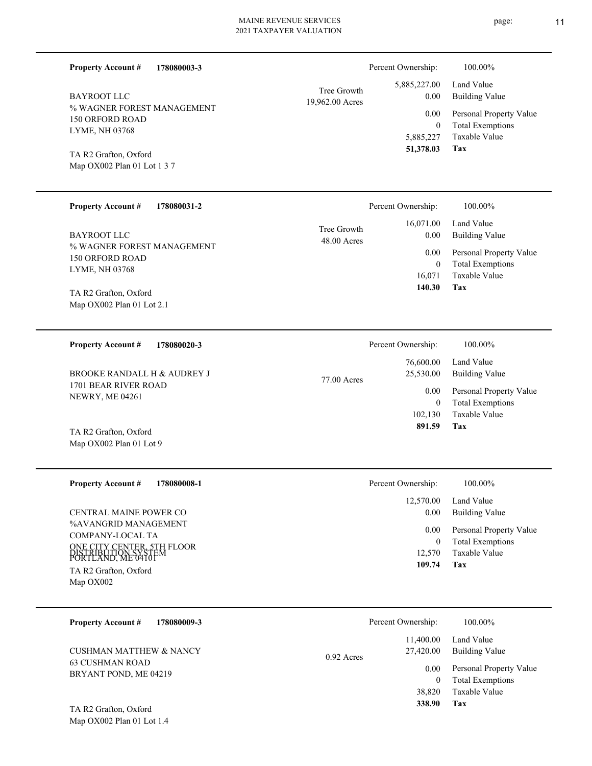**Property Account #** **178080003-3**

BAYROOT LLC
% WAGNER FOREST MANAGEMENT
150 ORFORD ROAD
LYME, NH 03768

TA R2 Grafton, Oxford
Map OX002 Plan 01 Lot 1 3 7

Tree Growth
19,962.00 Acres

| Percent Ownership: | 100.00% |
|---|---|
| 5,885,227.00 | Land Value |
| 0.00 | Building Value |
| 0.00 | Personal Property Value |
| 0 | Total Exemptions |
| 5,885,227 | Taxable Value |
| **51,378.03** | **Tax** |

---

**Property Account #** **178080031-2**

BAYROOT LLC
% WAGNER FOREST MANAGEMENT
150 ORFORD ROAD
LYME, NH 03768

TA R2 Grafton, Oxford
Map OX002 Plan 01 Lot 2.1

Tree Growth
48.00 Acres

| Percent Ownership: | 100.00% |
|---|---|
| 16,071.00 | Land Value |
| 0.00 | Building Value |
| 0.00 | Personal Property Value |
| 0 | Total Exemptions |
| 16,071 | Taxable Value |
| **140.30** | **Tax** |

---

**Property Account #** **178080020-3**

BROOKE RANDALL H & AUDREY J
1701 BEAR RIVER ROAD
NEWRY, ME 04261

TA R2 Grafton, Oxford
Map OX002 Plan 01 Lot 9

77.00 Acres

| Percent Ownership: | 100.00% |
|---|---|
| 76,600.00 | Land Value |
| 25,530.00 | Building Value |
| 0.00 | Personal Property Value |
| 0 | Total Exemptions |
| 102,130 | Taxable Value |
| **891.59** | **Tax** |

---

**Property Account #** **178080008-1**

CENTRAL MAINE POWER CO
%AVANGRID MANAGEMENT
COMPANY-LOCAL TA
ONE CITY CENTER, 5TH FLOOR
DISTRIBUTION SYSTEM
PORTLAND, ME 04101

TA R2 Grafton, Oxford
Map OX002

| Percent Ownership: | 100.00% |
|---|---|
| 12,570.00 | Land Value |
| 0.00 | Building Value |
| 0.00 | Personal Property Value |
| 0 | Total Exemptions |
| 12,570 | Taxable Value |
| **109.74** | **Tax** |

---

**Property Account #** **178080009-3**

CUSHMAN MATTHEW & NANCY
63 CUSHMAN ROAD
BRYANT POND, ME 04219

TA R2 Grafton, Oxford
Map OX002 Plan 01 Lot 1.4

0.92 Acres

| Percent Ownership: | 100.00% |
|---|---|
| 11,400.00 | Land Value |
| 27,420.00 | Building Value |
| 0.00 | Personal Property Value |
| 0 | Total Exemptions |
| 38,820 | Taxable Value |
| **338.90** | **Tax** |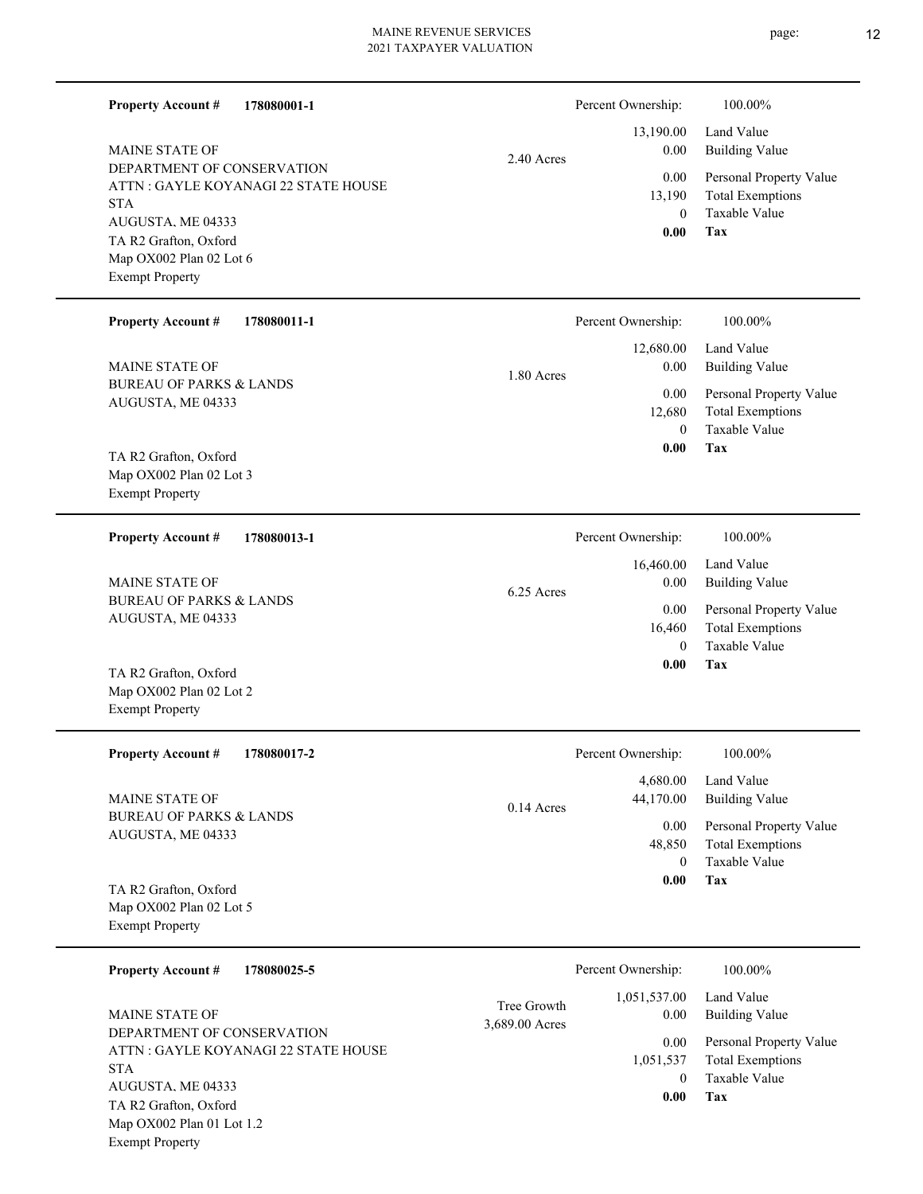**Property Account #** **178080001-1**

MAINE STATE OF
DEPARTMENT OF CONSERVATION
ATTN : GAYLE KOYANAGI 22 STATE HOUSE STA
AUGUSTA, ME 04333
TA R2 Grafton, Oxford
Map OX002 Plan 02 Lot 6
Exempt Property

2.40 Acres

| | |
|---|---|
| Percent Ownership: | 100.00% |
| Land Value | 13,190.00 |
| Building Value | 0.00 |
| Personal Property Value | 0.00 |
| Total Exemptions | 13,190 |
| Taxable Value | 0 |
| **Tax** | **0.00** |

---

**Property Account #** **178080011-1**

MAINE STATE OF
BUREAU OF PARKS & LANDS
AUGUSTA, ME 04333

TA R2 Grafton, Oxford
Map OX002 Plan 02 Lot 3
Exempt Property

1.80 Acres

| | |
|---|---|
| Percent Ownership: | 100.00% |
| Land Value | 12,680.00 |
| Building Value | 0.00 |
| Personal Property Value | 0.00 |
| Total Exemptions | 12,680 |
| Taxable Value | 0 |
| **Tax** | **0.00** |

---

**Property Account #** **178080013-1**

MAINE STATE OF
BUREAU OF PARKS & LANDS
AUGUSTA, ME 04333

TA R2 Grafton, Oxford
Map OX002 Plan 02 Lot 2
Exempt Property

6.25 Acres

| | |
|---|---|
| Percent Ownership: | 100.00% |
| Land Value | 16,460.00 |
| Building Value | 0.00 |
| Personal Property Value | 0.00 |
| Total Exemptions | 16,460 |
| Taxable Value | 0 |
| **Tax** | **0.00** |

---

**Property Account #** **178080017-2**

MAINE STATE OF
BUREAU OF PARKS & LANDS
AUGUSTA, ME 04333

TA R2 Grafton, Oxford
Map OX002 Plan 02 Lot 5
Exempt Property

0.14 Acres

| | |
|---|---|
| Percent Ownership: | 100.00% |
| Land Value | 4,680.00 |
| Building Value | 44,170.00 |
| Personal Property Value | 0.00 |
| Total Exemptions | 48,850 |
| Taxable Value | 0 |
| **Tax** | **0.00** |

---

**Property Account #** **178080025-5**

MAINE STATE OF
DEPARTMENT OF CONSERVATION
ATTN : GAYLE KOYANAGI 22 STATE HOUSE STA
AUGUSTA, ME 04333
TA R2 Grafton, Oxford
Map OX002 Plan 01 Lot 1.2
Exempt Property

Tree Growth
3,689.00 Acres

| | |
|---|---|
| Percent Ownership: | 100.00% |
| Land Value | 1,051,537.00 |
| Building Value | 0.00 |
| Personal Property Value | 0.00 |
| Total Exemptions | 1,051,537 |
| Taxable Value | 0 |
| **Tax** | **0.00** |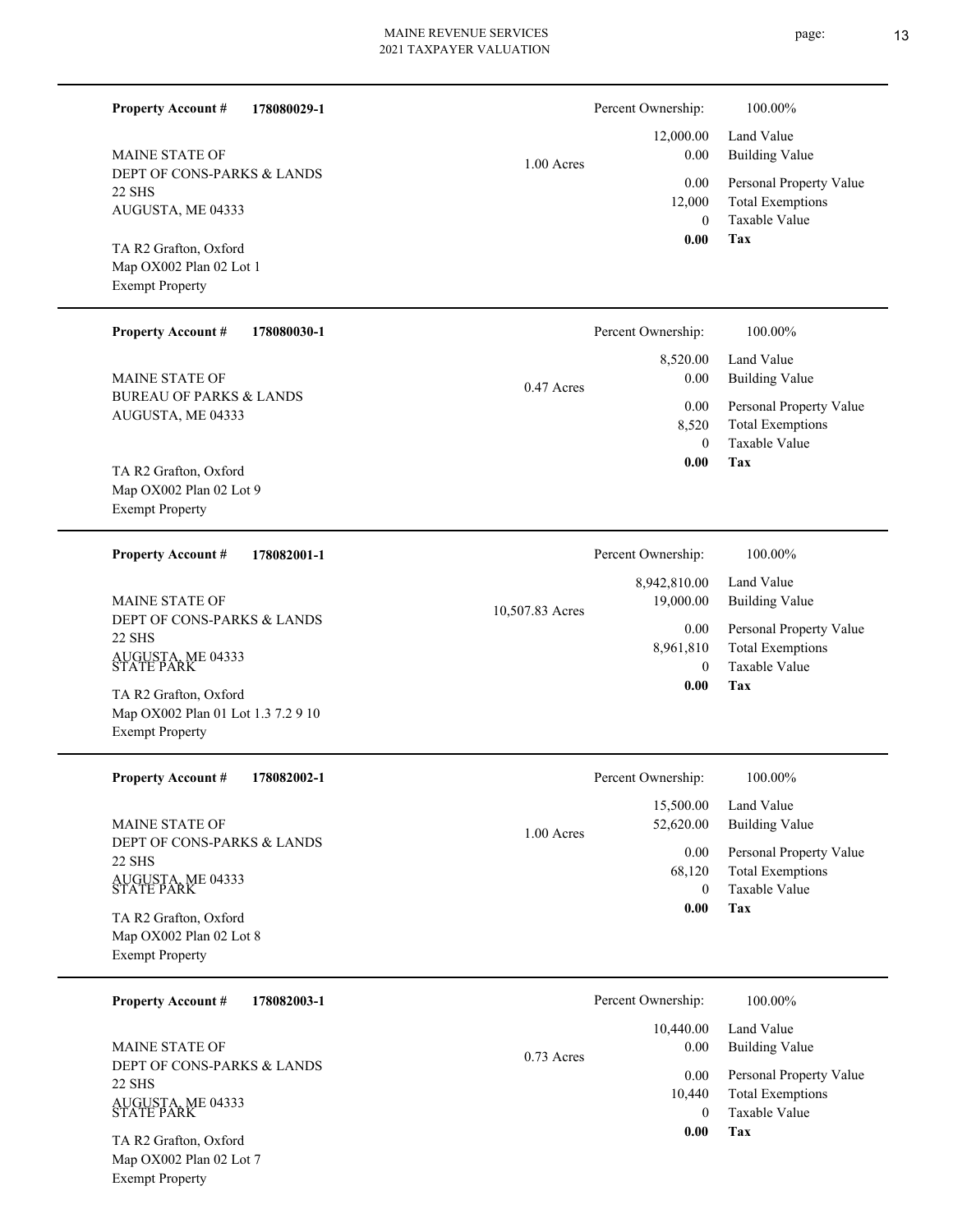**Property Account #** **178080029-1**

MAINE STATE OF
DEPT OF CONS-PARKS & LANDS
22 SHS
AUGUSTA, ME 04333

TA R2 Grafton, Oxford
Map OX002 Plan 02 Lot 1
Exempt Property

1.00 Acres

| Percent Ownership: | 100.00% |
|---|---|
| 12,000.00 | Land Value |
| 0.00 | Building Value |
| 0.00 | Personal Property Value |
| 12,000 | Total Exemptions |
| 0 | Taxable Value |
| **0.00** | **Tax** |

---

**Property Account #** **178080030-1**

MAINE STATE OF
BUREAU OF PARKS & LANDS
AUGUSTA, ME 04333

TA R2 Grafton, Oxford
Map OX002 Plan 02 Lot 9
Exempt Property

0.47 Acres

| Percent Ownership: | 100.00% |
|---|---|
| 8,520.00 | Land Value |
| 0.00 | Building Value |
| 0.00 | Personal Property Value |
| 8,520 | Total Exemptions |
| 0 | Taxable Value |
| **0.00** | **Tax** |

---

**Property Account #** **178082001-1**

MAINE STATE OF
DEPT OF CONS-PARKS & LANDS
22 SHS
AUGUSTA, ME 04333
STATE PARK

TA R2 Grafton, Oxford
Map OX002 Plan 01 Lot 1.3 7.2 9 10
Exempt Property

10,507.83 Acres

| Percent Ownership: | 100.00% |
|---|---|
| 8,942,810.00 | Land Value |
| 19,000.00 | Building Value |
| 0.00 | Personal Property Value |
| 8,961,810 | Total Exemptions |
| 0 | Taxable Value |
| **0.00** | **Tax** |

---

**Property Account #** **178082002-1**

MAINE STATE OF
DEPT OF CONS-PARKS & LANDS
22 SHS
AUGUSTA, ME 04333
STATE PARK

TA R2 Grafton, Oxford
Map OX002 Plan 02 Lot 8
Exempt Property

1.00 Acres

| Percent Ownership: | 100.00% |
|---|---|
| 15,500.00 | Land Value |
| 52,620.00 | Building Value |
| 0.00 | Personal Property Value |
| 68,120 | Total Exemptions |
| 0 | Taxable Value |
| **0.00** | **Tax** |

---

**Property Account #** **178082003-1**

MAINE STATE OF
DEPT OF CONS-PARKS & LANDS
22 SHS
AUGUSTA, ME 04333
STATE PARK

TA R2 Grafton, Oxford
Map OX002 Plan 02 Lot 7
Exempt Property

0.73 Acres

| Percent Ownership: | 100.00% |
|---|---|
| 10,440.00 | Land Value |
| 0.00 | Building Value |
| 0.00 | Personal Property Value |
| 10,440 | Total Exemptions |
| 0 | Taxable Value |
| **0.00** | **Tax** |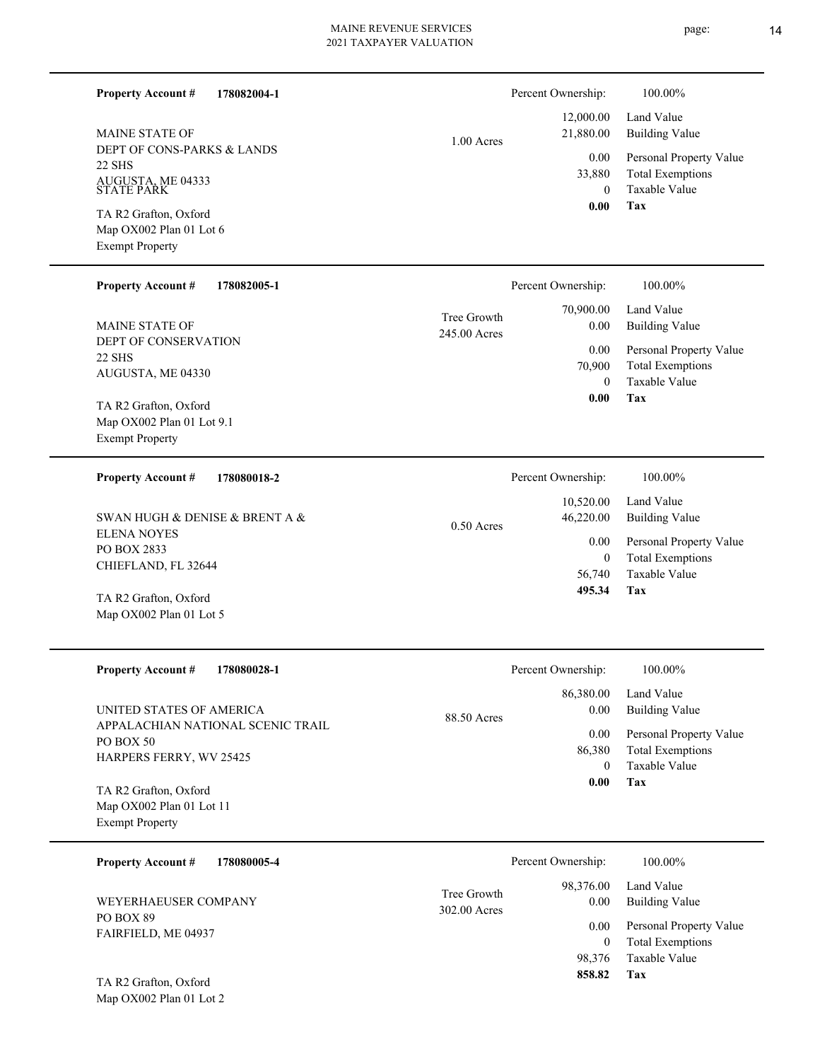**Property Account #** **178082004-1**

MAINE STATE OF
DEPT OF CONS-PARKS & LANDS
22 SHS
AUGUSTA, ME 04333
STATE PARK

TA R2 Grafton, Oxford
Map OX002 Plan 01 Lot 6
Exempt Property

1.00 Acres

| Percent Ownership: | 100.00% |
|---|---|
| 12,000.00 | Land Value |
| 21,880.00 | Building Value |
| 0.00 | Personal Property Value |
| 33,880 | Total Exemptions |
| 0 | Taxable Value |
| **0.00** | **Tax** |

---

**Property Account #** **178082005-1**

MAINE STATE OF
DEPT OF CONSERVATION
22 SHS
AUGUSTA, ME 04330

TA R2 Grafton, Oxford
Map OX002 Plan 01 Lot 9.1
Exempt Property

Tree Growth
245.00 Acres

| Percent Ownership: | 100.00% |
|---|---|
| 70,900.00 | Land Value |
| 0.00 | Building Value |
| 0.00 | Personal Property Value |
| 70,900 | Total Exemptions |
| 0 | Taxable Value |
| **0.00** | **Tax** |

---

**Property Account #** **178080018-2**

SWAN HUGH & DENISE & BRENT A &
ELENA NOYES
PO BOX 2833
CHIEFLAND, FL 32644

TA R2 Grafton, Oxford
Map OX002 Plan 01 Lot 5

0.50 Acres

| Percent Ownership: | 100.00% |
|---|---|
| 10,520.00 | Land Value |
| 46,220.00 | Building Value |
| 0.00 | Personal Property Value |
| 0 | Total Exemptions |
| 56,740 | Taxable Value |
| **495.34** | **Tax** |

---

**Property Account #** **178080028-1**

UNITED STATES OF AMERICA
APPALACHIAN NATIONAL SCENIC TRAIL
PO BOX 50
HARPERS FERRY, WV 25425

TA R2 Grafton, Oxford
Map OX002 Plan 01 Lot 11
Exempt Property

88.50 Acres

| Percent Ownership: | 100.00% |
|---|---|
| 86,380.00 | Land Value |
| 0.00 | Building Value |
| 0.00 | Personal Property Value |
| 86,380 | Total Exemptions |
| 0 | Taxable Value |
| **0.00** | **Tax** |

---

**Property Account #** **178080005-4**

WEYERHAEUSER COMPANY
PO BOX 89
FAIRFIELD, ME 04937

TA R2 Grafton, Oxford
Map OX002 Plan 01 Lot 2

Tree Growth
302.00 Acres

| Percent Ownership: | 100.00% |
|---|---|
| 98,376.00 | Land Value |
| 0.00 | Building Value |
| 0.00 | Personal Property Value |
| 0 | Total Exemptions |
| 98,376 | Taxable Value |
| **858.82** | **Tax** |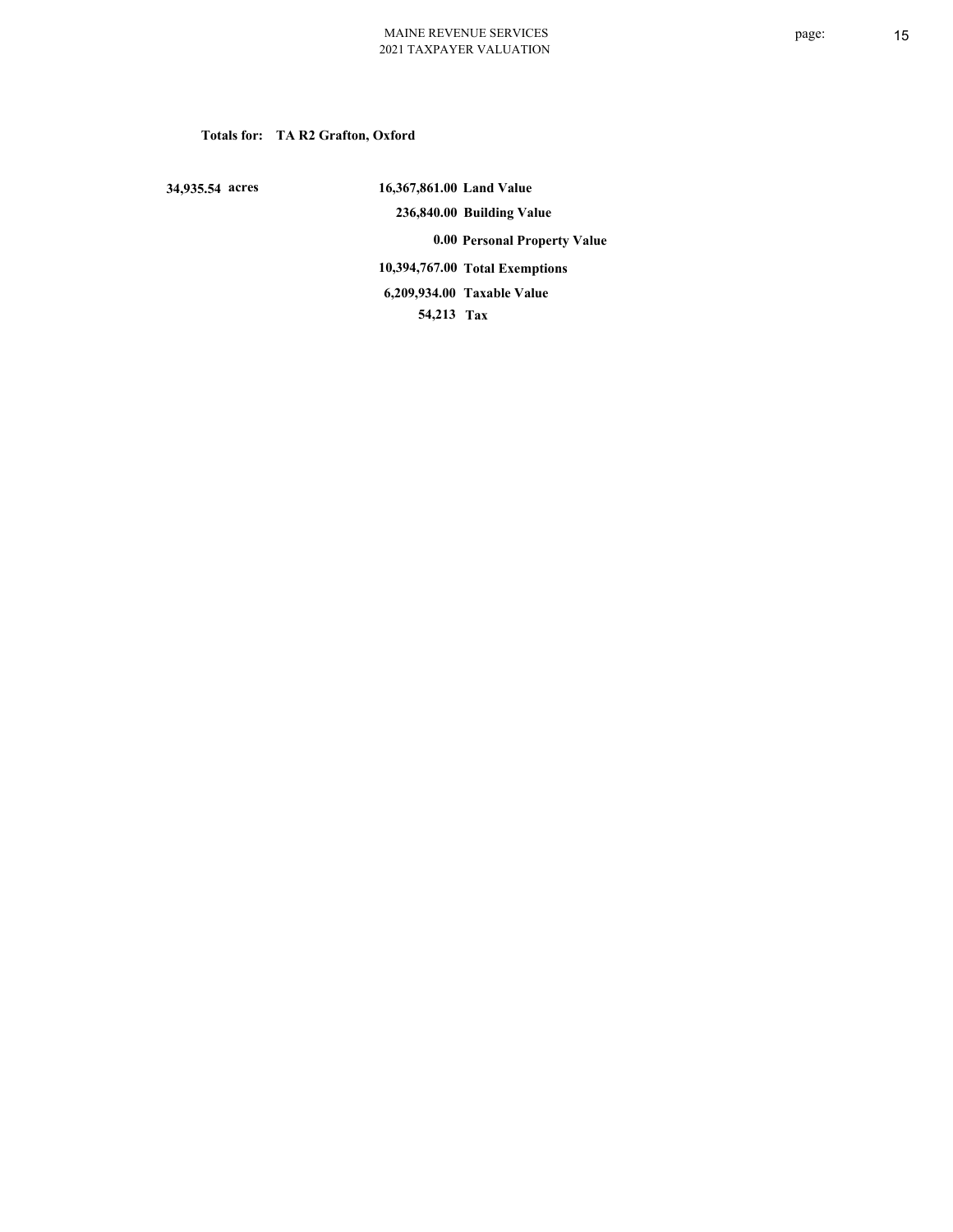**Totals for: TA R2 Grafton, Oxford**

| | | |
|---|---|---|
| 34,935.54 acres | 16,367,861.00 | Land Value |
| | 236,840.00 | Building Value |
| | 0.00 | Personal Property Value |
| | 10,394,767.00 | Total Exemptions |
| | 6,209,934.00 | Taxable Value |
| | 54,213 | Tax |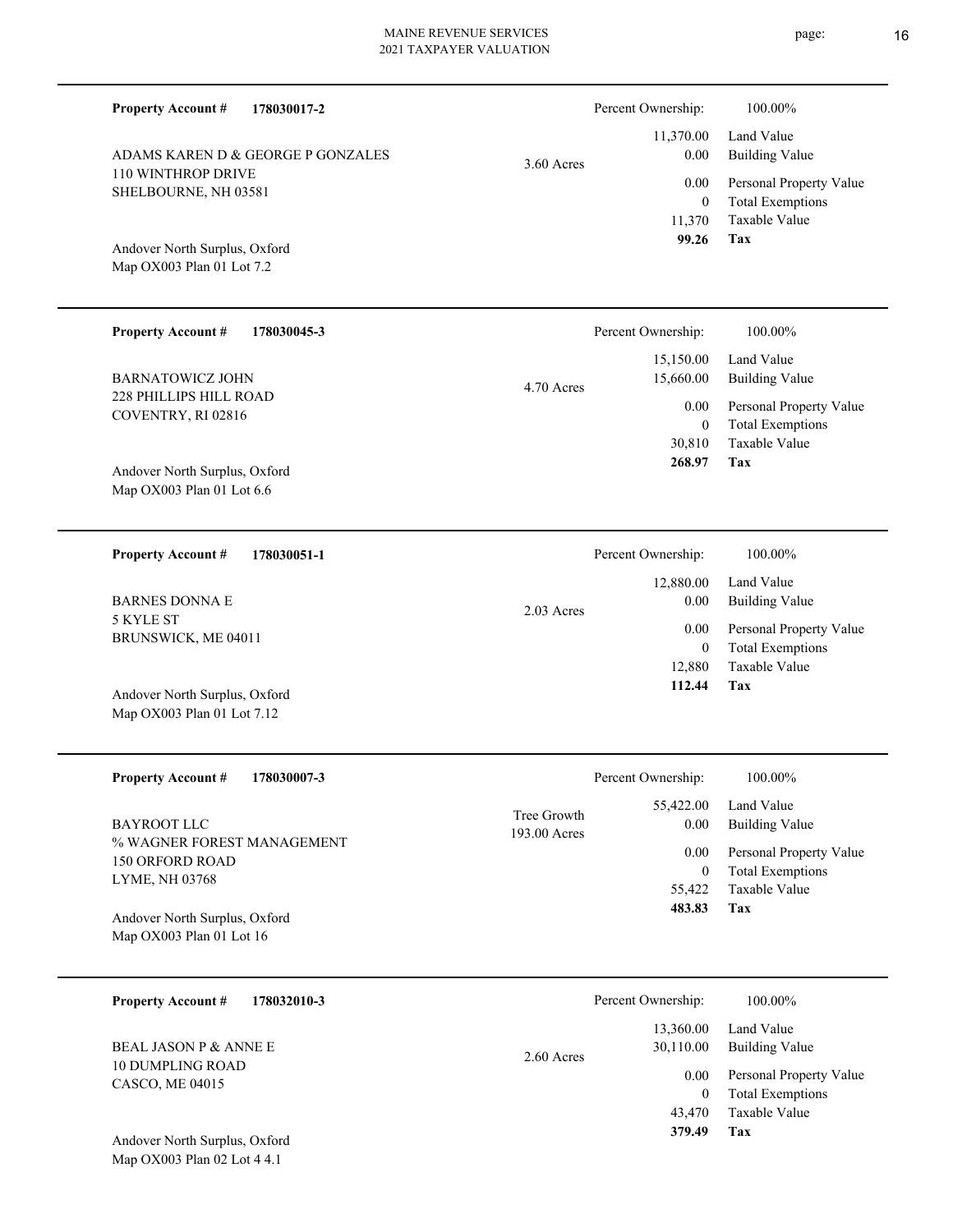**Property Account #** **178030017-2**

ADAMS KAREN D & GEORGE P GONZALES
110 WINTHROP DRIVE
SHELBOURNE, NH 03581

Andover North Surplus, Oxford
Map OX003 Plan 01 Lot 7.2

3.60 Acres

| Percent Ownership: | 100.00% |
|---|---|
| 11,370.00 | Land Value |
| 0.00 | Building Value |
| 0.00 | Personal Property Value |
| 0 | Total Exemptions |
| 11,370 | Taxable Value |
| **99.26** | **Tax** |

---

**Property Account #** **178030045-3**

BARNATOWICZ JOHN
228 PHILLIPS HILL ROAD
COVENTRY, RI 02816

Andover North Surplus, Oxford
Map OX003 Plan 01 Lot 6.6

4.70 Acres

| Percent Ownership: | 100.00% |
|---|---|
| 15,150.00 | Land Value |
| 15,660.00 | Building Value |
| 0.00 | Personal Property Value |
| 0 | Total Exemptions |
| 30,810 | Taxable Value |
| **268.97** | **Tax** |

---

**Property Account #** **178030051-1**

BARNES DONNA E
5 KYLE ST
BRUNSWICK, ME 04011

Andover North Surplus, Oxford
Map OX003 Plan 01 Lot 7.12

2.03 Acres

| Percent Ownership: | 100.00% |
|---|---|
| 12,880.00 | Land Value |
| 0.00 | Building Value |
| 0.00 | Personal Property Value |
| 0 | Total Exemptions |
| 12,880 | Taxable Value |
| **112.44** | **Tax** |

---

**Property Account #** **178030007-3**

BAYROOT LLC
% WAGNER FOREST MANAGEMENT
150 ORFORD ROAD
LYME, NH 03768

Andover North Surplus, Oxford
Map OX003 Plan 01 Lot 16

Tree Growth
193.00 Acres

| Percent Ownership: | 100.00% |
|---|---|
| 55,422.00 | Land Value |
| 0.00 | Building Value |
| 0.00 | Personal Property Value |
| 0 | Total Exemptions |
| 55,422 | Taxable Value |
| **483.83** | **Tax** |

---

**Property Account #** **178032010-3**

BEAL JASON P & ANNE E
10 DUMPLING ROAD
CASCO, ME 04015

Andover North Surplus, Oxford
Map OX003 Plan 02 Lot 4 4.1

2.60 Acres

| Percent Ownership: | 100.00% |
|---|---|
| 13,360.00 | Land Value |
| 30,110.00 | Building Value |
| 0.00 | Personal Property Value |
| 0 | Total Exemptions |
| 43,470 | Taxable Value |
| **379.49** | **Tax** |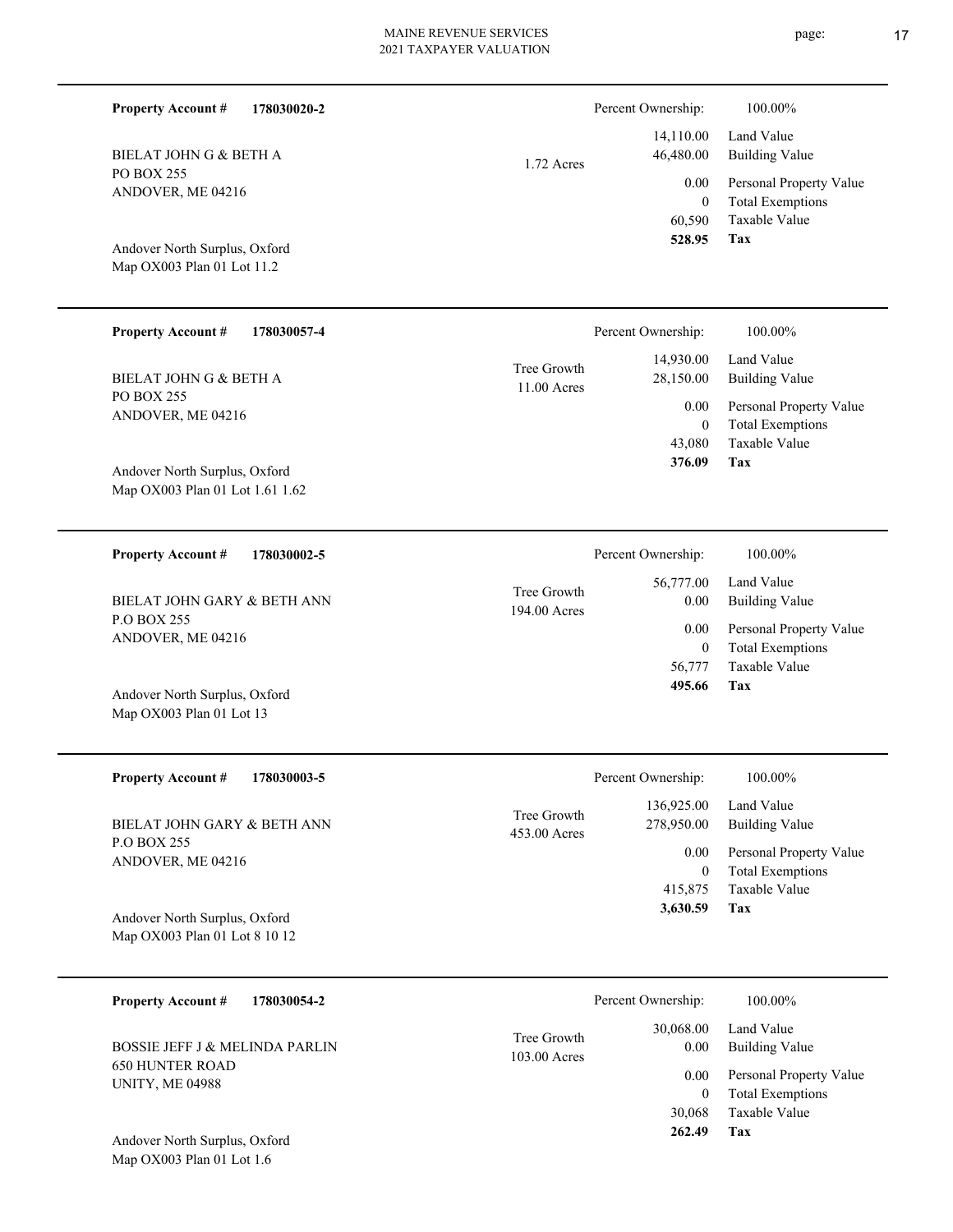**Property Account #** **178030020-2**

BIELAT JOHN G & BETH A
PO BOX 255
ANDOVER, ME 04216

Andover North Surplus, Oxford
Map OX003 Plan 01 Lot 11.2

1.72 Acres

| | |
|---|---|
| Percent Ownership: | 100.00% |
| 14,110.00 | Land Value |
| 46,480.00 | Building Value |
| 0.00 | Personal Property Value |
| 0 | Total Exemptions |
| 60,590 | Taxable Value |
| **528.95** | **Tax** |

---

**Property Account #** **178030057-4**

BIELAT JOHN G & BETH A
PO BOX 255
ANDOVER, ME 04216

Andover North Surplus, Oxford
Map OX003 Plan 01 Lot 1.61 1.62

Tree Growth
11.00 Acres

| | |
|---|---|
| Percent Ownership: | 100.00% |
| 14,930.00 | Land Value |
| 28,150.00 | Building Value |
| 0.00 | Personal Property Value |
| 0 | Total Exemptions |
| 43,080 | Taxable Value |
| **376.09** | **Tax** |

---

**Property Account #** **178030002-5**

BIELAT JOHN GARY & BETH ANN
P.O BOX 255
ANDOVER, ME 04216

Andover North Surplus, Oxford
Map OX003 Plan 01 Lot 13

Tree Growth
194.00 Acres

| | |
|---|---|
| Percent Ownership: | 100.00% |
| 56,777.00 | Land Value |
| 0.00 | Building Value |
| 0.00 | Personal Property Value |
| 0 | Total Exemptions |
| 56,777 | Taxable Value |
| **495.66** | **Tax** |

---

**Property Account #** **178030003-5**

BIELAT JOHN GARY & BETH ANN
P.O BOX 255
ANDOVER, ME 04216

Andover North Surplus, Oxford
Map OX003 Plan 01 Lot 8 10 12

Tree Growth
453.00 Acres

| | |
|---|---|
| Percent Ownership: | 100.00% |
| 136,925.00 | Land Value |
| 278,950.00 | Building Value |
| 0.00 | Personal Property Value |
| 0 | Total Exemptions |
| 415,875 | Taxable Value |
| **3,630.59** | **Tax** |

---

**Property Account #** **178030054-2**

BOSSIE JEFF J & MELINDA PARLIN
650 HUNTER ROAD
UNITY, ME 04988

Andover North Surplus, Oxford
Map OX003 Plan 01 Lot 1.6

Tree Growth
103.00 Acres

| | |
|---|---|
| Percent Ownership: | 100.00% |
| 30,068.00 | Land Value |
| 0.00 | Building Value |
| 0.00 | Personal Property Value |
| 0 | Total Exemptions |
| 30,068 | Taxable Value |
| **262.49** | **Tax** |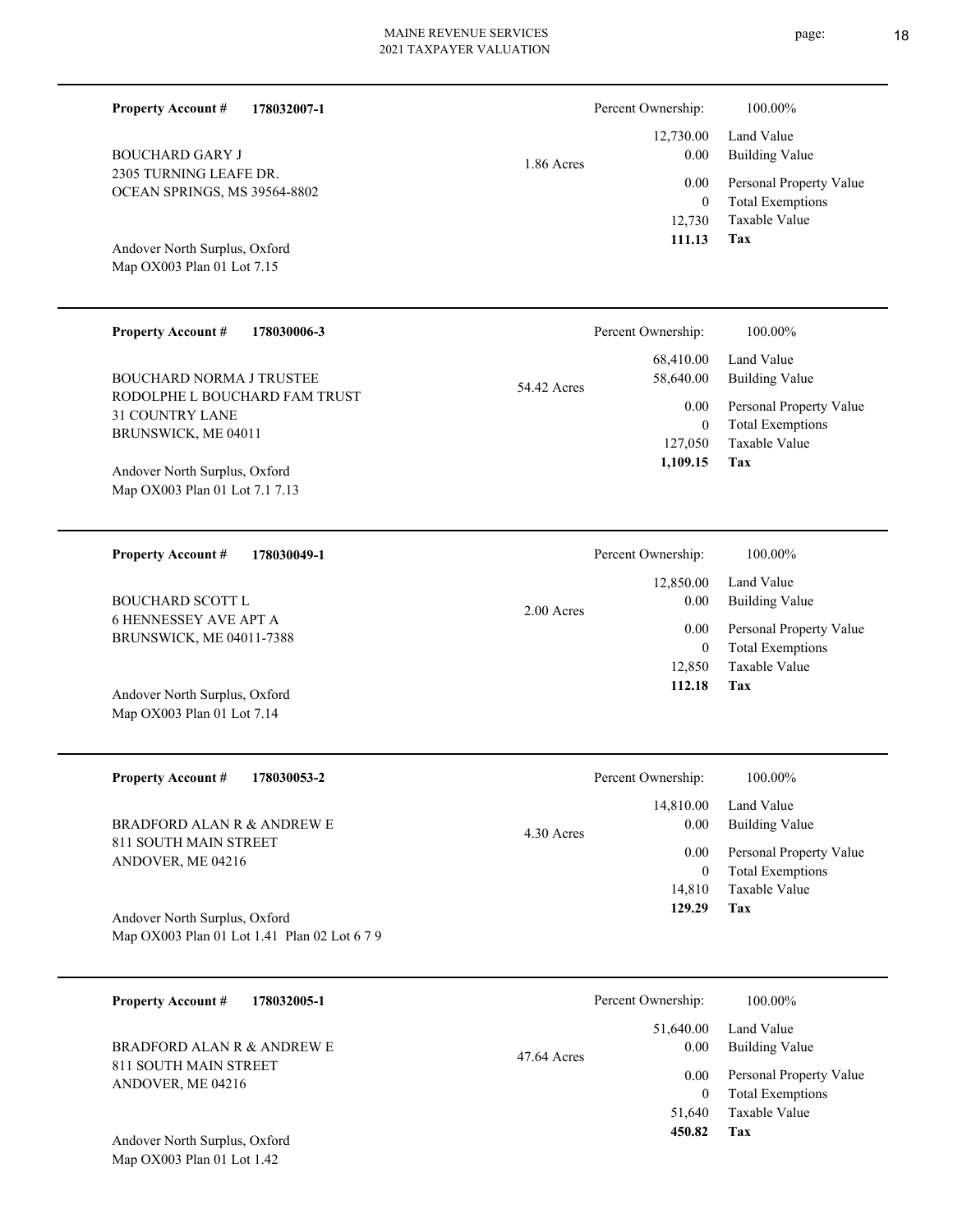**Property Account #** **178032007-1**

BOUCHARD GARY J
2305 TURNING LEAFE DR.
OCEAN SPRINGS, MS 39564-8802

Andover North Surplus, Oxford
Map OX003 Plan 01 Lot 7.15

1.86 Acres

| | |
|---|---|
| Percent Ownership: | 100.00% |
| 12,730.00 | Land Value |
| 0.00 | Building Value |
| 0.00 | Personal Property Value |
| 0 | Total Exemptions |
| 12,730 | Taxable Value |
| **111.13** | **Tax** |

---

**Property Account #** **178030006-3**

BOUCHARD NORMA J TRUSTEE
RODOLPHE L BOUCHARD FAM TRUST
31 COUNTRY LANE
BRUNSWICK, ME 04011

Andover North Surplus, Oxford
Map OX003 Plan 01 Lot 7.1 7.13

54.42 Acres

| | |
|---|---|
| Percent Ownership: | 100.00% |
| 68,410.00 | Land Value |
| 58,640.00 | Building Value |
| 0.00 | Personal Property Value |
| 0 | Total Exemptions |
| 127,050 | Taxable Value |
| **1,109.15** | **Tax** |

---

**Property Account #** **178030049-1**

BOUCHARD SCOTT L
6 HENNESSEY AVE APT A
BRUNSWICK, ME 04011-7388

Andover North Surplus, Oxford
Map OX003 Plan 01 Lot 7.14

2.00 Acres

| | |
|---|---|
| Percent Ownership: | 100.00% |
| 12,850.00 | Land Value |
| 0.00 | Building Value |
| 0.00 | Personal Property Value |
| 0 | Total Exemptions |
| 12,850 | Taxable Value |
| **112.18** | **Tax** |

---

**Property Account #** **178030053-2**

BRADFORD ALAN R & ANDREW E
811 SOUTH MAIN STREET
ANDOVER, ME 04216

Andover North Surplus, Oxford
Map OX003 Plan 01 Lot 1.41 Plan 02 Lot 6 7 9

4.30 Acres

| | |
|---|---|
| Percent Ownership: | 100.00% |
| 14,810.00 | Land Value |
| 0.00 | Building Value |
| 0.00 | Personal Property Value |
| 0 | Total Exemptions |
| 14,810 | Taxable Value |
| **129.29** | **Tax** |

---

**Property Account #** **178032005-1**

BRADFORD ALAN R & ANDREW E
811 SOUTH MAIN STREET
ANDOVER, ME 04216

Andover North Surplus, Oxford
Map OX003 Plan 01 Lot 1.42

47.64 Acres

| | |
|---|---|
| Percent Ownership: | 100.00% |
| 51,640.00 | Land Value |
| 0.00 | Building Value |
| 0.00 | Personal Property Value |
| 0 | Total Exemptions |
| 51,640 | Taxable Value |
| **450.82** | **Tax** |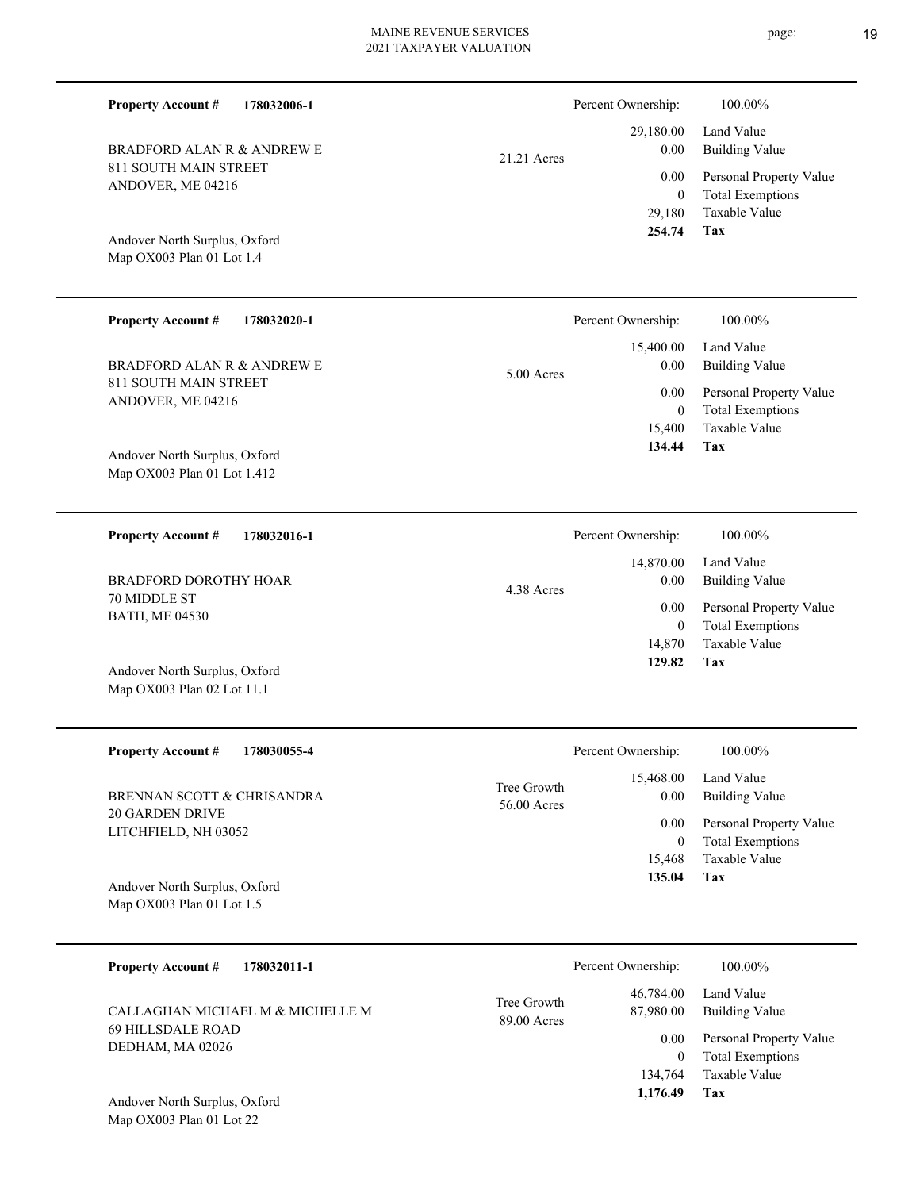**Property Account #** **178032006-1**

BRADFORD ALAN R & ANDREW E
811 SOUTH MAIN STREET
ANDOVER, ME 04216

Andover North Surplus, Oxford
Map OX003 Plan 01 Lot 1.4

21.21 Acres

| Percent Ownership: | 100.00% |
|---|---|
| 29,180.00 | Land Value |
| 0.00 | Building Value |
| 0.00 | Personal Property Value |
| 0 | Total Exemptions |
| 29,180 | Taxable Value |
| **254.74** | **Tax** |

---

**Property Account #** **178032020-1**

BRADFORD ALAN R & ANDREW E
811 SOUTH MAIN STREET
ANDOVER, ME 04216

Andover North Surplus, Oxford
Map OX003 Plan 01 Lot 1.412

5.00 Acres

| Percent Ownership: | 100.00% |
|---|---|
| 15,400.00 | Land Value |
| 0.00 | Building Value |
| 0.00 | Personal Property Value |
| 0 | Total Exemptions |
| 15,400 | Taxable Value |
| **134.44** | **Tax** |

---

**Property Account #** **178032016-1**

BRADFORD DOROTHY HOAR
70 MIDDLE ST
BATH, ME 04530

Andover North Surplus, Oxford
Map OX003 Plan 02 Lot 11.1

4.38 Acres

| Percent Ownership: | 100.00% |
|---|---|
| 14,870.00 | Land Value |
| 0.00 | Building Value |
| 0.00 | Personal Property Value |
| 0 | Total Exemptions |
| 14,870 | Taxable Value |
| **129.82** | **Tax** |

---

**Property Account #** **178030055-4**

BRENNAN SCOTT & CHRISANDRA
20 GARDEN DRIVE
LITCHFIELD, NH 03052

Andover North Surplus, Oxford
Map OX003 Plan 01 Lot 1.5

Tree Growth
56.00 Acres

| Percent Ownership: | 100.00% |
|---|---|
| 15,468.00 | Land Value |
| 0.00 | Building Value |
| 0.00 | Personal Property Value |
| 0 | Total Exemptions |
| 15,468 | Taxable Value |
| **135.04** | **Tax** |

---

**Property Account #** **178032011-1**

CALLAGHAN MICHAEL M & MICHELLE M
69 HILLSDALE ROAD
DEDHAM, MA 02026

Andover North Surplus, Oxford
Map OX003 Plan 01 Lot 22

Tree Growth
89.00 Acres

| Percent Ownership: | 100.00% |
|---|---|
| 46,784.00 | Land Value |
| 87,980.00 | Building Value |
| 0.00 | Personal Property Value |
| 0 | Total Exemptions |
| 134,764 | Taxable Value |
| **1,176.49** | **Tax** |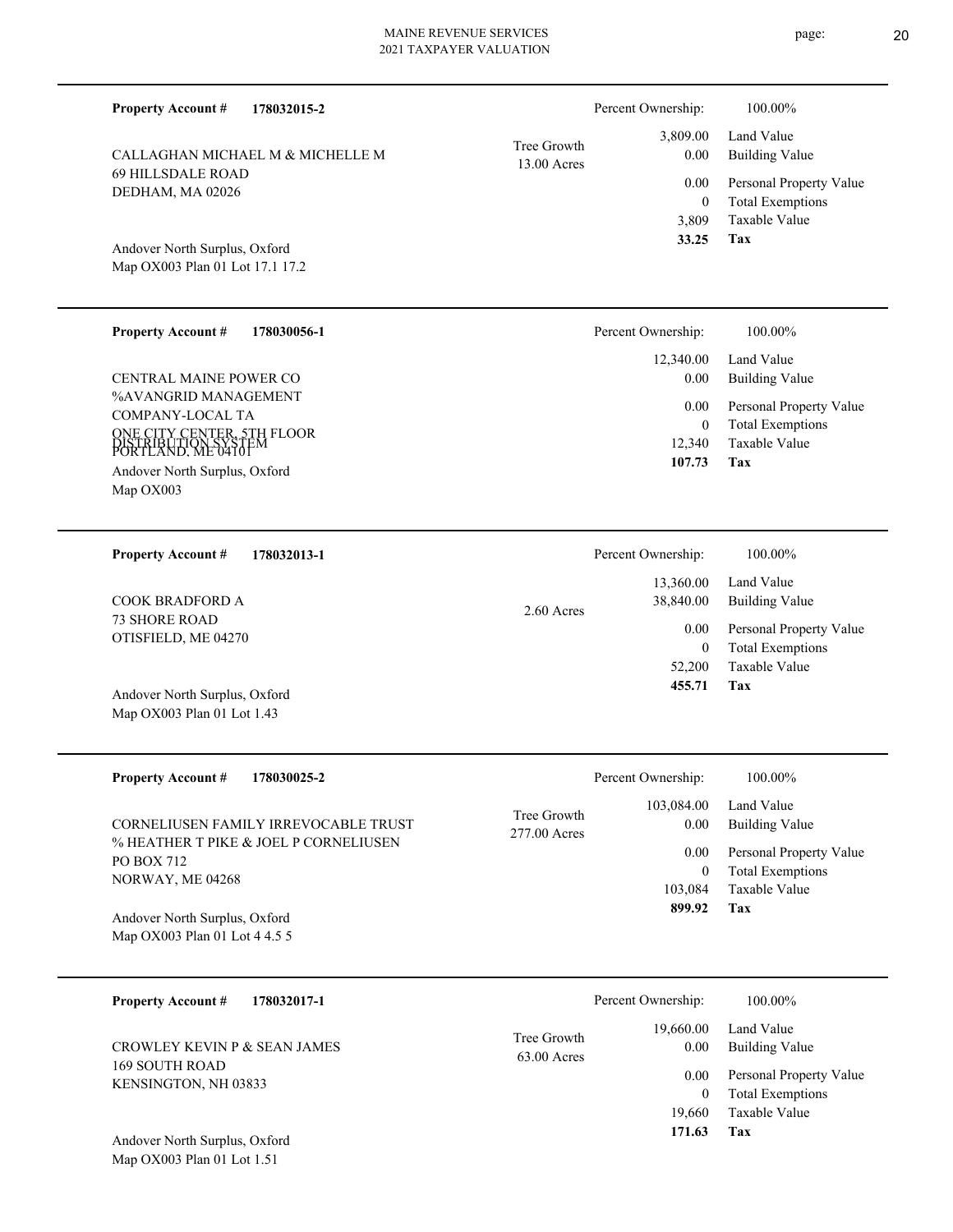**Property Account #** **178032015-2**

CALLAGHAN MICHAEL M & MICHELLE M
69 HILLSDALE ROAD
DEDHAM, MA 02026

Andover North Surplus, Oxford
Map OX003 Plan 01 Lot 17.1 17.2

Tree Growth
13.00 Acres

| Percent Ownership: | 100.00% |
|---|---|
| 3,809.00 | Land Value |
| 0.00 | Building Value |
| 0.00 | Personal Property Value |
| 0 | Total Exemptions |
| 3,809 | Taxable Value |
| **33.25** | **Tax** |

---

**Property Account #** **178030056-1**

CENTRAL MAINE POWER CO
%AVANGRID MANAGEMENT
COMPANY-LOCAL TA
ONE CITY CENTER, 5TH FLOOR
DISTRIBUTION SYSTEM
PORTLAND, ME 04101

Andover North Surplus, Oxford
Map OX003

| Percent Ownership: | 100.00% |
|---|---|
| 12,340.00 | Land Value |
| 0.00 | Building Value |
| 0.00 | Personal Property Value |
| 0 | Total Exemptions |
| 12,340 | Taxable Value |
| **107.73** | **Tax** |

---

**Property Account #** **178032013-1**

COOK BRADFORD A
73 SHORE ROAD
OTISFIELD, ME 04270

Andover North Surplus, Oxford
Map OX003 Plan 01 Lot 1.43

2.60 Acres

| Percent Ownership: | 100.00% |
|---|---|
| 13,360.00 | Land Value |
| 38,840.00 | Building Value |
| 0.00 | Personal Property Value |
| 0 | Total Exemptions |
| 52,200 | Taxable Value |
| **455.71** | **Tax** |

---

**Property Account #** **178030025-2**

CORNELIUSEN FAMILY IRREVOCABLE TRUST
% HEATHER T PIKE & JOEL P CORNELIUSEN
PO BOX 712
NORWAY, ME 04268

Andover North Surplus, Oxford
Map OX003 Plan 01 Lot 4 4.5 5

Tree Growth
277.00 Acres

| Percent Ownership: | 100.00% |
|---|---|
| 103,084.00 | Land Value |
| 0.00 | Building Value |
| 0.00 | Personal Property Value |
| 0 | Total Exemptions |
| 103,084 | Taxable Value |
| **899.92** | **Tax** |

---

**Property Account #** **178032017-1**

CROWLEY KEVIN P & SEAN JAMES
169 SOUTH ROAD
KENSINGTON, NH 03833

Andover North Surplus, Oxford
Map OX003 Plan 01 Lot 1.51

Tree Growth
63.00 Acres

| Percent Ownership: | 100.00% |
|---|---|
| 19,660.00 | Land Value |
| 0.00 | Building Value |
| 0.00 | Personal Property Value |
| 0 | Total Exemptions |
| 19,660 | Taxable Value |
| **171.63** | **Tax** |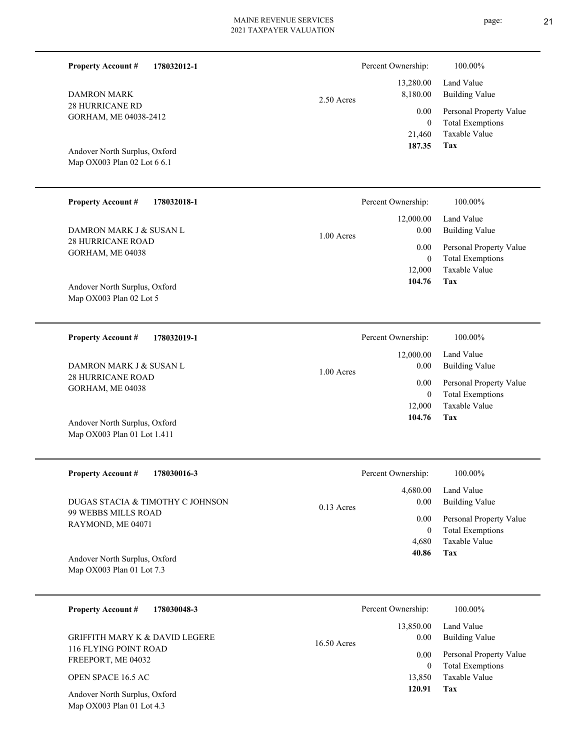**Property Account #** **178032012-1**

DAMRON MARK
28 HURRICANE RD
GORHAM, ME 04038-2412

Andover North Surplus, Oxford
Map OX003 Plan 02 Lot 6 6.1

2.50 Acres

| Percent Ownership: | 100.00% |
|---|---|
| 13,280.00 | Land Value |
| 8,180.00 | Building Value |
| 0.00 | Personal Property Value |
| 0 | Total Exemptions |
| 21,460 | Taxable Value |
| **187.35** | **Tax** |

---

**Property Account #** **178032018-1**

DAMRON MARK J & SUSAN L
28 HURRICANE ROAD
GORHAM, ME 04038

Andover North Surplus, Oxford
Map OX003 Plan 02 Lot 5

1.00 Acres

| Percent Ownership: | 100.00% |
|---|---|
| 12,000.00 | Land Value |
| 0.00 | Building Value |
| 0.00 | Personal Property Value |
| 0 | Total Exemptions |
| 12,000 | Taxable Value |
| **104.76** | **Tax** |

---

**Property Account #** **178032019-1**

DAMRON MARK J & SUSAN L
28 HURRICANE ROAD
GORHAM, ME 04038

Andover North Surplus, Oxford
Map OX003 Plan 01 Lot 1.411

1.00 Acres

| Percent Ownership: | 100.00% |
|---|---|
| 12,000.00 | Land Value |
| 0.00 | Building Value |
| 0.00 | Personal Property Value |
| 0 | Total Exemptions |
| 12,000 | Taxable Value |
| **104.76** | **Tax** |

---

**Property Account #** **178030016-3**

DUGAS STACIA & TIMOTHY C JOHNSON
99 WEBBS MILLS ROAD
RAYMOND, ME 04071

Andover North Surplus, Oxford
Map OX003 Plan 01 Lot 7.3

0.13 Acres

| Percent Ownership: | 100.00% |
|---|---|
| 4,680.00 | Land Value |
| 0.00 | Building Value |
| 0.00 | Personal Property Value |
| 0 | Total Exemptions |
| 4,680 | Taxable Value |
| **40.86** | **Tax** |

---

**Property Account #** **178030048-3**

GRIFFITH MARY K & DAVID LEGERE
116 FLYING POINT ROAD
FREEPORT, ME 04032

OPEN SPACE 16.5 AC

Andover North Surplus, Oxford
Map OX003 Plan 01 Lot 4.3

16.50 Acres

| Percent Ownership: | 100.00% |
|---|---|
| 13,850.00 | Land Value |
| 0.00 | Building Value |
| 0.00 | Personal Property Value |
| 0 | Total Exemptions |
| 13,850 | Taxable Value |
| **120.91** | **Tax** |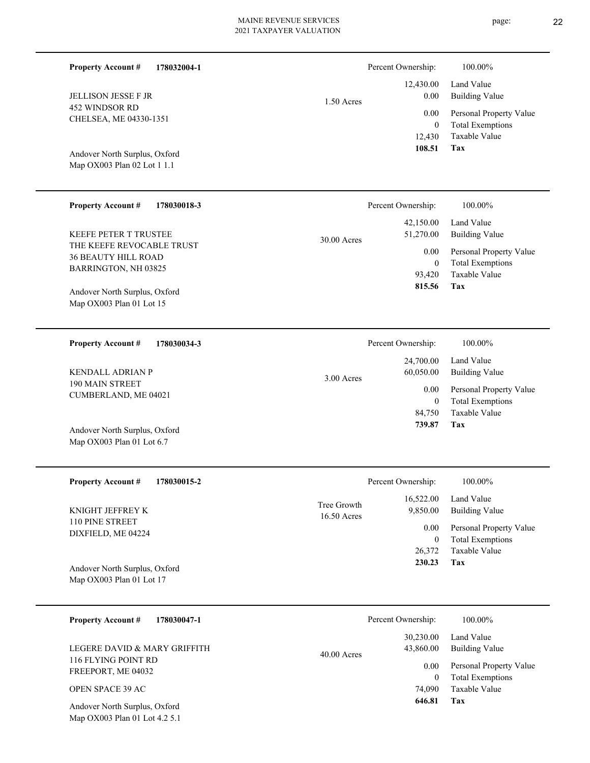**Property Account #** **178032004-1**

JELLISON JESSE F JR
452 WINDSOR RD
CHELSEA, ME 04330-1351

Andover North Surplus, Oxford
Map OX003 Plan 02 Lot 1 1.1

1.50 Acres

| | |
|---|---|
| Percent Ownership: | 100.00% |
| 12,430.00 | Land Value |
| 0.00 | Building Value |
| 0.00 | Personal Property Value |
| 0 | Total Exemptions |
| 12,430 | Taxable Value |
| **108.51** | **Tax** |

---

**Property Account #** **178030018-3**

KEEFE PETER T TRUSTEE
THE KEEFE REVOCABLE TRUST
36 BEAUTY HILL ROAD
BARRINGTON, NH 03825

Andover North Surplus, Oxford
Map OX003 Plan 01 Lot 15

30.00 Acres

| | |
|---|---|
| Percent Ownership: | 100.00% |
| 42,150.00 | Land Value |
| 51,270.00 | Building Value |
| 0.00 | Personal Property Value |
| 0 | Total Exemptions |
| 93,420 | Taxable Value |
| **815.56** | **Tax** |

---

**Property Account #** **178030034-3**

KENDALL ADRIAN P
190 MAIN STREET
CUMBERLAND, ME 04021

Andover North Surplus, Oxford
Map OX003 Plan 01 Lot 6.7

3.00 Acres

| | |
|---|---|
| Percent Ownership: | 100.00% |
| 24,700.00 | Land Value |
| 60,050.00 | Building Value |
| 0.00 | Personal Property Value |
| 0 | Total Exemptions |
| 84,750 | Taxable Value |
| **739.87** | **Tax** |

---

**Property Account #** **178030015-2**

KNIGHT JEFFREY K
110 PINE STREET
DIXFIELD, ME 04224

Andover North Surplus, Oxford
Map OX003 Plan 01 Lot 17

Tree Growth
16.50 Acres

| | |
|---|---|
| Percent Ownership: | 100.00% |
| 16,522.00 | Land Value |
| 9,850.00 | Building Value |
| 0.00 | Personal Property Value |
| 0 | Total Exemptions |
| 26,372 | Taxable Value |
| **230.23** | **Tax** |

---

**Property Account #** **178030047-1**

LEGERE DAVID & MARY GRIFFITH
116 FLYING POINT RD
FREEPORT, ME 04032

OPEN SPACE 39 AC

Andover North Surplus, Oxford
Map OX003 Plan 01 Lot 4.2 5.1

40.00 Acres

| | |
|---|---|
| Percent Ownership: | 100.00% |
| 30,230.00 | Land Value |
| 43,860.00 | Building Value |
| 0.00 | Personal Property Value |
| 0 | Total Exemptions |
| 74,090 | Taxable Value |
| **646.81** | **Tax** |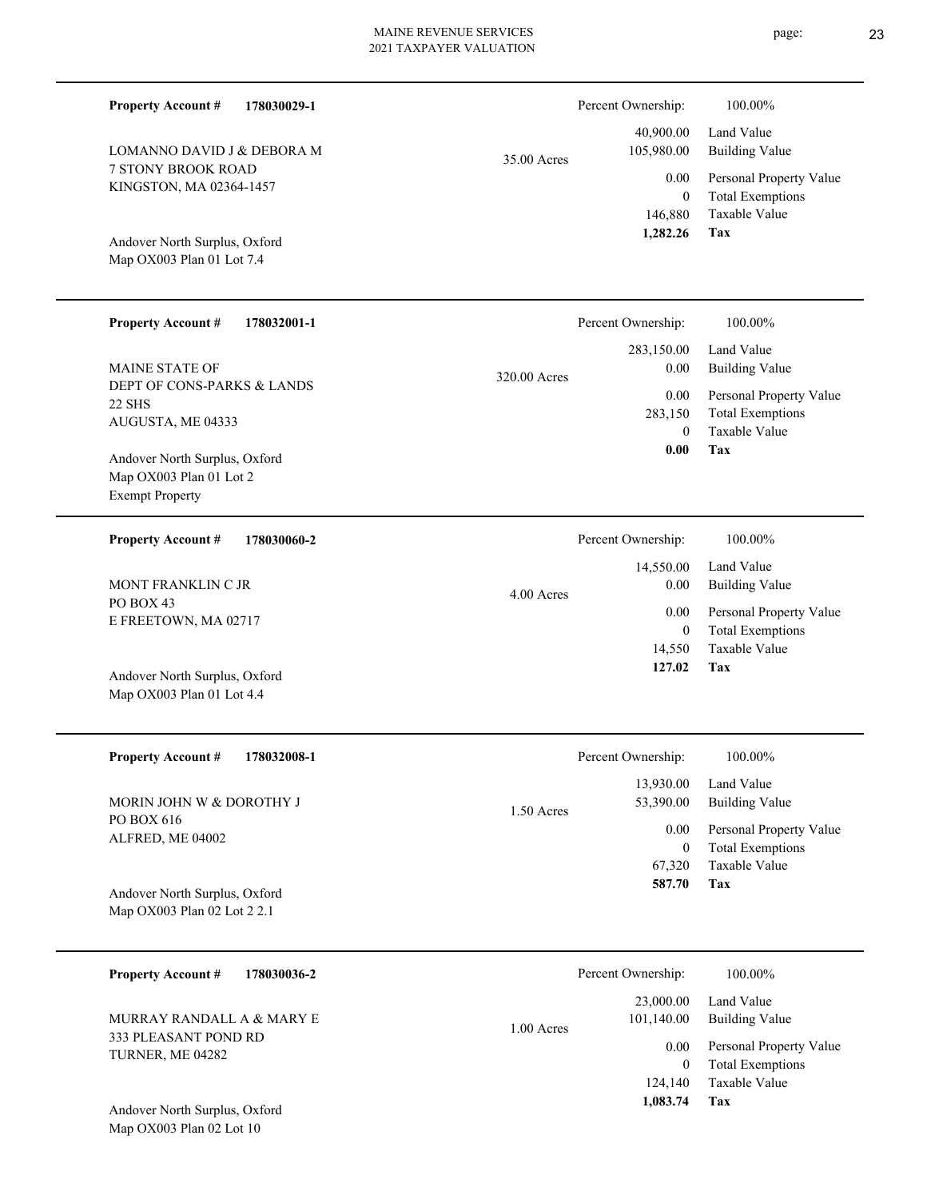**Property Account #** **178030029-1**

LOMANNO DAVID J & DEBORA M
7 STONY BROOK ROAD
KINGSTON, MA 02364-1457

Andover North Surplus, Oxford
Map OX003 Plan 01 Lot 7.4

35.00 Acres

| Percent Ownership: | 100.00% |
|---|---|
| 40,900.00 | Land Value |
| 105,980.00 | Building Value |
| 0.00 | Personal Property Value |
| 0 | Total Exemptions |
| 146,880 | Taxable Value |
| **1,282.26** | **Tax** |

---

**Property Account #** **178032001-1**

MAINE STATE OF
DEPT OF CONS-PARKS & LANDS
22 SHS
AUGUSTA, ME 04333

Andover North Surplus, Oxford
Map OX003 Plan 01 Lot 2
Exempt Property

320.00 Acres

| Percent Ownership: | 100.00% |
|---|---|
| 283,150.00 | Land Value |
| 0.00 | Building Value |
| 0.00 | Personal Property Value |
| 283,150 | Total Exemptions |
| 0 | Taxable Value |
| **0.00** | **Tax** |

---

**Property Account #** **178030060-2**

MONT FRANKLIN C JR
PO BOX 43
E FREETOWN, MA 02717

Andover North Surplus, Oxford
Map OX003 Plan 01 Lot 4.4

4.00 Acres

| Percent Ownership: | 100.00% |
|---|---|
| 14,550.00 | Land Value |
| 0.00 | Building Value |
| 0.00 | Personal Property Value |
| 0 | Total Exemptions |
| 14,550 | Taxable Value |
| **127.02** | **Tax** |

---

**Property Account #** **178032008-1**

MORIN JOHN W & DOROTHY J
PO BOX 616
ALFRED, ME 04002

Andover North Surplus, Oxford
Map OX003 Plan 02 Lot 2 2.1

1.50 Acres

| Percent Ownership: | 100.00% |
|---|---|
| 13,930.00 | Land Value |
| 53,390.00 | Building Value |
| 0.00 | Personal Property Value |
| 0 | Total Exemptions |
| 67,320 | Taxable Value |
| **587.70** | **Tax** |

---

**Property Account #** **178030036-2**

MURRAY RANDALL A & MARY E
333 PLEASANT POND RD
TURNER, ME 04282

Andover North Surplus, Oxford
Map OX003 Plan 02 Lot 10

1.00 Acres

| Percent Ownership: | 100.00% |
|---|---|
| 23,000.00 | Land Value |
| 101,140.00 | Building Value |
| 0.00 | Personal Property Value |
| 0 | Total Exemptions |
| 124,140 | Taxable Value |
| **1,083.74** | **Tax** |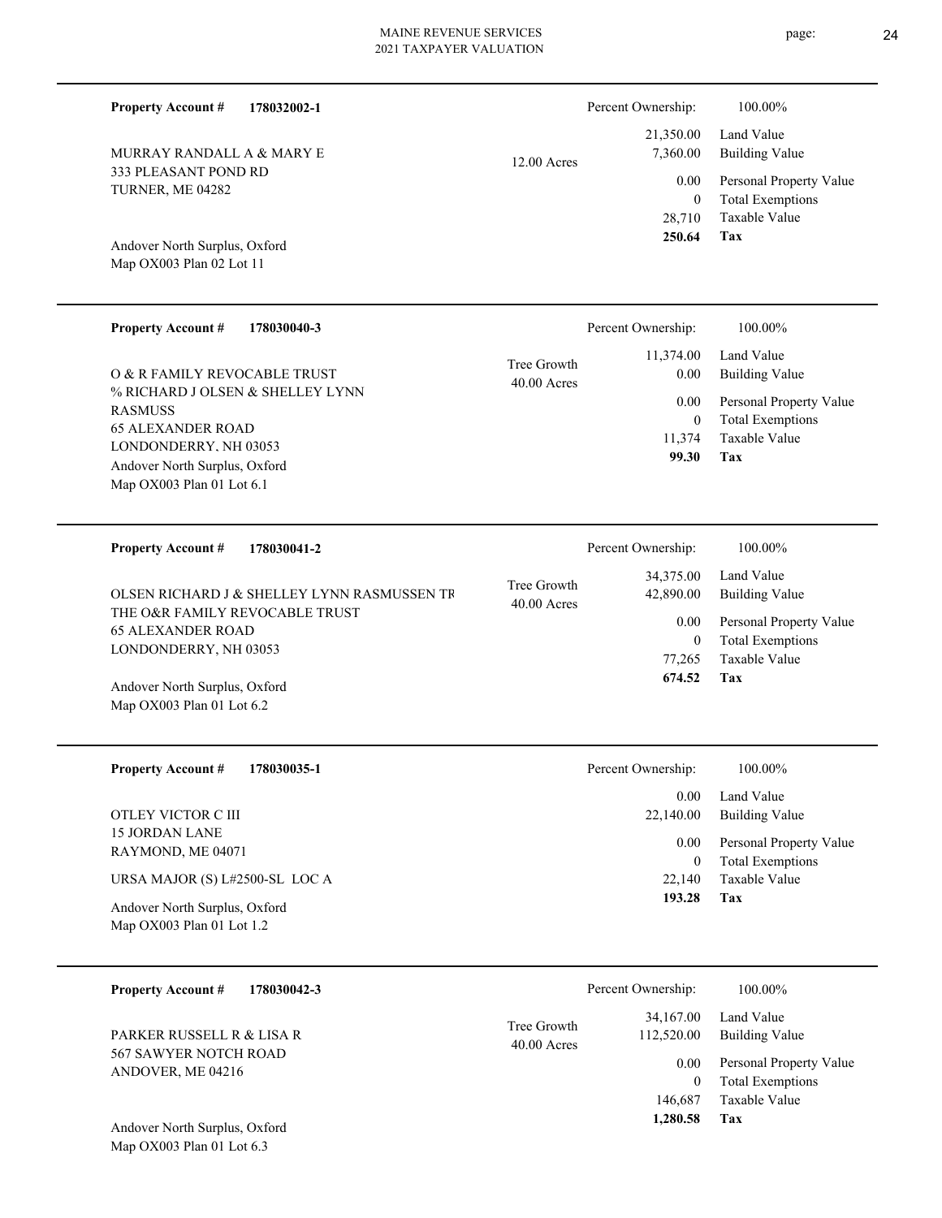**Property Account #** **178032002-1**

MURRAY RANDALL A & MARY E
333 PLEASANT POND RD
TURNER, ME 04282

12.00 Acres

Andover North Surplus, Oxford
Map OX003 Plan 02 Lot 11

| Percent Ownership: | 100.00% |
|---|---|
| 21,350.00 | Land Value |
| 7,360.00 | Building Value |
| 0.00 | Personal Property Value |
| 0 | Total Exemptions |
| 28,710 | Taxable Value |
| **250.64** | **Tax** |

---

**Property Account #** **178030040-3**

O & R FAMILY REVOCABLE TRUST
% RICHARD J OLSEN & SHELLEY LYNN RASMUSS
65 ALEXANDER ROAD
LONDONDERRY, NH 03053

Tree Growth
40.00 Acres

Andover North Surplus, Oxford
Map OX003 Plan 01 Lot 6.1

| Percent Ownership: | 100.00% |
|---|---|
| 11,374.00 | Land Value |
| 0.00 | Building Value |
| 0.00 | Personal Property Value |
| 0 | Total Exemptions |
| 11,374 | Taxable Value |
| **99.30** | **Tax** |

---

**Property Account #** **178030041-2**

OLSEN RICHARD J & SHELLEY LYNN RASMUSSEN TR
THE O&R FAMILY REVOCABLE TRUST
65 ALEXANDER ROAD
LONDONDERRY, NH 03053

Tree Growth
40.00 Acres

Andover North Surplus, Oxford
Map OX003 Plan 01 Lot 6.2

| Percent Ownership: | 100.00% |
|---|---|
| 34,375.00 | Land Value |
| 42,890.00 | Building Value |
| 0.00 | Personal Property Value |
| 0 | Total Exemptions |
| 77,265 | Taxable Value |
| **674.52** | **Tax** |

---

**Property Account #** **178030035-1**

OTLEY VICTOR C III
15 JORDAN LANE
RAYMOND, ME 04071

URSA MAJOR (S) L#2500-SL LOC A

Andover North Surplus, Oxford
Map OX003 Plan 01 Lot 1.2

| Percent Ownership: | 100.00% |
|---|---|
| 0.00 | Land Value |
| 22,140.00 | Building Value |
| 0.00 | Personal Property Value |
| 0 | Total Exemptions |
| 22,140 | Taxable Value |
| **193.28** | **Tax** |

---

**Property Account #** **178030042-3**

PARKER RUSSELL R & LISA R
567 SAWYER NOTCH ROAD
ANDOVER, ME 04216

Tree Growth
40.00 Acres

Andover North Surplus, Oxford
Map OX003 Plan 01 Lot 6.3

| Percent Ownership: | 100.00% |
|---|---|
| 34,167.00 | Land Value |
| 112,520.00 | Building Value |
| 0.00 | Personal Property Value |
| 0 | Total Exemptions |
| 146,687 | Taxable Value |
| **1,280.58** | **Tax** |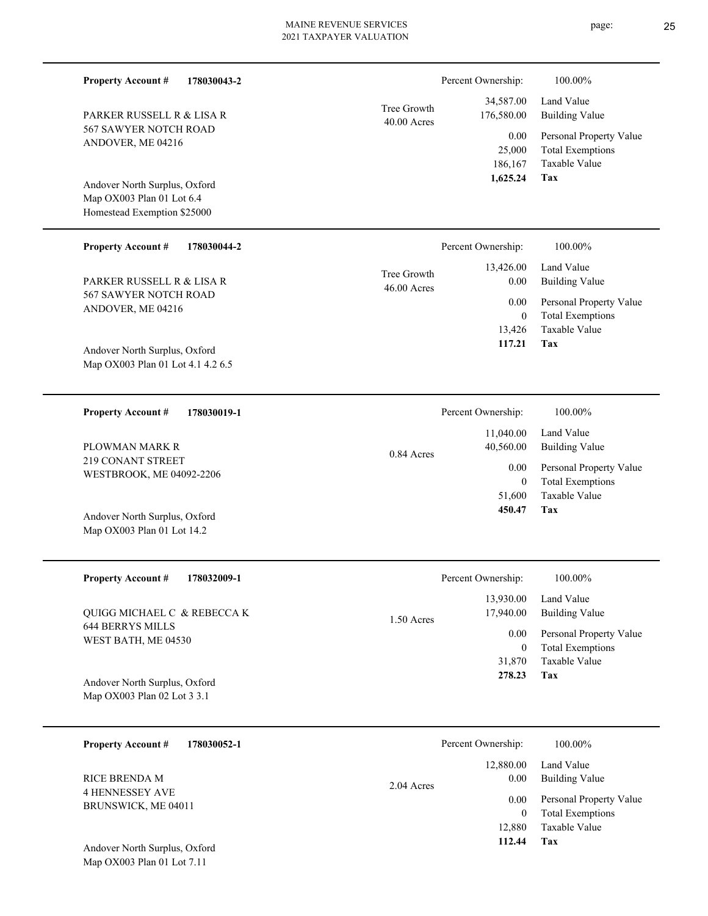**Property Account #** **178030043-2**

PARKER RUSSELL R & LISA R
567 SAWYER NOTCH ROAD
ANDOVER, ME 04216

Andover North Surplus, Oxford
Map OX003 Plan 01 Lot 6.4
Homestead Exemption $25000

Tree Growth
40.00 Acres

| | |
|---|---|
| Percent Ownership: | 100.00% |
| 34,587.00 | Land Value |
| 176,580.00 | Building Value |
| 0.00 | Personal Property Value |
| 25,000 | Total Exemptions |
| 186,167 | Taxable Value |
| **1,625.24** | **Tax** |

---

**Property Account #** **178030044-2**

PARKER RUSSELL R & LISA R
567 SAWYER NOTCH ROAD
ANDOVER, ME 04216

Andover North Surplus, Oxford
Map OX003 Plan 01 Lot 4.1 4.2 6.5

Tree Growth
46.00 Acres

| | |
|---|---|
| Percent Ownership: | 100.00% |
| 13,426.00 | Land Value |
| 0.00 | Building Value |
| 0.00 | Personal Property Value |
| 0 | Total Exemptions |
| 13,426 | Taxable Value |
| **117.21** | **Tax** |

---

**Property Account #** **178030019-1**

PLOWMAN MARK R
219 CONANT STREET
WESTBROOK, ME 04092-2206

Andover North Surplus, Oxford
Map OX003 Plan 01 Lot 14.2

0.84 Acres

| | |
|---|---|
| Percent Ownership: | 100.00% |
| 11,040.00 | Land Value |
| 40,560.00 | Building Value |
| 0.00 | Personal Property Value |
| 0 | Total Exemptions |
| 51,600 | Taxable Value |
| **450.47** | **Tax** |

---

**Property Account #** **178032009-1**

QUIGG MICHAEL C & REBECCA K
644 BERRYS MILLS
WEST BATH, ME 04530

Andover North Surplus, Oxford
Map OX003 Plan 02 Lot 3 3.1

1.50 Acres

| | |
|---|---|
| Percent Ownership: | 100.00% |
| 13,930.00 | Land Value |
| 17,940.00 | Building Value |
| 0.00 | Personal Property Value |
| 0 | Total Exemptions |
| 31,870 | Taxable Value |
| **278.23** | **Tax** |

---

**Property Account #** **178030052-1**

RICE BRENDA M
4 HENNESSEY AVE
BRUNSWICK, ME 04011

Andover North Surplus, Oxford
Map OX003 Plan 01 Lot 7.11

2.04 Acres

| | |
|---|---|
| Percent Ownership: | 100.00% |
| 12,880.00 | Land Value |
| 0.00 | Building Value |
| 0.00 | Personal Property Value |
| 0 | Total Exemptions |
| 12,880 | Taxable Value |
| **112.44** | **Tax** |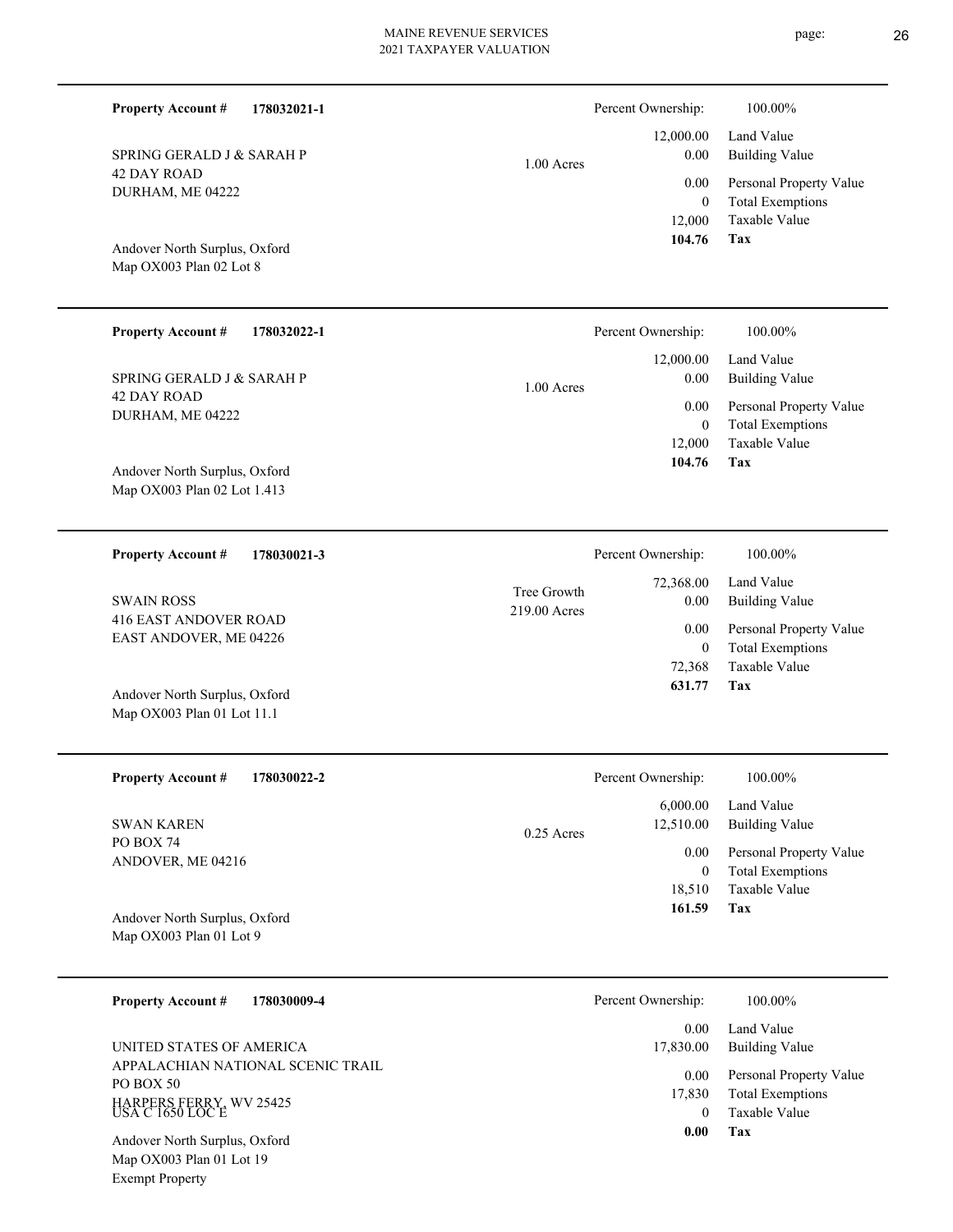**Property Account #** **178032021-1**

SPRING GERALD J & SARAH P
42 DAY ROAD
DURHAM, ME 04222

Andover North Surplus, Oxford
Map OX003 Plan 02 Lot 8

1.00 Acres

| Percent Ownership: | 100.00% |
|---|---|
| 12,000.00 | Land Value |
| 0.00 | Building Value |
| 0.00 | Personal Property Value |
| 0 | Total Exemptions |
| 12,000 | Taxable Value |
| **104.76** | **Tax** |

---

**Property Account #** **178032022-1**

SPRING GERALD J & SARAH P
42 DAY ROAD
DURHAM, ME 04222

Andover North Surplus, Oxford
Map OX003 Plan 02 Lot 1.413

1.00 Acres

| Percent Ownership: | 100.00% |
|---|---|
| 12,000.00 | Land Value |
| 0.00 | Building Value |
| 0.00 | Personal Property Value |
| 0 | Total Exemptions |
| 12,000 | Taxable Value |
| **104.76** | **Tax** |

---

**Property Account #** **178030021-3**

SWAIN ROSS
416 EAST ANDOVER ROAD
EAST ANDOVER, ME 04226

Andover North Surplus, Oxford
Map OX003 Plan 01 Lot 11.1

Tree Growth
219.00 Acres

| Percent Ownership: | 100.00% |
|---|---|
| 72,368.00 | Land Value |
| 0.00 | Building Value |
| 0.00 | Personal Property Value |
| 0 | Total Exemptions |
| 72,368 | Taxable Value |
| **631.77** | **Tax** |

---

**Property Account #** **178030022-2**

SWAN KAREN
PO BOX 74
ANDOVER, ME 04216

Andover North Surplus, Oxford
Map OX003 Plan 01 Lot 9

0.25 Acres

| Percent Ownership: | 100.00% |
|---|---|
| 6,000.00 | Land Value |
| 12,510.00 | Building Value |
| 0.00 | Personal Property Value |
| 0 | Total Exemptions |
| 18,510 | Taxable Value |
| **161.59** | **Tax** |

---

**Property Account #** **178030009-4**

UNITED STATES OF AMERICA
APPALACHIAN NATIONAL SCENIC TRAIL
PO BOX 50
HARPERS FERRY, WV 25425
USA C 1650 LOC E

Andover North Surplus, Oxford
Map OX003 Plan 01 Lot 19
Exempt Property

| Percent Ownership: | 100.00% |
|---|---|
| 0.00 | Land Value |
| 17,830.00 | Building Value |
| 0.00 | Personal Property Value |
| 17,830 | Total Exemptions |
| 0 | Taxable Value |
| **0.00** | **Tax** |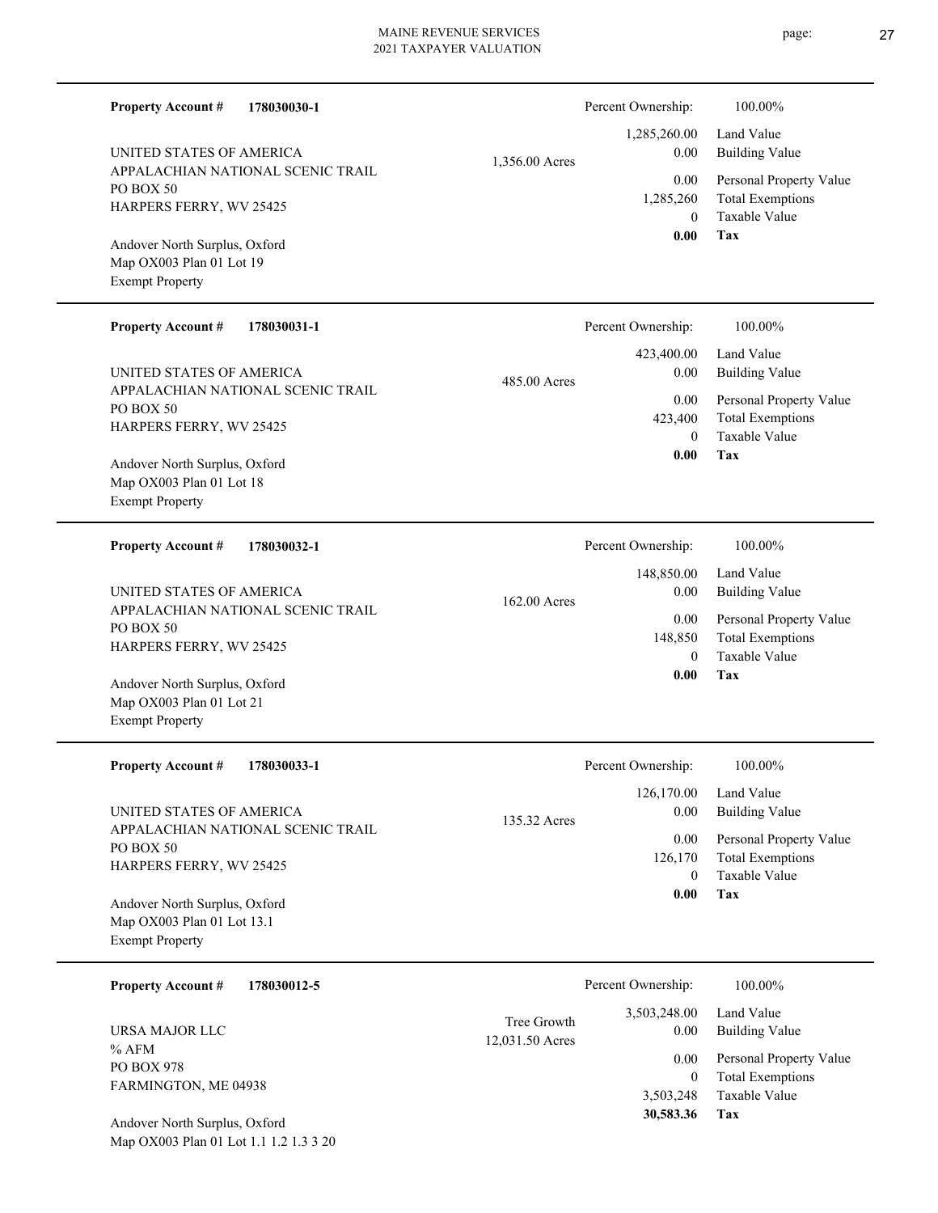**Property Account #** **178030030-1**

UNITED STATES OF AMERICA
APPALACHIAN NATIONAL SCENIC TRAIL
PO BOX 50
HARPERS FERRY, WV 25425

Andover North Surplus, Oxford
Map OX003 Plan 01 Lot 19
Exempt Property

1,356.00 Acres

| | |
|---|---|
| Percent Ownership: | 100.00% |
| 1,285,260.00 | Land Value |
| 0.00 | Building Value |
| 0.00 | Personal Property Value |
| 1,285,260 | Total Exemptions |
| 0 | Taxable Value |
| **0.00** | **Tax** |

---

**Property Account #** **178030031-1**

UNITED STATES OF AMERICA
APPALACHIAN NATIONAL SCENIC TRAIL
PO BOX 50
HARPERS FERRY, WV 25425

Andover North Surplus, Oxford
Map OX003 Plan 01 Lot 18
Exempt Property

485.00 Acres

| | |
|---|---|
| Percent Ownership: | 100.00% |
| 423,400.00 | Land Value |
| 0.00 | Building Value |
| 0.00 | Personal Property Value |
| 423,400 | Total Exemptions |
| 0 | Taxable Value |
| **0.00** | **Tax** |

---

**Property Account #** **178030032-1**

UNITED STATES OF AMERICA
APPALACHIAN NATIONAL SCENIC TRAIL
PO BOX 50
HARPERS FERRY, WV 25425

Andover North Surplus, Oxford
Map OX003 Plan 01 Lot 21
Exempt Property

162.00 Acres

| | |
|---|---|
| Percent Ownership: | 100.00% |
| 148,850.00 | Land Value |
| 0.00 | Building Value |
| 0.00 | Personal Property Value |
| 148,850 | Total Exemptions |
| 0 | Taxable Value |
| **0.00** | **Tax** |

---

**Property Account #** **178030033-1**

UNITED STATES OF AMERICA
APPALACHIAN NATIONAL SCENIC TRAIL
PO BOX 50
HARPERS FERRY, WV 25425

Andover North Surplus, Oxford
Map OX003 Plan 01 Lot 13.1
Exempt Property

135.32 Acres

| | |
|---|---|
| Percent Ownership: | 100.00% |
| 126,170.00 | Land Value |
| 0.00 | Building Value |
| 0.00 | Personal Property Value |
| 126,170 | Total Exemptions |
| 0 | Taxable Value |
| **0.00** | **Tax** |

---

**Property Account #** **178030012-5**

URSA MAJOR LLC
% AFM
PO BOX 978
FARMINGTON, ME 04938

Andover North Surplus, Oxford
Map OX003 Plan 01 Lot 1.1 1.2 1.3 3 20

Tree Growth
12,031.50 Acres

| | |
|---|---|
| Percent Ownership: | 100.00% |
| 3,503,248.00 | Land Value |
| 0.00 | Building Value |
| 0.00 | Personal Property Value |
| 0 | Total Exemptions |
| 3,503,248 | Taxable Value |
| **30,583.36** | **Tax** |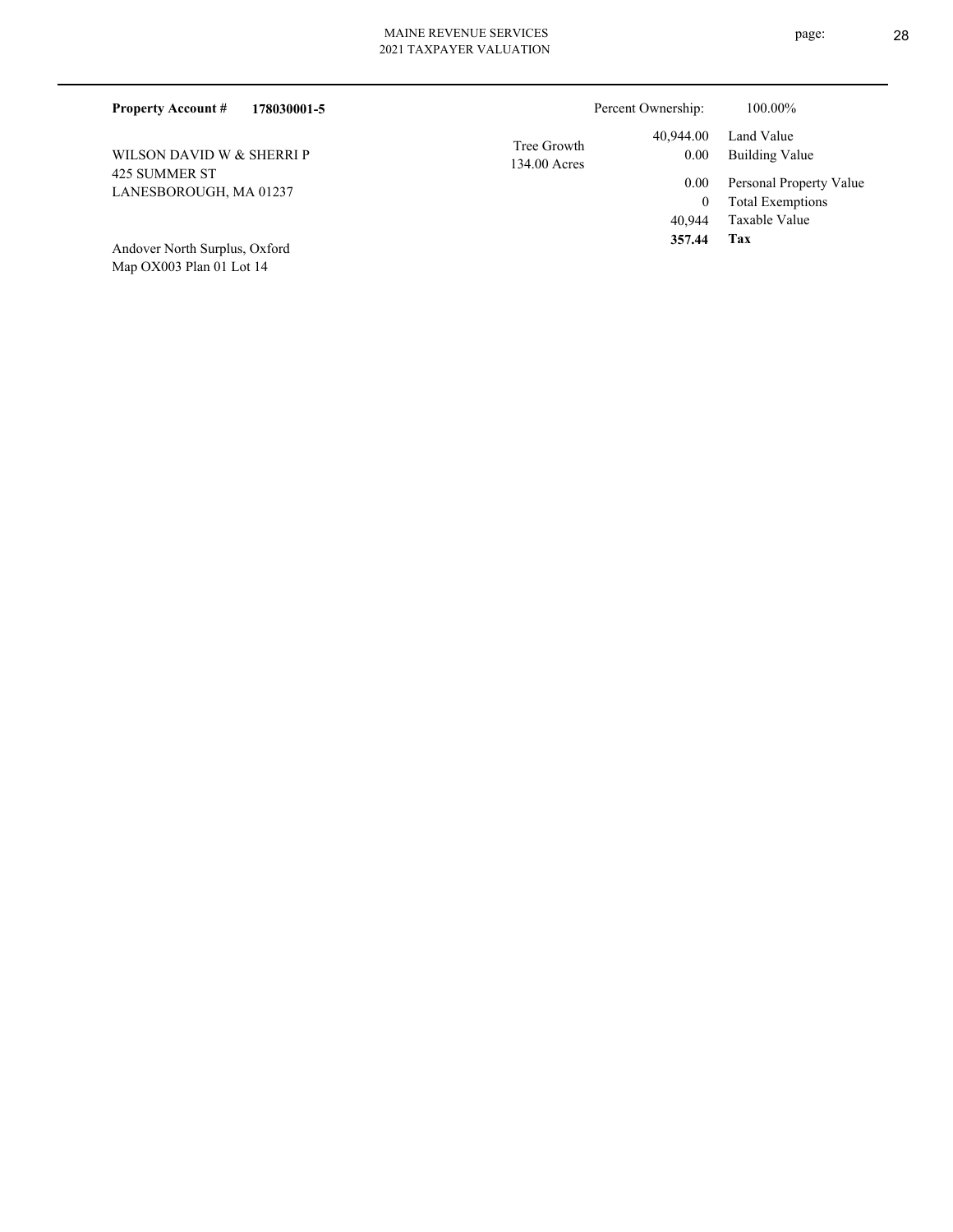**Property Account #** **178030001-5**

Percent Ownership: 100.00%

WILSON DAVID W & SHERRI P
425 SUMMER ST
LANESBOROUGH, MA 01237

Andover North Surplus, Oxford
Map OX003 Plan 01 Lot 14

Tree Growth
134.00 Acres

| | |
|---|---|
| 40,944.00 | Land Value |
| 0.00 | Building Value |
| 0.00 | Personal Property Value |
| 0 | Total Exemptions |
| 40,944 | Taxable Value |
| **357.44** | **Tax** |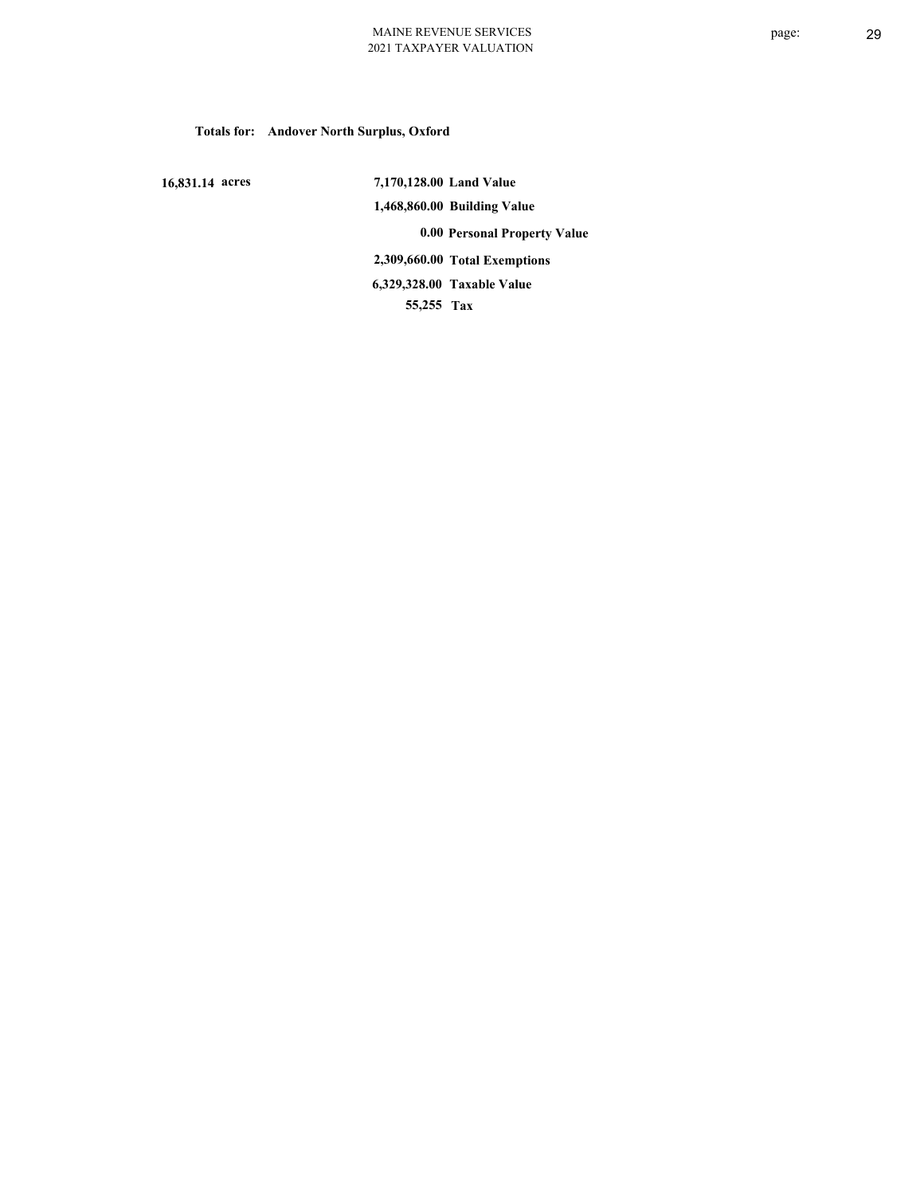**Totals for: Andover North Surplus, Oxford**

**16,831.14 acres**

| | |
|---|---|
| **7,170,128.00** | **Land Value** |
| **1,468,860.00** | **Building Value** |
| **0.00** | **Personal Property Value** |
| **2,309,660.00** | **Total Exemptions** |
| **6,329,328.00** | **Taxable Value** |
| **55,255** | **Tax** |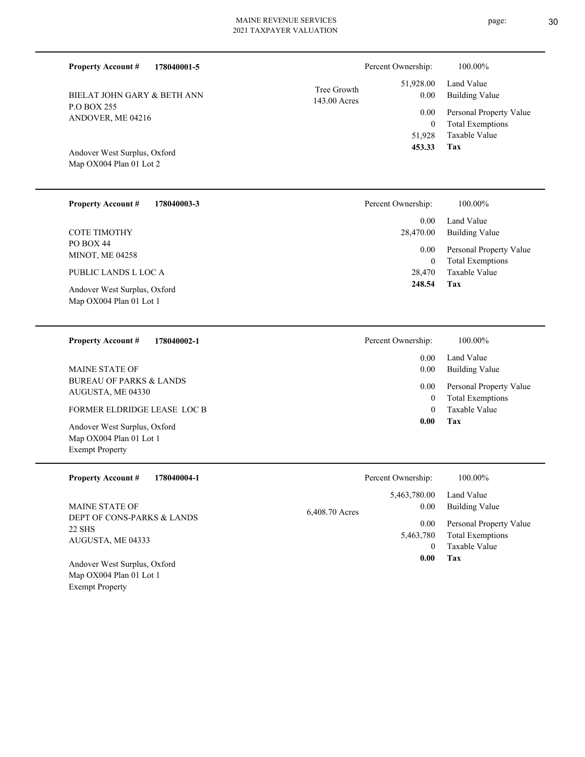**Property Account #** **178040001-5**

BIELAT JOHN GARY & BETH ANN
P.O BOX 255
ANDOVER, ME 04216

Andover West Surplus, Oxford
Map OX004 Plan 01 Lot 2

Tree Growth
143.00 Acres

| | |
|---|---|
| Percent Ownership: | 100.00% |
| 51,928.00 | Land Value |
| 0.00 | Building Value |
| 0.00 | Personal Property Value |
| 0 | Total Exemptions |
| 51,928 | Taxable Value |
| **453.33** | **Tax** |

---

**Property Account #** **178040003-3**

COTE TIMOTHY
PO BOX 44
MINOT, ME 04258

PUBLIC LANDS L LOC A

Andover West Surplus, Oxford
Map OX004 Plan 01 Lot 1

| | |
|---|---|
| Percent Ownership: | 100.00% |
| 0.00 | Land Value |
| 28,470.00 | Building Value |
| 0.00 | Personal Property Value |
| 0 | Total Exemptions |
| 28,470 | Taxable Value |
| **248.54** | **Tax** |

---

**Property Account #** **178040002-1**

MAINE STATE OF
BUREAU OF PARKS & LANDS
AUGUSTA, ME 04330

FORMER ELDRIDGE LEASE LOC B

Andover West Surplus, Oxford
Map OX004 Plan 01 Lot 1
Exempt Property

| | |
|---|---|
| Percent Ownership: | 100.00% |
| 0.00 | Land Value |
| 0.00 | Building Value |
| 0.00 | Personal Property Value |
| 0 | Total Exemptions |
| 0 | Taxable Value |
| **0.00** | **Tax** |

---

**Property Account #** **178040004-1**

MAINE STATE OF
DEPT OF CONS-PARKS & LANDS
22 SHS
AUGUSTA, ME 04333

Andover West Surplus, Oxford
Map OX004 Plan 01 Lot 1
Exempt Property

6,408.70 Acres

| | |
|---|---|
| Percent Ownership: | 100.00% |
| 5,463,780.00 | Land Value |
| 0.00 | Building Value |
| 0.00 | Personal Property Value |
| 5,463,780 | Total Exemptions |
| 0 | Taxable Value |
| **0.00** | **Tax** |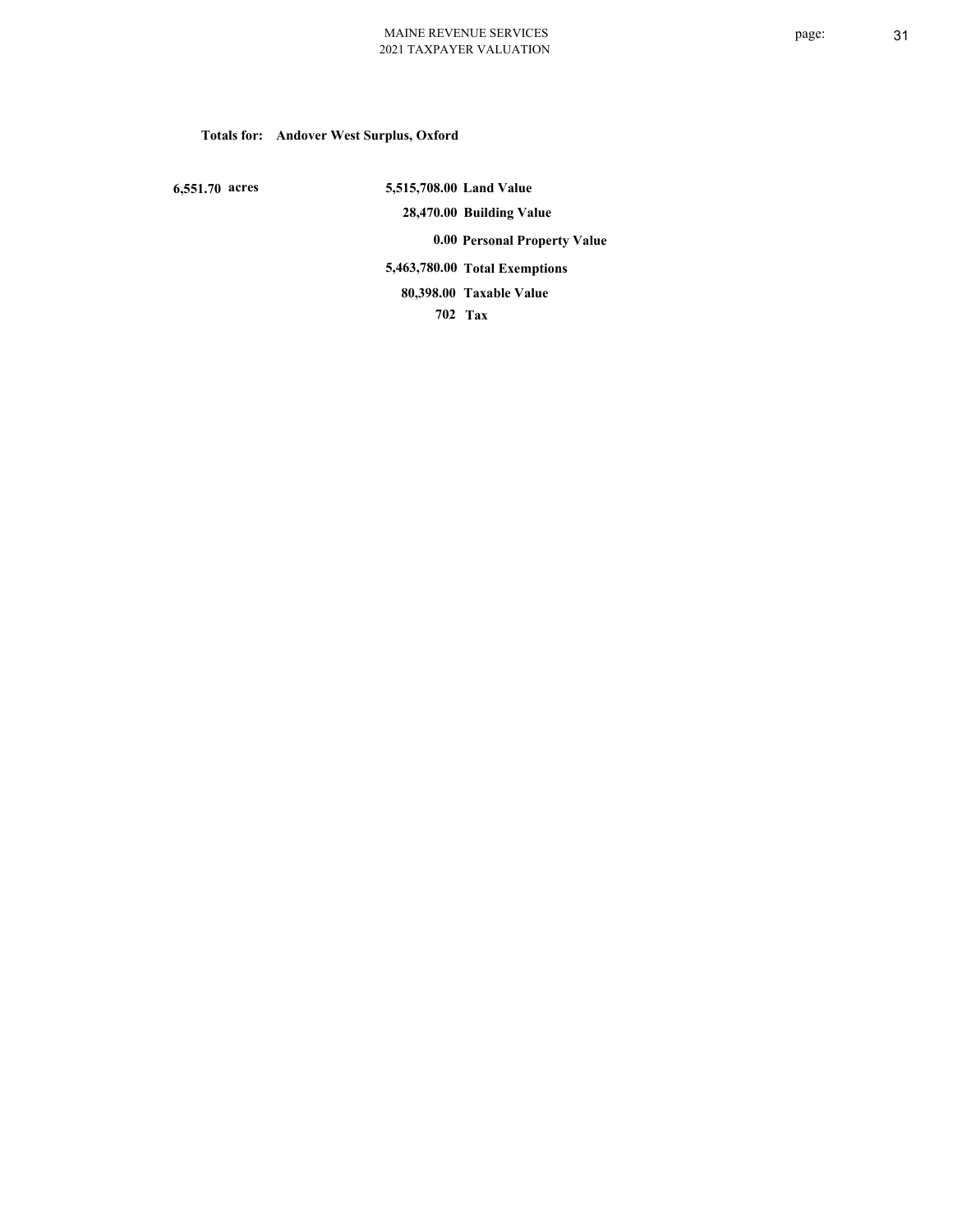**Totals for: Andover West Surplus, Oxford**

**6,551.70 acres**

| | |
|---|---|
| **5,515,708.00** | **Land Value** |
| **28,470.00** | **Building Value** |
| **0.00** | **Personal Property Value** |
| **5,463,780.00** | **Total Exemptions** |
| **80,398.00** | **Taxable Value** |
| **702** | **Tax** |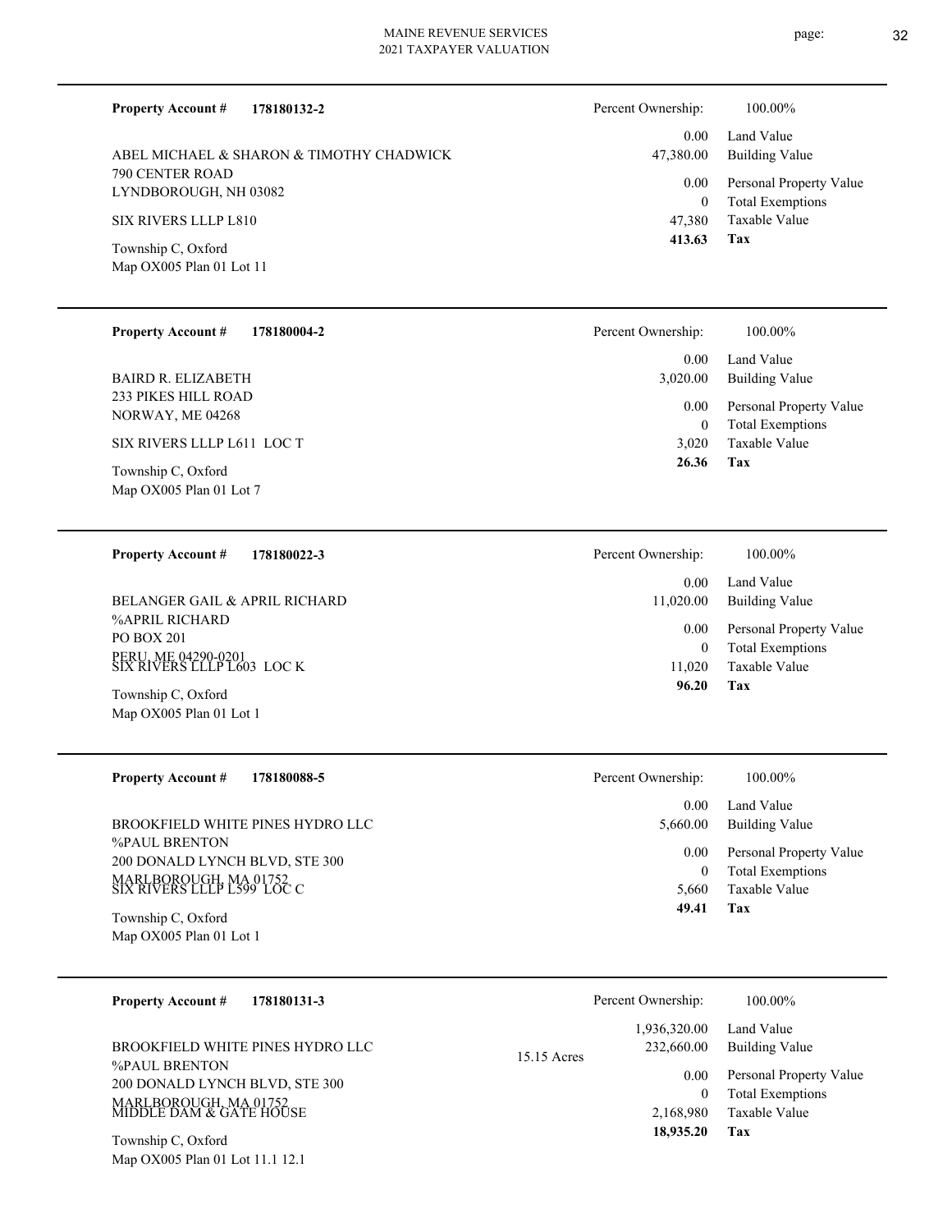**Property Account #** **178180132-2**

ABEL MICHAEL & SHARON & TIMOTHY CHADWICK
790 CENTER ROAD
LYNDBOROUGH, NH 03082

SIX RIVERS LLLP L810

Township C, Oxford
Map OX005 Plan 01 Lot 11

| Percent Ownership: | 100.00% |
|---|---|
| 0.00 | Land Value |
| 47,380.00 | Building Value |
| 0.00 | Personal Property Value |
| 0 | Total Exemptions |
| 47,380 | Taxable Value |
| **413.63** | **Tax** |

---

**Property Account #** **178180004-2**

BAIRD R. ELIZABETH
233 PIKES HILL ROAD
NORWAY, ME 04268

SIX RIVERS LLLP L611 LOC T

Township C, Oxford
Map OX005 Plan 01 Lot 7

| Percent Ownership: | 100.00% |
|---|---|
| 0.00 | Land Value |
| 3,020.00 | Building Value |
| 0.00 | Personal Property Value |
| 0 | Total Exemptions |
| 3,020 | Taxable Value |
| **26.36** | **Tax** |

---

**Property Account #** **178180022-3**

BELANGER GAIL & APRIL RICHARD
%APRIL RICHARD
PO BOX 201
PERU, ME 04290-0201

SIX RIVERS LLLP L603 LOC K

Township C, Oxford
Map OX005 Plan 01 Lot 1

| Percent Ownership: | 100.00% |
|---|---|
| 0.00 | Land Value |
| 11,020.00 | Building Value |
| 0.00 | Personal Property Value |
| 0 | Total Exemptions |
| 11,020 | Taxable Value |
| **96.20** | **Tax** |

---

**Property Account #** **178180088-5**

BROOKFIELD WHITE PINES HYDRO LLC
%PAUL BRENTON
200 DONALD LYNCH BLVD, STE 300
MARLBOROUGH, MA 01752

SIX RIVERS LLLP L599 LOC C

Township C, Oxford
Map OX005 Plan 01 Lot 1

| Percent Ownership: | 100.00% |
|---|---|
| 0.00 | Land Value |
| 5,660.00 | Building Value |
| 0.00 | Personal Property Value |
| 0 | Total Exemptions |
| 5,660 | Taxable Value |
| **49.41** | **Tax** |

---

**Property Account #** **178180131-3**

BROOKFIELD WHITE PINES HYDRO LLC
%PAUL BRENTON
200 DONALD LYNCH BLVD, STE 300
MARLBOROUGH, MA 01752

MIDDLE DAM & GATE HOUSE

Township C, Oxford
Map OX005 Plan 01 Lot 11.1 12.1

15.15 Acres

| Percent Ownership: | 100.00% |
|---|---|
| 1,936,320.00 | Land Value |
| 232,660.00 | Building Value |
| 0.00 | Personal Property Value |
| 0 | Total Exemptions |
| 2,168,980 | Taxable Value |
| **18,935.20** | **Tax** |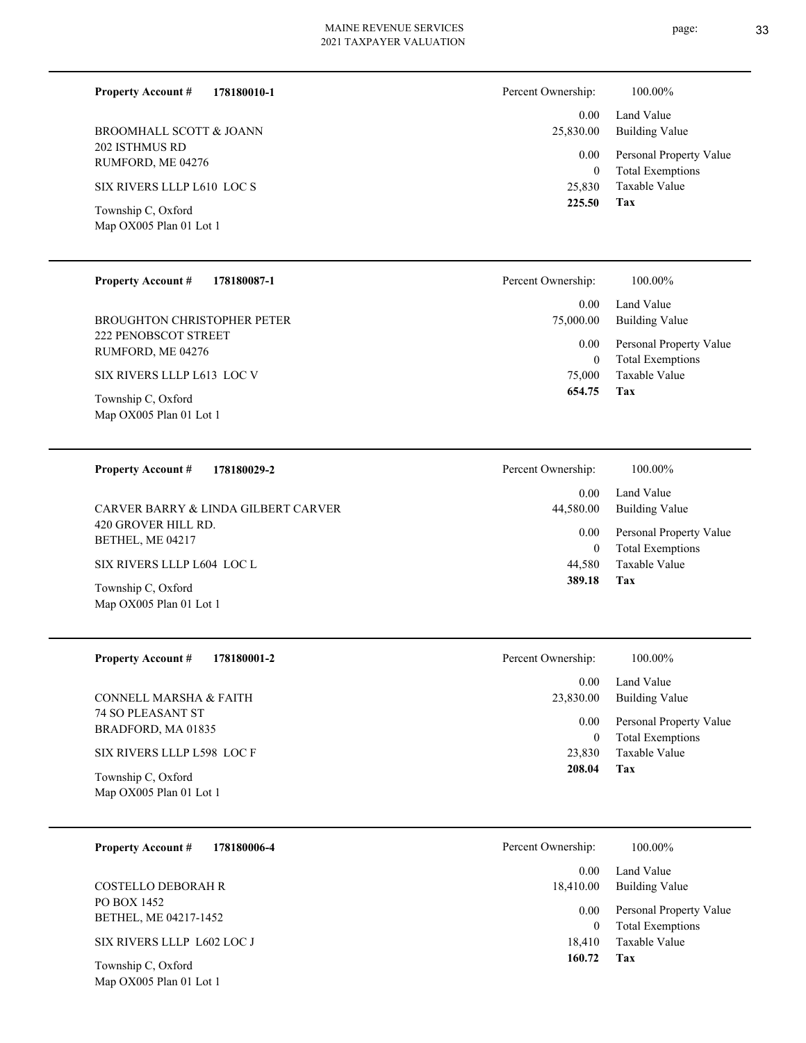**Property Account #** **178180010-1**

BROOMHALL SCOTT & JOANN
202 ISTHMUS RD
RUMFORD, ME 04276

SIX RIVERS LLLP L610 LOC S

Township C, Oxford
Map OX005 Plan 01 Lot 1

| Percent Ownership: | 100.00% |
|---|---|
| 0.00 | Land Value |
| 25,830.00 | Building Value |
| 0.00 | Personal Property Value |
| 0 | Total Exemptions |
| 25,830 | Taxable Value |
| **225.50** | **Tax** |

---

**Property Account #** **178180087-1**

BROUGHTON CHRISTOPHER PETER
222 PENOBSCOT STREET
RUMFORD, ME 04276

SIX RIVERS LLLP L613 LOC V

Township C, Oxford
Map OX005 Plan 01 Lot 1

| Percent Ownership: | 100.00% |
|---|---|
| 0.00 | Land Value |
| 75,000.00 | Building Value |
| 0.00 | Personal Property Value |
| 0 | Total Exemptions |
| 75,000 | Taxable Value |
| **654.75** | **Tax** |

---

**Property Account #** **178180029-2**

CARVER BARRY & LINDA GILBERT CARVER
420 GROVER HILL RD.
BETHEL, ME 04217

SIX RIVERS LLLP L604 LOC L

Township C, Oxford
Map OX005 Plan 01 Lot 1

| Percent Ownership: | 100.00% |
|---|---|
| 0.00 | Land Value |
| 44,580.00 | Building Value |
| 0.00 | Personal Property Value |
| 0 | Total Exemptions |
| 44,580 | Taxable Value |
| **389.18** | **Tax** |

---

**Property Account #** **178180001-2**

CONNELL MARSHA & FAITH
74 SO PLEASANT ST
BRADFORD, MA 01835

SIX RIVERS LLLP L598 LOC F

Township C, Oxford
Map OX005 Plan 01 Lot 1

| Percent Ownership: | 100.00% |
|---|---|
| 0.00 | Land Value |
| 23,830.00 | Building Value |
| 0.00 | Personal Property Value |
| 0 | Total Exemptions |
| 23,830 | Taxable Value |
| **208.04** | **Tax** |

---

**Property Account #** **178180006-4**

COSTELLO DEBORAH R
PO BOX 1452
BETHEL, ME 04217-1452

SIX RIVERS LLLP L602 LOC J

Township C, Oxford
Map OX005 Plan 01 Lot 1

| Percent Ownership: | 100.00% |
|---|---|
| 0.00 | Land Value |
| 18,410.00 | Building Value |
| 0.00 | Personal Property Value |
| 0 | Total Exemptions |
| 18,410 | Taxable Value |
| **160.72** | **Tax** |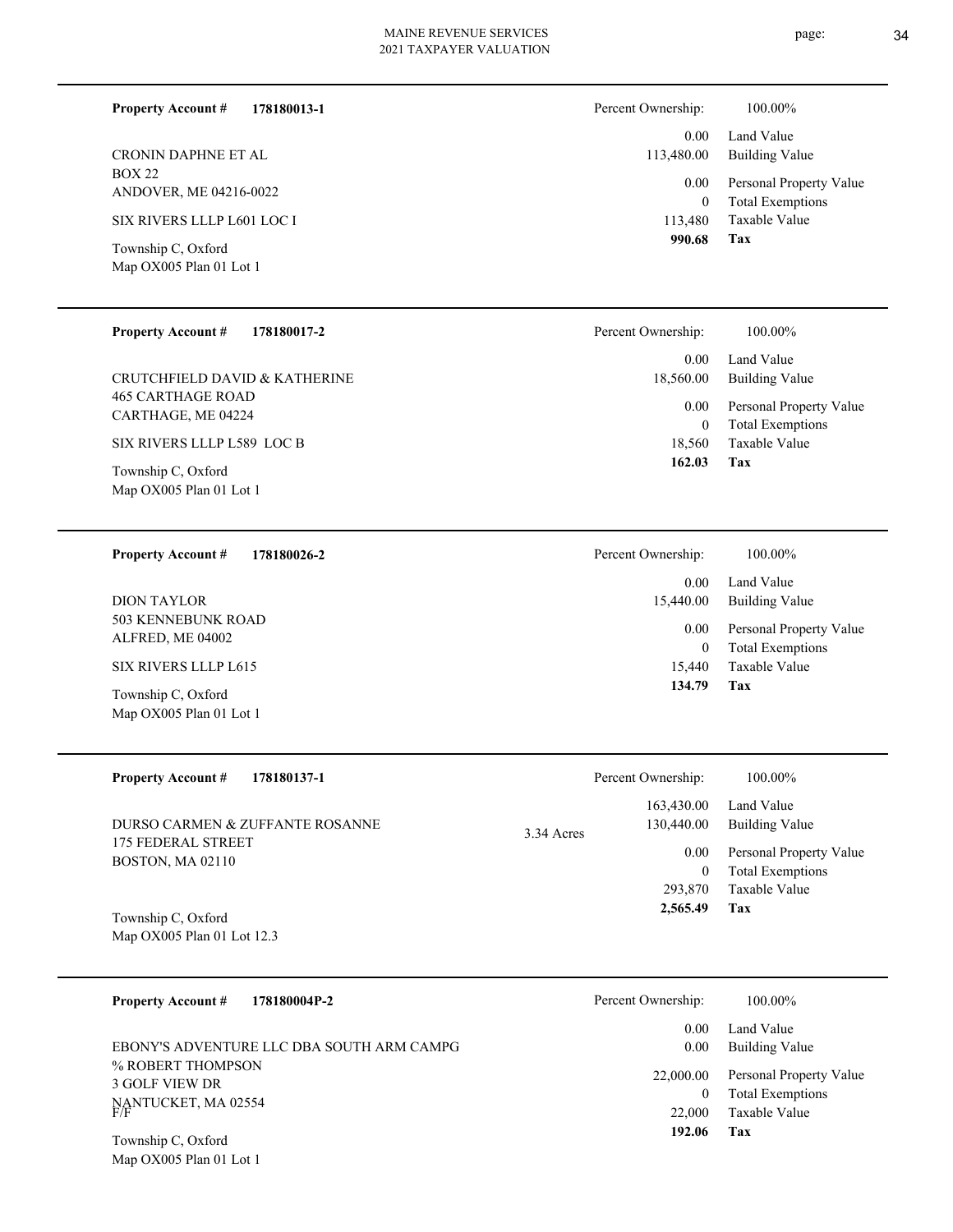**Property Account #** **178180013-1**

CRONIN DAPHNE ET AL
BOX 22
ANDOVER, ME 04216-0022

SIX RIVERS LLLP L601 LOC I

Township C, Oxford
Map OX005 Plan 01 Lot 1

| Percent Ownership: | 100.00% |
|---|---|
| 0.00 | Land Value |
| 113,480.00 | Building Value |
| 0.00 | Personal Property Value |
| 0 | Total Exemptions |
| 113,480 | Taxable Value |
| **990.68** | **Tax** |

---

**Property Account #** **178180017-2**

CRUTCHFIELD DAVID & KATHERINE
465 CARTHAGE ROAD
CARTHAGE, ME 04224

SIX RIVERS LLLP L589 LOC B

Township C, Oxford
Map OX005 Plan 01 Lot 1

| Percent Ownership: | 100.00% |
|---|---|
| 0.00 | Land Value |
| 18,560.00 | Building Value |
| 0.00 | Personal Property Value |
| 0 | Total Exemptions |
| 18,560 | Taxable Value |
| **162.03** | **Tax** |

---

**Property Account #** **178180026-2**

DION TAYLOR
503 KENNEBUNK ROAD
ALFRED, ME 04002

SIX RIVERS LLLP L615

Township C, Oxford
Map OX005 Plan 01 Lot 1

| Percent Ownership: | 100.00% |
|---|---|
| 0.00 | Land Value |
| 15,440.00 | Building Value |
| 0.00 | Personal Property Value |
| 0 | Total Exemptions |
| 15,440 | Taxable Value |
| **134.79** | **Tax** |

---

**Property Account #** **178180137-1**

DURSO CARMEN & ZUFFANTE ROSANNE
175 FEDERAL STREET
BOSTON, MA 02110

3.34 Acres

Township C, Oxford
Map OX005 Plan 01 Lot 12.3

| Percent Ownership: | 100.00% |
|---|---|
| 163,430.00 | Land Value |
| 130,440.00 | Building Value |
| 0.00 | Personal Property Value |
| 0 | Total Exemptions |
| 293,870 | Taxable Value |
| **2,565.49** | **Tax** |

---

**Property Account #** **178180004P-2**

EBONY'S ADVENTURE LLC DBA SOUTH ARM CAMPG
% ROBERT THOMPSON
3 GOLF VIEW DR
NANTUCKET, MA 02554
F/F

Township C, Oxford
Map OX005 Plan 01 Lot 1

| Percent Ownership: | 100.00% |
|---|---|
| 0.00 | Land Value |
| 0.00 | Building Value |
| 22,000.00 | Personal Property Value |
| 0 | Total Exemptions |
| 22,000 | Taxable Value |
| **192.06** | **Tax** |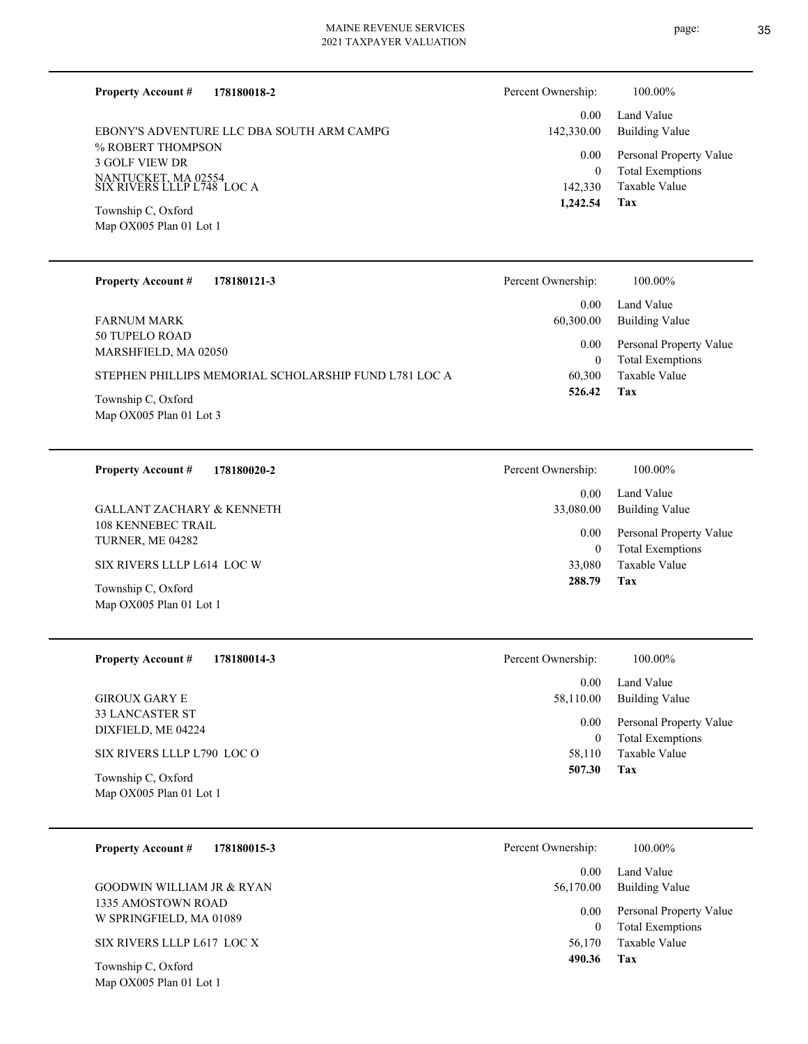**Property Account #** **178180018-2**

EBONY'S ADVENTURE LLC DBA SOUTH ARM CAMPG
% ROBERT THOMPSON
3 GOLF VIEW DR
NANTUCKET, MA 02554
SIX RIVERS LLLP L748 LOC A

Township C, Oxford
Map OX005 Plan 01 Lot 1

| Percent Ownership: | 100.00% |
|---|---|
| 0.00 | Land Value |
| 142,330.00 | Building Value |
| 0.00 | Personal Property Value |
| 0 | Total Exemptions |
| 142,330 | Taxable Value |
| **1,242.54** | **Tax** |

---

**Property Account #** **178180121-3**

FARNUM MARK
50 TUPELO ROAD
MARSHFIELD, MA 02050

STEPHEN PHILLIPS MEMORIAL SCHOLARSHIP FUND L781 LOC A

Township C, Oxford
Map OX005 Plan 01 Lot 3

| Percent Ownership: | 100.00% |
|---|---|
| 0.00 | Land Value |
| 60,300.00 | Building Value |
| 0.00 | Personal Property Value |
| 0 | Total Exemptions |
| 60,300 | Taxable Value |
| **526.42** | **Tax** |

---

**Property Account #** **178180020-2**

GALLANT ZACHARY & KENNETH
108 KENNEBEC TRAIL
TURNER, ME 04282

SIX RIVERS LLLP L614 LOC W

Township C, Oxford
Map OX005 Plan 01 Lot 1

| Percent Ownership: | 100.00% |
|---|---|
| 0.00 | Land Value |
| 33,080.00 | Building Value |
| 0.00 | Personal Property Value |
| 0 | Total Exemptions |
| 33,080 | Taxable Value |
| **288.79** | **Tax** |

---

**Property Account #** **178180014-3**

GIROUX GARY E
33 LANCASTER ST
DIXFIELD, ME 04224

SIX RIVERS LLLP L790 LOC O

Township C, Oxford
Map OX005 Plan 01 Lot 1

| Percent Ownership: | 100.00% |
|---|---|
| 0.00 | Land Value |
| 58,110.00 | Building Value |
| 0.00 | Personal Property Value |
| 0 | Total Exemptions |
| 58,110 | Taxable Value |
| **507.30** | **Tax** |

---

**Property Account #** **178180015-3**

GOODWIN WILLIAM JR & RYAN
1335 AMOSTOWN ROAD
W SPRINGFIELD, MA 01089

SIX RIVERS LLLP L617 LOC X

Township C, Oxford
Map OX005 Plan 01 Lot 1

| Percent Ownership: | 100.00% |
|---|---|
| 0.00 | Land Value |
| 56,170.00 | Building Value |
| 0.00 | Personal Property Value |
| 0 | Total Exemptions |
| 56,170 | Taxable Value |
| **490.36** | **Tax** |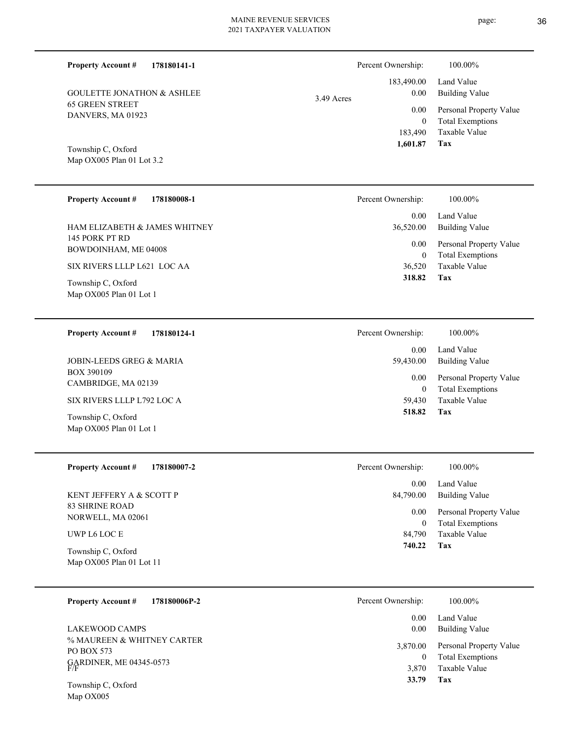**Property Account #** **178180141-1**

GOULETTE JONATHON & ASHLEE
65 GREEN STREET
DANVERS, MA 01923

Township C, Oxford
Map OX005 Plan 01 Lot 3.2

3.49 Acres

| | |
|---|---|
| Percent Ownership: | 100.00% |
| 183,490.00 | Land Value |
| 0.00 | Building Value |
| 0.00 | Personal Property Value |
| 0 | Total Exemptions |
| 183,490 | Taxable Value |
| **1,601.87** | **Tax** |

---

**Property Account #** **178180008-1**

HAM ELIZABETH & JAMES WHITNEY
145 PORK PT RD
BOWDOINHAM, ME 04008

SIX RIVERS LLLP L621 LOC AA

Township C, Oxford
Map OX005 Plan 01 Lot 1

| | |
|---|---|
| Percent Ownership: | 100.00% |
| 0.00 | Land Value |
| 36,520.00 | Building Value |
| 0.00 | Personal Property Value |
| 0 | Total Exemptions |
| 36,520 | Taxable Value |
| **318.82** | **Tax** |

---

**Property Account #** **178180124-1**

JOBIN-LEEDS GREG & MARIA
BOX 390109
CAMBRIDGE, MA 02139

SIX RIVERS LLLP L792 LOC A

Township C, Oxford
Map OX005 Plan 01 Lot 1

| | |
|---|---|
| Percent Ownership: | 100.00% |
| 0.00 | Land Value |
| 59,430.00 | Building Value |
| 0.00 | Personal Property Value |
| 0 | Total Exemptions |
| 59,430 | Taxable Value |
| **518.82** | **Tax** |

---

**Property Account #** **178180007-2**

KENT JEFFERY A & SCOTT P
83 SHRINE ROAD
NORWELL, MA 02061

UWP L6 LOC E

Township C, Oxford
Map OX005 Plan 01 Lot 11

| | |
|---|---|
| Percent Ownership: | 100.00% |
| 0.00 | Land Value |
| 84,790.00 | Building Value |
| 0.00 | Personal Property Value |
| 0 | Total Exemptions |
| 84,790 | Taxable Value |
| **740.22** | **Tax** |

---

**Property Account #** **178180006P-2**

LAKEWOOD CAMPS
% MAUREEN & WHITNEY CARTER
PO BOX 573
GARDINER, ME 04345-0573
F/F

Township C, Oxford
Map OX005

| | |
|---|---|
| Percent Ownership: | 100.00% |
| 0.00 | Land Value |
| 0.00 | Building Value |
| 3,870.00 | Personal Property Value |
| 0 | Total Exemptions |
| 3,870 | Taxable Value |
| **33.79** | **Tax** |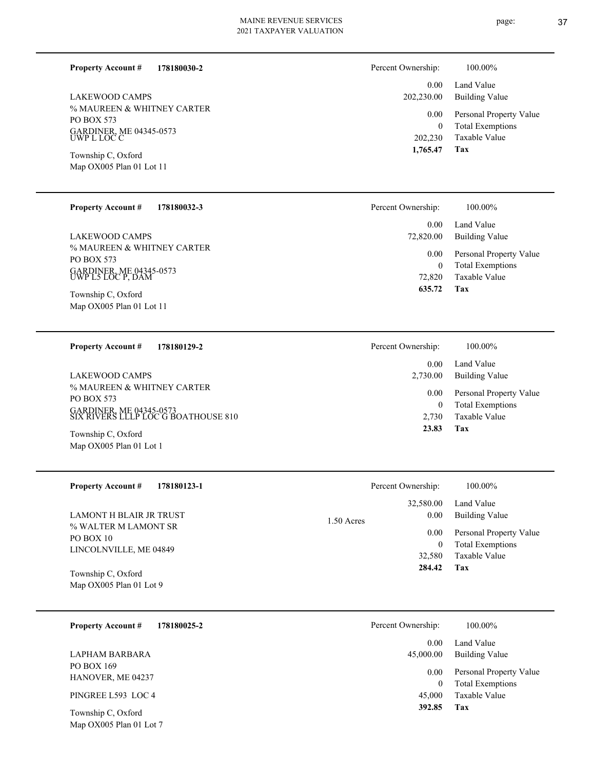**Property Account #** **178180030-2**

LAKEWOOD CAMPS
% MAUREEN & WHITNEY CARTER
PO BOX 573
GARDINER, ME 04345-0573
UWP L LOC C

Township C, Oxford
Map OX005 Plan 01 Lot 11

| Percent Ownership: | 100.00% |
|---|---|
| 0.00 | Land Value |
| 202,230.00 | Building Value |
| 0.00 | Personal Property Value |
| 0 | Total Exemptions |
| 202,230 | Taxable Value |
| **1,765.47** | **Tax** |

---

**Property Account #** **178180032-3**

LAKEWOOD CAMPS
% MAUREEN & WHITNEY CARTER
PO BOX 573
GARDINER, ME 04345-0573
UWP L5 LOC P, DAM

Township C, Oxford
Map OX005 Plan 01 Lot 11

| Percent Ownership: | 100.00% |
|---|---|
| 0.00 | Land Value |
| 72,820.00 | Building Value |
| 0.00 | Personal Property Value |
| 0 | Total Exemptions |
| 72,820 | Taxable Value |
| **635.72** | **Tax** |

---

**Property Account #** **178180129-2**

LAKEWOOD CAMPS
% MAUREEN & WHITNEY CARTER
PO BOX 573
GARDINER, ME 04345-0573
SIX RIVERS LLLP LOC G BOATHOUSE 810

Township C, Oxford
Map OX005 Plan 01 Lot 1

| Percent Ownership: | 100.00% |
|---|---|
| 0.00 | Land Value |
| 2,730.00 | Building Value |
| 0.00 | Personal Property Value |
| 0 | Total Exemptions |
| 2,730 | Taxable Value |
| **23.83** | **Tax** |

---

**Property Account #** **178180123-1**

LAMONT H BLAIR JR TRUST
% WALTER M LAMONT SR
PO BOX 10
LINCOLNVILLE, ME 04849

Township C, Oxford
Map OX005 Plan 01 Lot 9

1.50 Acres

| Percent Ownership: | 100.00% |
|---|---|
| 32,580.00 | Land Value |
| 0.00 | Building Value |
| 0.00 | Personal Property Value |
| 0 | Total Exemptions |
| 32,580 | Taxable Value |
| **284.42** | **Tax** |

---

**Property Account #** **178180025-2**

LAPHAM BARBARA
PO BOX 169
HANOVER, ME 04237

PINGREE L593 LOC 4

Township C, Oxford
Map OX005 Plan 01 Lot 7

| Percent Ownership: | 100.00% |
|---|---|
| 0.00 | Land Value |
| 45,000.00 | Building Value |
| 0.00 | Personal Property Value |
| 0 | Total Exemptions |
| 45,000 | Taxable Value |
| **392.85** | **Tax** |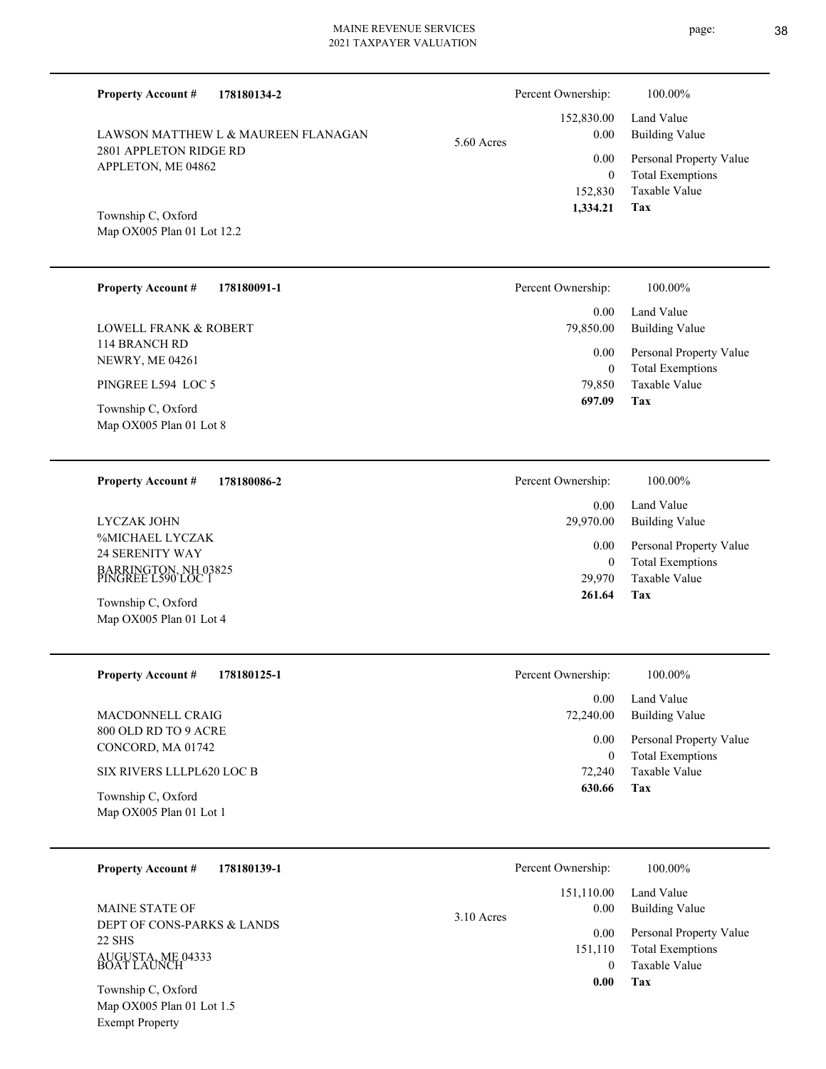**Property Account #** **178180134-2**

LAWSON MATTHEW L & MAUREEN FLANAGAN
2801 APPLETON RIDGE RD
APPLETON, ME 04862

Township C, Oxford
Map OX005 Plan 01 Lot 12.2

5.60 Acres

| Percent Ownership: | 100.00% |
|---|---|
| 152,830.00 | Land Value |
| 0.00 | Building Value |
| 0.00 | Personal Property Value |
| 0 | Total Exemptions |
| 152,830 | Taxable Value |
| **1,334.21** | **Tax** |

---

**Property Account #** **178180091-1**

LOWELL FRANK & ROBERT
114 BRANCH RD
NEWRY, ME 04261

PINGREE L594 LOC 5

Township C, Oxford
Map OX005 Plan 01 Lot 8

| Percent Ownership: | 100.00% |
|---|---|
| 0.00 | Land Value |
| 79,850.00 | Building Value |
| 0.00 | Personal Property Value |
| 0 | Total Exemptions |
| 79,850 | Taxable Value |
| **697.09** | **Tax** |

---

**Property Account #** **178180086-2**

LYCZAK JOHN
%MICHAEL LYCZAK
24 SERENITY WAY
BARRINGTON, NH 03825

PINGREE L590 LOC 1

Township C, Oxford
Map OX005 Plan 01 Lot 4

| Percent Ownership: | 100.00% |
|---|---|
| 0.00 | Land Value |
| 29,970.00 | Building Value |
| 0.00 | Personal Property Value |
| 0 | Total Exemptions |
| 29,970 | Taxable Value |
| **261.64** | **Tax** |

---

**Property Account #** **178180125-1**

MACDONNELL CRAIG
800 OLD RD TO 9 ACRE
CONCORD, MA 01742

SIX RIVERS LLLPL620 LOC B

Township C, Oxford
Map OX005 Plan 01 Lot 1

| Percent Ownership: | 100.00% |
|---|---|
| 0.00 | Land Value |
| 72,240.00 | Building Value |
| 0.00 | Personal Property Value |
| 0 | Total Exemptions |
| 72,240 | Taxable Value |
| **630.66** | **Tax** |

---

**Property Account #** **178180139-1**

MAINE STATE OF
DEPT OF CONS-PARKS & LANDS
22 SHS
AUGUSTA, ME 04333

BOAT LAUNCH

Township C, Oxford
Map OX005 Plan 01 Lot 1.5
Exempt Property

3.10 Acres

| Percent Ownership: | 100.00% |
|---|---|
| 151,110.00 | Land Value |
| 0.00 | Building Value |
| 0.00 | Personal Property Value |
| 151,110 | Total Exemptions |
| 0 | Taxable Value |
| **0.00** | **Tax** |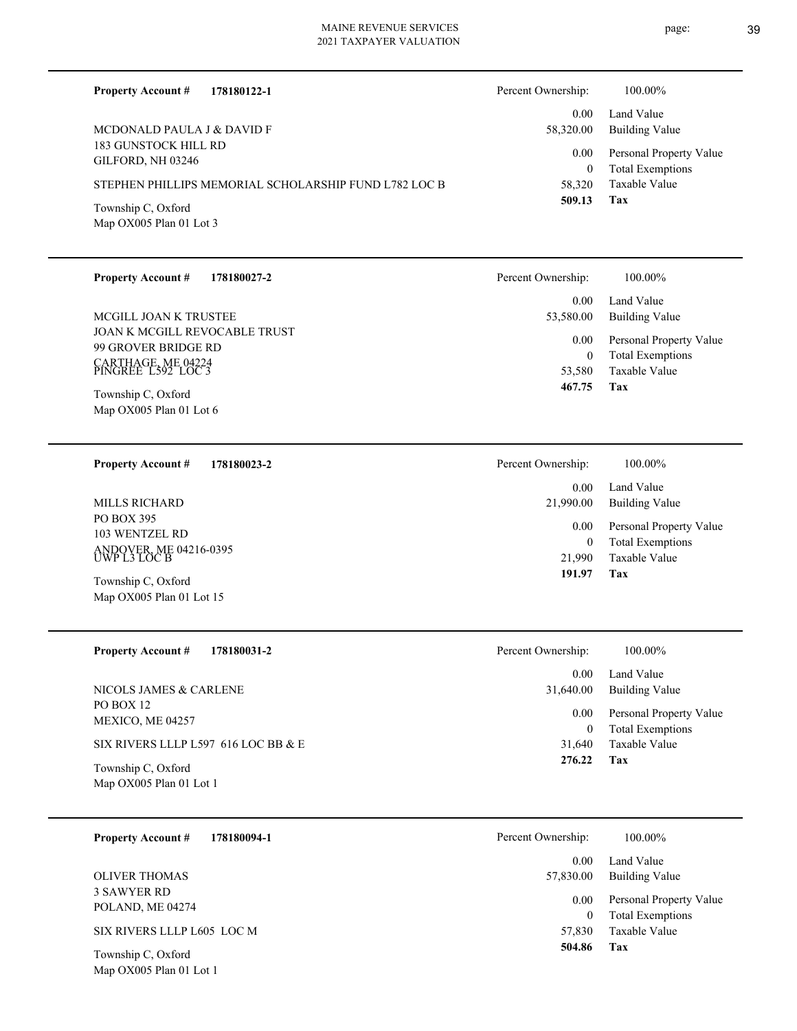**Property Account #** **178180122-1**

MCDONALD PAULA J & DAVID F
183 GUNSTOCK HILL RD
GILFORD, NH 03246

STEPHEN PHILLIPS MEMORIAL SCHOLARSHIP FUND L782 LOC B

Township C, Oxford
Map OX005 Plan 01 Lot 3

| Percent Ownership: | 100.00% |
|---|---|
| 0.00 | Land Value |
| 58,320.00 | Building Value |
| 0.00 | Personal Property Value |
| 0 | Total Exemptions |
| 58,320 | Taxable Value |
| **509.13** | **Tax** |

---

**Property Account #** **178180027-2**

MCGILL JOAN K TRUSTEE
JOAN K MCGILL REVOCABLE TRUST
99 GROVER BRIDGE RD
CARTHAGE, ME 04224
PINGREE L592 LOC 3

Township C, Oxford
Map OX005 Plan 01 Lot 6

| Percent Ownership: | 100.00% |
|---|---|
| 0.00 | Land Value |
| 53,580.00 | Building Value |
| 0.00 | Personal Property Value |
| 0 | Total Exemptions |
| 53,580 | Taxable Value |
| **467.75** | **Tax** |

---

**Property Account #** **178180023-2**

MILLS RICHARD
PO BOX 395
103 WENTZEL RD
ANDOVER, ME 04216-0395
UWP L3 LOC B

Township C, Oxford
Map OX005 Plan 01 Lot 15

| Percent Ownership: | 100.00% |
|---|---|
| 0.00 | Land Value |
| 21,990.00 | Building Value |
| 0.00 | Personal Property Value |
| 0 | Total Exemptions |
| 21,990 | Taxable Value |
| **191.97** | **Tax** |

---

**Property Account #** **178180031-2**

NICOLS JAMES & CARLENE
PO BOX 12
MEXICO, ME 04257

SIX RIVERS LLLP L597 616 LOC BB & E

Township C, Oxford
Map OX005 Plan 01 Lot 1

| Percent Ownership: | 100.00% |
|---|---|
| 0.00 | Land Value |
| 31,640.00 | Building Value |
| 0.00 | Personal Property Value |
| 0 | Total Exemptions |
| 31,640 | Taxable Value |
| **276.22** | **Tax** |

---

**Property Account #** **178180094-1**

OLIVER THOMAS
3 SAWYER RD
POLAND, ME 04274

SIX RIVERS LLLP L605 LOC M

Township C, Oxford
Map OX005 Plan 01 Lot 1

| Percent Ownership: | 100.00% |
|---|---|
| 0.00 | Land Value |
| 57,830.00 | Building Value |
| 0.00 | Personal Property Value |
| 0 | Total Exemptions |
| 57,830 | Taxable Value |
| **504.86** | **Tax** |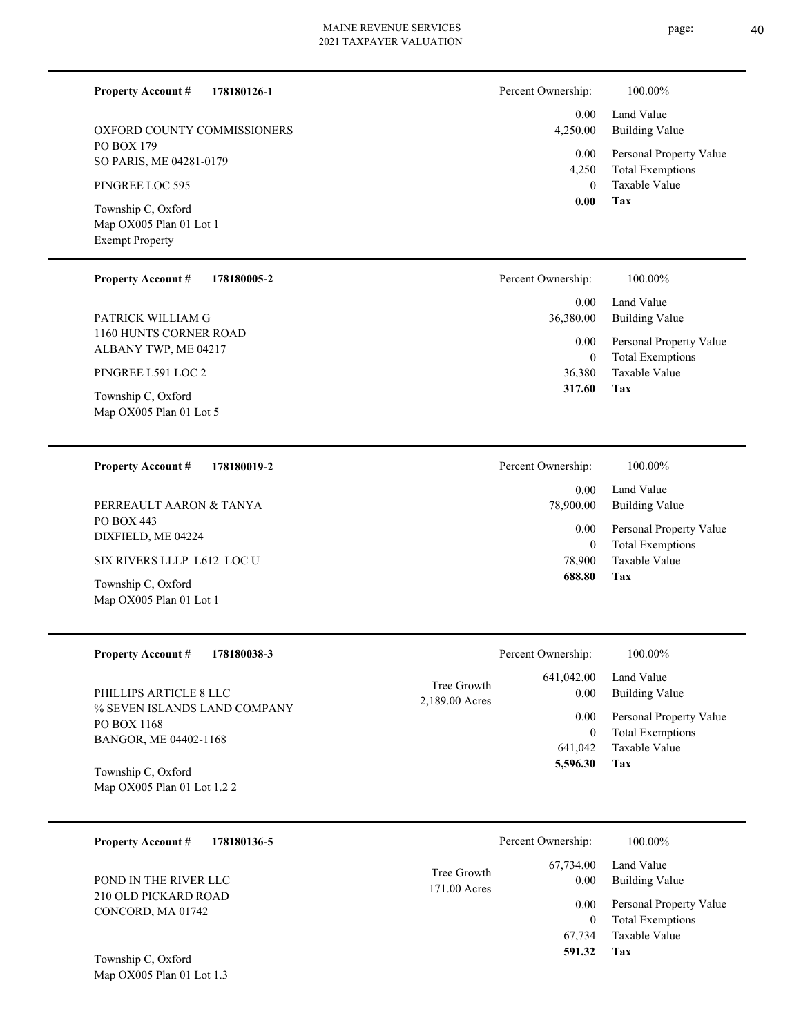**Property Account #** **178180126-1**

OXFORD COUNTY COMMISSIONERS
PO BOX 179
SO PARIS, ME 04281-0179

PINGREE LOC 595

Township C, Oxford
Map OX005 Plan 01 Lot 1
Exempt Property

| Percent Ownership: | 100.00% |
|---|---|
| 0.00 | Land Value |
| 4,250.00 | Building Value |
| 0.00 | Personal Property Value |
| 4,250 | Total Exemptions |
| 0 | Taxable Value |
| **0.00** | **Tax** |

---

**Property Account #** **178180005-2**

PATRICK WILLIAM G
1160 HUNTS CORNER ROAD
ALBANY TWP, ME 04217

PINGREE L591 LOC 2

Township C, Oxford
Map OX005 Plan 01 Lot 5

| Percent Ownership: | 100.00% |
|---|---|
| 0.00 | Land Value |
| 36,380.00 | Building Value |
| 0.00 | Personal Property Value |
| 0 | Total Exemptions |
| 36,380 | Taxable Value |
| **317.60** | **Tax** |

---

**Property Account #** **178180019-2**

PERREAULT AARON & TANYA
PO BOX 443
DIXFIELD, ME 04224

SIX RIVERS LLLP L612 LOC U

Township C, Oxford
Map OX005 Plan 01 Lot 1

| Percent Ownership: | 100.00% |
|---|---|
| 0.00 | Land Value |
| 78,900.00 | Building Value |
| 0.00 | Personal Property Value |
| 0 | Total Exemptions |
| 78,900 | Taxable Value |
| **688.80** | **Tax** |

---

**Property Account #** **178180038-3**

PHILLIPS ARTICLE 8 LLC
% SEVEN ISLANDS LAND COMPANY
PO BOX 1168
BANGOR, ME 04402-1168

Township C, Oxford
Map OX005 Plan 01 Lot 1.2 2

Tree Growth
2,189.00 Acres

| Percent Ownership: | 100.00% |
|---|---|
| 641,042.00 | Land Value |
| 0.00 | Building Value |
| 0.00 | Personal Property Value |
| 0 | Total Exemptions |
| 641,042 | Taxable Value |
| **5,596.30** | **Tax** |

---

**Property Account #** **178180136-5**

POND IN THE RIVER LLC
210 OLD PICKARD ROAD
CONCORD, MA 01742

Township C, Oxford
Map OX005 Plan 01 Lot 1.3

Tree Growth
171.00 Acres

| Percent Ownership: | 100.00% |
|---|---|
| 67,734.00 | Land Value |
| 0.00 | Building Value |
| 0.00 | Personal Property Value |
| 0 | Total Exemptions |
| 67,734 | Taxable Value |
| **591.32** | **Tax** |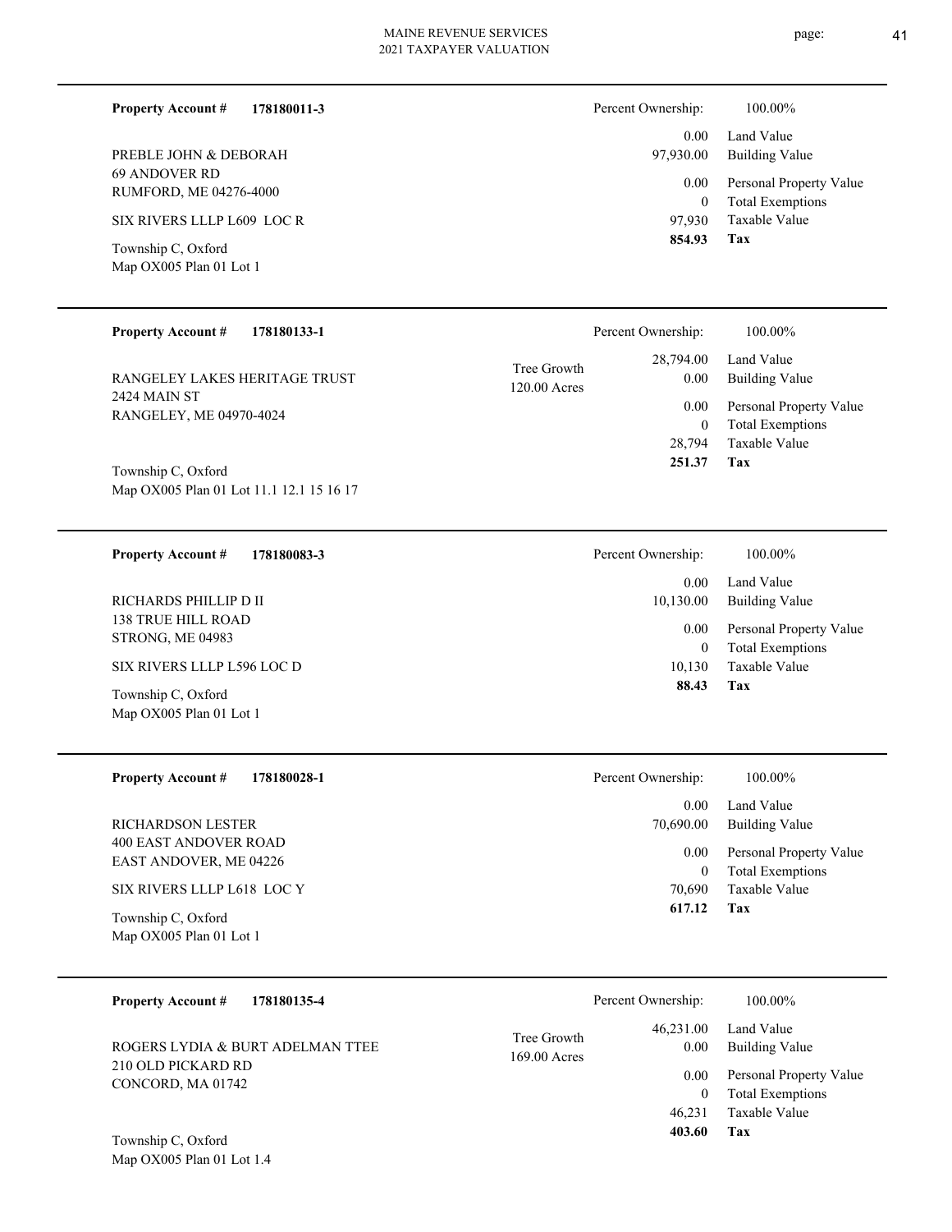**Property Account #** **178180011-3**

PREBLE JOHN & DEBORAH
69 ANDOVER RD
RUMFORD, ME 04276-4000

SIX RIVERS LLLP L609 LOC R

Township C, Oxford
Map OX005 Plan 01 Lot 1

| Percent Ownership: | 100.00% |
|---|---|
| 0.00 | Land Value |
| 97,930.00 | Building Value |
| 0.00 | Personal Property Value |
| 0 | Total Exemptions |
| 97,930 | Taxable Value |
| **854.93** | **Tax** |

---

**Property Account #** **178180133-1**

RANGELEY LAKES HERITAGE TRUST
2424 MAIN ST
RANGELEY, ME 04970-4024

Township C, Oxford
Map OX005 Plan 01 Lot 11.1 12.1 15 16 17

Tree Growth
120.00 Acres

| Percent Ownership: | 100.00% |
|---|---|
| 28,794.00 | Land Value |
| 0.00 | Building Value |
| 0.00 | Personal Property Value |
| 0 | Total Exemptions |
| 28,794 | Taxable Value |
| **251.37** | **Tax** |

---

**Property Account #** **178180083-3**

RICHARDS PHILLIP D II
138 TRUE HILL ROAD
STRONG, ME 04983

SIX RIVERS LLLP L596 LOC D

Township C, Oxford
Map OX005 Plan 01 Lot 1

| Percent Ownership: | 100.00% |
|---|---|
| 0.00 | Land Value |
| 10,130.00 | Building Value |
| 0.00 | Personal Property Value |
| 0 | Total Exemptions |
| 10,130 | Taxable Value |
| **88.43** | **Tax** |

---

**Property Account #** **178180028-1**

RICHARDSON LESTER
400 EAST ANDOVER ROAD
EAST ANDOVER, ME 04226

SIX RIVERS LLLP L618 LOC Y

Township C, Oxford
Map OX005 Plan 01 Lot 1

| Percent Ownership: | 100.00% |
|---|---|
| 0.00 | Land Value |
| 70,690.00 | Building Value |
| 0.00 | Personal Property Value |
| 0 | Total Exemptions |
| 70,690 | Taxable Value |
| **617.12** | **Tax** |

---

**Property Account #** **178180135-4**

ROGERS LYDIA & BURT ADELMAN TTEE
210 OLD PICKARD RD
CONCORD, MA 01742

Township C, Oxford
Map OX005 Plan 01 Lot 1.4

Tree Growth
169.00 Acres

| Percent Ownership: | 100.00% |
|---|---|
| 46,231.00 | Land Value |
| 0.00 | Building Value |
| 0.00 | Personal Property Value |
| 0 | Total Exemptions |
| 46,231 | Taxable Value |
| **403.60** | **Tax** |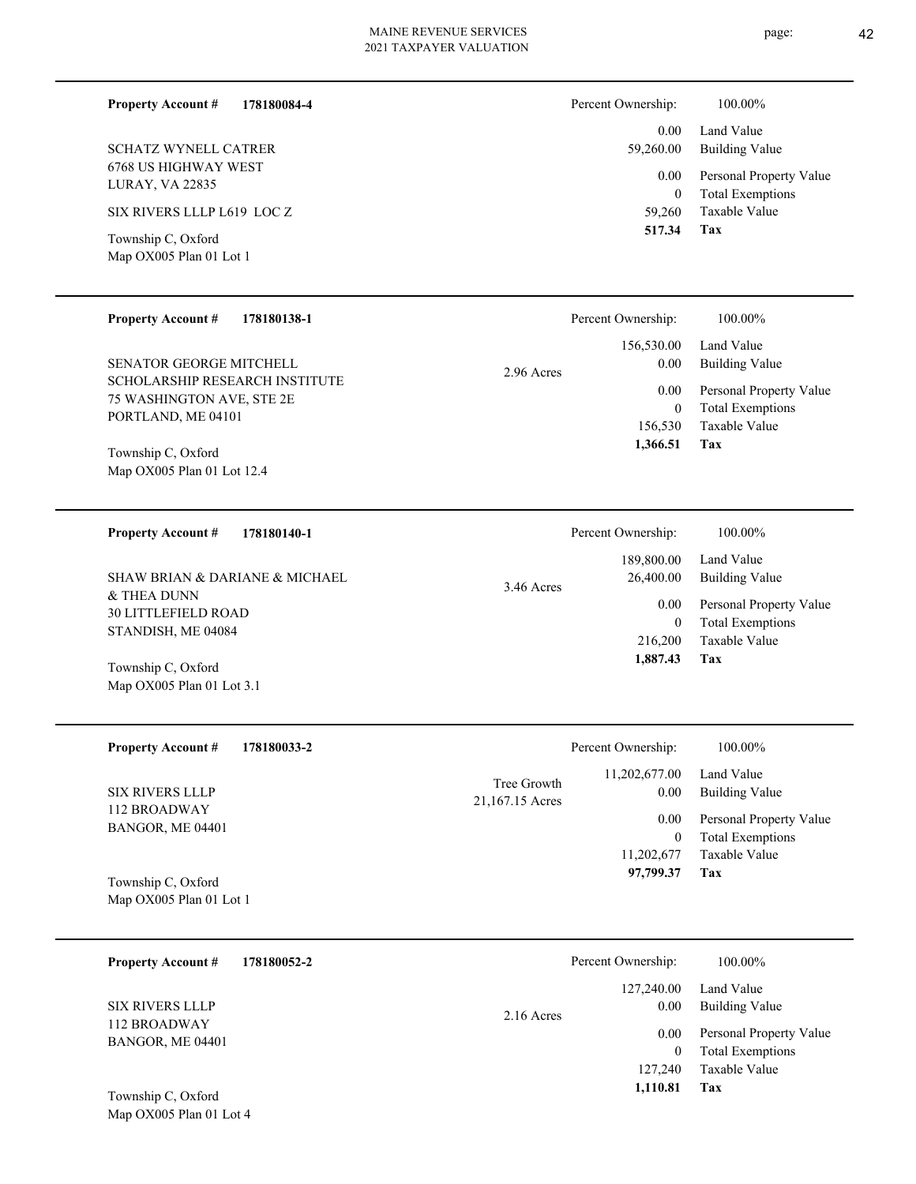**Property Account #** **178180084-4**

SCHATZ WYNELL CATRER
6768 US HIGHWAY WEST
LURAY, VA 22835

SIX RIVERS LLLP L619 LOC Z

Township C, Oxford
Map OX005 Plan 01 Lot 1

| Percent Ownership: | 100.00% |
|---|---|
| 0.00 | Land Value |
| 59,260.00 | Building Value |
| 0.00 | Personal Property Value |
| 0 | Total Exemptions |
| 59,260 | Taxable Value |
| **517.34** | **Tax** |

---

**Property Account #** **178180138-1**

SENATOR GEORGE MITCHELL
SCHOLARSHIP RESEARCH INSTITUTE
75 WASHINGTON AVE, STE 2E
PORTLAND, ME 04101

Township C, Oxford
Map OX005 Plan 01 Lot 12.4

2.96 Acres

| Percent Ownership: | 100.00% |
|---|---|
| 156,530.00 | Land Value |
| 0.00 | Building Value |
| 0.00 | Personal Property Value |
| 0 | Total Exemptions |
| 156,530 | Taxable Value |
| **1,366.51** | **Tax** |

---

**Property Account #** **178180140-1**

SHAW BRIAN & DARIANE & MICHAEL
& THEA DUNN
30 LITTLEFIELD ROAD
STANDISH, ME 04084

Township C, Oxford
Map OX005 Plan 01 Lot 3.1

3.46 Acres

| Percent Ownership: | 100.00% |
|---|---|
| 189,800.00 | Land Value |
| 26,400.00 | Building Value |
| 0.00 | Personal Property Value |
| 0 | Total Exemptions |
| 216,200 | Taxable Value |
| **1,887.43** | **Tax** |

---

**Property Account #** **178180033-2**

SIX RIVERS LLLP
112 BROADWAY
BANGOR, ME 04401

Township C, Oxford
Map OX005 Plan 01 Lot 1

Tree Growth
21,167.15 Acres

| Percent Ownership: | 100.00% |
|---|---|
| 11,202,677.00 | Land Value |
| 0.00 | Building Value |
| 0.00 | Personal Property Value |
| 0 | Total Exemptions |
| 11,202,677 | Taxable Value |
| **97,799.37** | **Tax** |

---

**Property Account #** **178180052-2**

SIX RIVERS LLLP
112 BROADWAY
BANGOR, ME 04401

Township C, Oxford
Map OX005 Plan 01 Lot 4

2.16 Acres

| Percent Ownership: | 100.00% |
|---|---|
| 127,240.00 | Land Value |
| 0.00 | Building Value |
| 0.00 | Personal Property Value |
| 0 | Total Exemptions |
| 127,240 | Taxable Value |
| **1,110.81** | **Tax** |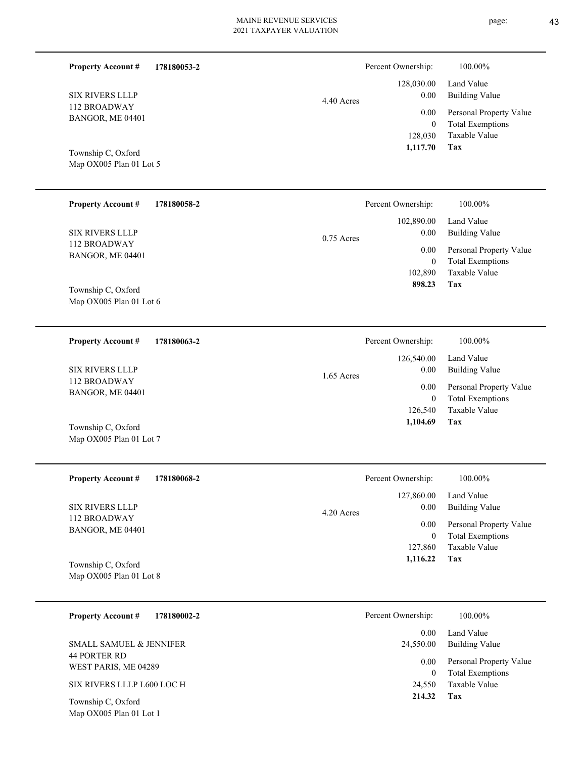| Property Account # | 178180053-2 | | Percent Ownership: | 100.00% |
|---|---|---|---|---|
| SIX RIVERS LLLP | | 4.40 Acres | 128,030.00 | Land Value |
| 112 BROADWAY | | | 0.00 | Building Value |
| BANGOR, ME 04401 | | | 0.00 | Personal Property Value |
| | | | 0 | Total Exemptions |
| | | | 128,030 | Taxable Value |
| Township C, Oxford | | | **1,117.70** | **Tax** |
| Map OX005 Plan 01 Lot 5 | | | | |

| Property Account # | 178180058-2 | | Percent Ownership: | 100.00% |
|---|---|---|---|---|
| SIX RIVERS LLLP | | 0.75 Acres | 102,890.00 | Land Value |
| 112 BROADWAY | | | 0.00 | Building Value |
| BANGOR, ME 04401 | | | 0.00 | Personal Property Value |
| | | | 0 | Total Exemptions |
| | | | 102,890 | Taxable Value |
| Township C, Oxford | | | **898.23** | **Tax** |
| Map OX005 Plan 01 Lot 6 | | | | |

| Property Account # | 178180063-2 | | Percent Ownership: | 100.00% |
|---|---|---|---|---|
| SIX RIVERS LLLP | | 1.65 Acres | 126,540.00 | Land Value |
| 112 BROADWAY | | | 0.00 | Building Value |
| BANGOR, ME 04401 | | | 0.00 | Personal Property Value |
| | | | 0 | Total Exemptions |
| | | | 126,540 | Taxable Value |
| Township C, Oxford | | | **1,104.69** | **Tax** |
| Map OX005 Plan 01 Lot 7 | | | | |

| Property Account # | 178180068-2 | | Percent Ownership: | 100.00% |
|---|---|---|---|---|
| SIX RIVERS LLLP | | 4.20 Acres | 127,860.00 | Land Value |
| 112 BROADWAY | | | 0.00 | Building Value |
| BANGOR, ME 04401 | | | 0.00 | Personal Property Value |
| | | | 0 | Total Exemptions |
| | | | 127,860 | Taxable Value |
| Township C, Oxford | | | **1,116.22** | **Tax** |
| Map OX005 Plan 01 Lot 8 | | | | |

| Property Account # | 178180002-2 | | Percent Ownership: | 100.00% |
|---|---|---|---|---|
| SMALL SAMUEL & JENNIFER | | | 0.00 | Land Value |
| 44 PORTER RD | | | 24,550.00 | Building Value |
| WEST PARIS, ME 04289 | | | 0.00 | Personal Property Value |
| SIX RIVERS LLLP L600 LOC H | | | 0 | Total Exemptions |
| | | | 24,550 | Taxable Value |
| Township C, Oxford | | | **214.32** | **Tax** |
| Map OX005 Plan 01 Lot 1 | | | | |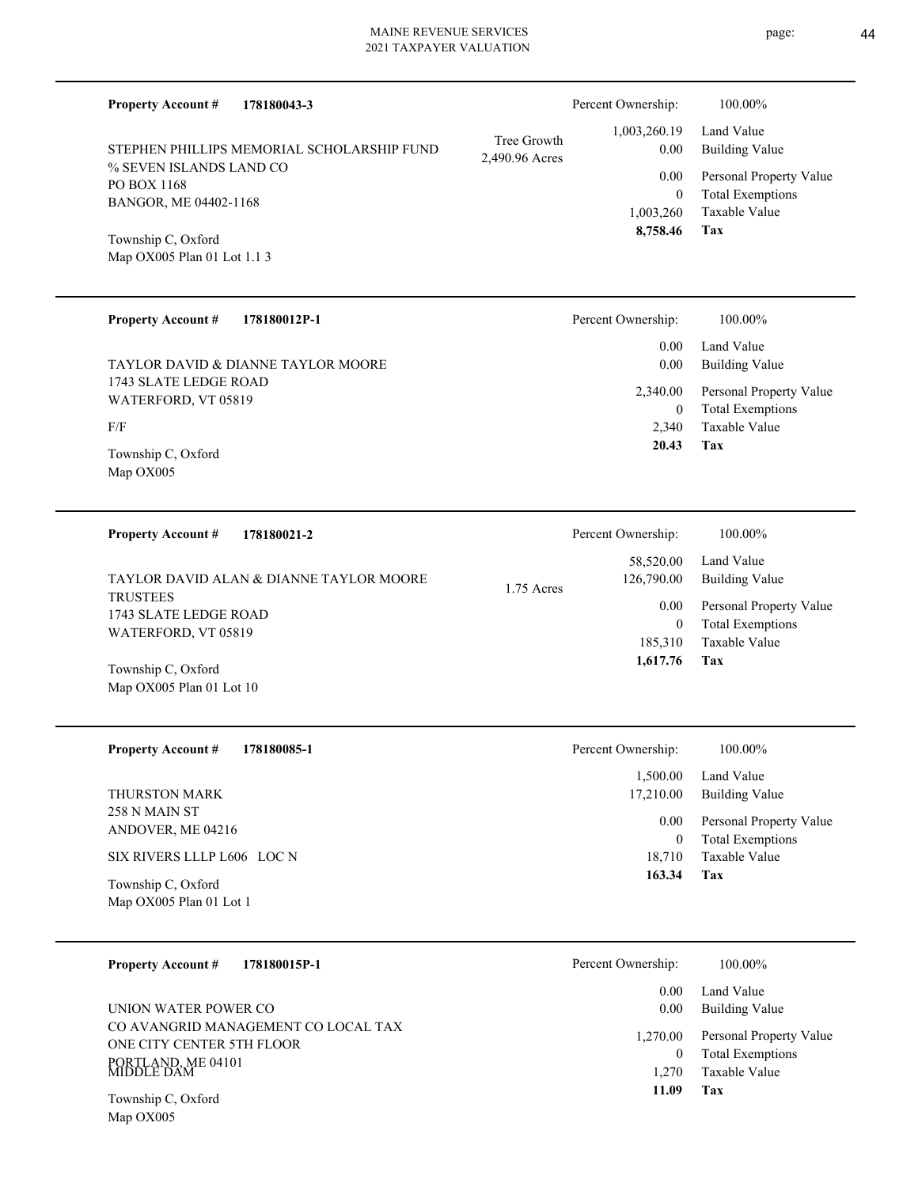**Property Account #** **178180043-3**

STEPHEN PHILLIPS MEMORIAL SCHOLARSHIP FUND
% SEVEN ISLANDS LAND CO
PO BOX 1168
BANGOR, ME 04402-1168

Township C, Oxford
Map OX005 Plan 01 Lot 1.1 3

Tree Growth
2,490.96 Acres

| Percent Ownership: | 100.00% |
|---|---|
| 1,003,260.19 | Land Value |
| 0.00 | Building Value |
| 0.00 | Personal Property Value |
| 0 | Total Exemptions |
| 1,003,260 | Taxable Value |
| **8,758.46** | **Tax** |

---

**Property Account #** **178180012P-1**

TAYLOR DAVID & DIANNE TAYLOR MOORE
1743 SLATE LEDGE ROAD
WATERFORD, VT 05819

F/F

Township C, Oxford
Map OX005

| Percent Ownership: | 100.00% |
|---|---|
| 0.00 | Land Value |
| 0.00 | Building Value |
| 2,340.00 | Personal Property Value |
| 0 | Total Exemptions |
| 2,340 | Taxable Value |
| **20.43** | **Tax** |

---

**Property Account #** **178180021-2**

TAYLOR DAVID ALAN & DIANNE TAYLOR MOORE
TRUSTEES
1743 SLATE LEDGE ROAD
WATERFORD, VT 05819

Township C, Oxford
Map OX005 Plan 01 Lot 10

1.75 Acres

| Percent Ownership: | 100.00% |
|---|---|
| 58,520.00 | Land Value |
| 126,790.00 | Building Value |
| 0.00 | Personal Property Value |
| 0 | Total Exemptions |
| 185,310 | Taxable Value |
| **1,617.76** | **Tax** |

---

**Property Account #** **178180085-1**

THURSTON MARK
258 N MAIN ST
ANDOVER, ME 04216

SIX RIVERS LLLP L606 LOC N

Township C, Oxford
Map OX005 Plan 01 Lot 1

| Percent Ownership: | 100.00% |
|---|---|
| 1,500.00 | Land Value |
| 17,210.00 | Building Value |
| 0.00 | Personal Property Value |
| 0 | Total Exemptions |
| 18,710 | Taxable Value |
| **163.34** | **Tax** |

---

**Property Account #** **178180015P-1**

UNION WATER POWER CO
CO AVANGRID MANAGEMENT CO LOCAL TAX
ONE CITY CENTER 5TH FLOOR
PORTLAND, ME 04101

MIDDLE DAM

Township C, Oxford
Map OX005

| Percent Ownership: | 100.00% |
|---|---|
| 0.00 | Land Value |
| 0.00 | Building Value |
| 1,270.00 | Personal Property Value |
| 0 | Total Exemptions |
| 1,270 | Taxable Value |
| **11.09** | **Tax** |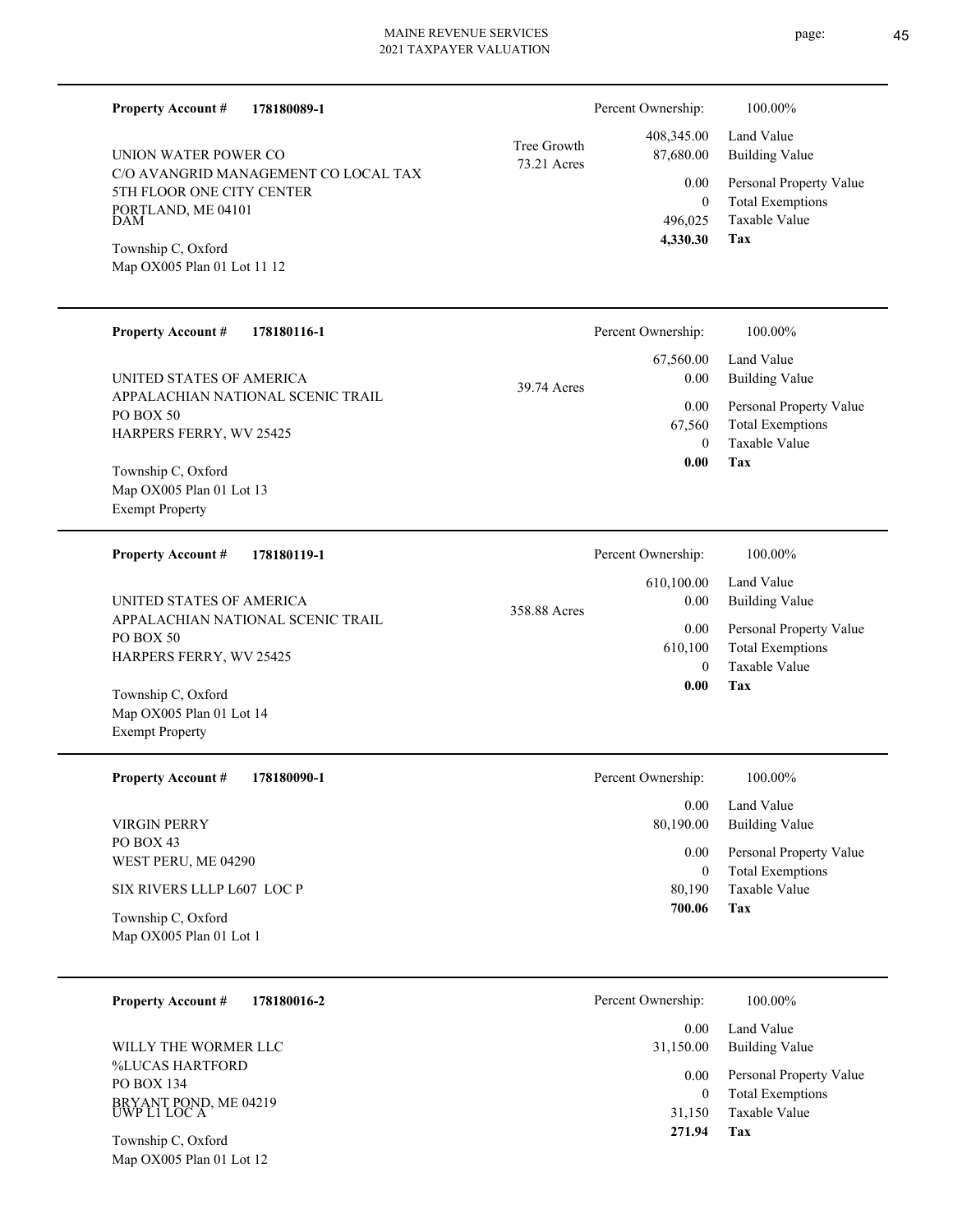**Property Account #** **178180089-1**

UNION WATER POWER CO
C/O AVANGRID MANAGEMENT CO LOCAL TAX
5TH FLOOR ONE CITY CENTER
PORTLAND, ME 04101
DAM

Township C, Oxford
Map OX005 Plan 01 Lot 11 12

Tree Growth 73.21 Acres

| Percent Ownership: | 100.00% |
|---|---|
| 408,345.00 | Land Value |
| 87,680.00 | Building Value |
| 0.00 | Personal Property Value |
| 0 | Total Exemptions |
| 496,025 | Taxable Value |
| **4,330.30** | **Tax** |

---

**Property Account #** **178180116-1**

UNITED STATES OF AMERICA
APPALACHIAN NATIONAL SCENIC TRAIL
PO BOX 50
HARPERS FERRY, WV 25425

Township C, Oxford
Map OX005 Plan 01 Lot 13
Exempt Property

39.74 Acres

| Percent Ownership: | 100.00% |
|---|---|
| 67,560.00 | Land Value |
| 0.00 | Building Value |
| 0.00 | Personal Property Value |
| 67,560 | Total Exemptions |
| 0 | Taxable Value |
| **0.00** | **Tax** |

---

**Property Account #** **178180119-1**

UNITED STATES OF AMERICA
APPALACHIAN NATIONAL SCENIC TRAIL
PO BOX 50
HARPERS FERRY, WV 25425

Township C, Oxford
Map OX005 Plan 01 Lot 14
Exempt Property

358.88 Acres

| Percent Ownership: | 100.00% |
|---|---|
| 610,100.00 | Land Value |
| 0.00 | Building Value |
| 0.00 | Personal Property Value |
| 610,100 | Total Exemptions |
| 0 | Taxable Value |
| **0.00** | **Tax** |

---

**Property Account #** **178180090-1**

VIRGIN PERRY
PO BOX 43
WEST PERU, ME 04290

SIX RIVERS LLLP L607 LOC P

Township C, Oxford
Map OX005 Plan 01 Lot 1

| Percent Ownership: | 100.00% |
|---|---|
| 0.00 | Land Value |
| 80,190.00 | Building Value |
| 0.00 | Personal Property Value |
| 0 | Total Exemptions |
| 80,190 | Taxable Value |
| **700.06** | **Tax** |

---

**Property Account #** **178180016-2**

WILLY THE WORMER LLC
%LUCAS HARTFORD
PO BOX 134
BRYANT POND, ME 04219
UWP L1 LOC A

Township C, Oxford
Map OX005 Plan 01 Lot 12

| Percent Ownership: | 100.00% |
|---|---|
| 0.00 | Land Value |
| 31,150.00 | Building Value |
| 0.00 | Personal Property Value |
| 0 | Total Exemptions |
| 31,150 | Taxable Value |
| **271.94** | **Tax** |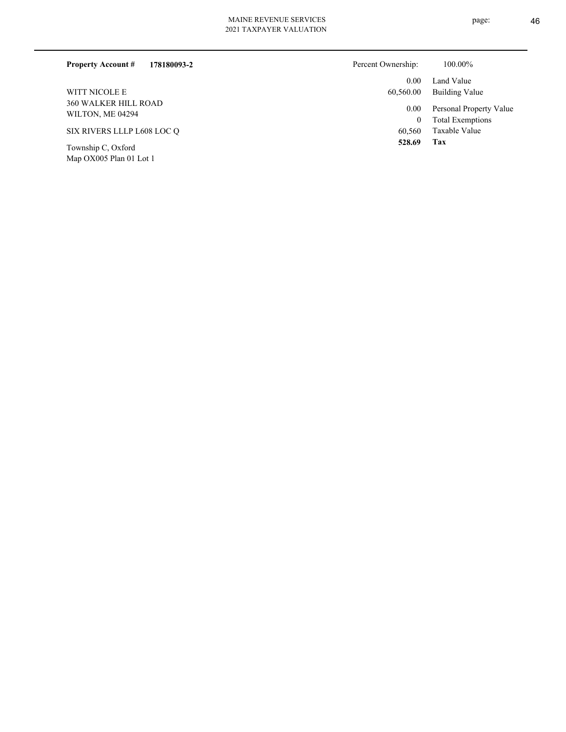**Property Account #** **178180093-2**

Percent Ownership: 100.00%

WITT NICOLE E
360 WALKER HILL ROAD
WILTON, ME 04294

SIX RIVERS LLLP L608 LOC Q

Township C, Oxford
Map OX005 Plan 01 Lot 1

| | |
|---:|---|
| 0.00 | Land Value |
| 60,560.00 | Building Value |
| 0.00 | Personal Property Value |
| 0 | Total Exemptions |
| 60,560 | Taxable Value |
| **528.69** | **Tax** |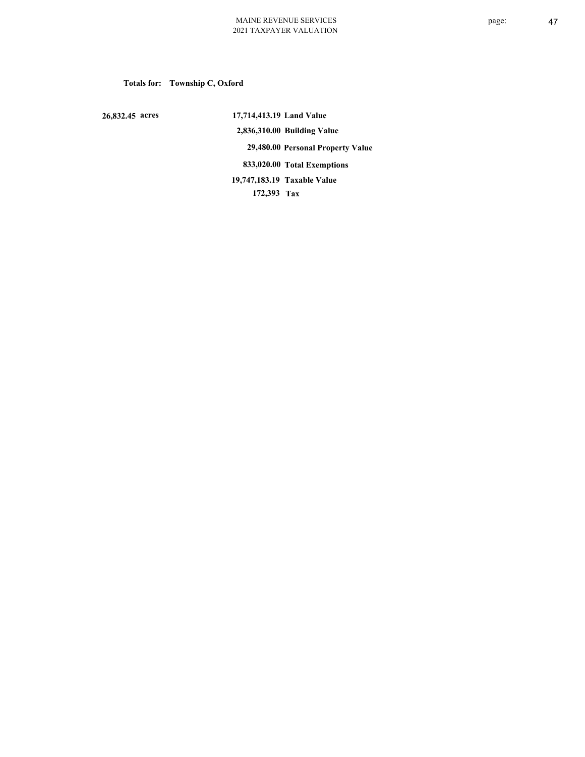**Totals for: Township C, Oxford**

| | | |
|---|---|---|
| 26,832.45 acres | 17,714,413.19 | Land Value |
| | 2,836,310.00 | Building Value |
| | 29,480.00 | Personal Property Value |
| | 833,020.00 | Total Exemptions |
| | 19,747,183.19 | Taxable Value |
| | 172,393 | Tax |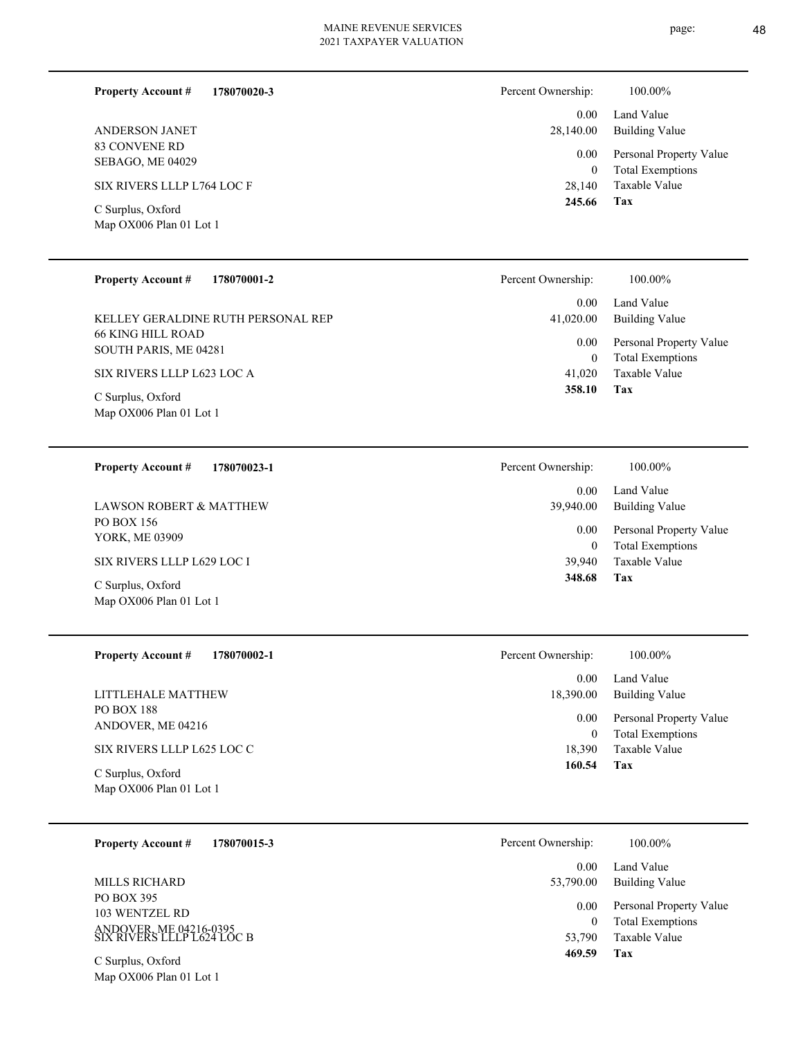**Property Account #** **178070020-3**

ANDERSON JANET
83 CONVENE RD
SEBAGO, ME 04029

SIX RIVERS LLLP L764 LOC F

C Surplus, Oxford
Map OX006 Plan 01 Lot 1

| | |
|---|---|
| Percent Ownership: | 100.00% |
| 0.00 | Land Value |
| 28,140.00 | Building Value |
| 0.00 | Personal Property Value |
| 0 | Total Exemptions |
| 28,140 | Taxable Value |
| **245.66** | **Tax** |

---

**Property Account #** **178070001-2**

KELLEY GERALDINE RUTH PERSONAL REP
66 KING HILL ROAD
SOUTH PARIS, ME 04281

SIX RIVERS LLLP L623 LOC A

C Surplus, Oxford
Map OX006 Plan 01 Lot 1

| | |
|---|---|
| Percent Ownership: | 100.00% |
| 0.00 | Land Value |
| 41,020.00 | Building Value |
| 0.00 | Personal Property Value |
| 0 | Total Exemptions |
| 41,020 | Taxable Value |
| **358.10** | **Tax** |

---

**Property Account #** **178070023-1**

LAWSON ROBERT & MATTHEW
PO BOX 156
YORK, ME 03909

SIX RIVERS LLLP L629 LOC I

C Surplus, Oxford
Map OX006 Plan 01 Lot 1

| | |
|---|---|
| Percent Ownership: | 100.00% |
| 0.00 | Land Value |
| 39,940.00 | Building Value |
| 0.00 | Personal Property Value |
| 0 | Total Exemptions |
| 39,940 | Taxable Value |
| **348.68** | **Tax** |

---

**Property Account #** **178070002-1**

LITTLEHALE MATTHEW
PO BOX 188
ANDOVER, ME 04216

SIX RIVERS LLLP L625 LOC C

C Surplus, Oxford
Map OX006 Plan 01 Lot 1

| | |
|---|---|
| Percent Ownership: | 100.00% |
| 0.00 | Land Value |
| 18,390.00 | Building Value |
| 0.00 | Personal Property Value |
| 0 | Total Exemptions |
| 18,390 | Taxable Value |
| **160.54** | **Tax** |

---

**Property Account #** **178070015-3**

MILLS RICHARD
PO BOX 395
103 WENTZEL RD
ANDOVER, ME 04216-0395

SIX RIVERS LLLP L624 LOC B

C Surplus, Oxford
Map OX006 Plan 01 Lot 1

| | |
|---|---|
| Percent Ownership: | 100.00% |
| 0.00 | Land Value |
| 53,790.00 | Building Value |
| 0.00 | Personal Property Value |
| 0 | Total Exemptions |
| 53,790 | Taxable Value |
| **469.59** | **Tax** |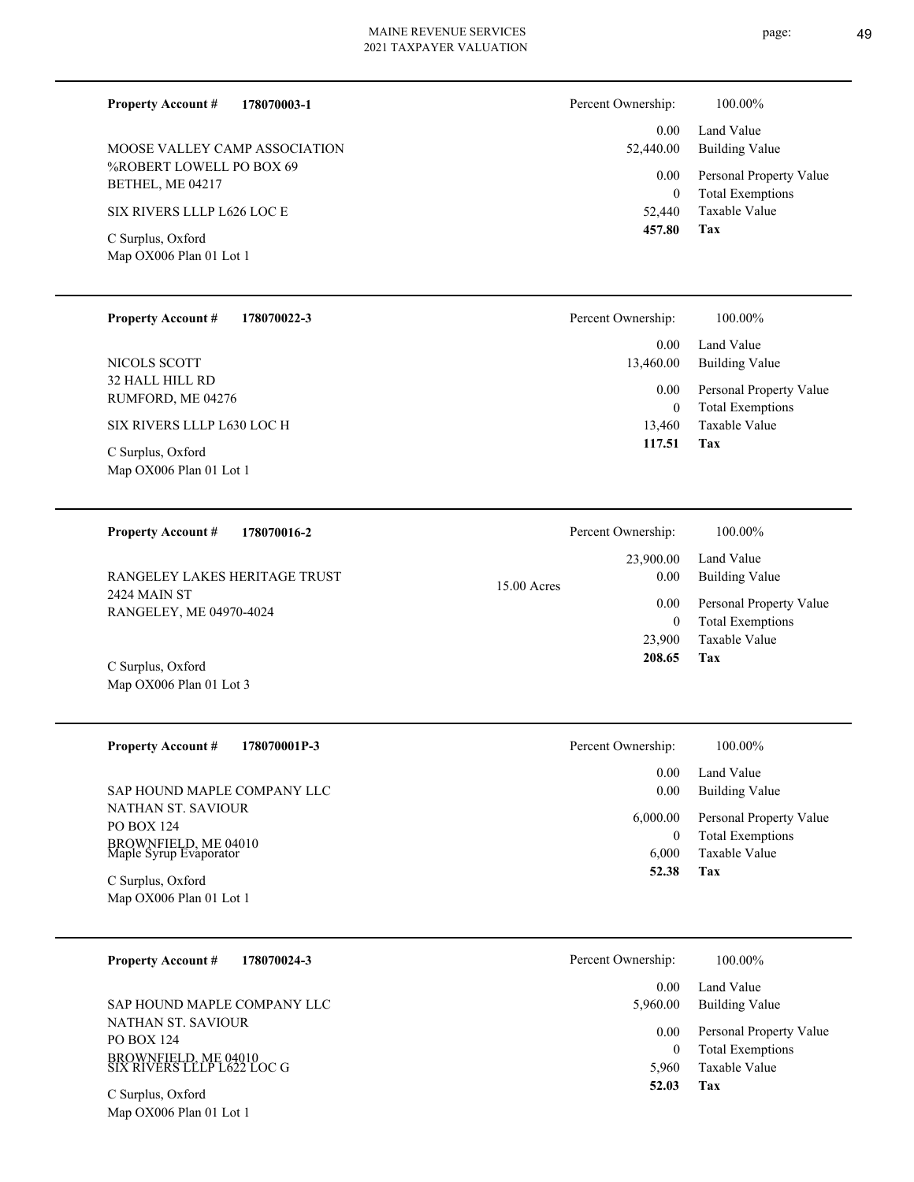**Property Account #** **178070003-1**

MOOSE VALLEY CAMP ASSOCIATION
%ROBERT LOWELL PO BOX 69
BETHEL, ME 04217

SIX RIVERS LLLP L626 LOC E

C Surplus, Oxford
Map OX006 Plan 01 Lot 1

| Percent Ownership: | 100.00% |
|---|---|
| 0.00 | Land Value |
| 52,440.00 | Building Value |
| 0.00 | Personal Property Value |
| 0 | Total Exemptions |
| 52,440 | Taxable Value |
| **457.80** | **Tax** |

---

**Property Account #** **178070022-3**

NICOLS SCOTT
32 HALL HILL RD
RUMFORD, ME 04276

SIX RIVERS LLLP L630 LOC H

C Surplus, Oxford
Map OX006 Plan 01 Lot 1

| Percent Ownership: | 100.00% |
|---|---|
| 0.00 | Land Value |
| 13,460.00 | Building Value |
| 0.00 | Personal Property Value |
| 0 | Total Exemptions |
| 13,460 | Taxable Value |
| **117.51** | **Tax** |

---

**Property Account #** **178070016-2**

RANGELEY LAKES HERITAGE TRUST
2424 MAIN ST
RANGELEY, ME 04970-4024

C Surplus, Oxford
Map OX006 Plan 01 Lot 3

15.00 Acres

| Percent Ownership: | 100.00% |
|---|---|
| 23,900.00 | Land Value |
| 0.00 | Building Value |
| 0.00 | Personal Property Value |
| 0 | Total Exemptions |
| 23,900 | Taxable Value |
| **208.65** | **Tax** |

---

**Property Account #** **178070001P-3**

SAP HOUND MAPLE COMPANY LLC
NATHAN ST. SAVIOUR
PO BOX 124
BROWNFIELD, ME 04010

Maple Syrup Evaporator

C Surplus, Oxford
Map OX006 Plan 01 Lot 1

| Percent Ownership: | 100.00% |
|---|---|
| 0.00 | Land Value |
| 0.00 | Building Value |
| 6,000.00 | Personal Property Value |
| 0 | Total Exemptions |
| 6,000 | Taxable Value |
| **52.38** | **Tax** |

---

**Property Account #** **178070024-3**

SAP HOUND MAPLE COMPANY LLC
NATHAN ST. SAVIOUR
PO BOX 124
BROWNFIELD, ME 04010

SIX RIVERS LLLP L622 LOC G

C Surplus, Oxford
Map OX006 Plan 01 Lot 1

| Percent Ownership: | 100.00% |
|---|---|
| 0.00 | Land Value |
| 5,960.00 | Building Value |
| 0.00 | Personal Property Value |
| 0 | Total Exemptions |
| 5,960 | Taxable Value |
| **52.03** | **Tax** |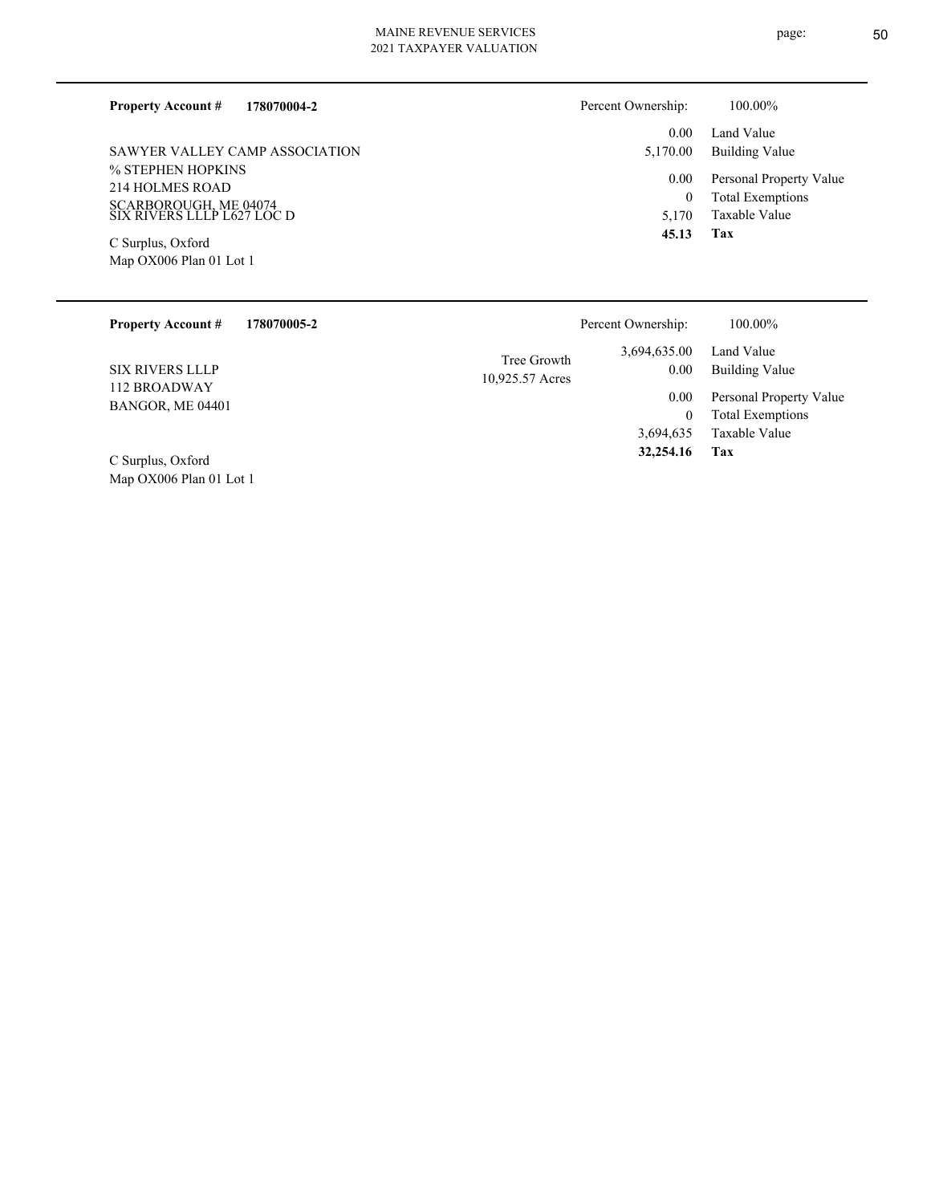**Property Account #** **178070004-2**

Percent Ownership: 100.00%

SAWYER VALLEY CAMP ASSOCIATION
% STEPHEN HOPKINS
214 HOLMES ROAD
SCARBOROUGH, ME 04074
SIX RIVERS LLLP L627 LOC D

C Surplus, Oxford
Map OX006 Plan 01 Lot 1

| | |
|---|---|
| 0.00 | Land Value |
| 5,170.00 | Building Value |
| 0.00 | Personal Property Value |
| 0 | Total Exemptions |
| 5,170 | Taxable Value |
| **45.13** | **Tax** |

---

**Property Account #** **178070005-2**

Percent Ownership: 100.00%

SIX RIVERS LLLP
112 BROADWAY
BANGOR, ME 04401

C Surplus, Oxford
Map OX006 Plan 01 Lot 1

Tree Growth
10,925.57 Acres

| | |
|---|---|
| 3,694,635.00 | Land Value |
| 0.00 | Building Value |
| 0.00 | Personal Property Value |
| 0 | Total Exemptions |
| 3,694,635 | Taxable Value |
| **32,254.16** | **Tax** |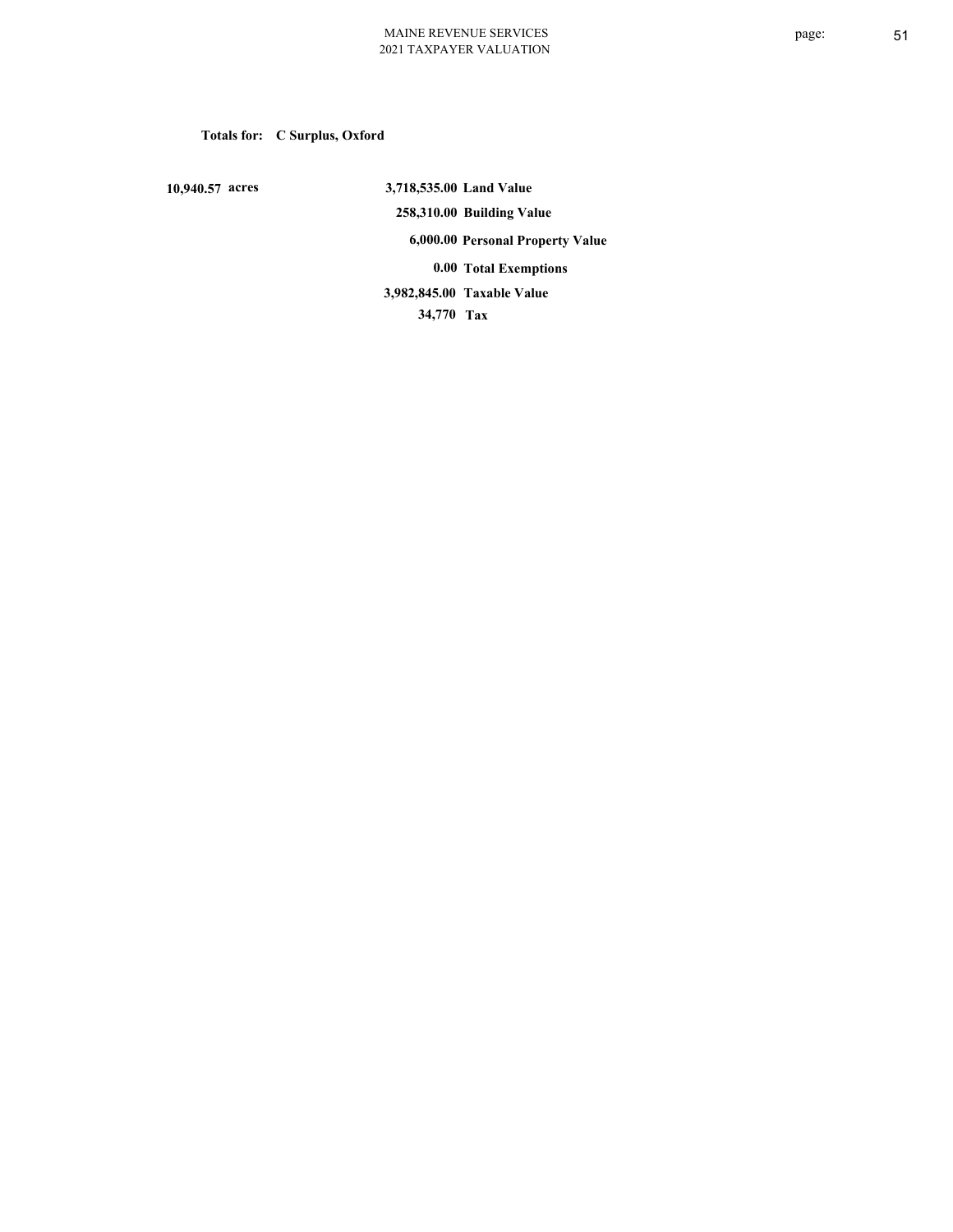**Totals for: C Surplus, Oxford**

| | | |
|---|---|---|
| **10,940.57 acres** | **3,718,535.00** | **Land Value** |
| | **258,310.00** | **Building Value** |
| | **6,000.00** | **Personal Property Value** |
| | **0.00** | **Total Exemptions** |
| | **3,982,845.00** | **Taxable Value** |
| | **34,770** | **Tax** |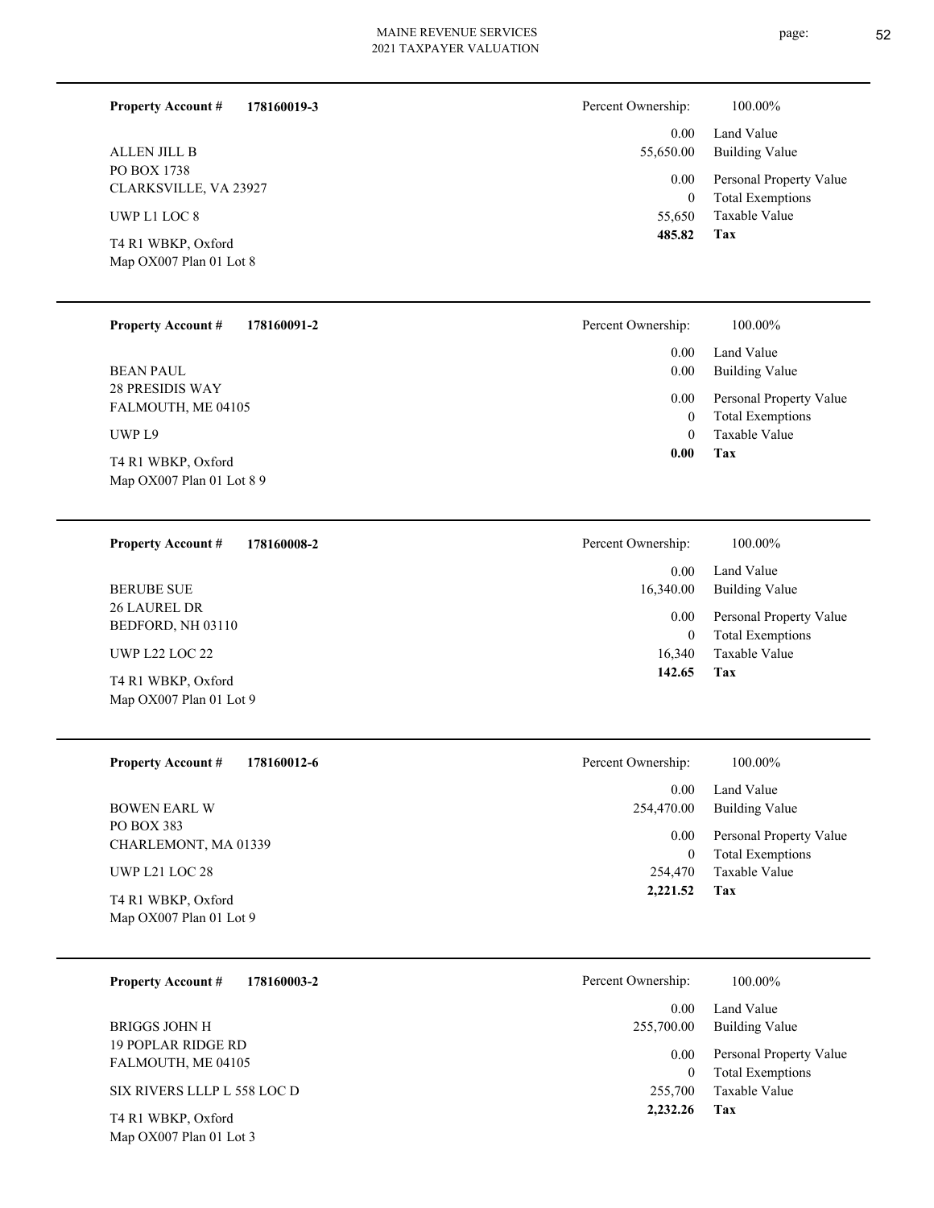**Property Account #** **178160019-3**

ALLEN JILL B
PO BOX 1738
CLARKSVILLE, VA 23927

UWP L1 LOC 8

T4 R1 WBKP, Oxford
Map OX007 Plan 01 Lot 8

| | |
|---|---|
| Percent Ownership: | 100.00% |
| 0.00 | Land Value |
| 55,650.00 | Building Value |
| 0.00 | Personal Property Value |
| 0 | Total Exemptions |
| 55,650 | Taxable Value |
| **485.82** | **Tax** |

---

**Property Account #** **178160091-2**

BEAN PAUL
28 PRESIDIS WAY
FALMOUTH, ME 04105

UWP L9

T4 R1 WBKP, Oxford
Map OX007 Plan 01 Lot 8 9

| | |
|---|---|
| Percent Ownership: | 100.00% |
| 0.00 | Land Value |
| 0.00 | Building Value |
| 0.00 | Personal Property Value |
| 0 | Total Exemptions |
| 0 | Taxable Value |
| **0.00** | **Tax** |

---

**Property Account #** **178160008-2**

BERUBE SUE
26 LAUREL DR
BEDFORD, NH 03110

UWP L22 LOC 22

T4 R1 WBKP, Oxford
Map OX007 Plan 01 Lot 9

| | |
|---|---|
| Percent Ownership: | 100.00% |
| 0.00 | Land Value |
| 16,340.00 | Building Value |
| 0.00 | Personal Property Value |
| 0 | Total Exemptions |
| 16,340 | Taxable Value |
| **142.65** | **Tax** |

---

**Property Account #** **178160012-6**

BOWEN EARL W
PO BOX 383
CHARLEMONT, MA 01339

UWP L21 LOC 28

T4 R1 WBKP, Oxford
Map OX007 Plan 01 Lot 9

| | |
|---|---|
| Percent Ownership: | 100.00% |
| 0.00 | Land Value |
| 254,470.00 | Building Value |
| 0.00 | Personal Property Value |
| 0 | Total Exemptions |
| 254,470 | Taxable Value |
| **2,221.52** | **Tax** |

---

**Property Account #** **178160003-2**

BRIGGS JOHN H
19 POPLAR RIDGE RD
FALMOUTH, ME 04105

SIX RIVERS LLLP L 558 LOC D

T4 R1 WBKP, Oxford
Map OX007 Plan 01 Lot 3

| | |
|---|---|
| Percent Ownership: | 100.00% |
| 0.00 | Land Value |
| 255,700.00 | Building Value |
| 0.00 | Personal Property Value |
| 0 | Total Exemptions |
| 255,700 | Taxable Value |
| **2,232.26** | **Tax** |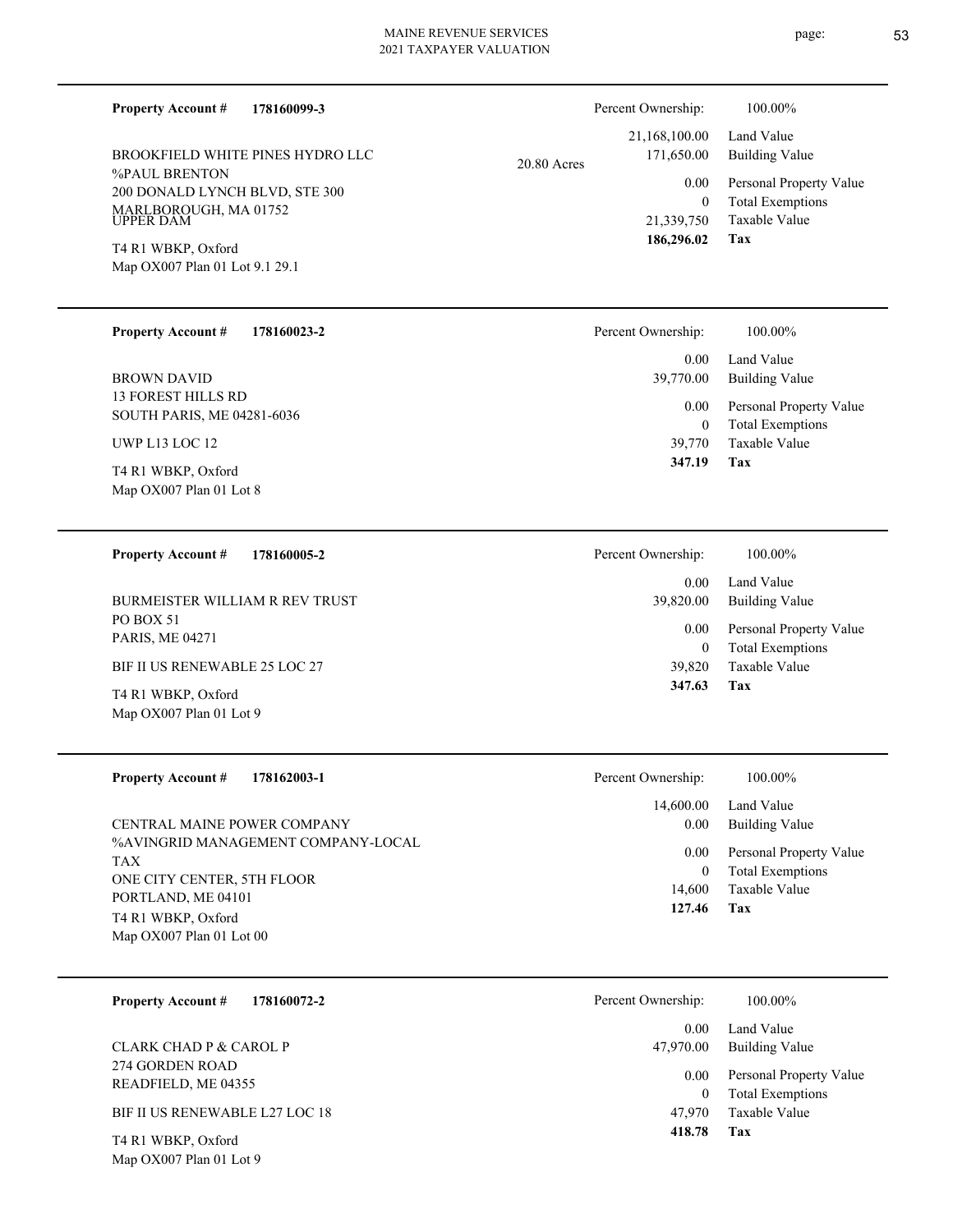**Property Account #** **178160099-3**

BROOKFIELD WHITE PINES HYDRO LLC
%PAUL BRENTON
200 DONALD LYNCH BLVD, STE 300
MARLBOROUGH, MA 01752
UPPER DAM

T4 R1 WBKP, Oxford
Map OX007 Plan 01 Lot 9.1 29.1

20.80 Acres

| Percent Ownership: | 100.00% |
|---|---|
| 21,168,100.00 | Land Value |
| 171,650.00 | Building Value |
| 0.00 | Personal Property Value |
| 0 | Total Exemptions |
| 21,339,750 | Taxable Value |
| **186,296.02** | **Tax** |

---

**Property Account #** **178160023-2**

BROWN DAVID
13 FOREST HILLS RD
SOUTH PARIS, ME 04281-6036

UWP L13 LOC 12

T4 R1 WBKP, Oxford
Map OX007 Plan 01 Lot 8

| Percent Ownership: | 100.00% |
|---|---|
| 0.00 | Land Value |
| 39,770.00 | Building Value |
| 0.00 | Personal Property Value |
| 0 | Total Exemptions |
| 39,770 | Taxable Value |
| **347.19** | **Tax** |

---

**Property Account #** **178160005-2**

BURMEISTER WILLIAM R REV TRUST
PO BOX 51
PARIS, ME 04271

BIF II US RENEWABLE 25 LOC 27

T4 R1 WBKP, Oxford
Map OX007 Plan 01 Lot 9

| Percent Ownership: | 100.00% |
|---|---|
| 0.00 | Land Value |
| 39,820.00 | Building Value |
| 0.00 | Personal Property Value |
| 0 | Total Exemptions |
| 39,820 | Taxable Value |
| **347.63** | **Tax** |

---

**Property Account #** **178162003-1**

CENTRAL MAINE POWER COMPANY
%AVINGRID MANAGEMENT COMPANY-LOCAL TAX
ONE CITY CENTER, 5TH FLOOR
PORTLAND, ME 04101

T4 R1 WBKP, Oxford
Map OX007 Plan 01 Lot 00

| Percent Ownership: | 100.00% |
|---|---|
| 14,600.00 | Land Value |
| 0.00 | Building Value |
| 0.00 | Personal Property Value |
| 0 | Total Exemptions |
| 14,600 | Taxable Value |
| **127.46** | **Tax** |

---

**Property Account #** **178160072-2**

CLARK CHAD P & CAROL P
274 GORDEN ROAD
READFIELD, ME 04355

BIF II US RENEWABLE L27 LOC 18

T4 R1 WBKP, Oxford
Map OX007 Plan 01 Lot 9

| Percent Ownership: | 100.00% |
|---|---|
| 0.00 | Land Value |
| 47,970.00 | Building Value |
| 0.00 | Personal Property Value |
| 0 | Total Exemptions |
| 47,970 | Taxable Value |
| **418.78** | **Tax** |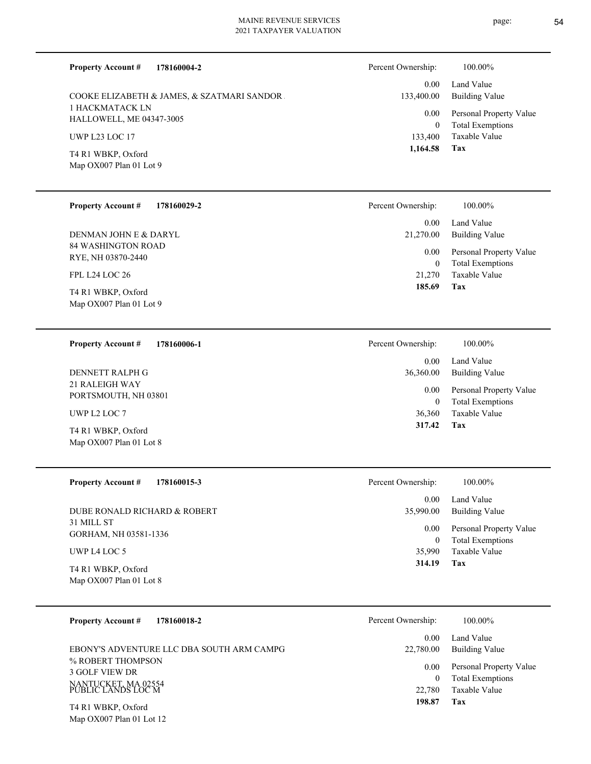**Property Account #** **178160004-2**

COOKE ELIZABETH & JAMES, & SZATMARI SANDOR
1 HACKMATACK LN
HALLOWELL, ME 04347-3005

UWP L23 LOC 17

T4 R1 WBKP, Oxford
Map OX007 Plan 01 Lot 9

| Percent Ownership: | 100.00% |
|---|---|
| 0.00 | Land Value |
| 133,400.00 | Building Value |
| 0.00 | Personal Property Value |
| 0 | Total Exemptions |
| 133,400 | Taxable Value |
| **1,164.58** | **Tax** |

---

**Property Account #** **178160029-2**

DENMAN JOHN E & DARYL
84 WASHINGTON ROAD
RYE, NH 03870-2440

FPL L24 LOC 26

T4 R1 WBKP, Oxford
Map OX007 Plan 01 Lot 9

| Percent Ownership: | 100.00% |
|---|---|
| 0.00 | Land Value |
| 21,270.00 | Building Value |
| 0.00 | Personal Property Value |
| 0 | Total Exemptions |
| 21,270 | Taxable Value |
| **185.69** | **Tax** |

---

**Property Account #** **178160006-1**

DENNETT RALPH G
21 RALEIGH WAY
PORTSMOUTH, NH 03801

UWP L2 LOC 7

T4 R1 WBKP, Oxford
Map OX007 Plan 01 Lot 8

| Percent Ownership: | 100.00% |
|---|---|
| 0.00 | Land Value |
| 36,360.00 | Building Value |
| 0.00 | Personal Property Value |
| 0 | Total Exemptions |
| 36,360 | Taxable Value |
| **317.42** | **Tax** |

---

**Property Account #** **178160015-3**

DUBE RONALD RICHARD & ROBERT
31 MILL ST
GORHAM, NH 03581-1336

UWP L4 LOC 5

T4 R1 WBKP, Oxford
Map OX007 Plan 01 Lot 8

| Percent Ownership: | 100.00% |
|---|---|
| 0.00 | Land Value |
| 35,990.00 | Building Value |
| 0.00 | Personal Property Value |
| 0 | Total Exemptions |
| 35,990 | Taxable Value |
| **314.19** | **Tax** |

---

**Property Account #** **178160018-2**

EBONY'S ADVENTURE LLC DBA SOUTH ARM CAMPG
% ROBERT THOMPSON
3 GOLF VIEW DR
NANTUCKET, MA 02554

PUBLIC LANDS LOC M

T4 R1 WBKP, Oxford
Map OX007 Plan 01 Lot 12

| Percent Ownership: | 100.00% |
|---|---|
| 0.00 | Land Value |
| 22,780.00 | Building Value |
| 0.00 | Personal Property Value |
| 0 | Total Exemptions |
| 22,780 | Taxable Value |
| **198.87** | **Tax** |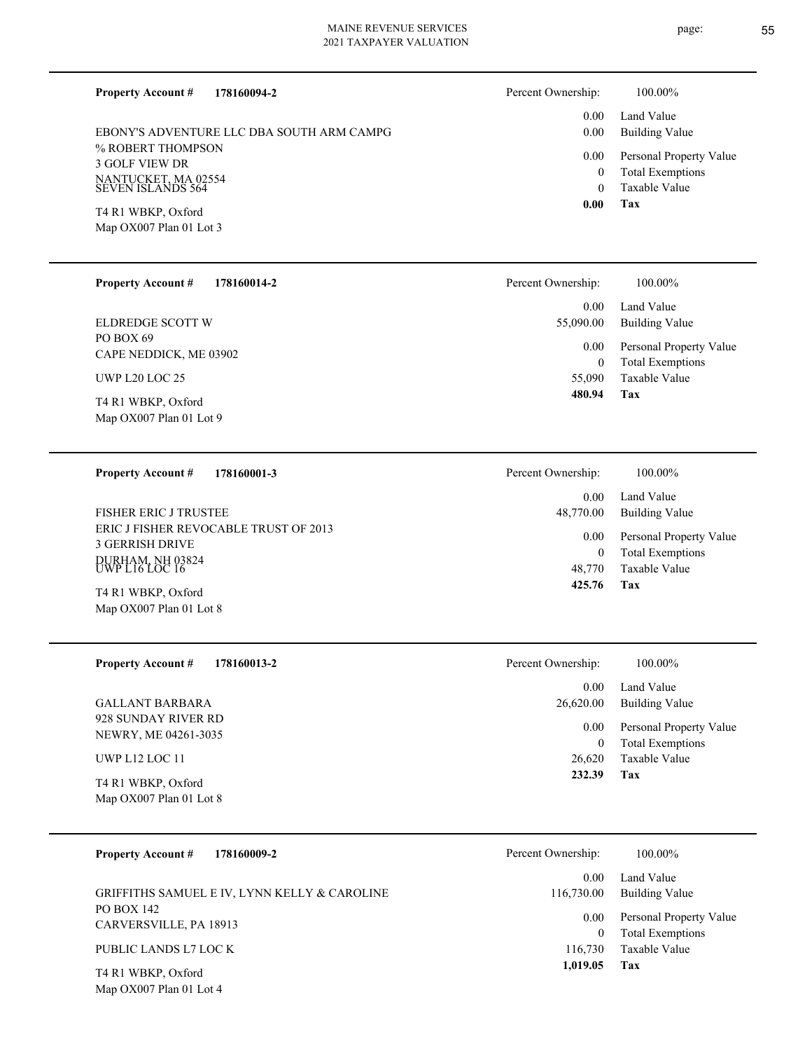**Property Account #** **178160094-2**

EBONY'S ADVENTURE LLC DBA SOUTH ARM CAMPG
% ROBERT THOMPSON
3 GOLF VIEW DR
NANTUCKET, MA 02554
SEVEN ISLANDS 564

T4 R1 WBKP, Oxford
Map OX007 Plan 01 Lot 3

| Percent Ownership: | 100.00% |
|---|---|
| 0.00 | Land Value |
| 0.00 | Building Value |
| 0.00 | Personal Property Value |
| 0 | Total Exemptions |
| 0 | Taxable Value |
| **0.00** | **Tax** |

---

**Property Account #** **178160014-2**

ELDREDGE SCOTT W
PO BOX 69
CAPE NEDDICK, ME 03902

UWP L20 LOC 25

T4 R1 WBKP, Oxford
Map OX007 Plan 01 Lot 9

| Percent Ownership: | 100.00% |
|---|---|
| 0.00 | Land Value |
| 55,090.00 | Building Value |
| 0.00 | Personal Property Value |
| 0 | Total Exemptions |
| 55,090 | Taxable Value |
| **480.94** | **Tax** |

---

**Property Account #** **178160001-3**

FISHER ERIC J TRUSTEE
ERIC J FISHER REVOCABLE TRUST OF 2013
3 GERRISH DRIVE
DURHAM, NH 03824
UWP L16 LOC 16

T4 R1 WBKP, Oxford
Map OX007 Plan 01 Lot 8

| Percent Ownership: | 100.00% |
|---|---|
| 0.00 | Land Value |
| 48,770.00 | Building Value |
| 0.00 | Personal Property Value |
| 0 | Total Exemptions |
| 48,770 | Taxable Value |
| **425.76** | **Tax** |

---

**Property Account #** **178160013-2**

GALLANT BARBARA
928 SUNDAY RIVER RD
NEWRY, ME 04261-3035

UWP L12 LOC 11

T4 R1 WBKP, Oxford
Map OX007 Plan 01 Lot 8

| Percent Ownership: | 100.00% |
|---|---|
| 0.00 | Land Value |
| 26,620.00 | Building Value |
| 0.00 | Personal Property Value |
| 0 | Total Exemptions |
| 26,620 | Taxable Value |
| **232.39** | **Tax** |

---

**Property Account #** **178160009-2**

GRIFFITHS SAMUEL E IV, LYNN KELLY & CAROLINE
PO BOX 142
CARVERSVILLE, PA 18913

PUBLIC LANDS L7 LOC K

T4 R1 WBKP, Oxford
Map OX007 Plan 01 Lot 4

| Percent Ownership: | 100.00% |
|---|---|
| 0.00 | Land Value |
| 116,730.00 | Building Value |
| 0.00 | Personal Property Value |
| 0 | Total Exemptions |
| 116,730 | Taxable Value |
| **1,019.05** | **Tax** |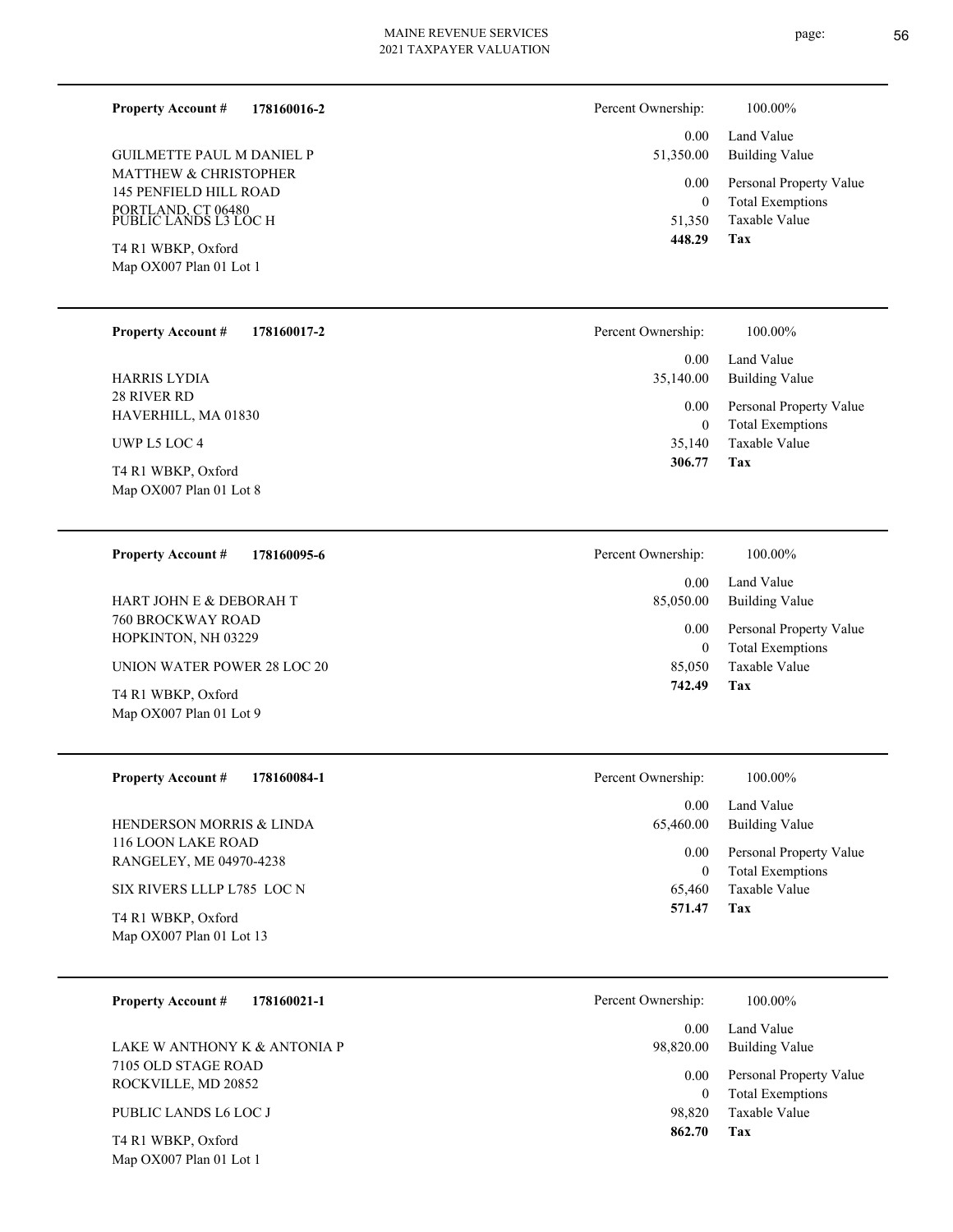**Property Account #** **178160016-2**

GUILMETTE PAUL M DANIEL P
MATTHEW & CHRISTOPHER
145 PENFIELD HILL ROAD
PORTLAND, CT 06480
PUBLIC LANDS L3 LOC H

T4 R1 WBKP, Oxford
Map OX007 Plan 01 Lot 1

| | |
|---|---|
| Percent Ownership: | 100.00% |
| 0.00 | Land Value |
| 51,350.00 | Building Value |
| 0.00 | Personal Property Value |
| 0 | Total Exemptions |
| 51,350 | Taxable Value |
| **448.29** | **Tax** |

---

**Property Account #** **178160017-2**

HARRIS LYDIA
28 RIVER RD
HAVERHILL, MA 01830

UWP L5 LOC 4

T4 R1 WBKP, Oxford
Map OX007 Plan 01 Lot 8

| | |
|---|---|
| Percent Ownership: | 100.00% |
| 0.00 | Land Value |
| 35,140.00 | Building Value |
| 0.00 | Personal Property Value |
| 0 | Total Exemptions |
| 35,140 | Taxable Value |
| **306.77** | **Tax** |

---

**Property Account #** **178160095-6**

HART JOHN E & DEBORAH T
760 BROCKWAY ROAD
HOPKINTON, NH 03229

UNION WATER POWER 28 LOC 20

T4 R1 WBKP, Oxford
Map OX007 Plan 01 Lot 9

| | |
|---|---|
| Percent Ownership: | 100.00% |
| 0.00 | Land Value |
| 85,050.00 | Building Value |
| 0.00 | Personal Property Value |
| 0 | Total Exemptions |
| 85,050 | Taxable Value |
| **742.49** | **Tax** |

---

**Property Account #** **178160084-1**

HENDERSON MORRIS & LINDA
116 LOON LAKE ROAD
RANGELEY, ME 04970-4238

SIX RIVERS LLLP L785 LOC N

T4 R1 WBKP, Oxford
Map OX007 Plan 01 Lot 13

| | |
|---|---|
| Percent Ownership: | 100.00% |
| 0.00 | Land Value |
| 65,460.00 | Building Value |
| 0.00 | Personal Property Value |
| 0 | Total Exemptions |
| 65,460 | Taxable Value |
| **571.47** | **Tax** |

---

**Property Account #** **178160021-1**

LAKE W ANTHONY K & ANTONIA P
7105 OLD STAGE ROAD
ROCKVILLE, MD 20852

PUBLIC LANDS L6 LOC J

T4 R1 WBKP, Oxford
Map OX007 Plan 01 Lot 1

| | |
|---|---|
| Percent Ownership: | 100.00% |
| 0.00 | Land Value |
| 98,820.00 | Building Value |
| 0.00 | Personal Property Value |
| 0 | Total Exemptions |
| 98,820 | Taxable Value |
| **862.70** | **Tax** |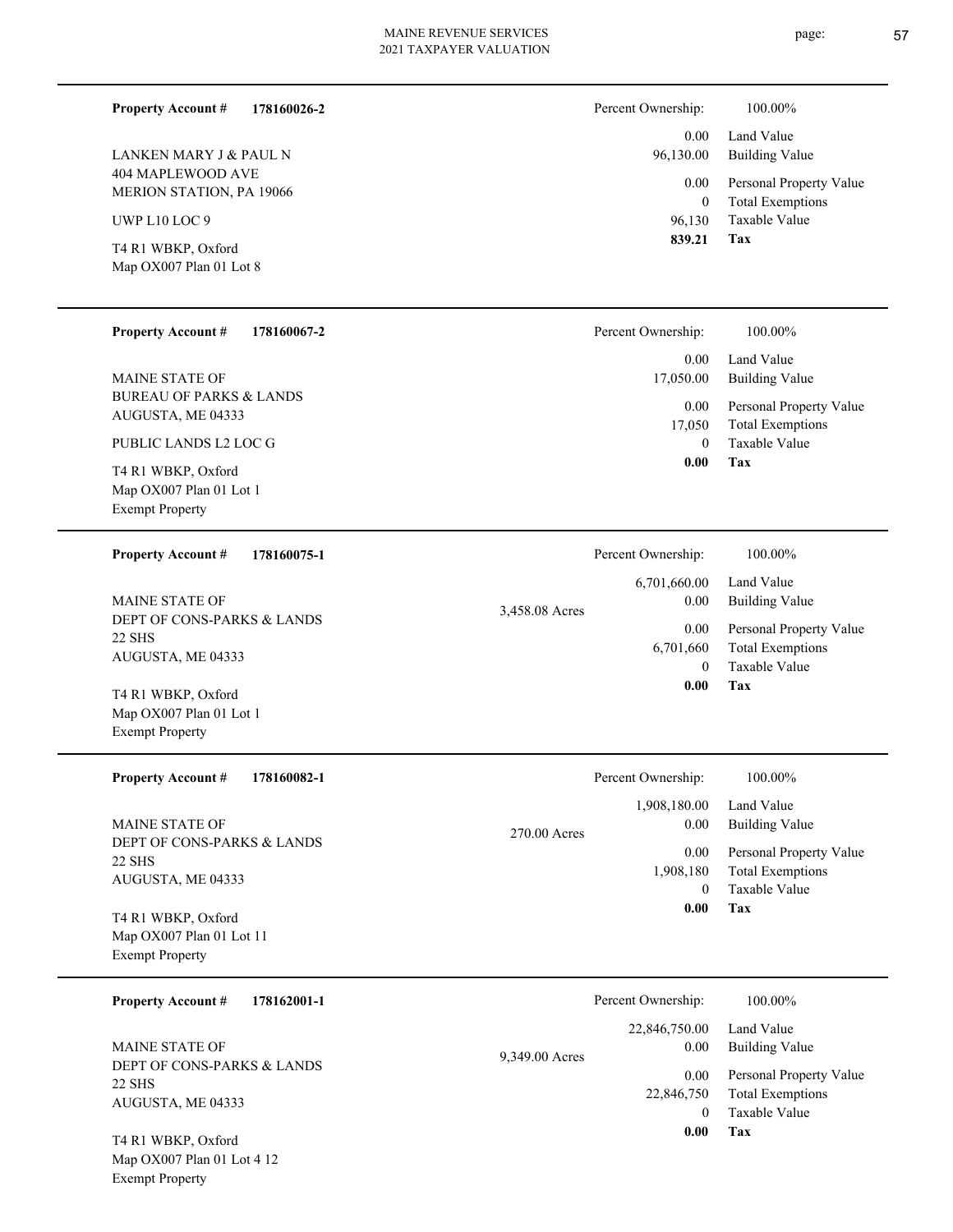**Property Account #** **178160026-2**

LANKEN MARY J & PAUL N
404 MAPLEWOOD AVE
MERION STATION, PA 19066

UWP L10 LOC 9

T4 R1 WBKP, Oxford
Map OX007 Plan 01 Lot 8

| | |
|---|---|
| Percent Ownership: | 100.00% |
| 0.00 | Land Value |
| 96,130.00 | Building Value |
| 0.00 | Personal Property Value |
| 0 | Total Exemptions |
| 96,130 | Taxable Value |
| **839.21** | **Tax** |

---

**Property Account #** **178160067-2**

MAINE STATE OF
BUREAU OF PARKS & LANDS
AUGUSTA, ME 04333

PUBLIC LANDS L2 LOC G

T4 R1 WBKP, Oxford
Map OX007 Plan 01 Lot 1
Exempt Property

| | |
|---|---|
| Percent Ownership: | 100.00% |
| 0.00 | Land Value |
| 17,050.00 | Building Value |
| 0.00 | Personal Property Value |
| 17,050 | Total Exemptions |
| 0 | Taxable Value |
| **0.00** | **Tax** |

---

**Property Account #** **178160075-1**

MAINE STATE OF
DEPT OF CONS-PARKS & LANDS
22 SHS
AUGUSTA, ME 04333

T4 R1 WBKP, Oxford
Map OX007 Plan 01 Lot 1
Exempt Property

3,458.08 Acres

| | |
|---|---|
| Percent Ownership: | 100.00% |
| 6,701,660.00 | Land Value |
| 0.00 | Building Value |
| 0.00 | Personal Property Value |
| 6,701,660 | Total Exemptions |
| 0 | Taxable Value |
| **0.00** | **Tax** |

---

**Property Account #** **178160082-1**

MAINE STATE OF
DEPT OF CONS-PARKS & LANDS
22 SHS
AUGUSTA, ME 04333

T4 R1 WBKP, Oxford
Map OX007 Plan 01 Lot 11
Exempt Property

270.00 Acres

| | |
|---|---|
| Percent Ownership: | 100.00% |
| 1,908,180.00 | Land Value |
| 0.00 | Building Value |
| 0.00 | Personal Property Value |
| 1,908,180 | Total Exemptions |
| 0 | Taxable Value |
| **0.00** | **Tax** |

---

**Property Account #** **178162001-1**

MAINE STATE OF
DEPT OF CONS-PARKS & LANDS
22 SHS
AUGUSTA, ME 04333

T4 R1 WBKP, Oxford
Map OX007 Plan 01 Lot 4 12
Exempt Property

9,349.00 Acres

| | |
|---|---|
| Percent Ownership: | 100.00% |
| 22,846,750.00 | Land Value |
| 0.00 | Building Value |
| 0.00 | Personal Property Value |
| 22,846,750 | Total Exemptions |
| 0 | Taxable Value |
| **0.00** | **Tax** |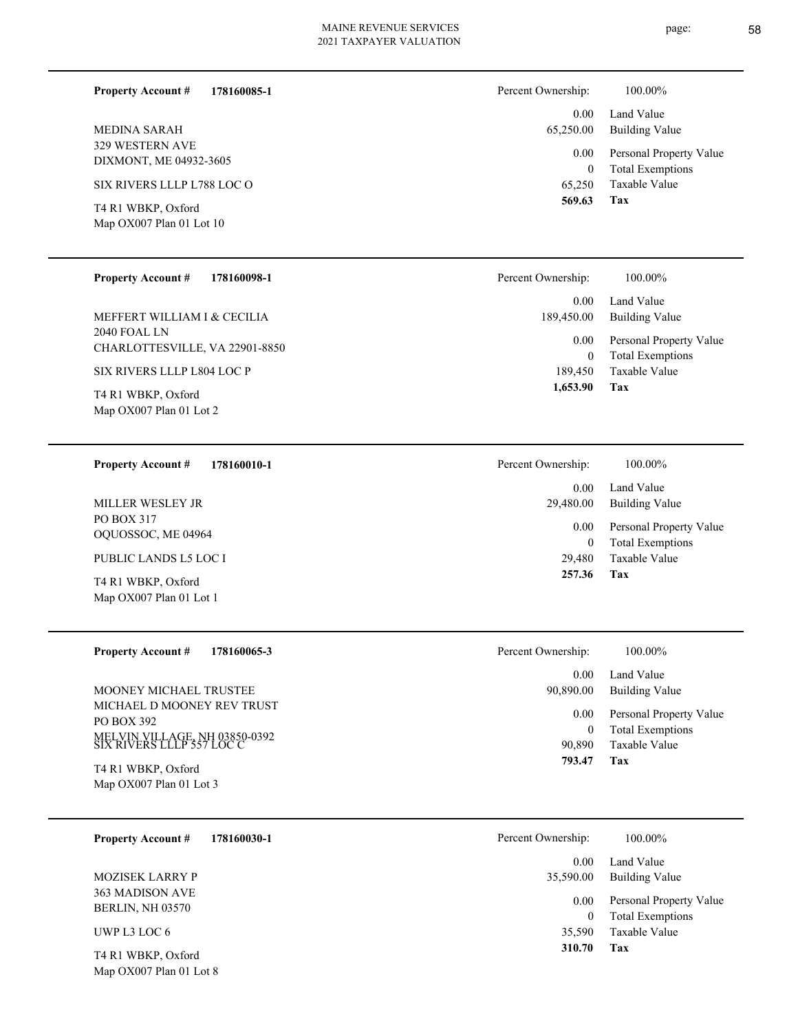**Property Account #** **178160085-1**

MEDINA SARAH
329 WESTERN AVE
DIXMONT, ME 04932-3605

SIX RIVERS LLLP L788 LOC O

T4 R1 WBKP, Oxford
Map OX007 Plan 01 Lot 10

| Percent Ownership: | 100.00% |
|---|---|
| 0.00 | Land Value |
| 65,250.00 | Building Value |
| 0.00 | Personal Property Value |
| 0 | Total Exemptions |
| 65,250 | Taxable Value |
| **569.63** | **Tax** |

---

**Property Account #** **178160098-1**

MEFFERT WILLIAM I & CECILIA
2040 FOAL LN
CHARLOTTESVILLE, VA 22901-8850

SIX RIVERS LLLP L804 LOC P

T4 R1 WBKP, Oxford
Map OX007 Plan 01 Lot 2

| Percent Ownership: | 100.00% |
|---|---|
| 0.00 | Land Value |
| 189,450.00 | Building Value |
| 0.00 | Personal Property Value |
| 0 | Total Exemptions |
| 189,450 | Taxable Value |
| **1,653.90** | **Tax** |

---

**Property Account #** **178160010-1**

MILLER WESLEY JR
PO BOX 317
OQUOSSOC, ME 04964

PUBLIC LANDS L5 LOC I

T4 R1 WBKP, Oxford
Map OX007 Plan 01 Lot 1

| Percent Ownership: | 100.00% |
|---|---|
| 0.00 | Land Value |
| 29,480.00 | Building Value |
| 0.00 | Personal Property Value |
| 0 | Total Exemptions |
| 29,480 | Taxable Value |
| **257.36** | **Tax** |

---

**Property Account #** **178160065-3**

MOONEY MICHAEL TRUSTEE
MICHAEL D MOONEY REV TRUST
PO BOX 392
MELVIN VILLAGE, NH 03850-0392

SIX RIVERS LLLP 557 LOC C

T4 R1 WBKP, Oxford
Map OX007 Plan 01 Lot 3

| Percent Ownership: | 100.00% |
|---|---|
| 0.00 | Land Value |
| 90,890.00 | Building Value |
| 0.00 | Personal Property Value |
| 0 | Total Exemptions |
| 90,890 | Taxable Value |
| **793.47** | **Tax** |

---

**Property Account #** **178160030-1**

MOZISEK LARRY P
363 MADISON AVE
BERLIN, NH 03570

UWP L3 LOC 6

T4 R1 WBKP, Oxford
Map OX007 Plan 01 Lot 8

| Percent Ownership: | 100.00% |
|---|---|
| 0.00 | Land Value |
| 35,590.00 | Building Value |
| 0.00 | Personal Property Value |
| 0 | Total Exemptions |
| 35,590 | Taxable Value |
| **310.70** | **Tax** |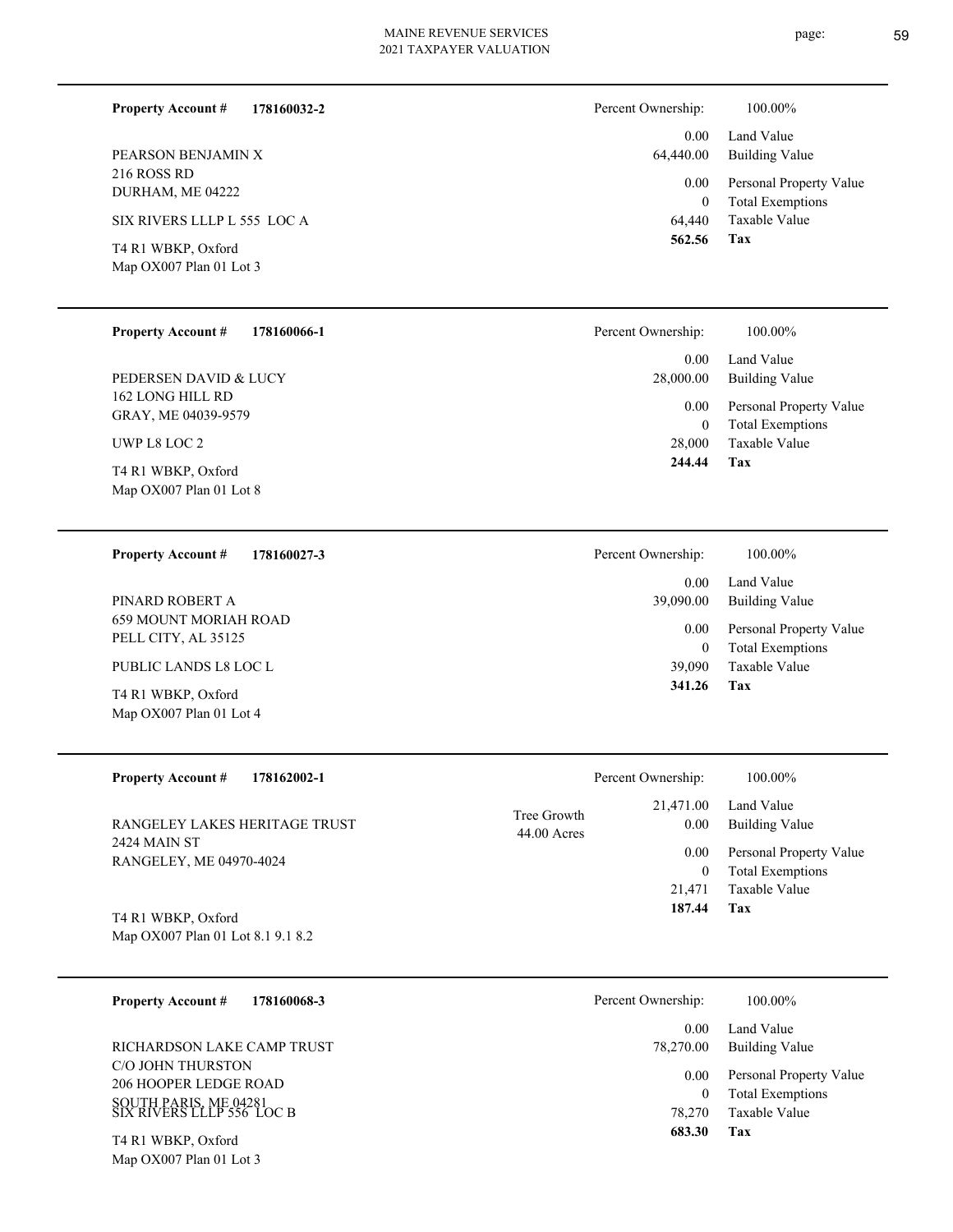**Property Account #** **178160032-2**

PEARSON BENJAMIN X
216 ROSS RD
DURHAM, ME 04222

SIX RIVERS LLLP L 555 LOC A

T4 R1 WBKP, Oxford
Map OX007 Plan 01 Lot 3

| Percent Ownership: | 100.00% |
|---|---|
| 0.00 | Land Value |
| 64,440.00 | Building Value |
| 0.00 | Personal Property Value |
| 0 | Total Exemptions |
| 64,440 | Taxable Value |
| **562.56** | **Tax** |

---

**Property Account #** **178160066-1**

PEDERSEN DAVID & LUCY
162 LONG HILL RD
GRAY, ME 04039-9579

UWP L8 LOC 2

T4 R1 WBKP, Oxford
Map OX007 Plan 01 Lot 8

| Percent Ownership: | 100.00% |
|---|---|
| 0.00 | Land Value |
| 28,000.00 | Building Value |
| 0.00 | Personal Property Value |
| 0 | Total Exemptions |
| 28,000 | Taxable Value |
| **244.44** | **Tax** |

---

**Property Account #** **178160027-3**

PINARD ROBERT A
659 MOUNT MORIAH ROAD
PELL CITY, AL 35125

PUBLIC LANDS L8 LOC L

T4 R1 WBKP, Oxford
Map OX007 Plan 01 Lot 4

| Percent Ownership: | 100.00% |
|---|---|
| 0.00 | Land Value |
| 39,090.00 | Building Value |
| 0.00 | Personal Property Value |
| 0 | Total Exemptions |
| 39,090 | Taxable Value |
| **341.26** | **Tax** |

---

**Property Account #** **178162002-1**

RANGELEY LAKES HERITAGE TRUST
2424 MAIN ST
RANGELEY, ME 04970-4024

T4 R1 WBKP, Oxford
Map OX007 Plan 01 Lot 8.1 9.1 8.2

Tree Growth 44.00 Acres

| Percent Ownership: | 100.00% |
|---|---|
| 21,471.00 | Land Value |
| 0.00 | Building Value |
| 0.00 | Personal Property Value |
| 0 | Total Exemptions |
| 21,471 | Taxable Value |
| **187.44** | **Tax** |

---

**Property Account #** **178160068-3**

RICHARDSON LAKE CAMP TRUST
C/O JOHN THURSTON
206 HOOPER LEDGE ROAD
SOUTH PARIS, ME 04281

SIX RIVERS LLLP 556 LOC B

T4 R1 WBKP, Oxford
Map OX007 Plan 01 Lot 3

| Percent Ownership: | 100.00% |
|---|---|
| 0.00 | Land Value |
| 78,270.00 | Building Value |
| 0.00 | Personal Property Value |
| 0 | Total Exemptions |
| 78,270 | Taxable Value |
| **683.30** | **Tax** |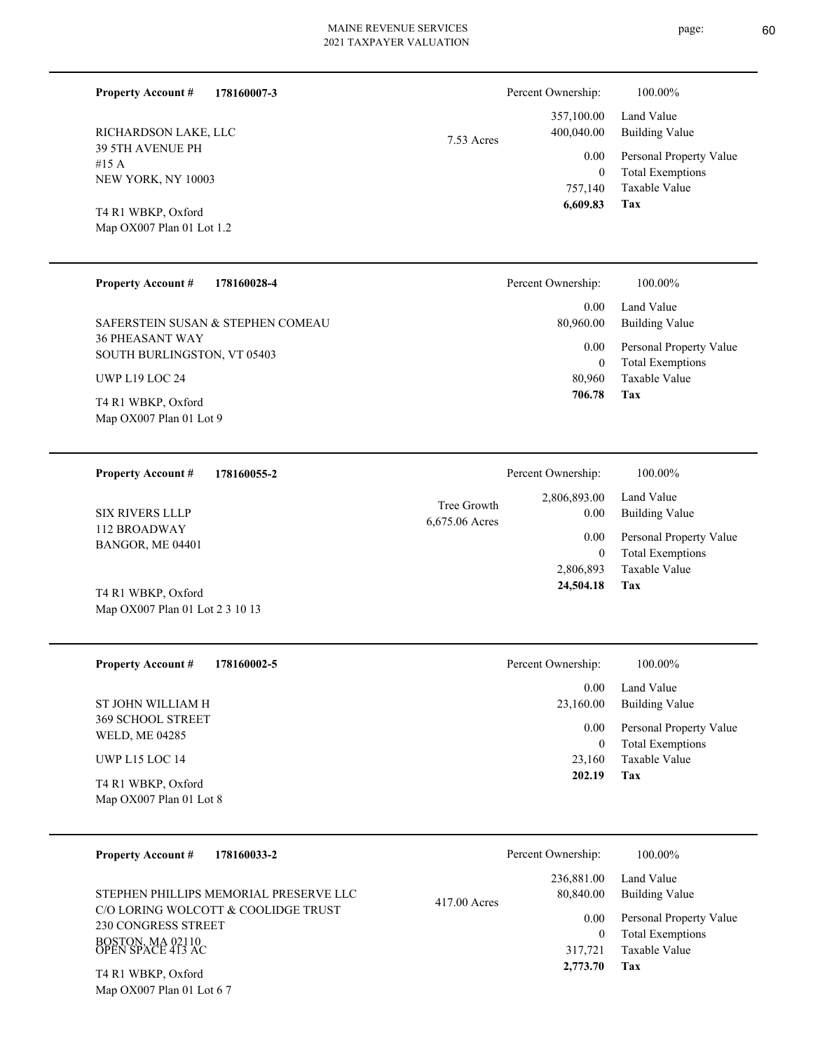**Property Account #** **178160007-3**

RICHARDSON LAKE, LLC
39 5TH AVENUE PH
#15 A
NEW YORK, NY 10003

T4 R1 WBKP, Oxford
Map OX007 Plan 01 Lot 1.2

7.53 Acres

| Percent Ownership: | 100.00% |
|---|---|
| 357,100.00 | Land Value |
| 400,040.00 | Building Value |
| 0.00 | Personal Property Value |
| 0 | Total Exemptions |
| 757,140 | Taxable Value |
| **6,609.83** | **Tax** |

---

**Property Account #** **178160028-4**

SAFERSTEIN SUSAN & STEPHEN COMEAU
36 PHEASANT WAY
SOUTH BURLINGSTON, VT 05403

UWP L19 LOC 24

T4 R1 WBKP, Oxford
Map OX007 Plan 01 Lot 9

| Percent Ownership: | 100.00% |
|---|---|
| 0.00 | Land Value |
| 80,960.00 | Building Value |
| 0.00 | Personal Property Value |
| 0 | Total Exemptions |
| 80,960 | Taxable Value |
| **706.78** | **Tax** |

---

**Property Account #** **178160055-2**

SIX RIVERS LLLP
112 BROADWAY
BANGOR, ME 04401

T4 R1 WBKP, Oxford
Map OX007 Plan 01 Lot 2 3 10 13

Tree Growth
6,675.06 Acres

| Percent Ownership: | 100.00% |
|---|---|
| 2,806,893.00 | Land Value |
| 0.00 | Building Value |
| 0.00 | Personal Property Value |
| 0 | Total Exemptions |
| 2,806,893 | Taxable Value |
| **24,504.18** | **Tax** |

---

**Property Account #** **178160002-5**

ST JOHN WILLIAM H
369 SCHOOL STREET
WELD, ME 04285

UWP L15 LOC 14

T4 R1 WBKP, Oxford
Map OX007 Plan 01 Lot 8

| Percent Ownership: | 100.00% |
|---|---|
| 0.00 | Land Value |
| 23,160.00 | Building Value |
| 0.00 | Personal Property Value |
| 0 | Total Exemptions |
| 23,160 | Taxable Value |
| **202.19** | **Tax** |

---

**Property Account #** **178160033-2**

STEPHEN PHILLIPS MEMORIAL PRESERVE LLC
C/O LORING WOLCOTT & COOLIDGE TRUST
230 CONGRESS STREET
BOSTON, MA 02110
OPEN SPACE 413 AC

T4 R1 WBKP, Oxford
Map OX007 Plan 01 Lot 6 7

417.00 Acres

| Percent Ownership: | 100.00% |
|---|---|
| 236,881.00 | Land Value |
| 80,840.00 | Building Value |
| 0.00 | Personal Property Value |
| 0 | Total Exemptions |
| 317,721 | Taxable Value |
| **2,773.70** | **Tax** |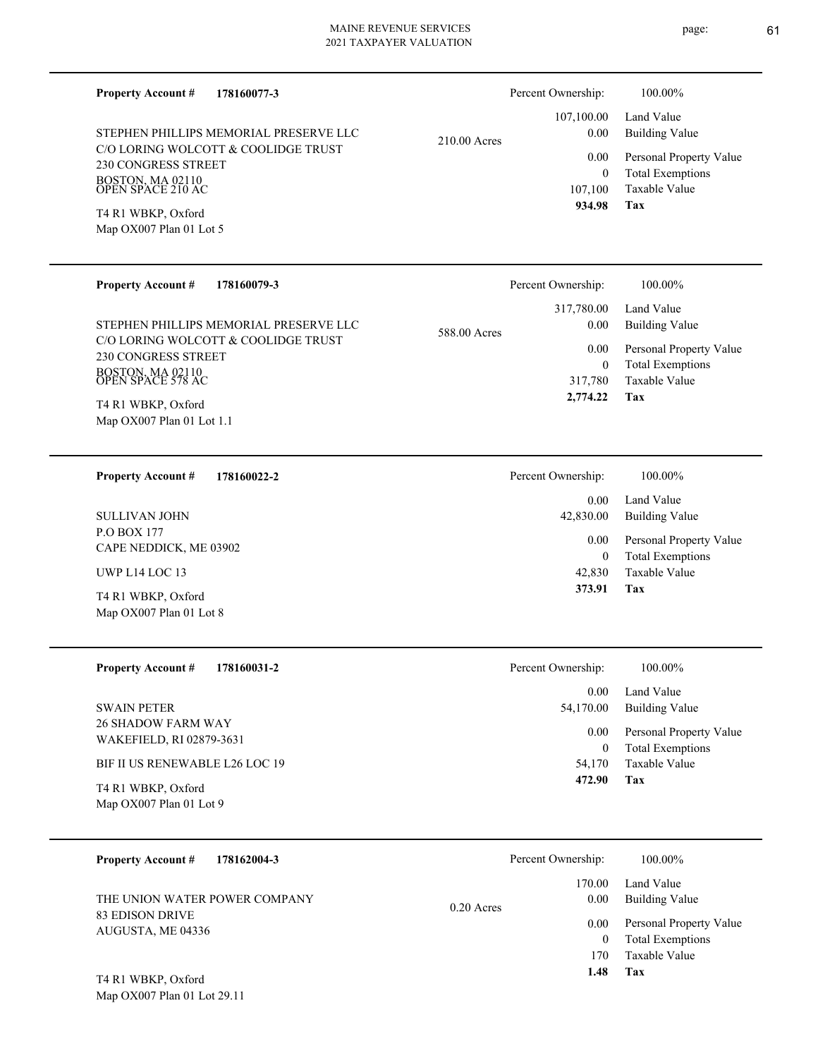**Property Account #** **178160077-3**

STEPHEN PHILLIPS MEMORIAL PRESERVE LLC
C/O LORING WOLCOTT & COOLIDGE TRUST
230 CONGRESS STREET
BOSTON, MA 02110
OPEN SPACE 210 AC

T4 R1 WBKP, Oxford
Map OX007 Plan 01 Lot 5

210.00 Acres

| Percent Ownership: | 100.00% |
|---|---|
| 107,100.00 | Land Value |
| 0.00 | Building Value |
| 0.00 | Personal Property Value |
| 0 | Total Exemptions |
| 107,100 | Taxable Value |
| **934.98** | **Tax** |

---

**Property Account #** **178160079-3**

STEPHEN PHILLIPS MEMORIAL PRESERVE LLC
C/O LORING WOLCOTT & COOLIDGE TRUST
230 CONGRESS STREET
BOSTON, MA 02110
OPEN SPACE 578 AC

T4 R1 WBKP, Oxford
Map OX007 Plan 01 Lot 1.1

588.00 Acres

| Percent Ownership: | 100.00% |
|---|---|
| 317,780.00 | Land Value |
| 0.00 | Building Value |
| 0.00 | Personal Property Value |
| 0 | Total Exemptions |
| 317,780 | Taxable Value |
| **2,774.22** | **Tax** |

---

**Property Account #** **178160022-2**

SULLIVAN JOHN
P.O BOX 177
CAPE NEDDICK, ME 03902

UWP L14 LOC 13

T4 R1 WBKP, Oxford
Map OX007 Plan 01 Lot 8

| Percent Ownership: | 100.00% |
|---|---|
| 0.00 | Land Value |
| 42,830.00 | Building Value |
| 0.00 | Personal Property Value |
| 0 | Total Exemptions |
| 42,830 | Taxable Value |
| **373.91** | **Tax** |

---

**Property Account #** **178160031-2**

SWAIN PETER
26 SHADOW FARM WAY
WAKEFIELD, RI 02879-3631

BIF II US RENEWABLE L26 LOC 19

T4 R1 WBKP, Oxford
Map OX007 Plan 01 Lot 9

| Percent Ownership: | 100.00% |
|---|---|
| 0.00 | Land Value |
| 54,170.00 | Building Value |
| 0.00 | Personal Property Value |
| 0 | Total Exemptions |
| 54,170 | Taxable Value |
| **472.90** | **Tax** |

---

**Property Account #** **178162004-3**

THE UNION WATER POWER COMPANY
83 EDISON DRIVE
AUGUSTA, ME 04336

T4 R1 WBKP, Oxford
Map OX007 Plan 01 Lot 29.11

0.20 Acres

| Percent Ownership: | 100.00% |
|---|---|
| 170.00 | Land Value |
| 0.00 | Building Value |
| 0.00 | Personal Property Value |
| 0 | Total Exemptions |
| 170 | Taxable Value |
| **1.48** | **Tax** |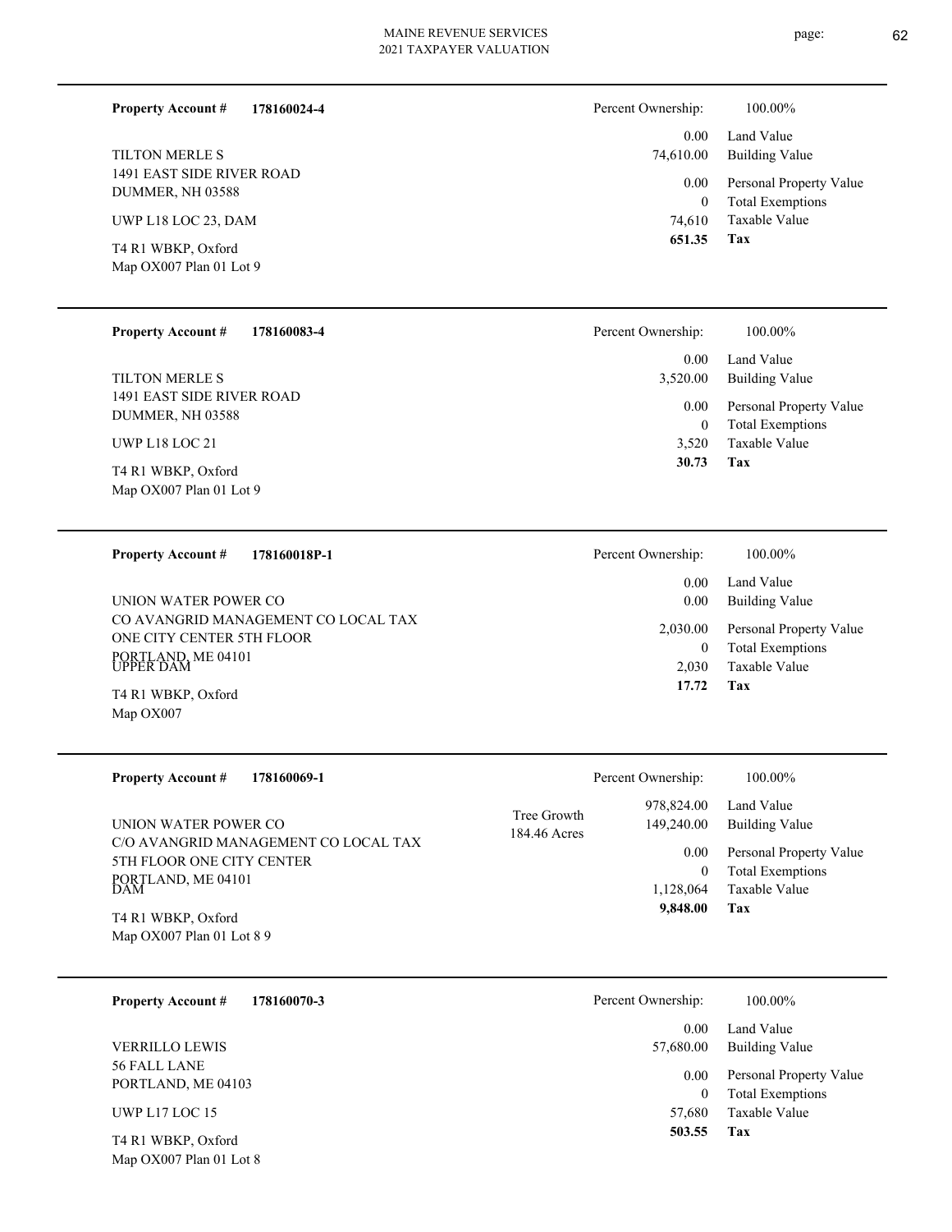**Property Account #** **178160024-4**

TILTON MERLE S
1491 EAST SIDE RIVER ROAD
DUMMER, NH 03588

UWP L18 LOC 23, DAM

T4 R1 WBKP, Oxford
Map OX007 Plan 01 Lot 9

| Percent Ownership: | 100.00% |
|---|---|
| 0.00 | Land Value |
| 74,610.00 | Building Value |
| 0.00 | Personal Property Value |
| 0 | Total Exemptions |
| 74,610 | Taxable Value |
| **651.35** | **Tax** |

---

**Property Account #** **178160083-4**

TILTON MERLE S
1491 EAST SIDE RIVER ROAD
DUMMER, NH 03588

UWP L18 LOC 21

T4 R1 WBKP, Oxford
Map OX007 Plan 01 Lot 9

| Percent Ownership: | 100.00% |
|---|---|
| 0.00 | Land Value |
| 3,520.00 | Building Value |
| 0.00 | Personal Property Value |
| 0 | Total Exemptions |
| 3,520 | Taxable Value |
| **30.73** | **Tax** |

---

**Property Account #** **178160018P-1**

UNION WATER POWER CO
CO AVANGRID MANAGEMENT CO LOCAL TAX
ONE CITY CENTER 5TH FLOOR
PORTLAND, ME 04101

UPPER DAM

T4 R1 WBKP, Oxford
Map OX007

| Percent Ownership: | 100.00% |
|---|---|
| 0.00 | Land Value |
| 0.00 | Building Value |
| 2,030.00 | Personal Property Value |
| 0 | Total Exemptions |
| 2,030 | Taxable Value |
| **17.72** | **Tax** |

---

**Property Account #** **178160069-1**

UNION WATER POWER CO
C/O AVANGRID MANAGEMENT CO LOCAL TAX
5TH FLOOR ONE CITY CENTER
PORTLAND, ME 04101

DAM

T4 R1 WBKP, Oxford
Map OX007 Plan 01 Lot 8 9

Tree Growth
184.46 Acres

| Percent Ownership: | 100.00% |
|---|---|
| 978,824.00 | Land Value |
| 149,240.00 | Building Value |
| 0.00 | Personal Property Value |
| 0 | Total Exemptions |
| 1,128,064 | Taxable Value |
| **9,848.00** | **Tax** |

---

**Property Account #** **178160070-3**

VERRILLO LEWIS
56 FALL LANE
PORTLAND, ME 04103

UWP L17 LOC 15

T4 R1 WBKP, Oxford
Map OX007 Plan 01 Lot 8

| Percent Ownership: | 100.00% |
|---|---|
| 0.00 | Land Value |
| 57,680.00 | Building Value |
| 0.00 | Personal Property Value |
| 0 | Total Exemptions |
| 57,680 | Taxable Value |
| **503.55** | **Tax** |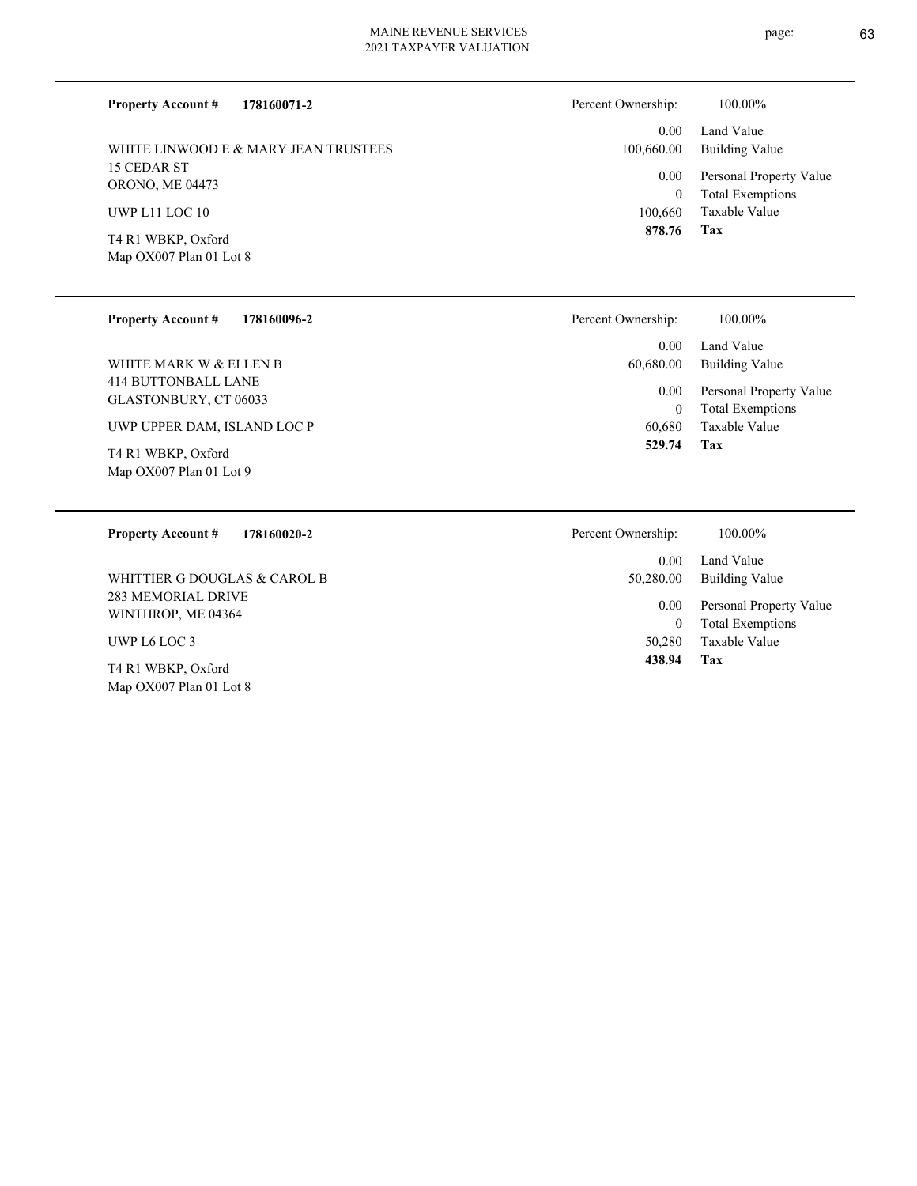**Property Account #** **178160071-2**

WHITE LINWOOD E & MARY JEAN TRUSTEES
15 CEDAR ST
ORONO, ME 04473

UWP L11 LOC 10

T4 R1 WBKP, Oxford
Map OX007 Plan 01 Lot 8

| Percent Ownership: | 100.00% |
|---|---|
| 0.00 | Land Value |
| 100,660.00 | Building Value |
| 0.00 | Personal Property Value |
| 0 | Total Exemptions |
| 100,660 | Taxable Value |
| **878.76** | **Tax** |

---

**Property Account #** **178160096-2**

WHITE MARK W & ELLEN B
414 BUTTONBALL LANE
GLASTONBURY, CT 06033

UWP UPPER DAM, ISLAND LOC P

T4 R1 WBKP, Oxford
Map OX007 Plan 01 Lot 9

| Percent Ownership: | 100.00% |
|---|---|
| 0.00 | Land Value |
| 60,680.00 | Building Value |
| 0.00 | Personal Property Value |
| 0 | Total Exemptions |
| 60,680 | Taxable Value |
| **529.74** | **Tax** |

---

**Property Account #** **178160020-2**

WHITTIER G DOUGLAS & CAROL B
283 MEMORIAL DRIVE
WINTHROP, ME 04364

UWP L6 LOC 3

T4 R1 WBKP, Oxford
Map OX007 Plan 01 Lot 8

| Percent Ownership: | 100.00% |
|---|---|
| 0.00 | Land Value |
| 50,280.00 | Building Value |
| 0.00 | Personal Property Value |
| 0 | Total Exemptions |
| 50,280 | Taxable Value |
| **438.94** | **Tax** |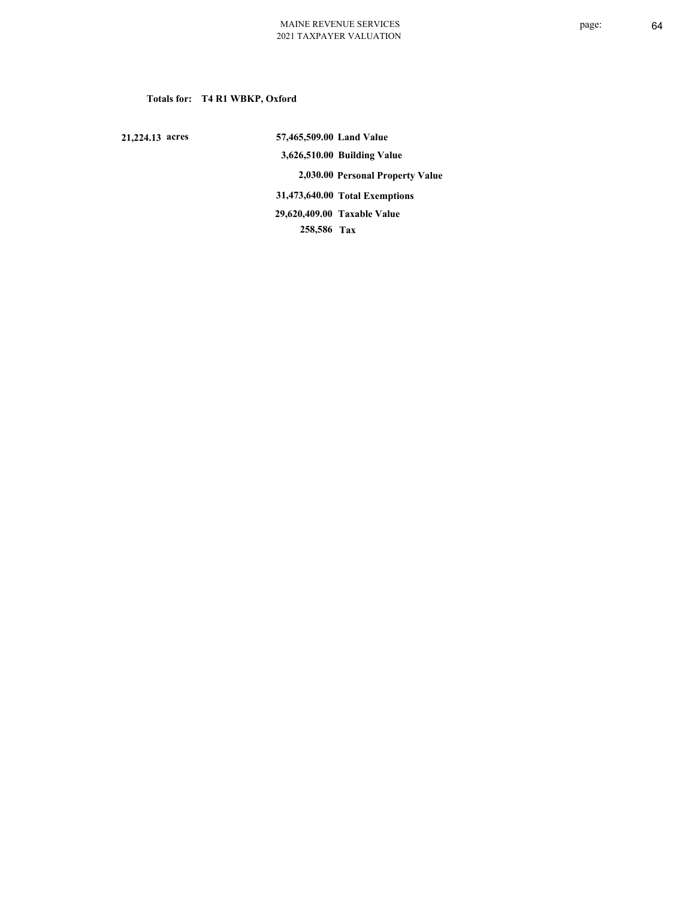**Totals for: T4 R1 WBKP, Oxford**

| | | |
|---|---|---|
| 21,224.13 acres | 57,465,509.00 | Land Value |
| | 3,626,510.00 | Building Value |
| | 2,030.00 | Personal Property Value |
| | 31,473,640.00 | Total Exemptions |
| | 29,620,409.00 | Taxable Value |
| | 258,586 | Tax |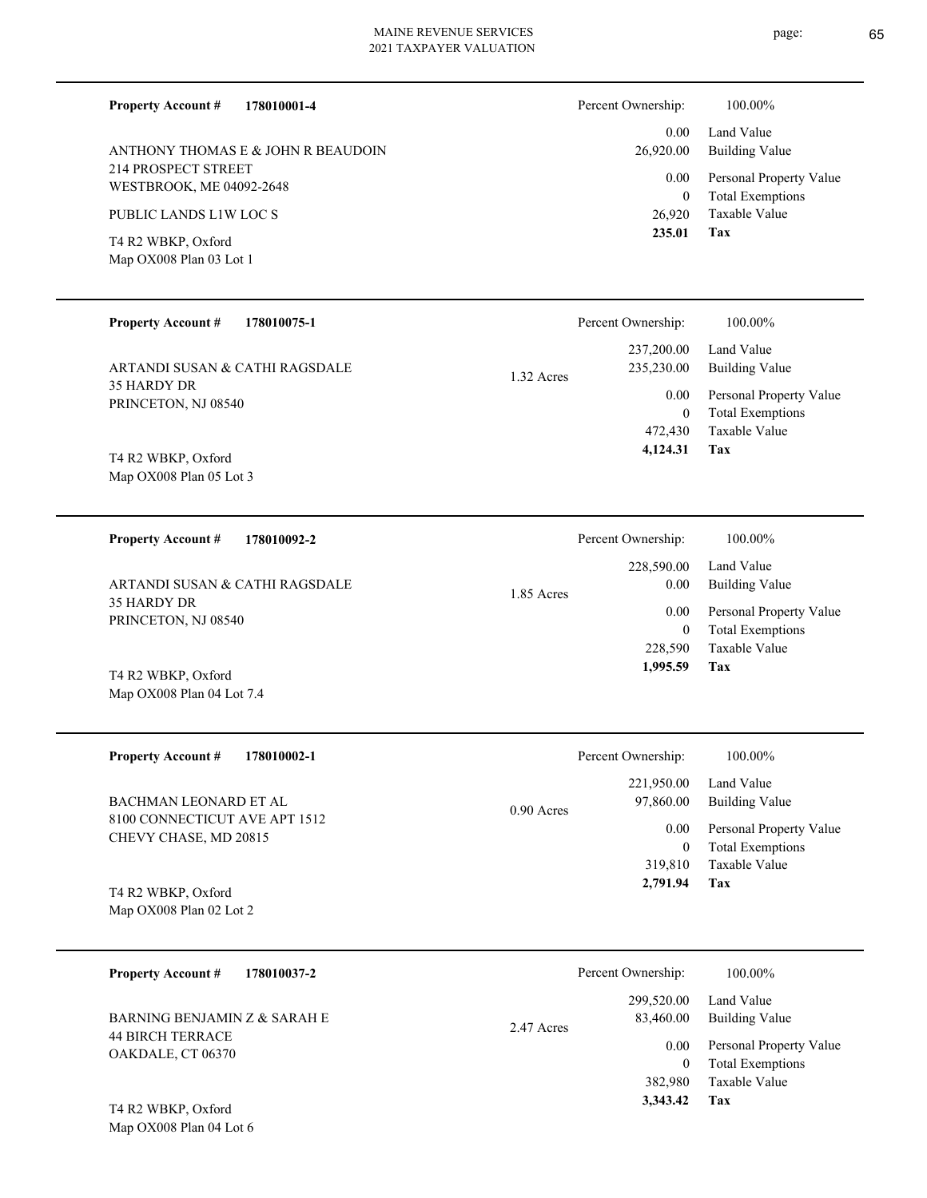**Property Account #** **178010001-4**

ANTHONY THOMAS E & JOHN R BEAUDOIN
214 PROSPECT STREET
WESTBROOK, ME 04092-2648

PUBLIC LANDS L1W LOC S

T4 R2 WBKP, Oxford
Map OX008 Plan 03 Lot 1

| | |
|---|---|
| Percent Ownership: | 100.00% |
| 0.00 | Land Value |
| 26,920.00 | Building Value |
| 0.00 | Personal Property Value |
| 0 | Total Exemptions |
| 26,920 | Taxable Value |
| **235.01** | **Tax** |

---

**Property Account #** **178010075-1**

ARTANDI SUSAN & CATHI RAGSDALE
35 HARDY DR
PRINCETON, NJ 08540

T4 R2 WBKP, Oxford
Map OX008 Plan 05 Lot 3

1.32 Acres

| | |
|---|---|
| Percent Ownership: | 100.00% |
| 237,200.00 | Land Value |
| 235,230.00 | Building Value |
| 0.00 | Personal Property Value |
| 0 | Total Exemptions |
| 472,430 | Taxable Value |
| **4,124.31** | **Tax** |

---

**Property Account #** **178010092-2**

ARTANDI SUSAN & CATHI RAGSDALE
35 HARDY DR
PRINCETON, NJ 08540

T4 R2 WBKP, Oxford
Map OX008 Plan 04 Lot 7.4

1.85 Acres

| | |
|---|---|
| Percent Ownership: | 100.00% |
| 228,590.00 | Land Value |
| 0.00 | Building Value |
| 0.00 | Personal Property Value |
| 0 | Total Exemptions |
| 228,590 | Taxable Value |
| **1,995.59** | **Tax** |

---

**Property Account #** **178010002-1**

BACHMAN LEONARD ET AL
8100 CONNECTICUT AVE APT 1512
CHEVY CHASE, MD 20815

T4 R2 WBKP, Oxford
Map OX008 Plan 02 Lot 2

0.90 Acres

| | |
|---|---|
| Percent Ownership: | 100.00% |
| 221,950.00 | Land Value |
| 97,860.00 | Building Value |
| 0.00 | Personal Property Value |
| 0 | Total Exemptions |
| 319,810 | Taxable Value |
| **2,791.94** | **Tax** |

---

**Property Account #** **178010037-2**

BARNING BENJAMIN Z & SARAH E
44 BIRCH TERRACE
OAKDALE, CT 06370

T4 R2 WBKP, Oxford
Map OX008 Plan 04 Lot 6

2.47 Acres

| | |
|---|---|
| Percent Ownership: | 100.00% |
| 299,520.00 | Land Value |
| 83,460.00 | Building Value |
| 0.00 | Personal Property Value |
| 0 | Total Exemptions |
| 382,980 | Taxable Value |
| **3,343.42** | **Tax** |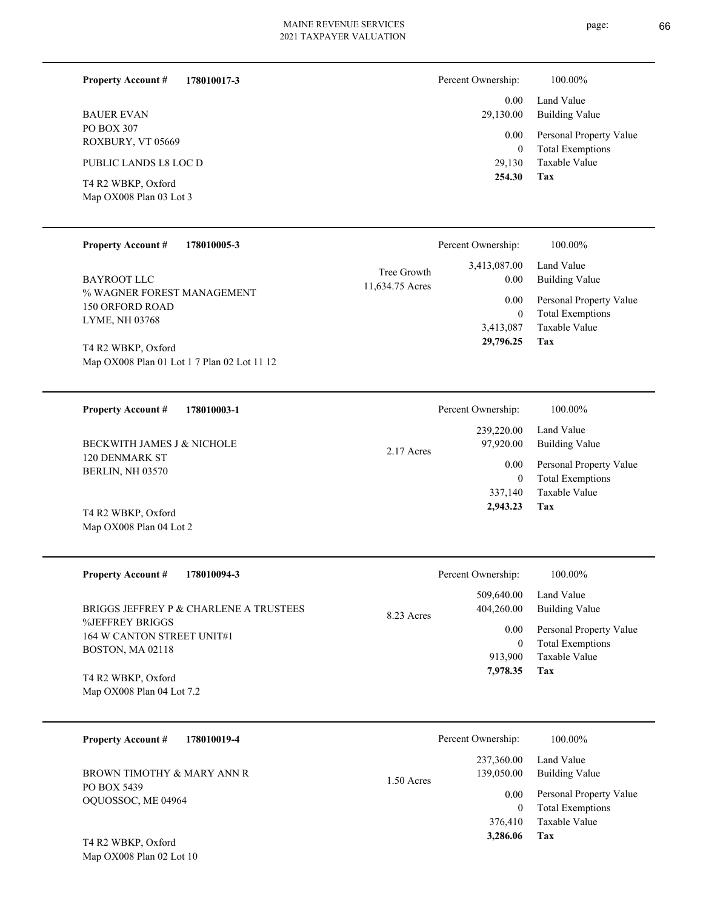**Property Account #** **178010017-3**

BAUER EVAN
PO BOX 307
ROXBURY, VT 05669

PUBLIC LANDS L8 LOC D

T4 R2 WBKP, Oxford
Map OX008 Plan 03 Lot 3

| Percent Ownership: | 100.00% |
|---|---|
| 0.00 | Land Value |
| 29,130.00 | Building Value |
| 0.00 | Personal Property Value |
| 0 | Total Exemptions |
| 29,130 | Taxable Value |
| **254.30** | **Tax** |

---

**Property Account #** **178010005-3**

BAYROOT LLC
% WAGNER FOREST MANAGEMENT
150 ORFORD ROAD
LYME, NH 03768

T4 R2 WBKP, Oxford
Map OX008 Plan 01 Lot 1 7 Plan 02 Lot 11 12

Tree Growth
11,634.75 Acres

| Percent Ownership: | 100.00% |
|---|---|
| 3,413,087.00 | Land Value |
| 0.00 | Building Value |
| 0.00 | Personal Property Value |
| 0 | Total Exemptions |
| 3,413,087 | Taxable Value |
| **29,796.25** | **Tax** |

---

**Property Account #** **178010003-1**

BECKWITH JAMES J & NICHOLE
120 DENMARK ST
BERLIN, NH 03570

T4 R2 WBKP, Oxford
Map OX008 Plan 04 Lot 2

2.17 Acres

| Percent Ownership: | 100.00% |
|---|---|
| 239,220.00 | Land Value |
| 97,920.00 | Building Value |
| 0.00 | Personal Property Value |
| 0 | Total Exemptions |
| 337,140 | Taxable Value |
| **2,943.23** | **Tax** |

---

**Property Account #** **178010094-3**

BRIGGS JEFFREY P & CHARLENE A TRUSTEES
%JEFFREY BRIGGS
164 W CANTON STREET UNIT#1
BOSTON, MA 02118

T4 R2 WBKP, Oxford
Map OX008 Plan 04 Lot 7.2

8.23 Acres

| Percent Ownership: | 100.00% |
|---|---|
| 509,640.00 | Land Value |
| 404,260.00 | Building Value |
| 0.00 | Personal Property Value |
| 0 | Total Exemptions |
| 913,900 | Taxable Value |
| **7,978.35** | **Tax** |

---

**Property Account #** **178010019-4**

BROWN TIMOTHY & MARY ANN R
PO BOX 5439
OQUOSSOC, ME 04964

T4 R2 WBKP, Oxford
Map OX008 Plan 02 Lot 10

1.50 Acres

| Percent Ownership: | 100.00% |
|---|---|
| 237,360.00 | Land Value |
| 139,050.00 | Building Value |
| 0.00 | Personal Property Value |
| 0 | Total Exemptions |
| 376,410 | Taxable Value |
| **3,286.06** | **Tax** |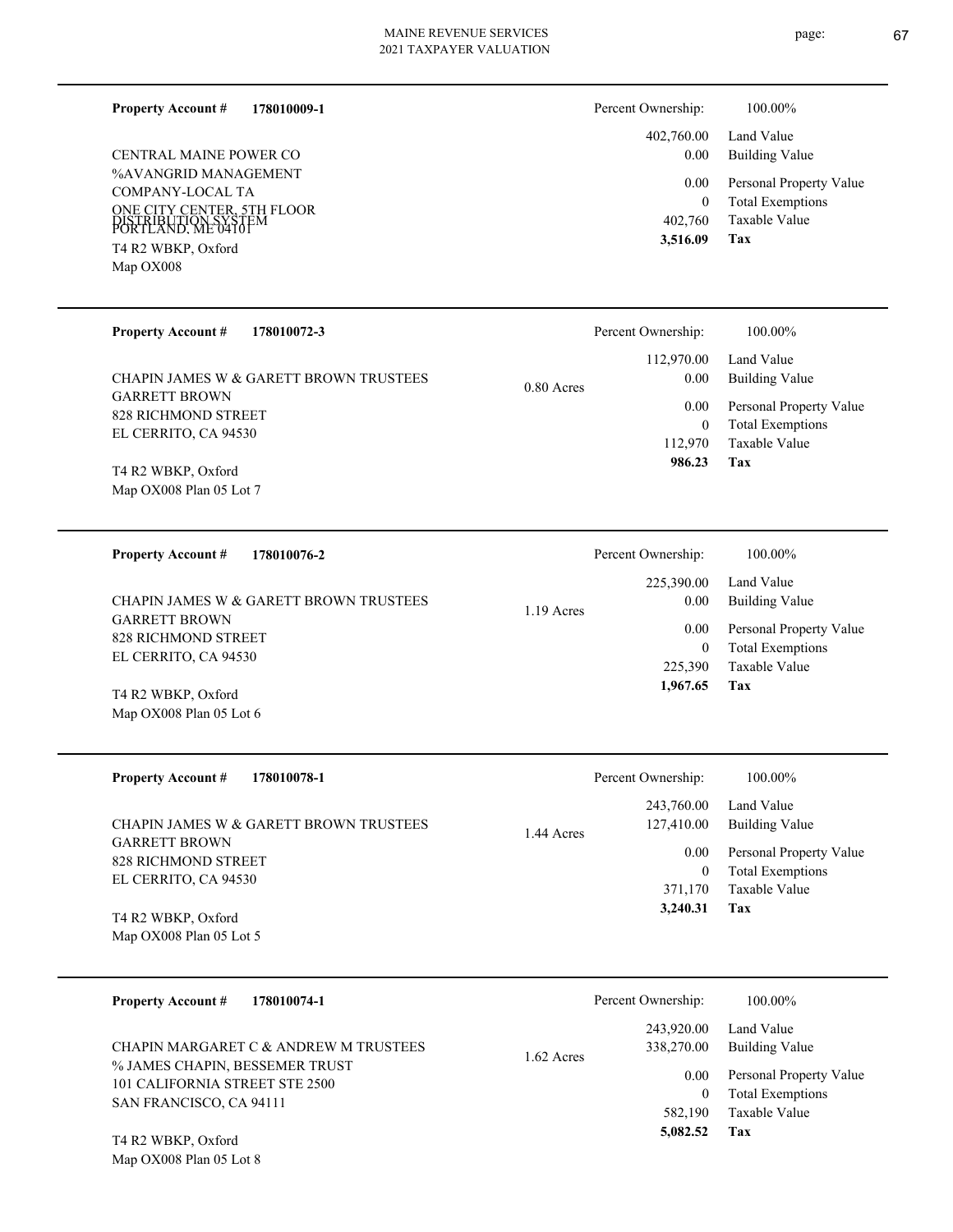**Property Account #** **178010009-1**

CENTRAL MAINE POWER CO
%AVANGRID MANAGEMENT
COMPANY-LOCAL TA
ONE CITY CENTER, 5TH FLOOR
PORTLAND, ME 04101
DISTRIBUTION SYSTEM
T4 R2 WBKP, Oxford
Map OX008

| | |
|---|---|
| Percent Ownership: | 100.00% |
| 402,760.00 | Land Value |
| 0.00 | Building Value |
| 0.00 | Personal Property Value |
| 0 | Total Exemptions |
| 402,760 | Taxable Value |
| **3,516.09** | **Tax** |

---

**Property Account #** **178010072-3**

CHAPIN JAMES W & GARETT BROWN TRUSTEES
GARRETT BROWN
828 RICHMOND STREET
EL CERRITO, CA 94530
T4 R2 WBKP, Oxford
Map OX008 Plan 05 Lot 7

0.80 Acres

| | |
|---|---|
| Percent Ownership: | 100.00% |
| 112,970.00 | Land Value |
| 0.00 | Building Value |
| 0.00 | Personal Property Value |
| 0 | Total Exemptions |
| 112,970 | Taxable Value |
| **986.23** | **Tax** |

---

**Property Account #** **178010076-2**

CHAPIN JAMES W & GARETT BROWN TRUSTEES
GARRETT BROWN
828 RICHMOND STREET
EL CERRITO, CA 94530
T4 R2 WBKP, Oxford
Map OX008 Plan 05 Lot 6

1.19 Acres

| | |
|---|---|
| Percent Ownership: | 100.00% |
| 225,390.00 | Land Value |
| 0.00 | Building Value |
| 0.00 | Personal Property Value |
| 0 | Total Exemptions |
| 225,390 | Taxable Value |
| **1,967.65** | **Tax** |

---

**Property Account #** **178010078-1**

CHAPIN JAMES W & GARETT BROWN TRUSTEES
GARRETT BROWN
828 RICHMOND STREET
EL CERRITO, CA 94530
T4 R2 WBKP, Oxford
Map OX008 Plan 05 Lot 5

1.44 Acres

| | |
|---|---|
| Percent Ownership: | 100.00% |
| 243,760.00 | Land Value |
| 127,410.00 | Building Value |
| 0.00 | Personal Property Value |
| 0 | Total Exemptions |
| 371,170 | Taxable Value |
| **3,240.31** | **Tax** |

---

**Property Account #** **178010074-1**

CHAPIN MARGARET C & ANDREW M TRUSTEES
% JAMES CHAPIN, BESSEMER TRUST
101 CALIFORNIA STREET STE 2500
SAN FRANCISCO, CA 94111
T4 R2 WBKP, Oxford
Map OX008 Plan 05 Lot 8

1.62 Acres

| | |
|---|---|
| Percent Ownership: | 100.00% |
| 243,920.00 | Land Value |
| 338,270.00 | Building Value |
| 0.00 | Personal Property Value |
| 0 | Total Exemptions |
| 582,190 | Taxable Value |
| **5,082.52** | **Tax** |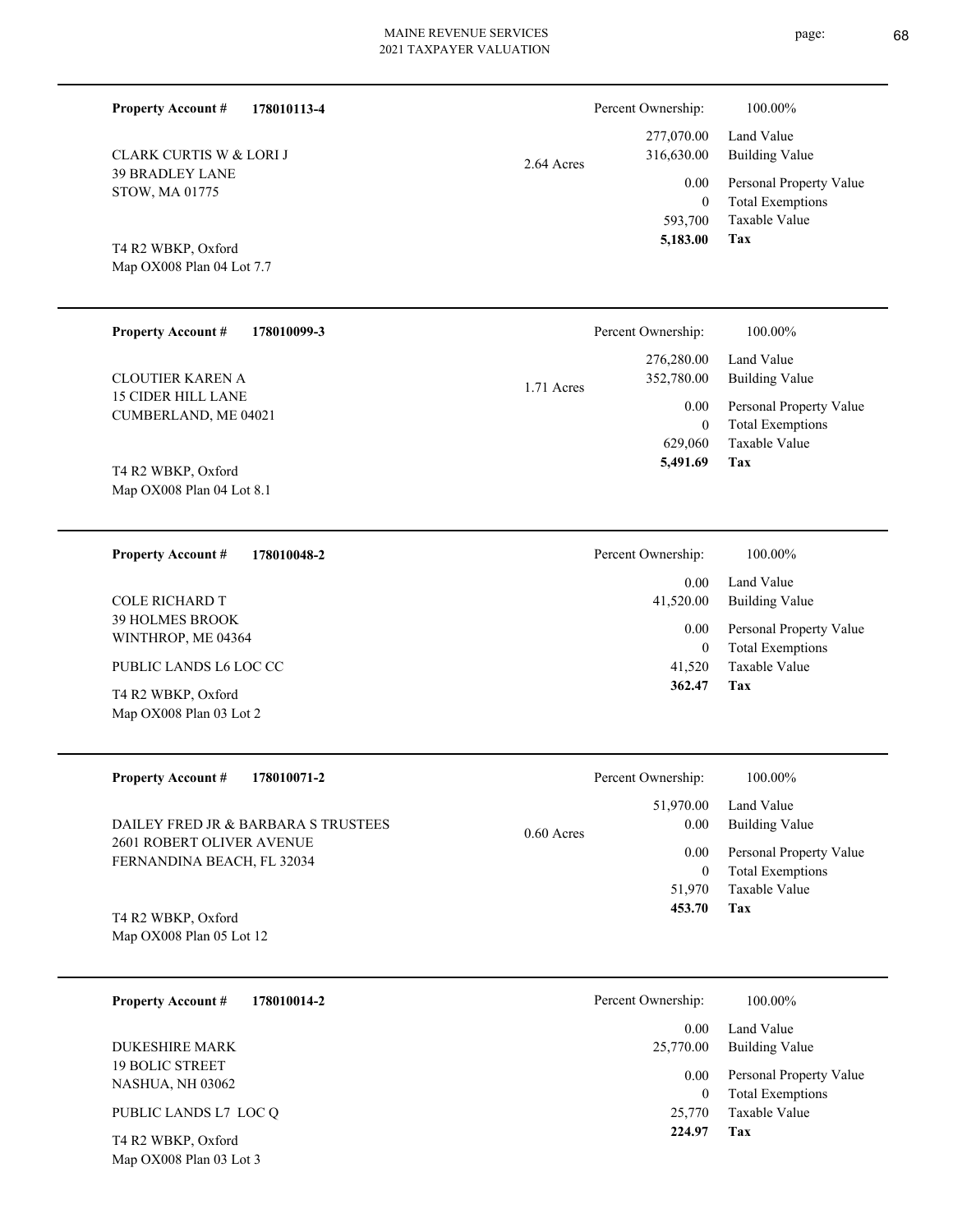**Property Account #** **178010113-4**

CLARK CURTIS W & LORI J
39 BRADLEY LANE
STOW, MA 01775

T4 R2 WBKP, Oxford
Map OX008 Plan 04 Lot 7.7

2.64 Acres

| Percent Ownership: | 100.00% |
|---|---|
| 277,070.00 | Land Value |
| 316,630.00 | Building Value |
| 0.00 | Personal Property Value |
| 0 | Total Exemptions |
| 593,700 | Taxable Value |
| **5,183.00** | **Tax** |

---

**Property Account #** **178010099-3**

CLOUTIER KAREN A
15 CIDER HILL LANE
CUMBERLAND, ME 04021

T4 R2 WBKP, Oxford
Map OX008 Plan 04 Lot 8.1

1.71 Acres

| Percent Ownership: | 100.00% |
|---|---|
| 276,280.00 | Land Value |
| 352,780.00 | Building Value |
| 0.00 | Personal Property Value |
| 0 | Total Exemptions |
| 629,060 | Taxable Value |
| **5,491.69** | **Tax** |

---

**Property Account #** **178010048-2**

COLE RICHARD T
39 HOLMES BROOK
WINTHROP, ME 04364

PUBLIC LANDS L6 LOC CC

T4 R2 WBKP, Oxford
Map OX008 Plan 03 Lot 2

| Percent Ownership: | 100.00% |
|---|---|
| 0.00 | Land Value |
| 41,520.00 | Building Value |
| 0.00 | Personal Property Value |
| 0 | Total Exemptions |
| 41,520 | Taxable Value |
| **362.47** | **Tax** |

---

**Property Account #** **178010071-2**

DAILEY FRED JR & BARBARA S TRUSTEES
2601 ROBERT OLIVER AVENUE
FERNANDINA BEACH, FL 32034

T4 R2 WBKP, Oxford
Map OX008 Plan 05 Lot 12

0.60 Acres

| Percent Ownership: | 100.00% |
|---|---|
| 51,970.00 | Land Value |
| 0.00 | Building Value |
| 0.00 | Personal Property Value |
| 0 | Total Exemptions |
| 51,970 | Taxable Value |
| **453.70** | **Tax** |

---

**Property Account #** **178010014-2**

DUKESHIRE MARK
19 BOLIC STREET
NASHUA, NH 03062

PUBLIC LANDS L7 LOC Q

T4 R2 WBKP, Oxford
Map OX008 Plan 03 Lot 3

| Percent Ownership: | 100.00% |
|---|---|
| 0.00 | Land Value |
| 25,770.00 | Building Value |
| 0.00 | Personal Property Value |
| 0 | Total Exemptions |
| 25,770 | Taxable Value |
| **224.97** | **Tax** |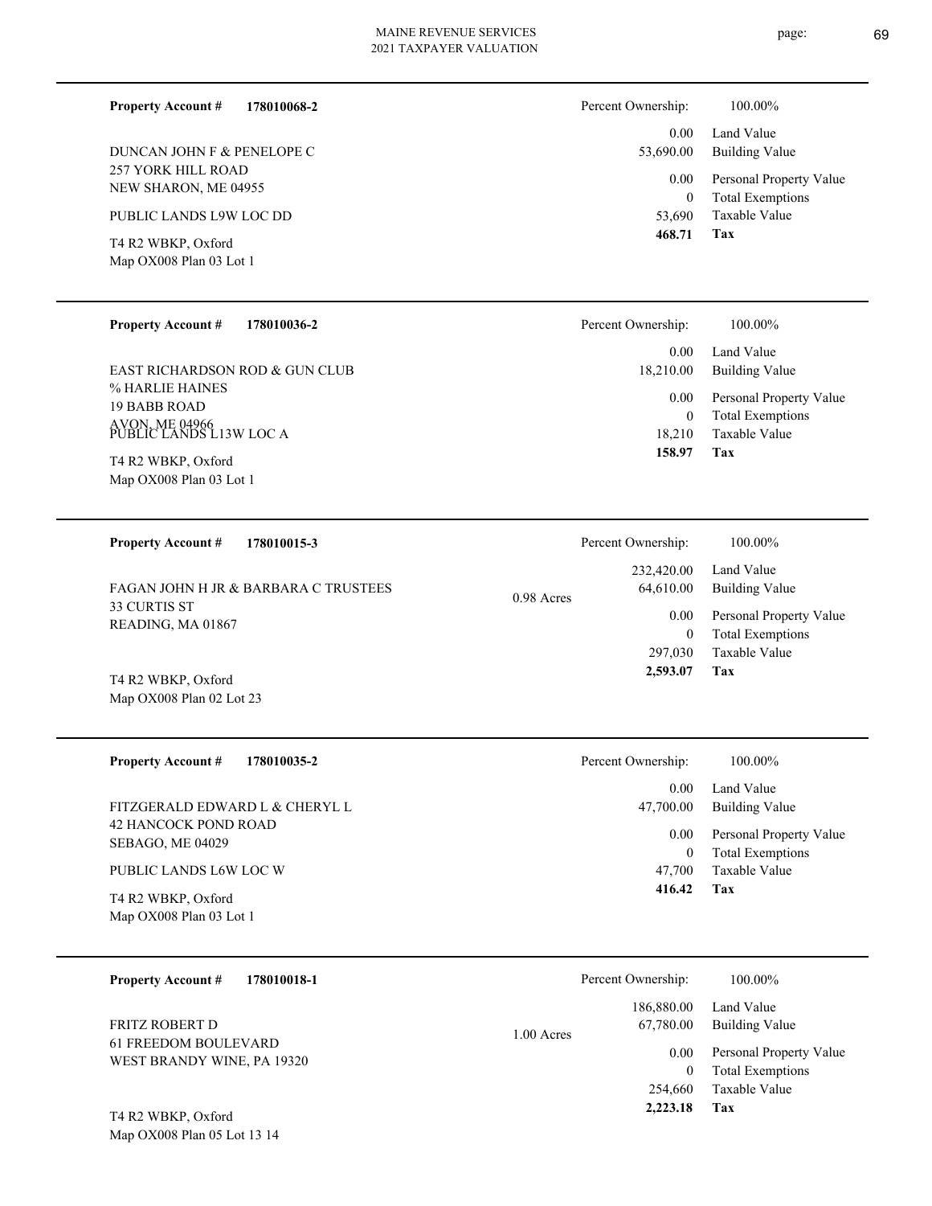**Property Account #** **178010068-2**

DUNCAN JOHN F & PENELOPE C
257 YORK HILL ROAD
NEW SHARON, ME 04955

PUBLIC LANDS L9W LOC DD

T4 R2 WBKP, Oxford
Map OX008 Plan 03 Lot 1

| Percent Ownership: | 100.00% |
|---|---|
| 0.00 | Land Value |
| 53,690.00 | Building Value |
| 0.00 | Personal Property Value |
| 0 | Total Exemptions |
| 53,690 | Taxable Value |
| **468.71** | **Tax** |

---

**Property Account #** **178010036-2**

EAST RICHARDSON ROD & GUN CLUB
% HARLIE HAINES
19 BABB ROAD
AVON, ME 04966
PUBLIC LANDS L13W LOC A

T4 R2 WBKP, Oxford
Map OX008 Plan 03 Lot 1

| Percent Ownership: | 100.00% |
|---|---|
| 0.00 | Land Value |
| 18,210.00 | Building Value |
| 0.00 | Personal Property Value |
| 0 | Total Exemptions |
| 18,210 | Taxable Value |
| **158.97** | **Tax** |

---

**Property Account #** **178010015-3**

FAGAN JOHN H JR & BARBARA C TRUSTEES
33 CURTIS ST
READING, MA 01867

T4 R2 WBKP, Oxford
Map OX008 Plan 02 Lot 23

0.98 Acres

| Percent Ownership: | 100.00% |
|---|---|
| 232,420.00 | Land Value |
| 64,610.00 | Building Value |
| 0.00 | Personal Property Value |
| 0 | Total Exemptions |
| 297,030 | Taxable Value |
| **2,593.07** | **Tax** |

---

**Property Account #** **178010035-2**

FITZGERALD EDWARD L & CHERYL L
42 HANCOCK POND ROAD
SEBAGO, ME 04029

PUBLIC LANDS L6W LOC W

T4 R2 WBKP, Oxford
Map OX008 Plan 03 Lot 1

| Percent Ownership: | 100.00% |
|---|---|
| 0.00 | Land Value |
| 47,700.00 | Building Value |
| 0.00 | Personal Property Value |
| 0 | Total Exemptions |
| 47,700 | Taxable Value |
| **416.42** | **Tax** |

---

**Property Account #** **178010018-1**

FRITZ ROBERT D
61 FREEDOM BOULEVARD
WEST BRANDY WINE, PA 19320

T4 R2 WBKP, Oxford
Map OX008 Plan 05 Lot 13 14

1.00 Acres

| Percent Ownership: | 100.00% |
|---|---|
| 186,880.00 | Land Value |
| 67,780.00 | Building Value |
| 0.00 | Personal Property Value |
| 0 | Total Exemptions |
| 254,660 | Taxable Value |
| **2,223.18** | **Tax** |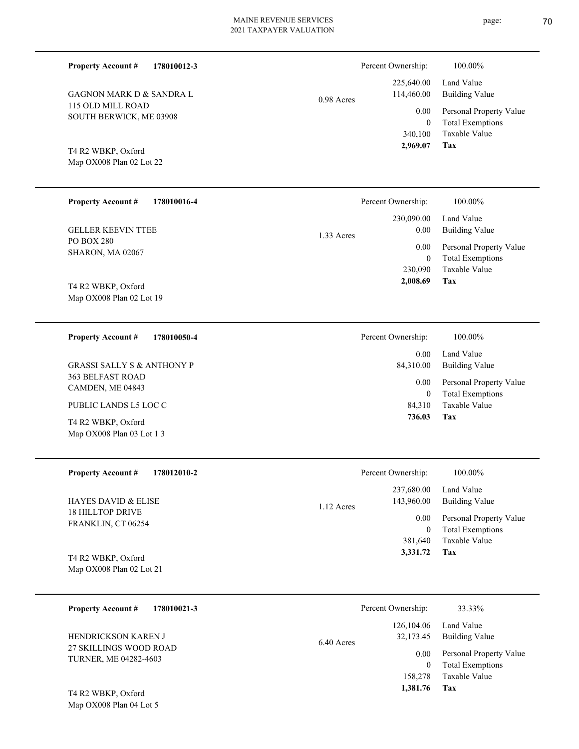**Property Account #** **178010012-3**

GAGNON MARK D & SANDRA L
115 OLD MILL ROAD
SOUTH BERWICK, ME 03908

T4 R2 WBKP, Oxford
Map OX008 Plan 02 Lot 22

0.98 Acres

| Percent Ownership: | 100.00% |
|---|---|
| 225,640.00 | Land Value |
| 114,460.00 | Building Value |
| 0.00 | Personal Property Value |
| 0 | Total Exemptions |
| 340,100 | Taxable Value |
| **2,969.07** | **Tax** |

---

**Property Account #** **178010016-4**

GELLER KEEVIN TTEE
PO BOX 280
SHARON, MA 02067

T4 R2 WBKP, Oxford
Map OX008 Plan 02 Lot 19

1.33 Acres

| Percent Ownership: | 100.00% |
|---|---|
| 230,090.00 | Land Value |
| 0.00 | Building Value |
| 0.00 | Personal Property Value |
| 0 | Total Exemptions |
| 230,090 | Taxable Value |
| **2,008.69** | **Tax** |

---

**Property Account #** **178010050-4**

GRASSI SALLY S & ANTHONY P
363 BELFAST ROAD
CAMDEN, ME 04843

PUBLIC LANDS L5 LOC C

T4 R2 WBKP, Oxford
Map OX008 Plan 03 Lot 1 3

| Percent Ownership: | 100.00% |
|---|---|
| 0.00 | Land Value |
| 84,310.00 | Building Value |
| 0.00 | Personal Property Value |
| 0 | Total Exemptions |
| 84,310 | Taxable Value |
| **736.03** | **Tax** |

---

**Property Account #** **178012010-2**

HAYES DAVID & ELISE
18 HILLTOP DRIVE
FRANKLIN, CT 06254

T4 R2 WBKP, Oxford
Map OX008 Plan 02 Lot 21

1.12 Acres

| Percent Ownership: | 100.00% |
|---|---|
| 237,680.00 | Land Value |
| 143,960.00 | Building Value |
| 0.00 | Personal Property Value |
| 0 | Total Exemptions |
| 381,640 | Taxable Value |
| **3,331.72** | **Tax** |

---

**Property Account #** **178010021-3**

HENDRICKSON KAREN J
27 SKILLINGS WOOD ROAD
TURNER, ME 04282-4603

T4 R2 WBKP, Oxford
Map OX008 Plan 04 Lot 5

6.40 Acres

| Percent Ownership: | 33.33% |
|---|---|
| 126,104.06 | Land Value |
| 32,173.45 | Building Value |
| 0.00 | Personal Property Value |
| 0 | Total Exemptions |
| 158,278 | Taxable Value |
| **1,381.76** | **Tax** |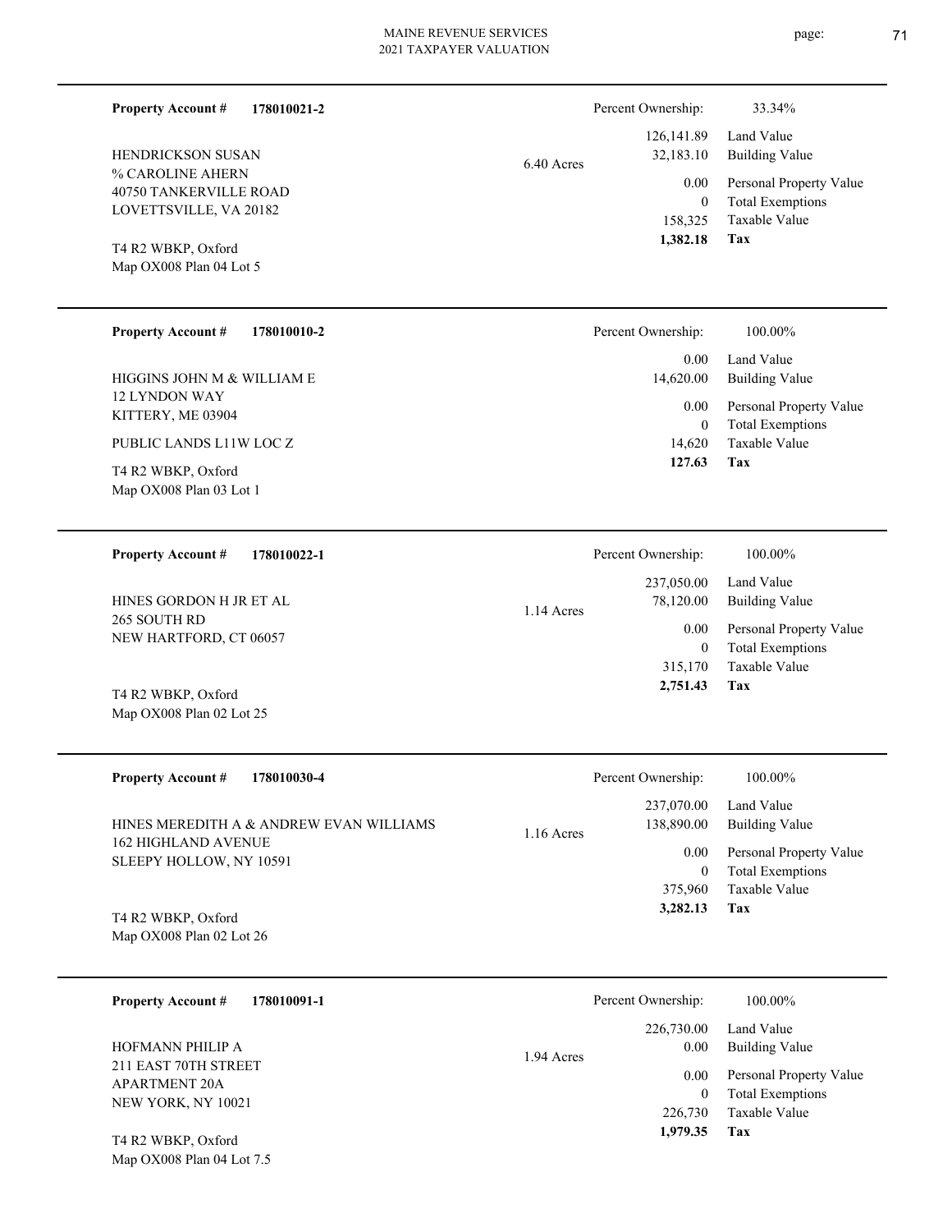**Property Account #** **178010021-2**

HENDRICKSON SUSAN
% CAROLINE AHERN
40750 TANKERVILLE ROAD
LOVETTSVILLE, VA 20182

T4 R2 WBKP, Oxford
Map OX008 Plan 04 Lot 5

6.40 Acres

| Percent Ownership: | 33.34% |
|---|---|
| 126,141.89 | Land Value |
| 32,183.10 | Building Value |
| 0.00 | Personal Property Value |
| 0 | Total Exemptions |
| 158,325 | Taxable Value |
| **1,382.18** | **Tax** |

---

**Property Account #** **178010010-2**

HIGGINS JOHN M & WILLIAM E
12 LYNDON WAY
KITTERY, ME 03904

PUBLIC LANDS L11W LOC Z

T4 R2 WBKP, Oxford
Map OX008 Plan 03 Lot 1

| Percent Ownership: | 100.00% |
|---|---|
| 0.00 | Land Value |
| 14,620.00 | Building Value |
| 0.00 | Personal Property Value |
| 0 | Total Exemptions |
| 14,620 | Taxable Value |
| **127.63** | **Tax** |

---

**Property Account #** **178010022-1**

HINES GORDON H JR ET AL
265 SOUTH RD
NEW HARTFORD, CT 06057

T4 R2 WBKP, Oxford
Map OX008 Plan 02 Lot 25

1.14 Acres

| Percent Ownership: | 100.00% |
|---|---|
| 237,050.00 | Land Value |
| 78,120.00 | Building Value |
| 0.00 | Personal Property Value |
| 0 | Total Exemptions |
| 315,170 | Taxable Value |
| **2,751.43** | **Tax** |

---

**Property Account #** **178010030-4**

HINES MEREDITH A & ANDREW EVAN WILLIAMS
162 HIGHLAND AVENUE
SLEEPY HOLLOW, NY 10591

T4 R2 WBKP, Oxford
Map OX008 Plan 02 Lot 26

1.16 Acres

| Percent Ownership: | 100.00% |
|---|---|
| 237,070.00 | Land Value |
| 138,890.00 | Building Value |
| 0.00 | Personal Property Value |
| 0 | Total Exemptions |
| 375,960 | Taxable Value |
| **3,282.13** | **Tax** |

---

**Property Account #** **178010091-1**

HOFMANN PHILIP A
211 EAST 70TH STREET
APARTMENT 20A
NEW YORK, NY 10021

T4 R2 WBKP, Oxford
Map OX008 Plan 04 Lot 7.5

1.94 Acres

| Percent Ownership: | 100.00% |
|---|---|
| 226,730.00 | Land Value |
| 0.00 | Building Value |
| 0.00 | Personal Property Value |
| 0 | Total Exemptions |
| 226,730 | Taxable Value |
| **1,979.35** | **Tax** |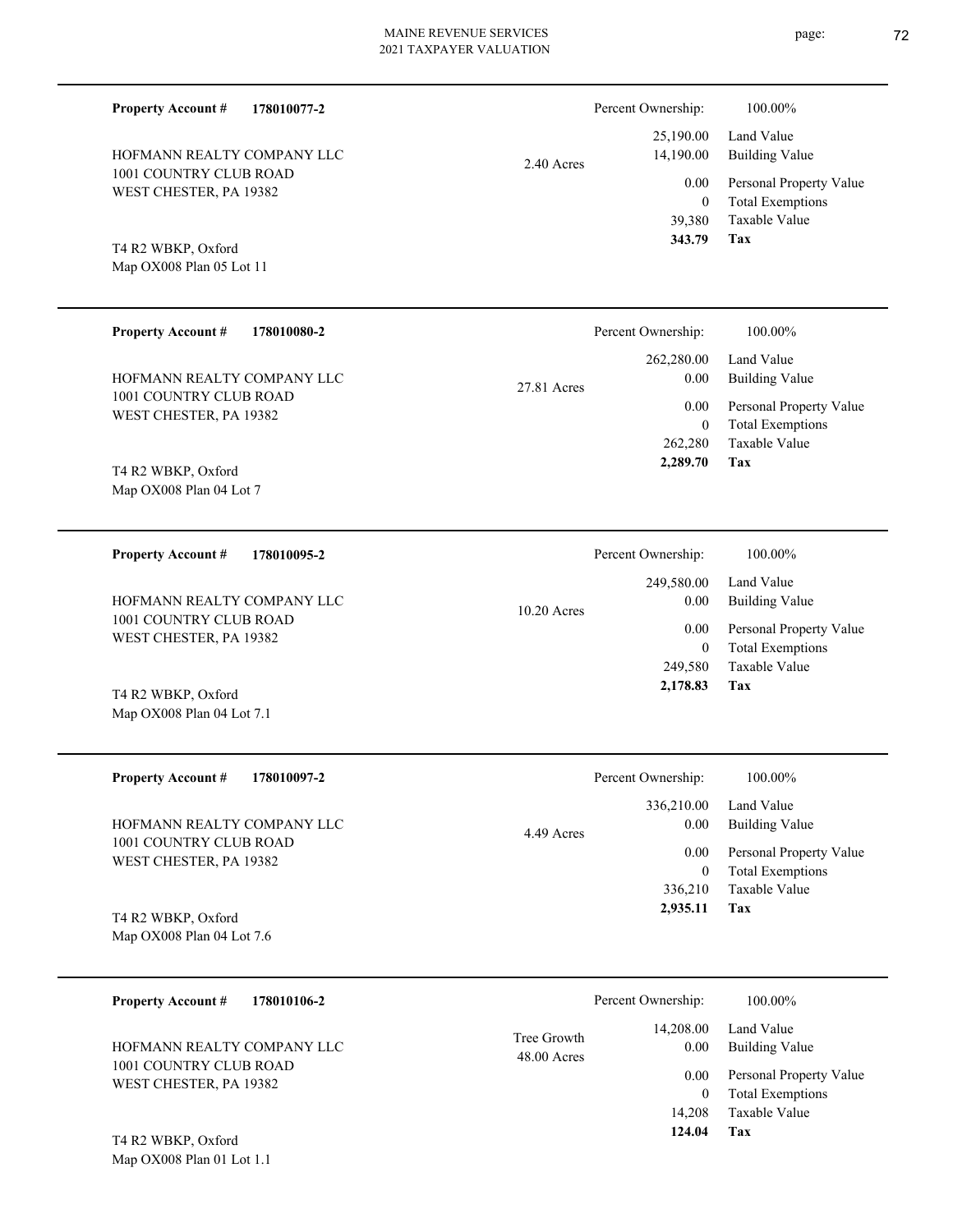**Property Account #** **178010077-2**

HOFMANN REALTY COMPANY LLC
1001 COUNTRY CLUB ROAD
WEST CHESTER, PA 19382

T4 R2 WBKP, Oxford
Map OX008 Plan 05 Lot 11

2.40 Acres

| Percent Ownership: | 100.00% |
|---|---|
| 25,190.00 | Land Value |
| 14,190.00 | Building Value |
| 0.00 | Personal Property Value |
| 0 | Total Exemptions |
| 39,380 | Taxable Value |
| **343.79** | **Tax** |

---

**Property Account #** **178010080-2**

HOFMANN REALTY COMPANY LLC
1001 COUNTRY CLUB ROAD
WEST CHESTER, PA 19382

T4 R2 WBKP, Oxford
Map OX008 Plan 04 Lot 7

27.81 Acres

| Percent Ownership: | 100.00% |
|---|---|
| 262,280.00 | Land Value |
| 0.00 | Building Value |
| 0.00 | Personal Property Value |
| 0 | Total Exemptions |
| 262,280 | Taxable Value |
| **2,289.70** | **Tax** |

---

**Property Account #** **178010095-2**

HOFMANN REALTY COMPANY LLC
1001 COUNTRY CLUB ROAD
WEST CHESTER, PA 19382

T4 R2 WBKP, Oxford
Map OX008 Plan 04 Lot 7.1

10.20 Acres

| Percent Ownership: | 100.00% |
|---|---|
| 249,580.00 | Land Value |
| 0.00 | Building Value |
| 0.00 | Personal Property Value |
| 0 | Total Exemptions |
| 249,580 | Taxable Value |
| **2,178.83** | **Tax** |

---

**Property Account #** **178010097-2**

HOFMANN REALTY COMPANY LLC
1001 COUNTRY CLUB ROAD
WEST CHESTER, PA 19382

T4 R2 WBKP, Oxford
Map OX008 Plan 04 Lot 7.6

4.49 Acres

| Percent Ownership: | 100.00% |
|---|---|
| 336,210.00 | Land Value |
| 0.00 | Building Value |
| 0.00 | Personal Property Value |
| 0 | Total Exemptions |
| 336,210 | Taxable Value |
| **2,935.11** | **Tax** |

---

**Property Account #** **178010106-2**

HOFMANN REALTY COMPANY LLC
1001 COUNTRY CLUB ROAD
WEST CHESTER, PA 19382

T4 R2 WBKP, Oxford
Map OX008 Plan 01 Lot 1.1

Tree Growth
48.00 Acres

| Percent Ownership: | 100.00% |
|---|---|
| 14,208.00 | Land Value |
| 0.00 | Building Value |
| 0.00 | Personal Property Value |
| 0 | Total Exemptions |
| 14,208 | Taxable Value |
| **124.04** | **Tax** |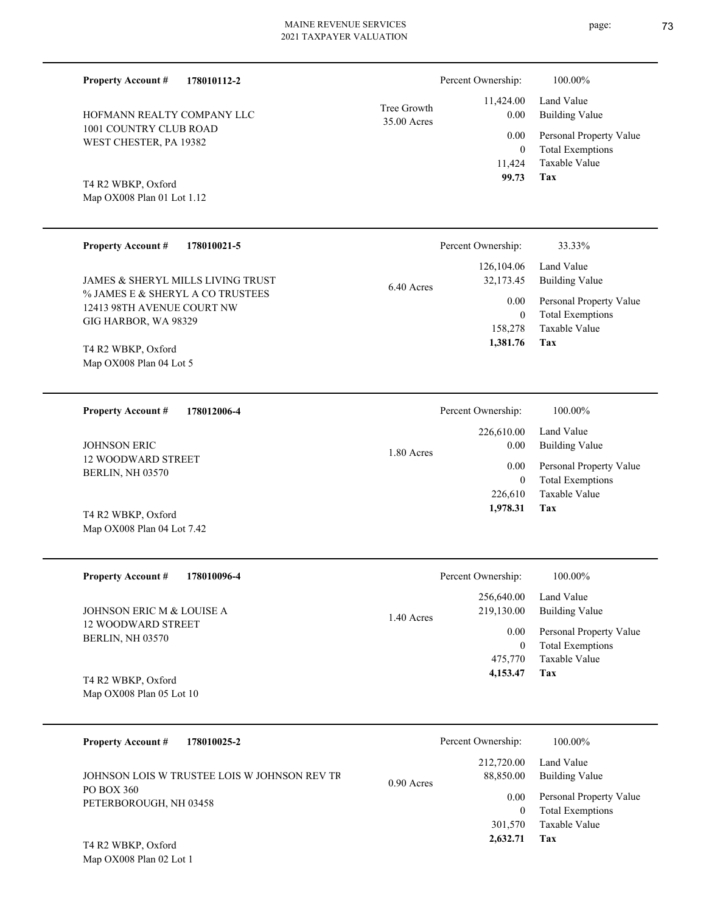| | | |
|---|---|---|
| **Property Account #** **178010112-2** | | Percent Ownership: 100.00% |
| HOFMANN REALTY COMPANY LLC<br>1001 COUNTRY CLUB ROAD<br>WEST CHESTER, PA 19382 | Tree Growth<br>35.00 Acres | 11,424.00 Land Value<br>0.00 Building Value<br>0.00 Personal Property Value<br>0 Total Exemptions<br>11,424 Taxable Value<br>**99.73** **Tax** |
| T4 R2 WBKP, Oxford<br>Map OX008 Plan 01 Lot 1.12 | | |

| | | |
|---|---|---|
| **Property Account #** **178010021-5** | | Percent Ownership: 33.33% |
| JAMES & SHERYL MILLS LIVING TRUST<br>% JAMES E & SHERYL A CO TRUSTEES<br>12413 98TH AVENUE COURT NW<br>GIG HARBOR, WA 98329 | 6.40 Acres | 126,104.06 Land Value<br>32,173.45 Building Value<br>0.00 Personal Property Value<br>0 Total Exemptions<br>158,278 Taxable Value<br>**1,381.76** **Tax** |
| T4 R2 WBKP, Oxford<br>Map OX008 Plan 04 Lot 5 | | |

| | | |
|---|---|---|
| **Property Account #** **178012006-4** | | Percent Ownership: 100.00% |
| JOHNSON ERIC<br>12 WOODWARD STREET<br>BERLIN, NH 03570 | 1.80 Acres | 226,610.00 Land Value<br>0.00 Building Value<br>0.00 Personal Property Value<br>0 Total Exemptions<br>226,610 Taxable Value<br>**1,978.31** **Tax** |
| T4 R2 WBKP, Oxford<br>Map OX008 Plan 04 Lot 7.42 | | |

| | | |
|---|---|---|
| **Property Account #** **178010096-4** | | Percent Ownership: 100.00% |
| JOHNSON ERIC M & LOUISE A<br>12 WOODWARD STREET<br>BERLIN, NH 03570 | 1.40 Acres | 256,640.00 Land Value<br>219,130.00 Building Value<br>0.00 Personal Property Value<br>0 Total Exemptions<br>475,770 Taxable Value<br>**4,153.47** **Tax** |
| T4 R2 WBKP, Oxford<br>Map OX008 Plan 05 Lot 10 | | |

| | | |
|---|---|---|
| **Property Account #** **178010025-2** | | Percent Ownership: 100.00% |
| JOHNSON LOIS W TRUSTEE LOIS W JOHNSON REV TR<br>PO BOX 360<br>PETERBOROUGH, NH 03458 | 0.90 Acres | 212,720.00 Land Value<br>88,850.00 Building Value<br>0.00 Personal Property Value<br>0 Total Exemptions<br>301,570 Taxable Value<br>**2,632.71** **Tax** |
| T4 R2 WBKP, Oxford<br>Map OX008 Plan 02 Lot 1 | | |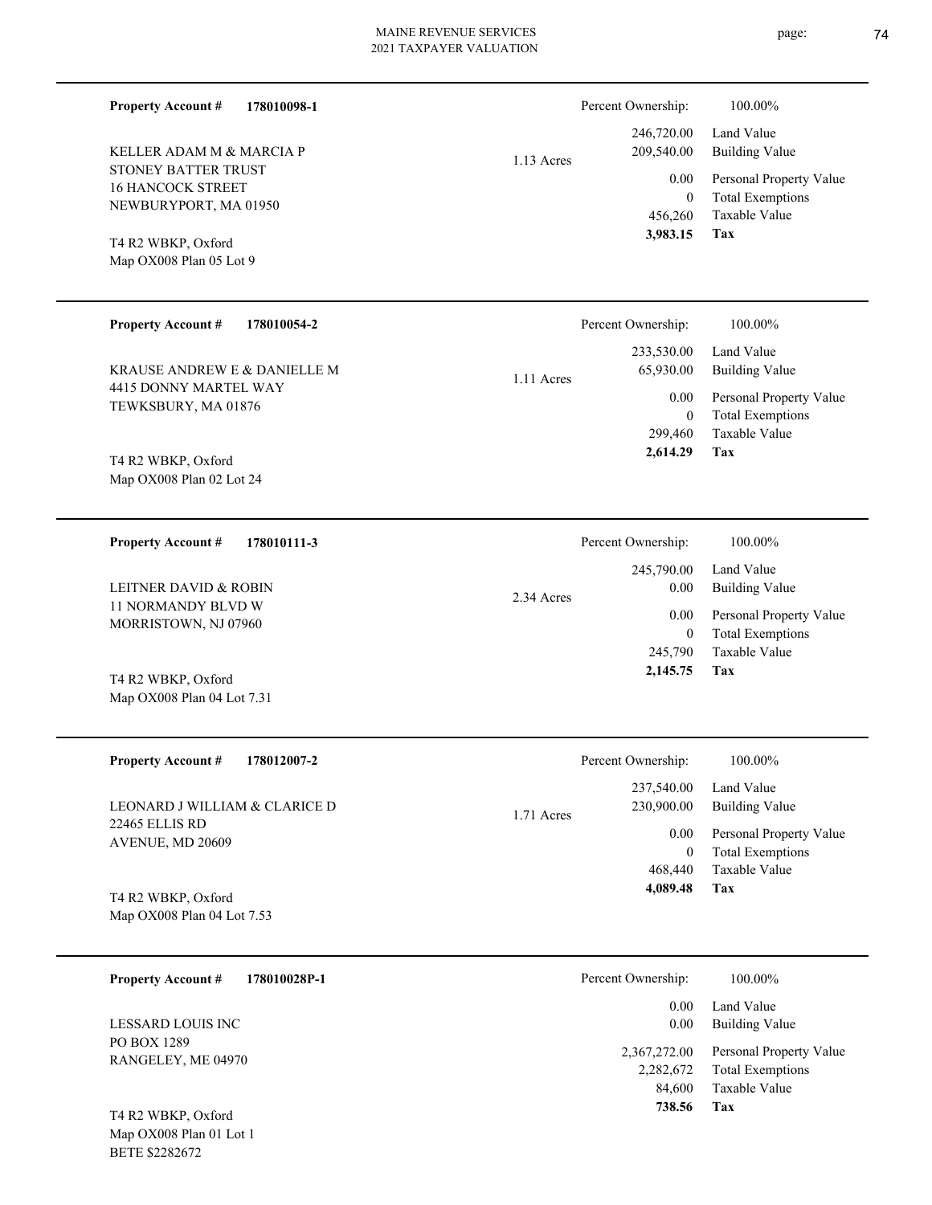**Property Account #** **178010098-1**

KELLER ADAM M & MARCIA P
STONEY BATTER TRUST
16 HANCOCK STREET
NEWBURYPORT, MA 01950

T4 R2 WBKP, Oxford
Map OX008 Plan 05 Lot 9

1.13 Acres

| Percent Ownership: | 100.00% |
|---|---|
| 246,720.00 | Land Value |
| 209,540.00 | Building Value |
| 0.00 | Personal Property Value |
| 0 | Total Exemptions |
| 456,260 | Taxable Value |
| **3,983.15** | **Tax** |

---

**Property Account #** **178010054-2**

KRAUSE ANDREW E & DANIELLE M
4415 DONNY MARTEL WAY
TEWKSBURY, MA 01876

T4 R2 WBKP, Oxford
Map OX008 Plan 02 Lot 24

1.11 Acres

| Percent Ownership: | 100.00% |
|---|---|
| 233,530.00 | Land Value |
| 65,930.00 | Building Value |
| 0.00 | Personal Property Value |
| 0 | Total Exemptions |
| 299,460 | Taxable Value |
| **2,614.29** | **Tax** |

---

**Property Account #** **178010111-3**

LEITNER DAVID & ROBIN
11 NORMANDY BLVD W
MORRISTOWN, NJ 07960

T4 R2 WBKP, Oxford
Map OX008 Plan 04 Lot 7.31

2.34 Acres

| Percent Ownership: | 100.00% |
|---|---|
| 245,790.00 | Land Value |
| 0.00 | Building Value |
| 0.00 | Personal Property Value |
| 0 | Total Exemptions |
| 245,790 | Taxable Value |
| **2,145.75** | **Tax** |

---

**Property Account #** **178012007-2**

LEONARD J WILLIAM & CLARICE D
22465 ELLIS RD
AVENUE, MD 20609

T4 R2 WBKP, Oxford
Map OX008 Plan 04 Lot 7.53

1.71 Acres

| Percent Ownership: | 100.00% |
|---|---|
| 237,540.00 | Land Value |
| 230,900.00 | Building Value |
| 0.00 | Personal Property Value |
| 0 | Total Exemptions |
| 468,440 | Taxable Value |
| **4,089.48** | **Tax** |

---

**Property Account #** **178010028P-1**

LESSARD LOUIS INC
PO BOX 1289
RANGELEY, ME 04970

T4 R2 WBKP, Oxford
Map OX008 Plan 01 Lot 1
BETE $2282672

| Percent Ownership: | 100.00% |
|---|---|
| 0.00 | Land Value |
| 0.00 | Building Value |
| 2,367,272.00 | Personal Property Value |
| 2,282,672 | Total Exemptions |
| 84,600 | Taxable Value |
| **738.56** | **Tax** |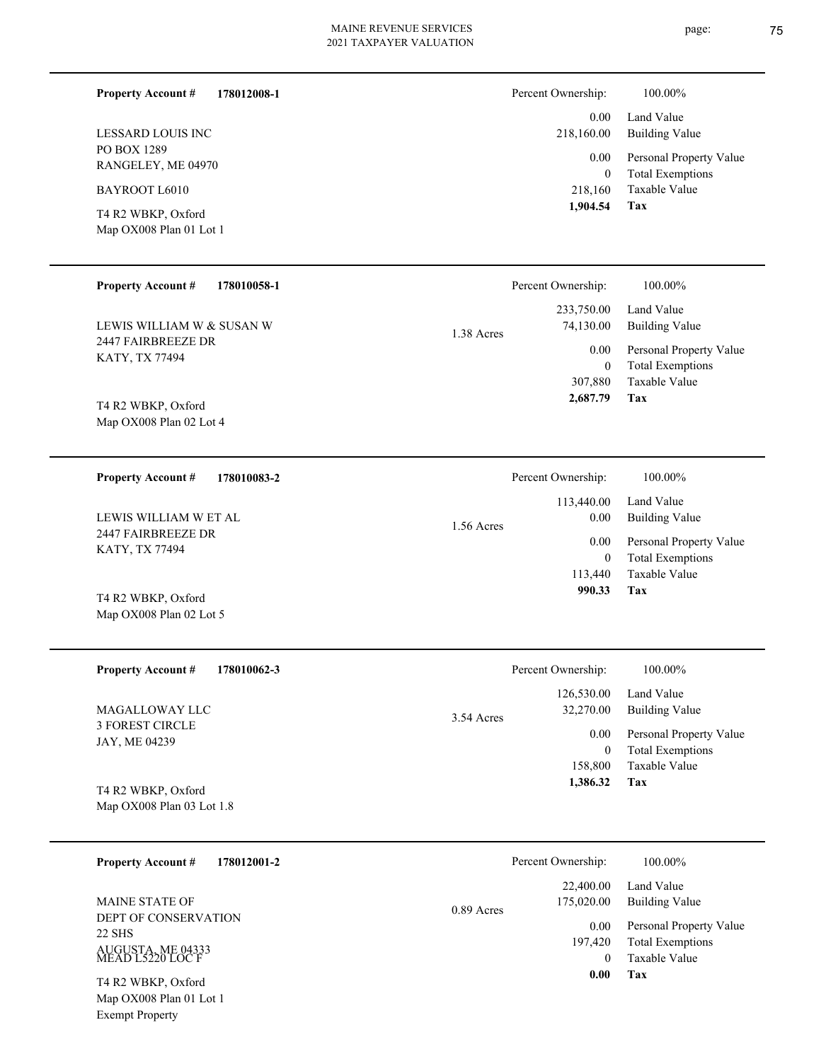**Property Account #** **178012008-1**

LESSARD LOUIS INC
PO BOX 1289
RANGELEY, ME 04970

BAYROOT L6010

T4 R2 WBKP, Oxford
Map OX008 Plan 01 Lot 1

| | |
|---|---|
| Percent Ownership: | 100.00% |
| 0.00 | Land Value |
| 218,160.00 | Building Value |
| 0.00 | Personal Property Value |
| 0 | Total Exemptions |
| 218,160 | Taxable Value |
| **1,904.54** | **Tax** |

---

**Property Account #** **178010058-1**

LEWIS WILLIAM W & SUSAN W
2447 FAIRBREEZE DR
KATY, TX 77494

T4 R2 WBKP, Oxford
Map OX008 Plan 02 Lot 4

1.38 Acres

| | |
|---|---|
| Percent Ownership: | 100.00% |
| 233,750.00 | Land Value |
| 74,130.00 | Building Value |
| 0.00 | Personal Property Value |
| 0 | Total Exemptions |
| 307,880 | Taxable Value |
| **2,687.79** | **Tax** |

---

**Property Account #** **178010083-2**

LEWIS WILLIAM W ET AL
2447 FAIRBREEZE DR
KATY, TX 77494

T4 R2 WBKP, Oxford
Map OX008 Plan 02 Lot 5

1.56 Acres

| | |
|---|---|
| Percent Ownership: | 100.00% |
| 113,440.00 | Land Value |
| 0.00 | Building Value |
| 0.00 | Personal Property Value |
| 0 | Total Exemptions |
| 113,440 | Taxable Value |
| **990.33** | **Tax** |

---

**Property Account #** **178010062-3**

MAGALLOWAY LLC
3 FOREST CIRCLE
JAY, ME 04239

T4 R2 WBKP, Oxford
Map OX008 Plan 03 Lot 1.8

3.54 Acres

| | |
|---|---|
| Percent Ownership: | 100.00% |
| 126,530.00 | Land Value |
| 32,270.00 | Building Value |
| 0.00 | Personal Property Value |
| 0 | Total Exemptions |
| 158,800 | Taxable Value |
| **1,386.32** | **Tax** |

---

**Property Account #** **178012001-2**

MAINE STATE OF
DEPT OF CONSERVATION
22 SHS
AUGUSTA, ME 04333
MEAD L5220 LOC F

T4 R2 WBKP, Oxford
Map OX008 Plan 01 Lot 1
Exempt Property

0.89 Acres

| | |
|---|---|
| Percent Ownership: | 100.00% |
| 22,400.00 | Land Value |
| 175,020.00 | Building Value |
| 0.00 | Personal Property Value |
| 197,420 | Total Exemptions |
| 0 | Taxable Value |
| **0.00** | **Tax** |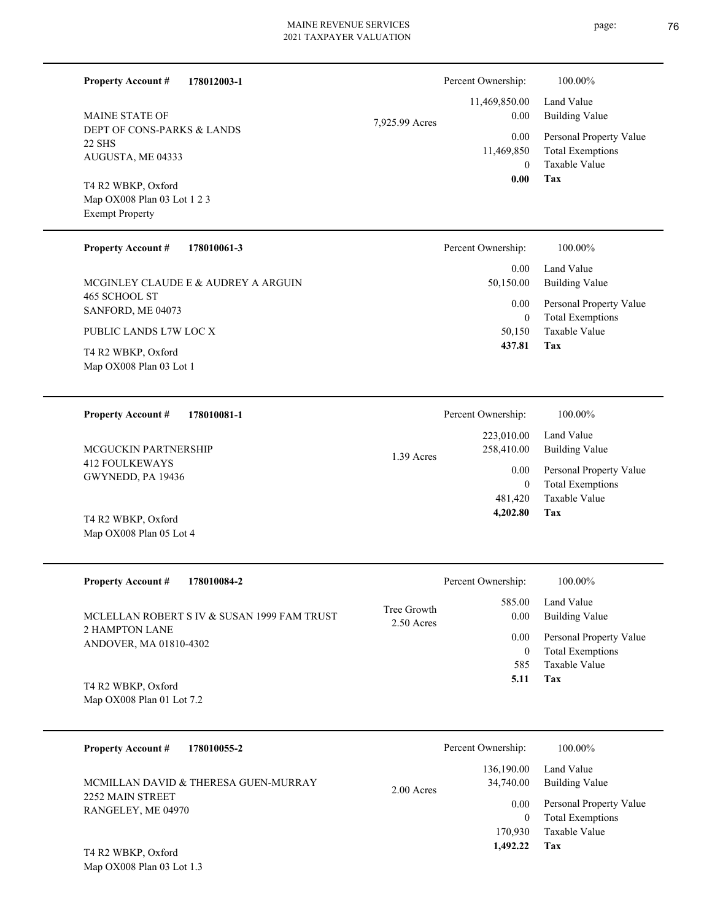**Property Account #** **178012003-1**

MAINE STATE OF
DEPT OF CONS-PARKS & LANDS
22 SHS
AUGUSTA, ME 04333

T4 R2 WBKP, Oxford
Map OX008 Plan 03 Lot 1 2 3
Exempt Property

7,925.99 Acres

| | |
|---|---|
| Percent Ownership: | 100.00% |
| 11,469,850.00 | Land Value |
| 0.00 | Building Value |
| 0.00 | Personal Property Value |
| 11,469,850 | Total Exemptions |
| 0 | Taxable Value |
| **0.00** | **Tax** |

---

**Property Account #** **178010061-3**

MCGINLEY CLAUDE E & AUDREY A ARGUIN
465 SCHOOL ST
SANFORD, ME 04073

PUBLIC LANDS L7W LOC X

T4 R2 WBKP, Oxford
Map OX008 Plan 03 Lot 1

| | |
|---|---|
| Percent Ownership: | 100.00% |
| 0.00 | Land Value |
| 50,150.00 | Building Value |
| 0.00 | Personal Property Value |
| 0 | Total Exemptions |
| 50,150 | Taxable Value |
| **437.81** | **Tax** |

---

**Property Account #** **178010081-1**

MCGUCKIN PARTNERSHIP
412 FOULKEWAYS
GWYNEDD, PA 19436

T4 R2 WBKP, Oxford
Map OX008 Plan 05 Lot 4

1.39 Acres

| | |
|---|---|
| Percent Ownership: | 100.00% |
| 223,010.00 | Land Value |
| 258,410.00 | Building Value |
| 0.00 | Personal Property Value |
| 0 | Total Exemptions |
| 481,420 | Taxable Value |
| **4,202.80** | **Tax** |

---

**Property Account #** **178010084-2**

MCLELLAN ROBERT S IV & SUSAN 1999 FAM TRUST
2 HAMPTON LANE
ANDOVER, MA 01810-4302

T4 R2 WBKP, Oxford
Map OX008 Plan 01 Lot 7.2

Tree Growth
2.50 Acres

| | |
|---|---|
| Percent Ownership: | 100.00% |
| 585.00 | Land Value |
| 0.00 | Building Value |
| 0.00 | Personal Property Value |
| 0 | Total Exemptions |
| 585 | Taxable Value |
| **5.11** | **Tax** |

---

**Property Account #** **178010055-2**

MCMILLAN DAVID & THERESA GUEN-MURRAY
2252 MAIN STREET
RANGELEY, ME 04970

T4 R2 WBKP, Oxford
Map OX008 Plan 03 Lot 1.3

2.00 Acres

| | |
|---|---|
| Percent Ownership: | 100.00% |
| 136,190.00 | Land Value |
| 34,740.00 | Building Value |
| 0.00 | Personal Property Value |
| 0 | Total Exemptions |
| 170,930 | Taxable Value |
| **1,492.22** | **Tax** |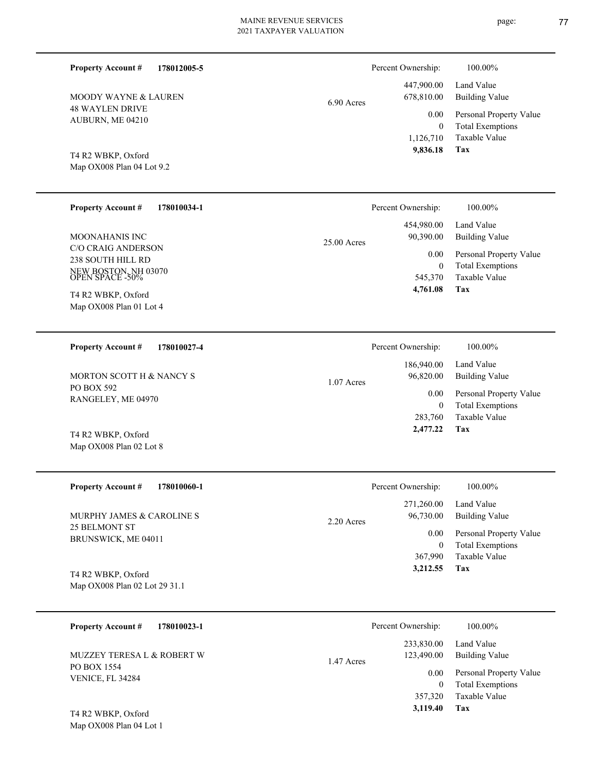**Property Account #** **178012005-5**

MOODY WAYNE & LAUREN
48 WAYLEN DRIVE
AUBURN, ME 04210

T4 R2 WBKP, Oxford
Map OX008 Plan 04 Lot 9.2

6.90 Acres

| Percent Ownership: | 100.00% |
|---|---|
| 447,900.00 | Land Value |
| 678,810.00 | Building Value |
| 0.00 | Personal Property Value |
| 0 | Total Exemptions |
| 1,126,710 | Taxable Value |
| **9,836.18** | **Tax** |

---

**Property Account #** **178010034-1**

MOONAHANIS INC
C/O CRAIG ANDERSON
238 SOUTH HILL RD
NEW BOSTON, NH 03070
OPEN SPACE -50%

T4 R2 WBKP, Oxford
Map OX008 Plan 01 Lot 4

25.00 Acres

| Percent Ownership: | 100.00% |
|---|---|
| 454,980.00 | Land Value |
| 90,390.00 | Building Value |
| 0.00 | Personal Property Value |
| 0 | Total Exemptions |
| 545,370 | Taxable Value |
| **4,761.08** | **Tax** |

---

**Property Account #** **178010027-4**

MORTON SCOTT H & NANCY S
PO BOX 592
RANGELEY, ME 04970

T4 R2 WBKP, Oxford
Map OX008 Plan 02 Lot 8

1.07 Acres

| Percent Ownership: | 100.00% |
|---|---|
| 186,940.00 | Land Value |
| 96,820.00 | Building Value |
| 0.00 | Personal Property Value |
| 0 | Total Exemptions |
| 283,760 | Taxable Value |
| **2,477.22** | **Tax** |

---

**Property Account #** **178010060-1**

MURPHY JAMES & CAROLINE S
25 BELMONT ST
BRUNSWICK, ME 04011

T4 R2 WBKP, Oxford
Map OX008 Plan 02 Lot 29 31.1

2.20 Acres

| Percent Ownership: | 100.00% |
|---|---|
| 271,260.00 | Land Value |
| 96,730.00 | Building Value |
| 0.00 | Personal Property Value |
| 0 | Total Exemptions |
| 367,990 | Taxable Value |
| **3,212.55** | **Tax** |

---

**Property Account #** **178010023-1**

MUZZEY TERESA L & ROBERT W
PO BOX 1554
VENICE, FL 34284

T4 R2 WBKP, Oxford
Map OX008 Plan 04 Lot 1

1.47 Acres

| Percent Ownership: | 100.00% |
|---|---|
| 233,830.00 | Land Value |
| 123,490.00 | Building Value |
| 0.00 | Personal Property Value |
| 0 | Total Exemptions |
| 357,320 | Taxable Value |
| **3,119.40** | **Tax** |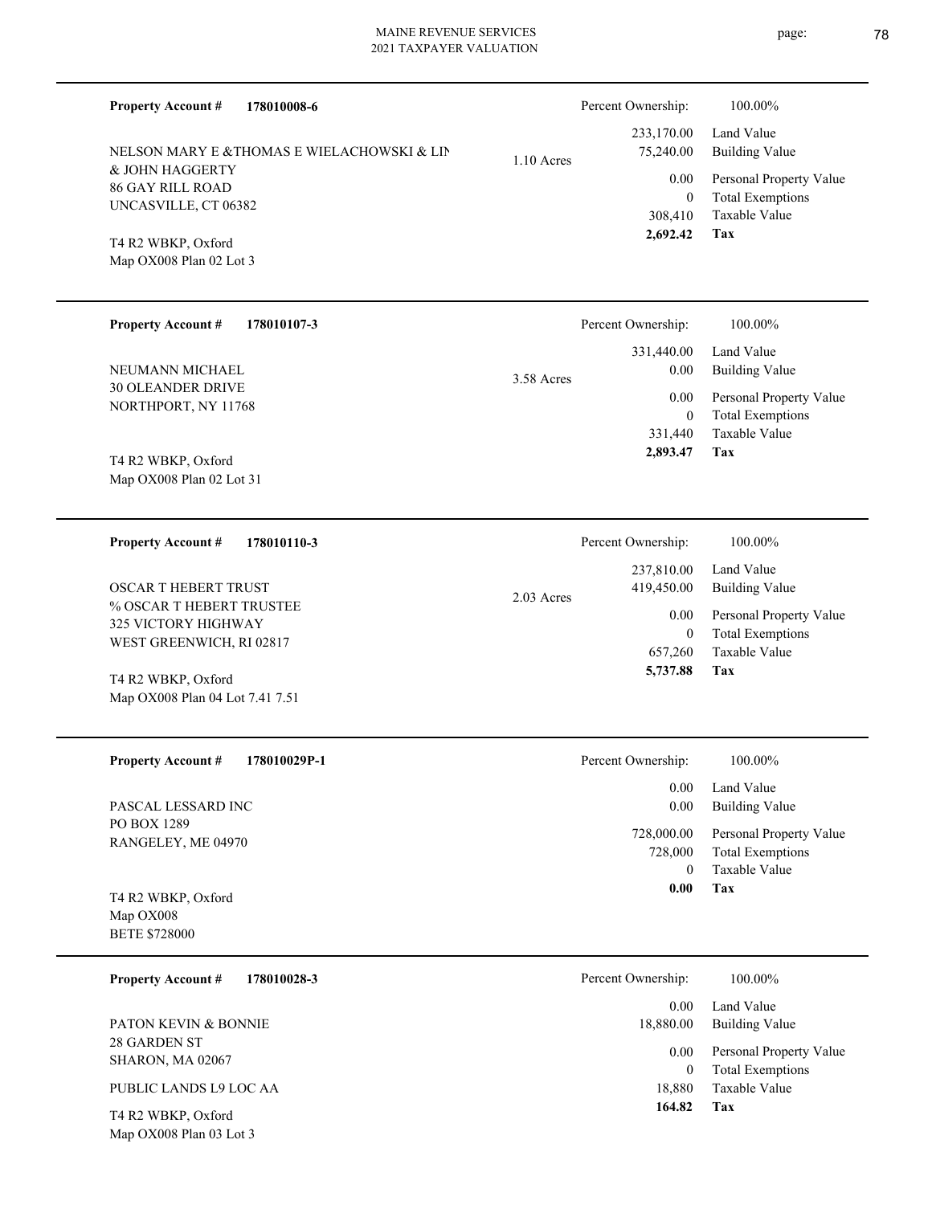**Property Account #** 178010008-6

NELSON MARY E &THOMAS E WIELACHOWSKI & LIN
& JOHN HAGGERTY
86 GAY RILL ROAD
UNCASVILLE, CT 06382

T4 R2 WBKP, Oxford
Map OX008 Plan 02 Lot 3

1.10 Acres

| | |
|---|---|
| Percent Ownership: | 100.00% |
| Land Value | 233,170.00 |
| Building Value | 75,240.00 |
| Personal Property Value | 0.00 |
| Total Exemptions | 0 |
| Taxable Value | 308,410 |
| **Tax** | **2,692.42** |

---

**Property Account #** 178010107-3

NEUMANN MICHAEL
30 OLEANDER DRIVE
NORTHPORT, NY 11768

T4 R2 WBKP, Oxford
Map OX008 Plan 02 Lot 31

3.58 Acres

| | |
|---|---|
| Percent Ownership: | 100.00% |
| Land Value | 331,440.00 |
| Building Value | 0.00 |
| Personal Property Value | 0.00 |
| Total Exemptions | 0 |
| Taxable Value | 331,440 |
| **Tax** | **2,893.47** |

---

**Property Account #** 178010110-3

OSCAR T HEBERT TRUST
% OSCAR T HEBERT TRUSTEE
325 VICTORY HIGHWAY
WEST GREENWICH, RI 02817

T4 R2 WBKP, Oxford
Map OX008 Plan 04 Lot 7.41 7.51

2.03 Acres

| | |
|---|---|
| Percent Ownership: | 100.00% |
| Land Value | 237,810.00 |
| Building Value | 419,450.00 |
| Personal Property Value | 0.00 |
| Total Exemptions | 0 |
| Taxable Value | 657,260 |
| **Tax** | **5,737.88** |

---

**Property Account #** 178010029P-1

PASCAL LESSARD INC
PO BOX 1289
RANGELEY, ME 04970

T4 R2 WBKP, Oxford
Map OX008
BETE $728000

| | |
|---|---|
| Percent Ownership: | 100.00% |
| Land Value | 0.00 |
| Building Value | 0.00 |
| Personal Property Value | 728,000.00 |
| Total Exemptions | 728,000 |
| Taxable Value | 0 |
| **Tax** | **0.00** |

---

**Property Account #** 178010028-3

PATON KEVIN & BONNIE
28 GARDEN ST
SHARON, MA 02067

PUBLIC LANDS L9 LOC AA

T4 R2 WBKP, Oxford
Map OX008 Plan 03 Lot 3

| | |
|---|---|
| Percent Ownership: | 100.00% |
| Land Value | 0.00 |
| Building Value | 18,880.00 |
| Personal Property Value | 0.00 |
| Total Exemptions | 0 |
| Taxable Value | 18,880 |
| **Tax** | **164.82** |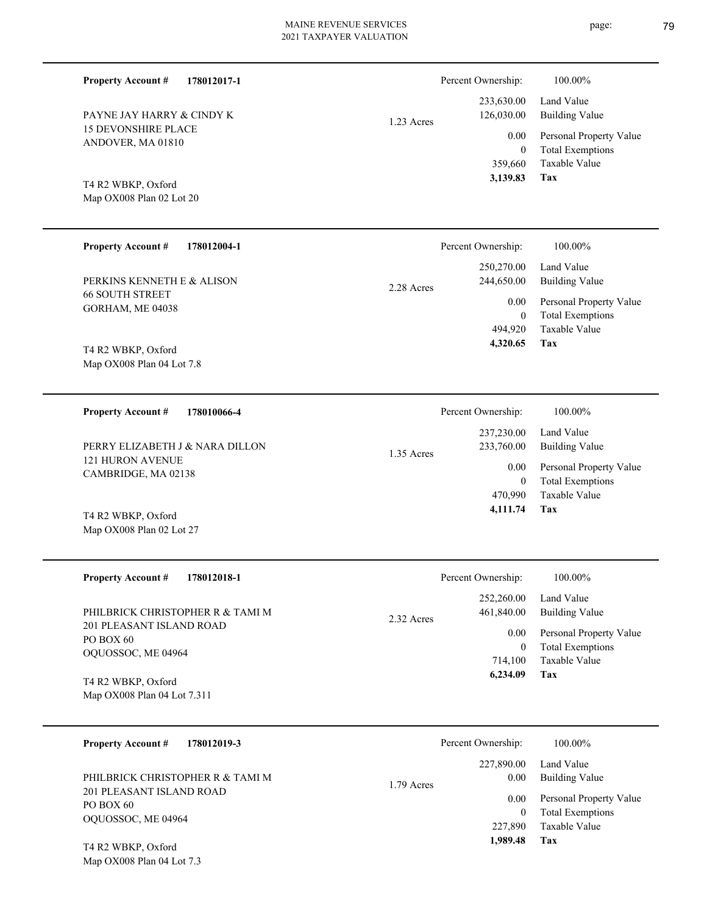**Property Account #** **178012017-1**

PAYNE JAY HARRY & CINDY K
15 DEVONSHIRE PLACE
ANDOVER, MA 01810

T4 R2 WBKP, Oxford
Map OX008 Plan 02 Lot 20

1.23 Acres

| Percent Ownership: | 100.00% |
|---|---|
| 233,630.00 | Land Value |
| 126,030.00 | Building Value |
| 0.00 | Personal Property Value |
| 0 | Total Exemptions |
| 359,660 | Taxable Value |
| **3,139.83** | **Tax** |

---

**Property Account #** **178012004-1**

PERKINS KENNETH E & ALISON
66 SOUTH STREET
GORHAM, ME 04038

T4 R2 WBKP, Oxford
Map OX008 Plan 04 Lot 7.8

2.28 Acres

| Percent Ownership: | 100.00% |
|---|---|
| 250,270.00 | Land Value |
| 244,650.00 | Building Value |
| 0.00 | Personal Property Value |
| 0 | Total Exemptions |
| 494,920 | Taxable Value |
| **4,320.65** | **Tax** |

---

**Property Account #** **178010066-4**

PERRY ELIZABETH J & NARA DILLON
121 HURON AVENUE
CAMBRIDGE, MA 02138

T4 R2 WBKP, Oxford
Map OX008 Plan 02 Lot 27

1.35 Acres

| Percent Ownership: | 100.00% |
|---|---|
| 237,230.00 | Land Value |
| 233,760.00 | Building Value |
| 0.00 | Personal Property Value |
| 0 | Total Exemptions |
| 470,990 | Taxable Value |
| **4,111.74** | **Tax** |

---

**Property Account #** **178012018-1**

PHILBRICK CHRISTOPHER R & TAMI M
201 PLEASANT ISLAND ROAD
PO BOX 60
OQUOSSOC, ME 04964

T4 R2 WBKP, Oxford
Map OX008 Plan 04 Lot 7.311

2.32 Acres

| Percent Ownership: | 100.00% |
|---|---|
| 252,260.00 | Land Value |
| 461,840.00 | Building Value |
| 0.00 | Personal Property Value |
| 0 | Total Exemptions |
| 714,100 | Taxable Value |
| **6,234.09** | **Tax** |

---

**Property Account #** **178012019-3**

PHILBRICK CHRISTOPHER R & TAMI M
201 PLEASANT ISLAND ROAD
PO BOX 60
OQUOSSOC, ME 04964

T4 R2 WBKP, Oxford
Map OX008 Plan 04 Lot 7.3

1.79 Acres

| Percent Ownership: | 100.00% |
|---|---|
| 227,890.00 | Land Value |
| 0.00 | Building Value |
| 0.00 | Personal Property Value |
| 0 | Total Exemptions |
| 227,890 | Taxable Value |
| **1,989.48** | **Tax** |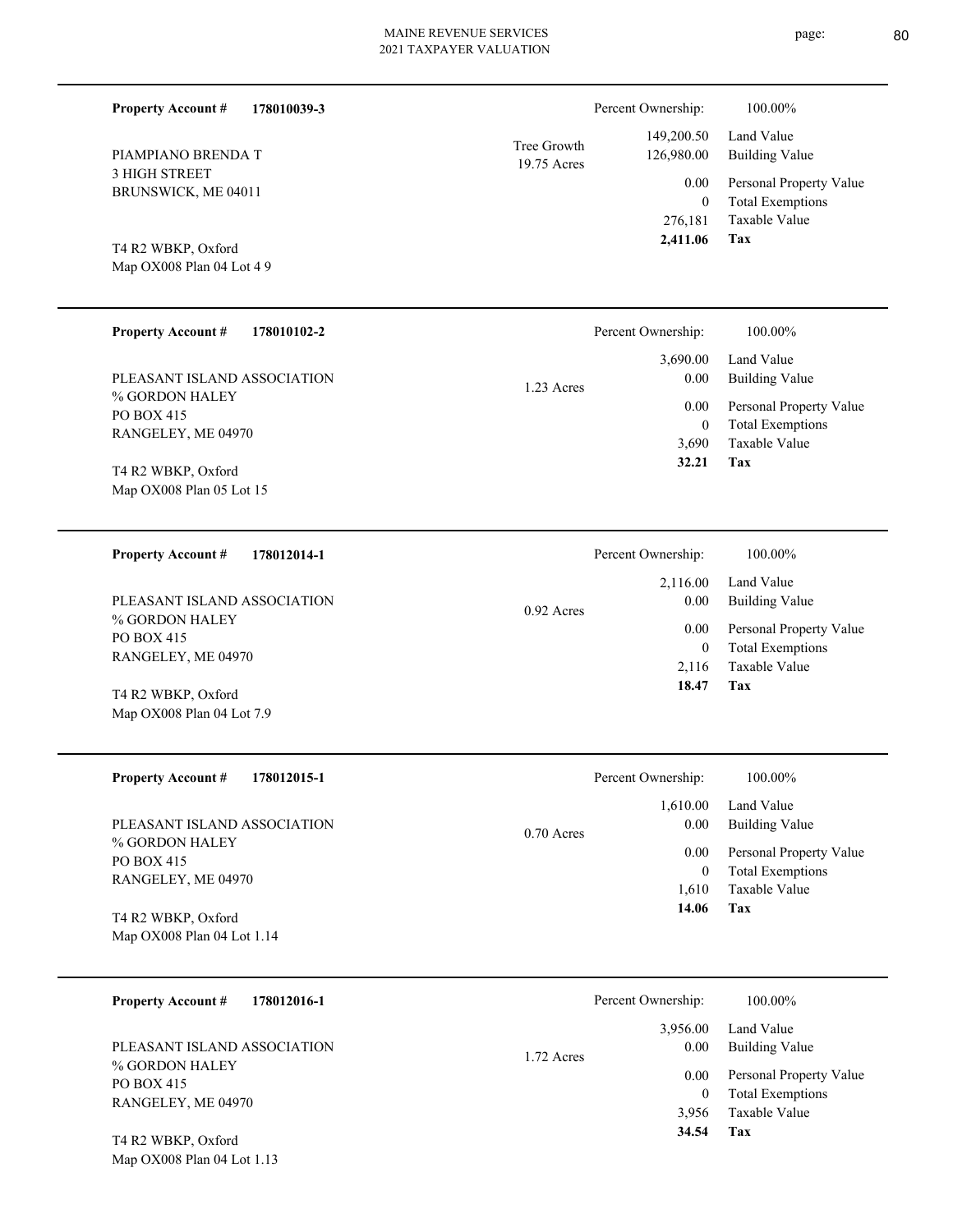**Property Account #** **178010039-3**

PIAMPIANO BRENDA T
3 HIGH STREET
BRUNSWICK, ME 04011

T4 R2 WBKP, Oxford
Map OX008 Plan 04 Lot 4 9

Tree Growth
19.75 Acres

| Percent Ownership: | 100.00% |
|---|---|
| 149,200.50 | Land Value |
| 126,980.00 | Building Value |
| 0.00 | Personal Property Value |
| 0 | Total Exemptions |
| 276,181 | Taxable Value |
| **2,411.06** | **Tax** |

---

**Property Account #** **178010102-2**

PLEASANT ISLAND ASSOCIATION
% GORDON HALEY
PO BOX 415
RANGELEY, ME 04970

T4 R2 WBKP, Oxford
Map OX008 Plan 05 Lot 15

1.23 Acres

| Percent Ownership: | 100.00% |
|---|---|
| 3,690.00 | Land Value |
| 0.00 | Building Value |
| 0.00 | Personal Property Value |
| 0 | Total Exemptions |
| 3,690 | Taxable Value |
| **32.21** | **Tax** |

---

**Property Account #** **178012014-1**

PLEASANT ISLAND ASSOCIATION
% GORDON HALEY
PO BOX 415
RANGELEY, ME 04970

T4 R2 WBKP, Oxford
Map OX008 Plan 04 Lot 7.9

0.92 Acres

| Percent Ownership: | 100.00% |
|---|---|
| 2,116.00 | Land Value |
| 0.00 | Building Value |
| 0.00 | Personal Property Value |
| 0 | Total Exemptions |
| 2,116 | Taxable Value |
| **18.47** | **Tax** |

---

**Property Account #** **178012015-1**

PLEASANT ISLAND ASSOCIATION
% GORDON HALEY
PO BOX 415
RANGELEY, ME 04970

T4 R2 WBKP, Oxford
Map OX008 Plan 04 Lot 1.14

0.70 Acres

| Percent Ownership: | 100.00% |
|---|---|
| 1,610.00 | Land Value |
| 0.00 | Building Value |
| 0.00 | Personal Property Value |
| 0 | Total Exemptions |
| 1,610 | Taxable Value |
| **14.06** | **Tax** |

---

**Property Account #** **178012016-1**

PLEASANT ISLAND ASSOCIATION
% GORDON HALEY
PO BOX 415
RANGELEY, ME 04970

T4 R2 WBKP, Oxford
Map OX008 Plan 04 Lot 1.13

1.72 Acres

| Percent Ownership: | 100.00% |
|---|---|
| 3,956.00 | Land Value |
| 0.00 | Building Value |
| 0.00 | Personal Property Value |
| 0 | Total Exemptions |
| 3,956 | Taxable Value |
| **34.54** | **Tax** |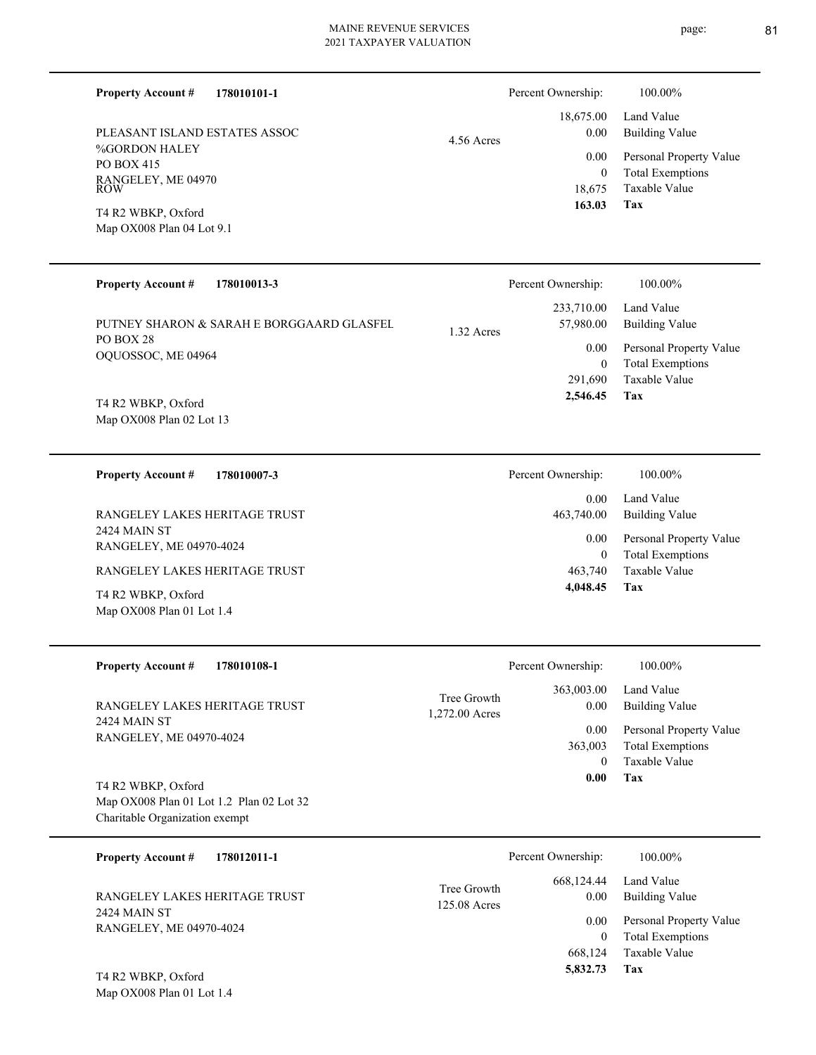**Property Account #** **178010101-1**

PLEASANT ISLAND ESTATES ASSOC
%GORDON HALEY
PO BOX 415
RANGELEY, ME 04970
ROW

T4 R2 WBKP, Oxford
Map OX008 Plan 04 Lot 9.1

4.56 Acres

| Percent Ownership: | 100.00% |
|---|---|
| 18,675.00 | Land Value |
| 0.00 | Building Value |
| 0.00 | Personal Property Value |
| 0 | Total Exemptions |
| 18,675 | Taxable Value |
| **163.03** | **Tax** |

---

**Property Account #** **178010013-3**

PUTNEY SHARON & SARAH E BORGGAARD GLASFEL
PO BOX 28
OQUOSSOC, ME 04964

T4 R2 WBKP, Oxford
Map OX008 Plan 02 Lot 13

1.32 Acres

| Percent Ownership: | 100.00% |
|---|---|
| 233,710.00 | Land Value |
| 57,980.00 | Building Value |
| 0.00 | Personal Property Value |
| 0 | Total Exemptions |
| 291,690 | Taxable Value |
| **2,546.45** | **Tax** |

---

**Property Account #** **178010007-3**

RANGELEY LAKES HERITAGE TRUST
2424 MAIN ST
RANGELEY, ME 04970-4024

RANGELEY LAKES HERITAGE TRUST

T4 R2 WBKP, Oxford
Map OX008 Plan 01 Lot 1.4

| Percent Ownership: | 100.00% |
|---|---|
| 0.00 | Land Value |
| 463,740.00 | Building Value |
| 0.00 | Personal Property Value |
| 0 | Total Exemptions |
| 463,740 | Taxable Value |
| **4,048.45** | **Tax** |

---

**Property Account #** **178010108-1**

RANGELEY LAKES HERITAGE TRUST
2424 MAIN ST
RANGELEY, ME 04970-4024

T4 R2 WBKP, Oxford
Map OX008 Plan 01 Lot 1.2 Plan 02 Lot 32
Charitable Organization exempt

Tree Growth
1,272.00 Acres

| Percent Ownership: | 100.00% |
|---|---|
| 363,003.00 | Land Value |
| 0.00 | Building Value |
| 0.00 | Personal Property Value |
| 363,003 | Total Exemptions |
| 0 | Taxable Value |
| **0.00** | **Tax** |

---

**Property Account #** **178012011-1**

RANGELEY LAKES HERITAGE TRUST
2424 MAIN ST
RANGELEY, ME 04970-4024

T4 R2 WBKP, Oxford
Map OX008 Plan 01 Lot 1.4

Tree Growth
125.08 Acres

| Percent Ownership: | 100.00% |
|---|---|
| 668,124.44 | Land Value |
| 0.00 | Building Value |
| 0.00 | Personal Property Value |
| 0 | Total Exemptions |
| 668,124 | Taxable Value |
| **5,832.73** | **Tax** |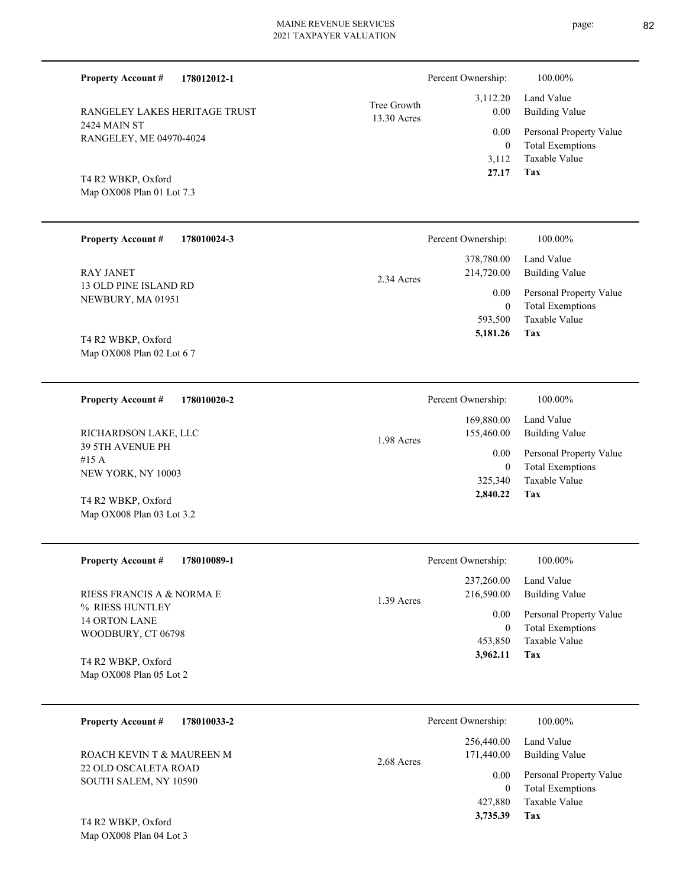**Property Account #** **178012012-1**

RANGELEY LAKES HERITAGE TRUST
2424 MAIN ST
RANGELEY, ME 04970-4024

T4 R2 WBKP, Oxford
Map OX008 Plan 01 Lot 7.3

Tree Growth
13.30 Acres

| Percent Ownership: | 100.00% |
|---|---|
| 3,112.20 | Land Value |
| 0.00 | Building Value |
| 0.00 | Personal Property Value |
| 0 | Total Exemptions |
| 3,112 | Taxable Value |
| **27.17** | **Tax** |

---

**Property Account #** **178010024-3**

RAY JANET
13 OLD PINE ISLAND RD
NEWBURY, MA 01951

T4 R2 WBKP, Oxford
Map OX008 Plan 02 Lot 6 7

2.34 Acres

| Percent Ownership: | 100.00% |
|---|---|
| 378,780.00 | Land Value |
| 214,720.00 | Building Value |
| 0.00 | Personal Property Value |
| 0 | Total Exemptions |
| 593,500 | Taxable Value |
| **5,181.26** | **Tax** |

---

**Property Account #** **178010020-2**

RICHARDSON LAKE, LLC
39 5TH AVENUE PH
#15 A
NEW YORK, NY 10003

T4 R2 WBKP, Oxford
Map OX008 Plan 03 Lot 3.2

1.98 Acres

| Percent Ownership: | 100.00% |
|---|---|
| 169,880.00 | Land Value |
| 155,460.00 | Building Value |
| 0.00 | Personal Property Value |
| 0 | Total Exemptions |
| 325,340 | Taxable Value |
| **2,840.22** | **Tax** |

---

**Property Account #** **178010089-1**

RIESS FRANCIS A & NORMA E
% RIESS HUNTLEY
14 ORTON LANE
WOODBURY, CT 06798

T4 R2 WBKP, Oxford
Map OX008 Plan 05 Lot 2

1.39 Acres

| Percent Ownership: | 100.00% |
|---|---|
| 237,260.00 | Land Value |
| 216,590.00 | Building Value |
| 0.00 | Personal Property Value |
| 0 | Total Exemptions |
| 453,850 | Taxable Value |
| **3,962.11** | **Tax** |

---

**Property Account #** **178010033-2**

ROACH KEVIN T & MAUREEN M
22 OLD OSCALETA ROAD
SOUTH SALEM, NY 10590

T4 R2 WBKP, Oxford
Map OX008 Plan 04 Lot 3

2.68 Acres

| Percent Ownership: | 100.00% |
|---|---|
| 256,440.00 | Land Value |
| 171,440.00 | Building Value |
| 0.00 | Personal Property Value |
| 0 | Total Exemptions |
| 427,880 | Taxable Value |
| **3,735.39** | **Tax** |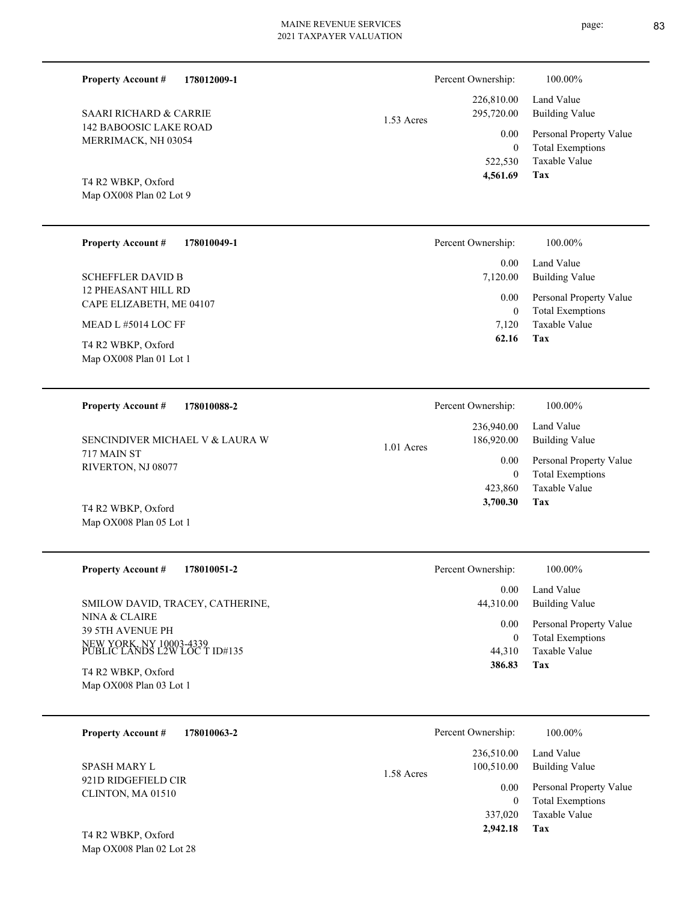**Property Account #** **178012009-1**

SAARI RICHARD & CARRIE
142 BABOOSIC LAKE ROAD
MERRIMACK, NH 03054

T4 R2 WBKP, Oxford
Map OX008 Plan 02 Lot 9

1.53 Acres

| Percent Ownership: | 100.00% |
|---|---|
| 226,810.00 | Land Value |
| 295,720.00 | Building Value |
| 0.00 | Personal Property Value |
| 0 | Total Exemptions |
| 522,530 | Taxable Value |
| **4,561.69** | **Tax** |

---

**Property Account #** **178010049-1**

SCHEFFLER DAVID B
12 PHEASANT HILL RD
CAPE ELIZABETH, ME 04107

MEAD L #5014 LOC FF

T4 R2 WBKP, Oxford
Map OX008 Plan 01 Lot 1

| Percent Ownership: | 100.00% |
|---|---|
| 0.00 | Land Value |
| 7,120.00 | Building Value |
| 0.00 | Personal Property Value |
| 0 | Total Exemptions |
| 7,120 | Taxable Value |
| **62.16** | **Tax** |

---

**Property Account #** **178010088-2**

SENCINDIVER MICHAEL V & LAURA W
717 MAIN ST
RIVERTON, NJ 08077

T4 R2 WBKP, Oxford
Map OX008 Plan 05 Lot 1

1.01 Acres

| Percent Ownership: | 100.00% |
|---|---|
| 236,940.00 | Land Value |
| 186,920.00 | Building Value |
| 0.00 | Personal Property Value |
| 0 | Total Exemptions |
| 423,860 | Taxable Value |
| **3,700.30** | **Tax** |

---

**Property Account #** **178010051-2**

SMILOW DAVID, TRACEY, CATHERINE, NINA & CLAIRE
39 5TH AVENUE PH
NEW YORK, NY 10003-4339

PUBLIC LANDS L2W LOC T ID#135

T4 R2 WBKP, Oxford
Map OX008 Plan 03 Lot 1

| Percent Ownership: | 100.00% |
|---|---|
| 0.00 | Land Value |
| 44,310.00 | Building Value |
| 0.00 | Personal Property Value |
| 0 | Total Exemptions |
| 44,310 | Taxable Value |
| **386.83** | **Tax** |

---

**Property Account #** **178010063-2**

SPASH MARY L
921D RIDGEFIELD CIR
CLINTON, MA 01510

T4 R2 WBKP, Oxford
Map OX008 Plan 02 Lot 28

1.58 Acres

| Percent Ownership: | 100.00% |
|---|---|
| 236,510.00 | Land Value |
| 100,510.00 | Building Value |
| 0.00 | Personal Property Value |
| 0 | Total Exemptions |
| 337,020 | Taxable Value |
| **2,942.18** | **Tax** |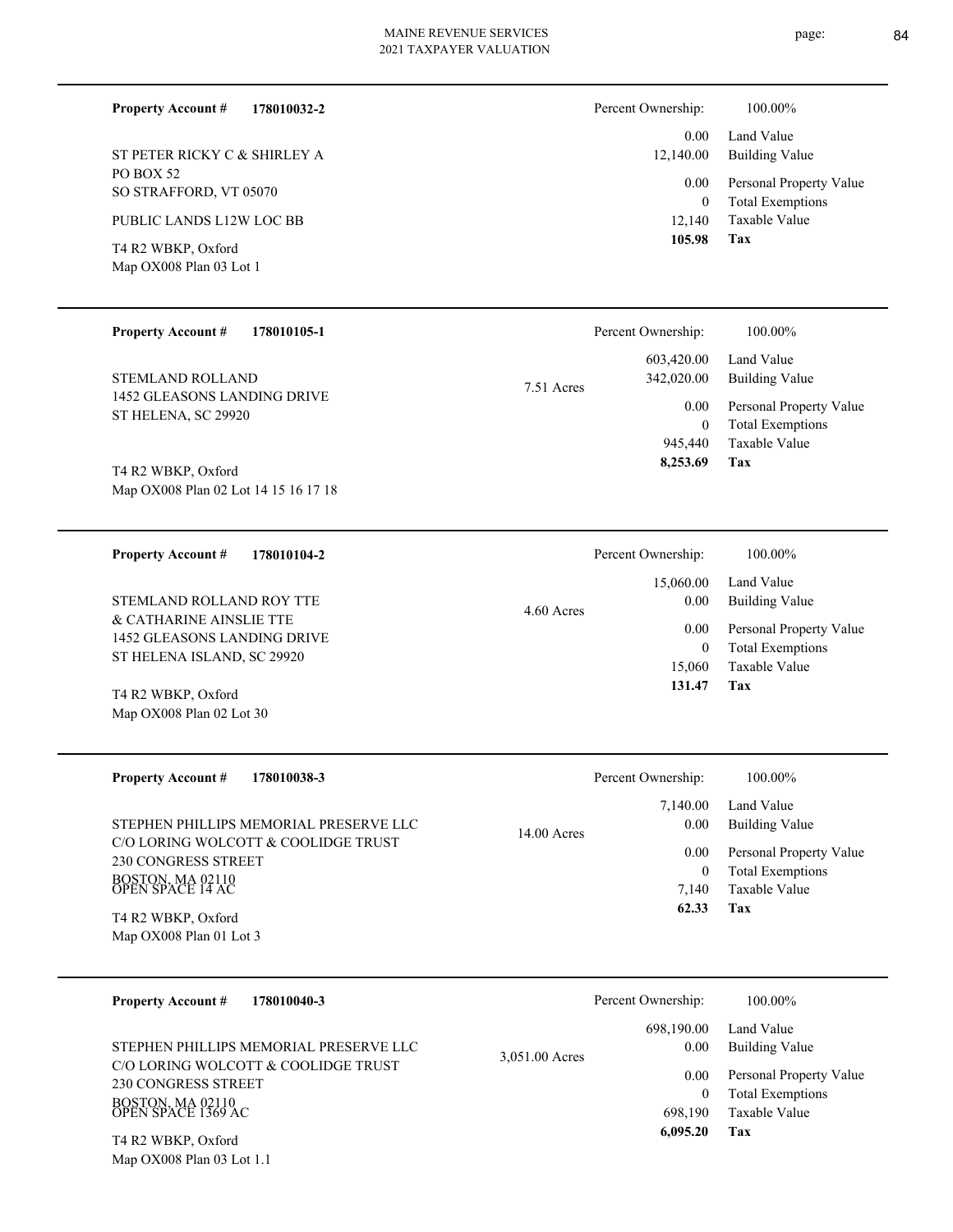**Property Account #** **178010032-2**

ST PETER RICKY C & SHIRLEY A
PO BOX 52
SO STRAFFORD, VT 05070

PUBLIC LANDS L12W LOC BB

T4 R2 WBKP, Oxford
Map OX008 Plan 03 Lot 1

| Percent Ownership: | 100.00% |
|---|---|
| 0.00 | Land Value |
| 12,140.00 | Building Value |
| 0.00 | Personal Property Value |
| 0 | Total Exemptions |
| 12,140 | Taxable Value |
| **105.98** | **Tax** |

---

**Property Account #** **178010105-1**

STEMLAND ROLLAND
1452 GLEASONS LANDING DRIVE
ST HELENA, SC 29920

7.51 Acres

T4 R2 WBKP, Oxford
Map OX008 Plan 02 Lot 14 15 16 17 18

| Percent Ownership: | 100.00% |
|---|---|
| 603,420.00 | Land Value |
| 342,020.00 | Building Value |
| 0.00 | Personal Property Value |
| 0 | Total Exemptions |
| 945,440 | Taxable Value |
| **8,253.69** | **Tax** |

---

**Property Account #** **178010104-2**

STEMLAND ROLLAND ROY TTE
& CATHARINE AINSLIE TTE
1452 GLEASONS LANDING DRIVE
ST HELENA ISLAND, SC 29920

4.60 Acres

T4 R2 WBKP, Oxford
Map OX008 Plan 02 Lot 30

| Percent Ownership: | 100.00% |
|---|---|
| 15,060.00 | Land Value |
| 0.00 | Building Value |
| 0.00 | Personal Property Value |
| 0 | Total Exemptions |
| 15,060 | Taxable Value |
| **131.47** | **Tax** |

---

**Property Account #** **178010038-3**

STEPHEN PHILLIPS MEMORIAL PRESERVE LLC
C/O LORING WOLCOTT & COOLIDGE TRUST
230 CONGRESS STREET
BOSTON, MA 02110
OPEN SPACE 14 AC

14.00 Acres

T4 R2 WBKP, Oxford
Map OX008 Plan 01 Lot 3

| Percent Ownership: | 100.00% |
|---|---|
| 7,140.00 | Land Value |
| 0.00 | Building Value |
| 0.00 | Personal Property Value |
| 0 | Total Exemptions |
| 7,140 | Taxable Value |
| **62.33** | **Tax** |

---

**Property Account #** **178010040-3**

STEPHEN PHILLIPS MEMORIAL PRESERVE LLC
C/O LORING WOLCOTT & COOLIDGE TRUST
230 CONGRESS STREET
BOSTON, MA 02110
OPEN SPACE 1369 AC

3,051.00 Acres

T4 R2 WBKP, Oxford
Map OX008 Plan 03 Lot 1.1

| Percent Ownership: | 100.00% |
|---|---|
| 698,190.00 | Land Value |
| 0.00 | Building Value |
| 0.00 | Personal Property Value |
| 0 | Total Exemptions |
| 698,190 | Taxable Value |
| **6,095.20** | **Tax** |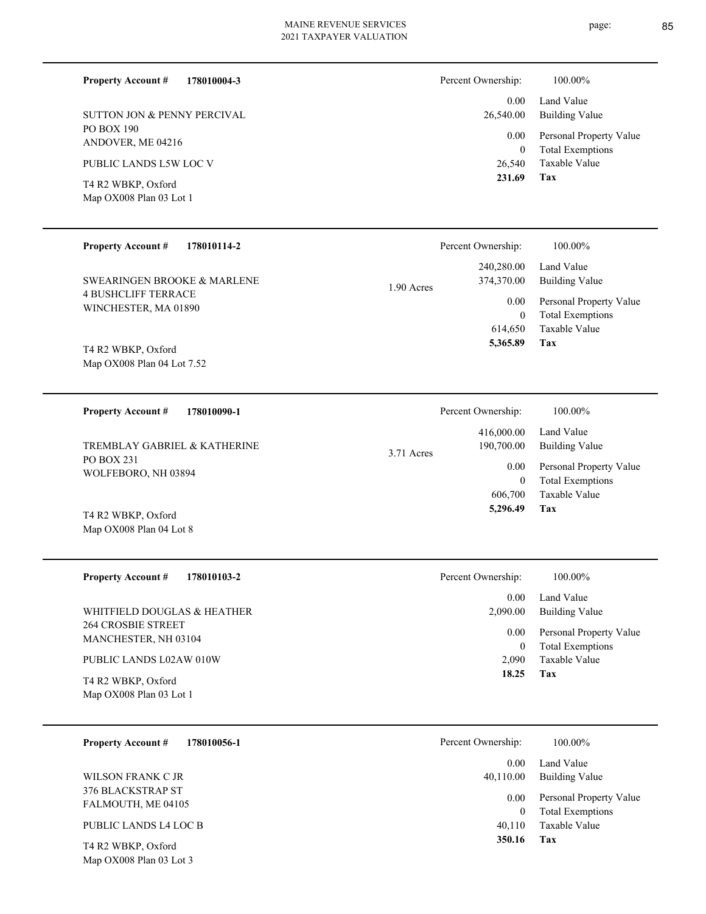**Property Account #** **178010004-3**

SUTTON JON & PENNY PERCIVAL
PO BOX 190
ANDOVER, ME 04216

PUBLIC LANDS L5W LOC V

T4 R2 WBKP, Oxford
Map OX008 Plan 03 Lot 1

| Percent Ownership: | 100.00% |
|---|---|
| 0.00 | Land Value |
| 26,540.00 | Building Value |
| 0.00 | Personal Property Value |
| 0 | Total Exemptions |
| 26,540 | Taxable Value |
| **231.69** | **Tax** |

---

**Property Account #** **178010114-2**

SWEARINGEN BROOKE & MARLENE
4 BUSHCLIFF TERRACE
WINCHESTER, MA 01890

T4 R2 WBKP, Oxford
Map OX008 Plan 04 Lot 7.52

1.90 Acres

| Percent Ownership: | 100.00% |
|---|---|
| 240,280.00 | Land Value |
| 374,370.00 | Building Value |
| 0.00 | Personal Property Value |
| 0 | Total Exemptions |
| 614,650 | Taxable Value |
| **5,365.89** | **Tax** |

---

**Property Account #** **178010090-1**

TREMBLAY GABRIEL & KATHERINE
PO BOX 231
WOLFEBORO, NH 03894

T4 R2 WBKP, Oxford
Map OX008 Plan 04 Lot 8

3.71 Acres

| Percent Ownership: | 100.00% |
|---|---|
| 416,000.00 | Land Value |
| 190,700.00 | Building Value |
| 0.00 | Personal Property Value |
| 0 | Total Exemptions |
| 606,700 | Taxable Value |
| **5,296.49** | **Tax** |

---

**Property Account #** **178010103-2**

WHITFIELD DOUGLAS & HEATHER
264 CROSBIE STREET
MANCHESTER, NH 03104

PUBLIC LANDS L02AW 010W

T4 R2 WBKP, Oxford
Map OX008 Plan 03 Lot 1

| Percent Ownership: | 100.00% |
|---|---|
| 0.00 | Land Value |
| 2,090.00 | Building Value |
| 0.00 | Personal Property Value |
| 0 | Total Exemptions |
| 2,090 | Taxable Value |
| **18.25** | **Tax** |

---

**Property Account #** **178010056-1**

WILSON FRANK C JR
376 BLACKSTRAP ST
FALMOUTH, ME 04105

PUBLIC LANDS L4 LOC B

T4 R2 WBKP, Oxford
Map OX008 Plan 03 Lot 3

| Percent Ownership: | 100.00% |
|---|---|
| 0.00 | Land Value |
| 40,110.00 | Building Value |
| 0.00 | Personal Property Value |
| 0 | Total Exemptions |
| 40,110 | Taxable Value |
| **350.16** | **Tax** |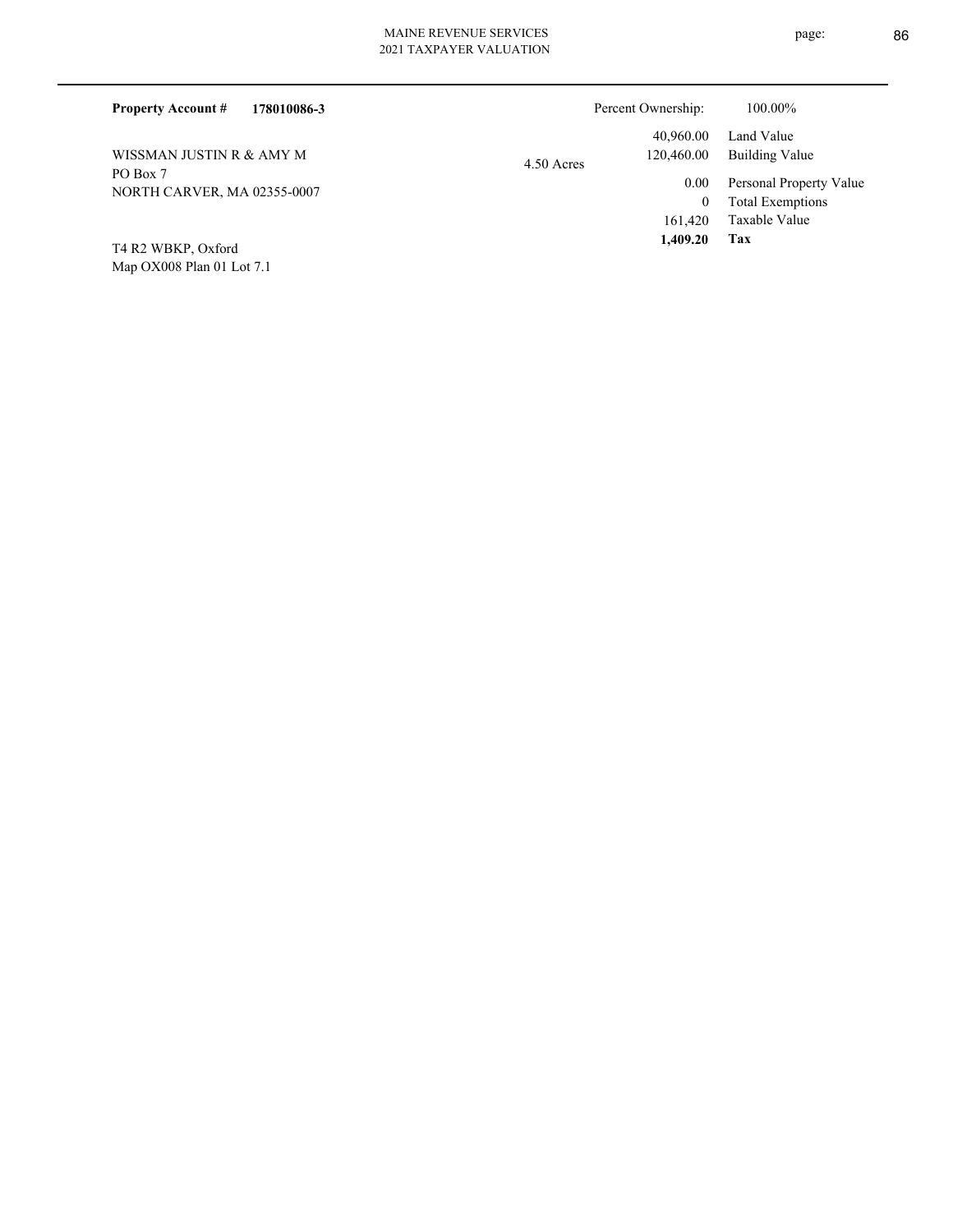**Property Account #** **178010086-3**

Percent Ownership: 100.00%

WISSMAN JUSTIN R & AMY M
PO Box 7
NORTH CARVER, MA 02355-0007

4.50 Acres

| | |
|---|---|
| 40,960.00 | Land Value |
| 120,460.00 | Building Value |
| 0.00 | Personal Property Value |
| 0 | Total Exemptions |
| 161,420 | Taxable Value |
| **1,409.20** | **Tax** |

T4 R2 WBKP, Oxford
Map OX008 Plan 01 Lot 7.1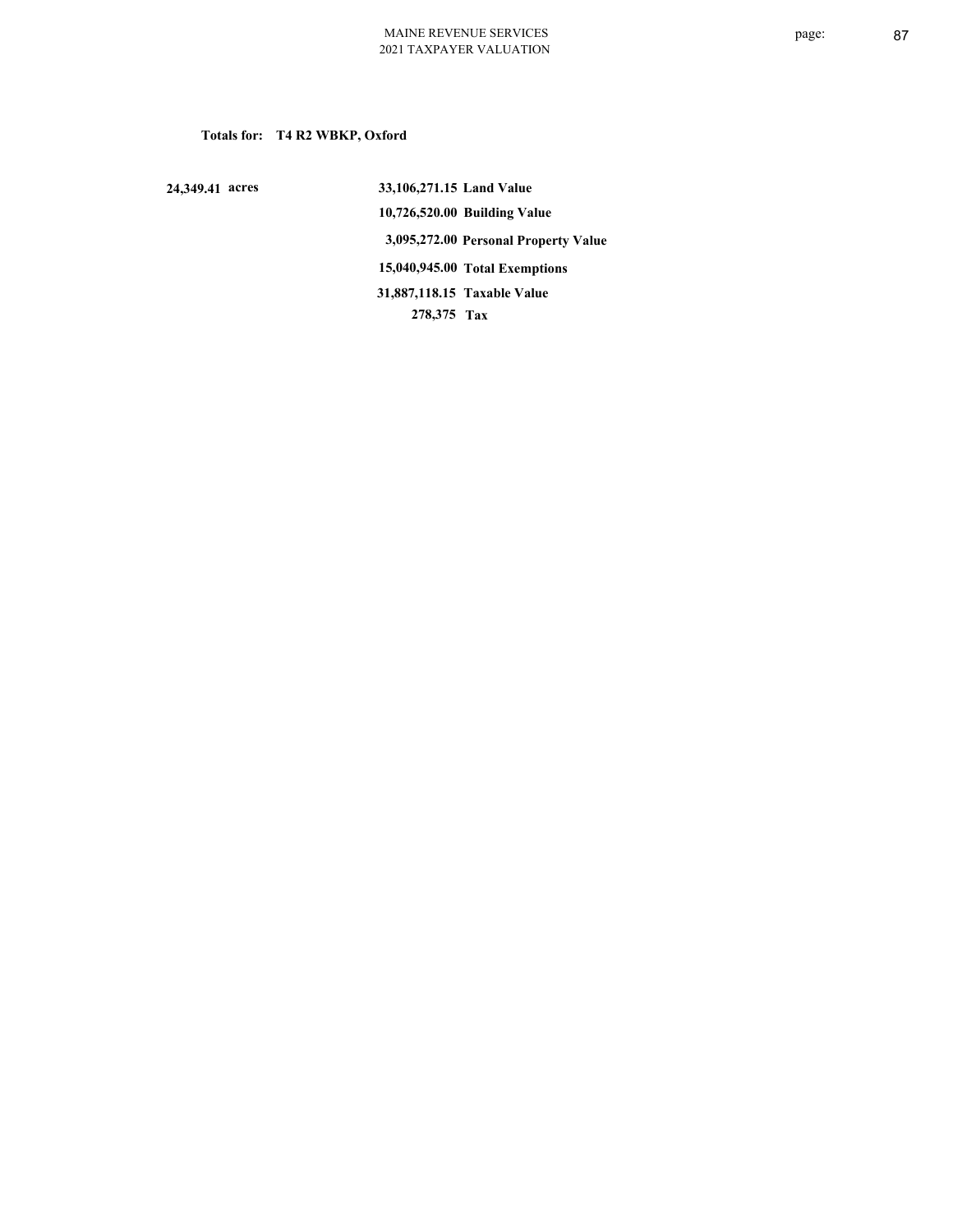**Totals for: T4 R2 WBKP, Oxford**

| | | |
|---|---|---|
| 24,349.41 acres | 33,106,271.15 | Land Value |
| | 10,726,520.00 | Building Value |
| | 3,095,272.00 | Personal Property Value |
| | 15,040,945.00 | Total Exemptions |
| | 31,887,118.15 | Taxable Value |
| | 278,375 | Tax |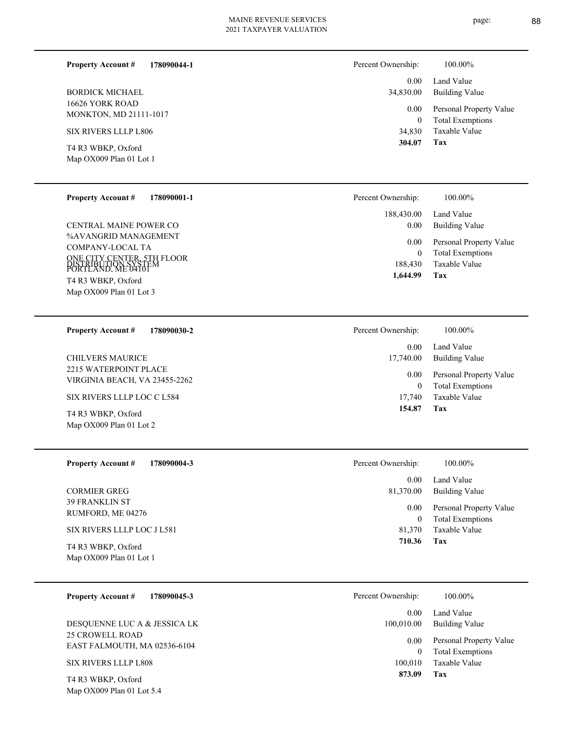**Property Account #** **178090044-1**

BORDICK MICHAEL
16626 YORK ROAD
MONKTON, MD 21111-1017

SIX RIVERS LLLP L806

T4 R3 WBKP, Oxford
Map OX009 Plan 01 Lot 1

| | |
|---|---|
| Percent Ownership: | 100.00% |
| 0.00 | Land Value |
| 34,830.00 | Building Value |
| 0.00 | Personal Property Value |
| 0 | Total Exemptions |
| 34,830 | Taxable Value |
| **304.07** | **Tax** |

---

**Property Account #** **178090001-1**

CENTRAL MAINE POWER CO
%AVANGRID MANAGEMENT COMPANY-LOCAL TA
ONE CITY CENTER, 5TH FLOOR
PORTLAND, ME 04101
DISTRIBUTION SYSTEM

T4 R3 WBKP, Oxford
Map OX009 Plan 01 Lot 3

| | |
|---|---|
| Percent Ownership: | 100.00% |
| 188,430.00 | Land Value |
| 0.00 | Building Value |
| 0.00 | Personal Property Value |
| 0 | Total Exemptions |
| 188,430 | Taxable Value |
| **1,644.99** | **Tax** |

---

**Property Account #** **178090030-2**

CHILVERS MAURICE
2215 WATERPOINT PLACE
VIRGINIA BEACH, VA 23455-2262

SIX RIVERS LLLP LOC C L584

T4 R3 WBKP, Oxford
Map OX009 Plan 01 Lot 2

| | |
|---|---|
| Percent Ownership: | 100.00% |
| 0.00 | Land Value |
| 17,740.00 | Building Value |
| 0.00 | Personal Property Value |
| 0 | Total Exemptions |
| 17,740 | Taxable Value |
| **154.87** | **Tax** |

---

**Property Account #** **178090004-3**

CORMIER GREG
39 FRANKLIN ST
RUMFORD, ME 04276

SIX RIVERS LLLP LOC J L581

T4 R3 WBKP, Oxford
Map OX009 Plan 01 Lot 1

| | |
|---|---|
| Percent Ownership: | 100.00% |
| 0.00 | Land Value |
| 81,370.00 | Building Value |
| 0.00 | Personal Property Value |
| 0 | Total Exemptions |
| 81,370 | Taxable Value |
| **710.36** | **Tax** |

---

**Property Account #** **178090045-3**

DESQUENNE LUC A & JESSICA LK
25 CROWELL ROAD
EAST FALMOUTH, MA 02536-6104

SIX RIVERS LLLP L808

T4 R3 WBKP, Oxford
Map OX009 Plan 01 Lot 5.4

| | |
|---|---|
| Percent Ownership: | 100.00% |
| 0.00 | Land Value |
| 100,010.00 | Building Value |
| 0.00 | Personal Property Value |
| 0 | Total Exemptions |
| 100,010 | Taxable Value |
| **873.09** | **Tax** |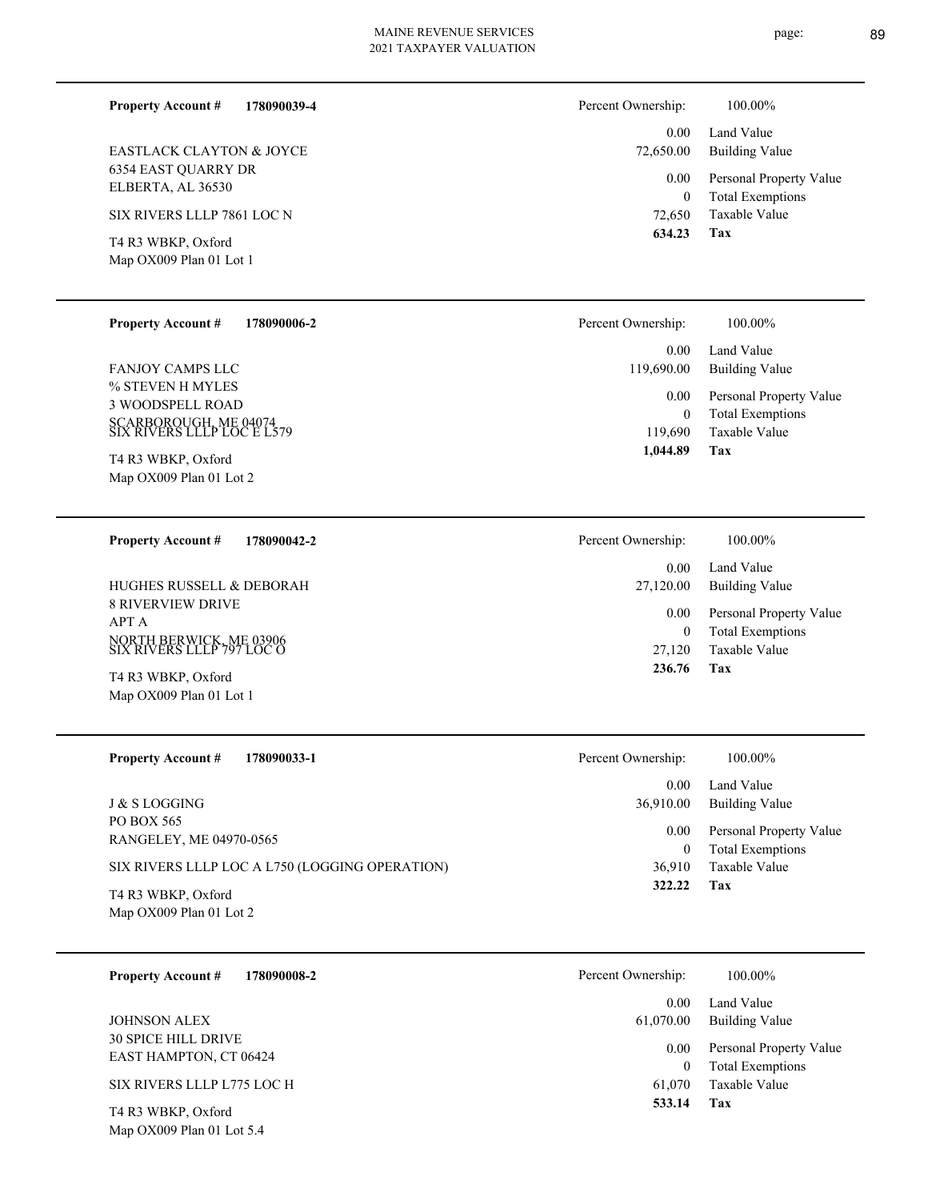**Property Account #** **178090039-4**

EASTLACK CLAYTON & JOYCE
6354 EAST QUARRY DR
ELBERTA, AL 36530

SIX RIVERS LLLP 7861 LOC N

T4 R3 WBKP, Oxford
Map OX009 Plan 01 Lot 1

| Percent Ownership: | 100.00% |
|---|---|
| 0.00 | Land Value |
| 72,650.00 | Building Value |
| 0.00 | Personal Property Value |
| 0 | Total Exemptions |
| 72,650 | Taxable Value |
| **634.23** | **Tax** |

---

**Property Account #** **178090006-2**

FANJOY CAMPS LLC
% STEVEN H MYLES
3 WOODSPELL ROAD
SCARBOROUGH, ME 04074
SIX RIVERS LLLP LOC E L579

T4 R3 WBKP, Oxford
Map OX009 Plan 01 Lot 2

| Percent Ownership: | 100.00% |
|---|---|
| 0.00 | Land Value |
| 119,690.00 | Building Value |
| 0.00 | Personal Property Value |
| 0 | Total Exemptions |
| 119,690 | Taxable Value |
| **1,044.89** | **Tax** |

---

**Property Account #** **178090042-2**

HUGHES RUSSELL & DEBORAH
8 RIVERVIEW DRIVE
APT A
NORTH BERWICK, ME 03906
SIX RIVERS LLLP 797 LOC O

T4 R3 WBKP, Oxford
Map OX009 Plan 01 Lot 1

| Percent Ownership: | 100.00% |
|---|---|
| 0.00 | Land Value |
| 27,120.00 | Building Value |
| 0.00 | Personal Property Value |
| 0 | Total Exemptions |
| 27,120 | Taxable Value |
| **236.76** | **Tax** |

---

**Property Account #** **178090033-1**

J & S LOGGING
PO BOX 565
RANGELEY, ME 04970-0565

SIX RIVERS LLLP LOC A L750 (LOGGING OPERATION)

T4 R3 WBKP, Oxford
Map OX009 Plan 01 Lot 2

| Percent Ownership: | 100.00% |
|---|---|
| 0.00 | Land Value |
| 36,910.00 | Building Value |
| 0.00 | Personal Property Value |
| 0 | Total Exemptions |
| 36,910 | Taxable Value |
| **322.22** | **Tax** |

---

**Property Account #** **178090008-2**

JOHNSON ALEX
30 SPICE HILL DRIVE
EAST HAMPTON, CT 06424

SIX RIVERS LLLP L775 LOC H

T4 R3 WBKP, Oxford
Map OX009 Plan 01 Lot 5.4

| Percent Ownership: | 100.00% |
|---|---|
| 0.00 | Land Value |
| 61,070.00 | Building Value |
| 0.00 | Personal Property Value |
| 0 | Total Exemptions |
| 61,070 | Taxable Value |
| **533.14** | **Tax** |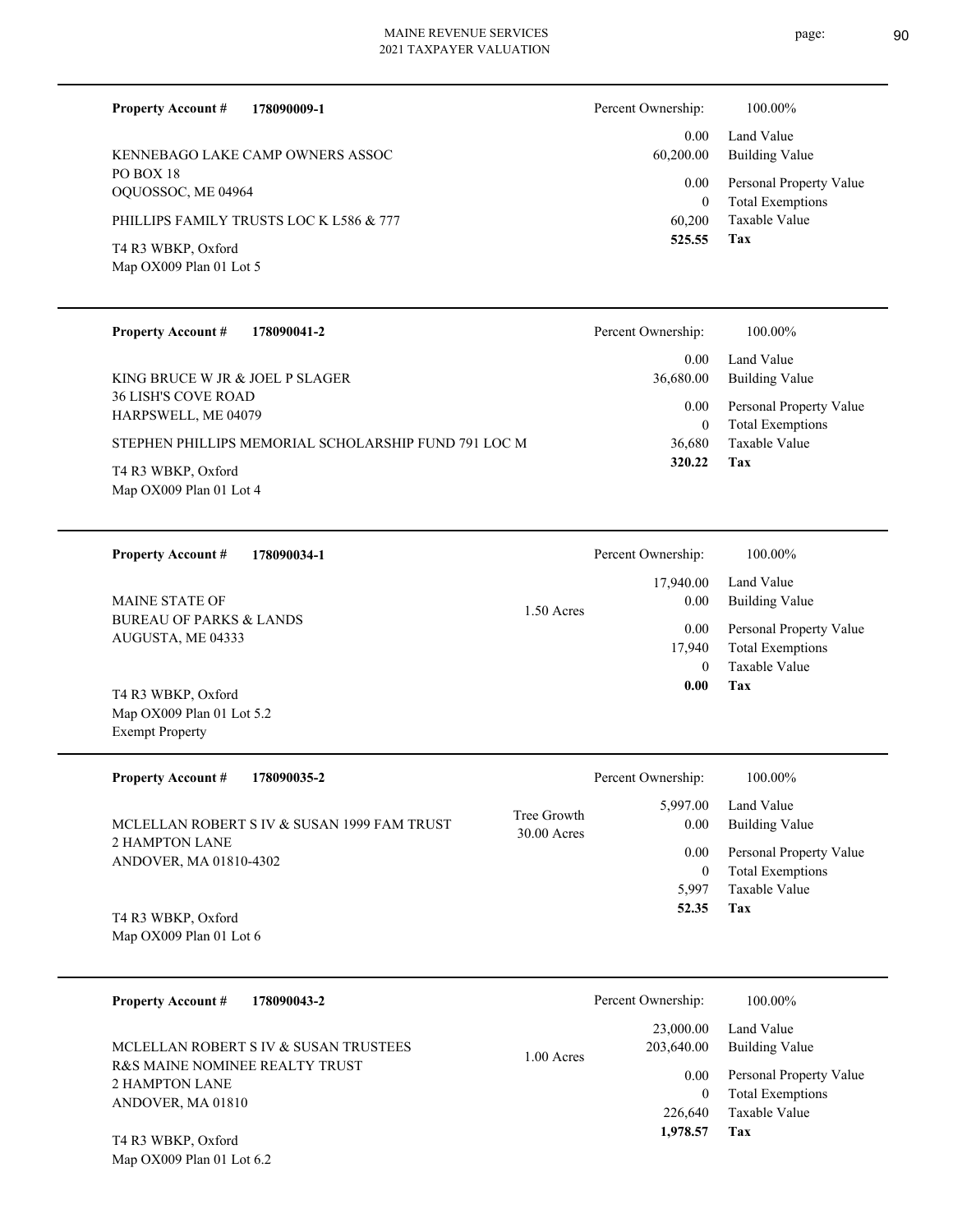**Property Account #** **178090009-1**

Percent Ownership: 100.00%

KENNEBAGO LAKE CAMP OWNERS ASSOC
PO BOX 18
OQUOSSOC, ME 04964

PHILLIPS FAMILY TRUSTS LOC K L586 & 777

T4 R3 WBKP, Oxford
Map OX009 Plan 01 Lot 5

| | |
|---|---|
| 0.00 | Land Value |
| 60,200.00 | Building Value |
| 0.00 | Personal Property Value |
| 0 | Total Exemptions |
| 60,200 | Taxable Value |
| **525.55** | **Tax** |

---

**Property Account #** **178090041-2**

Percent Ownership: 100.00%

KING BRUCE W JR & JOEL P SLAGER
36 LISH'S COVE ROAD
HARPSWELL, ME 04079

STEPHEN PHILLIPS MEMORIAL SCHOLARSHIP FUND 791 LOC M

T4 R3 WBKP, Oxford
Map OX009 Plan 01 Lot 4

| | |
|---|---|
| 0.00 | Land Value |
| 36,680.00 | Building Value |
| 0.00 | Personal Property Value |
| 0 | Total Exemptions |
| 36,680 | Taxable Value |
| **320.22** | **Tax** |

---

**Property Account #** **178090034-1**

Percent Ownership: 100.00%

MAINE STATE OF
BUREAU OF PARKS & LANDS
AUGUSTA, ME 04333

1.50 Acres

T4 R3 WBKP, Oxford
Map OX009 Plan 01 Lot 5.2
Exempt Property

| | |
|---|---|
| 17,940.00 | Land Value |
| 0.00 | Building Value |
| 0.00 | Personal Property Value |
| 17,940 | Total Exemptions |
| 0 | Taxable Value |
| **0.00** | **Tax** |

---

**Property Account #** **178090035-2**

Percent Ownership: 100.00%

MCLELLAN ROBERT S IV & SUSAN 1999 FAM TRUST
2 HAMPTON LANE
ANDOVER, MA 01810-4302

Tree Growth
30.00 Acres

T4 R3 WBKP, Oxford
Map OX009 Plan 01 Lot 6

| | |
|---|---|
| 5,997.00 | Land Value |
| 0.00 | Building Value |
| 0.00 | Personal Property Value |
| 0 | Total Exemptions |
| 5,997 | Taxable Value |
| **52.35** | **Tax** |

---

**Property Account #** **178090043-2**

Percent Ownership: 100.00%

MCLELLAN ROBERT S IV & SUSAN TRUSTEES
R&S MAINE NOMINEE REALTY TRUST
2 HAMPTON LANE
ANDOVER, MA 01810

1.00 Acres

T4 R3 WBKP, Oxford
Map OX009 Plan 01 Lot 6.2

| | |
|---|---|
| 23,000.00 | Land Value |
| 203,640.00 | Building Value |
| 0.00 | Personal Property Value |
| 0 | Total Exemptions |
| 226,640 | Taxable Value |
| **1,978.57** | **Tax** |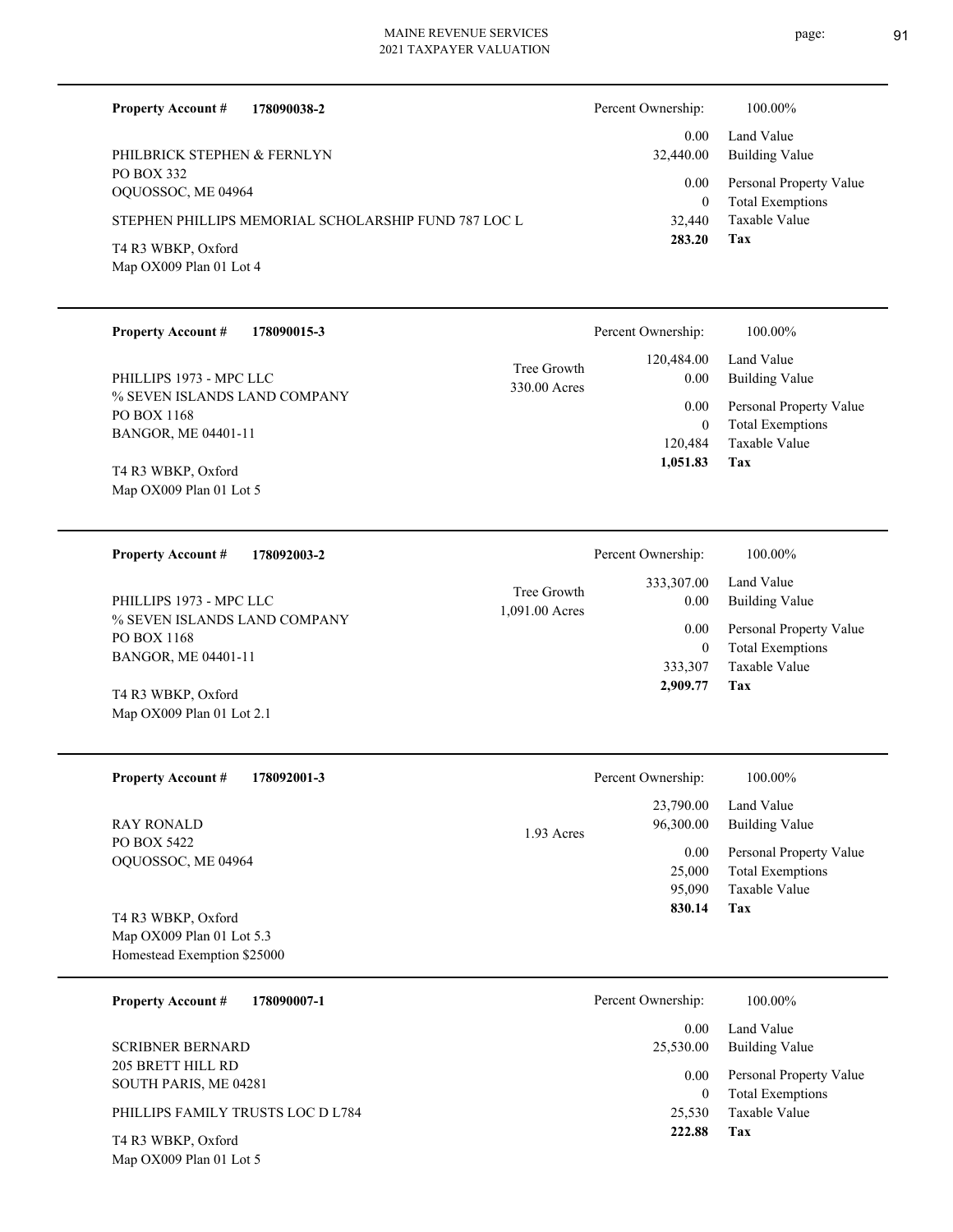**Property Account #** **178090038-2**

PHILBRICK STEPHEN & FERNLYN
PO BOX 332
OQUOSSOC, ME 04964

STEPHEN PHILLIPS MEMORIAL SCHOLARSHIP FUND 787 LOC L

T4 R3 WBKP, Oxford
Map OX009 Plan 01 Lot 4

| Percent Ownership: | 100.00% |
|---|---|
| 0.00 | Land Value |
| 32,440.00 | Building Value |
| 0.00 | Personal Property Value |
| 0 | Total Exemptions |
| 32,440 | Taxable Value |
| **283.20** | **Tax** |

---

**Property Account #** **178090015-3**

PHILLIPS 1973 - MPC LLC
% SEVEN ISLANDS LAND COMPANY
PO BOX 1168
BANGOR, ME 04401-11

T4 R3 WBKP, Oxford
Map OX009 Plan 01 Lot 5

Tree Growth
330.00 Acres

| Percent Ownership: | 100.00% |
|---|---|
| 120,484.00 | Land Value |
| 0.00 | Building Value |
| 0.00 | Personal Property Value |
| 0 | Total Exemptions |
| 120,484 | Taxable Value |
| **1,051.83** | **Tax** |

---

**Property Account #** **178092003-2**

PHILLIPS 1973 - MPC LLC
% SEVEN ISLANDS LAND COMPANY
PO BOX 1168
BANGOR, ME 04401-11

T4 R3 WBKP, Oxford
Map OX009 Plan 01 Lot 2.1

Tree Growth
1,091.00 Acres

| Percent Ownership: | 100.00% |
|---|---|
| 333,307.00 | Land Value |
| 0.00 | Building Value |
| 0.00 | Personal Property Value |
| 0 | Total Exemptions |
| 333,307 | Taxable Value |
| **2,909.77** | **Tax** |

---

**Property Account #** **178092001-3**

RAY RONALD
PO BOX 5422
OQUOSSOC, ME 04964

T4 R3 WBKP, Oxford
Map OX009 Plan 01 Lot 5.3
Homestead Exemption $25000

1.93 Acres

| Percent Ownership: | 100.00% |
|---|---|
| 23,790.00 | Land Value |
| 96,300.00 | Building Value |
| 0.00 | Personal Property Value |
| 25,000 | Total Exemptions |
| 95,090 | Taxable Value |
| **830.14** | **Tax** |

---

**Property Account #** **178090007-1**

SCRIBNER BERNARD
205 BRETT HILL RD
SOUTH PARIS, ME 04281

PHILLIPS FAMILY TRUSTS LOC D L784

T4 R3 WBKP, Oxford
Map OX009 Plan 01 Lot 5

| Percent Ownership: | 100.00% |
|---|---|
| 0.00 | Land Value |
| 25,530.00 | Building Value |
| 0.00 | Personal Property Value |
| 0 | Total Exemptions |
| 25,530 | Taxable Value |
| **222.88** | **Tax** |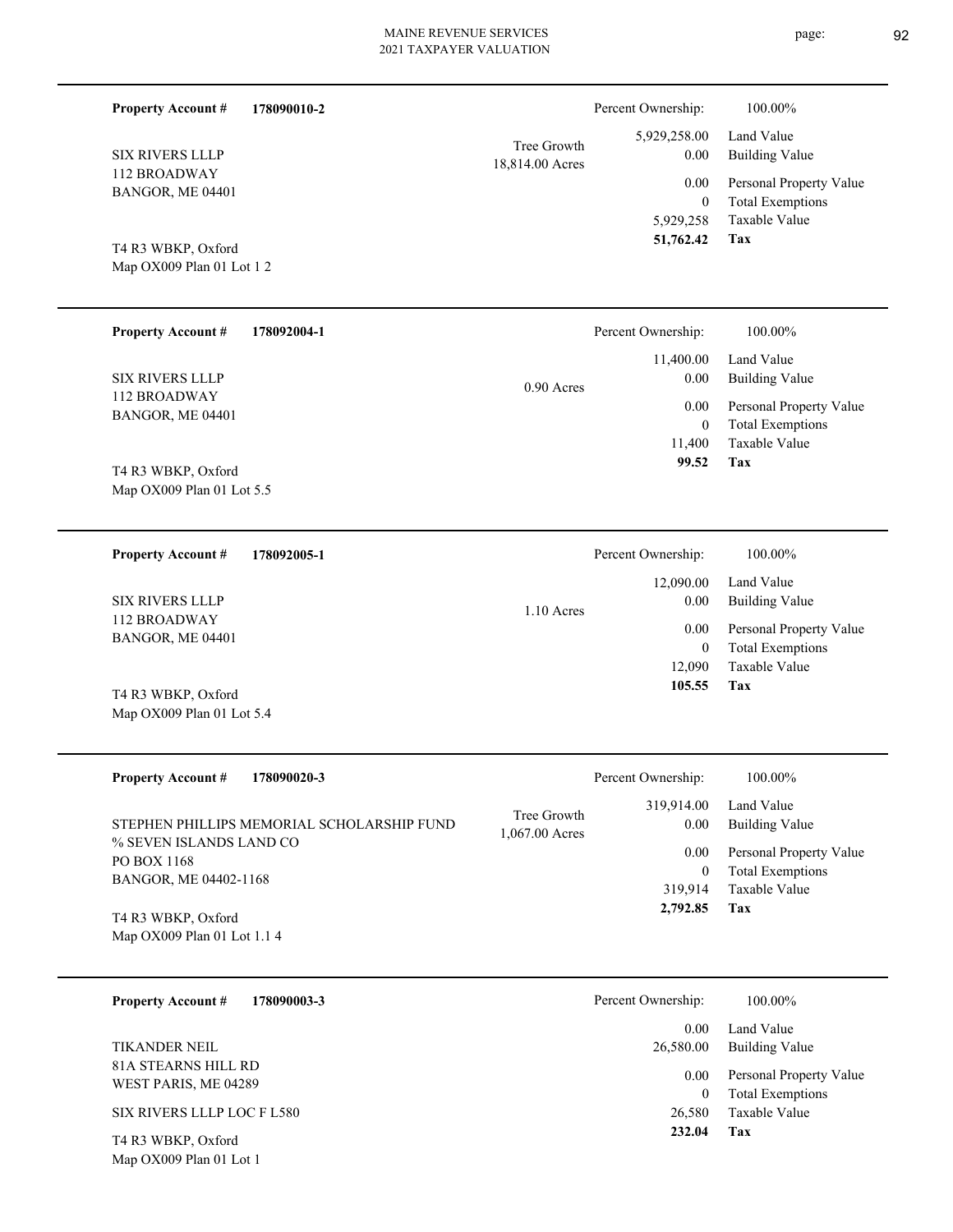**Property Account #** **178090010-2**

SIX RIVERS LLLP
112 BROADWAY
BANGOR, ME 04401

T4 R3 WBKP, Oxford
Map OX009 Plan 01 Lot 1 2

Tree Growth
18,814.00 Acres

| | |
|---|---|
| Percent Ownership: | 100.00% |
| 5,929,258.00 | Land Value |
| 0.00 | Building Value |
| 0.00 | Personal Property Value |
| 0 | Total Exemptions |
| 5,929,258 | Taxable Value |
| **51,762.42** | **Tax** |

---

**Property Account #** **178092004-1**

SIX RIVERS LLLP
112 BROADWAY
BANGOR, ME 04401

T4 R3 WBKP, Oxford
Map OX009 Plan 01 Lot 5.5

0.90 Acres

| | |
|---|---|
| Percent Ownership: | 100.00% |
| 11,400.00 | Land Value |
| 0.00 | Building Value |
| 0.00 | Personal Property Value |
| 0 | Total Exemptions |
| 11,400 | Taxable Value |
| **99.52** | **Tax** |

---

**Property Account #** **178092005-1**

SIX RIVERS LLLP
112 BROADWAY
BANGOR, ME 04401

T4 R3 WBKP, Oxford
Map OX009 Plan 01 Lot 5.4

1.10 Acres

| | |
|---|---|
| Percent Ownership: | 100.00% |
| 12,090.00 | Land Value |
| 0.00 | Building Value |
| 0.00 | Personal Property Value |
| 0 | Total Exemptions |
| 12,090 | Taxable Value |
| **105.55** | **Tax** |

---

**Property Account #** **178090020-3**

STEPHEN PHILLIPS MEMORIAL SCHOLARSHIP FUND
% SEVEN ISLANDS LAND CO
PO BOX 1168
BANGOR, ME 04402-1168

T4 R3 WBKP, Oxford
Map OX009 Plan 01 Lot 1.1 4

Tree Growth
1,067.00 Acres

| | |
|---|---|
| Percent Ownership: | 100.00% |
| 319,914.00 | Land Value |
| 0.00 | Building Value |
| 0.00 | Personal Property Value |
| 0 | Total Exemptions |
| 319,914 | Taxable Value |
| **2,792.85** | **Tax** |

---

**Property Account #** **178090003-3**

TIKANDER NEIL
81A STEARNS HILL RD
WEST PARIS, ME 04289

SIX RIVERS LLLP LOC F L580

T4 R3 WBKP, Oxford
Map OX009 Plan 01 Lot 1

| | |
|---|---|
| Percent Ownership: | 100.00% |
| 0.00 | Land Value |
| 26,580.00 | Building Value |
| 0.00 | Personal Property Value |
| 0 | Total Exemptions |
| 26,580 | Taxable Value |
| **232.04** | **Tax** |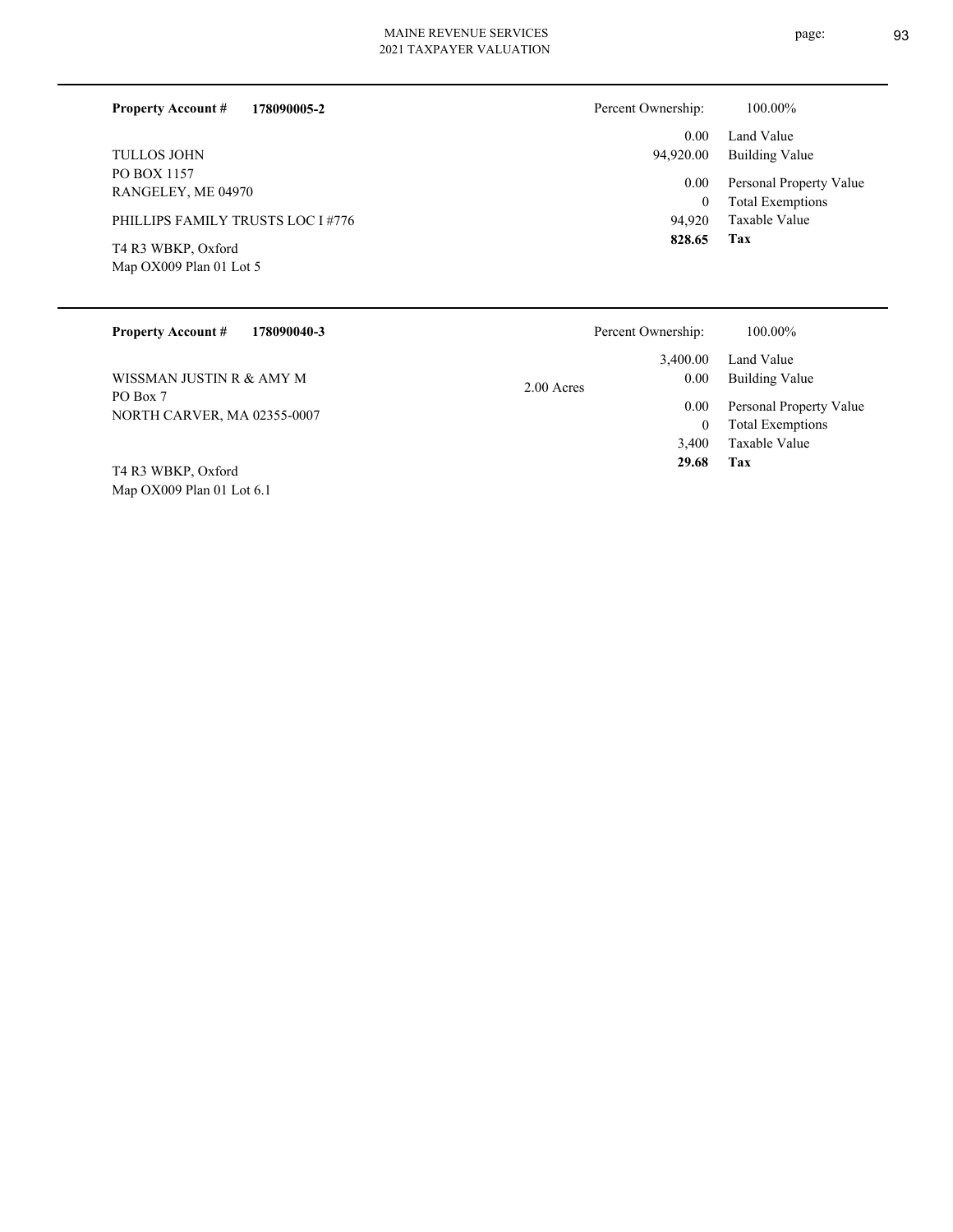**Property Account #** **178090005-2**

TULLOS JOHN
PO BOX 1157
RANGELEY, ME 04970

PHILLIPS FAMILY TRUSTS LOC I #776

T4 R3 WBKP, Oxford
Map OX009 Plan 01 Lot 5

| | |
|---|---|
| Percent Ownership: | 100.00% |
| 0.00 | Land Value |
| 94,920.00 | Building Value |
| 0.00 | Personal Property Value |
| 0 | Total Exemptions |
| 94,920 | Taxable Value |
| **828.65** | **Tax** |

---

**Property Account #** **178090040-3**

WISSMAN JUSTIN R & AMY M
PO Box 7
NORTH CARVER, MA 02355-0007

T4 R3 WBKP, Oxford
Map OX009 Plan 01 Lot 6.1

2.00 Acres

| | |
|---|---|
| Percent Ownership: | 100.00% |
| 3,400.00 | Land Value |
| 0.00 | Building Value |
| 0.00 | Personal Property Value |
| 0 | Total Exemptions |
| 3,400 | Taxable Value |
| **29.68** | **Tax** |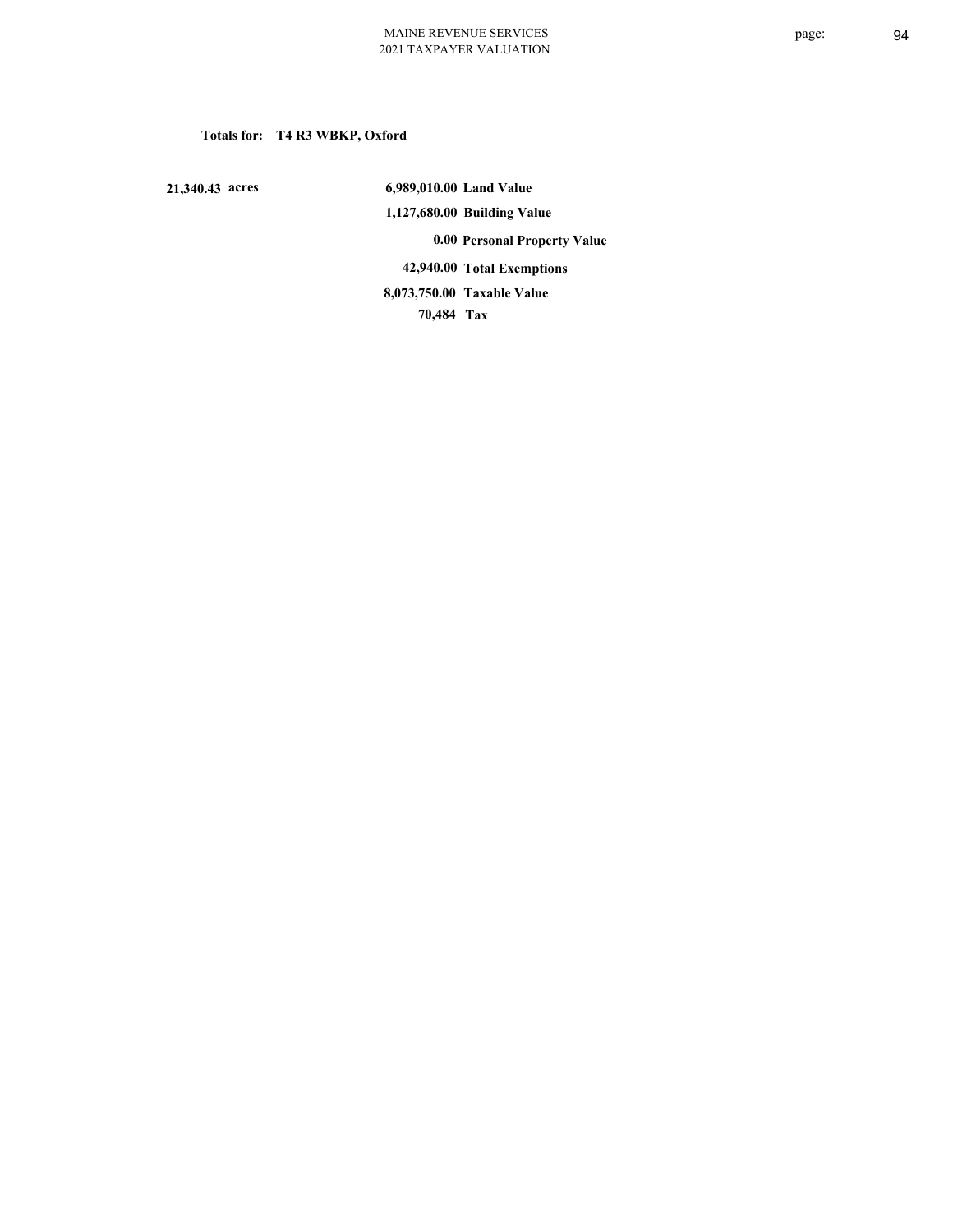**Totals for: T4 R3 WBKP, Oxford**

| | | |
|---|---|---|
| **21,340.43 acres** | **6,989,010.00** | **Land Value** |
| | **1,127,680.00** | **Building Value** |
| | **0.00** | **Personal Property Value** |
| | **42,940.00** | **Total Exemptions** |
| | **8,073,750.00** | **Taxable Value** |
| | **70,484** | **Tax** |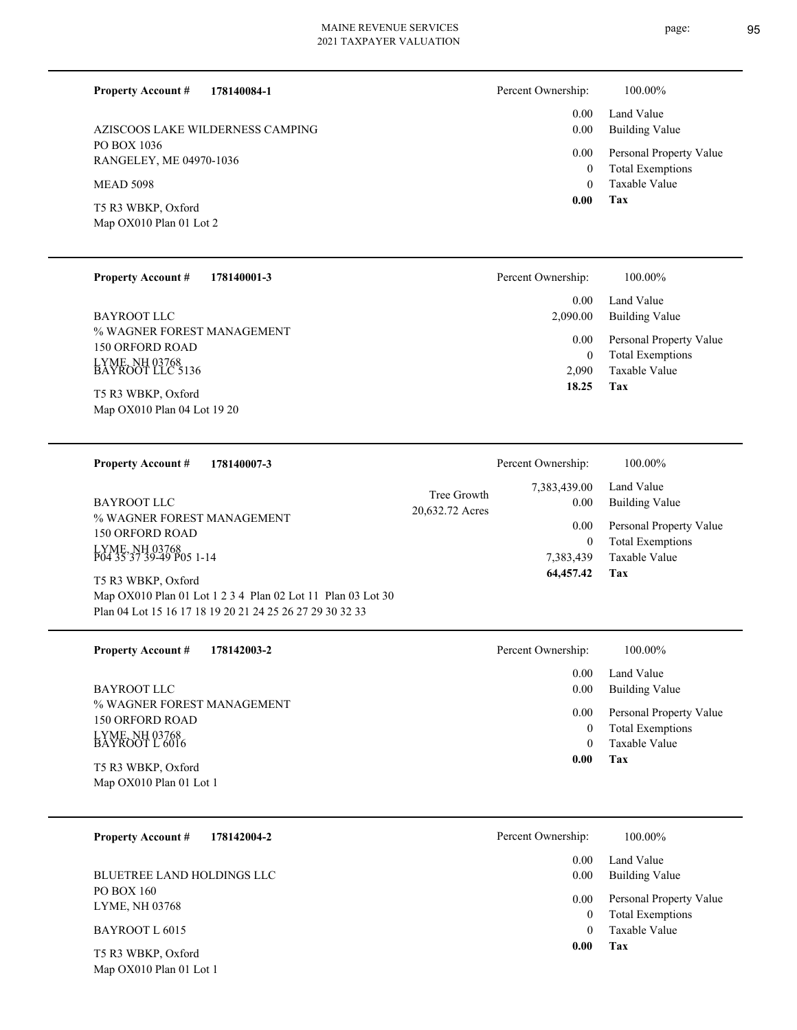**Property Account #** **178140084-1**

AZISCOOS LAKE WILDERNESS CAMPING
PO BOX 1036
RANGELEY, ME 04970-1036

MEAD 5098

T5 R3 WBKP, Oxford
Map OX010 Plan 01 Lot 2

| Percent Ownership: | 100.00% |
|---|---|
| 0.00 | Land Value |
| 0.00 | Building Value |
| 0.00 | Personal Property Value |
| 0 | Total Exemptions |
| 0 | Taxable Value |
| **0.00** | **Tax** |

---

**Property Account #** **178140001-3**

BAYROOT LLC
% WAGNER FOREST MANAGEMENT
150 ORFORD ROAD
LYME, NH 03768
BAYROOT LLC 5136

T5 R3 WBKP, Oxford
Map OX010 Plan 04 Lot 19 20

| Percent Ownership: | 100.00% |
|---|---|
| 0.00 | Land Value |
| 2,090.00 | Building Value |
| 0.00 | Personal Property Value |
| 0 | Total Exemptions |
| 2,090 | Taxable Value |
| **18.25** | **Tax** |

---

**Property Account #** **178140007-3**

BAYROOT LLC
% WAGNER FOREST MANAGEMENT
150 ORFORD ROAD
LYME, NH 03768
P04 35 37 39-49 P05 1-14

T5 R3 WBKP, Oxford
Map OX010 Plan 01 Lot 1 2 3 4 Plan 02 Lot 11 Plan 03 Lot 30
Plan 04 Lot 15 16 17 18 19 20 21 24 25 26 27 29 30 32 33

Tree Growth
20,632.72 Acres

| Percent Ownership: | 100.00% |
|---|---|
| 7,383,439.00 | Land Value |
| 0.00 | Building Value |
| 0.00 | Personal Property Value |
| 0 | Total Exemptions |
| 7,383,439 | Taxable Value |
| **64,457.42** | **Tax** |

---

**Property Account #** **178142003-2**

BAYROOT LLC
% WAGNER FOREST MANAGEMENT
150 ORFORD ROAD
LYME, NH 03768
BAYROOT L 6016

T5 R3 WBKP, Oxford
Map OX010 Plan 01 Lot 1

| Percent Ownership: | 100.00% |
|---|---|
| 0.00 | Land Value |
| 0.00 | Building Value |
| 0.00 | Personal Property Value |
| 0 | Total Exemptions |
| 0 | Taxable Value |
| **0.00** | **Tax** |

---

**Property Account #** **178142004-2**

BLUETREE LAND HOLDINGS LLC
PO BOX 160
LYME, NH 03768

BAYROOT L 6015

T5 R3 WBKP, Oxford
Map OX010 Plan 01 Lot 1

| Percent Ownership: | 100.00% |
|---|---|
| 0.00 | Land Value |
| 0.00 | Building Value |
| 0.00 | Personal Property Value |
| 0 | Total Exemptions |
| 0 | Taxable Value |
| **0.00** | **Tax** |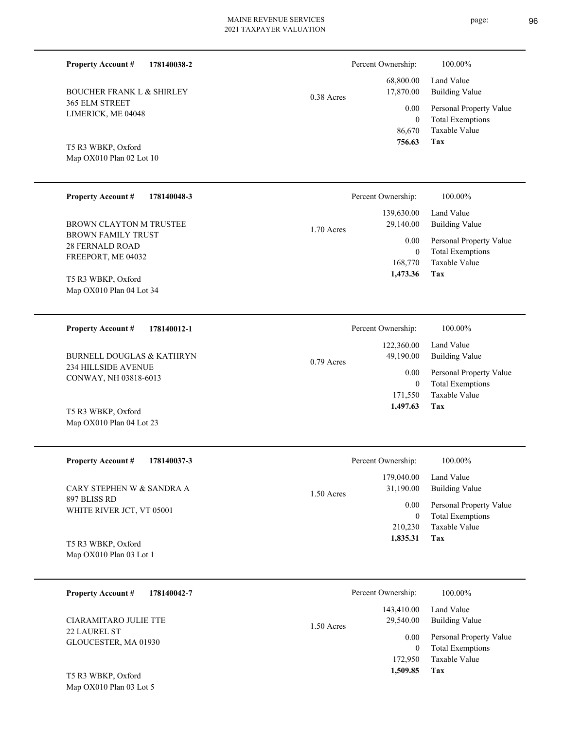**Property Account #** **178140038-2**

BOUCHER FRANK L & SHIRLEY
365 ELM STREET
LIMERICK, ME 04048

T5 R3 WBKP, Oxford
Map OX010 Plan 02 Lot 10

0.38 Acres

| Percent Ownership: | 100.00% |
|---|---|
| 68,800.00 | Land Value |
| 17,870.00 | Building Value |
| 0.00 | Personal Property Value |
| 0 | Total Exemptions |
| 86,670 | Taxable Value |
| **756.63** | **Tax** |

---

**Property Account #** **178140048-3**

BROWN CLAYTON M TRUSTEE
BROWN FAMILY TRUST
28 FERNALD ROAD
FREEPORT, ME 04032

T5 R3 WBKP, Oxford
Map OX010 Plan 04 Lot 34

1.70 Acres

| Percent Ownership: | 100.00% |
|---|---|
| 139,630.00 | Land Value |
| 29,140.00 | Building Value |
| 0.00 | Personal Property Value |
| 0 | Total Exemptions |
| 168,770 | Taxable Value |
| **1,473.36** | **Tax** |

---

**Property Account #** **178140012-1**

BURNELL DOUGLAS & KATHRYN
234 HILLSIDE AVENUE
CONWAY, NH 03818-6013

T5 R3 WBKP, Oxford
Map OX010 Plan 04 Lot 23

0.79 Acres

| Percent Ownership: | 100.00% |
|---|---|
| 122,360.00 | Land Value |
| 49,190.00 | Building Value |
| 0.00 | Personal Property Value |
| 0 | Total Exemptions |
| 171,550 | Taxable Value |
| **1,497.63** | **Tax** |

---

**Property Account #** **178140037-3**

CARY STEPHEN W & SANDRA A
897 BLISS RD
WHITE RIVER JCT, VT 05001

T5 R3 WBKP, Oxford
Map OX010 Plan 03 Lot 1

1.50 Acres

| Percent Ownership: | 100.00% |
|---|---|
| 179,040.00 | Land Value |
| 31,190.00 | Building Value |
| 0.00 | Personal Property Value |
| 0 | Total Exemptions |
| 210,230 | Taxable Value |
| **1,835.31** | **Tax** |

---

**Property Account #** **178140042-7**

CIARAMITARO JULIE TTE
22 LAUREL ST
GLOUCESTER, MA 01930

T5 R3 WBKP, Oxford
Map OX010 Plan 03 Lot 5

1.50 Acres

| Percent Ownership: | 100.00% |
|---|---|
| 143,410.00 | Land Value |
| 29,540.00 | Building Value |
| 0.00 | Personal Property Value |
| 0 | Total Exemptions |
| 172,950 | Taxable Value |
| **1,509.85** | **Tax** |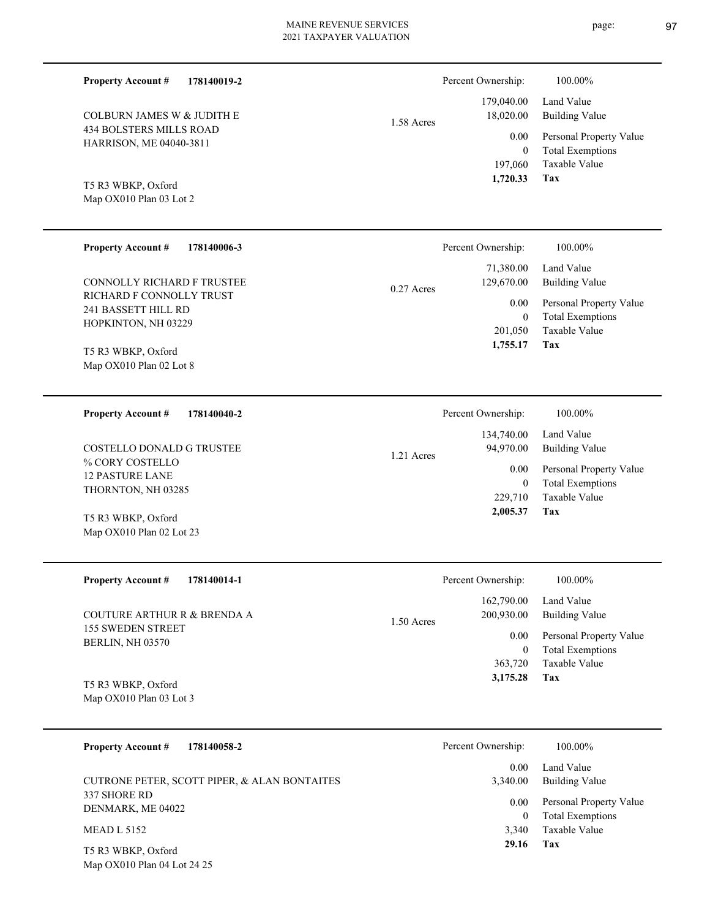**Property Account #** **178140019-2**

COLBURN JAMES W & JUDITH E
434 BOLSTERS MILLS ROAD
HARRISON, ME 04040-3811

T5 R3 WBKP, Oxford
Map OX010 Plan 03 Lot 2

1.58 Acres

| Percent Ownership: | 100.00% |
|---|---|
| 179,040.00 | Land Value |
| 18,020.00 | Building Value |
| 0.00 | Personal Property Value |
| 0 | Total Exemptions |
| 197,060 | Taxable Value |
| **1,720.33** | **Tax** |

---

**Property Account #** **178140006-3**

CONNOLLY RICHARD F TRUSTEE
RICHARD F CONNOLLY TRUST
241 BASSETT HILL RD
HOPKINTON, NH 03229

T5 R3 WBKP, Oxford
Map OX010 Plan 02 Lot 8

0.27 Acres

| Percent Ownership: | 100.00% |
|---|---|
| 71,380.00 | Land Value |
| 129,670.00 | Building Value |
| 0.00 | Personal Property Value |
| 0 | Total Exemptions |
| 201,050 | Taxable Value |
| **1,755.17** | **Tax** |

---

**Property Account #** **178140040-2**

COSTELLO DONALD G TRUSTEE
% CORY COSTELLO
12 PASTURE LANE
THORNTON, NH 03285

T5 R3 WBKP, Oxford
Map OX010 Plan 02 Lot 23

1.21 Acres

| Percent Ownership: | 100.00% |
|---|---|
| 134,740.00 | Land Value |
| 94,970.00 | Building Value |
| 0.00 | Personal Property Value |
| 0 | Total Exemptions |
| 229,710 | Taxable Value |
| **2,005.37** | **Tax** |

---

**Property Account #** **178140014-1**

COUTURE ARTHUR R & BRENDA A
155 SWEDEN STREET
BERLIN, NH 03570

T5 R3 WBKP, Oxford
Map OX010 Plan 03 Lot 3

1.50 Acres

| Percent Ownership: | 100.00% |
|---|---|
| 162,790.00 | Land Value |
| 200,930.00 | Building Value |
| 0.00 | Personal Property Value |
| 0 | Total Exemptions |
| 363,720 | Taxable Value |
| **3,175.28** | **Tax** |

---

**Property Account #** **178140058-2**

CUTRONE PETER, SCOTT PIPER, & ALAN BONTAITES
337 SHORE RD
DENMARK, ME 04022

MEAD L 5152

T5 R3 WBKP, Oxford
Map OX010 Plan 04 Lot 24 25

| Percent Ownership: | 100.00% |
|---|---|
| 0.00 | Land Value |
| 3,340.00 | Building Value |
| 0.00 | Personal Property Value |
| 0 | Total Exemptions |
| 3,340 | Taxable Value |
| **29.16** | **Tax** |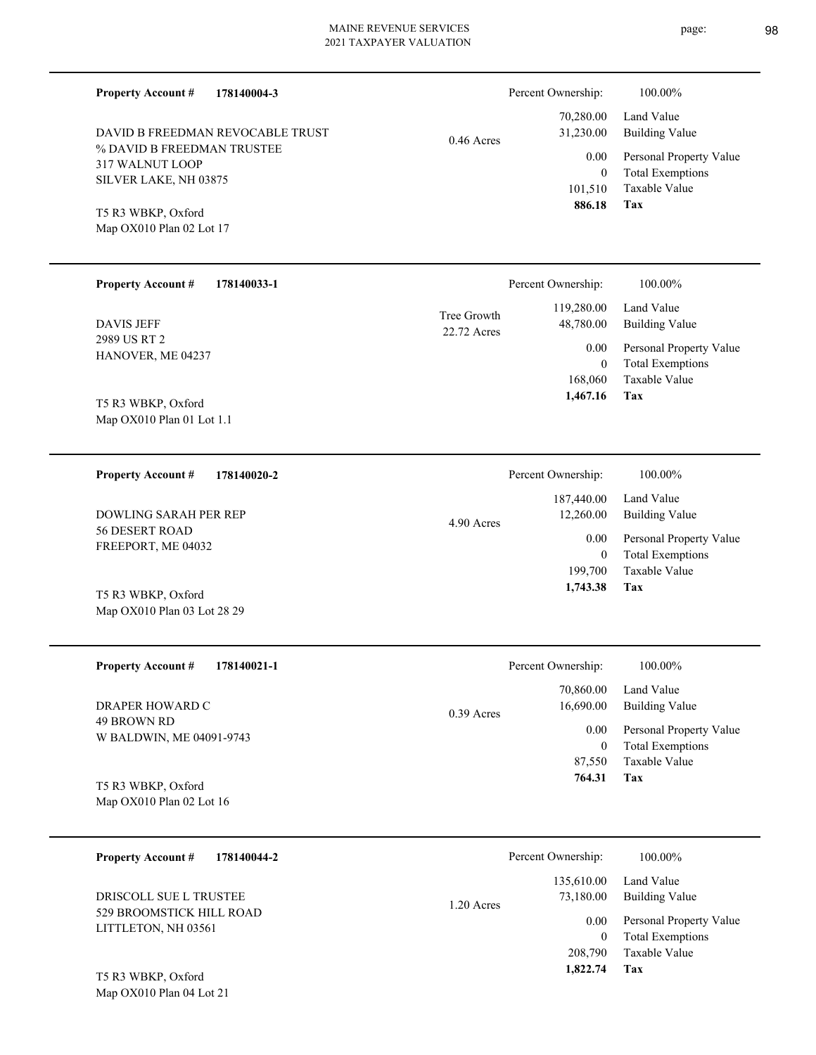**Property Account #** **178140004-3**

DAVID B FREEDMAN REVOCABLE TRUST
% DAVID B FREEDMAN TRUSTEE
317 WALNUT LOOP
SILVER LAKE, NH 03875

T5 R3 WBKP, Oxford
Map OX010 Plan 02 Lot 17

0.46 Acres

| Percent Ownership: | 100.00% |
|---|---|
| 70,280.00 | Land Value |
| 31,230.00 | Building Value |
| 0.00 | Personal Property Value |
| 0 | Total Exemptions |
| 101,510 | Taxable Value |
| **886.18** | **Tax** |

---

**Property Account #** **178140033-1**

DAVIS JEFF
2989 US RT 2
HANOVER, ME 04237

T5 R3 WBKP, Oxford
Map OX010 Plan 01 Lot 1.1

Tree Growth
22.72 Acres

| Percent Ownership: | 100.00% |
|---|---|
| 119,280.00 | Land Value |
| 48,780.00 | Building Value |
| 0.00 | Personal Property Value |
| 0 | Total Exemptions |
| 168,060 | Taxable Value |
| **1,467.16** | **Tax** |

---

**Property Account #** **178140020-2**

DOWLING SARAH PER REP
56 DESERT ROAD
FREEPORT, ME 04032

T5 R3 WBKP, Oxford
Map OX010 Plan 03 Lot 28 29

4.90 Acres

| Percent Ownership: | 100.00% |
|---|---|
| 187,440.00 | Land Value |
| 12,260.00 | Building Value |
| 0.00 | Personal Property Value |
| 0 | Total Exemptions |
| 199,700 | Taxable Value |
| **1,743.38** | **Tax** |

---

**Property Account #** **178140021-1**

DRAPER HOWARD C
49 BROWN RD
W BALDWIN, ME 04091-9743

T5 R3 WBKP, Oxford
Map OX010 Plan 02 Lot 16

0.39 Acres

| Percent Ownership: | 100.00% |
|---|---|
| 70,860.00 | Land Value |
| 16,690.00 | Building Value |
| 0.00 | Personal Property Value |
| 0 | Total Exemptions |
| 87,550 | Taxable Value |
| **764.31** | **Tax** |

---

**Property Account #** **178140044-2**

DRISCOLL SUE L TRUSTEE
529 BROOMSTICK HILL ROAD
LITTLETON, NH 03561

T5 R3 WBKP, Oxford
Map OX010 Plan 04 Lot 21

1.20 Acres

| Percent Ownership: | 100.00% |
|---|---|
| 135,610.00 | Land Value |
| 73,180.00 | Building Value |
| 0.00 | Personal Property Value |
| 0 | Total Exemptions |
| 208,790 | Taxable Value |
| **1,822.74** | **Tax** |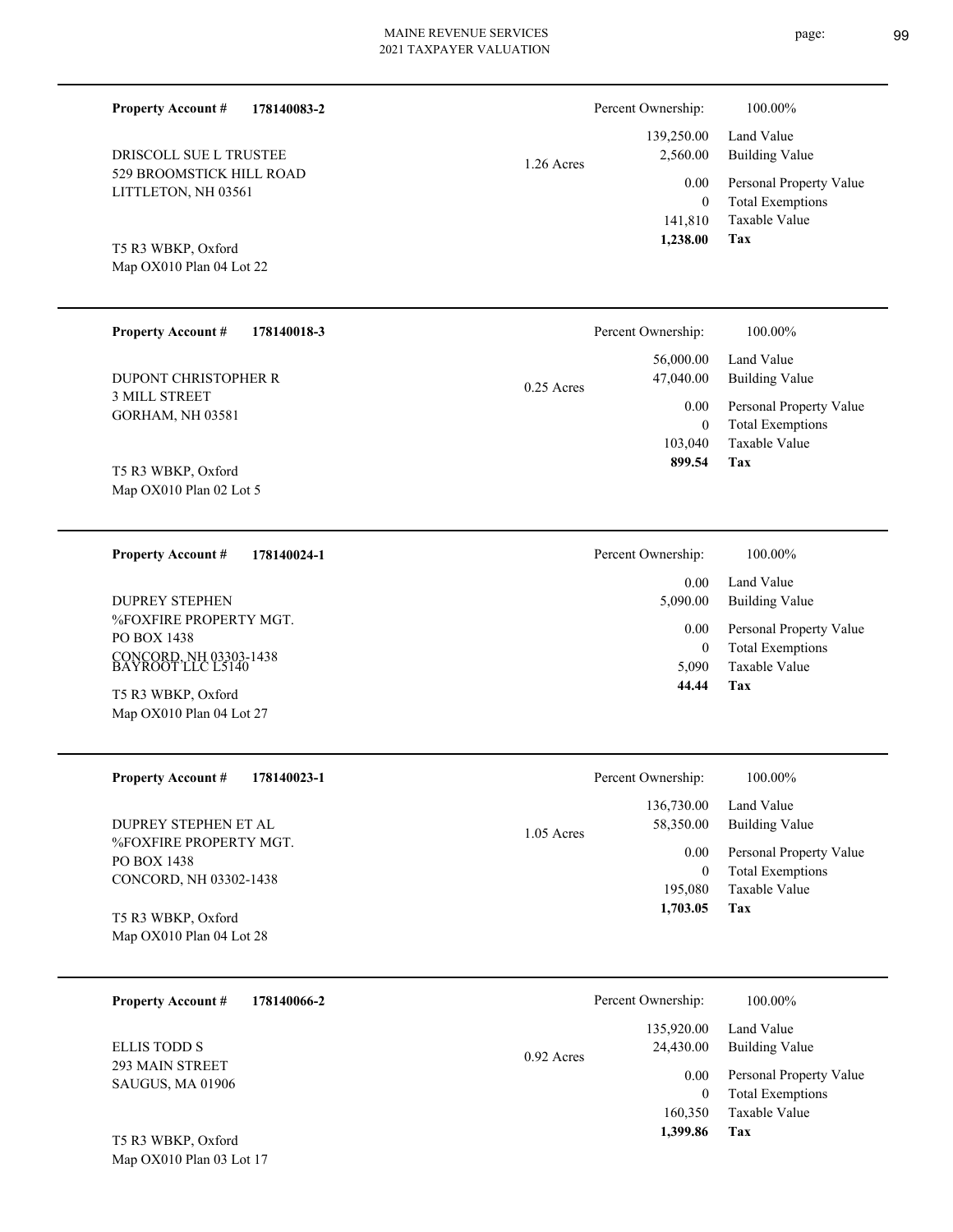**Property Account #** **178140083-2**

DRISCOLL SUE L TRUSTEE
529 BROOMSTICK HILL ROAD
LITTLETON, NH 03561

T5 R3 WBKP, Oxford
Map OX010 Plan 04 Lot 22

1.26 Acres

| | |
|---|---|
| Percent Ownership: | 100.00% |
| 139,250.00 | Land Value |
| 2,560.00 | Building Value |
| 0.00 | Personal Property Value |
| 0 | Total Exemptions |
| 141,810 | Taxable Value |
| **1,238.00** | **Tax** |

---

**Property Account #** **178140018-3**

DUPONT CHRISTOPHER R
3 MILL STREET
GORHAM, NH 03581

T5 R3 WBKP, Oxford
Map OX010 Plan 02 Lot 5

0.25 Acres

| | |
|---|---|
| Percent Ownership: | 100.00% |
| 56,000.00 | Land Value |
| 47,040.00 | Building Value |
| 0.00 | Personal Property Value |
| 0 | Total Exemptions |
| 103,040 | Taxable Value |
| **899.54** | **Tax** |

---

**Property Account #** **178140024-1**

DUPREY STEPHEN
%FOXFIRE PROPERTY MGT.
PO BOX 1438
CONCORD, NH 03303-1438
BAYROOT LLC L5140

T5 R3 WBKP, Oxford
Map OX010 Plan 04 Lot 27

| | |
|---|---|
| Percent Ownership: | 100.00% |
| 0.00 | Land Value |
| 5,090.00 | Building Value |
| 0.00 | Personal Property Value |
| 0 | Total Exemptions |
| 5,090 | Taxable Value |
| **44.44** | **Tax** |

---

**Property Account #** **178140023-1**

DUPREY STEPHEN ET AL
%FOXFIRE PROPERTY MGT.
PO BOX 1438
CONCORD, NH 03302-1438

T5 R3 WBKP, Oxford
Map OX010 Plan 04 Lot 28

1.05 Acres

| | |
|---|---|
| Percent Ownership: | 100.00% |
| 136,730.00 | Land Value |
| 58,350.00 | Building Value |
| 0.00 | Personal Property Value |
| 0 | Total Exemptions |
| 195,080 | Taxable Value |
| **1,703.05** | **Tax** |

---

**Property Account #** **178140066-2**

ELLIS TODD S
293 MAIN STREET
SAUGUS, MA 01906

T5 R3 WBKP, Oxford
Map OX010 Plan 03 Lot 17

0.92 Acres

| | |
|---|---|
| Percent Ownership: | 100.00% |
| 135,920.00 | Land Value |
| 24,430.00 | Building Value |
| 0.00 | Personal Property Value |
| 0 | Total Exemptions |
| 160,350 | Taxable Value |
| **1,399.86** | **Tax** |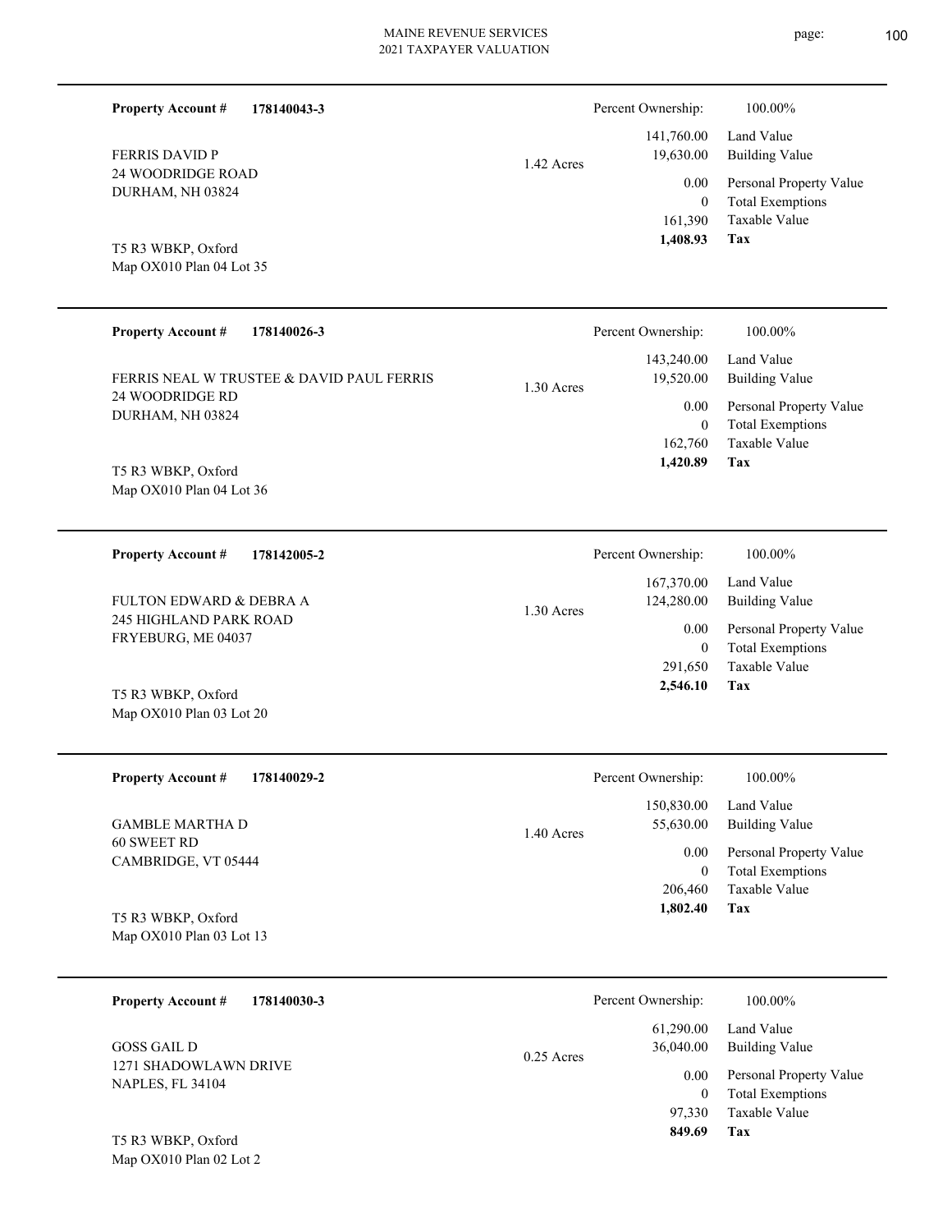**Property Account #** **178140043-3**

FERRIS DAVID P
24 WOODRIDGE ROAD
DURHAM, NH 03824

T5 R3 WBKP, Oxford
Map OX010 Plan 04 Lot 35

1.42 Acres

| Percent Ownership: | 100.00% |
|---|---|
| 141,760.00 | Land Value |
| 19,630.00 | Building Value |
| 0.00 | Personal Property Value |
| 0 | Total Exemptions |
| 161,390 | Taxable Value |
| **1,408.93** | **Tax** |

---

**Property Account #** **178140026-3**

FERRIS NEAL W TRUSTEE & DAVID PAUL FERRIS
24 WOODRIDGE RD
DURHAM, NH 03824

T5 R3 WBKP, Oxford
Map OX010 Plan 04 Lot 36

1.30 Acres

| Percent Ownership: | 100.00% |
|---|---|
| 143,240.00 | Land Value |
| 19,520.00 | Building Value |
| 0.00 | Personal Property Value |
| 0 | Total Exemptions |
| 162,760 | Taxable Value |
| **1,420.89** | **Tax** |

---

**Property Account #** **178142005-2**

FULTON EDWARD & DEBRA A
245 HIGHLAND PARK ROAD
FRYEBURG, ME 04037

T5 R3 WBKP, Oxford
Map OX010 Plan 03 Lot 20

1.30 Acres

| Percent Ownership: | 100.00% |
|---|---|
| 167,370.00 | Land Value |
| 124,280.00 | Building Value |
| 0.00 | Personal Property Value |
| 0 | Total Exemptions |
| 291,650 | Taxable Value |
| **2,546.10** | **Tax** |

---

**Property Account #** **178140029-2**

GAMBLE MARTHA D
60 SWEET RD
CAMBRIDGE, VT 05444

T5 R3 WBKP, Oxford
Map OX010 Plan 03 Lot 13

1.40 Acres

| Percent Ownership: | 100.00% |
|---|---|
| 150,830.00 | Land Value |
| 55,630.00 | Building Value |
| 0.00 | Personal Property Value |
| 0 | Total Exemptions |
| 206,460 | Taxable Value |
| **1,802.40** | **Tax** |

---

**Property Account #** **178140030-3**

GOSS GAIL D
1271 SHADOWLAWN DRIVE
NAPLES, FL 34104

T5 R3 WBKP, Oxford
Map OX010 Plan 02 Lot 2

0.25 Acres

| Percent Ownership: | 100.00% |
|---|---|
| 61,290.00 | Land Value |
| 36,040.00 | Building Value |
| 0.00 | Personal Property Value |
| 0 | Total Exemptions |
| 97,330 | Taxable Value |
| **849.69** | **Tax** |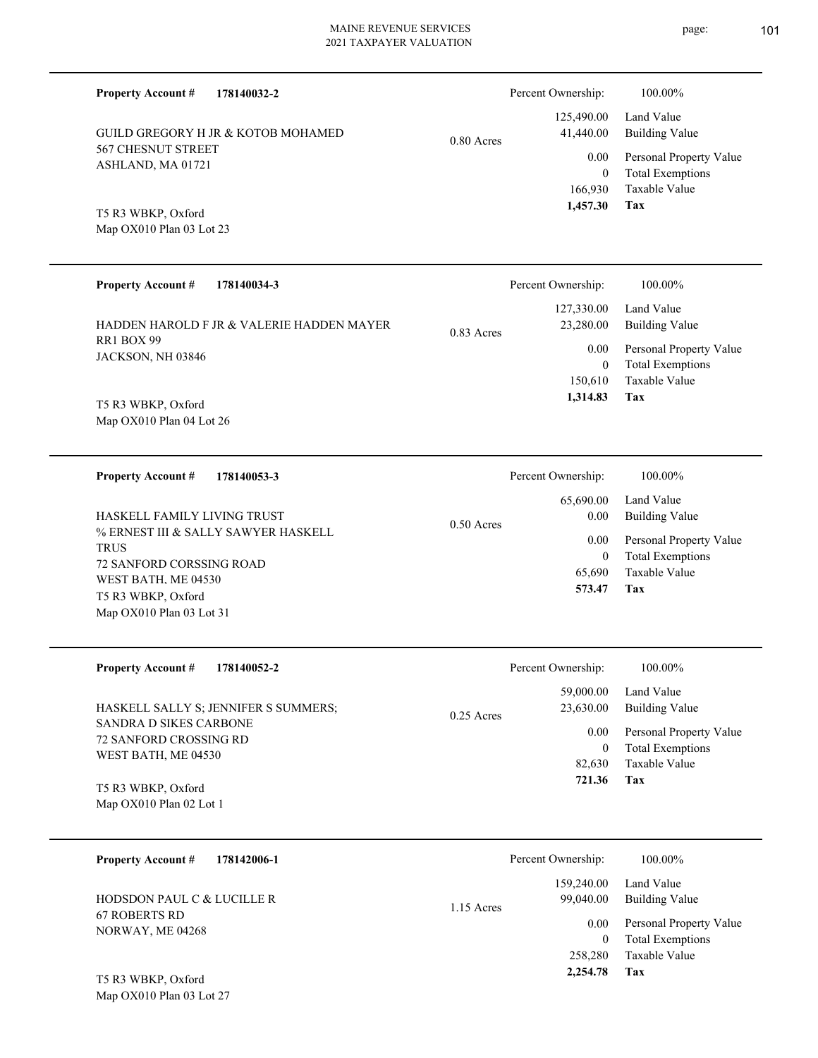**Property Account #** **178140032-2**

GUILD GREGORY H JR & KOTOB MOHAMED
567 CHESNUT STREET
ASHLAND, MA 01721

T5 R3 WBKP, Oxford
Map OX010 Plan 03 Lot 23

0.80 Acres

| Percent Ownership: | 100.00% |
|---|---|
| 125,490.00 | Land Value |
| 41,440.00 | Building Value |
| 0.00 | Personal Property Value |
| 0 | Total Exemptions |
| 166,930 | Taxable Value |
| **1,457.30** | **Tax** |

---

**Property Account #** **178140034-3**

HADDEN HAROLD F JR & VALERIE HADDEN MAYER
RR1 BOX 99
JACKSON, NH 03846

T5 R3 WBKP, Oxford
Map OX010 Plan 04 Lot 26

0.83 Acres

| Percent Ownership: | 100.00% |
|---|---|
| 127,330.00 | Land Value |
| 23,280.00 | Building Value |
| 0.00 | Personal Property Value |
| 0 | Total Exemptions |
| 150,610 | Taxable Value |
| **1,314.83** | **Tax** |

---

**Property Account #** **178140053-3**

HASKELL FAMILY LIVING TRUST
% ERNEST III & SALLY SAWYER HASKELL TRUS
72 SANFORD CORSSING ROAD
WEST BATH, ME 04530
T5 R3 WBKP, Oxford
Map OX010 Plan 03 Lot 31

0.50 Acres

| Percent Ownership: | 100.00% |
|---|---|
| 65,690.00 | Land Value |
| 0.00 | Building Value |
| 0.00 | Personal Property Value |
| 0 | Total Exemptions |
| 65,690 | Taxable Value |
| **573.47** | **Tax** |

---

**Property Account #** **178140052-2**

HASKELL SALLY S; JENNIFER S SUMMERS;
SANDRA D SIKES CARBONE
72 SANFORD CROSSING RD
WEST BATH, ME 04530

T5 R3 WBKP, Oxford
Map OX010 Plan 02 Lot 1

0.25 Acres

| Percent Ownership: | 100.00% |
|---|---|
| 59,000.00 | Land Value |
| 23,630.00 | Building Value |
| 0.00 | Personal Property Value |
| 0 | Total Exemptions |
| 82,630 | Taxable Value |
| **721.36** | **Tax** |

---

**Property Account #** **178142006-1**

HODSDON PAUL C & LUCILLE R
67 ROBERTS RD
NORWAY, ME 04268

T5 R3 WBKP, Oxford
Map OX010 Plan 03 Lot 27

1.15 Acres

| Percent Ownership: | 100.00% |
|---|---|
| 159,240.00 | Land Value |
| 99,040.00 | Building Value |
| 0.00 | Personal Property Value |
| 0 | Total Exemptions |
| 258,280 | Taxable Value |
| **2,254.78** | **Tax** |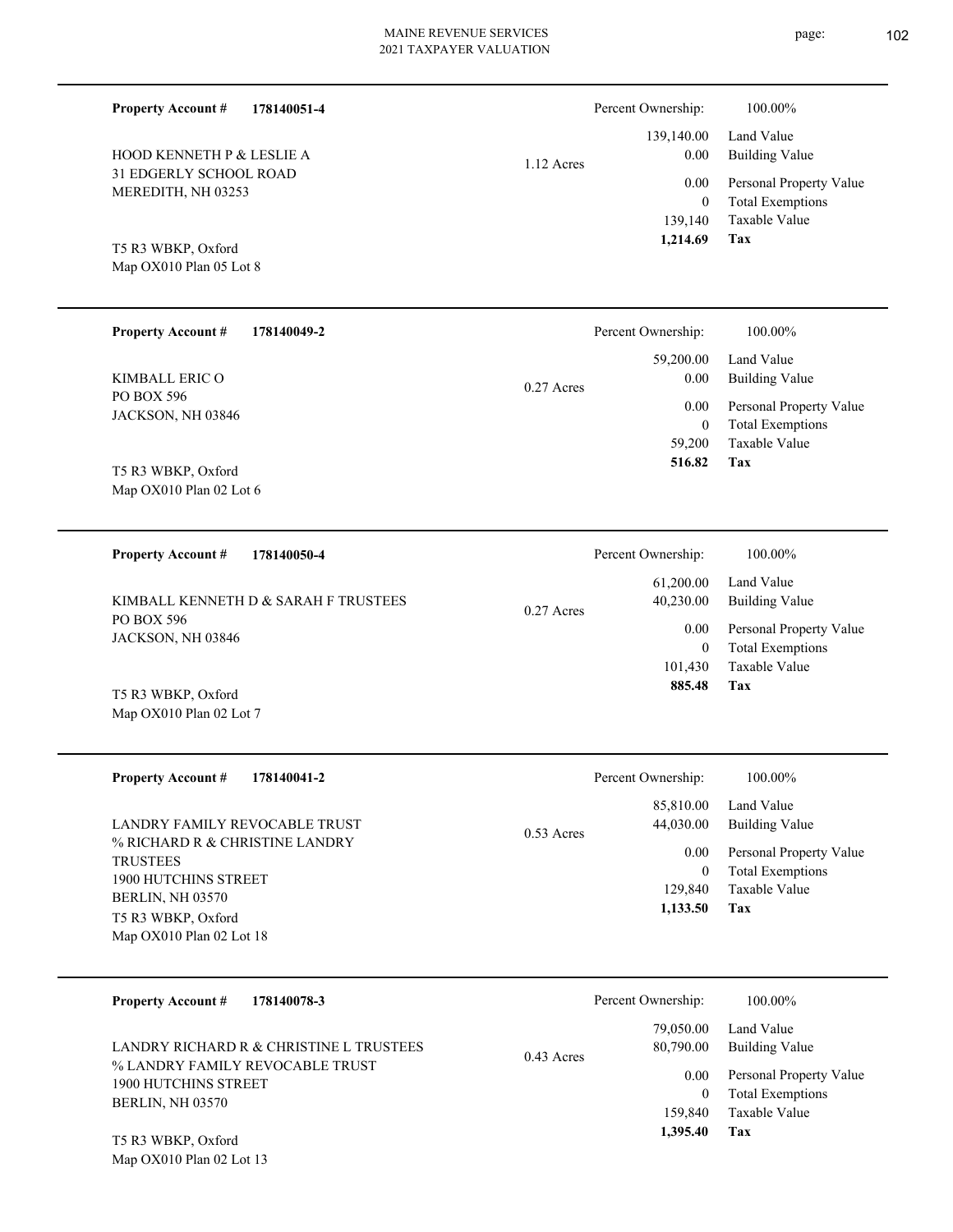**Property Account #** **178140051-4**

HOOD KENNETH P & LESLIE A
31 EDGERLY SCHOOL ROAD
MEREDITH, NH 03253

T5 R3 WBKP, Oxford
Map OX010 Plan 05 Lot 8

1.12 Acres

| Percent Ownership: | 100.00% |
|---|---|
| 139,140.00 | Land Value |
| 0.00 | Building Value |
| 0.00 | Personal Property Value |
| 0 | Total Exemptions |
| 139,140 | Taxable Value |
| **1,214.69** | **Tax** |

---

**Property Account #** **178140049-2**

KIMBALL ERIC O
PO BOX 596
JACKSON, NH 03846

T5 R3 WBKP, Oxford
Map OX010 Plan 02 Lot 6

0.27 Acres

| Percent Ownership: | 100.00% |
|---|---|
| 59,200.00 | Land Value |
| 0.00 | Building Value |
| 0.00 | Personal Property Value |
| 0 | Total Exemptions |
| 59,200 | Taxable Value |
| **516.82** | **Tax** |

---

**Property Account #** **178140050-4**

KIMBALL KENNETH D & SARAH F TRUSTEES
PO BOX 596
JACKSON, NH 03846

T5 R3 WBKP, Oxford
Map OX010 Plan 02 Lot 7

0.27 Acres

| Percent Ownership: | 100.00% |
|---|---|
| 61,200.00 | Land Value |
| 40,230.00 | Building Value |
| 0.00 | Personal Property Value |
| 0 | Total Exemptions |
| 101,430 | Taxable Value |
| **885.48** | **Tax** |

---

**Property Account #** **178140041-2**

LANDRY FAMILY REVOCABLE TRUST
% RICHARD R & CHRISTINE LANDRY
TRUSTEES
1900 HUTCHINS STREET
BERLIN, NH 03570

T5 R3 WBKP, Oxford
Map OX010 Plan 02 Lot 18

0.53 Acres

| Percent Ownership: | 100.00% |
|---|---|
| 85,810.00 | Land Value |
| 44,030.00 | Building Value |
| 0.00 | Personal Property Value |
| 0 | Total Exemptions |
| 129,840 | Taxable Value |
| **1,133.50** | **Tax** |

---

**Property Account #** **178140078-3**

LANDRY RICHARD R & CHRISTINE L TRUSTEES
% LANDRY FAMILY REVOCABLE TRUST
1900 HUTCHINS STREET
BERLIN, NH 03570

T5 R3 WBKP, Oxford
Map OX010 Plan 02 Lot 13

0.43 Acres

| Percent Ownership: | 100.00% |
|---|---|
| 79,050.00 | Land Value |
| 80,790.00 | Building Value |
| 0.00 | Personal Property Value |
| 0 | Total Exemptions |
| 159,840 | Taxable Value |
| **1,395.40** | **Tax** |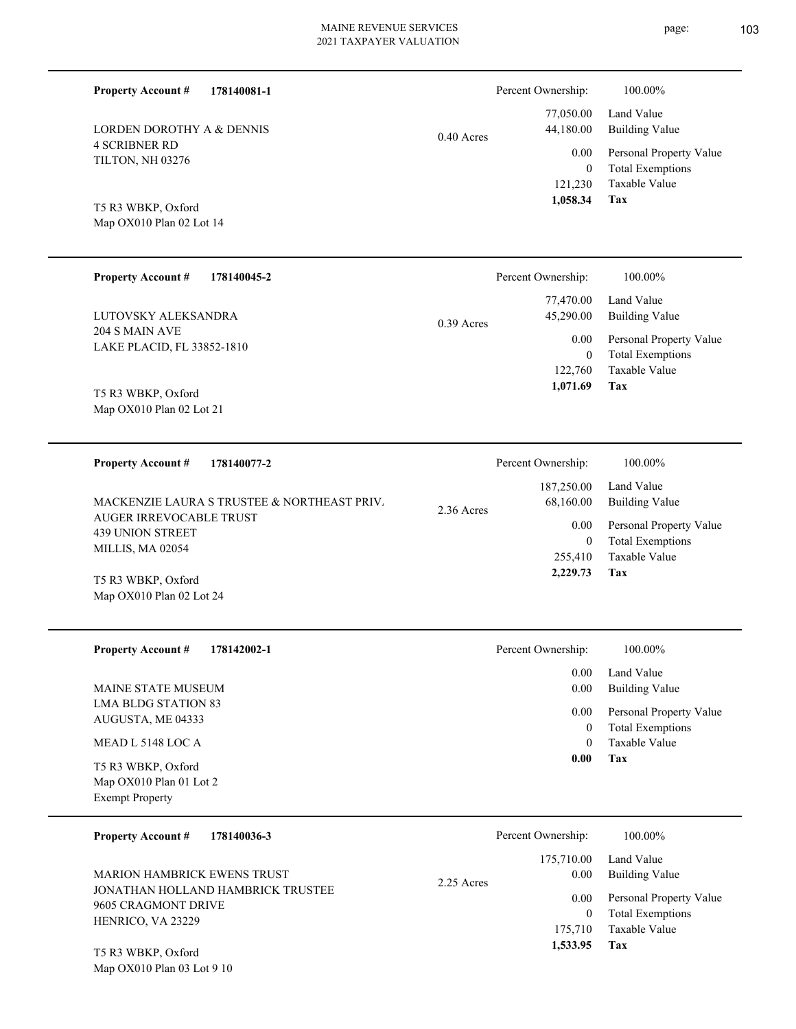**Property Account #** **178140081-1**

LORDEN DOROTHY A & DENNIS
4 SCRIBNER RD
TILTON, NH 03276

T5 R3 WBKP, Oxford
Map OX010 Plan 02 Lot 14

0.40 Acres

| Percent Ownership: | 100.00% |
|---|---|
| 77,050.00 | Land Value |
| 44,180.00 | Building Value |
| 0.00 | Personal Property Value |
| 0 | Total Exemptions |
| 121,230 | Taxable Value |
| **1,058.34** | **Tax** |

---

**Property Account #** **178140045-2**

LUTOVSKY ALEKSANDRA
204 S MAIN AVE
LAKE PLACID, FL 33852-1810

T5 R3 WBKP, Oxford
Map OX010 Plan 02 Lot 21

0.39 Acres

| Percent Ownership: | 100.00% |
|---|---|
| 77,470.00 | Land Value |
| 45,290.00 | Building Value |
| 0.00 | Personal Property Value |
| 0 | Total Exemptions |
| 122,760 | Taxable Value |
| **1,071.69** | **Tax** |

---

**Property Account #** **178140077-2**

MACKENZIE LAURA S TRUSTEE & NORTHEAST PRIV.
AUGER IRREVOCABLE TRUST
439 UNION STREET
MILLIS, MA 02054

T5 R3 WBKP, Oxford
Map OX010 Plan 02 Lot 24

2.36 Acres

| Percent Ownership: | 100.00% |
|---|---|
| 187,250.00 | Land Value |
| 68,160.00 | Building Value |
| 0.00 | Personal Property Value |
| 0 | Total Exemptions |
| 255,410 | Taxable Value |
| **2,229.73** | **Tax** |

---

**Property Account #** **178142002-1**

MAINE STATE MUSEUM
LMA BLDG STATION 83
AUGUSTA, ME 04333

MEAD L 5148 LOC A

T5 R3 WBKP, Oxford
Map OX010 Plan 01 Lot 2
Exempt Property

| Percent Ownership: | 100.00% |
|---|---|
| 0.00 | Land Value |
| 0.00 | Building Value |
| 0.00 | Personal Property Value |
| 0 | Total Exemptions |
| 0 | Taxable Value |
| **0.00** | **Tax** |

---

**Property Account #** **178140036-3**

MARION HAMBRICK EWENS TRUST
JONATHAN HOLLAND HAMBRICK TRUSTEE
9605 CRAGMONT DRIVE
HENRICO, VA 23229

T5 R3 WBKP, Oxford
Map OX010 Plan 03 Lot 9 10

2.25 Acres

| Percent Ownership: | 100.00% |
|---|---|
| 175,710.00 | Land Value |
| 0.00 | Building Value |
| 0.00 | Personal Property Value |
| 0 | Total Exemptions |
| 175,710 | Taxable Value |
| **1,533.95** | **Tax** |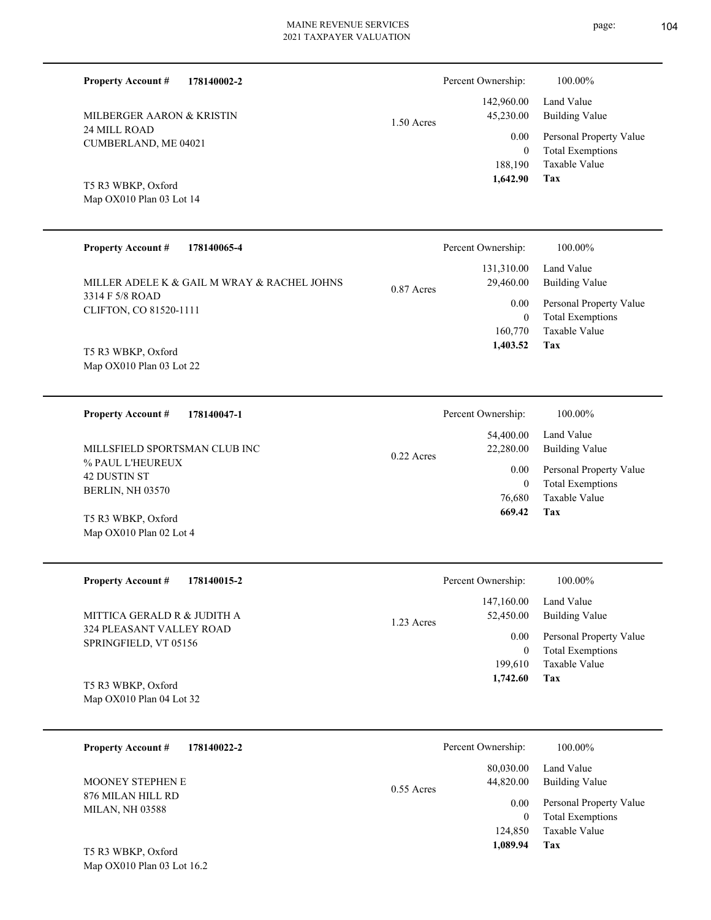**Property Account #** **178140002-2**

MILBERGER AARON & KRISTIN
24 MILL ROAD
CUMBERLAND, ME 04021

T5 R3 WBKP, Oxford
Map OX010 Plan 03 Lot 14

1.50 Acres

| | |
|---|---|
| Percent Ownership: | 100.00% |
| 142,960.00 | Land Value |
| 45,230.00 | Building Value |
| 0.00 | Personal Property Value |
| 0 | Total Exemptions |
| 188,190 | Taxable Value |
| **1,642.90** | **Tax** |

---

**Property Account #** **178140065-4**

MILLER ADELE K & GAIL M WRAY & RACHEL JOHNS
3314 F 5/8 ROAD
CLIFTON, CO 81520-1111

T5 R3 WBKP, Oxford
Map OX010 Plan 03 Lot 22

0.87 Acres

| | |
|---|---|
| Percent Ownership: | 100.00% |
| 131,310.00 | Land Value |
| 29,460.00 | Building Value |
| 0.00 | Personal Property Value |
| 0 | Total Exemptions |
| 160,770 | Taxable Value |
| **1,403.52** | **Tax** |

---

**Property Account #** **178140047-1**

MILLSFIELD SPORTSMAN CLUB INC
% PAUL L'HEUREUX
42 DUSTIN ST
BERLIN, NH 03570

T5 R3 WBKP, Oxford
Map OX010 Plan 02 Lot 4

0.22 Acres

| | |
|---|---|
| Percent Ownership: | 100.00% |
| 54,400.00 | Land Value |
| 22,280.00 | Building Value |
| 0.00 | Personal Property Value |
| 0 | Total Exemptions |
| 76,680 | Taxable Value |
| **669.42** | **Tax** |

---

**Property Account #** **178140015-2**

MITTICA GERALD R & JUDITH A
324 PLEASANT VALLEY ROAD
SPRINGFIELD, VT 05156

T5 R3 WBKP, Oxford
Map OX010 Plan 04 Lot 32

1.23 Acres

| | |
|---|---|
| Percent Ownership: | 100.00% |
| 147,160.00 | Land Value |
| 52,450.00 | Building Value |
| 0.00 | Personal Property Value |
| 0 | Total Exemptions |
| 199,610 | Taxable Value |
| **1,742.60** | **Tax** |

---

**Property Account #** **178140022-2**

MOONEY STEPHEN E
876 MILAN HILL RD
MILAN, NH 03588

T5 R3 WBKP, Oxford
Map OX010 Plan 03 Lot 16.2

0.55 Acres

| | |
|---|---|
| Percent Ownership: | 100.00% |
| 80,030.00 | Land Value |
| 44,820.00 | Building Value |
| 0.00 | Personal Property Value |
| 0 | Total Exemptions |
| 124,850 | Taxable Value |
| **1,089.94** | **Tax** |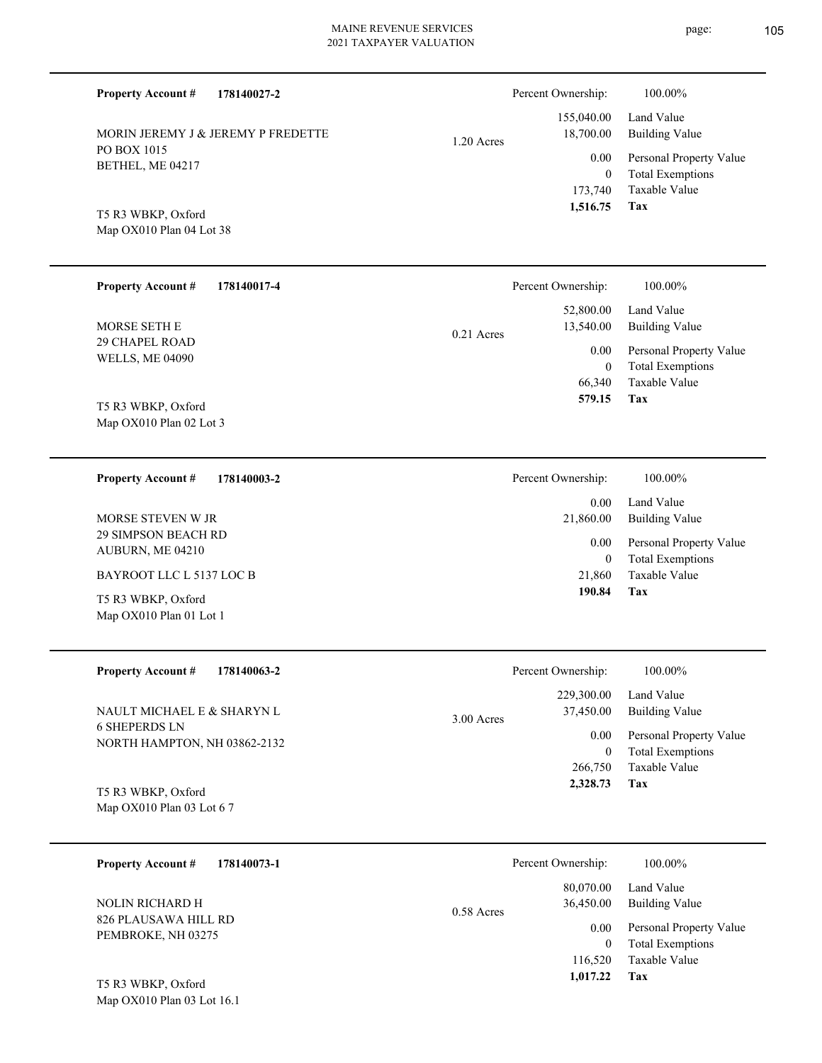**Property Account #** **178140027-2**

MORIN JEREMY J & JEREMY P FREDETTE
PO BOX 1015
BETHEL, ME 04217

T5 R3 WBKP, Oxford
Map OX010 Plan 04 Lot 38

1.20 Acres

| Percent Ownership: | 100.00% |
|---|---|
| 155,040.00 | Land Value |
| 18,700.00 | Building Value |
| 0.00 | Personal Property Value |
| 0 | Total Exemptions |
| 173,740 | Taxable Value |
| **1,516.75** | **Tax** |

---

**Property Account #** **178140017-4**

MORSE SETH E
29 CHAPEL ROAD
WELLS, ME 04090

T5 R3 WBKP, Oxford
Map OX010 Plan 02 Lot 3

0.21 Acres

| Percent Ownership: | 100.00% |
|---|---|
| 52,800.00 | Land Value |
| 13,540.00 | Building Value |
| 0.00 | Personal Property Value |
| 0 | Total Exemptions |
| 66,340 | Taxable Value |
| **579.15** | **Tax** |

---

**Property Account #** **178140003-2**

MORSE STEVEN W JR
29 SIMPSON BEACH RD
AUBURN, ME 04210

BAYROOT LLC L 5137 LOC B

T5 R3 WBKP, Oxford
Map OX010 Plan 01 Lot 1

| Percent Ownership: | 100.00% |
|---|---|
| 0.00 | Land Value |
| 21,860.00 | Building Value |
| 0.00 | Personal Property Value |
| 0 | Total Exemptions |
| 21,860 | Taxable Value |
| **190.84** | **Tax** |

---

**Property Account #** **178140063-2**

NAULT MICHAEL E & SHARYN L
6 SHEPERDS LN
NORTH HAMPTON, NH 03862-2132

T5 R3 WBKP, Oxford
Map OX010 Plan 03 Lot 6 7

3.00 Acres

| Percent Ownership: | 100.00% |
|---|---|
| 229,300.00 | Land Value |
| 37,450.00 | Building Value |
| 0.00 | Personal Property Value |
| 0 | Total Exemptions |
| 266,750 | Taxable Value |
| **2,328.73** | **Tax** |

---

**Property Account #** **178140073-1**

NOLIN RICHARD H
826 PLAUSAWA HILL RD
PEMBROKE, NH 03275

T5 R3 WBKP, Oxford
Map OX010 Plan 03 Lot 16.1

0.58 Acres

| Percent Ownership: | 100.00% |
|---|---|
| 80,070.00 | Land Value |
| 36,450.00 | Building Value |
| 0.00 | Personal Property Value |
| 0 | Total Exemptions |
| 116,520 | Taxable Value |
| **1,017.22** | **Tax** |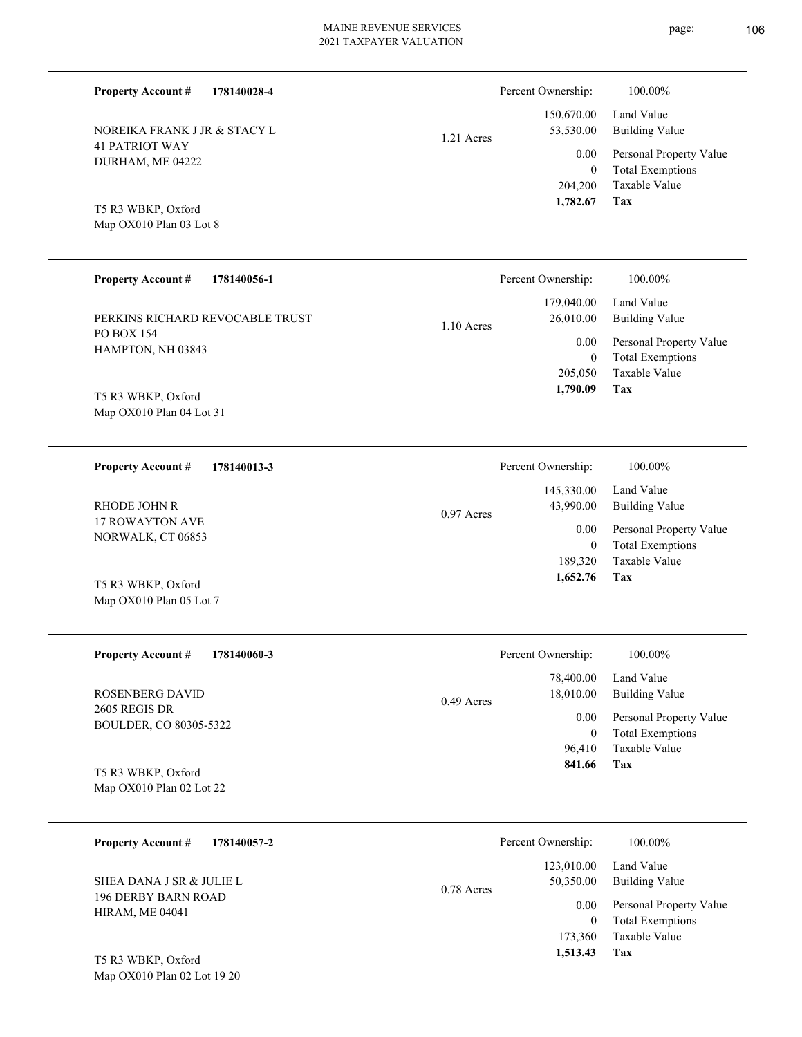**Property Account #** **178140028-4**

NOREIKA FRANK J JR & STACY L
41 PATRIOT WAY
DURHAM, ME 04222

T5 R3 WBKP, Oxford
Map OX010 Plan 03 Lot 8

1.21 Acres

| Percent Ownership: | 100.00% |
|---|---|
| 150,670.00 | Land Value |
| 53,530.00 | Building Value |
| 0.00 | Personal Property Value |
| 0 | Total Exemptions |
| 204,200 | Taxable Value |
| **1,782.67** | **Tax** |

---

**Property Account #** **178140056-1**

PERKINS RICHARD REVOCABLE TRUST
PO BOX 154
HAMPTON, NH 03843

T5 R3 WBKP, Oxford
Map OX010 Plan 04 Lot 31

1.10 Acres

| Percent Ownership: | 100.00% |
|---|---|
| 179,040.00 | Land Value |
| 26,010.00 | Building Value |
| 0.00 | Personal Property Value |
| 0 | Total Exemptions |
| 205,050 | Taxable Value |
| **1,790.09** | **Tax** |

---

**Property Account #** **178140013-3**

RHODE JOHN R
17 ROWAYTON AVE
NORWALK, CT 06853

T5 R3 WBKP, Oxford
Map OX010 Plan 05 Lot 7

0.97 Acres

| Percent Ownership: | 100.00% |
|---|---|
| 145,330.00 | Land Value |
| 43,990.00 | Building Value |
| 0.00 | Personal Property Value |
| 0 | Total Exemptions |
| 189,320 | Taxable Value |
| **1,652.76** | **Tax** |

---

**Property Account #** **178140060-3**

ROSENBERG DAVID
2605 REGIS DR
BOULDER, CO 80305-5322

T5 R3 WBKP, Oxford
Map OX010 Plan 02 Lot 22

0.49 Acres

| Percent Ownership: | 100.00% |
|---|---|
| 78,400.00 | Land Value |
| 18,010.00 | Building Value |
| 0.00 | Personal Property Value |
| 0 | Total Exemptions |
| 96,410 | Taxable Value |
| **841.66** | **Tax** |

---

**Property Account #** **178140057-2**

SHEA DANA J SR & JULIE L
196 DERBY BARN ROAD
HIRAM, ME 04041

T5 R3 WBKP, Oxford
Map OX010 Plan 02 Lot 19 20

0.78 Acres

| Percent Ownership: | 100.00% |
|---|---|
| 123,010.00 | Land Value |
| 50,350.00 | Building Value |
| 0.00 | Personal Property Value |
| 0 | Total Exemptions |
| 173,360 | Taxable Value |
| **1,513.43** | **Tax** |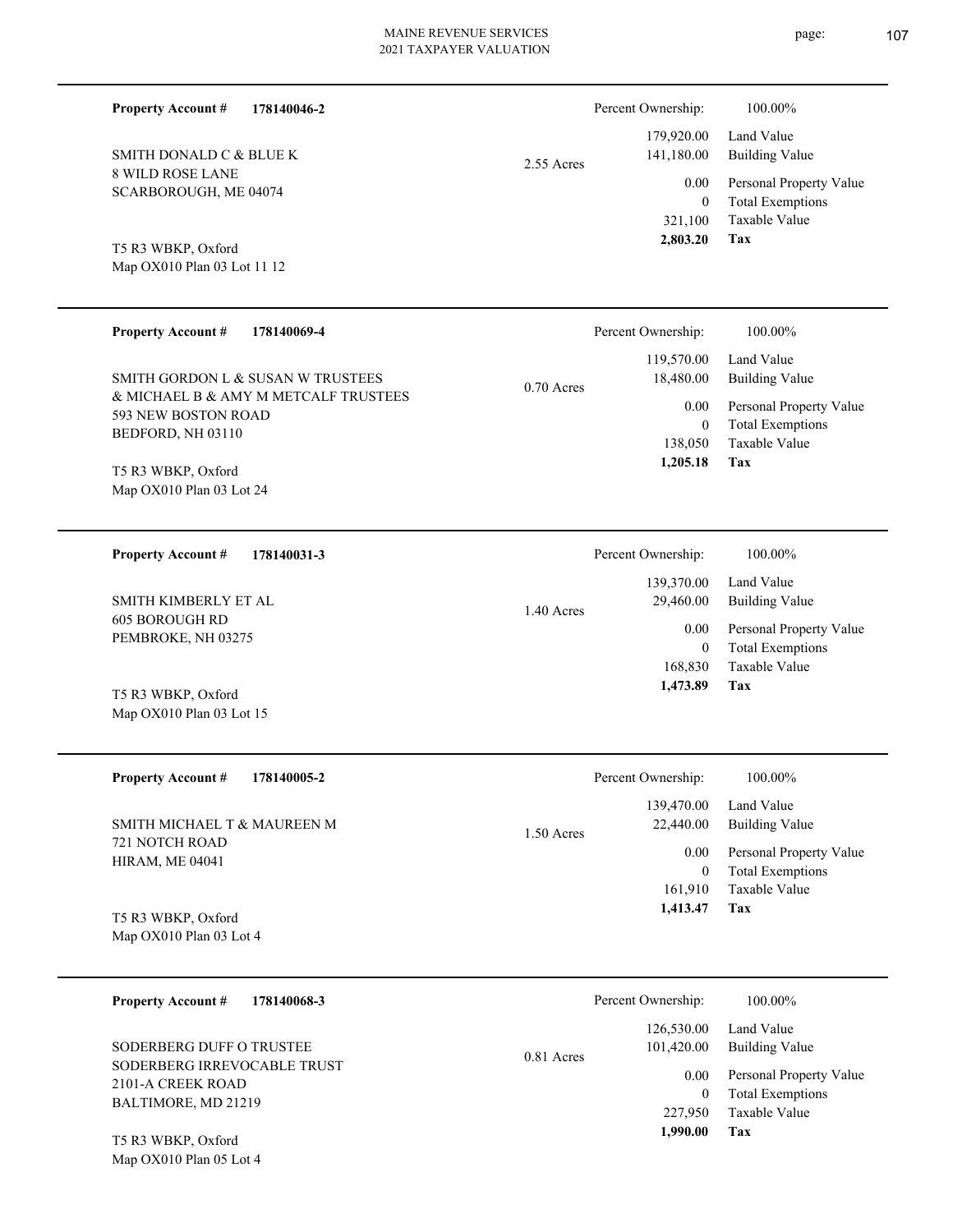**Property Account #** **178140046-2**

SMITH DONALD C & BLUE K
8 WILD ROSE LANE
SCARBOROUGH, ME 04074

T5 R3 WBKP, Oxford
Map OX010 Plan 03 Lot 11 12

2.55 Acres

| Percent Ownership: | 100.00% |
|---|---|
| 179,920.00 | Land Value |
| 141,180.00 | Building Value |
| 0.00 | Personal Property Value |
| 0 | Total Exemptions |
| 321,100 | Taxable Value |
| **2,803.20** | **Tax** |

---

**Property Account #** **178140069-4**

SMITH GORDON L & SUSAN W TRUSTEES
& MICHAEL B & AMY M METCALF TRUSTEES
593 NEW BOSTON ROAD
BEDFORD, NH 03110

T5 R3 WBKP, Oxford
Map OX010 Plan 03 Lot 24

0.70 Acres

| Percent Ownership: | 100.00% |
|---|---|
| 119,570.00 | Land Value |
| 18,480.00 | Building Value |
| 0.00 | Personal Property Value |
| 0 | Total Exemptions |
| 138,050 | Taxable Value |
| **1,205.18** | **Tax** |

---

**Property Account #** **178140031-3**

SMITH KIMBERLY ET AL
605 BOROUGH RD
PEMBROKE, NH 03275

T5 R3 WBKP, Oxford
Map OX010 Plan 03 Lot 15

1.40 Acres

| Percent Ownership: | 100.00% |
|---|---|
| 139,370.00 | Land Value |
| 29,460.00 | Building Value |
| 0.00 | Personal Property Value |
| 0 | Total Exemptions |
| 168,830 | Taxable Value |
| **1,473.89** | **Tax** |

---

**Property Account #** **178140005-2**

SMITH MICHAEL T & MAUREEN M
721 NOTCH ROAD
HIRAM, ME 04041

T5 R3 WBKP, Oxford
Map OX010 Plan 03 Lot 4

1.50 Acres

| Percent Ownership: | 100.00% |
|---|---|
| 139,470.00 | Land Value |
| 22,440.00 | Building Value |
| 0.00 | Personal Property Value |
| 0 | Total Exemptions |
| 161,910 | Taxable Value |
| **1,413.47** | **Tax** |

---

**Property Account #** **178140068-3**

SODERBERG DUFF O TRUSTEE
SODERBERG IRREVOCABLE TRUST
2101-A CREEK ROAD
BALTIMORE, MD 21219

T5 R3 WBKP, Oxford
Map OX010 Plan 05 Lot 4

0.81 Acres

| Percent Ownership: | 100.00% |
|---|---|
| 126,530.00 | Land Value |
| 101,420.00 | Building Value |
| 0.00 | Personal Property Value |
| 0 | Total Exemptions |
| 227,950 | Taxable Value |
| **1,990.00** | **Tax** |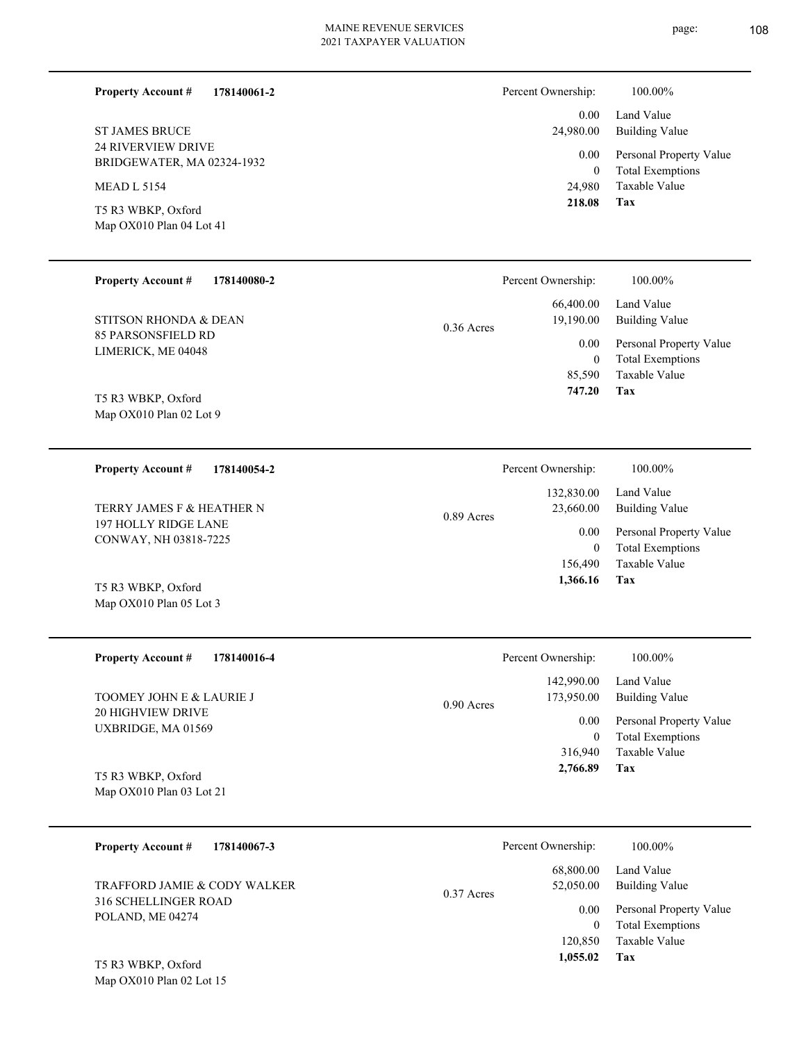**Property Account #** **178140061-2**

ST JAMES BRUCE
24 RIVERVIEW DRIVE
BRIDGEWATER, MA 02324-1932

MEAD L 5154

T5 R3 WBKP, Oxford
Map OX010 Plan 04 Lot 41

| Percent Ownership: | 100.00% |
|---|---|
| 0.00 | Land Value |
| 24,980.00 | Building Value |
| 0.00 | Personal Property Value |
| 0 | Total Exemptions |
| 24,980 | Taxable Value |
| **218.08** | **Tax** |

---

**Property Account #** **178140080-2**

STITSON RHONDA & DEAN
85 PARSONSFIELD RD
LIMERICK, ME 04048

T5 R3 WBKP, Oxford
Map OX010 Plan 02 Lot 9

0.36 Acres

| Percent Ownership: | 100.00% |
|---|---|
| 66,400.00 | Land Value |
| 19,190.00 | Building Value |
| 0.00 | Personal Property Value |
| 0 | Total Exemptions |
| 85,590 | Taxable Value |
| **747.20** | **Tax** |

---

**Property Account #** **178140054-2**

TERRY JAMES F & HEATHER N
197 HOLLY RIDGE LANE
CONWAY, NH 03818-7225

T5 R3 WBKP, Oxford
Map OX010 Plan 05 Lot 3

0.89 Acres

| Percent Ownership: | 100.00% |
|---|---|
| 132,830.00 | Land Value |
| 23,660.00 | Building Value |
| 0.00 | Personal Property Value |
| 0 | Total Exemptions |
| 156,490 | Taxable Value |
| **1,366.16** | **Tax** |

---

**Property Account #** **178140016-4**

TOOMEY JOHN E & LAURIE J
20 HIGHVIEW DRIVE
UXBRIDGE, MA 01569

T5 R3 WBKP, Oxford
Map OX010 Plan 03 Lot 21

0.90 Acres

| Percent Ownership: | 100.00% |
|---|---|
| 142,990.00 | Land Value |
| 173,950.00 | Building Value |
| 0.00 | Personal Property Value |
| 0 | Total Exemptions |
| 316,940 | Taxable Value |
| **2,766.89** | **Tax** |

---

**Property Account #** **178140067-3**

TRAFFORD JAMIE & CODY WALKER
316 SCHELLINGER ROAD
POLAND, ME 04274

T5 R3 WBKP, Oxford
Map OX010 Plan 02 Lot 15

0.37 Acres

| Percent Ownership: | 100.00% |
|---|---|
| 68,800.00 | Land Value |
| 52,050.00 | Building Value |
| 0.00 | Personal Property Value |
| 0 | Total Exemptions |
| 120,850 | Taxable Value |
| **1,055.02** | **Tax** |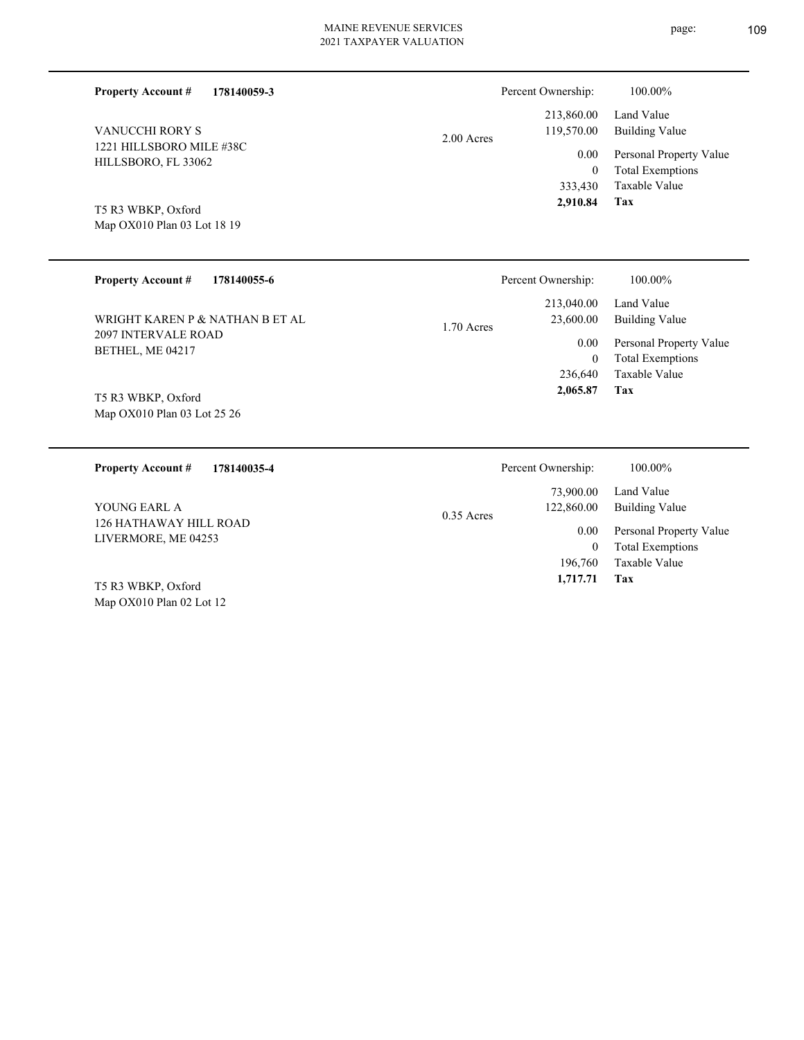**Property Account #** **178140059-3**

VANUCCHI RORY S
1221 HILLSBORO MILE #38C
HILLSBORO, FL 33062

T5 R3 WBKP, Oxford
Map OX010 Plan 03 Lot 18 19

2.00 Acres

| | |
|---|---|
| Percent Ownership: | 100.00% |
| 213,860.00 | Land Value |
| 119,570.00 | Building Value |
| 0.00 | Personal Property Value |
| 0 | Total Exemptions |
| 333,430 | Taxable Value |
| **2,910.84** | **Tax** |

---

**Property Account #** **178140055-6**

WRIGHT KAREN P & NATHAN B ET AL
2097 INTERVALE ROAD
BETHEL, ME 04217

T5 R3 WBKP, Oxford
Map OX010 Plan 03 Lot 25 26

1.70 Acres

| | |
|---|---|
| Percent Ownership: | 100.00% |
| 213,040.00 | Land Value |
| 23,600.00 | Building Value |
| 0.00 | Personal Property Value |
| 0 | Total Exemptions |
| 236,640 | Taxable Value |
| **2,065.87** | **Tax** |

---

**Property Account #** **178140035-4**

YOUNG EARL A
126 HATHAWAY HILL ROAD
LIVERMORE, ME 04253

T5 R3 WBKP, Oxford
Map OX010 Plan 02 Lot 12

0.35 Acres

| | |
|---|---|
| Percent Ownership: | 100.00% |
| 73,900.00 | Land Value |
| 122,860.00 | Building Value |
| 0.00 | Personal Property Value |
| 0 | Total Exemptions |
| 196,760 | Taxable Value |
| **1,717.71** | **Tax** |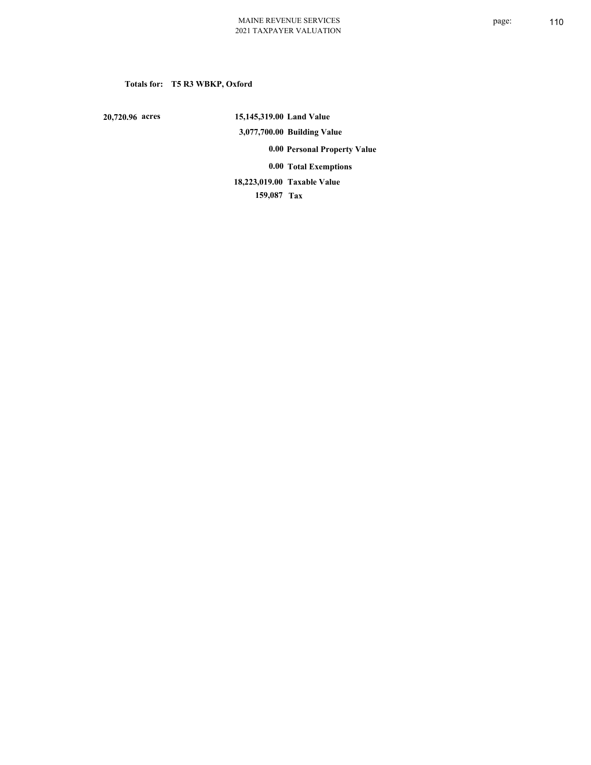**Totals for: T5 R3 WBKP, Oxford**

| | | |
|---|---|---|
| 20,720.96 acres | 15,145,319.00 | Land Value |
| | 3,077,700.00 | Building Value |
| | 0.00 | Personal Property Value |
| | 0.00 | Total Exemptions |
| | 18,223,019.00 | Taxable Value |
| | 159,087 | Tax |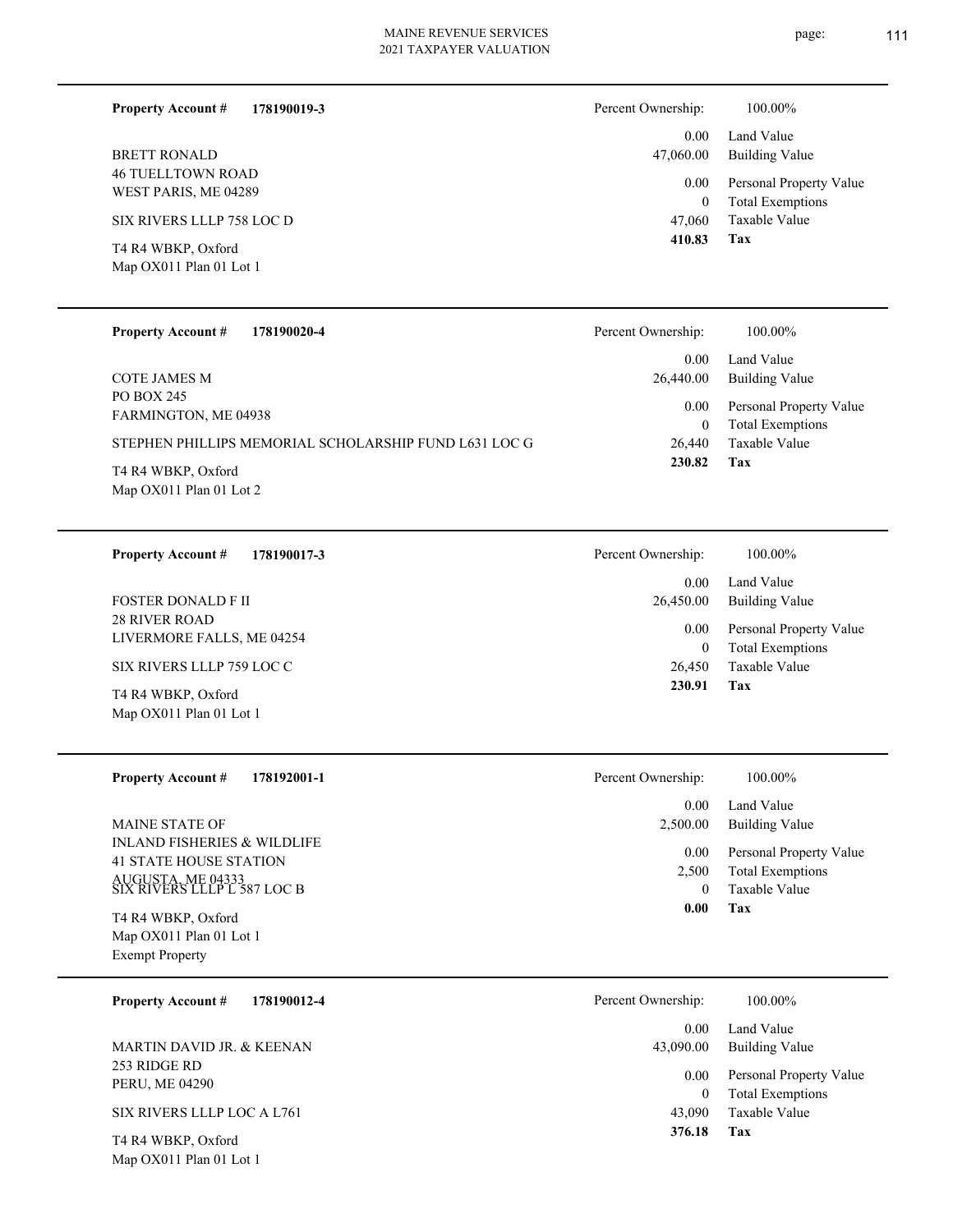**Property Account #** **178190019-3**

BRETT RONALD
46 TUELLTOWN ROAD
WEST PARIS, ME 04289

SIX RIVERS LLLP 758 LOC D

T4 R4 WBKP, Oxford
Map OX011 Plan 01 Lot 1

| | |
|---|---|
| Percent Ownership: | 100.00% |
| 0.00 | Land Value |
| 47,060.00 | Building Value |
| 0.00 | Personal Property Value |
| 0 | Total Exemptions |
| 47,060 | Taxable Value |
| **410.83** | **Tax** |

---

**Property Account #** **178190020-4**

COTE JAMES M
PO BOX 245
FARMINGTON, ME 04938

STEPHEN PHILLIPS MEMORIAL SCHOLARSHIP FUND L631 LOC G

T4 R4 WBKP, Oxford
Map OX011 Plan 01 Lot 2

| | |
|---|---|
| Percent Ownership: | 100.00% |
| 0.00 | Land Value |
| 26,440.00 | Building Value |
| 0.00 | Personal Property Value |
| 0 | Total Exemptions |
| 26,440 | Taxable Value |
| **230.82** | **Tax** |

---

**Property Account #** **178190017-3**

FOSTER DONALD F II
28 RIVER ROAD
LIVERMORE FALLS, ME 04254

SIX RIVERS LLLP 759 LOC C

T4 R4 WBKP, Oxford
Map OX011 Plan 01 Lot 1

| | |
|---|---|
| Percent Ownership: | 100.00% |
| 0.00 | Land Value |
| 26,450.00 | Building Value |
| 0.00 | Personal Property Value |
| 0 | Total Exemptions |
| 26,450 | Taxable Value |
| **230.91** | **Tax** |

---

**Property Account #** **178192001-1**

MAINE STATE OF
INLAND FISHERIES & WILDLIFE
41 STATE HOUSE STATION
AUGUSTA, ME 04333

SIX RIVERS LLLP L 587 LOC B

T4 R4 WBKP, Oxford
Map OX011 Plan 01 Lot 1
Exempt Property

| | |
|---|---|
| Percent Ownership: | 100.00% |
| 0.00 | Land Value |
| 2,500.00 | Building Value |
| 0.00 | Personal Property Value |
| 2,500 | Total Exemptions |
| 0 | Taxable Value |
| **0.00** | **Tax** |

---

**Property Account #** **178190012-4**

MARTIN DAVID JR. & KEENAN
253 RIDGE RD
PERU, ME 04290

SIX RIVERS LLLP LOC A L761

T4 R4 WBKP, Oxford
Map OX011 Plan 01 Lot 1

| | |
|---|---|
| Percent Ownership: | 100.00% |
| 0.00 | Land Value |
| 43,090.00 | Building Value |
| 0.00 | Personal Property Value |
| 0 | Total Exemptions |
| 43,090 | Taxable Value |
| **376.18** | **Tax** |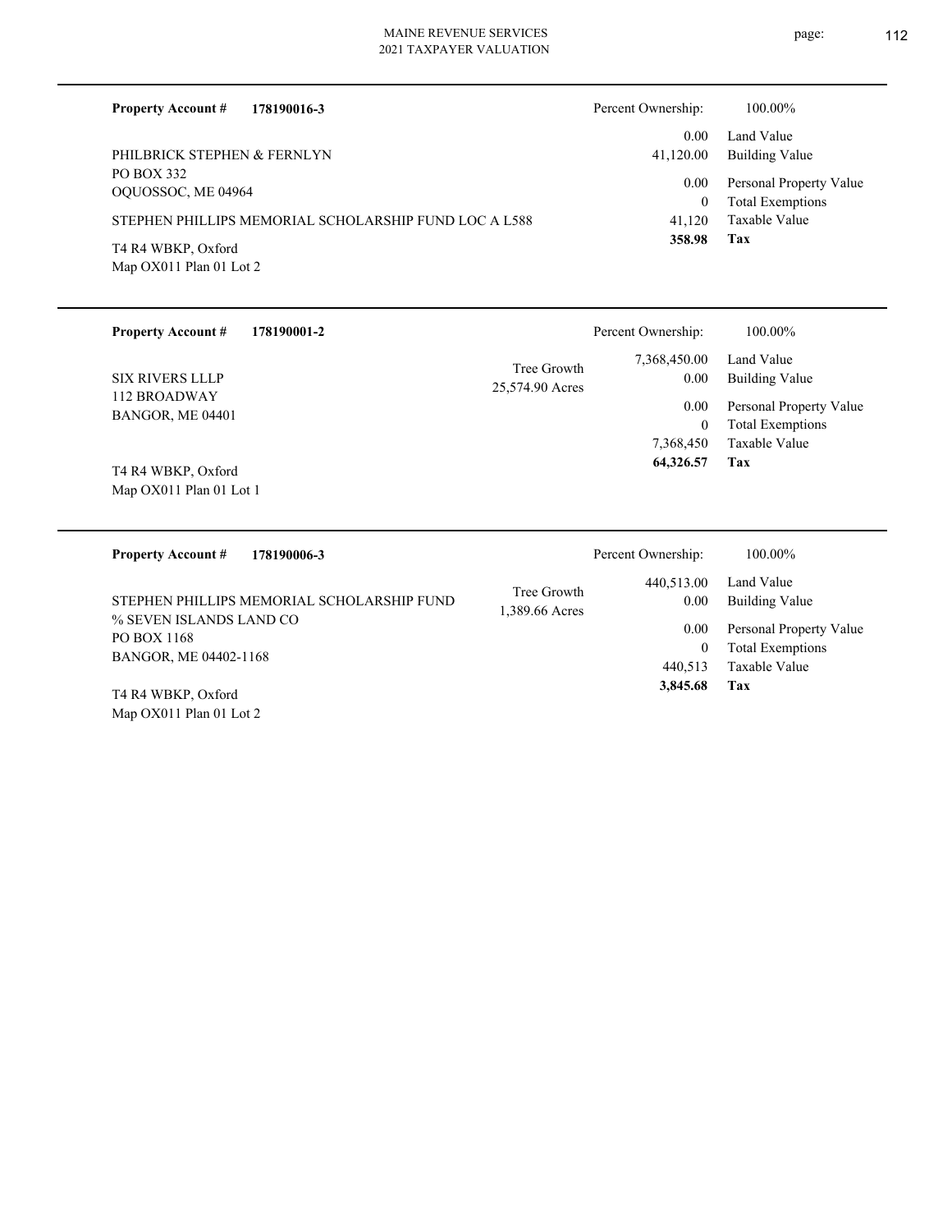**Property Account #** **178190016-3**

Percent Ownership: 100.00%

PHILBRICK STEPHEN & FERNLYN
PO BOX 332
OQUOSSOC, ME 04964

STEPHEN PHILLIPS MEMORIAL SCHOLARSHIP FUND LOC A L588

T4 R4 WBKP, Oxford
Map OX011 Plan 01 Lot 2

| | |
|---|---|
| 0.00 | Land Value |
| 41,120.00 | Building Value |
| 0.00 | Personal Property Value |
| 0 | Total Exemptions |
| 41,120 | Taxable Value |
| **358.98** | **Tax** |

---

**Property Account #** **178190001-2**

Percent Ownership: 100.00%

SIX RIVERS LLLP
112 BROADWAY
BANGOR, ME 04401

Tree Growth
25,574.90 Acres

T4 R4 WBKP, Oxford
Map OX011 Plan 01 Lot 1

| | |
|---|---|
| 7,368,450.00 | Land Value |
| 0.00 | Building Value |
| 0.00 | Personal Property Value |
| 0 | Total Exemptions |
| 7,368,450 | Taxable Value |
| **64,326.57** | **Tax** |

---

**Property Account #** **178190006-3**

Percent Ownership: 100.00%

STEPHEN PHILLIPS MEMORIAL SCHOLARSHIP FUND
% SEVEN ISLANDS LAND CO
PO BOX 1168
BANGOR, ME 04402-1168

Tree Growth
1,389.66 Acres

T4 R4 WBKP, Oxford
Map OX011 Plan 01 Lot 2

| | |
|---|---|
| 440,513.00 | Land Value |
| 0.00 | Building Value |
| 0.00 | Personal Property Value |
| 0 | Total Exemptions |
| 440,513 | Taxable Value |
| **3,845.68** | **Tax** |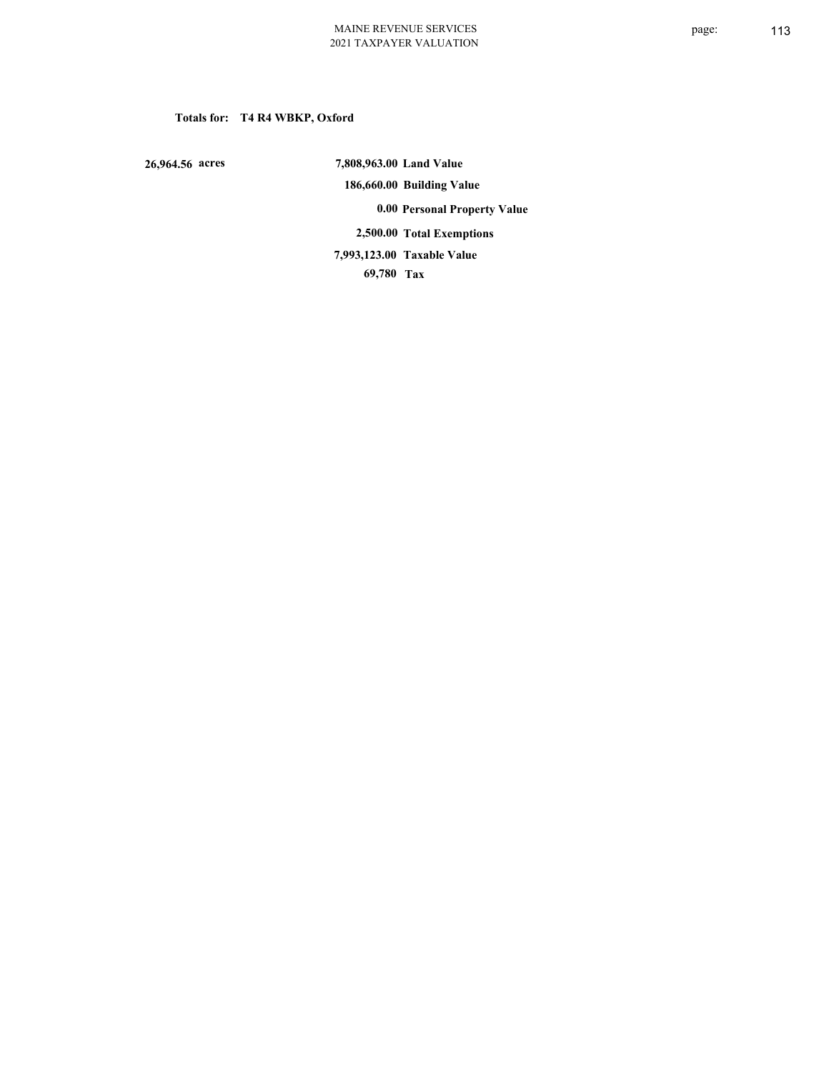**Totals for: T4 R4 WBKP, Oxford**

| | | |
|---|---|---|
| 26,964.56 acres | 7,808,963.00 | Land Value |
| | 186,660.00 | Building Value |
| | 0.00 | Personal Property Value |
| | 2,500.00 | Total Exemptions |
| | 7,993,123.00 | Taxable Value |
| | 69,780 | Tax |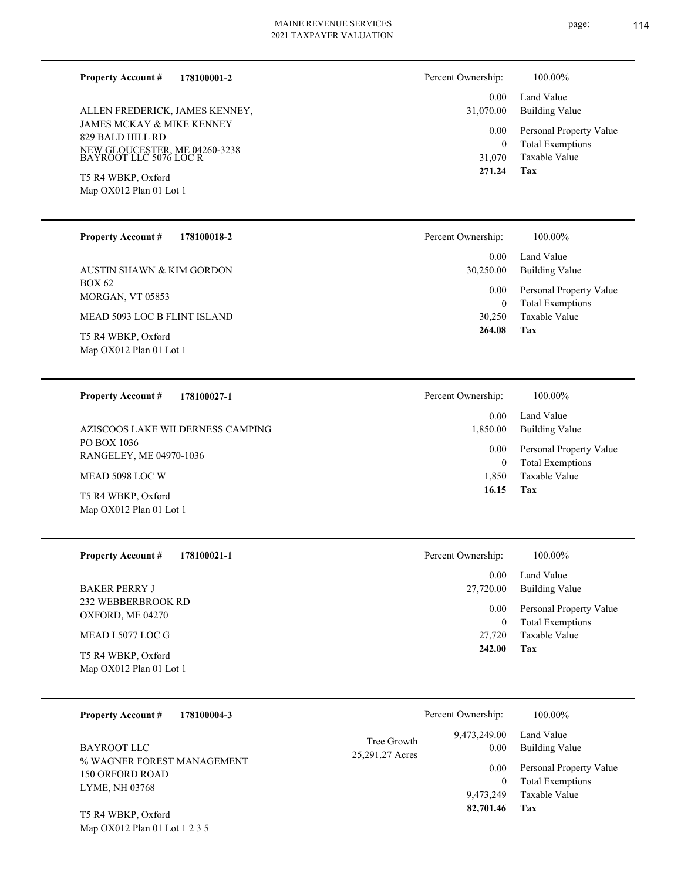**Property Account #** **178100001-2**

ALLEN FREDERICK, JAMES KENNEY,
JAMES MCKAY & MIKE KENNEY
829 BALD HILL RD
NEW GLOUCESTER, ME 04260-3238
BAYROOT LLC 5076 LOC R

T5 R4 WBKP, Oxford
Map OX012 Plan 01 Lot 1

| Percent Ownership: | 100.00% |
|---|---|
| 0.00 | Land Value |
| 31,070.00 | Building Value |
| 0.00 | Personal Property Value |
| 0 | Total Exemptions |
| 31,070 | Taxable Value |
| **271.24** | **Tax** |

---

**Property Account #** **178100018-2**

AUSTIN SHAWN & KIM GORDON
BOX 62
MORGAN, VT 05853

MEAD 5093 LOC B FLINT ISLAND

T5 R4 WBKP, Oxford
Map OX012 Plan 01 Lot 1

| Percent Ownership: | 100.00% |
|---|---|
| 0.00 | Land Value |
| 30,250.00 | Building Value |
| 0.00 | Personal Property Value |
| 0 | Total Exemptions |
| 30,250 | Taxable Value |
| **264.08** | **Tax** |

---

**Property Account #** **178100027-1**

AZISCOOS LAKE WILDERNESS CAMPING
PO BOX 1036
RANGELEY, ME 04970-1036

MEAD 5098 LOC W

T5 R4 WBKP, Oxford
Map OX012 Plan 01 Lot 1

| Percent Ownership: | 100.00% |
|---|---|
| 0.00 | Land Value |
| 1,850.00 | Building Value |
| 0.00 | Personal Property Value |
| 0 | Total Exemptions |
| 1,850 | Taxable Value |
| **16.15** | **Tax** |

---

**Property Account #** **178100021-1**

BAKER PERRY J
232 WEBBERBROOK RD
OXFORD, ME 04270

MEAD L5077 LOC G

T5 R4 WBKP, Oxford
Map OX012 Plan 01 Lot 1

| Percent Ownership: | 100.00% |
|---|---|
| 0.00 | Land Value |
| 27,720.00 | Building Value |
| 0.00 | Personal Property Value |
| 0 | Total Exemptions |
| 27,720 | Taxable Value |
| **242.00** | **Tax** |

---

**Property Account #** **178100004-3**

BAYROOT LLC
% WAGNER FOREST MANAGEMENT
150 ORFORD ROAD
LYME, NH 03768

T5 R4 WBKP, Oxford
Map OX012 Plan 01 Lot 1 2 3 5

Tree Growth
25,291.27 Acres

| Percent Ownership: | 100.00% |
|---|---|
| 9,473,249.00 | Land Value |
| 0.00 | Building Value |
| 0.00 | Personal Property Value |
| 0 | Total Exemptions |
| 9,473,249 | Taxable Value |
| **82,701.46** | **Tax** |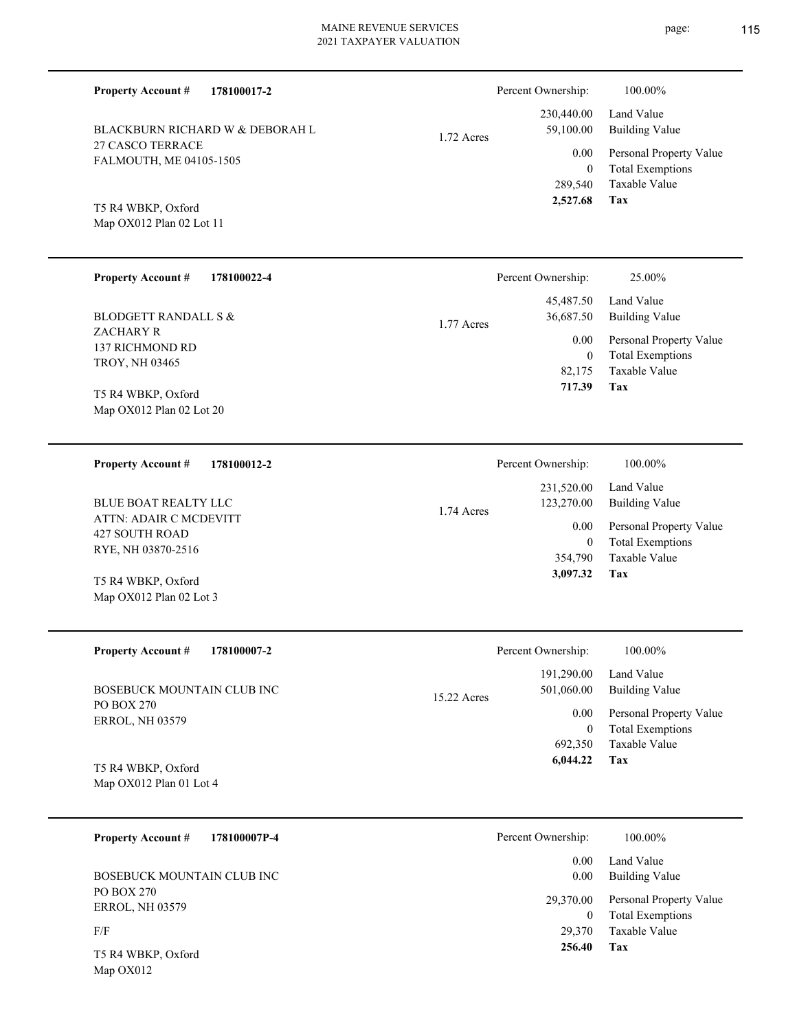**Property Account #** **178100017-2**

BLACKBURN RICHARD W & DEBORAH L
27 CASCO TERRACE
FALMOUTH, ME 04105-1505

T5 R4 WBKP, Oxford
Map OX012 Plan 02 Lot 11

1.72 Acres

| Percent Ownership: | 100.00% |
|---|---|
| 230,440.00 | Land Value |
| 59,100.00 | Building Value |
| 0.00 | Personal Property Value |
| 0 | Total Exemptions |
| 289,540 | Taxable Value |
| **2,527.68** | **Tax** |

---

**Property Account #** **178100022-4**

BLODGETT RANDALL S &
ZACHARY R
137 RICHMOND RD
TROY, NH 03465

T5 R4 WBKP, Oxford
Map OX012 Plan 02 Lot 20

1.77 Acres

| Percent Ownership: | 25.00% |
|---|---|
| 45,487.50 | Land Value |
| 36,687.50 | Building Value |
| 0.00 | Personal Property Value |
| 0 | Total Exemptions |
| 82,175 | Taxable Value |
| **717.39** | **Tax** |

---

**Property Account #** **178100012-2**

BLUE BOAT REALTY LLC
ATTN: ADAIR C MCDEVITT
427 SOUTH ROAD
RYE, NH 03870-2516

T5 R4 WBKP, Oxford
Map OX012 Plan 02 Lot 3

1.74 Acres

| Percent Ownership: | 100.00% |
|---|---|
| 231,520.00 | Land Value |
| 123,270.00 | Building Value |
| 0.00 | Personal Property Value |
| 0 | Total Exemptions |
| 354,790 | Taxable Value |
| **3,097.32** | **Tax** |

---

**Property Account #** **178100007-2**

BOSEBUCK MOUNTAIN CLUB INC
PO BOX 270
ERROL, NH 03579

T5 R4 WBKP, Oxford
Map OX012 Plan 01 Lot 4

15.22 Acres

| Percent Ownership: | 100.00% |
|---|---|
| 191,290.00 | Land Value |
| 501,060.00 | Building Value |
| 0.00 | Personal Property Value |
| 0 | Total Exemptions |
| 692,350 | Taxable Value |
| **6,044.22** | **Tax** |

---

**Property Account #** **178100007P-4**

BOSEBUCK MOUNTAIN CLUB INC
PO BOX 270
ERROL, NH 03579

F/F

T5 R4 WBKP, Oxford
Map OX012

| Percent Ownership: | 100.00% |
|---|---|
| 0.00 | Land Value |
| 0.00 | Building Value |
| 29,370.00 | Personal Property Value |
| 0 | Total Exemptions |
| 29,370 | Taxable Value |
| **256.40** | **Tax** |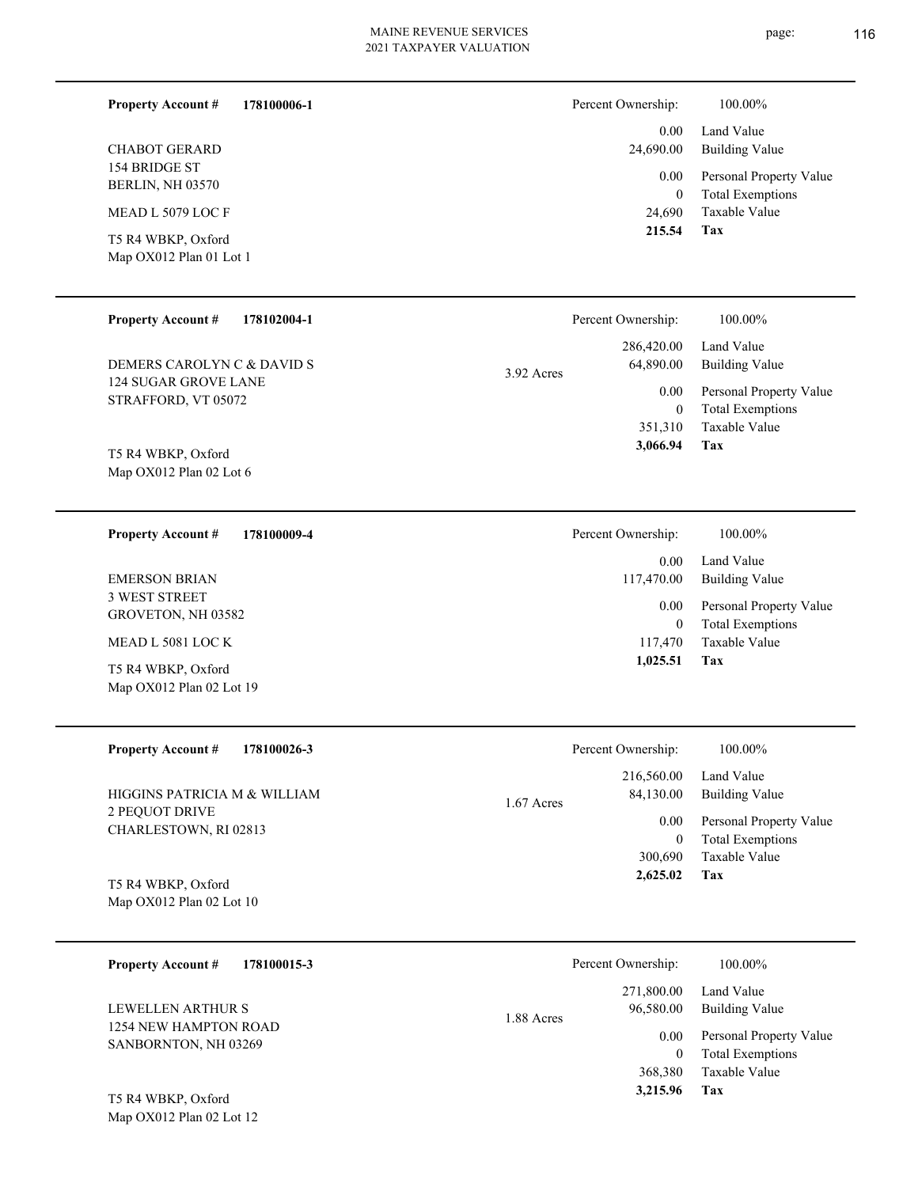**Property Account #** **178100006-1**

CHABOT GERARD
154 BRIDGE ST
BERLIN, NH 03570

MEAD L 5079 LOC F

T5 R4 WBKP, Oxford
Map OX012 Plan 01 Lot 1

| Percent Ownership: | 100.00% |
|---|---|
| 0.00 | Land Value |
| 24,690.00 | Building Value |
| 0.00 | Personal Property Value |
| 0 | Total Exemptions |
| 24,690 | Taxable Value |
| **215.54** | **Tax** |

---

**Property Account #** **178102004-1**

DEMERS CAROLYN C & DAVID S
124 SUGAR GROVE LANE
STRAFFORD, VT 05072

T5 R4 WBKP, Oxford
Map OX012 Plan 02 Lot 6

3.92 Acres

| Percent Ownership: | 100.00% |
|---|---|
| 286,420.00 | Land Value |
| 64,890.00 | Building Value |
| 0.00 | Personal Property Value |
| 0 | Total Exemptions |
| 351,310 | Taxable Value |
| **3,066.94** | **Tax** |

---

**Property Account #** **178100009-4**

EMERSON BRIAN
3 WEST STREET
GROVETON, NH 03582

MEAD L 5081 LOC K

T5 R4 WBKP, Oxford
Map OX012 Plan 02 Lot 19

| Percent Ownership: | 100.00% |
|---|---|
| 0.00 | Land Value |
| 117,470.00 | Building Value |
| 0.00 | Personal Property Value |
| 0 | Total Exemptions |
| 117,470 | Taxable Value |
| **1,025.51** | **Tax** |

---

**Property Account #** **178100026-3**

HIGGINS PATRICIA M & WILLIAM
2 PEQUOT DRIVE
CHARLESTOWN, RI 02813

T5 R4 WBKP, Oxford
Map OX012 Plan 02 Lot 10

1.67 Acres

| Percent Ownership: | 100.00% |
|---|---|
| 216,560.00 | Land Value |
| 84,130.00 | Building Value |
| 0.00 | Personal Property Value |
| 0 | Total Exemptions |
| 300,690 | Taxable Value |
| **2,625.02** | **Tax** |

---

**Property Account #** **178100015-3**

LEWELLEN ARTHUR S
1254 NEW HAMPTON ROAD
SANBORNTON, NH 03269

T5 R4 WBKP, Oxford
Map OX012 Plan 02 Lot 12

1.88 Acres

| Percent Ownership: | 100.00% |
|---|---|
| 271,800.00 | Land Value |
| 96,580.00 | Building Value |
| 0.00 | Personal Property Value |
| 0 | Total Exemptions |
| 368,380 | Taxable Value |
| **3,215.96** | **Tax** |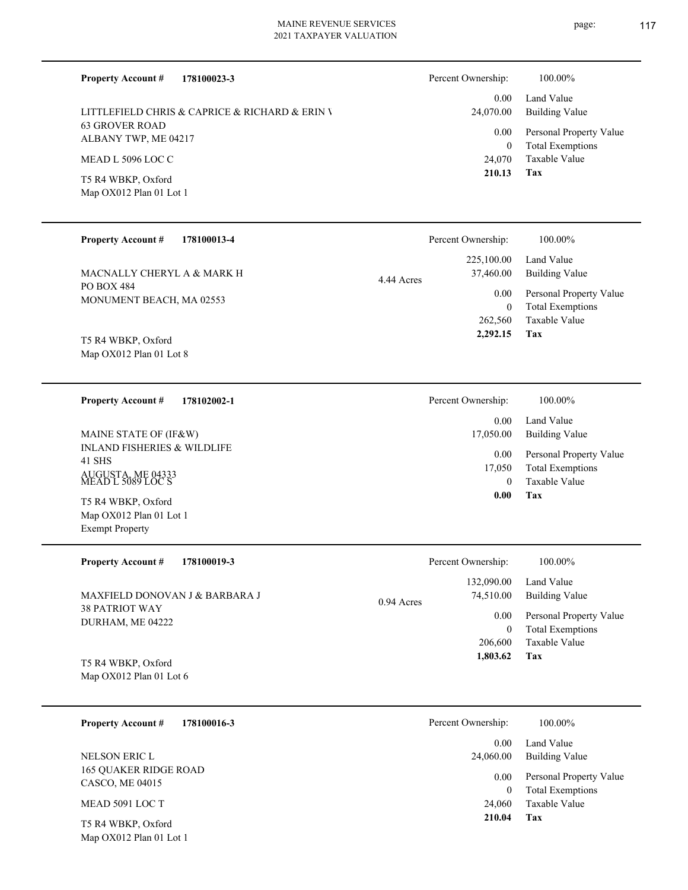**Property Account #** **178100023-3**

LITTLEFIELD CHRIS & CAPRICE & RICHARD & ERIN V
63 GROVER ROAD
ALBANY TWP, ME 04217

MEAD L 5096 LOC C

T5 R4 WBKP, Oxford
Map OX012 Plan 01 Lot 1

| Percent Ownership: | 100.00% |
|---|---|
| 0.00 | Land Value |
| 24,070.00 | Building Value |
| 0.00 | Personal Property Value |
| 0 | Total Exemptions |
| 24,070 | Taxable Value |
| **210.13** | **Tax** |

---

**Property Account #** **178100013-4**

MACNALLY CHERYL A & MARK H
PO BOX 484
MONUMENT BEACH, MA 02553

4.44 Acres

T5 R4 WBKP, Oxford
Map OX012 Plan 01 Lot 8

| Percent Ownership: | 100.00% |
|---|---|
| 225,100.00 | Land Value |
| 37,460.00 | Building Value |
| 0.00 | Personal Property Value |
| 0 | Total Exemptions |
| 262,560 | Taxable Value |
| **2,292.15** | **Tax** |

---

**Property Account #** **178102002-1**

MAINE STATE OF (IF&W)
INLAND FISHERIES & WILDLIFE
41 SHS
AUGUSTA, ME 04333
MEAD L 5089 LOC S

T5 R4 WBKP, Oxford
Map OX012 Plan 01 Lot 1
Exempt Property

| Percent Ownership: | 100.00% |
|---|---|
| 0.00 | Land Value |
| 17,050.00 | Building Value |
| 0.00 | Personal Property Value |
| 17,050 | Total Exemptions |
| 0 | Taxable Value |
| **0.00** | **Tax** |

---

**Property Account #** **178100019-3**

MAXFIELD DONOVAN J & BARBARA J
38 PATRIOT WAY
DURHAM, ME 04222

0.94 Acres

T5 R4 WBKP, Oxford
Map OX012 Plan 01 Lot 6

| Percent Ownership: | 100.00% |
|---|---|
| 132,090.00 | Land Value |
| 74,510.00 | Building Value |
| 0.00 | Personal Property Value |
| 0 | Total Exemptions |
| 206,600 | Taxable Value |
| **1,803.62** | **Tax** |

---

**Property Account #** **178100016-3**

NELSON ERIC L
165 QUAKER RIDGE ROAD
CASCO, ME 04015

MEAD 5091 LOC T

T5 R4 WBKP, Oxford
Map OX012 Plan 01 Lot 1

| Percent Ownership: | 100.00% |
|---|---|
| 0.00 | Land Value |
| 24,060.00 | Building Value |
| 0.00 | Personal Property Value |
| 0 | Total Exemptions |
| 24,060 | Taxable Value |
| **210.04** | **Tax** |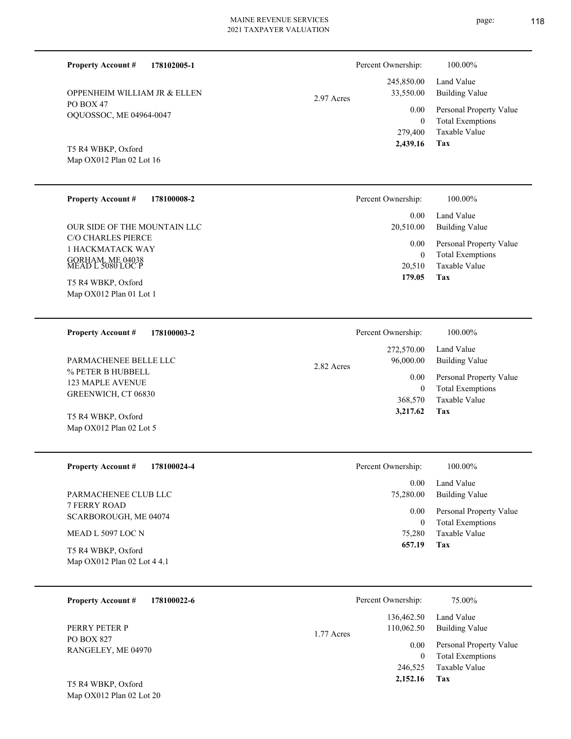| Property Account # | 178102005-1 | | Percent Ownership: | 100.00% |
|---|---|---|---|---|
| OPPENHEIM WILLIAM JR & ELLEN | | 2.97 Acres | 245,850.00 | Land Value |
| PO BOX 47 | | | 33,550.00 | Building Value |
| OQUOSSOC, ME 04964-0047 | | | 0.00 | Personal Property Value |
| | | | 0 | Total Exemptions |
| T5 R4 WBKP, Oxford | | | 279,400 | Taxable Value |
| Map OX012 Plan 02 Lot 16 | | | **2,439.16** | **Tax** |

| Property Account # | 178100008-2 | | Percent Ownership: | 100.00% |
|---|---|---|---|---|
| OUR SIDE OF THE MOUNTAIN LLC | | | 0.00 | Land Value |
| C/O CHARLES PIERCE | | | 20,510.00 | Building Value |
| 1 HACKMATACK WAY | | | 0.00 | Personal Property Value |
| GORHAM, ME 04038 | | | 0 | Total Exemptions |
| MEAD L 5080 LOC P | | | 20,510 | Taxable Value |
| T5 R4 WBKP, Oxford | | | **179.05** | **Tax** |
| Map OX012 Plan 01 Lot 1 | | | | |

| Property Account # | 178100003-2 | | Percent Ownership: | 100.00% |
|---|---|---|---|---|
| PARMACHENEE BELLE LLC | | 2.82 Acres | 272,570.00 | Land Value |
| % PETER B HUBBELL | | | 96,000.00 | Building Value |
| 123 MAPLE AVENUE | | | 0.00 | Personal Property Value |
| GREENWICH, CT 06830 | | | 0 | Total Exemptions |
| T5 R4 WBKP, Oxford | | | 368,570 | Taxable Value |
| Map OX012 Plan 02 Lot 5 | | | **3,217.62** | **Tax** |

| Property Account # | 178100024-4 | | Percent Ownership: | 100.00% |
|---|---|---|---|---|
| PARMACHENEE CLUB LLC | | | 0.00 | Land Value |
| 7 FERRY ROAD | | | 75,280.00 | Building Value |
| SCARBOROUGH, ME 04074 | | | 0.00 | Personal Property Value |
| MEAD L 5097 LOC N | | | 0 | Total Exemptions |
| T5 R4 WBKP, Oxford | | | 75,280 | Taxable Value |
| Map OX012 Plan 02 Lot 4 4.1 | | | **657.19** | **Tax** |

| Property Account # | 178100022-6 | | Percent Ownership: | 75.00% |
|---|---|---|---|---|
| PERRY PETER P | | 1.77 Acres | 136,462.50 | Land Value |
| PO BOX 827 | | | 110,062.50 | Building Value |
| RANGELEY, ME 04970 | | | 0.00 | Personal Property Value |
| | | | 0 | Total Exemptions |
| T5 R4 WBKP, Oxford | | | 246,525 | Taxable Value |
| Map OX012 Plan 02 Lot 20 | | | **2,152.16** | **Tax** |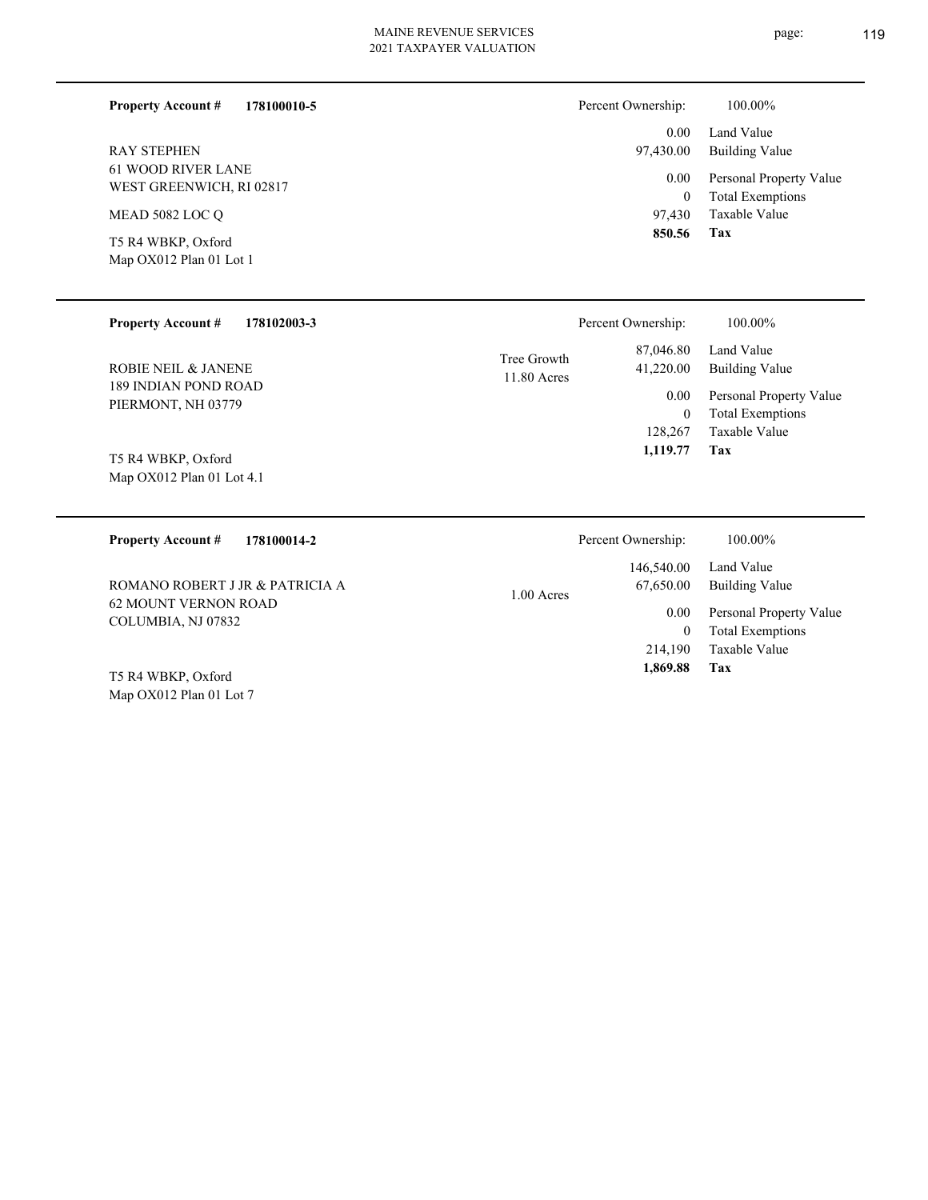**Property Account #** **178100010-5**

RAY STEPHEN
61 WOOD RIVER LANE
WEST GREENWICH, RI 02817

MEAD 5082 LOC Q

T5 R4 WBKP, Oxford
Map OX012 Plan 01 Lot 1

Percent Ownership: 100.00%

| | |
|---|---|
| 0.00 | Land Value |
| 97,430.00 | Building Value |
| 0.00 | Personal Property Value |
| 0 | Total Exemptions |
| 97,430 | Taxable Value |
| **850.56** | **Tax** |

---

**Property Account #** **178102003-3**

ROBIE NEIL & JANENE
189 INDIAN POND ROAD
PIERMONT, NH 03779

T5 R4 WBKP, Oxford
Map OX012 Plan 01 Lot 4.1

Tree Growth
11.80 Acres

Percent Ownership: 100.00%

| | |
|---|---|
| 87,046.80 | Land Value |
| 41,220.00 | Building Value |
| 0.00 | Personal Property Value |
| 0 | Total Exemptions |
| 128,267 | Taxable Value |
| **1,119.77** | **Tax** |

---

**Property Account #** **178100014-2**

ROMANO ROBERT J JR & PATRICIA A
62 MOUNT VERNON ROAD
COLUMBIA, NJ 07832

T5 R4 WBKP, Oxford
Map OX012 Plan 01 Lot 7

1.00 Acres

Percent Ownership: 100.00%

| | |
|---|---|
| 146,540.00 | Land Value |
| 67,650.00 | Building Value |
| 0.00 | Personal Property Value |
| 0 | Total Exemptions |
| 214,190 | Taxable Value |
| **1,869.88** | **Tax** |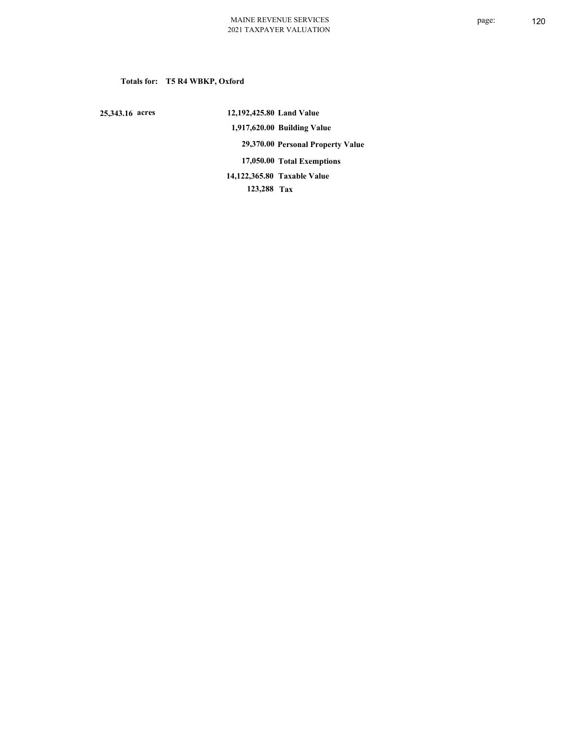**Totals for: T5 R4 WBKP, Oxford**

| | | |
|---|---|---|
| 25,343.16 acres | 12,192,425.80 | Land Value |
| | 1,917,620.00 | Building Value |
| | 29,370.00 | Personal Property Value |
| | 17,050.00 | Total Exemptions |
| | 14,122,365.80 | Taxable Value |
| | 123,288 | Tax |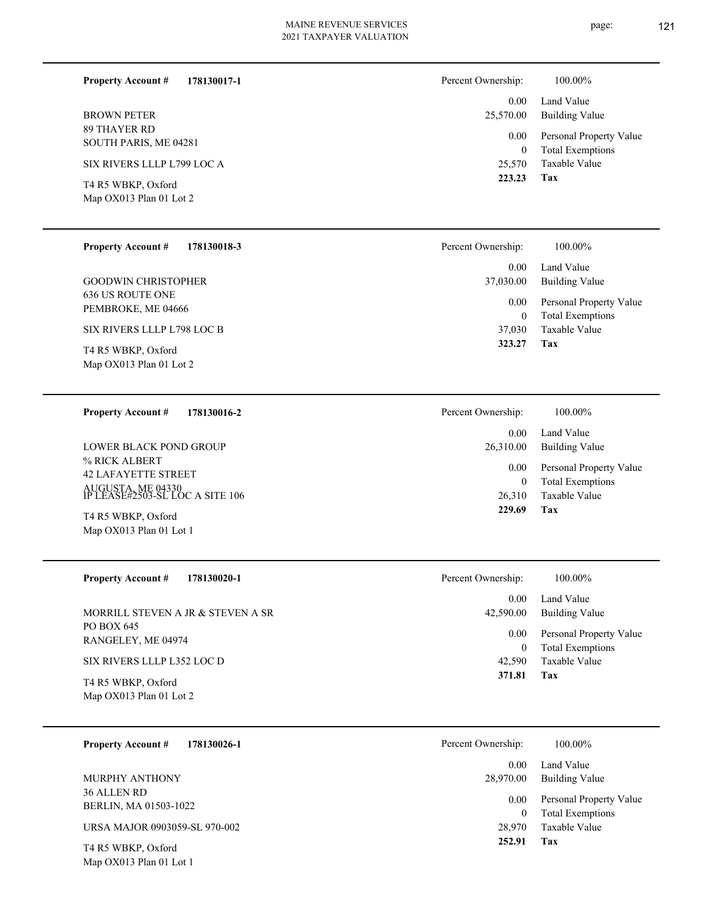**Property Account #** **178130017-1**

BROWN PETER
89 THAYER RD
SOUTH PARIS, ME 04281

SIX RIVERS LLLP L799 LOC A

T4 R5 WBKP, Oxford
Map OX013 Plan 01 Lot 2

| | |
|---|---|
| Percent Ownership: | 100.00% |
| 0.00 | Land Value |
| 25,570.00 | Building Value |
| 0.00 | Personal Property Value |
| 0 | Total Exemptions |
| 25,570 | Taxable Value |
| **223.23** | **Tax** |

---

**Property Account #** **178130018-3**

GOODWIN CHRISTOPHER
636 US ROUTE ONE
PEMBROKE, ME 04666

SIX RIVERS LLLP L798 LOC B

T4 R5 WBKP, Oxford
Map OX013 Plan 01 Lot 2

| | |
|---|---|
| Percent Ownership: | 100.00% |
| 0.00 | Land Value |
| 37,030.00 | Building Value |
| 0.00 | Personal Property Value |
| 0 | Total Exemptions |
| 37,030 | Taxable Value |
| **323.27** | **Tax** |

---

**Property Account #** **178130016-2**

LOWER BLACK POND GROUP
% RICK ALBERT
42 LAFAYETTE STREET
AUGUSTA, ME 04330
IP LEASE#2503-SL LOC A SITE 106

T4 R5 WBKP, Oxford
Map OX013 Plan 01 Lot 1

| | |
|---|---|
| Percent Ownership: | 100.00% |
| 0.00 | Land Value |
| 26,310.00 | Building Value |
| 0.00 | Personal Property Value |
| 0 | Total Exemptions |
| 26,310 | Taxable Value |
| **229.69** | **Tax** |

---

**Property Account #** **178130020-1**

MORRILL STEVEN A JR & STEVEN A SR
PO BOX 645
RANGELEY, ME 04974

SIX RIVERS LLLP L352 LOC D

T4 R5 WBKP, Oxford
Map OX013 Plan 01 Lot 2

| | |
|---|---|
| Percent Ownership: | 100.00% |
| 0.00 | Land Value |
| 42,590.00 | Building Value |
| 0.00 | Personal Property Value |
| 0 | Total Exemptions |
| 42,590 | Taxable Value |
| **371.81** | **Tax** |

---

**Property Account #** **178130026-1**

MURPHY ANTHONY
36 ALLEN RD
BERLIN, MA 01503-1022

URSA MAJOR 0903059-SL 970-002

T4 R5 WBKP, Oxford
Map OX013 Plan 01 Lot 1

| | |
|---|---|
| Percent Ownership: | 100.00% |
| 0.00 | Land Value |
| 28,970.00 | Building Value |
| 0.00 | Personal Property Value |
| 0 | Total Exemptions |
| 28,970 | Taxable Value |
| **252.91** | **Tax** |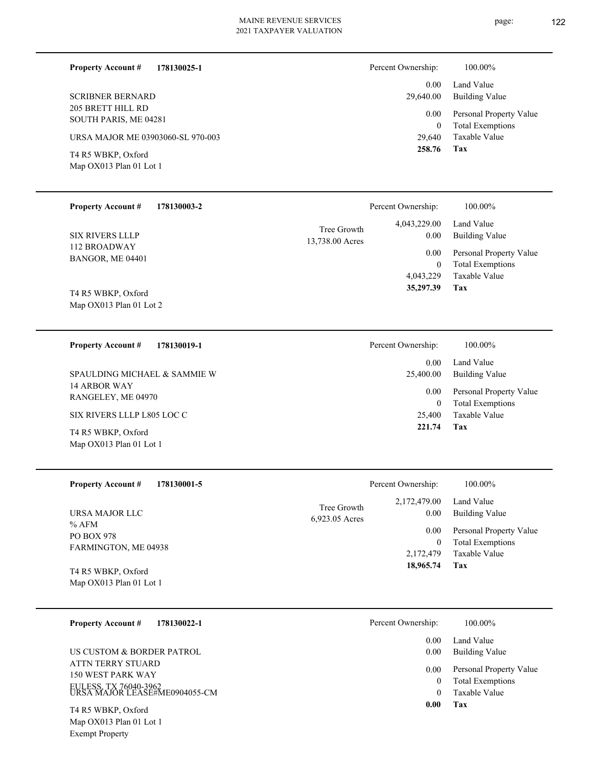**Property Account #** **178130025-1**

SCRIBNER BERNARD
205 BRETT HILL RD
SOUTH PARIS, ME 04281

URSA MAJOR ME 03903060-SL 970-003

T4 R5 WBKP, Oxford
Map OX013 Plan 01 Lot 1

| Percent Ownership: | 100.00% |
|---|---|
| 0.00 | Land Value |
| 29,640.00 | Building Value |
| 0.00 | Personal Property Value |
| 0 | Total Exemptions |
| 29,640 | Taxable Value |
| **258.76** | **Tax** |

---

**Property Account #** **178130003-2**

SIX RIVERS LLLP
112 BROADWAY
BANGOR, ME 04401

T4 R5 WBKP, Oxford
Map OX013 Plan 01 Lot 2

Tree Growth
13,738.00 Acres

| Percent Ownership: | 100.00% |
|---|---|
| 4,043,229.00 | Land Value |
| 0.00 | Building Value |
| 0.00 | Personal Property Value |
| 0 | Total Exemptions |
| 4,043,229 | Taxable Value |
| **35,297.39** | **Tax** |

---

**Property Account #** **178130019-1**

SPAULDING MICHAEL & SAMMIE W
14 ARBOR WAY
RANGELEY, ME 04970

SIX RIVERS LLLP L805 LOC C

T4 R5 WBKP, Oxford
Map OX013 Plan 01 Lot 1

| Percent Ownership: | 100.00% |
|---|---|
| 0.00 | Land Value |
| 25,400.00 | Building Value |
| 0.00 | Personal Property Value |
| 0 | Total Exemptions |
| 25,400 | Taxable Value |
| **221.74** | **Tax** |

---

**Property Account #** **178130001-5**

URSA MAJOR LLC
% AFM
PO BOX 978
FARMINGTON, ME 04938

T4 R5 WBKP, Oxford
Map OX013 Plan 01 Lot 1

Tree Growth
6,923.05 Acres

| Percent Ownership: | 100.00% |
|---|---|
| 2,172,479.00 | Land Value |
| 0.00 | Building Value |
| 0.00 | Personal Property Value |
| 0 | Total Exemptions |
| 2,172,479 | Taxable Value |
| **18,965.74** | **Tax** |

---

**Property Account #** **178130022-1**

US CUSTOM & BORDER PATROL
ATTN TERRY STUARD
150 WEST PARK WAY
EULESS, TX 76040-3962
URSA MAJOR LEASE#ME0904055-CM

T4 R5 WBKP, Oxford
Map OX013 Plan 01 Lot 1
Exempt Property

| Percent Ownership: | 100.00% |
|---|---|
| 0.00 | Land Value |
| 0.00 | Building Value |
| 0.00 | Personal Property Value |
| 0 | Total Exemptions |
| 0 | Taxable Value |
| **0.00** | **Tax** |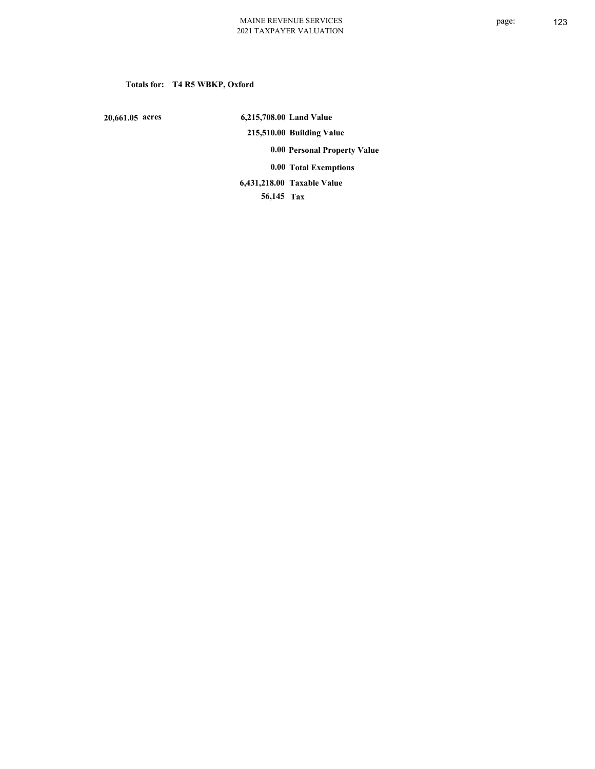**Totals for: T4 R5 WBKP, Oxford**

| | | |
|---|---|---|
| 20,661.05 acres | 6,215,708.00 | Land Value |
| | 215,510.00 | Building Value |
| | 0.00 | Personal Property Value |
| | 0.00 | Total Exemptions |
| | 6,431,218.00 | Taxable Value |
| | 56,145 | Tax |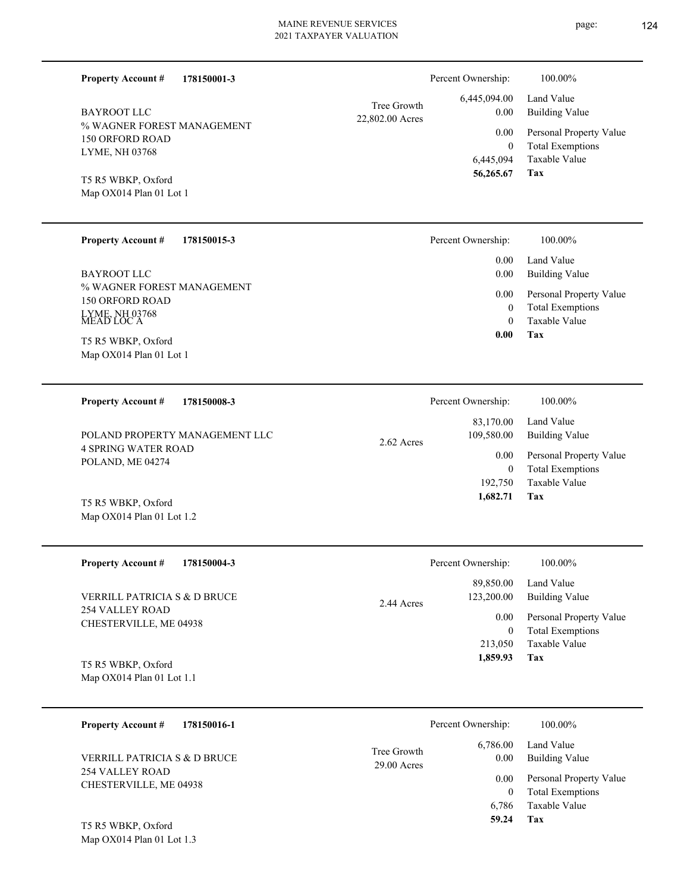**Property Account #** **178150001-3**

BAYROOT LLC
% WAGNER FOREST MANAGEMENT
150 ORFORD ROAD
LYME, NH 03768

T5 R5 WBKP, Oxford
Map OX014 Plan 01 Lot 1

Tree Growth
22,802.00 Acres

| | |
|---|---|
| Percent Ownership: | 100.00% |
| 6,445,094.00 | Land Value |
| 0.00 | Building Value |
| 0.00 | Personal Property Value |
| 0 | Total Exemptions |
| 6,445,094 | Taxable Value |
| **56,265.67** | **Tax** |

---

**Property Account #** **178150015-3**

BAYROOT LLC
% WAGNER FOREST MANAGEMENT
150 ORFORD ROAD
LYME, NH 03768
MEAD LOC A

T5 R5 WBKP, Oxford
Map OX014 Plan 01 Lot 1

| | |
|---|---|
| Percent Ownership: | 100.00% |
| 0.00 | Land Value |
| 0.00 | Building Value |
| 0.00 | Personal Property Value |
| 0 | Total Exemptions |
| 0 | Taxable Value |
| **0.00** | **Tax** |

---

**Property Account #** **178150008-3**

POLAND PROPERTY MANAGEMENT LLC
4 SPRING WATER ROAD
POLAND, ME 04274

T5 R5 WBKP, Oxford
Map OX014 Plan 01 Lot 1.2

2.62 Acres

| | |
|---|---|
| Percent Ownership: | 100.00% |
| 83,170.00 | Land Value |
| 109,580.00 | Building Value |
| 0.00 | Personal Property Value |
| 0 | Total Exemptions |
| 192,750 | Taxable Value |
| **1,682.71** | **Tax** |

---

**Property Account #** **178150004-3**

VERRILL PATRICIA S & D BRUCE
254 VALLEY ROAD
CHESTERVILLE, ME 04938

T5 R5 WBKP, Oxford
Map OX014 Plan 01 Lot 1.1

2.44 Acres

| | |
|---|---|
| Percent Ownership: | 100.00% |
| 89,850.00 | Land Value |
| 123,200.00 | Building Value |
| 0.00 | Personal Property Value |
| 0 | Total Exemptions |
| 213,050 | Taxable Value |
| **1,859.93** | **Tax** |

---

**Property Account #** **178150016-1**

VERRILL PATRICIA S & D BRUCE
254 VALLEY ROAD
CHESTERVILLE, ME 04938

T5 R5 WBKP, Oxford
Map OX014 Plan 01 Lot 1.3

Tree Growth
29.00 Acres

| | |
|---|---|
| Percent Ownership: | 100.00% |
| 6,786.00 | Land Value |
| 0.00 | Building Value |
| 0.00 | Personal Property Value |
| 0 | Total Exemptions |
| 6,786 | Taxable Value |
| **59.24** | **Tax** |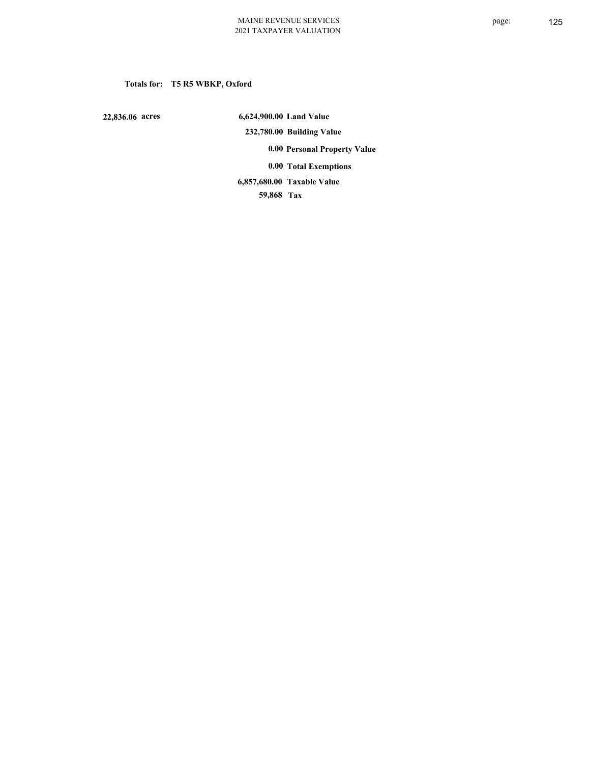**Totals for: T5 R5 WBKP, Oxford**

| | | |
|---|---|---|
| 22,836.06 acres | 6,624,900.00 | Land Value |
| | 232,780.00 | Building Value |
| | 0.00 | Personal Property Value |
| | 0.00 | Total Exemptions |
| | 6,857,680.00 | Taxable Value |
| | 59,868 | Tax |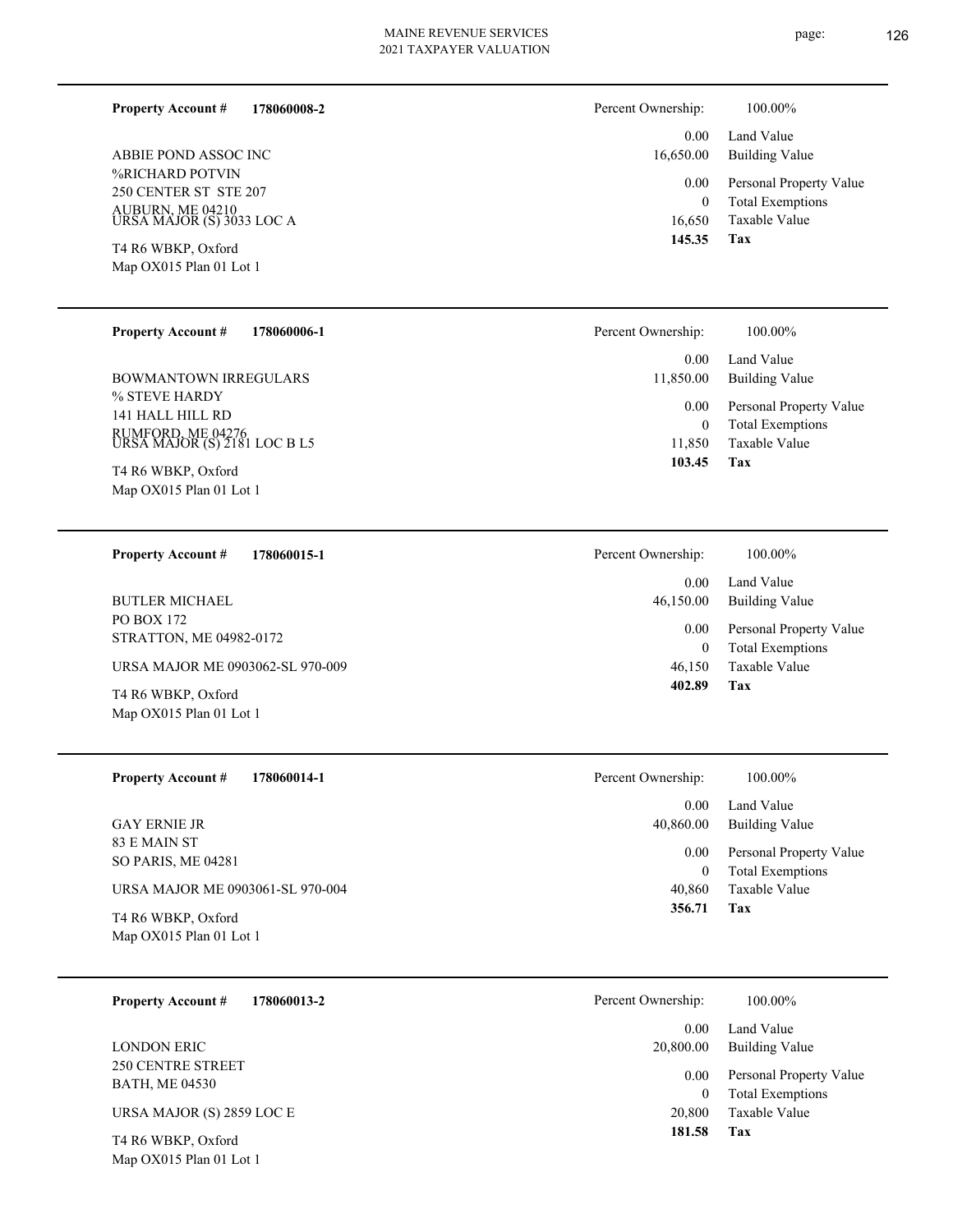**Property Account #** **178060008-2**

ABBIE POND ASSOC INC
%RICHARD POTVIN
250 CENTER ST STE 207
AUBURN, ME 04210
URSA MAJOR (S) 3033 LOC A

T4 R6 WBKP, Oxford
Map OX015 Plan 01 Lot 1

| Percent Ownership: | 100.00% |
|---|---|
| 0.00 | Land Value |
| 16,650.00 | Building Value |
| 0.00 | Personal Property Value |
| 0 | Total Exemptions |
| 16,650 | Taxable Value |
| **145.35** | **Tax** |

---

**Property Account #** **178060006-1**

BOWMANTOWN IRREGULARS
% STEVE HARDY
141 HALL HILL RD
RUMFORD, ME 04276
URSA MAJOR (S) 2181 LOC B L5

T4 R6 WBKP, Oxford
Map OX015 Plan 01 Lot 1

| Percent Ownership: | 100.00% |
|---|---|
| 0.00 | Land Value |
| 11,850.00 | Building Value |
| 0.00 | Personal Property Value |
| 0 | Total Exemptions |
| 11,850 | Taxable Value |
| **103.45** | **Tax** |

---

**Property Account #** **178060015-1**

BUTLER MICHAEL
PO BOX 172
STRATTON, ME 04982-0172

URSA MAJOR ME 0903062-SL 970-009

T4 R6 WBKP, Oxford
Map OX015 Plan 01 Lot 1

| Percent Ownership: | 100.00% |
|---|---|
| 0.00 | Land Value |
| 46,150.00 | Building Value |
| 0.00 | Personal Property Value |
| 0 | Total Exemptions |
| 46,150 | Taxable Value |
| **402.89** | **Tax** |

---

**Property Account #** **178060014-1**

GAY ERNIE JR
83 E MAIN ST
SO PARIS, ME 04281

URSA MAJOR ME 0903061-SL 970-004

T4 R6 WBKP, Oxford
Map OX015 Plan 01 Lot 1

| Percent Ownership: | 100.00% |
|---|---|
| 0.00 | Land Value |
| 40,860.00 | Building Value |
| 0.00 | Personal Property Value |
| 0 | Total Exemptions |
| 40,860 | Taxable Value |
| **356.71** | **Tax** |

---

**Property Account #** **178060013-2**

LONDON ERIC
250 CENTRE STREET
BATH, ME 04530

URSA MAJOR (S) 2859 LOC E

T4 R6 WBKP, Oxford
Map OX015 Plan 01 Lot 1

| Percent Ownership: | 100.00% |
|---|---|
| 0.00 | Land Value |
| 20,800.00 | Building Value |
| 0.00 | Personal Property Value |
| 0 | Total Exemptions |
| 20,800 | Taxable Value |
| **181.58** | **Tax** |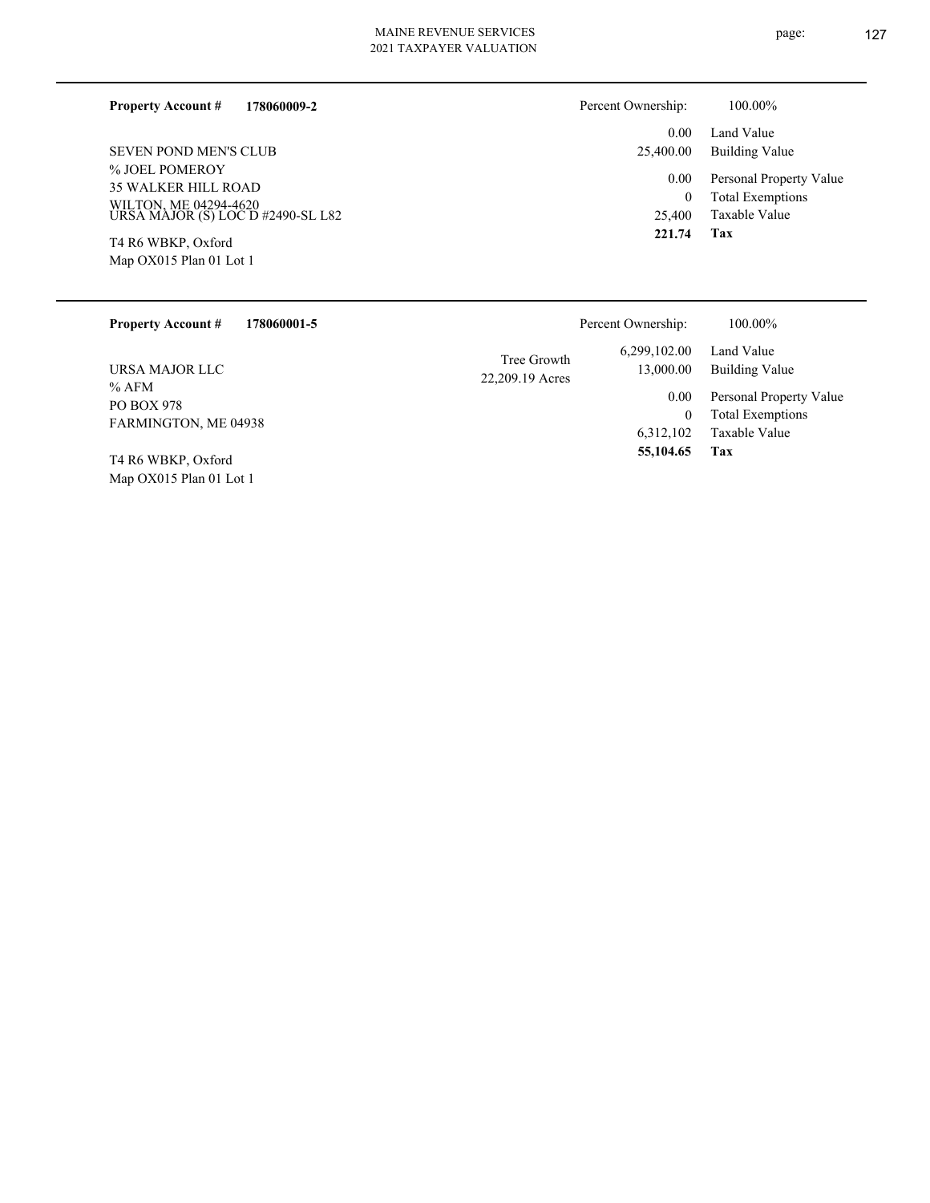**Property Account #** **178060009-2**

Percent Ownership: 100.00%

SEVEN POND MEN'S CLUB
% JOEL POMEROY
35 WALKER HILL ROAD
WILTON, ME 04294-4620
URSA MAJOR (S) LOC D #2490-SL L82

T4 R6 WBKP, Oxford
Map OX015 Plan 01 Lot 1

| | |
|---|---|
| 0.00 | Land Value |
| 25,400.00 | Building Value |
| 0.00 | Personal Property Value |
| 0 | Total Exemptions |
| 25,400 | Taxable Value |
| **221.74** | **Tax** |

---

**Property Account #** **178060001-5**

Percent Ownership: 100.00%

URSA MAJOR LLC
% AFM
PO BOX 978
FARMINGTON, ME 04938

T4 R6 WBKP, Oxford
Map OX015 Plan 01 Lot 1

Tree Growth
22,209.19 Acres

| | |
|---|---|
| 6,299,102.00 | Land Value |
| 13,000.00 | Building Value |
| 0.00 | Personal Property Value |
| 0 | Total Exemptions |
| 6,312,102 | Taxable Value |
| **55,104.65** | **Tax** |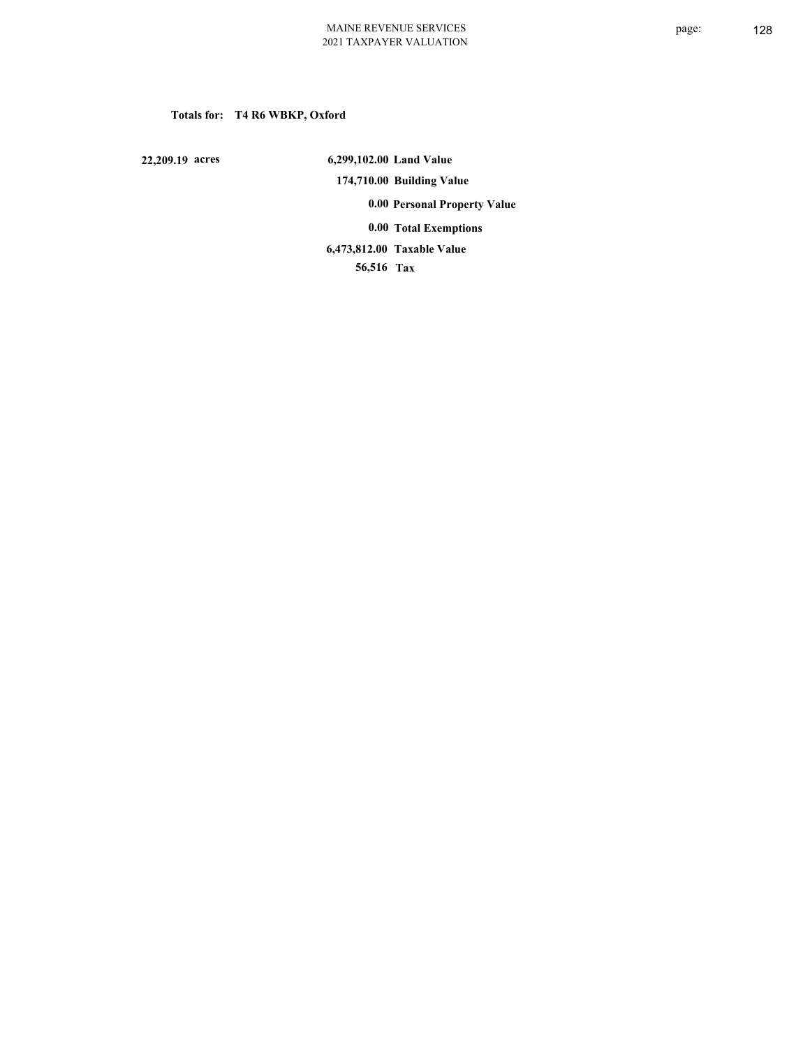**Totals for: T4 R6 WBKP, Oxford**

| | | |
|---|---|---|
| 22,209.19 acres | 6,299,102.00 | Land Value |
| | 174,710.00 | Building Value |
| | 0.00 | Personal Property Value |
| | 0.00 | Total Exemptions |
| | 6,473,812.00 | Taxable Value |
| | 56,516 | Tax |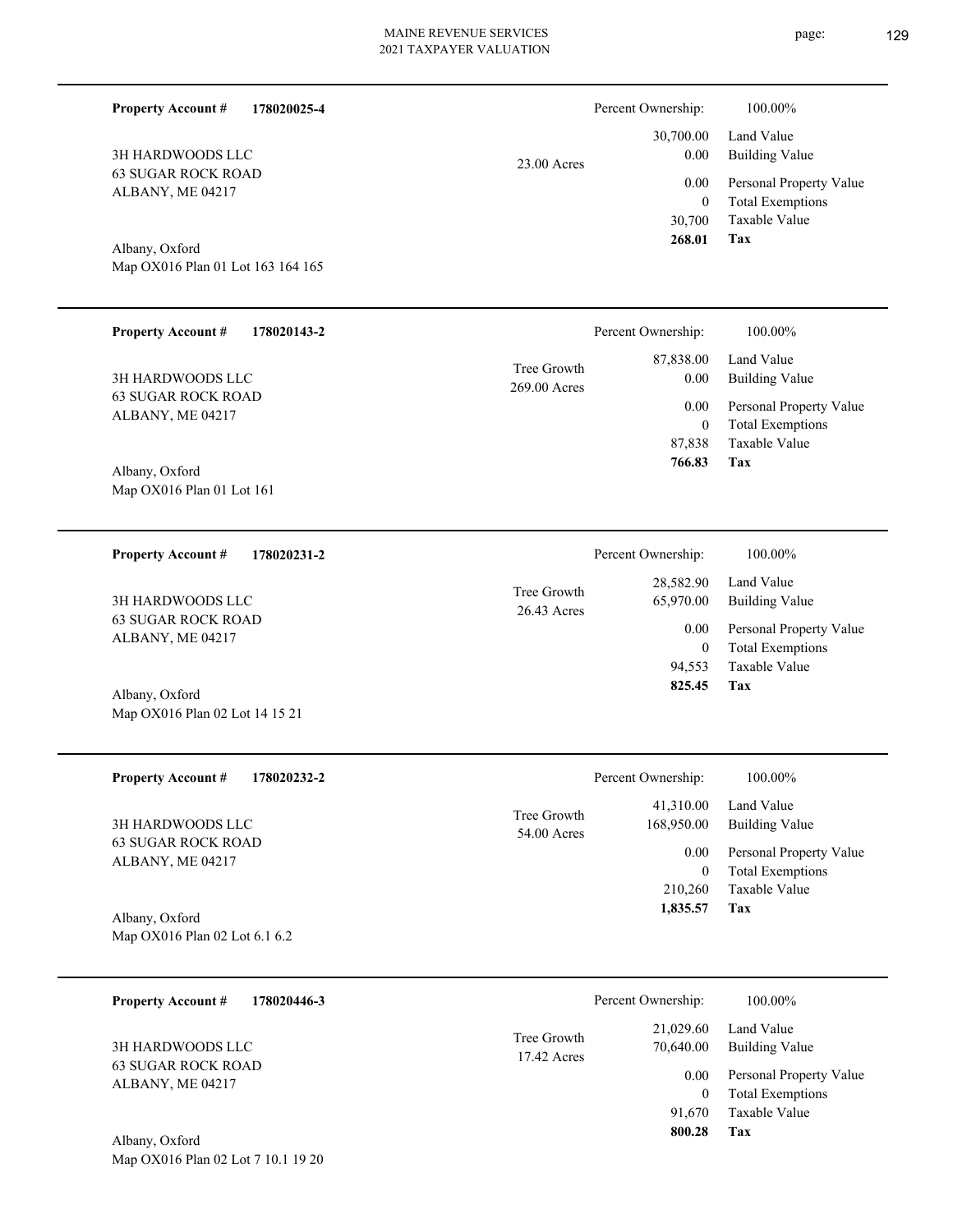**Property Account #** **178020025-4**

3H HARDWOODS LLC
63 SUGAR ROCK ROAD
ALBANY, ME 04217

Albany, Oxford
Map OX016 Plan 01 Lot 163 164 165

23.00 Acres

Percent Ownership: 100.00%

| | |
|---|---|
| 30,700.00 | Land Value |
| 0.00 | Building Value |
| 0.00 | Personal Property Value |
| 0 | Total Exemptions |
| 30,700 | Taxable Value |
| **268.01** | **Tax** |

---

**Property Account #** **178020143-2**

3H HARDWOODS LLC
63 SUGAR ROCK ROAD
ALBANY, ME 04217

Albany, Oxford
Map OX016 Plan 01 Lot 161

Tree Growth
269.00 Acres

Percent Ownership: 100.00%

| | |
|---|---|
| 87,838.00 | Land Value |
| 0.00 | Building Value |
| 0.00 | Personal Property Value |
| 0 | Total Exemptions |
| 87,838 | Taxable Value |
| **766.83** | **Tax** |

---

**Property Account #** **178020231-2**

3H HARDWOODS LLC
63 SUGAR ROCK ROAD
ALBANY, ME 04217

Albany, Oxford
Map OX016 Plan 02 Lot 14 15 21

Tree Growth
26.43 Acres

Percent Ownership: 100.00%

| | |
|---|---|
| 28,582.90 | Land Value |
| 65,970.00 | Building Value |
| 0.00 | Personal Property Value |
| 0 | Total Exemptions |
| 94,553 | Taxable Value |
| **825.45** | **Tax** |

---

**Property Account #** **178020232-2**

3H HARDWOODS LLC
63 SUGAR ROCK ROAD
ALBANY, ME 04217

Albany, Oxford
Map OX016 Plan 02 Lot 6.1 6.2

Tree Growth
54.00 Acres

Percent Ownership: 100.00%

| | |
|---|---|
| 41,310.00 | Land Value |
| 168,950.00 | Building Value |
| 0.00 | Personal Property Value |
| 0 | Total Exemptions |
| 210,260 | Taxable Value |
| **1,835.57** | **Tax** |

---

**Property Account #** **178020446-3**

3H HARDWOODS LLC
63 SUGAR ROCK ROAD
ALBANY, ME 04217

Albany, Oxford
Map OX016 Plan 02 Lot 7 10.1 19 20

Tree Growth
17.42 Acres

Percent Ownership: 100.00%

| | |
|---|---|
| 21,029.60 | Land Value |
| 70,640.00 | Building Value |
| 0.00 | Personal Property Value |
| 0 | Total Exemptions |
| 91,670 | Taxable Value |
| **800.28** | **Tax** |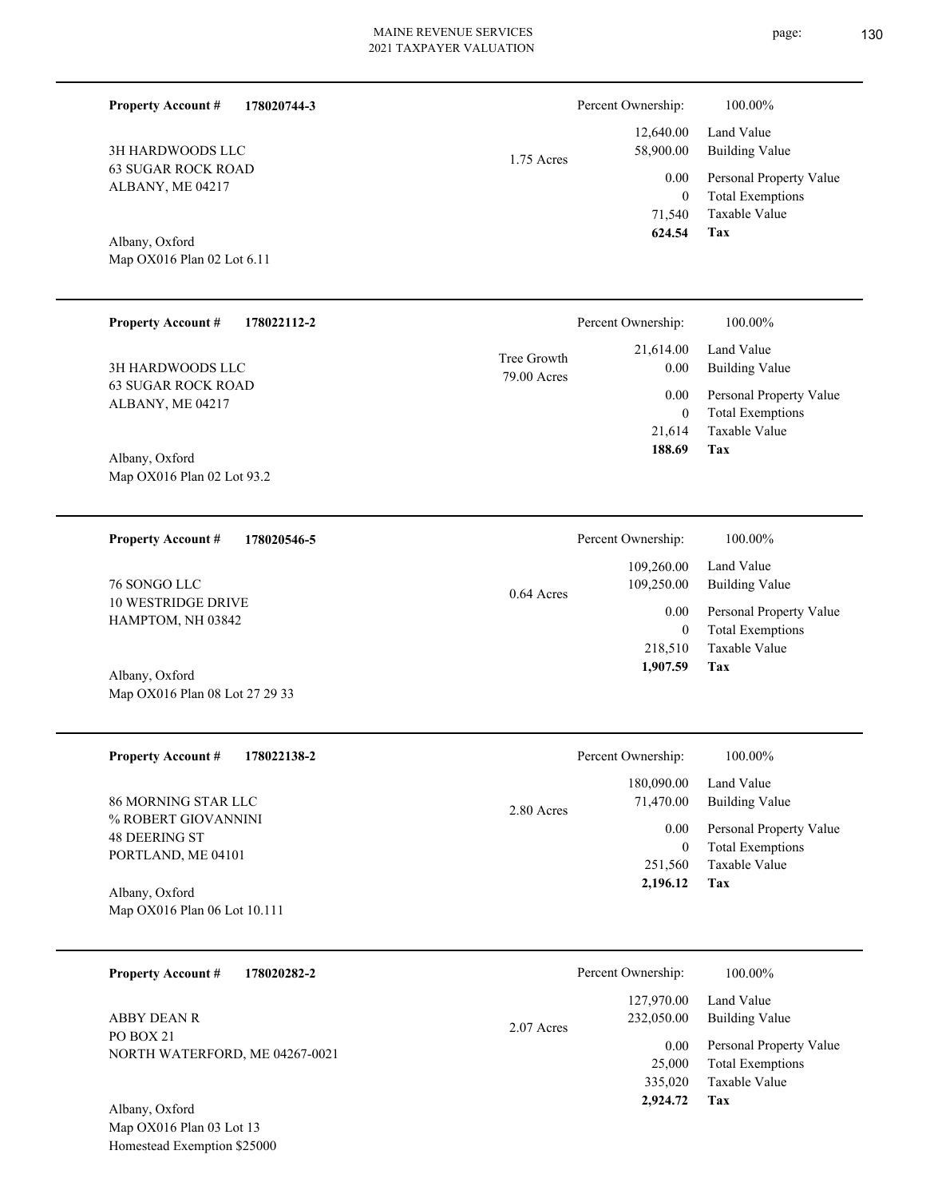**Property Account #** **178020744-3**

3H HARDWOODS LLC
63 SUGAR ROCK ROAD
ALBANY, ME 04217

Albany, Oxford
Map OX016 Plan 02 Lot 6.11

1.75 Acres

| Percent Ownership: | 100.00% |
|---|---|
| 12,640.00 | Land Value |
| 58,900.00 | Building Value |
| 0.00 | Personal Property Value |
| 0 | Total Exemptions |
| 71,540 | Taxable Value |
| **624.54** | **Tax** |

---

**Property Account #** **178022112-2**

3H HARDWOODS LLC
63 SUGAR ROCK ROAD
ALBANY, ME 04217

Albany, Oxford
Map OX016 Plan 02 Lot 93.2

Tree Growth
79.00 Acres

| Percent Ownership: | 100.00% |
|---|---|
| 21,614.00 | Land Value |
| 0.00 | Building Value |
| 0.00 | Personal Property Value |
| 0 | Total Exemptions |
| 21,614 | Taxable Value |
| **188.69** | **Tax** |

---

**Property Account #** **178020546-5**

76 SONGO LLC
10 WESTRIDGE DRIVE
HAMPTOM, NH 03842

Albany, Oxford
Map OX016 Plan 08 Lot 27 29 33

0.64 Acres

| Percent Ownership: | 100.00% |
|---|---|
| 109,260.00 | Land Value |
| 109,250.00 | Building Value |
| 0.00 | Personal Property Value |
| 0 | Total Exemptions |
| 218,510 | Taxable Value |
| **1,907.59** | **Tax** |

---

**Property Account #** **178022138-2**

86 MORNING STAR LLC
% ROBERT GIOVANNINI
48 DEERING ST
PORTLAND, ME 04101

Albany, Oxford
Map OX016 Plan 06 Lot 10.111

2.80 Acres

| Percent Ownership: | 100.00% |
|---|---|
| 180,090.00 | Land Value |
| 71,470.00 | Building Value |
| 0.00 | Personal Property Value |
| 0 | Total Exemptions |
| 251,560 | Taxable Value |
| **2,196.12** | **Tax** |

---

**Property Account #** **178020282-2**

ABBY DEAN R
PO BOX 21
NORTH WATERFORD, ME 04267-0021

Albany, Oxford
Map OX016 Plan 03 Lot 13
Homestead Exemption $25000

2.07 Acres

| Percent Ownership: | 100.00% |
|---|---|
| 127,970.00 | Land Value |
| 232,050.00 | Building Value |
| 0.00 | Personal Property Value |
| 25,000 | Total Exemptions |
| 335,020 | Taxable Value |
| **2,924.72** | **Tax** |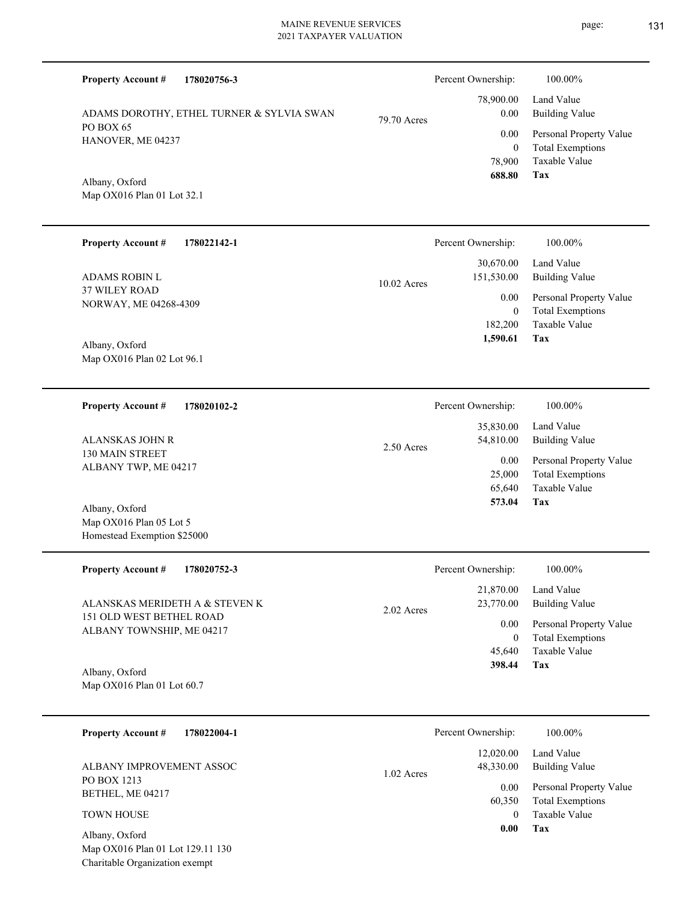**Property Account #** **178020756-3**

ADAMS DOROTHY, ETHEL TURNER & SYLVIA SWAN
PO BOX 65
HANOVER, ME 04237

Albany, Oxford
Map OX016 Plan 01 Lot 32.1

79.70 Acres

| Percent Ownership: | 100.00% |
|---|---|
| 78,900.00 | Land Value |
| 0.00 | Building Value |
| 0.00 | Personal Property Value |
| 0 | Total Exemptions |
| 78,900 | Taxable Value |
| **688.80** | **Tax** |

---

**Property Account #** **178022142-1**

ADAMS ROBIN L
37 WILEY ROAD
NORWAY, ME 04268-4309

Albany, Oxford
Map OX016 Plan 02 Lot 96.1

10.02 Acres

| Percent Ownership: | 100.00% |
|---|---|
| 30,670.00 | Land Value |
| 151,530.00 | Building Value |
| 0.00 | Personal Property Value |
| 0 | Total Exemptions |
| 182,200 | Taxable Value |
| **1,590.61** | **Tax** |

---

**Property Account #** **178020102-2**

ALANSKAS JOHN R
130 MAIN STREET
ALBANY TWP, ME 04217

Albany, Oxford
Map OX016 Plan 05 Lot 5
Homestead Exemption $25000

2.50 Acres

| Percent Ownership: | 100.00% |
|---|---|
| 35,830.00 | Land Value |
| 54,810.00 | Building Value |
| 0.00 | Personal Property Value |
| 25,000 | Total Exemptions |
| 65,640 | Taxable Value |
| **573.04** | **Tax** |

---

**Property Account #** **178020752-3**

ALANSKAS MERIDETH A & STEVEN K
151 OLD WEST BETHEL ROAD
ALBANY TOWNSHIP, ME 04217

Albany, Oxford
Map OX016 Plan 01 Lot 60.7

2.02 Acres

| Percent Ownership: | 100.00% |
|---|---|
| 21,870.00 | Land Value |
| 23,770.00 | Building Value |
| 0.00 | Personal Property Value |
| 0 | Total Exemptions |
| 45,640 | Taxable Value |
| **398.44** | **Tax** |

---

**Property Account #** **178022004-1**

ALBANY IMPROVEMENT ASSOC
PO BOX 1213
BETHEL, ME 04217

TOWN HOUSE

Albany, Oxford
Map OX016 Plan 01 Lot 129.11 130
Charitable Organization exempt

1.02 Acres

| Percent Ownership: | 100.00% |
|---|---|
| 12,020.00 | Land Value |
| 48,330.00 | Building Value |
| 0.00 | Personal Property Value |
| 60,350 | Total Exemptions |
| 0 | Taxable Value |
| **0.00** | **Tax** |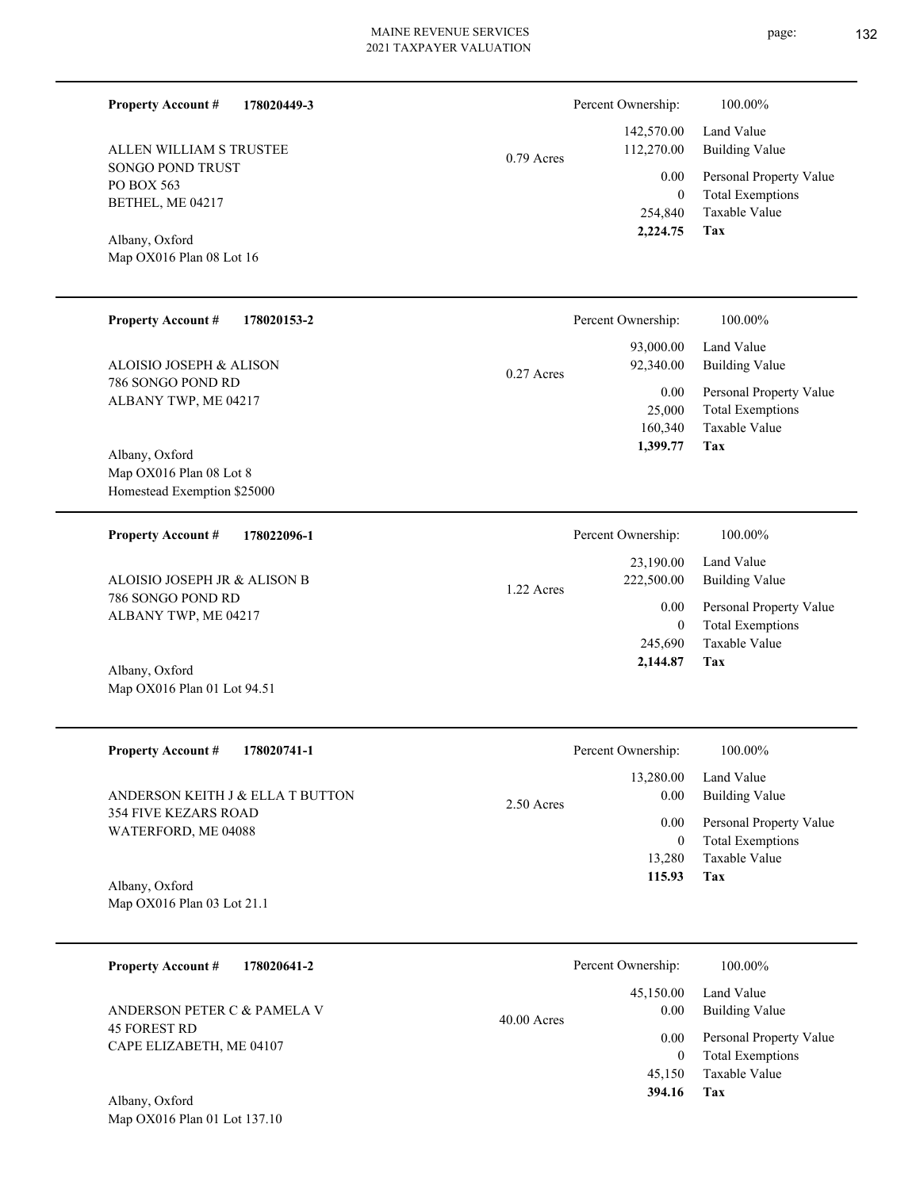**Property Account #** **178020449-3**

ALLEN WILLIAM S TRUSTEE
SONGO POND TRUST
PO BOX 563
BETHEL, ME 04217

Albany, Oxford
Map OX016 Plan 08 Lot 16

0.79 Acres

| Percent Ownership: | 100.00% |
|---|---|
| 142,570.00 | Land Value |
| 112,270.00 | Building Value |
| 0.00 | Personal Property Value |
| 0 | Total Exemptions |
| 254,840 | Taxable Value |
| **2,224.75** | **Tax** |

---

**Property Account #** **178020153-2**

ALOISIO JOSEPH & ALISON
786 SONGO POND RD
ALBANY TWP, ME 04217

Albany, Oxford
Map OX016 Plan 08 Lot 8
Homestead Exemption $25000

0.27 Acres

| Percent Ownership: | 100.00% |
|---|---|
| 93,000.00 | Land Value |
| 92,340.00 | Building Value |
| 0.00 | Personal Property Value |
| 25,000 | Total Exemptions |
| 160,340 | Taxable Value |
| **1,399.77** | **Tax** |

---

**Property Account #** **178022096-1**

ALOISIO JOSEPH JR & ALISON B
786 SONGO POND RD
ALBANY TWP, ME 04217

Albany, Oxford
Map OX016 Plan 01 Lot 94.51

1.22 Acres

| Percent Ownership: | 100.00% |
|---|---|
| 23,190.00 | Land Value |
| 222,500.00 | Building Value |
| 0.00 | Personal Property Value |
| 0 | Total Exemptions |
| 245,690 | Taxable Value |
| **2,144.87** | **Tax** |

---

**Property Account #** **178020741-1**

ANDERSON KEITH J & ELLA T BUTTON
354 FIVE KEZARS ROAD
WATERFORD, ME 04088

Albany, Oxford
Map OX016 Plan 03 Lot 21.1

2.50 Acres

| Percent Ownership: | 100.00% |
|---|---|
| 13,280.00 | Land Value |
| 0.00 | Building Value |
| 0.00 | Personal Property Value |
| 0 | Total Exemptions |
| 13,280 | Taxable Value |
| **115.93** | **Tax** |

---

**Property Account #** **178020641-2**

ANDERSON PETER C & PAMELA V
45 FOREST RD
CAPE ELIZABETH, ME 04107

Albany, Oxford
Map OX016 Plan 01 Lot 137.10

40.00 Acres

| Percent Ownership: | 100.00% |
|---|---|
| 45,150.00 | Land Value |
| 0.00 | Building Value |
| 0.00 | Personal Property Value |
| 0 | Total Exemptions |
| 45,150 | Taxable Value |
| **394.16** | **Tax** |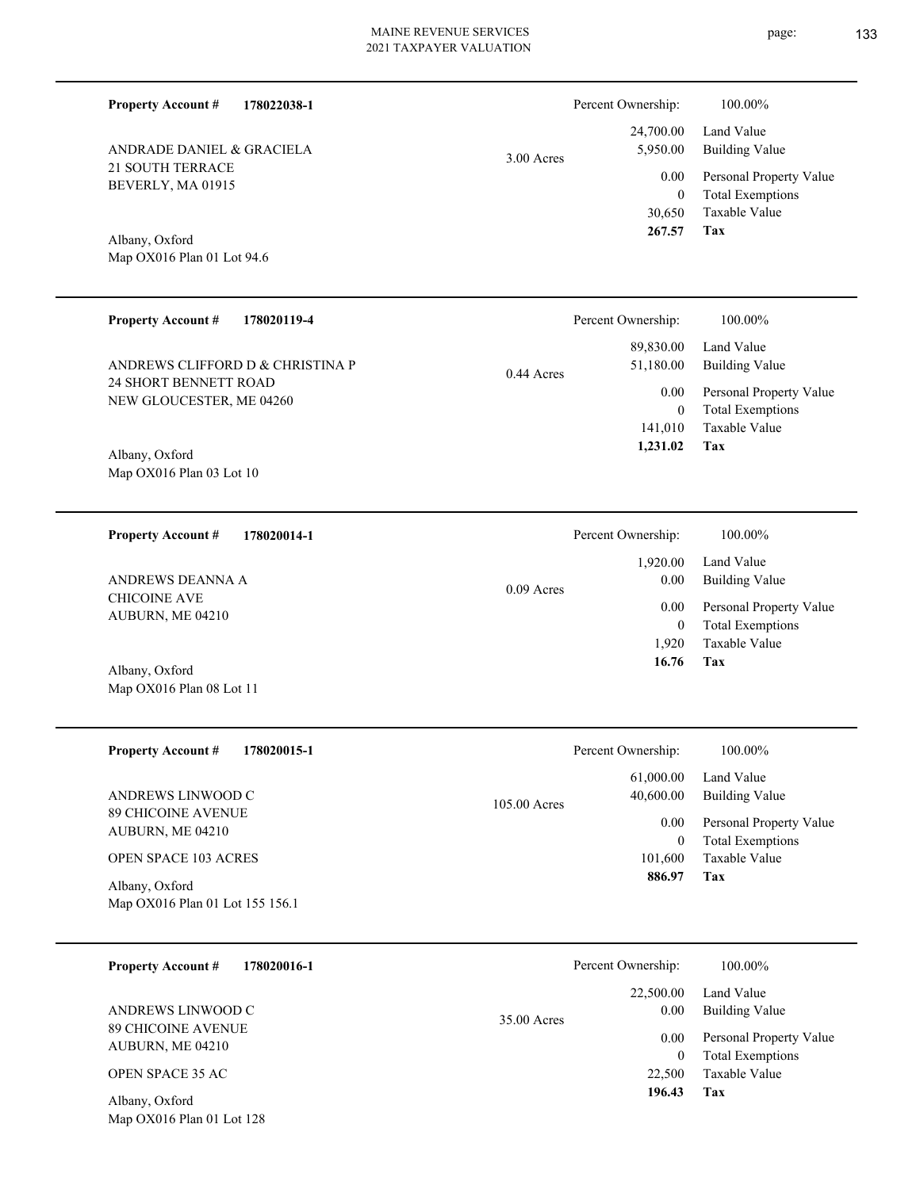**Property Account #** **178022038-1**

ANDRADE DANIEL & GRACIELA
21 SOUTH TERRACE
BEVERLY, MA 01915

Albany, Oxford
Map OX016 Plan 01 Lot 94.6

3.00 Acres

| Percent Ownership: | 100.00% |
|---|---|
| 24,700.00 | Land Value |
| 5,950.00 | Building Value |
| 0.00 | Personal Property Value |
| 0 | Total Exemptions |
| 30,650 | Taxable Value |
| **267.57** | **Tax** |

---

**Property Account #** **178020119-4**

ANDREWS CLIFFORD D & CHRISTINA P
24 SHORT BENNETT ROAD
NEW GLOUCESTER, ME 04260

Albany, Oxford
Map OX016 Plan 03 Lot 10

0.44 Acres

| Percent Ownership: | 100.00% |
|---|---|
| 89,830.00 | Land Value |
| 51,180.00 | Building Value |
| 0.00 | Personal Property Value |
| 0 | Total Exemptions |
| 141,010 | Taxable Value |
| **1,231.02** | **Tax** |

---

**Property Account #** **178020014-1**

ANDREWS DEANNA A
CHICOINE AVE
AUBURN, ME 04210

Albany, Oxford
Map OX016 Plan 08 Lot 11

0.09 Acres

| Percent Ownership: | 100.00% |
|---|---|
| 1,920.00 | Land Value |
| 0.00 | Building Value |
| 0.00 | Personal Property Value |
| 0 | Total Exemptions |
| 1,920 | Taxable Value |
| **16.76** | **Tax** |

---

**Property Account #** **178020015-1**

ANDREWS LINWOOD C
89 CHICOINE AVENUE
AUBURN, ME 04210

OPEN SPACE 103 ACRES

Albany, Oxford
Map OX016 Plan 01 Lot 155 156.1

105.00 Acres

| Percent Ownership: | 100.00% |
|---|---|
| 61,000.00 | Land Value |
| 40,600.00 | Building Value |
| 0.00 | Personal Property Value |
| 0 | Total Exemptions |
| 101,600 | Taxable Value |
| **886.97** | **Tax** |

---

**Property Account #** **178020016-1**

ANDREWS LINWOOD C
89 CHICOINE AVENUE
AUBURN, ME 04210

OPEN SPACE 35 AC

Albany, Oxford
Map OX016 Plan 01 Lot 128

35.00 Acres

| Percent Ownership: | 100.00% |
|---|---|
| 22,500.00 | Land Value |
| 0.00 | Building Value |
| 0.00 | Personal Property Value |
| 0 | Total Exemptions |
| 22,500 | Taxable Value |
| **196.43** | **Tax** |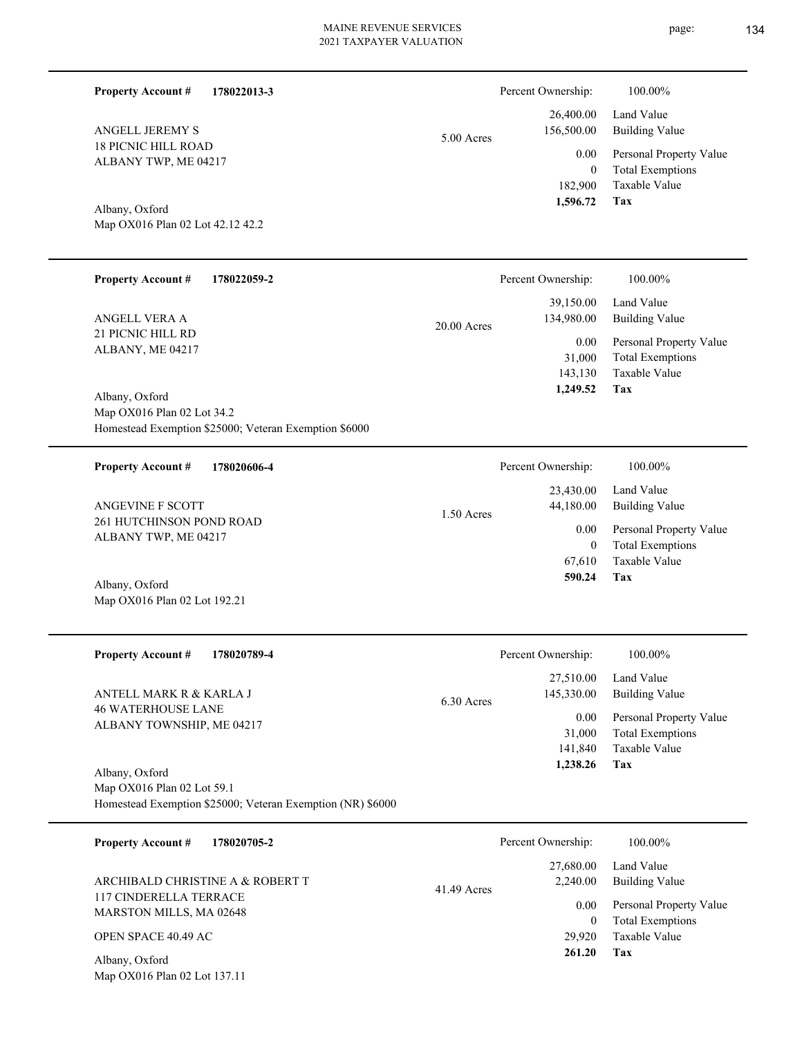**Property Account #** **178022013-3**

Percent Ownership: 100.00%

ANGELL JEREMY S
18 PICNIC HILL ROAD
ALBANY TWP, ME 04217

5.00 Acres

| | |
|---|---|
| 26,400.00 | Land Value |
| 156,500.00 | Building Value |
| 0.00 | Personal Property Value |
| 0 | Total Exemptions |
| 182,900 | Taxable Value |
| **1,596.72** | **Tax** |

Albany, Oxford
Map OX016 Plan 02 Lot 42.12 42.2

---

**Property Account #** **178022059-2**

Percent Ownership: 100.00%

ANGELL VERA A
21 PICNIC HILL RD
ALBANY, ME 04217

20.00 Acres

| | |
|---|---|
| 39,150.00 | Land Value |
| 134,980.00 | Building Value |
| 0.00 | Personal Property Value |
| 31,000 | Total Exemptions |
| 143,130 | Taxable Value |
| **1,249.52** | **Tax** |

Albany, Oxford
Map OX016 Plan 02 Lot 34.2
Homestead Exemption $25000; Veteran Exemption $6000

---

**Property Account #** **178020606-4**

Percent Ownership: 100.00%

ANGEVINE F SCOTT
261 HUTCHINSON POND ROAD
ALBANY TWP, ME 04217

1.50 Acres

| | |
|---|---|
| 23,430.00 | Land Value |
| 44,180.00 | Building Value |
| 0.00 | Personal Property Value |
| 0 | Total Exemptions |
| 67,610 | Taxable Value |
| **590.24** | **Tax** |

Albany, Oxford
Map OX016 Plan 02 Lot 192.21

---

**Property Account #** **178020789-4**

Percent Ownership: 100.00%

ANTELL MARK R & KARLA J
46 WATERHOUSE LANE
ALBANY TOWNSHIP, ME 04217

6.30 Acres

| | |
|---|---|
| 27,510.00 | Land Value |
| 145,330.00 | Building Value |
| 0.00 | Personal Property Value |
| 31,000 | Total Exemptions |
| 141,840 | Taxable Value |
| **1,238.26** | **Tax** |

Albany, Oxford
Map OX016 Plan 02 Lot 59.1
Homestead Exemption $25000; Veteran Exemption (NR) $6000

---

**Property Account #** **178020705-2**

Percent Ownership: 100.00%

ARCHIBALD CHRISTINE A & ROBERT T
117 CINDERELLA TERRACE
MARSTON MILLS, MA 02648

OPEN SPACE 40.49 AC

41.49 Acres

| | |
|---|---|
| 27,680.00 | Land Value |
| 2,240.00 | Building Value |
| 0.00 | Personal Property Value |
| 0 | Total Exemptions |
| 29,920 | Taxable Value |
| **261.20** | **Tax** |

Albany, Oxford
Map OX016 Plan 02 Lot 137.11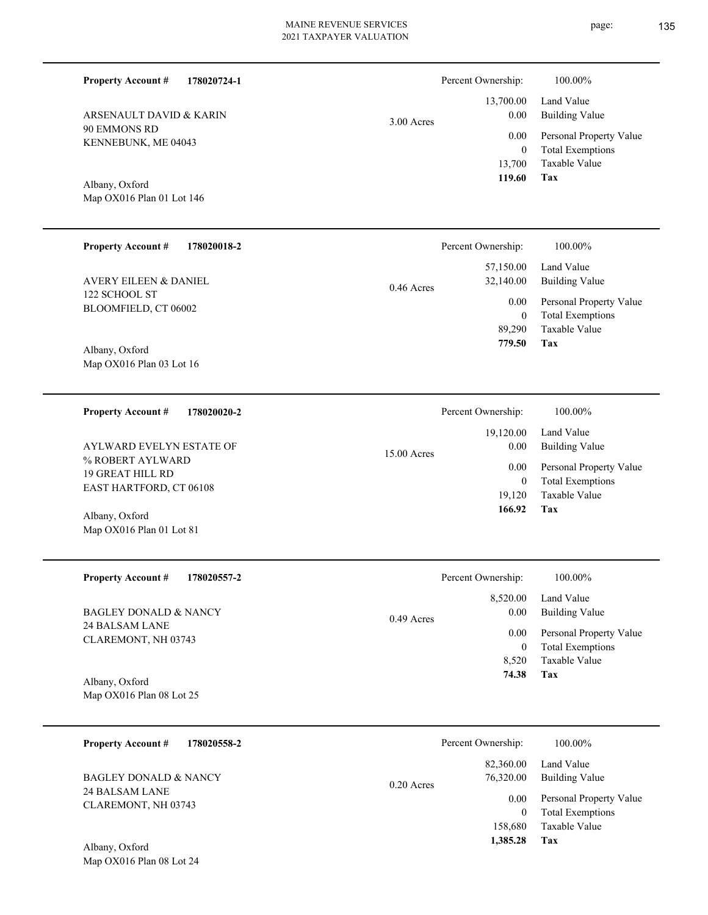**Property Account #** **178020724-1**

ARSENAULT DAVID & KARIN
90 EMMONS RD
KENNEBUNK, ME 04043

Albany, Oxford
Map OX016 Plan 01 Lot 146

3.00 Acres

| | |
|---|---|
| Percent Ownership: | 100.00% |
| 13,700.00 | Land Value |
| 0.00 | Building Value |
| 0.00 | Personal Property Value |
| 0 | Total Exemptions |
| 13,700 | Taxable Value |
| **119.60** | **Tax** |

---

**Property Account #** **178020018-2**

AVERY EILEEN & DANIEL
122 SCHOOL ST
BLOOMFIELD, CT 06002

Albany, Oxford
Map OX016 Plan 03 Lot 16

0.46 Acres

| | |
|---|---|
| Percent Ownership: | 100.00% |
| 57,150.00 | Land Value |
| 32,140.00 | Building Value |
| 0.00 | Personal Property Value |
| 0 | Total Exemptions |
| 89,290 | Taxable Value |
| **779.50** | **Tax** |

---

**Property Account #** **178020020-2**

AYLWARD EVELYN ESTATE OF
% ROBERT AYLWARD
19 GREAT HILL RD
EAST HARTFORD, CT 06108

Albany, Oxford
Map OX016 Plan 01 Lot 81

15.00 Acres

| | |
|---|---|
| Percent Ownership: | 100.00% |
| 19,120.00 | Land Value |
| 0.00 | Building Value |
| 0.00 | Personal Property Value |
| 0 | Total Exemptions |
| 19,120 | Taxable Value |
| **166.92** | **Tax** |

---

**Property Account #** **178020557-2**

BAGLEY DONALD & NANCY
24 BALSAM LANE
CLAREMONT, NH 03743

Albany, Oxford
Map OX016 Plan 08 Lot 25

0.49 Acres

| | |
|---|---|
| Percent Ownership: | 100.00% |
| 8,520.00 | Land Value |
| 0.00 | Building Value |
| 0.00 | Personal Property Value |
| 0 | Total Exemptions |
| 8,520 | Taxable Value |
| **74.38** | **Tax** |

---

**Property Account #** **178020558-2**

BAGLEY DONALD & NANCY
24 BALSAM LANE
CLAREMONT, NH 03743

Albany, Oxford
Map OX016 Plan 08 Lot 24

0.20 Acres

| | |
|---|---|
| Percent Ownership: | 100.00% |
| 82,360.00 | Land Value |
| 76,320.00 | Building Value |
| 0.00 | Personal Property Value |
| 0 | Total Exemptions |
| 158,680 | Taxable Value |
| **1,385.28** | **Tax** |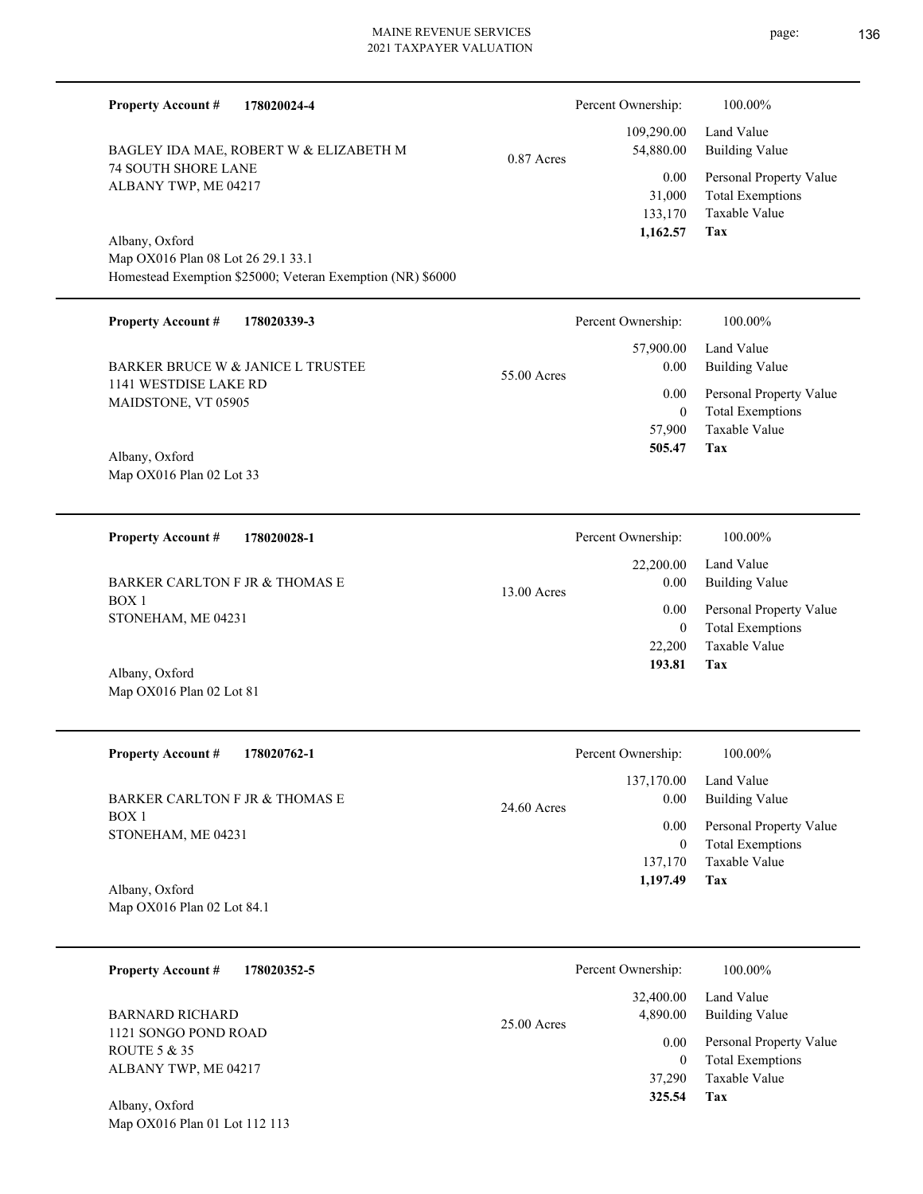**Property Account #** **178020024-4**

BAGLEY IDA MAE, ROBERT W & ELIZABETH M
74 SOUTH SHORE LANE
ALBANY TWP, ME 04217

0.87 Acres

Albany, Oxford
Map OX016 Plan 08 Lot 26 29.1 33.1
Homestead Exemption $25000; Veteran Exemption (NR) $6000

| | |
|---|---|
| Percent Ownership: | 100.00% |
| 109,290.00 | Land Value |
| 54,880.00 | Building Value |
| 0.00 | Personal Property Value |
| 31,000 | Total Exemptions |
| 133,170 | Taxable Value |
| **1,162.57** | **Tax** |

---

**Property Account #** **178020339-3**

BARKER BRUCE W & JANICE L TRUSTEE
1141 WESTDISE LAKE RD
MAIDSTONE, VT 05905

55.00 Acres

Albany, Oxford
Map OX016 Plan 02 Lot 33

| | |
|---|---|
| Percent Ownership: | 100.00% |
| 57,900.00 | Land Value |
| 0.00 | Building Value |
| 0.00 | Personal Property Value |
| 0 | Total Exemptions |
| 57,900 | Taxable Value |
| **505.47** | **Tax** |

---

**Property Account #** **178020028-1**

BARKER CARLTON F JR & THOMAS E
BOX 1
STONEHAM, ME 04231

13.00 Acres

Albany, Oxford
Map OX016 Plan 02 Lot 81

| | |
|---|---|
| Percent Ownership: | 100.00% |
| 22,200.00 | Land Value |
| 0.00 | Building Value |
| 0.00 | Personal Property Value |
| 0 | Total Exemptions |
| 22,200 | Taxable Value |
| **193.81** | **Tax** |

---

**Property Account #** **178020762-1**

BARKER CARLTON F JR & THOMAS E
BOX 1
STONEHAM, ME 04231

24.60 Acres

Albany, Oxford
Map OX016 Plan 02 Lot 84.1

| | |
|---|---|
| Percent Ownership: | 100.00% |
| 137,170.00 | Land Value |
| 0.00 | Building Value |
| 0.00 | Personal Property Value |
| 0 | Total Exemptions |
| 137,170 | Taxable Value |
| **1,197.49** | **Tax** |

---

**Property Account #** **178020352-5**

BARNARD RICHARD
1121 SONGO POND ROAD
ROUTE 5 & 35
ALBANY TWP, ME 04217

25.00 Acres

Albany, Oxford
Map OX016 Plan 01 Lot 112 113

| | |
|---|---|
| Percent Ownership: | 100.00% |
| 32,400.00 | Land Value |
| 4,890.00 | Building Value |
| 0.00 | Personal Property Value |
| 0 | Total Exemptions |
| 37,290 | Taxable Value |
| **325.54** | **Tax** |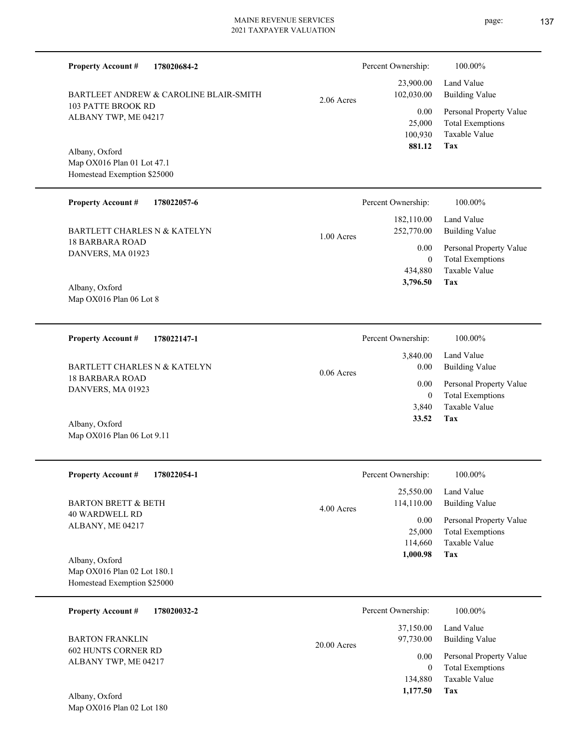**Property Account #** **178020684-2**

BARTLEET ANDREW & CAROLINE BLAIR-SMITH
103 PATTE BROOK RD
ALBANY TWP, ME 04217

Albany, Oxford
Map OX016 Plan 01 Lot 47.1
Homestead Exemption $25000

2.06 Acres

| Percent Ownership: | 100.00% |
|---|---|
| 23,900.00 | Land Value |
| 102,030.00 | Building Value |
| 0.00 | Personal Property Value |
| 25,000 | Total Exemptions |
| 100,930 | Taxable Value |
| **881.12** | **Tax** |

---

**Property Account #** **178022057-6**

BARTLETT CHARLES N & KATELYN
18 BARBARA ROAD
DANVERS, MA 01923

Albany, Oxford
Map OX016 Plan 06 Lot 8

1.00 Acres

| Percent Ownership: | 100.00% |
|---|---|
| 182,110.00 | Land Value |
| 252,770.00 | Building Value |
| 0.00 | Personal Property Value |
| 0 | Total Exemptions |
| 434,880 | Taxable Value |
| **3,796.50** | **Tax** |

---

**Property Account #** **178022147-1**

BARTLETT CHARLES N & KATELYN
18 BARBARA ROAD
DANVERS, MA 01923

Albany, Oxford
Map OX016 Plan 06 Lot 9.11

0.06 Acres

| Percent Ownership: | 100.00% |
|---|---|
| 3,840.00 | Land Value |
| 0.00 | Building Value |
| 0.00 | Personal Property Value |
| 0 | Total Exemptions |
| 3,840 | Taxable Value |
| **33.52** | **Tax** |

---

**Property Account #** **178022054-1**

BARTON BRETT & BETH
40 WARDWELL RD
ALBANY, ME 04217

Albany, Oxford
Map OX016 Plan 02 Lot 180.1
Homestead Exemption $25000

4.00 Acres

| Percent Ownership: | 100.00% |
|---|---|
| 25,550.00 | Land Value |
| 114,110.00 | Building Value |
| 0.00 | Personal Property Value |
| 25,000 | Total Exemptions |
| 114,660 | Taxable Value |
| **1,000.98** | **Tax** |

---

**Property Account #** **178020032-2**

BARTON FRANKLIN
602 HUNTS CORNER RD
ALBANY TWP, ME 04217

Albany, Oxford
Map OX016 Plan 02 Lot 180

20.00 Acres

| Percent Ownership: | 100.00% |
|---|---|
| 37,150.00 | Land Value |
| 97,730.00 | Building Value |
| 0.00 | Personal Property Value |
| 0 | Total Exemptions |
| 134,880 | Taxable Value |
| **1,177.50** | **Tax** |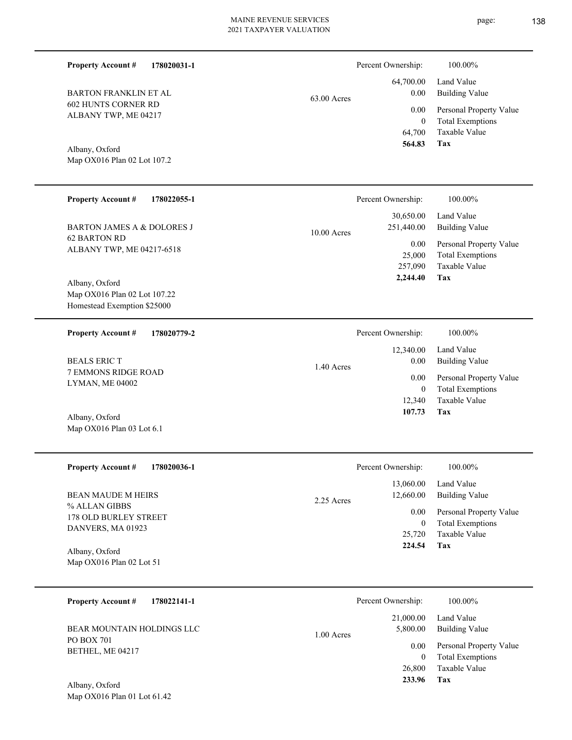**Property Account #** **178020031-1**

BARTON FRANKLIN ET AL
602 HUNTS CORNER RD
ALBANY TWP, ME 04217

Albany, Oxford
Map OX016 Plan 02 Lot 107.2

63.00 Acres

| Percent Ownership: | 100.00% |
|---|---|
| 64,700.00 | Land Value |
| 0.00 | Building Value |
| 0.00 | Personal Property Value |
| 0 | Total Exemptions |
| 64,700 | Taxable Value |
| **564.83** | **Tax** |

---

**Property Account #** **178022055-1**

BARTON JAMES A & DOLORES J
62 BARTON RD
ALBANY TWP, ME 04217-6518

Albany, Oxford
Map OX016 Plan 02 Lot 107.22
Homestead Exemption $25000

10.00 Acres

| Percent Ownership: | 100.00% |
|---|---|
| 30,650.00 | Land Value |
| 251,440.00 | Building Value |
| 0.00 | Personal Property Value |
| 25,000 | Total Exemptions |
| 257,090 | Taxable Value |
| **2,244.40** | **Tax** |

---

**Property Account #** **178020779-2**

BEALS ERIC T
7 EMMONS RIDGE ROAD
LYMAN, ME 04002

Albany, Oxford
Map OX016 Plan 03 Lot 6.1

1.40 Acres

| Percent Ownership: | 100.00% |
|---|---|
| 12,340.00 | Land Value |
| 0.00 | Building Value |
| 0.00 | Personal Property Value |
| 0 | Total Exemptions |
| 12,340 | Taxable Value |
| **107.73** | **Tax** |

---

**Property Account #** **178020036-1**

BEAN MAUDE M HEIRS
% ALLAN GIBBS
178 OLD BURLEY STREET
DANVERS, MA 01923

Albany, Oxford
Map OX016 Plan 02 Lot 51

2.25 Acres

| Percent Ownership: | 100.00% |
|---|---|
| 13,060.00 | Land Value |
| 12,660.00 | Building Value |
| 0.00 | Personal Property Value |
| 0 | Total Exemptions |
| 25,720 | Taxable Value |
| **224.54** | **Tax** |

---

**Property Account #** **178022141-1**

BEAR MOUNTAIN HOLDINGS LLC
PO BOX 701
BETHEL, ME 04217

Albany, Oxford
Map OX016 Plan 01 Lot 61.42

1.00 Acres

| Percent Ownership: | 100.00% |
|---|---|
| 21,000.00 | Land Value |
| 5,800.00 | Building Value |
| 0.00 | Personal Property Value |
| 0 | Total Exemptions |
| 26,800 | Taxable Value |
| **233.96** | **Tax** |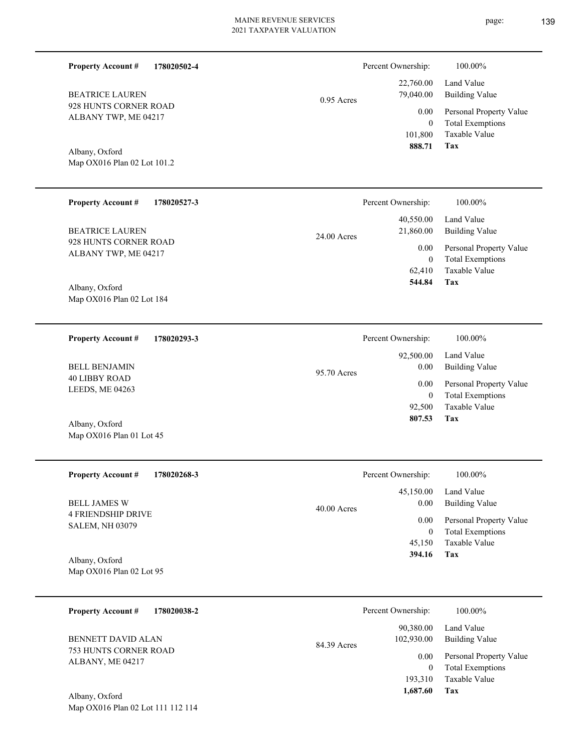**Property Account #** **178020502-4**

BEATRICE LAUREN
928 HUNTS CORNER ROAD
ALBANY TWP, ME 04217

Albany, Oxford
Map OX016 Plan 02 Lot 101.2

0.95 Acres

| Percent Ownership: | 100.00% |
|---|---|
| 22,760.00 | Land Value |
| 79,040.00 | Building Value |
| 0.00 | Personal Property Value |
| 0 | Total Exemptions |
| 101,800 | Taxable Value |
| **888.71** | **Tax** |

---

**Property Account #** **178020527-3**

BEATRICE LAUREN
928 HUNTS CORNER ROAD
ALBANY TWP, ME 04217

Albany, Oxford
Map OX016 Plan 02 Lot 184

24.00 Acres

| Percent Ownership: | 100.00% |
|---|---|
| 40,550.00 | Land Value |
| 21,860.00 | Building Value |
| 0.00 | Personal Property Value |
| 0 | Total Exemptions |
| 62,410 | Taxable Value |
| **544.84** | **Tax** |

---

**Property Account #** **178020293-3**

BELL BENJAMIN
40 LIBBY ROAD
LEEDS, ME 04263

Albany, Oxford
Map OX016 Plan 01 Lot 45

95.70 Acres

| Percent Ownership: | 100.00% |
|---|---|
| 92,500.00 | Land Value |
| 0.00 | Building Value |
| 0.00 | Personal Property Value |
| 0 | Total Exemptions |
| 92,500 | Taxable Value |
| **807.53** | **Tax** |

---

**Property Account #** **178020268-3**

BELL JAMES W
4 FRIENDSHIP DRIVE
SALEM, NH 03079

Albany, Oxford
Map OX016 Plan 02 Lot 95

40.00 Acres

| Percent Ownership: | 100.00% |
|---|---|
| 45,150.00 | Land Value |
| 0.00 | Building Value |
| 0.00 | Personal Property Value |
| 0 | Total Exemptions |
| 45,150 | Taxable Value |
| **394.16** | **Tax** |

---

**Property Account #** **178020038-2**

BENNETT DAVID ALAN
753 HUNTS CORNER ROAD
ALBANY, ME 04217

Albany, Oxford
Map OX016 Plan 02 Lot 111 112 114

84.39 Acres

| Percent Ownership: | 100.00% |
|---|---|
| 90,380.00 | Land Value |
| 102,930.00 | Building Value |
| 0.00 | Personal Property Value |
| 0 | Total Exemptions |
| 193,310 | Taxable Value |
| **1,687.60** | **Tax** |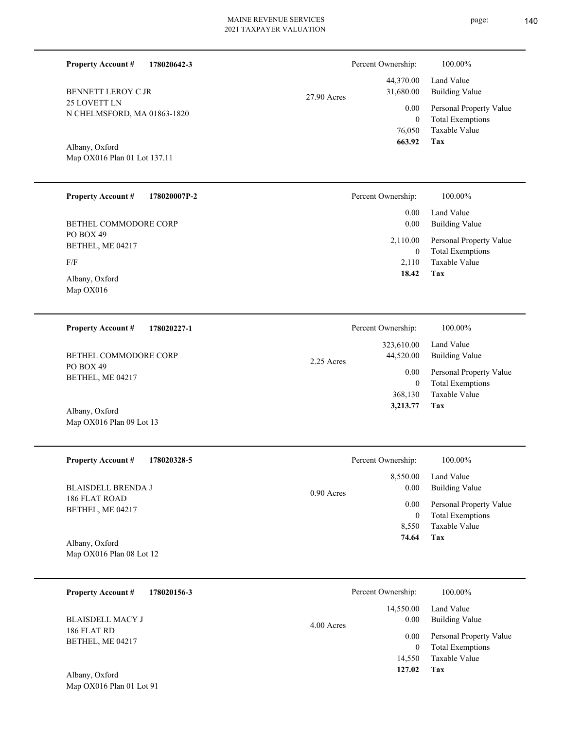**Property Account #** **178020642-3**

BENNETT LEROY C JR
25 LOVETT LN
N CHELMSFORD, MA 01863-1820

Albany, Oxford
Map OX016 Plan 01 Lot 137.11

27.90 Acres

| Percent Ownership: | 100.00% |
|---|---|
| 44,370.00 | Land Value |
| 31,680.00 | Building Value |
| 0.00 | Personal Property Value |
| 0 | Total Exemptions |
| 76,050 | Taxable Value |
| **663.92** | **Tax** |

---

**Property Account #** **178020007P-2**

BETHEL COMMODORE CORP
PO BOX 49
BETHEL, ME 04217

F/F

Albany, Oxford
Map OX016

| Percent Ownership: | 100.00% |
|---|---|
| 0.00 | Land Value |
| 0.00 | Building Value |
| 2,110.00 | Personal Property Value |
| 0 | Total Exemptions |
| 2,110 | Taxable Value |
| **18.42** | **Tax** |

---

**Property Account #** **178020227-1**

BETHEL COMMODORE CORP
PO BOX 49
BETHEL, ME 04217

Albany, Oxford
Map OX016 Plan 09 Lot 13

2.25 Acres

| Percent Ownership: | 100.00% |
|---|---|
| 323,610.00 | Land Value |
| 44,520.00 | Building Value |
| 0.00 | Personal Property Value |
| 0 | Total Exemptions |
| 368,130 | Taxable Value |
| **3,213.77** | **Tax** |

---

**Property Account #** **178020328-5**

BLAISDELL BRENDA J
186 FLAT ROAD
BETHEL, ME 04217

Albany, Oxford
Map OX016 Plan 08 Lot 12

0.90 Acres

| Percent Ownership: | 100.00% |
|---|---|
| 8,550.00 | Land Value |
| 0.00 | Building Value |
| 0.00 | Personal Property Value |
| 0 | Total Exemptions |
| 8,550 | Taxable Value |
| **74.64** | **Tax** |

---

**Property Account #** **178020156-3**

BLAISDELL MACY J
186 FLAT RD
BETHEL, ME 04217

Albany, Oxford
Map OX016 Plan 01 Lot 91

4.00 Acres

| Percent Ownership: | 100.00% |
|---|---|
| 14,550.00 | Land Value |
| 0.00 | Building Value |
| 0.00 | Personal Property Value |
| 0 | Total Exemptions |
| 14,550 | Taxable Value |
| **127.02** | **Tax** |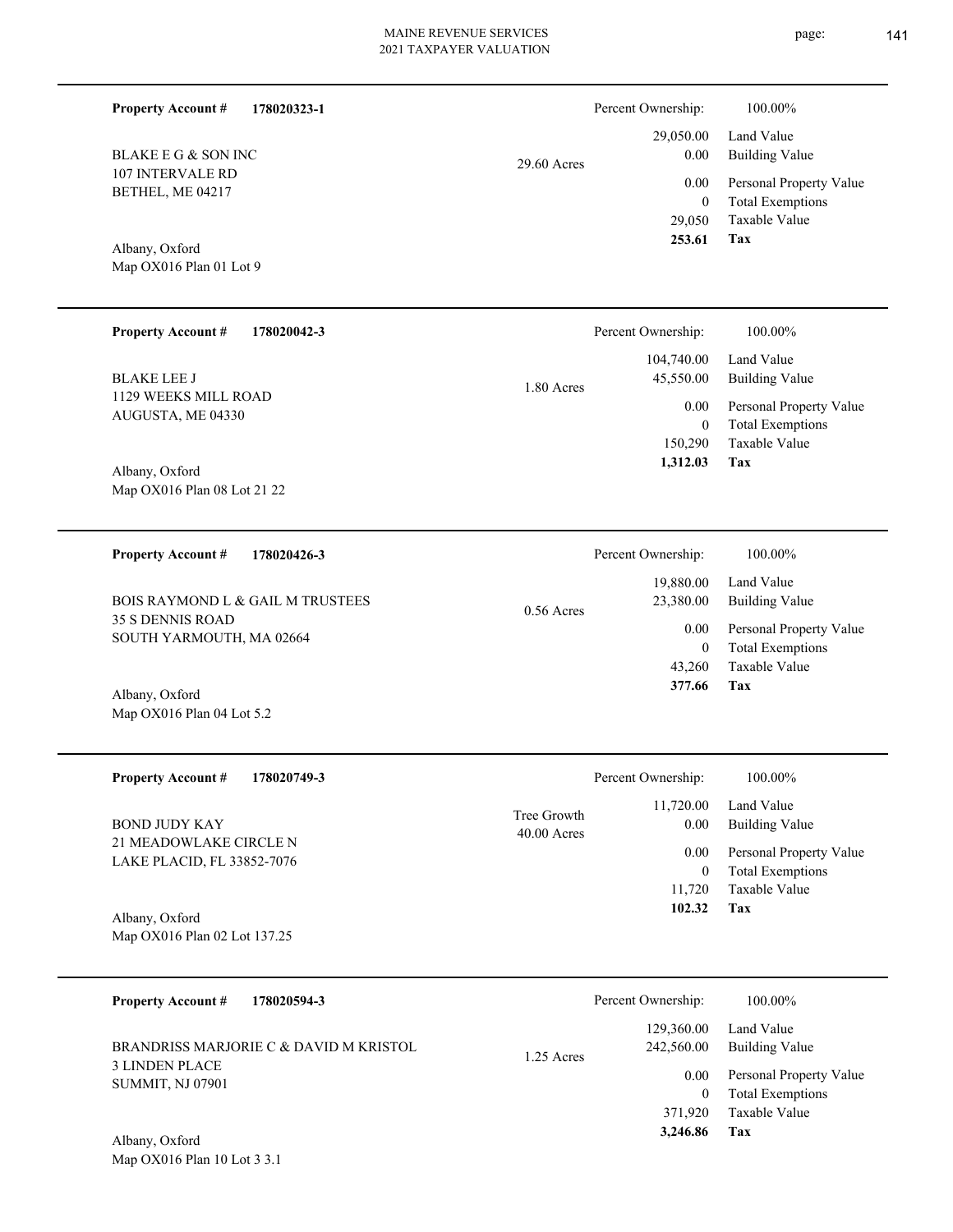**Property Account #** **178020323-1**

BLAKE E G & SON INC
107 INTERVALE RD
BETHEL, ME 04217

Albany, Oxford
Map OX016 Plan 01 Lot 9

29.60 Acres

| Percent Ownership: | 100.00% |
|---|---|
| 29,050.00 | Land Value |
| 0.00 | Building Value |
| 0.00 | Personal Property Value |
| 0 | Total Exemptions |
| 29,050 | Taxable Value |
| **253.61** | **Tax** |

---

**Property Account #** **178020042-3**

BLAKE LEE J
1129 WEEKS MILL ROAD
AUGUSTA, ME 04330

Albany, Oxford
Map OX016 Plan 08 Lot 21 22

1.80 Acres

| Percent Ownership: | 100.00% |
|---|---|
| 104,740.00 | Land Value |
| 45,550.00 | Building Value |
| 0.00 | Personal Property Value |
| 0 | Total Exemptions |
| 150,290 | Taxable Value |
| **1,312.03** | **Tax** |

---

**Property Account #** **178020426-3**

BOIS RAYMOND L & GAIL M TRUSTEES
35 S DENNIS ROAD
SOUTH YARMOUTH, MA 02664

Albany, Oxford
Map OX016 Plan 04 Lot 5.2

0.56 Acres

| Percent Ownership: | 100.00% |
|---|---|
| 19,880.00 | Land Value |
| 23,380.00 | Building Value |
| 0.00 | Personal Property Value |
| 0 | Total Exemptions |
| 43,260 | Taxable Value |
| **377.66** | **Tax** |

---

**Property Account #** **178020749-3**

BOND JUDY KAY
21 MEADOWLAKE CIRCLE N
LAKE PLACID, FL 33852-7076

Albany, Oxford
Map OX016 Plan 02 Lot 137.25

Tree Growth
40.00 Acres

| Percent Ownership: | 100.00% |
|---|---|
| 11,720.00 | Land Value |
| 0.00 | Building Value |
| 0.00 | Personal Property Value |
| 0 | Total Exemptions |
| 11,720 | Taxable Value |
| **102.32** | **Tax** |

---

**Property Account #** **178020594-3**

BRANDRISS MARJORIE C & DAVID M KRISTOL
3 LINDEN PLACE
SUMMIT, NJ 07901

Albany, Oxford
Map OX016 Plan 10 Lot 3 3.1

1.25 Acres

| Percent Ownership: | 100.00% |
|---|---|
| 129,360.00 | Land Value |
| 242,560.00 | Building Value |
| 0.00 | Personal Property Value |
| 0 | Total Exemptions |
| 371,920 | Taxable Value |
| **3,246.86** | **Tax** |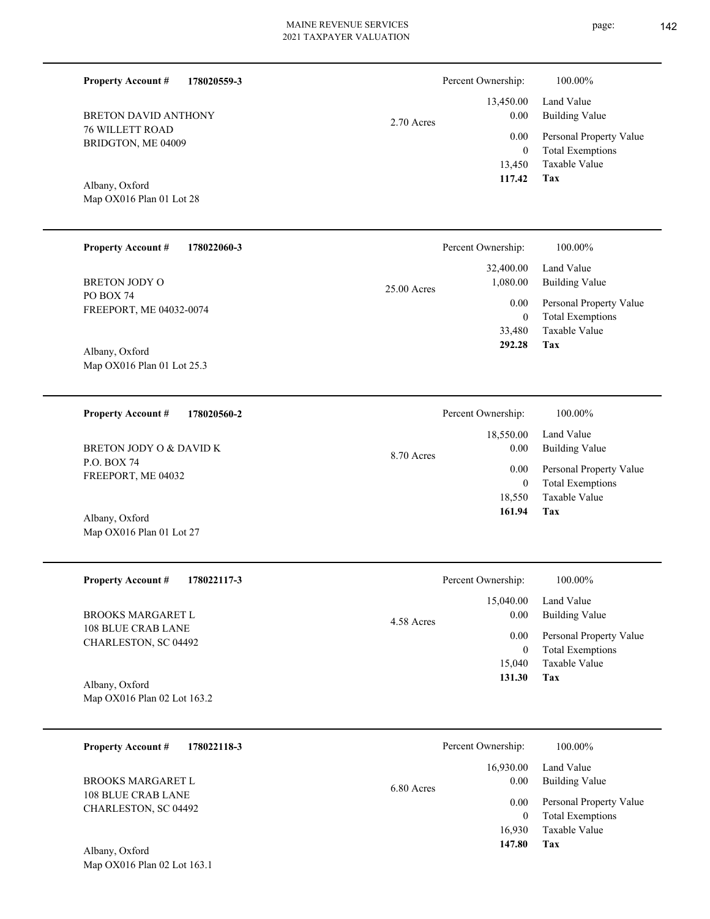**Property Account #** **178020559-3**

BRETON DAVID ANTHONY
76 WILLETT ROAD
BRIDGTON, ME 04009

Albany, Oxford
Map OX016 Plan 01 Lot 28

2.70 Acres

| Percent Ownership: | 100.00% |
|---|---|
| 13,450.00 | Land Value |
| 0.00 | Building Value |
| 0.00 | Personal Property Value |
| 0 | Total Exemptions |
| 13,450 | Taxable Value |
| **117.42** | **Tax** |

---

**Property Account #** **178022060-3**

BRETON JODY O
PO BOX 74
FREEPORT, ME 04032-0074

Albany, Oxford
Map OX016 Plan 01 Lot 25.3

25.00 Acres

| Percent Ownership: | 100.00% |
|---|---|
| 32,400.00 | Land Value |
| 1,080.00 | Building Value |
| 0.00 | Personal Property Value |
| 0 | Total Exemptions |
| 33,480 | Taxable Value |
| **292.28** | **Tax** |

---

**Property Account #** **178020560-2**

BRETON JODY O & DAVID K
P.O. BOX 74
FREEPORT, ME 04032

Albany, Oxford
Map OX016 Plan 01 Lot 27

8.70 Acres

| Percent Ownership: | 100.00% |
|---|---|
| 18,550.00 | Land Value |
| 0.00 | Building Value |
| 0.00 | Personal Property Value |
| 0 | Total Exemptions |
| 18,550 | Taxable Value |
| **161.94** | **Tax** |

---

**Property Account #** **178022117-3**

BROOKS MARGARET L
108 BLUE CRAB LANE
CHARLESTON, SC 04492

Albany, Oxford
Map OX016 Plan 02 Lot 163.2

4.58 Acres

| Percent Ownership: | 100.00% |
|---|---|
| 15,040.00 | Land Value |
| 0.00 | Building Value |
| 0.00 | Personal Property Value |
| 0 | Total Exemptions |
| 15,040 | Taxable Value |
| **131.30** | **Tax** |

---

**Property Account #** **178022118-3**

BROOKS MARGARET L
108 BLUE CRAB LANE
CHARLESTON, SC 04492

Albany, Oxford
Map OX016 Plan 02 Lot 163.1

6.80 Acres

| Percent Ownership: | 100.00% |
|---|---|
| 16,930.00 | Land Value |
| 0.00 | Building Value |
| 0.00 | Personal Property Value |
| 0 | Total Exemptions |
| 16,930 | Taxable Value |
| **147.80** | **Tax** |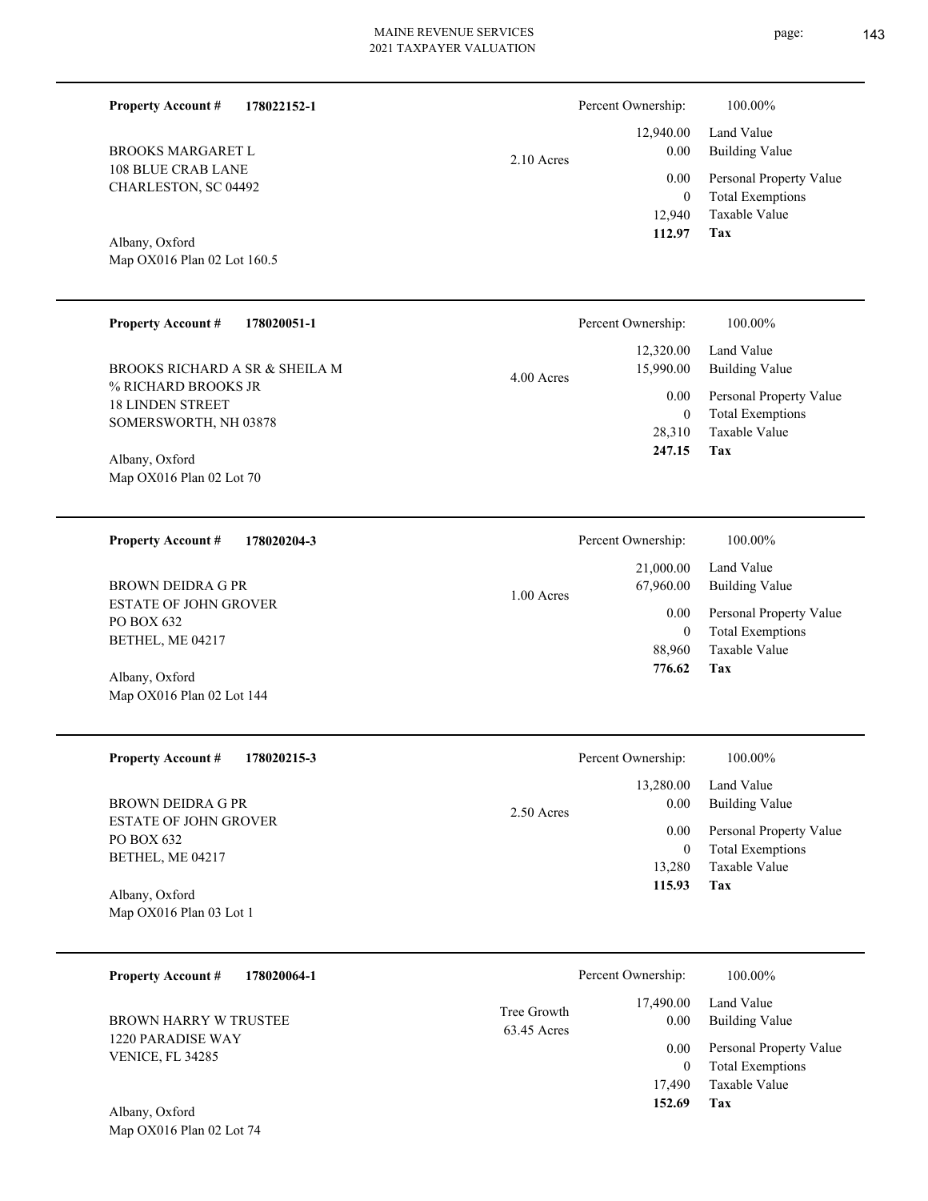**Property Account #** **178022152-1**

BROOKS MARGARET L
108 BLUE CRAB LANE
CHARLESTON, SC 04492

Albany, Oxford
Map OX016 Plan 02 Lot 160.5

2.10 Acres

| Percent Ownership: | 100.00% |
|---|---|
| 12,940.00 | Land Value |
| 0.00 | Building Value |
| 0.00 | Personal Property Value |
| 0 | Total Exemptions |
| 12,940 | Taxable Value |
| **112.97** | **Tax** |

---

**Property Account #** **178020051-1**

BROOKS RICHARD A SR & SHEILA M
% RICHARD BROOKS JR
18 LINDEN STREET
SOMERSWORTH, NH 03878

Albany, Oxford
Map OX016 Plan 02 Lot 70

4.00 Acres

| Percent Ownership: | 100.00% |
|---|---|
| 12,320.00 | Land Value |
| 15,990.00 | Building Value |
| 0.00 | Personal Property Value |
| 0 | Total Exemptions |
| 28,310 | Taxable Value |
| **247.15** | **Tax** |

---

**Property Account #** **178020204-3**

BROWN DEIDRA G PR
ESTATE OF JOHN GROVER
PO BOX 632
BETHEL, ME 04217

Albany, Oxford
Map OX016 Plan 02 Lot 144

1.00 Acres

| Percent Ownership: | 100.00% |
|---|---|
| 21,000.00 | Land Value |
| 67,960.00 | Building Value |
| 0.00 | Personal Property Value |
| 0 | Total Exemptions |
| 88,960 | Taxable Value |
| **776.62** | **Tax** |

---

**Property Account #** **178020215-3**

BROWN DEIDRA G PR
ESTATE OF JOHN GROVER
PO BOX 632
BETHEL, ME 04217

Albany, Oxford
Map OX016 Plan 03 Lot 1

2.50 Acres

| Percent Ownership: | 100.00% |
|---|---|
| 13,280.00 | Land Value |
| 0.00 | Building Value |
| 0.00 | Personal Property Value |
| 0 | Total Exemptions |
| 13,280 | Taxable Value |
| **115.93** | **Tax** |

---

**Property Account #** **178020064-1**

BROWN HARRY W TRUSTEE
1220 PARADISE WAY
VENICE, FL 34285

Albany, Oxford
Map OX016 Plan 02 Lot 74

Tree Growth
63.45 Acres

| Percent Ownership: | 100.00% |
|---|---|
| 17,490.00 | Land Value |
| 0.00 | Building Value |
| 0.00 | Personal Property Value |
| 0 | Total Exemptions |
| 17,490 | Taxable Value |
| **152.69** | **Tax** |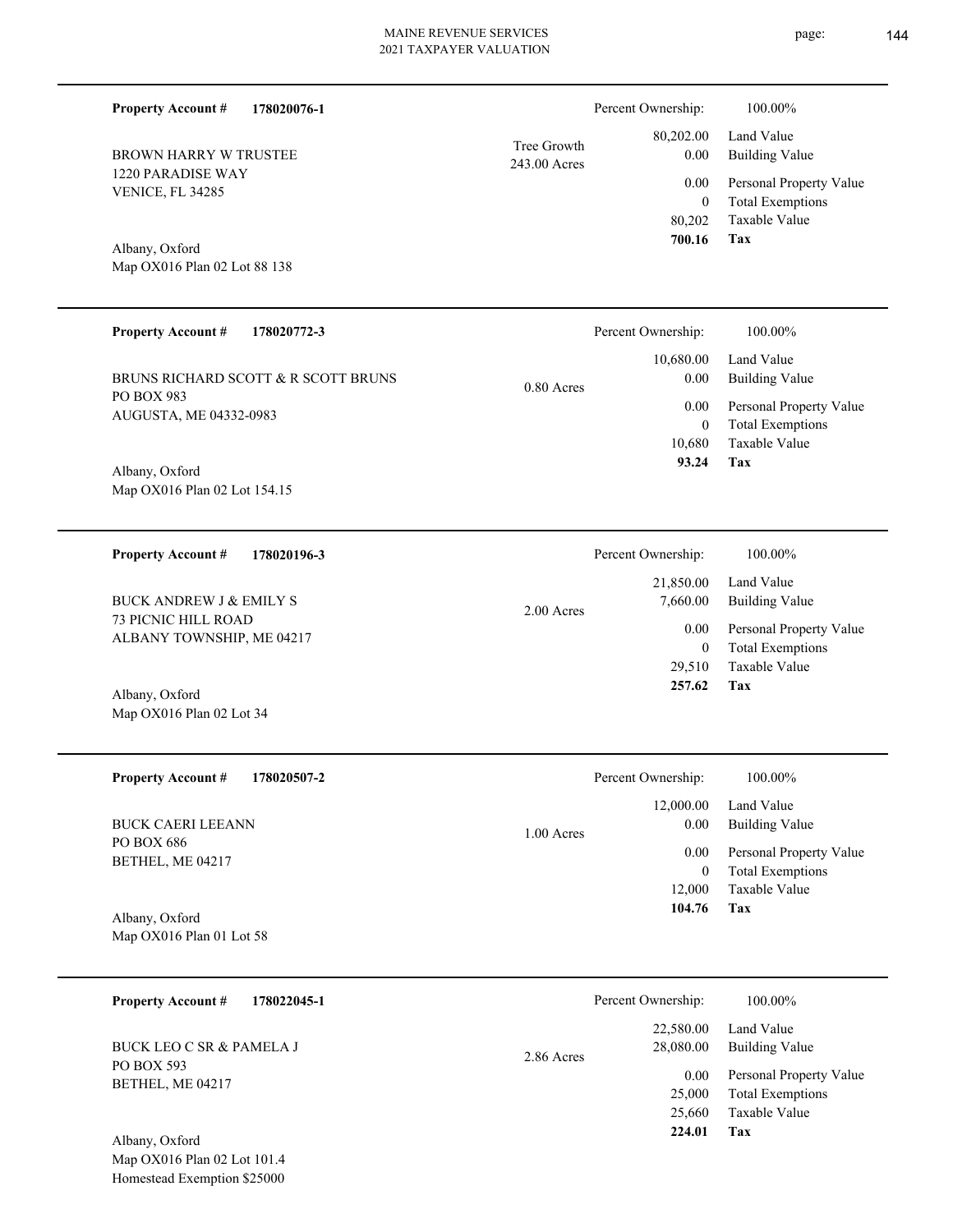**Property Account #** **178020076-1**

BROWN HARRY W TRUSTEE
1220 PARADISE WAY
VENICE, FL 34285

Albany, Oxford
Map OX016 Plan 02 Lot 88 138

Tree Growth
243.00 Acres

| Percent Ownership: | 100.00% |
|---|---|
| 80,202.00 | Land Value |
| 0.00 | Building Value |
| 0.00 | Personal Property Value |
| 0 | Total Exemptions |
| 80,202 | Taxable Value |
| **700.16** | **Tax** |

---

**Property Account #** **178020772-3**

BRUNS RICHARD SCOTT & R SCOTT BRUNS
PO BOX 983
AUGUSTA, ME 04332-0983

Albany, Oxford
Map OX016 Plan 02 Lot 154.15

0.80 Acres

| Percent Ownership: | 100.00% |
|---|---|
| 10,680.00 | Land Value |
| 0.00 | Building Value |
| 0.00 | Personal Property Value |
| 0 | Total Exemptions |
| 10,680 | Taxable Value |
| **93.24** | **Tax** |

---

**Property Account #** **178020196-3**

BUCK ANDREW J & EMILY S
73 PICNIC HILL ROAD
ALBANY TOWNSHIP, ME 04217

Albany, Oxford
Map OX016 Plan 02 Lot 34

2.00 Acres

| Percent Ownership: | 100.00% |
|---|---|
| 21,850.00 | Land Value |
| 7,660.00 | Building Value |
| 0.00 | Personal Property Value |
| 0 | Total Exemptions |
| 29,510 | Taxable Value |
| **257.62** | **Tax** |

---

**Property Account #** **178020507-2**

BUCK CAERI LEEANN
PO BOX 686
BETHEL, ME 04217

Albany, Oxford
Map OX016 Plan 01 Lot 58

1.00 Acres

| Percent Ownership: | 100.00% |
|---|---|
| 12,000.00 | Land Value |
| 0.00 | Building Value |
| 0.00 | Personal Property Value |
| 0 | Total Exemptions |
| 12,000 | Taxable Value |
| **104.76** | **Tax** |

---

**Property Account #** **178022045-1**

BUCK LEO C SR & PAMELA J
PO BOX 593
BETHEL, ME 04217

Albany, Oxford
Map OX016 Plan 02 Lot 101.4
Homestead Exemption $25000

2.86 Acres

| Percent Ownership: | 100.00% |
|---|---|
| 22,580.00 | Land Value |
| 28,080.00 | Building Value |
| 0.00 | Personal Property Value |
| 25,000 | Total Exemptions |
| 25,660 | Taxable Value |
| **224.01** | **Tax** |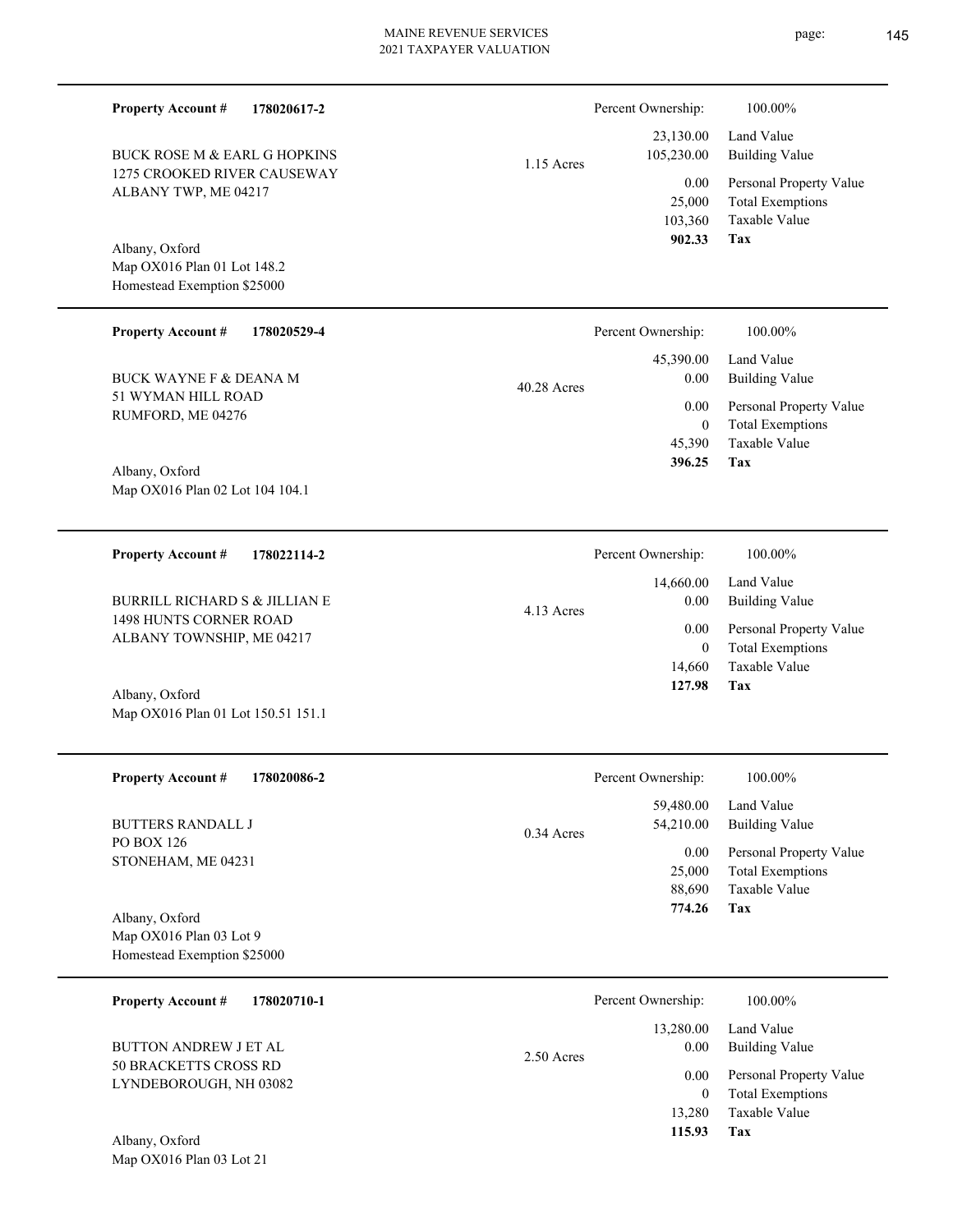**Property Account #** **178020617-2**

BUCK ROSE M & EARL G HOPKINS
1275 CROOKED RIVER CAUSEWAY
ALBANY TWP, ME 04217

Albany, Oxford
Map OX016 Plan 01 Lot 148.2
Homestead Exemption $25000

1.15 Acres

| Percent Ownership: | 100.00% |
|---|---|
| 23,130.00 | Land Value |
| 105,230.00 | Building Value |
| 0.00 | Personal Property Value |
| 25,000 | Total Exemptions |
| 103,360 | Taxable Value |
| **902.33** | **Tax** |

---

**Property Account #** **178020529-4**

BUCK WAYNE F & DEANA M
51 WYMAN HILL ROAD
RUMFORD, ME 04276

Albany, Oxford
Map OX016 Plan 02 Lot 104 104.1

40.28 Acres

| Percent Ownership: | 100.00% |
|---|---|
| 45,390.00 | Land Value |
| 0.00 | Building Value |
| 0.00 | Personal Property Value |
| 0 | Total Exemptions |
| 45,390 | Taxable Value |
| **396.25** | **Tax** |

---

**Property Account #** **178022114-2**

BURRILL RICHARD S & JILLIAN E
1498 HUNTS CORNER ROAD
ALBANY TOWNSHIP, ME 04217

Albany, Oxford
Map OX016 Plan 01 Lot 150.51 151.1

4.13 Acres

| Percent Ownership: | 100.00% |
|---|---|
| 14,660.00 | Land Value |
| 0.00 | Building Value |
| 0.00 | Personal Property Value |
| 0 | Total Exemptions |
| 14,660 | Taxable Value |
| **127.98** | **Tax** |

---

**Property Account #** **178020086-2**

BUTTERS RANDALL J
PO BOX 126
STONEHAM, ME 04231

Albany, Oxford
Map OX016 Plan 03 Lot 9
Homestead Exemption $25000

0.34 Acres

| Percent Ownership: | 100.00% |
|---|---|
| 59,480.00 | Land Value |
| 54,210.00 | Building Value |
| 0.00 | Personal Property Value |
| 25,000 | Total Exemptions |
| 88,690 | Taxable Value |
| **774.26** | **Tax** |

---

**Property Account #** **178020710-1**

BUTTON ANDREW J ET AL
50 BRACKETTS CROSS RD
LYNDEBOROUGH, NH 03082

Albany, Oxford
Map OX016 Plan 03 Lot 21

2.50 Acres

| Percent Ownership: | 100.00% |
|---|---|
| 13,280.00 | Land Value |
| 0.00 | Building Value |
| 0.00 | Personal Property Value |
| 0 | Total Exemptions |
| 13,280 | Taxable Value |
| **115.93** | **Tax** |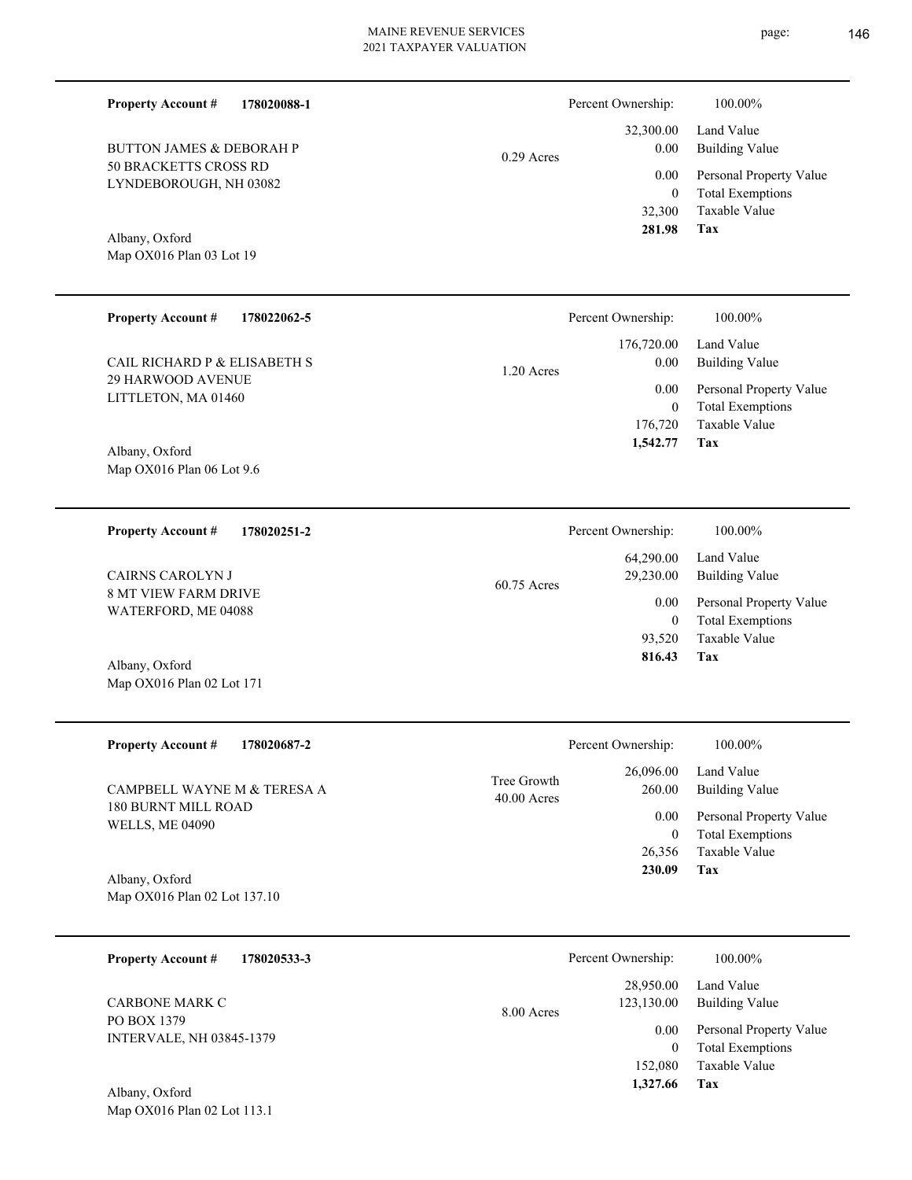**Property Account #** **178020088-1**

BUTTON JAMES & DEBORAH P
50 BRACKETTS CROSS RD
LYNDEBOROUGH, NH 03082

Albany, Oxford
Map OX016 Plan 03 Lot 19

0.29 Acres

| Percent Ownership: | 100.00% |
|---|---|
| 32,300.00 | Land Value |
| 0.00 | Building Value |
| 0.00 | Personal Property Value |
| 0 | Total Exemptions |
| 32,300 | Taxable Value |
| **281.98** | **Tax** |

---

**Property Account #** **178022062-5**

CAIL RICHARD P & ELISABETH S
29 HARWOOD AVENUE
LITTLETON, MA 01460

Albany, Oxford
Map OX016 Plan 06 Lot 9.6

1.20 Acres

| Percent Ownership: | 100.00% |
|---|---|
| 176,720.00 | Land Value |
| 0.00 | Building Value |
| 0.00 | Personal Property Value |
| 0 | Total Exemptions |
| 176,720 | Taxable Value |
| **1,542.77** | **Tax** |

---

**Property Account #** **178020251-2**

CAIRNS CAROLYN J
8 MT VIEW FARM DRIVE
WATERFORD, ME 04088

Albany, Oxford
Map OX016 Plan 02 Lot 171

60.75 Acres

| Percent Ownership: | 100.00% |
|---|---|
| 64,290.00 | Land Value |
| 29,230.00 | Building Value |
| 0.00 | Personal Property Value |
| 0 | Total Exemptions |
| 93,520 | Taxable Value |
| **816.43** | **Tax** |

---

**Property Account #** **178020687-2**

CAMPBELL WAYNE M & TERESA A
180 BURNT MILL ROAD
WELLS, ME 04090

Albany, Oxford
Map OX016 Plan 02 Lot 137.10

Tree Growth
40.00 Acres

| Percent Ownership: | 100.00% |
|---|---|
| 26,096.00 | Land Value |
| 260.00 | Building Value |
| 0.00 | Personal Property Value |
| 0 | Total Exemptions |
| 26,356 | Taxable Value |
| **230.09** | **Tax** |

---

**Property Account #** **178020533-3**

CARBONE MARK C
PO BOX 1379
INTERVALE, NH 03845-1379

Albany, Oxford
Map OX016 Plan 02 Lot 113.1

8.00 Acres

| Percent Ownership: | 100.00% |
|---|---|
| 28,950.00 | Land Value |
| 123,130.00 | Building Value |
| 0.00 | Personal Property Value |
| 0 | Total Exemptions |
| 152,080 | Taxable Value |
| **1,327.66** | **Tax** |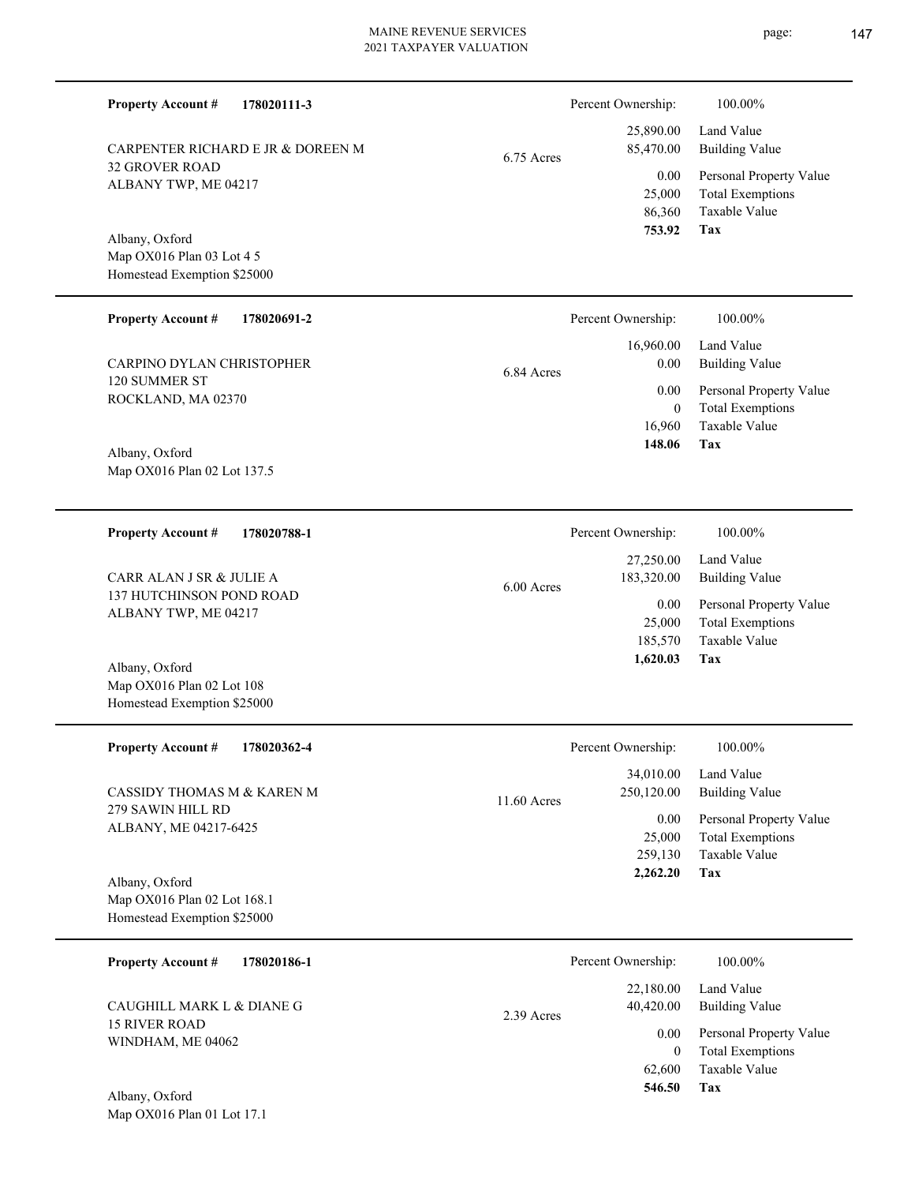**Property Account #** **178020111-3**

CARPENTER RICHARD E JR & DOREEN M
32 GROVER ROAD
ALBANY TWP, ME 04217

6.75 Acres

Albany, Oxford
Map OX016 Plan 03 Lot 4 5
Homestead Exemption $25000

| Percent Ownership: | 100.00% |
|---|---|
| 25,890.00 | Land Value |
| 85,470.00 | Building Value |
| 0.00 | Personal Property Value |
| 25,000 | Total Exemptions |
| 86,360 | Taxable Value |
| **753.92** | **Tax** |

---

**Property Account #** **178020691-2**

CARPINO DYLAN CHRISTOPHER
120 SUMMER ST
ROCKLAND, MA 02370

6.84 Acres

Albany, Oxford
Map OX016 Plan 02 Lot 137.5

| Percent Ownership: | 100.00% |
|---|---|
| 16,960.00 | Land Value |
| 0.00 | Building Value |
| 0.00 | Personal Property Value |
| 0 | Total Exemptions |
| 16,960 | Taxable Value |
| **148.06** | **Tax** |

---

**Property Account #** **178020788-1**

CARR ALAN J SR & JULIE A
137 HUTCHINSON POND ROAD
ALBANY TWP, ME 04217

6.00 Acres

Albany, Oxford
Map OX016 Plan 02 Lot 108
Homestead Exemption $25000

| Percent Ownership: | 100.00% |
|---|---|
| 27,250.00 | Land Value |
| 183,320.00 | Building Value |
| 0.00 | Personal Property Value |
| 25,000 | Total Exemptions |
| 185,570 | Taxable Value |
| **1,620.03** | **Tax** |

---

**Property Account #** **178020362-4**

CASSIDY THOMAS M & KAREN M
279 SAWIN HILL RD
ALBANY, ME 04217-6425

11.60 Acres

Albany, Oxford
Map OX016 Plan 02 Lot 168.1
Homestead Exemption $25000

| Percent Ownership: | 100.00% |
|---|---|
| 34,010.00 | Land Value |
| 250,120.00 | Building Value |
| 0.00 | Personal Property Value |
| 25,000 | Total Exemptions |
| 259,130 | Taxable Value |
| **2,262.20** | **Tax** |

---

**Property Account #** **178020186-1**

CAUGHILL MARK L & DIANE G
15 RIVER ROAD
WINDHAM, ME 04062

2.39 Acres

Albany, Oxford
Map OX016 Plan 01 Lot 17.1

| Percent Ownership: | 100.00% |
|---|---|
| 22,180.00 | Land Value |
| 40,420.00 | Building Value |
| 0.00 | Personal Property Value |
| 0 | Total Exemptions |
| 62,600 | Taxable Value |
| **546.50** | **Tax** |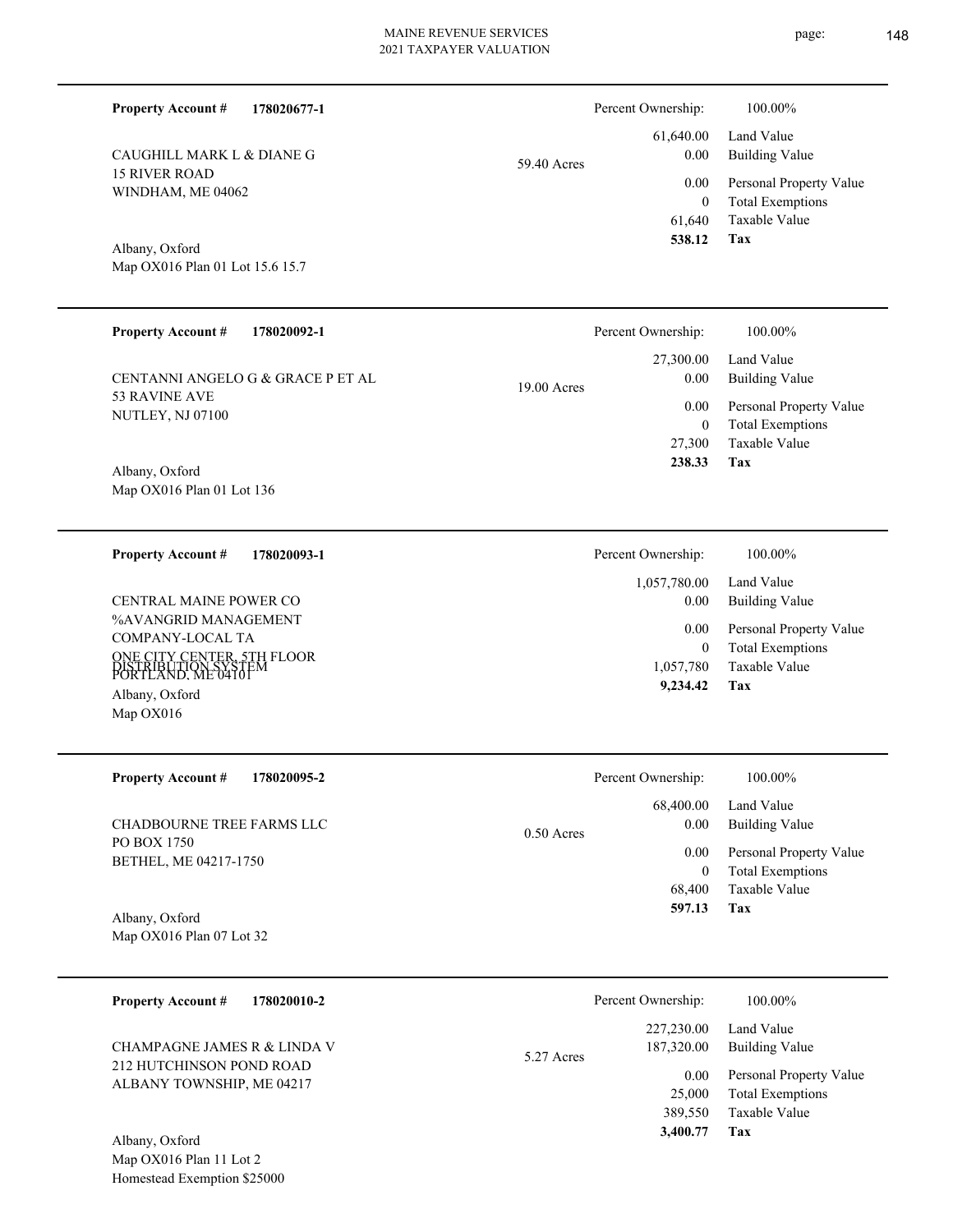**Property Account #** **178020677-1**

CAUGHILL MARK L & DIANE G
15 RIVER ROAD
WINDHAM, ME 04062

Albany, Oxford
Map OX016 Plan 01 Lot 15.6 15.7

59.40 Acres

| | |
|---|---|
| Percent Ownership: | 100.00% |
| 61,640.00 | Land Value |
| 0.00 | Building Value |
| 0.00 | Personal Property Value |
| 0 | Total Exemptions |
| 61,640 | Taxable Value |
| **538.12** | **Tax** |

---

**Property Account #** **178020092-1**

CENTANNI ANGELO G & GRACE P ET AL
53 RAVINE AVE
NUTLEY, NJ 07100

Albany, Oxford
Map OX016 Plan 01 Lot 136

19.00 Acres

| | |
|---|---|
| Percent Ownership: | 100.00% |
| 27,300.00 | Land Value |
| 0.00 | Building Value |
| 0.00 | Personal Property Value |
| 0 | Total Exemptions |
| 27,300 | Taxable Value |
| **238.33** | **Tax** |

---

**Property Account #** **178020093-1**

CENTRAL MAINE POWER CO
%AVANGRID MANAGEMENT
COMPANY-LOCAL TA
ONE CITY CENTER, 5TH FLOOR
PORTLAND, ME 04101
DISTRIBUTION SYSTEM
Albany, Oxford
Map OX016

| | |
|---|---|
| Percent Ownership: | 100.00% |
| 1,057,780.00 | Land Value |
| 0.00 | Building Value |
| 0.00 | Personal Property Value |
| 0 | Total Exemptions |
| 1,057,780 | Taxable Value |
| **9,234.42** | **Tax** |

---

**Property Account #** **178020095-2**

CHADBOURNE TREE FARMS LLC
PO BOX 1750
BETHEL, ME 04217-1750

Albany, Oxford
Map OX016 Plan 07 Lot 32

0.50 Acres

| | |
|---|---|
| Percent Ownership: | 100.00% |
| 68,400.00 | Land Value |
| 0.00 | Building Value |
| 0.00 | Personal Property Value |
| 0 | Total Exemptions |
| 68,400 | Taxable Value |
| **597.13** | **Tax** |

---

**Property Account #** **178020010-2**

CHAMPAGNE JAMES R & LINDA V
212 HUTCHINSON POND ROAD
ALBANY TOWNSHIP, ME 04217

Albany, Oxford
Map OX016 Plan 11 Lot 2
Homestead Exemption $25000

5.27 Acres

| | |
|---|---|
| Percent Ownership: | 100.00% |
| 227,230.00 | Land Value |
| 187,320.00 | Building Value |
| 0.00 | Personal Property Value |
| 25,000 | Total Exemptions |
| 389,550 | Taxable Value |
| **3,400.77** | **Tax** |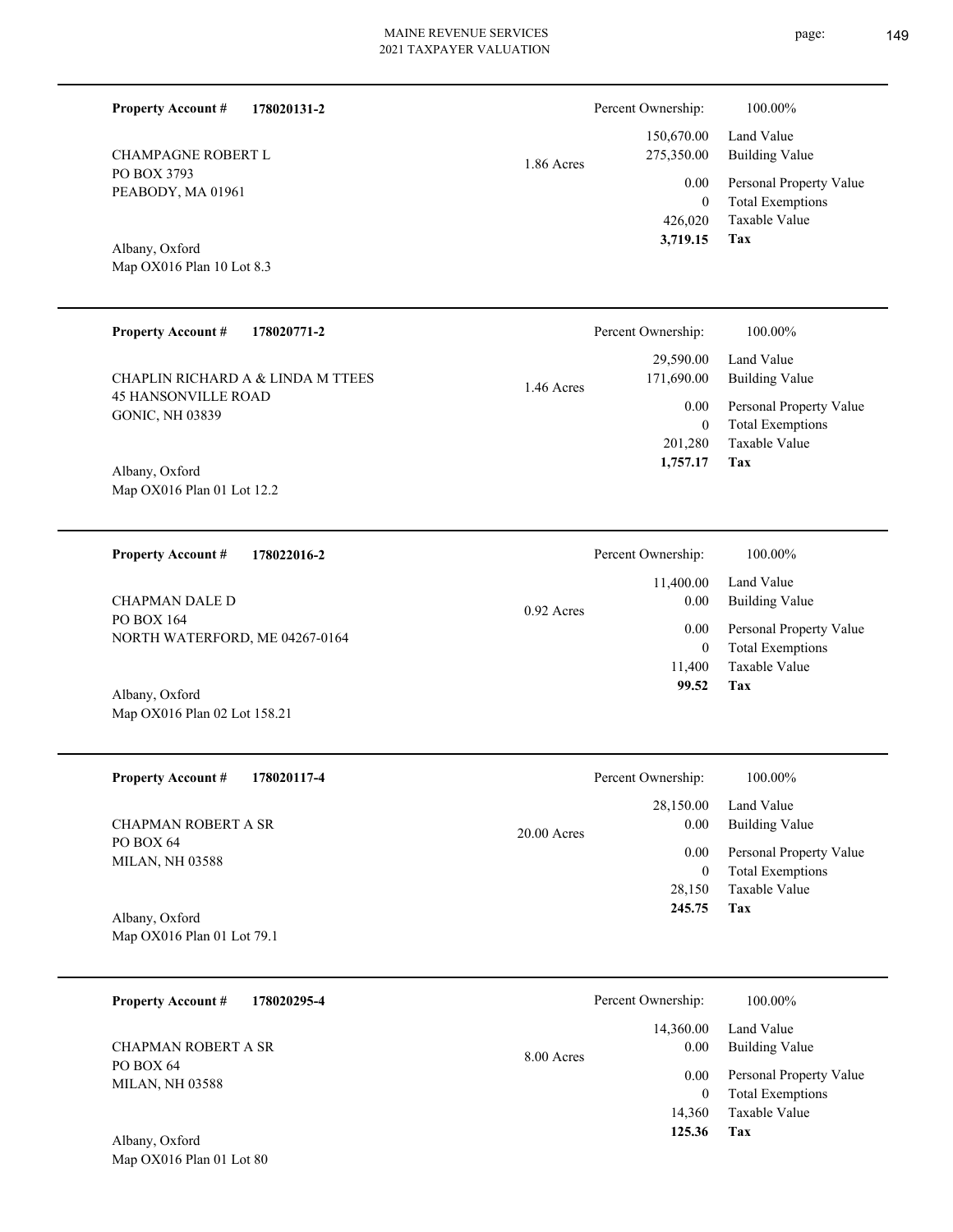**Property Account #** **178020131-2**

CHAMPAGNE ROBERT L
PO BOX 3793
PEABODY, MA 01961

Albany, Oxford
Map OX016 Plan 10 Lot 8.3

1.86 Acres

| Percent Ownership: | 100.00% |
|---|---|
| 150,670.00 | Land Value |
| 275,350.00 | Building Value |
| 0.00 | Personal Property Value |
| 0 | Total Exemptions |
| 426,020 | Taxable Value |
| **3,719.15** | **Tax** |

---

**Property Account #** **178020771-2**

CHAPLIN RICHARD A & LINDA M TTEES
45 HANSONVILLE ROAD
GONIC, NH 03839

Albany, Oxford
Map OX016 Plan 01 Lot 12.2

1.46 Acres

| Percent Ownership: | 100.00% |
|---|---|
| 29,590.00 | Land Value |
| 171,690.00 | Building Value |
| 0.00 | Personal Property Value |
| 0 | Total Exemptions |
| 201,280 | Taxable Value |
| **1,757.17** | **Tax** |

---

**Property Account #** **178022016-2**

CHAPMAN DALE D
PO BOX 164
NORTH WATERFORD, ME 04267-0164

Albany, Oxford
Map OX016 Plan 02 Lot 158.21

0.92 Acres

| Percent Ownership: | 100.00% |
|---|---|
| 11,400.00 | Land Value |
| 0.00 | Building Value |
| 0.00 | Personal Property Value |
| 0 | Total Exemptions |
| 11,400 | Taxable Value |
| **99.52** | **Tax** |

---

**Property Account #** **178020117-4**

CHAPMAN ROBERT A SR
PO BOX 64
MILAN, NH 03588

Albany, Oxford
Map OX016 Plan 01 Lot 79.1

20.00 Acres

| Percent Ownership: | 100.00% |
|---|---|
| 28,150.00 | Land Value |
| 0.00 | Building Value |
| 0.00 | Personal Property Value |
| 0 | Total Exemptions |
| 28,150 | Taxable Value |
| **245.75** | **Tax** |

---

**Property Account #** **178020295-4**

CHAPMAN ROBERT A SR
PO BOX 64
MILAN, NH 03588

Albany, Oxford
Map OX016 Plan 01 Lot 80

8.00 Acres

| Percent Ownership: | 100.00% |
|---|---|
| 14,360.00 | Land Value |
| 0.00 | Building Value |
| 0.00 | Personal Property Value |
| 0 | Total Exemptions |
| 14,360 | Taxable Value |
| **125.36** | **Tax** |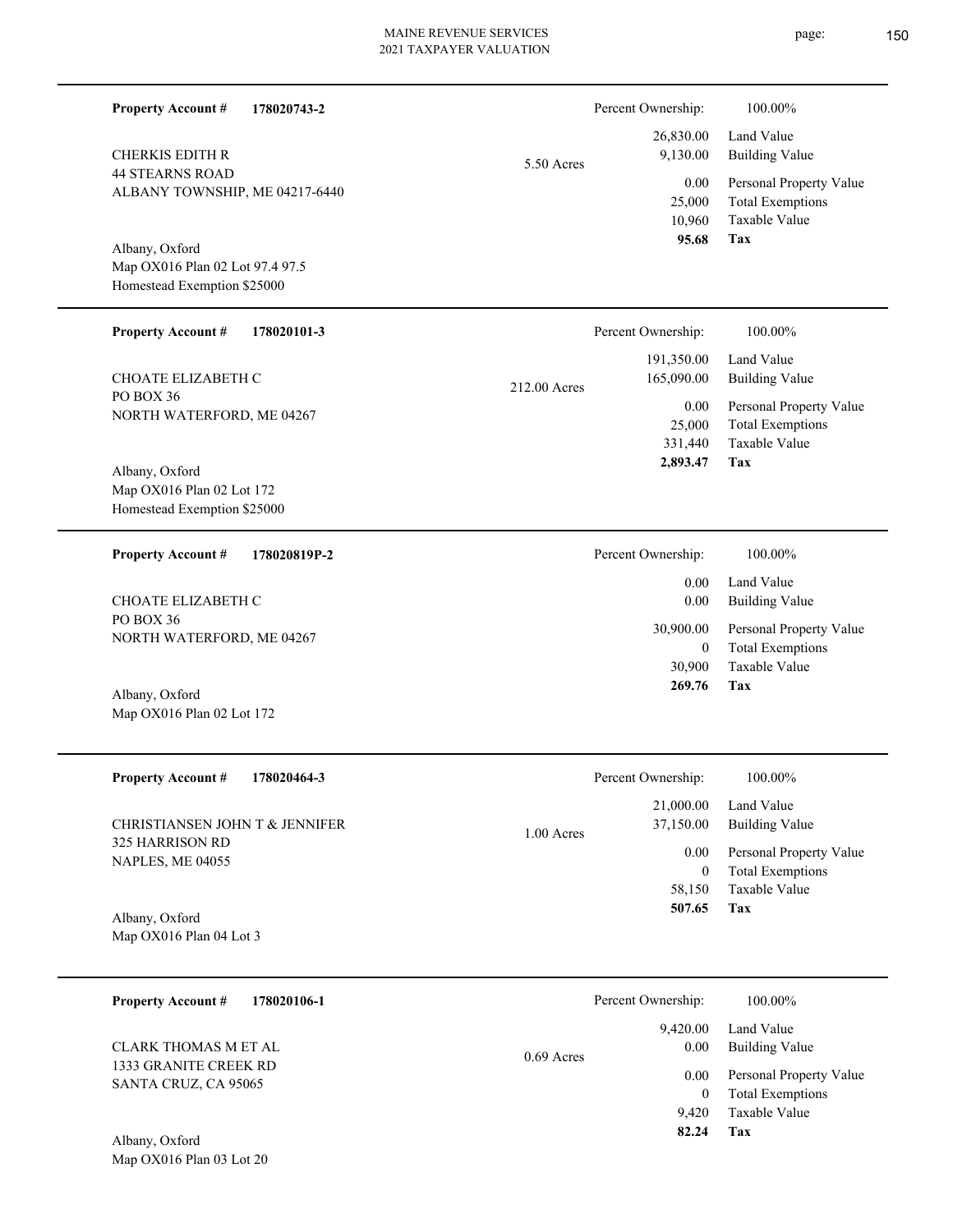**Property Account #** **178020743-2**

CHERKIS EDITH R
44 STEARNS ROAD
ALBANY TOWNSHIP, ME 04217-6440

Albany, Oxford
Map OX016 Plan 02 Lot 97.4 97.5
Homestead Exemption $25000

5.50 Acres

| Percent Ownership: | 100.00% |
|---|---|
| 26,830.00 | Land Value |
| 9,130.00 | Building Value |
| 0.00 | Personal Property Value |
| 25,000 | Total Exemptions |
| 10,960 | Taxable Value |
| **95.68** | **Tax** |

---

**Property Account #** **178020101-3**

CHOATE ELIZABETH C
PO BOX 36
NORTH WATERFORD, ME 04267

Albany, Oxford
Map OX016 Plan 02 Lot 172
Homestead Exemption $25000

212.00 Acres

| Percent Ownership: | 100.00% |
|---|---|
| 191,350.00 | Land Value |
| 165,090.00 | Building Value |
| 0.00 | Personal Property Value |
| 25,000 | Total Exemptions |
| 331,440 | Taxable Value |
| **2,893.47** | **Tax** |

---

**Property Account #** **178020819P-2**

CHOATE ELIZABETH C
PO BOX 36
NORTH WATERFORD, ME 04267

Albany, Oxford
Map OX016 Plan 02 Lot 172

| Percent Ownership: | 100.00% |
|---|---|
| 0.00 | Land Value |
| 0.00 | Building Value |
| 30,900.00 | Personal Property Value |
| 0 | Total Exemptions |
| 30,900 | Taxable Value |
| **269.76** | **Tax** |

---

**Property Account #** **178020464-3**

CHRISTIANSEN JOHN T & JENNIFER
325 HARRISON RD
NAPLES, ME 04055

Albany, Oxford
Map OX016 Plan 04 Lot 3

1.00 Acres

| Percent Ownership: | 100.00% |
|---|---|
| 21,000.00 | Land Value |
| 37,150.00 | Building Value |
| 0.00 | Personal Property Value |
| 0 | Total Exemptions |
| 58,150 | Taxable Value |
| **507.65** | **Tax** |

---

**Property Account #** **178020106-1**

CLARK THOMAS M ET AL
1333 GRANITE CREEK RD
SANTA CRUZ, CA 95065

Albany, Oxford
Map OX016 Plan 03 Lot 20

0.69 Acres

| Percent Ownership: | 100.00% |
|---|---|
| 9,420.00 | Land Value |
| 0.00 | Building Value |
| 0.00 | Personal Property Value |
| 0 | Total Exemptions |
| 9,420 | Taxable Value |
| **82.24** | **Tax** |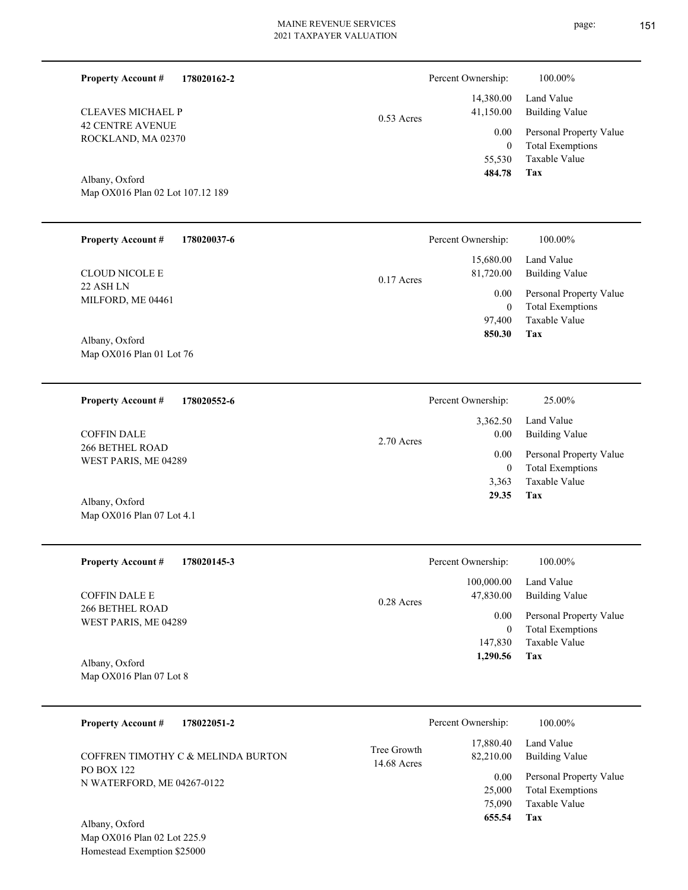**Property Account #** **178020162-2**

CLEAVES MICHAEL P
42 CENTRE AVENUE
ROCKLAND, MA 02370

Albany, Oxford
Map OX016 Plan 02 Lot 107.12 189

0.53 Acres

| | |
|---|---|
| Percent Ownership: | 100.00% |
| 14,380.00 | Land Value |
| 41,150.00 | Building Value |
| 0.00 | Personal Property Value |
| 0 | Total Exemptions |
| 55,530 | Taxable Value |
| **484.78** | **Tax** |

---

**Property Account #** **178020037-6**

CLOUD NICOLE E
22 ASH LN
MILFORD, ME 04461

Albany, Oxford
Map OX016 Plan 01 Lot 76

0.17 Acres

| | |
|---|---|
| Percent Ownership: | 100.00% |
| 15,680.00 | Land Value |
| 81,720.00 | Building Value |
| 0.00 | Personal Property Value |
| 0 | Total Exemptions |
| 97,400 | Taxable Value |
| **850.30** | **Tax** |

---

**Property Account #** **178020552-6**

COFFIN DALE
266 BETHEL ROAD
WEST PARIS, ME 04289

Albany, Oxford
Map OX016 Plan 07 Lot 4.1

2.70 Acres

| | |
|---|---|
| Percent Ownership: | 25.00% |
| 3,362.50 | Land Value |
| 0.00 | Building Value |
| 0.00 | Personal Property Value |
| 0 | Total Exemptions |
| 3,363 | Taxable Value |
| **29.35** | **Tax** |

---

**Property Account #** **178020145-3**

COFFIN DALE E
266 BETHEL ROAD
WEST PARIS, ME 04289

Albany, Oxford
Map OX016 Plan 07 Lot 8

0.28 Acres

| | |
|---|---|
| Percent Ownership: | 100.00% |
| 100,000.00 | Land Value |
| 47,830.00 | Building Value |
| 0.00 | Personal Property Value |
| 0 | Total Exemptions |
| 147,830 | Taxable Value |
| **1,290.56** | **Tax** |

---

**Property Account #** **178022051-2**

COFFREN TIMOTHY C & MELINDA BURTON
PO BOX 122
N WATERFORD, ME 04267-0122

Albany, Oxford
Map OX016 Plan 02 Lot 225.9
Homestead Exemption $25000

Tree Growth
14.68 Acres

| | |
|---|---|
| Percent Ownership: | 100.00% |
| 17,880.40 | Land Value |
| 82,210.00 | Building Value |
| 0.00 | Personal Property Value |
| 25,000 | Total Exemptions |
| 75,090 | Taxable Value |
| **655.54** | **Tax** |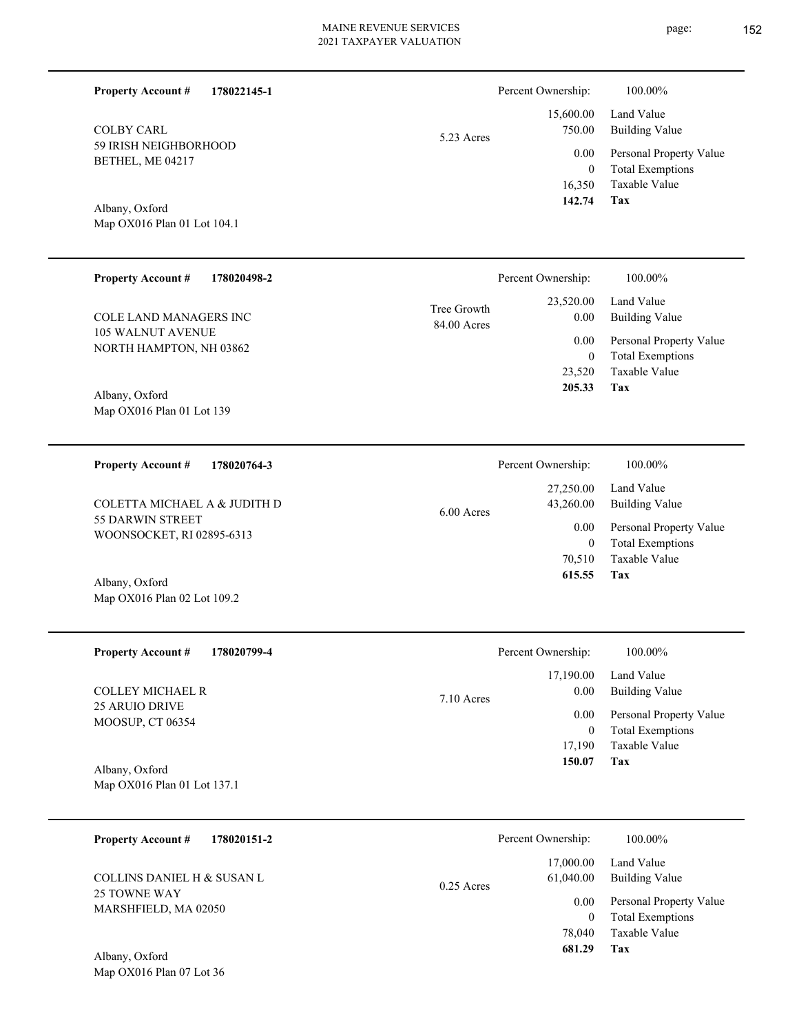**Property Account #** **178022145-1**

COLBY CARL
59 IRISH NEIGHBORHOOD
BETHEL, ME 04217

Albany, Oxford
Map OX016 Plan 01 Lot 104.1

5.23 Acres

| | |
|---|---|
| Percent Ownership: | 100.00% |
| 15,600.00 | Land Value |
| 750.00 | Building Value |
| 0.00 | Personal Property Value |
| 0 | Total Exemptions |
| 16,350 | Taxable Value |
| **142.74** | **Tax** |

---

**Property Account #** **178020498-2**

COLE LAND MANAGERS INC
105 WALNUT AVENUE
NORTH HAMPTON, NH 03862

Albany, Oxford
Map OX016 Plan 01 Lot 139

Tree Growth
84.00 Acres

| | |
|---|---|
| Percent Ownership: | 100.00% |
| 23,520.00 | Land Value |
| 0.00 | Building Value |
| 0.00 | Personal Property Value |
| 0 | Total Exemptions |
| 23,520 | Taxable Value |
| **205.33** | **Tax** |

---

**Property Account #** **178020764-3**

COLETTA MICHAEL A & JUDITH D
55 DARWIN STREET
WOONSOCKET, RI 02895-6313

Albany, Oxford
Map OX016 Plan 02 Lot 109.2

6.00 Acres

| | |
|---|---|
| Percent Ownership: | 100.00% |
| 27,250.00 | Land Value |
| 43,260.00 | Building Value |
| 0.00 | Personal Property Value |
| 0 | Total Exemptions |
| 70,510 | Taxable Value |
| **615.55** | **Tax** |

---

**Property Account #** **178020799-4**

COLLEY MICHAEL R
25 ARUIO DRIVE
MOOSUP, CT 06354

Albany, Oxford
Map OX016 Plan 01 Lot 137.1

7.10 Acres

| | |
|---|---|
| Percent Ownership: | 100.00% |
| 17,190.00 | Land Value |
| 0.00 | Building Value |
| 0.00 | Personal Property Value |
| 0 | Total Exemptions |
| 17,190 | Taxable Value |
| **150.07** | **Tax** |

---

**Property Account #** **178020151-2**

COLLINS DANIEL H & SUSAN L
25 TOWNE WAY
MARSHFIELD, MA 02050

Albany, Oxford
Map OX016 Plan 07 Lot 36

0.25 Acres

| | |
|---|---|
| Percent Ownership: | 100.00% |
| 17,000.00 | Land Value |
| 61,040.00 | Building Value |
| 0.00 | Personal Property Value |
| 0 | Total Exemptions |
| 78,040 | Taxable Value |
| **681.29** | **Tax** |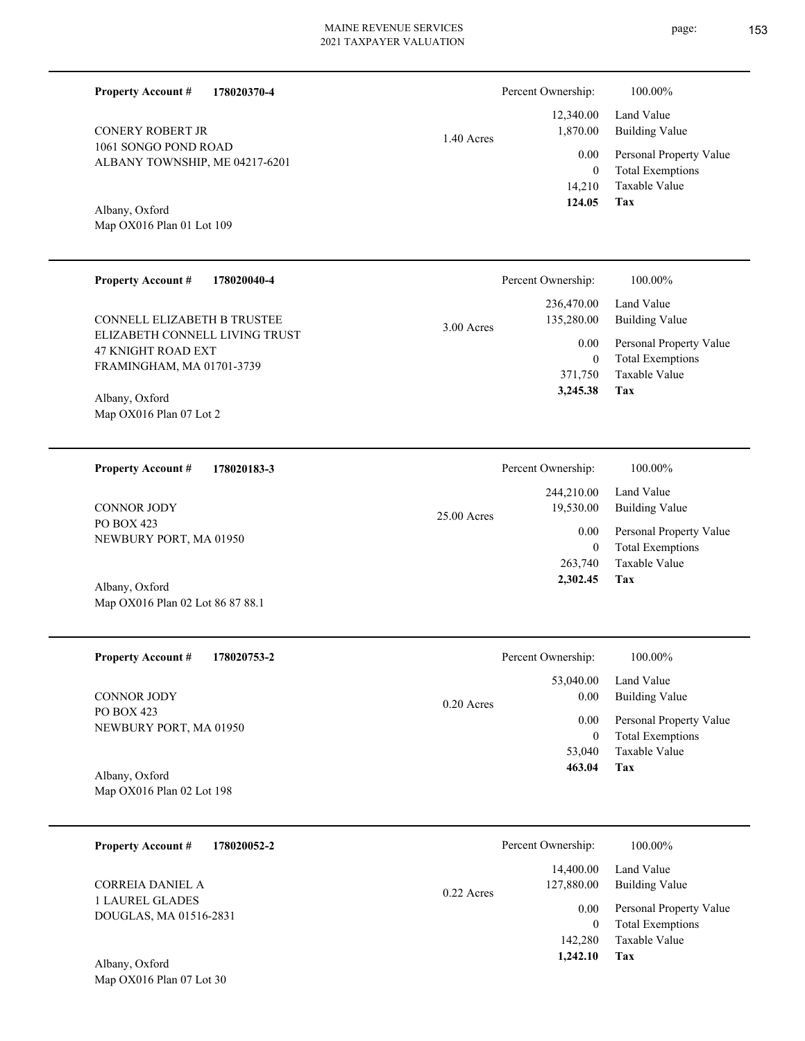**Property Account #** **178020370-4**

CONERY ROBERT JR
1061 SONGO POND ROAD
ALBANY TOWNSHIP, ME 04217-6201

Albany, Oxford
Map OX016 Plan 01 Lot 109

1.40 Acres

| Percent Ownership: | 100.00% |
|---|---|
| 12,340.00 | Land Value |
| 1,870.00 | Building Value |
| 0.00 | Personal Property Value |
| 0 | Total Exemptions |
| 14,210 | Taxable Value |
| **124.05** | **Tax** |

---

**Property Account #** **178020040-4**

CONNELL ELIZABETH B TRUSTEE
ELIZABETH CONNELL LIVING TRUST
47 KNIGHT ROAD EXT
FRAMINGHAM, MA 01701-3739

Albany, Oxford
Map OX016 Plan 07 Lot 2

3.00 Acres

| Percent Ownership: | 100.00% |
|---|---|
| 236,470.00 | Land Value |
| 135,280.00 | Building Value |
| 0.00 | Personal Property Value |
| 0 | Total Exemptions |
| 371,750 | Taxable Value |
| **3,245.38** | **Tax** |

---

**Property Account #** **178020183-3**

CONNOR JODY
PO BOX 423
NEWBURY PORT, MA 01950

Albany, Oxford
Map OX016 Plan 02 Lot 86 87 88.1

25.00 Acres

| Percent Ownership: | 100.00% |
|---|---|
| 244,210.00 | Land Value |
| 19,530.00 | Building Value |
| 0.00 | Personal Property Value |
| 0 | Total Exemptions |
| 263,740 | Taxable Value |
| **2,302.45** | **Tax** |

---

**Property Account #** **178020753-2**

CONNOR JODY
PO BOX 423
NEWBURY PORT, MA 01950

Albany, Oxford
Map OX016 Plan 02 Lot 198

0.20 Acres

| Percent Ownership: | 100.00% |
|---|---|
| 53,040.00 | Land Value |
| 0.00 | Building Value |
| 0.00 | Personal Property Value |
| 0 | Total Exemptions |
| 53,040 | Taxable Value |
| **463.04** | **Tax** |

---

**Property Account #** **178020052-2**

CORREIA DANIEL A
1 LAUREL GLADES
DOUGLAS, MA 01516-2831

Albany, Oxford
Map OX016 Plan 07 Lot 30

0.22 Acres

| Percent Ownership: | 100.00% |
|---|---|
| 14,400.00 | Land Value |
| 127,880.00 | Building Value |
| 0.00 | Personal Property Value |
| 0 | Total Exemptions |
| 142,280 | Taxable Value |
| **1,242.10** | **Tax** |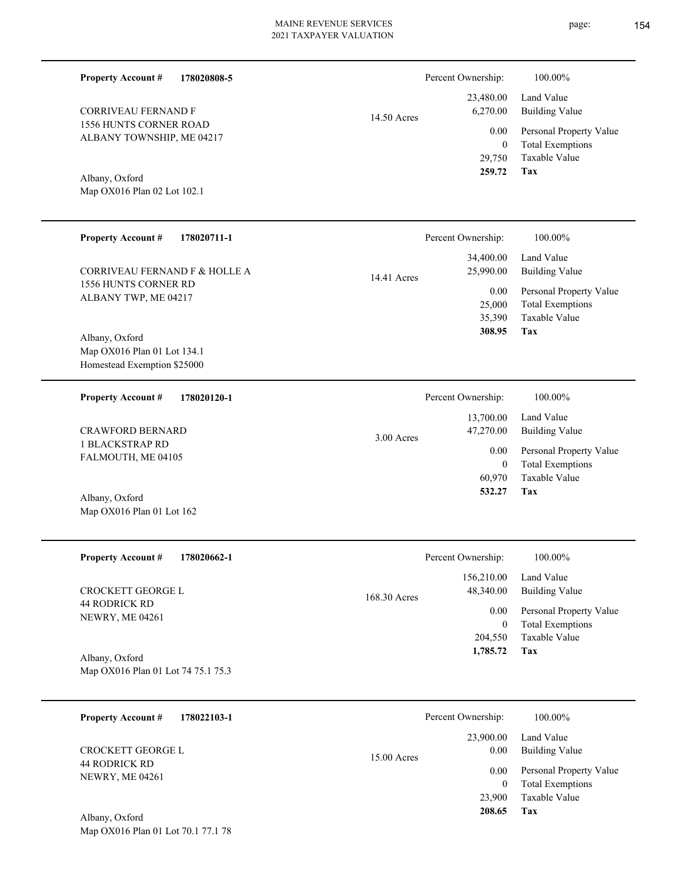**Property Account #** **178020808-5**

CORRIVEAU FERNAND F
1556 HUNTS CORNER ROAD
ALBANY TOWNSHIP, ME 04217

Albany, Oxford
Map OX016 Plan 02 Lot 102.1

14.50 Acres

| Percent Ownership: | 100.00% |
|---|---|
| 23,480.00 | Land Value |
| 6,270.00 | Building Value |
| 0.00 | Personal Property Value |
| 0 | Total Exemptions |
| 29,750 | Taxable Value |
| **259.72** | **Tax** |

---

**Property Account #** **178020711-1**

CORRIVEAU FERNAND F & HOLLE A
1556 HUNTS CORNER RD
ALBANY TWP, ME 04217

Albany, Oxford
Map OX016 Plan 01 Lot 134.1
Homestead Exemption $25000

14.41 Acres

| Percent Ownership: | 100.00% |
|---|---|
| 34,400.00 | Land Value |
| 25,990.00 | Building Value |
| 0.00 | Personal Property Value |
| 25,000 | Total Exemptions |
| 35,390 | Taxable Value |
| **308.95** | **Tax** |

---

**Property Account #** **178020120-1**

CRAWFORD BERNARD
1 BLACKSTRAP RD
FALMOUTH, ME 04105

Albany, Oxford
Map OX016 Plan 01 Lot 162

3.00 Acres

| Percent Ownership: | 100.00% |
|---|---|
| 13,700.00 | Land Value |
| 47,270.00 | Building Value |
| 0.00 | Personal Property Value |
| 0 | Total Exemptions |
| 60,970 | Taxable Value |
| **532.27** | **Tax** |

---

**Property Account #** **178020662-1**

CROCKETT GEORGE L
44 RODRICK RD
NEWRY, ME 04261

Albany, Oxford
Map OX016 Plan 01 Lot 74 75.1 75.3

168.30 Acres

| Percent Ownership: | 100.00% |
|---|---|
| 156,210.00 | Land Value |
| 48,340.00 | Building Value |
| 0.00 | Personal Property Value |
| 0 | Total Exemptions |
| 204,550 | Taxable Value |
| **1,785.72** | **Tax** |

---

**Property Account #** **178022103-1**

CROCKETT GEORGE L
44 RODRICK RD
NEWRY, ME 04261

Albany, Oxford
Map OX016 Plan 01 Lot 70.1 77.1 78

15.00 Acres

| Percent Ownership: | 100.00% |
|---|---|
| 23,900.00 | Land Value |
| 0.00 | Building Value |
| 0.00 | Personal Property Value |
| 0 | Total Exemptions |
| 23,900 | Taxable Value |
| **208.65** | **Tax** |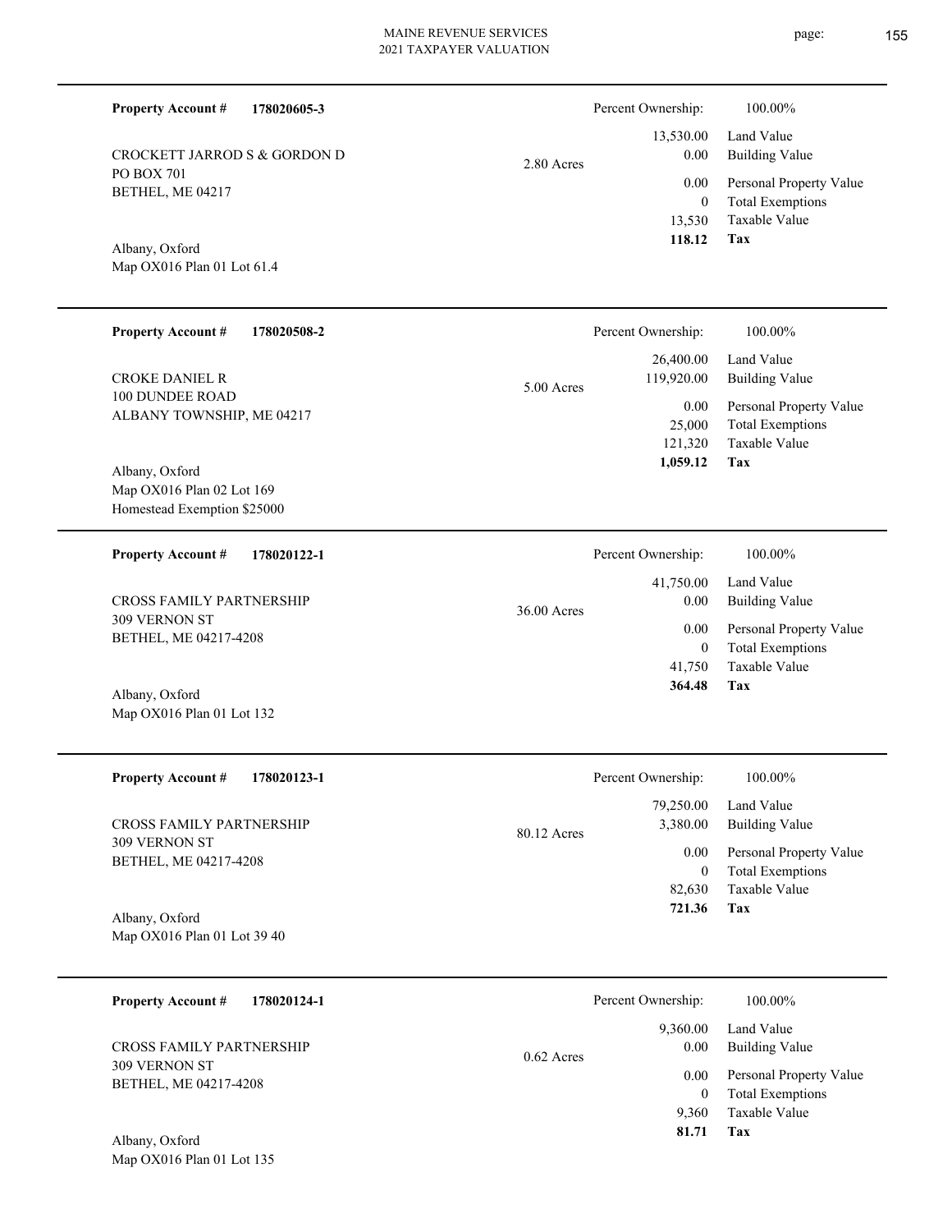MAINE REVENUE SERVICES
2021 TAXPAYER VALUATION

---

**Property Account #** **178020605-3**

CROCKETT JARROD S & GORDON D
PO BOX 701
BETHEL, ME 04217

Albany, Oxford
Map OX016 Plan 01 Lot 61.4

2.80 Acres

Percent Ownership: 100.00%

| | |
|---|---|
| 13,530.00 | Land Value |
| 0.00 | Building Value |
| 0.00 | Personal Property Value |
| 0 | Total Exemptions |
| 13,530 | Taxable Value |
| **118.12** | **Tax** |

---

**Property Account #** **178020508-2**

CROKE DANIEL R
100 DUNDEE ROAD
ALBANY TOWNSHIP, ME 04217

Albany, Oxford
Map OX016 Plan 02 Lot 169
Homestead Exemption $25000

5.00 Acres

Percent Ownership: 100.00%

| | |
|---|---|
| 26,400.00 | Land Value |
| 119,920.00 | Building Value |
| 0.00 | Personal Property Value |
| 25,000 | Total Exemptions |
| 121,320 | Taxable Value |
| **1,059.12** | **Tax** |

---

**Property Account #** **178020122-1**

CROSS FAMILY PARTNERSHIP
309 VERNON ST
BETHEL, ME 04217-4208

Albany, Oxford
Map OX016 Plan 01 Lot 132

36.00 Acres

Percent Ownership: 100.00%

| | |
|---|---|
| 41,750.00 | Land Value |
| 0.00 | Building Value |
| 0.00 | Personal Property Value |
| 0 | Total Exemptions |
| 41,750 | Taxable Value |
| **364.48** | **Tax** |

---

**Property Account #** **178020123-1**

CROSS FAMILY PARTNERSHIP
309 VERNON ST
BETHEL, ME 04217-4208

Albany, Oxford
Map OX016 Plan 01 Lot 39 40

80.12 Acres

Percent Ownership: 100.00%

| | |
|---|---|
| 79,250.00 | Land Value |
| 3,380.00 | Building Value |
| 0.00 | Personal Property Value |
| 0 | Total Exemptions |
| 82,630 | Taxable Value |
| **721.36** | **Tax** |

---

**Property Account #** **178020124-1**

CROSS FAMILY PARTNERSHIP
309 VERNON ST
BETHEL, ME 04217-4208

Albany, Oxford
Map OX016 Plan 01 Lot 135

0.62 Acres

Percent Ownership: 100.00%

| | |
|---|---|
| 9,360.00 | Land Value |
| 0.00 | Building Value |
| 0.00 | Personal Property Value |
| 0 | Total Exemptions |
| 9,360 | Taxable Value |
| **81.71** | **Tax** |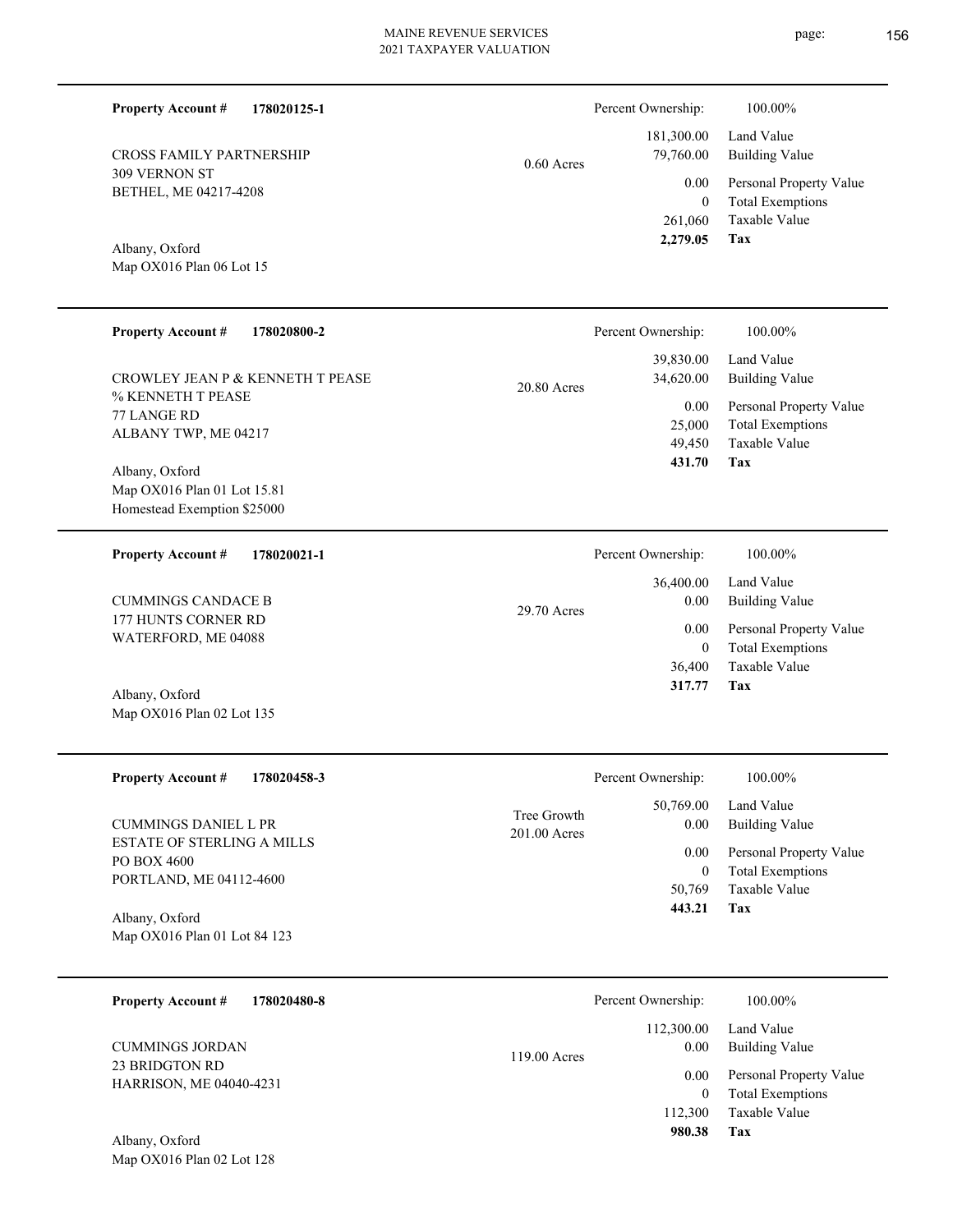**Property Account #** **178020125-1**

CROSS FAMILY PARTNERSHIP
309 VERNON ST
BETHEL, ME 04217-4208

Albany, Oxford
Map OX016 Plan 06 Lot 15

0.60 Acres

| Percent Ownership: | 100.00% |
|---|---|
| 181,300.00 | Land Value |
| 79,760.00 | Building Value |
| 0.00 | Personal Property Value |
| 0 | Total Exemptions |
| 261,060 | Taxable Value |
| **2,279.05** | **Tax** |

---

**Property Account #** **178020800-2**

CROWLEY JEAN P & KENNETH T PEASE
% KENNETH T PEASE
77 LANGE RD
ALBANY TWP, ME 04217

Albany, Oxford
Map OX016 Plan 01 Lot 15.81
Homestead Exemption $25000

20.80 Acres

| Percent Ownership: | 100.00% |
|---|---|
| 39,830.00 | Land Value |
| 34,620.00 | Building Value |
| 0.00 | Personal Property Value |
| 25,000 | Total Exemptions |
| 49,450 | Taxable Value |
| **431.70** | **Tax** |

---

**Property Account #** **178020021-1**

CUMMINGS CANDACE B
177 HUNTS CORNER RD
WATERFORD, ME 04088

Albany, Oxford
Map OX016 Plan 02 Lot 135

29.70 Acres

| Percent Ownership: | 100.00% |
|---|---|
| 36,400.00 | Land Value |
| 0.00 | Building Value |
| 0.00 | Personal Property Value |
| 0 | Total Exemptions |
| 36,400 | Taxable Value |
| **317.77** | **Tax** |

---

**Property Account #** **178020458-3**

CUMMINGS DANIEL L PR
ESTATE OF STERLING A MILLS
PO BOX 4600
PORTLAND, ME 04112-4600

Albany, Oxford
Map OX016 Plan 01 Lot 84 123

Tree Growth
201.00 Acres

| Percent Ownership: | 100.00% |
|---|---|
| 50,769.00 | Land Value |
| 0.00 | Building Value |
| 0.00 | Personal Property Value |
| 0 | Total Exemptions |
| 50,769 | Taxable Value |
| **443.21** | **Tax** |

---

**Property Account #** **178020480-8**

CUMMINGS JORDAN
23 BRIDGTON RD
HARRISON, ME 04040-4231

Albany, Oxford
Map OX016 Plan 02 Lot 128

119.00 Acres

| Percent Ownership: | 100.00% |
|---|---|
| 112,300.00 | Land Value |
| 0.00 | Building Value |
| 0.00 | Personal Property Value |
| 0 | Total Exemptions |
| 112,300 | Taxable Value |
| **980.38** | **Tax** |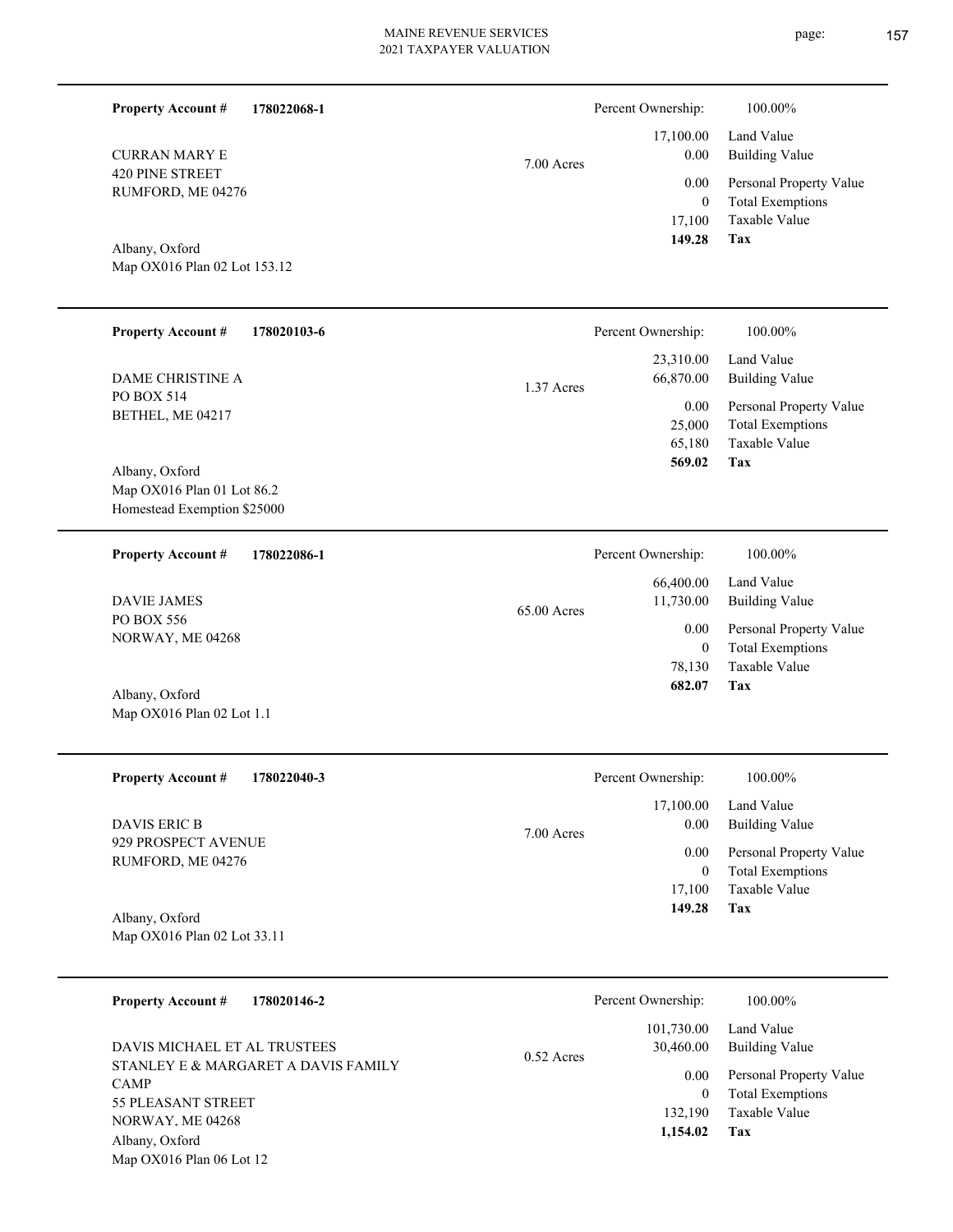**Property Account #** **178022068-1**

CURRAN MARY E
420 PINE STREET
RUMFORD, ME 04276

Albany, Oxford
Map OX016 Plan 02 Lot 153.12

7.00 Acres

| Percent Ownership: | 100.00% |
|---|---|
| 17,100.00 | Land Value |
| 0.00 | Building Value |
| 0.00 | Personal Property Value |
| 0 | Total Exemptions |
| 17,100 | Taxable Value |
| **149.28** | **Tax** |

---

**Property Account #** **178020103-6**

DAME CHRISTINE A
PO BOX 514
BETHEL, ME 04217

Albany, Oxford
Map OX016 Plan 01 Lot 86.2
Homestead Exemption $25000

1.37 Acres

| Percent Ownership: | 100.00% |
|---|---|
| 23,310.00 | Land Value |
| 66,870.00 | Building Value |
| 0.00 | Personal Property Value |
| 25,000 | Total Exemptions |
| 65,180 | Taxable Value |
| **569.02** | **Tax** |

---

**Property Account #** **178022086-1**

DAVIE JAMES
PO BOX 556
NORWAY, ME 04268

Albany, Oxford
Map OX016 Plan 02 Lot 1.1

65.00 Acres

| Percent Ownership: | 100.00% |
|---|---|
| 66,400.00 | Land Value |
| 11,730.00 | Building Value |
| 0.00 | Personal Property Value |
| 0 | Total Exemptions |
| 78,130 | Taxable Value |
| **682.07** | **Tax** |

---

**Property Account #** **178022040-3**

DAVIS ERIC B
929 PROSPECT AVENUE
RUMFORD, ME 04276

Albany, Oxford
Map OX016 Plan 02 Lot 33.11

7.00 Acres

| Percent Ownership: | 100.00% |
|---|---|
| 17,100.00 | Land Value |
| 0.00 | Building Value |
| 0.00 | Personal Property Value |
| 0 | Total Exemptions |
| 17,100 | Taxable Value |
| **149.28** | **Tax** |

---

**Property Account #** **178020146-2**

DAVIS MICHAEL ET AL TRUSTEES
STANLEY E & MARGARET A DAVIS FAMILY CAMP
55 PLEASANT STREET
NORWAY, ME 04268
Albany, Oxford
Map OX016 Plan 06 Lot 12

0.52 Acres

| Percent Ownership: | 100.00% |
|---|---|
| 101,730.00 | Land Value |
| 30,460.00 | Building Value |
| 0.00 | Personal Property Value |
| 0 | Total Exemptions |
| 132,190 | Taxable Value |
| **1,154.02** | **Tax** |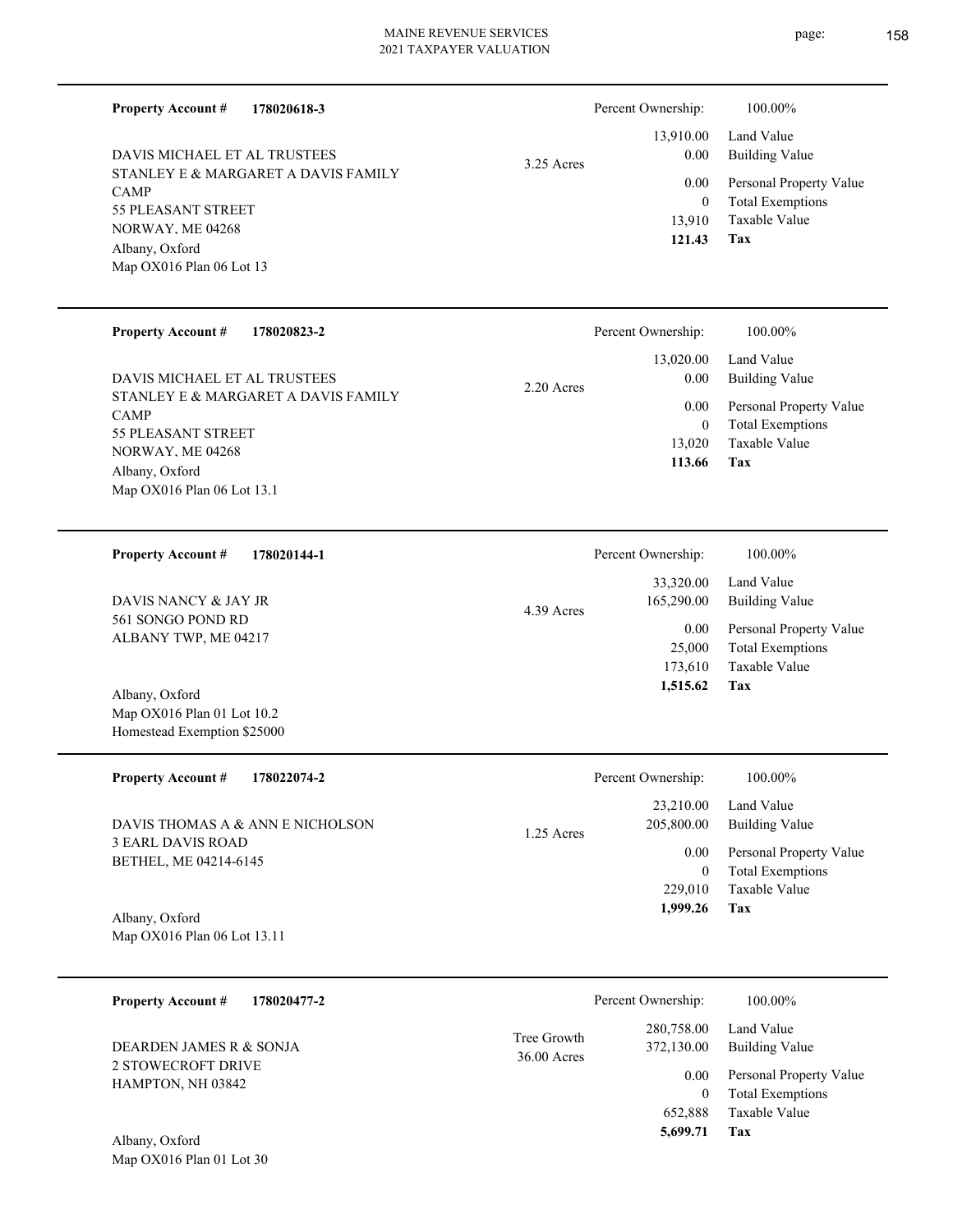| Property Account # | 178020618-3 | | Percent Ownership: | 100.00% |
|---|---|---|---|---|
| DAVIS MICHAEL ET AL TRUSTEES | | 3.25 Acres | 13,910.00 | Land Value |
| STANLEY E & MARGARET A DAVIS FAMILY CAMP | | | 0.00 | Building Value |
| 55 PLEASANT STREET | | | 0.00 | Personal Property Value |
| NORWAY, ME 04268 | | | 0 | Total Exemptions |
| Albany, Oxford | | | 13,910 | Taxable Value |
| Map OX016 Plan 06 Lot 13 | | | **121.43** | **Tax** |

| Property Account # | 178020823-2 | | Percent Ownership: | 100.00% |
|---|---|---|---|---|
| DAVIS MICHAEL ET AL TRUSTEES | | 2.20 Acres | 13,020.00 | Land Value |
| STANLEY E & MARGARET A DAVIS FAMILY CAMP | | | 0.00 | Building Value |
| 55 PLEASANT STREET | | | 0.00 | Personal Property Value |
| NORWAY, ME 04268 | | | 0 | Total Exemptions |
| Albany, Oxford | | | 13,020 | Taxable Value |
| Map OX016 Plan 06 Lot 13.1 | | | **113.66** | **Tax** |

| Property Account # | 178020144-1 | | Percent Ownership: | 100.00% |
|---|---|---|---|---|
| DAVIS NANCY & JAY JR | | 4.39 Acres | 33,320.00 | Land Value |
| 561 SONGO POND RD | | | 165,290.00 | Building Value |
| ALBANY TWP, ME 04217 | | | 0.00 | Personal Property Value |
| Albany, Oxford | | | 25,000 | Total Exemptions |
| Map OX016 Plan 01 Lot 10.2 | | | 173,610 | Taxable Value |
| Homestead Exemption $25000 | | | **1,515.62** | **Tax** |

| Property Account # | 178022074-2 | | Percent Ownership: | 100.00% |
|---|---|---|---|---|
| DAVIS THOMAS A & ANN E NICHOLSON | | 1.25 Acres | 23,210.00 | Land Value |
| 3 EARL DAVIS ROAD | | | 205,800.00 | Building Value |
| BETHEL, ME 04214-6145 | | | 0.00 | Personal Property Value |
| Albany, Oxford | | | 0 | Total Exemptions |
| Map OX016 Plan 06 Lot 13.11 | | | 229,010 | Taxable Value |
| | | | **1,999.26** | **Tax** |

| Property Account # | 178020477-2 | | Percent Ownership: | 100.00% |
|---|---|---|---|---|
| DEARDEN JAMES R & SONJA | | Tree Growth 36.00 Acres | 280,758.00 | Land Value |
| 2 STOWECROFT DRIVE | | | 372,130.00 | Building Value |
| HAMPTON, NH 03842 | | | 0.00 | Personal Property Value |
| Albany, Oxford | | | 0 | Total Exemptions |
| Map OX016 Plan 01 Lot 30 | | | 652,888 | Taxable Value |
| | | | **5,699.71** | **Tax** |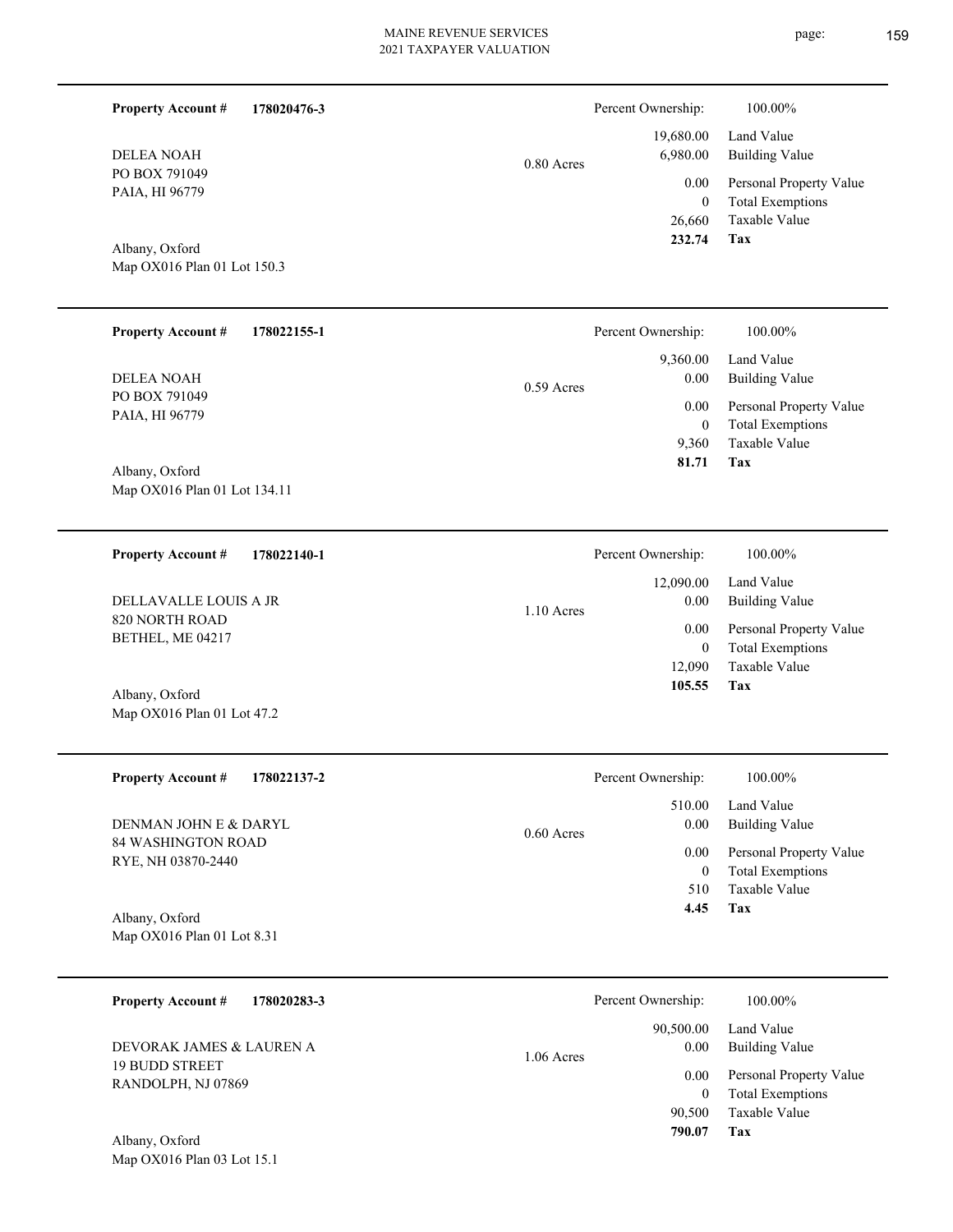**Property Account #** **178020476-3**

DELEA NOAH
PO BOX 791049
PAIA, HI 96779

Albany, Oxford
Map OX016 Plan 01 Lot 150.3

0.80 Acres

| Percent Ownership: | 100.00% |
|---|---|
| 19,680.00 | Land Value |
| 6,980.00 | Building Value |
| 0.00 | Personal Property Value |
| 0 | Total Exemptions |
| 26,660 | Taxable Value |
| **232.74** | **Tax** |

---

**Property Account #** **178022155-1**

DELEA NOAH
PO BOX 791049
PAIA, HI 96779

Albany, Oxford
Map OX016 Plan 01 Lot 134.11

0.59 Acres

| Percent Ownership: | 100.00% |
|---|---|
| 9,360.00 | Land Value |
| 0.00 | Building Value |
| 0.00 | Personal Property Value |
| 0 | Total Exemptions |
| 9,360 | Taxable Value |
| **81.71** | **Tax** |

---

**Property Account #** **178022140-1**

DELLAVALLE LOUIS A JR
820 NORTH ROAD
BETHEL, ME 04217

Albany, Oxford
Map OX016 Plan 01 Lot 47.2

1.10 Acres

| Percent Ownership: | 100.00% |
|---|---|
| 12,090.00 | Land Value |
| 0.00 | Building Value |
| 0.00 | Personal Property Value |
| 0 | Total Exemptions |
| 12,090 | Taxable Value |
| **105.55** | **Tax** |

---

**Property Account #** **178022137-2**

DENMAN JOHN E & DARYL
84 WASHINGTON ROAD
RYE, NH 03870-2440

Albany, Oxford
Map OX016 Plan 01 Lot 8.31

0.60 Acres

| Percent Ownership: | 100.00% |
|---|---|
| 510.00 | Land Value |
| 0.00 | Building Value |
| 0.00 | Personal Property Value |
| 0 | Total Exemptions |
| 510 | Taxable Value |
| **4.45** | **Tax** |

---

**Property Account #** **178020283-3**

DEVORAK JAMES & LAUREN A
19 BUDD STREET
RANDOLPH, NJ 07869

Albany, Oxford
Map OX016 Plan 03 Lot 15.1

1.06 Acres

| Percent Ownership: | 100.00% |
|---|---|
| 90,500.00 | Land Value |
| 0.00 | Building Value |
| 0.00 | Personal Property Value |
| 0 | Total Exemptions |
| 90,500 | Taxable Value |
| **790.07** | **Tax** |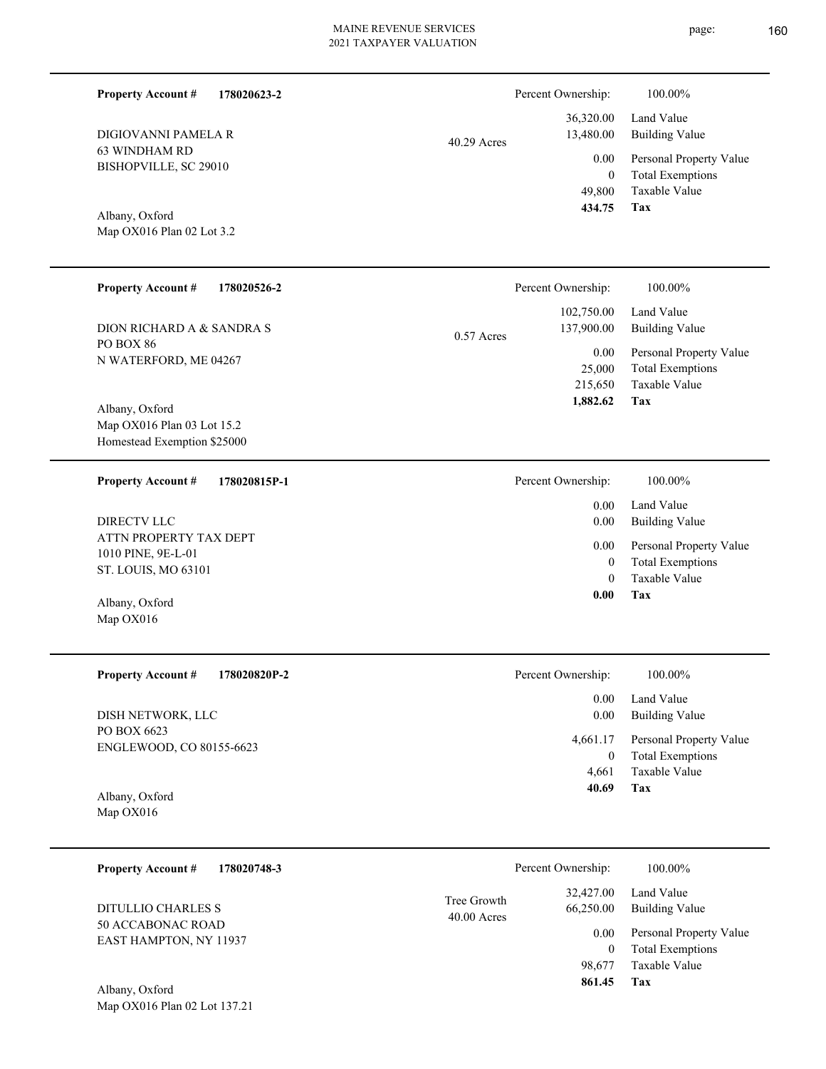**Property Account #** 178020623-2

DIGIOVANNI PAMELA R
63 WINDHAM RD
BISHOPVILLE, SC 29010

Albany, Oxford
Map OX016 Plan 02 Lot 3.2

40.29 Acres

Percent Ownership: 100.00%

| | |
|---|---|
| 36,320.00 | Land Value |
| 13,480.00 | Building Value |
| 0.00 | Personal Property Value |
| 0 | Total Exemptions |
| 49,800 | Taxable Value |
| **434.75** | **Tax** |

---

**Property Account #** 178020526-2

DION RICHARD A & SANDRA S
PO BOX 86
N WATERFORD, ME 04267

Albany, Oxford
Map OX016 Plan 03 Lot 15.2
Homestead Exemption $25000

0.57 Acres

Percent Ownership: 100.00%

| | |
|---|---|
| 102,750.00 | Land Value |
| 137,900.00 | Building Value |
| 0.00 | Personal Property Value |
| 25,000 | Total Exemptions |
| 215,650 | Taxable Value |
| **1,882.62** | **Tax** |

---

**Property Account #** 178020815P-1

DIRECTV LLC
ATTN PROPERTY TAX DEPT
1010 PINE, 9E-L-01
ST. LOUIS, MO 63101

Albany, Oxford
Map OX016

Percent Ownership: 100.00%

| | |
|---|---|
| 0.00 | Land Value |
| 0.00 | Building Value |
| 0.00 | Personal Property Value |
| 0 | Total Exemptions |
| 0 | Taxable Value |
| **0.00** | **Tax** |

---

**Property Account #** 178020820P-2

DISH NETWORK, LLC
PO BOX 6623
ENGLEWOOD, CO 80155-6623

Albany, Oxford
Map OX016

Percent Ownership: 100.00%

| | |
|---|---|
| 0.00 | Land Value |
| 0.00 | Building Value |
| 4,661.17 | Personal Property Value |
| 0 | Total Exemptions |
| 4,661 | Taxable Value |
| **40.69** | **Tax** |

---

**Property Account #** 178020748-3

DITULLIO CHARLES S
50 ACCABONAC ROAD
EAST HAMPTON, NY 11937

Albany, Oxford
Map OX016 Plan 02 Lot 137.21

Tree Growth
40.00 Acres

Percent Ownership: 100.00%

| | |
|---|---|
| 32,427.00 | Land Value |
| 66,250.00 | Building Value |
| 0.00 | Personal Property Value |
| 0 | Total Exemptions |
| 98,677 | Taxable Value |
| **861.45** | **Tax** |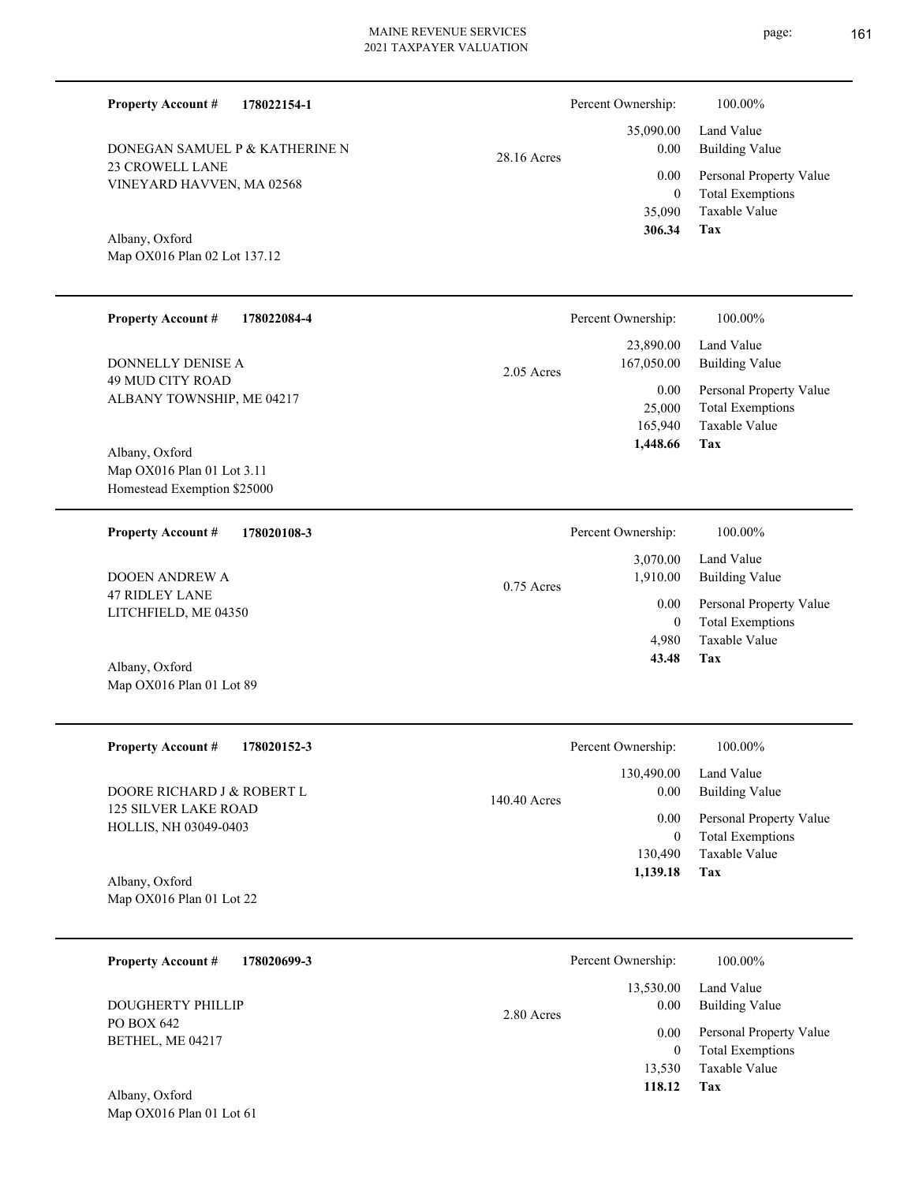**Property Account #** **178022154-1**

DONEGAN SAMUEL P & KATHERINE N
23 CROWELL LANE
VINEYARD HAVVEN, MA 02568

Albany, Oxford
Map OX016 Plan 02 Lot 137.12

28.16 Acres

| Percent Ownership: | 100.00% |
|---|---|
| 35,090.00 | Land Value |
| 0.00 | Building Value |
| 0.00 | Personal Property Value |
| 0 | Total Exemptions |
| 35,090 | Taxable Value |
| **306.34** | **Tax** |

---

**Property Account #** **178022084-4**

DONNELLY DENISE A
49 MUD CITY ROAD
ALBANY TOWNSHIP, ME 04217

Albany, Oxford
Map OX016 Plan 01 Lot 3.11
Homestead Exemption $25000

2.05 Acres

| Percent Ownership: | 100.00% |
|---|---|
| 23,890.00 | Land Value |
| 167,050.00 | Building Value |
| 0.00 | Personal Property Value |
| 25,000 | Total Exemptions |
| 165,940 | Taxable Value |
| **1,448.66** | **Tax** |

---

**Property Account #** **178020108-3**

DOOEN ANDREW A
47 RIDLEY LANE
LITCHFIELD, ME 04350

Albany, Oxford
Map OX016 Plan 01 Lot 89

0.75 Acres

| Percent Ownership: | 100.00% |
|---|---|
| 3,070.00 | Land Value |
| 1,910.00 | Building Value |
| 0.00 | Personal Property Value |
| 0 | Total Exemptions |
| 4,980 | Taxable Value |
| **43.48** | **Tax** |

---

**Property Account #** **178020152-3**

DOORE RICHARD J & ROBERT L
125 SILVER LAKE ROAD
HOLLIS, NH 03049-0403

Albany, Oxford
Map OX016 Plan 01 Lot 22

140.40 Acres

| Percent Ownership: | 100.00% |
|---|---|
| 130,490.00 | Land Value |
| 0.00 | Building Value |
| 0.00 | Personal Property Value |
| 0 | Total Exemptions |
| 130,490 | Taxable Value |
| **1,139.18** | **Tax** |

---

**Property Account #** **178020699-3**

DOUGHERTY PHILLIP
PO BOX 642
BETHEL, ME 04217

Albany, Oxford
Map OX016 Plan 01 Lot 61

2.80 Acres

| Percent Ownership: | 100.00% |
|---|---|
| 13,530.00 | Land Value |
| 0.00 | Building Value |
| 0.00 | Personal Property Value |
| 0 | Total Exemptions |
| 13,530 | Taxable Value |
| **118.12** | **Tax** |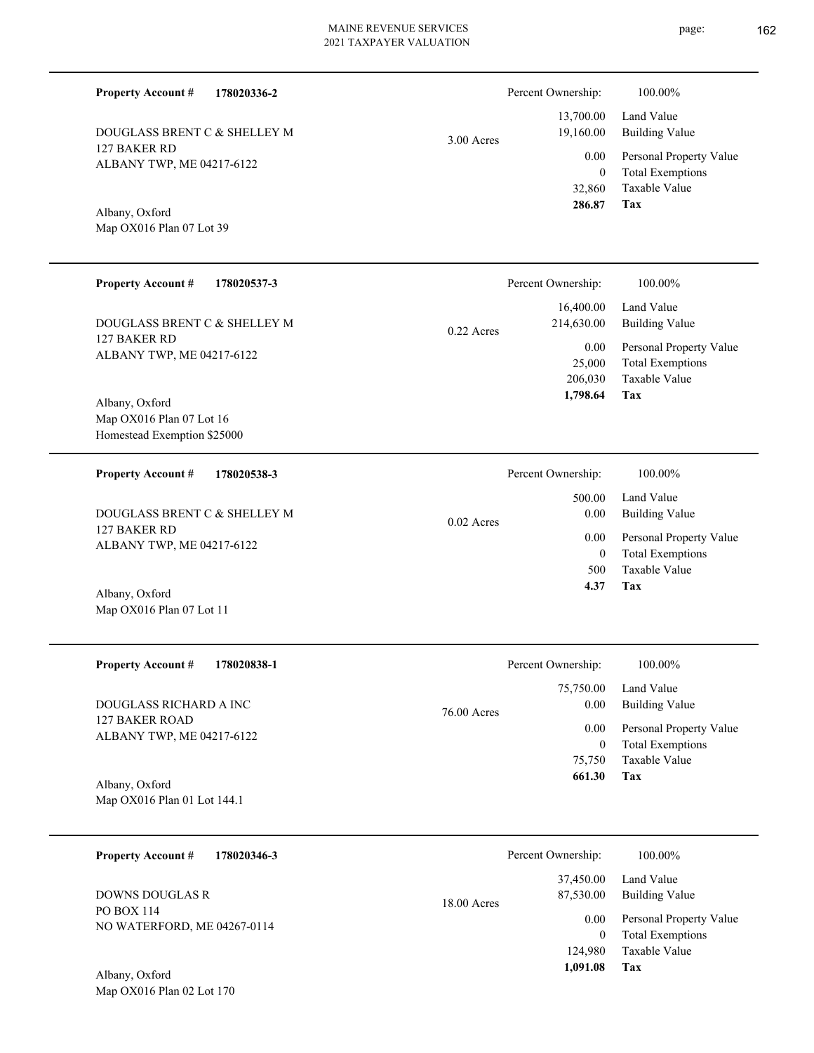**Property Account #** **178020336-2**

DOUGLASS BRENT C & SHELLEY M
127 BAKER RD
ALBANY TWP, ME 04217-6122

Albany, Oxford
Map OX016 Plan 07 Lot 39

3.00 Acres

Percent Ownership: 100.00%

| | |
|---|---|
| 13,700.00 | Land Value |
| 19,160.00 | Building Value |
| 0.00 | Personal Property Value |
| 0 | Total Exemptions |
| 32,860 | Taxable Value |
| **286.87** | **Tax** |

---

**Property Account #** **178020537-3**

DOUGLASS BRENT C & SHELLEY M
127 BAKER RD
ALBANY TWP, ME 04217-6122

Albany, Oxford
Map OX016 Plan 07 Lot 16
Homestead Exemption $25000

0.22 Acres

Percent Ownership: 100.00%

| | |
|---|---|
| 16,400.00 | Land Value |
| 214,630.00 | Building Value |
| 0.00 | Personal Property Value |
| 25,000 | Total Exemptions |
| 206,030 | Taxable Value |
| **1,798.64** | **Tax** |

---

**Property Account #** **178020538-3**

DOUGLASS BRENT C & SHELLEY M
127 BAKER RD
ALBANY TWP, ME 04217-6122

Albany, Oxford
Map OX016 Plan 07 Lot 11

0.02 Acres

Percent Ownership: 100.00%

| | |
|---|---|
| 500.00 | Land Value |
| 0.00 | Building Value |
| 0.00 | Personal Property Value |
| 0 | Total Exemptions |
| 500 | Taxable Value |
| **4.37** | **Tax** |

---

**Property Account #** **178020838-1**

DOUGLASS RICHARD A INC
127 BAKER ROAD
ALBANY TWP, ME 04217-6122

Albany, Oxford
Map OX016 Plan 01 Lot 144.1

76.00 Acres

Percent Ownership: 100.00%

| | |
|---|---|
| 75,750.00 | Land Value |
| 0.00 | Building Value |
| 0.00 | Personal Property Value |
| 0 | Total Exemptions |
| 75,750 | Taxable Value |
| **661.30** | **Tax** |

---

**Property Account #** **178020346-3**

DOWNS DOUGLAS R
PO BOX 114
NO WATERFORD, ME 04267-0114

Albany, Oxford
Map OX016 Plan 02 Lot 170

18.00 Acres

Percent Ownership: 100.00%

| | |
|---|---|
| 37,450.00 | Land Value |
| 87,530.00 | Building Value |
| 0.00 | Personal Property Value |
| 0 | Total Exemptions |
| 124,980 | Taxable Value |
| **1,091.08** | **Tax** |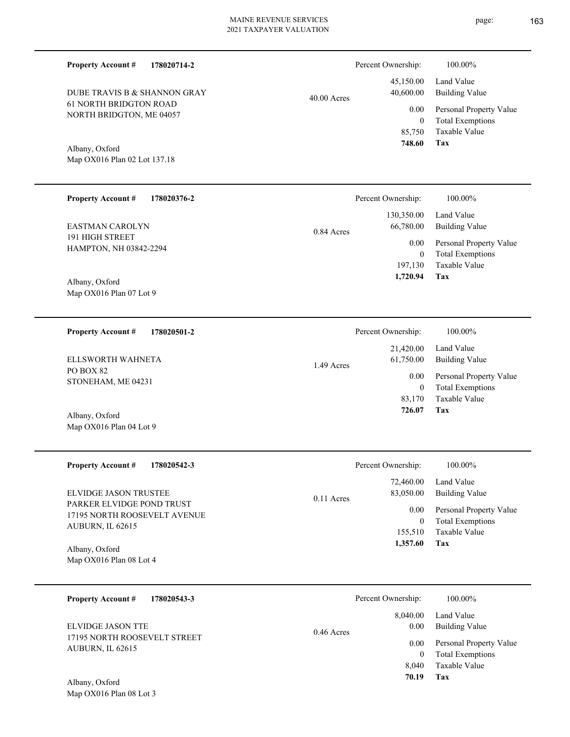**Property Account #** **178020714-2**

DUBE TRAVIS B & SHANNON GRAY
61 NORTH BRIDGTON ROAD
NORTH BRIDGTON, ME 04057

Albany, Oxford
Map OX016 Plan 02 Lot 137.18

40.00 Acres

| Percent Ownership: | 100.00% |
|---|---|
| 45,150.00 | Land Value |
| 40,600.00 | Building Value |
| 0.00 | Personal Property Value |
| 0 | Total Exemptions |
| 85,750 | Taxable Value |
| **748.60** | **Tax** |

---

**Property Account #** **178020376-2**

EASTMAN CAROLYN
191 HIGH STREET
HAMPTON, NH 03842-2294

Albany, Oxford
Map OX016 Plan 07 Lot 9

0.84 Acres

| Percent Ownership: | 100.00% |
|---|---|
| 130,350.00 | Land Value |
| 66,780.00 | Building Value |
| 0.00 | Personal Property Value |
| 0 | Total Exemptions |
| 197,130 | Taxable Value |
| **1,720.94** | **Tax** |

---

**Property Account #** **178020501-2**

ELLSWORTH WAHNETA
PO BOX 82
STONEHAM, ME 04231

Albany, Oxford
Map OX016 Plan 04 Lot 9

1.49 Acres

| Percent Ownership: | 100.00% |
|---|---|
| 21,420.00 | Land Value |
| 61,750.00 | Building Value |
| 0.00 | Personal Property Value |
| 0 | Total Exemptions |
| 83,170 | Taxable Value |
| **726.07** | **Tax** |

---

**Property Account #** **178020542-3**

ELVIDGE JASON TRUSTEE
PARKER ELVIDGE POND TRUST
17195 NORTH ROOSEVELT AVENUE
AUBURN, IL 62615

Albany, Oxford
Map OX016 Plan 08 Lot 4

0.11 Acres

| Percent Ownership: | 100.00% |
|---|---|
| 72,460.00 | Land Value |
| 83,050.00 | Building Value |
| 0.00 | Personal Property Value |
| 0 | Total Exemptions |
| 155,510 | Taxable Value |
| **1,357.60** | **Tax** |

---

**Property Account #** **178020543-3**

ELVIDGE JASON TTE
17195 NORTH ROOSEVELT STREET
AUBURN, IL 62615

Albany, Oxford
Map OX016 Plan 08 Lot 3

0.46 Acres

| Percent Ownership: | 100.00% |
|---|---|
| 8,040.00 | Land Value |
| 0.00 | Building Value |
| 0.00 | Personal Property Value |
| 0 | Total Exemptions |
| 8,040 | Taxable Value |
| **70.19** | **Tax** |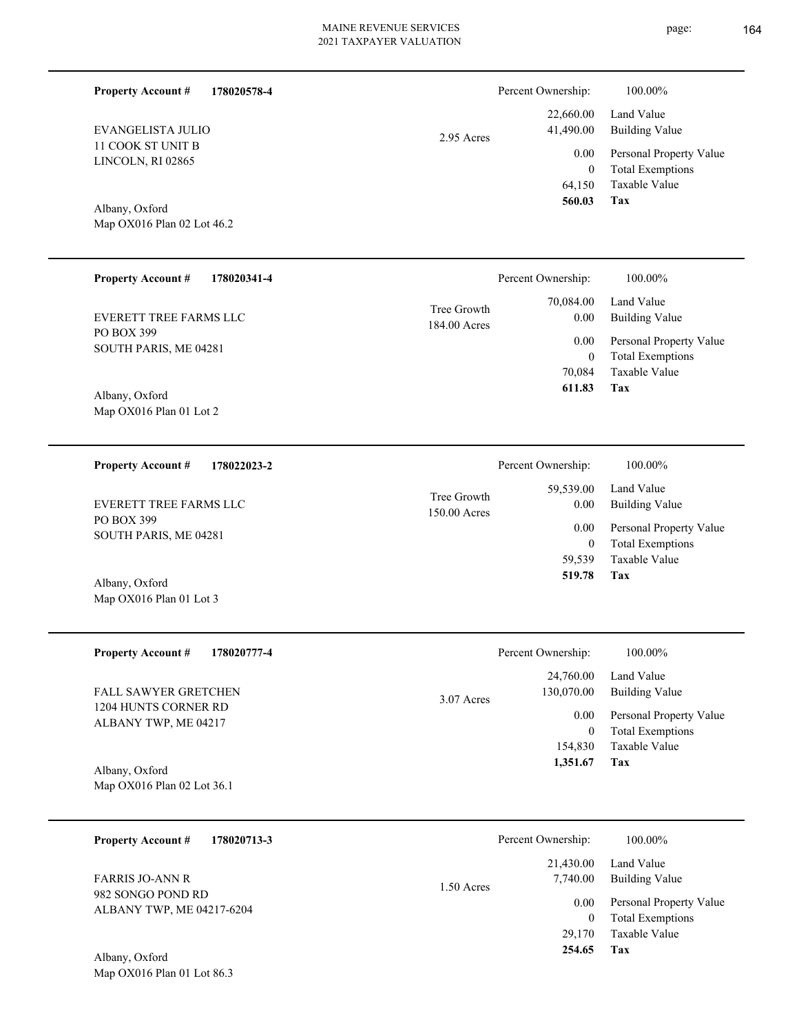**Property Account #** **178020578-4**

EVANGELISTA JULIO
11 COOK ST UNIT B
LINCOLN, RI 02865

Albany, Oxford
Map OX016 Plan 02 Lot 46.2

2.95 Acres

| Percent Ownership: | 100.00% |
|---|---|
| 22,660.00 | Land Value |
| 41,490.00 | Building Value |
| 0.00 | Personal Property Value |
| 0 | Total Exemptions |
| 64,150 | Taxable Value |
| **560.03** | **Tax** |

---

**Property Account #** **178020341-4**

EVERETT TREE FARMS LLC
PO BOX 399
SOUTH PARIS, ME 04281

Albany, Oxford
Map OX016 Plan 01 Lot 2

Tree Growth
184.00 Acres

| Percent Ownership: | 100.00% |
|---|---|
| 70,084.00 | Land Value |
| 0.00 | Building Value |
| 0.00 | Personal Property Value |
| 0 | Total Exemptions |
| 70,084 | Taxable Value |
| **611.83** | **Tax** |

---

**Property Account #** **178022023-2**

EVERETT TREE FARMS LLC
PO BOX 399
SOUTH PARIS, ME 04281

Albany, Oxford
Map OX016 Plan 01 Lot 3

Tree Growth
150.00 Acres

| Percent Ownership: | 100.00% |
|---|---|
| 59,539.00 | Land Value |
| 0.00 | Building Value |
| 0.00 | Personal Property Value |
| 0 | Total Exemptions |
| 59,539 | Taxable Value |
| **519.78** | **Tax** |

---

**Property Account #** **178020777-4**

FALL SAWYER GRETCHEN
1204 HUNTS CORNER RD
ALBANY TWP, ME 04217

Albany, Oxford
Map OX016 Plan 02 Lot 36.1

3.07 Acres

| Percent Ownership: | 100.00% |
|---|---|
| 24,760.00 | Land Value |
| 130,070.00 | Building Value |
| 0.00 | Personal Property Value |
| 0 | Total Exemptions |
| 154,830 | Taxable Value |
| **1,351.67** | **Tax** |

---

**Property Account #** **178020713-3**

FARRIS JO-ANN R
982 SONGO POND RD
ALBANY TWP, ME 04217-6204

Albany, Oxford
Map OX016 Plan 01 Lot 86.3

1.50 Acres

| Percent Ownership: | 100.00% |
|---|---|
| 21,430.00 | Land Value |
| 7,740.00 | Building Value |
| 0.00 | Personal Property Value |
| 0 | Total Exemptions |
| 29,170 | Taxable Value |
| **254.65** | **Tax** |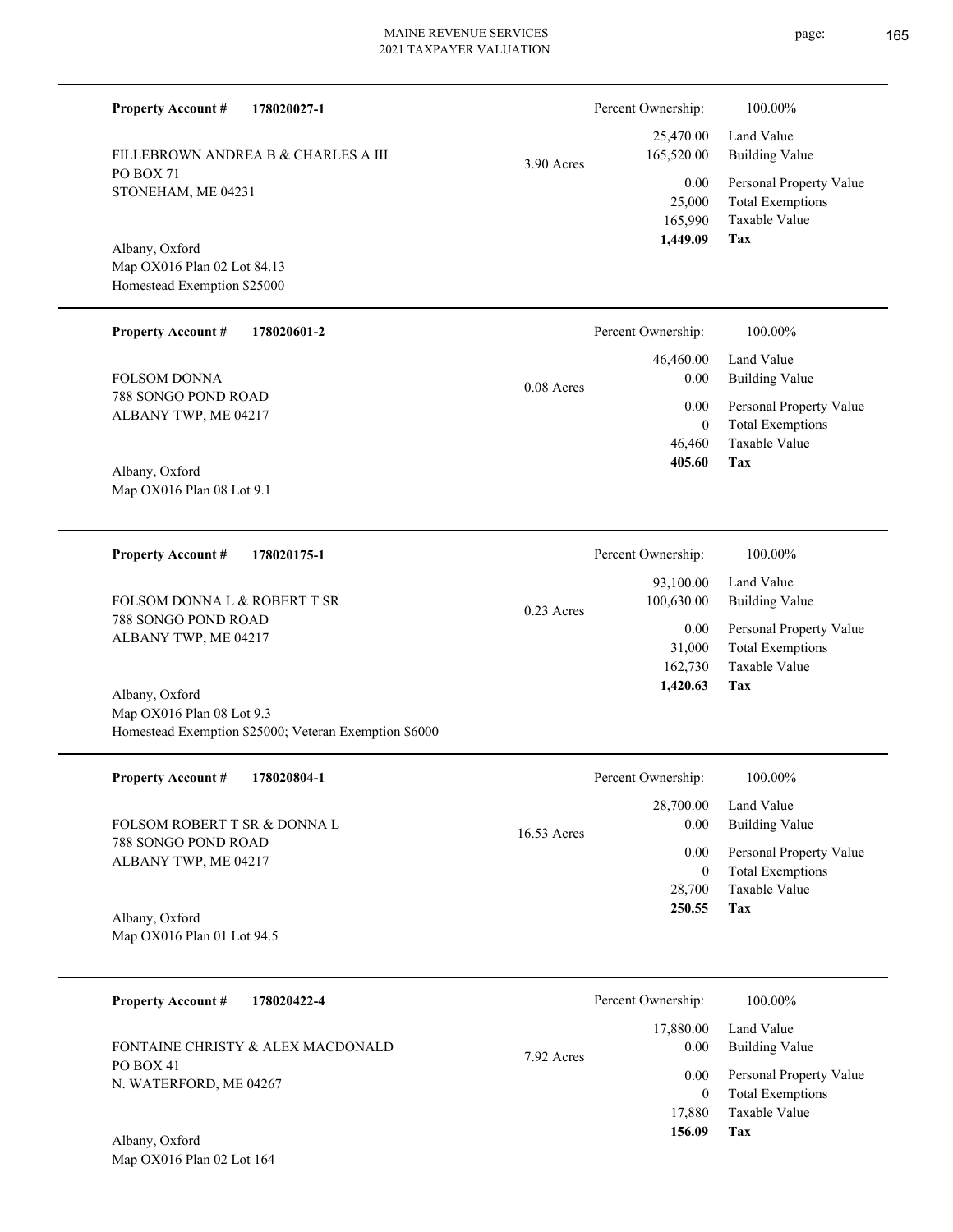**Property Account #** **178020027-1**

FILLEBROWN ANDREA B & CHARLES A III
PO BOX 71
STONEHAM, ME 04231

Albany, Oxford
Map OX016 Plan 02 Lot 84.13
Homestead Exemption $25000

3.90 Acres

| | |
|---|---|
| Percent Ownership: | 100.00% |
| Land Value | 25,470.00 |
| Building Value | 165,520.00 |
| Personal Property Value | 0.00 |
| Total Exemptions | 25,000 |
| Taxable Value | 165,990 |
| **Tax** | **1,449.09** |

---

**Property Account #** **178020601-2**

FOLSOM DONNA
788 SONGO POND ROAD
ALBANY TWP, ME 04217

Albany, Oxford
Map OX016 Plan 08 Lot 9.1

0.08 Acres

| | |
|---|---|
| Percent Ownership: | 100.00% |
| Land Value | 46,460.00 |
| Building Value | 0.00 |
| Personal Property Value | 0.00 |
| Total Exemptions | 0 |
| Taxable Value | 46,460 |
| **Tax** | **405.60** |

---

**Property Account #** **178020175-1**

FOLSOM DONNA L & ROBERT T SR
788 SONGO POND ROAD
ALBANY TWP, ME 04217

Albany, Oxford
Map OX016 Plan 08 Lot 9.3
Homestead Exemption $25000; Veteran Exemption $6000

0.23 Acres

| | |
|---|---|
| Percent Ownership: | 100.00% |
| Land Value | 93,100.00 |
| Building Value | 100,630.00 |
| Personal Property Value | 0.00 |
| Total Exemptions | 31,000 |
| Taxable Value | 162,730 |
| **Tax** | **1,420.63** |

---

**Property Account #** **178020804-1**

FOLSOM ROBERT T SR & DONNA L
788 SONGO POND ROAD
ALBANY TWP, ME 04217

Albany, Oxford
Map OX016 Plan 01 Lot 94.5

16.53 Acres

| | |
|---|---|
| Percent Ownership: | 100.00% |
| Land Value | 28,700.00 |
| Building Value | 0.00 |
| Personal Property Value | 0.00 |
| Total Exemptions | 0 |
| Taxable Value | 28,700 |
| **Tax** | **250.55** |

---

**Property Account #** **178020422-4**

FONTAINE CHRISTY & ALEX MACDONALD
PO BOX 41
N. WATERFORD, ME 04267

Albany, Oxford
Map OX016 Plan 02 Lot 164

7.92 Acres

| | |
|---|---|
| Percent Ownership: | 100.00% |
| Land Value | 17,880.00 |
| Building Value | 0.00 |
| Personal Property Value | 0.00 |
| Total Exemptions | 0 |
| Taxable Value | 17,880 |
| **Tax** | **156.09** |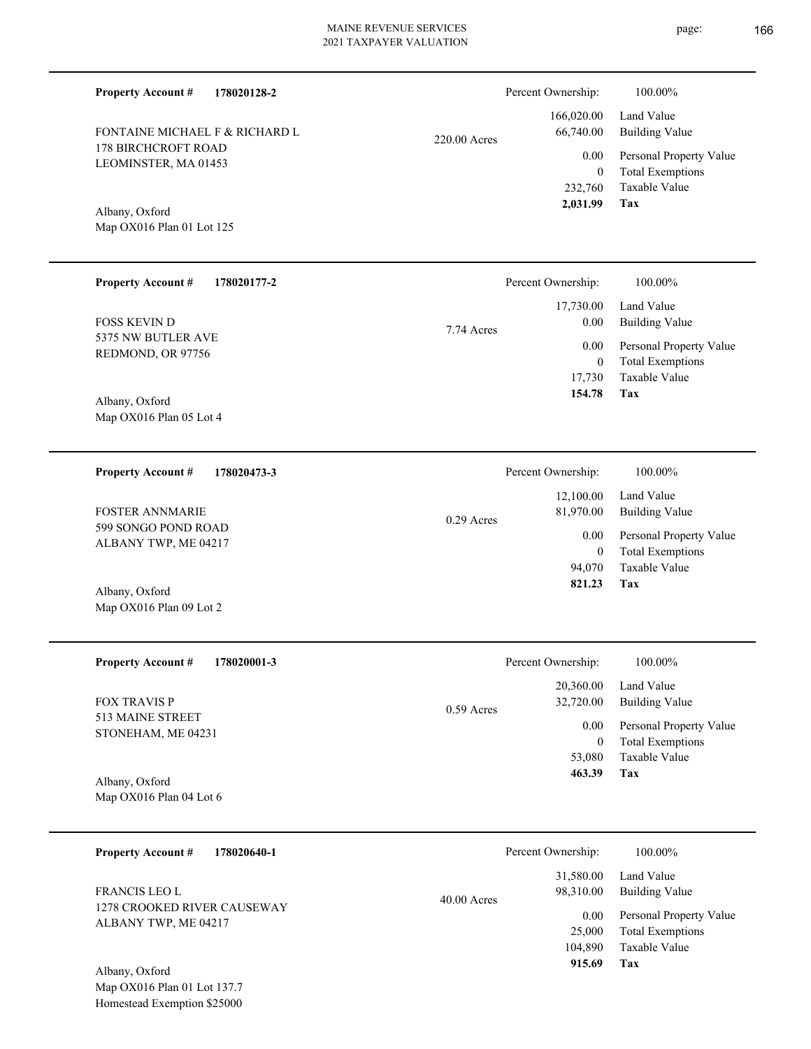**Property Account #** **178020128-2**

FONTAINE MICHAEL F & RICHARD L
178 BIRCHCROFT ROAD
LEOMINSTER, MA 01453

Albany, Oxford
Map OX016 Plan 01 Lot 125

220.00 Acres

| Percent Ownership: | 100.00% |
|---|---|
| 166,020.00 | Land Value |
| 66,740.00 | Building Value |
| 0.00 | Personal Property Value |
| 0 | Total Exemptions |
| 232,760 | Taxable Value |
| **2,031.99** | **Tax** |

---

**Property Account #** **178020177-2**

FOSS KEVIN D
5375 NW BUTLER AVE
REDMOND, OR 97756

Albany, Oxford
Map OX016 Plan 05 Lot 4

7.74 Acres

| Percent Ownership: | 100.00% |
|---|---|
| 17,730.00 | Land Value |
| 0.00 | Building Value |
| 0.00 | Personal Property Value |
| 0 | Total Exemptions |
| 17,730 | Taxable Value |
| **154.78** | **Tax** |

---

**Property Account #** **178020473-3**

FOSTER ANNMARIE
599 SONGO POND ROAD
ALBANY TWP, ME 04217

Albany, Oxford
Map OX016 Plan 09 Lot 2

0.29 Acres

| Percent Ownership: | 100.00% |
|---|---|
| 12,100.00 | Land Value |
| 81,970.00 | Building Value |
| 0.00 | Personal Property Value |
| 0 | Total Exemptions |
| 94,070 | Taxable Value |
| **821.23** | **Tax** |

---

**Property Account #** **178020001-3**

FOX TRAVIS P
513 MAINE STREET
STONEHAM, ME 04231

Albany, Oxford
Map OX016 Plan 04 Lot 6

0.59 Acres

| Percent Ownership: | 100.00% |
|---|---|
| 20,360.00 | Land Value |
| 32,720.00 | Building Value |
| 0.00 | Personal Property Value |
| 0 | Total Exemptions |
| 53,080 | Taxable Value |
| **463.39** | **Tax** |

---

**Property Account #** **178020640-1**

FRANCIS LEO L
1278 CROOKED RIVER CAUSEWAY
ALBANY TWP, ME 04217

Albany, Oxford
Map OX016 Plan 01 Lot 137.7
Homestead Exemption $25000

40.00 Acres

| Percent Ownership: | 100.00% |
|---|---|
| 31,580.00 | Land Value |
| 98,310.00 | Building Value |
| 0.00 | Personal Property Value |
| 25,000 | Total Exemptions |
| 104,890 | Taxable Value |
| **915.69** | **Tax** |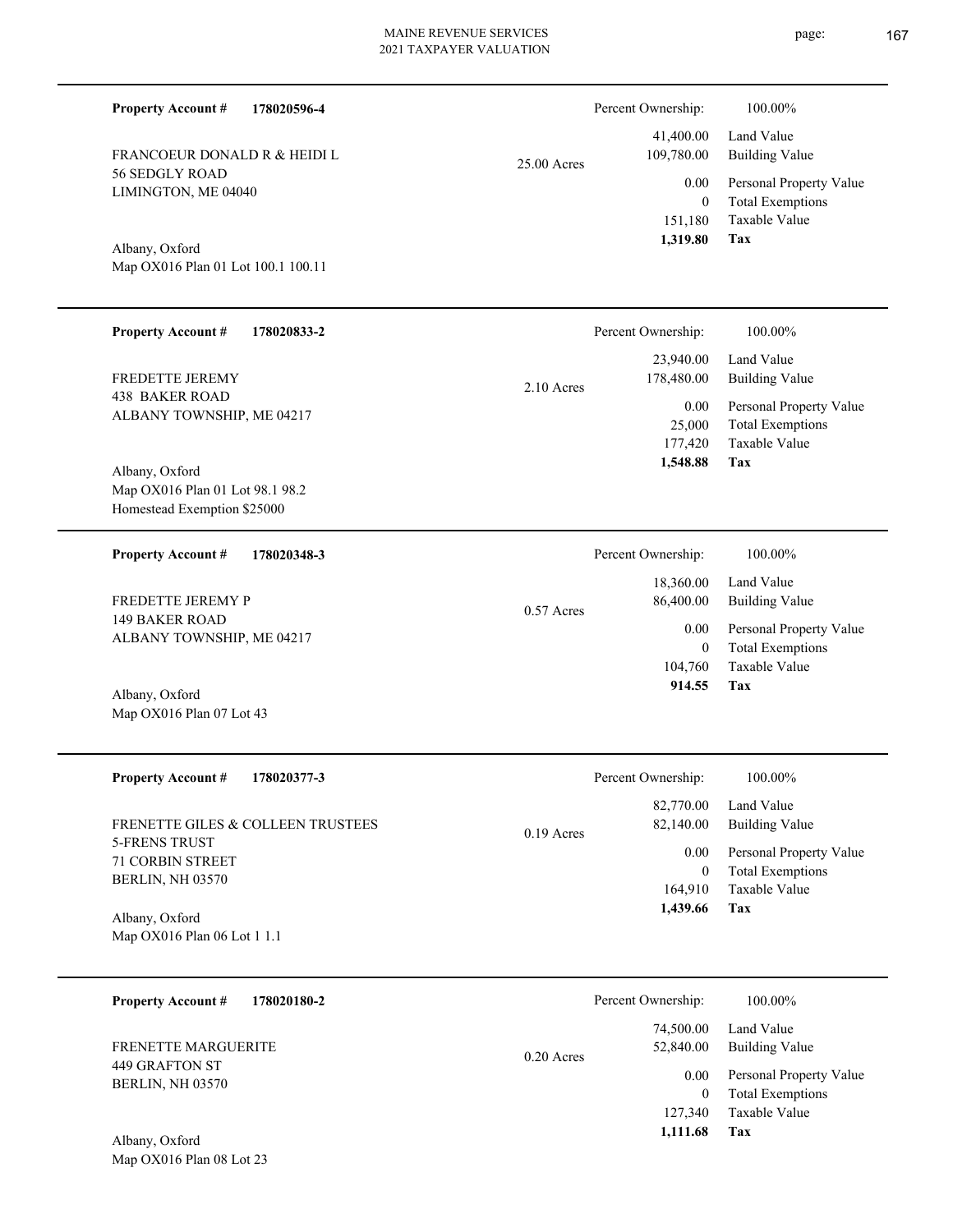**Property Account #** **178020596-4**

FRANCOEUR DONALD R & HEIDI L
56 SEDGLY ROAD
LIMINGTON, ME 04040

Albany, Oxford
Map OX016 Plan 01 Lot 100.1 100.11

25.00 Acres

| Percent Ownership: | 100.00% |
|---|---|
| 41,400.00 | Land Value |
| 109,780.00 | Building Value |
| 0.00 | Personal Property Value |
| 0 | Total Exemptions |
| 151,180 | Taxable Value |
| **1,319.80** | **Tax** |

---

**Property Account #** **178020833-2**

FREDETTE JEREMY
438 BAKER ROAD
ALBANY TOWNSHIP, ME 04217

Albany, Oxford
Map OX016 Plan 01 Lot 98.1 98.2
Homestead Exemption $25000

2.10 Acres

| Percent Ownership: | 100.00% |
|---|---|
| 23,940.00 | Land Value |
| 178,480.00 | Building Value |
| 0.00 | Personal Property Value |
| 25,000 | Total Exemptions |
| 177,420 | Taxable Value |
| **1,548.88** | **Tax** |

---

**Property Account #** **178020348-3**

FREDETTE JEREMY P
149 BAKER ROAD
ALBANY TOWNSHIP, ME 04217

Albany, Oxford
Map OX016 Plan 07 Lot 43

0.57 Acres

| Percent Ownership: | 100.00% |
|---|---|
| 18,360.00 | Land Value |
| 86,400.00 | Building Value |
| 0.00 | Personal Property Value |
| 0 | Total Exemptions |
| 104,760 | Taxable Value |
| **914.55** | **Tax** |

---

**Property Account #** **178020377-3**

FRENETTE GILES & COLLEEN TRUSTEES
5-FRENS TRUST
71 CORBIN STREET
BERLIN, NH 03570

Albany, Oxford
Map OX016 Plan 06 Lot 1 1.1

0.19 Acres

| Percent Ownership: | 100.00% |
|---|---|
| 82,770.00 | Land Value |
| 82,140.00 | Building Value |
| 0.00 | Personal Property Value |
| 0 | Total Exemptions |
| 164,910 | Taxable Value |
| **1,439.66** | **Tax** |

---

**Property Account #** **178020180-2**

FRENETTE MARGUERITE
449 GRAFTON ST
BERLIN, NH 03570

Albany, Oxford
Map OX016 Plan 08 Lot 23

0.20 Acres

| Percent Ownership: | 100.00% |
|---|---|
| 74,500.00 | Land Value |
| 52,840.00 | Building Value |
| 0.00 | Personal Property Value |
| 0 | Total Exemptions |
| 127,340 | Taxable Value |
| **1,111.68** | **Tax** |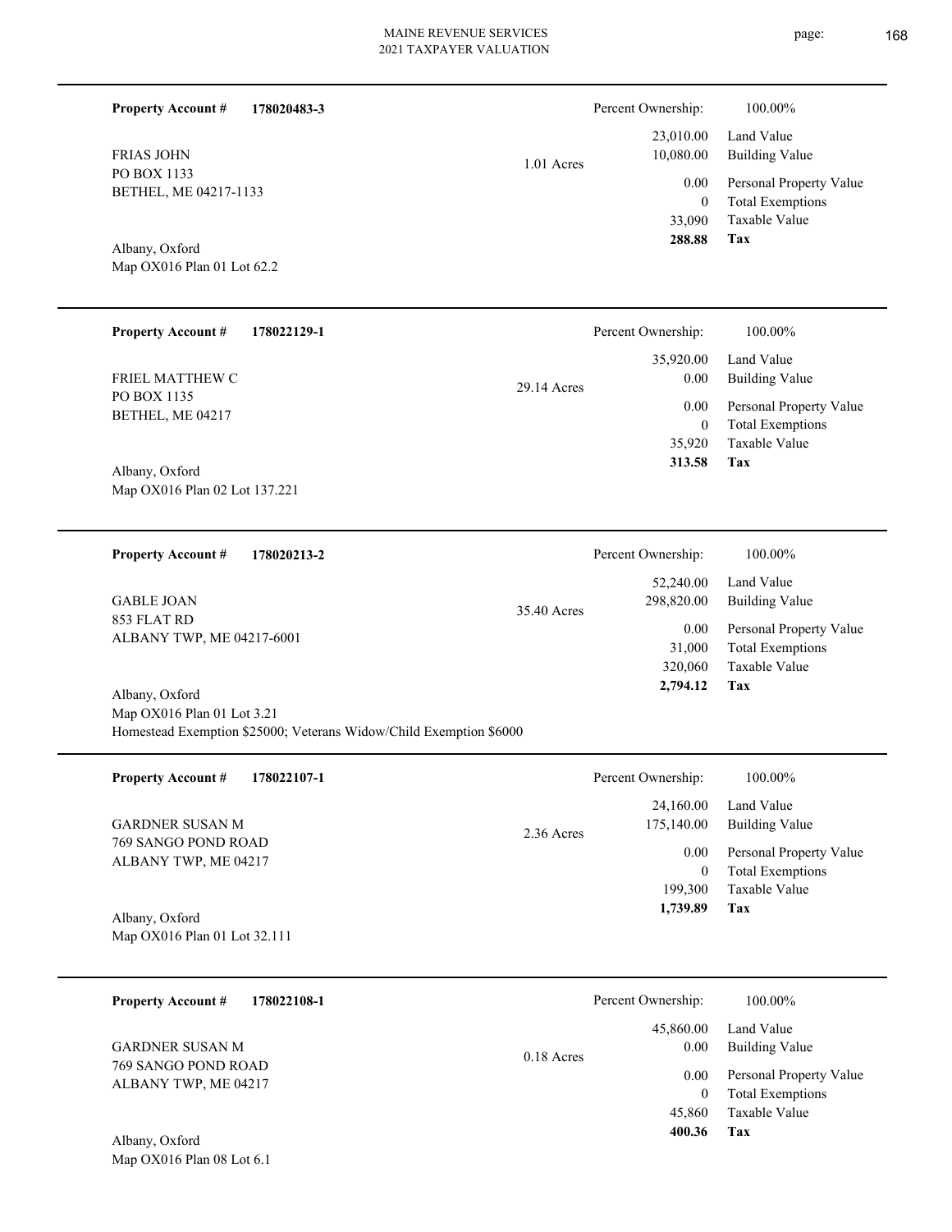**Property Account #** **178020483-3**

FRIAS JOHN
PO BOX 1133
BETHEL, ME 04217-1133

Albany, Oxford
Map OX016 Plan 01 Lot 62.2

1.01 Acres

| Percent Ownership: | 100.00% |
|---|---|
| 23,010.00 | Land Value |
| 10,080.00 | Building Value |
| 0.00 | Personal Property Value |
| 0 | Total Exemptions |
| 33,090 | Taxable Value |
| **288.88** | **Tax** |

---

**Property Account #** **178022129-1**

FRIEL MATTHEW C
PO BOX 1135
BETHEL, ME 04217

Albany, Oxford
Map OX016 Plan 02 Lot 137.221

29.14 Acres

| Percent Ownership: | 100.00% |
|---|---|
| 35,920.00 | Land Value |
| 0.00 | Building Value |
| 0.00 | Personal Property Value |
| 0 | Total Exemptions |
| 35,920 | Taxable Value |
| **313.58** | **Tax** |

---

**Property Account #** **178020213-2**

GABLE JOAN
853 FLAT RD
ALBANY TWP, ME 04217-6001

Albany, Oxford
Map OX016 Plan 01 Lot 3.21
Homestead Exemption $25000; Veterans Widow/Child Exemption $6000

35.40 Acres

| Percent Ownership: | 100.00% |
|---|---|
| 52,240.00 | Land Value |
| 298,820.00 | Building Value |
| 0.00 | Personal Property Value |
| 31,000 | Total Exemptions |
| 320,060 | Taxable Value |
| **2,794.12** | **Tax** |

---

**Property Account #** **178022107-1**

GARDNER SUSAN M
769 SANGO POND ROAD
ALBANY TWP, ME 04217

Albany, Oxford
Map OX016 Plan 01 Lot 32.111

2.36 Acres

| Percent Ownership: | 100.00% |
|---|---|
| 24,160.00 | Land Value |
| 175,140.00 | Building Value |
| 0.00 | Personal Property Value |
| 0 | Total Exemptions |
| 199,300 | Taxable Value |
| **1,739.89** | **Tax** |

---

**Property Account #** **178022108-1**

GARDNER SUSAN M
769 SANGO POND ROAD
ALBANY TWP, ME 04217

Albany, Oxford
Map OX016 Plan 08 Lot 6.1

0.18 Acres

| Percent Ownership: | 100.00% |
|---|---|
| 45,860.00 | Land Value |
| 0.00 | Building Value |
| 0.00 | Personal Property Value |
| 0 | Total Exemptions |
| 45,860 | Taxable Value |
| **400.36** | **Tax** |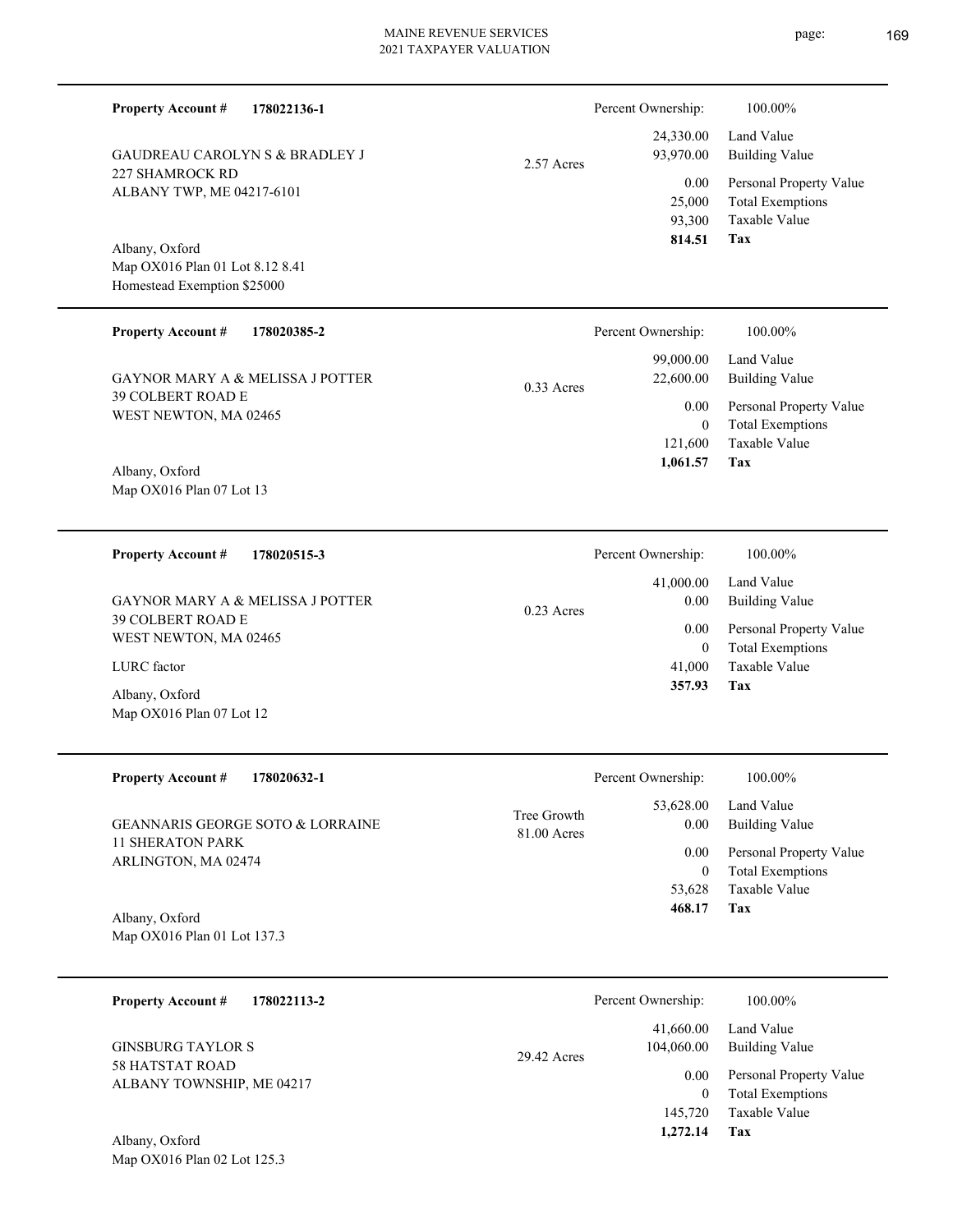**Property Account #** **178022136-1**

GAUDREAU CAROLYN S & BRADLEY J
227 SHAMROCK RD
ALBANY TWP, ME 04217-6101

Albany, Oxford
Map OX016 Plan 01 Lot 8.12 8.41
Homestead Exemption $25000

2.57 Acres

| Percent Ownership: | 100.00% |
|---|---|
| 24,330.00 | Land Value |
| 93,970.00 | Building Value |
| 0.00 | Personal Property Value |
| 25,000 | Total Exemptions |
| 93,300 | Taxable Value |
| **814.51** | **Tax** |

---

**Property Account #** **178020385-2**

GAYNOR MARY A & MELISSA J POTTER
39 COLBERT ROAD E
WEST NEWTON, MA 02465

Albany, Oxford
Map OX016 Plan 07 Lot 13

0.33 Acres

| Percent Ownership: | 100.00% |
|---|---|
| 99,000.00 | Land Value |
| 22,600.00 | Building Value |
| 0.00 | Personal Property Value |
| 0 | Total Exemptions |
| 121,600 | Taxable Value |
| **1,061.57** | **Tax** |

---

**Property Account #** **178020515-3**

GAYNOR MARY A & MELISSA J POTTER
39 COLBERT ROAD E
WEST NEWTON, MA 02465

LURC factor

Albany, Oxford
Map OX016 Plan 07 Lot 12

0.23 Acres

| Percent Ownership: | 100.00% |
|---|---|
| 41,000.00 | Land Value |
| 0.00 | Building Value |
| 0.00 | Personal Property Value |
| 0 | Total Exemptions |
| 41,000 | Taxable Value |
| **357.93** | **Tax** |

---

**Property Account #** **178020632-1**

GEANNARIS GEORGE SOTO & LORRAINE
11 SHERATON PARK
ARLINGTON, MA 02474

Albany, Oxford
Map OX016 Plan 01 Lot 137.3

Tree Growth
81.00 Acres

| Percent Ownership: | 100.00% |
|---|---|
| 53,628.00 | Land Value |
| 0.00 | Building Value |
| 0.00 | Personal Property Value |
| 0 | Total Exemptions |
| 53,628 | Taxable Value |
| **468.17** | **Tax** |

---

**Property Account #** **178022113-2**

GINSBURG TAYLOR S
58 HATSTAT ROAD
ALBANY TOWNSHIP, ME 04217

Albany, Oxford
Map OX016 Plan 02 Lot 125.3

29.42 Acres

| Percent Ownership: | 100.00% |
|---|---|
| 41,660.00 | Land Value |
| 104,060.00 | Building Value |
| 0.00 | Personal Property Value |
| 0 | Total Exemptions |
| 145,720 | Taxable Value |
| **1,272.14** | **Tax** |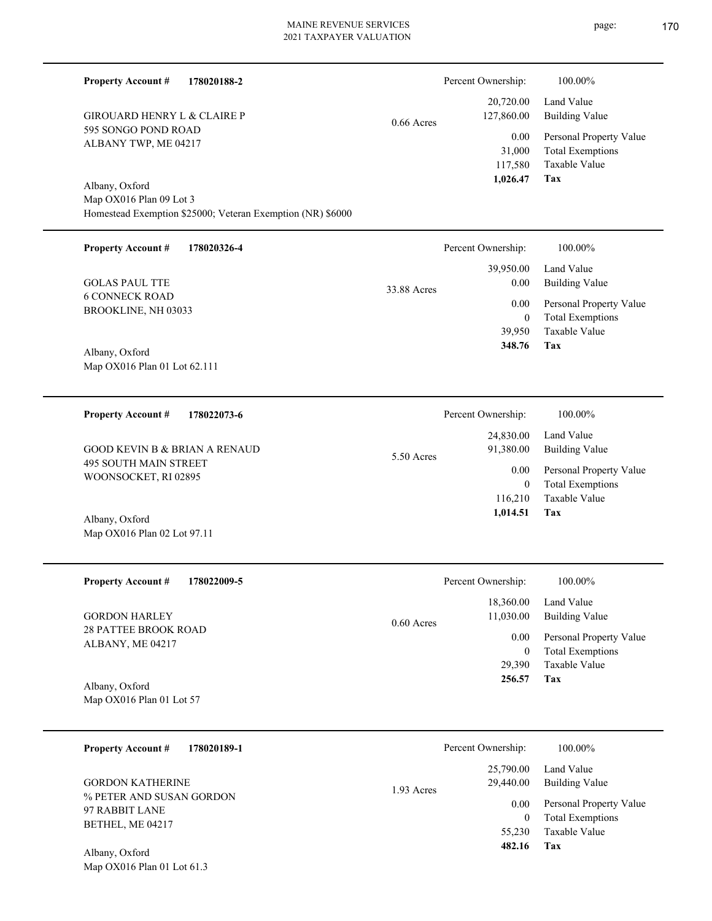**Property Account #** **178020188-2**

GIROUARD HENRY L & CLAIRE P
595 SONGO POND ROAD
ALBANY TWP, ME 04217

Albany, Oxford
Map OX016 Plan 09 Lot 3
Homestead Exemption $25000; Veteran Exemption (NR) $6000

0.66 Acres

| Percent Ownership: | 100.00% |
|---|---|
| 20,720.00 | Land Value |
| 127,860.00 | Building Value |
| 0.00 | Personal Property Value |
| 31,000 | Total Exemptions |
| 117,580 | Taxable Value |
| **1,026.47** | **Tax** |

---

**Property Account #** **178020326-4**

GOLAS PAUL TTE
6 CONNECK ROAD
BROOKLINE, NH 03033

Albany, Oxford
Map OX016 Plan 01 Lot 62.111

33.88 Acres

| Percent Ownership: | 100.00% |
|---|---|
| 39,950.00 | Land Value |
| 0.00 | Building Value |
| 0.00 | Personal Property Value |
| 0 | Total Exemptions |
| 39,950 | Taxable Value |
| **348.76** | **Tax** |

---

**Property Account #** **178022073-6**

GOOD KEVIN B & BRIAN A RENAUD
495 SOUTH MAIN STREET
WOONSOCKET, RI 02895

Albany, Oxford
Map OX016 Plan 02 Lot 97.11

5.50 Acres

| Percent Ownership: | 100.00% |
|---|---|
| 24,830.00 | Land Value |
| 91,380.00 | Building Value |
| 0.00 | Personal Property Value |
| 0 | Total Exemptions |
| 116,210 | Taxable Value |
| **1,014.51** | **Tax** |

---

**Property Account #** **178022009-5**

GORDON HARLEY
28 PATTEE BROOK ROAD
ALBANY, ME 04217

Albany, Oxford
Map OX016 Plan 01 Lot 57

0.60 Acres

| Percent Ownership: | 100.00% |
|---|---|
| 18,360.00 | Land Value |
| 11,030.00 | Building Value |
| 0.00 | Personal Property Value |
| 0 | Total Exemptions |
| 29,390 | Taxable Value |
| **256.57** | **Tax** |

---

**Property Account #** **178020189-1**

GORDON KATHERINE
% PETER AND SUSAN GORDON
97 RABBIT LANE
BETHEL, ME 04217

Albany, Oxford
Map OX016 Plan 01 Lot 61.3

1.93 Acres

| Percent Ownership: | 100.00% |
|---|---|
| 25,790.00 | Land Value |
| 29,440.00 | Building Value |
| 0.00 | Personal Property Value |
| 0 | Total Exemptions |
| 55,230 | Taxable Value |
| **482.16** | **Tax** |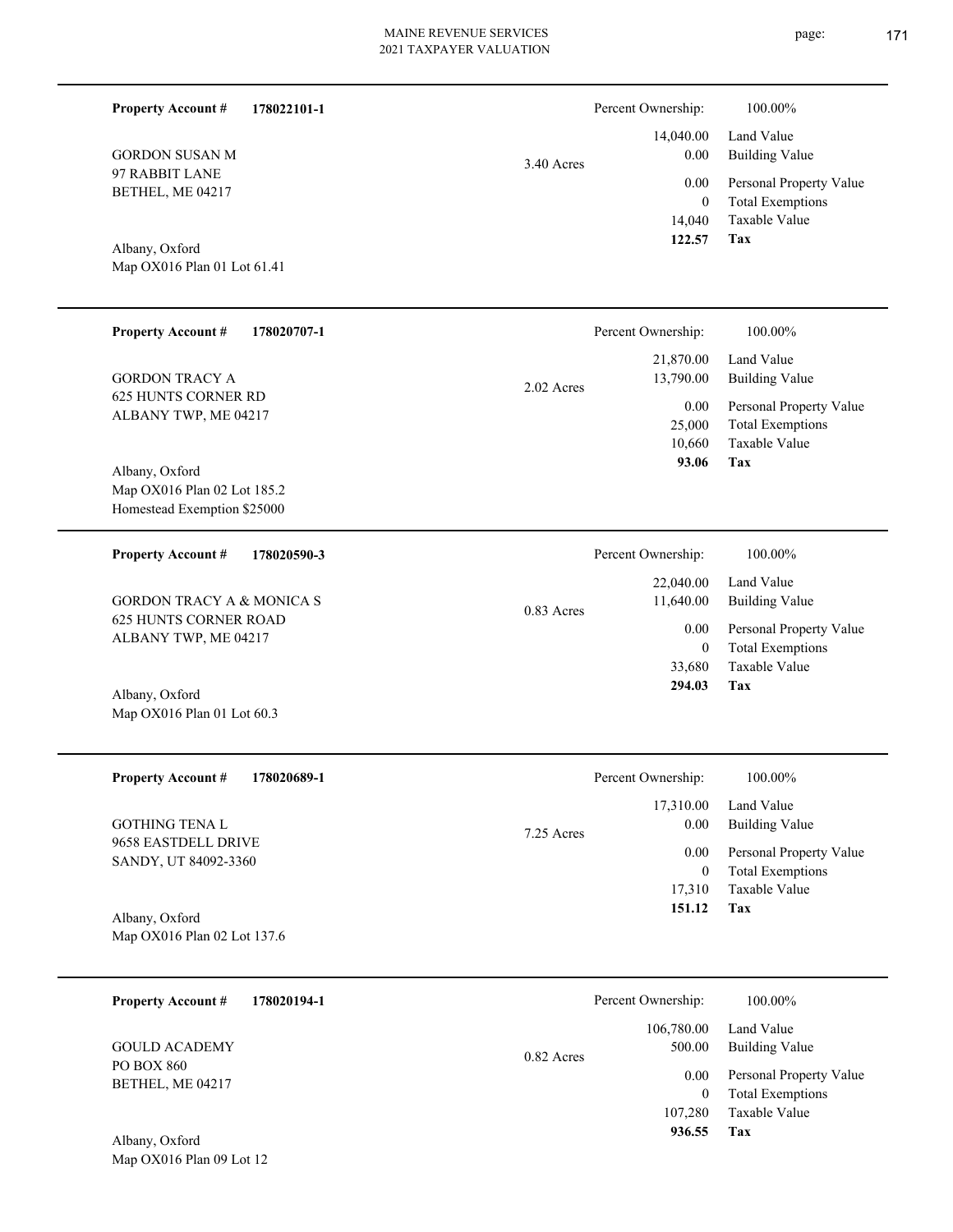**Property Account #** **178022101-1**

GORDON SUSAN M
97 RABBIT LANE
BETHEL, ME 04217

Albany, Oxford
Map OX016 Plan 01 Lot 61.41

3.40 Acres

| Percent Ownership: | 100.00% |
|---|---|
| 14,040.00 | Land Value |
| 0.00 | Building Value |
| 0.00 | Personal Property Value |
| 0 | Total Exemptions |
| 14,040 | Taxable Value |
| **122.57** | **Tax** |

---

**Property Account #** **178020707-1**

GORDON TRACY A
625 HUNTS CORNER RD
ALBANY TWP, ME 04217

Albany, Oxford
Map OX016 Plan 02 Lot 185.2
Homestead Exemption $25000

2.02 Acres

| Percent Ownership: | 100.00% |
|---|---|
| 21,870.00 | Land Value |
| 13,790.00 | Building Value |
| 0.00 | Personal Property Value |
| 25,000 | Total Exemptions |
| 10,660 | Taxable Value |
| **93.06** | **Tax** |

---

**Property Account #** **178020590-3**

GORDON TRACY A & MONICA S
625 HUNTS CORNER ROAD
ALBANY TWP, ME 04217

Albany, Oxford
Map OX016 Plan 01 Lot 60.3

0.83 Acres

| Percent Ownership: | 100.00% |
|---|---|
| 22,040.00 | Land Value |
| 11,640.00 | Building Value |
| 0.00 | Personal Property Value |
| 0 | Total Exemptions |
| 33,680 | Taxable Value |
| **294.03** | **Tax** |

---

**Property Account #** **178020689-1**

GOTHING TENA L
9658 EASTDELL DRIVE
SANDY, UT 84092-3360

Albany, Oxford
Map OX016 Plan 02 Lot 137.6

7.25 Acres

| Percent Ownership: | 100.00% |
|---|---|
| 17,310.00 | Land Value |
| 0.00 | Building Value |
| 0.00 | Personal Property Value |
| 0 | Total Exemptions |
| 17,310 | Taxable Value |
| **151.12** | **Tax** |

---

**Property Account #** **178020194-1**

GOULD ACADEMY
PO BOX 860
BETHEL, ME 04217

Albany, Oxford
Map OX016 Plan 09 Lot 12

0.82 Acres

| Percent Ownership: | 100.00% |
|---|---|
| 106,780.00 | Land Value |
| 500.00 | Building Value |
| 0.00 | Personal Property Value |
| 0 | Total Exemptions |
| 107,280 | Taxable Value |
| **936.55** | **Tax** |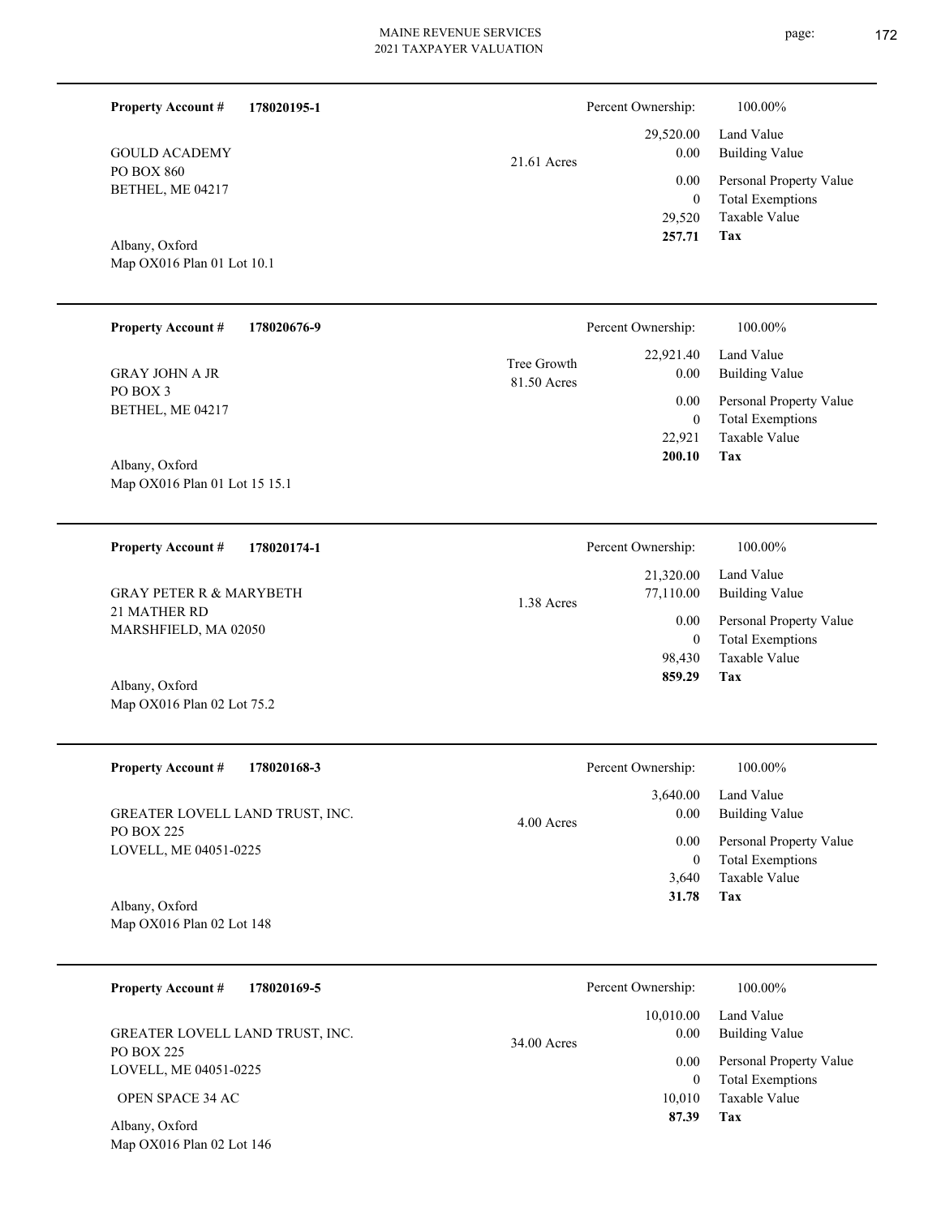**Property Account #** **178020195-1**

GOULD ACADEMY
PO BOX 860
BETHEL, ME 04217

Albany, Oxford
Map OX016 Plan 01 Lot 10.1

21.61 Acres

| | |
|---|---|
| Percent Ownership: | 100.00% |
| 29,520.00 | Land Value |
| 0.00 | Building Value |
| 0.00 | Personal Property Value |
| 0 | Total Exemptions |
| 29,520 | Taxable Value |
| **257.71** | **Tax** |

---

**Property Account #** **178020676-9**

GRAY JOHN A JR
PO BOX 3
BETHEL, ME 04217

Albany, Oxford
Map OX016 Plan 01 Lot 15 15.1

Tree Growth
81.50 Acres

| | |
|---|---|
| Percent Ownership: | 100.00% |
| 22,921.40 | Land Value |
| 0.00 | Building Value |
| 0.00 | Personal Property Value |
| 0 | Total Exemptions |
| 22,921 | Taxable Value |
| **200.10** | **Tax** |

---

**Property Account #** **178020174-1**

GRAY PETER R & MARYBETH
21 MATHER RD
MARSHFIELD, MA 02050

Albany, Oxford
Map OX016 Plan 02 Lot 75.2

1.38 Acres

| | |
|---|---|
| Percent Ownership: | 100.00% |
| 21,320.00 | Land Value |
| 77,110.00 | Building Value |
| 0.00 | Personal Property Value |
| 0 | Total Exemptions |
| 98,430 | Taxable Value |
| **859.29** | **Tax** |

---

**Property Account #** **178020168-3**

GREATER LOVELL LAND TRUST, INC.
PO BOX 225
LOVELL, ME 04051-0225

Albany, Oxford
Map OX016 Plan 02 Lot 148

4.00 Acres

| | |
|---|---|
| Percent Ownership: | 100.00% |
| 3,640.00 | Land Value |
| 0.00 | Building Value |
| 0.00 | Personal Property Value |
| 0 | Total Exemptions |
| 3,640 | Taxable Value |
| **31.78** | **Tax** |

---

**Property Account #** **178020169-5**

GREATER LOVELL LAND TRUST, INC.
PO BOX 225
LOVELL, ME 04051-0225

OPEN SPACE 34 AC

Albany, Oxford
Map OX016 Plan 02 Lot 146

34.00 Acres

| | |
|---|---|
| Percent Ownership: | 100.00% |
| 10,010.00 | Land Value |
| 0.00 | Building Value |
| 0.00 | Personal Property Value |
| 0 | Total Exemptions |
| 10,010 | Taxable Value |
| **87.39** | **Tax** |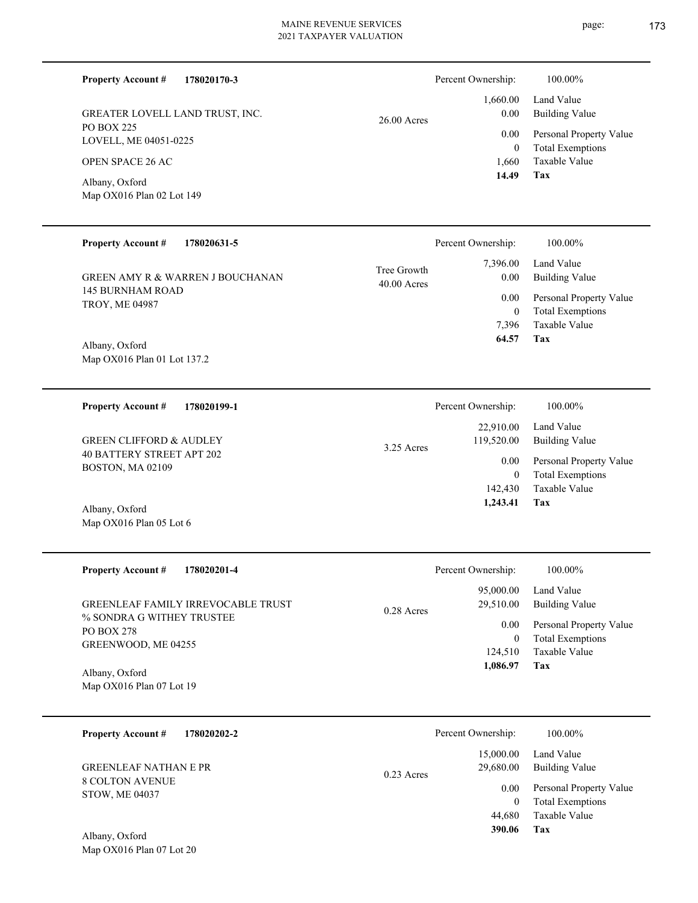**Property Account #** **178020170-3**

GREATER LOVELL LAND TRUST, INC.
PO BOX 225
LOVELL, ME 04051-0225

OPEN SPACE 26 AC

Albany, Oxford
Map OX016 Plan 02 Lot 149

26.00 Acres

| Percent Ownership: | 100.00% |
|---|---|
| 1,660.00 | Land Value |
| 0.00 | Building Value |
| 0.00 | Personal Property Value |
| 0 | Total Exemptions |
| 1,660 | Taxable Value |
| **14.49** | **Tax** |

---

**Property Account #** **178020631-5**

GREEN AMY R & WARREN J BOUCHANAN
145 BURNHAM ROAD
TROY, ME 04987

Albany, Oxford
Map OX016 Plan 01 Lot 137.2

Tree Growth
40.00 Acres

| Percent Ownership: | 100.00% |
|---|---|
| 7,396.00 | Land Value |
| 0.00 | Building Value |
| 0.00 | Personal Property Value |
| 0 | Total Exemptions |
| 7,396 | Taxable Value |
| **64.57** | **Tax** |

---

**Property Account #** **178020199-1**

GREEN CLIFFORD & AUDLEY
40 BATTERY STREET APT 202
BOSTON, MA 02109

Albany, Oxford
Map OX016 Plan 05 Lot 6

3.25 Acres

| Percent Ownership: | 100.00% |
|---|---|
| 22,910.00 | Land Value |
| 119,520.00 | Building Value |
| 0.00 | Personal Property Value |
| 0 | Total Exemptions |
| 142,430 | Taxable Value |
| **1,243.41** | **Tax** |

---

**Property Account #** **178020201-4**

GREENLEAF FAMILY IRREVOCABLE TRUST
% SONDRA G WITHEY TRUSTEE
PO BOX 278
GREENWOOD, ME 04255

Albany, Oxford
Map OX016 Plan 07 Lot 19

0.28 Acres

| Percent Ownership: | 100.00% |
|---|---|
| 95,000.00 | Land Value |
| 29,510.00 | Building Value |
| 0.00 | Personal Property Value |
| 0 | Total Exemptions |
| 124,510 | Taxable Value |
| **1,086.97** | **Tax** |

---

**Property Account #** **178020202-2**

GREENLEAF NATHAN E PR
8 COLTON AVENUE
STOW, ME 04037

Albany, Oxford
Map OX016 Plan 07 Lot 20

0.23 Acres

| Percent Ownership: | 100.00% |
|---|---|
| 15,000.00 | Land Value |
| 29,680.00 | Building Value |
| 0.00 | Personal Property Value |
| 0 | Total Exemptions |
| 44,680 | Taxable Value |
| **390.06** | **Tax** |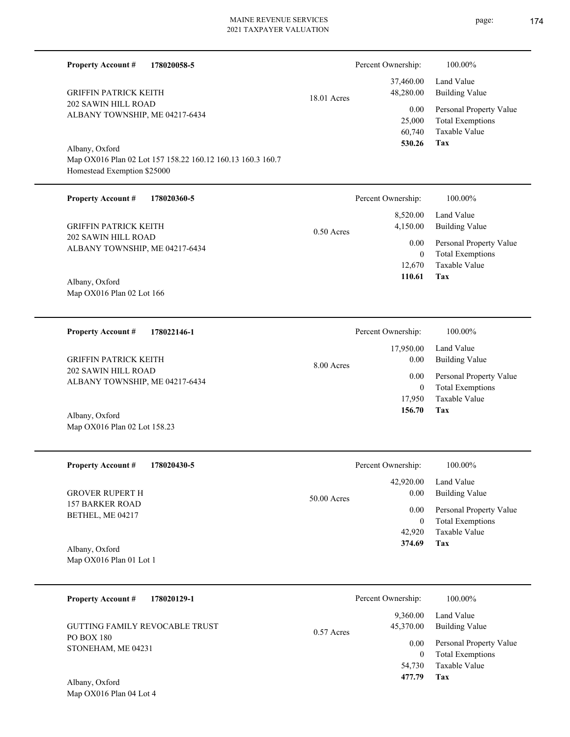**Property Account #** **178020058-5**

GRIFFIN PATRICK KEITH
202 SAWIN HILL ROAD
ALBANY TOWNSHIP, ME 04217-6434

18.01 Acres

Albany, Oxford
Map OX016 Plan 02 Lot 157 158.22 160.12 160.13 160.3 160.7
Homestead Exemption $25000

| Percent Ownership: | 100.00% |
|---|---|
| 37,460.00 | Land Value |
| 48,280.00 | Building Value |
| 0.00 | Personal Property Value |
| 25,000 | Total Exemptions |
| 60,740 | Taxable Value |
| **530.26** | **Tax** |

---

**Property Account #** **178020360-5**

GRIFFIN PATRICK KEITH
202 SAWIN HILL ROAD
ALBANY TOWNSHIP, ME 04217-6434

0.50 Acres

Albany, Oxford
Map OX016 Plan 02 Lot 166

| Percent Ownership: | 100.00% |
|---|---|
| 8,520.00 | Land Value |
| 4,150.00 | Building Value |
| 0.00 | Personal Property Value |
| 0 | Total Exemptions |
| 12,670 | Taxable Value |
| **110.61** | **Tax** |

---

**Property Account #** **178022146-1**

GRIFFIN PATRICK KEITH
202 SAWIN HILL ROAD
ALBANY TOWNSHIP, ME 04217-6434

8.00 Acres

Albany, Oxford
Map OX016 Plan 02 Lot 158.23

| Percent Ownership: | 100.00% |
|---|---|
| 17,950.00 | Land Value |
| 0.00 | Building Value |
| 0.00 | Personal Property Value |
| 0 | Total Exemptions |
| 17,950 | Taxable Value |
| **156.70** | **Tax** |

---

**Property Account #** **178020430-5**

GROVER RUPERT H
157 BARKER ROAD
BETHEL, ME 04217

50.00 Acres

Albany, Oxford
Map OX016 Plan 01 Lot 1

| Percent Ownership: | 100.00% |
|---|---|
| 42,920.00 | Land Value |
| 0.00 | Building Value |
| 0.00 | Personal Property Value |
| 0 | Total Exemptions |
| 42,920 | Taxable Value |
| **374.69** | **Tax** |

---

**Property Account #** **178020129-1**

GUTTING FAMILY REVOCABLE TRUST
PO BOX 180
STONEHAM, ME 04231

0.57 Acres

Albany, Oxford
Map OX016 Plan 04 Lot 4

| Percent Ownership: | 100.00% |
|---|---|
| 9,360.00 | Land Value |
| 45,370.00 | Building Value |
| 0.00 | Personal Property Value |
| 0 | Total Exemptions |
| 54,730 | Taxable Value |
| **477.79** | **Tax** |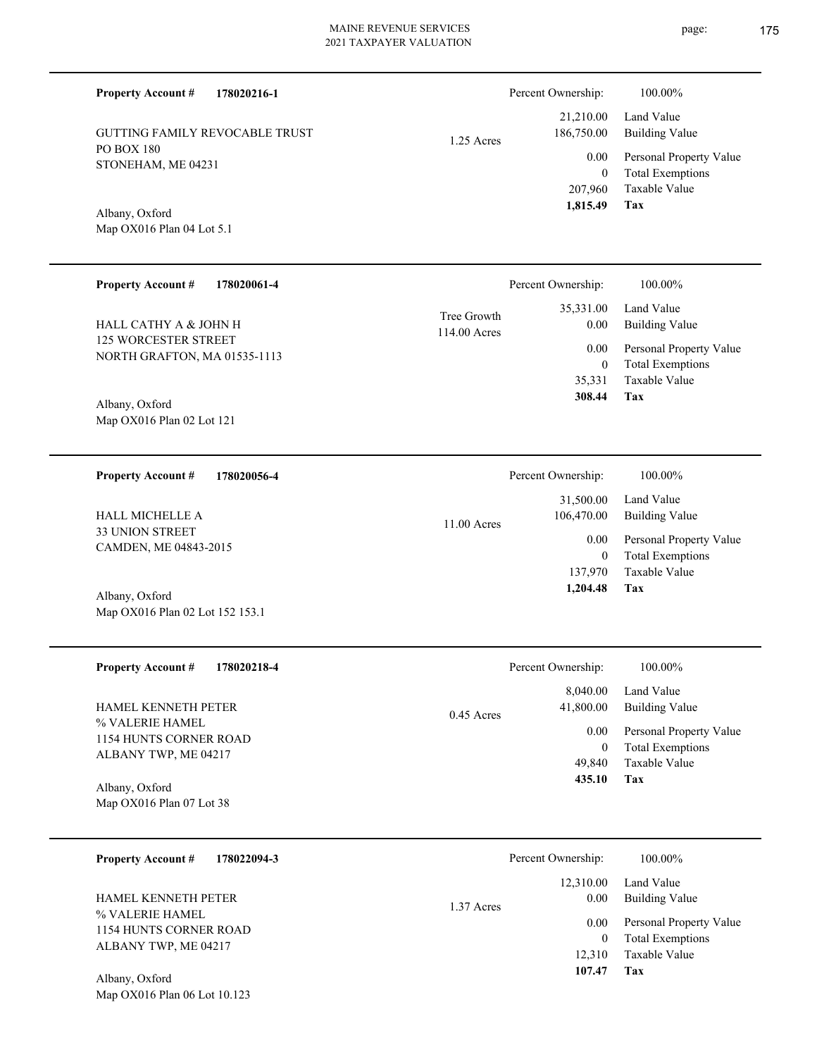**Property Account #** **178020216-1**

GUTTING FAMILY REVOCABLE TRUST
PO BOX 180
STONEHAM, ME 04231

Albany, Oxford
Map OX016 Plan 04 Lot 5.1

1.25 Acres

| Percent Ownership: | 100.00% |
|---|---|
| 21,210.00 | Land Value |
| 186,750.00 | Building Value |
| 0.00 | Personal Property Value |
| 0 | Total Exemptions |
| 207,960 | Taxable Value |
| **1,815.49** | **Tax** |

---

**Property Account #** **178020061-4**

HALL CATHY A & JOHN H
125 WORCESTER STREET
NORTH GRAFTON, MA 01535-1113

Albany, Oxford
Map OX016 Plan 02 Lot 121

Tree Growth
114.00 Acres

| Percent Ownership: | 100.00% |
|---|---|
| 35,331.00 | Land Value |
| 0.00 | Building Value |
| 0.00 | Personal Property Value |
| 0 | Total Exemptions |
| 35,331 | Taxable Value |
| **308.44** | **Tax** |

---

**Property Account #** **178020056-4**

HALL MICHELLE A
33 UNION STREET
CAMDEN, ME 04843-2015

Albany, Oxford
Map OX016 Plan 02 Lot 152 153.1

11.00 Acres

| Percent Ownership: | 100.00% |
|---|---|
| 31,500.00 | Land Value |
| 106,470.00 | Building Value |
| 0.00 | Personal Property Value |
| 0 | Total Exemptions |
| 137,970 | Taxable Value |
| **1,204.48** | **Tax** |

---

**Property Account #** **178020218-4**

HAMEL KENNETH PETER
% VALERIE HAMEL
1154 HUNTS CORNER ROAD
ALBANY TWP, ME 04217

Albany, Oxford
Map OX016 Plan 07 Lot 38

0.45 Acres

| Percent Ownership: | 100.00% |
|---|---|
| 8,040.00 | Land Value |
| 41,800.00 | Building Value |
| 0.00 | Personal Property Value |
| 0 | Total Exemptions |
| 49,840 | Taxable Value |
| **435.10** | **Tax** |

---

**Property Account #** **178022094-3**

HAMEL KENNETH PETER
% VALERIE HAMEL
1154 HUNTS CORNER ROAD
ALBANY TWP, ME 04217

Albany, Oxford
Map OX016 Plan 06 Lot 10.123

1.37 Acres

| Percent Ownership: | 100.00% |
|---|---|
| 12,310.00 | Land Value |
| 0.00 | Building Value |
| 0.00 | Personal Property Value |
| 0 | Total Exemptions |
| 12,310 | Taxable Value |
| **107.47** | **Tax** |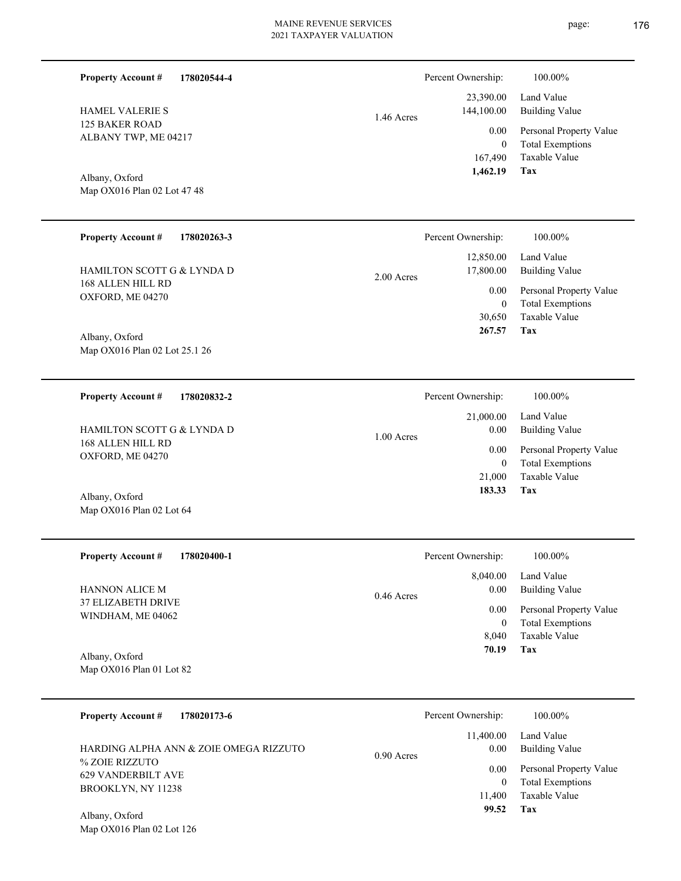**Property Account #** **178020544-4**

HAMEL VALERIE S
125 BAKER ROAD
ALBANY TWP, ME 04217

Albany, Oxford
Map OX016 Plan 02 Lot 47 48

1.46 Acres

| Percent Ownership: | 100.00% |
|---|---|
| 23,390.00 | Land Value |
| 144,100.00 | Building Value |
| 0.00 | Personal Property Value |
| 0 | Total Exemptions |
| 167,490 | Taxable Value |
| **1,462.19** | **Tax** |

---

**Property Account #** **178020263-3**

HAMILTON SCOTT G & LYNDA D
168 ALLEN HILL RD
OXFORD, ME 04270

Albany, Oxford
Map OX016 Plan 02 Lot 25.1 26

2.00 Acres

| Percent Ownership: | 100.00% |
|---|---|
| 12,850.00 | Land Value |
| 17,800.00 | Building Value |
| 0.00 | Personal Property Value |
| 0 | Total Exemptions |
| 30,650 | Taxable Value |
| **267.57** | **Tax** |

---

**Property Account #** **178020832-2**

HAMILTON SCOTT G & LYNDA D
168 ALLEN HILL RD
OXFORD, ME 04270

Albany, Oxford
Map OX016 Plan 02 Lot 64

1.00 Acres

| Percent Ownership: | 100.00% |
|---|---|
| 21,000.00 | Land Value |
| 0.00 | Building Value |
| 0.00 | Personal Property Value |
| 0 | Total Exemptions |
| 21,000 | Taxable Value |
| **183.33** | **Tax** |

---

**Property Account #** **178020400-1**

HANNON ALICE M
37 ELIZABETH DRIVE
WINDHAM, ME 04062

Albany, Oxford
Map OX016 Plan 01 Lot 82

0.46 Acres

| Percent Ownership: | 100.00% |
|---|---|
| 8,040.00 | Land Value |
| 0.00 | Building Value |
| 0.00 | Personal Property Value |
| 0 | Total Exemptions |
| 8,040 | Taxable Value |
| **70.19** | **Tax** |

---

**Property Account #** **178020173-6**

HARDING ALPHA ANN & ZOIE OMEGA RIZZUTO
% ZOIE RIZZUTO
629 VANDERBILT AVE
BROOKLYN, NY 11238

Albany, Oxford
Map OX016 Plan 02 Lot 126

0.90 Acres

| Percent Ownership: | 100.00% |
|---|---|
| 11,400.00 | Land Value |
| 0.00 | Building Value |
| 0.00 | Personal Property Value |
| 0 | Total Exemptions |
| 11,400 | Taxable Value |
| **99.52** | **Tax** |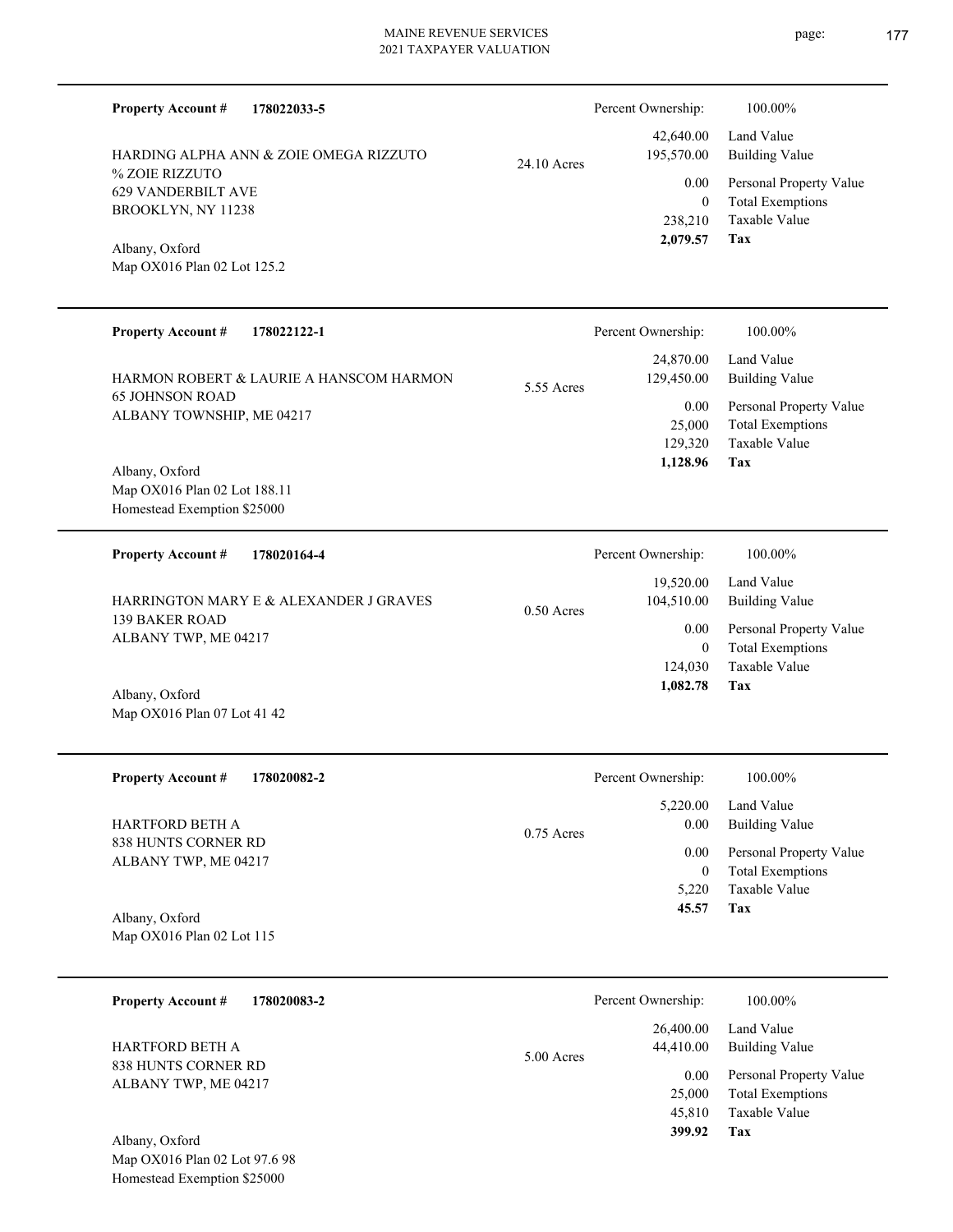| Property Account # | 178022033-5 | | Percent Ownership: | 100.00% |
|---|---|---|---|---|
| HARDING ALPHA ANN & ZOIE OMEGA RIZZUTO | | 24.10 Acres | 42,640.00 | Land Value |
| % ZOIE RIZZUTO | | | 195,570.00 | Building Value |
| 629 VANDERBILT AVE | | | 0.00 | Personal Property Value |
| BROOKLYN, NY 11238 | | | 0 | Total Exemptions |
| Albany, Oxford | | | 238,210 | Taxable Value |
| Map OX016 Plan 02 Lot 125.2 | | | **2,079.57** | **Tax** |

| Property Account # | 178022122-1 | | Percent Ownership: | 100.00% |
|---|---|---|---|---|
| HARMON ROBERT & LAURIE A HANSCOM HARMON | | 5.55 Acres | 24,870.00 | Land Value |
| 65 JOHNSON ROAD | | | 129,450.00 | Building Value |
| ALBANY TOWNSHIP, ME 04217 | | | 0.00 | Personal Property Value |
| Albany, Oxford | | | 25,000 | Total Exemptions |
| Map OX016 Plan 02 Lot 188.11 | | | 129,320 | Taxable Value |
| Homestead Exemption $25000 | | | **1,128.96** | **Tax** |

| Property Account # | 178020164-4 | | Percent Ownership: | 100.00% |
|---|---|---|---|---|
| HARRINGTON MARY E & ALEXANDER J GRAVES | | 0.50 Acres | 19,520.00 | Land Value |
| 139 BAKER ROAD | | | 104,510.00 | Building Value |
| ALBANY TWP, ME 04217 | | | 0.00 | Personal Property Value |
| | | | 0 | Total Exemptions |
| Albany, Oxford | | | 124,030 | Taxable Value |
| Map OX016 Plan 07 Lot 41 42 | | | **1,082.78** | **Tax** |

| Property Account # | 178020082-2 | | Percent Ownership: | 100.00% |
|---|---|---|---|---|
| HARTFORD BETH A | | 0.75 Acres | 5,220.00 | Land Value |
| 838 HUNTS CORNER RD | | | 0.00 | Building Value |
| ALBANY TWP, ME 04217 | | | 0.00 | Personal Property Value |
| | | | 0 | Total Exemptions |
| Albany, Oxford | | | 5,220 | Taxable Value |
| Map OX016 Plan 02 Lot 115 | | | **45.57** | **Tax** |

| Property Account # | 178020083-2 | | Percent Ownership: | 100.00% |
|---|---|---|---|---|
| HARTFORD BETH A | | 5.00 Acres | 26,400.00 | Land Value |
| 838 HUNTS CORNER RD | | | 44,410.00 | Building Value |
| ALBANY TWP, ME 04217 | | | 0.00 | Personal Property Value |
| Albany, Oxford | | | 25,000 | Total Exemptions |
| Map OX016 Plan 02 Lot 97.6 98 | | | 45,810 | Taxable Value |
| Homestead Exemption $25000 | | | **399.92** | **Tax** |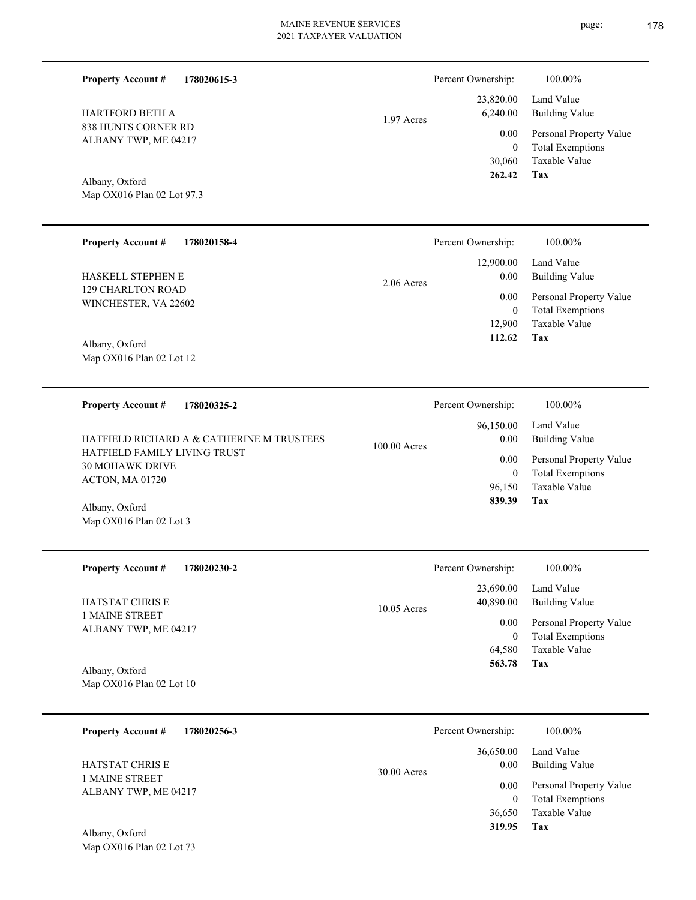**Property Account #** **178020615-3**

HARTFORD BETH A
838 HUNTS CORNER RD
ALBANY TWP, ME 04217

Albany, Oxford
Map OX016 Plan 02 Lot 97.3

1.97 Acres

| Percent Ownership: | 100.00% |
|---|---|
| 23,820.00 | Land Value |
| 6,240.00 | Building Value |
| 0.00 | Personal Property Value |
| 0 | Total Exemptions |
| 30,060 | Taxable Value |
| **262.42** | **Tax** |

---

**Property Account #** **178020158-4**

HASKELL STEPHEN E
129 CHARLTON ROAD
WINCHESTER, VA 22602

Albany, Oxford
Map OX016 Plan 02 Lot 12

2.06 Acres

| Percent Ownership: | 100.00% |
|---|---|
| 12,900.00 | Land Value |
| 0.00 | Building Value |
| 0.00 | Personal Property Value |
| 0 | Total Exemptions |
| 12,900 | Taxable Value |
| **112.62** | **Tax** |

---

**Property Account #** **178020325-2**

HATFIELD RICHARD A & CATHERINE M TRUSTEES
HATFIELD FAMILY LIVING TRUST
30 MOHAWK DRIVE
ACTON, MA 01720

Albany, Oxford
Map OX016 Plan 02 Lot 3

100.00 Acres

| Percent Ownership: | 100.00% |
|---|---|
| 96,150.00 | Land Value |
| 0.00 | Building Value |
| 0.00 | Personal Property Value |
| 0 | Total Exemptions |
| 96,150 | Taxable Value |
| **839.39** | **Tax** |

---

**Property Account #** **178020230-2**

HATSTAT CHRIS E
1 MAINE STREET
ALBANY TWP, ME 04217

Albany, Oxford
Map OX016 Plan 02 Lot 10

10.05 Acres

| Percent Ownership: | 100.00% |
|---|---|
| 23,690.00 | Land Value |
| 40,890.00 | Building Value |
| 0.00 | Personal Property Value |
| 0 | Total Exemptions |
| 64,580 | Taxable Value |
| **563.78** | **Tax** |

---

**Property Account #** **178020256-3**

HATSTAT CHRIS E
1 MAINE STREET
ALBANY TWP, ME 04217

Albany, Oxford
Map OX016 Plan 02 Lot 73

30.00 Acres

| Percent Ownership: | 100.00% |
|---|---|
| 36,650.00 | Land Value |
| 0.00 | Building Value |
| 0.00 | Personal Property Value |
| 0 | Total Exemptions |
| 36,650 | Taxable Value |
| **319.95** | **Tax** |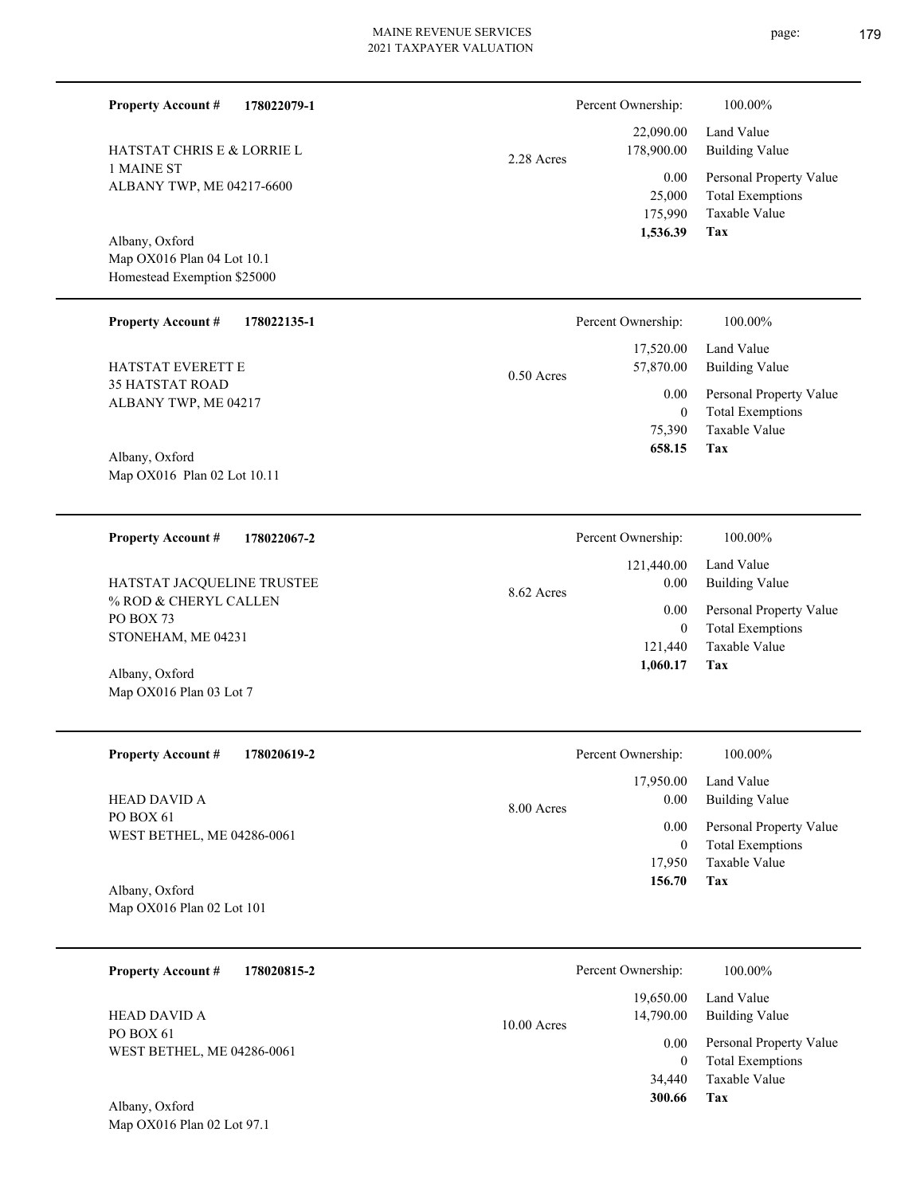**Property Account #** **178022079-1**

HATSTAT CHRIS E & LORRIE L
1 MAINE ST
ALBANY TWP, ME 04217-6600

Albany, Oxford
Map OX016 Plan 04 Lot 10.1
Homestead Exemption $25000

2.28 Acres

| Percent Ownership: | 100.00% |
|---|---|
| 22,090.00 | Land Value |
| 178,900.00 | Building Value |
| 0.00 | Personal Property Value |
| 25,000 | Total Exemptions |
| 175,990 | Taxable Value |
| **1,536.39** | **Tax** |

---

**Property Account #** **178022135-1**

HATSTAT EVERETT E
35 HATSTAT ROAD
ALBANY TWP, ME 04217

Albany, Oxford
Map OX016 Plan 02 Lot 10.11

0.50 Acres

| Percent Ownership: | 100.00% |
|---|---|
| 17,520.00 | Land Value |
| 57,870.00 | Building Value |
| 0.00 | Personal Property Value |
| 0 | Total Exemptions |
| 75,390 | Taxable Value |
| **658.15** | **Tax** |

---

**Property Account #** **178022067-2**

HATSTAT JACQUELINE TRUSTEE
% ROD & CHERYL CALLEN
PO BOX 73
STONEHAM, ME 04231

Albany, Oxford
Map OX016 Plan 03 Lot 7

8.62 Acres

| Percent Ownership: | 100.00% |
|---|---|
| 121,440.00 | Land Value |
| 0.00 | Building Value |
| 0.00 | Personal Property Value |
| 0 | Total Exemptions |
| 121,440 | Taxable Value |
| **1,060.17** | **Tax** |

---

**Property Account #** **178020619-2**

HEAD DAVID A
PO BOX 61
WEST BETHEL, ME 04286-0061

Albany, Oxford
Map OX016 Plan 02 Lot 101

8.00 Acres

| Percent Ownership: | 100.00% |
|---|---|
| 17,950.00 | Land Value |
| 0.00 | Building Value |
| 0.00 | Personal Property Value |
| 0 | Total Exemptions |
| 17,950 | Taxable Value |
| **156.70** | **Tax** |

---

**Property Account #** **178020815-2**

HEAD DAVID A
PO BOX 61
WEST BETHEL, ME 04286-0061

Albany, Oxford
Map OX016 Plan 02 Lot 97.1

10.00 Acres

| Percent Ownership: | 100.00% |
|---|---|
| 19,650.00 | Land Value |
| 14,790.00 | Building Value |
| 0.00 | Personal Property Value |
| 0 | Total Exemptions |
| 34,440 | Taxable Value |
| **300.66** | **Tax** |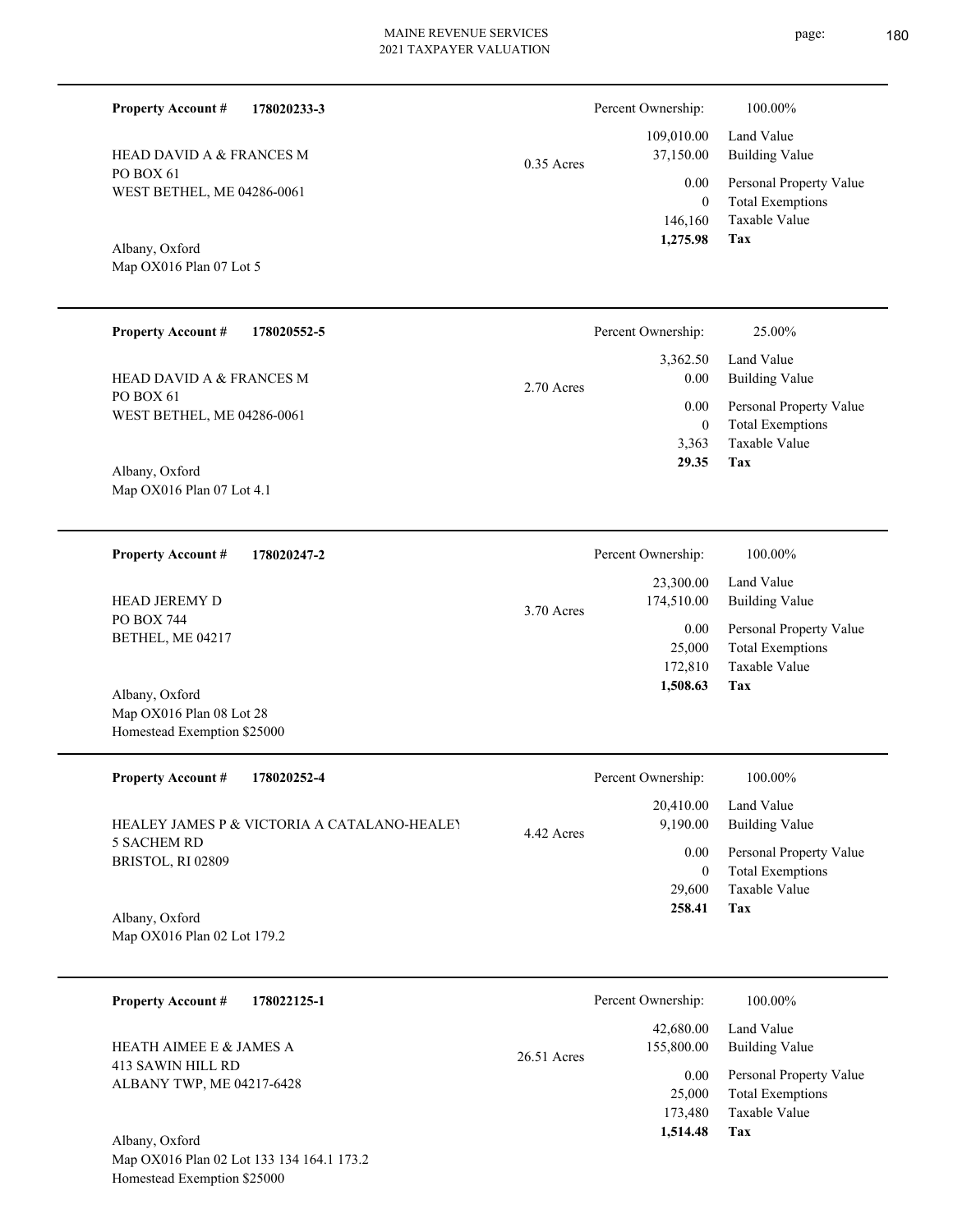**Property Account #** **178020233-3**

HEAD DAVID A & FRANCES M
PO BOX 61
WEST BETHEL, ME 04286-0061

Albany, Oxford
Map OX016 Plan 07 Lot 5

0.35 Acres

| | |
|---|---|
| Percent Ownership: | 100.00% |
| 109,010.00 | Land Value |
| 37,150.00 | Building Value |
| 0.00 | Personal Property Value |
| 0 | Total Exemptions |
| 146,160 | Taxable Value |
| **1,275.98** | **Tax** |

---

**Property Account #** **178020552-5**

HEAD DAVID A & FRANCES M
PO BOX 61
WEST BETHEL, ME 04286-0061

Albany, Oxford
Map OX016 Plan 07 Lot 4.1

2.70 Acres

| | |
|---|---|
| Percent Ownership: | 25.00% |
| 3,362.50 | Land Value |
| 0.00 | Building Value |
| 0.00 | Personal Property Value |
| 0 | Total Exemptions |
| 3,363 | Taxable Value |
| **29.35** | **Tax** |

---

**Property Account #** **178020247-2**

HEAD JEREMY D
PO BOX 744
BETHEL, ME 04217

Albany, Oxford
Map OX016 Plan 08 Lot 28
Homestead Exemption $25000

3.70 Acres

| | |
|---|---|
| Percent Ownership: | 100.00% |
| 23,300.00 | Land Value |
| 174,510.00 | Building Value |
| 0.00 | Personal Property Value |
| 25,000 | Total Exemptions |
| 172,810 | Taxable Value |
| **1,508.63** | **Tax** |

---

**Property Account #** **178020252-4**

HEALEY JAMES P & VICTORIA A CATALANO-HEALEY
5 SACHEM RD
BRISTOL, RI 02809

Albany, Oxford
Map OX016 Plan 02 Lot 179.2

4.42 Acres

| | |
|---|---|
| Percent Ownership: | 100.00% |
| 20,410.00 | Land Value |
| 9,190.00 | Building Value |
| 0.00 | Personal Property Value |
| 0 | Total Exemptions |
| 29,600 | Taxable Value |
| **258.41** | **Tax** |

---

**Property Account #** **178022125-1**

HEATH AIMEE E & JAMES A
413 SAWIN HILL RD
ALBANY TWP, ME 04217-6428

Albany, Oxford
Map OX016 Plan 02 Lot 133 134 164.1 173.2
Homestead Exemption $25000

26.51 Acres

| | |
|---|---|
| Percent Ownership: | 100.00% |
| 42,680.00 | Land Value |
| 155,800.00 | Building Value |
| 0.00 | Personal Property Value |
| 25,000 | Total Exemptions |
| 173,480 | Taxable Value |
| **1,514.48** | **Tax** |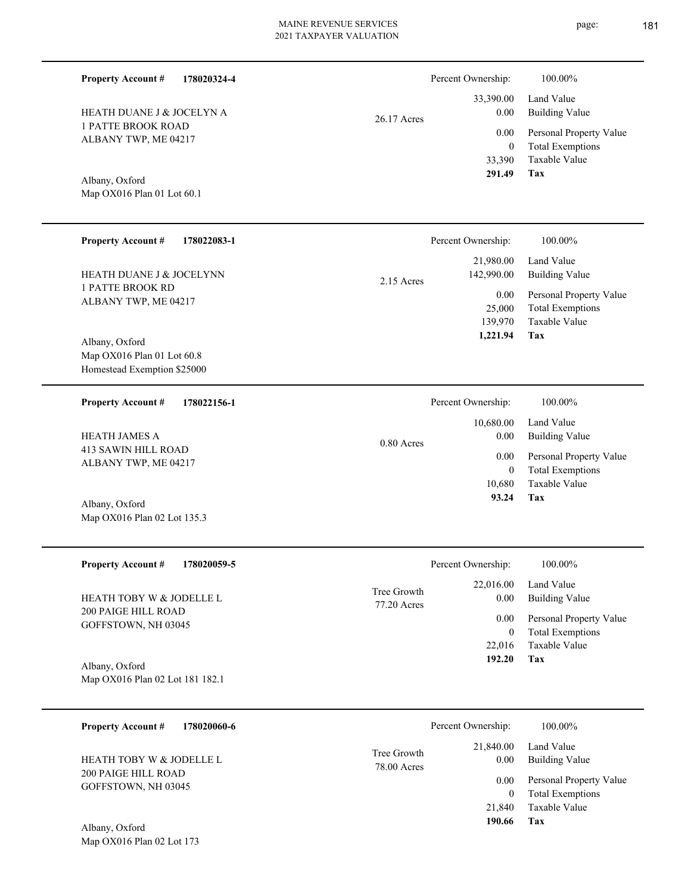**Property Account #** **178020324-4**

HEATH DUANE J & JOCELYN A
1 PATTE BROOK ROAD
ALBANY TWP, ME 04217

Albany, Oxford
Map OX016 Plan 01 Lot 60.1

26.17 Acres

| Percent Ownership: | 100.00% |
|---|---|
| 33,390.00 | Land Value |
| 0.00 | Building Value |
| 0.00 | Personal Property Value |
| 0 | Total Exemptions |
| 33,390 | Taxable Value |
| **291.49** | **Tax** |

---

**Property Account #** **178022083-1**

HEATH DUANE J & JOCELYNN
1 PATTE BROOK RD
ALBANY TWP, ME 04217

Albany, Oxford
Map OX016 Plan 01 Lot 60.8
Homestead Exemption $25000

2.15 Acres

| Percent Ownership: | 100.00% |
|---|---|
| 21,980.00 | Land Value |
| 142,990.00 | Building Value |
| 0.00 | Personal Property Value |
| 25,000 | Total Exemptions |
| 139,970 | Taxable Value |
| **1,221.94** | **Tax** |

---

**Property Account #** **178022156-1**

HEATH JAMES A
413 SAWIN HILL ROAD
ALBANY TWP, ME 04217

Albany, Oxford
Map OX016 Plan 02 Lot 135.3

0.80 Acres

| Percent Ownership: | 100.00% |
|---|---|
| 10,680.00 | Land Value |
| 0.00 | Building Value |
| 0.00 | Personal Property Value |
| 0 | Total Exemptions |
| 10,680 | Taxable Value |
| **93.24** | **Tax** |

---

**Property Account #** **178020059-5**

HEATH TOBY W & JODELLE L
200 PAIGE HILL ROAD
GOFFSTOWN, NH 03045

Albany, Oxford
Map OX016 Plan 02 Lot 181 182.1

Tree Growth
77.20 Acres

| Percent Ownership: | 100.00% |
|---|---|
| 22,016.00 | Land Value |
| 0.00 | Building Value |
| 0.00 | Personal Property Value |
| 0 | Total Exemptions |
| 22,016 | Taxable Value |
| **192.20** | **Tax** |

---

**Property Account #** **178020060-6**

HEATH TOBY W & JODELLE L
200 PAIGE HILL ROAD
GOFFSTOWN, NH 03045

Albany, Oxford
Map OX016 Plan 02 Lot 173

Tree Growth
78.00 Acres

| Percent Ownership: | 100.00% |
|---|---|
| 21,840.00 | Land Value |
| 0.00 | Building Value |
| 0.00 | Personal Property Value |
| 0 | Total Exemptions |
| 21,840 | Taxable Value |
| **190.66** | **Tax** |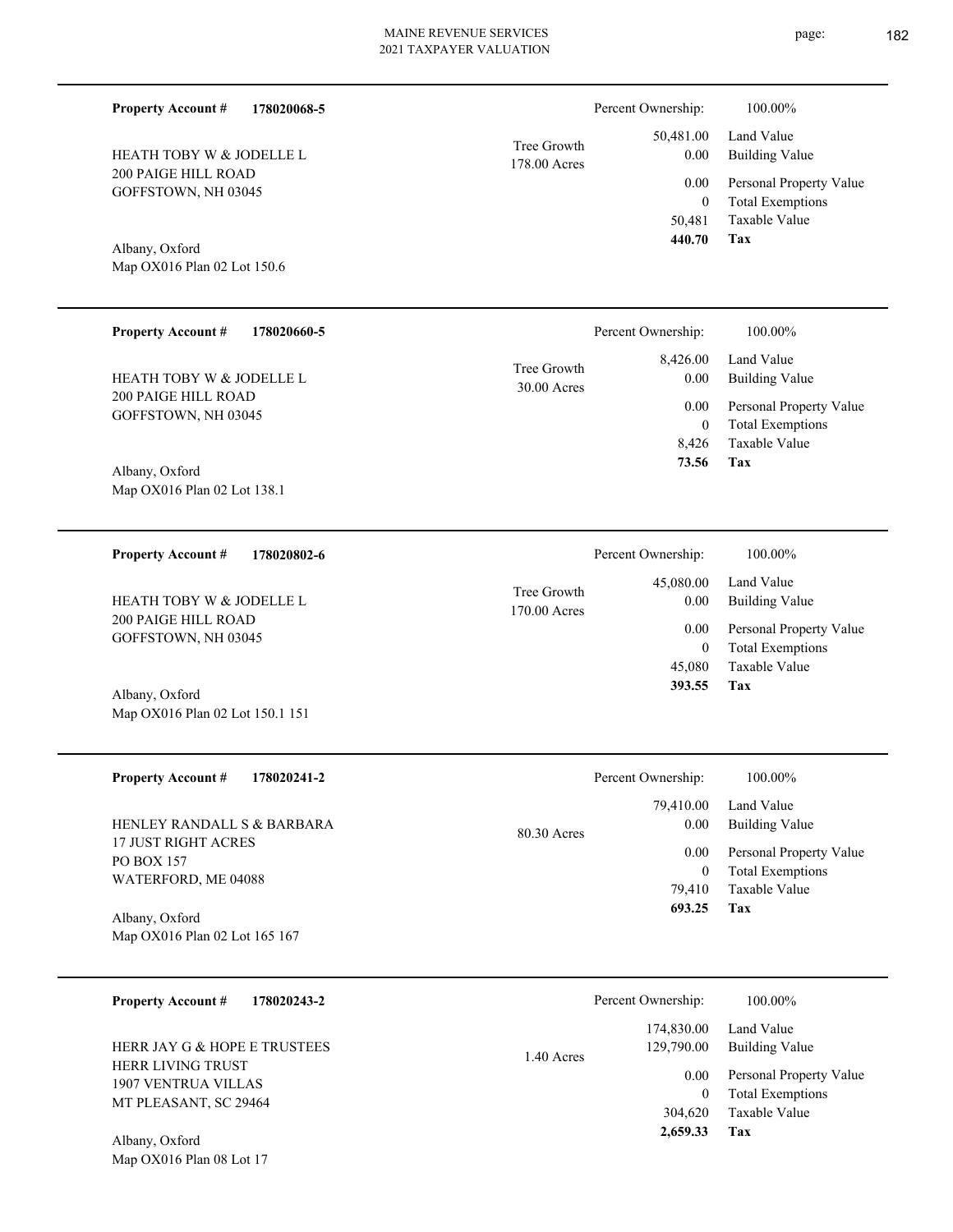**Property Account #** **178020068-5**

HEATH TOBY W & JODELLE L
200 PAIGE HILL ROAD
GOFFSTOWN, NH 03045

Albany, Oxford
Map OX016 Plan 02 Lot 150.6

Tree Growth
178.00 Acres

| Percent Ownership: | 100.00% |
|---|---|
| 50,481.00 | Land Value |
| 0.00 | Building Value |
| 0.00 | Personal Property Value |
| 0 | Total Exemptions |
| 50,481 | Taxable Value |
| **440.70** | **Tax** |

---

**Property Account #** **178020660-5**

HEATH TOBY W & JODELLE L
200 PAIGE HILL ROAD
GOFFSTOWN, NH 03045

Albany, Oxford
Map OX016 Plan 02 Lot 138.1

Tree Growth
30.00 Acres

| Percent Ownership: | 100.00% |
|---|---|
| 8,426.00 | Land Value |
| 0.00 | Building Value |
| 0.00 | Personal Property Value |
| 0 | Total Exemptions |
| 8,426 | Taxable Value |
| **73.56** | **Tax** |

---

**Property Account #** **178020802-6**

HEATH TOBY W & JODELLE L
200 PAIGE HILL ROAD
GOFFSTOWN, NH 03045

Albany, Oxford
Map OX016 Plan 02 Lot 150.1 151

Tree Growth
170.00 Acres

| Percent Ownership: | 100.00% |
|---|---|
| 45,080.00 | Land Value |
| 0.00 | Building Value |
| 0.00 | Personal Property Value |
| 0 | Total Exemptions |
| 45,080 | Taxable Value |
| **393.55** | **Tax** |

---

**Property Account #** **178020241-2**

HENLEY RANDALL S & BARBARA
17 JUST RIGHT ACRES
PO BOX 157
WATERFORD, ME 04088

Albany, Oxford
Map OX016 Plan 02 Lot 165 167

80.30 Acres

| Percent Ownership: | 100.00% |
|---|---|
| 79,410.00 | Land Value |
| 0.00 | Building Value |
| 0.00 | Personal Property Value |
| 0 | Total Exemptions |
| 79,410 | Taxable Value |
| **693.25** | **Tax** |

---

**Property Account #** **178020243-2**

HERR JAY G & HOPE E TRUSTEES
HERR LIVING TRUST
1907 VENTRUA VILLAS
MT PLEASANT, SC 29464

Albany, Oxford
Map OX016 Plan 08 Lot 17

1.40 Acres

| Percent Ownership: | 100.00% |
|---|---|
| 174,830.00 | Land Value |
| 129,790.00 | Building Value |
| 0.00 | Personal Property Value |
| 0 | Total Exemptions |
| 304,620 | Taxable Value |
| **2,659.33** | **Tax** |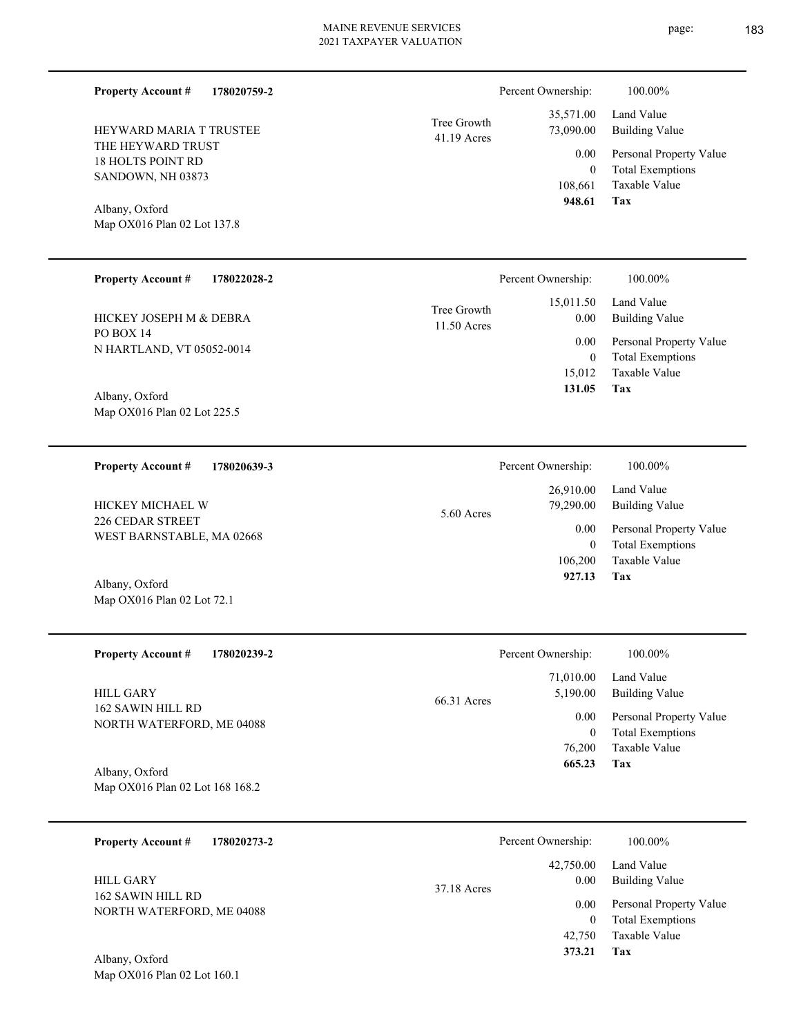**Property Account #** **178020759-2**

HEYWARD MARIA T TRUSTEE
THE HEYWARD TRUST
18 HOLTS POINT RD
SANDOWN, NH 03873

Albany, Oxford
Map OX016 Plan 02 Lot 137.8

Tree Growth
41.19 Acres

| Percent Ownership: | 100.00% |
|---|---|
| 35,571.00 | Land Value |
| 73,090.00 | Building Value |
| 0.00 | Personal Property Value |
| 0 | Total Exemptions |
| 108,661 | Taxable Value |
| **948.61** | **Tax** |

---

**Property Account #** **178022028-2**

HICKEY JOSEPH M & DEBRA
PO BOX 14
N HARTLAND, VT 05052-0014

Albany, Oxford
Map OX016 Plan 02 Lot 225.5

Tree Growth
11.50 Acres

| Percent Ownership: | 100.00% |
|---|---|
| 15,011.50 | Land Value |
| 0.00 | Building Value |
| 0.00 | Personal Property Value |
| 0 | Total Exemptions |
| 15,012 | Taxable Value |
| **131.05** | **Tax** |

---

**Property Account #** **178020639-3**

HICKEY MICHAEL W
226 CEDAR STREET
WEST BARNSTABLE, MA 02668

Albany, Oxford
Map OX016 Plan 02 Lot 72.1

5.60 Acres

| Percent Ownership: | 100.00% |
|---|---|
| 26,910.00 | Land Value |
| 79,290.00 | Building Value |
| 0.00 | Personal Property Value |
| 0 | Total Exemptions |
| 106,200 | Taxable Value |
| **927.13** | **Tax** |

---

**Property Account #** **178020239-2**

HILL GARY
162 SAWIN HILL RD
NORTH WATERFORD, ME 04088

Albany, Oxford
Map OX016 Plan 02 Lot 168 168.2

66.31 Acres

| Percent Ownership: | 100.00% |
|---|---|
| 71,010.00 | Land Value |
| 5,190.00 | Building Value |
| 0.00 | Personal Property Value |
| 0 | Total Exemptions |
| 76,200 | Taxable Value |
| **665.23** | **Tax** |

---

**Property Account #** **178020273-2**

HILL GARY
162 SAWIN HILL RD
NORTH WATERFORD, ME 04088

Albany, Oxford
Map OX016 Plan 02 Lot 160.1

37.18 Acres

| Percent Ownership: | 100.00% |
|---|---|
| 42,750.00 | Land Value |
| 0.00 | Building Value |
| 0.00 | Personal Property Value |
| 0 | Total Exemptions |
| 42,750 | Taxable Value |
| **373.21** | **Tax** |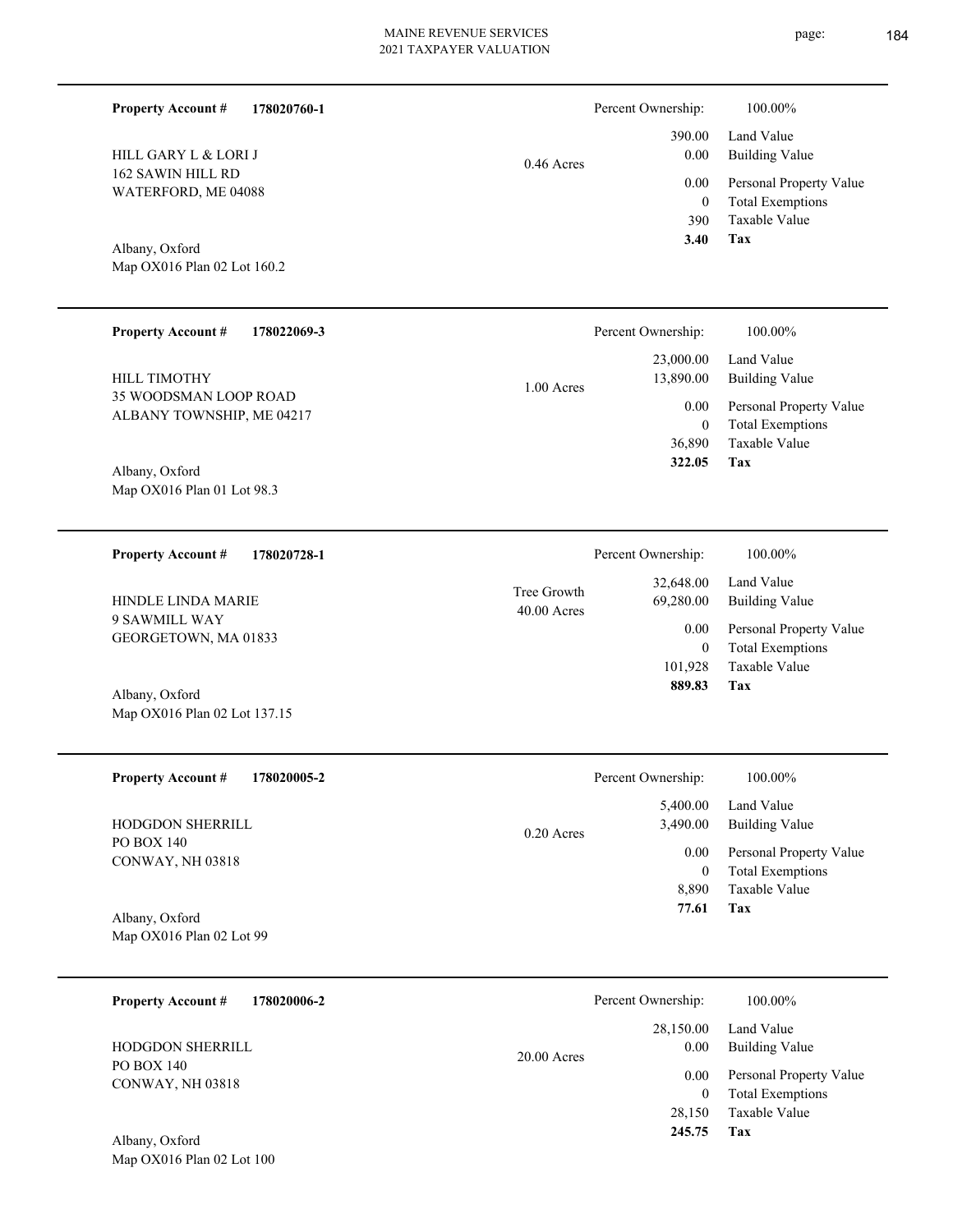| Property Account # | 178020760-1 | | Percent Ownership: | 100.00% |
|---|---|---|---|---|
| HILL GARY L & LORI J | | 0.46 Acres | 390.00 | Land Value |
| 162 SAWIN HILL RD | | | 0.00 | Building Value |
| WATERFORD, ME 04088 | | | 0.00 | Personal Property Value |
| | | | 0 | Total Exemptions |
| | | | 390 | Taxable Value |
| Albany, Oxford | | | **3.40** | **Tax** |
| Map OX016 Plan 02 Lot 160.2 | | | | |

| Property Account # | 178022069-3 | | Percent Ownership: | 100.00% |
|---|---|---|---|---|
| HILL TIMOTHY | | 1.00 Acres | 23,000.00 | Land Value |
| 35 WOODSMAN LOOP ROAD | | | 13,890.00 | Building Value |
| ALBANY TOWNSHIP, ME 04217 | | | 0.00 | Personal Property Value |
| | | | 0 | Total Exemptions |
| | | | 36,890 | Taxable Value |
| Albany, Oxford | | | **322.05** | **Tax** |
| Map OX016 Plan 01 Lot 98.3 | | | | |

| Property Account # | 178020728-1 | | Percent Ownership: | 100.00% |
|---|---|---|---|---|
| HINDLE LINDA MARIE | | Tree Growth 40.00 Acres | 32,648.00 | Land Value |
| 9 SAWMILL WAY | | | 69,280.00 | Building Value |
| GEORGETOWN, MA 01833 | | | 0.00 | Personal Property Value |
| | | | 0 | Total Exemptions |
| | | | 101,928 | Taxable Value |
| Albany, Oxford | | | **889.83** | **Tax** |
| Map OX016 Plan 02 Lot 137.15 | | | | |

| Property Account # | 178020005-2 | | Percent Ownership: | 100.00% |
|---|---|---|---|---|
| HODGDON SHERRILL | | 0.20 Acres | 5,400.00 | Land Value |
| PO BOX 140 | | | 3,490.00 | Building Value |
| CONWAY, NH 03818 | | | 0.00 | Personal Property Value |
| | | | 0 | Total Exemptions |
| | | | 8,890 | Taxable Value |
| Albany, Oxford | | | **77.61** | **Tax** |
| Map OX016 Plan 02 Lot 99 | | | | |

| Property Account # | 178020006-2 | | Percent Ownership: | 100.00% |
|---|---|---|---|---|
| HODGDON SHERRILL | | 20.00 Acres | 28,150.00 | Land Value |
| PO BOX 140 | | | 0.00 | Building Value |
| CONWAY, NH 03818 | | | 0.00 | Personal Property Value |
| | | | 0 | Total Exemptions |
| | | | 28,150 | Taxable Value |
| Albany, Oxford | | | **245.75** | **Tax** |
| Map OX016 Plan 02 Lot 100 | | | | |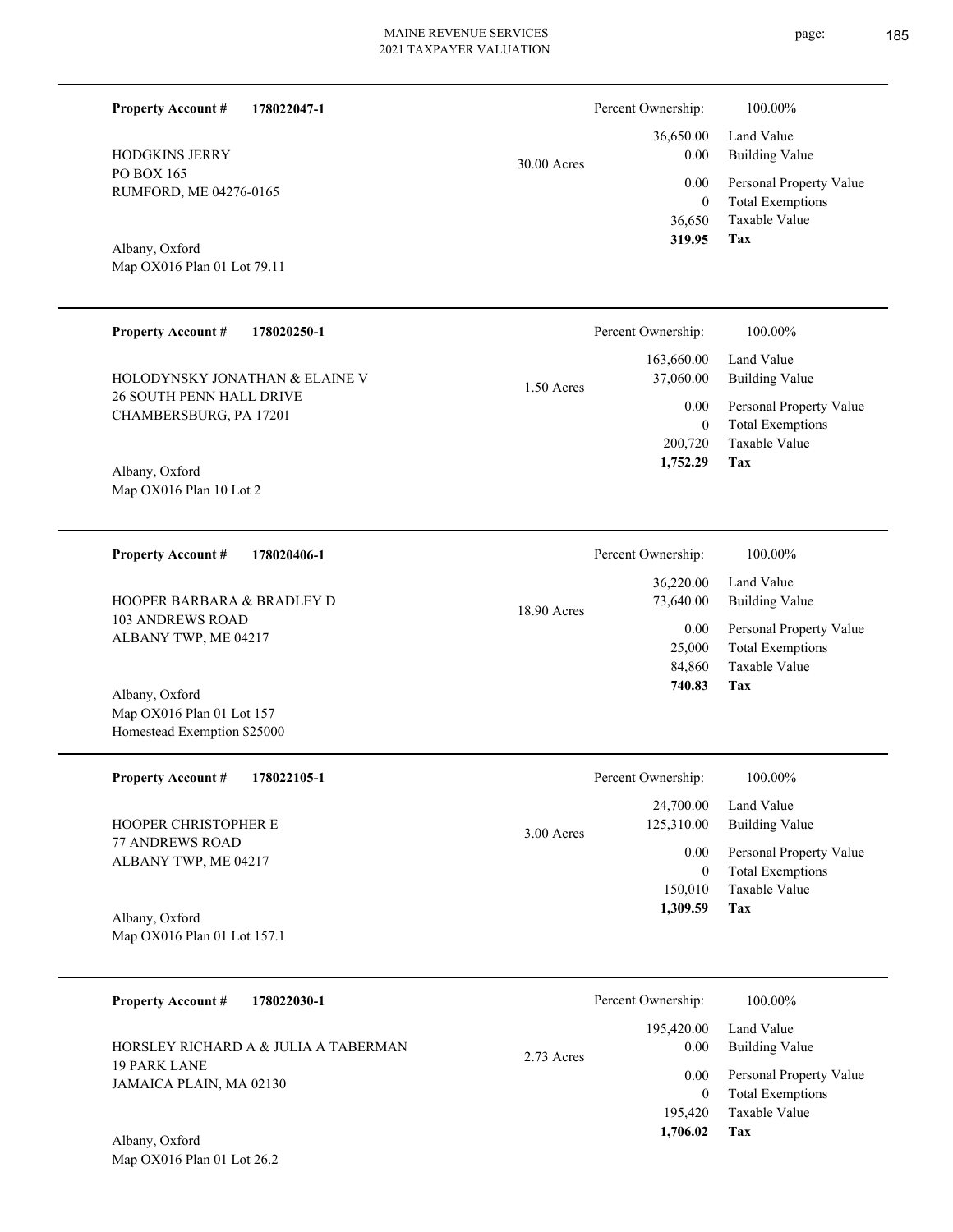**Property Account #** **178022047-1**

HODGKINS JERRY
PO BOX 165
RUMFORD, ME 04276-0165

Albany, Oxford
Map OX016 Plan 01 Lot 79.11

30.00 Acres

Percent Ownership: 100.00%

| | |
|---|---|
| 36,650.00 | Land Value |
| 0.00 | Building Value |
| 0.00 | Personal Property Value |
| 0 | Total Exemptions |
| 36,650 | Taxable Value |
| **319.95** | **Tax** |

---

**Property Account #** **178020250-1**

HOLODYNSKY JONATHAN & ELAINE V
26 SOUTH PENN HALL DRIVE
CHAMBERSBURG, PA 17201

Albany, Oxford
Map OX016 Plan 10 Lot 2

1.50 Acres

Percent Ownership: 100.00%

| | |
|---|---|
| 163,660.00 | Land Value |
| 37,060.00 | Building Value |
| 0.00 | Personal Property Value |
| 0 | Total Exemptions |
| 200,720 | Taxable Value |
| **1,752.29** | **Tax** |

---

**Property Account #** **178020406-1**

HOOPER BARBARA & BRADLEY D
103 ANDREWS ROAD
ALBANY TWP, ME 04217

Albany, Oxford
Map OX016 Plan 01 Lot 157
Homestead Exemption $25000

18.90 Acres

Percent Ownership: 100.00%

| | |
|---|---|
| 36,220.00 | Land Value |
| 73,640.00 | Building Value |
| 0.00 | Personal Property Value |
| 25,000 | Total Exemptions |
| 84,860 | Taxable Value |
| **740.83** | **Tax** |

---

**Property Account #** **178022105-1**

HOOPER CHRISTOPHER E
77 ANDREWS ROAD
ALBANY TWP, ME 04217

Albany, Oxford
Map OX016 Plan 01 Lot 157.1

3.00 Acres

Percent Ownership: 100.00%

| | |
|---|---|
| 24,700.00 | Land Value |
| 125,310.00 | Building Value |
| 0.00 | Personal Property Value |
| 0 | Total Exemptions |
| 150,010 | Taxable Value |
| **1,309.59** | **Tax** |

---

**Property Account #** **178022030-1**

HORSLEY RICHARD A & JULIA A TABERMAN
19 PARK LANE
JAMAICA PLAIN, MA 02130

Albany, Oxford
Map OX016 Plan 01 Lot 26.2

2.73 Acres

Percent Ownership: 100.00%

| | |
|---|---|
| 195,420.00 | Land Value |
| 0.00 | Building Value |
| 0.00 | Personal Property Value |
| 0 | Total Exemptions |
| 195,420 | Taxable Value |
| **1,706.02** | **Tax** |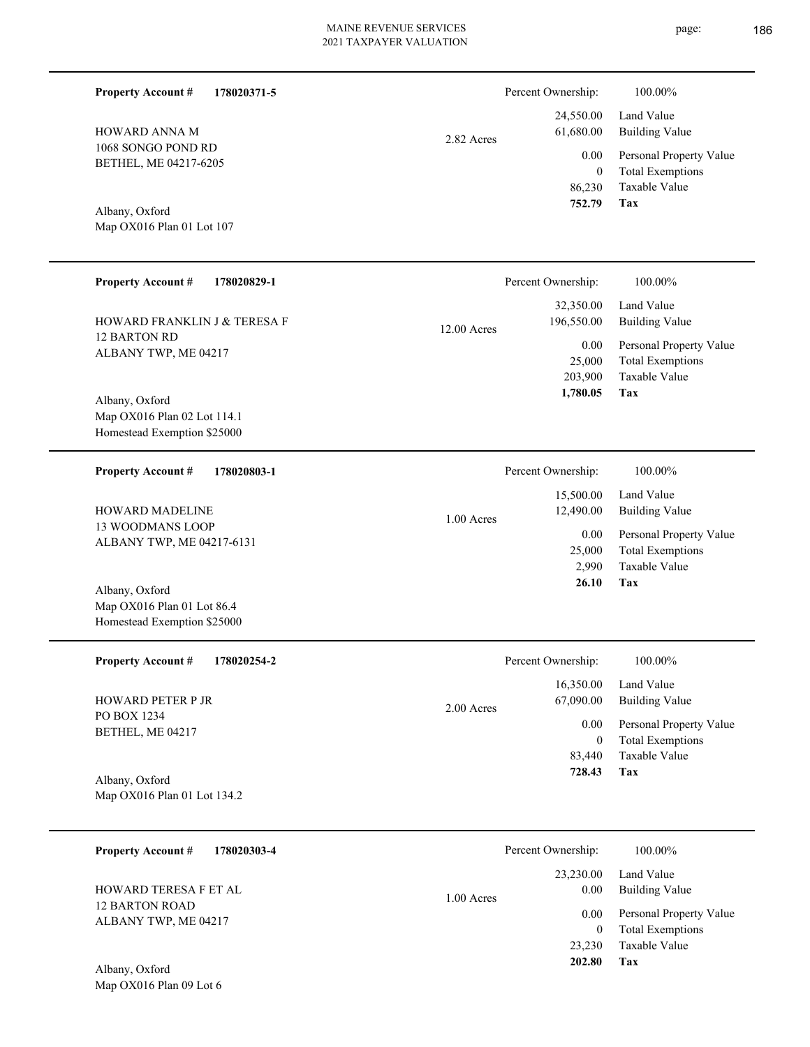**Property Account #** **178020371-5**

HOWARD ANNA M
1068 SONGO POND RD
BETHEL, ME 04217-6205

Albany, Oxford
Map OX016 Plan 01 Lot 107

2.82 Acres

| Percent Ownership: | 100.00% |
|---|---|
| 24,550.00 | Land Value |
| 61,680.00 | Building Value |
| 0.00 | Personal Property Value |
| 0 | Total Exemptions |
| 86,230 | Taxable Value |
| **752.79** | **Tax** |

---

**Property Account #** **178020829-1**

HOWARD FRANKLIN J & TERESA F
12 BARTON RD
ALBANY TWP, ME 04217

Albany, Oxford
Map OX016 Plan 02 Lot 114.1
Homestead Exemption $25000

12.00 Acres

| Percent Ownership: | 100.00% |
|---|---|
| 32,350.00 | Land Value |
| 196,550.00 | Building Value |
| 0.00 | Personal Property Value |
| 25,000 | Total Exemptions |
| 203,900 | Taxable Value |
| **1,780.05** | **Tax** |

---

**Property Account #** **178020803-1**

HOWARD MADELINE
13 WOODMANS LOOP
ALBANY TWP, ME 04217-6131

Albany, Oxford
Map OX016 Plan 01 Lot 86.4
Homestead Exemption $25000

1.00 Acres

| Percent Ownership: | 100.00% |
|---|---|
| 15,500.00 | Land Value |
| 12,490.00 | Building Value |
| 0.00 | Personal Property Value |
| 25,000 | Total Exemptions |
| 2,990 | Taxable Value |
| **26.10** | **Tax** |

---

**Property Account #** **178020254-2**

HOWARD PETER P JR
PO BOX 1234
BETHEL, ME 04217

Albany, Oxford
Map OX016 Plan 01 Lot 134.2

2.00 Acres

| Percent Ownership: | 100.00% |
|---|---|
| 16,350.00 | Land Value |
| 67,090.00 | Building Value |
| 0.00 | Personal Property Value |
| 0 | Total Exemptions |
| 83,440 | Taxable Value |
| **728.43** | **Tax** |

---

**Property Account #** **178020303-4**

HOWARD TERESA F ET AL
12 BARTON ROAD
ALBANY TWP, ME 04217

Albany, Oxford
Map OX016 Plan 09 Lot 6

1.00 Acres

| Percent Ownership: | 100.00% |
|---|---|
| 23,230.00 | Land Value |
| 0.00 | Building Value |
| 0.00 | Personal Property Value |
| 0 | Total Exemptions |
| 23,230 | Taxable Value |
| **202.80** | **Tax** |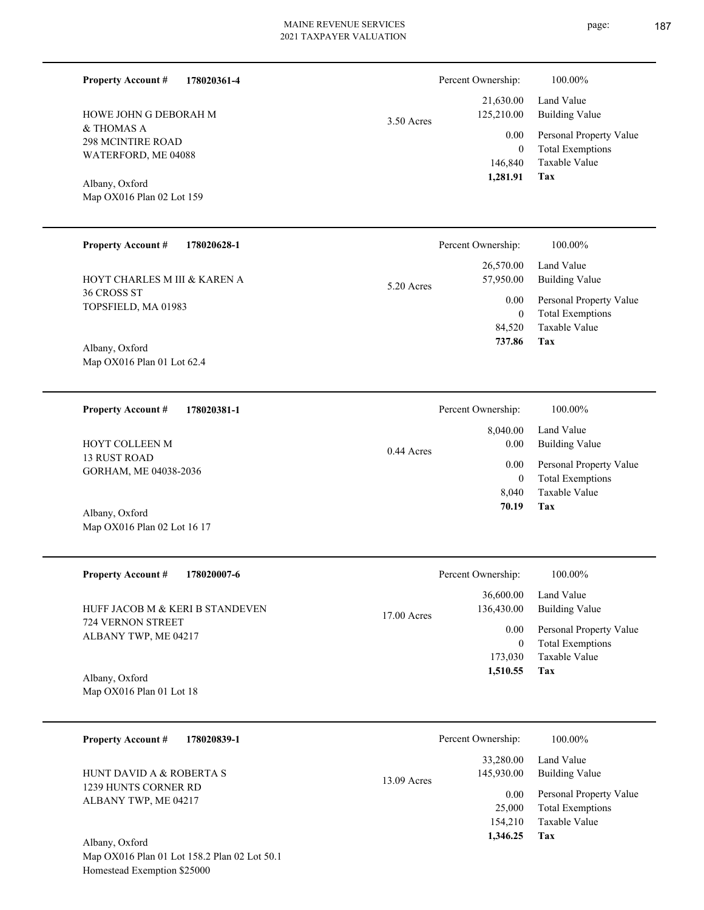**Property Account #** **178020361-4**

HOWE JOHN G DEBORAH M
& THOMAS A
298 MCINTIRE ROAD
WATERFORD, ME 04088

Albany, Oxford
Map OX016 Plan 02 Lot 159

3.50 Acres

| Percent Ownership: | 100.00% |
|---|---|
| 21,630.00 | Land Value |
| 125,210.00 | Building Value |
| 0.00 | Personal Property Value |
| 0 | Total Exemptions |
| 146,840 | Taxable Value |
| **1,281.91** | **Tax** |

---

**Property Account #** **178020628-1**

HOYT CHARLES M III & KAREN A
36 CROSS ST
TOPSFIELD, MA 01983

Albany, Oxford
Map OX016 Plan 01 Lot 62.4

5.20 Acres

| Percent Ownership: | 100.00% |
|---|---|
| 26,570.00 | Land Value |
| 57,950.00 | Building Value |
| 0.00 | Personal Property Value |
| 0 | Total Exemptions |
| 84,520 | Taxable Value |
| **737.86** | **Tax** |

---

**Property Account #** **178020381-1**

HOYT COLLEEN M
13 RUST ROAD
GORHAM, ME 04038-2036

Albany, Oxford
Map OX016 Plan 02 Lot 16 17

0.44 Acres

| Percent Ownership: | 100.00% |
|---|---|
| 8,040.00 | Land Value |
| 0.00 | Building Value |
| 0.00 | Personal Property Value |
| 0 | Total Exemptions |
| 8,040 | Taxable Value |
| **70.19** | **Tax** |

---

**Property Account #** **178020007-6**

HUFF JACOB M & KERI B STANDEVEN
724 VERNON STREET
ALBANY TWP, ME 04217

Albany, Oxford
Map OX016 Plan 01 Lot 18

17.00 Acres

| Percent Ownership: | 100.00% |
|---|---|
| 36,600.00 | Land Value |
| 136,430.00 | Building Value |
| 0.00 | Personal Property Value |
| 0 | Total Exemptions |
| 173,030 | Taxable Value |
| **1,510.55** | **Tax** |

---

**Property Account #** **178020839-1**

HUNT DAVID A & ROBERTA S
1239 HUNTS CORNER RD
ALBANY TWP, ME 04217

Albany, Oxford
Map OX016 Plan 01 Lot 158.2 Plan 02 Lot 50.1
Homestead Exemption $25000

13.09 Acres

| Percent Ownership: | 100.00% |
|---|---|
| 33,280.00 | Land Value |
| 145,930.00 | Building Value |
| 0.00 | Personal Property Value |
| 25,000 | Total Exemptions |
| 154,210 | Taxable Value |
| **1,346.25** | **Tax** |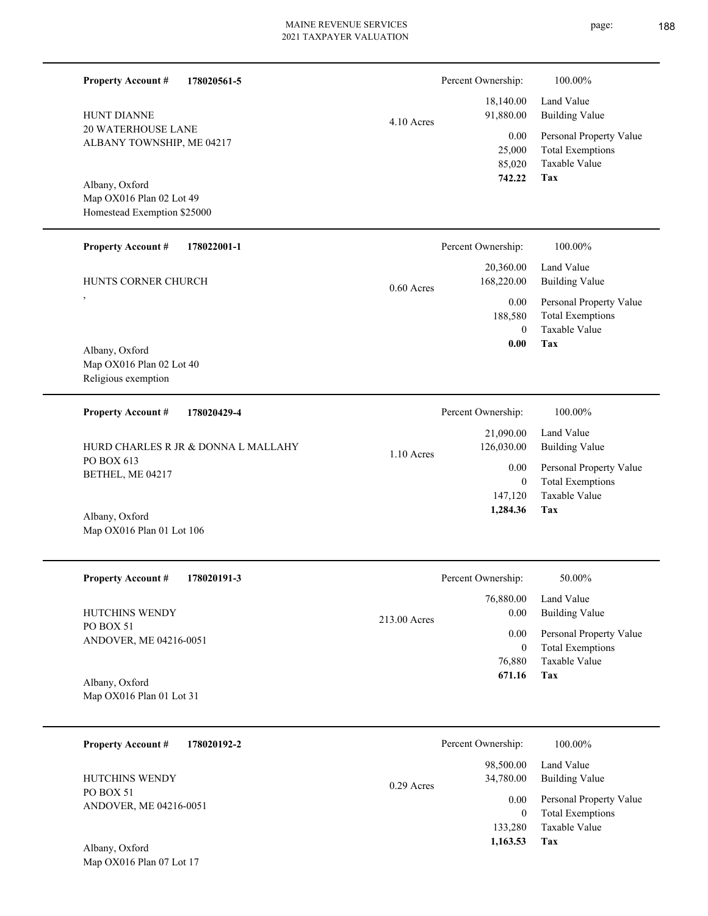**Property Account #** **178020561-5**

HUNT DIANNE
20 WATERHOUSE LANE
ALBANY TOWNSHIP, ME 04217

Albany, Oxford
Map OX016 Plan 02 Lot 49
Homestead Exemption $25000

4.10 Acres

| Percent Ownership: | 100.00% |
|---|---|
| 18,140.00 | Land Value |
| 91,880.00 | Building Value |
| 0.00 | Personal Property Value |
| 25,000 | Total Exemptions |
| 85,020 | Taxable Value |
| **742.22** | **Tax** |

---

**Property Account #** **178022001-1**

HUNTS CORNER CHURCH
,

Albany, Oxford
Map OX016 Plan 02 Lot 40
Religious exemption

0.60 Acres

| Percent Ownership: | 100.00% |
|---|---|
| 20,360.00 | Land Value |
| 168,220.00 | Building Value |
| 0.00 | Personal Property Value |
| 188,580 | Total Exemptions |
| 0 | Taxable Value |
| **0.00** | **Tax** |

---

**Property Account #** **178020429-4**

HURD CHARLES R JR & DONNA L MALLAHY
PO BOX 613
BETHEL, ME 04217

Albany, Oxford
Map OX016 Plan 01 Lot 106

1.10 Acres

| Percent Ownership: | 100.00% |
|---|---|
| 21,090.00 | Land Value |
| 126,030.00 | Building Value |
| 0.00 | Personal Property Value |
| 0 | Total Exemptions |
| 147,120 | Taxable Value |
| **1,284.36** | **Tax** |

---

**Property Account #** **178020191-3**

HUTCHINS WENDY
PO BOX 51
ANDOVER, ME 04216-0051

Albany, Oxford
Map OX016 Plan 01 Lot 31

213.00 Acres

| Percent Ownership: | 50.00% |
|---|---|
| 76,880.00 | Land Value |
| 0.00 | Building Value |
| 0.00 | Personal Property Value |
| 0 | Total Exemptions |
| 76,880 | Taxable Value |
| **671.16** | **Tax** |

---

**Property Account #** **178020192-2**

HUTCHINS WENDY
PO BOX 51
ANDOVER, ME 04216-0051

Albany, Oxford
Map OX016 Plan 07 Lot 17

0.29 Acres

| Percent Ownership: | 100.00% |
|---|---|
| 98,500.00 | Land Value |
| 34,780.00 | Building Value |
| 0.00 | Personal Property Value |
| 0 | Total Exemptions |
| 133,280 | Taxable Value |
| **1,163.53** | **Tax** |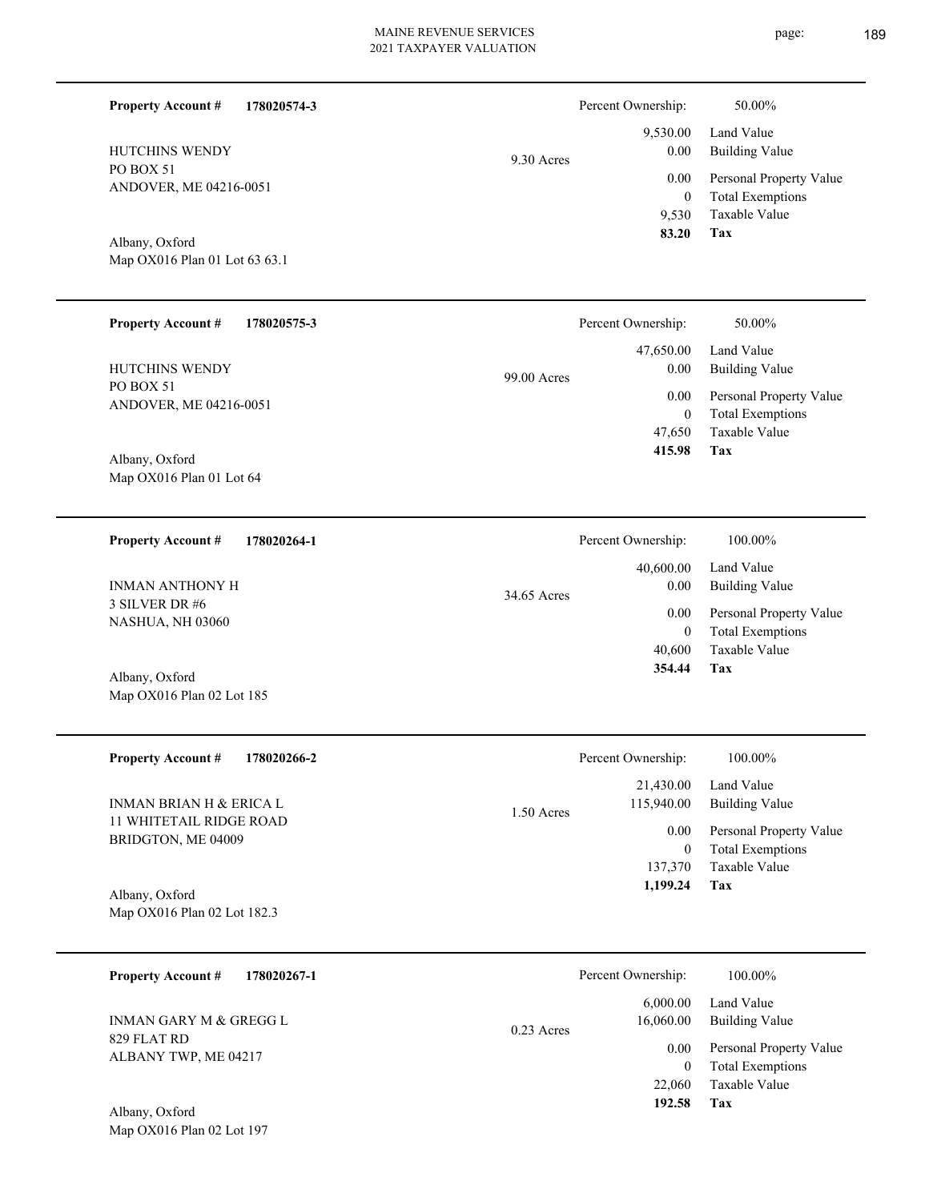**Property Account #** **178020574-3**

HUTCHINS WENDY
PO BOX 51
ANDOVER, ME 04216-0051

Albany, Oxford
Map OX016 Plan 01 Lot 63 63.1

9.30 Acres

| Percent Ownership: | 50.00% |
|---|---|
| 9,530.00 | Land Value |
| 0.00 | Building Value |
| 0.00 | Personal Property Value |
| 0 | Total Exemptions |
| 9,530 | Taxable Value |
| **83.20** | **Tax** |

---

**Property Account #** **178020575-3**

HUTCHINS WENDY
PO BOX 51
ANDOVER, ME 04216-0051

Albany, Oxford
Map OX016 Plan 01 Lot 64

99.00 Acres

| Percent Ownership: | 50.00% |
|---|---|
| 47,650.00 | Land Value |
| 0.00 | Building Value |
| 0.00 | Personal Property Value |
| 0 | Total Exemptions |
| 47,650 | Taxable Value |
| **415.98** | **Tax** |

---

**Property Account #** **178020264-1**

INMAN ANTHONY H
3 SILVER DR #6
NASHUA, NH 03060

Albany, Oxford
Map OX016 Plan 02 Lot 185

34.65 Acres

| Percent Ownership: | 100.00% |
|---|---|
| 40,600.00 | Land Value |
| 0.00 | Building Value |
| 0.00 | Personal Property Value |
| 0 | Total Exemptions |
| 40,600 | Taxable Value |
| **354.44** | **Tax** |

---

**Property Account #** **178020266-2**

INMAN BRIAN H & ERICA L
11 WHITETAIL RIDGE ROAD
BRIDGTON, ME 04009

Albany, Oxford
Map OX016 Plan 02 Lot 182.3

1.50 Acres

| Percent Ownership: | 100.00% |
|---|---|
| 21,430.00 | Land Value |
| 115,940.00 | Building Value |
| 0.00 | Personal Property Value |
| 0 | Total Exemptions |
| 137,370 | Taxable Value |
| **1,199.24** | **Tax** |

---

**Property Account #** **178020267-1**

INMAN GARY M & GREGG L
829 FLAT RD
ALBANY TWP, ME 04217

Albany, Oxford
Map OX016 Plan 02 Lot 197

0.23 Acres

| Percent Ownership: | 100.00% |
|---|---|
| 6,000.00 | Land Value |
| 16,060.00 | Building Value |
| 0.00 | Personal Property Value |
| 0 | Total Exemptions |
| 22,060 | Taxable Value |
| **192.58** | **Tax** |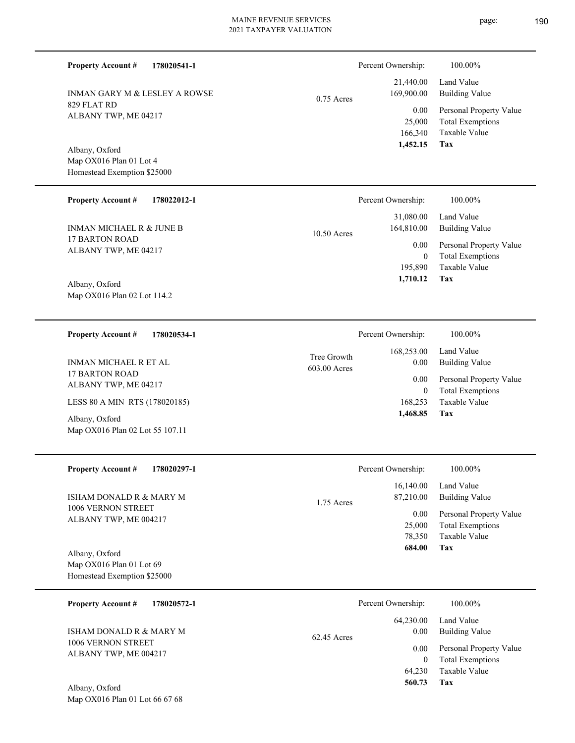**Property Account #** **178020541-1**

INMAN GARY M & LESLEY A ROWSE
829 FLAT RD
ALBANY TWP, ME 04217

Albany, Oxford
Map OX016 Plan 01 Lot 4
Homestead Exemption $25000

0.75 Acres

| | |
|---|---|
| Percent Ownership: | 100.00% |
| 21,440.00 | Land Value |
| 169,900.00 | Building Value |
| 0.00 | Personal Property Value |
| 25,000 | Total Exemptions |
| 166,340 | Taxable Value |
| **1,452.15** | **Tax** |

---

**Property Account #** **178022012-1**

INMAN MICHAEL R & JUNE B
17 BARTON ROAD
ALBANY TWP, ME 04217

Albany, Oxford
Map OX016 Plan 02 Lot 114.2

10.50 Acres

| | |
|---|---|
| Percent Ownership: | 100.00% |
| 31,080.00 | Land Value |
| 164,810.00 | Building Value |
| 0.00 | Personal Property Value |
| 0 | Total Exemptions |
| 195,890 | Taxable Value |
| **1,710.12** | **Tax** |

---

**Property Account #** **178020534-1**

INMAN MICHAEL R ET AL
17 BARTON ROAD
ALBANY TWP, ME 04217

LESS 80 A MIN RTS (178020185)

Albany, Oxford
Map OX016 Plan 02 Lot 55 107.11

Tree Growth
603.00 Acres

| | |
|---|---|
| Percent Ownership: | 100.00% |
| 168,253.00 | Land Value |
| 0.00 | Building Value |
| 0.00 | Personal Property Value |
| 0 | Total Exemptions |
| 168,253 | Taxable Value |
| **1,468.85** | **Tax** |

---

**Property Account #** **178020297-1**

ISHAM DONALD R & MARY M
1006 VERNON STREET
ALBANY TWP, ME 004217

Albany, Oxford
Map OX016 Plan 01 Lot 69
Homestead Exemption $25000

1.75 Acres

| | |
|---|---|
| Percent Ownership: | 100.00% |
| 16,140.00 | Land Value |
| 87,210.00 | Building Value |
| 0.00 | Personal Property Value |
| 25,000 | Total Exemptions |
| 78,350 | Taxable Value |
| **684.00** | **Tax** |

---

**Property Account #** **178020572-1**

ISHAM DONALD R & MARY M
1006 VERNON STREET
ALBANY TWP, ME 004217

Albany, Oxford
Map OX016 Plan 01 Lot 66 67 68

62.45 Acres

| | |
|---|---|
| Percent Ownership: | 100.00% |
| 64,230.00 | Land Value |
| 0.00 | Building Value |
| 0.00 | Personal Property Value |
| 0 | Total Exemptions |
| 64,230 | Taxable Value |
| **560.73** | **Tax** |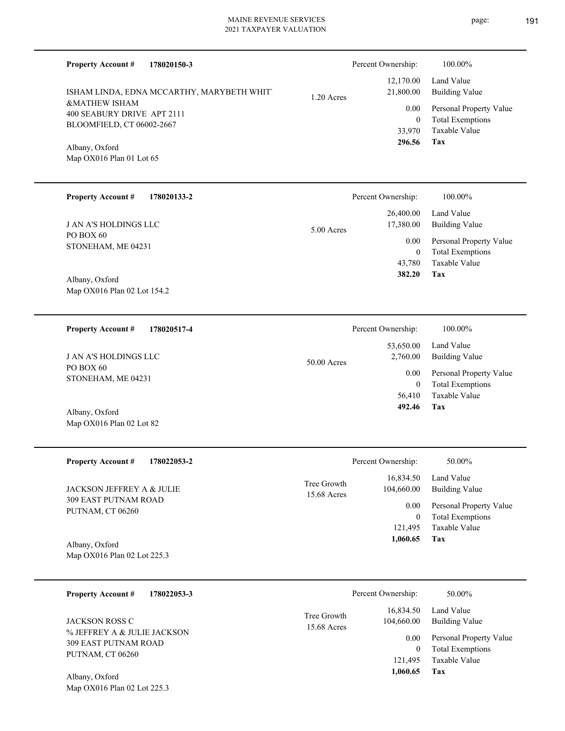**Property Account #** **178020150-3**

ISHAM LINDA, EDNA MCCARTHY, MARYBETH WHIT
&MATHEW ISHAM
400 SEABURY DRIVE APT 2111
BLOOMFIELD, CT 06002-2667

Albany, Oxford
Map OX016 Plan 01 Lot 65

1.20 Acres

| Percent Ownership: | 100.00% |
|---|---|
| 12,170.00 | Land Value |
| 21,800.00 | Building Value |
| 0.00 | Personal Property Value |
| 0 | Total Exemptions |
| 33,970 | Taxable Value |
| **296.56** | **Tax** |

---

**Property Account #** **178020133-2**

J AN A'S HOLDINGS LLC
PO BOX 60
STONEHAM, ME 04231

Albany, Oxford
Map OX016 Plan 02 Lot 154.2

5.00 Acres

| Percent Ownership: | 100.00% |
|---|---|
| 26,400.00 | Land Value |
| 17,380.00 | Building Value |
| 0.00 | Personal Property Value |
| 0 | Total Exemptions |
| 43,780 | Taxable Value |
| **382.20** | **Tax** |

---

**Property Account #** **178020517-4**

J AN A'S HOLDINGS LLC
PO BOX 60
STONEHAM, ME 04231

Albany, Oxford
Map OX016 Plan 02 Lot 82

50.00 Acres

| Percent Ownership: | 100.00% |
|---|---|
| 53,650.00 | Land Value |
| 2,760.00 | Building Value |
| 0.00 | Personal Property Value |
| 0 | Total Exemptions |
| 56,410 | Taxable Value |
| **492.46** | **Tax** |

---

**Property Account #** **178022053-2**

JACKSON JEFFREY A & JULIE
309 EAST PUTNAM ROAD
PUTNAM, CT 06260

Albany, Oxford
Map OX016 Plan 02 Lot 225.3

Tree Growth
15.68 Acres

| Percent Ownership: | 50.00% |
|---|---|
| 16,834.50 | Land Value |
| 104,660.00 | Building Value |
| 0.00 | Personal Property Value |
| 0 | Total Exemptions |
| 121,495 | Taxable Value |
| **1,060.65** | **Tax** |

---

**Property Account #** **178022053-3**

JACKSON ROSS C
% JEFFREY A & JULIE JACKSON
309 EAST PUTNAM ROAD
PUTNAM, CT 06260

Albany, Oxford
Map OX016 Plan 02 Lot 225.3

Tree Growth
15.68 Acres

| Percent Ownership: | 50.00% |
|---|---|
| 16,834.50 | Land Value |
| 104,660.00 | Building Value |
| 0.00 | Personal Property Value |
| 0 | Total Exemptions |
| 121,495 | Taxable Value |
| **1,060.65** | **Tax** |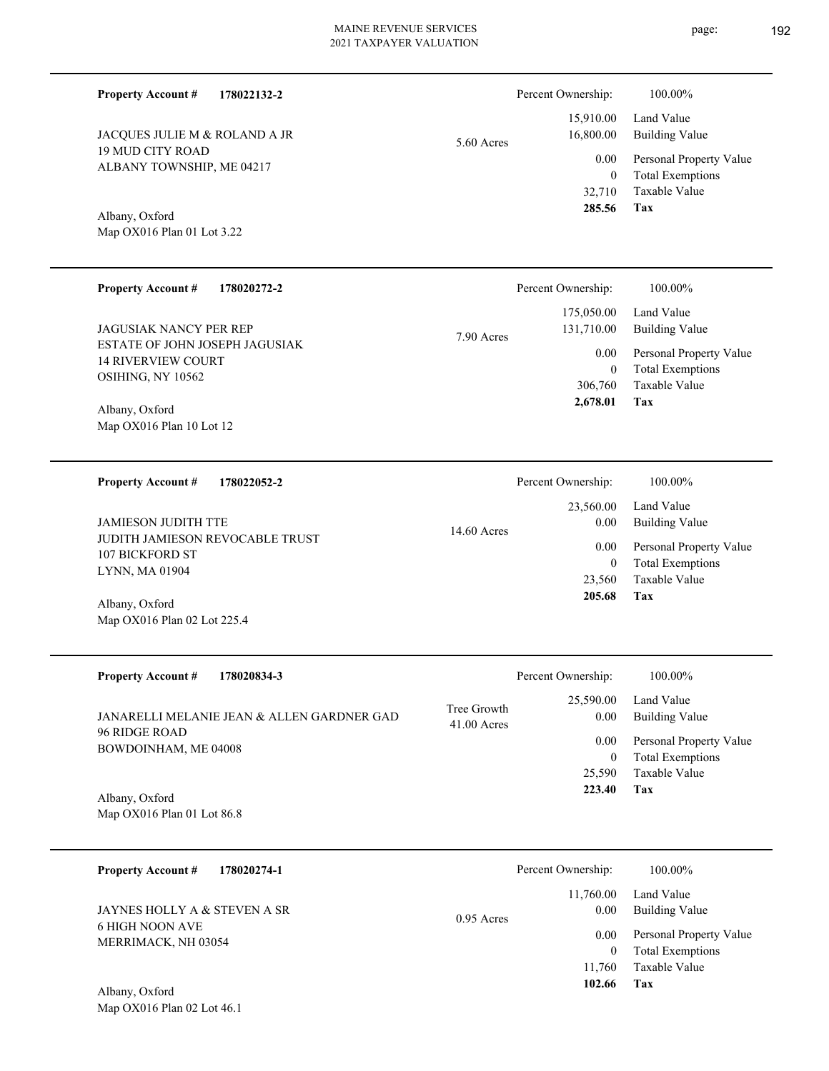**Property Account #** **178022132-2**

JACQUES JULIE M & ROLAND A JR
19 MUD CITY ROAD
ALBANY TOWNSHIP, ME 04217

Albany, Oxford
Map OX016 Plan 01 Lot 3.22

5.60 Acres

| Percent Ownership: | 100.00% |
|---|---|
| 15,910.00 | Land Value |
| 16,800.00 | Building Value |
| 0.00 | Personal Property Value |
| 0 | Total Exemptions |
| 32,710 | Taxable Value |
| **285.56** | **Tax** |

---

**Property Account #** **178020272-2**

JAGUSIAK NANCY PER REP
ESTATE OF JOHN JOSEPH JAGUSIAK
14 RIVERVIEW COURT
OSIHING, NY 10562

Albany, Oxford
Map OX016 Plan 10 Lot 12

7.90 Acres

| Percent Ownership: | 100.00% |
|---|---|
| 175,050.00 | Land Value |
| 131,710.00 | Building Value |
| 0.00 | Personal Property Value |
| 0 | Total Exemptions |
| 306,760 | Taxable Value |
| **2,678.01** | **Tax** |

---

**Property Account #** **178022052-2**

JAMIESON JUDITH TTE
JUDITH JAMIESON REVOCABLE TRUST
107 BICKFORD ST
LYNN, MA 01904

Albany, Oxford
Map OX016 Plan 02 Lot 225.4

14.60 Acres

| Percent Ownership: | 100.00% |
|---|---|
| 23,560.00 | Land Value |
| 0.00 | Building Value |
| 0.00 | Personal Property Value |
| 0 | Total Exemptions |
| 23,560 | Taxable Value |
| **205.68** | **Tax** |

---

**Property Account #** **178020834-3**

JANARELLI MELANIE JEAN & ALLEN GARDNER GAD
96 RIDGE ROAD
BOWDOINHAM, ME 04008

Albany, Oxford
Map OX016 Plan 01 Lot 86.8

Tree Growth
41.00 Acres

| Percent Ownership: | 100.00% |
|---|---|
| 25,590.00 | Land Value |
| 0.00 | Building Value |
| 0.00 | Personal Property Value |
| 0 | Total Exemptions |
| 25,590 | Taxable Value |
| **223.40** | **Tax** |

---

**Property Account #** **178020274-1**

JAYNES HOLLY A & STEVEN A SR
6 HIGH NOON AVE
MERRIMACK, NH 03054

Albany, Oxford
Map OX016 Plan 02 Lot 46.1

0.95 Acres

| Percent Ownership: | 100.00% |
|---|---|
| 11,760.00 | Land Value |
| 0.00 | Building Value |
| 0.00 | Personal Property Value |
| 0 | Total Exemptions |
| 11,760 | Taxable Value |
| **102.66** | **Tax** |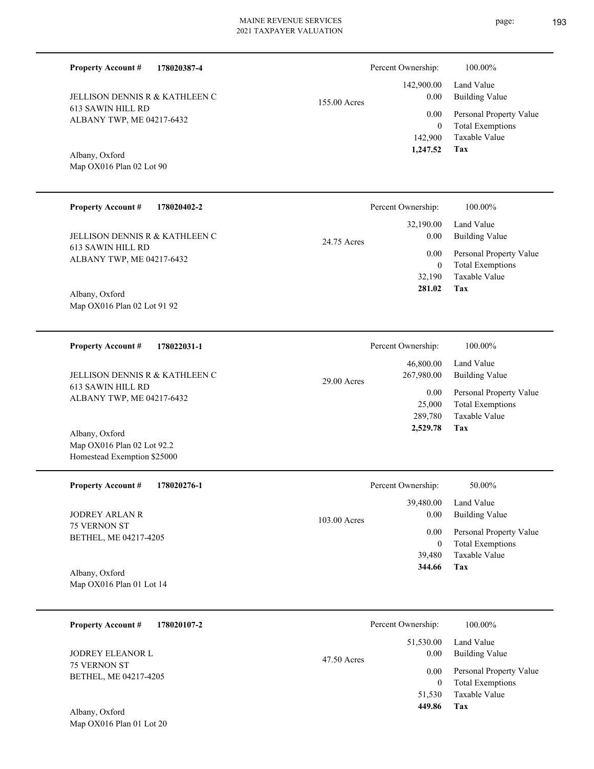**Property Account #** **178020387-4**

JELLISON DENNIS R & KATHLEEN C
613 SAWIN HILL RD
ALBANY TWP, ME 04217-6432

Albany, Oxford
Map OX016 Plan 02 Lot 90

155.00 Acres

| Percent Ownership: | 100.00% |
|---|---|
| 142,900.00 | Land Value |
| 0.00 | Building Value |
| 0.00 | Personal Property Value |
| 0 | Total Exemptions |
| 142,900 | Taxable Value |
| **1,247.52** | **Tax** |

---

**Property Account #** **178020402-2**

JELLISON DENNIS R & KATHLEEN C
613 SAWIN HILL RD
ALBANY TWP, ME 04217-6432

Albany, Oxford
Map OX016 Plan 02 Lot 91 92

24.75 Acres

| Percent Ownership: | 100.00% |
|---|---|
| 32,190.00 | Land Value |
| 0.00 | Building Value |
| 0.00 | Personal Property Value |
| 0 | Total Exemptions |
| 32,190 | Taxable Value |
| **281.02** | **Tax** |

---

**Property Account #** **178022031-1**

JELLISON DENNIS R & KATHLEEN C
613 SAWIN HILL RD
ALBANY TWP, ME 04217-6432

Albany, Oxford
Map OX016 Plan 02 Lot 92.2
Homestead Exemption $25000

29.00 Acres

| Percent Ownership: | 100.00% |
|---|---|
| 46,800.00 | Land Value |
| 267,980.00 | Building Value |
| 0.00 | Personal Property Value |
| 25,000 | Total Exemptions |
| 289,780 | Taxable Value |
| **2,529.78** | **Tax** |

---

**Property Account #** **178020276-1**

JODREY ARLAN R
75 VERNON ST
BETHEL, ME 04217-4205

Albany, Oxford
Map OX016 Plan 01 Lot 14

103.00 Acres

| Percent Ownership: | 50.00% |
|---|---|
| 39,480.00 | Land Value |
| 0.00 | Building Value |
| 0.00 | Personal Property Value |
| 0 | Total Exemptions |
| 39,480 | Taxable Value |
| **344.66** | **Tax** |

---

**Property Account #** **178020107-2**

JODREY ELEANOR L
75 VERNON ST
BETHEL, ME 04217-4205

Albany, Oxford
Map OX016 Plan 01 Lot 20

47.50 Acres

| Percent Ownership: | 100.00% |
|---|---|
| 51,530.00 | Land Value |
| 0.00 | Building Value |
| 0.00 | Personal Property Value |
| 0 | Total Exemptions |
| 51,530 | Taxable Value |
| **449.86** | **Tax** |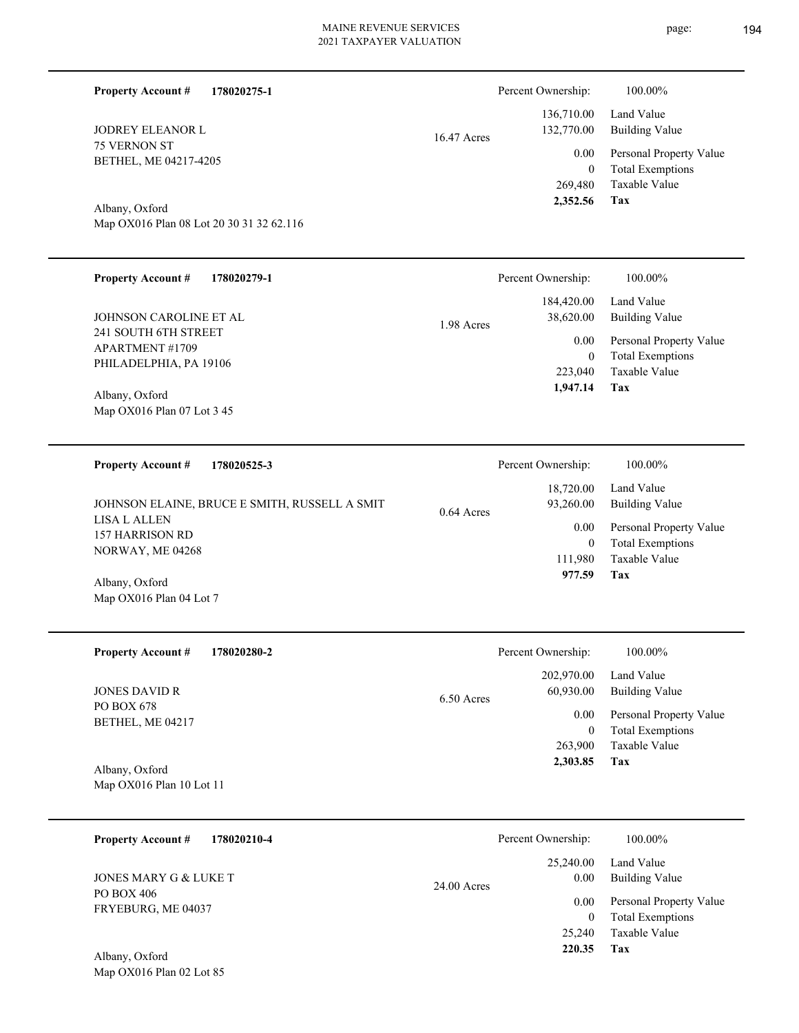**Property Account #** **178020275-1**

JODREY ELEANOR L
75 VERNON ST
BETHEL, ME 04217-4205

Albany, Oxford
Map OX016 Plan 08 Lot 20 30 31 32 62.116

16.47 Acres

| Percent Ownership: | 100.00% |
|---|---|
| 136,710.00 | Land Value |
| 132,770.00 | Building Value |
| 0.00 | Personal Property Value |
| 0 | Total Exemptions |
| 269,480 | Taxable Value |
| **2,352.56** | **Tax** |

---

**Property Account #** **178020279-1**

JOHNSON CAROLINE ET AL
241 SOUTH 6TH STREET
APARTMENT #1709
PHILADELPHIA, PA 19106

Albany, Oxford
Map OX016 Plan 07 Lot 3 45

1.98 Acres

| Percent Ownership: | 100.00% |
|---|---|
| 184,420.00 | Land Value |
| 38,620.00 | Building Value |
| 0.00 | Personal Property Value |
| 0 | Total Exemptions |
| 223,040 | Taxable Value |
| **1,947.14** | **Tax** |

---

**Property Account #** **178020525-3**

JOHNSON ELAINE, BRUCE E SMITH, RUSSELL A SMIT
LISA L ALLEN
157 HARRISON RD
NORWAY, ME 04268

Albany, Oxford
Map OX016 Plan 04 Lot 7

0.64 Acres

| Percent Ownership: | 100.00% |
|---|---|
| 18,720.00 | Land Value |
| 93,260.00 | Building Value |
| 0.00 | Personal Property Value |
| 0 | Total Exemptions |
| 111,980 | Taxable Value |
| **977.59** | **Tax** |

---

**Property Account #** **178020280-2**

JONES DAVID R
PO BOX 678
BETHEL, ME 04217

Albany, Oxford
Map OX016 Plan 10 Lot 11

6.50 Acres

| Percent Ownership: | 100.00% |
|---|---|
| 202,970.00 | Land Value |
| 60,930.00 | Building Value |
| 0.00 | Personal Property Value |
| 0 | Total Exemptions |
| 263,900 | Taxable Value |
| **2,303.85** | **Tax** |

---

**Property Account #** **178020210-4**

JONES MARY G & LUKE T
PO BOX 406
FRYEBURG, ME 04037

Albany, Oxford
Map OX016 Plan 02 Lot 85

24.00 Acres

| Percent Ownership: | 100.00% |
|---|---|
| 25,240.00 | Land Value |
| 0.00 | Building Value |
| 0.00 | Personal Property Value |
| 0 | Total Exemptions |
| 25,240 | Taxable Value |
| **220.35** | **Tax** |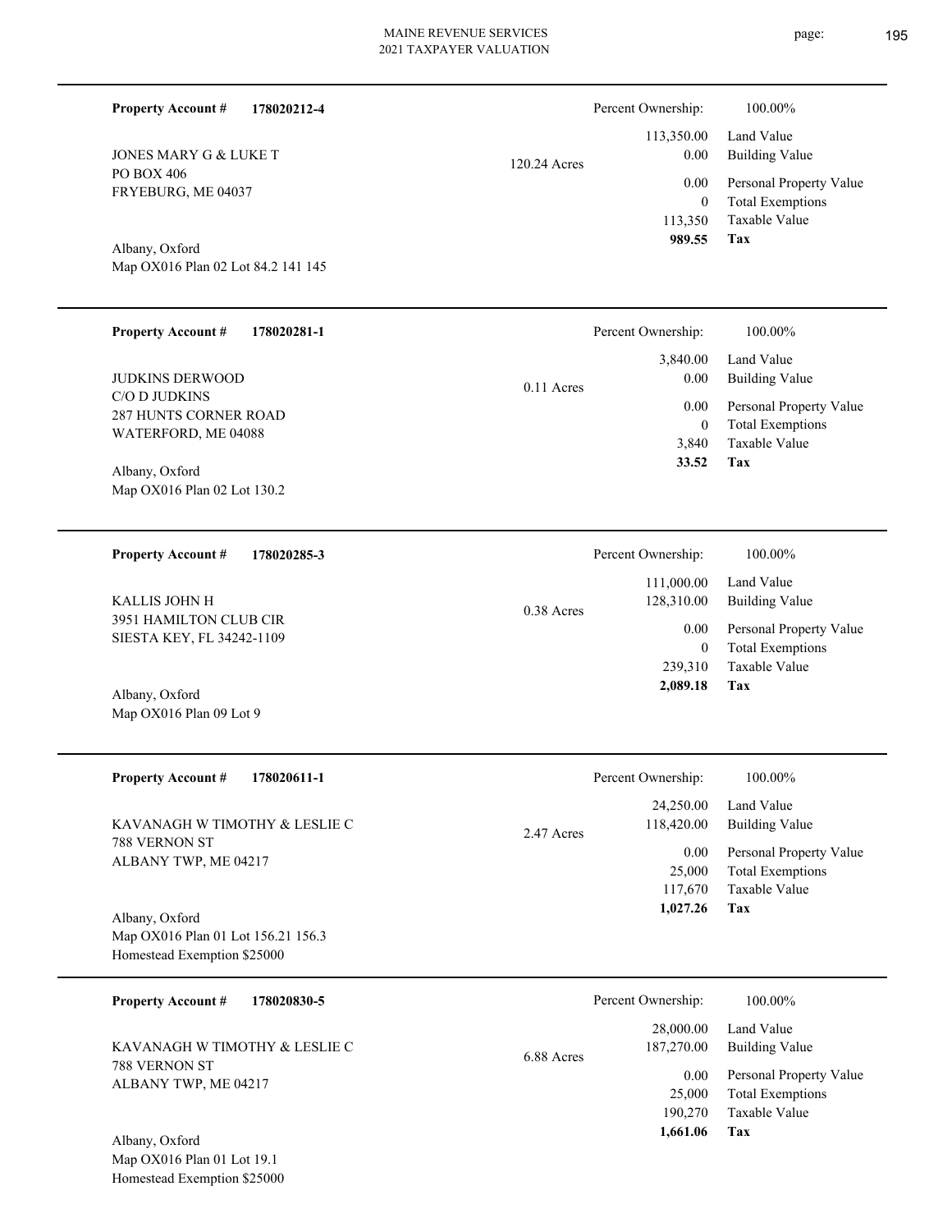**Property Account #** **178020212-4**

JONES MARY G & LUKE T
PO BOX 406
FRYEBURG, ME 04037

Albany, Oxford
Map OX016 Plan 02 Lot 84.2 141 145

120.24 Acres

| Percent Ownership: | 100.00% |
|---|---|
| 113,350.00 | Land Value |
| 0.00 | Building Value |
| 0.00 | Personal Property Value |
| 0 | Total Exemptions |
| 113,350 | Taxable Value |
| **989.55** | **Tax** |

---

**Property Account #** **178020281-1**

JUDKINS DERWOOD
C/O D JUDKINS
287 HUNTS CORNER ROAD
WATERFORD, ME 04088

Albany, Oxford
Map OX016 Plan 02 Lot 130.2

0.11 Acres

| Percent Ownership: | 100.00% |
|---|---|
| 3,840.00 | Land Value |
| 0.00 | Building Value |
| 0.00 | Personal Property Value |
| 0 | Total Exemptions |
| 3,840 | Taxable Value |
| **33.52** | **Tax** |

---

**Property Account #** **178020285-3**

KALLIS JOHN H
3951 HAMILTON CLUB CIR
SIESTA KEY, FL 34242-1109

Albany, Oxford
Map OX016 Plan 09 Lot 9

0.38 Acres

| Percent Ownership: | 100.00% |
|---|---|
| 111,000.00 | Land Value |
| 128,310.00 | Building Value |
| 0.00 | Personal Property Value |
| 0 | Total Exemptions |
| 239,310 | Taxable Value |
| **2,089.18** | **Tax** |

---

**Property Account #** **178020611-1**

KAVANAGH W TIMOTHY & LESLIE C
788 VERNON ST
ALBANY TWP, ME 04217

Albany, Oxford
Map OX016 Plan 01 Lot 156.21 156.3
Homestead Exemption $25000

2.47 Acres

| Percent Ownership: | 100.00% |
|---|---|
| 24,250.00 | Land Value |
| 118,420.00 | Building Value |
| 0.00 | Personal Property Value |
| 25,000 | Total Exemptions |
| 117,670 | Taxable Value |
| **1,027.26** | **Tax** |

---

**Property Account #** **178020830-5**

KAVANAGH W TIMOTHY & LESLIE C
788 VERNON ST
ALBANY TWP, ME 04217

Albany, Oxford
Map OX016 Plan 01 Lot 19.1
Homestead Exemption $25000

6.88 Acres

| Percent Ownership: | 100.00% |
|---|---|
| 28,000.00 | Land Value |
| 187,270.00 | Building Value |
| 0.00 | Personal Property Value |
| 25,000 | Total Exemptions |
| 190,270 | Taxable Value |
| **1,661.06** | **Tax** |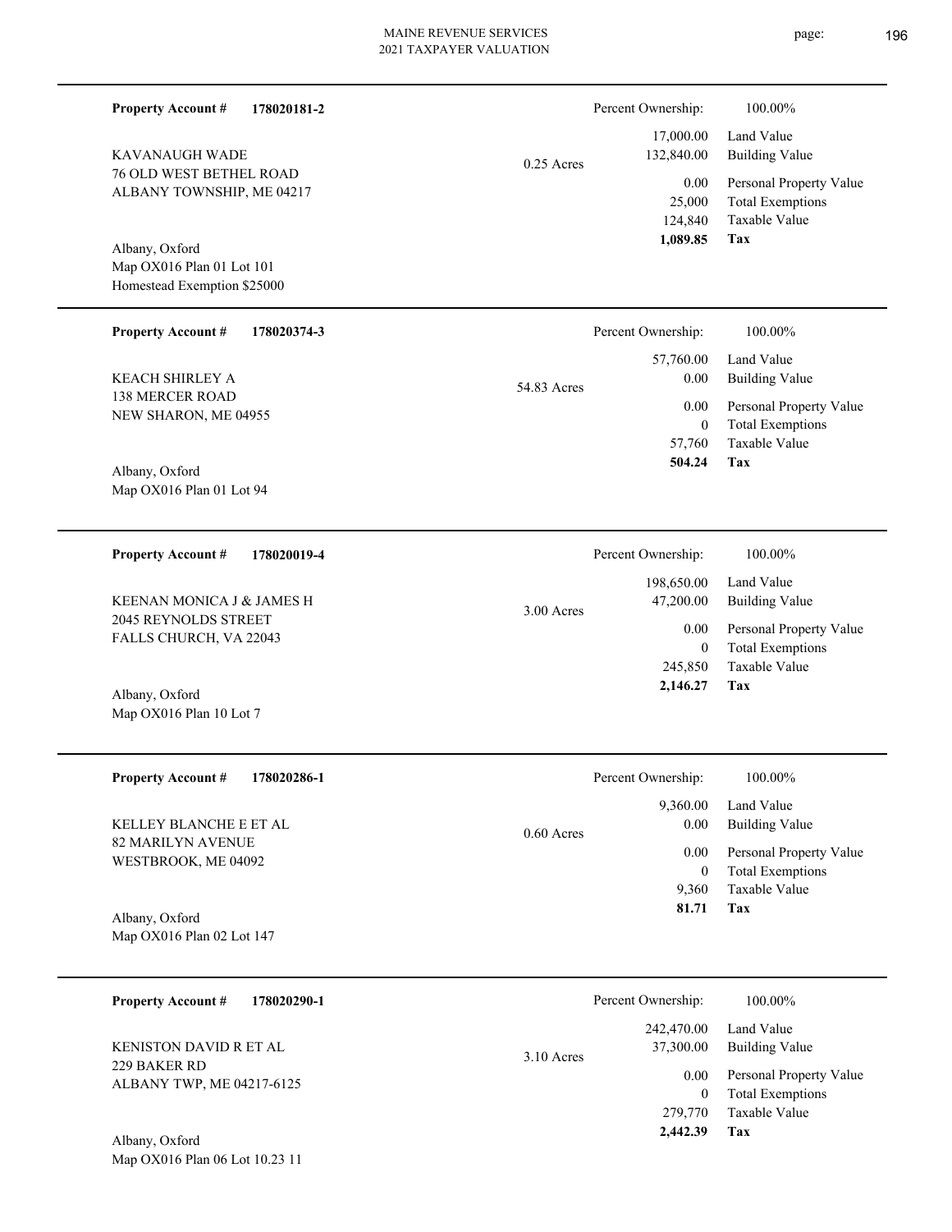**Property Account #** **178020181-2**

KAVANAUGH WADE
76 OLD WEST BETHEL ROAD
ALBANY TOWNSHIP, ME 04217

Albany, Oxford
Map OX016 Plan 01 Lot 101
Homestead Exemption $25000

0.25 Acres

| Percent Ownership: | 100.00% |
|---|---|
| 17,000.00 | Land Value |
| 132,840.00 | Building Value |
| 0.00 | Personal Property Value |
| 25,000 | Total Exemptions |
| 124,840 | Taxable Value |
| **1,089.85** | **Tax** |

---

**Property Account #** **178020374-3**

KEACH SHIRLEY A
138 MERCER ROAD
NEW SHARON, ME 04955

Albany, Oxford
Map OX016 Plan 01 Lot 94

54.83 Acres

| Percent Ownership: | 100.00% |
|---|---|
| 57,760.00 | Land Value |
| 0.00 | Building Value |
| 0.00 | Personal Property Value |
| 0 | Total Exemptions |
| 57,760 | Taxable Value |
| **504.24** | **Tax** |

---

**Property Account #** **178020019-4**

KEENAN MONICA J & JAMES H
2045 REYNOLDS STREET
FALLS CHURCH, VA 22043

Albany, Oxford
Map OX016 Plan 10 Lot 7

3.00 Acres

| Percent Ownership: | 100.00% |
|---|---|
| 198,650.00 | Land Value |
| 47,200.00 | Building Value |
| 0.00 | Personal Property Value |
| 0 | Total Exemptions |
| 245,850 | Taxable Value |
| **2,146.27** | **Tax** |

---

**Property Account #** **178020286-1**

KELLEY BLANCHE E ET AL
82 MARILYN AVENUE
WESTBROOK, ME 04092

Albany, Oxford
Map OX016 Plan 02 Lot 147

0.60 Acres

| Percent Ownership: | 100.00% |
|---|---|
| 9,360.00 | Land Value |
| 0.00 | Building Value |
| 0.00 | Personal Property Value |
| 0 | Total Exemptions |
| 9,360 | Taxable Value |
| **81.71** | **Tax** |

---

**Property Account #** **178020290-1**

KENISTON DAVID R ET AL
229 BAKER RD
ALBANY TWP, ME 04217-6125

Albany, Oxford
Map OX016 Plan 06 Lot 10.23 11

3.10 Acres

| Percent Ownership: | 100.00% |
|---|---|
| 242,470.00 | Land Value |
| 37,300.00 | Building Value |
| 0.00 | Personal Property Value |
| 0 | Total Exemptions |
| 279,770 | Taxable Value |
| **2,442.39** | **Tax** |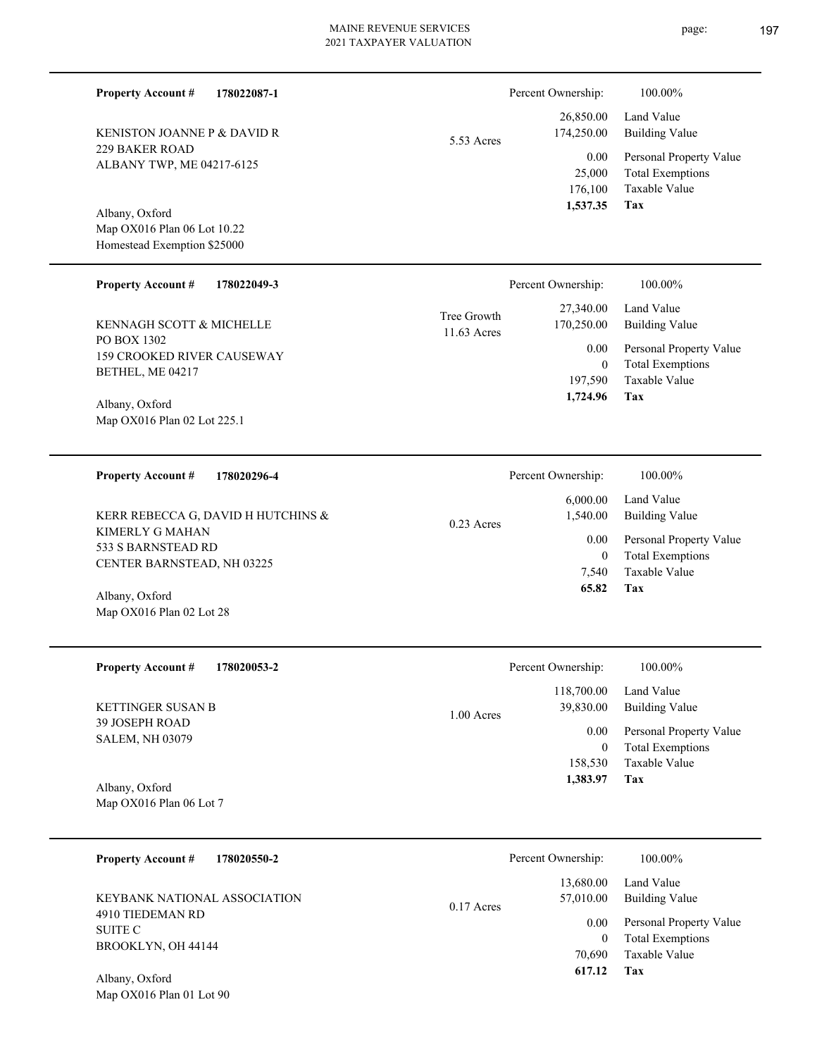**Property Account #** **178022087-1**

KENISTON JOANNE P & DAVID R
229 BAKER ROAD
ALBANY TWP, ME 04217-6125

Albany, Oxford
Map OX016 Plan 06 Lot 10.22
Homestead Exemption $25000

5.53 Acres

Percent Ownership: 100.00%

| | |
|---|---|
| 26,850.00 | Land Value |
| 174,250.00 | Building Value |
| 0.00 | Personal Property Value |
| 25,000 | Total Exemptions |
| 176,100 | Taxable Value |
| **1,537.35** | **Tax** |

---

**Property Account #** **178022049-3**

KENNAGH SCOTT & MICHELLE
PO BOX 1302
159 CROOKED RIVER CAUSEWAY
BETHEL, ME 04217

Albany, Oxford
Map OX016 Plan 02 Lot 225.1

Tree Growth
11.63 Acres

Percent Ownership: 100.00%

| | |
|---|---|
| 27,340.00 | Land Value |
| 170,250.00 | Building Value |
| 0.00 | Personal Property Value |
| 0 | Total Exemptions |
| 197,590 | Taxable Value |
| **1,724.96** | **Tax** |

---

**Property Account #** **178020296-4**

KERR REBECCA G, DAVID H HUTCHINS &
KIMERLY G MAHAN
533 S BARNSTEAD RD
CENTER BARNSTEAD, NH 03225

Albany, Oxford
Map OX016 Plan 02 Lot 28

0.23 Acres

Percent Ownership: 100.00%

| | |
|---|---|
| 6,000.00 | Land Value |
| 1,540.00 | Building Value |
| 0.00 | Personal Property Value |
| 0 | Total Exemptions |
| 7,540 | Taxable Value |
| **65.82** | **Tax** |

---

**Property Account #** **178020053-2**

KETTINGER SUSAN B
39 JOSEPH ROAD
SALEM, NH 03079

Albany, Oxford
Map OX016 Plan 06 Lot 7

1.00 Acres

Percent Ownership: 100.00%

| | |
|---|---|
| 118,700.00 | Land Value |
| 39,830.00 | Building Value |
| 0.00 | Personal Property Value |
| 0 | Total Exemptions |
| 158,530 | Taxable Value |
| **1,383.97** | **Tax** |

---

**Property Account #** **178020550-2**

KEYBANK NATIONAL ASSOCIATION
4910 TIEDEMAN RD
SUITE C
BROOKLYN, OH 44144

Albany, Oxford
Map OX016 Plan 01 Lot 90

0.17 Acres

Percent Ownership: 100.00%

| | |
|---|---|
| 13,680.00 | Land Value |
| 57,010.00 | Building Value |
| 0.00 | Personal Property Value |
| 0 | Total Exemptions |
| 70,690 | Taxable Value |
| **617.12** | **Tax** |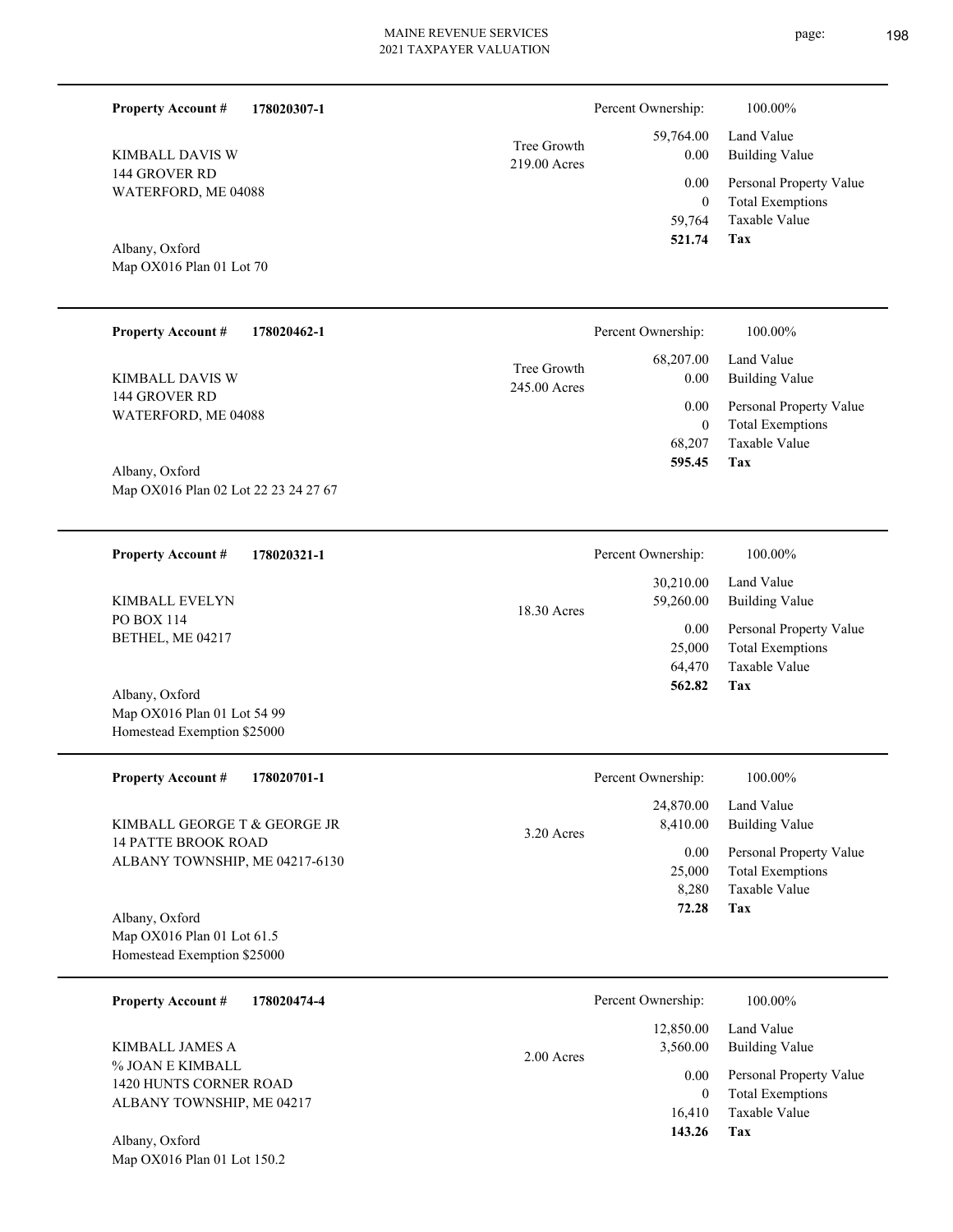**Property Account #** **178020307-1**

KIMBALL DAVIS W
144 GROVER RD
WATERFORD, ME 04088

Albany, Oxford
Map OX016 Plan 01 Lot 70

Tree Growth
219.00 Acres

| | |
|---|---|
| Percent Ownership: | 100.00% |
| Land Value | 59,764.00 |
| Building Value | 0.00 |
| Personal Property Value | 0.00 |
| Total Exemptions | 0 |
| Taxable Value | 59,764 |
| **Tax** | **521.74** |

---

**Property Account #** **178020462-1**

KIMBALL DAVIS W
144 GROVER RD
WATERFORD, ME 04088

Albany, Oxford
Map OX016 Plan 02 Lot 22 23 24 27 67

Tree Growth
245.00 Acres

| | |
|---|---|
| Percent Ownership: | 100.00% |
| Land Value | 68,207.00 |
| Building Value | 0.00 |
| Personal Property Value | 0.00 |
| Total Exemptions | 0 |
| Taxable Value | 68,207 |
| **Tax** | **595.45** |

---

**Property Account #** **178020321-1**

KIMBALL EVELYN
PO BOX 114
BETHEL, ME 04217

Albany, Oxford
Map OX016 Plan 01 Lot 54 99
Homestead Exemption $25000

18.30 Acres

| | |
|---|---|
| Percent Ownership: | 100.00% |
| Land Value | 30,210.00 |
| Building Value | 59,260.00 |
| Personal Property Value | 0.00 |
| Total Exemptions | 25,000 |
| Taxable Value | 64,470 |
| **Tax** | **562.82** |

---

**Property Account #** **178020701-1**

KIMBALL GEORGE T & GEORGE JR
14 PATTE BROOK ROAD
ALBANY TOWNSHIP, ME 04217-6130

Albany, Oxford
Map OX016 Plan 01 Lot 61.5
Homestead Exemption $25000

3.20 Acres

| | |
|---|---|
| Percent Ownership: | 100.00% |
| Land Value | 24,870.00 |
| Building Value | 8,410.00 |
| Personal Property Value | 0.00 |
| Total Exemptions | 25,000 |
| Taxable Value | 8,280 |
| **Tax** | **72.28** |

---

**Property Account #** **178020474-4**

KIMBALL JAMES A
% JOAN E KIMBALL
1420 HUNTS CORNER ROAD
ALBANY TOWNSHIP, ME 04217

Albany, Oxford
Map OX016 Plan 01 Lot 150.2

2.00 Acres

| | |
|---|---|
| Percent Ownership: | 100.00% |
| Land Value | 12,850.00 |
| Building Value | 3,560.00 |
| Personal Property Value | 0.00 |
| Total Exemptions | 0 |
| Taxable Value | 16,410 |
| **Tax** | **143.26** |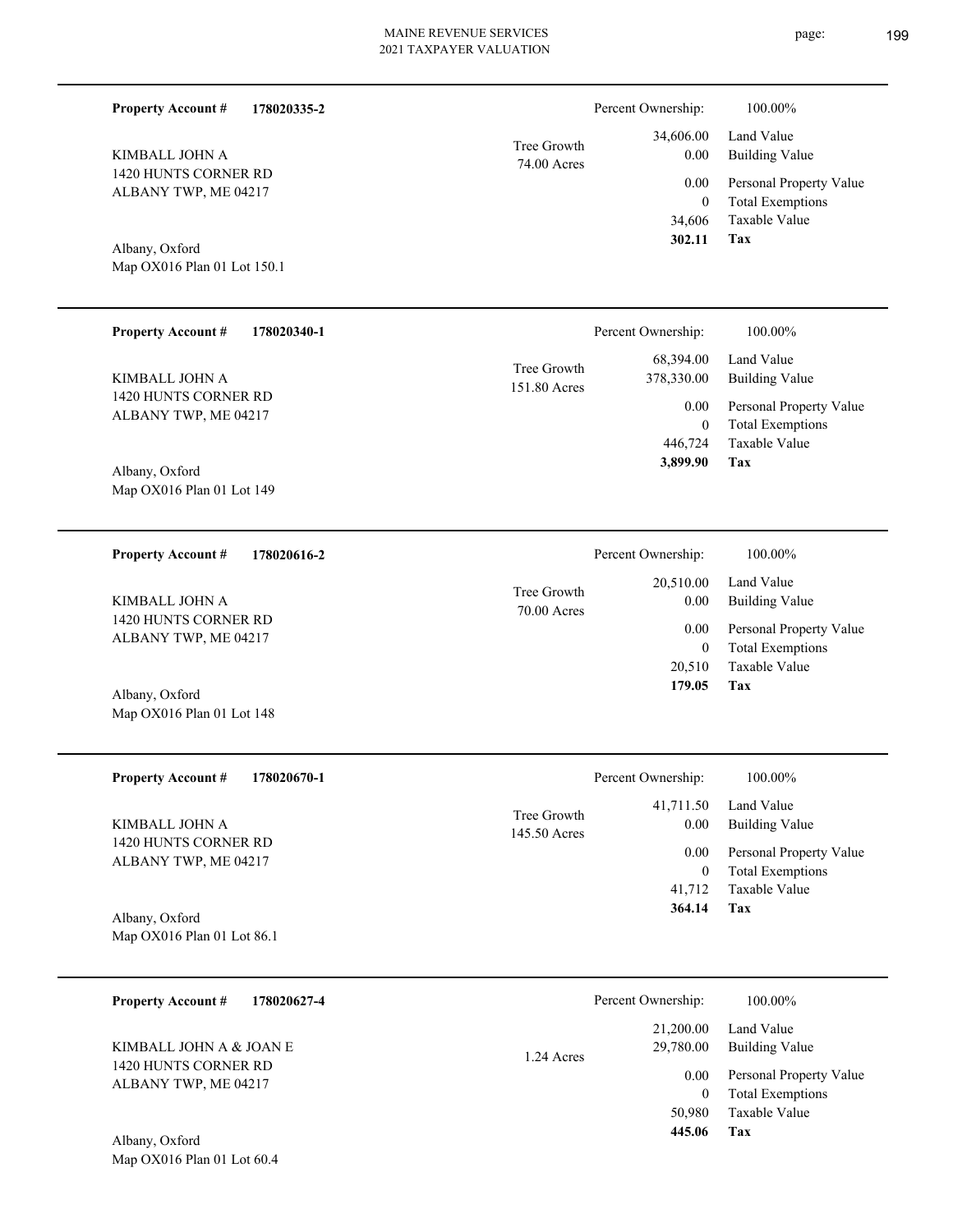**Property Account #** **178020335-2**

KIMBALL JOHN A
1420 HUNTS CORNER RD
ALBANY TWP, ME 04217

Albany, Oxford
Map OX016 Plan 01 Lot 150.1

Tree Growth
74.00 Acres

| Percent Ownership: | 100.00% |
|---|---|
| 34,606.00 | Land Value |
| 0.00 | Building Value |
| 0.00 | Personal Property Value |
| 0 | Total Exemptions |
| 34,606 | Taxable Value |
| **302.11** | **Tax** |

---

**Property Account #** **178020340-1**

KIMBALL JOHN A
1420 HUNTS CORNER RD
ALBANY TWP, ME 04217

Albany, Oxford
Map OX016 Plan 01 Lot 149

Tree Growth
151.80 Acres

| Percent Ownership: | 100.00% |
|---|---|
| 68,394.00 | Land Value |
| 378,330.00 | Building Value |
| 0.00 | Personal Property Value |
| 0 | Total Exemptions |
| 446,724 | Taxable Value |
| **3,899.90** | **Tax** |

---

**Property Account #** **178020616-2**

KIMBALL JOHN A
1420 HUNTS CORNER RD
ALBANY TWP, ME 04217

Albany, Oxford
Map OX016 Plan 01 Lot 148

Tree Growth
70.00 Acres

| Percent Ownership: | 100.00% |
|---|---|
| 20,510.00 | Land Value |
| 0.00 | Building Value |
| 0.00 | Personal Property Value |
| 0 | Total Exemptions |
| 20,510 | Taxable Value |
| **179.05** | **Tax** |

---

**Property Account #** **178020670-1**

KIMBALL JOHN A
1420 HUNTS CORNER RD
ALBANY TWP, ME 04217

Albany, Oxford
Map OX016 Plan 01 Lot 86.1

Tree Growth
145.50 Acres

| Percent Ownership: | 100.00% |
|---|---|
| 41,711.50 | Land Value |
| 0.00 | Building Value |
| 0.00 | Personal Property Value |
| 0 | Total Exemptions |
| 41,712 | Taxable Value |
| **364.14** | **Tax** |

---

**Property Account #** **178020627-4**

KIMBALL JOHN A & JOAN E
1420 HUNTS CORNER RD
ALBANY TWP, ME 04217

Albany, Oxford
Map OX016 Plan 01 Lot 60.4

1.24 Acres

| Percent Ownership: | 100.00% |
|---|---|
| 21,200.00 | Land Value |
| 29,780.00 | Building Value |
| 0.00 | Personal Property Value |
| 0 | Total Exemptions |
| 50,980 | Taxable Value |
| **445.06** | **Tax** |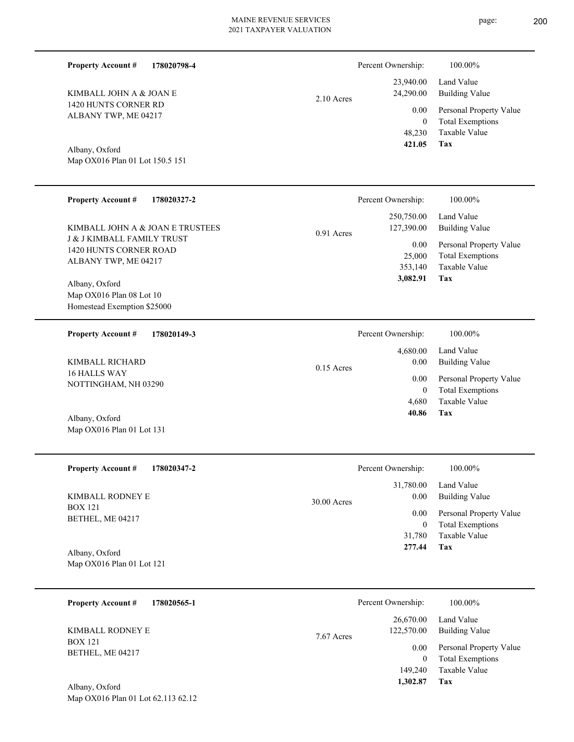**Property Account #** **178020798-4**

KIMBALL JOHN A & JOAN E
1420 HUNTS CORNER RD
ALBANY TWP, ME 04217

Albany, Oxford
Map OX016 Plan 01 Lot 150.5 151

2.10 Acres

| Percent Ownership: | 100.00% |
|---|---|
| 23,940.00 | Land Value |
| 24,290.00 | Building Value |
| 0.00 | Personal Property Value |
| 0 | Total Exemptions |
| 48,230 | Taxable Value |
| **421.05** | **Tax** |

---

**Property Account #** **178020327-2**

KIMBALL JOHN A & JOAN E TRUSTEES
J & J KIMBALL FAMILY TRUST
1420 HUNTS CORNER ROAD
ALBANY TWP, ME 04217

Albany, Oxford
Map OX016 Plan 08 Lot 10
Homestead Exemption $25000

0.91 Acres

| Percent Ownership: | 100.00% |
|---|---|
| 250,750.00 | Land Value |
| 127,390.00 | Building Value |
| 0.00 | Personal Property Value |
| 25,000 | Total Exemptions |
| 353,140 | Taxable Value |
| **3,082.91** | **Tax** |

---

**Property Account #** **178020149-3**

KIMBALL RICHARD
16 HALLS WAY
NOTTINGHAM, NH 03290

Albany, Oxford
Map OX016 Plan 01 Lot 131

0.15 Acres

| Percent Ownership: | 100.00% |
|---|---|
| 4,680.00 | Land Value |
| 0.00 | Building Value |
| 0.00 | Personal Property Value |
| 0 | Total Exemptions |
| 4,680 | Taxable Value |
| **40.86** | **Tax** |

---

**Property Account #** **178020347-2**

KIMBALL RODNEY E
BOX 121
BETHEL, ME 04217

Albany, Oxford
Map OX016 Plan 01 Lot 121

30.00 Acres

| Percent Ownership: | 100.00% |
|---|---|
| 31,780.00 | Land Value |
| 0.00 | Building Value |
| 0.00 | Personal Property Value |
| 0 | Total Exemptions |
| 31,780 | Taxable Value |
| **277.44** | **Tax** |

---

**Property Account #** **178020565-1**

KIMBALL RODNEY E
BOX 121
BETHEL, ME 04217

Albany, Oxford
Map OX016 Plan 01 Lot 62.113 62.12

7.67 Acres

| Percent Ownership: | 100.00% |
|---|---|
| 26,670.00 | Land Value |
| 122,570.00 | Building Value |
| 0.00 | Personal Property Value |
| 0 | Total Exemptions |
| 149,240 | Taxable Value |
| **1,302.87** | **Tax** |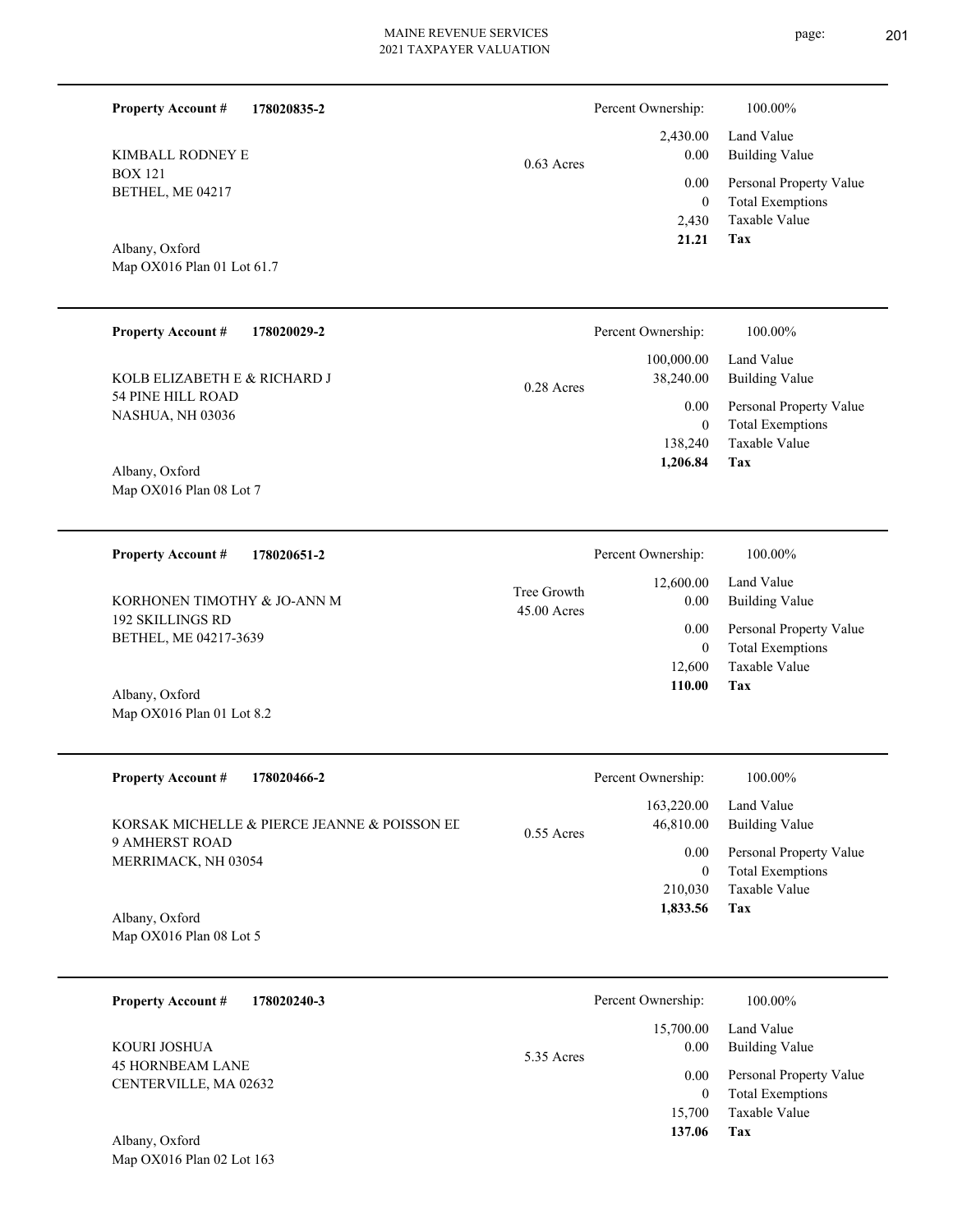**Property Account #** **178020835-2**

KIMBALL RODNEY E
BOX 121
BETHEL, ME 04217

Albany, Oxford
Map OX016 Plan 01 Lot 61.7

0.63 Acres

| Percent Ownership: | 100.00% |
|---|---|
| 2,430.00 | Land Value |
| 0.00 | Building Value |
| 0.00 | Personal Property Value |
| 0 | Total Exemptions |
| 2,430 | Taxable Value |
| **21.21** | **Tax** |

---

**Property Account #** **178020029-2**

KOLB ELIZABETH E & RICHARD J
54 PINE HILL ROAD
NASHUA, NH 03036

Albany, Oxford
Map OX016 Plan 08 Lot 7

0.28 Acres

| Percent Ownership: | 100.00% |
|---|---|
| 100,000.00 | Land Value |
| 38,240.00 | Building Value |
| 0.00 | Personal Property Value |
| 0 | Total Exemptions |
| 138,240 | Taxable Value |
| **1,206.84** | **Tax** |

---

**Property Account #** **178020651-2**

KORHONEN TIMOTHY & JO-ANN M
192 SKILLINGS RD
BETHEL, ME 04217-3639

Albany, Oxford
Map OX016 Plan 01 Lot 8.2

Tree Growth
45.00 Acres

| Percent Ownership: | 100.00% |
|---|---|
| 12,600.00 | Land Value |
| 0.00 | Building Value |
| 0.00 | Personal Property Value |
| 0 | Total Exemptions |
| 12,600 | Taxable Value |
| **110.00** | **Tax** |

---

**Property Account #** **178020466-2**

KORSAK MICHELLE & PIERCE JEANNE & POISSON EI
9 AMHERST ROAD
MERRIMACK, NH 03054

Albany, Oxford
Map OX016 Plan 08 Lot 5

0.55 Acres

| Percent Ownership: | 100.00% |
|---|---|
| 163,220.00 | Land Value |
| 46,810.00 | Building Value |
| 0.00 | Personal Property Value |
| 0 | Total Exemptions |
| 210,030 | Taxable Value |
| **1,833.56** | **Tax** |

---

**Property Account #** **178020240-3**

KOURI JOSHUA
45 HORNBEAM LANE
CENTERVILLE, MA 02632

Albany, Oxford
Map OX016 Plan 02 Lot 163

5.35 Acres

| Percent Ownership: | 100.00% |
|---|---|
| 15,700.00 | Land Value |
| 0.00 | Building Value |
| 0.00 | Personal Property Value |
| 0 | Total Exemptions |
| 15,700 | Taxable Value |
| **137.06** | **Tax** |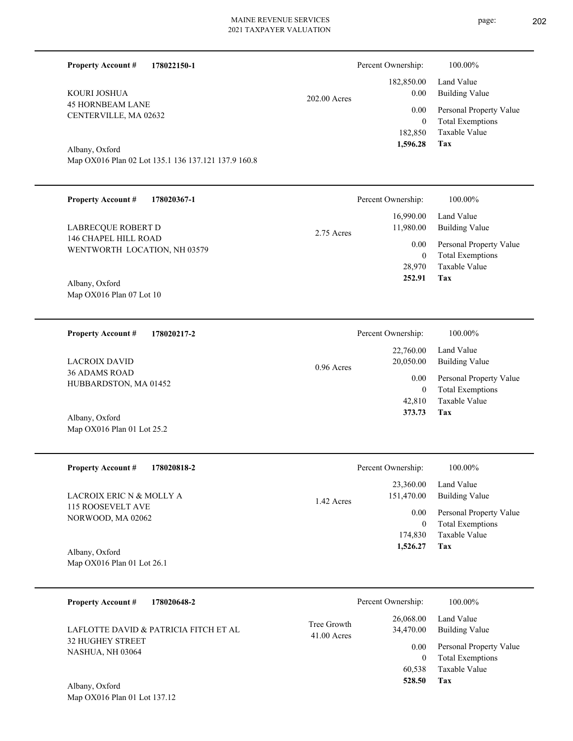**Property Account #** **178022150-1**

KOURI JOSHUA
45 HORNBEAM LANE
CENTERVILLE, MA 02632

202.00 Acres

Albany, Oxford
Map OX016 Plan 02 Lot 135.1 136 137.121 137.9 160.8

| Percent Ownership: | 100.00% |
|---|---|
| 182,850.00 | Land Value |
| 0.00 | Building Value |
| 0.00 | Personal Property Value |
| 0 | Total Exemptions |
| 182,850 | Taxable Value |
| **1,596.28** | **Tax** |

---

**Property Account #** **178020367-1**

LABRECQUE ROBERT D
146 CHAPEL HILL ROAD
WENTWORTH LOCATION, NH 03579

2.75 Acres

Albany, Oxford
Map OX016 Plan 07 Lot 10

| Percent Ownership: | 100.00% |
|---|---|
| 16,990.00 | Land Value |
| 11,980.00 | Building Value |
| 0.00 | Personal Property Value |
| 0 | Total Exemptions |
| 28,970 | Taxable Value |
| **252.91** | **Tax** |

---

**Property Account #** **178020217-2**

LACROIX DAVID
36 ADAMS ROAD
HUBBARDSTON, MA 01452

0.96 Acres

Albany, Oxford
Map OX016 Plan 01 Lot 25.2

| Percent Ownership: | 100.00% |
|---|---|
| 22,760.00 | Land Value |
| 20,050.00 | Building Value |
| 0.00 | Personal Property Value |
| 0 | Total Exemptions |
| 42,810 | Taxable Value |
| **373.73** | **Tax** |

---

**Property Account #** **178020818-2**

LACROIX ERIC N & MOLLY A
115 ROOSEVELT AVE
NORWOOD, MA 02062

1.42 Acres

Albany, Oxford
Map OX016 Plan 01 Lot 26.1

| Percent Ownership: | 100.00% |
|---|---|
| 23,360.00 | Land Value |
| 151,470.00 | Building Value |
| 0.00 | Personal Property Value |
| 0 | Total Exemptions |
| 174,830 | Taxable Value |
| **1,526.27** | **Tax** |

---

**Property Account #** **178020648-2**

LAFLOTTE DAVID & PATRICIA FITCH ET AL
32 HUGHEY STREET
NASHUA, NH 03064

Tree Growth
41.00 Acres

Albany, Oxford
Map OX016 Plan 01 Lot 137.12

| Percent Ownership: | 100.00% |
|---|---|
| 26,068.00 | Land Value |
| 34,470.00 | Building Value |
| 0.00 | Personal Property Value |
| 0 | Total Exemptions |
| 60,538 | Taxable Value |
| **528.50** | **Tax** |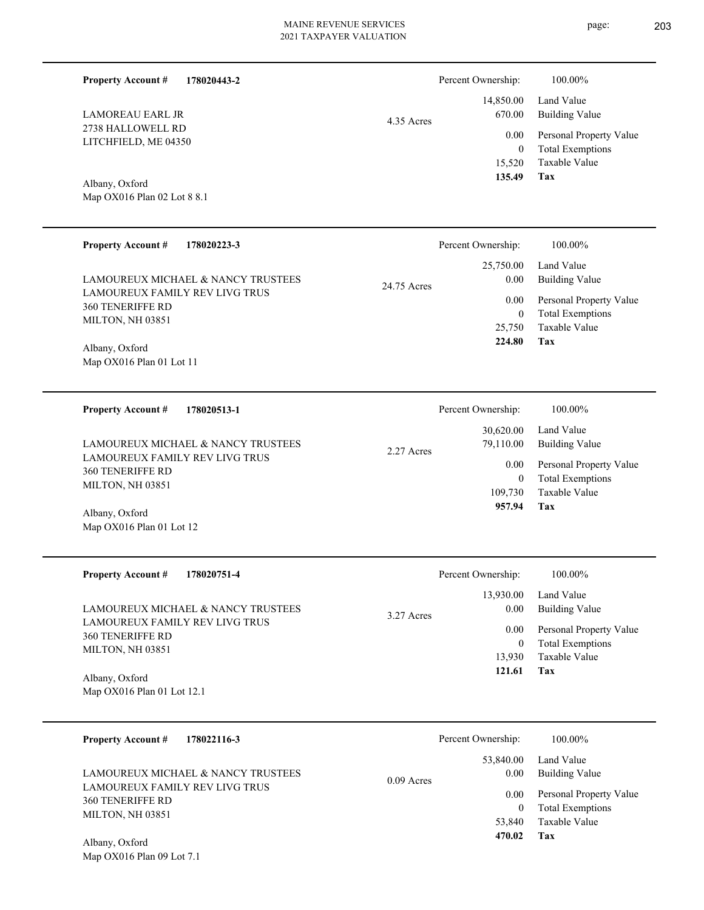**Property Account #** **178020443-2**

LAMOREAU EARL JR
2738 HALLOWELL RD
LITCHFIELD, ME 04350

Albany, Oxford
Map OX016 Plan 02 Lot 8 8.1

4.35 Acres

| Percent Ownership: | 100.00% |
|---|---|
| 14,850.00 | Land Value |
| 670.00 | Building Value |
| 0.00 | Personal Property Value |
| 0 | Total Exemptions |
| 15,520 | Taxable Value |
| **135.49** | **Tax** |

---

**Property Account #** **178020223-3**

LAMOUREUX MICHAEL & NANCY TRUSTEES
LAMOUREUX FAMILY REV LIVG TRUS
360 TENERIFFE RD
MILTON, NH 03851

Albany, Oxford
Map OX016 Plan 01 Lot 11

24.75 Acres

| Percent Ownership: | 100.00% |
|---|---|
| 25,750.00 | Land Value |
| 0.00 | Building Value |
| 0.00 | Personal Property Value |
| 0 | Total Exemptions |
| 25,750 | Taxable Value |
| **224.80** | **Tax** |

---

**Property Account #** **178020513-1**

LAMOUREUX MICHAEL & NANCY TRUSTEES
LAMOUREUX FAMILY REV LIVG TRUS
360 TENERIFFE RD
MILTON, NH 03851

Albany, Oxford
Map OX016 Plan 01 Lot 12

2.27 Acres

| Percent Ownership: | 100.00% |
|---|---|
| 30,620.00 | Land Value |
| 79,110.00 | Building Value |
| 0.00 | Personal Property Value |
| 0 | Total Exemptions |
| 109,730 | Taxable Value |
| **957.94** | **Tax** |

---

**Property Account #** **178020751-4**

LAMOUREUX MICHAEL & NANCY TRUSTEES
LAMOUREUX FAMILY REV LIVG TRUS
360 TENERIFFE RD
MILTON, NH 03851

Albany, Oxford
Map OX016 Plan 01 Lot 12.1

3.27 Acres

| Percent Ownership: | 100.00% |
|---|---|
| 13,930.00 | Land Value |
| 0.00 | Building Value |
| 0.00 | Personal Property Value |
| 0 | Total Exemptions |
| 13,930 | Taxable Value |
| **121.61** | **Tax** |

---

**Property Account #** **178022116-3**

LAMOUREUX MICHAEL & NANCY TRUSTEES
LAMOUREUX FAMILY REV LIVG TRUS
360 TENERIFFE RD
MILTON, NH 03851

Albany, Oxford
Map OX016 Plan 09 Lot 7.1

0.09 Acres

| Percent Ownership: | 100.00% |
|---|---|
| 53,840.00 | Land Value |
| 0.00 | Building Value |
| 0.00 | Personal Property Value |
| 0 | Total Exemptions |
| 53,840 | Taxable Value |
| **470.02** | **Tax** |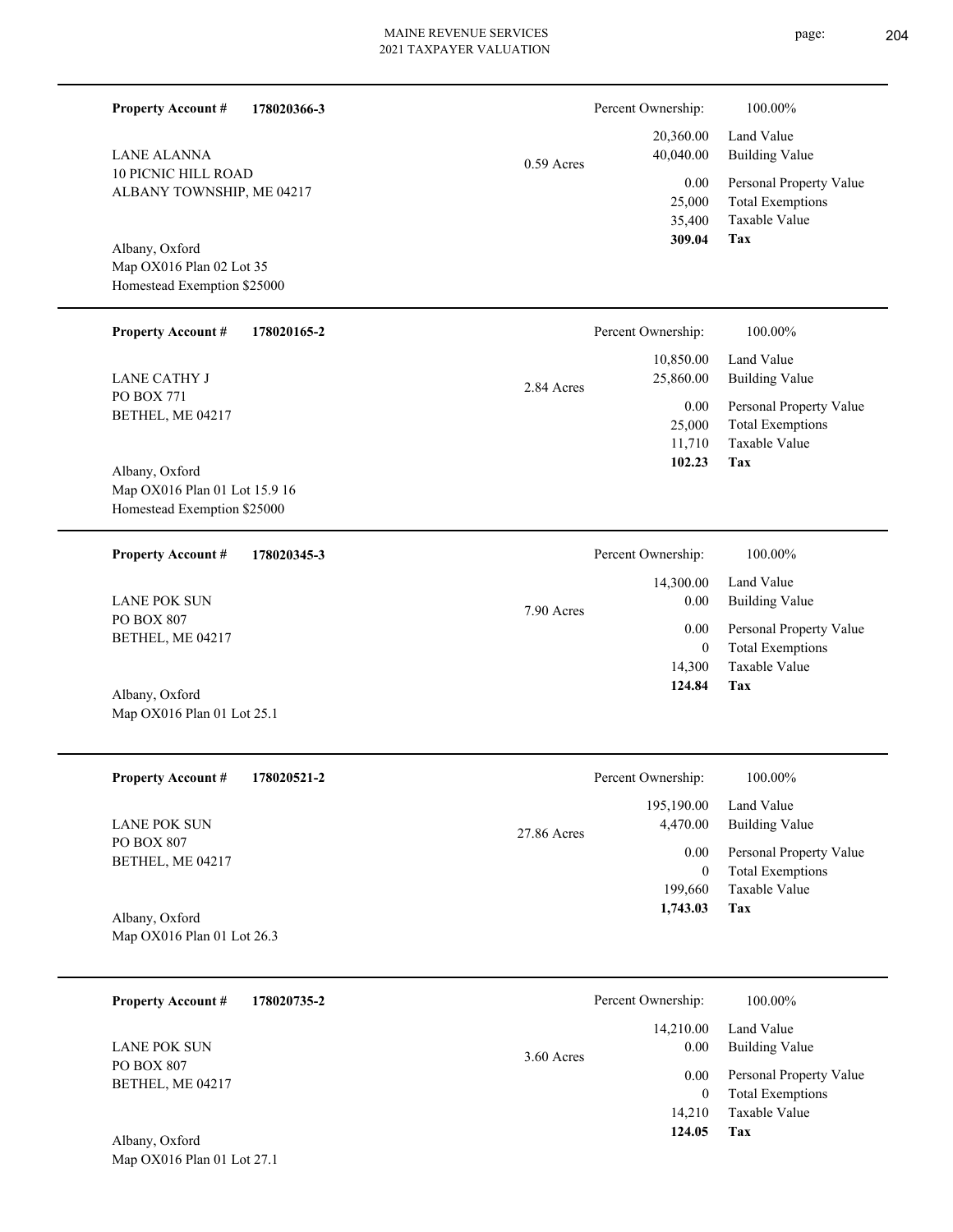**Property Account #** **178020366-3**

LANE ALANNA
10 PICNIC HILL ROAD
ALBANY TOWNSHIP, ME 04217

Albany, Oxford
Map OX016 Plan 02 Lot 35
Homestead Exemption $25000

0.59 Acres

| Percent Ownership: | 100.00% |
|---|---|
| 20,360.00 | Land Value |
| 40,040.00 | Building Value |
| 0.00 | Personal Property Value |
| 25,000 | Total Exemptions |
| 35,400 | Taxable Value |
| **309.04** | **Tax** |

---

**Property Account #** **178020165-2**

LANE CATHY J
PO BOX 771
BETHEL, ME 04217

Albany, Oxford
Map OX016 Plan 01 Lot 15.9 16
Homestead Exemption $25000

2.84 Acres

| Percent Ownership: | 100.00% |
|---|---|
| 10,850.00 | Land Value |
| 25,860.00 | Building Value |
| 0.00 | Personal Property Value |
| 25,000 | Total Exemptions |
| 11,710 | Taxable Value |
| **102.23** | **Tax** |

---

**Property Account #** **178020345-3**

LANE POK SUN
PO BOX 807
BETHEL, ME 04217

Albany, Oxford
Map OX016 Plan 01 Lot 25.1

7.90 Acres

| Percent Ownership: | 100.00% |
|---|---|
| 14,300.00 | Land Value |
| 0.00 | Building Value |
| 0.00 | Personal Property Value |
| 0 | Total Exemptions |
| 14,300 | Taxable Value |
| **124.84** | **Tax** |

---

**Property Account #** **178020521-2**

LANE POK SUN
PO BOX 807
BETHEL, ME 04217

Albany, Oxford
Map OX016 Plan 01 Lot 26.3

27.86 Acres

| Percent Ownership: | 100.00% |
|---|---|
| 195,190.00 | Land Value |
| 4,470.00 | Building Value |
| 0.00 | Personal Property Value |
| 0 | Total Exemptions |
| 199,660 | Taxable Value |
| **1,743.03** | **Tax** |

---

**Property Account #** **178020735-2**

LANE POK SUN
PO BOX 807
BETHEL, ME 04217

Albany, Oxford
Map OX016 Plan 01 Lot 27.1

3.60 Acres

| Percent Ownership: | 100.00% |
|---|---|
| 14,210.00 | Land Value |
| 0.00 | Building Value |
| 0.00 | Personal Property Value |
| 0 | Total Exemptions |
| 14,210 | Taxable Value |
| **124.05** | **Tax** |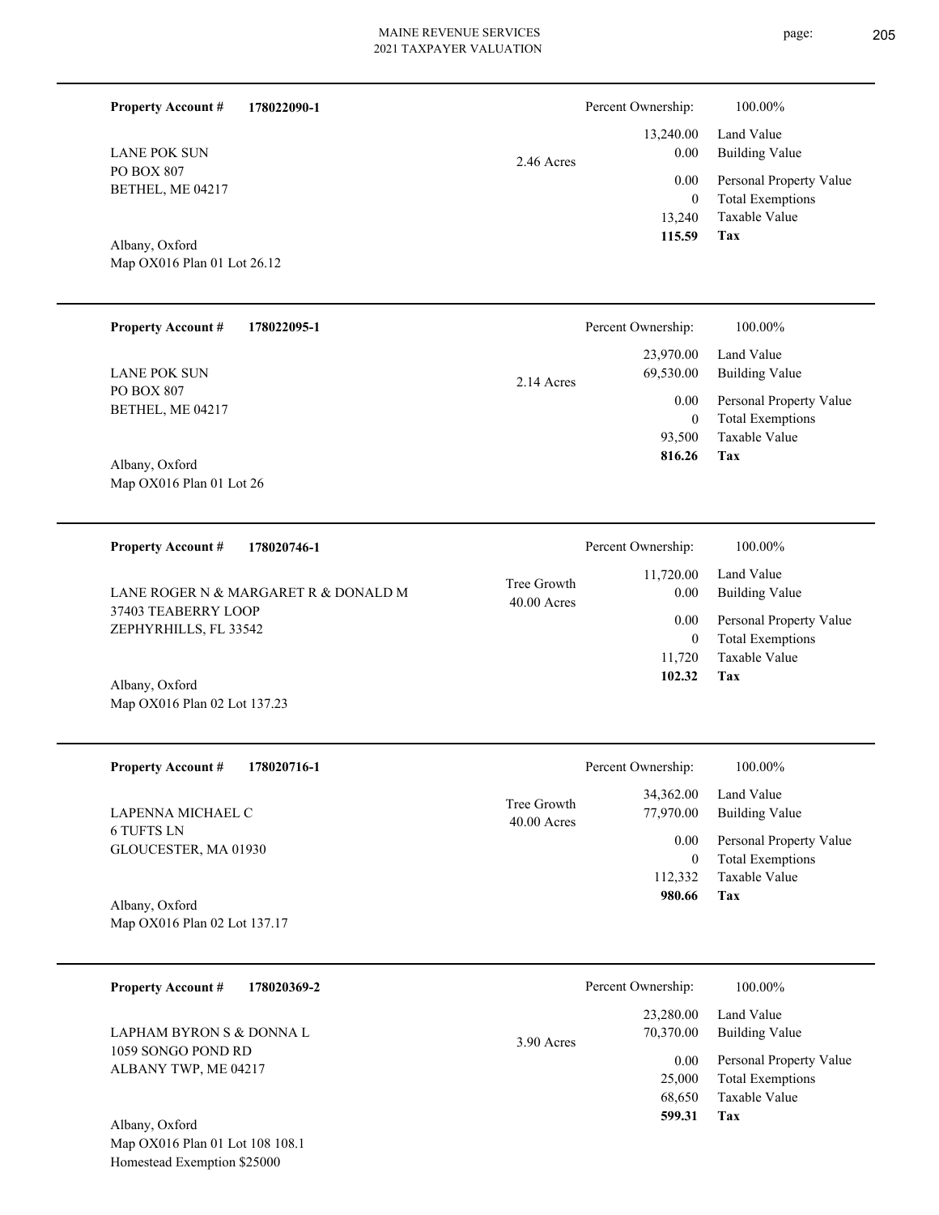**Property Account #** **178022090-1**

LANE POK SUN
PO BOX 807
BETHEL, ME 04217

Albany, Oxford
Map OX016 Plan 01 Lot 26.12

2.46 Acres

| Percent Ownership: | 100.00% |
|---|---|
| 13,240.00 | Land Value |
| 0.00 | Building Value |
| 0.00 | Personal Property Value |
| 0 | Total Exemptions |
| 13,240 | Taxable Value |
| **115.59** | **Tax** |

---

**Property Account #** **178022095-1**

LANE POK SUN
PO BOX 807
BETHEL, ME 04217

Albany, Oxford
Map OX016 Plan 01 Lot 26

2.14 Acres

| Percent Ownership: | 100.00% |
|---|---|
| 23,970.00 | Land Value |
| 69,530.00 | Building Value |
| 0.00 | Personal Property Value |
| 0 | Total Exemptions |
| 93,500 | Taxable Value |
| **816.26** | **Tax** |

---

**Property Account #** **178020746-1**

LANE ROGER N & MARGARET R & DONALD M
37403 TEABERRY LOOP
ZEPHYRHILLS, FL 33542

Albany, Oxford
Map OX016 Plan 02 Lot 137.23

Tree Growth
40.00 Acres

| Percent Ownership: | 100.00% |
|---|---|
| 11,720.00 | Land Value |
| 0.00 | Building Value |
| 0.00 | Personal Property Value |
| 0 | Total Exemptions |
| 11,720 | Taxable Value |
| **102.32** | **Tax** |

---

**Property Account #** **178020716-1**

LAPENNA MICHAEL C
6 TUFTS LN
GLOUCESTER, MA 01930

Albany, Oxford
Map OX016 Plan 02 Lot 137.17

Tree Growth
40.00 Acres

| Percent Ownership: | 100.00% |
|---|---|
| 34,362.00 | Land Value |
| 77,970.00 | Building Value |
| 0.00 | Personal Property Value |
| 0 | Total Exemptions |
| 112,332 | Taxable Value |
| **980.66** | **Tax** |

---

**Property Account #** **178020369-2**

LAPHAM BYRON S & DONNA L
1059 SONGO POND RD
ALBANY TWP, ME 04217

Albany, Oxford
Map OX016 Plan 01 Lot 108 108.1
Homestead Exemption $25000

3.90 Acres

| Percent Ownership: | 100.00% |
|---|---|
| 23,280.00 | Land Value |
| 70,370.00 | Building Value |
| 0.00 | Personal Property Value |
| 25,000 | Total Exemptions |
| 68,650 | Taxable Value |
| **599.31** | **Tax** |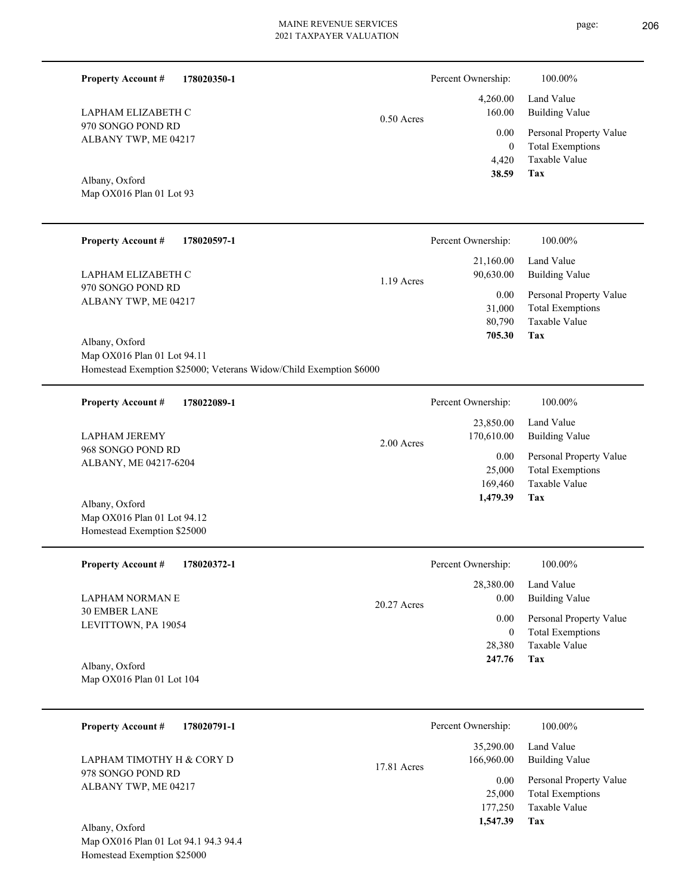**Property Account #** **178020350-1**

LAPHAM ELIZABETH C
970 SONGO POND RD
ALBANY TWP, ME 04217

0.50 Acres

Albany, Oxford
Map OX016 Plan 01 Lot 93

| Percent Ownership: | 100.00% |
|---|---|
| 4,260.00 | Land Value |
| 160.00 | Building Value |
| 0.00 | Personal Property Value |
| 0 | Total Exemptions |
| 4,420 | Taxable Value |
| **38.59** | **Tax** |

---

**Property Account #** **178020597-1**

LAPHAM ELIZABETH C
970 SONGO POND RD
ALBANY TWP, ME 04217

1.19 Acres

Albany, Oxford
Map OX016 Plan 01 Lot 94.11
Homestead Exemption $25000; Veterans Widow/Child Exemption $6000

| Percent Ownership: | 100.00% |
|---|---|
| 21,160.00 | Land Value |
| 90,630.00 | Building Value |
| 0.00 | Personal Property Value |
| 31,000 | Total Exemptions |
| 80,790 | Taxable Value |
| **705.30** | **Tax** |

---

**Property Account #** **178022089-1**

LAPHAM JEREMY
968 SONGO POND RD
ALBANY, ME 04217-6204

2.00 Acres

Albany, Oxford
Map OX016 Plan 01 Lot 94.12
Homestead Exemption $25000

| Percent Ownership: | 100.00% |
|---|---|
| 23,850.00 | Land Value |
| 170,610.00 | Building Value |
| 0.00 | Personal Property Value |
| 25,000 | Total Exemptions |
| 169,460 | Taxable Value |
| **1,479.39** | **Tax** |

---

**Property Account #** **178020372-1**

LAPHAM NORMAN E
30 EMBER LANE
LEVITTOWN, PA 19054

20.27 Acres

Albany, Oxford
Map OX016 Plan 01 Lot 104

| Percent Ownership: | 100.00% |
|---|---|
| 28,380.00 | Land Value |
| 0.00 | Building Value |
| 0.00 | Personal Property Value |
| 0 | Total Exemptions |
| 28,380 | Taxable Value |
| **247.76** | **Tax** |

---

**Property Account #** **178020791-1**

LAPHAM TIMOTHY H & CORY D
978 SONGO POND RD
ALBANY TWP, ME 04217

17.81 Acres

Albany, Oxford
Map OX016 Plan 01 Lot 94.1 94.3 94.4
Homestead Exemption $25000

| Percent Ownership: | 100.00% |
|---|---|
| 35,290.00 | Land Value |
| 166,960.00 | Building Value |
| 0.00 | Personal Property Value |
| 25,000 | Total Exemptions |
| 177,250 | Taxable Value |
| **1,547.39** | **Tax** |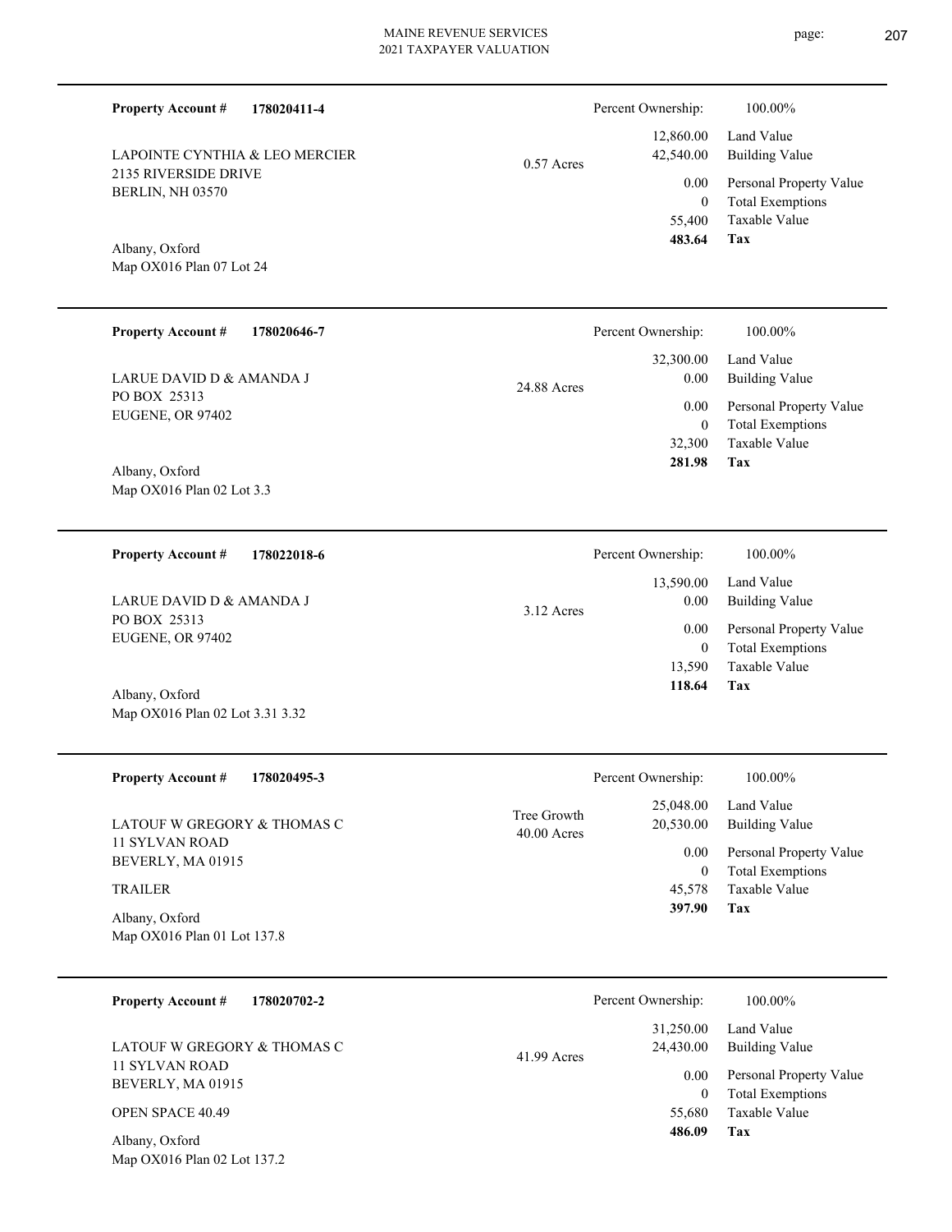**Property Account #** **178020411-4**

LAPOINTE CYNTHIA & LEO MERCIER
2135 RIVERSIDE DRIVE
BERLIN, NH 03570

Albany, Oxford
Map OX016 Plan 07 Lot 24

0.57 Acres

| Percent Ownership: | 100.00% |
|---|---|
| 12,860.00 | Land Value |
| 42,540.00 | Building Value |
| 0.00 | Personal Property Value |
| 0 | Total Exemptions |
| 55,400 | Taxable Value |
| **483.64** | **Tax** |

---

**Property Account #** **178020646-7**

LARUE DAVID D & AMANDA J
PO BOX 25313
EUGENE, OR 97402

Albany, Oxford
Map OX016 Plan 02 Lot 3.3

24.88 Acres

| Percent Ownership: | 100.00% |
|---|---|
| 32,300.00 | Land Value |
| 0.00 | Building Value |
| 0.00 | Personal Property Value |
| 0 | Total Exemptions |
| 32,300 | Taxable Value |
| **281.98** | **Tax** |

---

**Property Account #** **178022018-6**

LARUE DAVID D & AMANDA J
PO BOX 25313
EUGENE, OR 97402

Albany, Oxford
Map OX016 Plan 02 Lot 3.31 3.32

3.12 Acres

| Percent Ownership: | 100.00% |
|---|---|
| 13,590.00 | Land Value |
| 0.00 | Building Value |
| 0.00 | Personal Property Value |
| 0 | Total Exemptions |
| 13,590 | Taxable Value |
| **118.64** | **Tax** |

---

**Property Account #** **178020495-3**

LATOUF W GREGORY & THOMAS C
11 SYLVAN ROAD
BEVERLY, MA 01915

TRAILER

Albany, Oxford
Map OX016 Plan 01 Lot 137.8

Tree Growth
40.00 Acres

| Percent Ownership: | 100.00% |
|---|---|
| 25,048.00 | Land Value |
| 20,530.00 | Building Value |
| 0.00 | Personal Property Value |
| 0 | Total Exemptions |
| 45,578 | Taxable Value |
| **397.90** | **Tax** |

---

**Property Account #** **178020702-2**

LATOUF W GREGORY & THOMAS C
11 SYLVAN ROAD
BEVERLY, MA 01915

OPEN SPACE 40.49

Albany, Oxford
Map OX016 Plan 02 Lot 137.2

41.99 Acres

| Percent Ownership: | 100.00% |
|---|---|
| 31,250.00 | Land Value |
| 24,430.00 | Building Value |
| 0.00 | Personal Property Value |
| 0 | Total Exemptions |
| 55,680 | Taxable Value |
| **486.09** | **Tax** |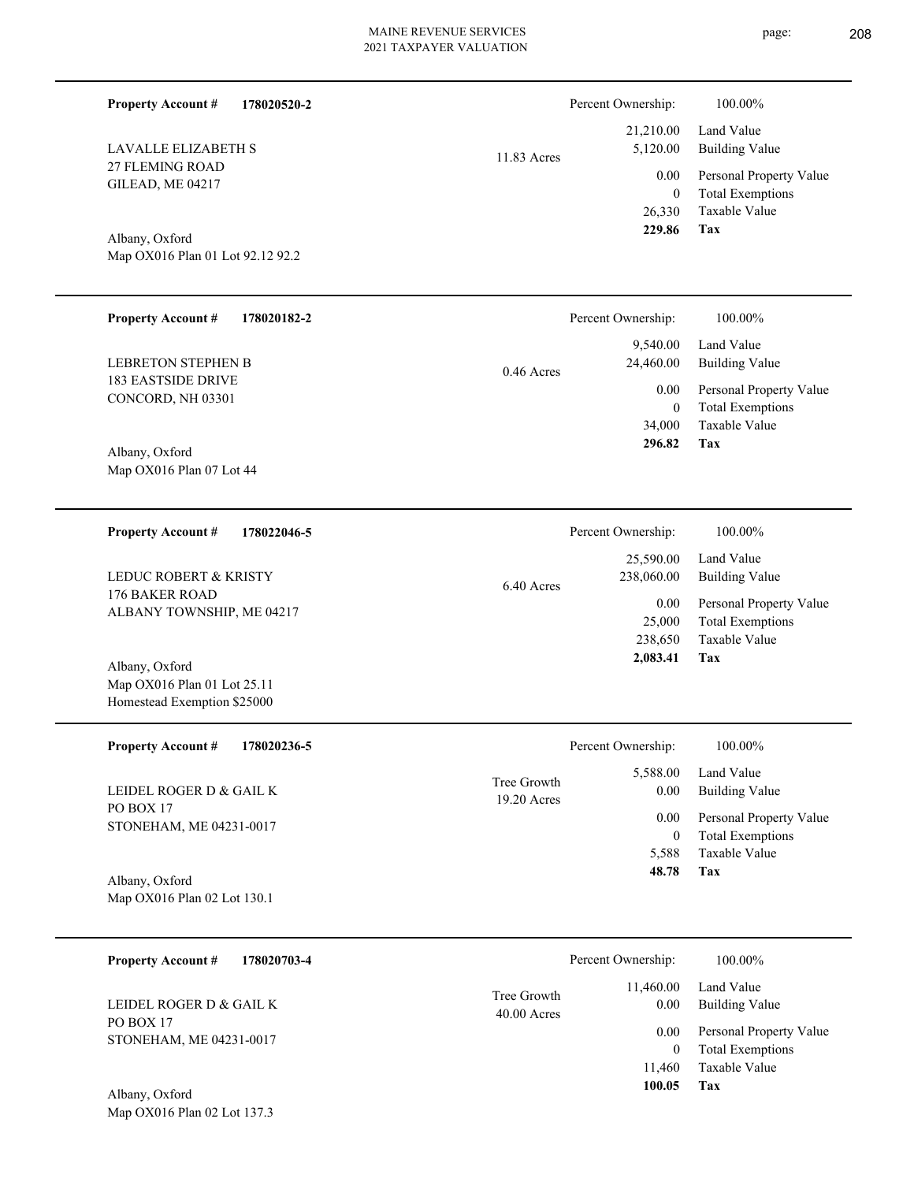**Property Account #** **178020520-2**

LAVALLE ELIZABETH S
27 FLEMING ROAD
GILEAD, ME 04217

Albany, Oxford
Map OX016 Plan 01 Lot 92.12 92.2

11.83 Acres

| Percent Ownership: | 100.00% |
|---|---|
| 21,210.00 | Land Value |
| 5,120.00 | Building Value |
| 0.00 | Personal Property Value |
| 0 | Total Exemptions |
| 26,330 | Taxable Value |
| **229.86** | **Tax** |

---

**Property Account #** **178020182-2**

LEBRETON STEPHEN B
183 EASTSIDE DRIVE
CONCORD, NH 03301

Albany, Oxford
Map OX016 Plan 07 Lot 44

0.46 Acres

| Percent Ownership: | 100.00% |
|---|---|
| 9,540.00 | Land Value |
| 24,460.00 | Building Value |
| 0.00 | Personal Property Value |
| 0 | Total Exemptions |
| 34,000 | Taxable Value |
| **296.82** | **Tax** |

---

**Property Account #** **178022046-5**

LEDUC ROBERT & KRISTY
176 BAKER ROAD
ALBANY TOWNSHIP, ME 04217

Albany, Oxford
Map OX016 Plan 01 Lot 25.11
Homestead Exemption $25000

6.40 Acres

| Percent Ownership: | 100.00% |
|---|---|
| 25,590.00 | Land Value |
| 238,060.00 | Building Value |
| 0.00 | Personal Property Value |
| 25,000 | Total Exemptions |
| 238,650 | Taxable Value |
| **2,083.41** | **Tax** |

---

**Property Account #** **178020236-5**

LEIDEL ROGER D & GAIL K
PO BOX 17
STONEHAM, ME 04231-0017

Albany, Oxford
Map OX016 Plan 02 Lot 130.1

Tree Growth
19.20 Acres

| Percent Ownership: | 100.00% |
|---|---|
| 5,588.00 | Land Value |
| 0.00 | Building Value |
| 0.00 | Personal Property Value |
| 0 | Total Exemptions |
| 5,588 | Taxable Value |
| **48.78** | **Tax** |

---

**Property Account #** **178020703-4**

LEIDEL ROGER D & GAIL K
PO BOX 17
STONEHAM, ME 04231-0017

Albany, Oxford
Map OX016 Plan 02 Lot 137.3

Tree Growth
40.00 Acres

| Percent Ownership: | 100.00% |
|---|---|
| 11,460.00 | Land Value |
| 0.00 | Building Value |
| 0.00 | Personal Property Value |
| 0 | Total Exemptions |
| 11,460 | Taxable Value |
| **100.05** | **Tax** |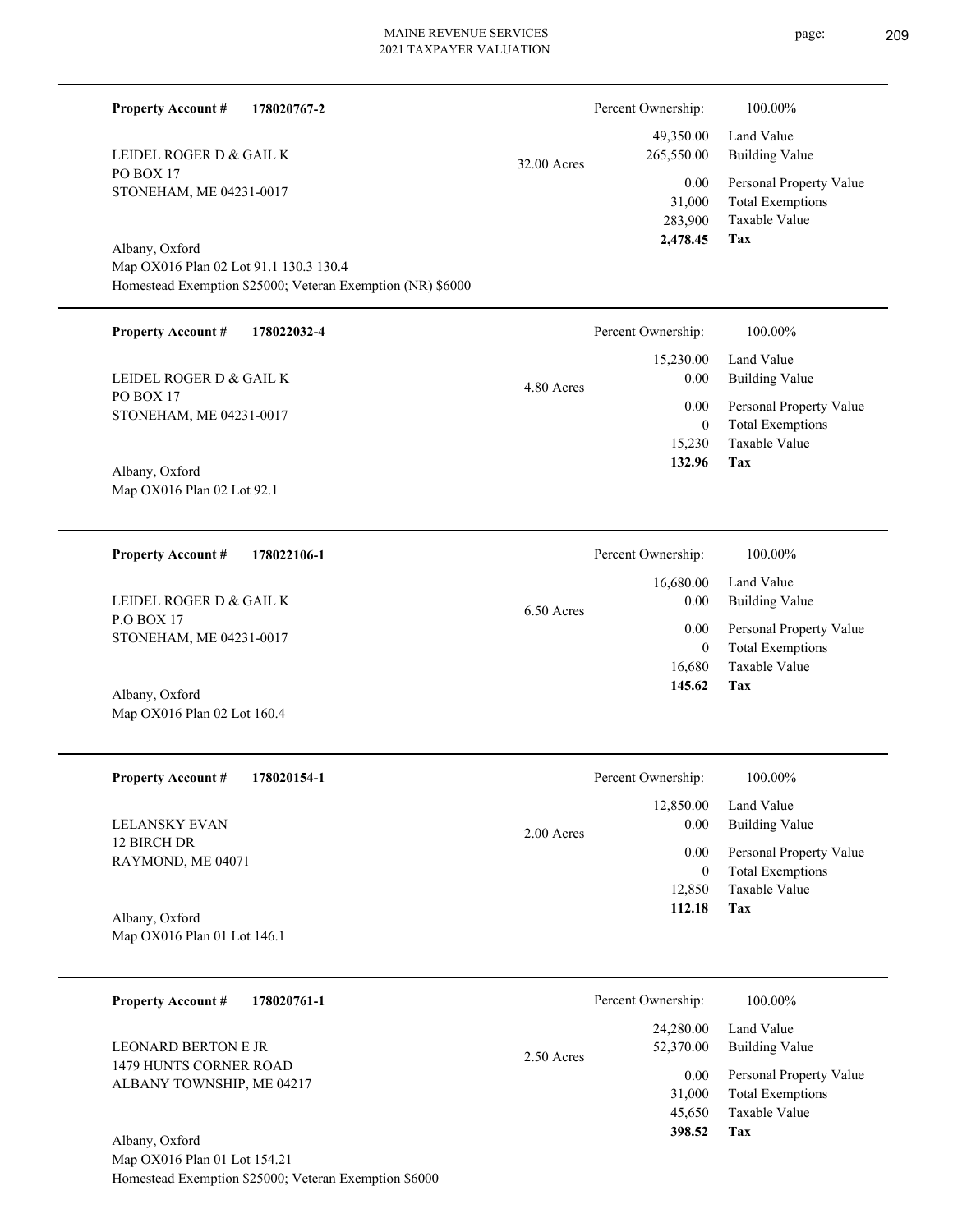**Property Account #** **178020767-2**

LEIDEL ROGER D & GAIL K
PO BOX 17
STONEHAM, ME 04231-0017

32.00 Acres

Albany, Oxford
Map OX016 Plan 02 Lot 91.1 130.3 130.4
Homestead Exemption $25000; Veteran Exemption (NR) $6000

| | |
|---|---|
| Percent Ownership: | 100.00% |
| 49,350.00 | Land Value |
| 265,550.00 | Building Value |
| 0.00 | Personal Property Value |
| 31,000 | Total Exemptions |
| 283,900 | Taxable Value |
| **2,478.45** | **Tax** |

---

**Property Account #** **178022032-4**

LEIDEL ROGER D & GAIL K
PO BOX 17
STONEHAM, ME 04231-0017

4.80 Acres

Albany, Oxford
Map OX016 Plan 02 Lot 92.1

| | |
|---|---|
| Percent Ownership: | 100.00% |
| 15,230.00 | Land Value |
| 0.00 | Building Value |
| 0.00 | Personal Property Value |
| 0 | Total Exemptions |
| 15,230 | Taxable Value |
| **132.96** | **Tax** |

---

**Property Account #** **178022106-1**

LEIDEL ROGER D & GAIL K
P.O BOX 17
STONEHAM, ME 04231-0017

6.50 Acres

Albany, Oxford
Map OX016 Plan 02 Lot 160.4

| | |
|---|---|
| Percent Ownership: | 100.00% |
| 16,680.00 | Land Value |
| 0.00 | Building Value |
| 0.00 | Personal Property Value |
| 0 | Total Exemptions |
| 16,680 | Taxable Value |
| **145.62** | **Tax** |

---

**Property Account #** **178020154-1**

LELANSKY EVAN
12 BIRCH DR
RAYMOND, ME 04071

2.00 Acres

Albany, Oxford
Map OX016 Plan 01 Lot 146.1

| | |
|---|---|
| Percent Ownership: | 100.00% |
| 12,850.00 | Land Value |
| 0.00 | Building Value |
| 0.00 | Personal Property Value |
| 0 | Total Exemptions |
| 12,850 | Taxable Value |
| **112.18** | **Tax** |

---

**Property Account #** **178020761-1**

LEONARD BERTON E JR
1479 HUNTS CORNER ROAD
ALBANY TOWNSHIP, ME 04217

2.50 Acres

Albany, Oxford
Map OX016 Plan 01 Lot 154.21
Homestead Exemption $25000; Veteran Exemption $6000

| | |
|---|---|
| Percent Ownership: | 100.00% |
| 24,280.00 | Land Value |
| 52,370.00 | Building Value |
| 0.00 | Personal Property Value |
| 31,000 | Total Exemptions |
| 45,650 | Taxable Value |
| **398.52** | **Tax** |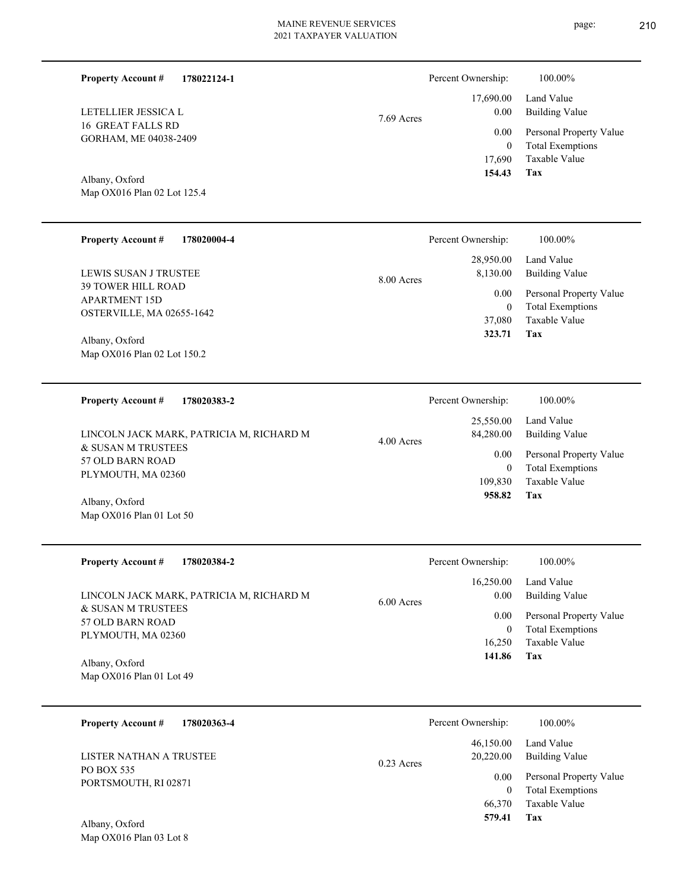**Property Account #** **178022124-1**

LETELLIER JESSICA L
16 GREAT FALLS RD
GORHAM, ME 04038-2409

Albany, Oxford
Map OX016 Plan 02 Lot 125.4

7.69 Acres

| Percent Ownership: | 100.00% |
|---|---|
| 17,690.00 | Land Value |
| 0.00 | Building Value |
| 0.00 | Personal Property Value |
| 0 | Total Exemptions |
| 17,690 | Taxable Value |
| **154.43** | **Tax** |

---

**Property Account #** **178020004-4**

LEWIS SUSAN J TRUSTEE
39 TOWER HILL ROAD
APARTMENT 15D
OSTERVILLE, MA 02655-1642

Albany, Oxford
Map OX016 Plan 02 Lot 150.2

8.00 Acres

| Percent Ownership: | 100.00% |
|---|---|
| 28,950.00 | Land Value |
| 8,130.00 | Building Value |
| 0.00 | Personal Property Value |
| 0 | Total Exemptions |
| 37,080 | Taxable Value |
| **323.71** | **Tax** |

---

**Property Account #** **178020383-2**

LINCOLN JACK MARK, PATRICIA M, RICHARD M
& SUSAN M TRUSTEES
57 OLD BARN ROAD
PLYMOUTH, MA 02360

Albany, Oxford
Map OX016 Plan 01 Lot 50

4.00 Acres

| Percent Ownership: | 100.00% |
|---|---|
| 25,550.00 | Land Value |
| 84,280.00 | Building Value |
| 0.00 | Personal Property Value |
| 0 | Total Exemptions |
| 109,830 | Taxable Value |
| **958.82** | **Tax** |

---

**Property Account #** **178020384-2**

LINCOLN JACK MARK, PATRICIA M, RICHARD M
& SUSAN M TRUSTEES
57 OLD BARN ROAD
PLYMOUTH, MA 02360

Albany, Oxford
Map OX016 Plan 01 Lot 49

6.00 Acres

| Percent Ownership: | 100.00% |
|---|---|
| 16,250.00 | Land Value |
| 0.00 | Building Value |
| 0.00 | Personal Property Value |
| 0 | Total Exemptions |
| 16,250 | Taxable Value |
| **141.86** | **Tax** |

---

**Property Account #** **178020363-4**

LISTER NATHAN A TRUSTEE
PO BOX 535
PORTSMOUTH, RI 02871

Albany, Oxford
Map OX016 Plan 03 Lot 8

0.23 Acres

| Percent Ownership: | 100.00% |
|---|---|
| 46,150.00 | Land Value |
| 20,220.00 | Building Value |
| 0.00 | Personal Property Value |
| 0 | Total Exemptions |
| 66,370 | Taxable Value |
| **579.41** | **Tax** |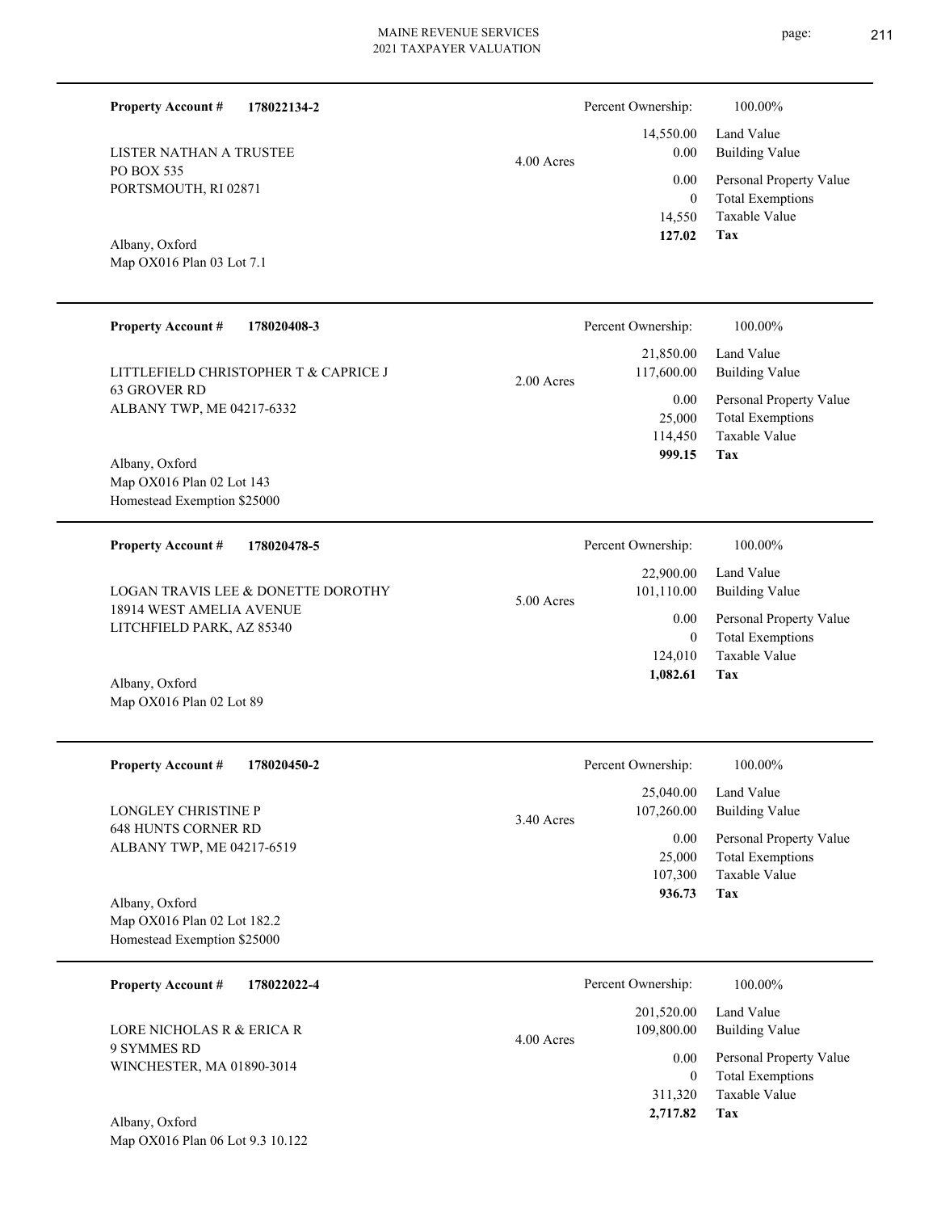**Property Account #** **178022134-2**

LISTER NATHAN A TRUSTEE
PO BOX 535
PORTSMOUTH, RI 02871

Albany, Oxford
Map OX016 Plan 03 Lot 7.1

4.00 Acres

| Percent Ownership: | 100.00% |
|---|---|
| 14,550.00 | Land Value |
| 0.00 | Building Value |
| 0.00 | Personal Property Value |
| 0 | Total Exemptions |
| 14,550 | Taxable Value |
| **127.02** | **Tax** |

---

**Property Account #** **178020408-3**

LITTLEFIELD CHRISTOPHER T & CAPRICE J
63 GROVER RD
ALBANY TWP, ME 04217-6332

Albany, Oxford
Map OX016 Plan 02 Lot 143
Homestead Exemption $25000

2.00 Acres

| Percent Ownership: | 100.00% |
|---|---|
| 21,850.00 | Land Value |
| 117,600.00 | Building Value |
| 0.00 | Personal Property Value |
| 25,000 | Total Exemptions |
| 114,450 | Taxable Value |
| **999.15** | **Tax** |

---

**Property Account #** **178020478-5**

LOGAN TRAVIS LEE & DONETTE DOROTHY
18914 WEST AMELIA AVENUE
LITCHFIELD PARK, AZ 85340

Albany, Oxford
Map OX016 Plan 02 Lot 89

5.00 Acres

| Percent Ownership: | 100.00% |
|---|---|
| 22,900.00 | Land Value |
| 101,110.00 | Building Value |
| 0.00 | Personal Property Value |
| 0 | Total Exemptions |
| 124,010 | Taxable Value |
| **1,082.61** | **Tax** |

---

**Property Account #** **178020450-2**

LONGLEY CHRISTINE P
648 HUNTS CORNER RD
ALBANY TWP, ME 04217-6519

Albany, Oxford
Map OX016 Plan 02 Lot 182.2
Homestead Exemption $25000

3.40 Acres

| Percent Ownership: | 100.00% |
|---|---|
| 25,040.00 | Land Value |
| 107,260.00 | Building Value |
| 0.00 | Personal Property Value |
| 25,000 | Total Exemptions |
| 107,300 | Taxable Value |
| **936.73** | **Tax** |

---

**Property Account #** **178022022-4**

LORE NICHOLAS R & ERICA R
9 SYMMES RD
WINCHESTER, MA 01890-3014

Albany, Oxford
Map OX016 Plan 06 Lot 9.3 10.122

4.00 Acres

| Percent Ownership: | 100.00% |
|---|---|
| 201,520.00 | Land Value |
| 109,800.00 | Building Value |
| 0.00 | Personal Property Value |
| 0 | Total Exemptions |
| 311,320 | Taxable Value |
| **2,717.82** | **Tax** |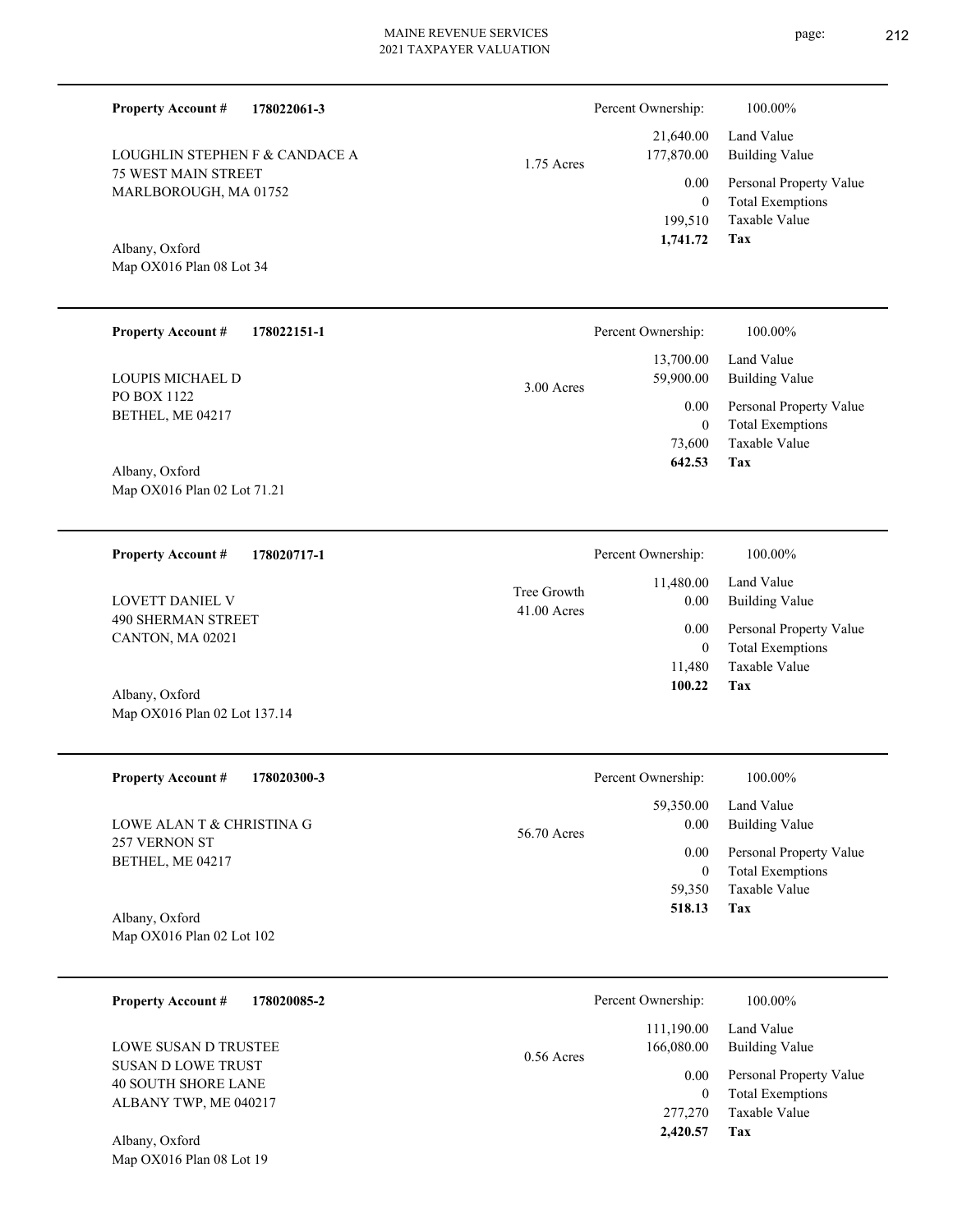**Property Account #** **178022061-3**

LOUGHLIN STEPHEN F & CANDACE A
75 WEST MAIN STREET
MARLBOROUGH, MA 01752

Albany, Oxford
Map OX016 Plan 08 Lot 34

1.75 Acres

| Percent Ownership: | 100.00% |
|---|---|
| 21,640.00 | Land Value |
| 177,870.00 | Building Value |
| 0.00 | Personal Property Value |
| 0 | Total Exemptions |
| 199,510 | Taxable Value |
| **1,741.72** | **Tax** |

---

**Property Account #** **178022151-1**

LOUPIS MICHAEL D
PO BOX 1122
BETHEL, ME 04217

Albany, Oxford
Map OX016 Plan 02 Lot 71.21

3.00 Acres

| Percent Ownership: | 100.00% |
|---|---|
| 13,700.00 | Land Value |
| 59,900.00 | Building Value |
| 0.00 | Personal Property Value |
| 0 | Total Exemptions |
| 73,600 | Taxable Value |
| **642.53** | **Tax** |

---

**Property Account #** **178020717-1**

LOVETT DANIEL V
490 SHERMAN STREET
CANTON, MA 02021

Albany, Oxford
Map OX016 Plan 02 Lot 137.14

Tree Growth
41.00 Acres

| Percent Ownership: | 100.00% |
|---|---|
| 11,480.00 | Land Value |
| 0.00 | Building Value |
| 0.00 | Personal Property Value |
| 0 | Total Exemptions |
| 11,480 | Taxable Value |
| **100.22** | **Tax** |

---

**Property Account #** **178020300-3**

LOWE ALAN T & CHRISTINA G
257 VERNON ST
BETHEL, ME 04217

Albany, Oxford
Map OX016 Plan 02 Lot 102

56.70 Acres

| Percent Ownership: | 100.00% |
|---|---|
| 59,350.00 | Land Value |
| 0.00 | Building Value |
| 0.00 | Personal Property Value |
| 0 | Total Exemptions |
| 59,350 | Taxable Value |
| **518.13** | **Tax** |

---

**Property Account #** **178020085-2**

LOWE SUSAN D TRUSTEE
SUSAN D LOWE TRUST
40 SOUTH SHORE LANE
ALBANY TWP, ME 040217

Albany, Oxford
Map OX016 Plan 08 Lot 19

0.56 Acres

| Percent Ownership: | 100.00% |
|---|---|
| 111,190.00 | Land Value |
| 166,080.00 | Building Value |
| 0.00 | Personal Property Value |
| 0 | Total Exemptions |
| 277,270 | Taxable Value |
| **2,420.57** | **Tax** |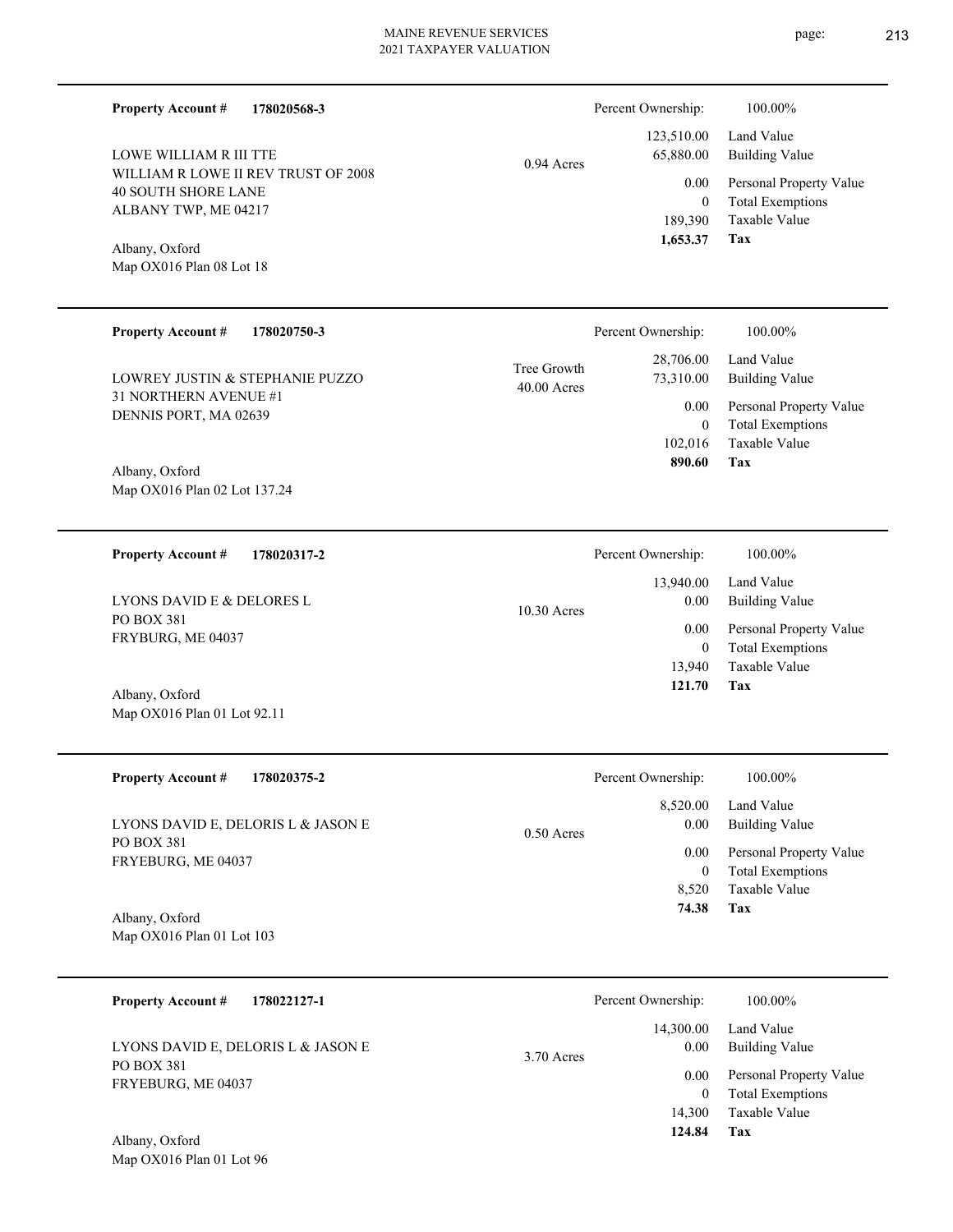**Property Account #** **178020568-3**

LOWE WILLIAM R III TTE
WILLIAM R LOWE II REV TRUST OF 2008
40 SOUTH SHORE LANE
ALBANY TWP, ME 04217

Albany, Oxford
Map OX016 Plan 08 Lot 18

0.94 Acres

| Percent Ownership: | 100.00% |
|---|---|
| 123,510.00 | Land Value |
| 65,880.00 | Building Value |
| 0.00 | Personal Property Value |
| 0 | Total Exemptions |
| 189,390 | Taxable Value |
| **1,653.37** | **Tax** |

---

**Property Account #** **178020750-3**

LOWREY JUSTIN & STEPHANIE PUZZO
31 NORTHERN AVENUE #1
DENNIS PORT, MA 02639

Albany, Oxford
Map OX016 Plan 02 Lot 137.24

Tree Growth
40.00 Acres

| Percent Ownership: | 100.00% |
|---|---|
| 28,706.00 | Land Value |
| 73,310.00 | Building Value |
| 0.00 | Personal Property Value |
| 0 | Total Exemptions |
| 102,016 | Taxable Value |
| **890.60** | **Tax** |

---

**Property Account #** **178020317-2**

LYONS DAVID E & DELORES L
PO BOX 381
FRYBURG, ME 04037

Albany, Oxford
Map OX016 Plan 01 Lot 92.11

10.30 Acres

| Percent Ownership: | 100.00% |
|---|---|
| 13,940.00 | Land Value |
| 0.00 | Building Value |
| 0.00 | Personal Property Value |
| 0 | Total Exemptions |
| 13,940 | Taxable Value |
| **121.70** | **Tax** |

---

**Property Account #** **178020375-2**

LYONS DAVID E, DELORIS L & JASON E
PO BOX 381
FRYEBURG, ME 04037

Albany, Oxford
Map OX016 Plan 01 Lot 103

0.50 Acres

| Percent Ownership: | 100.00% |
|---|---|
| 8,520.00 | Land Value |
| 0.00 | Building Value |
| 0.00 | Personal Property Value |
| 0 | Total Exemptions |
| 8,520 | Taxable Value |
| **74.38** | **Tax** |

---

**Property Account #** **178022127-1**

LYONS DAVID E, DELORIS L & JASON E
PO BOX 381
FRYEBURG, ME 04037

Albany, Oxford
Map OX016 Plan 01 Lot 96

3.70 Acres

| Percent Ownership: | 100.00% |
|---|---|
| 14,300.00 | Land Value |
| 0.00 | Building Value |
| 0.00 | Personal Property Value |
| 0 | Total Exemptions |
| 14,300 | Taxable Value |
| **124.84** | **Tax** |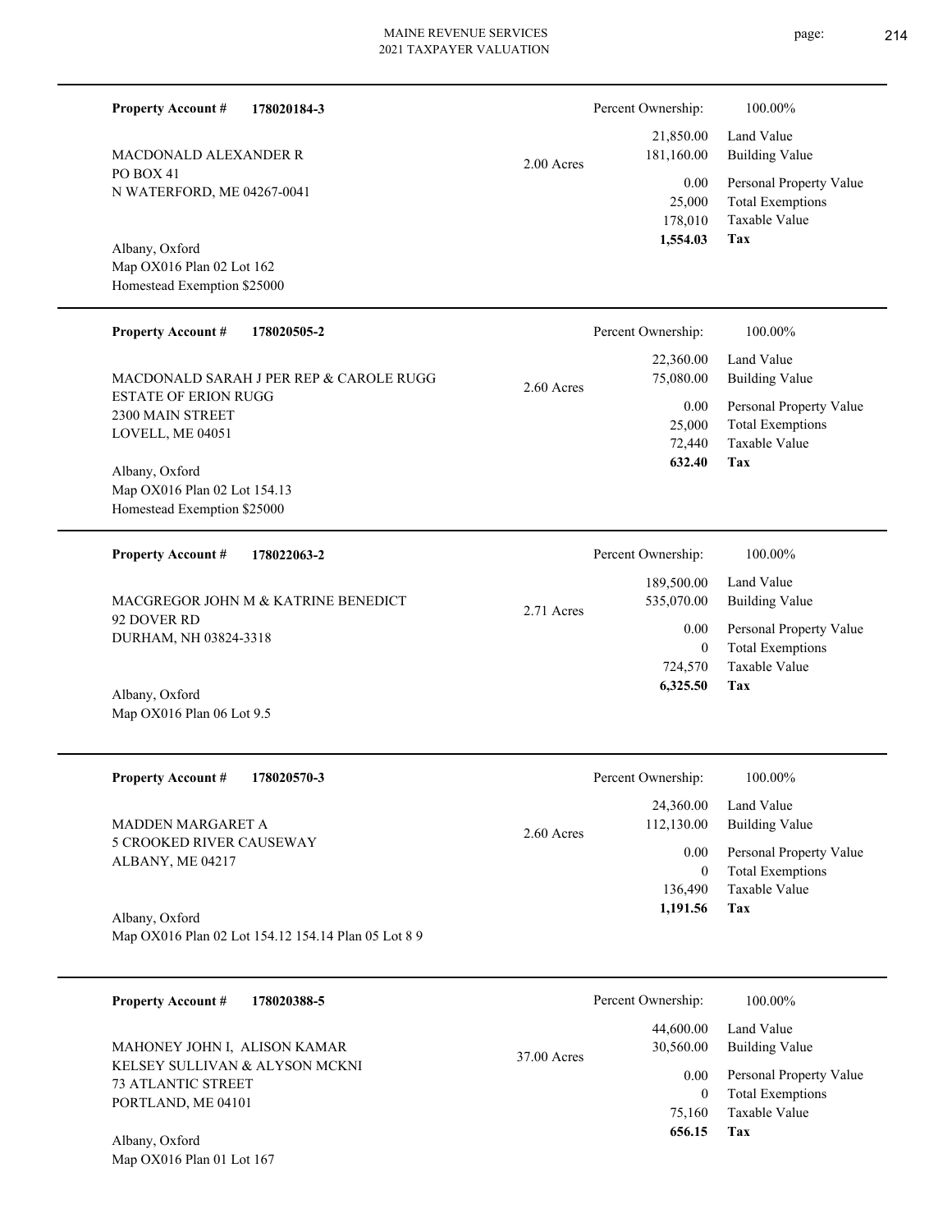**Property Account #** **178020184-3**

MACDONALD ALEXANDER R
PO BOX 41
N WATERFORD, ME 04267-0041

2.00 Acres

Albany, Oxford
Map OX016 Plan 02 Lot 162
Homestead Exemption $25000

| | |
|---|---|
| Percent Ownership: | 100.00% |
| Land Value | 21,850.00 |
| Building Value | 181,160.00 |
| Personal Property Value | 0.00 |
| Total Exemptions | 25,000 |
| Taxable Value | 178,010 |
| **Tax** | **1,554.03** |

---

**Property Account #** **178020505-2**

MACDONALD SARAH J PER REP & CAROLE RUGG
ESTATE OF ERION RUGG
2300 MAIN STREET
LOVELL, ME 04051

2.60 Acres

Albany, Oxford
Map OX016 Plan 02 Lot 154.13
Homestead Exemption $25000

| | |
|---|---|
| Percent Ownership: | 100.00% |
| Land Value | 22,360.00 |
| Building Value | 75,080.00 |
| Personal Property Value | 0.00 |
| Total Exemptions | 25,000 |
| Taxable Value | 72,440 |
| **Tax** | **632.40** |

---

**Property Account #** **178022063-2**

MACGREGOR JOHN M & KATRINE BENEDICT
92 DOVER RD
DURHAM, NH 03824-3318

2.71 Acres

Albany, Oxford
Map OX016 Plan 06 Lot 9.5

| | |
|---|---|
| Percent Ownership: | 100.00% |
| Land Value | 189,500.00 |
| Building Value | 535,070.00 |
| Personal Property Value | 0.00 |
| Total Exemptions | 0 |
| Taxable Value | 724,570 |
| **Tax** | **6,325.50** |

---

**Property Account #** **178020570-3**

MADDEN MARGARET A
5 CROOKED RIVER CAUSEWAY
ALBANY, ME 04217

2.60 Acres

Albany, Oxford
Map OX016 Plan 02 Lot 154.12 154.14 Plan 05 Lot 8 9

| | |
|---|---|
| Percent Ownership: | 100.00% |
| Land Value | 24,360.00 |
| Building Value | 112,130.00 |
| Personal Property Value | 0.00 |
| Total Exemptions | 0 |
| Taxable Value | 136,490 |
| **Tax** | **1,191.56** |

---

**Property Account #** **178020388-5**

MAHONEY JOHN I, ALISON KAMAR
KELSEY SULLIVAN & ALYSON MCKNI
73 ATLANTIC STREET
PORTLAND, ME 04101

37.00 Acres

Albany, Oxford
Map OX016 Plan 01 Lot 167

| | |
|---|---|
| Percent Ownership: | 100.00% |
| Land Value | 44,600.00 |
| Building Value | 30,560.00 |
| Personal Property Value | 0.00 |
| Total Exemptions | 0 |
| Taxable Value | 75,160 |
| **Tax** | **656.15** |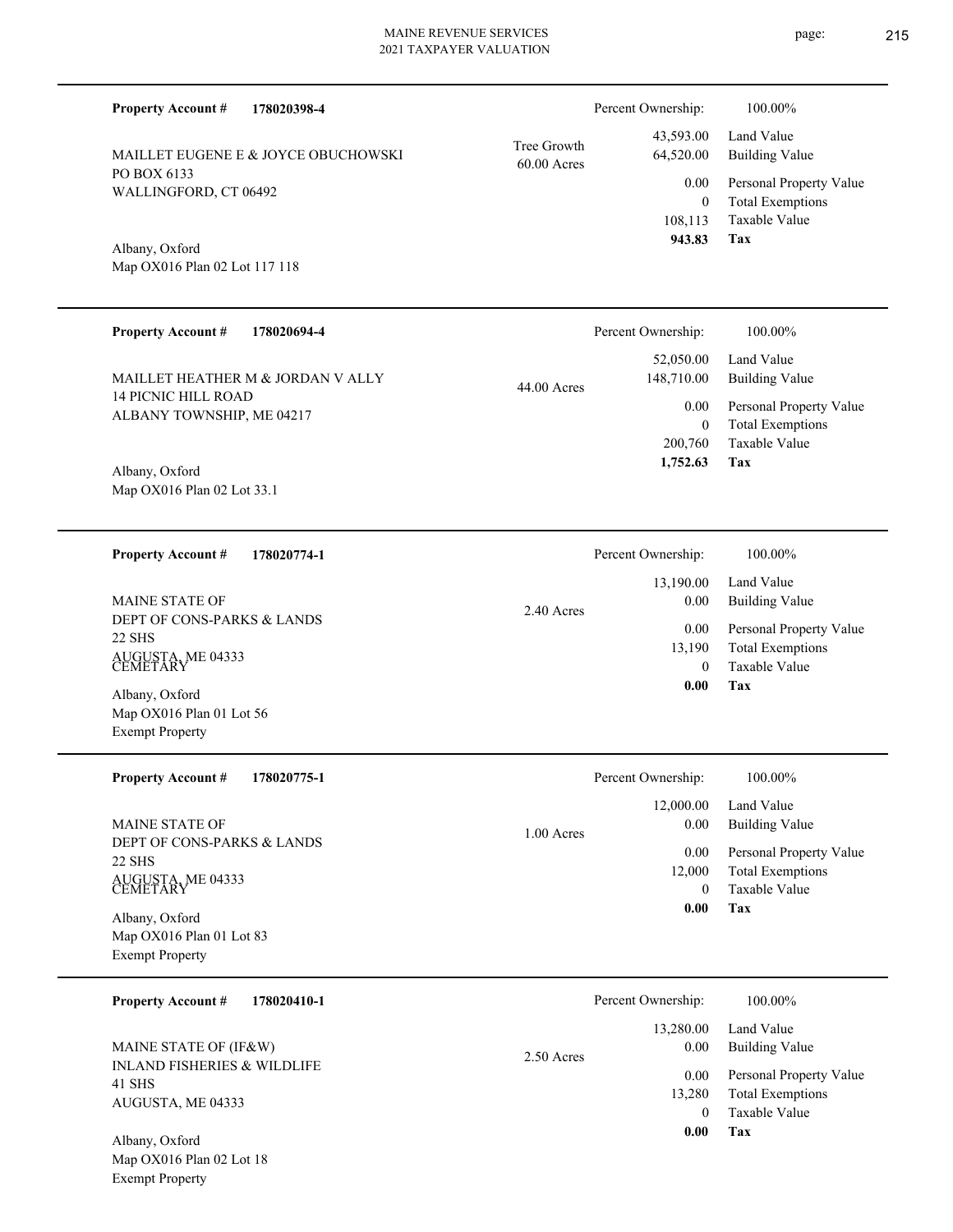**Property Account #** **178020398-4**

Percent Ownership: 100.00%

MAILLET EUGENE E & JOYCE OBUCHOWSKI
PO BOX 6133
WALLINGFORD, CT 06492

Tree Growth
60.00 Acres

| | |
|---|---|
| 43,593.00 | Land Value |
| 64,520.00 | Building Value |
| 0.00 | Personal Property Value |
| 0 | Total Exemptions |
| 108,113 | Taxable Value |
| **943.83** | **Tax** |

Albany, Oxford
Map OX016 Plan 02 Lot 117 118

---

**Property Account #** **178020694-4**

Percent Ownership: 100.00%

MAILLET HEATHER M & JORDAN V ALLY
14 PICNIC HILL ROAD
ALBANY TOWNSHIP, ME 04217

44.00 Acres

| | |
|---|---|
| 52,050.00 | Land Value |
| 148,710.00 | Building Value |
| 0.00 | Personal Property Value |
| 0 | Total Exemptions |
| 200,760 | Taxable Value |
| **1,752.63** | **Tax** |

Albany, Oxford
Map OX016 Plan 02 Lot 33.1

---

**Property Account #** **178020774-1**

Percent Ownership: 100.00%

MAINE STATE OF
DEPT OF CONS-PARKS & LANDS
22 SHS
AUGUSTA, ME 04333
CEMETARY

2.40 Acres

| | |
|---|---|
| 13,190.00 | Land Value |
| 0.00 | Building Value |
| 0.00 | Personal Property Value |
| 13,190 | Total Exemptions |
| 0 | Taxable Value |
| **0.00** | **Tax** |

Albany, Oxford
Map OX016 Plan 01 Lot 56
Exempt Property

---

**Property Account #** **178020775-1**

Percent Ownership: 100.00%

MAINE STATE OF
DEPT OF CONS-PARKS & LANDS
22 SHS
AUGUSTA, ME 04333
CEMETARY

1.00 Acres

| | |
|---|---|
| 12,000.00 | Land Value |
| 0.00 | Building Value |
| 0.00 | Personal Property Value |
| 12,000 | Total Exemptions |
| 0 | Taxable Value |
| **0.00** | **Tax** |

Albany, Oxford
Map OX016 Plan 01 Lot 83
Exempt Property

---

**Property Account #** **178020410-1**

Percent Ownership: 100.00%

MAINE STATE OF (IF&W)
INLAND FISHERIES & WILDLIFE
41 SHS
AUGUSTA, ME 04333

2.50 Acres

| | |
|---|---|
| 13,280.00 | Land Value |
| 0.00 | Building Value |
| 0.00 | Personal Property Value |
| 13,280 | Total Exemptions |
| 0 | Taxable Value |
| **0.00** | **Tax** |

Albany, Oxford
Map OX016 Plan 02 Lot 18
Exempt Property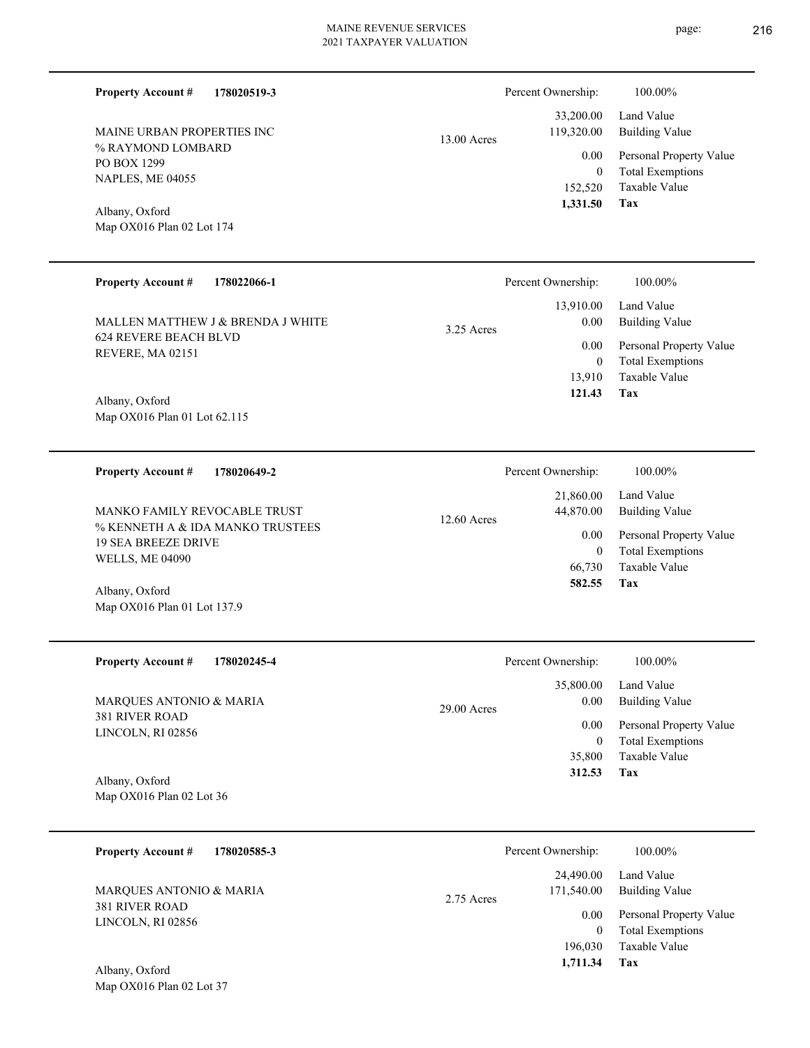**Property Account #** **178020519-3**

MAINE URBAN PROPERTIES INC
% RAYMOND LOMBARD
PO BOX 1299
NAPLES, ME 04055

Albany, Oxford
Map OX016 Plan 02 Lot 174

13.00 Acres

| Percent Ownership: | 100.00% |
|---|---|
| 33,200.00 | Land Value |
| 119,320.00 | Building Value |
| 0.00 | Personal Property Value |
| 0 | Total Exemptions |
| 152,520 | Taxable Value |
| **1,331.50** | **Tax** |

---

**Property Account #** **178022066-1**

MALLEN MATTHEW J & BRENDA J WHITE
624 REVERE BEACH BLVD
REVERE, MA 02151

Albany, Oxford
Map OX016 Plan 01 Lot 62.115

3.25 Acres

| Percent Ownership: | 100.00% |
|---|---|
| 13,910.00 | Land Value |
| 0.00 | Building Value |
| 0.00 | Personal Property Value |
| 0 | Total Exemptions |
| 13,910 | Taxable Value |
| **121.43** | **Tax** |

---

**Property Account #** **178020649-2**

MANKO FAMILY REVOCABLE TRUST
% KENNETH A & IDA MANKO TRUSTEES
19 SEA BREEZE DRIVE
WELLS, ME 04090

Albany, Oxford
Map OX016 Plan 01 Lot 137.9

12.60 Acres

| Percent Ownership: | 100.00% |
|---|---|
| 21,860.00 | Land Value |
| 44,870.00 | Building Value |
| 0.00 | Personal Property Value |
| 0 | Total Exemptions |
| 66,730 | Taxable Value |
| **582.55** | **Tax** |

---

**Property Account #** **178020245-4**

MARQUES ANTONIO & MARIA
381 RIVER ROAD
LINCOLN, RI 02856

Albany, Oxford
Map OX016 Plan 02 Lot 36

29.00 Acres

| Percent Ownership: | 100.00% |
|---|---|
| 35,800.00 | Land Value |
| 0.00 | Building Value |
| 0.00 | Personal Property Value |
| 0 | Total Exemptions |
| 35,800 | Taxable Value |
| **312.53** | **Tax** |

---

**Property Account #** **178020585-3**

MARQUES ANTONIO & MARIA
381 RIVER ROAD
LINCOLN, RI 02856

Albany, Oxford
Map OX016 Plan 02 Lot 37

2.75 Acres

| Percent Ownership: | 100.00% |
|---|---|
| 24,490.00 | Land Value |
| 171,540.00 | Building Value |
| 0.00 | Personal Property Value |
| 0 | Total Exemptions |
| 196,030 | Taxable Value |
| **1,711.34** | **Tax** |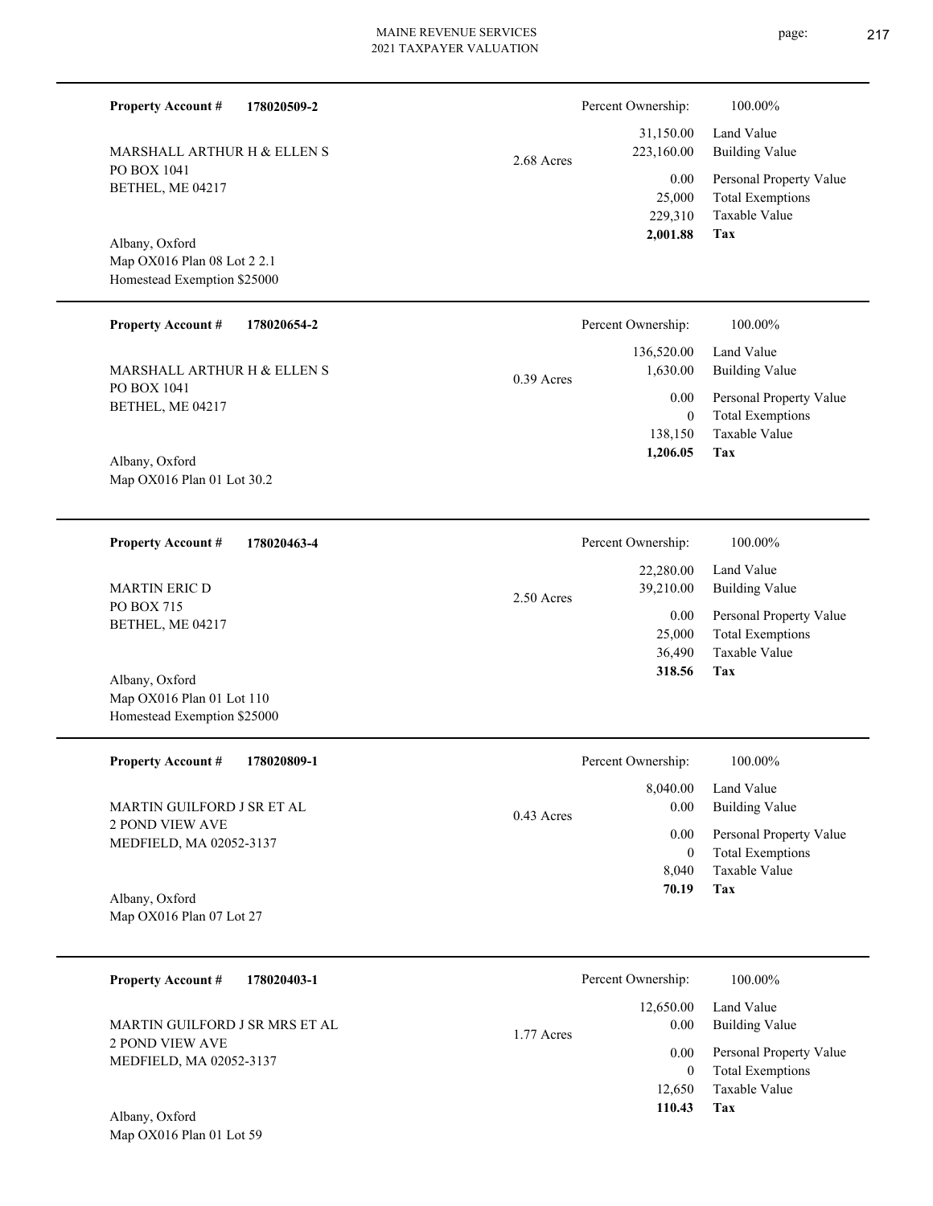**Property Account #** **178020509-2**

MARSHALL ARTHUR H & ELLEN S
PO BOX 1041
BETHEL, ME 04217

Albany, Oxford
Map OX016 Plan 08 Lot 2 2.1
Homestead Exemption $25000

2.68 Acres

| Percent Ownership: | 100.00% |
|---|---|
| 31,150.00 | Land Value |
| 223,160.00 | Building Value |
| 0.00 | Personal Property Value |
| 25,000 | Total Exemptions |
| 229,310 | Taxable Value |
| **2,001.88** | **Tax** |

---

**Property Account #** **178020654-2**

MARSHALL ARTHUR H & ELLEN S
PO BOX 1041
BETHEL, ME 04217

Albany, Oxford
Map OX016 Plan 01 Lot 30.2

0.39 Acres

| Percent Ownership: | 100.00% |
|---|---|
| 136,520.00 | Land Value |
| 1,630.00 | Building Value |
| 0.00 | Personal Property Value |
| 0 | Total Exemptions |
| 138,150 | Taxable Value |
| **1,206.05** | **Tax** |

---

**Property Account #** **178020463-4**

MARTIN ERIC D
PO BOX 715
BETHEL, ME 04217

Albany, Oxford
Map OX016 Plan 01 Lot 110
Homestead Exemption $25000

2.50 Acres

| Percent Ownership: | 100.00% |
|---|---|
| 22,280.00 | Land Value |
| 39,210.00 | Building Value |
| 0.00 | Personal Property Value |
| 25,000 | Total Exemptions |
| 36,490 | Taxable Value |
| **318.56** | **Tax** |

---

**Property Account #** **178020809-1**

MARTIN GUILFORD J SR ET AL
2 POND VIEW AVE
MEDFIELD, MA 02052-3137

Albany, Oxford
Map OX016 Plan 07 Lot 27

0.43 Acres

| Percent Ownership: | 100.00% |
|---|---|
| 8,040.00 | Land Value |
| 0.00 | Building Value |
| 0.00 | Personal Property Value |
| 0 | Total Exemptions |
| 8,040 | Taxable Value |
| **70.19** | **Tax** |

---

**Property Account #** **178020403-1**

MARTIN GUILFORD J SR MRS ET AL
2 POND VIEW AVE
MEDFIELD, MA 02052-3137

Albany, Oxford
Map OX016 Plan 01 Lot 59

1.77 Acres

| Percent Ownership: | 100.00% |
|---|---|
| 12,650.00 | Land Value |
| 0.00 | Building Value |
| 0.00 | Personal Property Value |
| 0 | Total Exemptions |
| 12,650 | Taxable Value |
| **110.43** | **Tax** |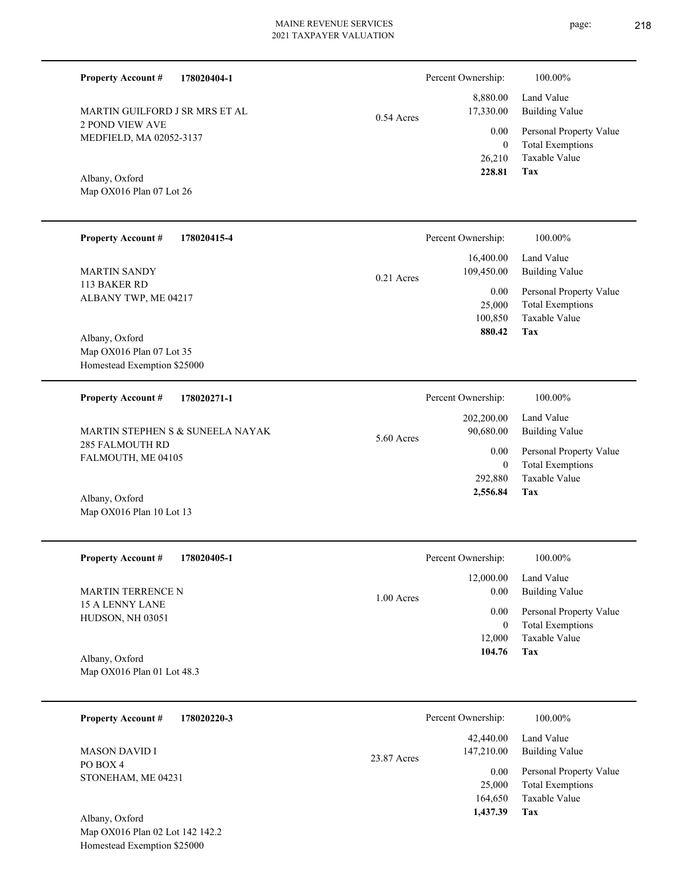**Property Account #** **178020404-1**

MARTIN GUILFORD J SR MRS ET AL
2 POND VIEW AVE
MEDFIELD, MA 02052-3137

Albany, Oxford
Map OX016 Plan 07 Lot 26

0.54 Acres

| | |
|---|---|
| Percent Ownership: | 100.00% |
| 8,880.00 | Land Value |
| 17,330.00 | Building Value |
| 0.00 | Personal Property Value |
| 0 | Total Exemptions |
| 26,210 | Taxable Value |
| **228.81** | **Tax** |

---

**Property Account #** **178020415-4**

MARTIN SANDY
113 BAKER RD
ALBANY TWP, ME 04217

Albany, Oxford
Map OX016 Plan 07 Lot 35
Homestead Exemption $25000

0.21 Acres

| | |
|---|---|
| Percent Ownership: | 100.00% |
| 16,400.00 | Land Value |
| 109,450.00 | Building Value |
| 0.00 | Personal Property Value |
| 25,000 | Total Exemptions |
| 100,850 | Taxable Value |
| **880.42** | **Tax** |

---

**Property Account #** **178020271-1**

MARTIN STEPHEN S & SUNEELA NAYAK
285 FALMOUTH RD
FALMOUTH, ME 04105

Albany, Oxford
Map OX016 Plan 10 Lot 13

5.60 Acres

| | |
|---|---|
| Percent Ownership: | 100.00% |
| 202,200.00 | Land Value |
| 90,680.00 | Building Value |
| 0.00 | Personal Property Value |
| 0 | Total Exemptions |
| 292,880 | Taxable Value |
| **2,556.84** | **Tax** |

---

**Property Account #** **178020405-1**

MARTIN TERRENCE N
15 A LENNY LANE
HUDSON, NH 03051

Albany, Oxford
Map OX016 Plan 01 Lot 48.3

1.00 Acres

| | |
|---|---|
| Percent Ownership: | 100.00% |
| 12,000.00 | Land Value |
| 0.00 | Building Value |
| 0.00 | Personal Property Value |
| 0 | Total Exemptions |
| 12,000 | Taxable Value |
| **104.76** | **Tax** |

---

**Property Account #** **178020220-3**

MASON DAVID I
PO BOX 4
STONEHAM, ME 04231

Albany, Oxford
Map OX016 Plan 02 Lot 142 142.2
Homestead Exemption $25000

23.87 Acres

| | |
|---|---|
| Percent Ownership: | 100.00% |
| 42,440.00 | Land Value |
| 147,210.00 | Building Value |
| 0.00 | Personal Property Value |
| 25,000 | Total Exemptions |
| 164,650 | Taxable Value |
| **1,437.39** | **Tax** |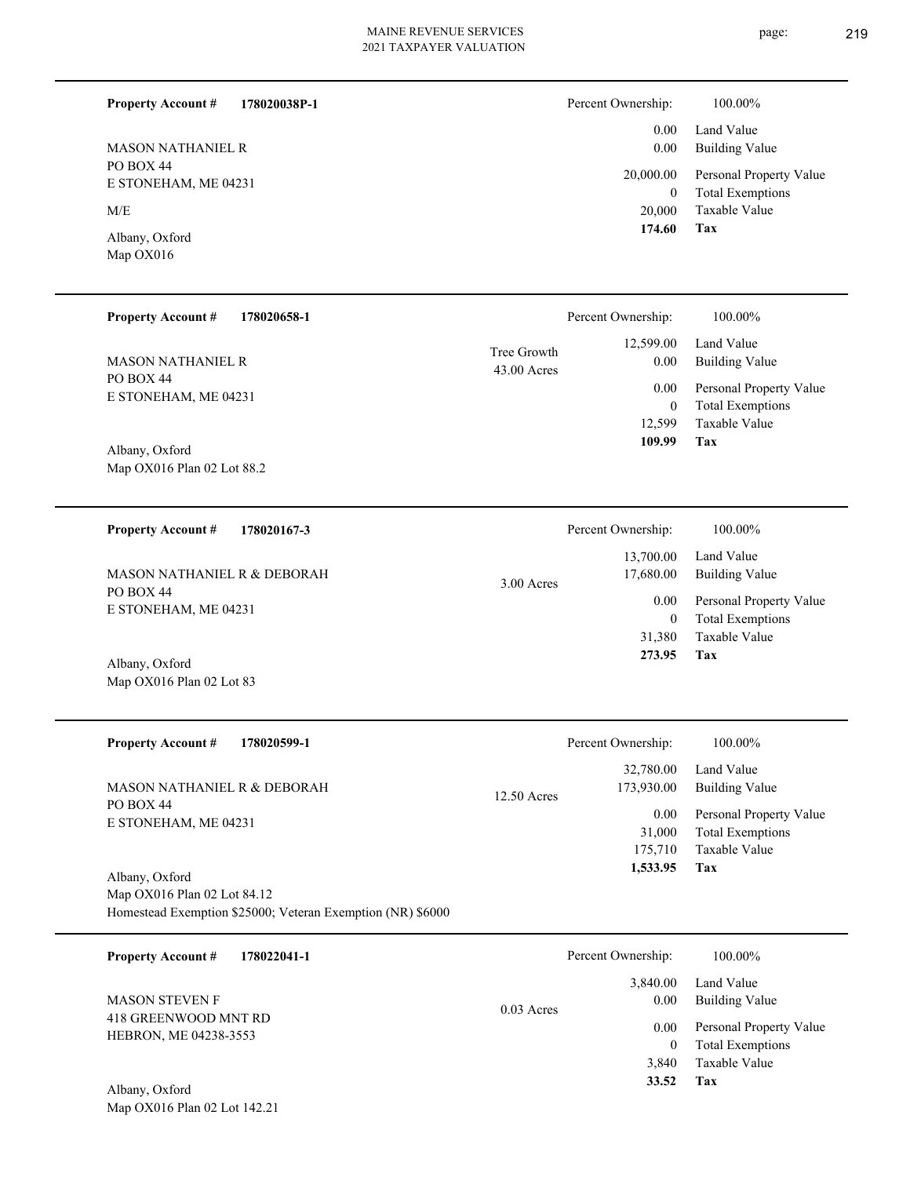**Property Account #** **178020038P-1**

MASON NATHANIEL R
PO BOX 44
E STONEHAM, ME 04231

M/E

Albany, Oxford
Map OX016

| Percent Ownership: | 100.00% |
|---|---|
| 0.00 | Land Value |
| 0.00 | Building Value |
| 20,000.00 | Personal Property Value |
| 0 | Total Exemptions |
| 20,000 | Taxable Value |
| **174.60** | **Tax** |

---

**Property Account #** **178020658-1**

MASON NATHANIEL R
PO BOX 44
E STONEHAM, ME 04231

Tree Growth
43.00 Acres

Albany, Oxford
Map OX016 Plan 02 Lot 88.2

| Percent Ownership: | 100.00% |
|---|---|
| 12,599.00 | Land Value |
| 0.00 | Building Value |
| 0.00 | Personal Property Value |
| 0 | Total Exemptions |
| 12,599 | Taxable Value |
| **109.99** | **Tax** |

---

**Property Account #** **178020167-3**

MASON NATHANIEL R & DEBORAH
PO BOX 44
E STONEHAM, ME 04231

3.00 Acres

Albany, Oxford
Map OX016 Plan 02 Lot 83

| Percent Ownership: | 100.00% |
|---|---|
| 13,700.00 | Land Value |
| 17,680.00 | Building Value |
| 0.00 | Personal Property Value |
| 0 | Total Exemptions |
| 31,380 | Taxable Value |
| **273.95** | **Tax** |

---

**Property Account #** **178020599-1**

MASON NATHANIEL R & DEBORAH
PO BOX 44
E STONEHAM, ME 04231

12.50 Acres

Albany, Oxford
Map OX016 Plan 02 Lot 84.12
Homestead Exemption $25000; Veteran Exemption (NR) $6000

| Percent Ownership: | 100.00% |
|---|---|
| 32,780.00 | Land Value |
| 173,930.00 | Building Value |
| 0.00 | Personal Property Value |
| 31,000 | Total Exemptions |
| 175,710 | Taxable Value |
| **1,533.95** | **Tax** |

---

**Property Account #** **178022041-1**

MASON STEVEN F
418 GREENWOOD MNT RD
HEBRON, ME 04238-3553

0.03 Acres

Albany, Oxford
Map OX016 Plan 02 Lot 142.21

| Percent Ownership: | 100.00% |
|---|---|
| 3,840.00 | Land Value |
| 0.00 | Building Value |
| 0.00 | Personal Property Value |
| 0 | Total Exemptions |
| 3,840 | Taxable Value |
| **33.52** | **Tax** |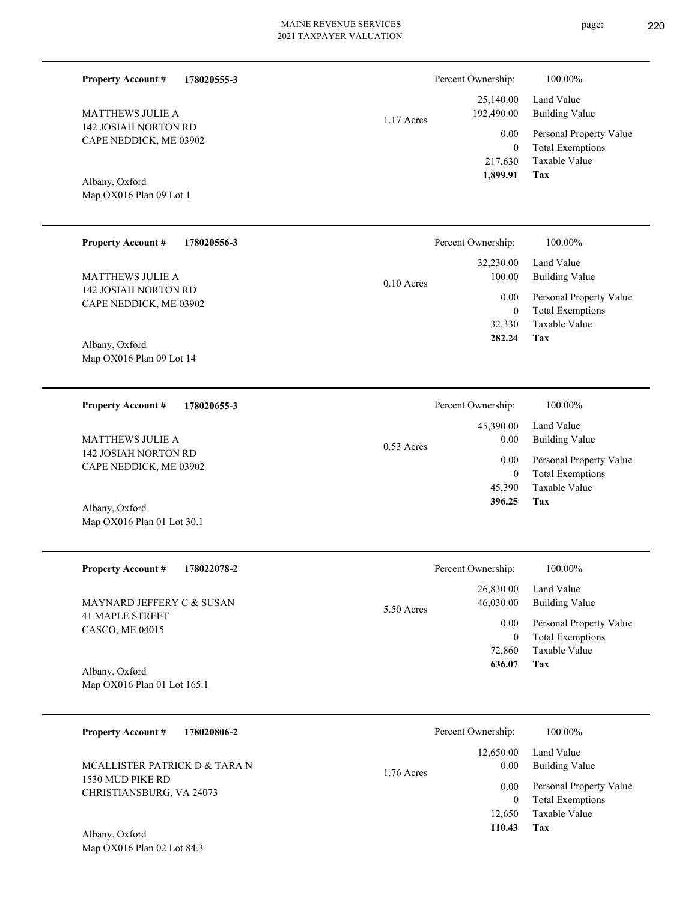**Property Account #** **178020555-3**

MATTHEWS JULIE A
142 JOSIAH NORTON RD
CAPE NEDDICK, ME 03902

Albany, Oxford
Map OX016 Plan 09 Lot 1

1.17 Acres

| Percent Ownership: | 100.00% |
|---|---|
| 25,140.00 | Land Value |
| 192,490.00 | Building Value |
| 0.00 | Personal Property Value |
| 0 | Total Exemptions |
| 217,630 | Taxable Value |
| **1,899.91** | **Tax** |

---

**Property Account #** **178020556-3**

MATTHEWS JULIE A
142 JOSIAH NORTON RD
CAPE NEDDICK, ME 03902

Albany, Oxford
Map OX016 Plan 09 Lot 14

0.10 Acres

| Percent Ownership: | 100.00% |
|---|---|
| 32,230.00 | Land Value |
| 100.00 | Building Value |
| 0.00 | Personal Property Value |
| 0 | Total Exemptions |
| 32,330 | Taxable Value |
| **282.24** | **Tax** |

---

**Property Account #** **178020655-3**

MATTHEWS JULIE A
142 JOSIAH NORTON RD
CAPE NEDDICK, ME 03902

Albany, Oxford
Map OX016 Plan 01 Lot 30.1

0.53 Acres

| Percent Ownership: | 100.00% |
|---|---|
| 45,390.00 | Land Value |
| 0.00 | Building Value |
| 0.00 | Personal Property Value |
| 0 | Total Exemptions |
| 45,390 | Taxable Value |
| **396.25** | **Tax** |

---

**Property Account #** **178022078-2**

MAYNARD JEFFERY C & SUSAN
41 MAPLE STREET
CASCO, ME 04015

Albany, Oxford
Map OX016 Plan 01 Lot 165.1

5.50 Acres

| Percent Ownership: | 100.00% |
|---|---|
| 26,830.00 | Land Value |
| 46,030.00 | Building Value |
| 0.00 | Personal Property Value |
| 0 | Total Exemptions |
| 72,860 | Taxable Value |
| **636.07** | **Tax** |

---

**Property Account #** **178020806-2**

MCALLISTER PATRICK D & TARA N
1530 MUD PIKE RD
CHRISTIANSBURG, VA 24073

Albany, Oxford
Map OX016 Plan 02 Lot 84.3

1.76 Acres

| Percent Ownership: | 100.00% |
|---|---|
| 12,650.00 | Land Value |
| 0.00 | Building Value |
| 0.00 | Personal Property Value |
| 0 | Total Exemptions |
| 12,650 | Taxable Value |
| **110.43** | **Tax** |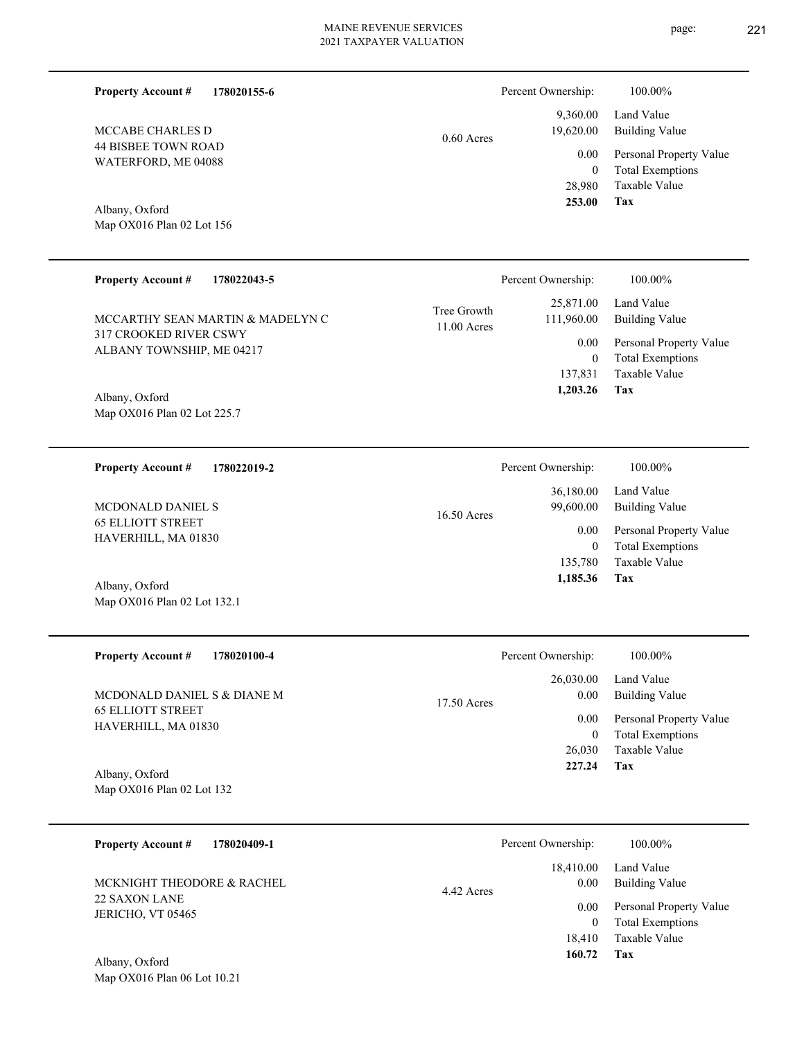**Property Account #** **178020155-6**

MCCABE CHARLES D
44 BISBEE TOWN ROAD
WATERFORD, ME 04088

Albany, Oxford
Map OX016 Plan 02 Lot 156

0.60 Acres

| Percent Ownership: | 100.00% |
|---|---|
| 9,360.00 | Land Value |
| 19,620.00 | Building Value |
| 0.00 | Personal Property Value |
| 0 | Total Exemptions |
| 28,980 | Taxable Value |
| **253.00** | **Tax** |

---

**Property Account #** **178022043-5**

MCCARTHY SEAN MARTIN & MADELYN C
317 CROOKED RIVER CSWY
ALBANY TOWNSHIP, ME 04217

Albany, Oxford
Map OX016 Plan 02 Lot 225.7

Tree Growth
11.00 Acres

| Percent Ownership: | 100.00% |
|---|---|
| 25,871.00 | Land Value |
| 111,960.00 | Building Value |
| 0.00 | Personal Property Value |
| 0 | Total Exemptions |
| 137,831 | Taxable Value |
| **1,203.26** | **Tax** |

---

**Property Account #** **178022019-2**

MCDONALD DANIEL S
65 ELLIOTT STREET
HAVERHILL, MA 01830

Albany, Oxford
Map OX016 Plan 02 Lot 132.1

16.50 Acres

| Percent Ownership: | 100.00% |
|---|---|
| 36,180.00 | Land Value |
| 99,600.00 | Building Value |
| 0.00 | Personal Property Value |
| 0 | Total Exemptions |
| 135,780 | Taxable Value |
| **1,185.36** | **Tax** |

---

**Property Account #** **178020100-4**

MCDONALD DANIEL S & DIANE M
65 ELLIOTT STREET
HAVERHILL, MA 01830

Albany, Oxford
Map OX016 Plan 02 Lot 132

17.50 Acres

| Percent Ownership: | 100.00% |
|---|---|
| 26,030.00 | Land Value |
| 0.00 | Building Value |
| 0.00 | Personal Property Value |
| 0 | Total Exemptions |
| 26,030 | Taxable Value |
| **227.24** | **Tax** |

---

**Property Account #** **178020409-1**

MCKNIGHT THEODORE & RACHEL
22 SAXON LANE
JERICHO, VT 05465

Albany, Oxford
Map OX016 Plan 06 Lot 10.21

4.42 Acres

| Percent Ownership: | 100.00% |
|---|---|
| 18,410.00 | Land Value |
| 0.00 | Building Value |
| 0.00 | Personal Property Value |
| 0 | Total Exemptions |
| 18,410 | Taxable Value |
| **160.72** | **Tax** |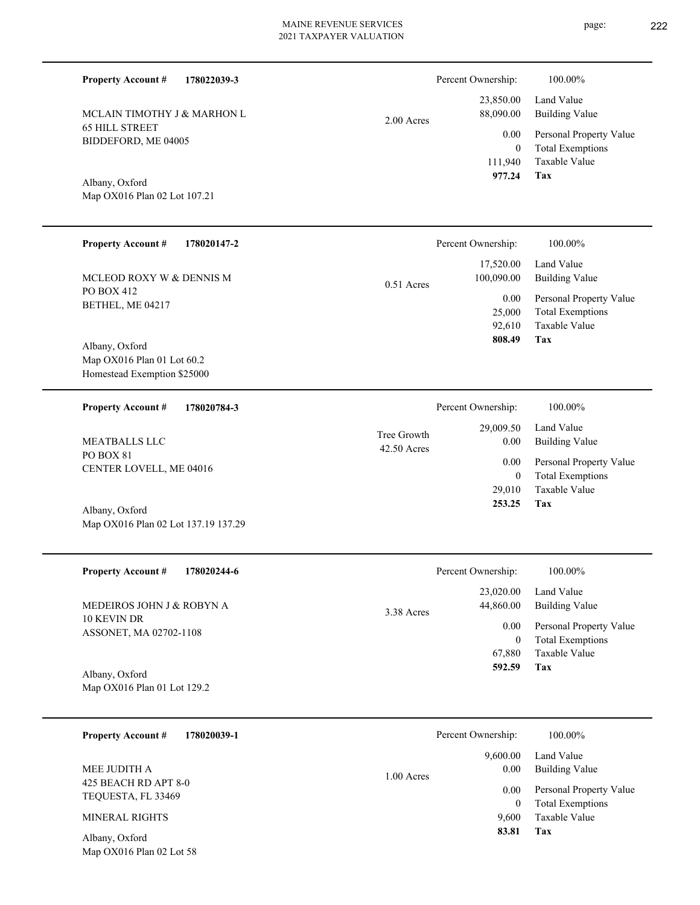**Property Account #** **178022039-3**

MCLAIN TIMOTHY J & MARHON L
65 HILL STREET
BIDDEFORD, ME 04005

Albany, Oxford
Map OX016 Plan 02 Lot 107.21

2.00 Acres

| Percent Ownership: | 100.00% |
|---|---|
| 23,850.00 | Land Value |
| 88,090.00 | Building Value |
| 0.00 | Personal Property Value |
| 0 | Total Exemptions |
| 111,940 | Taxable Value |
| **977.24** | **Tax** |

---

**Property Account #** **178020147-2**

MCLEOD ROXY W & DENNIS M
PO BOX 412
BETHEL, ME 04217

Albany, Oxford
Map OX016 Plan 01 Lot 60.2
Homestead Exemption $25000

0.51 Acres

| Percent Ownership: | 100.00% |
|---|---|
| 17,520.00 | Land Value |
| 100,090.00 | Building Value |
| 0.00 | Personal Property Value |
| 25,000 | Total Exemptions |
| 92,610 | Taxable Value |
| **808.49** | **Tax** |

---

**Property Account #** **178020784-3**

MEATBALLS LLC
PO BOX 81
CENTER LOVELL, ME 04016

Albany, Oxford
Map OX016 Plan 02 Lot 137.19 137.29

Tree Growth
42.50 Acres

| Percent Ownership: | 100.00% |
|---|---|
| 29,009.50 | Land Value |
| 0.00 | Building Value |
| 0.00 | Personal Property Value |
| 0 | Total Exemptions |
| 29,010 | Taxable Value |
| **253.25** | **Tax** |

---

**Property Account #** **178020244-6**

MEDEIROS JOHN J & ROBYN A
10 KEVIN DR
ASSONET, MA 02702-1108

Albany, Oxford
Map OX016 Plan 01 Lot 129.2

3.38 Acres

| Percent Ownership: | 100.00% |
|---|---|
| 23,020.00 | Land Value |
| 44,860.00 | Building Value |
| 0.00 | Personal Property Value |
| 0 | Total Exemptions |
| 67,880 | Taxable Value |
| **592.59** | **Tax** |

---

**Property Account #** **178020039-1**

MEE JUDITH A
425 BEACH RD APT 8-0
TEQUESTA, FL 33469

MINERAL RIGHTS

Albany, Oxford
Map OX016 Plan 02 Lot 58

1.00 Acres

| Percent Ownership: | 100.00% |
|---|---|
| 9,600.00 | Land Value |
| 0.00 | Building Value |
| 0.00 | Personal Property Value |
| 0 | Total Exemptions |
| 9,600 | Taxable Value |
| **83.81** | **Tax** |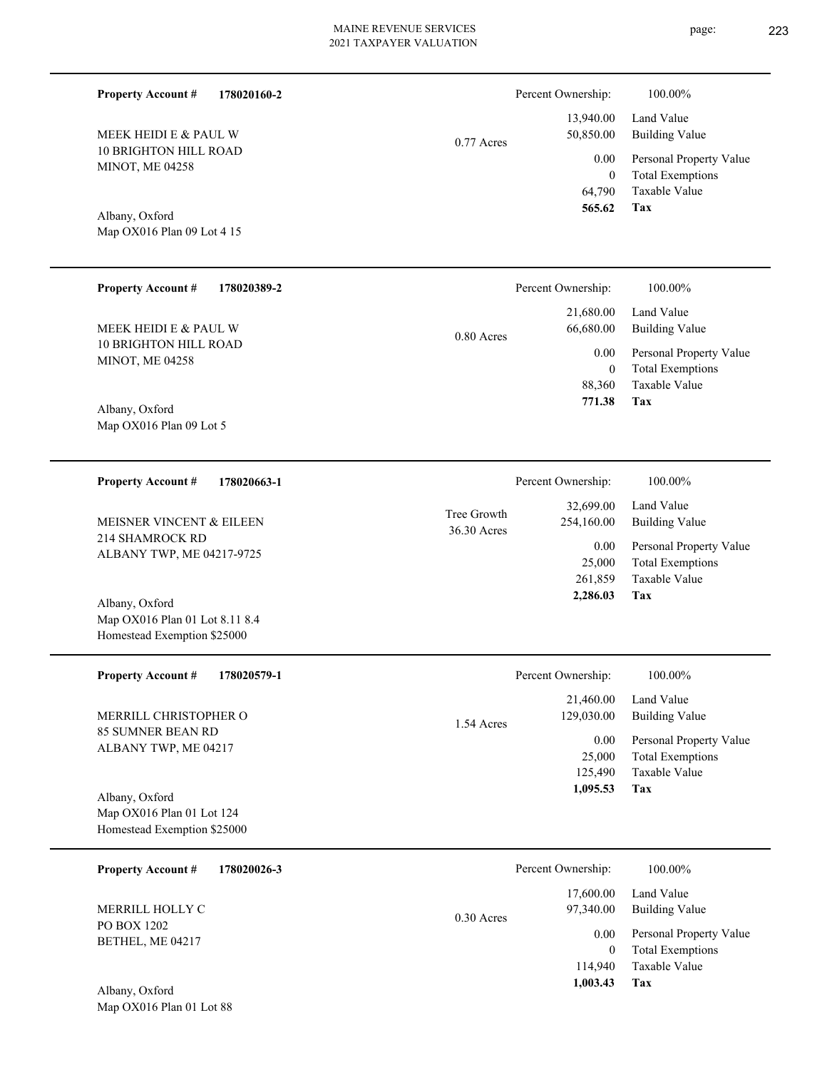**Property Account #** **178020160-2**

MEEK HEIDI E & PAUL W
10 BRIGHTON HILL ROAD
MINOT, ME 04258

Albany, Oxford
Map OX016 Plan 09 Lot 4 15

0.77 Acres

| | |
|---|---|
| Percent Ownership: | 100.00% |
| 13,940.00 | Land Value |
| 50,850.00 | Building Value |
| 0.00 | Personal Property Value |
| 0 | Total Exemptions |
| 64,790 | Taxable Value |
| **565.62** | **Tax** |

---

**Property Account #** **178020389-2**

MEEK HEIDI E & PAUL W
10 BRIGHTON HILL ROAD
MINOT, ME 04258

Albany, Oxford
Map OX016 Plan 09 Lot 5

0.80 Acres

| | |
|---|---|
| Percent Ownership: | 100.00% |
| 21,680.00 | Land Value |
| 66,680.00 | Building Value |
| 0.00 | Personal Property Value |
| 0 | Total Exemptions |
| 88,360 | Taxable Value |
| **771.38** | **Tax** |

---

**Property Account #** **178020663-1**

MEISNER VINCENT & EILEEN
214 SHAMROCK RD
ALBANY TWP, ME 04217-9725

Albany, Oxford
Map OX016 Plan 01 Lot 8.11 8.4
Homestead Exemption $25000

Tree Growth
36.30 Acres

| | |
|---|---|
| Percent Ownership: | 100.00% |
| 32,699.00 | Land Value |
| 254,160.00 | Building Value |
| 0.00 | Personal Property Value |
| 25,000 | Total Exemptions |
| 261,859 | Taxable Value |
| **2,286.03** | **Tax** |

---

**Property Account #** **178020579-1**

MERRILL CHRISTOPHER O
85 SUMNER BEAN RD
ALBANY TWP, ME 04217

Albany, Oxford
Map OX016 Plan 01 Lot 124
Homestead Exemption $25000

1.54 Acres

| | |
|---|---|
| Percent Ownership: | 100.00% |
| 21,460.00 | Land Value |
| 129,030.00 | Building Value |
| 0.00 | Personal Property Value |
| 25,000 | Total Exemptions |
| 125,490 | Taxable Value |
| **1,095.53** | **Tax** |

---

**Property Account #** **178020026-3**

MERRILL HOLLY C
PO BOX 1202
BETHEL, ME 04217

Albany, Oxford
Map OX016 Plan 01 Lot 88

0.30 Acres

| | |
|---|---|
| Percent Ownership: | 100.00% |
| 17,600.00 | Land Value |
| 97,340.00 | Building Value |
| 0.00 | Personal Property Value |
| 0 | Total Exemptions |
| 114,940 | Taxable Value |
| **1,003.43** | **Tax** |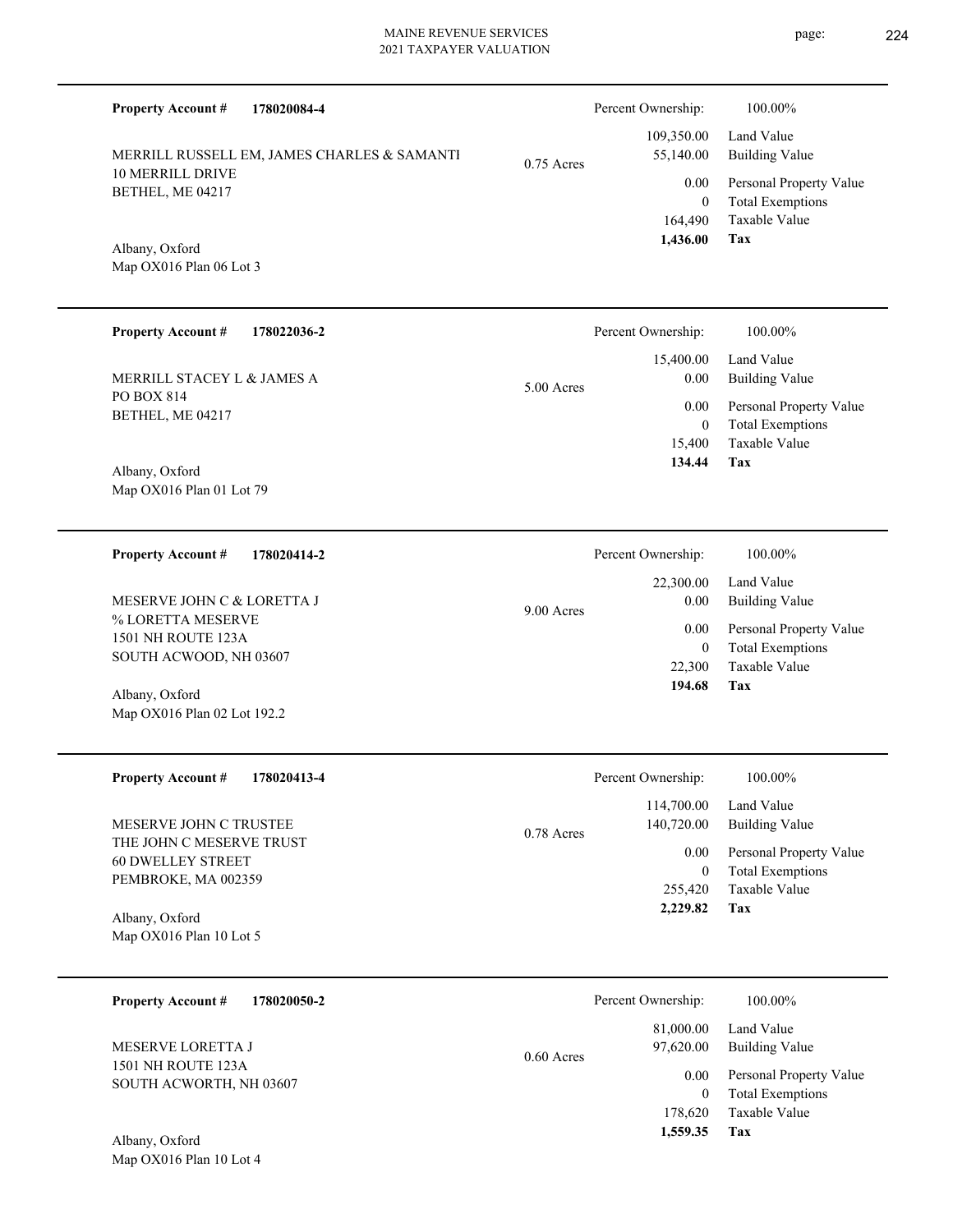**Property Account #** **178020084-4**

MERRILL RUSSELL EM, JAMES CHARLES & SAMANTI
10 MERRILL DRIVE
BETHEL, ME 04217

Albany, Oxford
Map OX016 Plan 06 Lot 3

0.75 Acres

| Percent Ownership: | 100.00% |
|---|---|
| 109,350.00 | Land Value |
| 55,140.00 | Building Value |
| 0.00 | Personal Property Value |
| 0 | Total Exemptions |
| 164,490 | Taxable Value |
| **1,436.00** | **Tax** |

---

**Property Account #** **178022036-2**

MERRILL STACEY L & JAMES A
PO BOX 814
BETHEL, ME 04217

Albany, Oxford
Map OX016 Plan 01 Lot 79

5.00 Acres

| Percent Ownership: | 100.00% |
|---|---|
| 15,400.00 | Land Value |
| 0.00 | Building Value |
| 0.00 | Personal Property Value |
| 0 | Total Exemptions |
| 15,400 | Taxable Value |
| **134.44** | **Tax** |

---

**Property Account #** **178020414-2**

MESERVE JOHN C & LORETTA J
% LORETTA MESERVE
1501 NH ROUTE 123A
SOUTH ACWOOD, NH 03607

Albany, Oxford
Map OX016 Plan 02 Lot 192.2

9.00 Acres

| Percent Ownership: | 100.00% |
|---|---|
| 22,300.00 | Land Value |
| 0.00 | Building Value |
| 0.00 | Personal Property Value |
| 0 | Total Exemptions |
| 22,300 | Taxable Value |
| **194.68** | **Tax** |

---

**Property Account #** **178020413-4**

MESERVE JOHN C TRUSTEE
THE JOHN C MESERVE TRUST
60 DWELLEY STREET
PEMBROKE, MA 002359

Albany, Oxford
Map OX016 Plan 10 Lot 5

0.78 Acres

| Percent Ownership: | 100.00% |
|---|---|
| 114,700.00 | Land Value |
| 140,720.00 | Building Value |
| 0.00 | Personal Property Value |
| 0 | Total Exemptions |
| 255,420 | Taxable Value |
| **2,229.82** | **Tax** |

---

**Property Account #** **178020050-2**

MESERVE LORETTA J
1501 NH ROUTE 123A
SOUTH ACWORTH, NH 03607

Albany, Oxford
Map OX016 Plan 10 Lot 4

0.60 Acres

| Percent Ownership: | 100.00% |
|---|---|
| 81,000.00 | Land Value |
| 97,620.00 | Building Value |
| 0.00 | Personal Property Value |
| 0 | Total Exemptions |
| 178,620 | Taxable Value |
| **1,559.35** | **Tax** |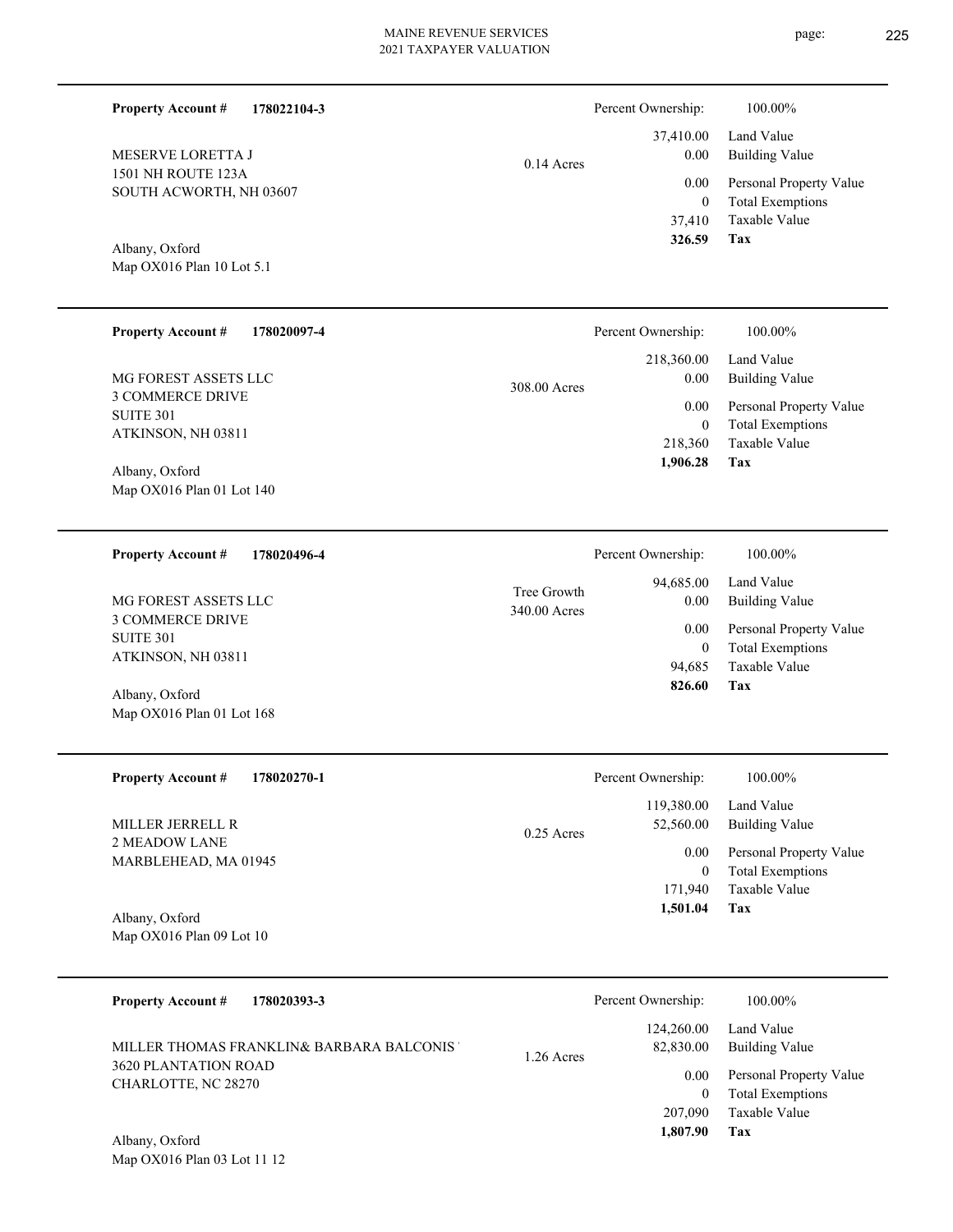**Property Account #** **178022104-3**

MESERVE LORETTA J
1501 NH ROUTE 123A
SOUTH ACWORTH, NH 03607

Albany, Oxford
Map OX016 Plan 10 Lot 5.1

0.14 Acres

| Percent Ownership: | 100.00% |
|---|---|
| 37,410.00 | Land Value |
| 0.00 | Building Value |
| 0.00 | Personal Property Value |
| 0 | Total Exemptions |
| 37,410 | Taxable Value |
| **326.59** | **Tax** |

---

**Property Account #** **178020097-4**

MG FOREST ASSETS LLC
3 COMMERCE DRIVE
SUITE 301
ATKINSON, NH 03811

Albany, Oxford
Map OX016 Plan 01 Lot 140

308.00 Acres

| Percent Ownership: | 100.00% |
|---|---|
| 218,360.00 | Land Value |
| 0.00 | Building Value |
| 0.00 | Personal Property Value |
| 0 | Total Exemptions |
| 218,360 | Taxable Value |
| **1,906.28** | **Tax** |

---

**Property Account #** **178020496-4**

MG FOREST ASSETS LLC
3 COMMERCE DRIVE
SUITE 301
ATKINSON, NH 03811

Albany, Oxford
Map OX016 Plan 01 Lot 168

Tree Growth
340.00 Acres

| Percent Ownership: | 100.00% |
|---|---|
| 94,685.00 | Land Value |
| 0.00 | Building Value |
| 0.00 | Personal Property Value |
| 0 | Total Exemptions |
| 94,685 | Taxable Value |
| **826.60** | **Tax** |

---

**Property Account #** **178020270-1**

MILLER JERRELL R
2 MEADOW LANE
MARBLEHEAD, MA 01945

Albany, Oxford
Map OX016 Plan 09 Lot 10

0.25 Acres

| Percent Ownership: | 100.00% |
|---|---|
| 119,380.00 | Land Value |
| 52,560.00 | Building Value |
| 0.00 | Personal Property Value |
| 0 | Total Exemptions |
| 171,940 | Taxable Value |
| **1,501.04** | **Tax** |

---

**Property Account #** **178020393-3**

MILLER THOMAS FRANKLIN& BARBARA BALCONIS
3620 PLANTATION ROAD
CHARLOTTE, NC 28270

Albany, Oxford
Map OX016 Plan 03 Lot 11 12

1.26 Acres

| Percent Ownership: | 100.00% |
|---|---|
| 124,260.00 | Land Value |
| 82,830.00 | Building Value |
| 0.00 | Personal Property Value |
| 0 | Total Exemptions |
| 207,090 | Taxable Value |
| **1,807.90** | **Tax** |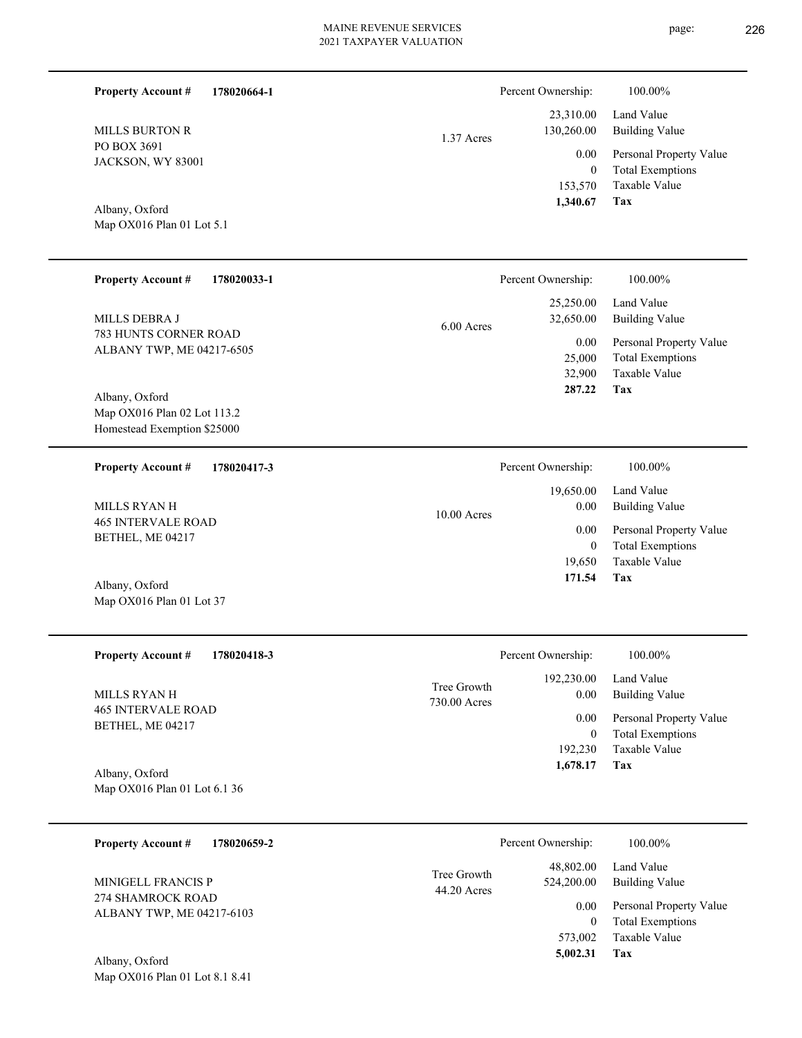**Property Account #** **178020664-1**

MILLS BURTON R
PO BOX 3691
JACKSON, WY 83001

Albany, Oxford
Map OX016 Plan 01 Lot 5.1

1.37 Acres

| | |
|---|---|
| Percent Ownership: | 100.00% |
| Land Value | 23,310.00 |
| Building Value | 130,260.00 |
| Personal Property Value | 0.00 |
| Total Exemptions | 0 |
| Taxable Value | 153,570 |
| **Tax** | **1,340.67** |

---

**Property Account #** **178020033-1**

MILLS DEBRA J
783 HUNTS CORNER ROAD
ALBANY TWP, ME 04217-6505

Albany, Oxford
Map OX016 Plan 02 Lot 113.2
Homestead Exemption $25000

6.00 Acres

| | |
|---|---|
| Percent Ownership: | 100.00% |
| Land Value | 25,250.00 |
| Building Value | 32,650.00 |
| Personal Property Value | 0.00 |
| Total Exemptions | 25,000 |
| Taxable Value | 32,900 |
| **Tax** | **287.22** |

---

**Property Account #** **178020417-3**

MILLS RYAN H
465 INTERVALE ROAD
BETHEL, ME 04217

Albany, Oxford
Map OX016 Plan 01 Lot 37

10.00 Acres

| | |
|---|---|
| Percent Ownership: | 100.00% |
| Land Value | 19,650.00 |
| Building Value | 0.00 |
| Personal Property Value | 0.00 |
| Total Exemptions | 0 |
| Taxable Value | 19,650 |
| **Tax** | **171.54** |

---

**Property Account #** **178020418-3**

MILLS RYAN H
465 INTERVALE ROAD
BETHEL, ME 04217

Albany, Oxford
Map OX016 Plan 01 Lot 6.1 36

Tree Growth
730.00 Acres

| | |
|---|---|
| Percent Ownership: | 100.00% |
| Land Value | 192,230.00 |
| Building Value | 0.00 |
| Personal Property Value | 0.00 |
| Total Exemptions | 0 |
| Taxable Value | 192,230 |
| **Tax** | **1,678.17** |

---

**Property Account #** **178020659-2**

MINIGELL FRANCIS P
274 SHAMROCK ROAD
ALBANY TWP, ME 04217-6103

Albany, Oxford
Map OX016 Plan 01 Lot 8.1 8.41

Tree Growth
44.20 Acres

| | |
|---|---|
| Percent Ownership: | 100.00% |
| Land Value | 48,802.00 |
| Building Value | 524,200.00 |
| Personal Property Value | 0.00 |
| Total Exemptions | 0 |
| Taxable Value | 573,002 |
| **Tax** | **5,002.31** |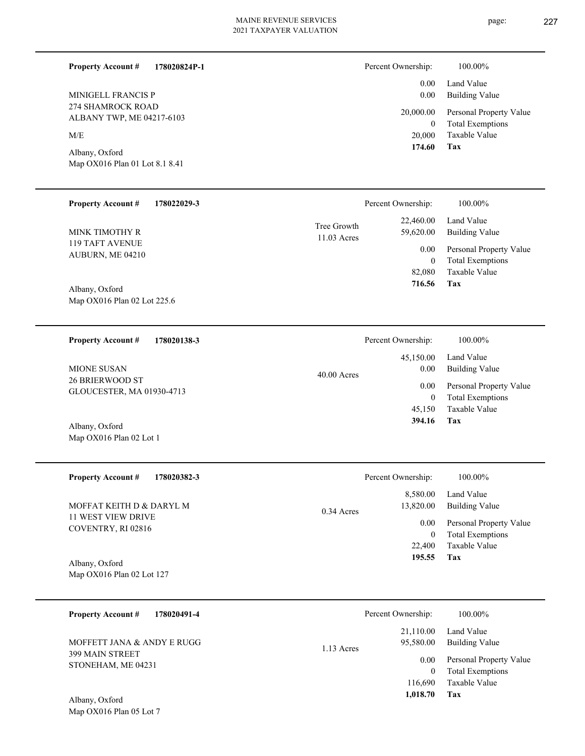**Property Account #** **178020824P-1**

MINIGELL FRANCIS P
274 SHAMROCK ROAD
ALBANY TWP, ME 04217-6103

M/E

Albany, Oxford
Map OX016 Plan 01 Lot 8.1 8.41

| Percent Ownership: | 100.00% |
|---|---|
| 0.00 | Land Value |
| 0.00 | Building Value |
| 20,000.00 | Personal Property Value |
| 0 | Total Exemptions |
| 20,000 | Taxable Value |
| **174.60** | **Tax** |

---

**Property Account #** **178022029-3**

MINK TIMOTHY R
119 TAFT AVENUE
AUBURN, ME 04210

Albany, Oxford
Map OX016 Plan 02 Lot 225.6

Tree Growth
11.03 Acres

| Percent Ownership: | 100.00% |
|---|---|
| 22,460.00 | Land Value |
| 59,620.00 | Building Value |
| 0.00 | Personal Property Value |
| 0 | Total Exemptions |
| 82,080 | Taxable Value |
| **716.56** | **Tax** |

---

**Property Account #** **178020138-3**

MIONE SUSAN
26 BRIERWOOD ST
GLOUCESTER, MA 01930-4713

Albany, Oxford
Map OX016 Plan 02 Lot 1

40.00 Acres

| Percent Ownership: | 100.00% |
|---|---|
| 45,150.00 | Land Value |
| 0.00 | Building Value |
| 0.00 | Personal Property Value |
| 0 | Total Exemptions |
| 45,150 | Taxable Value |
| **394.16** | **Tax** |

---

**Property Account #** **178020382-3**

MOFFAT KEITH D & DARYL M
11 WEST VIEW DRIVE
COVENTRY, RI 02816

Albany, Oxford
Map OX016 Plan 02 Lot 127

0.34 Acres

| Percent Ownership: | 100.00% |
|---|---|
| 8,580.00 | Land Value |
| 13,820.00 | Building Value |
| 0.00 | Personal Property Value |
| 0 | Total Exemptions |
| 22,400 | Taxable Value |
| **195.55** | **Tax** |

---

**Property Account #** **178020491-4**

MOFFETT JANA & ANDY E RUGG
399 MAIN STREET
STONEHAM, ME 04231

Albany, Oxford
Map OX016 Plan 05 Lot 7

1.13 Acres

| Percent Ownership: | 100.00% |
|---|---|
| 21,110.00 | Land Value |
| 95,580.00 | Building Value |
| 0.00 | Personal Property Value |
| 0 | Total Exemptions |
| 116,690 | Taxable Value |
| **1,018.70** | **Tax** |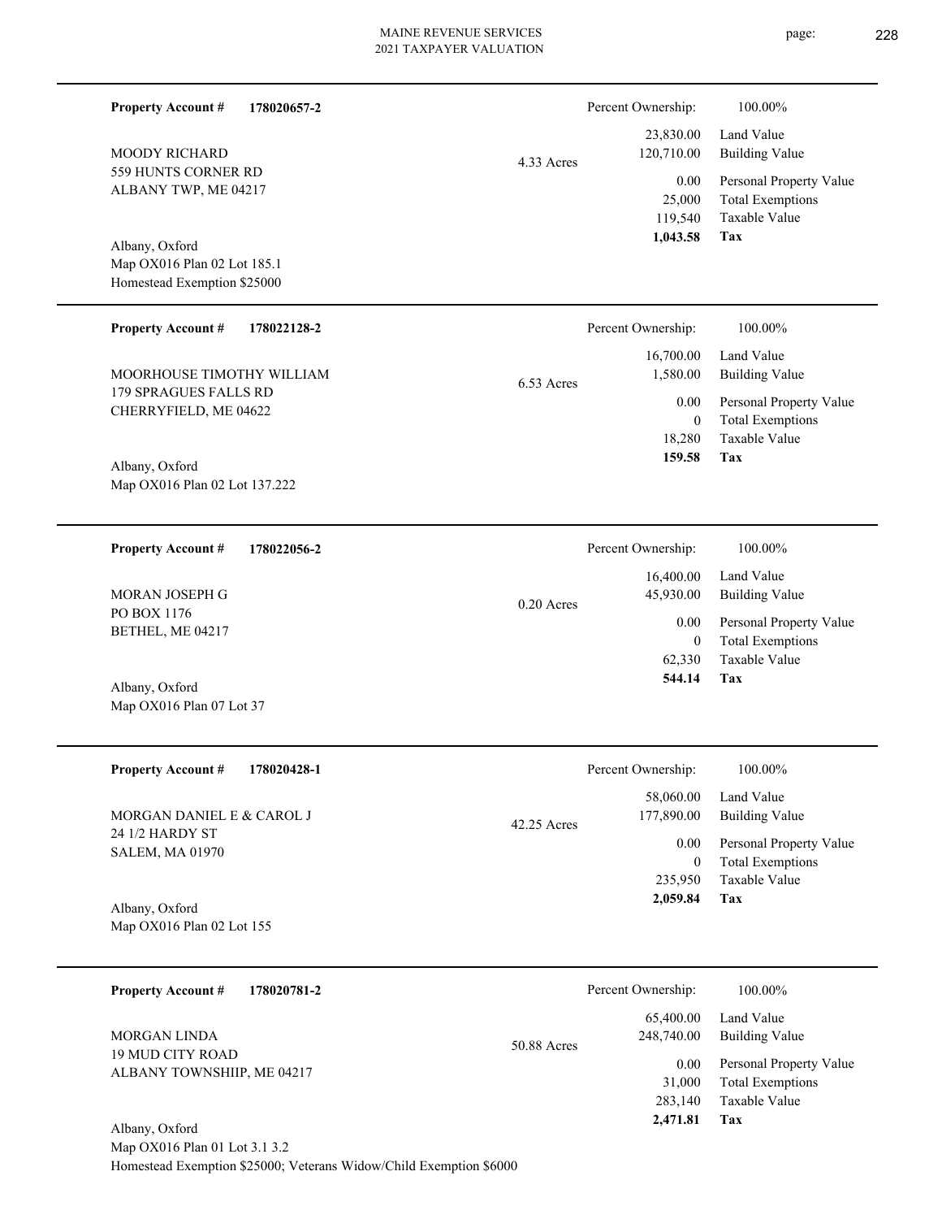**Property Account #** **178020657-2**

MOODY RICHARD
559 HUNTS CORNER RD
ALBANY TWP, ME 04217

Albany, Oxford
Map OX016 Plan 02 Lot 185.1
Homestead Exemption $25000

4.33 Acres

| Percent Ownership: | 100.00% |
|---|---|
| 23,830.00 | Land Value |
| 120,710.00 | Building Value |
| 0.00 | Personal Property Value |
| 25,000 | Total Exemptions |
| 119,540 | Taxable Value |
| **1,043.58** | **Tax** |

---

**Property Account #** **178022128-2**

MOORHOUSE TIMOTHY WILLIAM
179 SPRAGUES FALLS RD
CHERRYFIELD, ME 04622

Albany, Oxford
Map OX016 Plan 02 Lot 137.222

6.53 Acres

| Percent Ownership: | 100.00% |
|---|---|
| 16,700.00 | Land Value |
| 1,580.00 | Building Value |
| 0.00 | Personal Property Value |
| 0 | Total Exemptions |
| 18,280 | Taxable Value |
| **159.58** | **Tax** |

---

**Property Account #** **178022056-2**

MORAN JOSEPH G
PO BOX 1176
BETHEL, ME 04217

Albany, Oxford
Map OX016 Plan 07 Lot 37

0.20 Acres

| Percent Ownership: | 100.00% |
|---|---|
| 16,400.00 | Land Value |
| 45,930.00 | Building Value |
| 0.00 | Personal Property Value |
| 0 | Total Exemptions |
| 62,330 | Taxable Value |
| **544.14** | **Tax** |

---

**Property Account #** **178020428-1**

MORGAN DANIEL E & CAROL J
24 1/2 HARDY ST
SALEM, MA 01970

Albany, Oxford
Map OX016 Plan 02 Lot 155

42.25 Acres

| Percent Ownership: | 100.00% |
|---|---|
| 58,060.00 | Land Value |
| 177,890.00 | Building Value |
| 0.00 | Personal Property Value |
| 0 | Total Exemptions |
| 235,950 | Taxable Value |
| **2,059.84** | **Tax** |

---

**Property Account #** **178020781-2**

MORGAN LINDA
19 MUD CITY ROAD
ALBANY TOWNSHIIP, ME 04217

Albany, Oxford
Map OX016 Plan 01 Lot 3.1 3.2
Homestead Exemption $25000; Veterans Widow/Child Exemption $6000

50.88 Acres

| Percent Ownership: | 100.00% |
|---|---|
| 65,400.00 | Land Value |
| 248,740.00 | Building Value |
| 0.00 | Personal Property Value |
| 31,000 | Total Exemptions |
| 283,140 | Taxable Value |
| **2,471.81** | **Tax** |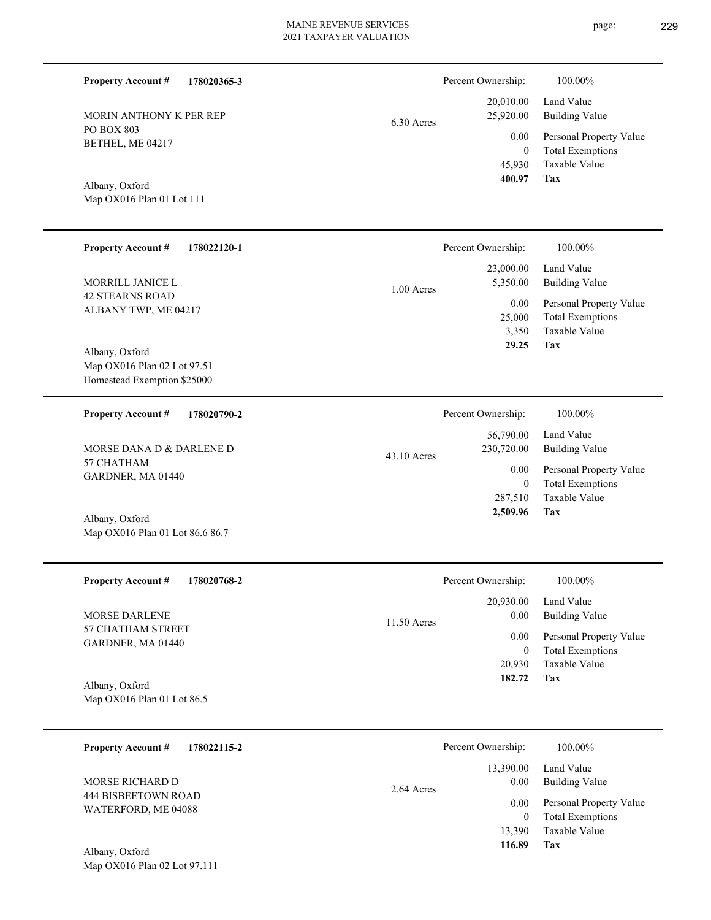**Property Account #** **178020365-3**

MORIN ANTHONY K PER REP
PO BOX 803
BETHEL, ME 04217

Albany, Oxford
Map OX016 Plan 01 Lot 111

6.30 Acres

| Percent Ownership: | 100.00% |
|---|---|
| 20,010.00 | Land Value |
| 25,920.00 | Building Value |
| 0.00 | Personal Property Value |
| 0 | Total Exemptions |
| 45,930 | Taxable Value |
| **400.97** | **Tax** |

---

**Property Account #** **178022120-1**

MORRILL JANICE L
42 STEARNS ROAD
ALBANY TWP, ME 04217

Albany, Oxford
Map OX016 Plan 02 Lot 97.51
Homestead Exemption $25000

1.00 Acres

| Percent Ownership: | 100.00% |
|---|---|
| 23,000.00 | Land Value |
| 5,350.00 | Building Value |
| 0.00 | Personal Property Value |
| 25,000 | Total Exemptions |
| 3,350 | Taxable Value |
| **29.25** | **Tax** |

---

**Property Account #** **178020790-2**

MORSE DANA D & DARLENE D
57 CHATHAM
GARDNER, MA 01440

Albany, Oxford
Map OX016 Plan 01 Lot 86.6 86.7

43.10 Acres

| Percent Ownership: | 100.00% |
|---|---|
| 56,790.00 | Land Value |
| 230,720.00 | Building Value |
| 0.00 | Personal Property Value |
| 0 | Total Exemptions |
| 287,510 | Taxable Value |
| **2,509.96** | **Tax** |

---

**Property Account #** **178020768-2**

MORSE DARLENE
57 CHATHAM STREET
GARDNER, MA 01440

Albany, Oxford
Map OX016 Plan 01 Lot 86.5

11.50 Acres

| Percent Ownership: | 100.00% |
|---|---|
| 20,930.00 | Land Value |
| 0.00 | Building Value |
| 0.00 | Personal Property Value |
| 0 | Total Exemptions |
| 20,930 | Taxable Value |
| **182.72** | **Tax** |

---

**Property Account #** **178022115-2**

MORSE RICHARD D
444 BISBEETOWN ROAD
WATERFORD, ME 04088

Albany, Oxford
Map OX016 Plan 02 Lot 97.111

2.64 Acres

| Percent Ownership: | 100.00% |
|---|---|
| 13,390.00 | Land Value |
| 0.00 | Building Value |
| 0.00 | Personal Property Value |
| 0 | Total Exemptions |
| 13,390 | Taxable Value |
| **116.89** | **Tax** |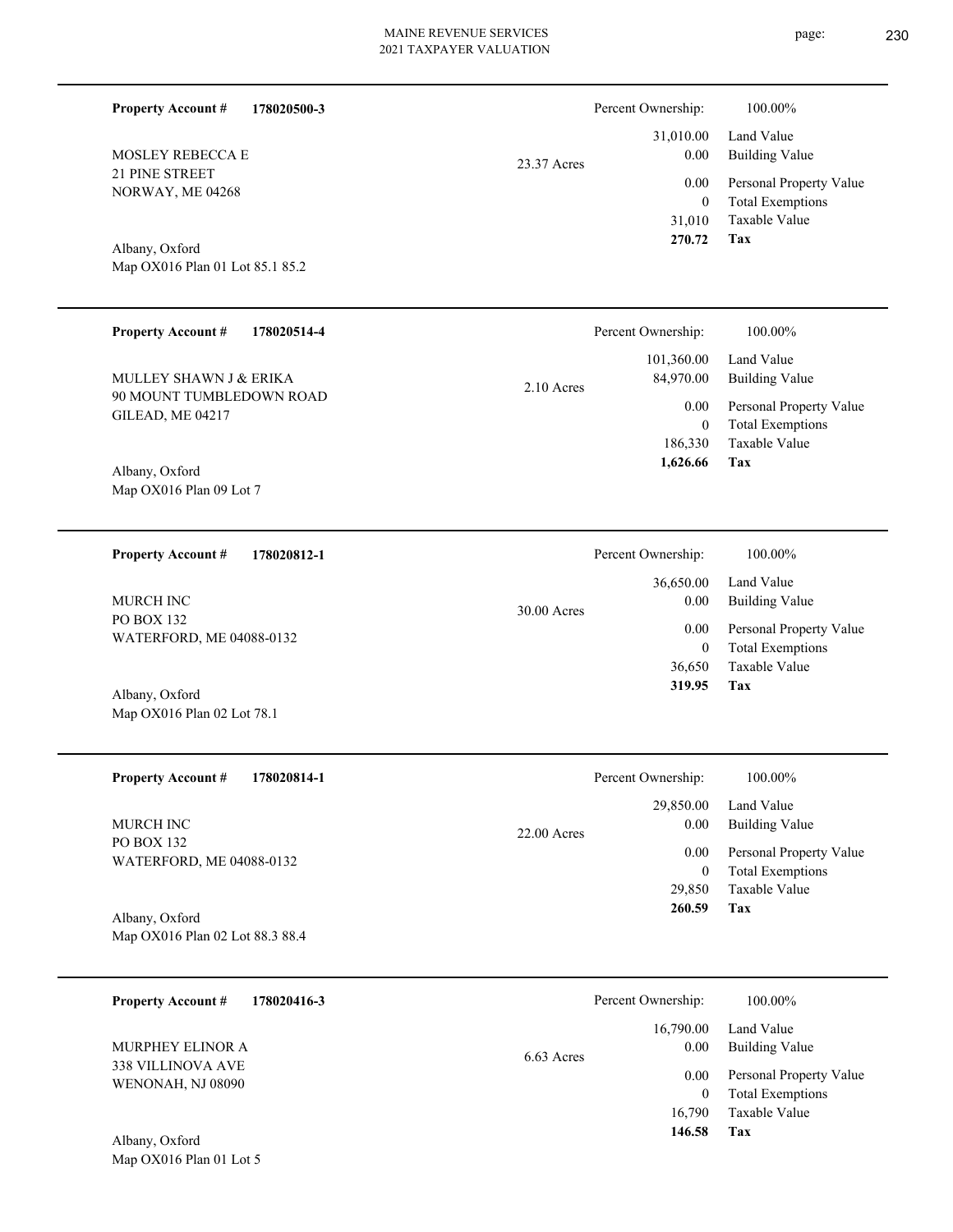**Property Account #** **178020500-3**

MOSLEY REBECCA E
21 PINE STREET
NORWAY, ME 04268

Albany, Oxford
Map OX016 Plan 01 Lot 85.1 85.2

23.37 Acres

| Percent Ownership: | 100.00% |
|---|---|
| 31,010.00 | Land Value |
| 0.00 | Building Value |
| 0.00 | Personal Property Value |
| 0 | Total Exemptions |
| 31,010 | Taxable Value |
| **270.72** | **Tax** |

---

**Property Account #** **178020514-4**

MULLEY SHAWN J & ERIKA
90 MOUNT TUMBLEDOWN ROAD
GILEAD, ME 04217

Albany, Oxford
Map OX016 Plan 09 Lot 7

2.10 Acres

| Percent Ownership: | 100.00% |
|---|---|
| 101,360.00 | Land Value |
| 84,970.00 | Building Value |
| 0.00 | Personal Property Value |
| 0 | Total Exemptions |
| 186,330 | Taxable Value |
| **1,626.66** | **Tax** |

---

**Property Account #** **178020812-1**

MURCH INC
PO BOX 132
WATERFORD, ME 04088-0132

Albany, Oxford
Map OX016 Plan 02 Lot 78.1

30.00 Acres

| Percent Ownership: | 100.00% |
|---|---|
| 36,650.00 | Land Value |
| 0.00 | Building Value |
| 0.00 | Personal Property Value |
| 0 | Total Exemptions |
| 36,650 | Taxable Value |
| **319.95** | **Tax** |

---

**Property Account #** **178020814-1**

MURCH INC
PO BOX 132
WATERFORD, ME 04088-0132

Albany, Oxford
Map OX016 Plan 02 Lot 88.3 88.4

22.00 Acres

| Percent Ownership: | 100.00% |
|---|---|
| 29,850.00 | Land Value |
| 0.00 | Building Value |
| 0.00 | Personal Property Value |
| 0 | Total Exemptions |
| 29,850 | Taxable Value |
| **260.59** | **Tax** |

---

**Property Account #** **178020416-3**

MURPHEY ELINOR A
338 VILLINOVA AVE
WENONAH, NJ 08090

Albany, Oxford
Map OX016 Plan 01 Lot 5

6.63 Acres

| Percent Ownership: | 100.00% |
|---|---|
| 16,790.00 | Land Value |
| 0.00 | Building Value |
| 0.00 | Personal Property Value |
| 0 | Total Exemptions |
| 16,790 | Taxable Value |
| **146.58** | **Tax** |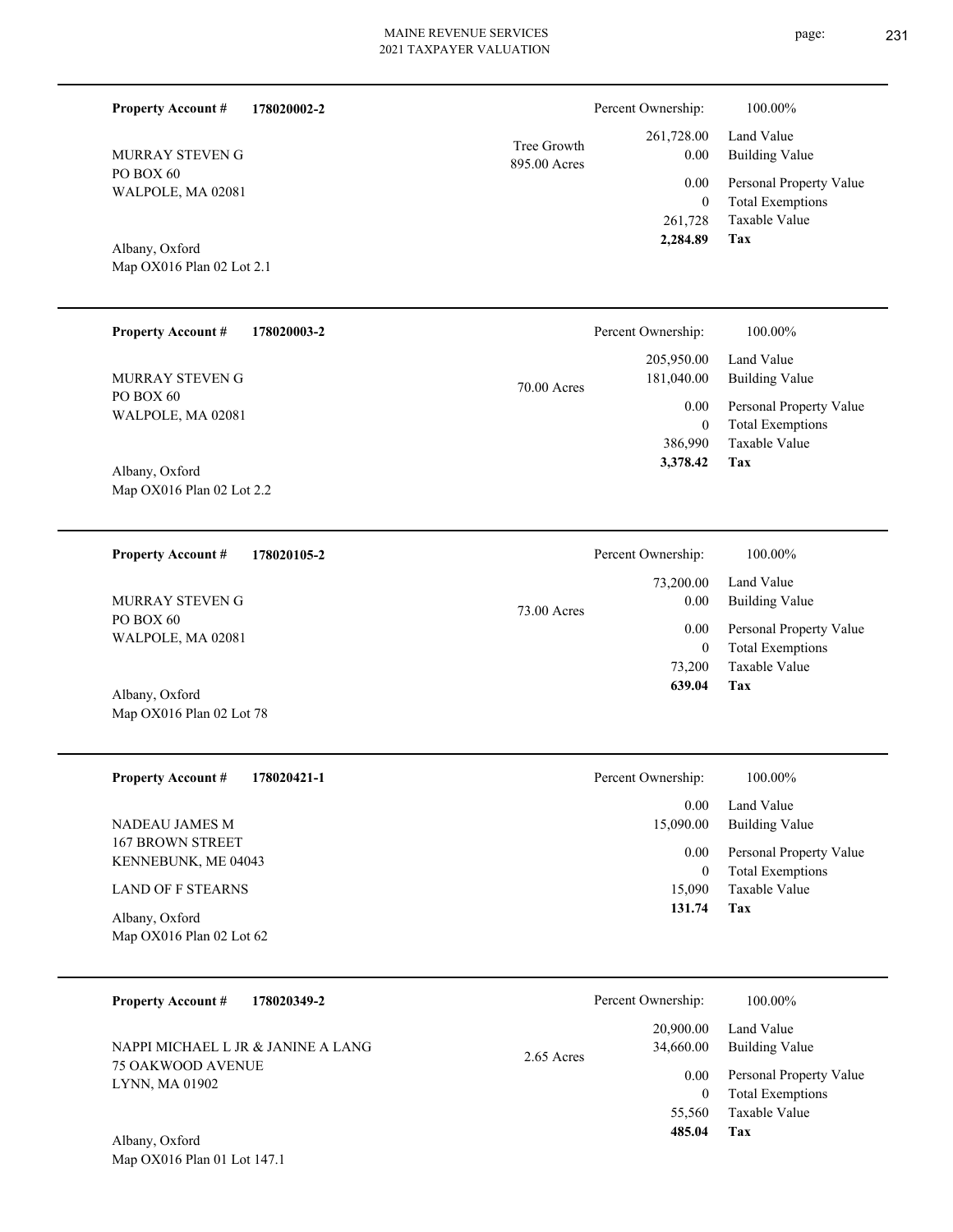**Property Account #** **178020002-2**

MURRAY STEVEN G
PO BOX 60
WALPOLE, MA 02081

Albany, Oxford
Map OX016 Plan 02 Lot 2.1

Tree Growth
895.00 Acres

| | |
|---|---|
| Percent Ownership: | 100.00% |
| Land Value | 261,728.00 |
| Building Value | 0.00 |
| Personal Property Value | 0.00 |
| Total Exemptions | 0 |
| Taxable Value | 261,728 |
| **Tax** | **2,284.89** |

---

**Property Account #** **178020003-2**

MURRAY STEVEN G
PO BOX 60
WALPOLE, MA 02081

Albany, Oxford
Map OX016 Plan 02 Lot 2.2

70.00 Acres

| | |
|---|---|
| Percent Ownership: | 100.00% |
| Land Value | 205,950.00 |
| Building Value | 181,040.00 |
| Personal Property Value | 0.00 |
| Total Exemptions | 0 |
| Taxable Value | 386,990 |
| **Tax** | **3,378.42** |

---

**Property Account #** **178020105-2**

MURRAY STEVEN G
PO BOX 60
WALPOLE, MA 02081

Albany, Oxford
Map OX016 Plan 02 Lot 78

73.00 Acres

| | |
|---|---|
| Percent Ownership: | 100.00% |
| Land Value | 73,200.00 |
| Building Value | 0.00 |
| Personal Property Value | 0.00 |
| Total Exemptions | 0 |
| Taxable Value | 73,200 |
| **Tax** | **639.04** |

---

**Property Account #** **178020421-1**

NADEAU JAMES M
167 BROWN STREET
KENNEBUNK, ME 04043

LAND OF F STEARNS

Albany, Oxford
Map OX016 Plan 02 Lot 62

| | |
|---|---|
| Percent Ownership: | 100.00% |
| Land Value | 0.00 |
| Building Value | 15,090.00 |
| Personal Property Value | 0.00 |
| Total Exemptions | 0 |
| Taxable Value | 15,090 |
| **Tax** | **131.74** |

---

**Property Account #** **178020349-2**

NAPPI MICHAEL L JR & JANINE A LANG
75 OAKWOOD AVENUE
LYNN, MA 01902

Albany, Oxford
Map OX016 Plan 01 Lot 147.1

2.65 Acres

| | |
|---|---|
| Percent Ownership: | 100.00% |
| Land Value | 20,900.00 |
| Building Value | 34,660.00 |
| Personal Property Value | 0.00 |
| Total Exemptions | 0 |
| Taxable Value | 55,560 |
| **Tax** | **485.04** |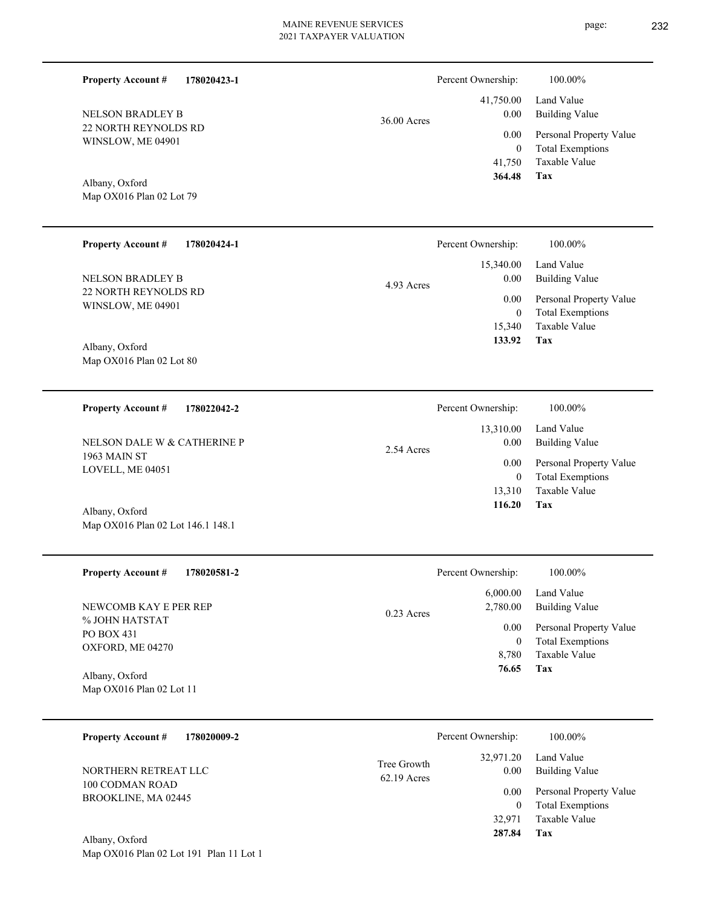**Property Account #** **178020423-1**

NELSON BRADLEY B
22 NORTH REYNOLDS RD
WINSLOW, ME 04901

Albany, Oxford
Map OX016 Plan 02 Lot 79

36.00 Acres

| | |
|---|---|
| Percent Ownership: | 100.00% |
| 41,750.00 | Land Value |
| 0.00 | Building Value |
| 0.00 | Personal Property Value |
| 0 | Total Exemptions |
| 41,750 | Taxable Value |
| **364.48** | **Tax** |

---

**Property Account #** **178020424-1**

NELSON BRADLEY B
22 NORTH REYNOLDS RD
WINSLOW, ME 04901

Albany, Oxford
Map OX016 Plan 02 Lot 80

4.93 Acres

| | |
|---|---|
| Percent Ownership: | 100.00% |
| 15,340.00 | Land Value |
| 0.00 | Building Value |
| 0.00 | Personal Property Value |
| 0 | Total Exemptions |
| 15,340 | Taxable Value |
| **133.92** | **Tax** |

---

**Property Account #** **178022042-2**

NELSON DALE W & CATHERINE P
1963 MAIN ST
LOVELL, ME 04051

Albany, Oxford
Map OX016 Plan 02 Lot 146.1 148.1

2.54 Acres

| | |
|---|---|
| Percent Ownership: | 100.00% |
| 13,310.00 | Land Value |
| 0.00 | Building Value |
| 0.00 | Personal Property Value |
| 0 | Total Exemptions |
| 13,310 | Taxable Value |
| **116.20** | **Tax** |

---

**Property Account #** **178020581-2**

NEWCOMB KAY E PER REP
% JOHN HATSTAT
PO BOX 431
OXFORD, ME 04270

Albany, Oxford
Map OX016 Plan 02 Lot 11

0.23 Acres

| | |
|---|---|
| Percent Ownership: | 100.00% |
| 6,000.00 | Land Value |
| 2,780.00 | Building Value |
| 0.00 | Personal Property Value |
| 0 | Total Exemptions |
| 8,780 | Taxable Value |
| **76.65** | **Tax** |

---

**Property Account #** **178020009-2**

NORTHERN RETREAT LLC
100 CODMAN ROAD
BROOKLINE, MA 02445

Albany, Oxford
Map OX016 Plan 02 Lot 191 Plan 11 Lot 1

Tree Growth
62.19 Acres

| | |
|---|---|
| Percent Ownership: | 100.00% |
| 32,971.20 | Land Value |
| 0.00 | Building Value |
| 0.00 | Personal Property Value |
| 0 | Total Exemptions |
| 32,971 | Taxable Value |
| **287.84** | **Tax** |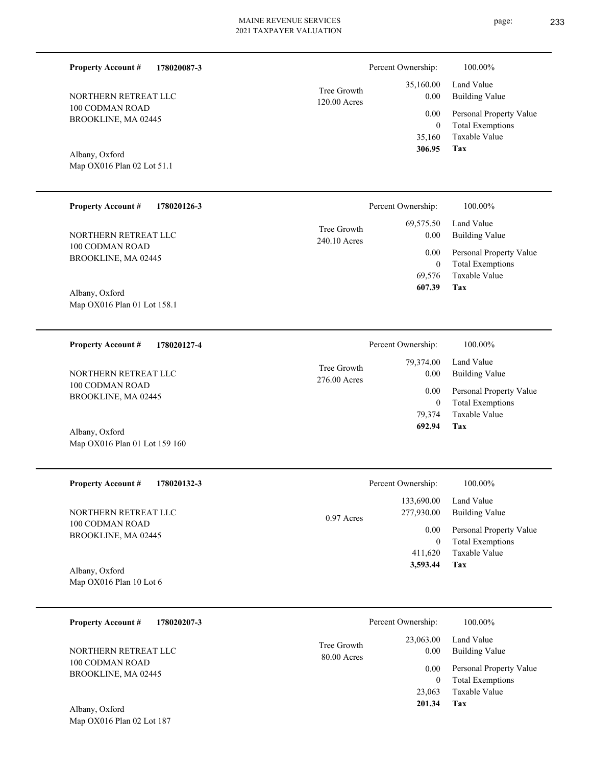**Property Account #** **178020087-3**

NORTHERN RETREAT LLC
100 CODMAN ROAD
BROOKLINE, MA 02445

Albany, Oxford
Map OX016 Plan 02 Lot 51.1

Tree Growth
120.00 Acres

| Percent Ownership: | 100.00% |
|---|---|
| 35,160.00 | Land Value |
| 0.00 | Building Value |
| 0.00 | Personal Property Value |
| 0 | Total Exemptions |
| 35,160 | Taxable Value |
| **306.95** | **Tax** |

---

**Property Account #** **178020126-3**

NORTHERN RETREAT LLC
100 CODMAN ROAD
BROOKLINE, MA 02445

Albany, Oxford
Map OX016 Plan 01 Lot 158.1

Tree Growth
240.10 Acres

| Percent Ownership: | 100.00% |
|---|---|
| 69,575.50 | Land Value |
| 0.00 | Building Value |
| 0.00 | Personal Property Value |
| 0 | Total Exemptions |
| 69,576 | Taxable Value |
| **607.39** | **Tax** |

---

**Property Account #** **178020127-4**

NORTHERN RETREAT LLC
100 CODMAN ROAD
BROOKLINE, MA 02445

Albany, Oxford
Map OX016 Plan 01 Lot 159 160

Tree Growth
276.00 Acres

| Percent Ownership: | 100.00% |
|---|---|
| 79,374.00 | Land Value |
| 0.00 | Building Value |
| 0.00 | Personal Property Value |
| 0 | Total Exemptions |
| 79,374 | Taxable Value |
| **692.94** | **Tax** |

---

**Property Account #** **178020132-3**

NORTHERN RETREAT LLC
100 CODMAN ROAD
BROOKLINE, MA 02445

Albany, Oxford
Map OX016 Plan 10 Lot 6

0.97 Acres

| Percent Ownership: | 100.00% |
|---|---|
| 133,690.00 | Land Value |
| 277,930.00 | Building Value |
| 0.00 | Personal Property Value |
| 0 | Total Exemptions |
| 411,620 | Taxable Value |
| **3,593.44** | **Tax** |

---

**Property Account #** **178020207-3**

NORTHERN RETREAT LLC
100 CODMAN ROAD
BROOKLINE, MA 02445

Albany, Oxford
Map OX016 Plan 02 Lot 187

Tree Growth
80.00 Acres

| Percent Ownership: | 100.00% |
|---|---|
| 23,063.00 | Land Value |
| 0.00 | Building Value |
| 0.00 | Personal Property Value |
| 0 | Total Exemptions |
| 23,063 | Taxable Value |
| **201.34** | **Tax** |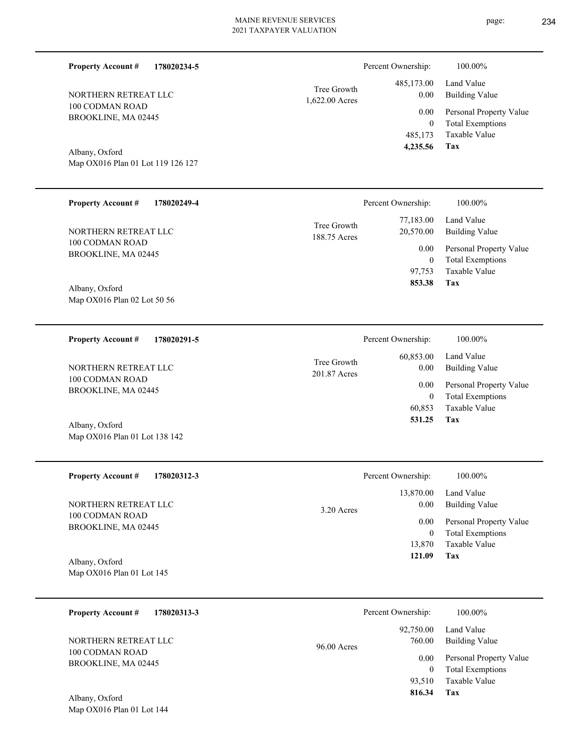**Property Account #** **178020234-5**

NORTHERN RETREAT LLC
100 CODMAN ROAD
BROOKLINE, MA 02445

Albany, Oxford
Map OX016 Plan 01 Lot 119 126 127

Tree Growth
1,622.00 Acres

| | |
|---|---|
| Percent Ownership: | 100.00% |
| 485,173.00 | Land Value |
| 0.00 | Building Value |
| 0.00 | Personal Property Value |
| 0 | Total Exemptions |
| 485,173 | Taxable Value |
| **4,235.56** | **Tax** |

---

**Property Account #** **178020249-4**

NORTHERN RETREAT LLC
100 CODMAN ROAD
BROOKLINE, MA 02445

Albany, Oxford
Map OX016 Plan 02 Lot 50 56

Tree Growth
188.75 Acres

| | |
|---|---|
| Percent Ownership: | 100.00% |
| 77,183.00 | Land Value |
| 20,570.00 | Building Value |
| 0.00 | Personal Property Value |
| 0 | Total Exemptions |
| 97,753 | Taxable Value |
| **853.38** | **Tax** |

---

**Property Account #** **178020291-5**

NORTHERN RETREAT LLC
100 CODMAN ROAD
BROOKLINE, MA 02445

Albany, Oxford
Map OX016 Plan 01 Lot 138 142

Tree Growth
201.87 Acres

| | |
|---|---|
| Percent Ownership: | 100.00% |
| 60,853.00 | Land Value |
| 0.00 | Building Value |
| 0.00 | Personal Property Value |
| 0 | Total Exemptions |
| 60,853 | Taxable Value |
| **531.25** | **Tax** |

---

**Property Account #** **178020312-3**

NORTHERN RETREAT LLC
100 CODMAN ROAD
BROOKLINE, MA 02445

Albany, Oxford
Map OX016 Plan 01 Lot 145

3.20 Acres

| | |
|---|---|
| Percent Ownership: | 100.00% |
| 13,870.00 | Land Value |
| 0.00 | Building Value |
| 0.00 | Personal Property Value |
| 0 | Total Exemptions |
| 13,870 | Taxable Value |
| **121.09** | **Tax** |

---

**Property Account #** **178020313-3**

NORTHERN RETREAT LLC
100 CODMAN ROAD
BROOKLINE, MA 02445

Albany, Oxford
Map OX016 Plan 01 Lot 144

96.00 Acres

| | |
|---|---|
| Percent Ownership: | 100.00% |
| 92,750.00 | Land Value |
| 760.00 | Building Value |
| 0.00 | Personal Property Value |
| 0 | Total Exemptions |
| 93,510 | Taxable Value |
| **816.34** | **Tax** |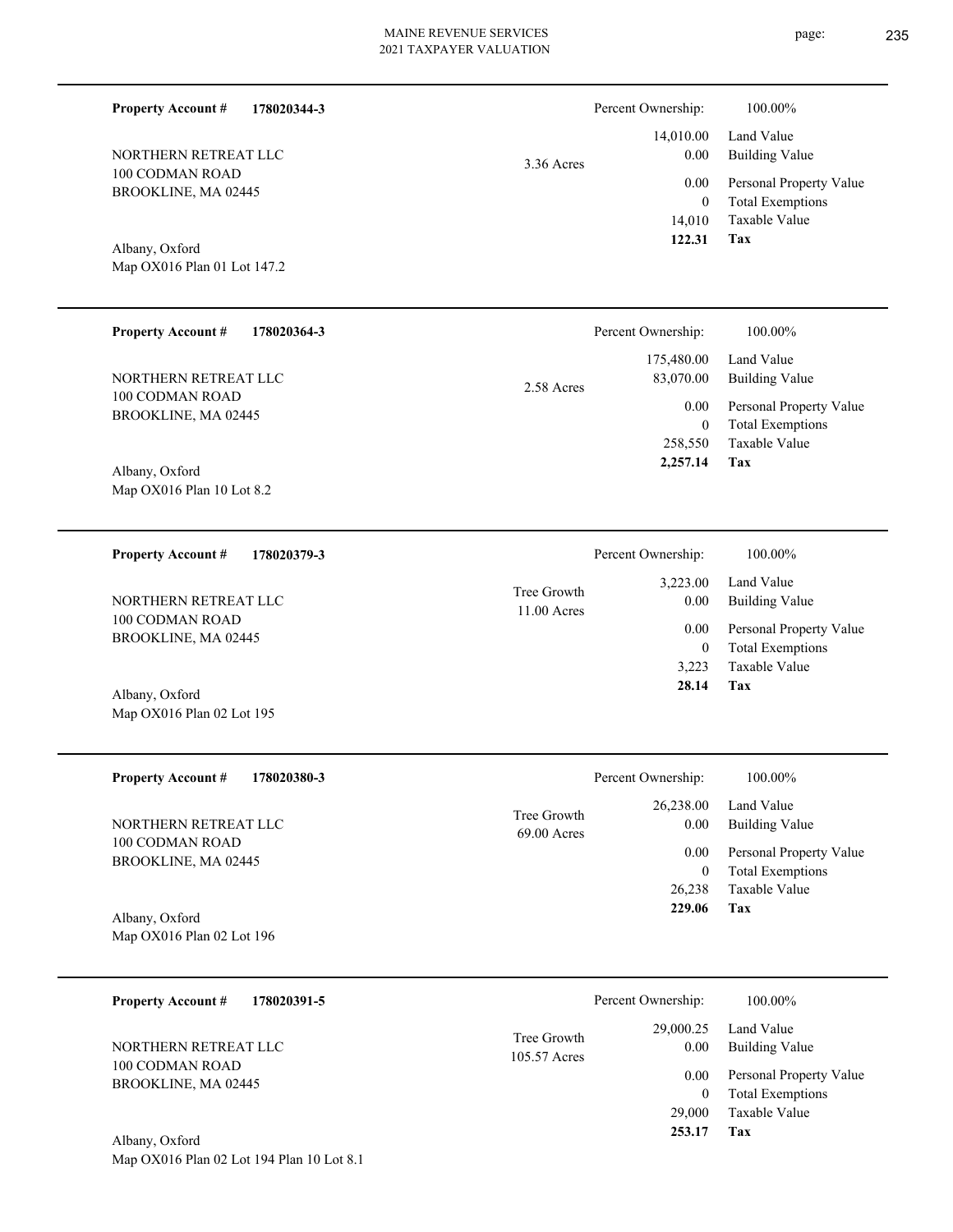**Property Account #** **178020344-3**

NORTHERN RETREAT LLC
100 CODMAN ROAD
BROOKLINE, MA 02445

Albany, Oxford
Map OX016 Plan 01 Lot 147.2

3.36 Acres

| | |
|---|---|
| Percent Ownership: | 100.00% |
| 14,010.00 | Land Value |
| 0.00 | Building Value |
| 0.00 | Personal Property Value |
| 0 | Total Exemptions |
| 14,010 | Taxable Value |
| **122.31** | **Tax** |

---

**Property Account #** **178020364-3**

NORTHERN RETREAT LLC
100 CODMAN ROAD
BROOKLINE, MA 02445

Albany, Oxford
Map OX016 Plan 10 Lot 8.2

2.58 Acres

| | |
|---|---|
| Percent Ownership: | 100.00% |
| 175,480.00 | Land Value |
| 83,070.00 | Building Value |
| 0.00 | Personal Property Value |
| 0 | Total Exemptions |
| 258,550 | Taxable Value |
| **2,257.14** | **Tax** |

---

**Property Account #** **178020379-3**

NORTHERN RETREAT LLC
100 CODMAN ROAD
BROOKLINE, MA 02445

Albany, Oxford
Map OX016 Plan 02 Lot 195

Tree Growth
11.00 Acres

| | |
|---|---|
| Percent Ownership: | 100.00% |
| 3,223.00 | Land Value |
| 0.00 | Building Value |
| 0.00 | Personal Property Value |
| 0 | Total Exemptions |
| 3,223 | Taxable Value |
| **28.14** | **Tax** |

---

**Property Account #** **178020380-3**

NORTHERN RETREAT LLC
100 CODMAN ROAD
BROOKLINE, MA 02445

Albany, Oxford
Map OX016 Plan 02 Lot 196

Tree Growth
69.00 Acres

| | |
|---|---|
| Percent Ownership: | 100.00% |
| 26,238.00 | Land Value |
| 0.00 | Building Value |
| 0.00 | Personal Property Value |
| 0 | Total Exemptions |
| 26,238 | Taxable Value |
| **229.06** | **Tax** |

---

**Property Account #** **178020391-5**

NORTHERN RETREAT LLC
100 CODMAN ROAD
BROOKLINE, MA 02445

Albany, Oxford
Map OX016 Plan 02 Lot 194 Plan 10 Lot 8.1

Tree Growth
105.57 Acres

| | |
|---|---|
| Percent Ownership: | 100.00% |
| 29,000.25 | Land Value |
| 0.00 | Building Value |
| 0.00 | Personal Property Value |
| 0 | Total Exemptions |
| 29,000 | Taxable Value |
| **253.17** | **Tax** |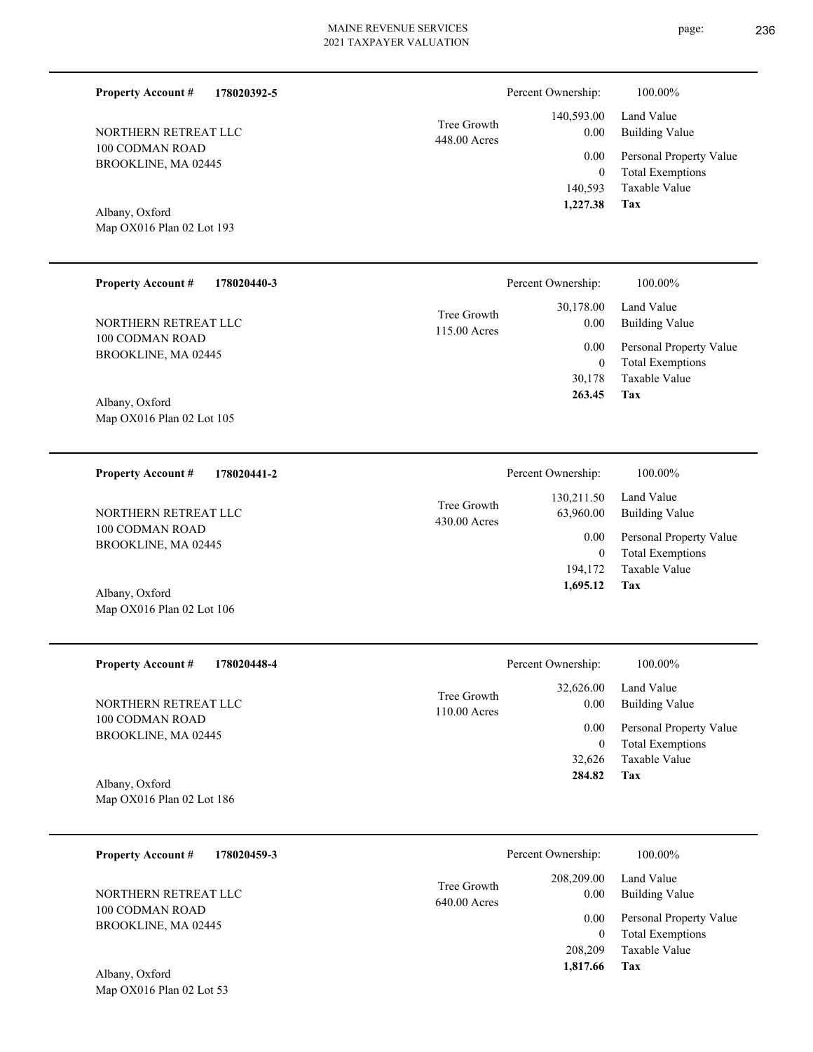**Property Account #** **178020392-5**

NORTHERN RETREAT LLC
100 CODMAN ROAD
BROOKLINE, MA 02445

Albany, Oxford
Map OX016 Plan 02 Lot 193

Tree Growth
448.00 Acres

| | |
|---|---|
| Percent Ownership: | 100.00% |
| 140,593.00 | Land Value |
| 0.00 | Building Value |
| 0.00 | Personal Property Value |
| 0 | Total Exemptions |
| 140,593 | Taxable Value |
| **1,227.38** | **Tax** |

---

**Property Account #** **178020440-3**

NORTHERN RETREAT LLC
100 CODMAN ROAD
BROOKLINE, MA 02445

Albany, Oxford
Map OX016 Plan 02 Lot 105

Tree Growth
115.00 Acres

| | |
|---|---|
| Percent Ownership: | 100.00% |
| 30,178.00 | Land Value |
| 0.00 | Building Value |
| 0.00 | Personal Property Value |
| 0 | Total Exemptions |
| 30,178 | Taxable Value |
| **263.45** | **Tax** |

---

**Property Account #** **178020441-2**

NORTHERN RETREAT LLC
100 CODMAN ROAD
BROOKLINE, MA 02445

Albany, Oxford
Map OX016 Plan 02 Lot 106

Tree Growth
430.00 Acres

| | |
|---|---|
| Percent Ownership: | 100.00% |
| 130,211.50 | Land Value |
| 63,960.00 | Building Value |
| 0.00 | Personal Property Value |
| 0 | Total Exemptions |
| 194,172 | Taxable Value |
| **1,695.12** | **Tax** |

---

**Property Account #** **178020448-4**

NORTHERN RETREAT LLC
100 CODMAN ROAD
BROOKLINE, MA 02445

Albany, Oxford
Map OX016 Plan 02 Lot 186

Tree Growth
110.00 Acres

| | |
|---|---|
| Percent Ownership: | 100.00% |
| 32,626.00 | Land Value |
| 0.00 | Building Value |
| 0.00 | Personal Property Value |
| 0 | Total Exemptions |
| 32,626 | Taxable Value |
| **284.82** | **Tax** |

---

**Property Account #** **178020459-3**

NORTHERN RETREAT LLC
100 CODMAN ROAD
BROOKLINE, MA 02445

Albany, Oxford
Map OX016 Plan 02 Lot 53

Tree Growth
640.00 Acres

| | |
|---|---|
| Percent Ownership: | 100.00% |
| 208,209.00 | Land Value |
| 0.00 | Building Value |
| 0.00 | Personal Property Value |
| 0 | Total Exemptions |
| 208,209 | Taxable Value |
| **1,817.66** | **Tax** |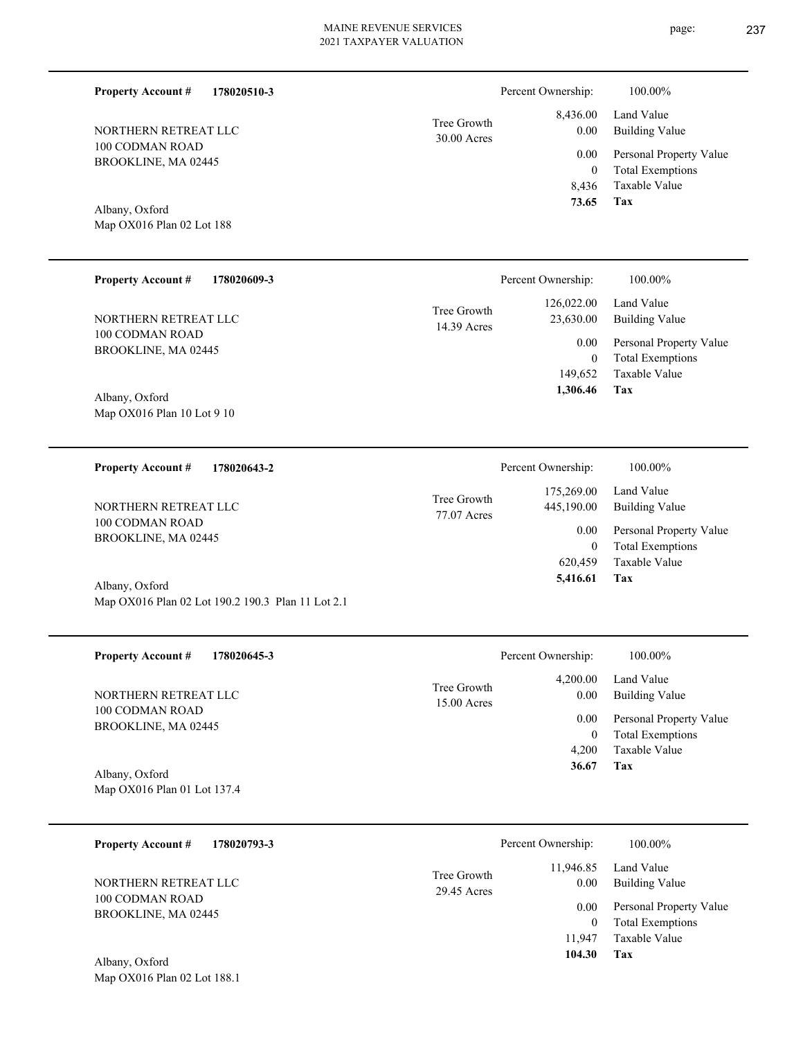**Property Account #** **178020510-3**

NORTHERN RETREAT LLC
100 CODMAN ROAD
BROOKLINE, MA 02445

Albany, Oxford
Map OX016 Plan 02 Lot 188

Tree Growth
30.00 Acres

| Percent Ownership: | 100.00% |
|---|---|
| 8,436.00 | Land Value |
| 0.00 | Building Value |
| 0.00 | Personal Property Value |
| 0 | Total Exemptions |
| 8,436 | Taxable Value |
| **73.65** | **Tax** |

---

**Property Account #** **178020609-3**

NORTHERN RETREAT LLC
100 CODMAN ROAD
BROOKLINE, MA 02445

Albany, Oxford
Map OX016 Plan 10 Lot 9 10

Tree Growth
14.39 Acres

| Percent Ownership: | 100.00% |
|---|---|
| 126,022.00 | Land Value |
| 23,630.00 | Building Value |
| 0.00 | Personal Property Value |
| 0 | Total Exemptions |
| 149,652 | Taxable Value |
| **1,306.46** | **Tax** |

---

**Property Account #** **178020643-2**

NORTHERN RETREAT LLC
100 CODMAN ROAD
BROOKLINE, MA 02445

Albany, Oxford
Map OX016 Plan 02 Lot 190.2 190.3 Plan 11 Lot 2.1

Tree Growth
77.07 Acres

| Percent Ownership: | 100.00% |
|---|---|
| 175,269.00 | Land Value |
| 445,190.00 | Building Value |
| 0.00 | Personal Property Value |
| 0 | Total Exemptions |
| 620,459 | Taxable Value |
| **5,416.61** | **Tax** |

---

**Property Account #** **178020645-3**

NORTHERN RETREAT LLC
100 CODMAN ROAD
BROOKLINE, MA 02445

Albany, Oxford
Map OX016 Plan 01 Lot 137.4

Tree Growth
15.00 Acres

| Percent Ownership: | 100.00% |
|---|---|
| 4,200.00 | Land Value |
| 0.00 | Building Value |
| 0.00 | Personal Property Value |
| 0 | Total Exemptions |
| 4,200 | Taxable Value |
| **36.67** | **Tax** |

---

**Property Account #** **178020793-3**

NORTHERN RETREAT LLC
100 CODMAN ROAD
BROOKLINE, MA 02445

Albany, Oxford
Map OX016 Plan 02 Lot 188.1

Tree Growth
29.45 Acres

| Percent Ownership: | 100.00% |
|---|---|
| 11,946.85 | Land Value |
| 0.00 | Building Value |
| 0.00 | Personal Property Value |
| 0 | Total Exemptions |
| 11,947 | Taxable Value |
| **104.30** | **Tax** |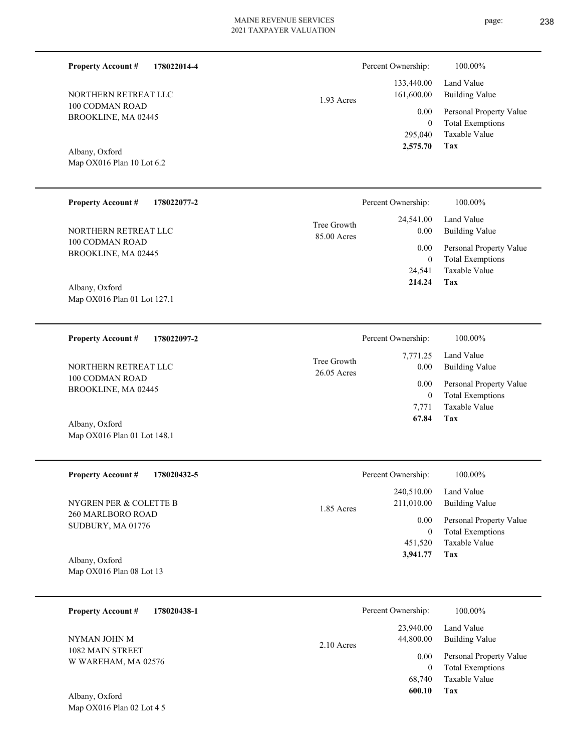**Property Account #** **178022014-4**

NORTHERN RETREAT LLC
100 CODMAN ROAD
BROOKLINE, MA 02445

Albany, Oxford
Map OX016 Plan 10 Lot 6.2

1.93 Acres

| Percent Ownership: | 100.00% |
|---|---|
| 133,440.00 | Land Value |
| 161,600.00 | Building Value |
| 0.00 | Personal Property Value |
| 0 | Total Exemptions |
| 295,040 | Taxable Value |
| **2,575.70** | **Tax** |

---

**Property Account #** **178022077-2**

NORTHERN RETREAT LLC
100 CODMAN ROAD
BROOKLINE, MA 02445

Albany, Oxford
Map OX016 Plan 01 Lot 127.1

Tree Growth
85.00 Acres

| Percent Ownership: | 100.00% |
|---|---|
| 24,541.00 | Land Value |
| 0.00 | Building Value |
| 0.00 | Personal Property Value |
| 0 | Total Exemptions |
| 24,541 | Taxable Value |
| **214.24** | **Tax** |

---

**Property Account #** **178022097-2**

NORTHERN RETREAT LLC
100 CODMAN ROAD
BROOKLINE, MA 02445

Albany, Oxford
Map OX016 Plan 01 Lot 148.1

Tree Growth
26.05 Acres

| Percent Ownership: | 100.00% |
|---|---|
| 7,771.25 | Land Value |
| 0.00 | Building Value |
| 0.00 | Personal Property Value |
| 0 | Total Exemptions |
| 7,771 | Taxable Value |
| **67.84** | **Tax** |

---

**Property Account #** **178020432-5**

NYGREN PER & COLETTE B
260 MARLBORO ROAD
SUDBURY, MA 01776

Albany, Oxford
Map OX016 Plan 08 Lot 13

1.85 Acres

| Percent Ownership: | 100.00% |
|---|---|
| 240,510.00 | Land Value |
| 211,010.00 | Building Value |
| 0.00 | Personal Property Value |
| 0 | Total Exemptions |
| 451,520 | Taxable Value |
| **3,941.77** | **Tax** |

---

**Property Account #** **178020438-1**

NYMAN JOHN M
1082 MAIN STREET
W WAREHAM, MA 02576

Albany, Oxford
Map OX016 Plan 02 Lot 4 5

2.10 Acres

| Percent Ownership: | 100.00% |
|---|---|
| 23,940.00 | Land Value |
| 44,800.00 | Building Value |
| 0.00 | Personal Property Value |
| 0 | Total Exemptions |
| 68,740 | Taxable Value |
| **600.10** | **Tax** |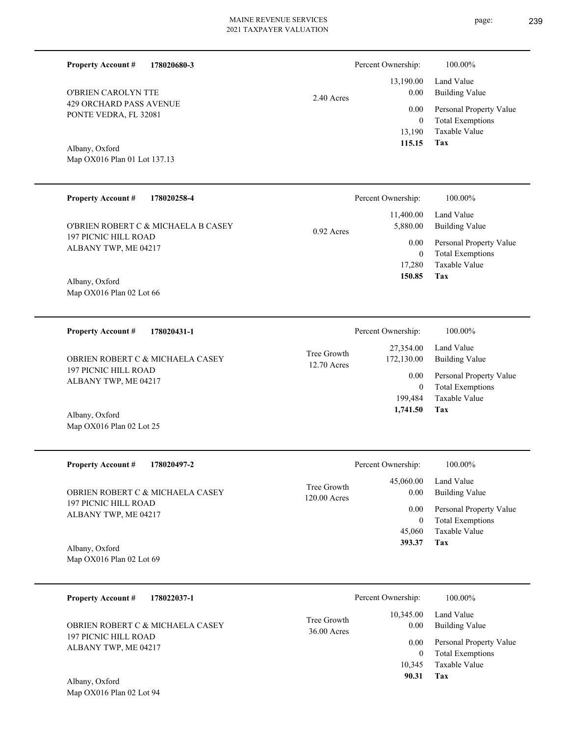**Property Account #** **178020680-3**

O'BRIEN CAROLYN TTE
429 ORCHARD PASS AVENUE
PONTE VEDRA, FL 32081

Albany, Oxford
Map OX016 Plan 01 Lot 137.13

2.40 Acres

| Percent Ownership: | 100.00% |
|---|---|
| 13,190.00 | Land Value |
| 0.00 | Building Value |
| 0.00 | Personal Property Value |
| 0 | Total Exemptions |
| 13,190 | Taxable Value |
| **115.15** | **Tax** |

---

**Property Account #** **178020258-4**

O'BRIEN ROBERT C & MICHAELA B CASEY
197 PICNIC HILL ROAD
ALBANY TWP, ME 04217

Albany, Oxford
Map OX016 Plan 02 Lot 66

0.92 Acres

| Percent Ownership: | 100.00% |
|---|---|
| 11,400.00 | Land Value |
| 5,880.00 | Building Value |
| 0.00 | Personal Property Value |
| 0 | Total Exemptions |
| 17,280 | Taxable Value |
| **150.85** | **Tax** |

---

**Property Account #** **178020431-1**

OBRIEN ROBERT C & MICHAELA CASEY
197 PICNIC HILL ROAD
ALBANY TWP, ME 04217

Albany, Oxford
Map OX016 Plan 02 Lot 25

Tree Growth
12.70 Acres

| Percent Ownership: | 100.00% |
|---|---|
| 27,354.00 | Land Value |
| 172,130.00 | Building Value |
| 0.00 | Personal Property Value |
| 0 | Total Exemptions |
| 199,484 | Taxable Value |
| **1,741.50** | **Tax** |

---

**Property Account #** **178020497-2**

OBRIEN ROBERT C & MICHAELA CASEY
197 PICNIC HILL ROAD
ALBANY TWP, ME 04217

Albany, Oxford
Map OX016 Plan 02 Lot 69

Tree Growth
120.00 Acres

| Percent Ownership: | 100.00% |
|---|---|
| 45,060.00 | Land Value |
| 0.00 | Building Value |
| 0.00 | Personal Property Value |
| 0 | Total Exemptions |
| 45,060 | Taxable Value |
| **393.37** | **Tax** |

---

**Property Account #** **178022037-1**

OBRIEN ROBERT C & MICHAELA CASEY
197 PICNIC HILL ROAD
ALBANY TWP, ME 04217

Albany, Oxford
Map OX016 Plan 02 Lot 94

Tree Growth
36.00 Acres

| Percent Ownership: | 100.00% |
|---|---|
| 10,345.00 | Land Value |
| 0.00 | Building Value |
| 0.00 | Personal Property Value |
| 0 | Total Exemptions |
| 10,345 | Taxable Value |
| **90.31** | **Tax** |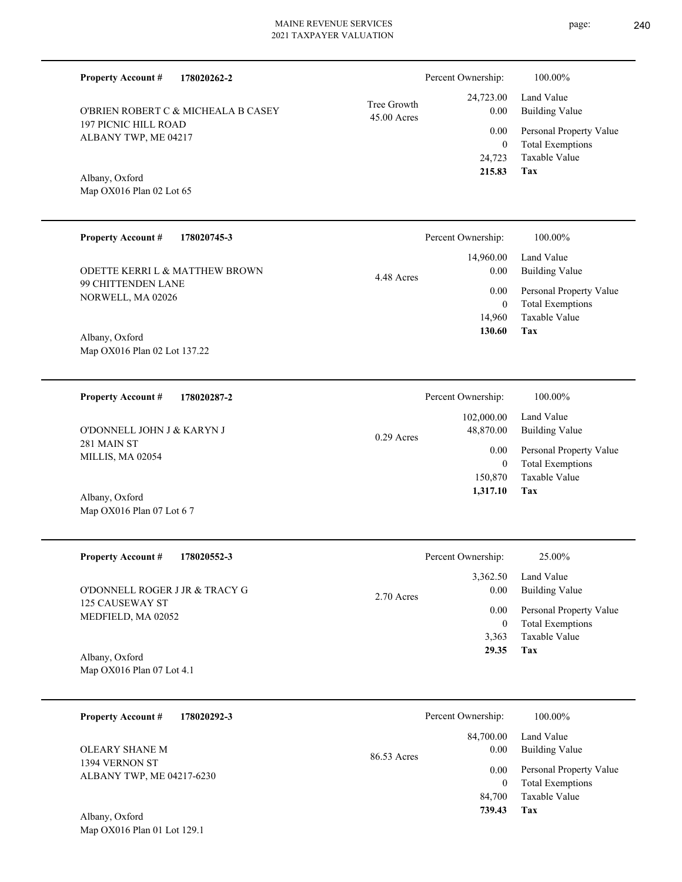**Property Account #** **178020262-2**

O'BRIEN ROBERT C & MICHEALA B CASEY
197 PICNIC HILL ROAD
ALBANY TWP, ME 04217

Albany, Oxford
Map OX016 Plan 02 Lot 65

Tree Growth
45.00 Acres

| Percent Ownership: | 100.00% |
|---|---|
| 24,723.00 | Land Value |
| 0.00 | Building Value |
| 0.00 | Personal Property Value |
| 0 | Total Exemptions |
| 24,723 | Taxable Value |
| **215.83** | **Tax** |

---

**Property Account #** **178020745-3**

ODETTE KERRI L & MATTHEW BROWN
99 CHITTENDEN LANE
NORWELL, MA 02026

Albany, Oxford
Map OX016 Plan 02 Lot 137.22

4.48 Acres

| Percent Ownership: | 100.00% |
|---|---|
| 14,960.00 | Land Value |
| 0.00 | Building Value |
| 0.00 | Personal Property Value |
| 0 | Total Exemptions |
| 14,960 | Taxable Value |
| **130.60** | **Tax** |

---

**Property Account #** **178020287-2**

O'DONNELL JOHN J & KARYN J
281 MAIN ST
MILLIS, MA 02054

Albany, Oxford
Map OX016 Plan 07 Lot 6 7

0.29 Acres

| Percent Ownership: | 100.00% |
|---|---|
| 102,000.00 | Land Value |
| 48,870.00 | Building Value |
| 0.00 | Personal Property Value |
| 0 | Total Exemptions |
| 150,870 | Taxable Value |
| **1,317.10** | **Tax** |

---

**Property Account #** **178020552-3**

O'DONNELL ROGER J JR & TRACY G
125 CAUSEWAY ST
MEDFIELD, MA 02052

Albany, Oxford
Map OX016 Plan 07 Lot 4.1

2.70 Acres

| Percent Ownership: | 25.00% |
|---|---|
| 3,362.50 | Land Value |
| 0.00 | Building Value |
| 0.00 | Personal Property Value |
| 0 | Total Exemptions |
| 3,363 | Taxable Value |
| **29.35** | **Tax** |

---

**Property Account #** **178020292-3**

OLEARY SHANE M
1394 VERNON ST
ALBANY TWP, ME 04217-6230

Albany, Oxford
Map OX016 Plan 01 Lot 129.1

86.53 Acres

| Percent Ownership: | 100.00% |
|---|---|
| 84,700.00 | Land Value |
| 0.00 | Building Value |
| 0.00 | Personal Property Value |
| 0 | Total Exemptions |
| 84,700 | Taxable Value |
| **739.43** | **Tax** |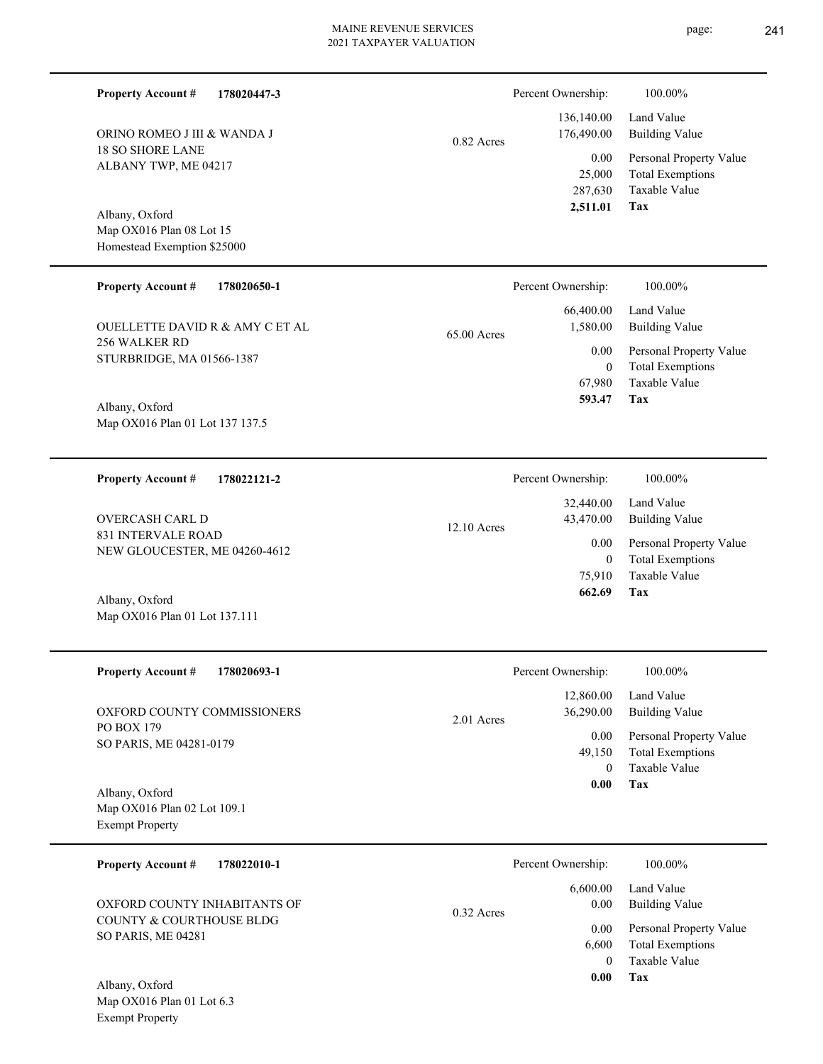**Property Account #** **178020447-3**

ORINO ROMEO J III & WANDA J
18 SO SHORE LANE
ALBANY TWP, ME 04217

Albany, Oxford
Map OX016 Plan 08 Lot 15
Homestead Exemption $25000

0.82 Acres

| Percent Ownership: | 100.00% |
|---|---|
| 136,140.00 | Land Value |
| 176,490.00 | Building Value |
| 0.00 | Personal Property Value |
| 25,000 | Total Exemptions |
| 287,630 | Taxable Value |
| **2,511.01** | **Tax** |

---

**Property Account #** **178020650-1**

OUELLETTE DAVID R & AMY C ET AL
256 WALKER RD
STURBRIDGE, MA 01566-1387

Albany, Oxford
Map OX016 Plan 01 Lot 137 137.5

65.00 Acres

| Percent Ownership: | 100.00% |
|---|---|
| 66,400.00 | Land Value |
| 1,580.00 | Building Value |
| 0.00 | Personal Property Value |
| 0 | Total Exemptions |
| 67,980 | Taxable Value |
| **593.47** | **Tax** |

---

**Property Account #** **178022121-2**

OVERCASH CARL D
831 INTERVALE ROAD
NEW GLOUCESTER, ME 04260-4612

Albany, Oxford
Map OX016 Plan 01 Lot 137.111

12.10 Acres

| Percent Ownership: | 100.00% |
|---|---|
| 32,440.00 | Land Value |
| 43,470.00 | Building Value |
| 0.00 | Personal Property Value |
| 0 | Total Exemptions |
| 75,910 | Taxable Value |
| **662.69** | **Tax** |

---

**Property Account #** **178020693-1**

OXFORD COUNTY COMMISSIONERS
PO BOX 179
SO PARIS, ME 04281-0179

Albany, Oxford
Map OX016 Plan 02 Lot 109.1
Exempt Property

2.01 Acres

| Percent Ownership: | 100.00% |
|---|---|
| 12,860.00 | Land Value |
| 36,290.00 | Building Value |
| 0.00 | Personal Property Value |
| 49,150 | Total Exemptions |
| 0 | Taxable Value |
| **0.00** | **Tax** |

---

**Property Account #** **178022010-1**

OXFORD COUNTY INHABITANTS OF
COUNTY & COURTHOUSE BLDG
SO PARIS, ME 04281

Albany, Oxford
Map OX016 Plan 01 Lot 6.3
Exempt Property

0.32 Acres

| Percent Ownership: | 100.00% |
|---|---|
| 6,600.00 | Land Value |
| 0.00 | Building Value |
| 0.00 | Personal Property Value |
| 6,600 | Total Exemptions |
| 0 | Taxable Value |
| **0.00** | **Tax** |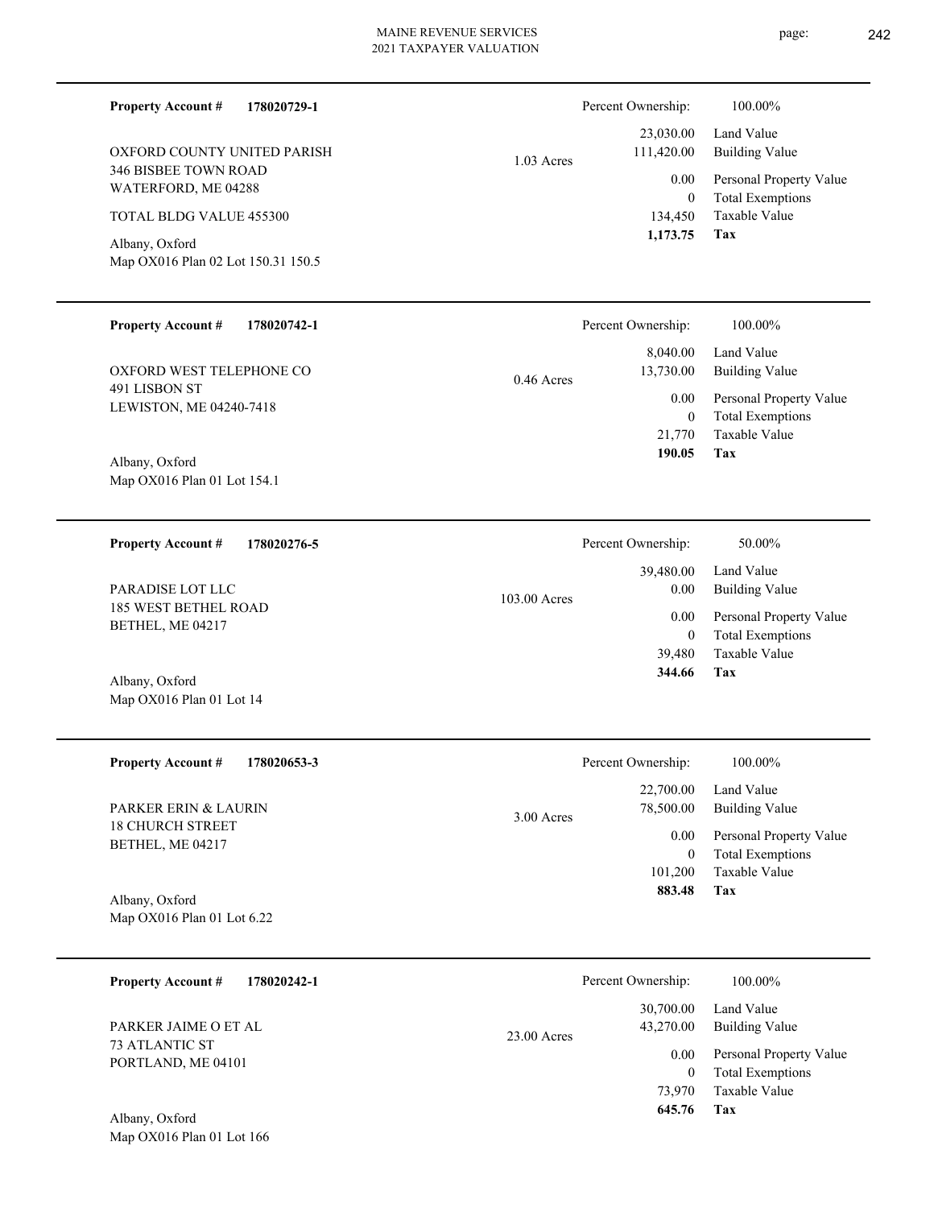**Property Account #** **178020729-1**

OXFORD COUNTY UNITED PARISH
346 BISBEE TOWN ROAD
WATERFORD, ME 04288

TOTAL BLDG VALUE 455300

Albany, Oxford
Map OX016 Plan 02 Lot 150.31 150.5

1.03 Acres

| Percent Ownership: | 100.00% |
|---|---|
| 23,030.00 | Land Value |
| 111,420.00 | Building Value |
| 0.00 | Personal Property Value |
| 0 | Total Exemptions |
| 134,450 | Taxable Value |
| **1,173.75** | **Tax** |

---

**Property Account #** **178020742-1**

OXFORD WEST TELEPHONE CO
491 LISBON ST
LEWISTON, ME 04240-7418

Albany, Oxford
Map OX016 Plan 01 Lot 154.1

0.46 Acres

| Percent Ownership: | 100.00% |
|---|---|
| 8,040.00 | Land Value |
| 13,730.00 | Building Value |
| 0.00 | Personal Property Value |
| 0 | Total Exemptions |
| 21,770 | Taxable Value |
| **190.05** | **Tax** |

---

**Property Account #** **178020276-5**

PARADISE LOT LLC
185 WEST BETHEL ROAD
BETHEL, ME 04217

Albany, Oxford
Map OX016 Plan 01 Lot 14

103.00 Acres

| Percent Ownership: | 50.00% |
|---|---|
| 39,480.00 | Land Value |
| 0.00 | Building Value |
| 0.00 | Personal Property Value |
| 0 | Total Exemptions |
| 39,480 | Taxable Value |
| **344.66** | **Tax** |

---

**Property Account #** **178020653-3**

PARKER ERIN & LAURIN
18 CHURCH STREET
BETHEL, ME 04217

Albany, Oxford
Map OX016 Plan 01 Lot 6.22

3.00 Acres

| Percent Ownership: | 100.00% |
|---|---|
| 22,700.00 | Land Value |
| 78,500.00 | Building Value |
| 0.00 | Personal Property Value |
| 0 | Total Exemptions |
| 101,200 | Taxable Value |
| **883.48** | **Tax** |

---

**Property Account #** **178020242-1**

PARKER JAIME O ET AL
73 ATLANTIC ST
PORTLAND, ME 04101

Albany, Oxford
Map OX016 Plan 01 Lot 166

23.00 Acres

| Percent Ownership: | 100.00% |
|---|---|
| 30,700.00 | Land Value |
| 43,270.00 | Building Value |
| 0.00 | Personal Property Value |
| 0 | Total Exemptions |
| 73,970 | Taxable Value |
| **645.76** | **Tax** |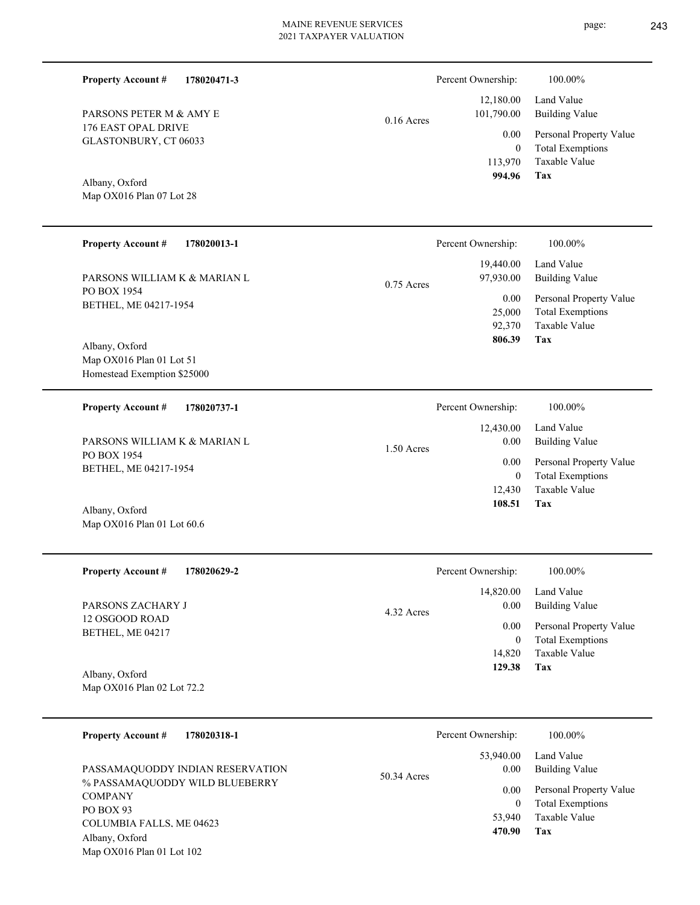**Property Account #** **178020471-3**

PARSONS PETER M & AMY E
176 EAST OPAL DRIVE
GLASTONBURY, CT 06033

Albany, Oxford
Map OX016 Plan 07 Lot 28

0.16 Acres

| Percent Ownership: | 100.00% |
|---|---|
| 12,180.00 | Land Value |
| 101,790.00 | Building Value |
| 0.00 | Personal Property Value |
| 0 | Total Exemptions |
| 113,970 | Taxable Value |
| **994.96** | **Tax** |

---

**Property Account #** **178020013-1**

PARSONS WILLIAM K & MARIAN L
PO BOX 1954
BETHEL, ME 04217-1954

Albany, Oxford
Map OX016 Plan 01 Lot 51
Homestead Exemption $25000

0.75 Acres

| Percent Ownership: | 100.00% |
|---|---|
| 19,440.00 | Land Value |
| 97,930.00 | Building Value |
| 0.00 | Personal Property Value |
| 25,000 | Total Exemptions |
| 92,370 | Taxable Value |
| **806.39** | **Tax** |

---

**Property Account #** **178020737-1**

PARSONS WILLIAM K & MARIAN L
PO BOX 1954
BETHEL, ME 04217-1954

Albany, Oxford
Map OX016 Plan 01 Lot 60.6

1.50 Acres

| Percent Ownership: | 100.00% |
|---|---|
| 12,430.00 | Land Value |
| 0.00 | Building Value |
| 0.00 | Personal Property Value |
| 0 | Total Exemptions |
| 12,430 | Taxable Value |
| **108.51** | **Tax** |

---

**Property Account #** **178020629-2**

PARSONS ZACHARY J
12 OSGOOD ROAD
BETHEL, ME 04217

Albany, Oxford
Map OX016 Plan 02 Lot 72.2

4.32 Acres

| Percent Ownership: | 100.00% |
|---|---|
| 14,820.00 | Land Value |
| 0.00 | Building Value |
| 0.00 | Personal Property Value |
| 0 | Total Exemptions |
| 14,820 | Taxable Value |
| **129.38** | **Tax** |

---

**Property Account #** **178020318-1**

PASSAMAQUODDY INDIAN RESERVATION
% PASSAMAQUODDY WILD BLUEBERRY COMPANY
PO BOX 93
COLUMBIA FALLS, ME 04623

Albany, Oxford
Map OX016 Plan 01 Lot 102

50.34 Acres

| Percent Ownership: | 100.00% |
|---|---|
| 53,940.00 | Land Value |
| 0.00 | Building Value |
| 0.00 | Personal Property Value |
| 0 | Total Exemptions |
| 53,940 | Taxable Value |
| **470.90** | **Tax** |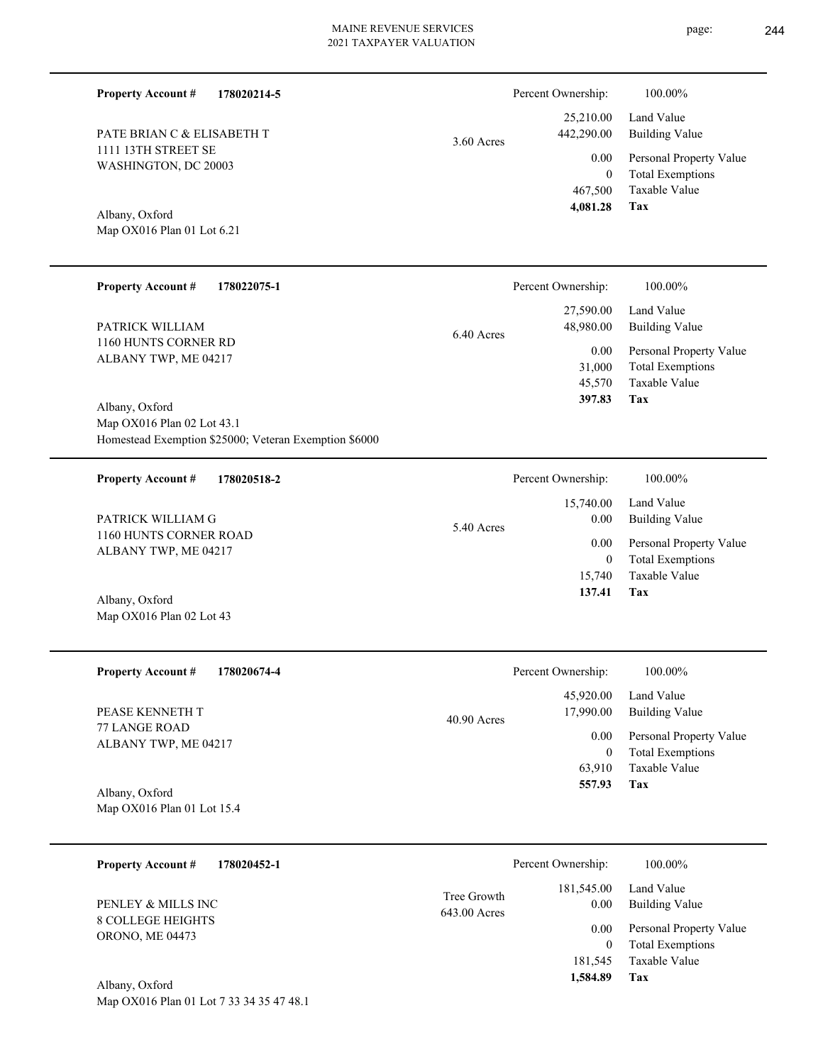**Property Account #** **178020214-5**

Percent Ownership: 100.00%

PATE BRIAN C & ELISABETH T
1111 13TH STREET SE
WASHINGTON, DC 20003

3.60 Acres

| | |
|---|---|
| 25,210.00 | Land Value |
| 442,290.00 | Building Value |
| 0.00 | Personal Property Value |
| 0 | Total Exemptions |
| 467,500 | Taxable Value |
| **4,081.28** | **Tax** |

Albany, Oxford
Map OX016 Plan 01 Lot 6.21

---

**Property Account #** **178022075-1**

Percent Ownership: 100.00%

PATRICK WILLIAM
1160 HUNTS CORNER RD
ALBANY TWP, ME 04217

6.40 Acres

| | |
|---|---|
| 27,590.00 | Land Value |
| 48,980.00 | Building Value |
| 0.00 | Personal Property Value |
| 31,000 | Total Exemptions |
| 45,570 | Taxable Value |
| **397.83** | **Tax** |

Albany, Oxford
Map OX016 Plan 02 Lot 43.1
Homestead Exemption $25000; Veteran Exemption $6000

---

**Property Account #** **178020518-2**

Percent Ownership: 100.00%

PATRICK WILLIAM G
1160 HUNTS CORNER ROAD
ALBANY TWP, ME 04217

5.40 Acres

| | |
|---|---|
| 15,740.00 | Land Value |
| 0.00 | Building Value |
| 0.00 | Personal Property Value |
| 0 | Total Exemptions |
| 15,740 | Taxable Value |
| **137.41** | **Tax** |

Albany, Oxford
Map OX016 Plan 02 Lot 43

---

**Property Account #** **178020674-4**

Percent Ownership: 100.00%

PEASE KENNETH T
77 LANGE ROAD
ALBANY TWP, ME 04217

40.90 Acres

| | |
|---|---|
| 45,920.00 | Land Value |
| 17,990.00 | Building Value |
| 0.00 | Personal Property Value |
| 0 | Total Exemptions |
| 63,910 | Taxable Value |
| **557.93** | **Tax** |

Albany, Oxford
Map OX016 Plan 01 Lot 15.4

---

**Property Account #** **178020452-1**

Percent Ownership: 100.00%

PENLEY & MILLS INC
8 COLLEGE HEIGHTS
ORONO, ME 04473

Tree Growth
643.00 Acres

| | |
|---|---|
| 181,545.00 | Land Value |
| 0.00 | Building Value |
| 0.00 | Personal Property Value |
| 0 | Total Exemptions |
| 181,545 | Taxable Value |
| **1,584.89** | **Tax** |

Albany, Oxford
Map OX016 Plan 01 Lot 7 33 34 35 47 48.1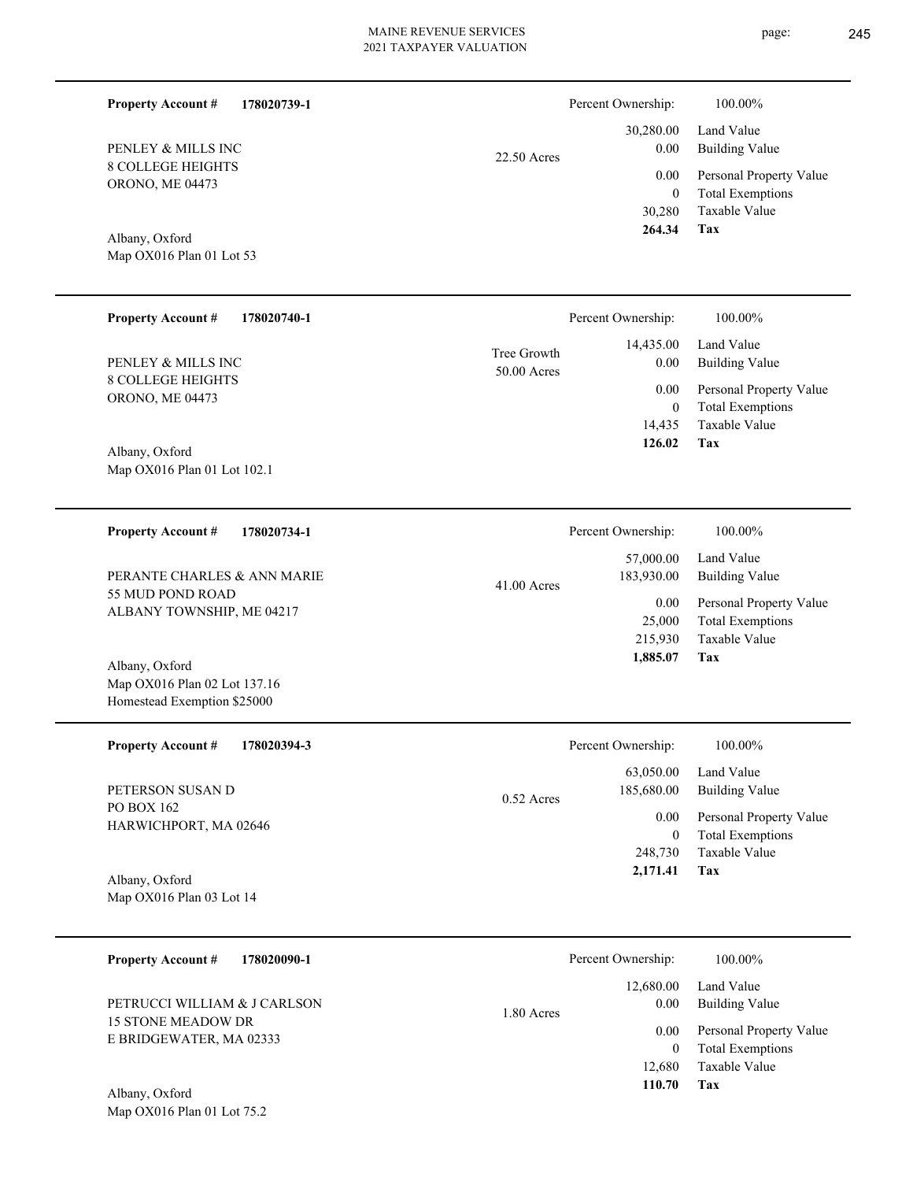**Property Account #** **178020739-1**

PENLEY & MILLS INC
8 COLLEGE HEIGHTS
ORONO, ME 04473

Albany, Oxford
Map OX016 Plan 01 Lot 53

22.50 Acres

| | |
|---|---|
| Percent Ownership: | 100.00% |
| Land Value | 30,280.00 |
| Building Value | 0.00 |
| Personal Property Value | 0.00 |
| Total Exemptions | 0 |
| Taxable Value | 30,280 |
| **Tax** | **264.34** |

---

**Property Account #** **178020740-1**

PENLEY & MILLS INC
8 COLLEGE HEIGHTS
ORONO, ME 04473

Albany, Oxford
Map OX016 Plan 01 Lot 102.1

Tree Growth
50.00 Acres

| | |
|---|---|
| Percent Ownership: | 100.00% |
| Land Value | 14,435.00 |
| Building Value | 0.00 |
| Personal Property Value | 0.00 |
| Total Exemptions | 0 |
| Taxable Value | 14,435 |
| **Tax** | **126.02** |

---

**Property Account #** **178020734-1**

PERANTE CHARLES & ANN MARIE
55 MUD POND ROAD
ALBANY TOWNSHIP, ME 04217

Albany, Oxford
Map OX016 Plan 02 Lot 137.16
Homestead Exemption $25000

41.00 Acres

| | |
|---|---|
| Percent Ownership: | 100.00% |
| Land Value | 57,000.00 |
| Building Value | 183,930.00 |
| Personal Property Value | 0.00 |
| Total Exemptions | 25,000 |
| Taxable Value | 215,930 |
| **Tax** | **1,885.07** |

---

**Property Account #** **178020394-3**

PETERSON SUSAN D
PO BOX 162
HARWICHPORT, MA 02646

Albany, Oxford
Map OX016 Plan 03 Lot 14

0.52 Acres

| | |
|---|---|
| Percent Ownership: | 100.00% |
| Land Value | 63,050.00 |
| Building Value | 185,680.00 |
| Personal Property Value | 0.00 |
| Total Exemptions | 0 |
| Taxable Value | 248,730 |
| **Tax** | **2,171.41** |

---

**Property Account #** **178020090-1**

PETRUCCI WILLIAM & J CARLSON
15 STONE MEADOW DR
E BRIDGEWATER, MA 02333

Albany, Oxford
Map OX016 Plan 01 Lot 75.2

1.80 Acres

| | |
|---|---|
| Percent Ownership: | 100.00% |
| Land Value | 12,680.00 |
| Building Value | 0.00 |
| Personal Property Value | 0.00 |
| Total Exemptions | 0 |
| Taxable Value | 12,680 |
| **Tax** | **110.70** |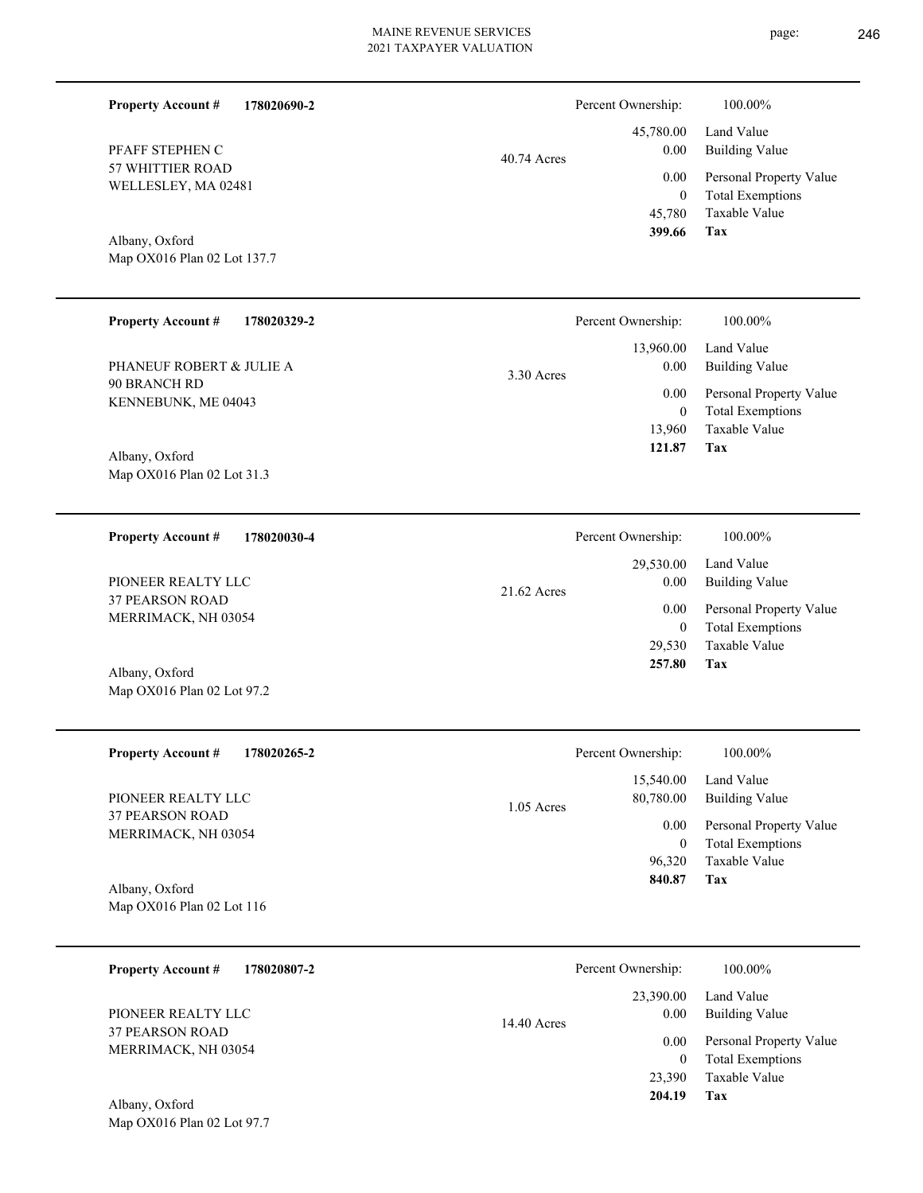**Property Account #** **178020690-2**

PFAFF STEPHEN C
57 WHITTIER ROAD
WELLESLEY, MA 02481

Albany, Oxford
Map OX016 Plan 02 Lot 137.7

40.74 Acres

| | |
|---|---|
| Percent Ownership: | 100.00% |
| Land Value | 45,780.00 |
| Building Value | 0.00 |
| Personal Property Value | 0.00 |
| Total Exemptions | 0 |
| Taxable Value | 45,780 |
| **Tax** | **399.66** |

---

**Property Account #** **178020329-2**

PHANEUF ROBERT & JULIE A
90 BRANCH RD
KENNEBUNK, ME 04043

Albany, Oxford
Map OX016 Plan 02 Lot 31.3

3.30 Acres

| | |
|---|---|
| Percent Ownership: | 100.00% |
| Land Value | 13,960.00 |
| Building Value | 0.00 |
| Personal Property Value | 0.00 |
| Total Exemptions | 0 |
| Taxable Value | 13,960 |
| **Tax** | **121.87** |

---

**Property Account #** **178020030-4**

PIONEER REALTY LLC
37 PEARSON ROAD
MERRIMACK, NH 03054

Albany, Oxford
Map OX016 Plan 02 Lot 97.2

21.62 Acres

| | |
|---|---|
| Percent Ownership: | 100.00% |
| Land Value | 29,530.00 |
| Building Value | 0.00 |
| Personal Property Value | 0.00 |
| Total Exemptions | 0 |
| Taxable Value | 29,530 |
| **Tax** | **257.80** |

---

**Property Account #** **178020265-2**

PIONEER REALTY LLC
37 PEARSON ROAD
MERRIMACK, NH 03054

Albany, Oxford
Map OX016 Plan 02 Lot 116

1.05 Acres

| | |
|---|---|
| Percent Ownership: | 100.00% |
| Land Value | 15,540.00 |
| Building Value | 80,780.00 |
| Personal Property Value | 0.00 |
| Total Exemptions | 0 |
| Taxable Value | 96,320 |
| **Tax** | **840.87** |

---

**Property Account #** **178020807-2**

PIONEER REALTY LLC
37 PEARSON ROAD
MERRIMACK, NH 03054

Albany, Oxford
Map OX016 Plan 02 Lot 97.7

14.40 Acres

| | |
|---|---|
| Percent Ownership: | 100.00% |
| Land Value | 23,390.00 |
| Building Value | 0.00 |
| Personal Property Value | 0.00 |
| Total Exemptions | 0 |
| Taxable Value | 23,390 |
| **Tax** | **204.19** |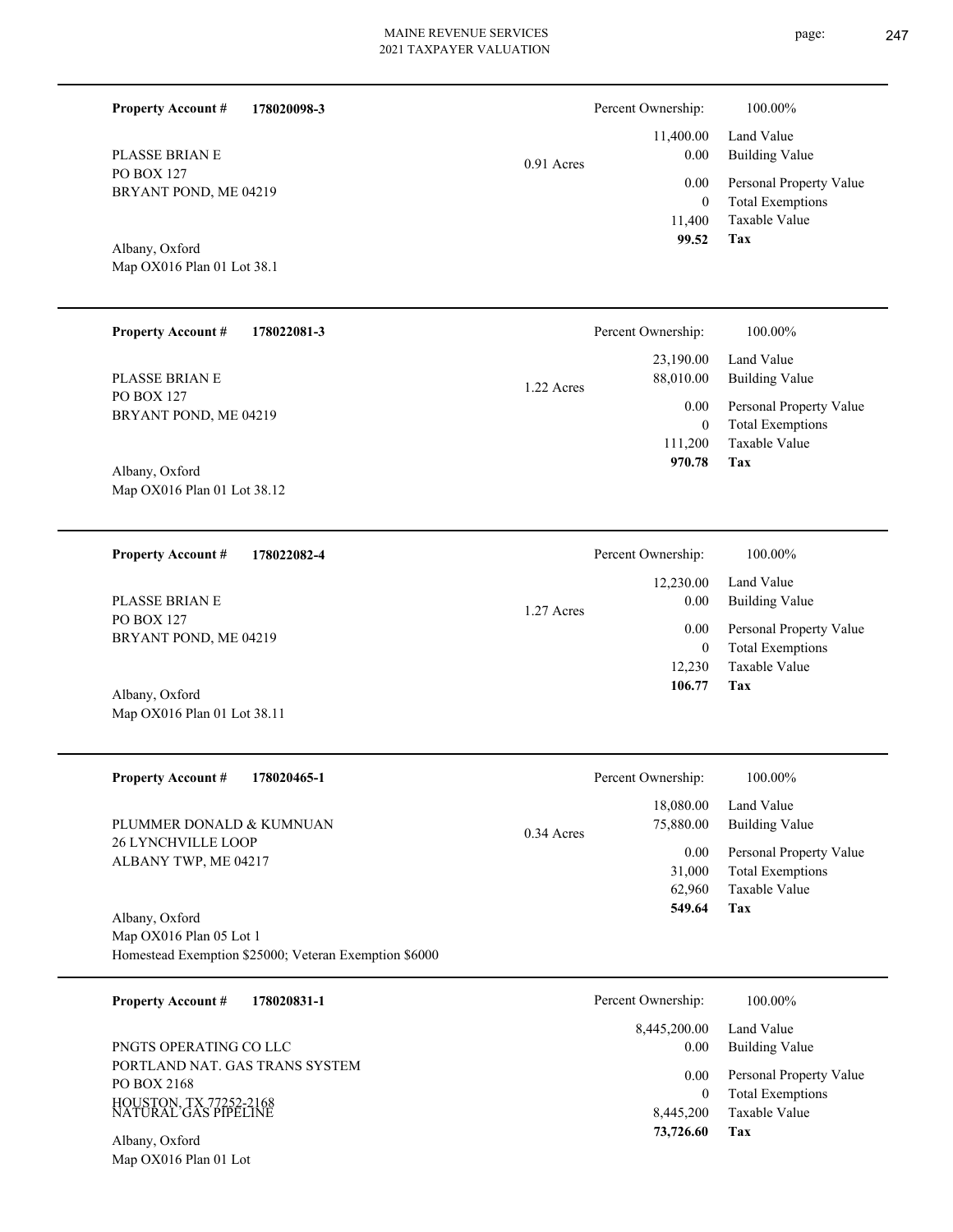**Property Account #** **178020098-3**

PLASSE BRIAN E
PO BOX 127
BRYANT POND, ME 04219

Albany, Oxford
Map OX016 Plan 01 Lot 38.1

0.91 Acres

| Percent Ownership: | 100.00% |
|---|---|
| 11,400.00 | Land Value |
| 0.00 | Building Value |
| 0.00 | Personal Property Value |
| 0 | Total Exemptions |
| 11,400 | Taxable Value |
| **99.52** | **Tax** |

---

**Property Account #** **178022081-3**

PLASSE BRIAN E
PO BOX 127
BRYANT POND, ME 04219

Albany, Oxford
Map OX016 Plan 01 Lot 38.12

1.22 Acres

| Percent Ownership: | 100.00% |
|---|---|
| 23,190.00 | Land Value |
| 88,010.00 | Building Value |
| 0.00 | Personal Property Value |
| 0 | Total Exemptions |
| 111,200 | Taxable Value |
| **970.78** | **Tax** |

---

**Property Account #** **178022082-4**

PLASSE BRIAN E
PO BOX 127
BRYANT POND, ME 04219

Albany, Oxford
Map OX016 Plan 01 Lot 38.11

1.27 Acres

| Percent Ownership: | 100.00% |
|---|---|
| 12,230.00 | Land Value |
| 0.00 | Building Value |
| 0.00 | Personal Property Value |
| 0 | Total Exemptions |
| 12,230 | Taxable Value |
| **106.77** | **Tax** |

---

**Property Account #** **178020465-1**

PLUMMER DONALD & KUMNUAN
26 LYNCHVILLE LOOP
ALBANY TWP, ME 04217

Albany, Oxford
Map OX016 Plan 05 Lot 1
Homestead Exemption $25000; Veteran Exemption $6000

0.34 Acres

| Percent Ownership: | 100.00% |
|---|---|
| 18,080.00 | Land Value |
| 75,880.00 | Building Value |
| 0.00 | Personal Property Value |
| 31,000 | Total Exemptions |
| 62,960 | Taxable Value |
| **549.64** | **Tax** |

---

**Property Account #** **178020831-1**

PNGTS OPERATING CO LLC
PORTLAND NAT. GAS TRANS SYSTEM
PO BOX 2168
HOUSTON, TX 77252-2168
NATURAL GAS PIPELINE

Albany, Oxford
Map OX016 Plan 01 Lot

| Percent Ownership: | 100.00% |
|---|---|
| 8,445,200.00 | Land Value |
| 0.00 | Building Value |
| 0.00 | Personal Property Value |
| 0 | Total Exemptions |
| 8,445,200 | Taxable Value |
| **73,726.60** | **Tax** |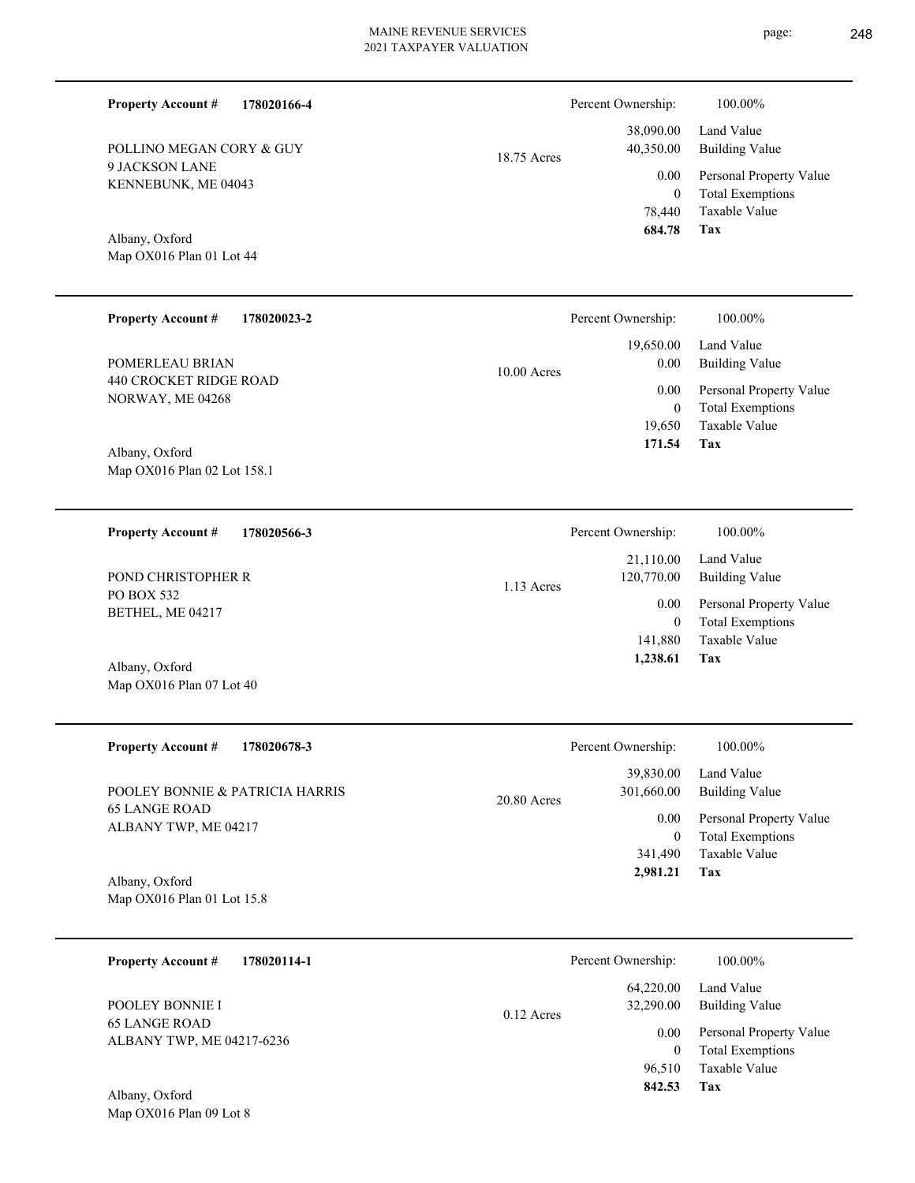**Property Account #** **178020166-4**

POLLINO MEGAN CORY & GUY
9 JACKSON LANE
KENNEBUNK, ME 04043

Albany, Oxford
Map OX016 Plan 01 Lot 44

18.75 Acres

| Percent Ownership: | 100.00% |
|---|---|
| 38,090.00 | Land Value |
| 40,350.00 | Building Value |
| 0.00 | Personal Property Value |
| 0 | Total Exemptions |
| 78,440 | Taxable Value |
| **684.78** | **Tax** |

---

**Property Account #** **178020023-2**

POMERLEAU BRIAN
440 CROCKET RIDGE ROAD
NORWAY, ME 04268

Albany, Oxford
Map OX016 Plan 02 Lot 158.1

10.00 Acres

| Percent Ownership: | 100.00% |
|---|---|
| 19,650.00 | Land Value |
| 0.00 | Building Value |
| 0.00 | Personal Property Value |
| 0 | Total Exemptions |
| 19,650 | Taxable Value |
| **171.54** | **Tax** |

---

**Property Account #** **178020566-3**

POND CHRISTOPHER R
PO BOX 532
BETHEL, ME 04217

Albany, Oxford
Map OX016 Plan 07 Lot 40

1.13 Acres

| Percent Ownership: | 100.00% |
|---|---|
| 21,110.00 | Land Value |
| 120,770.00 | Building Value |
| 0.00 | Personal Property Value |
| 0 | Total Exemptions |
| 141,880 | Taxable Value |
| **1,238.61** | **Tax** |

---

**Property Account #** **178020678-3**

POOLEY BONNIE & PATRICIA HARRIS
65 LANGE ROAD
ALBANY TWP, ME 04217

Albany, Oxford
Map OX016 Plan 01 Lot 15.8

20.80 Acres

| Percent Ownership: | 100.00% |
|---|---|
| 39,830.00 | Land Value |
| 301,660.00 | Building Value |
| 0.00 | Personal Property Value |
| 0 | Total Exemptions |
| 341,490 | Taxable Value |
| **2,981.21** | **Tax** |

---

**Property Account #** **178020114-1**

POOLEY BONNIE I
65 LANGE ROAD
ALBANY TWP, ME 04217-6236

Albany, Oxford
Map OX016 Plan 09 Lot 8

0.12 Acres

| Percent Ownership: | 100.00% |
|---|---|
| 64,220.00 | Land Value |
| 32,290.00 | Building Value |
| 0.00 | Personal Property Value |
| 0 | Total Exemptions |
| 96,510 | Taxable Value |
| **842.53** | **Tax** |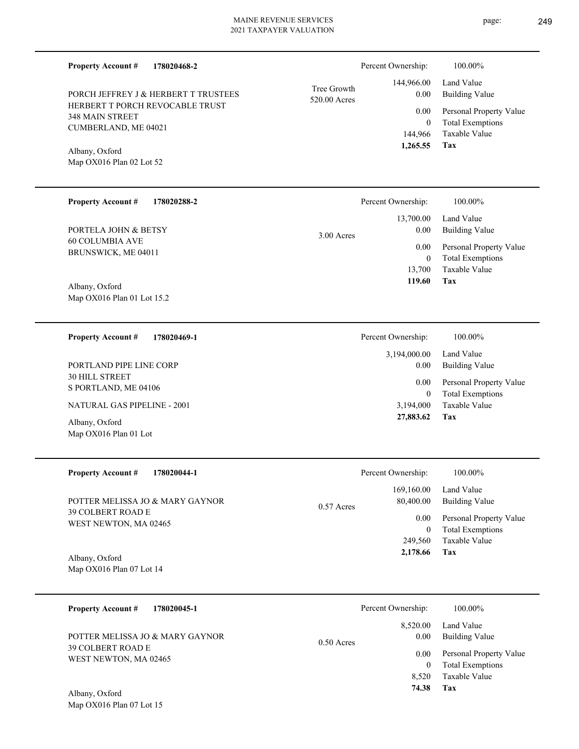**Property Account #** **178020468-2**

PORCH JEFFREY J & HERBERT T TRUSTEES
HERBERT T PORCH REVOCABLE TRUST
348 MAIN STREET
CUMBERLAND, ME 04021

Albany, Oxford
Map OX016 Plan 02 Lot 52

Tree Growth
520.00 Acres

| | |
|---|---|
| Percent Ownership: | 100.00% |
| 144,966.00 | Land Value |
| 0.00 | Building Value |
| 0.00 | Personal Property Value |
| 0 | Total Exemptions |
| 144,966 | Taxable Value |
| **1,265.55** | **Tax** |

---

**Property Account #** **178020288-2**

PORTELA JOHN & BETSY
60 COLUMBIA AVE
BRUNSWICK, ME 04011

Albany, Oxford
Map OX016 Plan 01 Lot 15.2

3.00 Acres

| | |
|---|---|
| Percent Ownership: | 100.00% |
| 13,700.00 | Land Value |
| 0.00 | Building Value |
| 0.00 | Personal Property Value |
| 0 | Total Exemptions |
| 13,700 | Taxable Value |
| **119.60** | **Tax** |

---

**Property Account #** **178020469-1**

PORTLAND PIPE LINE CORP
30 HILL STREET
S PORTLAND, ME 04106

NATURAL GAS PIPELINE - 2001

Albany, Oxford
Map OX016 Plan 01 Lot

| | |
|---|---|
| Percent Ownership: | 100.00% |
| 3,194,000.00 | Land Value |
| 0.00 | Building Value |
| 0.00 | Personal Property Value |
| 0 | Total Exemptions |
| 3,194,000 | Taxable Value |
| **27,883.62** | **Tax** |

---

**Property Account #** **178020044-1**

POTTER MELISSA JO & MARY GAYNOR
39 COLBERT ROAD E
WEST NEWTON, MA 02465

Albany, Oxford
Map OX016 Plan 07 Lot 14

0.57 Acres

| | |
|---|---|
| Percent Ownership: | 100.00% |
| 169,160.00 | Land Value |
| 80,400.00 | Building Value |
| 0.00 | Personal Property Value |
| 0 | Total Exemptions |
| 249,560 | Taxable Value |
| **2,178.66** | **Tax** |

---

**Property Account #** **178020045-1**

POTTER MELISSA JO & MARY GAYNOR
39 COLBERT ROAD E
WEST NEWTON, MA 02465

Albany, Oxford
Map OX016 Plan 07 Lot 15

0.50 Acres

| | |
|---|---|
| Percent Ownership: | 100.00% |
| 8,520.00 | Land Value |
| 0.00 | Building Value |
| 0.00 | Personal Property Value |
| 0 | Total Exemptions |
| 8,520 | Taxable Value |
| **74.38** | **Tax** |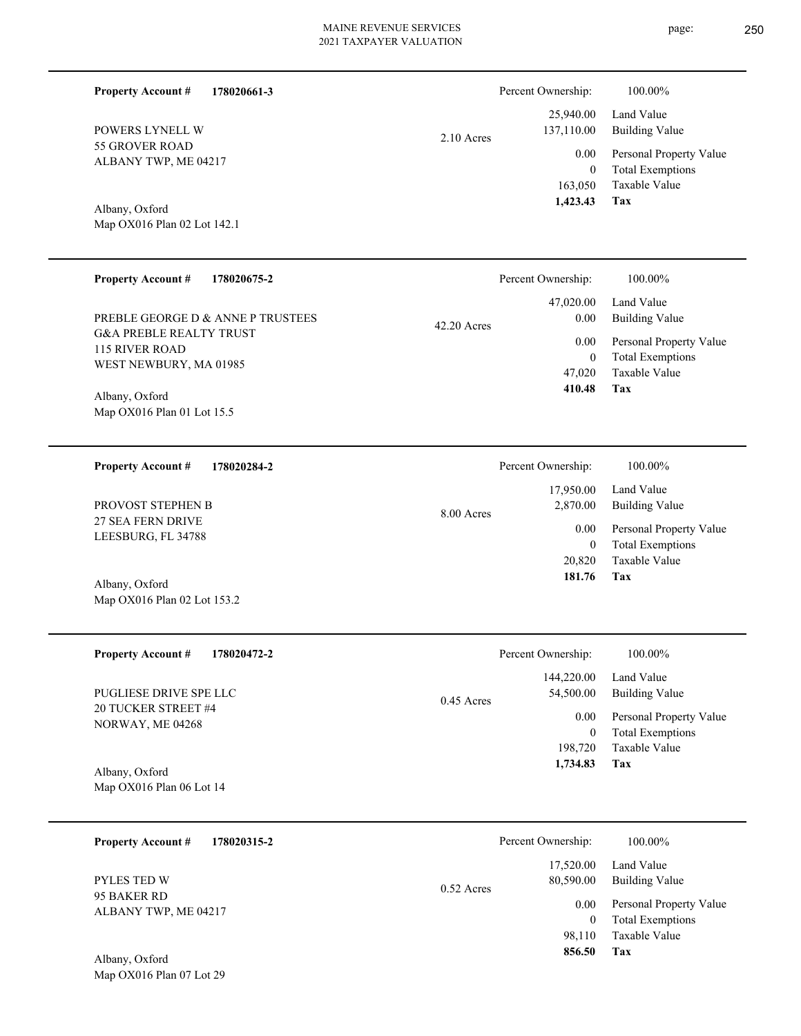**Property Account #** **178020661-3**

POWERS LYNELL W
55 GROVER ROAD
ALBANY TWP, ME 04217

Albany, Oxford
Map OX016 Plan 02 Lot 142.1

2.10 Acres

| Percent Ownership: | 100.00% |
|---|---|
| 25,940.00 | Land Value |
| 137,110.00 | Building Value |
| 0.00 | Personal Property Value |
| 0 | Total Exemptions |
| 163,050 | Taxable Value |
| **1,423.43** | **Tax** |

---

**Property Account #** **178020675-2**

PREBLE GEORGE D & ANNE P TRUSTEES
G&A PREBLE REALTY TRUST
115 RIVER ROAD
WEST NEWBURY, MA 01985

Albany, Oxford
Map OX016 Plan 01 Lot 15.5

42.20 Acres

| Percent Ownership: | 100.00% |
|---|---|
| 47,020.00 | Land Value |
| 0.00 | Building Value |
| 0.00 | Personal Property Value |
| 0 | Total Exemptions |
| 47,020 | Taxable Value |
| **410.48** | **Tax** |

---

**Property Account #** **178020284-2**

PROVOST STEPHEN B
27 SEA FERN DRIVE
LEESBURG, FL 34788

Albany, Oxford
Map OX016 Plan 02 Lot 153.2

8.00 Acres

| Percent Ownership: | 100.00% |
|---|---|
| 17,950.00 | Land Value |
| 2,870.00 | Building Value |
| 0.00 | Personal Property Value |
| 0 | Total Exemptions |
| 20,820 | Taxable Value |
| **181.76** | **Tax** |

---

**Property Account #** **178020472-2**

PUGLIESE DRIVE SPE LLC
20 TUCKER STREET #4
NORWAY, ME 04268

Albany, Oxford
Map OX016 Plan 06 Lot 14

0.45 Acres

| Percent Ownership: | 100.00% |
|---|---|
| 144,220.00 | Land Value |
| 54,500.00 | Building Value |
| 0.00 | Personal Property Value |
| 0 | Total Exemptions |
| 198,720 | Taxable Value |
| **1,734.83** | **Tax** |

---

**Property Account #** **178020315-2**

PYLES TED W
95 BAKER RD
ALBANY TWP, ME 04217

Albany, Oxford
Map OX016 Plan 07 Lot 29

0.52 Acres

| Percent Ownership: | 100.00% |
|---|---|
| 17,520.00 | Land Value |
| 80,590.00 | Building Value |
| 0.00 | Personal Property Value |
| 0 | Total Exemptions |
| 98,110 | Taxable Value |
| **856.50** | **Tax** |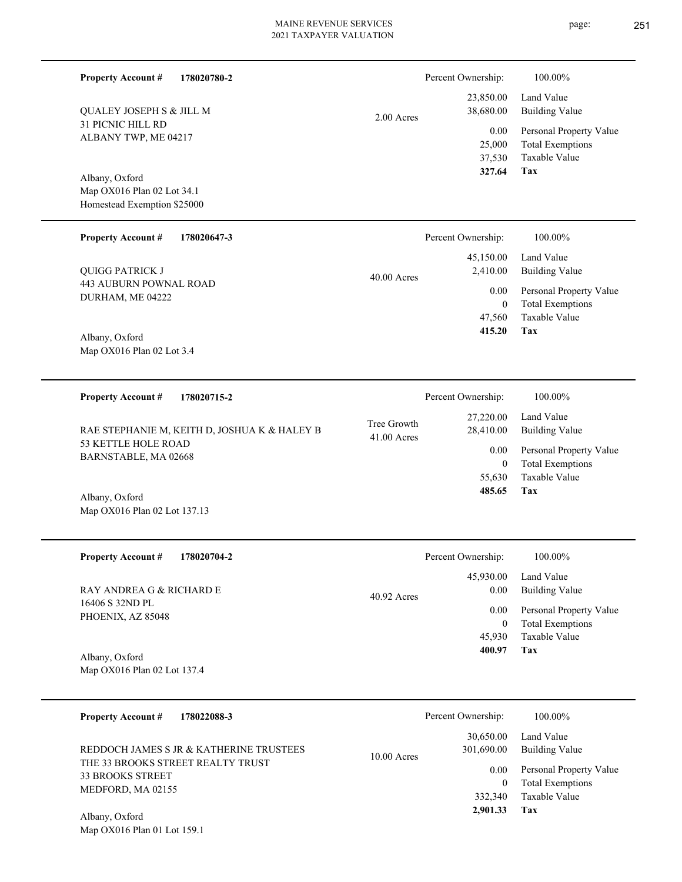**Property Account #** **178020780-2**

QUALEY JOSEPH S & JILL M
31 PICNIC HILL RD
ALBANY TWP, ME 04217

Albany, Oxford
Map OX016 Plan 02 Lot 34.1
Homestead Exemption $25000

2.00 Acres

| Percent Ownership: | 100.00% |
|---|---|
| 23,850.00 | Land Value |
| 38,680.00 | Building Value |
| 0.00 | Personal Property Value |
| 25,000 | Total Exemptions |
| 37,530 | Taxable Value |
| **327.64** | **Tax** |

---

**Property Account #** **178020647-3**

QUIGG PATRICK J
443 AUBURN POWNAL ROAD
DURHAM, ME 04222

Albany, Oxford
Map OX016 Plan 02 Lot 3.4

40.00 Acres

| Percent Ownership: | 100.00% |
|---|---|
| 45,150.00 | Land Value |
| 2,410.00 | Building Value |
| 0.00 | Personal Property Value |
| 0 | Total Exemptions |
| 47,560 | Taxable Value |
| **415.20** | **Tax** |

---

**Property Account #** **178020715-2**

RAE STEPHANIE M, KEITH D, JOSHUA K & HALEY B
53 KETTLE HOLE ROAD
BARNSTABLE, MA 02668

Albany, Oxford
Map OX016 Plan 02 Lot 137.13

Tree Growth
41.00 Acres

| Percent Ownership: | 100.00% |
|---|---|
| 27,220.00 | Land Value |
| 28,410.00 | Building Value |
| 0.00 | Personal Property Value |
| 0 | Total Exemptions |
| 55,630 | Taxable Value |
| **485.65** | **Tax** |

---

**Property Account #** **178020704-2**

RAY ANDREA G & RICHARD E
16406 S 32ND PL
PHOENIX, AZ 85048

Albany, Oxford
Map OX016 Plan 02 Lot 137.4

40.92 Acres

| Percent Ownership: | 100.00% |
|---|---|
| 45,930.00 | Land Value |
| 0.00 | Building Value |
| 0.00 | Personal Property Value |
| 0 | Total Exemptions |
| 45,930 | Taxable Value |
| **400.97** | **Tax** |

---

**Property Account #** **178022088-3**

REDDOCH JAMES S JR & KATHERINE TRUSTEES
THE 33 BROOKS STREET REALTY TRUST
33 BROOKS STREET
MEDFORD, MA 02155

Albany, Oxford
Map OX016 Plan 01 Lot 159.1

10.00 Acres

| Percent Ownership: | 100.00% |
|---|---|
| 30,650.00 | Land Value |
| 301,690.00 | Building Value |
| 0.00 | Personal Property Value |
| 0 | Total Exemptions |
| 332,340 | Taxable Value |
| **2,901.33** | **Tax** |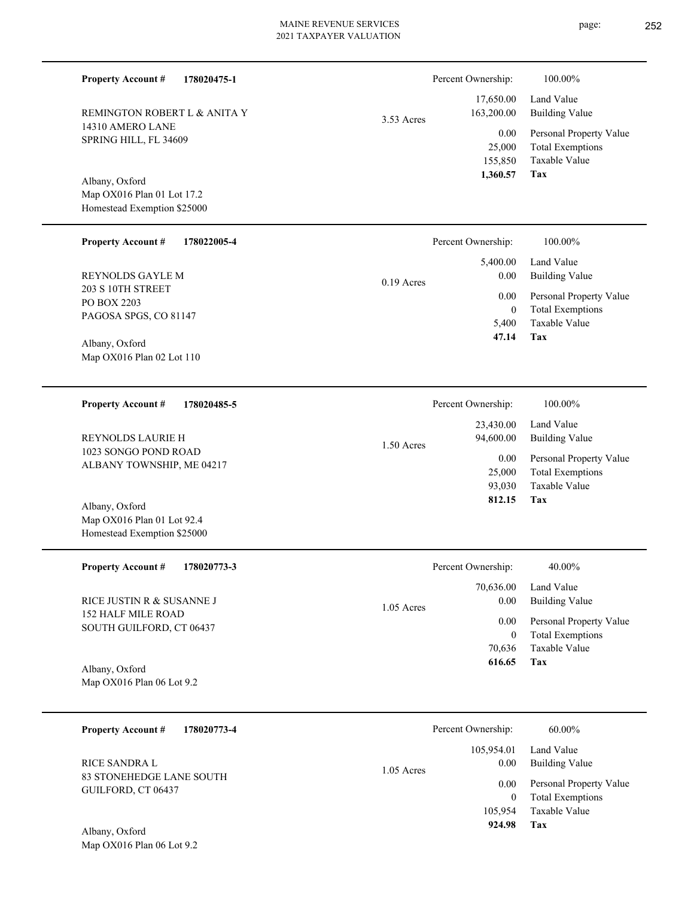**Property Account #** **178020475-1**

REMINGTON ROBERT L & ANITA Y
14310 AMERO LANE
SPRING HILL, FL 34609

Albany, Oxford
Map OX016 Plan 01 Lot 17.2
Homestead Exemption $25000

3.53 Acres

| Percent Ownership: | 100.00% |
|---|---|
| 17,650.00 | Land Value |
| 163,200.00 | Building Value |
| 0.00 | Personal Property Value |
| 25,000 | Total Exemptions |
| 155,850 | Taxable Value |
| **1,360.57** | **Tax** |

---

**Property Account #** **178022005-4**

REYNOLDS GAYLE M
203 S 10TH STREET
PO BOX 2203
PAGOSA SPGS, CO 81147

Albany, Oxford
Map OX016 Plan 02 Lot 110

0.19 Acres

| Percent Ownership: | 100.00% |
|---|---|
| 5,400.00 | Land Value |
| 0.00 | Building Value |
| 0.00 | Personal Property Value |
| 0 | Total Exemptions |
| 5,400 | Taxable Value |
| **47.14** | **Tax** |

---

**Property Account #** **178020485-5**

REYNOLDS LAURIE H
1023 SONGO POND ROAD
ALBANY TOWNSHIP, ME 04217

Albany, Oxford
Map OX016 Plan 01 Lot 92.4
Homestead Exemption $25000

1.50 Acres

| Percent Ownership: | 100.00% |
|---|---|
| 23,430.00 | Land Value |
| 94,600.00 | Building Value |
| 0.00 | Personal Property Value |
| 25,000 | Total Exemptions |
| 93,030 | Taxable Value |
| **812.15** | **Tax** |

---

**Property Account #** **178020773-3**

RICE JUSTIN R & SUSANNE J
152 HALF MILE ROAD
SOUTH GUILFORD, CT 06437

Albany, Oxford
Map OX016 Plan 06 Lot 9.2

1.05 Acres

| Percent Ownership: | 40.00% |
|---|---|
| 70,636.00 | Land Value |
| 0.00 | Building Value |
| 0.00 | Personal Property Value |
| 0 | Total Exemptions |
| 70,636 | Taxable Value |
| **616.65** | **Tax** |

---

**Property Account #** **178020773-4**

RICE SANDRA L
83 STONEHEDGE LANE SOUTH
GUILFORD, CT 06437

Albany, Oxford
Map OX016 Plan 06 Lot 9.2

1.05 Acres

| Percent Ownership: | 60.00% |
|---|---|
| 105,954.01 | Land Value |
| 0.00 | Building Value |
| 0.00 | Personal Property Value |
| 0 | Total Exemptions |
| 105,954 | Taxable Value |
| **924.98** | **Tax** |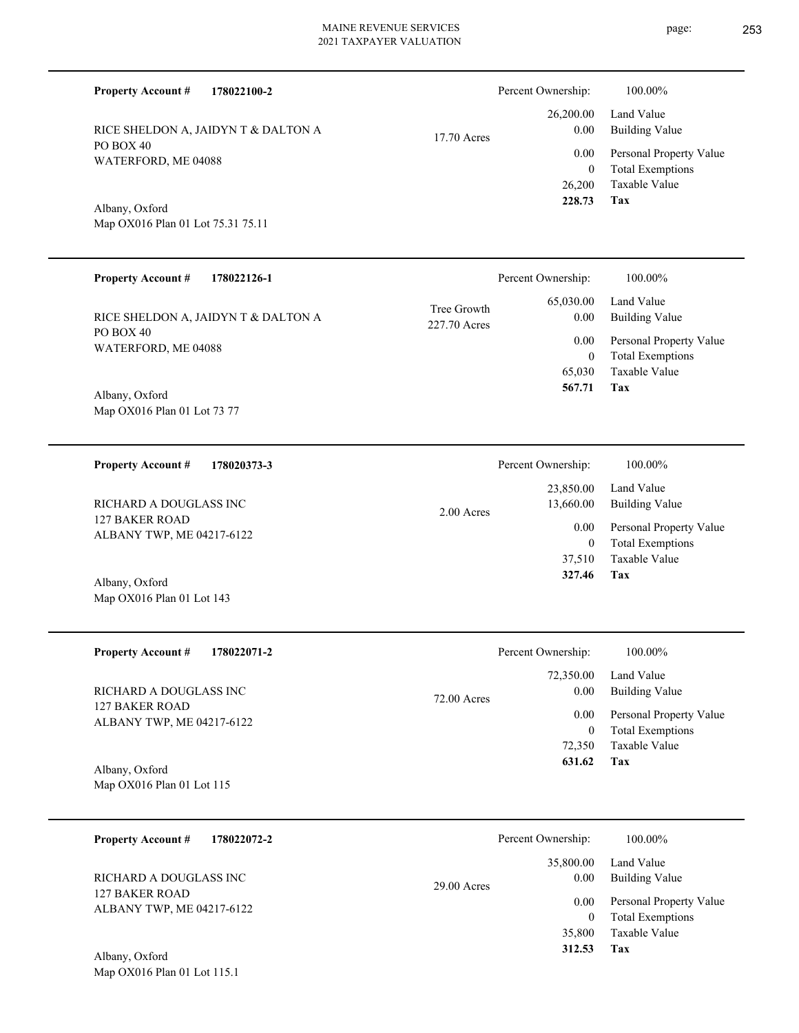**Property Account #** **178022100-2**

RICE SHELDON A, JAIDYN T & DALTON A
PO BOX 40
WATERFORD, ME 04088

Albany, Oxford
Map OX016 Plan 01 Lot 75.31 75.11

17.70 Acres

| Percent Ownership: | 100.00% |
|---|---|
| 26,200.00 | Land Value |
| 0.00 | Building Value |
| 0.00 | Personal Property Value |
| 0 | Total Exemptions |
| 26,200 | Taxable Value |
| **228.73** | **Tax** |

---

**Property Account #** **178022126-1**

RICE SHELDON A, JAIDYN T & DALTON A
PO BOX 40
WATERFORD, ME 04088

Albany, Oxford
Map OX016 Plan 01 Lot 73 77

Tree Growth
227.70 Acres

| Percent Ownership: | 100.00% |
|---|---|
| 65,030.00 | Land Value |
| 0.00 | Building Value |
| 0.00 | Personal Property Value |
| 0 | Total Exemptions |
| 65,030 | Taxable Value |
| **567.71** | **Tax** |

---

**Property Account #** **178020373-3**

RICHARD A DOUGLASS INC
127 BAKER ROAD
ALBANY TWP, ME 04217-6122

Albany, Oxford
Map OX016 Plan 01 Lot 143

2.00 Acres

| Percent Ownership: | 100.00% |
|---|---|
| 23,850.00 | Land Value |
| 13,660.00 | Building Value |
| 0.00 | Personal Property Value |
| 0 | Total Exemptions |
| 37,510 | Taxable Value |
| **327.46** | **Tax** |

---

**Property Account #** **178022071-2**

RICHARD A DOUGLASS INC
127 BAKER ROAD
ALBANY TWP, ME 04217-6122

Albany, Oxford
Map OX016 Plan 01 Lot 115

72.00 Acres

| Percent Ownership: | 100.00% |
|---|---|
| 72,350.00 | Land Value |
| 0.00 | Building Value |
| 0.00 | Personal Property Value |
| 0 | Total Exemptions |
| 72,350 | Taxable Value |
| **631.62** | **Tax** |

---

**Property Account #** **178022072-2**

RICHARD A DOUGLASS INC
127 BAKER ROAD
ALBANY TWP, ME 04217-6122

Albany, Oxford
Map OX016 Plan 01 Lot 115.1

29.00 Acres

| Percent Ownership: | 100.00% |
|---|---|
| 35,800.00 | Land Value |
| 0.00 | Building Value |
| 0.00 | Personal Property Value |
| 0 | Total Exemptions |
| 35,800 | Taxable Value |
| **312.53** | **Tax** |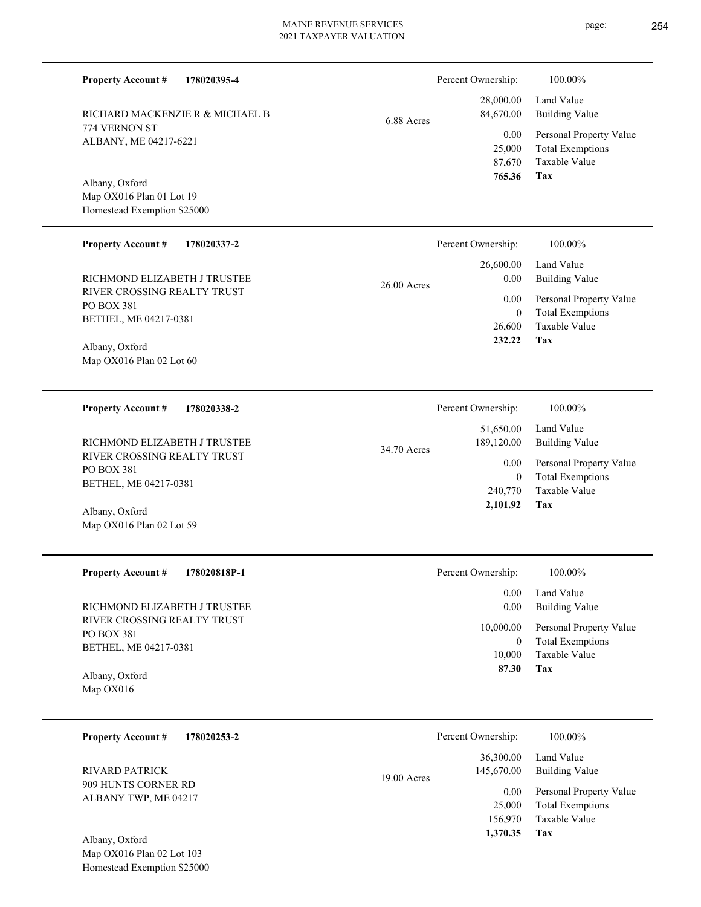**Property Account #** **178020395-4**

RICHARD MACKENZIE R & MICHAEL B
774 VERNON ST
ALBANY, ME 04217-6221

Albany, Oxford
Map OX016 Plan 01 Lot 19
Homestead Exemption $25000

6.88 Acres

| Percent Ownership: | 100.00% |
|---|---|
| 28,000.00 | Land Value |
| 84,670.00 | Building Value |
| 0.00 | Personal Property Value |
| 25,000 | Total Exemptions |
| 87,670 | Taxable Value |
| **765.36** | **Tax** |

---

**Property Account #** **178020337-2**

RICHMOND ELIZABETH J TRUSTEE
RIVER CROSSING REALTY TRUST
PO BOX 381
BETHEL, ME 04217-0381

Albany, Oxford
Map OX016 Plan 02 Lot 60

26.00 Acres

| Percent Ownership: | 100.00% |
|---|---|
| 26,600.00 | Land Value |
| 0.00 | Building Value |
| 0.00 | Personal Property Value |
| 0 | Total Exemptions |
| 26,600 | Taxable Value |
| **232.22** | **Tax** |

---

**Property Account #** **178020338-2**

RICHMOND ELIZABETH J TRUSTEE
RIVER CROSSING REALTY TRUST
PO BOX 381
BETHEL, ME 04217-0381

Albany, Oxford
Map OX016 Plan 02 Lot 59

34.70 Acres

| Percent Ownership: | 100.00% |
|---|---|
| 51,650.00 | Land Value |
| 189,120.00 | Building Value |
| 0.00 | Personal Property Value |
| 0 | Total Exemptions |
| 240,770 | Taxable Value |
| **2,101.92** | **Tax** |

---

**Property Account #** **178020818P-1**

RICHMOND ELIZABETH J TRUSTEE
RIVER CROSSING REALTY TRUST
PO BOX 381
BETHEL, ME 04217-0381

Albany, Oxford
Map OX016

| Percent Ownership: | 100.00% |
|---|---|
| 0.00 | Land Value |
| 0.00 | Building Value |
| 10,000.00 | Personal Property Value |
| 0 | Total Exemptions |
| 10,000 | Taxable Value |
| **87.30** | **Tax** |

---

**Property Account #** **178020253-2**

RIVARD PATRICK
909 HUNTS CORNER RD
ALBANY TWP, ME 04217

Albany, Oxford
Map OX016 Plan 02 Lot 103
Homestead Exemption $25000

19.00 Acres

| Percent Ownership: | 100.00% |
|---|---|
| 36,300.00 | Land Value |
| 145,670.00 | Building Value |
| 0.00 | Personal Property Value |
| 25,000 | Total Exemptions |
| 156,970 | Taxable Value |
| **1,370.35** | **Tax** |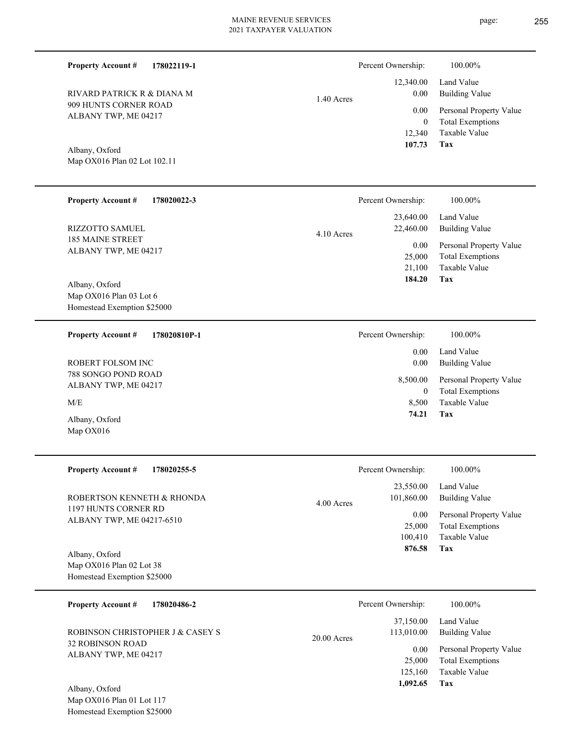**Property Account #** **178022119-1**

RIVARD PATRICK R & DIANA M
909 HUNTS CORNER ROAD
ALBANY TWP, ME 04217

Albany, Oxford
Map OX016 Plan 02 Lot 102.11

1.40 Acres

| Percent Ownership: | 100.00% |
|---|---|
| 12,340.00 | Land Value |
| 0.00 | Building Value |
| 0.00 | Personal Property Value |
| 0 | Total Exemptions |
| 12,340 | Taxable Value |
| **107.73** | **Tax** |

---

**Property Account #** **178020022-3**

RIZZOTTO SAMUEL
185 MAINE STREET
ALBANY TWP, ME 04217

Albany, Oxford
Map OX016 Plan 03 Lot 6
Homestead Exemption $25000

4.10 Acres

| Percent Ownership: | 100.00% |
|---|---|
| 23,640.00 | Land Value |
| 22,460.00 | Building Value |
| 0.00 | Personal Property Value |
| 25,000 | Total Exemptions |
| 21,100 | Taxable Value |
| **184.20** | **Tax** |

---

**Property Account #** **178020810P-1**

ROBERT FOLSOM INC
788 SONGO POND ROAD
ALBANY TWP, ME 04217

M/E

Albany, Oxford
Map OX016

| Percent Ownership: | 100.00% |
|---|---|
| 0.00 | Land Value |
| 0.00 | Building Value |
| 8,500.00 | Personal Property Value |
| 0 | Total Exemptions |
| 8,500 | Taxable Value |
| **74.21** | **Tax** |

---

**Property Account #** **178020255-5**

ROBERTSON KENNETH & RHONDA
1197 HUNTS CORNER RD
ALBANY TWP, ME 04217-6510

Albany, Oxford
Map OX016 Plan 02 Lot 38
Homestead Exemption $25000

4.00 Acres

| Percent Ownership: | 100.00% |
|---|---|
| 23,550.00 | Land Value |
| 101,860.00 | Building Value |
| 0.00 | Personal Property Value |
| 25,000 | Total Exemptions |
| 100,410 | Taxable Value |
| **876.58** | **Tax** |

---

**Property Account #** **178020486-2**

ROBINSON CHRISTOPHER J & CASEY S
32 ROBINSON ROAD
ALBANY TWP, ME 04217

Albany, Oxford
Map OX016 Plan 01 Lot 117
Homestead Exemption $25000

20.00 Acres

| Percent Ownership: | 100.00% |
|---|---|
| 37,150.00 | Land Value |
| 113,010.00 | Building Value |
| 0.00 | Personal Property Value |
| 25,000 | Total Exemptions |
| 125,160 | Taxable Value |
| **1,092.65** | **Tax** |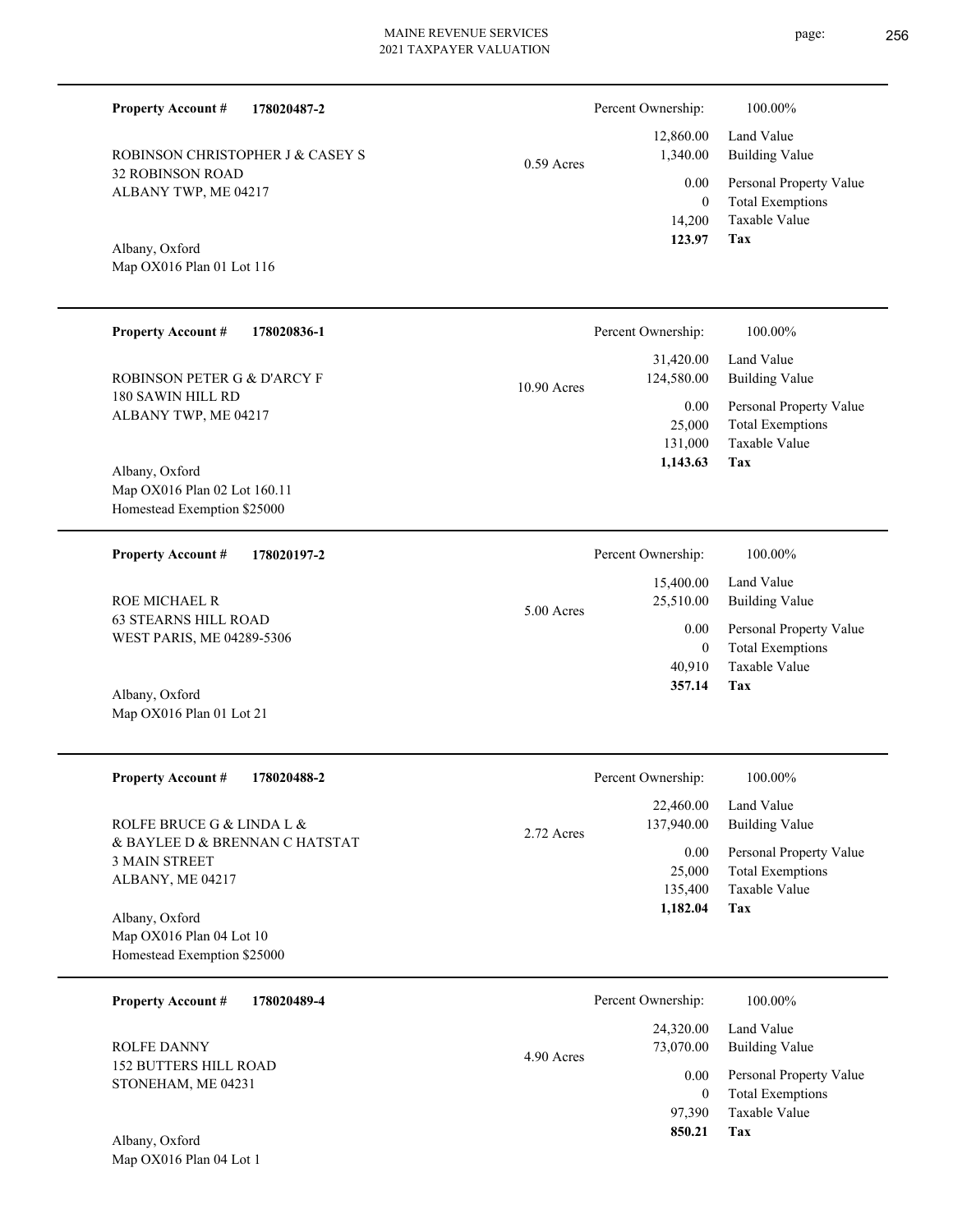**Property Account #** **178020487-2**

ROBINSON CHRISTOPHER J & CASEY S
32 ROBINSON ROAD
ALBANY TWP, ME 04217

Albany, Oxford
Map OX016 Plan 01 Lot 116

0.59 Acres

| Percent Ownership: | 100.00% |
|---|---|
| 12,860.00 | Land Value |
| 1,340.00 | Building Value |
| 0.00 | Personal Property Value |
| 0 | Total Exemptions |
| 14,200 | Taxable Value |
| **123.97** | **Tax** |

---

**Property Account #** **178020836-1**

ROBINSON PETER G & D'ARCY F
180 SAWIN HILL RD
ALBANY TWP, ME 04217

Albany, Oxford
Map OX016 Plan 02 Lot 160.11
Homestead Exemption $25000

10.90 Acres

| Percent Ownership: | 100.00% |
|---|---|
| 31,420.00 | Land Value |
| 124,580.00 | Building Value |
| 0.00 | Personal Property Value |
| 25,000 | Total Exemptions |
| 131,000 | Taxable Value |
| **1,143.63** | **Tax** |

---

**Property Account #** **178020197-2**

ROE MICHAEL R
63 STEARNS HILL ROAD
WEST PARIS, ME 04289-5306

Albany, Oxford
Map OX016 Plan 01 Lot 21

5.00 Acres

| Percent Ownership: | 100.00% |
|---|---|
| 15,400.00 | Land Value |
| 25,510.00 | Building Value |
| 0.00 | Personal Property Value |
| 0 | Total Exemptions |
| 40,910 | Taxable Value |
| **357.14** | **Tax** |

---

**Property Account #** **178020488-2**

ROLFE BRUCE G & LINDA L &
& BAYLEE D & BRENNAN C HATSTAT
3 MAIN STREET
ALBANY, ME 04217

Albany, Oxford
Map OX016 Plan 04 Lot 10
Homestead Exemption $25000

2.72 Acres

| Percent Ownership: | 100.00% |
|---|---|
| 22,460.00 | Land Value |
| 137,940.00 | Building Value |
| 0.00 | Personal Property Value |
| 25,000 | Total Exemptions |
| 135,400 | Taxable Value |
| **1,182.04** | **Tax** |

---

**Property Account #** **178020489-4**

ROLFE DANNY
152 BUTTERS HILL ROAD
STONEHAM, ME 04231

Albany, Oxford
Map OX016 Plan 04 Lot 1

4.90 Acres

| Percent Ownership: | 100.00% |
|---|---|
| 24,320.00 | Land Value |
| 73,070.00 | Building Value |
| 0.00 | Personal Property Value |
| 0 | Total Exemptions |
| 97,390 | Taxable Value |
| **850.21** | **Tax** |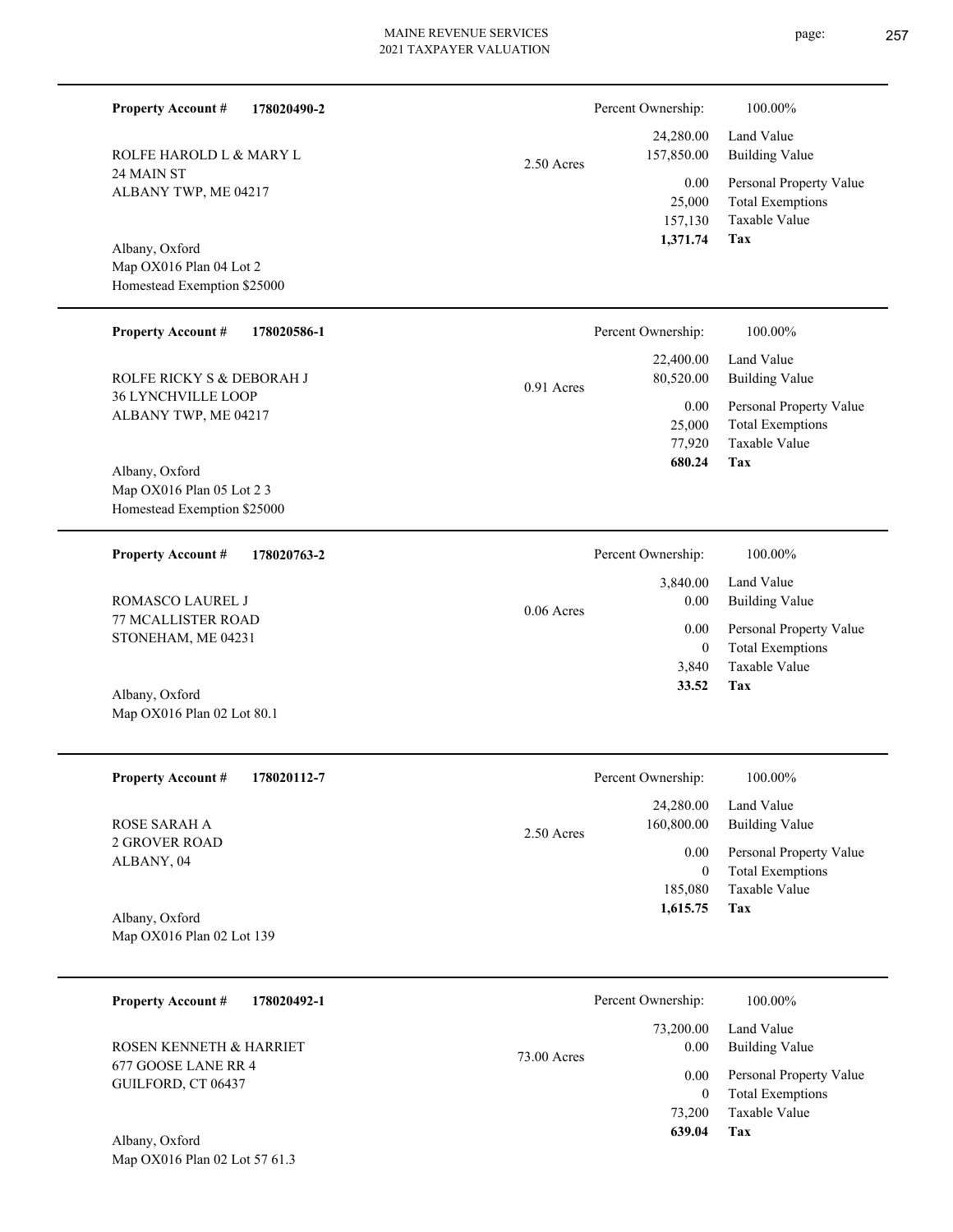**Property Account #** **178020490-2**

ROLFE HAROLD L & MARY L
24 MAIN ST
ALBANY TWP, ME 04217

Albany, Oxford
Map OX016 Plan 04 Lot 2
Homestead Exemption $25000

2.50 Acres

| Percent Ownership: | 100.00% |
|---|---|
| 24,280.00 | Land Value |
| 157,850.00 | Building Value |
| 0.00 | Personal Property Value |
| 25,000 | Total Exemptions |
| 157,130 | Taxable Value |
| **1,371.74** | **Tax** |

---

**Property Account #** **178020586-1**

ROLFE RICKY S & DEBORAH J
36 LYNCHVILLE LOOP
ALBANY TWP, ME 04217

Albany, Oxford
Map OX016 Plan 05 Lot 2 3
Homestead Exemption $25000

0.91 Acres

| Percent Ownership: | 100.00% |
|---|---|
| 22,400.00 | Land Value |
| 80,520.00 | Building Value |
| 0.00 | Personal Property Value |
| 25,000 | Total Exemptions |
| 77,920 | Taxable Value |
| **680.24** | **Tax** |

---

**Property Account #** **178020763-2**

ROMASCO LAUREL J
77 MCALLISTER ROAD
STONEHAM, ME 04231

Albany, Oxford
Map OX016 Plan 02 Lot 80.1

0.06 Acres

| Percent Ownership: | 100.00% |
|---|---|
| 3,840.00 | Land Value |
| 0.00 | Building Value |
| 0.00 | Personal Property Value |
| 0 | Total Exemptions |
| 3,840 | Taxable Value |
| **33.52** | **Tax** |

---

**Property Account #** **178020112-7**

ROSE SARAH A
2 GROVER ROAD
ALBANY, 04

Albany, Oxford
Map OX016 Plan 02 Lot 139

2.50 Acres

| Percent Ownership: | 100.00% |
|---|---|
| 24,280.00 | Land Value |
| 160,800.00 | Building Value |
| 0.00 | Personal Property Value |
| 0 | Total Exemptions |
| 185,080 | Taxable Value |
| **1,615.75** | **Tax** |

---

**Property Account #** **178020492-1**

ROSEN KENNETH & HARRIET
677 GOOSE LANE RR 4
GUILFORD, CT 06437

Albany, Oxford
Map OX016 Plan 02 Lot 57 61.3

73.00 Acres

| Percent Ownership: | 100.00% |
|---|---|
| 73,200.00 | Land Value |
| 0.00 | Building Value |
| 0.00 | Personal Property Value |
| 0 | Total Exemptions |
| 73,200 | Taxable Value |
| **639.04** | **Tax** |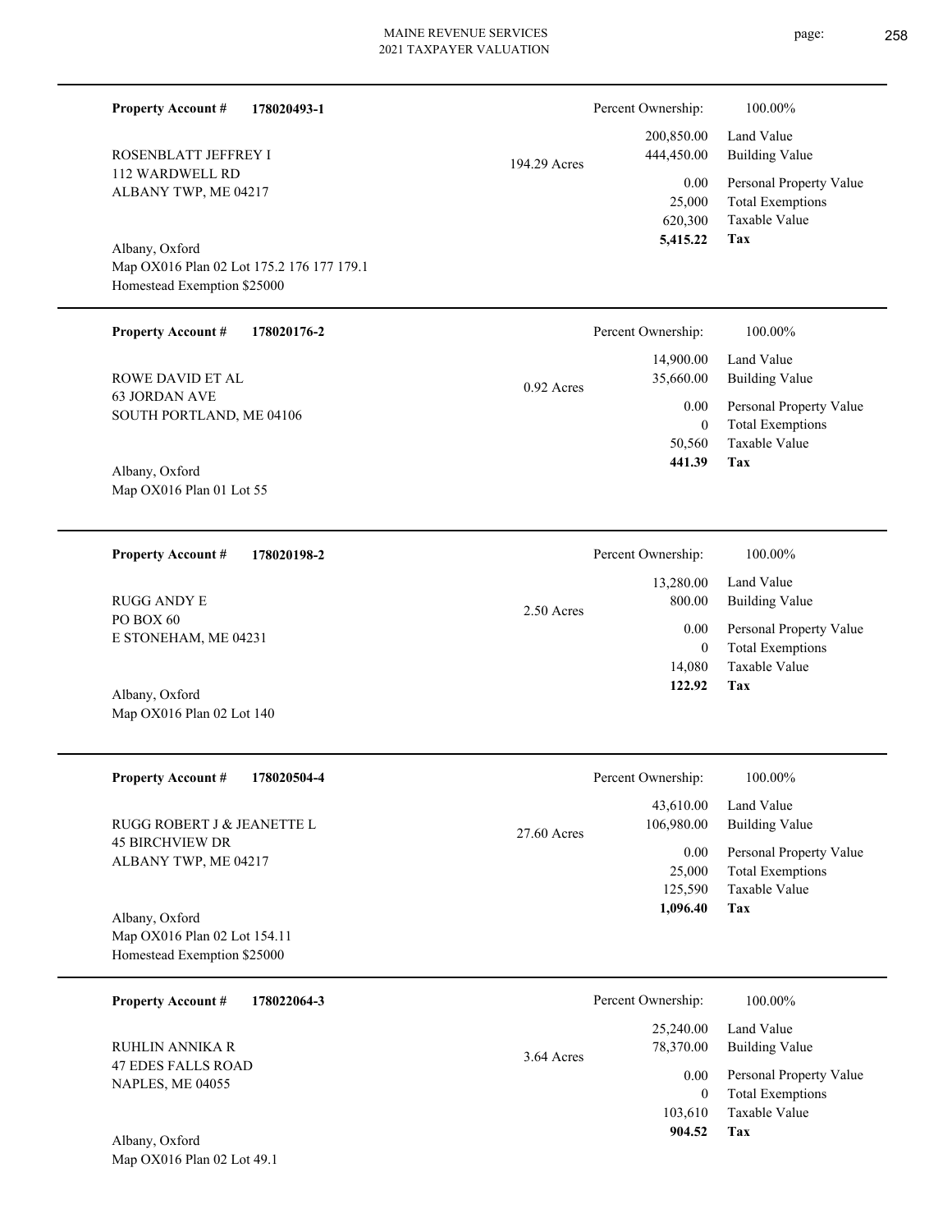**Property Account #** **178020493-1**

ROSENBLATT JEFFREY I
112 WARDWELL RD
ALBANY TWP, ME 04217

194.29 Acres

Albany, Oxford
Map OX016 Plan 02 Lot 175.2 176 177 179.1
Homestead Exemption $25000

| Percent Ownership: | 100.00% |
|---|---|
| 200,850.00 | Land Value |
| 444,450.00 | Building Value |
| 0.00 | Personal Property Value |
| 25,000 | Total Exemptions |
| 620,300 | Taxable Value |
| **5,415.22** | **Tax** |

---

**Property Account #** **178020176-2**

ROWE DAVID ET AL
63 JORDAN AVE
SOUTH PORTLAND, ME 04106

0.92 Acres

Albany, Oxford
Map OX016 Plan 01 Lot 55

| Percent Ownership: | 100.00% |
|---|---|
| 14,900.00 | Land Value |
| 35,660.00 | Building Value |
| 0.00 | Personal Property Value |
| 0 | Total Exemptions |
| 50,560 | Taxable Value |
| **441.39** | **Tax** |

---

**Property Account #** **178020198-2**

RUGG ANDY E
PO BOX 60
E STONEHAM, ME 04231

2.50 Acres

Albany, Oxford
Map OX016 Plan 02 Lot 140

| Percent Ownership: | 100.00% |
|---|---|
| 13,280.00 | Land Value |
| 800.00 | Building Value |
| 0.00 | Personal Property Value |
| 0 | Total Exemptions |
| 14,080 | Taxable Value |
| **122.92** | **Tax** |

---

**Property Account #** **178020504-4**

RUGG ROBERT J & JEANETTE L
45 BIRCHVIEW DR
ALBANY TWP, ME 04217

27.60 Acres

Albany, Oxford
Map OX016 Plan 02 Lot 154.11
Homestead Exemption $25000

| Percent Ownership: | 100.00% |
|---|---|
| 43,610.00 | Land Value |
| 106,980.00 | Building Value |
| 0.00 | Personal Property Value |
| 25,000 | Total Exemptions |
| 125,590 | Taxable Value |
| **1,096.40** | **Tax** |

---

**Property Account #** **178022064-3**

RUHLIN ANNIKA R
47 EDES FALLS ROAD
NAPLES, ME 04055

3.64 Acres

Albany, Oxford
Map OX016 Plan 02 Lot 49.1

| Percent Ownership: | 100.00% |
|---|---|
| 25,240.00 | Land Value |
| 78,370.00 | Building Value |
| 0.00 | Personal Property Value |
| 0 | Total Exemptions |
| 103,610 | Taxable Value |
| **904.52** | **Tax** |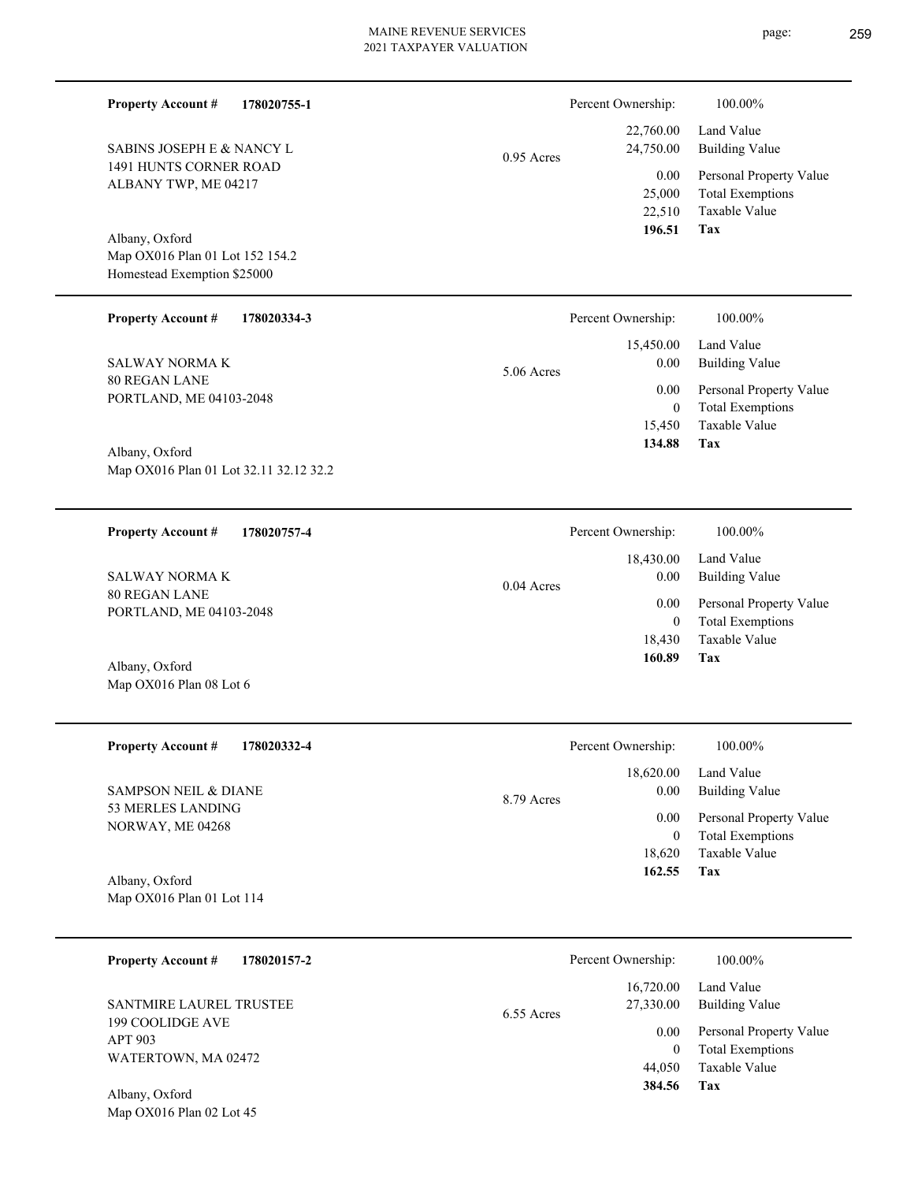**Property Account #** **178020755-1**

SABINS JOSEPH E & NANCY L
1491 HUNTS CORNER ROAD
ALBANY TWP, ME 04217

Albany, Oxford
Map OX016 Plan 01 Lot 152 154.2
Homestead Exemption $25000

0.95 Acres

| Percent Ownership: | 100.00% |
|---|---|
| 22,760.00 | Land Value |
| 24,750.00 | Building Value |
| 0.00 | Personal Property Value |
| 25,000 | Total Exemptions |
| 22,510 | Taxable Value |
| **196.51** | **Tax** |

---

**Property Account #** **178020334-3**

SALWAY NORMA K
80 REGAN LANE
PORTLAND, ME 04103-2048

Albany, Oxford
Map OX016 Plan 01 Lot 32.11 32.12 32.2

5.06 Acres

| Percent Ownership: | 100.00% |
|---|---|
| 15,450.00 | Land Value |
| 0.00 | Building Value |
| 0.00 | Personal Property Value |
| 0 | Total Exemptions |
| 15,450 | Taxable Value |
| **134.88** | **Tax** |

---

**Property Account #** **178020757-4**

SALWAY NORMA K
80 REGAN LANE
PORTLAND, ME 04103-2048

Albany, Oxford
Map OX016 Plan 08 Lot 6

0.04 Acres

| Percent Ownership: | 100.00% |
|---|---|
| 18,430.00 | Land Value |
| 0.00 | Building Value |
| 0.00 | Personal Property Value |
| 0 | Total Exemptions |
| 18,430 | Taxable Value |
| **160.89** | **Tax** |

---

**Property Account #** **178020332-4**

SAMPSON NEIL & DIANE
53 MERLES LANDING
NORWAY, ME 04268

Albany, Oxford
Map OX016 Plan 01 Lot 114

8.79 Acres

| Percent Ownership: | 100.00% |
|---|---|
| 18,620.00 | Land Value |
| 0.00 | Building Value |
| 0.00 | Personal Property Value |
| 0 | Total Exemptions |
| 18,620 | Taxable Value |
| **162.55** | **Tax** |

---

**Property Account #** **178020157-2**

SANTMIRE LAUREL TRUSTEE
199 COOLIDGE AVE
APT 903
WATERTOWN, MA 02472

Albany, Oxford
Map OX016 Plan 02 Lot 45

6.55 Acres

| Percent Ownership: | 100.00% |
|---|---|
| 16,720.00 | Land Value |
| 27,330.00 | Building Value |
| 0.00 | Personal Property Value |
| 0 | Total Exemptions |
| 44,050 | Taxable Value |
| **384.56** | **Tax** |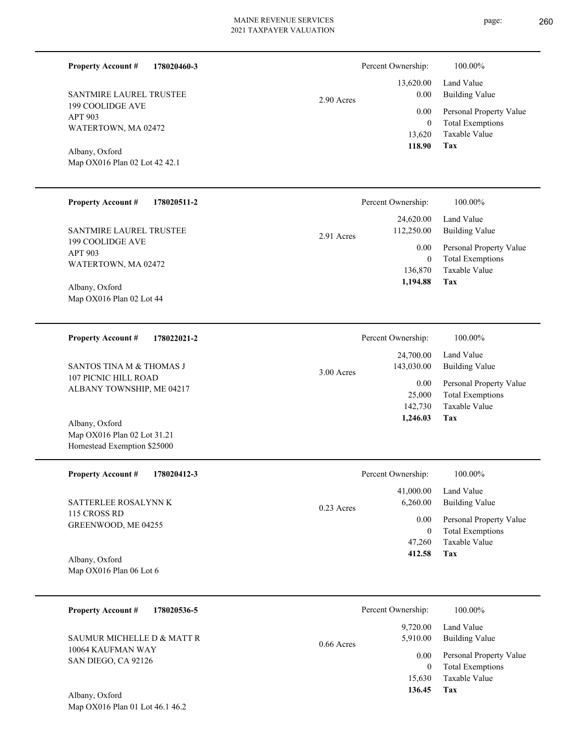**Property Account #** **178020460-3**

SANTMIRE LAUREL TRUSTEE
199 COOLIDGE AVE
APT 903
WATERTOWN, MA 02472

Albany, Oxford
Map OX016 Plan 02 Lot 42 42.1

2.90 Acres

| Percent Ownership: | 100.00% |
|---|---|
| 13,620.00 | Land Value |
| 0.00 | Building Value |
| 0.00 | Personal Property Value |
| 0 | Total Exemptions |
| 13,620 | Taxable Value |
| **118.90** | **Tax** |

---

**Property Account #** **178020511-2**

SANTMIRE LAUREL TRUSTEE
199 COOLIDGE AVE
APT 903
WATERTOWN, MA 02472

Albany, Oxford
Map OX016 Plan 02 Lot 44

2.91 Acres

| Percent Ownership: | 100.00% |
|---|---|
| 24,620.00 | Land Value |
| 112,250.00 | Building Value |
| 0.00 | Personal Property Value |
| 0 | Total Exemptions |
| 136,870 | Taxable Value |
| **1,194.88** | **Tax** |

---

**Property Account #** **178022021-2**

SANTOS TINA M & THOMAS J
107 PICNIC HILL ROAD
ALBANY TOWNSHIP, ME 04217

Albany, Oxford
Map OX016 Plan 02 Lot 31.21
Homestead Exemption $25000

3.00 Acres

| Percent Ownership: | 100.00% |
|---|---|
| 24,700.00 | Land Value |
| 143,030.00 | Building Value |
| 0.00 | Personal Property Value |
| 25,000 | Total Exemptions |
| 142,730 | Taxable Value |
| **1,246.03** | **Tax** |

---

**Property Account #** **178020412-3**

SATTERLEE ROSALYNN K
115 CROSS RD
GREENWOOD, ME 04255

Albany, Oxford
Map OX016 Plan 06 Lot 6

0.23 Acres

| Percent Ownership: | 100.00% |
|---|---|
| 41,000.00 | Land Value |
| 6,260.00 | Building Value |
| 0.00 | Personal Property Value |
| 0 | Total Exemptions |
| 47,260 | Taxable Value |
| **412.58** | **Tax** |

---

**Property Account #** **178020536-5**

SAUMUR MICHELLE D & MATT R
10064 KAUFMAN WAY
SAN DIEGO, CA 92126

Albany, Oxford
Map OX016 Plan 01 Lot 46.1 46.2

0.66 Acres

| Percent Ownership: | 100.00% |
|---|---|
| 9,720.00 | Land Value |
| 5,910.00 | Building Value |
| 0.00 | Personal Property Value |
| 0 | Total Exemptions |
| 15,630 | Taxable Value |
| **136.45** | **Tax** |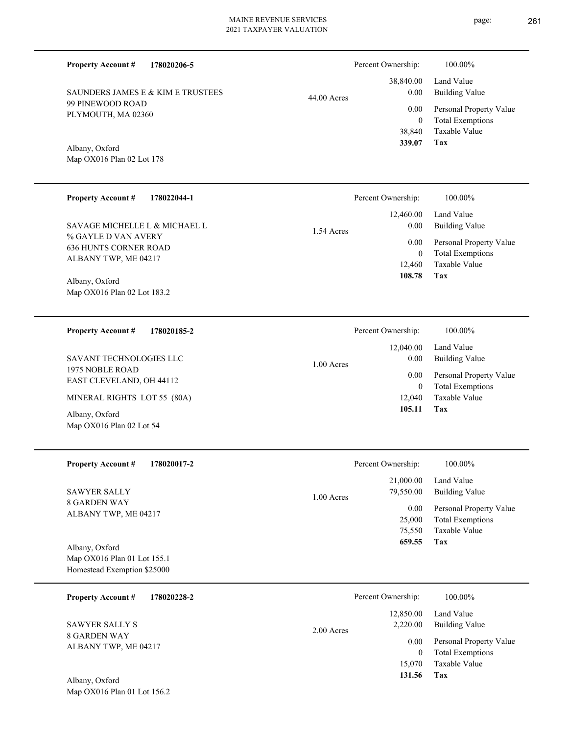**Property Account #** **178020206-5**

SAUNDERS JAMES E & KIM E TRUSTEES
99 PINEWOOD ROAD
PLYMOUTH, MA 02360

Albany, Oxford
Map OX016 Plan 02 Lot 178

44.00 Acres

| Percent Ownership: | 100.00% |
|---|---|
| 38,840.00 | Land Value |
| 0.00 | Building Value |
| 0.00 | Personal Property Value |
| 0 | Total Exemptions |
| 38,840 | Taxable Value |
| **339.07** | **Tax** |

---

**Property Account #** **178022044-1**

SAVAGE MICHELLE L & MICHAEL L
% GAYLE D VAN AVERY
636 HUNTS CORNER ROAD
ALBANY TWP, ME 04217

Albany, Oxford
Map OX016 Plan 02 Lot 183.2

1.54 Acres

| Percent Ownership: | 100.00% |
|---|---|
| 12,460.00 | Land Value |
| 0.00 | Building Value |
| 0.00 | Personal Property Value |
| 0 | Total Exemptions |
| 12,460 | Taxable Value |
| **108.78** | **Tax** |

---

**Property Account #** **178020185-2**

SAVANT TECHNOLOGIES LLC
1975 NOBLE ROAD
EAST CLEVELAND, OH 44112

MINERAL RIGHTS LOT 55 (80A)

Albany, Oxford
Map OX016 Plan 02 Lot 54

1.00 Acres

| Percent Ownership: | 100.00% |
|---|---|
| 12,040.00 | Land Value |
| 0.00 | Building Value |
| 0.00 | Personal Property Value |
| 0 | Total Exemptions |
| 12,040 | Taxable Value |
| **105.11** | **Tax** |

---

**Property Account #** **178020017-2**

SAWYER SALLY
8 GARDEN WAY
ALBANY TWP, ME 04217

Albany, Oxford
Map OX016 Plan 01 Lot 155.1
Homestead Exemption $25000

1.00 Acres

| Percent Ownership: | 100.00% |
|---|---|
| 21,000.00 | Land Value |
| 79,550.00 | Building Value |
| 0.00 | Personal Property Value |
| 25,000 | Total Exemptions |
| 75,550 | Taxable Value |
| **659.55** | **Tax** |

---

**Property Account #** **178020228-2**

SAWYER SALLY S
8 GARDEN WAY
ALBANY TWP, ME 04217

Albany, Oxford
Map OX016 Plan 01 Lot 156.2

2.00 Acres

| Percent Ownership: | 100.00% |
|---|---|
| 12,850.00 | Land Value |
| 2,220.00 | Building Value |
| 0.00 | Personal Property Value |
| 0 | Total Exemptions |
| 15,070 | Taxable Value |
| **131.56** | **Tax** |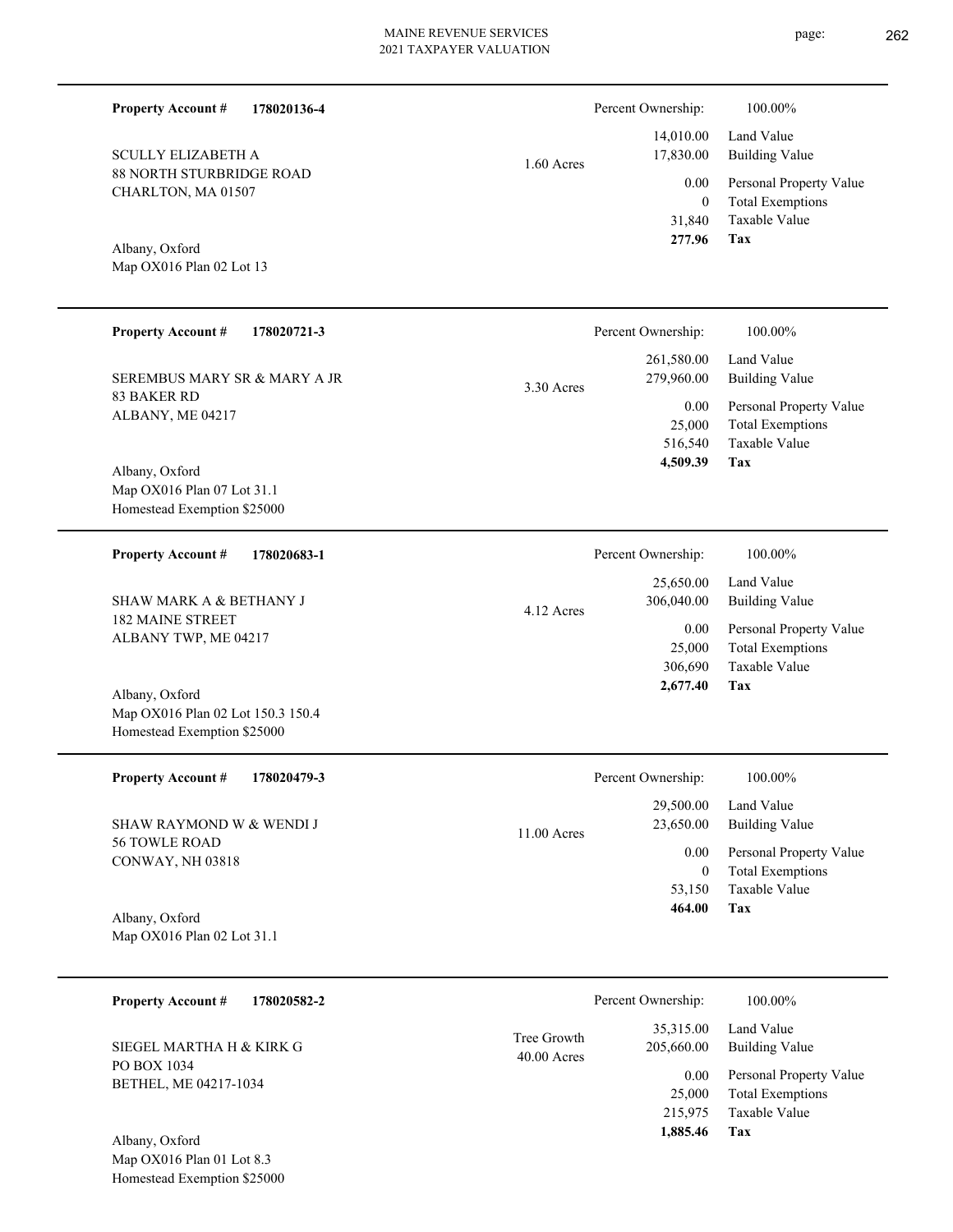**Property Account #** **178020136-4**

SCULLY ELIZABETH A
88 NORTH STURBRIDGE ROAD
CHARLTON, MA 01507

Albany, Oxford
Map OX016 Plan 02 Lot 13

1.60 Acres

Percent Ownership: 100.00%

| | |
|---|---|
| 14,010.00 | Land Value |
| 17,830.00 | Building Value |
| 0.00 | Personal Property Value |
| 0 | Total Exemptions |
| 31,840 | Taxable Value |
| **277.96** | **Tax** |

---

**Property Account #** **178020721-3**

SEREMBUS MARY SR & MARY A JR
83 BAKER RD
ALBANY, ME 04217

Albany, Oxford
Map OX016 Plan 07 Lot 31.1
Homestead Exemption $25000

3.30 Acres

Percent Ownership: 100.00%

| | |
|---|---|
| 261,580.00 | Land Value |
| 279,960.00 | Building Value |
| 0.00 | Personal Property Value |
| 25,000 | Total Exemptions |
| 516,540 | Taxable Value |
| **4,509.39** | **Tax** |

---

**Property Account #** **178020683-1**

SHAW MARK A & BETHANY J
182 MAINE STREET
ALBANY TWP, ME 04217

Albany, Oxford
Map OX016 Plan 02 Lot 150.3 150.4
Homestead Exemption $25000

4.12 Acres

Percent Ownership: 100.00%

| | |
|---|---|
| 25,650.00 | Land Value |
| 306,040.00 | Building Value |
| 0.00 | Personal Property Value |
| 25,000 | Total Exemptions |
| 306,690 | Taxable Value |
| **2,677.40** | **Tax** |

---

**Property Account #** **178020479-3**

SHAW RAYMOND W & WENDI J
56 TOWLE ROAD
CONWAY, NH 03818

Albany, Oxford
Map OX016 Plan 02 Lot 31.1

11.00 Acres

Percent Ownership: 100.00%

| | |
|---|---|
| 29,500.00 | Land Value |
| 23,650.00 | Building Value |
| 0.00 | Personal Property Value |
| 0 | Total Exemptions |
| 53,150 | Taxable Value |
| **464.00** | **Tax** |

---

**Property Account #** **178020582-2**

SIEGEL MARTHA H & KIRK G
PO BOX 1034
BETHEL, ME 04217-1034

Albany, Oxford
Map OX016 Plan 01 Lot 8.3
Homestead Exemption $25000

Tree Growth
40.00 Acres

Percent Ownership: 100.00%

| | |
|---|---|
| 35,315.00 | Land Value |
| 205,660.00 | Building Value |
| 0.00 | Personal Property Value |
| 25,000 | Total Exemptions |
| 215,975 | Taxable Value |
| **1,885.46** | **Tax** |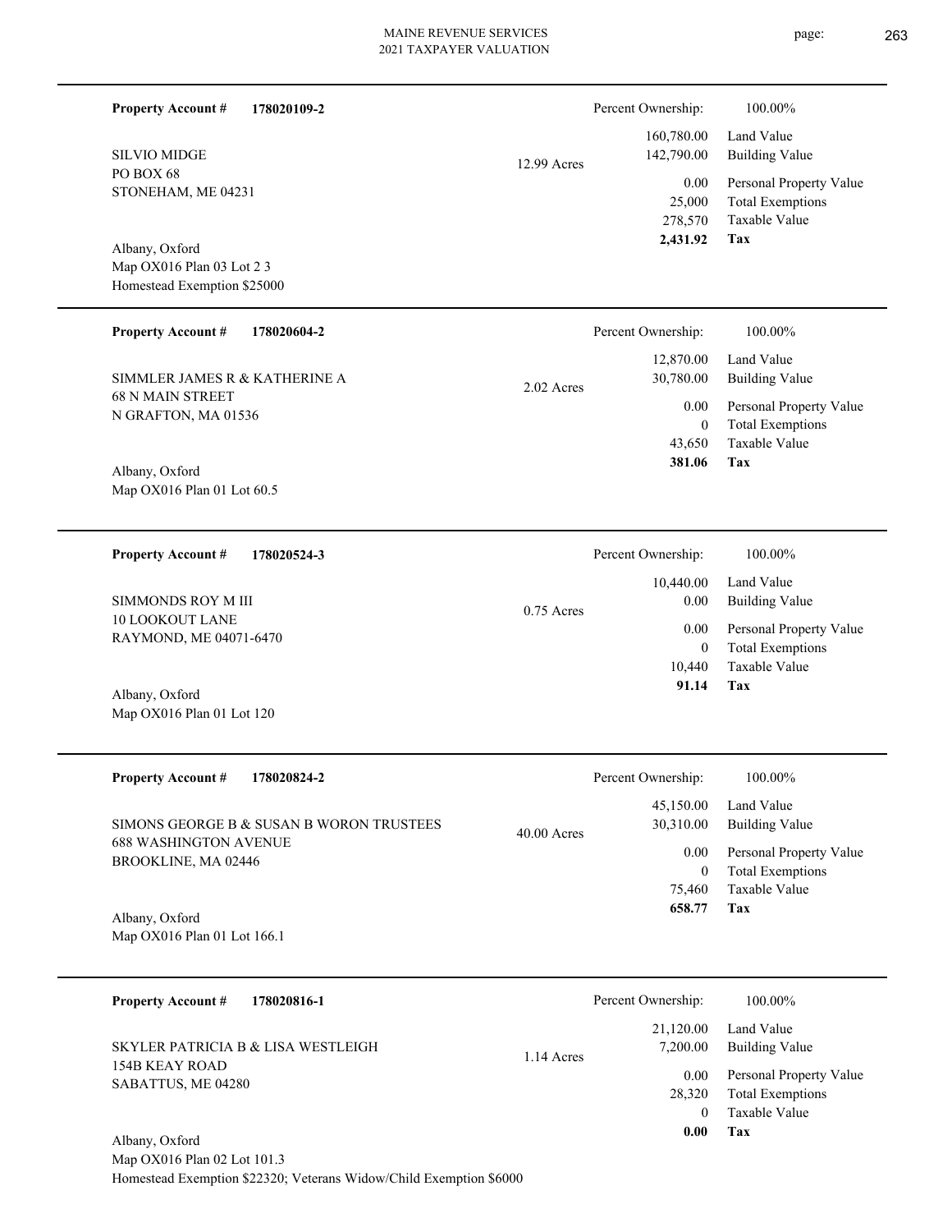**Property Account #** **178020109-2**

SILVIO MIDGE
PO BOX 68
STONEHAM, ME 04231

Albany, Oxford
Map OX016 Plan 03 Lot 2 3
Homestead Exemption $25000

12.99 Acres

| Percent Ownership: | 100.00% |
|---|---|
| 160,780.00 | Land Value |
| 142,790.00 | Building Value |
| 0.00 | Personal Property Value |
| 25,000 | Total Exemptions |
| 278,570 | Taxable Value |
| **2,431.92** | **Tax** |

---

**Property Account #** **178020604-2**

SIMMLER JAMES R & KATHERINE A
68 N MAIN STREET
N GRAFTON, MA 01536

Albany, Oxford
Map OX016 Plan 01 Lot 60.5

2.02 Acres

| Percent Ownership: | 100.00% |
|---|---|
| 12,870.00 | Land Value |
| 30,780.00 | Building Value |
| 0.00 | Personal Property Value |
| 0 | Total Exemptions |
| 43,650 | Taxable Value |
| **381.06** | **Tax** |

---

**Property Account #** **178020524-3**

SIMMONDS ROY M III
10 LOOKOUT LANE
RAYMOND, ME 04071-6470

Albany, Oxford
Map OX016 Plan 01 Lot 120

0.75 Acres

| Percent Ownership: | 100.00% |
|---|---|
| 10,440.00 | Land Value |
| 0.00 | Building Value |
| 0.00 | Personal Property Value |
| 0 | Total Exemptions |
| 10,440 | Taxable Value |
| **91.14** | **Tax** |

---

**Property Account #** **178020824-2**

SIMONS GEORGE B & SUSAN B WORON TRUSTEES
688 WASHINGTON AVENUE
BROOKLINE, MA 02446

Albany, Oxford
Map OX016 Plan 01 Lot 166.1

40.00 Acres

| Percent Ownership: | 100.00% |
|---|---|
| 45,150.00 | Land Value |
| 30,310.00 | Building Value |
| 0.00 | Personal Property Value |
| 0 | Total Exemptions |
| 75,460 | Taxable Value |
| **658.77** | **Tax** |

---

**Property Account #** **178020816-1**

SKYLER PATRICIA B & LISA WESTLEIGH
154B KEAY ROAD
SABATTUS, ME 04280

Albany, Oxford
Map OX016 Plan 02 Lot 101.3
Homestead Exemption $22320; Veterans Widow/Child Exemption $6000

1.14 Acres

| Percent Ownership: | 100.00% |
|---|---|
| 21,120.00 | Land Value |
| 7,200.00 | Building Value |
| 0.00 | Personal Property Value |
| 28,320 | Total Exemptions |
| 0 | Taxable Value |
| **0.00** | **Tax** |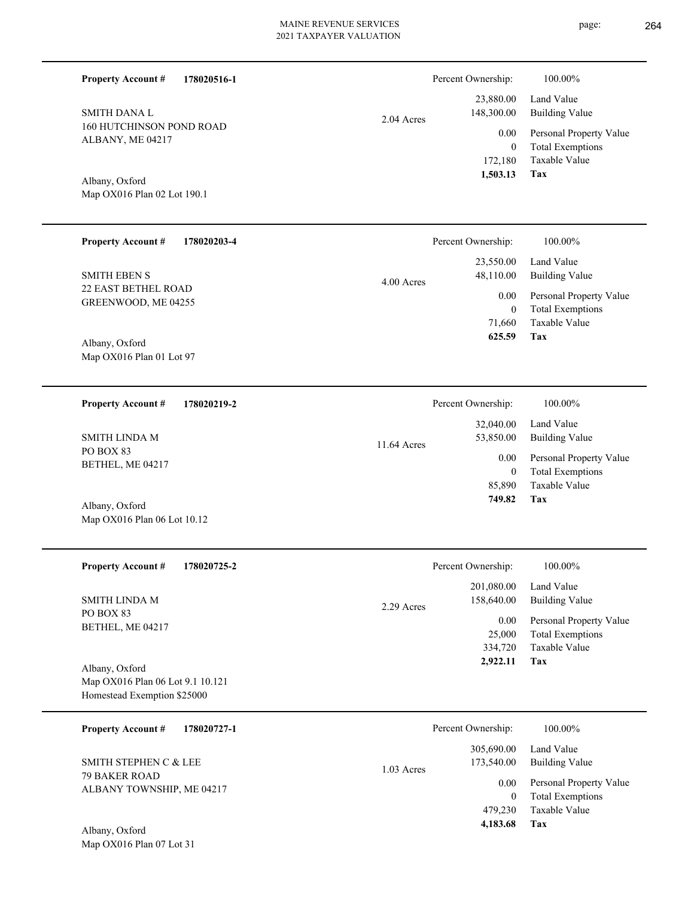**Property Account #** **178020516-1**

SMITH DANA L
160 HUTCHINSON POND ROAD
ALBANY, ME 04217

Albany, Oxford
Map OX016 Plan 02 Lot 190.1

2.04 Acres

| Percent Ownership: | 100.00% |
|---|---|
| 23,880.00 | Land Value |
| 148,300.00 | Building Value |
| 0.00 | Personal Property Value |
| 0 | Total Exemptions |
| 172,180 | Taxable Value |
| **1,503.13** | **Tax** |

---

**Property Account #** **178020203-4**

SMITH EBEN S
22 EAST BETHEL ROAD
GREENWOOD, ME 04255

Albany, Oxford
Map OX016 Plan 01 Lot 97

4.00 Acres

| Percent Ownership: | 100.00% |
|---|---|
| 23,550.00 | Land Value |
| 48,110.00 | Building Value |
| 0.00 | Personal Property Value |
| 0 | Total Exemptions |
| 71,660 | Taxable Value |
| **625.59** | **Tax** |

---

**Property Account #** **178020219-2**

SMITH LINDA M
PO BOX 83
BETHEL, ME 04217

Albany, Oxford
Map OX016 Plan 06 Lot 10.12

11.64 Acres

| Percent Ownership: | 100.00% |
|---|---|
| 32,040.00 | Land Value |
| 53,850.00 | Building Value |
| 0.00 | Personal Property Value |
| 0 | Total Exemptions |
| 85,890 | Taxable Value |
| **749.82** | **Tax** |

---

**Property Account #** **178020725-2**

SMITH LINDA M
PO BOX 83
BETHEL, ME 04217

Albany, Oxford
Map OX016 Plan 06 Lot 9.1 10.121
Homestead Exemption $25000

2.29 Acres

| Percent Ownership: | 100.00% |
|---|---|
| 201,080.00 | Land Value |
| 158,640.00 | Building Value |
| 0.00 | Personal Property Value |
| 25,000 | Total Exemptions |
| 334,720 | Taxable Value |
| **2,922.11** | **Tax** |

---

**Property Account #** **178020727-1**

SMITH STEPHEN C & LEE
79 BAKER ROAD
ALBANY TOWNSHIP, ME 04217

Albany, Oxford
Map OX016 Plan 07 Lot 31

1.03 Acres

| Percent Ownership: | 100.00% |
|---|---|
| 305,690.00 | Land Value |
| 173,540.00 | Building Value |
| 0.00 | Personal Property Value |
| 0 | Total Exemptions |
| 479,230 | Taxable Value |
| **4,183.68** | **Tax** |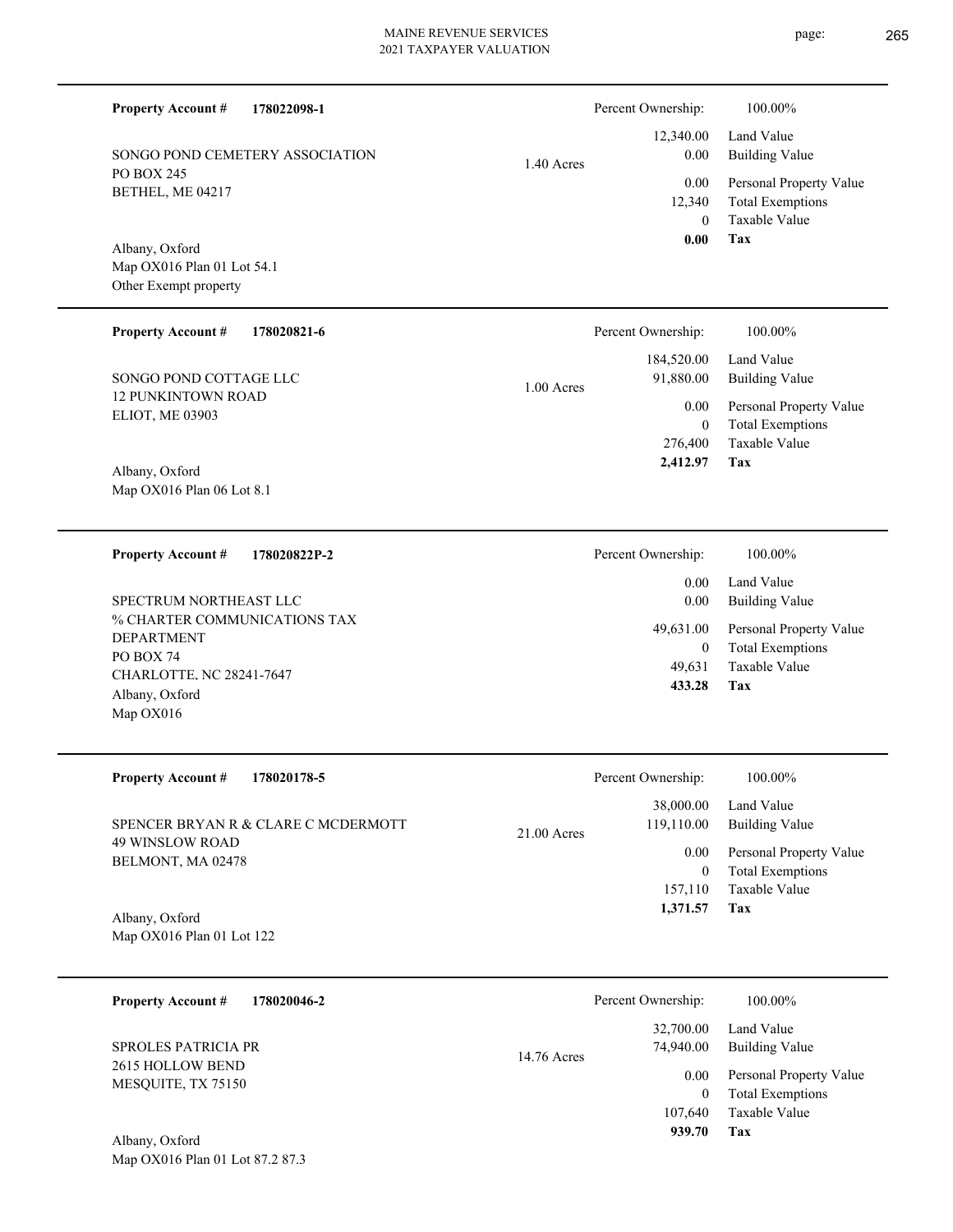**Property Account #** **178022098-1**

SONGO POND CEMETERY ASSOCIATION
PO BOX 245
BETHEL, ME 04217

Albany, Oxford
Map OX016 Plan 01 Lot 54.1
Other Exempt property

1.40 Acres

| Percent Ownership: | 100.00% |
|---|---|
| 12,340.00 | Land Value |
| 0.00 | Building Value |
| 0.00 | Personal Property Value |
| 12,340 | Total Exemptions |
| 0 | Taxable Value |
| **0.00** | **Tax** |

---

**Property Account #** **178020821-6**

SONGO POND COTTAGE LLC
12 PUNKINTOWN ROAD
ELIOT, ME 03903

Albany, Oxford
Map OX016 Plan 06 Lot 8.1

1.00 Acres

| Percent Ownership: | 100.00% |
|---|---|
| 184,520.00 | Land Value |
| 91,880.00 | Building Value |
| 0.00 | Personal Property Value |
| 0 | Total Exemptions |
| 276,400 | Taxable Value |
| **2,412.97** | **Tax** |

---

**Property Account #** **178020822P-2**

SPECTRUM NORTHEAST LLC
% CHARTER COMMUNICATIONS TAX DEPARTMENT
PO BOX 74
CHARLOTTE, NC 28241-7647
Albany, Oxford
Map OX016

| Percent Ownership: | 100.00% |
|---|---|
| 0.00 | Land Value |
| 0.00 | Building Value |
| 49,631.00 | Personal Property Value |
| 0 | Total Exemptions |
| 49,631 | Taxable Value |
| **433.28** | **Tax** |

---

**Property Account #** **178020178-5**

SPENCER BRYAN R & CLARE C MCDERMOTT
49 WINSLOW ROAD
BELMONT, MA 02478

Albany, Oxford
Map OX016 Plan 01 Lot 122

21.00 Acres

| Percent Ownership: | 100.00% |
|---|---|
| 38,000.00 | Land Value |
| 119,110.00 | Building Value |
| 0.00 | Personal Property Value |
| 0 | Total Exemptions |
| 157,110 | Taxable Value |
| **1,371.57** | **Tax** |

---

**Property Account #** **178020046-2**

SPROLES PATRICIA PR
2615 HOLLOW BEND
MESQUITE, TX 75150

Albany, Oxford
Map OX016 Plan 01 Lot 87.2 87.3

14.76 Acres

| Percent Ownership: | 100.00% |
|---|---|
| 32,700.00 | Land Value |
| 74,940.00 | Building Value |
| 0.00 | Personal Property Value |
| 0 | Total Exemptions |
| 107,640 | Taxable Value |
| **939.70** | **Tax** |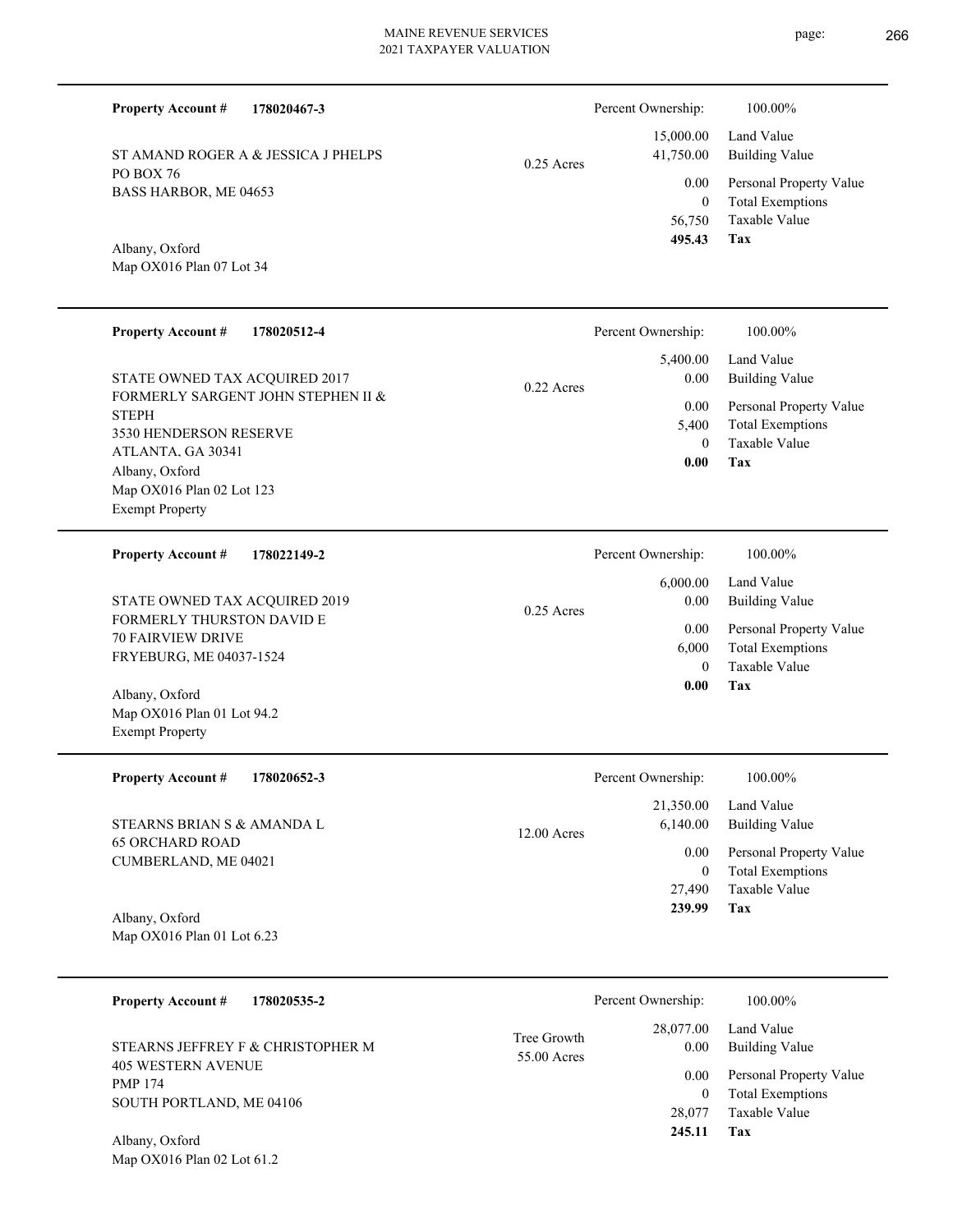**Property Account #** **178020467-3**

ST AMAND ROGER A & JESSICA J PHELPS
PO BOX 76
BASS HARBOR, ME 04653

Albany, Oxford
Map OX016 Plan 07 Lot 34

0.25 Acres

| | |
|---|---|
| Percent Ownership: | 100.00% |
| Land Value | 15,000.00 |
| Building Value | 41,750.00 |
| Personal Property Value | 0.00 |
| Total Exemptions | 0 |
| Taxable Value | 56,750 |
| **Tax** | **495.43** |

---

**Property Account #** **178020512-4**

STATE OWNED TAX ACQUIRED 2017
FORMERLY SARGENT JOHN STEPHEN II & STEPH
3530 HENDERSON RESERVE
ATLANTA, GA 30341

Albany, Oxford
Map OX016 Plan 02 Lot 123
Exempt Property

0.22 Acres

| | |
|---|---|
| Percent Ownership: | 100.00% |
| Land Value | 5,400.00 |
| Building Value | 0.00 |
| Personal Property Value | 0.00 |
| Total Exemptions | 5,400 |
| Taxable Value | 0 |
| **Tax** | **0.00** |

---

**Property Account #** **178022149-2**

STATE OWNED TAX ACQUIRED 2019
FORMERLY THURSTON DAVID E
70 FAIRVIEW DRIVE
FRYEBURG, ME 04037-1524

Albany, Oxford
Map OX016 Plan 01 Lot 94.2
Exempt Property

0.25 Acres

| | |
|---|---|
| Percent Ownership: | 100.00% |
| Land Value | 6,000.00 |
| Building Value | 0.00 |
| Personal Property Value | 0.00 |
| Total Exemptions | 6,000 |
| Taxable Value | 0 |
| **Tax** | **0.00** |

---

**Property Account #** **178020652-3**

STEARNS BRIAN S & AMANDA L
65 ORCHARD ROAD
CUMBERLAND, ME 04021

Albany, Oxford
Map OX016 Plan 01 Lot 6.23

12.00 Acres

| | |
|---|---|
| Percent Ownership: | 100.00% |
| Land Value | 21,350.00 |
| Building Value | 6,140.00 |
| Personal Property Value | 0.00 |
| Total Exemptions | 0 |
| Taxable Value | 27,490 |
| **Tax** | **239.99** |

---

**Property Account #** **178020535-2**

STEARNS JEFFREY F & CHRISTOPHER M
405 WESTERN AVENUE
PMP 174
SOUTH PORTLAND, ME 04106

Albany, Oxford
Map OX016 Plan 02 Lot 61.2

Tree Growth
55.00 Acres

| | |
|---|---|
| Percent Ownership: | 100.00% |
| Land Value | 28,077.00 |
| Building Value | 0.00 |
| Personal Property Value | 0.00 |
| Total Exemptions | 0 |
| Taxable Value | 28,077 |
| **Tax** | **245.11** |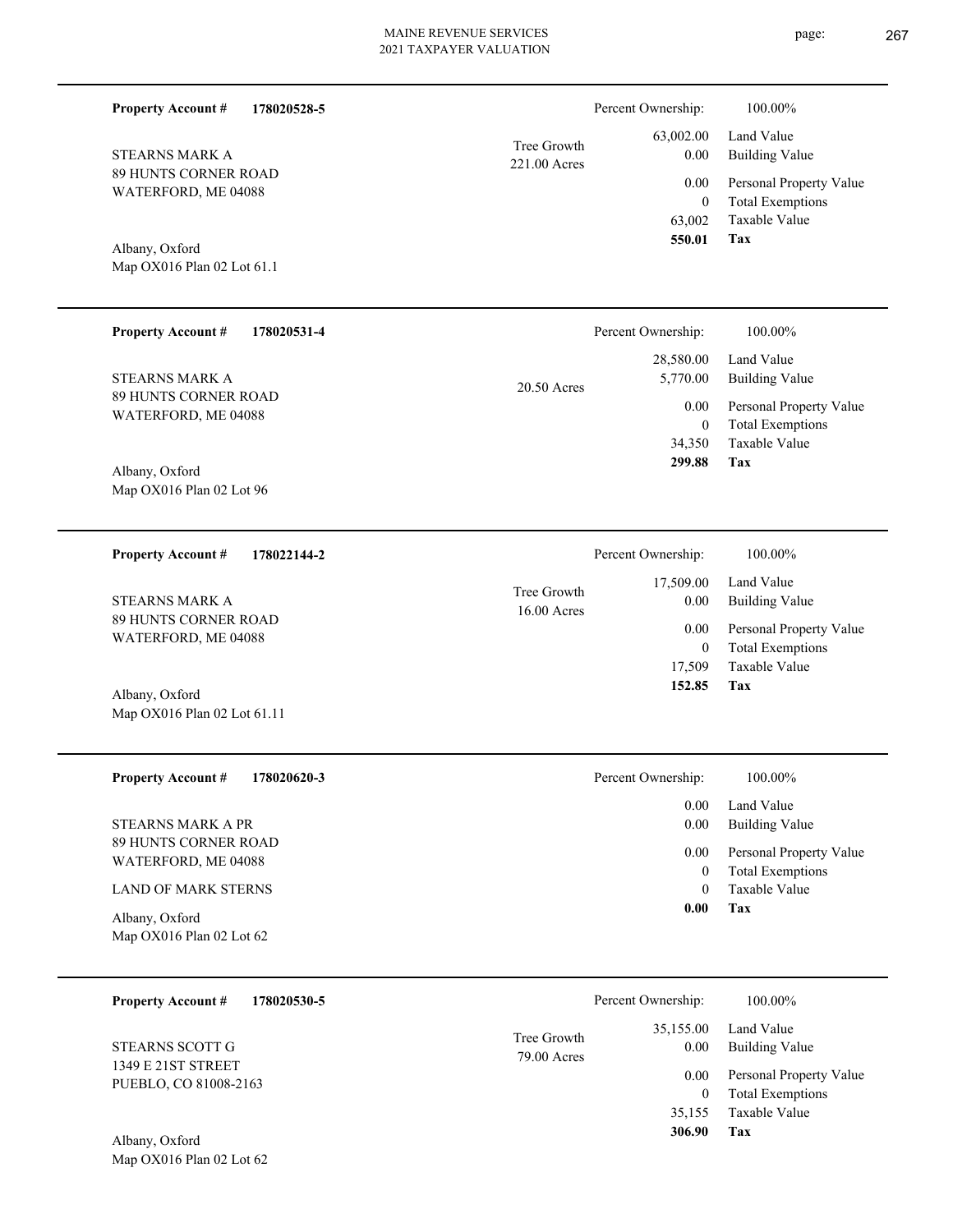**Property Account #** **178020528-5**

STEARNS MARK A
89 HUNTS CORNER ROAD
WATERFORD, ME 04088

Albany, Oxford
Map OX016 Plan 02 Lot 61.1

Tree Growth
221.00 Acres

Percent Ownership: 100.00%

| | |
|---|---|
| 63,002.00 | Land Value |
| 0.00 | Building Value |
| 0.00 | Personal Property Value |
| 0 | Total Exemptions |
| 63,002 | Taxable Value |
| **550.01** | **Tax** |

---

**Property Account #** **178020531-4**

STEARNS MARK A
89 HUNTS CORNER ROAD
WATERFORD, ME 04088

Albany, Oxford
Map OX016 Plan 02 Lot 96

20.50 Acres

Percent Ownership: 100.00%

| | |
|---|---|
| 28,580.00 | Land Value |
| 5,770.00 | Building Value |
| 0.00 | Personal Property Value |
| 0 | Total Exemptions |
| 34,350 | Taxable Value |
| **299.88** | **Tax** |

---

**Property Account #** **178022144-2**

STEARNS MARK A
89 HUNTS CORNER ROAD
WATERFORD, ME 04088

Albany, Oxford
Map OX016 Plan 02 Lot 61.11

Tree Growth
16.00 Acres

Percent Ownership: 100.00%

| | |
|---|---|
| 17,509.00 | Land Value |
| 0.00 | Building Value |
| 0.00 | Personal Property Value |
| 0 | Total Exemptions |
| 17,509 | Taxable Value |
| **152.85** | **Tax** |

---

**Property Account #** **178020620-3**

STEARNS MARK A PR
89 HUNTS CORNER ROAD
WATERFORD, ME 04088

LAND OF MARK STERNS

Albany, Oxford
Map OX016 Plan 02 Lot 62

Percent Ownership: 100.00%

| | |
|---|---|
| 0.00 | Land Value |
| 0.00 | Building Value |
| 0.00 | Personal Property Value |
| 0 | Total Exemptions |
| 0 | Taxable Value |
| **0.00** | **Tax** |

---

**Property Account #** **178020530-5**

STEARNS SCOTT G
1349 E 21ST STREET
PUEBLO, CO 81008-2163

Albany, Oxford
Map OX016 Plan 02 Lot 62

Tree Growth
79.00 Acres

Percent Ownership: 100.00%

| | |
|---|---|
| 35,155.00 | Land Value |
| 0.00 | Building Value |
| 0.00 | Personal Property Value |
| 0 | Total Exemptions |
| 35,155 | Taxable Value |
| **306.90** | **Tax** |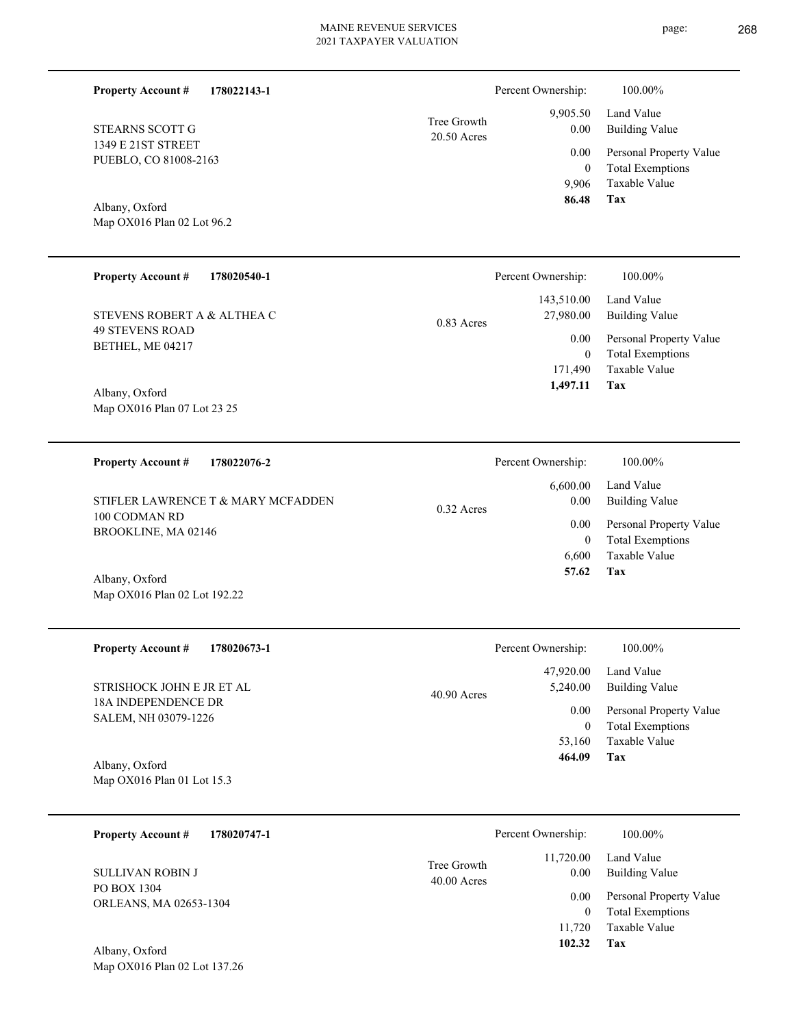**Property Account #** **178022143-1**

STEARNS SCOTT G
1349 E 21ST STREET
PUEBLO, CO 81008-2163

Albany, Oxford
Map OX016 Plan 02 Lot 96.2

Tree Growth
20.50 Acres

| Percent Ownership: | 100.00% |
|---|---|
| 9,905.50 | Land Value |
| 0.00 | Building Value |
| 0.00 | Personal Property Value |
| 0 | Total Exemptions |
| 9,906 | Taxable Value |
| **86.48** | **Tax** |

---

**Property Account #** **178020540-1**

STEVENS ROBERT A & ALTHEA C
49 STEVENS ROAD
BETHEL, ME 04217

Albany, Oxford
Map OX016 Plan 07 Lot 23 25

0.83 Acres

| Percent Ownership: | 100.00% |
|---|---|
| 143,510.00 | Land Value |
| 27,980.00 | Building Value |
| 0.00 | Personal Property Value |
| 0 | Total Exemptions |
| 171,490 | Taxable Value |
| **1,497.11** | **Tax** |

---

**Property Account #** **178022076-2**

STIFLER LAWRENCE T & MARY MCFADDEN
100 CODMAN RD
BROOKLINE, MA 02146

Albany, Oxford
Map OX016 Plan 02 Lot 192.22

0.32 Acres

| Percent Ownership: | 100.00% |
|---|---|
| 6,600.00 | Land Value |
| 0.00 | Building Value |
| 0.00 | Personal Property Value |
| 0 | Total Exemptions |
| 6,600 | Taxable Value |
| **57.62** | **Tax** |

---

**Property Account #** **178020673-1**

STRISHOCK JOHN E JR ET AL
18A INDEPENDENCE DR
SALEM, NH 03079-1226

Albany, Oxford
Map OX016 Plan 01 Lot 15.3

40.90 Acres

| Percent Ownership: | 100.00% |
|---|---|
| 47,920.00 | Land Value |
| 5,240.00 | Building Value |
| 0.00 | Personal Property Value |
| 0 | Total Exemptions |
| 53,160 | Taxable Value |
| **464.09** | **Tax** |

---

**Property Account #** **178020747-1**

SULLIVAN ROBIN J
PO BOX 1304
ORLEANS, MA 02653-1304

Albany, Oxford
Map OX016 Plan 02 Lot 137.26

Tree Growth
40.00 Acres

| Percent Ownership: | 100.00% |
|---|---|
| 11,720.00 | Land Value |
| 0.00 | Building Value |
| 0.00 | Personal Property Value |
| 0 | Total Exemptions |
| 11,720 | Taxable Value |
| **102.32** | **Tax** |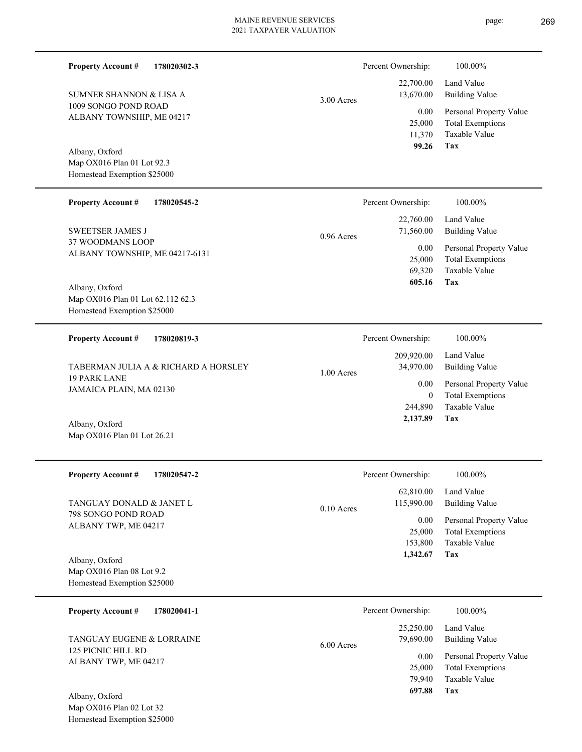**Property Account #** **178020302-3**

SUMNER SHANNON & LISA A
1009 SONGO POND ROAD
ALBANY TOWNSHIP, ME 04217

Albany, Oxford
Map OX016 Plan 01 Lot 92.3
Homestead Exemption $25000

3.00 Acres

| Percent Ownership: | 100.00% |
|---|---|
| 22,700.00 | Land Value |
| 13,670.00 | Building Value |
| 0.00 | Personal Property Value |
| 25,000 | Total Exemptions |
| 11,370 | Taxable Value |
| **99.26** | **Tax** |

---

**Property Account #** **178020545-2**

SWEETSER JAMES J
37 WOODMANS LOOP
ALBANY TOWNSHIP, ME 04217-6131

Albany, Oxford
Map OX016 Plan 01 Lot 62.112 62.3
Homestead Exemption $25000

0.96 Acres

| Percent Ownership: | 100.00% |
|---|---|
| 22,760.00 | Land Value |
| 71,560.00 | Building Value |
| 0.00 | Personal Property Value |
| 25,000 | Total Exemptions |
| 69,320 | Taxable Value |
| **605.16** | **Tax** |

---

**Property Account #** **178020819-3**

TABERMAN JULIA A & RICHARD A HORSLEY
19 PARK LANE
JAMAICA PLAIN, MA 02130

Albany, Oxford
Map OX016 Plan 01 Lot 26.21

1.00 Acres

| Percent Ownership: | 100.00% |
|---|---|
| 209,920.00 | Land Value |
| 34,970.00 | Building Value |
| 0.00 | Personal Property Value |
| 0 | Total Exemptions |
| 244,890 | Taxable Value |
| **2,137.89** | **Tax** |

---

**Property Account #** **178020547-2**

TANGUAY DONALD & JANET L
798 SONGO POND ROAD
ALBANY TWP, ME 04217

Albany, Oxford
Map OX016 Plan 08 Lot 9.2
Homestead Exemption $25000

0.10 Acres

| Percent Ownership: | 100.00% |
|---|---|
| 62,810.00 | Land Value |
| 115,990.00 | Building Value |
| 0.00 | Personal Property Value |
| 25,000 | Total Exemptions |
| 153,800 | Taxable Value |
| **1,342.67** | **Tax** |

---

**Property Account #** **178020041-1**

TANGUAY EUGENE & LORRAINE
125 PICNIC HILL RD
ALBANY TWP, ME 04217

Albany, Oxford
Map OX016 Plan 02 Lot 32
Homestead Exemption $25000

6.00 Acres

| Percent Ownership: | 100.00% |
|---|---|
| 25,250.00 | Land Value |
| 79,690.00 | Building Value |
| 0.00 | Personal Property Value |
| 25,000 | Total Exemptions |
| 79,940 | Taxable Value |
| **697.88** | **Tax** |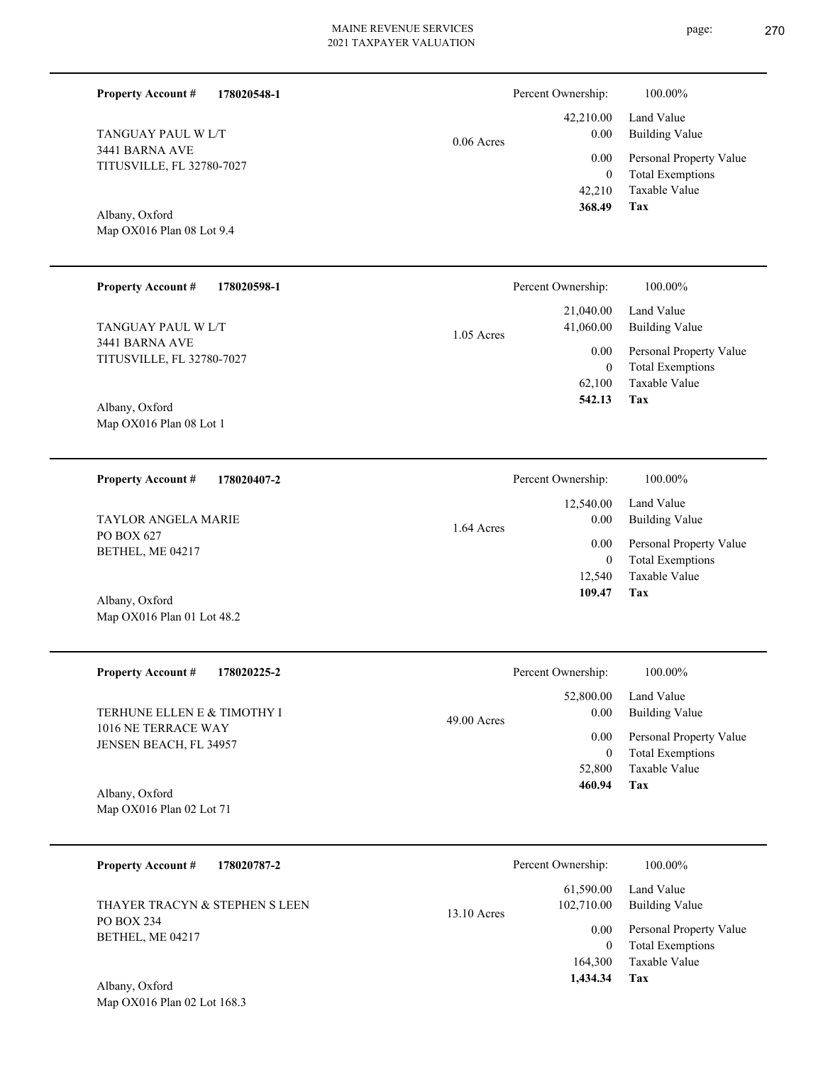**Property Account #** **178020548-1**

TANGUAY PAUL W L/T
3441 BARNA AVE
TITUSVILLE, FL 32780-7027

Albany, Oxford
Map OX016 Plan 08 Lot 9.4

0.06 Acres

| | |
|---|---|
| Percent Ownership: | 100.00% |
| 42,210.00 | Land Value |
| 0.00 | Building Value |
| 0.00 | Personal Property Value |
| 0 | Total Exemptions |
| 42,210 | Taxable Value |
| **368.49** | **Tax** |

---

**Property Account #** **178020598-1**

TANGUAY PAUL W L/T
3441 BARNA AVE
TITUSVILLE, FL 32780-7027

Albany, Oxford
Map OX016 Plan 08 Lot 1

1.05 Acres

| | |
|---|---|
| Percent Ownership: | 100.00% |
| 21,040.00 | Land Value |
| 41,060.00 | Building Value |
| 0.00 | Personal Property Value |
| 0 | Total Exemptions |
| 62,100 | Taxable Value |
| **542.13** | **Tax** |

---

**Property Account #** **178020407-2**

TAYLOR ANGELA MARIE
PO BOX 627
BETHEL, ME 04217

Albany, Oxford
Map OX016 Plan 01 Lot 48.2

1.64 Acres

| | |
|---|---|
| Percent Ownership: | 100.00% |
| 12,540.00 | Land Value |
| 0.00 | Building Value |
| 0.00 | Personal Property Value |
| 0 | Total Exemptions |
| 12,540 | Taxable Value |
| **109.47** | **Tax** |

---

**Property Account #** **178020225-2**

TERHUNE ELLEN E & TIMOTHY I
1016 NE TERRACE WAY
JENSEN BEACH, FL 34957

Albany, Oxford
Map OX016 Plan 02 Lot 71

49.00 Acres

| | |
|---|---|
| Percent Ownership: | 100.00% |
| 52,800.00 | Land Value |
| 0.00 | Building Value |
| 0.00 | Personal Property Value |
| 0 | Total Exemptions |
| 52,800 | Taxable Value |
| **460.94** | **Tax** |

---

**Property Account #** **178020787-2**

THAYER TRACYN & STEPHEN S LEEN
PO BOX 234
BETHEL, ME 04217

Albany, Oxford
Map OX016 Plan 02 Lot 168.3

13.10 Acres

| | |
|---|---|
| Percent Ownership: | 100.00% |
| 61,590.00 | Land Value |
| 102,710.00 | Building Value |
| 0.00 | Personal Property Value |
| 0 | Total Exemptions |
| 164,300 | Taxable Value |
| **1,434.34** | **Tax** |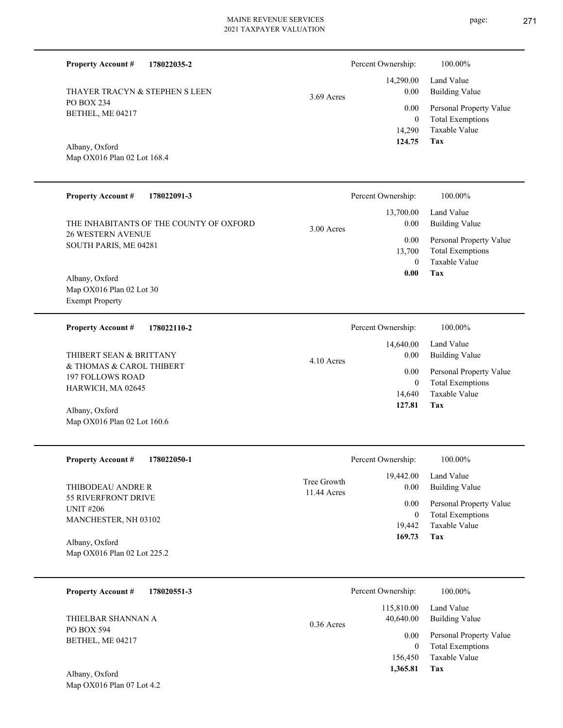**Property Account #** **178022035-2**

THAYER TRACYN & STEPHEN S LEEN
PO BOX 234
BETHEL, ME 04217

Albany, Oxford
Map OX016 Plan 02 Lot 168.4

3.69 Acres

| Percent Ownership: | 100.00% |
|---|---|
| 14,290.00 | Land Value |
| 0.00 | Building Value |
| 0.00 | Personal Property Value |
| 0 | Total Exemptions |
| 14,290 | Taxable Value |
| **124.75** | **Tax** |

---

**Property Account #** **178022091-3**

THE INHABITANTS OF THE COUNTY OF OXFORD
26 WESTERN AVENUE
SOUTH PARIS, ME 04281

Albany, Oxford
Map OX016 Plan 02 Lot 30
Exempt Property

3.00 Acres

| Percent Ownership: | 100.00% |
|---|---|
| 13,700.00 | Land Value |
| 0.00 | Building Value |
| 0.00 | Personal Property Value |
| 13,700 | Total Exemptions |
| 0 | Taxable Value |
| **0.00** | **Tax** |

---

**Property Account #** **178022110-2**

THIBERT SEAN & BRITTANY
& THOMAS & CAROL THIBERT
197 FOLLOWS ROAD
HARWICH, MA 02645

Albany, Oxford
Map OX016 Plan 02 Lot 160.6

4.10 Acres

| Percent Ownership: | 100.00% |
|---|---|
| 14,640.00 | Land Value |
| 0.00 | Building Value |
| 0.00 | Personal Property Value |
| 0 | Total Exemptions |
| 14,640 | Taxable Value |
| **127.81** | **Tax** |

---

**Property Account #** **178022050-1**

THIBODEAU ANDRE R
55 RIVERFRONT DRIVE
UNIT #206
MANCHESTER, NH 03102

Albany, Oxford
Map OX016 Plan 02 Lot 225.2

Tree Growth
11.44 Acres

| Percent Ownership: | 100.00% |
|---|---|
| 19,442.00 | Land Value |
| 0.00 | Building Value |
| 0.00 | Personal Property Value |
| 0 | Total Exemptions |
| 19,442 | Taxable Value |
| **169.73** | **Tax** |

---

**Property Account #** **178020551-3**

THIELBAR SHANNAN A
PO BOX 594
BETHEL, ME 04217

Albany, Oxford
Map OX016 Plan 07 Lot 4.2

0.36 Acres

| Percent Ownership: | 100.00% |
|---|---|
| 115,810.00 | Land Value |
| 40,640.00 | Building Value |
| 0.00 | Personal Property Value |
| 0 | Total Exemptions |
| 156,450 | Taxable Value |
| **1,365.81** | **Tax** |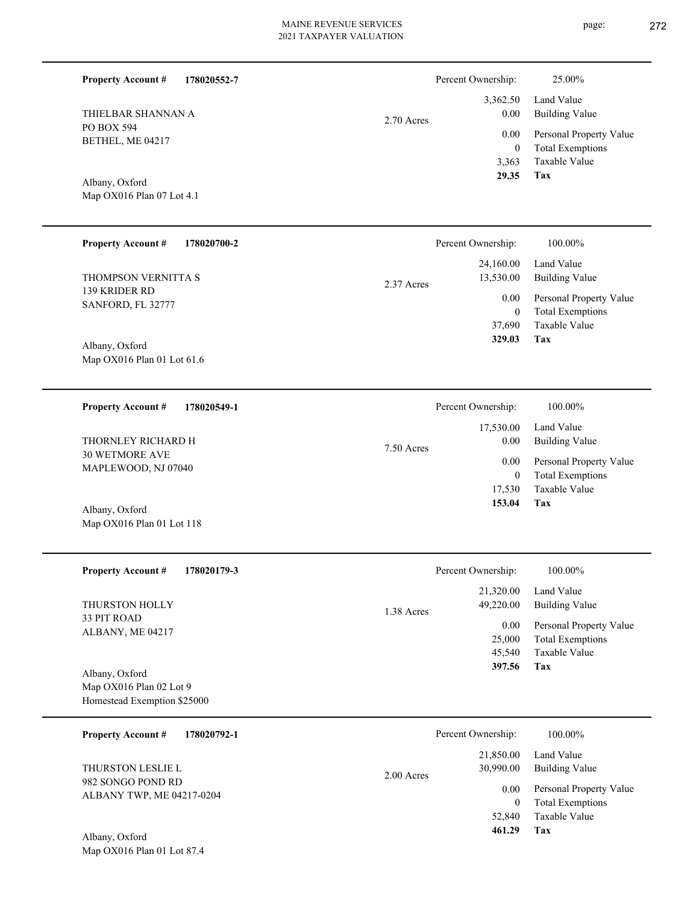**Property Account #** **178020552-7**

THIELBAR SHANNAN A
PO BOX 594
BETHEL, ME 04217

Albany, Oxford
Map OX016 Plan 07 Lot 4.1

2.70 Acres

| Percent Ownership: | 25.00% |
|---|---|
| 3,362.50 | Land Value |
| 0.00 | Building Value |
| 0.00 | Personal Property Value |
| 0 | Total Exemptions |
| 3,363 | Taxable Value |
| **29.35** | **Tax** |

---

**Property Account #** **178020700-2**

THOMPSON VERNITTA S
139 KRIDER RD
SANFORD, FL 32777

Albany, Oxford
Map OX016 Plan 01 Lot 61.6

2.37 Acres

| Percent Ownership: | 100.00% |
|---|---|
| 24,160.00 | Land Value |
| 13,530.00 | Building Value |
| 0.00 | Personal Property Value |
| 0 | Total Exemptions |
| 37,690 | Taxable Value |
| **329.03** | **Tax** |

---

**Property Account #** **178020549-1**

THORNLEY RICHARD H
30 WETMORE AVE
MAPLEWOOD, NJ 07040

Albany, Oxford
Map OX016 Plan 01 Lot 118

7.50 Acres

| Percent Ownership: | 100.00% |
|---|---|
| 17,530.00 | Land Value |
| 0.00 | Building Value |
| 0.00 | Personal Property Value |
| 0 | Total Exemptions |
| 17,530 | Taxable Value |
| **153.04** | **Tax** |

---

**Property Account #** **178020179-3**

THURSTON HOLLY
33 PIT ROAD
ALBANY, ME 04217

Albany, Oxford
Map OX016 Plan 02 Lot 9
Homestead Exemption $25000

1.38 Acres

| Percent Ownership: | 100.00% |
|---|---|
| 21,320.00 | Land Value |
| 49,220.00 | Building Value |
| 0.00 | Personal Property Value |
| 25,000 | Total Exemptions |
| 45,540 | Taxable Value |
| **397.56** | **Tax** |

---

**Property Account #** **178020792-1**

THURSTON LESLIE L
982 SONGO POND RD
ALBANY TWP, ME 04217-0204

Albany, Oxford
Map OX016 Plan 01 Lot 87.4

2.00 Acres

| Percent Ownership: | 100.00% |
|---|---|
| 21,850.00 | Land Value |
| 30,990.00 | Building Value |
| 0.00 | Personal Property Value |
| 0 | Total Exemptions |
| 52,840 | Taxable Value |
| **461.29** | **Tax** |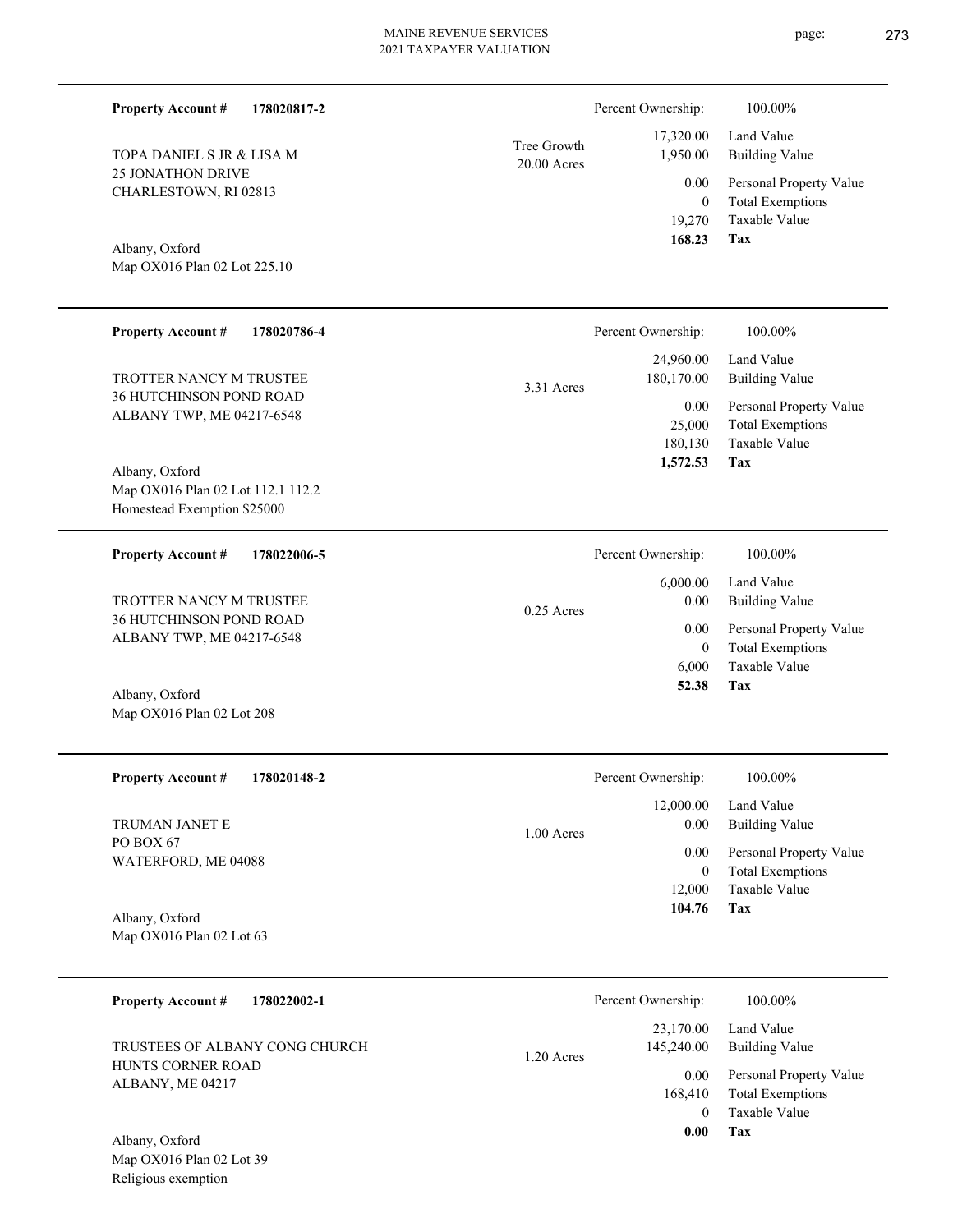**Property Account #** **178020817-2**

TOPA DANIEL S JR & LISA M
25 JONATHON DRIVE
CHARLESTOWN, RI 02813

Albany, Oxford
Map OX016 Plan 02 Lot 225.10

Tree Growth
20.00 Acres

| Percent Ownership: | 100.00% |
|---|---|
| 17,320.00 | Land Value |
| 1,950.00 | Building Value |
| 0.00 | Personal Property Value |
| 0 | Total Exemptions |
| 19,270 | Taxable Value |
| **168.23** | **Tax** |

---

**Property Account #** **178020786-4**

TROTTER NANCY M TRUSTEE
36 HUTCHINSON POND ROAD
ALBANY TWP, ME 04217-6548

Albany, Oxford
Map OX016 Plan 02 Lot 112.1 112.2
Homestead Exemption $25000

3.31 Acres

| Percent Ownership: | 100.00% |
|---|---|
| 24,960.00 | Land Value |
| 180,170.00 | Building Value |
| 0.00 | Personal Property Value |
| 25,000 | Total Exemptions |
| 180,130 | Taxable Value |
| **1,572.53** | **Tax** |

---

**Property Account #** **178022006-5**

TROTTER NANCY M TRUSTEE
36 HUTCHINSON POND ROAD
ALBANY TWP, ME 04217-6548

Albany, Oxford
Map OX016 Plan 02 Lot 208

0.25 Acres

| Percent Ownership: | 100.00% |
|---|---|
| 6,000.00 | Land Value |
| 0.00 | Building Value |
| 0.00 | Personal Property Value |
| 0 | Total Exemptions |
| 6,000 | Taxable Value |
| **52.38** | **Tax** |

---

**Property Account #** **178020148-2**

TRUMAN JANET E
PO BOX 67
WATERFORD, ME 04088

Albany, Oxford
Map OX016 Plan 02 Lot 63

1.00 Acres

| Percent Ownership: | 100.00% |
|---|---|
| 12,000.00 | Land Value |
| 0.00 | Building Value |
| 0.00 | Personal Property Value |
| 0 | Total Exemptions |
| 12,000 | Taxable Value |
| **104.76** | **Tax** |

---

**Property Account #** **178022002-1**

TRUSTEES OF ALBANY CONG CHURCH
HUNTS CORNER ROAD
ALBANY, ME 04217

Albany, Oxford
Map OX016 Plan 02 Lot 39
Religious exemption

1.20 Acres

| Percent Ownership: | 100.00% |
|---|---|
| 23,170.00 | Land Value |
| 145,240.00 | Building Value |
| 0.00 | Personal Property Value |
| 168,410 | Total Exemptions |
| 0 | Taxable Value |
| **0.00** | **Tax** |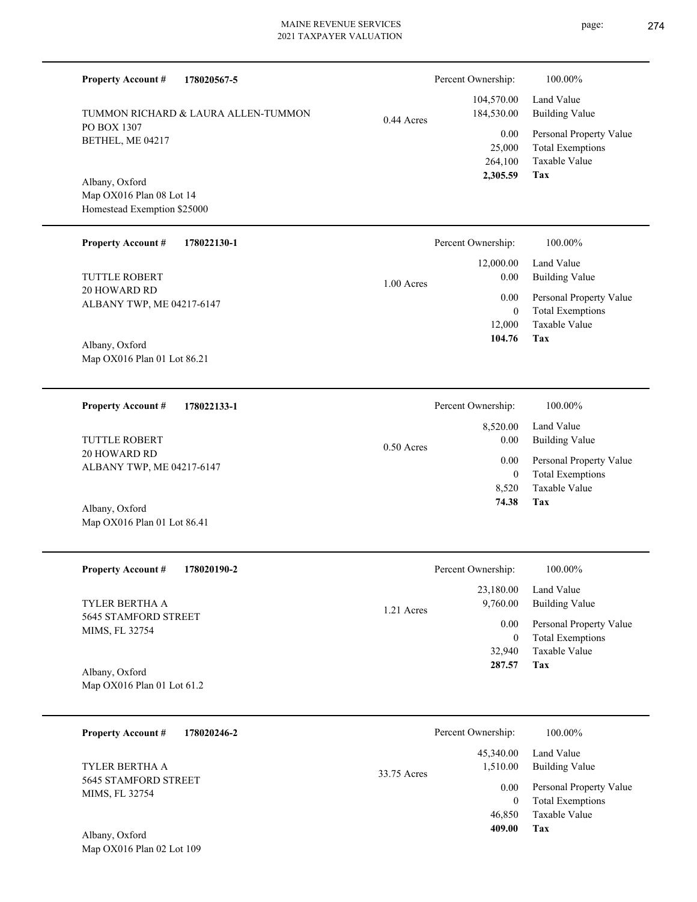**Property Account #** **178020567-5**

TUMMON RICHARD & LAURA ALLEN-TUMMON
PO BOX 1307
BETHEL, ME 04217

Albany, Oxford
Map OX016 Plan 08 Lot 14
Homestead Exemption $25000

0.44 Acres

| Percent Ownership: | 100.00% |
|---|---|
| 104,570.00 | Land Value |
| 184,530.00 | Building Value |
| 0.00 | Personal Property Value |
| 25,000 | Total Exemptions |
| 264,100 | Taxable Value |
| **2,305.59** | **Tax** |

---

**Property Account #** **178022130-1**

TUTTLE ROBERT
20 HOWARD RD
ALBANY TWP, ME 04217-6147

Albany, Oxford
Map OX016 Plan 01 Lot 86.21

1.00 Acres

| Percent Ownership: | 100.00% |
|---|---|
| 12,000.00 | Land Value |
| 0.00 | Building Value |
| 0.00 | Personal Property Value |
| 0 | Total Exemptions |
| 12,000 | Taxable Value |
| **104.76** | **Tax** |

---

**Property Account #** **178022133-1**

TUTTLE ROBERT
20 HOWARD RD
ALBANY TWP, ME 04217-6147

Albany, Oxford
Map OX016 Plan 01 Lot 86.41

0.50 Acres

| Percent Ownership: | 100.00% |
|---|---|
| 8,520.00 | Land Value |
| 0.00 | Building Value |
| 0.00 | Personal Property Value |
| 0 | Total Exemptions |
| 8,520 | Taxable Value |
| **74.38** | **Tax** |

---

**Property Account #** **178020190-2**

TYLER BERTHA A
5645 STAMFORD STREET
MIMS, FL 32754

Albany, Oxford
Map OX016 Plan 01 Lot 61.2

1.21 Acres

| Percent Ownership: | 100.00% |
|---|---|
| 23,180.00 | Land Value |
| 9,760.00 | Building Value |
| 0.00 | Personal Property Value |
| 0 | Total Exemptions |
| 32,940 | Taxable Value |
| **287.57** | **Tax** |

---

**Property Account #** **178020246-2**

TYLER BERTHA A
5645 STAMFORD STREET
MIMS, FL 32754

Albany, Oxford
Map OX016 Plan 02 Lot 109

33.75 Acres

| Percent Ownership: | 100.00% |
|---|---|
| 45,340.00 | Land Value |
| 1,510.00 | Building Value |
| 0.00 | Personal Property Value |
| 0 | Total Exemptions |
| 46,850 | Taxable Value |
| **409.00** | **Tax** |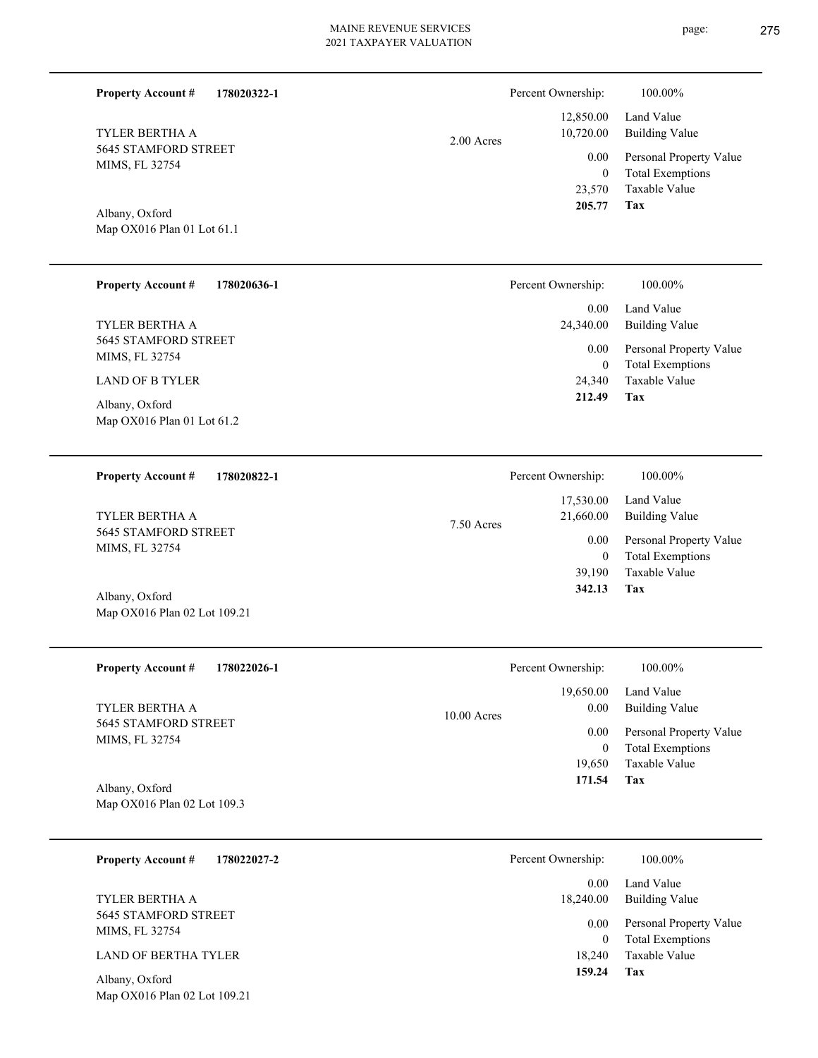**Property Account #** **178020322-1**

TYLER BERTHA A
5645 STAMFORD STREET
MIMS, FL 32754

Albany, Oxford
Map OX016 Plan 01 Lot 61.1

2.00 Acres

| Percent Ownership: | 100.00% |
|---|---|
| 12,850.00 | Land Value |
| 10,720.00 | Building Value |
| 0.00 | Personal Property Value |
| 0 | Total Exemptions |
| 23,570 | Taxable Value |
| **205.77** | **Tax** |

---

**Property Account #** **178020636-1**

TYLER BERTHA A
5645 STAMFORD STREET
MIMS, FL 32754

LAND OF B TYLER

Albany, Oxford
Map OX016 Plan 01 Lot 61.2

| Percent Ownership: | 100.00% |
|---|---|
| 0.00 | Land Value |
| 24,340.00 | Building Value |
| 0.00 | Personal Property Value |
| 0 | Total Exemptions |
| 24,340 | Taxable Value |
| **212.49** | **Tax** |

---

**Property Account #** **178020822-1**

TYLER BERTHA A
5645 STAMFORD STREET
MIMS, FL 32754

Albany, Oxford
Map OX016 Plan 02 Lot 109.21

7.50 Acres

| Percent Ownership: | 100.00% |
|---|---|
| 17,530.00 | Land Value |
| 21,660.00 | Building Value |
| 0.00 | Personal Property Value |
| 0 | Total Exemptions |
| 39,190 | Taxable Value |
| **342.13** | **Tax** |

---

**Property Account #** **178022026-1**

TYLER BERTHA A
5645 STAMFORD STREET
MIMS, FL 32754

Albany, Oxford
Map OX016 Plan 02 Lot 109.3

10.00 Acres

| Percent Ownership: | 100.00% |
|---|---|
| 19,650.00 | Land Value |
| 0.00 | Building Value |
| 0.00 | Personal Property Value |
| 0 | Total Exemptions |
| 19,650 | Taxable Value |
| **171.54** | **Tax** |

---

**Property Account #** **178022027-2**

TYLER BERTHA A
5645 STAMFORD STREET
MIMS, FL 32754

LAND OF BERTHA TYLER

Albany, Oxford
Map OX016 Plan 02 Lot 109.21

| Percent Ownership: | 100.00% |
|---|---|
| 0.00 | Land Value |
| 18,240.00 | Building Value |
| 0.00 | Personal Property Value |
| 0 | Total Exemptions |
| 18,240 | Taxable Value |
| **159.24** | **Tax** |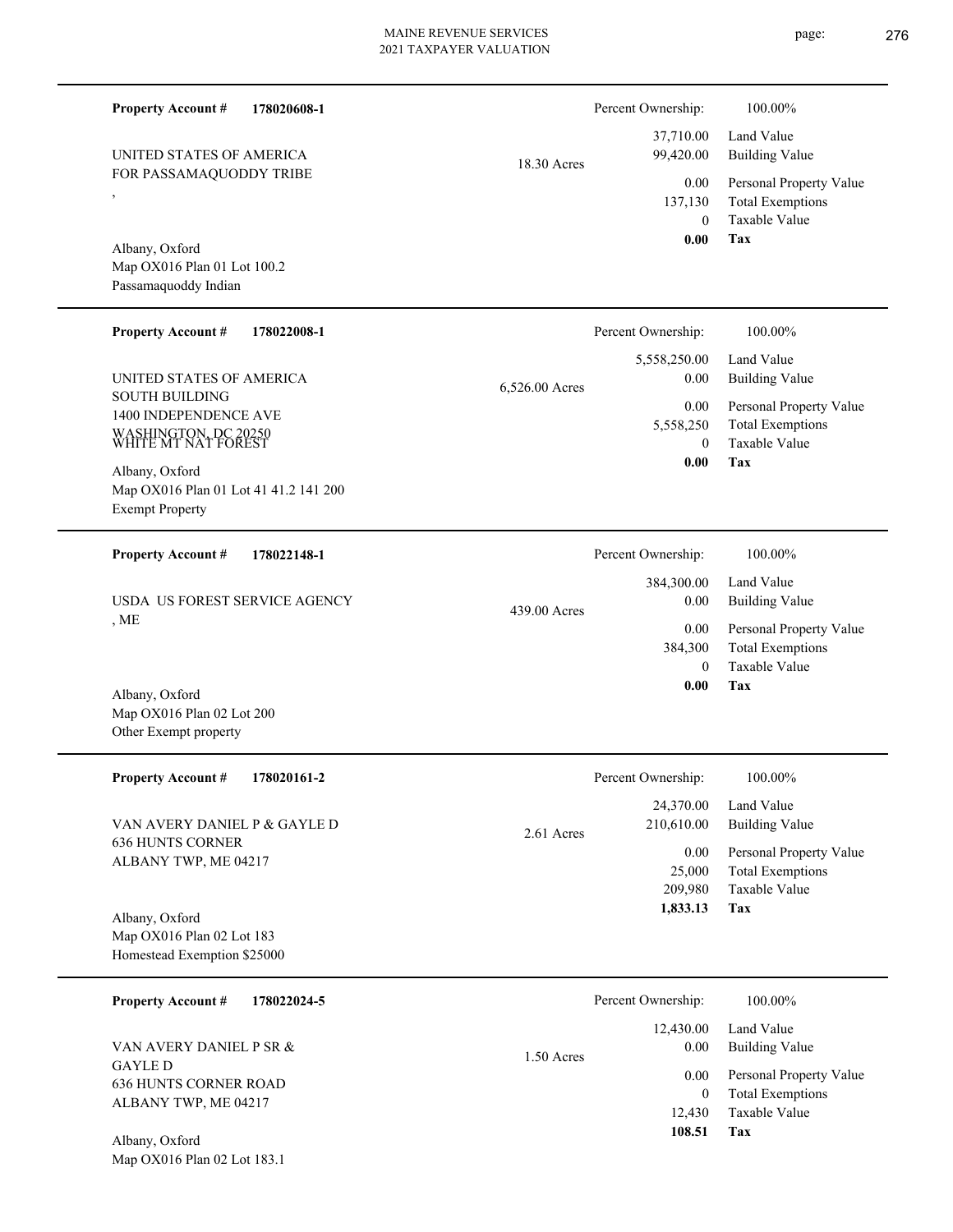**Property Account #** **178020608-1**

UNITED STATES OF AMERICA
FOR PASSAMAQUODDY TRIBE
,

Albany, Oxford
Map OX016 Plan 01 Lot 100.2
Passamaquoddy Indian

18.30 Acres

| | |
|---|---|
| Percent Ownership: | 100.00% |
| 37,710.00 | Land Value |
| 99,420.00 | Building Value |
| 0.00 | Personal Property Value |
| 137,130 | Total Exemptions |
| 0 | Taxable Value |
| **0.00** | **Tax** |

---

**Property Account #** **178022008-1**

UNITED STATES OF AMERICA
SOUTH BUILDING
1400 INDEPENDENCE AVE
WASHINGTON, DC 20250
WHITE MT NAT FOREST

Albany, Oxford
Map OX016 Plan 01 Lot 41 41.2 141 200
Exempt Property

6,526.00 Acres

| | |
|---|---|
| Percent Ownership: | 100.00% |
| 5,558,250.00 | Land Value |
| 0.00 | Building Value |
| 0.00 | Personal Property Value |
| 5,558,250 | Total Exemptions |
| 0 | Taxable Value |
| **0.00** | **Tax** |

---

**Property Account #** **178022148-1**

USDA US FOREST SERVICE AGENCY
, ME

Albany, Oxford
Map OX016 Plan 02 Lot 200
Other Exempt property

439.00 Acres

| | |
|---|---|
| Percent Ownership: | 100.00% |
| 384,300.00 | Land Value |
| 0.00 | Building Value |
| 0.00 | Personal Property Value |
| 384,300 | Total Exemptions |
| 0 | Taxable Value |
| **0.00** | **Tax** |

---

**Property Account #** **178020161-2**

VAN AVERY DANIEL P & GAYLE D
636 HUNTS CORNER
ALBANY TWP, ME 04217

Albany, Oxford
Map OX016 Plan 02 Lot 183
Homestead Exemption $25000

2.61 Acres

| | |
|---|---|
| Percent Ownership: | 100.00% |
| 24,370.00 | Land Value |
| 210,610.00 | Building Value |
| 0.00 | Personal Property Value |
| 25,000 | Total Exemptions |
| 209,980 | Taxable Value |
| **1,833.13** | **Tax** |

---

**Property Account #** **178022024-5**

VAN AVERY DANIEL P SR &
GAYLE D
636 HUNTS CORNER ROAD
ALBANY TWP, ME 04217

Albany, Oxford
Map OX016 Plan 02 Lot 183.1

1.50 Acres

| | |
|---|---|
| Percent Ownership: | 100.00% |
| 12,430.00 | Land Value |
| 0.00 | Building Value |
| 0.00 | Personal Property Value |
| 0 | Total Exemptions |
| 12,430 | Taxable Value |
| **108.51** | **Tax** |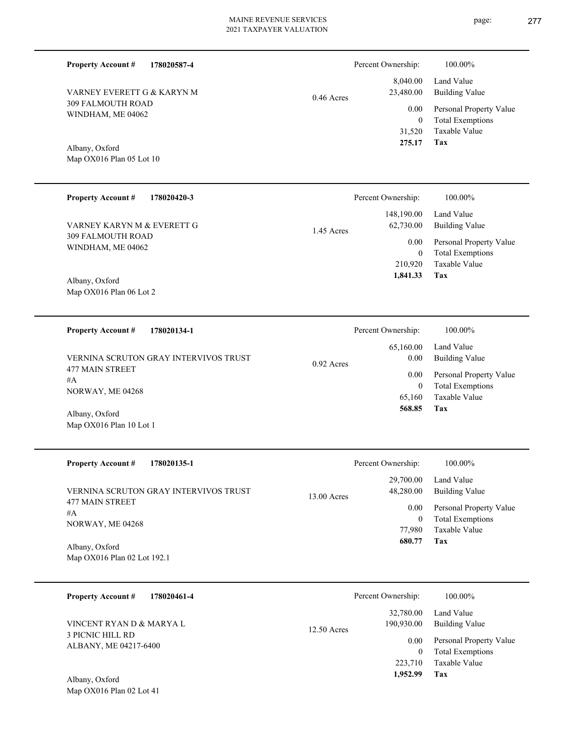**Property Account #** **178020587-4**

VARNEY EVERETT G & KARYN M
309 FALMOUTH ROAD
WINDHAM, ME 04062

Albany, Oxford
Map OX016 Plan 05 Lot 10

0.46 Acres

| Percent Ownership: | 100.00% |
|---|---|
| 8,040.00 | Land Value |
| 23,480.00 | Building Value |
| 0.00 | Personal Property Value |
| 0 | Total Exemptions |
| 31,520 | Taxable Value |
| **275.17** | **Tax** |

---

**Property Account #** **178020420-3**

VARNEY KARYN M & EVERETT G
309 FALMOUTH ROAD
WINDHAM, ME 04062

Albany, Oxford
Map OX016 Plan 06 Lot 2

1.45 Acres

| Percent Ownership: | 100.00% |
|---|---|
| 148,190.00 | Land Value |
| 62,730.00 | Building Value |
| 0.00 | Personal Property Value |
| 0 | Total Exemptions |
| 210,920 | Taxable Value |
| **1,841.33** | **Tax** |

---

**Property Account #** **178020134-1**

VERNINA SCRUTON GRAY INTERVIVOS TRUST
477 MAIN STREET
#A
NORWAY, ME 04268

Albany, Oxford
Map OX016 Plan 10 Lot 1

0.92 Acres

| Percent Ownership: | 100.00% |
|---|---|
| 65,160.00 | Land Value |
| 0.00 | Building Value |
| 0.00 | Personal Property Value |
| 0 | Total Exemptions |
| 65,160 | Taxable Value |
| **568.85** | **Tax** |

---

**Property Account #** **178020135-1**

VERNINA SCRUTON GRAY INTERVIVOS TRUST
477 MAIN STREET
#A
NORWAY, ME 04268

Albany, Oxford
Map OX016 Plan 02 Lot 192.1

13.00 Acres

| Percent Ownership: | 100.00% |
|---|---|
| 29,700.00 | Land Value |
| 48,280.00 | Building Value |
| 0.00 | Personal Property Value |
| 0 | Total Exemptions |
| 77,980 | Taxable Value |
| **680.77** | **Tax** |

---

**Property Account #** **178020461-4**

VINCENT RYAN D & MARYA L
3 PICNIC HILL RD
ALBANY, ME 04217-6400

Albany, Oxford
Map OX016 Plan 02 Lot 41

12.50 Acres

| Percent Ownership: | 100.00% |
|---|---|
| 32,780.00 | Land Value |
| 190,930.00 | Building Value |
| 0.00 | Personal Property Value |
| 0 | Total Exemptions |
| 223,710 | Taxable Value |
| **1,952.99** | **Tax** |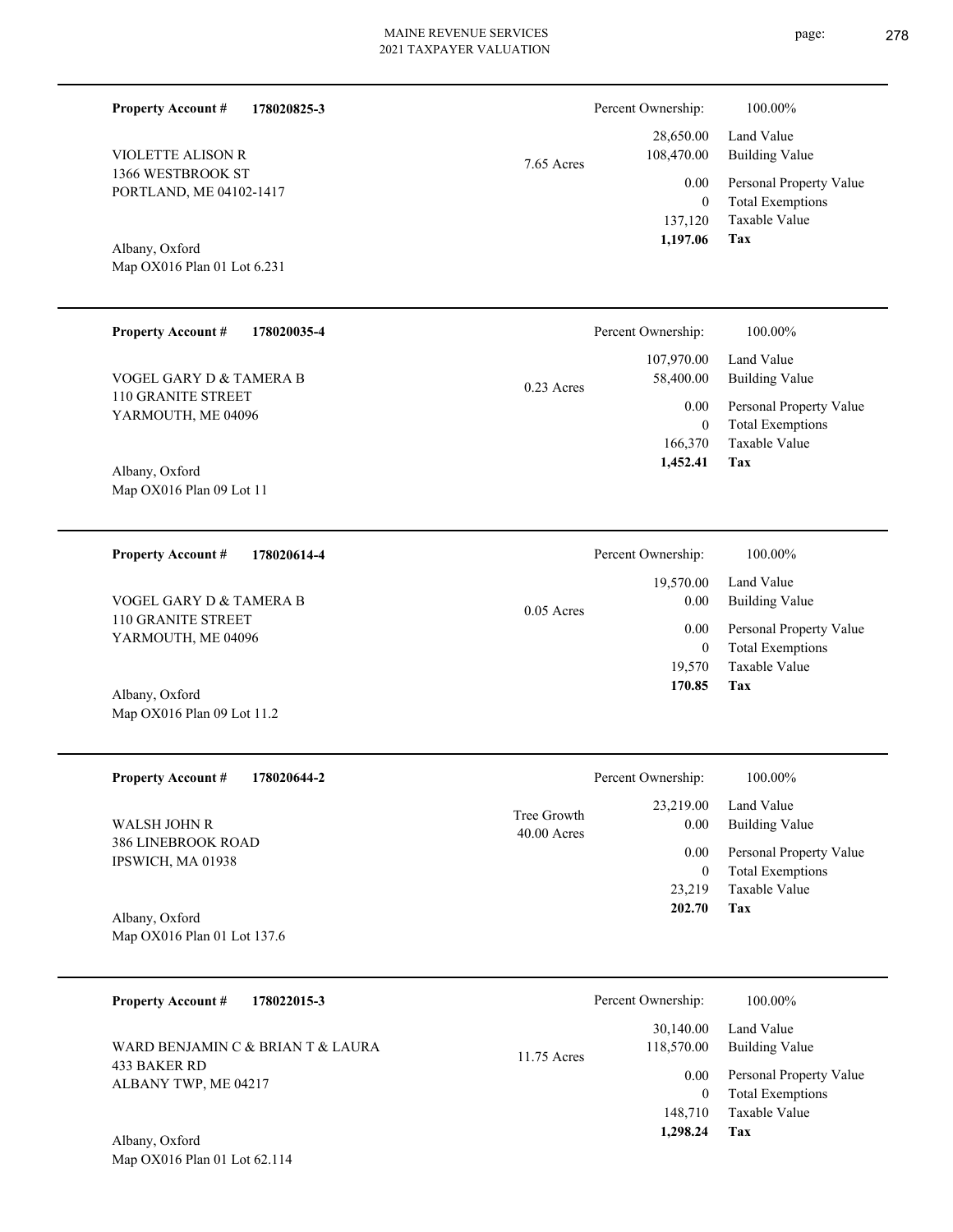**Property Account #** **178020825-3**

VIOLETTE ALISON R
1366 WESTBROOK ST
PORTLAND, ME 04102-1417

Albany, Oxford
Map OX016 Plan 01 Lot 6.231

7.65 Acres

| Percent Ownership: | 100.00% |
|---|---|
| 28,650.00 | Land Value |
| 108,470.00 | Building Value |
| 0.00 | Personal Property Value |
| 0 | Total Exemptions |
| 137,120 | Taxable Value |
| **1,197.06** | **Tax** |

---

**Property Account #** **178020035-4**

VOGEL GARY D & TAMERA B
110 GRANITE STREET
YARMOUTH, ME 04096

Albany, Oxford
Map OX016 Plan 09 Lot 11

0.23 Acres

| Percent Ownership: | 100.00% |
|---|---|
| 107,970.00 | Land Value |
| 58,400.00 | Building Value |
| 0.00 | Personal Property Value |
| 0 | Total Exemptions |
| 166,370 | Taxable Value |
| **1,452.41** | **Tax** |

---

**Property Account #** **178020614-4**

VOGEL GARY D & TAMERA B
110 GRANITE STREET
YARMOUTH, ME 04096

Albany, Oxford
Map OX016 Plan 09 Lot 11.2

0.05 Acres

| Percent Ownership: | 100.00% |
|---|---|
| 19,570.00 | Land Value |
| 0.00 | Building Value |
| 0.00 | Personal Property Value |
| 0 | Total Exemptions |
| 19,570 | Taxable Value |
| **170.85** | **Tax** |

---

**Property Account #** **178020644-2**

WALSH JOHN R
386 LINEBROOK ROAD
IPSWICH, MA 01938

Albany, Oxford
Map OX016 Plan 01 Lot 137.6

Tree Growth
40.00 Acres

| Percent Ownership: | 100.00% |
|---|---|
| 23,219.00 | Land Value |
| 0.00 | Building Value |
| 0.00 | Personal Property Value |
| 0 | Total Exemptions |
| 23,219 | Taxable Value |
| **202.70** | **Tax** |

---

**Property Account #** **178022015-3**

WARD BENJAMIN C & BRIAN T & LAURA
433 BAKER RD
ALBANY TWP, ME 04217

Albany, Oxford
Map OX016 Plan 01 Lot 62.114

11.75 Acres

| Percent Ownership: | 100.00% |
|---|---|
| 30,140.00 | Land Value |
| 118,570.00 | Building Value |
| 0.00 | Personal Property Value |
| 0 | Total Exemptions |
| 148,710 | Taxable Value |
| **1,298.24** | **Tax** |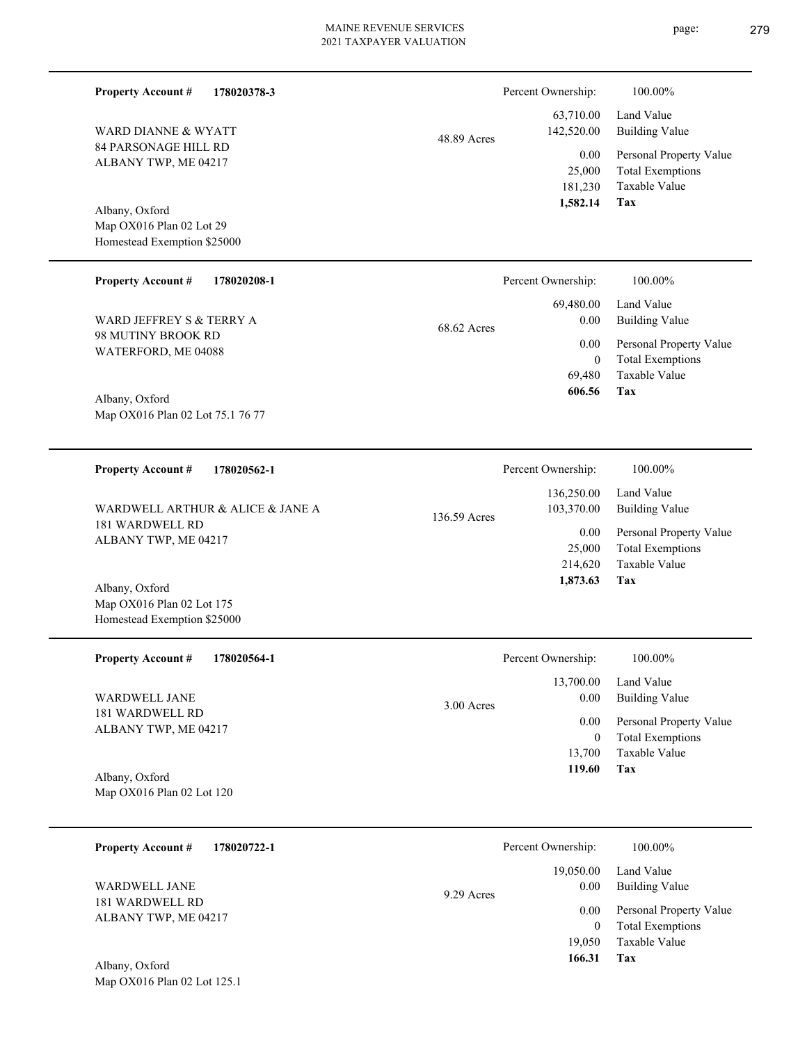**Property Account #** **178020378-3**

WARD DIANNE & WYATT
84 PARSONAGE HILL RD
ALBANY TWP, ME 04217

Albany, Oxford
Map OX016 Plan 02 Lot 29
Homestead Exemption $25000

48.89 Acres

| Percent Ownership: | 100.00% |
|---|---|
| 63,710.00 | Land Value |
| 142,520.00 | Building Value |
| 0.00 | Personal Property Value |
| 25,000 | Total Exemptions |
| 181,230 | Taxable Value |
| **1,582.14** | **Tax** |

---

**Property Account #** **178020208-1**

WARD JEFFREY S & TERRY A
98 MUTINY BROOK RD
WATERFORD, ME 04088

Albany, Oxford
Map OX016 Plan 02 Lot 75.1 76 77

68.62 Acres

| Percent Ownership: | 100.00% |
|---|---|
| 69,480.00 | Land Value |
| 0.00 | Building Value |
| 0.00 | Personal Property Value |
| 0 | Total Exemptions |
| 69,480 | Taxable Value |
| **606.56** | **Tax** |

---

**Property Account #** **178020562-1**

WARDWELL ARTHUR & ALICE & JANE A
181 WARDWELL RD
ALBANY TWP, ME 04217

Albany, Oxford
Map OX016 Plan 02 Lot 175
Homestead Exemption $25000

136.59 Acres

| Percent Ownership: | 100.00% |
|---|---|
| 136,250.00 | Land Value |
| 103,370.00 | Building Value |
| 0.00 | Personal Property Value |
| 25,000 | Total Exemptions |
| 214,620 | Taxable Value |
| **1,873.63** | **Tax** |

---

**Property Account #** **178020564-1**

WARDWELL JANE
181 WARDWELL RD
ALBANY TWP, ME 04217

Albany, Oxford
Map OX016 Plan 02 Lot 120

3.00 Acres

| Percent Ownership: | 100.00% |
|---|---|
| 13,700.00 | Land Value |
| 0.00 | Building Value |
| 0.00 | Personal Property Value |
| 0 | Total Exemptions |
| 13,700 | Taxable Value |
| **119.60** | **Tax** |

---

**Property Account #** **178020722-1**

WARDWELL JANE
181 WARDWELL RD
ALBANY TWP, ME 04217

Albany, Oxford
Map OX016 Plan 02 Lot 125.1

9.29 Acres

| Percent Ownership: | 100.00% |
|---|---|
| 19,050.00 | Land Value |
| 0.00 | Building Value |
| 0.00 | Personal Property Value |
| 0 | Total Exemptions |
| 19,050 | Taxable Value |
| **166.31** | **Tax** |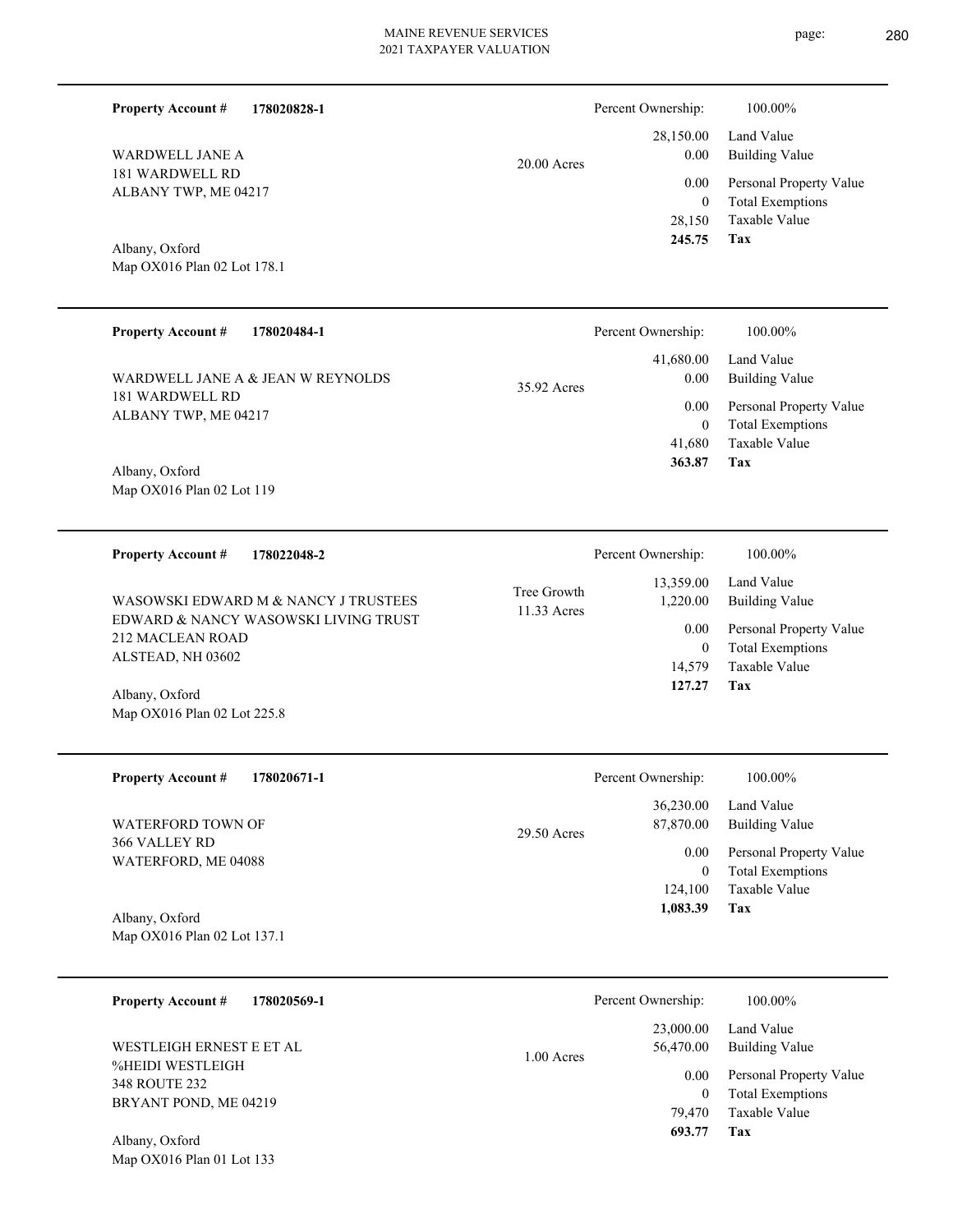**Property Account #** **178020828-1**

WARDWELL JANE A
181 WARDWELL RD
ALBANY TWP, ME 04217

Albany, Oxford
Map OX016 Plan 02 Lot 178.1

20.00 Acres

| Percent Ownership: | 100.00% |
|---|---|
| 28,150.00 | Land Value |
| 0.00 | Building Value |
| 0.00 | Personal Property Value |
| 0 | Total Exemptions |
| 28,150 | Taxable Value |
| **245.75** | **Tax** |

---

**Property Account #** **178020484-1**

WARDWELL JANE A & JEAN W REYNOLDS
181 WARDWELL RD
ALBANY TWP, ME 04217

Albany, Oxford
Map OX016 Plan 02 Lot 119

35.92 Acres

| Percent Ownership: | 100.00% |
|---|---|
| 41,680.00 | Land Value |
| 0.00 | Building Value |
| 0.00 | Personal Property Value |
| 0 | Total Exemptions |
| 41,680 | Taxable Value |
| **363.87** | **Tax** |

---

**Property Account #** **178022048-2**

WASOWSKI EDWARD M & NANCY J TRUSTEES
EDWARD & NANCY WASOWSKI LIVING TRUST
212 MACLEAN ROAD
ALSTEAD, NH 03602

Albany, Oxford
Map OX016 Plan 02 Lot 225.8

Tree Growth
11.33 Acres

| Percent Ownership: | 100.00% |
|---|---|
| 13,359.00 | Land Value |
| 1,220.00 | Building Value |
| 0.00 | Personal Property Value |
| 0 | Total Exemptions |
| 14,579 | Taxable Value |
| **127.27** | **Tax** |

---

**Property Account #** **178020671-1**

WATERFORD TOWN OF
366 VALLEY RD
WATERFORD, ME 04088

Albany, Oxford
Map OX016 Plan 02 Lot 137.1

29.50 Acres

| Percent Ownership: | 100.00% |
|---|---|
| 36,230.00 | Land Value |
| 87,870.00 | Building Value |
| 0.00 | Personal Property Value |
| 0 | Total Exemptions |
| 124,100 | Taxable Value |
| **1,083.39** | **Tax** |

---

**Property Account #** **178020569-1**

WESTLEIGH ERNEST E ET AL
%HEIDI WESTLEIGH
348 ROUTE 232
BRYANT POND, ME 04219

Albany, Oxford
Map OX016 Plan 01 Lot 133

1.00 Acres

| Percent Ownership: | 100.00% |
|---|---|
| 23,000.00 | Land Value |
| 56,470.00 | Building Value |
| 0.00 | Personal Property Value |
| 0 | Total Exemptions |
| 79,470 | Taxable Value |
| **693.77** | **Tax** |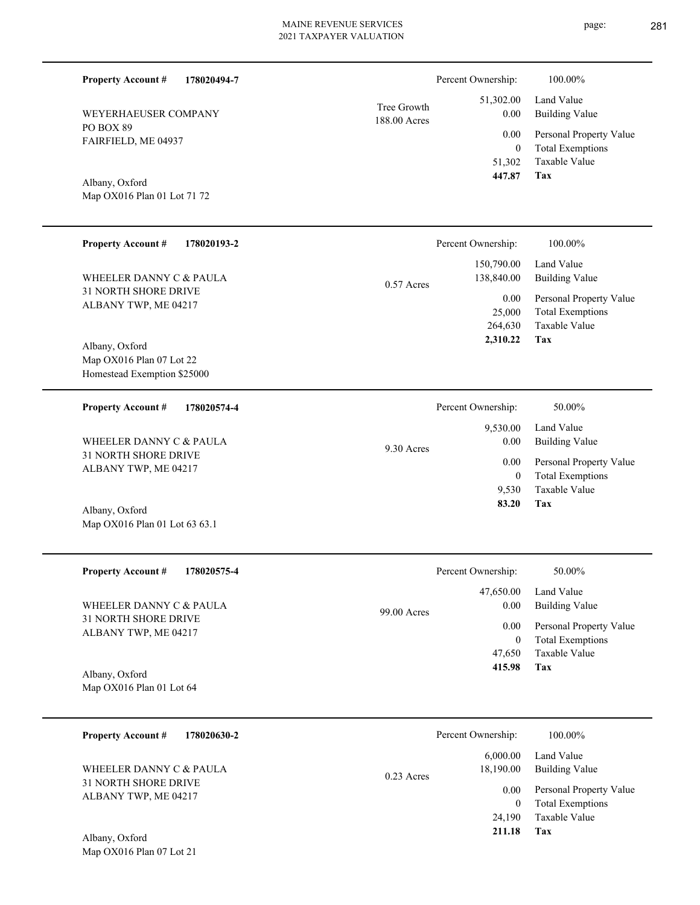**Property Account #** **178020494-7**

WEYERHAEUSER COMPANY
PO BOX 89
FAIRFIELD, ME 04937

Albany, Oxford
Map OX016 Plan 01 Lot 71 72

Tree Growth
188.00 Acres

| | |
|---|---|
| Percent Ownership: | 100.00% |
| 51,302.00 | Land Value |
| 0.00 | Building Value |
| 0.00 | Personal Property Value |
| 0 | Total Exemptions |
| 51,302 | Taxable Value |
| **447.87** | **Tax** |

---

**Property Account #** **178020193-2**

WHEELER DANNY C & PAULA
31 NORTH SHORE DRIVE
ALBANY TWP, ME 04217

Albany, Oxford
Map OX016 Plan 07 Lot 22
Homestead Exemption $25000

0.57 Acres

| | |
|---|---|
| Percent Ownership: | 100.00% |
| 150,790.00 | Land Value |
| 138,840.00 | Building Value |
| 0.00 | Personal Property Value |
| 25,000 | Total Exemptions |
| 264,630 | Taxable Value |
| **2,310.22** | **Tax** |

---

**Property Account #** **178020574-4**

WHEELER DANNY C & PAULA
31 NORTH SHORE DRIVE
ALBANY TWP, ME 04217

Albany, Oxford
Map OX016 Plan 01 Lot 63 63.1

9.30 Acres

| | |
|---|---|
| Percent Ownership: | 50.00% |
| 9,530.00 | Land Value |
| 0.00 | Building Value |
| 0.00 | Personal Property Value |
| 0 | Total Exemptions |
| 9,530 | Taxable Value |
| **83.20** | **Tax** |

---

**Property Account #** **178020575-4**

WHEELER DANNY C & PAULA
31 NORTH SHORE DRIVE
ALBANY TWP, ME 04217

Albany, Oxford
Map OX016 Plan 01 Lot 64

99.00 Acres

| | |
|---|---|
| Percent Ownership: | 50.00% |
| 47,650.00 | Land Value |
| 0.00 | Building Value |
| 0.00 | Personal Property Value |
| 0 | Total Exemptions |
| 47,650 | Taxable Value |
| **415.98** | **Tax** |

---

**Property Account #** **178020630-2**

WHEELER DANNY C & PAULA
31 NORTH SHORE DRIVE
ALBANY TWP, ME 04217

Albany, Oxford
Map OX016 Plan 07 Lot 21

0.23 Acres

| | |
|---|---|
| Percent Ownership: | 100.00% |
| 6,000.00 | Land Value |
| 18,190.00 | Building Value |
| 0.00 | Personal Property Value |
| 0 | Total Exemptions |
| 24,190 | Taxable Value |
| **211.18** | **Tax** |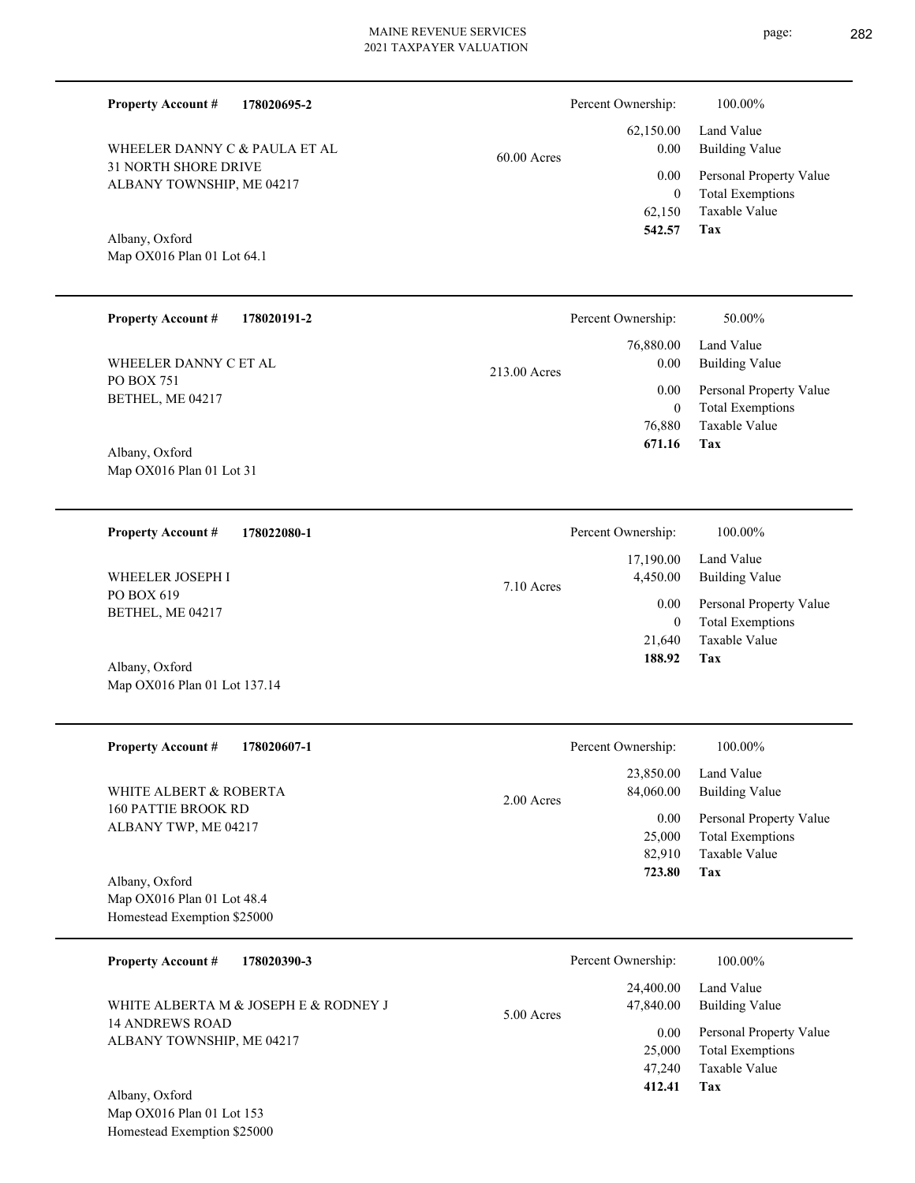**Property Account #** **178020695-2**

WHEELER DANNY C & PAULA ET AL
31 NORTH SHORE DRIVE
ALBANY TOWNSHIP, ME 04217

Albany, Oxford
Map OX016 Plan 01 Lot 64.1

60.00 Acres

| | |
|---|---|
| Percent Ownership: | 100.00% |
| Land Value | 62,150.00 |
| Building Value | 0.00 |
| Personal Property Value | 0.00 |
| Total Exemptions | 0 |
| Taxable Value | 62,150 |
| **Tax** | **542.57** |

---

**Property Account #** **178020191-2**

WHEELER DANNY C ET AL
PO BOX 751
BETHEL, ME 04217

Albany, Oxford
Map OX016 Plan 01 Lot 31

213.00 Acres

| | |
|---|---|
| Percent Ownership: | 50.00% |
| Land Value | 76,880.00 |
| Building Value | 0.00 |
| Personal Property Value | 0.00 |
| Total Exemptions | 0 |
| Taxable Value | 76,880 |
| **Tax** | **671.16** |

---

**Property Account #** **178022080-1**

WHEELER JOSEPH I
PO BOX 619
BETHEL, ME 04217

Albany, Oxford
Map OX016 Plan 01 Lot 137.14

7.10 Acres

| | |
|---|---|
| Percent Ownership: | 100.00% |
| Land Value | 17,190.00 |
| Building Value | 4,450.00 |
| Personal Property Value | 0.00 |
| Total Exemptions | 0 |
| Taxable Value | 21,640 |
| **Tax** | **188.92** |

---

**Property Account #** **178020607-1**

WHITE ALBERT & ROBERTA
160 PATTIE BROOK RD
ALBANY TWP, ME 04217

Albany, Oxford
Map OX016 Plan 01 Lot 48.4
Homestead Exemption $25000

2.00 Acres

| | |
|---|---|
| Percent Ownership: | 100.00% |
| Land Value | 23,850.00 |
| Building Value | 84,060.00 |
| Personal Property Value | 0.00 |
| Total Exemptions | 25,000 |
| Taxable Value | 82,910 |
| **Tax** | **723.80** |

---

**Property Account #** **178020390-3**

WHITE ALBERTA M & JOSEPH E & RODNEY J
14 ANDREWS ROAD
ALBANY TOWNSHIP, ME 04217

Albany, Oxford
Map OX016 Plan 01 Lot 153
Homestead Exemption $25000

5.00 Acres

| | |
|---|---|
| Percent Ownership: | 100.00% |
| Land Value | 24,400.00 |
| Building Value | 47,840.00 |
| Personal Property Value | 0.00 |
| Total Exemptions | 25,000 |
| Taxable Value | 47,240 |
| **Tax** | **412.41** |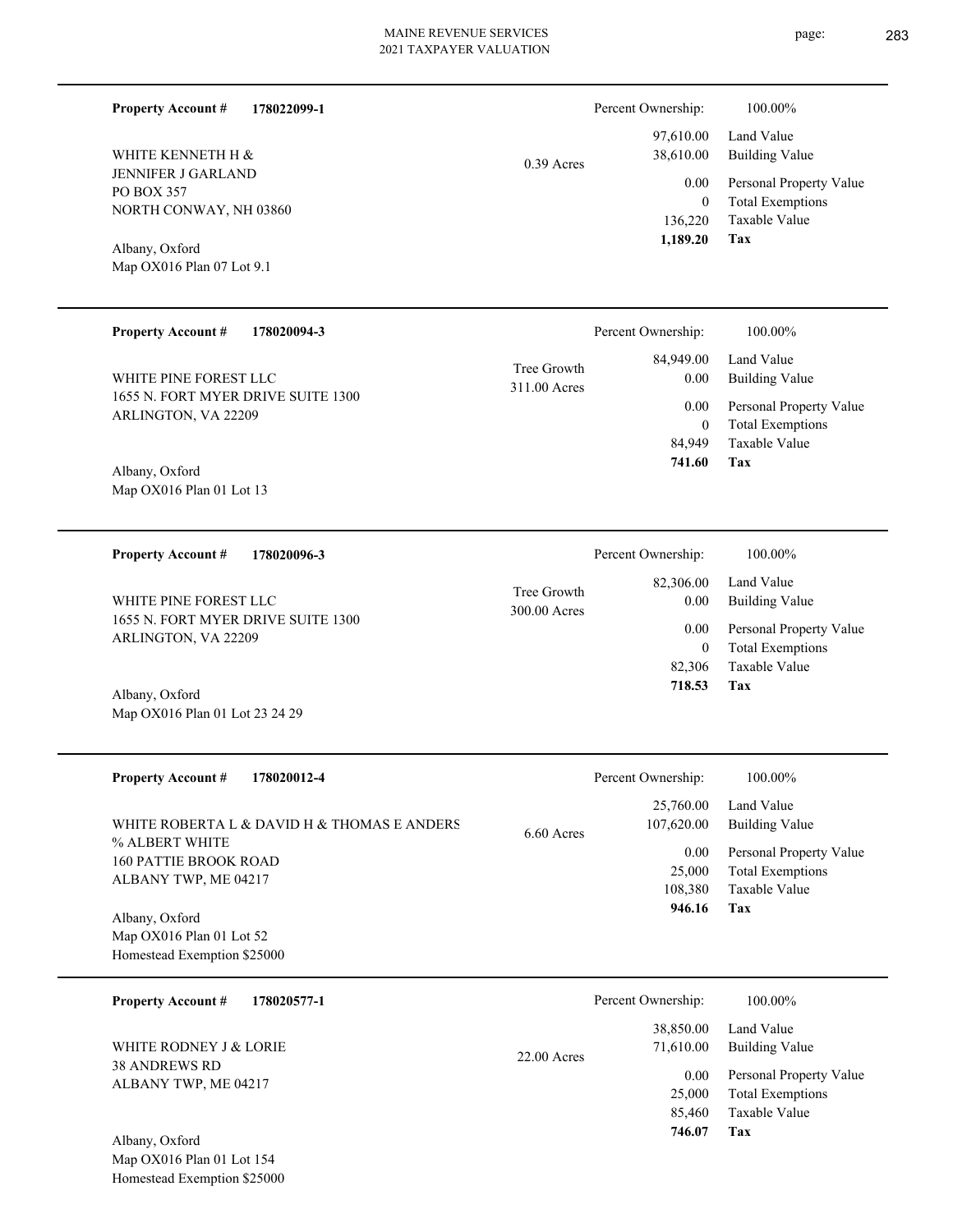**Property Account #** **178022099-1**

WHITE KENNETH H &
JENNIFER J GARLAND
PO BOX 357
NORTH CONWAY, NH 03860

Albany, Oxford
Map OX016 Plan 07 Lot 9.1

0.39 Acres

| Percent Ownership: | 100.00% |
|---|---|
| 97,610.00 | Land Value |
| 38,610.00 | Building Value |
| 0.00 | Personal Property Value |
| 0 | Total Exemptions |
| 136,220 | Taxable Value |
| **1,189.20** | **Tax** |

---

**Property Account #** **178020094-3**

WHITE PINE FOREST LLC
1655 N. FORT MYER DRIVE SUITE 1300
ARLINGTON, VA 22209

Albany, Oxford
Map OX016 Plan 01 Lot 13

Tree Growth
311.00 Acres

| Percent Ownership: | 100.00% |
|---|---|
| 84,949.00 | Land Value |
| 0.00 | Building Value |
| 0.00 | Personal Property Value |
| 0 | Total Exemptions |
| 84,949 | Taxable Value |
| **741.60** | **Tax** |

---

**Property Account #** **178020096-3**

WHITE PINE FOREST LLC
1655 N. FORT MYER DRIVE SUITE 1300
ARLINGTON, VA 22209

Albany, Oxford
Map OX016 Plan 01 Lot 23 24 29

Tree Growth
300.00 Acres

| Percent Ownership: | 100.00% |
|---|---|
| 82,306.00 | Land Value |
| 0.00 | Building Value |
| 0.00 | Personal Property Value |
| 0 | Total Exemptions |
| 82,306 | Taxable Value |
| **718.53** | **Tax** |

---

**Property Account #** **178020012-4**

WHITE ROBERTA L & DAVID H & THOMAS E ANDERS
% ALBERT WHITE
160 PATTIE BROOK ROAD
ALBANY TWP, ME 04217

Albany, Oxford
Map OX016 Plan 01 Lot 52
Homestead Exemption $25000

6.60 Acres

| Percent Ownership: | 100.00% |
|---|---|
| 25,760.00 | Land Value |
| 107,620.00 | Building Value |
| 0.00 | Personal Property Value |
| 25,000 | Total Exemptions |
| 108,380 | Taxable Value |
| **946.16** | **Tax** |

---

**Property Account #** **178020577-1**

WHITE RODNEY J & LORIE
38 ANDREWS RD
ALBANY TWP, ME 04217

Albany, Oxford
Map OX016 Plan 01 Lot 154
Homestead Exemption $25000

22.00 Acres

| Percent Ownership: | 100.00% |
|---|---|
| 38,850.00 | Land Value |
| 71,610.00 | Building Value |
| 0.00 | Personal Property Value |
| 25,000 | Total Exemptions |
| 85,460 | Taxable Value |
| **746.07** | **Tax** |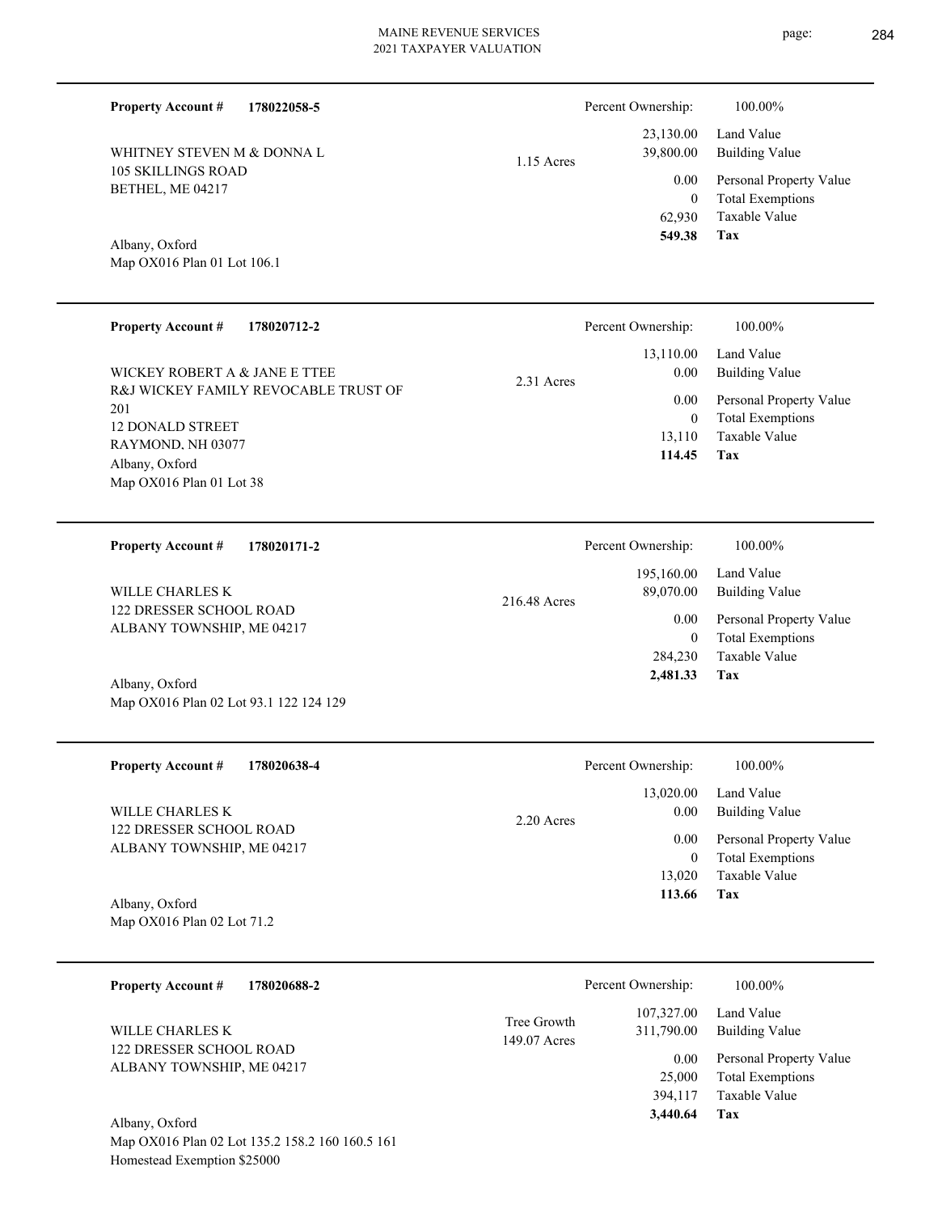**Property Account #** **178022058-5**

WHITNEY STEVEN M & DONNA L
105 SKILLINGS ROAD
BETHEL, ME 04217

Albany, Oxford
Map OX016 Plan 01 Lot 106.1

1.15 Acres

| Percent Ownership: | 100.00% |
|---|---|
| 23,130.00 | Land Value |
| 39,800.00 | Building Value |
| 0.00 | Personal Property Value |
| 0 | Total Exemptions |
| 62,930 | Taxable Value |
| **549.38** | **Tax** |

---

**Property Account #** **178020712-2**

WICKEY ROBERT A & JANE E TTEE
R&J WICKEY FAMILY REVOCABLE TRUST OF 201
12 DONALD STREET
RAYMOND, NH 03077
Albany, Oxford
Map OX016 Plan 01 Lot 38

2.31 Acres

| Percent Ownership: | 100.00% |
|---|---|
| 13,110.00 | Land Value |
| 0.00 | Building Value |
| 0.00 | Personal Property Value |
| 0 | Total Exemptions |
| 13,110 | Taxable Value |
| **114.45** | **Tax** |

---

**Property Account #** **178020171-2**

WILLE CHARLES K
122 DRESSER SCHOOL ROAD
ALBANY TOWNSHIP, ME 04217

Albany, Oxford
Map OX016 Plan 02 Lot 93.1 122 124 129

216.48 Acres

| Percent Ownership: | 100.00% |
|---|---|
| 195,160.00 | Land Value |
| 89,070.00 | Building Value |
| 0.00 | Personal Property Value |
| 0 | Total Exemptions |
| 284,230 | Taxable Value |
| **2,481.33** | **Tax** |

---

**Property Account #** **178020638-4**

WILLE CHARLES K
122 DRESSER SCHOOL ROAD
ALBANY TOWNSHIP, ME 04217

Albany, Oxford
Map OX016 Plan 02 Lot 71.2

2.20 Acres

| Percent Ownership: | 100.00% |
|---|---|
| 13,020.00 | Land Value |
| 0.00 | Building Value |
| 0.00 | Personal Property Value |
| 0 | Total Exemptions |
| 13,020 | Taxable Value |
| **113.66** | **Tax** |

---

**Property Account #** **178020688-2**

WILLE CHARLES K
122 DRESSER SCHOOL ROAD
ALBANY TOWNSHIP, ME 04217

Albany, Oxford
Map OX016 Plan 02 Lot 135.2 158.2 160 160.5 161
Homestead Exemption $25000

Tree Growth
149.07 Acres

| Percent Ownership: | 100.00% |
|---|---|
| 107,327.00 | Land Value |
| 311,790.00 | Building Value |
| 0.00 | Personal Property Value |
| 25,000 | Total Exemptions |
| 394,117 | Taxable Value |
| **3,440.64** | **Tax** |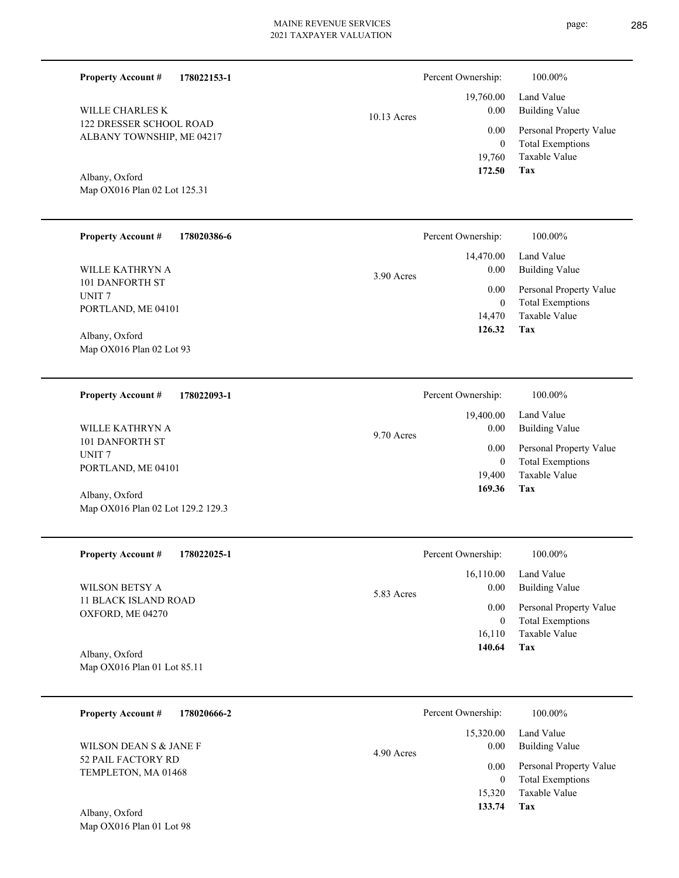**Property Account #** **178022153-1**

WILLE CHARLES K
122 DRESSER SCHOOL ROAD
ALBANY TOWNSHIP, ME 04217

Albany, Oxford
Map OX016 Plan 02 Lot 125.31

10.13 Acres

| Percent Ownership: | 100.00% |
|---|---|
| 19,760.00 | Land Value |
| 0.00 | Building Value |
| 0.00 | Personal Property Value |
| 0 | Total Exemptions |
| 19,760 | Taxable Value |
| **172.50** | **Tax** |

---

**Property Account #** **178020386-6**

WILLE KATHRYN A
101 DANFORTH ST
UNIT 7
PORTLAND, ME 04101

Albany, Oxford
Map OX016 Plan 02 Lot 93

3.90 Acres

| Percent Ownership: | 100.00% |
|---|---|
| 14,470.00 | Land Value |
| 0.00 | Building Value |
| 0.00 | Personal Property Value |
| 0 | Total Exemptions |
| 14,470 | Taxable Value |
| **126.32** | **Tax** |

---

**Property Account #** **178022093-1**

WILLE KATHRYN A
101 DANFORTH ST
UNIT 7
PORTLAND, ME 04101

Albany, Oxford
Map OX016 Plan 02 Lot 129.2 129.3

9.70 Acres

| Percent Ownership: | 100.00% |
|---|---|
| 19,400.00 | Land Value |
| 0.00 | Building Value |
| 0.00 | Personal Property Value |
| 0 | Total Exemptions |
| 19,400 | Taxable Value |
| **169.36** | **Tax** |

---

**Property Account #** **178022025-1**

WILSON BETSY A
11 BLACK ISLAND ROAD
OXFORD, ME 04270

Albany, Oxford
Map OX016 Plan 01 Lot 85.11

5.83 Acres

| Percent Ownership: | 100.00% |
|---|---|
| 16,110.00 | Land Value |
| 0.00 | Building Value |
| 0.00 | Personal Property Value |
| 0 | Total Exemptions |
| 16,110 | Taxable Value |
| **140.64** | **Tax** |

---

**Property Account #** **178020666-2**

WILSON DEAN S & JANE F
52 PAIL FACTORY RD
TEMPLETON, MA 01468

Albany, Oxford
Map OX016 Plan 01 Lot 98

4.90 Acres

| Percent Ownership: | 100.00% |
|---|---|
| 15,320.00 | Land Value |
| 0.00 | Building Value |
| 0.00 | Personal Property Value |
| 0 | Total Exemptions |
| 15,320 | Taxable Value |
| **133.74** | **Tax** |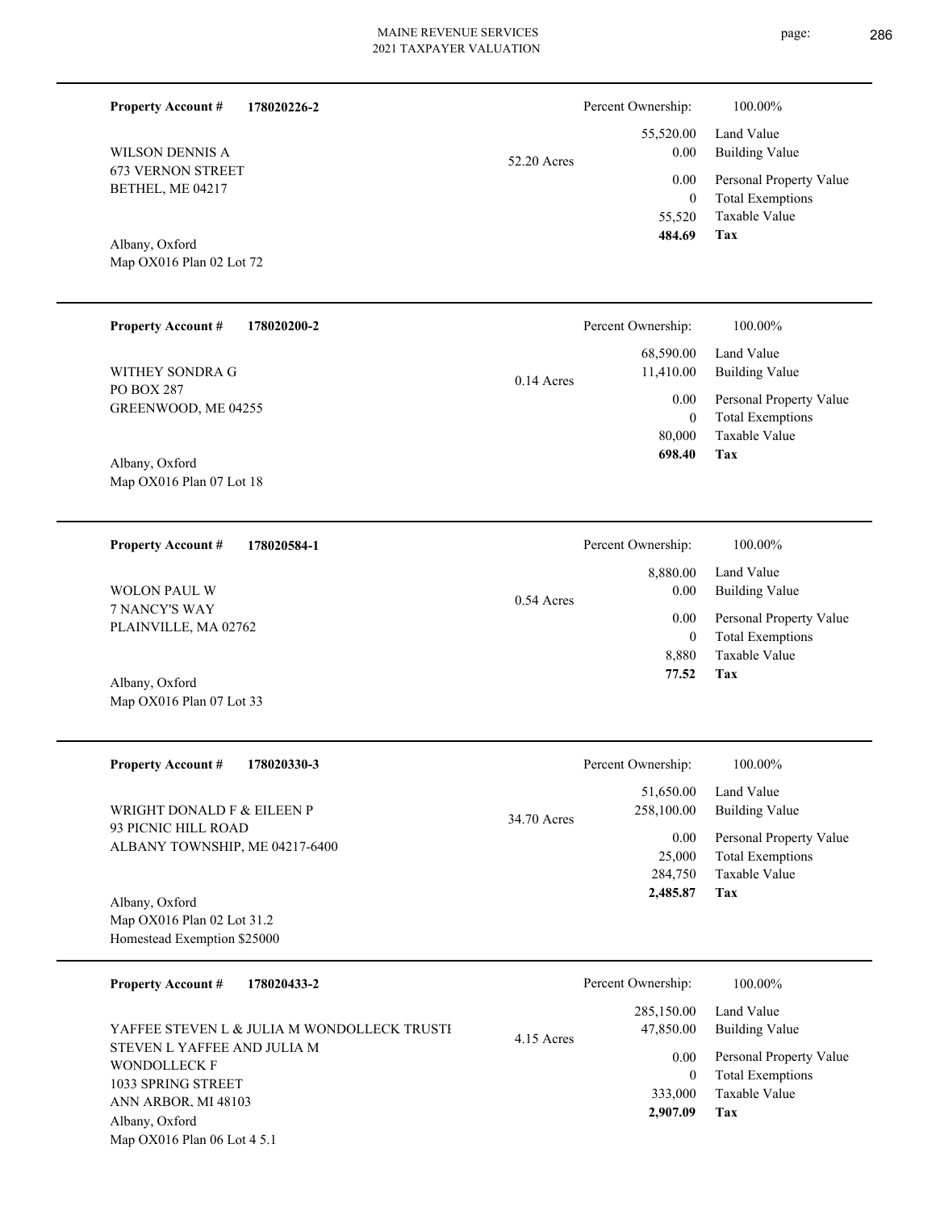**Property Account #** **178020226-2**

WILSON DENNIS A
673 VERNON STREET
BETHEL, ME 04217

Albany, Oxford
Map OX016 Plan 02 Lot 72

52.20 Acres

| | |
|---|---|
| Percent Ownership: | 100.00% |
| Land Value | 55,520.00 |
| Building Value | 0.00 |
| Personal Property Value | 0.00 |
| Total Exemptions | 0 |
| Taxable Value | 55,520 |
| **Tax** | **484.69** |

---

**Property Account #** **178020200-2**

WITHEY SONDRA G
PO BOX 287
GREENWOOD, ME 04255

Albany, Oxford
Map OX016 Plan 07 Lot 18

0.14 Acres

| | |
|---|---|
| Percent Ownership: | 100.00% |
| Land Value | 68,590.00 |
| Building Value | 11,410.00 |
| Personal Property Value | 0.00 |
| Total Exemptions | 0 |
| Taxable Value | 80,000 |
| **Tax** | **698.40** |

---

**Property Account #** **178020584-1**

WOLON PAUL W
7 NANCY'S WAY
PLAINVILLE, MA 02762

Albany, Oxford
Map OX016 Plan 07 Lot 33

0.54 Acres

| | |
|---|---|
| Percent Ownership: | 100.00% |
| Land Value | 8,880.00 |
| Building Value | 0.00 |
| Personal Property Value | 0.00 |
| Total Exemptions | 0 |
| Taxable Value | 8,880 |
| **Tax** | **77.52** |

---

**Property Account #** **178020330-3**

WRIGHT DONALD F & EILEEN P
93 PICNIC HILL ROAD
ALBANY TOWNSHIP, ME 04217-6400

Albany, Oxford
Map OX016 Plan 02 Lot 31.2
Homestead Exemption $25000

34.70 Acres

| | |
|---|---|
| Percent Ownership: | 100.00% |
| Land Value | 51,650.00 |
| Building Value | 258,100.00 |
| Personal Property Value | 0.00 |
| Total Exemptions | 25,000 |
| Taxable Value | 284,750 |
| **Tax** | **2,485.87** |

---

**Property Account #** **178020433-2**

YAFFEE STEVEN L & JULIA M WONDOLLECK TRUSTI
STEVEN L YAFFEE AND JULIA M
WONDOLLECK F
1033 SPRING STREET
ANN ARBOR, MI 48103
Albany, Oxford
Map OX016 Plan 06 Lot 4 5.1

4.15 Acres

| | |
|---|---|
| Percent Ownership: | 100.00% |
| Land Value | 285,150.00 |
| Building Value | 47,850.00 |
| Personal Property Value | 0.00 |
| Total Exemptions | 0 |
| Taxable Value | 333,000 |
| **Tax** | **2,907.09** |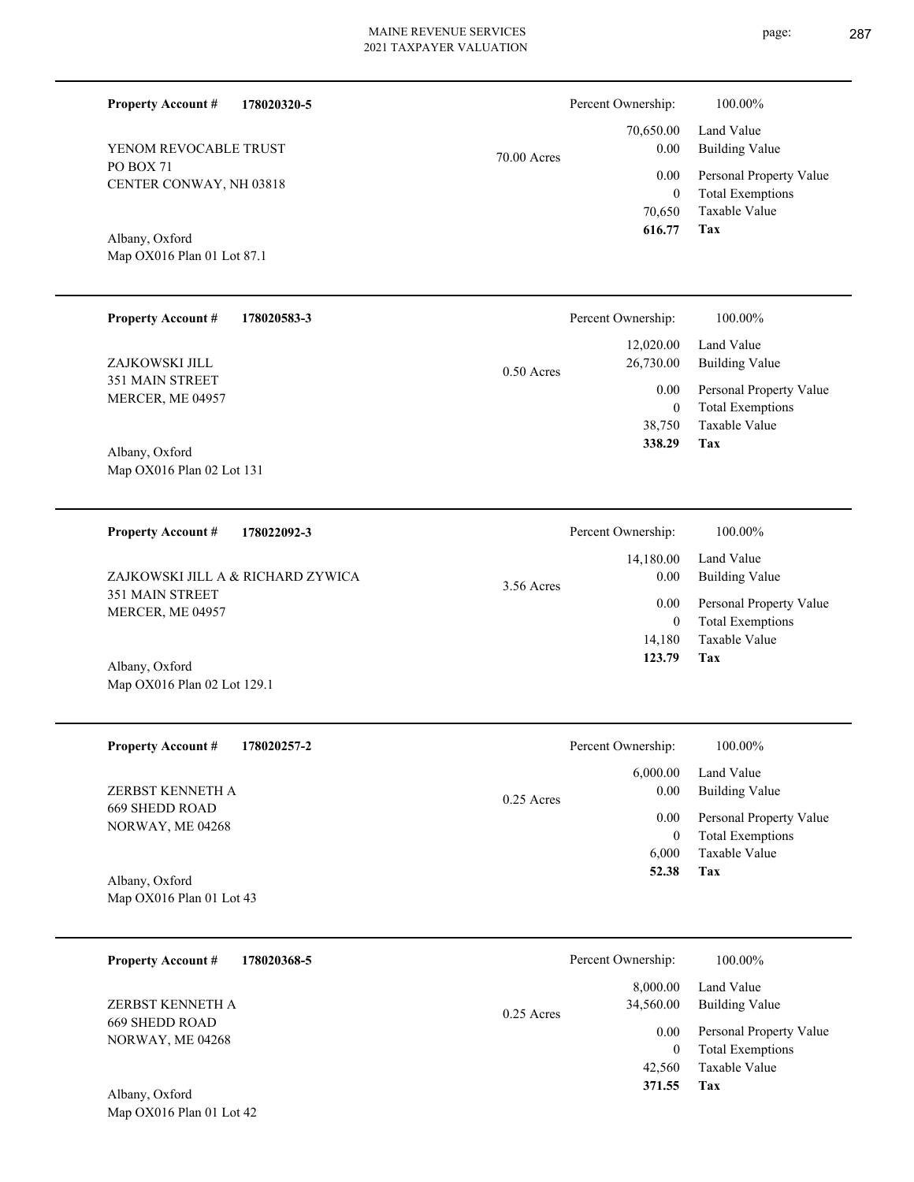**Property Account #** **178020320-5**

YENOM REVOCABLE TRUST
PO BOX 71
CENTER CONWAY, NH 03818

Albany, Oxford
Map OX016 Plan 01 Lot 87.1

70.00 Acres

| Percent Ownership: | 100.00% |
|---|---|
| 70,650.00 | Land Value |
| 0.00 | Building Value |
| 0.00 | Personal Property Value |
| 0 | Total Exemptions |
| 70,650 | Taxable Value |
| **616.77** | **Tax** |

---

**Property Account #** **178020583-3**

ZAJKOWSKI JILL
351 MAIN STREET
MERCER, ME 04957

Albany, Oxford
Map OX016 Plan 02 Lot 131

0.50 Acres

| Percent Ownership: | 100.00% |
|---|---|
| 12,020.00 | Land Value |
| 26,730.00 | Building Value |
| 0.00 | Personal Property Value |
| 0 | Total Exemptions |
| 38,750 | Taxable Value |
| **338.29** | **Tax** |

---

**Property Account #** **178022092-3**

ZAJKOWSKI JILL A & RICHARD ZYWICA
351 MAIN STREET
MERCER, ME 04957

Albany, Oxford
Map OX016 Plan 02 Lot 129.1

3.56 Acres

| Percent Ownership: | 100.00% |
|---|---|
| 14,180.00 | Land Value |
| 0.00 | Building Value |
| 0.00 | Personal Property Value |
| 0 | Total Exemptions |
| 14,180 | Taxable Value |
| **123.79** | **Tax** |

---

**Property Account #** **178020257-2**

ZERBST KENNETH A
669 SHEDD ROAD
NORWAY, ME 04268

Albany, Oxford
Map OX016 Plan 01 Lot 43

0.25 Acres

| Percent Ownership: | 100.00% |
|---|---|
| 6,000.00 | Land Value |
| 0.00 | Building Value |
| 0.00 | Personal Property Value |
| 0 | Total Exemptions |
| 6,000 | Taxable Value |
| **52.38** | **Tax** |

---

**Property Account #** **178020368-5**

ZERBST KENNETH A
669 SHEDD ROAD
NORWAY, ME 04268

Albany, Oxford
Map OX016 Plan 01 Lot 42

0.25 Acres

| Percent Ownership: | 100.00% |
|---|---|
| 8,000.00 | Land Value |
| 34,560.00 | Building Value |
| 0.00 | Personal Property Value |
| 0 | Total Exemptions |
| 42,560 | Taxable Value |
| **371.55** | **Tax** |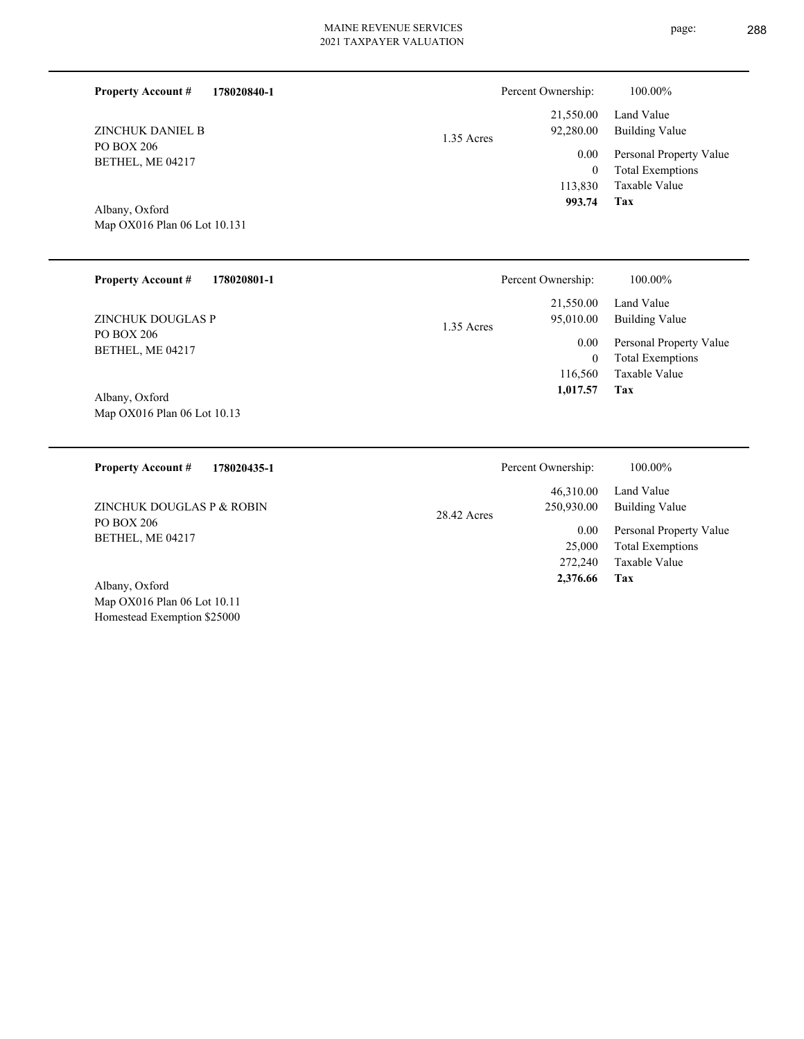**Property Account #** **178020840-1**

ZINCHUK DANIEL B
PO BOX 206
BETHEL, ME 04217

Albany, Oxford
Map OX016 Plan 06 Lot 10.131

1.35 Acres

| Percent Ownership: | 100.00% |
|---|---|
| 21,550.00 | Land Value |
| 92,280.00 | Building Value |
| 0.00 | Personal Property Value |
| 0 | Total Exemptions |
| 113,830 | Taxable Value |
| **993.74** | **Tax** |

---

**Property Account #** **178020801-1**

ZINCHUK DOUGLAS P
PO BOX 206
BETHEL, ME 04217

Albany, Oxford
Map OX016 Plan 06 Lot 10.13

1.35 Acres

| Percent Ownership: | 100.00% |
|---|---|
| 21,550.00 | Land Value |
| 95,010.00 | Building Value |
| 0.00 | Personal Property Value |
| 0 | Total Exemptions |
| 116,560 | Taxable Value |
| **1,017.57** | **Tax** |

---

**Property Account #** **178020435-1**

ZINCHUK DOUGLAS P & ROBIN
PO BOX 206
BETHEL, ME 04217

Albany, Oxford
Map OX016 Plan 06 Lot 10.11
Homestead Exemption $25000

28.42 Acres

| Percent Ownership: | 100.00% |
|---|---|
| 46,310.00 | Land Value |
| 250,930.00 | Building Value |
| 0.00 | Personal Property Value |
| 25,000 | Total Exemptions |
| 272,240 | Taxable Value |
| **2,376.66** | **Tax** |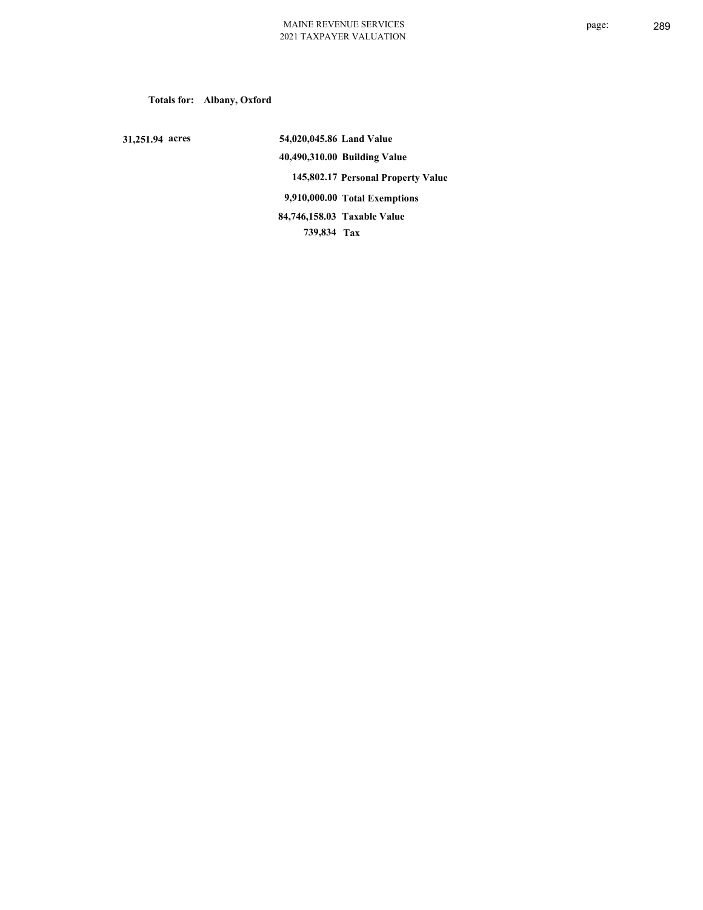**Totals for: Albany, Oxford**

**31,251.94 acres**

| | |
|---|---|
| **54,020,045.86** | **Land Value** |
| **40,490,310.00** | **Building Value** |
| **145,802.17** | **Personal Property Value** |
| **9,910,000.00** | **Total Exemptions** |
| **84,746,158.03** | **Taxable Value** |
| **739,834** | **Tax** |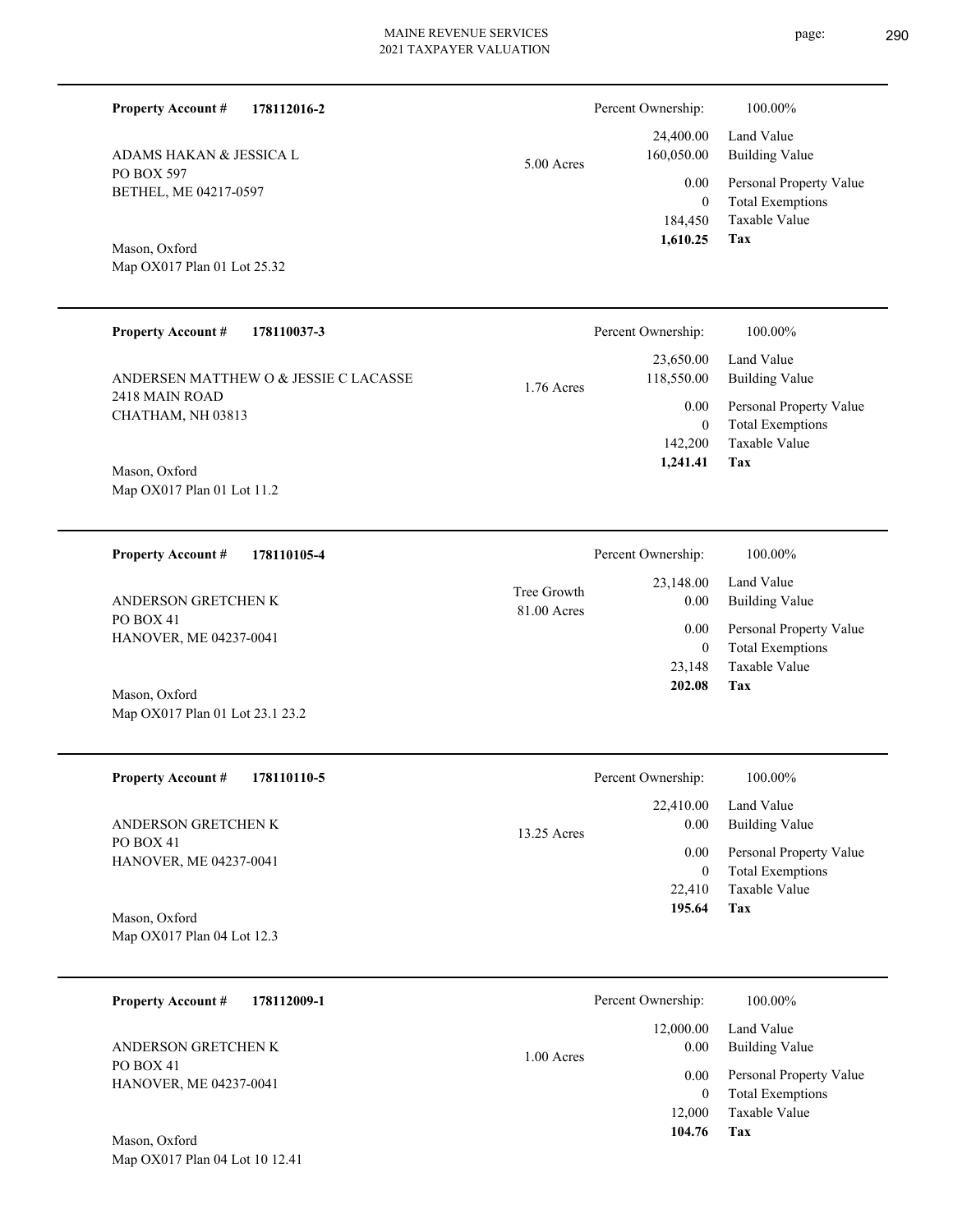**Property Account #** **178112016-2**

ADAMS HAKAN & JESSICA L
PO BOX 597
BETHEL, ME 04217-0597

Mason, Oxford
Map OX017 Plan 01 Lot 25.32

5.00 Acres

| Percent Ownership: | 100.00% |
|---|---|
| 24,400.00 | Land Value |
| 160,050.00 | Building Value |
| 0.00 | Personal Property Value |
| 0 | Total Exemptions |
| 184,450 | Taxable Value |
| **1,610.25** | **Tax** |

---

**Property Account #** **178110037-3**

ANDERSEN MATTHEW O & JESSIE C LACASSE
2418 MAIN ROAD
CHATHAM, NH 03813

Mason, Oxford
Map OX017 Plan 01 Lot 11.2

1.76 Acres

| Percent Ownership: | 100.00% |
|---|---|
| 23,650.00 | Land Value |
| 118,550.00 | Building Value |
| 0.00 | Personal Property Value |
| 0 | Total Exemptions |
| 142,200 | Taxable Value |
| **1,241.41** | **Tax** |

---

**Property Account #** **178110105-4**

ANDERSON GRETCHEN K
PO BOX 41
HANOVER, ME 04237-0041

Mason, Oxford
Map OX017 Plan 01 Lot 23.1 23.2

Tree Growth
81.00 Acres

| Percent Ownership: | 100.00% |
|---|---|
| 23,148.00 | Land Value |
| 0.00 | Building Value |
| 0.00 | Personal Property Value |
| 0 | Total Exemptions |
| 23,148 | Taxable Value |
| **202.08** | **Tax** |

---

**Property Account #** **178110110-5**

ANDERSON GRETCHEN K
PO BOX 41
HANOVER, ME 04237-0041

Mason, Oxford
Map OX017 Plan 04 Lot 12.3

13.25 Acres

| Percent Ownership: | 100.00% |
|---|---|
| 22,410.00 | Land Value |
| 0.00 | Building Value |
| 0.00 | Personal Property Value |
| 0 | Total Exemptions |
| 22,410 | Taxable Value |
| **195.64** | **Tax** |

---

**Property Account #** **178112009-1**

ANDERSON GRETCHEN K
PO BOX 41
HANOVER, ME 04237-0041

Mason, Oxford
Map OX017 Plan 04 Lot 10 12.41

1.00 Acres

| Percent Ownership: | 100.00% |
|---|---|
| 12,000.00 | Land Value |
| 0.00 | Building Value |
| 0.00 | Personal Property Value |
| 0 | Total Exemptions |
| 12,000 | Taxable Value |
| **104.76** | **Tax** |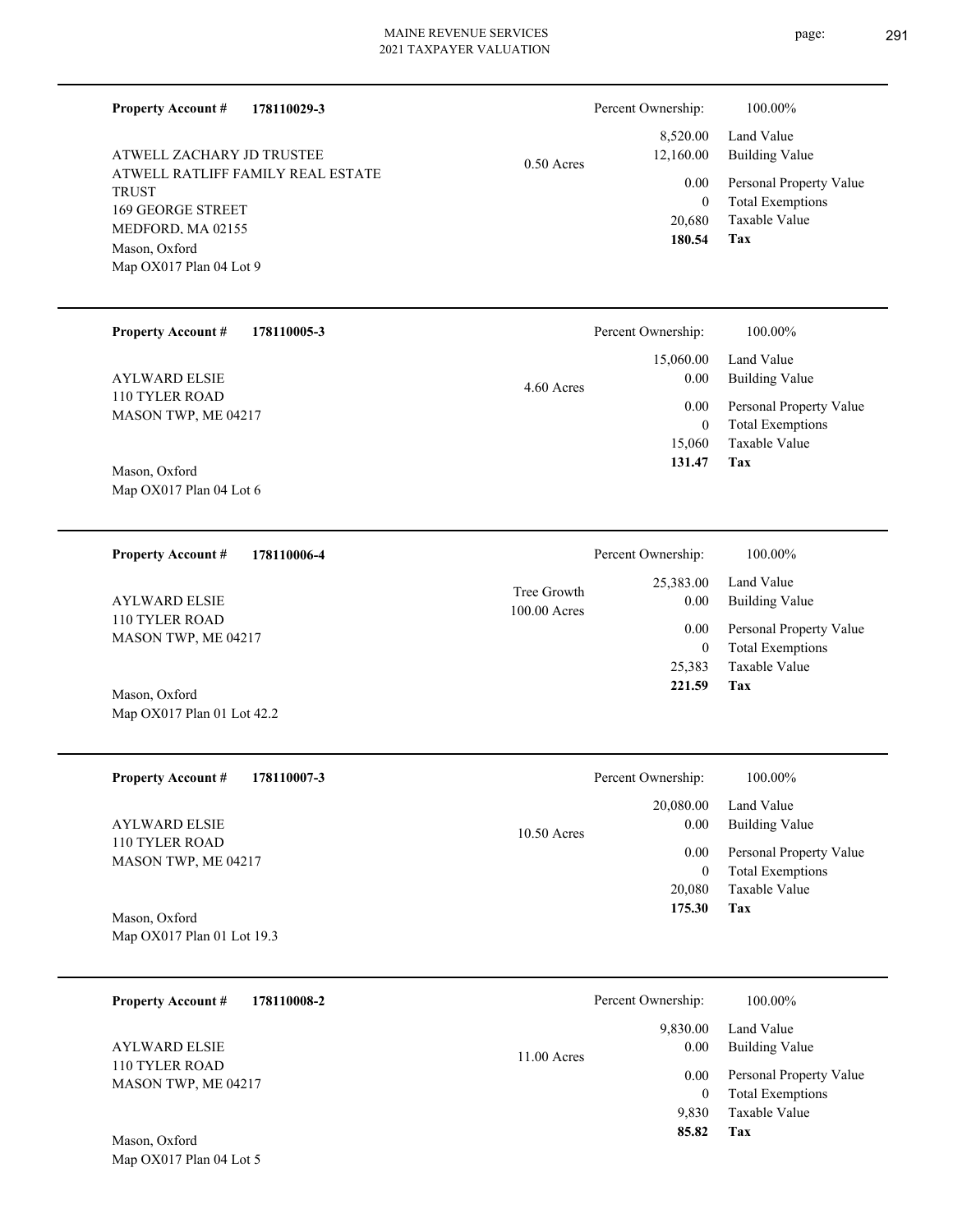**Property Account #** **178110029-3**

ATWELL ZACHARY JD TRUSTEE
ATWELL RATLIFF FAMILY REAL ESTATE TRUST
169 GEORGE STREET
MEDFORD, MA 02155
Mason, Oxford
Map OX017 Plan 04 Lot 9

0.50 Acres

| Percent Ownership: | 100.00% |
|---|---|
| 8,520.00 | Land Value |
| 12,160.00 | Building Value |
| 0.00 | Personal Property Value |
| 0 | Total Exemptions |
| 20,680 | Taxable Value |
| **180.54** | **Tax** |

---

**Property Account #** **178110005-3**

AYLWARD ELSIE
110 TYLER ROAD
MASON TWP, ME 04217

Mason, Oxford
Map OX017 Plan 04 Lot 6

4.60 Acres

| Percent Ownership: | 100.00% |
|---|---|
| 15,060.00 | Land Value |
| 0.00 | Building Value |
| 0.00 | Personal Property Value |
| 0 | Total Exemptions |
| 15,060 | Taxable Value |
| **131.47** | **Tax** |

---

**Property Account #** **178110006-4**

AYLWARD ELSIE
110 TYLER ROAD
MASON TWP, ME 04217

Mason, Oxford
Map OX017 Plan 01 Lot 42.2

Tree Growth
100.00 Acres

| Percent Ownership: | 100.00% |
|---|---|
| 25,383.00 | Land Value |
| 0.00 | Building Value |
| 0.00 | Personal Property Value |
| 0 | Total Exemptions |
| 25,383 | Taxable Value |
| **221.59** | **Tax** |

---

**Property Account #** **178110007-3**

AYLWARD ELSIE
110 TYLER ROAD
MASON TWP, ME 04217

Mason, Oxford
Map OX017 Plan 01 Lot 19.3

10.50 Acres

| Percent Ownership: | 100.00% |
|---|---|
| 20,080.00 | Land Value |
| 0.00 | Building Value |
| 0.00 | Personal Property Value |
| 0 | Total Exemptions |
| 20,080 | Taxable Value |
| **175.30** | **Tax** |

---

**Property Account #** **178110008-2**

AYLWARD ELSIE
110 TYLER ROAD
MASON TWP, ME 04217

Mason, Oxford
Map OX017 Plan 04 Lot 5

11.00 Acres

| Percent Ownership: | 100.00% |
|---|---|
| 9,830.00 | Land Value |
| 0.00 | Building Value |
| 0.00 | Personal Property Value |
| 0 | Total Exemptions |
| 9,830 | Taxable Value |
| **85.82** | **Tax** |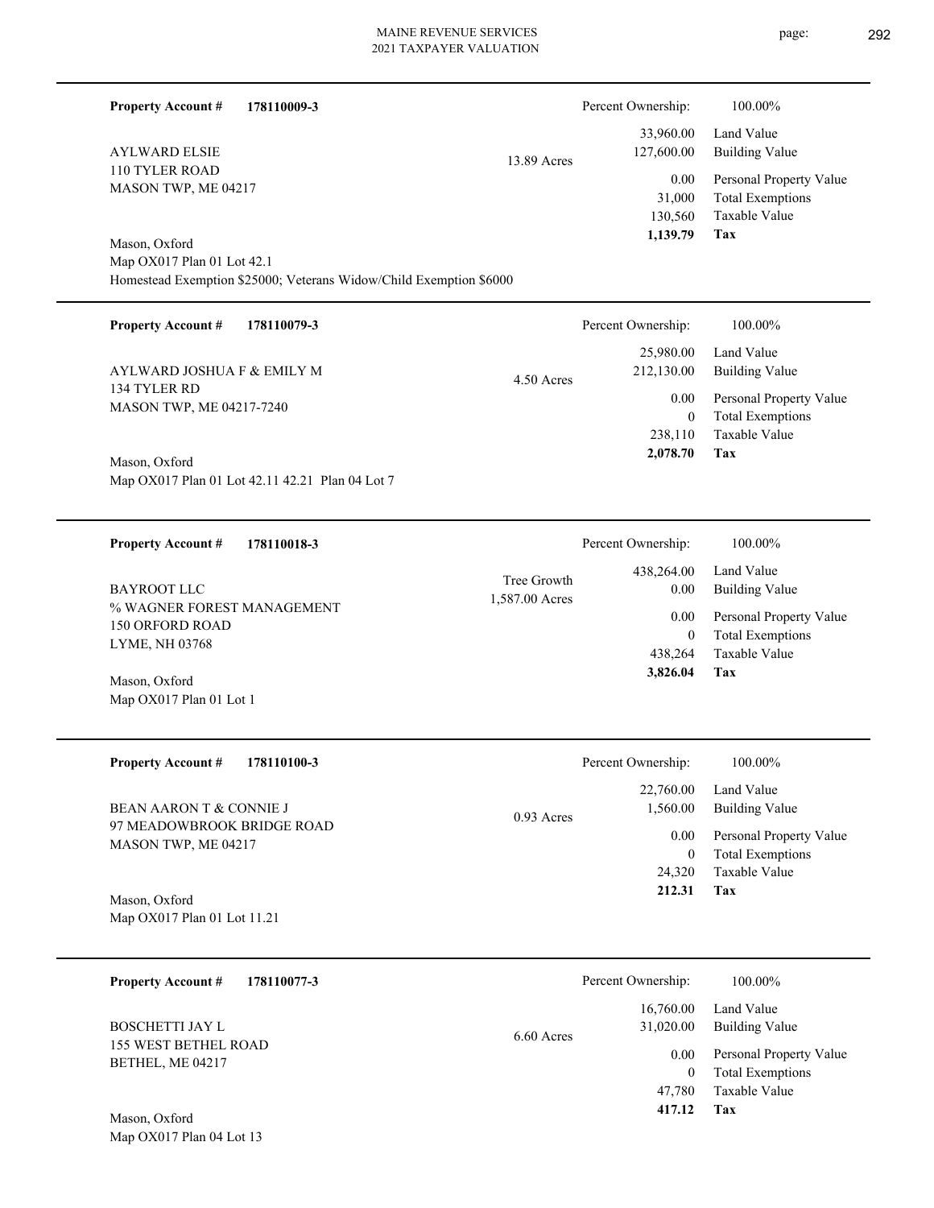**Property Account #** **178110009-3**

AYLWARD ELSIE
110 TYLER ROAD
MASON TWP, ME 04217

13.89 Acres

Mason, Oxford
Map OX017 Plan 01 Lot 42.1
Homestead Exemption $25000; Veterans Widow/Child Exemption $6000

| Percent Ownership: | 100.00% |
|---|---|
| 33,960.00 | Land Value |
| 127,600.00 | Building Value |
| 0.00 | Personal Property Value |
| 31,000 | Total Exemptions |
| 130,560 | Taxable Value |
| **1,139.79** | **Tax** |

---

**Property Account #** **178110079-3**

AYLWARD JOSHUA F & EMILY M
134 TYLER RD
MASON TWP, ME 04217-7240

4.50 Acres

Mason, Oxford
Map OX017 Plan 01 Lot 42.11 42.21 Plan 04 Lot 7

| Percent Ownership: | 100.00% |
|---|---|
| 25,980.00 | Land Value |
| 212,130.00 | Building Value |
| 0.00 | Personal Property Value |
| 0 | Total Exemptions |
| 238,110 | Taxable Value |
| **2,078.70** | **Tax** |

---

**Property Account #** **178110018-3**

BAYROOT LLC
% WAGNER FOREST MANAGEMENT
150 ORFORD ROAD
LYME, NH 03768

Tree Growth
1,587.00 Acres

Mason, Oxford
Map OX017 Plan 01 Lot 1

| Percent Ownership: | 100.00% |
|---|---|
| 438,264.00 | Land Value |
| 0.00 | Building Value |
| 0.00 | Personal Property Value |
| 0 | Total Exemptions |
| 438,264 | Taxable Value |
| **3,826.04** | **Tax** |

---

**Property Account #** **178110100-3**

BEAN AARON T & CONNIE J
97 MEADOWBROOK BRIDGE ROAD
MASON TWP, ME 04217

0.93 Acres

Mason, Oxford
Map OX017 Plan 01 Lot 11.21

| Percent Ownership: | 100.00% |
|---|---|
| 22,760.00 | Land Value |
| 1,560.00 | Building Value |
| 0.00 | Personal Property Value |
| 0 | Total Exemptions |
| 24,320 | Taxable Value |
| **212.31** | **Tax** |

---

**Property Account #** **178110077-3**

BOSCHETTI JAY L
155 WEST BETHEL ROAD
BETHEL, ME 04217

6.60 Acres

Mason, Oxford
Map OX017 Plan 04 Lot 13

| Percent Ownership: | 100.00% |
|---|---|
| 16,760.00 | Land Value |
| 31,020.00 | Building Value |
| 0.00 | Personal Property Value |
| 0 | Total Exemptions |
| 47,780 | Taxable Value |
| **417.12** | **Tax** |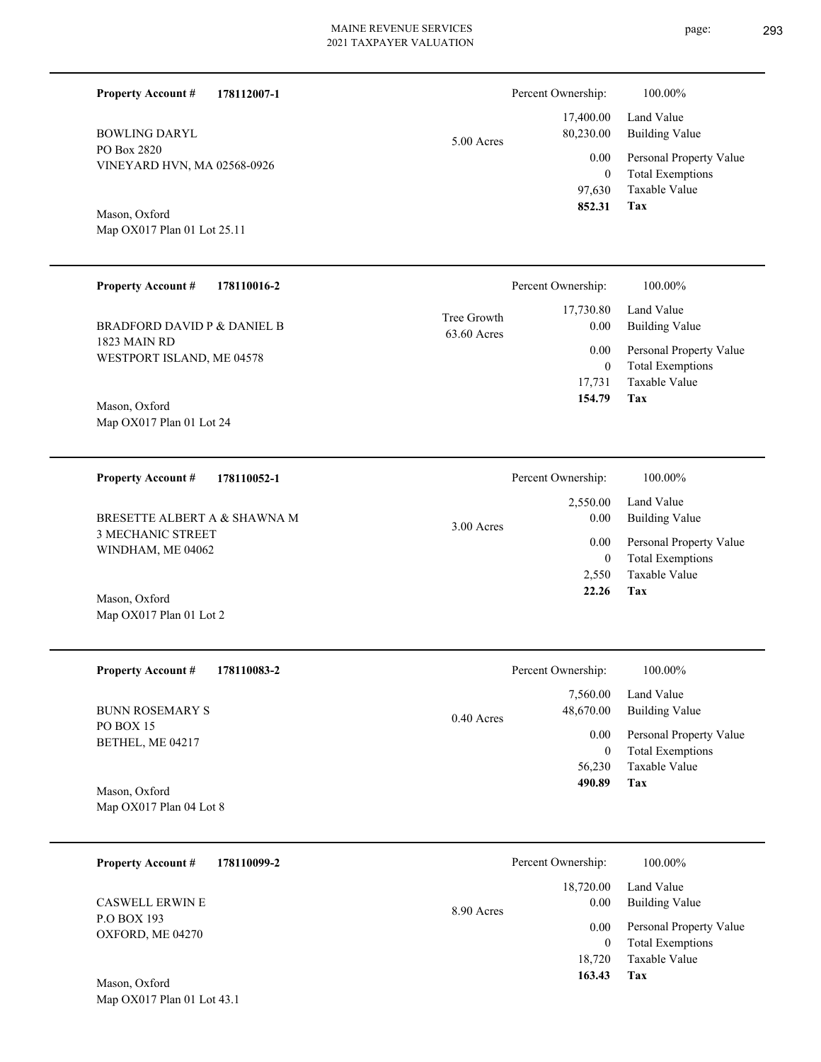**Property Account #** **178112007-1**

BOWLING DARYL
PO Box 2820
VINEYARD HVN, MA 02568-0926

Mason, Oxford
Map OX017 Plan 01 Lot 25.11

5.00 Acres

| Percent Ownership: | 100.00% |
|---|---|
| 17,400.00 | Land Value |
| 80,230.00 | Building Value |
| 0.00 | Personal Property Value |
| 0 | Total Exemptions |
| 97,630 | Taxable Value |
| **852.31** | **Tax** |

---

**Property Account #** **178110016-2**

BRADFORD DAVID P & DANIEL B
1823 MAIN RD
WESTPORT ISLAND, ME 04578

Mason, Oxford
Map OX017 Plan 01 Lot 24

Tree Growth
63.60 Acres

| Percent Ownership: | 100.00% |
|---|---|
| 17,730.80 | Land Value |
| 0.00 | Building Value |
| 0.00 | Personal Property Value |
| 0 | Total Exemptions |
| 17,731 | Taxable Value |
| **154.79** | **Tax** |

---

**Property Account #** **178110052-1**

BRESETTE ALBERT A & SHAWNA M
3 MECHANIC STREET
WINDHAM, ME 04062

Mason, Oxford
Map OX017 Plan 01 Lot 2

3.00 Acres

| Percent Ownership: | 100.00% |
|---|---|
| 2,550.00 | Land Value |
| 0.00 | Building Value |
| 0.00 | Personal Property Value |
| 0 | Total Exemptions |
| 2,550 | Taxable Value |
| **22.26** | **Tax** |

---

**Property Account #** **178110083-2**

BUNN ROSEMARY S
PO BOX 15
BETHEL, ME 04217

Mason, Oxford
Map OX017 Plan 04 Lot 8

0.40 Acres

| Percent Ownership: | 100.00% |
|---|---|
| 7,560.00 | Land Value |
| 48,670.00 | Building Value |
| 0.00 | Personal Property Value |
| 0 | Total Exemptions |
| 56,230 | Taxable Value |
| **490.89** | **Tax** |

---

**Property Account #** **178110099-2**

CASWELL ERWIN E
P.O BOX 193
OXFORD, ME 04270

Mason, Oxford
Map OX017 Plan 01 Lot 43.1

8.90 Acres

| Percent Ownership: | 100.00% |
|---|---|
| 18,720.00 | Land Value |
| 0.00 | Building Value |
| 0.00 | Personal Property Value |
| 0 | Total Exemptions |
| 18,720 | Taxable Value |
| **163.43** | **Tax** |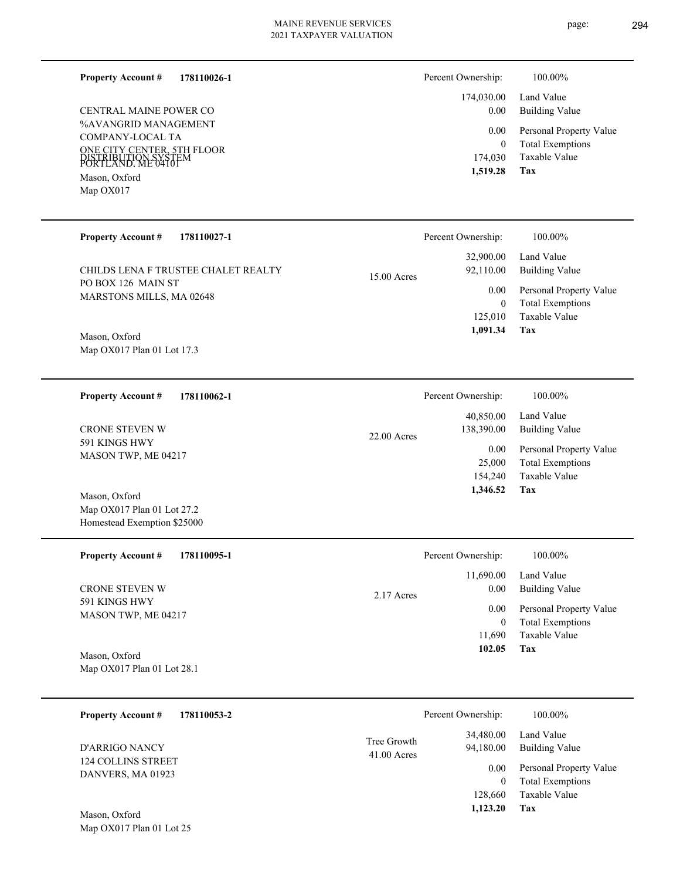**Property Account #** **178110026-1**

CENTRAL MAINE POWER CO
%AVANGRID MANAGEMENT COMPANY-LOCAL TA
ONE CITY CENTER, 5TH FLOOR
PORTLAND, ME 04101
DISTRIBUTION SYSTEM

Mason, Oxford
Map OX017

| Percent Ownership: | 100.00% |
|---|---|
| 174,030.00 | Land Value |
| 0.00 | Building Value |
| 0.00 | Personal Property Value |
| 0 | Total Exemptions |
| 174,030 | Taxable Value |
| **1,519.28** | **Tax** |

---

**Property Account #** **178110027-1**

CHILDS LENA F TRUSTEE CHALET REALTY
PO BOX 126 MAIN ST
MARSTONS MILLS, MA 02648

Mason, Oxford
Map OX017 Plan 01 Lot 17.3

15.00 Acres

| Percent Ownership: | 100.00% |
|---|---|
| 32,900.00 | Land Value |
| 92,110.00 | Building Value |
| 0.00 | Personal Property Value |
| 0 | Total Exemptions |
| 125,010 | Taxable Value |
| **1,091.34** | **Tax** |

---

**Property Account #** **178110062-1**

CRONE STEVEN W
591 KINGS HWY
MASON TWP, ME 04217

Mason, Oxford
Map OX017 Plan 01 Lot 27.2
Homestead Exemption $25000

22.00 Acres

| Percent Ownership: | 100.00% |
|---|---|
| 40,850.00 | Land Value |
| 138,390.00 | Building Value |
| 0.00 | Personal Property Value |
| 25,000 | Total Exemptions |
| 154,240 | Taxable Value |
| **1,346.52** | **Tax** |

---

**Property Account #** **178110095-1**

CRONE STEVEN W
591 KINGS HWY
MASON TWP, ME 04217

Mason, Oxford
Map OX017 Plan 01 Lot 28.1

2.17 Acres

| Percent Ownership: | 100.00% |
|---|---|
| 11,690.00 | Land Value |
| 0.00 | Building Value |
| 0.00 | Personal Property Value |
| 0 | Total Exemptions |
| 11,690 | Taxable Value |
| **102.05** | **Tax** |

---

**Property Account #** **178110053-2**

D'ARRIGO NANCY
124 COLLINS STREET
DANVERS, MA 01923

Mason, Oxford
Map OX017 Plan 01 Lot 25

Tree Growth
41.00 Acres

| Percent Ownership: | 100.00% |
|---|---|
| 34,480.00 | Land Value |
| 94,180.00 | Building Value |
| 0.00 | Personal Property Value |
| 0 | Total Exemptions |
| 128,660 | Taxable Value |
| **1,123.20** | **Tax** |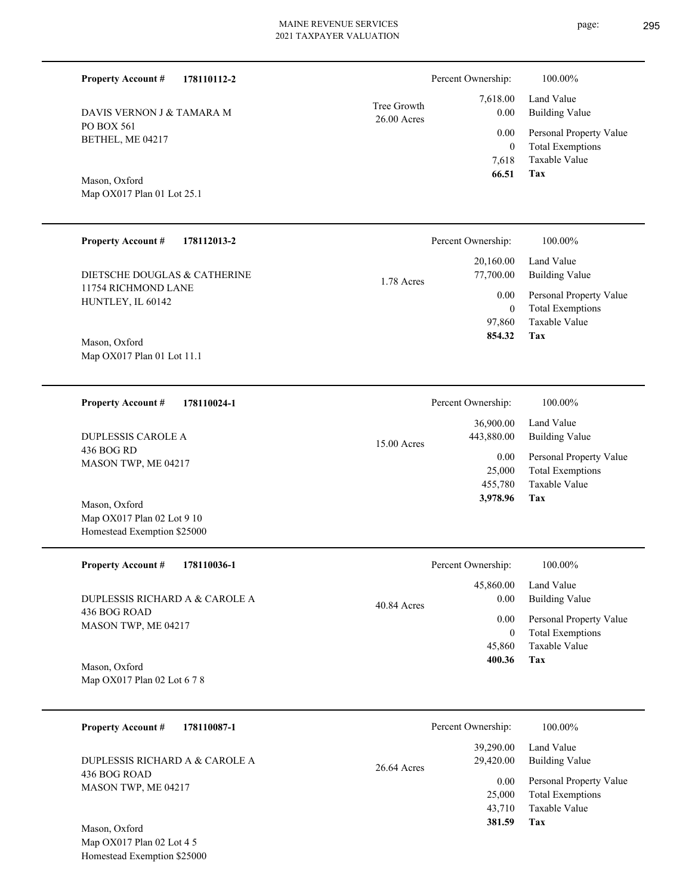**Property Account #** **178110112-2**

DAVIS VERNON J & TAMARA M
PO BOX 561
BETHEL, ME 04217

Mason, Oxford
Map OX017 Plan 01 Lot 25.1

Tree Growth
26.00 Acres

| Percent Ownership: | 100.00% |
|---|---|
| 7,618.00 | Land Value |
| 0.00 | Building Value |
| 0.00 | Personal Property Value |
| 0 | Total Exemptions |
| 7,618 | Taxable Value |
| **66.51** | **Tax** |

---

**Property Account #** **178112013-2**

DIETSCHE DOUGLAS & CATHERINE
11754 RICHMOND LANE
HUNTLEY, IL 60142

Mason, Oxford
Map OX017 Plan 01 Lot 11.1

1.78 Acres

| Percent Ownership: | 100.00% |
|---|---|
| 20,160.00 | Land Value |
| 77,700.00 | Building Value |
| 0.00 | Personal Property Value |
| 0 | Total Exemptions |
| 97,860 | Taxable Value |
| **854.32** | **Tax** |

---

**Property Account #** **178110024-1**

DUPLESSIS CAROLE A
436 BOG RD
MASON TWP, ME 04217

Mason, Oxford
Map OX017 Plan 02 Lot 9 10
Homestead Exemption $25000

15.00 Acres

| Percent Ownership: | 100.00% |
|---|---|
| 36,900.00 | Land Value |
| 443,880.00 | Building Value |
| 0.00 | Personal Property Value |
| 25,000 | Total Exemptions |
| 455,780 | Taxable Value |
| **3,978.96** | **Tax** |

---

**Property Account #** **178110036-1**

DUPLESSIS RICHARD A & CAROLE A
436 BOG ROAD
MASON TWP, ME 04217

Mason, Oxford
Map OX017 Plan 02 Lot 6 7 8

40.84 Acres

| Percent Ownership: | 100.00% |
|---|---|
| 45,860.00 | Land Value |
| 0.00 | Building Value |
| 0.00 | Personal Property Value |
| 0 | Total Exemptions |
| 45,860 | Taxable Value |
| **400.36** | **Tax** |

---

**Property Account #** **178110087-1**

DUPLESSIS RICHARD A & CAROLE A
436 BOG ROAD
MASON TWP, ME 04217

Mason, Oxford
Map OX017 Plan 02 Lot 4 5
Homestead Exemption $25000

26.64 Acres

| Percent Ownership: | 100.00% |
|---|---|
| 39,290.00 | Land Value |
| 29,420.00 | Building Value |
| 0.00 | Personal Property Value |
| 25,000 | Total Exemptions |
| 43,710 | Taxable Value |
| **381.59** | **Tax** |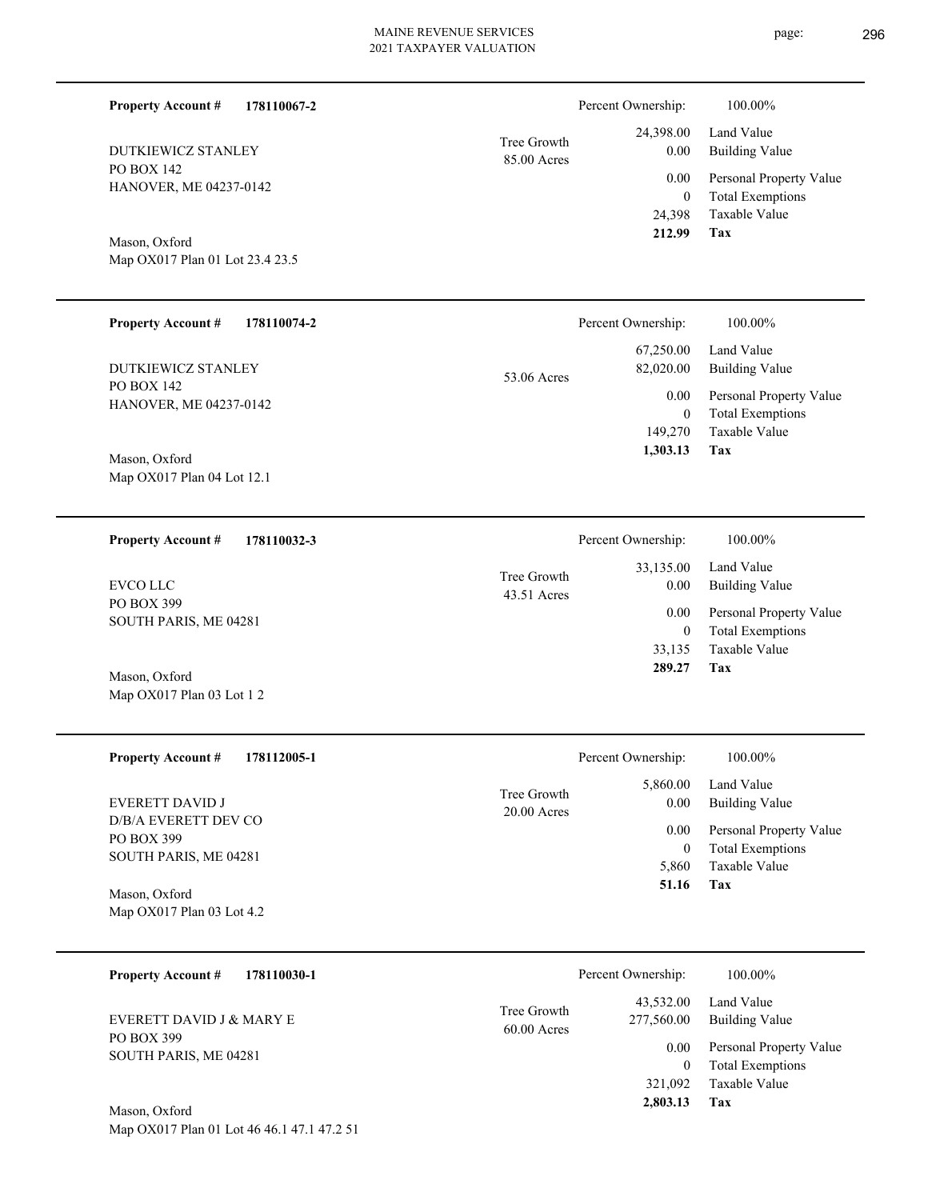**Property Account #** **178110067-2**

DUTKIEWICZ STANLEY
PO BOX 142
HANOVER, ME 04237-0142

Mason, Oxford
Map OX017 Plan 01 Lot 23.4 23.5

Tree Growth
85.00 Acres

Percent Ownership: 100.00%

| | |
|---|---|
| 24,398.00 | Land Value |
| 0.00 | Building Value |
| 0.00 | Personal Property Value |
| 0 | Total Exemptions |
| 24,398 | Taxable Value |
| **212.99** | **Tax** |

---

**Property Account #** **178110074-2**

DUTKIEWICZ STANLEY
PO BOX 142
HANOVER, ME 04237-0142

Mason, Oxford
Map OX017 Plan 04 Lot 12.1

53.06 Acres

Percent Ownership: 100.00%

| | |
|---|---|
| 67,250.00 | Land Value |
| 82,020.00 | Building Value |
| 0.00 | Personal Property Value |
| 0 | Total Exemptions |
| 149,270 | Taxable Value |
| **1,303.13** | **Tax** |

---

**Property Account #** **178110032-3**

EVCO LLC
PO BOX 399
SOUTH PARIS, ME 04281

Mason, Oxford
Map OX017 Plan 03 Lot 1 2

Tree Growth
43.51 Acres

Percent Ownership: 100.00%

| | |
|---|---|
| 33,135.00 | Land Value |
| 0.00 | Building Value |
| 0.00 | Personal Property Value |
| 0 | Total Exemptions |
| 33,135 | Taxable Value |
| **289.27** | **Tax** |

---

**Property Account #** **178112005-1**

EVERETT DAVID J
D/B/A EVERETT DEV CO
PO BOX 399
SOUTH PARIS, ME 04281

Mason, Oxford
Map OX017 Plan 03 Lot 4.2

Tree Growth
20.00 Acres

Percent Ownership: 100.00%

| | |
|---|---|
| 5,860.00 | Land Value |
| 0.00 | Building Value |
| 0.00 | Personal Property Value |
| 0 | Total Exemptions |
| 5,860 | Taxable Value |
| **51.16** | **Tax** |

---

**Property Account #** **178110030-1**

EVERETT DAVID J & MARY E
PO BOX 399
SOUTH PARIS, ME 04281

Mason, Oxford
Map OX017 Plan 01 Lot 46 46.1 47.1 47.2 51

Tree Growth
60.00 Acres

Percent Ownership: 100.00%

| | |
|---|---|
| 43,532.00 | Land Value |
| 277,560.00 | Building Value |
| 0.00 | Personal Property Value |
| 0 | Total Exemptions |
| 321,092 | Taxable Value |
| **2,803.13** | **Tax** |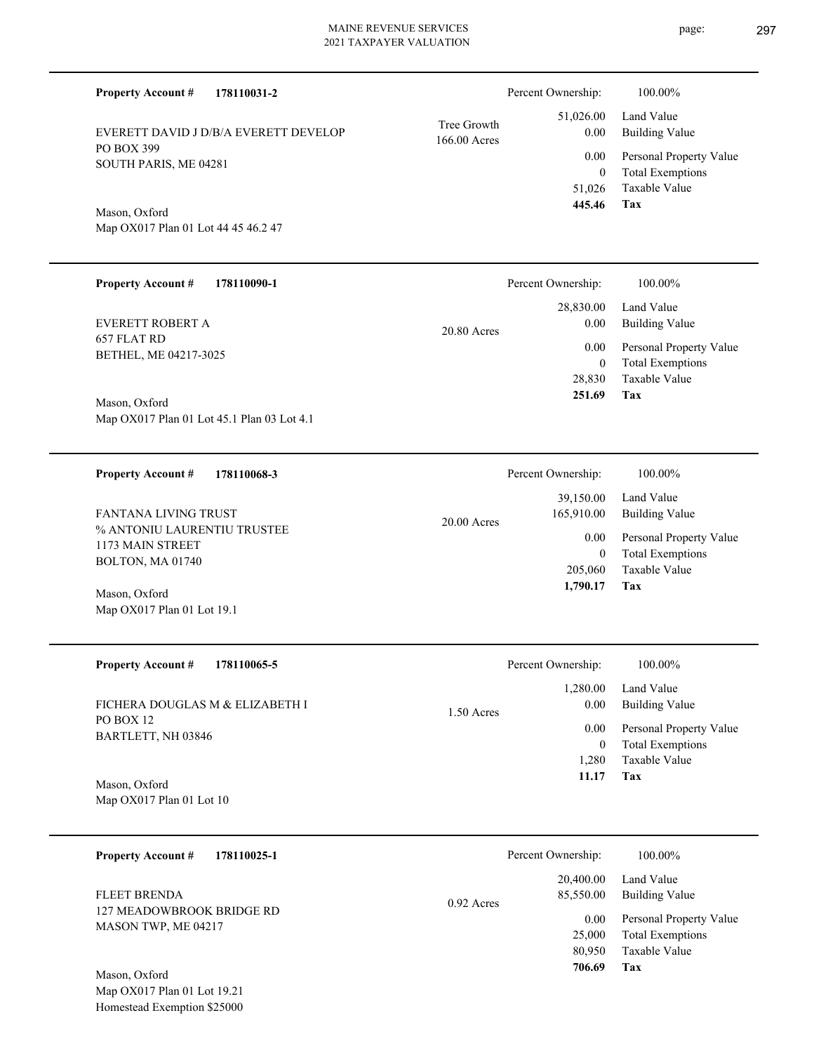**Property Account #** **178110031-2**

EVERETT DAVID J D/B/A EVERETT DEVELOP
PO BOX 399
SOUTH PARIS, ME 04281

Mason, Oxford
Map OX017 Plan 01 Lot 44 45 46.2 47

Tree Growth
166.00 Acres

| Percent Ownership: | 100.00% |
|---|---|
| 51,026.00 | Land Value |
| 0.00 | Building Value |
| 0.00 | Personal Property Value |
| 0 | Total Exemptions |
| 51,026 | Taxable Value |
| **445.46** | **Tax** |

---

**Property Account #** **178110090-1**

EVERETT ROBERT A
657 FLAT RD
BETHEL, ME 04217-3025

Mason, Oxford
Map OX017 Plan 01 Lot 45.1 Plan 03 Lot 4.1

20.80 Acres

| Percent Ownership: | 100.00% |
|---|---|
| 28,830.00 | Land Value |
| 0.00 | Building Value |
| 0.00 | Personal Property Value |
| 0 | Total Exemptions |
| 28,830 | Taxable Value |
| **251.69** | **Tax** |

---

**Property Account #** **178110068-3**

FANTANA LIVING TRUST
% ANTONIU LAURENTIU TRUSTEE
1173 MAIN STREET
BOLTON, MA 01740

Mason, Oxford
Map OX017 Plan 01 Lot 19.1

20.00 Acres

| Percent Ownership: | 100.00% |
|---|---|
| 39,150.00 | Land Value |
| 165,910.00 | Building Value |
| 0.00 | Personal Property Value |
| 0 | Total Exemptions |
| 205,060 | Taxable Value |
| **1,790.17** | **Tax** |

---

**Property Account #** **178110065-5**

FICHERA DOUGLAS M & ELIZABETH I
PO BOX 12
BARTLETT, NH 03846

Mason, Oxford
Map OX017 Plan 01 Lot 10

1.50 Acres

| Percent Ownership: | 100.00% |
|---|---|
| 1,280.00 | Land Value |
| 0.00 | Building Value |
| 0.00 | Personal Property Value |
| 0 | Total Exemptions |
| 1,280 | Taxable Value |
| **11.17** | **Tax** |

---

**Property Account #** **178110025-1**

FLEET BRENDA
127 MEADOWBROOK BRIDGE RD
MASON TWP, ME 04217

Mason, Oxford
Map OX017 Plan 01 Lot 19.21
Homestead Exemption $25000

0.92 Acres

| Percent Ownership: | 100.00% |
|---|---|
| 20,400.00 | Land Value |
| 85,550.00 | Building Value |
| 0.00 | Personal Property Value |
| 25,000 | Total Exemptions |
| 80,950 | Taxable Value |
| **706.69** | **Tax** |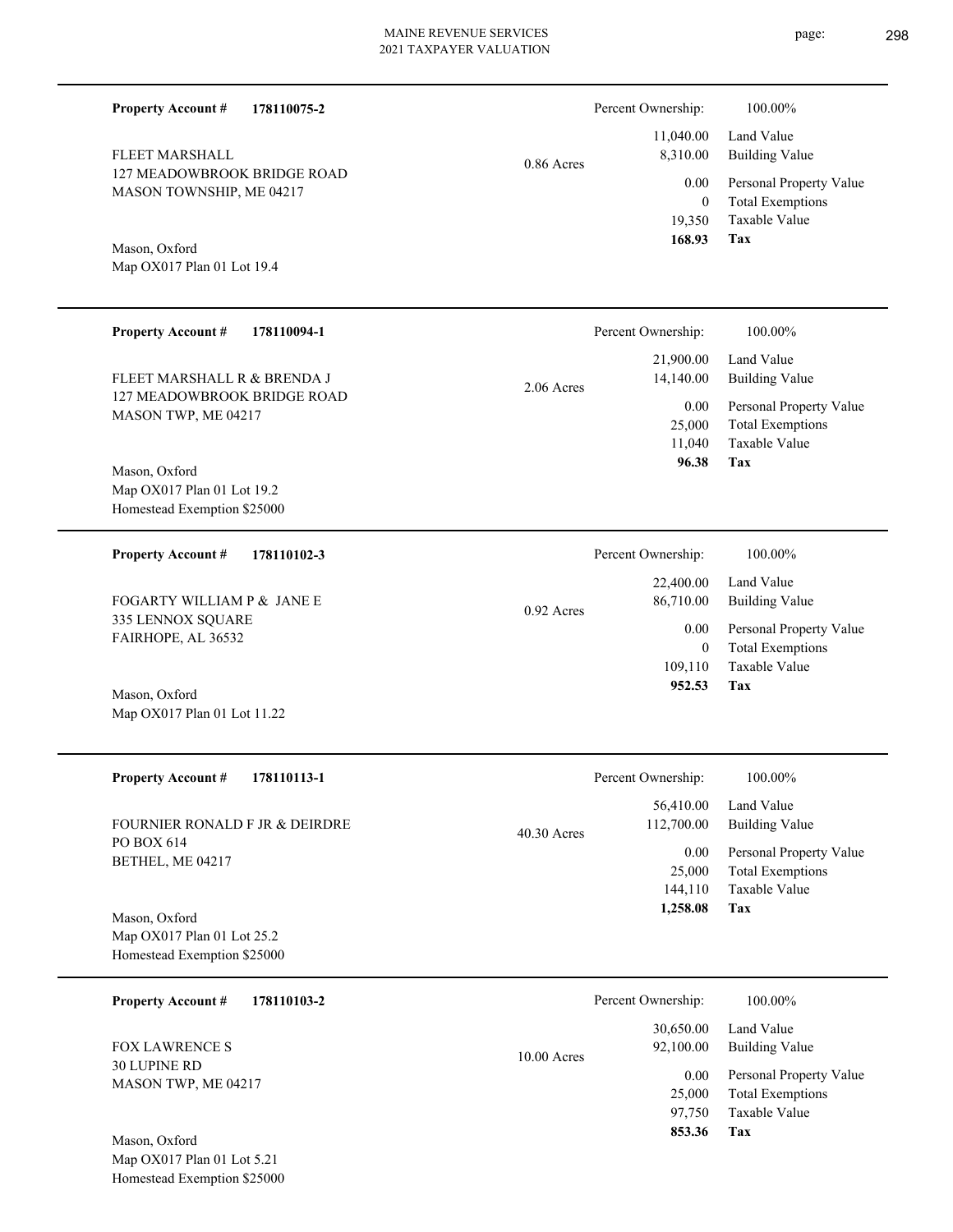**Property Account #** **178110075-2**

FLEET MARSHALL
127 MEADOWBROOK BRIDGE ROAD
MASON TOWNSHIP, ME 04217

Mason, Oxford
Map OX017 Plan 01 Lot 19.4

0.86 Acres

| Percent Ownership: | 100.00% |
|---|---|
| 11,040.00 | Land Value |
| 8,310.00 | Building Value |
| 0.00 | Personal Property Value |
| 0 | Total Exemptions |
| 19,350 | Taxable Value |
| **168.93** | **Tax** |

---

**Property Account #** **178110094-1**

FLEET MARSHALL R & BRENDA J
127 MEADOWBROOK BRIDGE ROAD
MASON TWP, ME 04217

Mason, Oxford
Map OX017 Plan 01 Lot 19.2
Homestead Exemption $25000

2.06 Acres

| Percent Ownership: | 100.00% |
|---|---|
| 21,900.00 | Land Value |
| 14,140.00 | Building Value |
| 0.00 | Personal Property Value |
| 25,000 | Total Exemptions |
| 11,040 | Taxable Value |
| **96.38** | **Tax** |

---

**Property Account #** **178110102-3**

FOGARTY WILLIAM P & JANE E
335 LENNOX SQUARE
FAIRHOPE, AL 36532

Mason, Oxford
Map OX017 Plan 01 Lot 11.22

0.92 Acres

| Percent Ownership: | 100.00% |
|---|---|
| 22,400.00 | Land Value |
| 86,710.00 | Building Value |
| 0.00 | Personal Property Value |
| 0 | Total Exemptions |
| 109,110 | Taxable Value |
| **952.53** | **Tax** |

---

**Property Account #** **178110113-1**

FOURNIER RONALD F JR & DEIRDRE
PO BOX 614
BETHEL, ME 04217

Mason, Oxford
Map OX017 Plan 01 Lot 25.2
Homestead Exemption $25000

40.30 Acres

| Percent Ownership: | 100.00% |
|---|---|
| 56,410.00 | Land Value |
| 112,700.00 | Building Value |
| 0.00 | Personal Property Value |
| 25,000 | Total Exemptions |
| 144,110 | Taxable Value |
| **1,258.08** | **Tax** |

---

**Property Account #** **178110103-2**

FOX LAWRENCE S
30 LUPINE RD
MASON TWP, ME 04217

Mason, Oxford
Map OX017 Plan 01 Lot 5.21
Homestead Exemption $25000

10.00 Acres

| Percent Ownership: | 100.00% |
|---|---|
| 30,650.00 | Land Value |
| 92,100.00 | Building Value |
| 0.00 | Personal Property Value |
| 25,000 | Total Exemptions |
| 97,750 | Taxable Value |
| **853.36** | **Tax** |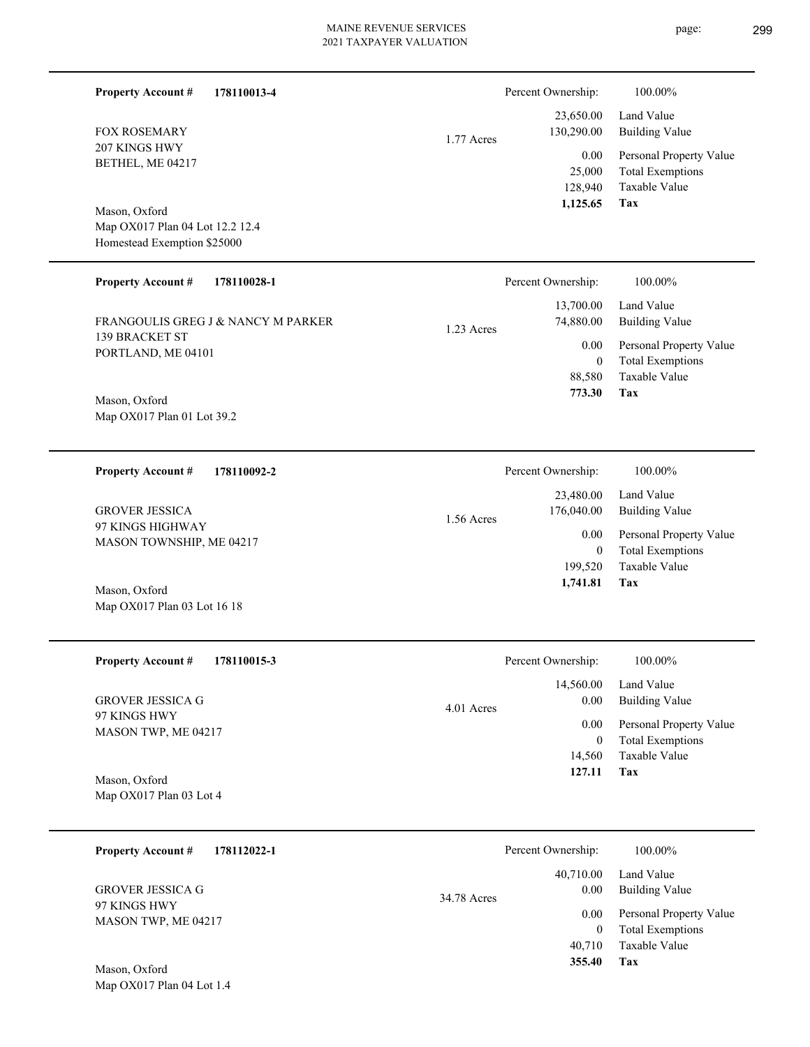| Property Account # | 178110013-4 | | Percent Ownership: | 100.00% |
|---|---|---|---|---|
| FOX ROSEMARY | | 1.77 Acres | 23,650.00 | Land Value |
| 207 KINGS HWY | | | 130,290.00 | Building Value |
| BETHEL, ME 04217 | | | 0.00 | Personal Property Value |
| | | | 25,000 | Total Exemptions |
| | | | 128,940 | Taxable Value |
| Mason, Oxford | | | **1,125.65** | **Tax** |
| Map OX017 Plan 04 Lot 12.2 12.4 | | | | |
| Homestead Exemption $25000 | | | | |

| Property Account # | 178110028-1 | | Percent Ownership: | 100.00% |
|---|---|---|---|---|
| FRANGOULIS GREG J & NANCY M PARKER | | 1.23 Acres | 13,700.00 | Land Value |
| 139 BRACKET ST | | | 74,880.00 | Building Value |
| PORTLAND, ME 04101 | | | 0.00 | Personal Property Value |
| | | | 0 | Total Exemptions |
| | | | 88,580 | Taxable Value |
| Mason, Oxford | | | **773.30** | **Tax** |
| Map OX017 Plan 01 Lot 39.2 | | | | |

| Property Account # | 178110092-2 | | Percent Ownership: | 100.00% |
|---|---|---|---|---|
| GROVER JESSICA | | 1.56 Acres | 23,480.00 | Land Value |
| 97 KINGS HIGHWAY | | | 176,040.00 | Building Value |
| MASON TOWNSHIP, ME 04217 | | | 0.00 | Personal Property Value |
| | | | 0 | Total Exemptions |
| | | | 199,520 | Taxable Value |
| Mason, Oxford | | | **1,741.81** | **Tax** |
| Map OX017 Plan 03 Lot 16 18 | | | | |

| Property Account # | 178110015-3 | | Percent Ownership: | 100.00% |
|---|---|---|---|---|
| GROVER JESSICA G | | 4.01 Acres | 14,560.00 | Land Value |
| 97 KINGS HWY | | | 0.00 | Building Value |
| MASON TWP, ME 04217 | | | 0.00 | Personal Property Value |
| | | | 0 | Total Exemptions |
| | | | 14,560 | Taxable Value |
| Mason, Oxford | | | **127.11** | **Tax** |
| Map OX017 Plan 03 Lot 4 | | | | |

| Property Account # | 178112022-1 | | Percent Ownership: | 100.00% |
|---|---|---|---|---|
| GROVER JESSICA G | | 34.78 Acres | 40,710.00 | Land Value |
| 97 KINGS HWY | | | 0.00 | Building Value |
| MASON TWP, ME 04217 | | | 0.00 | Personal Property Value |
| | | | 0 | Total Exemptions |
| | | | 40,710 | Taxable Value |
| Mason, Oxford | | | **355.40** | **Tax** |
| Map OX017 Plan 04 Lot 1.4 | | | | |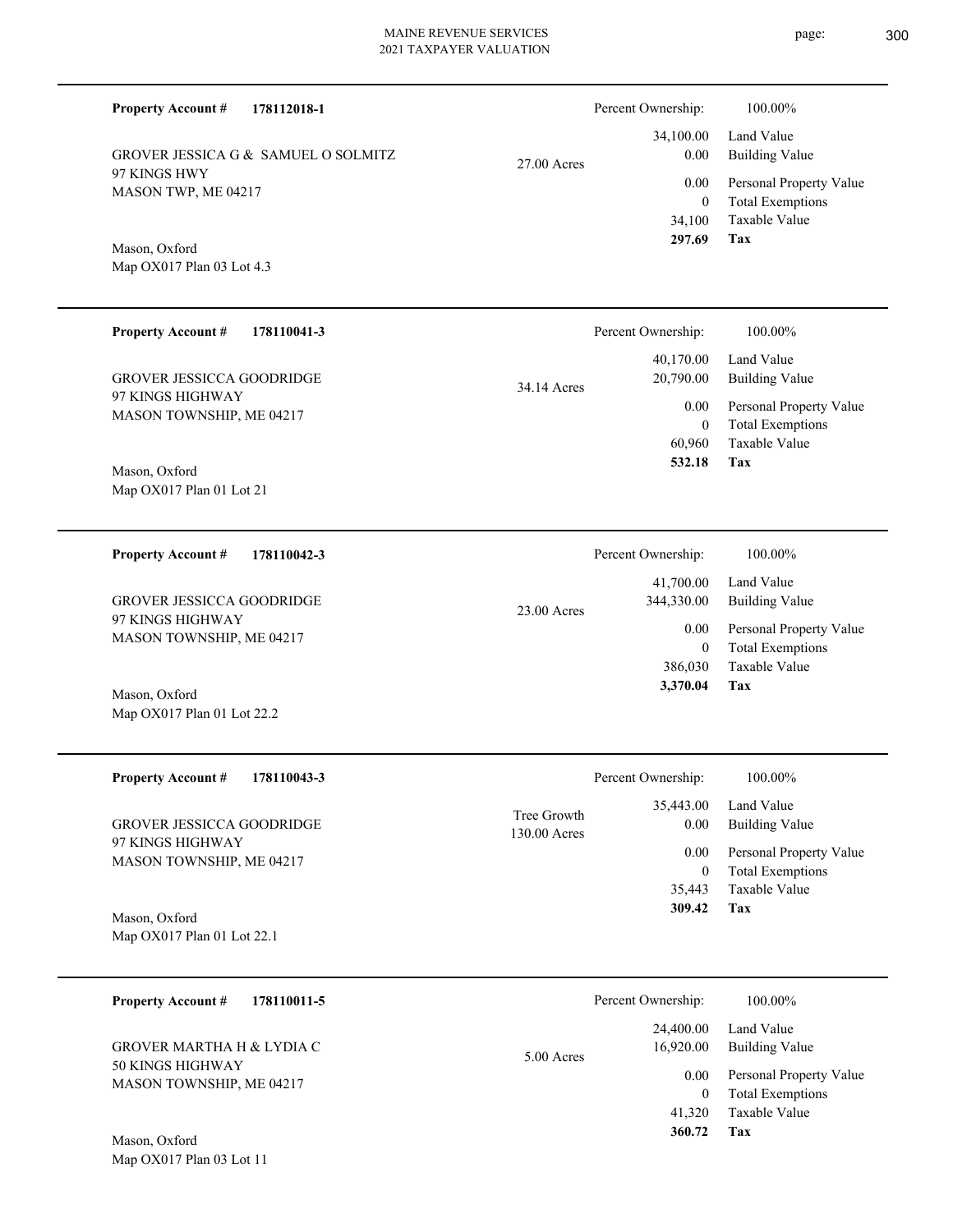**Property Account #** **178112018-1**

GROVER JESSICA G & SAMUEL O SOLMITZ
97 KINGS HWY
MASON TWP, ME 04217

Mason, Oxford
Map OX017 Plan 03 Lot 4.3

27.00 Acres

| | |
|---|---|
| Percent Ownership: | 100.00% |
| Land Value | 34,100.00 |
| Building Value | 0.00 |
| Personal Property Value | 0.00 |
| Total Exemptions | 0 |
| Taxable Value | 34,100 |
| **Tax** | **297.69** |

---

**Property Account #** **178110041-3**

GROVER JESSICCA GOODRIDGE
97 KINGS HIGHWAY
MASON TOWNSHIP, ME 04217

Mason, Oxford
Map OX017 Plan 01 Lot 21

34.14 Acres

| | |
|---|---|
| Percent Ownership: | 100.00% |
| Land Value | 40,170.00 |
| Building Value | 20,790.00 |
| Personal Property Value | 0.00 |
| Total Exemptions | 0 |
| Taxable Value | 60,960 |
| **Tax** | **532.18** |

---

**Property Account #** **178110042-3**

GROVER JESSICCA GOODRIDGE
97 KINGS HIGHWAY
MASON TOWNSHIP, ME 04217

Mason, Oxford
Map OX017 Plan 01 Lot 22.2

23.00 Acres

| | |
|---|---|
| Percent Ownership: | 100.00% |
| Land Value | 41,700.00 |
| Building Value | 344,330.00 |
| Personal Property Value | 0.00 |
| Total Exemptions | 0 |
| Taxable Value | 386,030 |
| **Tax** | **3,370.04** |

---

**Property Account #** **178110043-3**

GROVER JESSICCA GOODRIDGE
97 KINGS HIGHWAY
MASON TOWNSHIP, ME 04217

Mason, Oxford
Map OX017 Plan 01 Lot 22.1

Tree Growth
130.00 Acres

| | |
|---|---|
| Percent Ownership: | 100.00% |
| Land Value | 35,443.00 |
| Building Value | 0.00 |
| Personal Property Value | 0.00 |
| Total Exemptions | 0 |
| Taxable Value | 35,443 |
| **Tax** | **309.42** |

---

**Property Account #** **178110011-5**

GROVER MARTHA H & LYDIA C
50 KINGS HIGHWAY
MASON TOWNSHIP, ME 04217

Mason, Oxford
Map OX017 Plan 03 Lot 11

5.00 Acres

| | |
|---|---|
| Percent Ownership: | 100.00% |
| Land Value | 24,400.00 |
| Building Value | 16,920.00 |
| Personal Property Value | 0.00 |
| Total Exemptions | 0 |
| Taxable Value | 41,320 |
| **Tax** | **360.72** |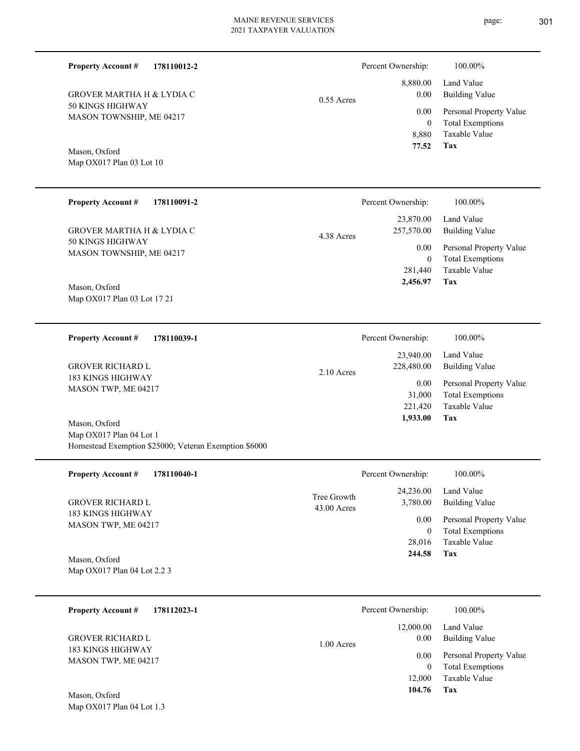**Property Account #** **178110012-2**

GROVER MARTHA H & LYDIA C
50 KINGS HIGHWAY
MASON TOWNSHIP, ME 04217

Mason, Oxford
Map OX017 Plan 03 Lot 10

0.55 Acres

| Percent Ownership: | 100.00% |
|---|---|
| 8,880.00 | Land Value |
| 0.00 | Building Value |
| 0.00 | Personal Property Value |
| 0 | Total Exemptions |
| 8,880 | Taxable Value |
| **77.52** | **Tax** |

---

**Property Account #** **178110091-2**

GROVER MARTHA H & LYDIA C
50 KINGS HIGHWAY
MASON TOWNSHIP, ME 04217

Mason, Oxford
Map OX017 Plan 03 Lot 17 21

4.38 Acres

| Percent Ownership: | 100.00% |
|---|---|
| 23,870.00 | Land Value |
| 257,570.00 | Building Value |
| 0.00 | Personal Property Value |
| 0 | Total Exemptions |
| 281,440 | Taxable Value |
| **2,456.97** | **Tax** |

---

**Property Account #** **178110039-1**

GROVER RICHARD L
183 KINGS HIGHWAY
MASON TWP, ME 04217

Mason, Oxford
Map OX017 Plan 04 Lot 1
Homestead Exemption $25000; Veteran Exemption $6000

2.10 Acres

| Percent Ownership: | 100.00% |
|---|---|
| 23,940.00 | Land Value |
| 228,480.00 | Building Value |
| 0.00 | Personal Property Value |
| 31,000 | Total Exemptions |
| 221,420 | Taxable Value |
| **1,933.00** | **Tax** |

---

**Property Account #** **178110040-1**

GROVER RICHARD L
183 KINGS HIGHWAY
MASON TWP, ME 04217

Mason, Oxford
Map OX017 Plan 04 Lot 2.2 3

Tree Growth
43.00 Acres

| Percent Ownership: | 100.00% |
|---|---|
| 24,236.00 | Land Value |
| 3,780.00 | Building Value |
| 0.00 | Personal Property Value |
| 0 | Total Exemptions |
| 28,016 | Taxable Value |
| **244.58** | **Tax** |

---

**Property Account #** **178112023-1**

GROVER RICHARD L
183 KINGS HIGHWAY
MASON TWP, ME 04217

Mason, Oxford
Map OX017 Plan 04 Lot 1.3

1.00 Acres

| Percent Ownership: | 100.00% |
|---|---|
| 12,000.00 | Land Value |
| 0.00 | Building Value |
| 0.00 | Personal Property Value |
| 0 | Total Exemptions |
| 12,000 | Taxable Value |
| **104.76** | **Tax** |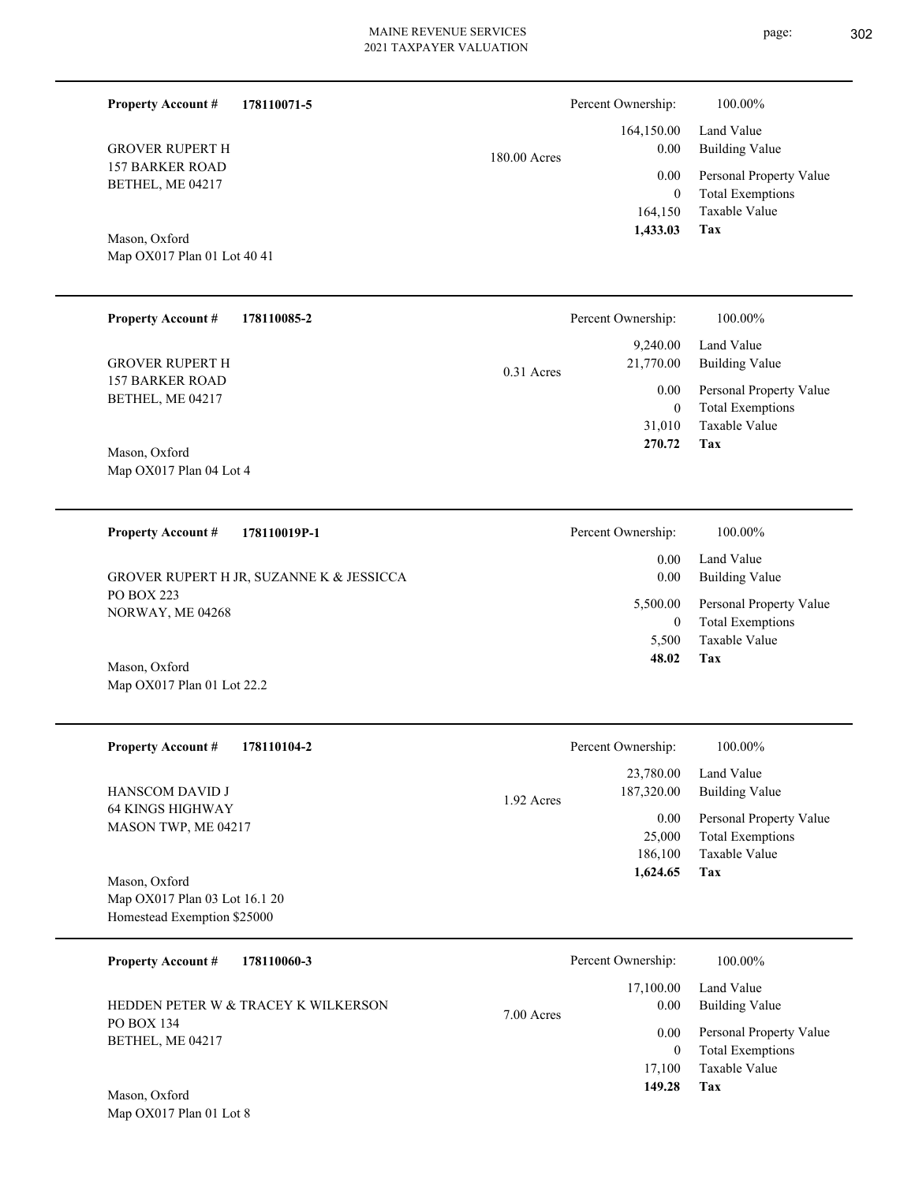**Property Account #** **178110071-5**

GROVER RUPERT H
157 BARKER ROAD
BETHEL, ME 04217

180.00 Acres

Mason, Oxford
Map OX017 Plan 01 Lot 40 41

| Percent Ownership: | 100.00% |
|---|---|
| 164,150.00 | Land Value |
| 0.00 | Building Value |
| 0.00 | Personal Property Value |
| 0 | Total Exemptions |
| 164,150 | Taxable Value |
| **1,433.03** | **Tax** |

---

**Property Account #** **178110085-2**

GROVER RUPERT H
157 BARKER ROAD
BETHEL, ME 04217

0.31 Acres

Mason, Oxford
Map OX017 Plan 04 Lot 4

| Percent Ownership: | 100.00% |
|---|---|
| 9,240.00 | Land Value |
| 21,770.00 | Building Value |
| 0.00 | Personal Property Value |
| 0 | Total Exemptions |
| 31,010 | Taxable Value |
| **270.72** | **Tax** |

---

**Property Account #** **178110019P-1**

GROVER RUPERT H JR, SUZANNE K & JESSICCA
PO BOX 223
NORWAY, ME 04268

Mason, Oxford
Map OX017 Plan 01 Lot 22.2

| Percent Ownership: | 100.00% |
|---|---|
| 0.00 | Land Value |
| 0.00 | Building Value |
| 5,500.00 | Personal Property Value |
| 0 | Total Exemptions |
| 5,500 | Taxable Value |
| **48.02** | **Tax** |

---

**Property Account #** **178110104-2**

HANSCOM DAVID J
64 KINGS HIGHWAY
MASON TWP, ME 04217

1.92 Acres

Mason, Oxford
Map OX017 Plan 03 Lot 16.1 20
Homestead Exemption $25000

| Percent Ownership: | 100.00% |
|---|---|
| 23,780.00 | Land Value |
| 187,320.00 | Building Value |
| 0.00 | Personal Property Value |
| 25,000 | Total Exemptions |
| 186,100 | Taxable Value |
| **1,624.65** | **Tax** |

---

**Property Account #** **178110060-3**

HEDDEN PETER W & TRACEY K WILKERSON
PO BOX 134
BETHEL, ME 04217

7.00 Acres

Mason, Oxford
Map OX017 Plan 01 Lot 8

| Percent Ownership: | 100.00% |
|---|---|
| 17,100.00 | Land Value |
| 0.00 | Building Value |
| 0.00 | Personal Property Value |
| 0 | Total Exemptions |
| 17,100 | Taxable Value |
| **149.28** | **Tax** |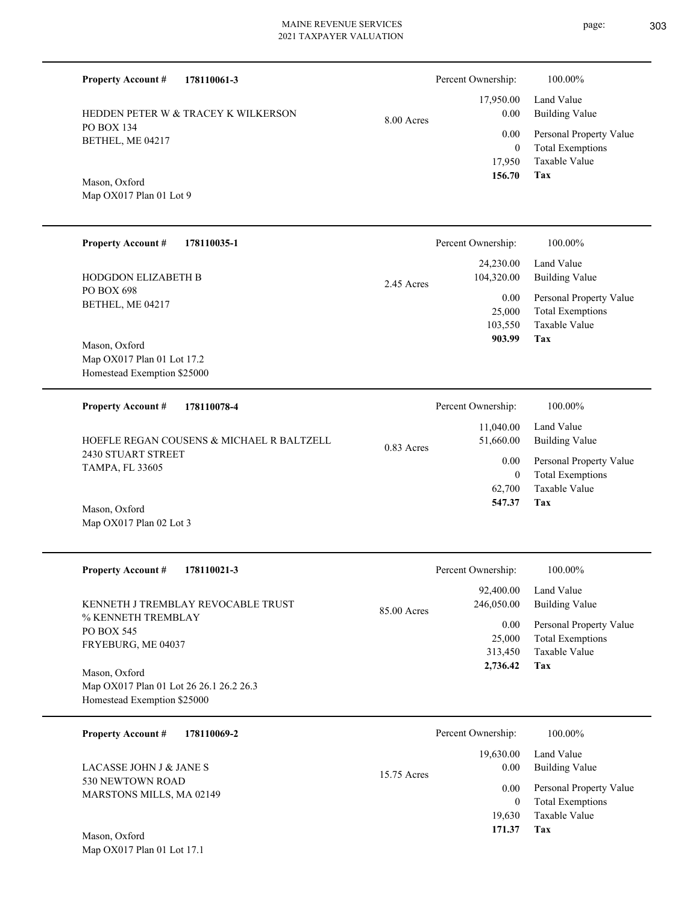**Property Account #** **178110061-3**

HEDDEN PETER W & TRACEY K WILKERSON
PO BOX 134
BETHEL, ME 04217

Mason, Oxford
Map OX017 Plan 01 Lot 9

8.00 Acres

| Percent Ownership: | 100.00% |
|---|---|
| 17,950.00 | Land Value |
| 0.00 | Building Value |
| 0.00 | Personal Property Value |
| 0 | Total Exemptions |
| 17,950 | Taxable Value |
| **156.70** | **Tax** |

---

**Property Account #** **178110035-1**

HODGDON ELIZABETH B
PO BOX 698
BETHEL, ME 04217

Mason, Oxford
Map OX017 Plan 01 Lot 17.2
Homestead Exemption $25000

2.45 Acres

| Percent Ownership: | 100.00% |
|---|---|
| 24,230.00 | Land Value |
| 104,320.00 | Building Value |
| 0.00 | Personal Property Value |
| 25,000 | Total Exemptions |
| 103,550 | Taxable Value |
| **903.99** | **Tax** |

---

**Property Account #** **178110078-4**

HOEFLE REGAN COUSENS & MICHAEL R BALTZELL
2430 STUART STREET
TAMPA, FL 33605

Mason, Oxford
Map OX017 Plan 02 Lot 3

0.83 Acres

| Percent Ownership: | 100.00% |
|---|---|
| 11,040.00 | Land Value |
| 51,660.00 | Building Value |
| 0.00 | Personal Property Value |
| 0 | Total Exemptions |
| 62,700 | Taxable Value |
| **547.37** | **Tax** |

---

**Property Account #** **178110021-3**

KENNETH J TREMBLAY REVOCABLE TRUST
% KENNETH TREMBLAY
PO BOX 545
FRYEBURG, ME 04037

Mason, Oxford
Map OX017 Plan 01 Lot 26 26.1 26.2 26.3
Homestead Exemption $25000

85.00 Acres

| Percent Ownership: | 100.00% |
|---|---|
| 92,400.00 | Land Value |
| 246,050.00 | Building Value |
| 0.00 | Personal Property Value |
| 25,000 | Total Exemptions |
| 313,450 | Taxable Value |
| **2,736.42** | **Tax** |

---

**Property Account #** **178110069-2**

LACASSE JOHN J & JANE S
530 NEWTOWN ROAD
MARSTONS MILLS, MA 02149

Mason, Oxford
Map OX017 Plan 01 Lot 17.1

15.75 Acres

| Percent Ownership: | 100.00% |
|---|---|
| 19,630.00 | Land Value |
| 0.00 | Building Value |
| 0.00 | Personal Property Value |
| 0 | Total Exemptions |
| 19,630 | Taxable Value |
| **171.37** | **Tax** |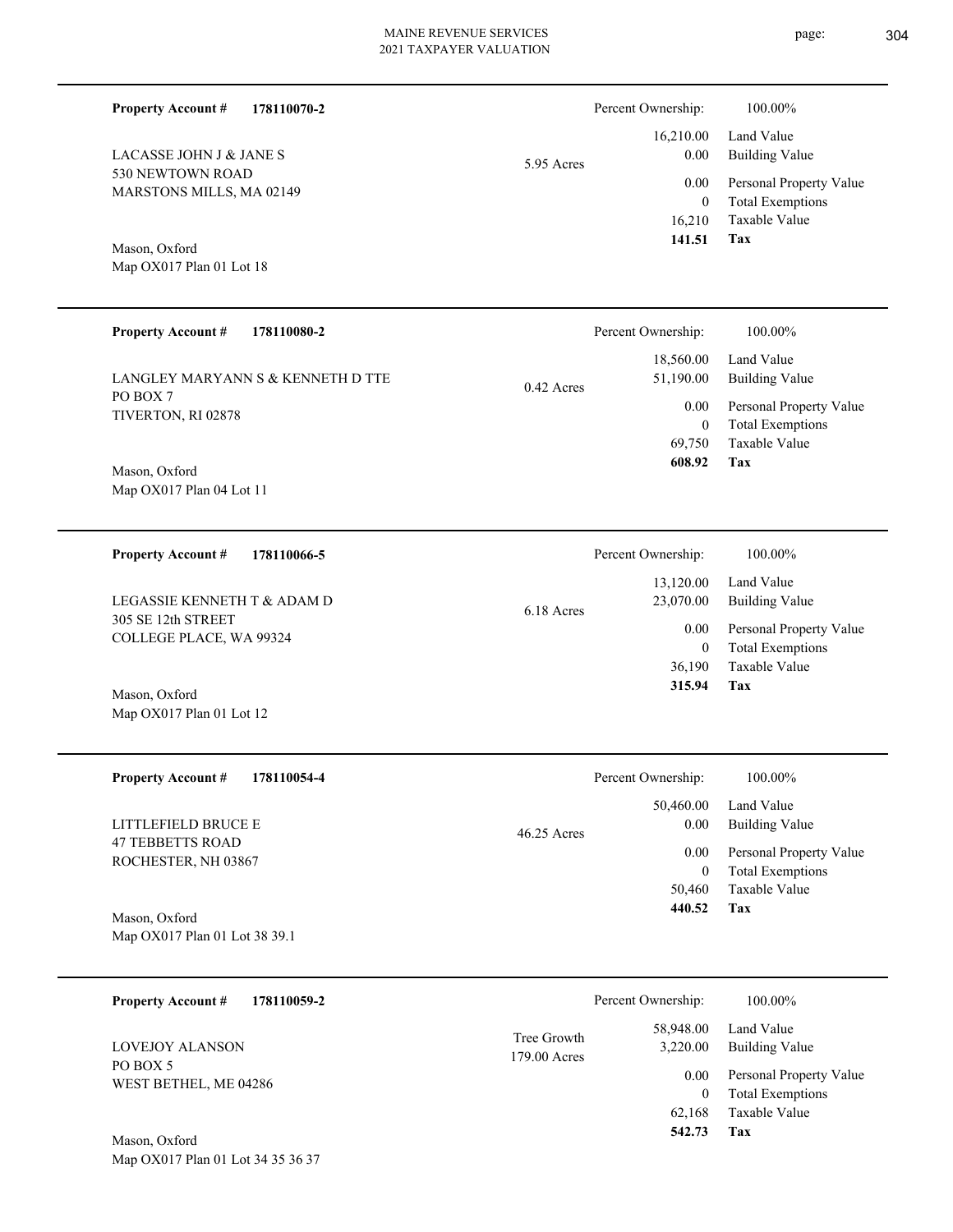**Property Account #** **178110070-2**

LACASSE JOHN J & JANE S
530 NEWTOWN ROAD
MARSTONS MILLS, MA 02149

Mason, Oxford
Map OX017 Plan 01 Lot 18

5.95 Acres

| Percent Ownership: | 100.00% |
|---|---|
| 16,210.00 | Land Value |
| 0.00 | Building Value |
| 0.00 | Personal Property Value |
| 0 | Total Exemptions |
| 16,210 | Taxable Value |
| **141.51** | **Tax** |

---

**Property Account #** **178110080-2**

LANGLEY MARYANN S & KENNETH D TTE
PO BOX 7
TIVERTON, RI 02878

Mason, Oxford
Map OX017 Plan 04 Lot 11

0.42 Acres

| Percent Ownership: | 100.00% |
|---|---|
| 18,560.00 | Land Value |
| 51,190.00 | Building Value |
| 0.00 | Personal Property Value |
| 0 | Total Exemptions |
| 69,750 | Taxable Value |
| **608.92** | **Tax** |

---

**Property Account #** **178110066-5**

LEGASSIE KENNETH T & ADAM D
305 SE 12th STREET
COLLEGE PLACE, WA 99324

Mason, Oxford
Map OX017 Plan 01 Lot 12

6.18 Acres

| Percent Ownership: | 100.00% |
|---|---|
| 13,120.00 | Land Value |
| 23,070.00 | Building Value |
| 0.00 | Personal Property Value |
| 0 | Total Exemptions |
| 36,190 | Taxable Value |
| **315.94** | **Tax** |

---

**Property Account #** **178110054-4**

LITTLEFIELD BRUCE E
47 TEBBETTS ROAD
ROCHESTER, NH 03867

Mason, Oxford
Map OX017 Plan 01 Lot 38 39.1

46.25 Acres

| Percent Ownership: | 100.00% |
|---|---|
| 50,460.00 | Land Value |
| 0.00 | Building Value |
| 0.00 | Personal Property Value |
| 0 | Total Exemptions |
| 50,460 | Taxable Value |
| **440.52** | **Tax** |

---

**Property Account #** **178110059-2**

LOVEJOY ALANSON
PO BOX 5
WEST BETHEL, ME 04286

Mason, Oxford
Map OX017 Plan 01 Lot 34 35 36 37

Tree Growth
179.00 Acres

| Percent Ownership: | 100.00% |
|---|---|
| 58,948.00 | Land Value |
| 3,220.00 | Building Value |
| 0.00 | Personal Property Value |
| 0 | Total Exemptions |
| 62,168 | Taxable Value |
| **542.73** | **Tax** |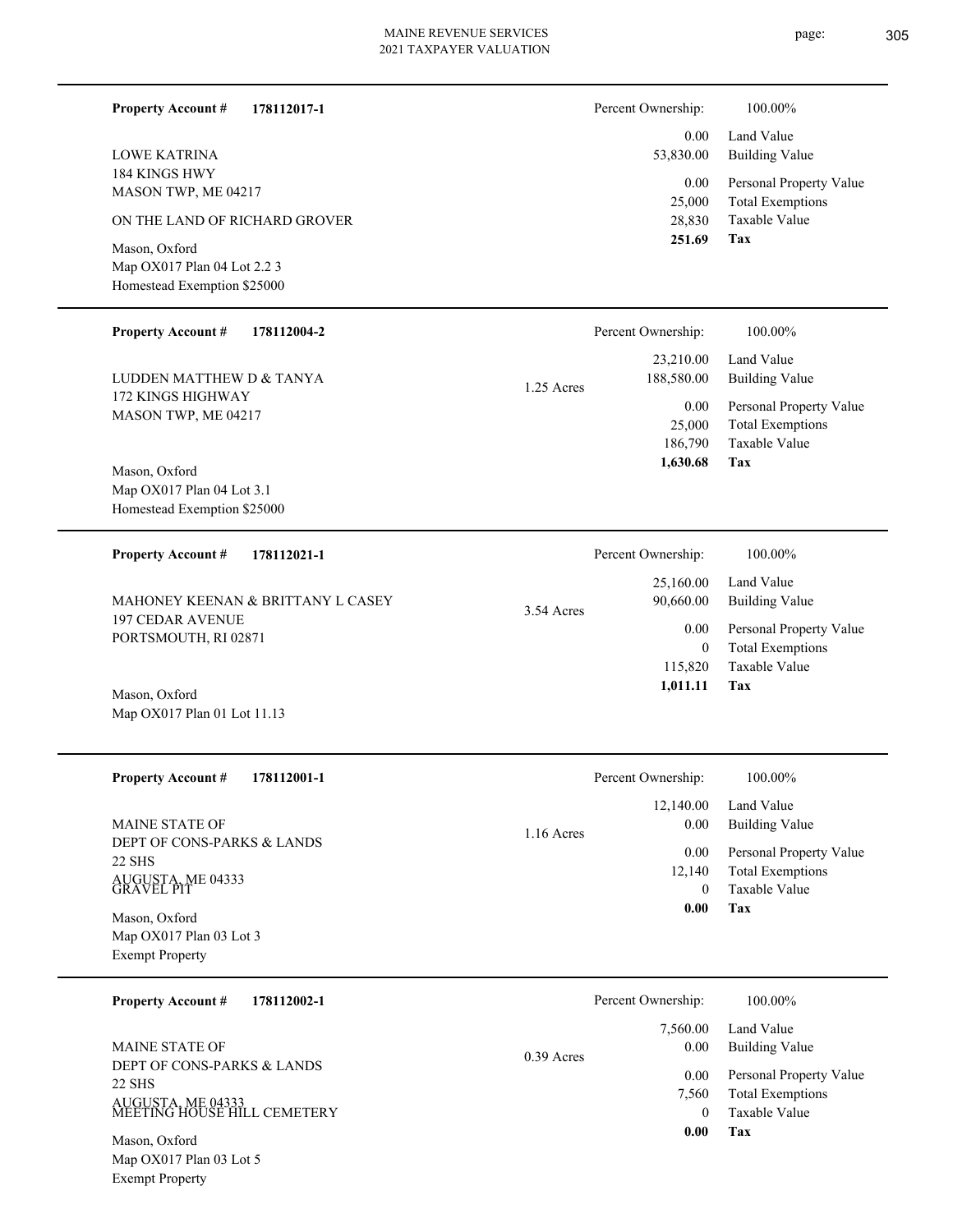**Property Account #** **178112017-1**

LOWE KATRINA
184 KINGS HWY
MASON TWP, ME 04217

ON THE LAND OF RICHARD GROVER

Mason, Oxford
Map OX017 Plan 04 Lot 2.2 3
Homestead Exemption $25000

| | |
|---|---|
| Percent Ownership: | 100.00% |
| 0.00 | Land Value |
| 53,830.00 | Building Value |
| 0.00 | Personal Property Value |
| 25,000 | Total Exemptions |
| 28,830 | Taxable Value |
| **251.69** | **Tax** |

---

**Property Account #** **178112004-2**

LUDDEN MATTHEW D & TANYA
172 KINGS HIGHWAY
MASON TWP, ME 04217

Mason, Oxford
Map OX017 Plan 04 Lot 3.1
Homestead Exemption $25000

1.25 Acres

| | |
|---|---|
| Percent Ownership: | 100.00% |
| 23,210.00 | Land Value |
| 188,580.00 | Building Value |
| 0.00 | Personal Property Value |
| 25,000 | Total Exemptions |
| 186,790 | Taxable Value |
| **1,630.68** | **Tax** |

---

**Property Account #** **178112021-1**

MAHONEY KEENAN & BRITTANY L CASEY
197 CEDAR AVENUE
PORTSMOUTH, RI 02871

Mason, Oxford
Map OX017 Plan 01 Lot 11.13

3.54 Acres

| | |
|---|---|
| Percent Ownership: | 100.00% |
| 25,160.00 | Land Value |
| 90,660.00 | Building Value |
| 0.00 | Personal Property Value |
| 0 | Total Exemptions |
| 115,820 | Taxable Value |
| **1,011.11** | **Tax** |

---

**Property Account #** **178112001-1**

MAINE STATE OF
DEPT OF CONS-PARKS & LANDS
22 SHS
AUGUSTA, ME 04333
GRAVEL PIT

Mason, Oxford
Map OX017 Plan 03 Lot 3
Exempt Property

1.16 Acres

| | |
|---|---|
| Percent Ownership: | 100.00% |
| 12,140.00 | Land Value |
| 0.00 | Building Value |
| 0.00 | Personal Property Value |
| 12,140 | Total Exemptions |
| 0 | Taxable Value |
| **0.00** | **Tax** |

---

**Property Account #** **178112002-1**

MAINE STATE OF
DEPT OF CONS-PARKS & LANDS
22 SHS
AUGUSTA, ME 04333
MEETING HOUSE HILL CEMETERY

Mason, Oxford
Map OX017 Plan 03 Lot 5
Exempt Property

0.39 Acres

| | |
|---|---|
| Percent Ownership: | 100.00% |
| 7,560.00 | Land Value |
| 0.00 | Building Value |
| 0.00 | Personal Property Value |
| 7,560 | Total Exemptions |
| 0 | Taxable Value |
| **0.00** | **Tax** |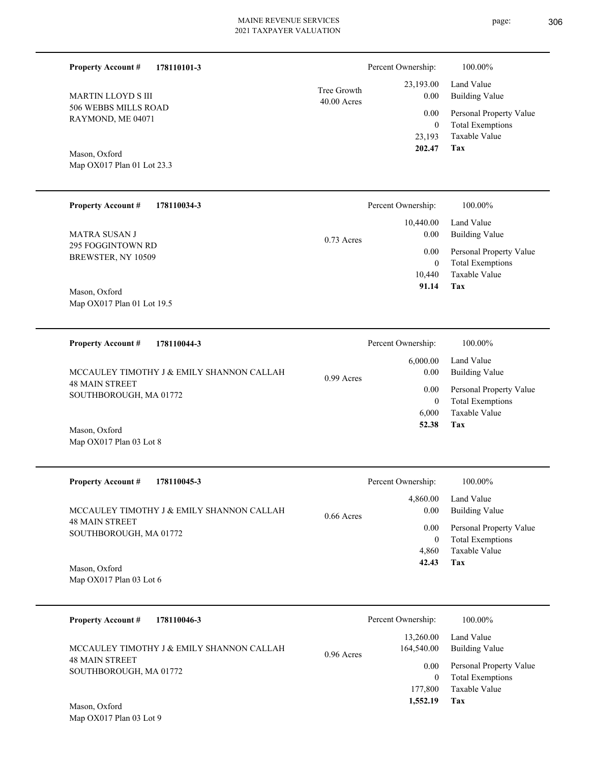**Property Account #** **178110101-3**

MARTIN LLOYD S III
506 WEBBS MILLS ROAD
RAYMOND, ME 04071

Mason, Oxford
Map OX017 Plan 01 Lot 23.3

Tree Growth
40.00 Acres

| | |
|---|---|
| Percent Ownership: | 100.00% |
| 23,193.00 | Land Value |
| 0.00 | Building Value |
| 0.00 | Personal Property Value |
| 0 | Total Exemptions |
| 23,193 | Taxable Value |
| **202.47** | **Tax** |

---

**Property Account #** **178110034-3**

MATRA SUSAN J
295 FOGGINTOWN RD
BREWSTER, NY 10509

Mason, Oxford
Map OX017 Plan 01 Lot 19.5

0.73 Acres

| | |
|---|---|
| Percent Ownership: | 100.00% |
| 10,440.00 | Land Value |
| 0.00 | Building Value |
| 0.00 | Personal Property Value |
| 0 | Total Exemptions |
| 10,440 | Taxable Value |
| **91.14** | **Tax** |

---

**Property Account #** **178110044-3**

MCCAULEY TIMOTHY J & EMILY SHANNON CALLAH
48 MAIN STREET
SOUTHBOROUGH, MA 01772

Mason, Oxford
Map OX017 Plan 03 Lot 8

0.99 Acres

| | |
|---|---|
| Percent Ownership: | 100.00% |
| 6,000.00 | Land Value |
| 0.00 | Building Value |
| 0.00 | Personal Property Value |
| 0 | Total Exemptions |
| 6,000 | Taxable Value |
| **52.38** | **Tax** |

---

**Property Account #** **178110045-3**

MCCAULEY TIMOTHY J & EMILY SHANNON CALLAH
48 MAIN STREET
SOUTHBOROUGH, MA 01772

Mason, Oxford
Map OX017 Plan 03 Lot 6

0.66 Acres

| | |
|---|---|
| Percent Ownership: | 100.00% |
| 4,860.00 | Land Value |
| 0.00 | Building Value |
| 0.00 | Personal Property Value |
| 0 | Total Exemptions |
| 4,860 | Taxable Value |
| **42.43** | **Tax** |

---

**Property Account #** **178110046-3**

MCCAULEY TIMOTHY J & EMILY SHANNON CALLAH
48 MAIN STREET
SOUTHBOROUGH, MA 01772

Mason, Oxford
Map OX017 Plan 03 Lot 9

0.96 Acres

| | |
|---|---|
| Percent Ownership: | 100.00% |
| 13,260.00 | Land Value |
| 164,540.00 | Building Value |
| 0.00 | Personal Property Value |
| 0 | Total Exemptions |
| 177,800 | Taxable Value |
| **1,552.19** | **Tax** |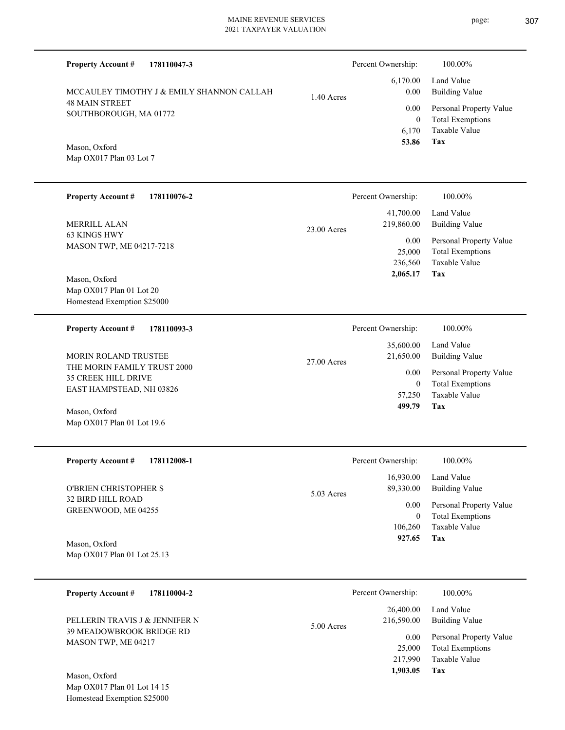**Property Account #** **178110047-3**

MCCAULEY TIMOTHY J & EMILY SHANNON CALLAH
48 MAIN STREET
SOUTHBOROUGH, MA 01772

Mason, Oxford
Map OX017 Plan 03 Lot 7

1.40 Acres

| Percent Ownership: | 100.00% |
|---|---|
| 6,170.00 | Land Value |
| 0.00 | Building Value |
| 0.00 | Personal Property Value |
| 0 | Total Exemptions |
| 6,170 | Taxable Value |
| **53.86** | **Tax** |

---

**Property Account #** **178110076-2**

MERRILL ALAN
63 KINGS HWY
MASON TWP, ME 04217-7218

Mason, Oxford
Map OX017 Plan 01 Lot 20
Homestead Exemption $25000

23.00 Acres

| Percent Ownership: | 100.00% |
|---|---|
| 41,700.00 | Land Value |
| 219,860.00 | Building Value |
| 0.00 | Personal Property Value |
| 25,000 | Total Exemptions |
| 236,560 | Taxable Value |
| **2,065.17** | **Tax** |

---

**Property Account #** **178110093-3**

MORIN ROLAND TRUSTEE
THE MORIN FAMILY TRUST 2000
35 CREEK HILL DRIVE
EAST HAMPSTEAD, NH 03826

Mason, Oxford
Map OX017 Plan 01 Lot 19.6

27.00 Acres

| Percent Ownership: | 100.00% |
|---|---|
| 35,600.00 | Land Value |
| 21,650.00 | Building Value |
| 0.00 | Personal Property Value |
| 0 | Total Exemptions |
| 57,250 | Taxable Value |
| **499.79** | **Tax** |

---

**Property Account #** **178112008-1**

O'BRIEN CHRISTOPHER S
32 BIRD HILL ROAD
GREENWOOD, ME 04255

Mason, Oxford
Map OX017 Plan 01 Lot 25.13

5.03 Acres

| Percent Ownership: | 100.00% |
|---|---|
| 16,930.00 | Land Value |
| 89,330.00 | Building Value |
| 0.00 | Personal Property Value |
| 0 | Total Exemptions |
| 106,260 | Taxable Value |
| **927.65** | **Tax** |

---

**Property Account #** **178110004-2**

PELLERIN TRAVIS J & JENNIFER N
39 MEADOWBROOK BRIDGE RD
MASON TWP, ME 04217

Mason, Oxford
Map OX017 Plan 01 Lot 14 15
Homestead Exemption $25000

5.00 Acres

| Percent Ownership: | 100.00% |
|---|---|
| 26,400.00 | Land Value |
| 216,590.00 | Building Value |
| 0.00 | Personal Property Value |
| 25,000 | Total Exemptions |
| 217,990 | Taxable Value |
| **1,903.05** | **Tax** |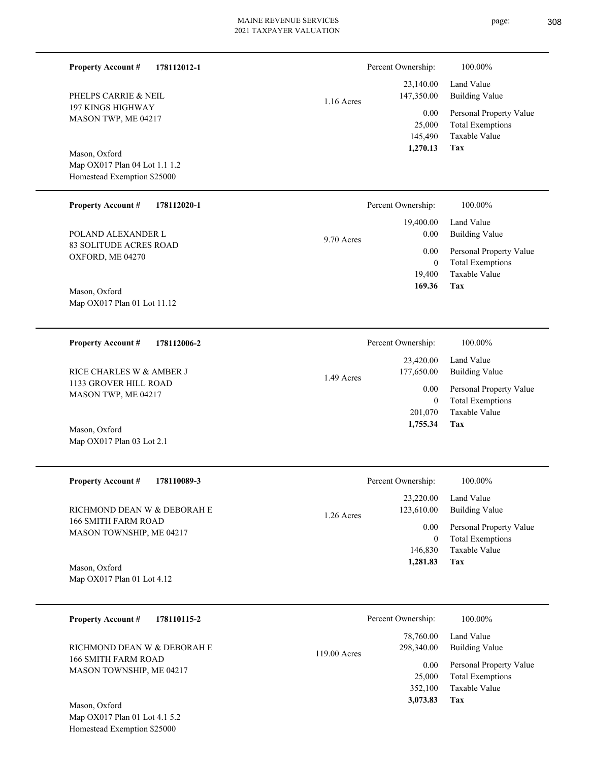**Property Account #** **178112012-1**

PHELPS CARRIE & NEIL
197 KINGS HIGHWAY
MASON TWP, ME 04217

Mason, Oxford
Map OX017 Plan 04 Lot 1.1 1.2
Homestead Exemption $25000

1.16 Acres

| Percent Ownership: | 100.00% |
|---|---|
| 23,140.00 | Land Value |
| 147,350.00 | Building Value |
| 0.00 | Personal Property Value |
| 25,000 | Total Exemptions |
| 145,490 | Taxable Value |
| **1,270.13** | **Tax** |

---

**Property Account #** **178112020-1**

POLAND ALEXANDER L
83 SOLITUDE ACRES ROAD
OXFORD, ME 04270

Mason, Oxford
Map OX017 Plan 01 Lot 11.12

9.70 Acres

| Percent Ownership: | 100.00% |
|---|---|
| 19,400.00 | Land Value |
| 0.00 | Building Value |
| 0.00 | Personal Property Value |
| 0 | Total Exemptions |
| 19,400 | Taxable Value |
| **169.36** | **Tax** |

---

**Property Account #** **178112006-2**

RICE CHARLES W & AMBER J
1133 GROVER HILL ROAD
MASON TWP, ME 04217

Mason, Oxford
Map OX017 Plan 03 Lot 2.1

1.49 Acres

| Percent Ownership: | 100.00% |
|---|---|
| 23,420.00 | Land Value |
| 177,650.00 | Building Value |
| 0.00 | Personal Property Value |
| 0 | Total Exemptions |
| 201,070 | Taxable Value |
| **1,755.34** | **Tax** |

---

**Property Account #** **178110089-3**

RICHMOND DEAN W & DEBORAH E
166 SMITH FARM ROAD
MASON TOWNSHIP, ME 04217

Mason, Oxford
Map OX017 Plan 01 Lot 4.12

1.26 Acres

| Percent Ownership: | 100.00% |
|---|---|
| 23,220.00 | Land Value |
| 123,610.00 | Building Value |
| 0.00 | Personal Property Value |
| 0 | Total Exemptions |
| 146,830 | Taxable Value |
| **1,281.83** | **Tax** |

---

**Property Account #** **178110115-2**

RICHMOND DEAN W & DEBORAH E
166 SMITH FARM ROAD
MASON TOWNSHIP, ME 04217

Mason, Oxford
Map OX017 Plan 01 Lot 4.1 5.2
Homestead Exemption $25000

119.00 Acres

| Percent Ownership: | 100.00% |
|---|---|
| 78,760.00 | Land Value |
| 298,340.00 | Building Value |
| 0.00 | Personal Property Value |
| 25,000 | Total Exemptions |
| 352,100 | Taxable Value |
| **3,073.83** | **Tax** |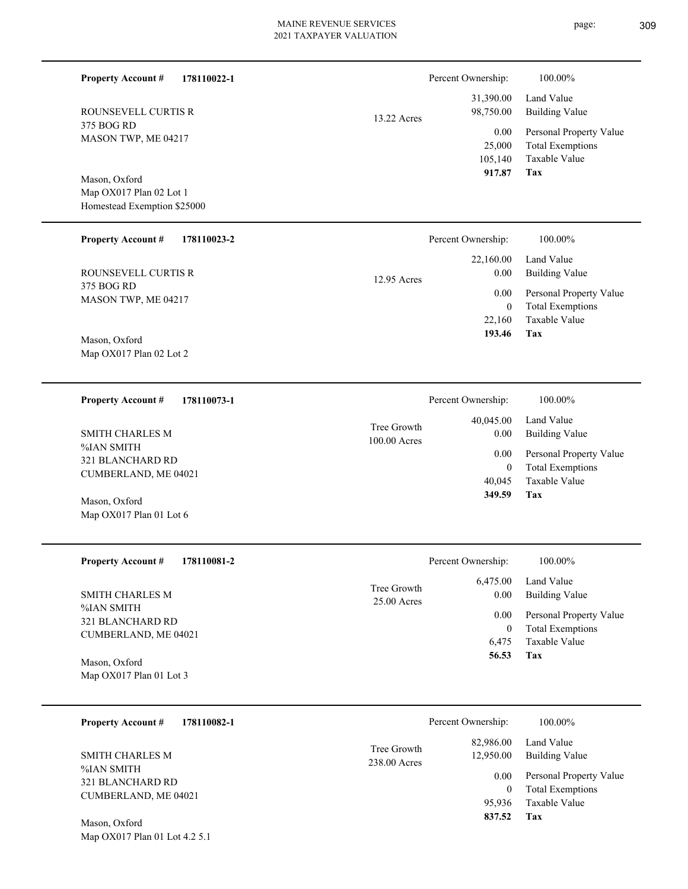**Property Account #** **178110022-1**

ROUNSEVELL CURTIS R
375 BOG RD
MASON TWP, ME 04217

Mason, Oxford
Map OX017 Plan 02 Lot 1
Homestead Exemption $25000

13.22 Acres

| Percent Ownership: | 100.00% |
|---|---|
| 31,390.00 | Land Value |
| 98,750.00 | Building Value |
| 0.00 | Personal Property Value |
| 25,000 | Total Exemptions |
| 105,140 | Taxable Value |
| **917.87** | **Tax** |

---

**Property Account #** **178110023-2**

ROUNSEVELL CURTIS R
375 BOG RD
MASON TWP, ME 04217

Mason, Oxford
Map OX017 Plan 02 Lot 2

12.95 Acres

| Percent Ownership: | 100.00% |
|---|---|
| 22,160.00 | Land Value |
| 0.00 | Building Value |
| 0.00 | Personal Property Value |
| 0 | Total Exemptions |
| 22,160 | Taxable Value |
| **193.46** | **Tax** |

---

**Property Account #** **178110073-1**

SMITH CHARLES M
%IAN SMITH
321 BLANCHARD RD
CUMBERLAND, ME 04021

Mason, Oxford
Map OX017 Plan 01 Lot 6

Tree Growth
100.00 Acres

| Percent Ownership: | 100.00% |
|---|---|
| 40,045.00 | Land Value |
| 0.00 | Building Value |
| 0.00 | Personal Property Value |
| 0 | Total Exemptions |
| 40,045 | Taxable Value |
| **349.59** | **Tax** |

---

**Property Account #** **178110081-2**

SMITH CHARLES M
%IAN SMITH
321 BLANCHARD RD
CUMBERLAND, ME 04021

Mason, Oxford
Map OX017 Plan 01 Lot 3

Tree Growth
25.00 Acres

| Percent Ownership: | 100.00% |
|---|---|
| 6,475.00 | Land Value |
| 0.00 | Building Value |
| 0.00 | Personal Property Value |
| 0 | Total Exemptions |
| 6,475 | Taxable Value |
| **56.53** | **Tax** |

---

**Property Account #** **178110082-1**

SMITH CHARLES M
%IAN SMITH
321 BLANCHARD RD
CUMBERLAND, ME 04021

Mason, Oxford
Map OX017 Plan 01 Lot 4.2 5.1

Tree Growth
238.00 Acres

| Percent Ownership: | 100.00% |
|---|---|
| 82,986.00 | Land Value |
| 12,950.00 | Building Value |
| 0.00 | Personal Property Value |
| 0 | Total Exemptions |
| 95,936 | Taxable Value |
| **837.52** | **Tax** |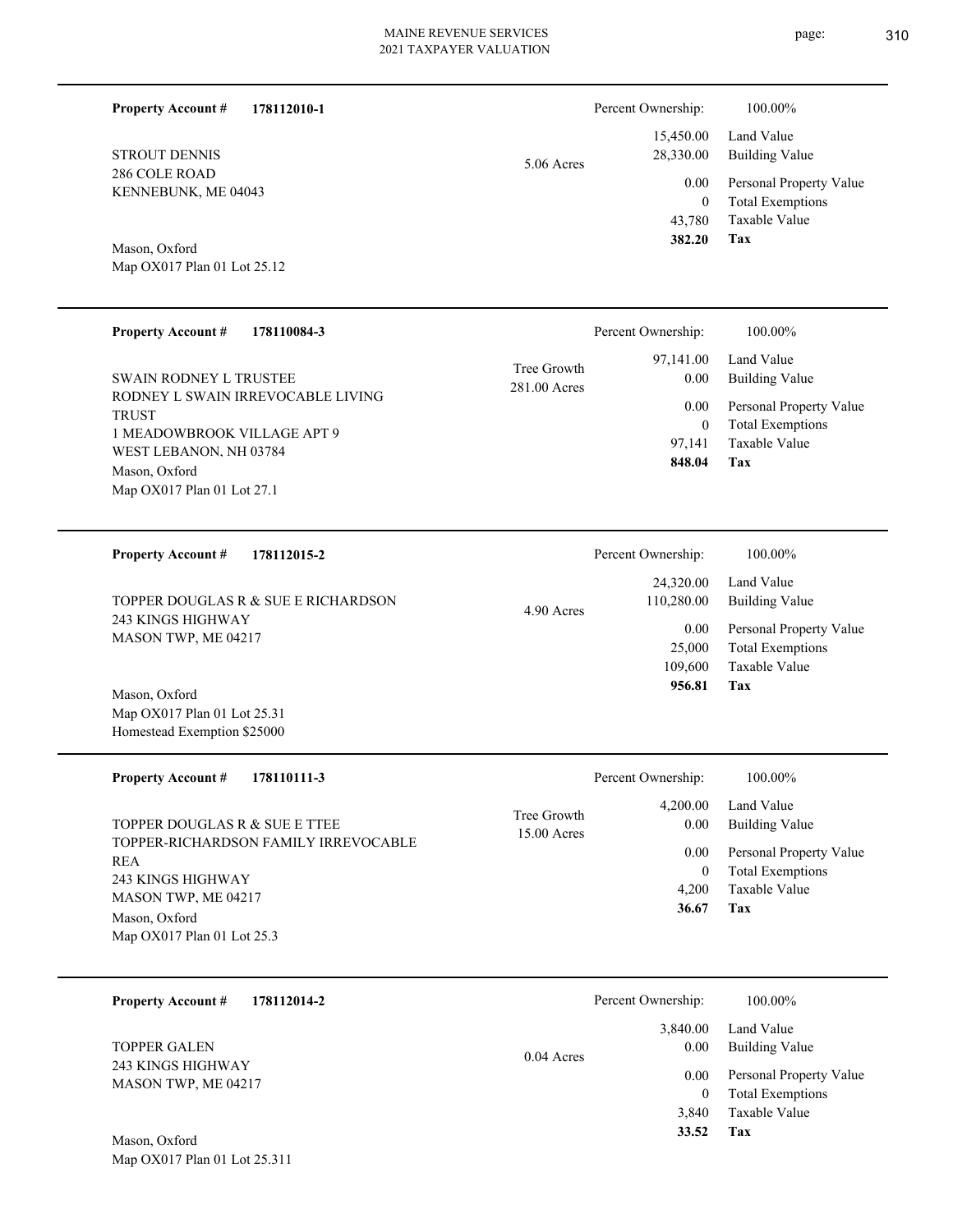**Property Account #** **178112010-1**

STROUT DENNIS
286 COLE ROAD
KENNEBUNK, ME 04043

Mason, Oxford
Map OX017 Plan 01 Lot 25.12

5.06 Acres

| Percent Ownership: | 100.00% |
|---|---|
| 15,450.00 | Land Value |
| 28,330.00 | Building Value |
| 0.00 | Personal Property Value |
| 0 | Total Exemptions |
| 43,780 | Taxable Value |
| **382.20** | **Tax** |

---

**Property Account #** **178110084-3**

SWAIN RODNEY L TRUSTEE
RODNEY L SWAIN IRREVOCABLE LIVING TRUST
1 MEADOWBROOK VILLAGE APT 9
WEST LEBANON, NH 03784

Mason, Oxford
Map OX017 Plan 01 Lot 27.1

Tree Growth
281.00 Acres

| Percent Ownership: | 100.00% |
|---|---|
| 97,141.00 | Land Value |
| 0.00 | Building Value |
| 0.00 | Personal Property Value |
| 0 | Total Exemptions |
| 97,141 | Taxable Value |
| **848.04** | **Tax** |

---

**Property Account #** **178112015-2**

TOPPER DOUGLAS R & SUE E RICHARDSON
243 KINGS HIGHWAY
MASON TWP, ME 04217

Mason, Oxford
Map OX017 Plan 01 Lot 25.31
Homestead Exemption $25000

4.90 Acres

| Percent Ownership: | 100.00% |
|---|---|
| 24,320.00 | Land Value |
| 110,280.00 | Building Value |
| 0.00 | Personal Property Value |
| 25,000 | Total Exemptions |
| 109,600 | Taxable Value |
| **956.81** | **Tax** |

---

**Property Account #** **178110111-3**

TOPPER DOUGLAS R & SUE E TTEE
TOPPER-RICHARDSON FAMILY IRREVOCABLE REA
243 KINGS HIGHWAY
MASON TWP, ME 04217

Mason, Oxford
Map OX017 Plan 01 Lot 25.3

Tree Growth
15.00 Acres

| Percent Ownership: | 100.00% |
|---|---|
| 4,200.00 | Land Value |
| 0.00 | Building Value |
| 0.00 | Personal Property Value |
| 0 | Total Exemptions |
| 4,200 | Taxable Value |
| **36.67** | **Tax** |

---

**Property Account #** **178112014-2**

TOPPER GALEN
243 KINGS HIGHWAY
MASON TWP, ME 04217

Mason, Oxford
Map OX017 Plan 01 Lot 25.311

0.04 Acres

| Percent Ownership: | 100.00% |
|---|---|
| 3,840.00 | Land Value |
| 0.00 | Building Value |
| 0.00 | Personal Property Value |
| 0 | Total Exemptions |
| 3,840 | Taxable Value |
| **33.52** | **Tax** |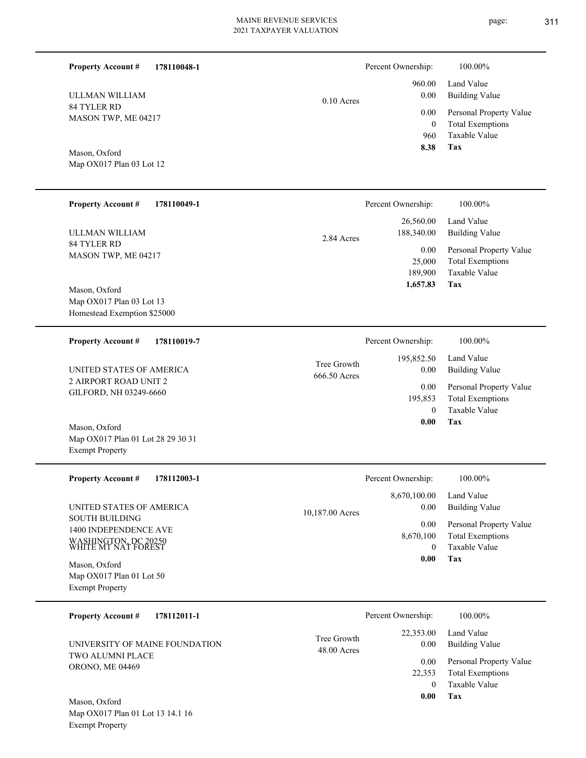**Property Account #** **178110048-1**

ULLMAN WILLIAM
84 TYLER RD
MASON TWP, ME 04217

Mason, Oxford
Map OX017 Plan 03 Lot 12

0.10 Acres

| Percent Ownership: | 100.00% |
|---|---|
| 960.00 | Land Value |
| 0.00 | Building Value |
| 0.00 | Personal Property Value |
| 0 | Total Exemptions |
| 960 | Taxable Value |
| **8.38** | **Tax** |

---

**Property Account #** **178110049-1**

ULLMAN WILLIAM
84 TYLER RD
MASON TWP, ME 04217

Mason, Oxford
Map OX017 Plan 03 Lot 13
Homestead Exemption $25000

2.84 Acres

| Percent Ownership: | 100.00% |
|---|---|
| 26,560.00 | Land Value |
| 188,340.00 | Building Value |
| 0.00 | Personal Property Value |
| 25,000 | Total Exemptions |
| 189,900 | Taxable Value |
| **1,657.83** | **Tax** |

---

**Property Account #** **178110019-7**

UNITED STATES OF AMERICA
2 AIRPORT ROAD UNIT 2
GILFORD, NH 03249-6660

Mason, Oxford
Map OX017 Plan 01 Lot 28 29 30 31
Exempt Property

Tree Growth
666.50 Acres

| Percent Ownership: | 100.00% |
|---|---|
| 195,852.50 | Land Value |
| 0.00 | Building Value |
| 0.00 | Personal Property Value |
| 195,853 | Total Exemptions |
| 0 | Taxable Value |
| **0.00** | **Tax** |

---

**Property Account #** **178112003-1**

UNITED STATES OF AMERICA
SOUTH BUILDING
1400 INDEPENDENCE AVE
WASHINGTON, DC 20250
WHITE MT NAT FOREST

Mason, Oxford
Map OX017 Plan 01 Lot 50
Exempt Property

10,187.00 Acres

| Percent Ownership: | 100.00% |
|---|---|
| 8,670,100.00 | Land Value |
| 0.00 | Building Value |
| 0.00 | Personal Property Value |
| 8,670,100 | Total Exemptions |
| 0 | Taxable Value |
| **0.00** | **Tax** |

---

**Property Account #** **178112011-1**

UNIVERSITY OF MAINE FOUNDATION
TWO ALUMNI PLACE
ORONO, ME 04469

Mason, Oxford
Map OX017 Plan 01 Lot 13 14.1 16
Exempt Property

Tree Growth
48.00 Acres

| Percent Ownership: | 100.00% |
|---|---|
| 22,353.00 | Land Value |
| 0.00 | Building Value |
| 0.00 | Personal Property Value |
| 22,353 | Total Exemptions |
| 0 | Taxable Value |
| **0.00** | **Tax** |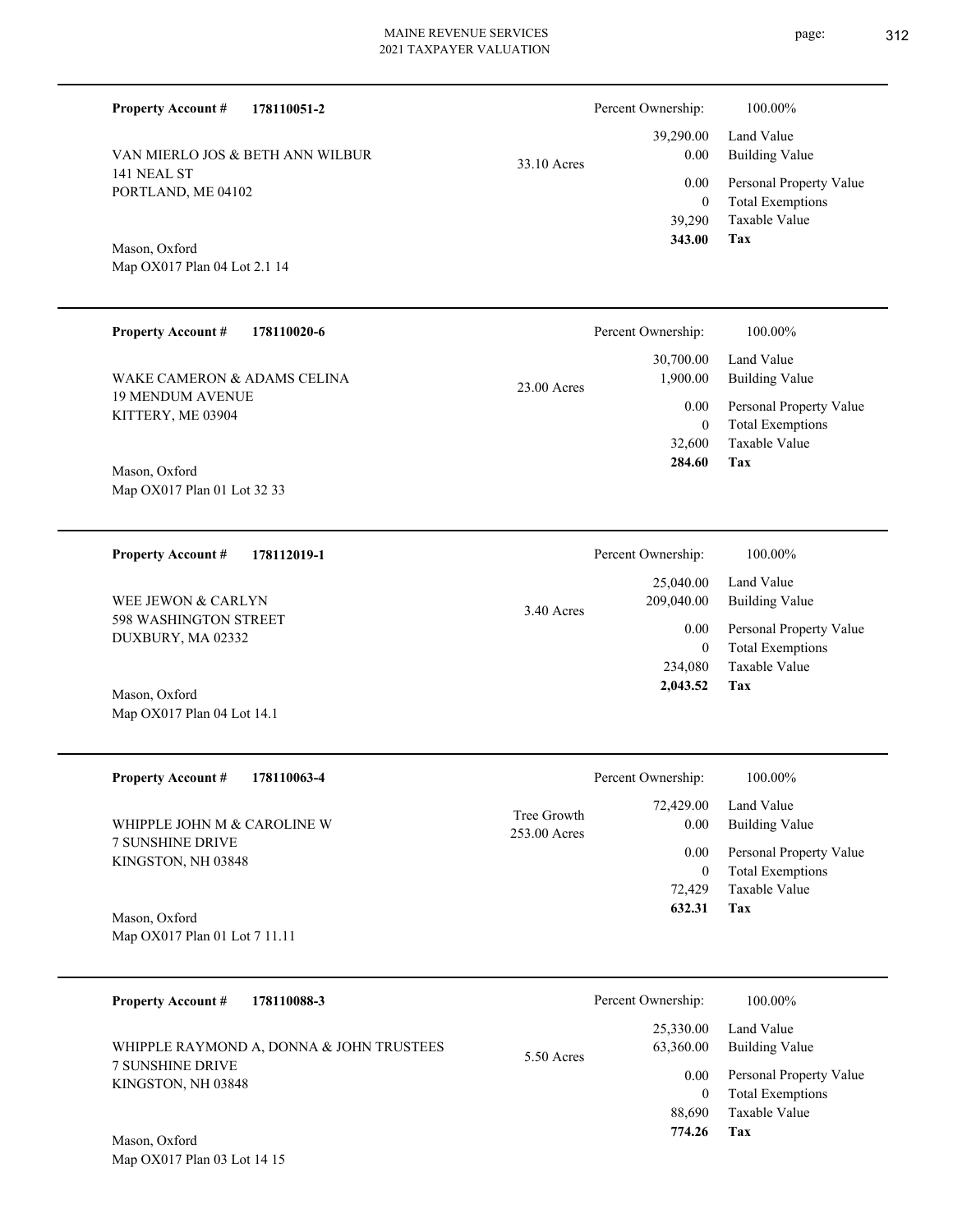**Property Account #** **178110051-2**

VAN MIERLO JOS & BETH ANN WILBUR
141 NEAL ST
PORTLAND, ME 04102

Mason, Oxford
Map OX017 Plan 04 Lot 2.1 14

33.10 Acres

| Percent Ownership: | 100.00% |
| --- | --- |
| 39,290.00 | Land Value |
| 0.00 | Building Value |
| 0.00 | Personal Property Value |
| 0 | Total Exemptions |
| 39,290 | Taxable Value |
| **343.00** | **Tax** |

---

**Property Account #** **178110020-6**

WAKE CAMERON & ADAMS CELINA
19 MENDUM AVENUE
KITTERY, ME 03904

Mason, Oxford
Map OX017 Plan 01 Lot 32 33

23.00 Acres

| Percent Ownership: | 100.00% |
| --- | --- |
| 30,700.00 | Land Value |
| 1,900.00 | Building Value |
| 0.00 | Personal Property Value |
| 0 | Total Exemptions |
| 32,600 | Taxable Value |
| **284.60** | **Tax** |

---

**Property Account #** **178112019-1**

WEE JEWON & CARLYN
598 WASHINGTON STREET
DUXBURY, MA 02332

Mason, Oxford
Map OX017 Plan 04 Lot 14.1

3.40 Acres

| Percent Ownership: | 100.00% |
| --- | --- |
| 25,040.00 | Land Value |
| 209,040.00 | Building Value |
| 0.00 | Personal Property Value |
| 0 | Total Exemptions |
| 234,080 | Taxable Value |
| **2,043.52** | **Tax** |

---

**Property Account #** **178110063-4**

WHIPPLE JOHN M & CAROLINE W
7 SUNSHINE DRIVE
KINGSTON, NH 03848

Mason, Oxford
Map OX017 Plan 01 Lot 7 11.11

Tree Growth
253.00 Acres

| Percent Ownership: | 100.00% |
| --- | --- |
| 72,429.00 | Land Value |
| 0.00 | Building Value |
| 0.00 | Personal Property Value |
| 0 | Total Exemptions |
| 72,429 | Taxable Value |
| **632.31** | **Tax** |

---

**Property Account #** **178110088-3**

WHIPPLE RAYMOND A, DONNA & JOHN TRUSTEES
7 SUNSHINE DRIVE
KINGSTON, NH 03848

Mason, Oxford
Map OX017 Plan 03 Lot 14 15

5.50 Acres

| Percent Ownership: | 100.00% |
| --- | --- |
| 25,330.00 | Land Value |
| 63,360.00 | Building Value |
| 0.00 | Personal Property Value |
| 0 | Total Exemptions |
| 88,690 | Taxable Value |
| **774.26** | **Tax** |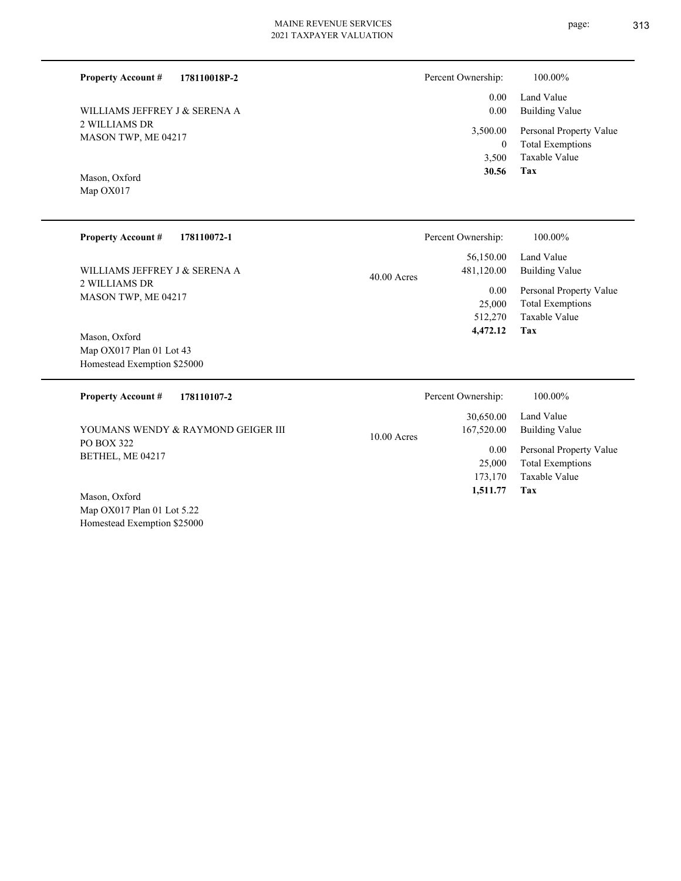**Property Account #** **178110018P-2**

WILLIAMS JEFFREY J & SERENA A
2 WILLIAMS DR
MASON TWP, ME 04217

Mason, Oxford
Map OX017

| | |
|---|---|
| Percent Ownership: | 100.00% |
| Land Value | 0.00 |
| Building Value | 0.00 |
| Personal Property Value | 3,500.00 |
| Total Exemptions | 0 |
| Taxable Value | 3,500 |
| **Tax** | **30.56** |

---

**Property Account #** **178110072-1**

WILLIAMS JEFFREY J & SERENA A
2 WILLIAMS DR
MASON TWP, ME 04217

Mason, Oxford
Map OX017 Plan 01 Lot 43
Homestead Exemption $25000

40.00 Acres

| | |
|---|---|
| Percent Ownership: | 100.00% |
| Land Value | 56,150.00 |
| Building Value | 481,120.00 |
| Personal Property Value | 0.00 |
| Total Exemptions | 25,000 |
| Taxable Value | 512,270 |
| **Tax** | **4,472.12** |

---

**Property Account #** **178110107-2**

YOUMANS WENDY & RAYMOND GEIGER III
PO BOX 322
BETHEL, ME 04217

Mason, Oxford
Map OX017 Plan 01 Lot 5.22
Homestead Exemption $25000

10.00 Acres

| | |
|---|---|
| Percent Ownership: | 100.00% |
| Land Value | 30,650.00 |
| Building Value | 167,520.00 |
| Personal Property Value | 0.00 |
| Total Exemptions | 25,000 |
| Taxable Value | 173,170 |
| **Tax** | **1,511.77** |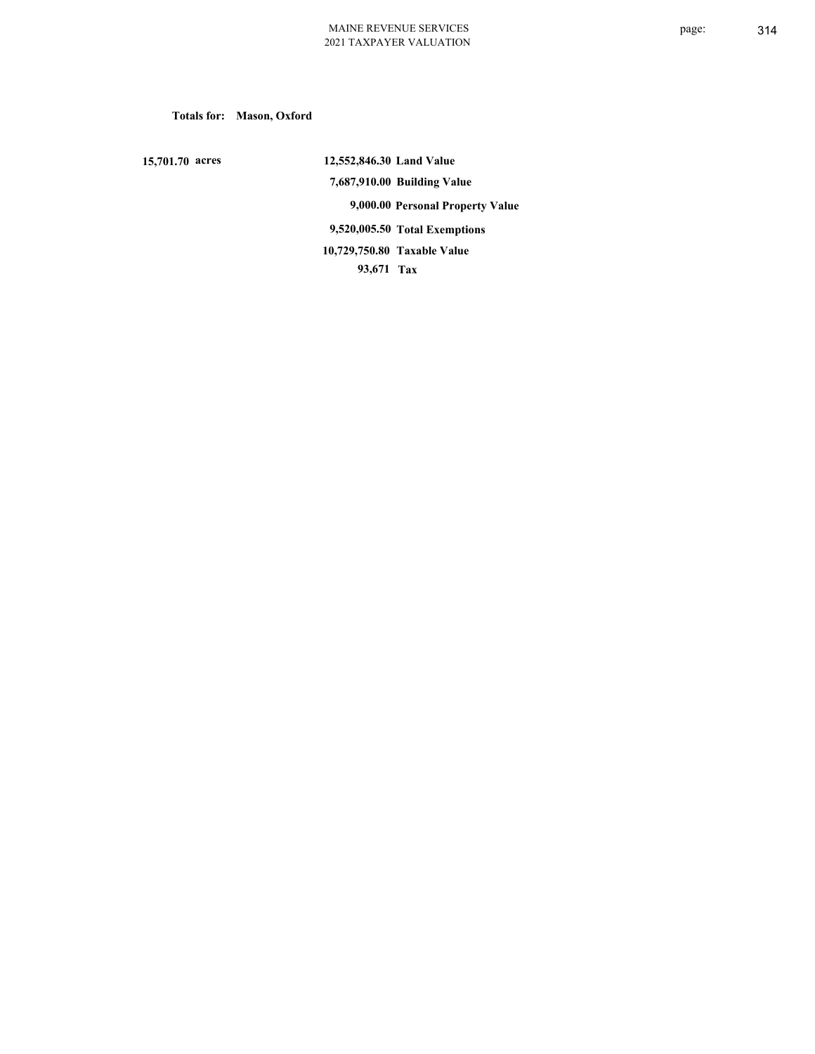**Totals for: Mason, Oxford**

**15,701.70 acres**

| | |
|---|---|
| **12,552,846.30** | **Land Value** |
| **7,687,910.00** | **Building Value** |
| **9,000.00** | **Personal Property Value** |
| **9,520,005.50** | **Total Exemptions** |
| **10,729,750.80** | **Taxable Value** |
| **93,671** | **Tax** |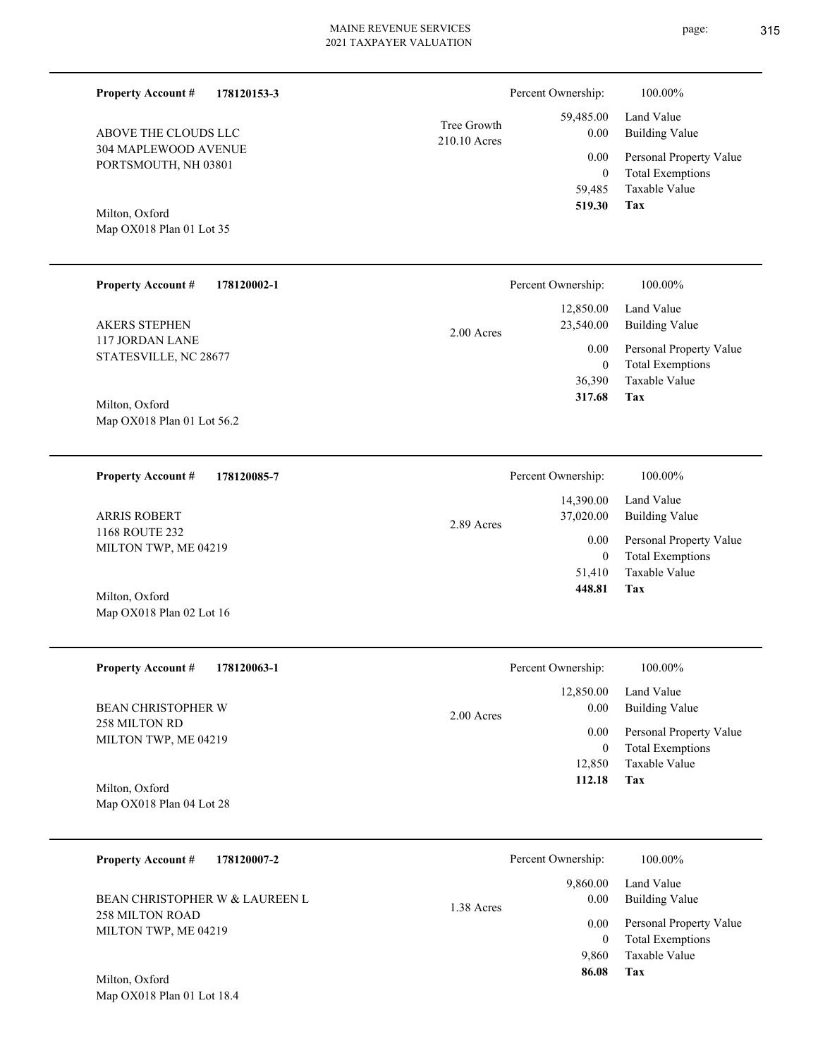**Property Account #** **178120153-3**

Percent Ownership: 100.00%

ABOVE THE CLOUDS LLC
304 MAPLEWOOD AVENUE
PORTSMOUTH, NH 03801

Tree Growth
210.10 Acres

| | |
|---|---|
| 59,485.00 | Land Value |
| 0.00 | Building Value |
| 0.00 | Personal Property Value |
| 0 | Total Exemptions |
| 59,485 | Taxable Value |
| **519.30** | **Tax** |

Milton, Oxford
Map OX018 Plan 01 Lot 35

---

**Property Account #** **178120002-1**

Percent Ownership: 100.00%

AKERS STEPHEN
117 JORDAN LANE
STATESVILLE, NC 28677

2.00 Acres

| | |
|---|---|
| 12,850.00 | Land Value |
| 23,540.00 | Building Value |
| 0.00 | Personal Property Value |
| 0 | Total Exemptions |
| 36,390 | Taxable Value |
| **317.68** | **Tax** |

Milton, Oxford
Map OX018 Plan 01 Lot 56.2

---

**Property Account #** **178120085-7**

Percent Ownership: 100.00%

ARRIS ROBERT
1168 ROUTE 232
MILTON TWP, ME 04219

2.89 Acres

| | |
|---|---|
| 14,390.00 | Land Value |
| 37,020.00 | Building Value |
| 0.00 | Personal Property Value |
| 0 | Total Exemptions |
| 51,410 | Taxable Value |
| **448.81** | **Tax** |

Milton, Oxford
Map OX018 Plan 02 Lot 16

---

**Property Account #** **178120063-1**

Percent Ownership: 100.00%

BEAN CHRISTOPHER W
258 MILTON RD
MILTON TWP, ME 04219

2.00 Acres

| | |
|---|---|
| 12,850.00 | Land Value |
| 0.00 | Building Value |
| 0.00 | Personal Property Value |
| 0 | Total Exemptions |
| 12,850 | Taxable Value |
| **112.18** | **Tax** |

Milton, Oxford
Map OX018 Plan 04 Lot 28

---

**Property Account #** **178120007-2**

Percent Ownership: 100.00%

BEAN CHRISTOPHER W & LAUREEN L
258 MILTON ROAD
MILTON TWP, ME 04219

1.38 Acres

| | |
|---|---|
| 9,860.00 | Land Value |
| 0.00 | Building Value |
| 0.00 | Personal Property Value |
| 0 | Total Exemptions |
| 9,860 | Taxable Value |
| **86.08** | **Tax** |

Milton, Oxford
Map OX018 Plan 01 Lot 18.4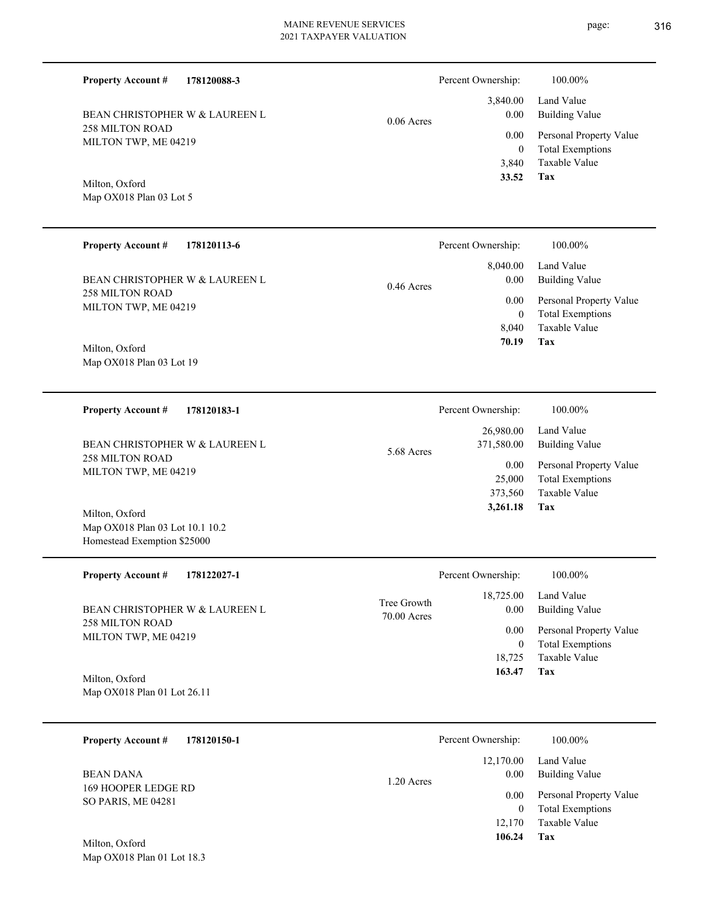**Property Account #** **178120088-3**

BEAN CHRISTOPHER W & LAUREEN L
258 MILTON ROAD
MILTON TWP, ME 04219

Milton, Oxford
Map OX018 Plan 03 Lot 5

0.06 Acres

| Percent Ownership: | 100.00% |
|---|---|
| 3,840.00 | Land Value |
| 0.00 | Building Value |
| 0.00 | Personal Property Value |
| 0 | Total Exemptions |
| 3,840 | Taxable Value |
| **33.52** | **Tax** |

---

**Property Account #** **178120113-6**

BEAN CHRISTOPHER W & LAUREEN L
258 MILTON ROAD
MILTON TWP, ME 04219

Milton, Oxford
Map OX018 Plan 03 Lot 19

0.46 Acres

| Percent Ownership: | 100.00% |
|---|---|
| 8,040.00 | Land Value |
| 0.00 | Building Value |
| 0.00 | Personal Property Value |
| 0 | Total Exemptions |
| 8,040 | Taxable Value |
| **70.19** | **Tax** |

---

**Property Account #** **178120183-1**

BEAN CHRISTOPHER W & LAUREEN L
258 MILTON ROAD
MILTON TWP, ME 04219

Milton, Oxford
Map OX018 Plan 03 Lot 10.1 10.2
Homestead Exemption $25000

5.68 Acres

| Percent Ownership: | 100.00% |
|---|---|
| 26,980.00 | Land Value |
| 371,580.00 | Building Value |
| 0.00 | Personal Property Value |
| 25,000 | Total Exemptions |
| 373,560 | Taxable Value |
| **3,261.18** | **Tax** |

---

**Property Account #** **178122027-1**

BEAN CHRISTOPHER W & LAUREEN L
258 MILTON ROAD
MILTON TWP, ME 04219

Milton, Oxford
Map OX018 Plan 01 Lot 26.11

Tree Growth
70.00 Acres

| Percent Ownership: | 100.00% |
|---|---|
| 18,725.00 | Land Value |
| 0.00 | Building Value |
| 0.00 | Personal Property Value |
| 0 | Total Exemptions |
| 18,725 | Taxable Value |
| **163.47** | **Tax** |

---

**Property Account #** **178120150-1**

BEAN DANA
169 HOOPER LEDGE RD
SO PARIS, ME 04281

Milton, Oxford
Map OX018 Plan 01 Lot 18.3

1.20 Acres

| Percent Ownership: | 100.00% |
|---|---|
| 12,170.00 | Land Value |
| 0.00 | Building Value |
| 0.00 | Personal Property Value |
| 0 | Total Exemptions |
| 12,170 | Taxable Value |
| **106.24** | **Tax** |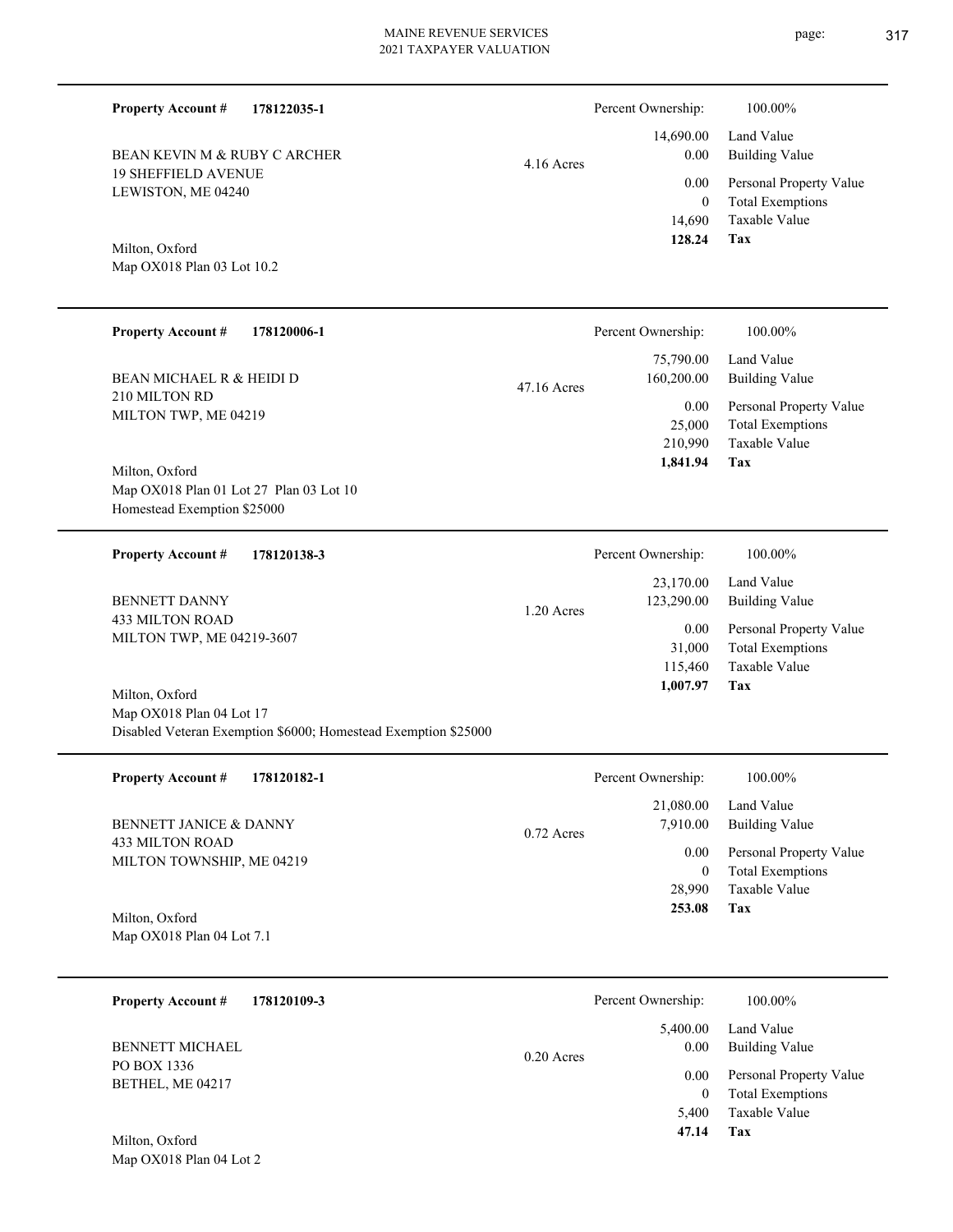**Property Account #** **178122035-1**

BEAN KEVIN M & RUBY C ARCHER
19 SHEFFIELD AVENUE
LEWISTON, ME 04240

Milton, Oxford
Map OX018 Plan 03 Lot 10.2

4.16 Acres

| Percent Ownership: | 100.00% |
|---|---|
| 14,690.00 | Land Value |
| 0.00 | Building Value |
| 0.00 | Personal Property Value |
| 0 | Total Exemptions |
| 14,690 | Taxable Value |
| **128.24** | **Tax** |

---

**Property Account #** **178120006-1**

BEAN MICHAEL R & HEIDI D
210 MILTON RD
MILTON TWP, ME 04219

Milton, Oxford
Map OX018 Plan 01 Lot 27 Plan 03 Lot 10
Homestead Exemption $25000

47.16 Acres

| Percent Ownership: | 100.00% |
|---|---|
| 75,790.00 | Land Value |
| 160,200.00 | Building Value |
| 0.00 | Personal Property Value |
| 25,000 | Total Exemptions |
| 210,990 | Taxable Value |
| **1,841.94** | **Tax** |

---

**Property Account #** **178120138-3**

BENNETT DANNY
433 MILTON ROAD
MILTON TWP, ME 04219-3607

Milton, Oxford
Map OX018 Plan 04 Lot 17
Disabled Veteran Exemption $6000; Homestead Exemption $25000

1.20 Acres

| Percent Ownership: | 100.00% |
|---|---|
| 23,170.00 | Land Value |
| 123,290.00 | Building Value |
| 0.00 | Personal Property Value |
| 31,000 | Total Exemptions |
| 115,460 | Taxable Value |
| **1,007.97** | **Tax** |

---

**Property Account #** **178120182-1**

BENNETT JANICE & DANNY
433 MILTON ROAD
MILTON TOWNSHIP, ME 04219

Milton, Oxford
Map OX018 Plan 04 Lot 7.1

0.72 Acres

| Percent Ownership: | 100.00% |
|---|---|
| 21,080.00 | Land Value |
| 7,910.00 | Building Value |
| 0.00 | Personal Property Value |
| 0 | Total Exemptions |
| 28,990 | Taxable Value |
| **253.08** | **Tax** |

---

**Property Account #** **178120109-3**

BENNETT MICHAEL
PO BOX 1336
BETHEL, ME 04217

Milton, Oxford
Map OX018 Plan 04 Lot 2

0.20 Acres

| Percent Ownership: | 100.00% |
|---|---|
| 5,400.00 | Land Value |
| 0.00 | Building Value |
| 0.00 | Personal Property Value |
| 0 | Total Exemptions |
| 5,400 | Taxable Value |
| **47.14** | **Tax** |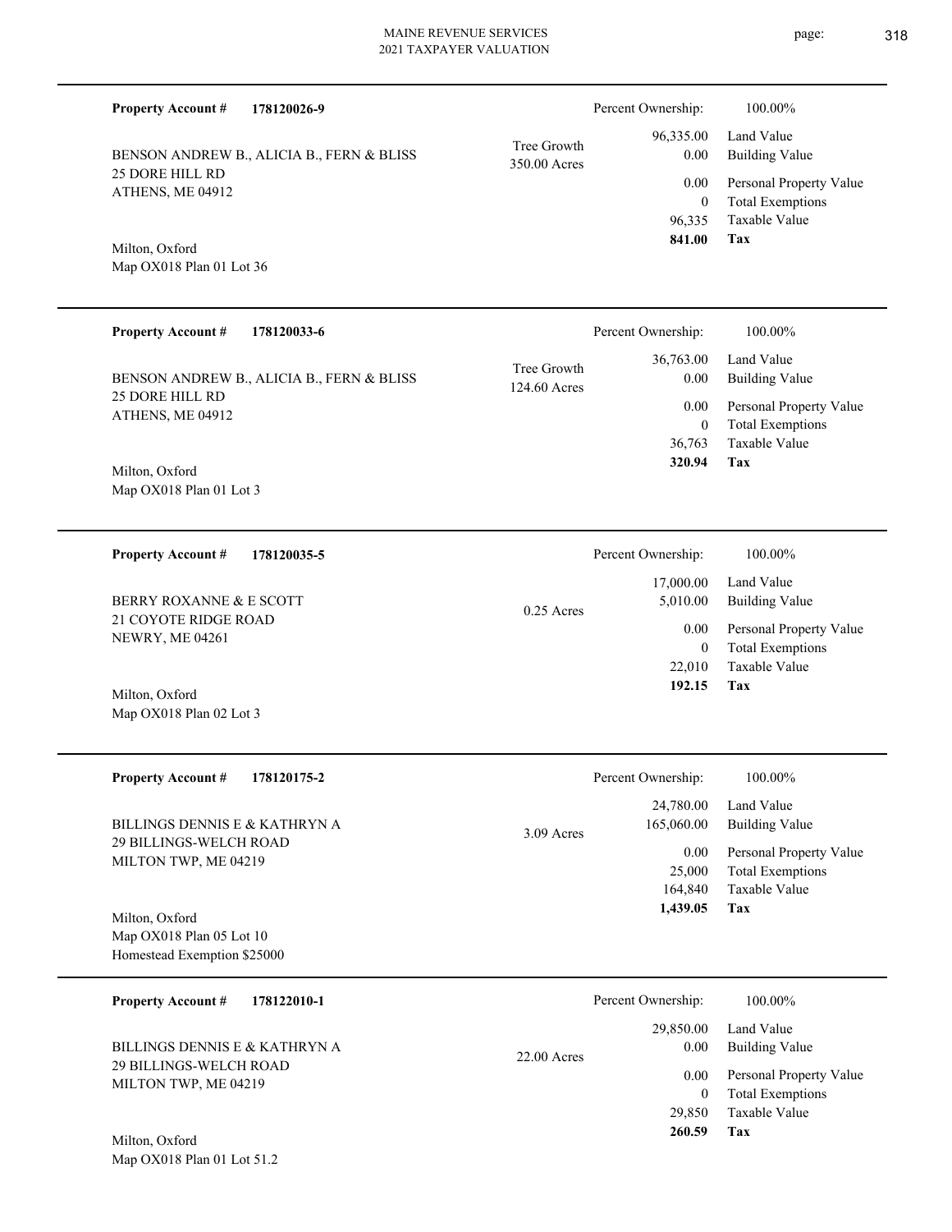**Property Account #** **178120026-9**

BENSON ANDREW B., ALICIA B., FERN & BLISS
25 DORE HILL RD
ATHENS, ME 04912

Milton, Oxford
Map OX018 Plan 01 Lot 36

Tree Growth
350.00 Acres

| Percent Ownership: | 100.00% |
|---|---|
| 96,335.00 | Land Value |
| 0.00 | Building Value |
| 0.00 | Personal Property Value |
| 0 | Total Exemptions |
| 96,335 | Taxable Value |
| **841.00** | **Tax** |

---

**Property Account #** **178120033-6**

BENSON ANDREW B., ALICIA B., FERN & BLISS
25 DORE HILL RD
ATHENS, ME 04912

Milton, Oxford
Map OX018 Plan 01 Lot 3

Tree Growth
124.60 Acres

| Percent Ownership: | 100.00% |
|---|---|
| 36,763.00 | Land Value |
| 0.00 | Building Value |
| 0.00 | Personal Property Value |
| 0 | Total Exemptions |
| 36,763 | Taxable Value |
| **320.94** | **Tax** |

---

**Property Account #** **178120035-5**

BERRY ROXANNE & E SCOTT
21 COYOTE RIDGE ROAD
NEWRY, ME 04261

Milton, Oxford
Map OX018 Plan 02 Lot 3

0.25 Acres

| Percent Ownership: | 100.00% |
|---|---|
| 17,000.00 | Land Value |
| 5,010.00 | Building Value |
| 0.00 | Personal Property Value |
| 0 | Total Exemptions |
| 22,010 | Taxable Value |
| **192.15** | **Tax** |

---

**Property Account #** **178120175-2**

BILLINGS DENNIS E & KATHRYN A
29 BILLINGS-WELCH ROAD
MILTON TWP, ME 04219

Milton, Oxford
Map OX018 Plan 05 Lot 10
Homestead Exemption $25000

3.09 Acres

| Percent Ownership: | 100.00% |
|---|---|
| 24,780.00 | Land Value |
| 165,060.00 | Building Value |
| 0.00 | Personal Property Value |
| 25,000 | Total Exemptions |
| 164,840 | Taxable Value |
| **1,439.05** | **Tax** |

---

**Property Account #** **178122010-1**

BILLINGS DENNIS E & KATHRYN A
29 BILLINGS-WELCH ROAD
MILTON TWP, ME 04219

Milton, Oxford
Map OX018 Plan 01 Lot 51.2

22.00 Acres

| Percent Ownership: | 100.00% |
|---|---|
| 29,850.00 | Land Value |
| 0.00 | Building Value |
| 0.00 | Personal Property Value |
| 0 | Total Exemptions |
| 29,850 | Taxable Value |
| **260.59** | **Tax** |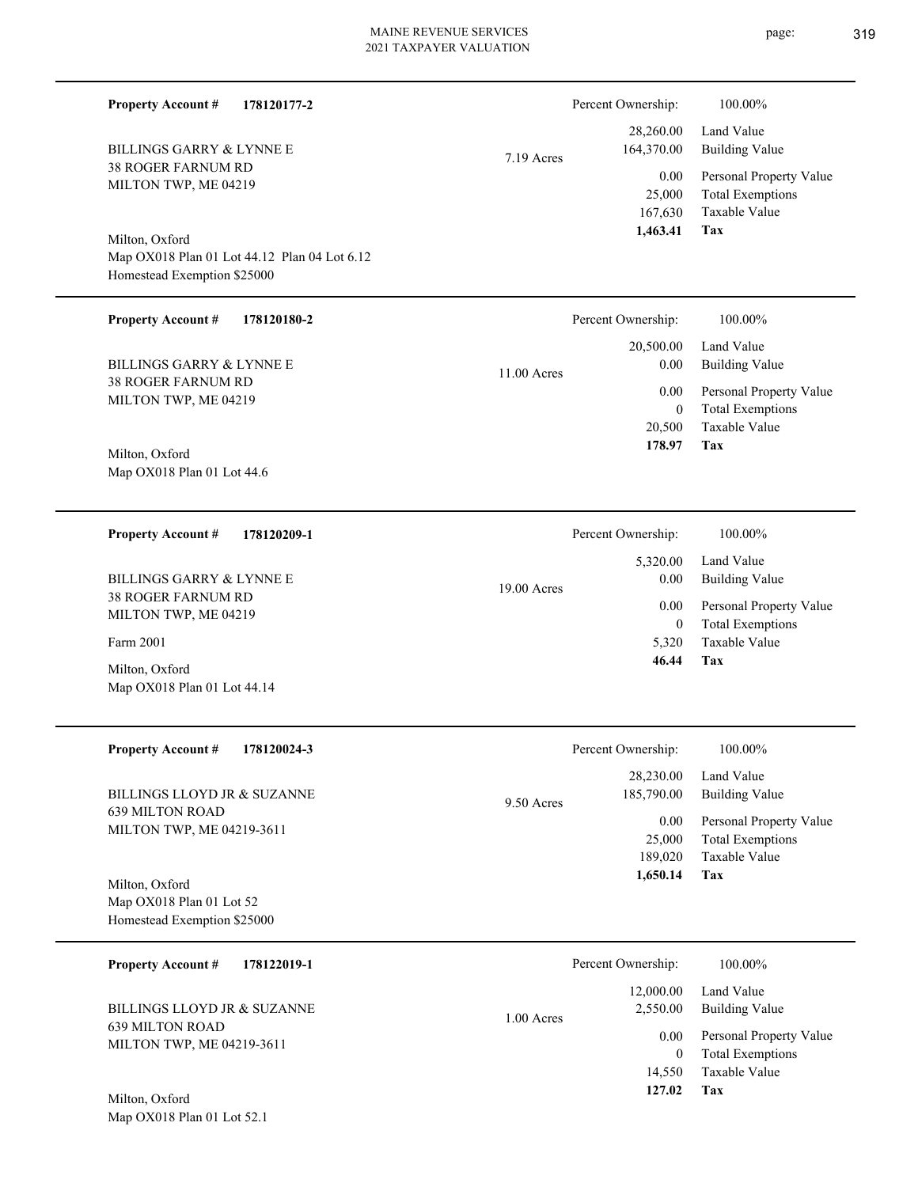**Property Account #** **178120177-2**

BILLINGS GARRY & LYNNE E
38 ROGER FARNUM RD
MILTON TWP, ME 04219

Milton, Oxford
Map OX018 Plan 01 Lot 44.12 Plan 04 Lot 6.12
Homestead Exemption $25000

7.19 Acres

| Percent Ownership: | 100.00% |
|---|---|
| 28,260.00 | Land Value |
| 164,370.00 | Building Value |
| 0.00 | Personal Property Value |
| 25,000 | Total Exemptions |
| 167,630 | Taxable Value |
| **1,463.41** | **Tax** |

---

**Property Account #** **178120180-2**

BILLINGS GARRY & LYNNE E
38 ROGER FARNUM RD
MILTON TWP, ME 04219

Milton, Oxford
Map OX018 Plan 01 Lot 44.6

11.00 Acres

| Percent Ownership: | 100.00% |
|---|---|
| 20,500.00 | Land Value |
| 0.00 | Building Value |
| 0.00 | Personal Property Value |
| 0 | Total Exemptions |
| 20,500 | Taxable Value |
| **178.97** | **Tax** |

---

**Property Account #** **178120209-1**

BILLINGS GARRY & LYNNE E
38 ROGER FARNUM RD
MILTON TWP, ME 04219

Farm 2001

Milton, Oxford
Map OX018 Plan 01 Lot 44.14

19.00 Acres

| Percent Ownership: | 100.00% |
|---|---|
| 5,320.00 | Land Value |
| 0.00 | Building Value |
| 0.00 | Personal Property Value |
| 0 | Total Exemptions |
| 5,320 | Taxable Value |
| **46.44** | **Tax** |

---

**Property Account #** **178120024-3**

BILLINGS LLOYD JR & SUZANNE
639 MILTON ROAD
MILTON TWP, ME 04219-3611

Milton, Oxford
Map OX018 Plan 01 Lot 52
Homestead Exemption $25000

9.50 Acres

| Percent Ownership: | 100.00% |
|---|---|
| 28,230.00 | Land Value |
| 185,790.00 | Building Value |
| 0.00 | Personal Property Value |
| 25,000 | Total Exemptions |
| 189,020 | Taxable Value |
| **1,650.14** | **Tax** |

---

**Property Account #** **178122019-1**

BILLINGS LLOYD JR & SUZANNE
639 MILTON ROAD
MILTON TWP, ME 04219-3611

Milton, Oxford
Map OX018 Plan 01 Lot 52.1

1.00 Acres

| Percent Ownership: | 100.00% |
|---|---|
| 12,000.00 | Land Value |
| 2,550.00 | Building Value |
| 0.00 | Personal Property Value |
| 0 | Total Exemptions |
| 14,550 | Taxable Value |
| **127.02** | **Tax** |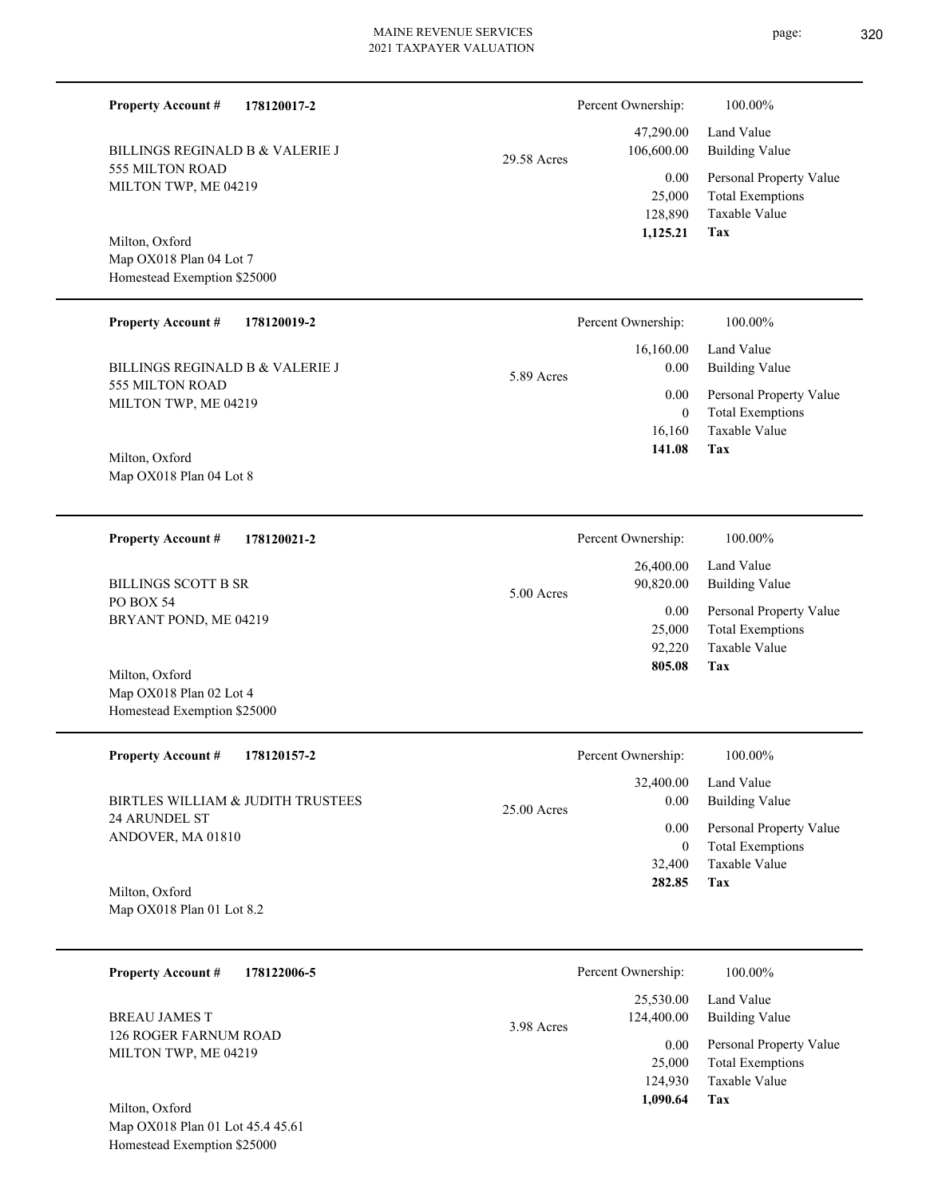**Property Account #** **178120017-2**

BILLINGS REGINALD B & VALERIE J
555 MILTON ROAD
MILTON TWP, ME 04219

29.58 Acres

Milton, Oxford
Map OX018 Plan 04 Lot 7
Homestead Exemption $25000

| Percent Ownership: | 100.00% |
|---|---|
| 47,290.00 | Land Value |
| 106,600.00 | Building Value |
| 0.00 | Personal Property Value |
| 25,000 | Total Exemptions |
| 128,890 | Taxable Value |
| **1,125.21** | **Tax** |

---

**Property Account #** **178120019-2**

BILLINGS REGINALD B & VALERIE J
555 MILTON ROAD
MILTON TWP, ME 04219

5.89 Acres

Milton, Oxford
Map OX018 Plan 04 Lot 8

| Percent Ownership: | 100.00% |
|---|---|
| 16,160.00 | Land Value |
| 0.00 | Building Value |
| 0.00 | Personal Property Value |
| 0 | Total Exemptions |
| 16,160 | Taxable Value |
| **141.08** | **Tax** |

---

**Property Account #** **178120021-2**

BILLINGS SCOTT B SR
PO BOX 54
BRYANT POND, ME 04219

5.00 Acres

Milton, Oxford
Map OX018 Plan 02 Lot 4
Homestead Exemption $25000

| Percent Ownership: | 100.00% |
|---|---|
| 26,400.00 | Land Value |
| 90,820.00 | Building Value |
| 0.00 | Personal Property Value |
| 25,000 | Total Exemptions |
| 92,220 | Taxable Value |
| **805.08** | **Tax** |

---

**Property Account #** **178120157-2**

BIRTLES WILLIAM & JUDITH TRUSTEES
24 ARUNDEL ST
ANDOVER, MA 01810

25.00 Acres

Milton, Oxford
Map OX018 Plan 01 Lot 8.2

| Percent Ownership: | 100.00% |
|---|---|
| 32,400.00 | Land Value |
| 0.00 | Building Value |
| 0.00 | Personal Property Value |
| 0 | Total Exemptions |
| 32,400 | Taxable Value |
| **282.85** | **Tax** |

---

**Property Account #** **178122006-5**

BREAU JAMES T
126 ROGER FARNUM ROAD
MILTON TWP, ME 04219

3.98 Acres

Milton, Oxford
Map OX018 Plan 01 Lot 45.4 45.61
Homestead Exemption $25000

| Percent Ownership: | 100.00% |
|---|---|
| 25,530.00 | Land Value |
| 124,400.00 | Building Value |
| 0.00 | Personal Property Value |
| 25,000 | Total Exemptions |
| 124,930 | Taxable Value |
| **1,090.64** | **Tax** |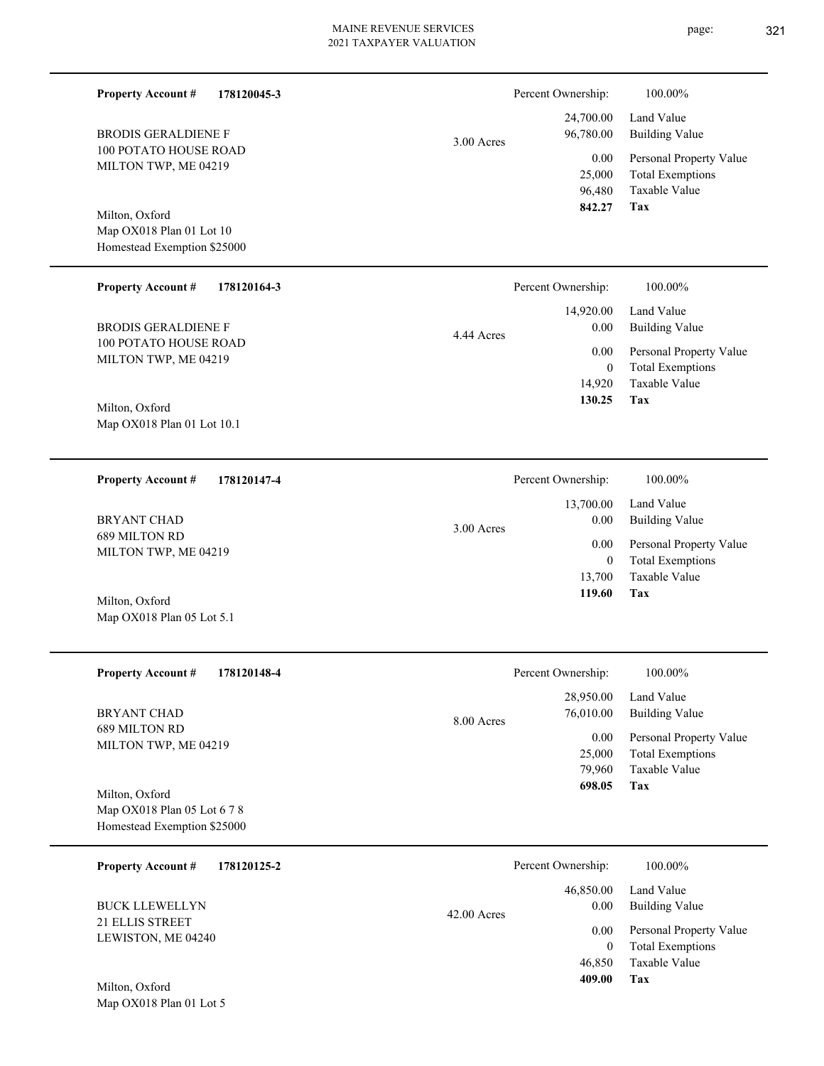**Property Account #** **178120045-3**

BRODIS GERALDIENE F
100 POTATO HOUSE ROAD
MILTON TWP, ME 04219

Milton, Oxford
Map OX018 Plan 01 Lot 10
Homestead Exemption $25000

3.00 Acres

| Percent Ownership: | 100.00% |
|---|---|
| 24,700.00 | Land Value |
| 96,780.00 | Building Value |
| 0.00 | Personal Property Value |
| 25,000 | Total Exemptions |
| 96,480 | Taxable Value |
| **842.27** | **Tax** |

---

**Property Account #** **178120164-3**

BRODIS GERALDIENE F
100 POTATO HOUSE ROAD
MILTON TWP, ME 04219

Milton, Oxford
Map OX018 Plan 01 Lot 10.1

4.44 Acres

| Percent Ownership: | 100.00% |
|---|---|
| 14,920.00 | Land Value |
| 0.00 | Building Value |
| 0.00 | Personal Property Value |
| 0 | Total Exemptions |
| 14,920 | Taxable Value |
| **130.25** | **Tax** |

---

**Property Account #** **178120147-4**

BRYANT CHAD
689 MILTON RD
MILTON TWP, ME 04219

Milton, Oxford
Map OX018 Plan 05 Lot 5.1

3.00 Acres

| Percent Ownership: | 100.00% |
|---|---|
| 13,700.00 | Land Value |
| 0.00 | Building Value |
| 0.00 | Personal Property Value |
| 0 | Total Exemptions |
| 13,700 | Taxable Value |
| **119.60** | **Tax** |

---

**Property Account #** **178120148-4**

BRYANT CHAD
689 MILTON RD
MILTON TWP, ME 04219

Milton, Oxford
Map OX018 Plan 05 Lot 6 7 8
Homestead Exemption $25000

8.00 Acres

| Percent Ownership: | 100.00% |
|---|---|
| 28,950.00 | Land Value |
| 76,010.00 | Building Value |
| 0.00 | Personal Property Value |
| 25,000 | Total Exemptions |
| 79,960 | Taxable Value |
| **698.05** | **Tax** |

---

**Property Account #** **178120125-2**

BUCK LLEWELLYN
21 ELLIS STREET
LEWISTON, ME 04240

Milton, Oxford
Map OX018 Plan 01 Lot 5

42.00 Acres

| Percent Ownership: | 100.00% |
|---|---|
| 46,850.00 | Land Value |
| 0.00 | Building Value |
| 0.00 | Personal Property Value |
| 0 | Total Exemptions |
| 46,850 | Taxable Value |
| **409.00** | **Tax** |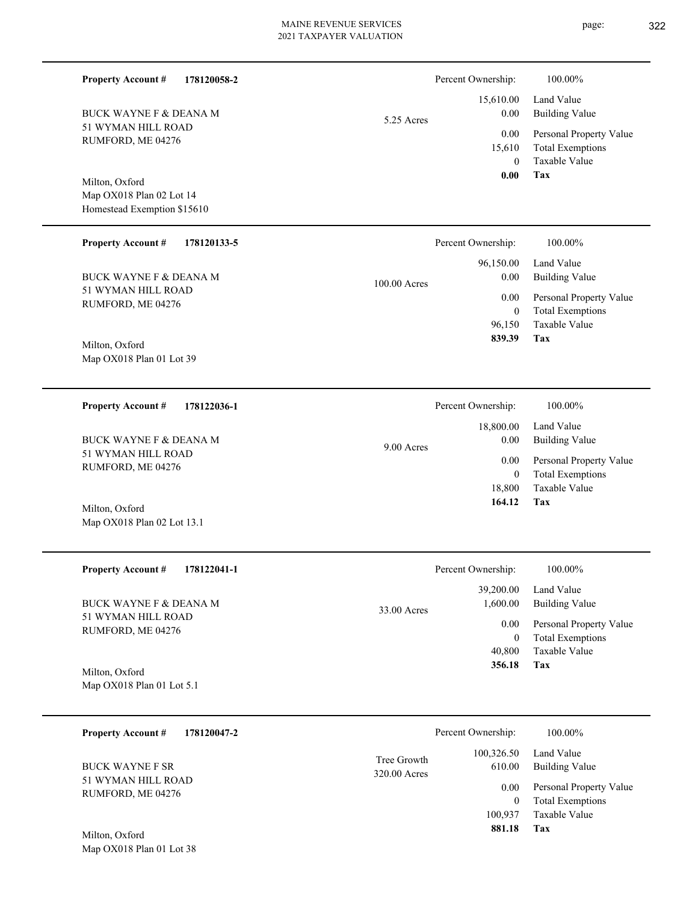**Property Account #** **178120058-2**

BUCK WAYNE F & DEANA M
51 WYMAN HILL ROAD
RUMFORD, ME 04276

Milton, Oxford
Map OX018 Plan 02 Lot 14
Homestead Exemption $15610

5.25 Acres

| Percent Ownership: | 100.00% |
|---|---|
| 15,610.00 | Land Value |
| 0.00 | Building Value |
| 0.00 | Personal Property Value |
| 15,610 | Total Exemptions |
| 0 | Taxable Value |
| **0.00** | **Tax** |

---

**Property Account #** **178120133-5**

BUCK WAYNE F & DEANA M
51 WYMAN HILL ROAD
RUMFORD, ME 04276

Milton, Oxford
Map OX018 Plan 01 Lot 39

100.00 Acres

| Percent Ownership: | 100.00% |
|---|---|
| 96,150.00 | Land Value |
| 0.00 | Building Value |
| 0.00 | Personal Property Value |
| 0 | Total Exemptions |
| 96,150 | Taxable Value |
| **839.39** | **Tax** |

---

**Property Account #** **178122036-1**

BUCK WAYNE F & DEANA M
51 WYMAN HILL ROAD
RUMFORD, ME 04276

Milton, Oxford
Map OX018 Plan 02 Lot 13.1

9.00 Acres

| Percent Ownership: | 100.00% |
|---|---|
| 18,800.00 | Land Value |
| 0.00 | Building Value |
| 0.00 | Personal Property Value |
| 0 | Total Exemptions |
| 18,800 | Taxable Value |
| **164.12** | **Tax** |

---

**Property Account #** **178122041-1**

BUCK WAYNE F & DEANA M
51 WYMAN HILL ROAD
RUMFORD, ME 04276

Milton, Oxford
Map OX018 Plan 01 Lot 5.1

33.00 Acres

| Percent Ownership: | 100.00% |
|---|---|
| 39,200.00 | Land Value |
| 1,600.00 | Building Value |
| 0.00 | Personal Property Value |
| 0 | Total Exemptions |
| 40,800 | Taxable Value |
| **356.18** | **Tax** |

---

**Property Account #** **178120047-2**

BUCK WAYNE F SR
51 WYMAN HILL ROAD
RUMFORD, ME 04276

Milton, Oxford
Map OX018 Plan 01 Lot 38

Tree Growth
320.00 Acres

| Percent Ownership: | 100.00% |
|---|---|
| 100,326.50 | Land Value |
| 610.00 | Building Value |
| 0.00 | Personal Property Value |
| 0 | Total Exemptions |
| 100,937 | Taxable Value |
| **881.18** | **Tax** |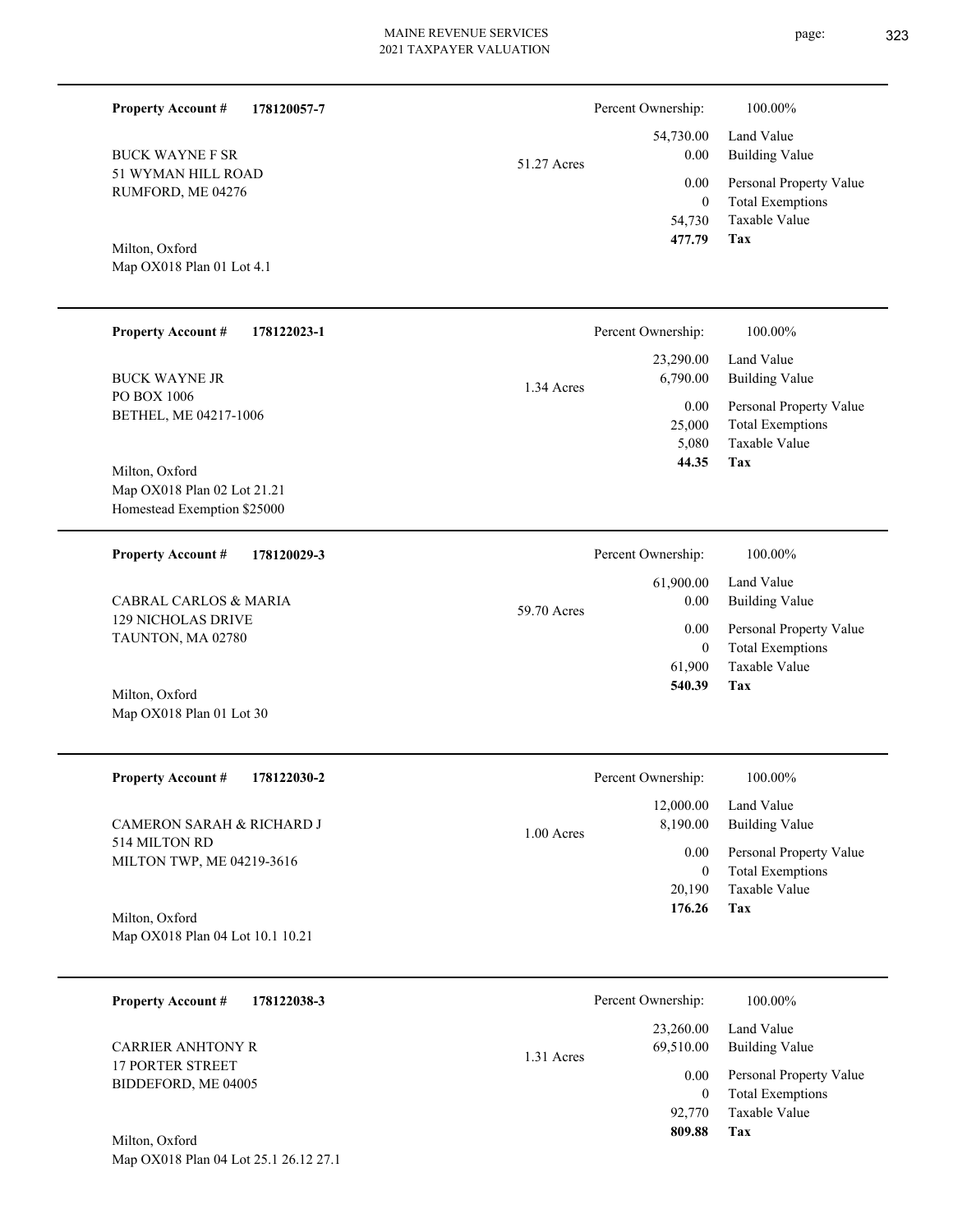**Property Account #** **178120057-7**

BUCK WAYNE F SR
51 WYMAN HILL ROAD
RUMFORD, ME 04276

Milton, Oxford
Map OX018 Plan 01 Lot 4.1

51.27 Acres

| Percent Ownership: | 100.00% |
|---|---|
| 54,730.00 | Land Value |
| 0.00 | Building Value |
| 0.00 | Personal Property Value |
| 0 | Total Exemptions |
| 54,730 | Taxable Value |
| **477.79** | **Tax** |

---

**Property Account #** **178122023-1**

BUCK WAYNE JR
PO BOX 1006
BETHEL, ME 04217-1006

Milton, Oxford
Map OX018 Plan 02 Lot 21.21
Homestead Exemption $25000

1.34 Acres

| Percent Ownership: | 100.00% |
|---|---|
| 23,290.00 | Land Value |
| 6,790.00 | Building Value |
| 0.00 | Personal Property Value |
| 25,000 | Total Exemptions |
| 5,080 | Taxable Value |
| **44.35** | **Tax** |

---

**Property Account #** **178120029-3**

CABRAL CARLOS & MARIA
129 NICHOLAS DRIVE
TAUNTON, MA 02780

Milton, Oxford
Map OX018 Plan 01 Lot 30

59.70 Acres

| Percent Ownership: | 100.00% |
|---|---|
| 61,900.00 | Land Value |
| 0.00 | Building Value |
| 0.00 | Personal Property Value |
| 0 | Total Exemptions |
| 61,900 | Taxable Value |
| **540.39** | **Tax** |

---

**Property Account #** **178122030-2**

CAMERON SARAH & RICHARD J
514 MILTON RD
MILTON TWP, ME 04219-3616

Milton, Oxford
Map OX018 Plan 04 Lot 10.1 10.21

1.00 Acres

| Percent Ownership: | 100.00% |
|---|---|
| 12,000.00 | Land Value |
| 8,190.00 | Building Value |
| 0.00 | Personal Property Value |
| 0 | Total Exemptions |
| 20,190 | Taxable Value |
| **176.26** | **Tax** |

---

**Property Account #** **178122038-3**

CARRIER ANHTONY R
17 PORTER STREET
BIDDEFORD, ME 04005

Milton, Oxford
Map OX018 Plan 04 Lot 25.1 26.12 27.1

1.31 Acres

| Percent Ownership: | 100.00% |
|---|---|
| 23,260.00 | Land Value |
| 69,510.00 | Building Value |
| 0.00 | Personal Property Value |
| 0 | Total Exemptions |
| 92,770 | Taxable Value |
| **809.88** | **Tax** |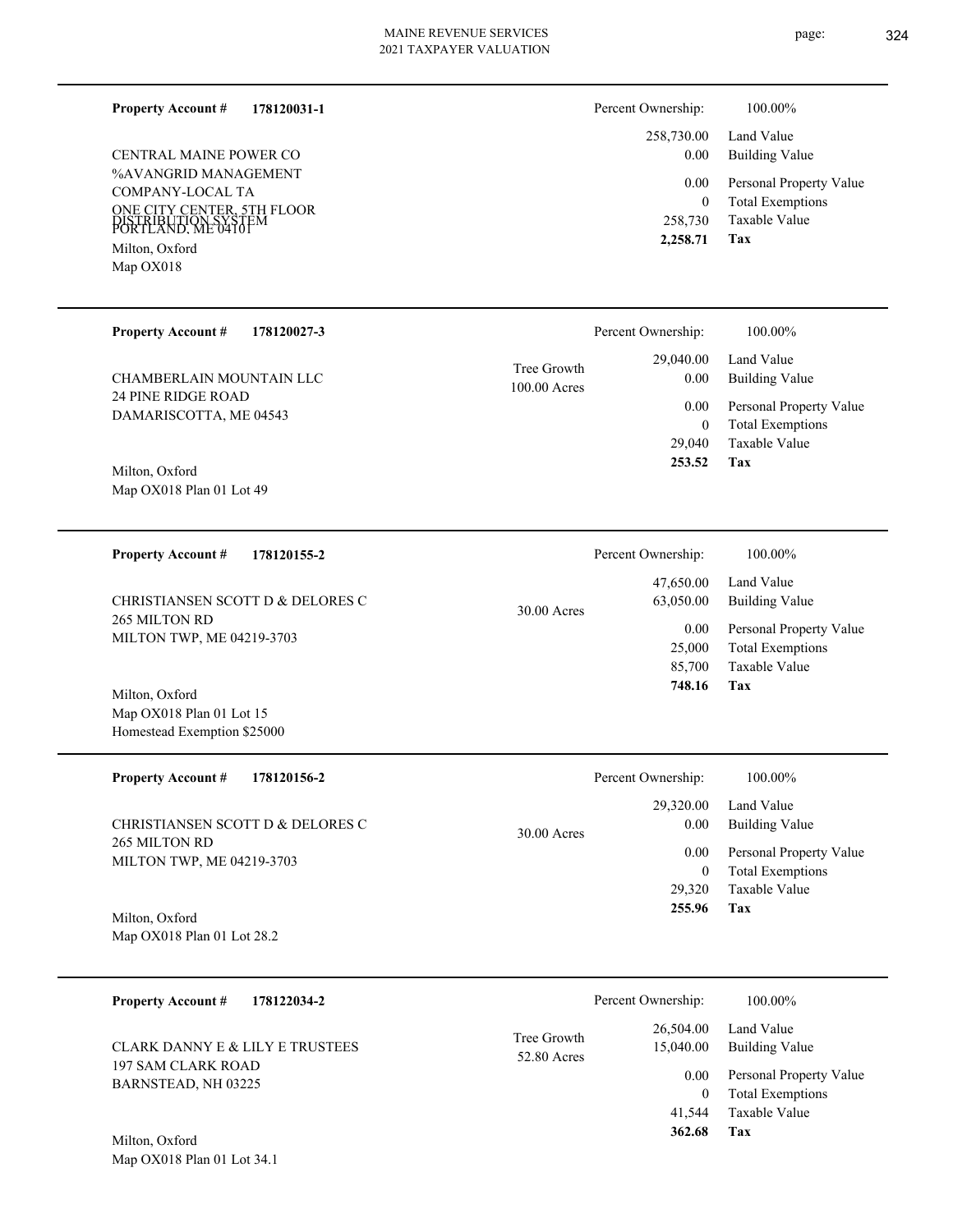**Property Account #** **178120031-1**

CENTRAL MAINE POWER CO
%AVANGRID MANAGEMENT
COMPANY-LOCAL TA
ONE CITY CENTER, 5TH FLOOR
PORTLAND, ME 04101
DISTRIBUTION SYSTEM
Milton, Oxford
Map OX018

| | |
|---|---|
| Percent Ownership: | 100.00% |
| 258,730.00 | Land Value |
| 0.00 | Building Value |
| 0.00 | Personal Property Value |
| 0 | Total Exemptions |
| 258,730 | Taxable Value |
| **2,258.71** | **Tax** |

---

**Property Account #** **178120027-3**

CHAMBERLAIN MOUNTAIN LLC
24 PINE RIDGE ROAD
DAMARISCOTTA, ME 04543

Milton, Oxford
Map OX018 Plan 01 Lot 49

Tree Growth
100.00 Acres

| | |
|---|---|
| Percent Ownership: | 100.00% |
| 29,040.00 | Land Value |
| 0.00 | Building Value |
| 0.00 | Personal Property Value |
| 0 | Total Exemptions |
| 29,040 | Taxable Value |
| **253.52** | **Tax** |

---

**Property Account #** **178120155-2**

CHRISTIANSEN SCOTT D & DELORES C
265 MILTON RD
MILTON TWP, ME 04219-3703

Milton, Oxford
Map OX018 Plan 01 Lot 15
Homestead Exemption $25000

30.00 Acres

| | |
|---|---|
| Percent Ownership: | 100.00% |
| 47,650.00 | Land Value |
| 63,050.00 | Building Value |
| 0.00 | Personal Property Value |
| 25,000 | Total Exemptions |
| 85,700 | Taxable Value |
| **748.16** | **Tax** |

---

**Property Account #** **178120156-2**

CHRISTIANSEN SCOTT D & DELORES C
265 MILTON RD
MILTON TWP, ME 04219-3703

Milton, Oxford
Map OX018 Plan 01 Lot 28.2

30.00 Acres

| | |
|---|---|
| Percent Ownership: | 100.00% |
| 29,320.00 | Land Value |
| 0.00 | Building Value |
| 0.00 | Personal Property Value |
| 0 | Total Exemptions |
| 29,320 | Taxable Value |
| **255.96** | **Tax** |

---

**Property Account #** **178122034-2**

CLARK DANNY E & LILY E TRUSTEES
197 SAM CLARK ROAD
BARNSTEAD, NH 03225

Milton, Oxford
Map OX018 Plan 01 Lot 34.1

Tree Growth
52.80 Acres

| | |
|---|---|
| Percent Ownership: | 100.00% |
| 26,504.00 | Land Value |
| 15,040.00 | Building Value |
| 0.00 | Personal Property Value |
| 0 | Total Exemptions |
| 41,544 | Taxable Value |
| **362.68** | **Tax** |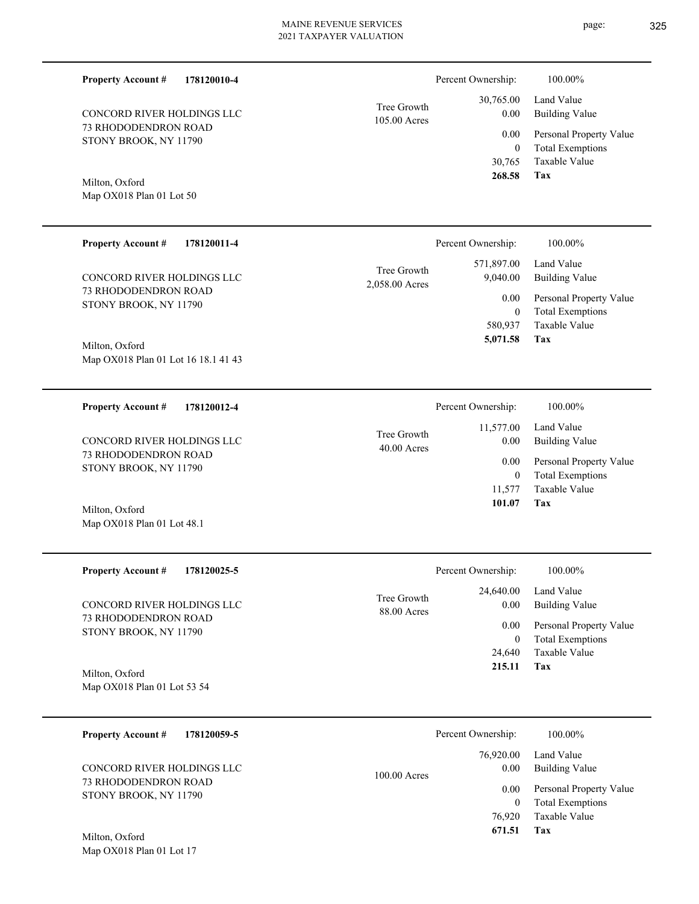**Property Account #** **178120010-4**

CONCORD RIVER HOLDINGS LLC
73 RHODODENDRON ROAD
STONY BROOK, NY 11790

Milton, Oxford
Map OX018 Plan 01 Lot 50

Tree Growth
105.00 Acres

| | |
|---|---|
| Percent Ownership: | 100.00% |
| Land Value | 30,765.00 |
| Building Value | 0.00 |
| Personal Property Value | 0.00 |
| Total Exemptions | 0 |
| Taxable Value | 30,765 |
| **Tax** | **268.58** |

---

**Property Account #** **178120011-4**

CONCORD RIVER HOLDINGS LLC
73 RHODODENDRON ROAD
STONY BROOK, NY 11790

Milton, Oxford
Map OX018 Plan 01 Lot 16 18.1 41 43

Tree Growth
2,058.00 Acres

| | |
|---|---|
| Percent Ownership: | 100.00% |
| Land Value | 571,897.00 |
| Building Value | 9,040.00 |
| Personal Property Value | 0.00 |
| Total Exemptions | 0 |
| Taxable Value | 580,937 |
| **Tax** | **5,071.58** |

---

**Property Account #** **178120012-4**

CONCORD RIVER HOLDINGS LLC
73 RHODODENDRON ROAD
STONY BROOK, NY 11790

Milton, Oxford
Map OX018 Plan 01 Lot 48.1

Tree Growth
40.00 Acres

| | |
|---|---|
| Percent Ownership: | 100.00% |
| Land Value | 11,577.00 |
| Building Value | 0.00 |
| Personal Property Value | 0.00 |
| Total Exemptions | 0 |
| Taxable Value | 11,577 |
| **Tax** | **101.07** |

---

**Property Account #** **178120025-5**

CONCORD RIVER HOLDINGS LLC
73 RHODODENDRON ROAD
STONY BROOK, NY 11790

Milton, Oxford
Map OX018 Plan 01 Lot 53 54

Tree Growth
88.00 Acres

| | |
|---|---|
| Percent Ownership: | 100.00% |
| Land Value | 24,640.00 |
| Building Value | 0.00 |
| Personal Property Value | 0.00 |
| Total Exemptions | 0 |
| Taxable Value | 24,640 |
| **Tax** | **215.11** |

---

**Property Account #** **178120059-5**

CONCORD RIVER HOLDINGS LLC
73 RHODODENDRON ROAD
STONY BROOK, NY 11790

Milton, Oxford
Map OX018 Plan 01 Lot 17

100.00 Acres

| | |
|---|---|
| Percent Ownership: | 100.00% |
| Land Value | 76,920.00 |
| Building Value | 0.00 |
| Personal Property Value | 0.00 |
| Total Exemptions | 0 |
| Taxable Value | 76,920 |
| **Tax** | **671.51** |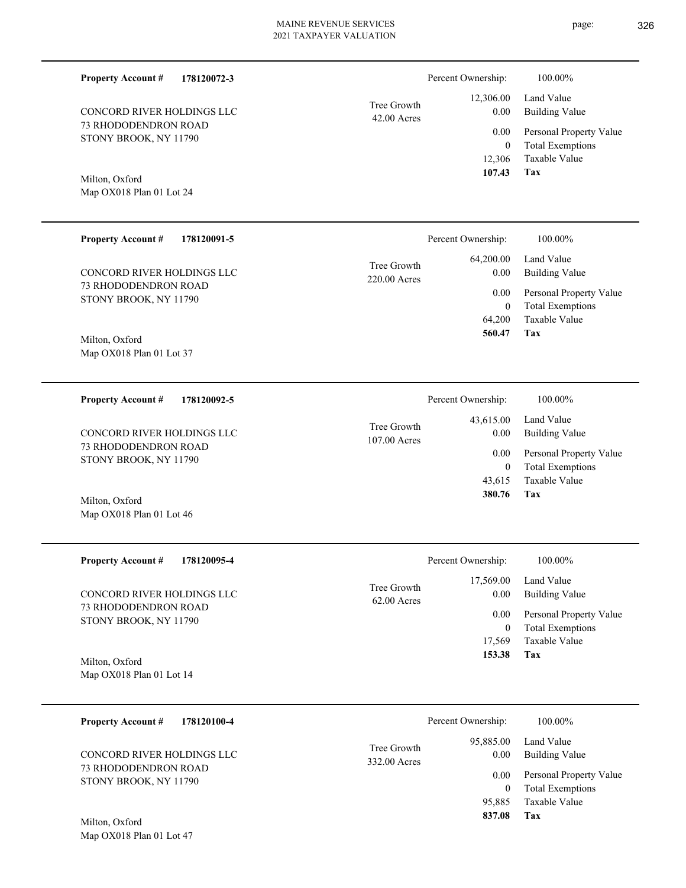**Property Account #** **178120072-3**

CONCORD RIVER HOLDINGS LLC
73 RHODODENDRON ROAD
STONY BROOK, NY 11790

Milton, Oxford
Map OX018 Plan 01 Lot 24

Tree Growth
42.00 Acres

| | |
|---|---|
| Percent Ownership: | 100.00% |
| 12,306.00 | Land Value |
| 0.00 | Building Value |
| 0.00 | Personal Property Value |
| 0 | Total Exemptions |
| 12,306 | Taxable Value |
| **107.43** | **Tax** |

---

**Property Account #** **178120091-5**

CONCORD RIVER HOLDINGS LLC
73 RHODODENDRON ROAD
STONY BROOK, NY 11790

Milton, Oxford
Map OX018 Plan 01 Lot 37

Tree Growth
220.00 Acres

| | |
|---|---|
| Percent Ownership: | 100.00% |
| 64,200.00 | Land Value |
| 0.00 | Building Value |
| 0.00 | Personal Property Value |
| 0 | Total Exemptions |
| 64,200 | Taxable Value |
| **560.47** | **Tax** |

---

**Property Account #** **178120092-5**

CONCORD RIVER HOLDINGS LLC
73 RHODODENDRON ROAD
STONY BROOK, NY 11790

Milton, Oxford
Map OX018 Plan 01 Lot 46

Tree Growth
107.00 Acres

| | |
|---|---|
| Percent Ownership: | 100.00% |
| 43,615.00 | Land Value |
| 0.00 | Building Value |
| 0.00 | Personal Property Value |
| 0 | Total Exemptions |
| 43,615 | Taxable Value |
| **380.76** | **Tax** |

---

**Property Account #** **178120095-4**

CONCORD RIVER HOLDINGS LLC
73 RHODODENDRON ROAD
STONY BROOK, NY 11790

Milton, Oxford
Map OX018 Plan 01 Lot 14

Tree Growth
62.00 Acres

| | |
|---|---|
| Percent Ownership: | 100.00% |
| 17,569.00 | Land Value |
| 0.00 | Building Value |
| 0.00 | Personal Property Value |
| 0 | Total Exemptions |
| 17,569 | Taxable Value |
| **153.38** | **Tax** |

---

**Property Account #** **178120100-4**

CONCORD RIVER HOLDINGS LLC
73 RHODODENDRON ROAD
STONY BROOK, NY 11790

Milton, Oxford
Map OX018 Plan 01 Lot 47

Tree Growth
332.00 Acres

| | |
|---|---|
| Percent Ownership: | 100.00% |
| 95,885.00 | Land Value |
| 0.00 | Building Value |
| 0.00 | Personal Property Value |
| 0 | Total Exemptions |
| 95,885 | Taxable Value |
| **837.08** | **Tax** |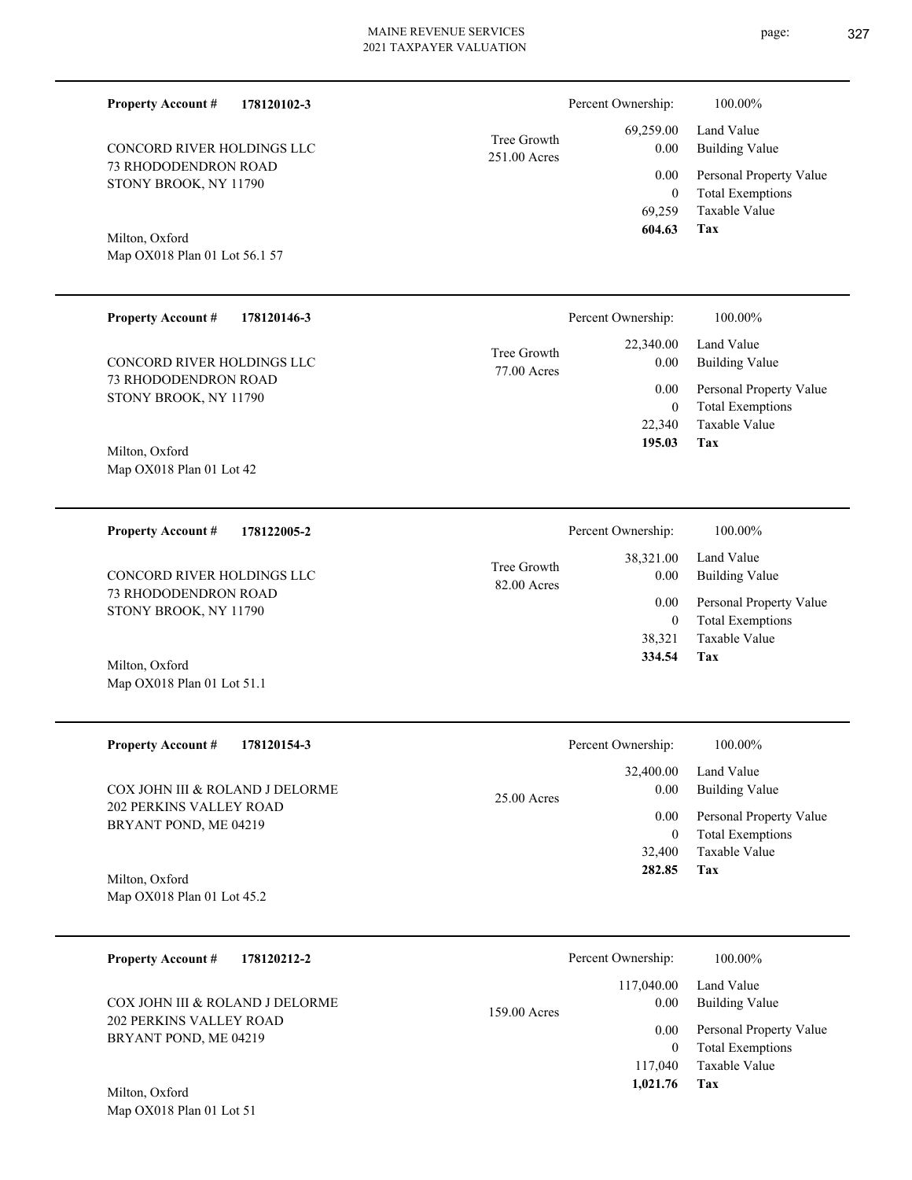**Property Account #** **178120102-3**

CONCORD RIVER HOLDINGS LLC
73 RHODODENDRON ROAD
STONY BROOK, NY 11790

Milton, Oxford
Map OX018 Plan 01 Lot 56.1 57

Tree Growth
251.00 Acres

| Percent Ownership: | 100.00% |
|---|---|
| 69,259.00 | Land Value |
| 0.00 | Building Value |
| 0.00 | Personal Property Value |
| 0 | Total Exemptions |
| 69,259 | Taxable Value |
| **604.63** | **Tax** |

---

**Property Account #** **178120146-3**

CONCORD RIVER HOLDINGS LLC
73 RHODODENDRON ROAD
STONY BROOK, NY 11790

Milton, Oxford
Map OX018 Plan 01 Lot 42

Tree Growth
77.00 Acres

| Percent Ownership: | 100.00% |
|---|---|
| 22,340.00 | Land Value |
| 0.00 | Building Value |
| 0.00 | Personal Property Value |
| 0 | Total Exemptions |
| 22,340 | Taxable Value |
| **195.03** | **Tax** |

---

**Property Account #** **178122005-2**

CONCORD RIVER HOLDINGS LLC
73 RHODODENDRON ROAD
STONY BROOK, NY 11790

Milton, Oxford
Map OX018 Plan 01 Lot 51.1

Tree Growth
82.00 Acres

| Percent Ownership: | 100.00% |
|---|---|
| 38,321.00 | Land Value |
| 0.00 | Building Value |
| 0.00 | Personal Property Value |
| 0 | Total Exemptions |
| 38,321 | Taxable Value |
| **334.54** | **Tax** |

---

**Property Account #** **178120154-3**

COX JOHN III & ROLAND J DELORME
202 PERKINS VALLEY ROAD
BRYANT POND, ME 04219

Milton, Oxford
Map OX018 Plan 01 Lot 45.2

25.00 Acres

| Percent Ownership: | 100.00% |
|---|---|
| 32,400.00 | Land Value |
| 0.00 | Building Value |
| 0.00 | Personal Property Value |
| 0 | Total Exemptions |
| 32,400 | Taxable Value |
| **282.85** | **Tax** |

---

**Property Account #** **178120212-2**

COX JOHN III & ROLAND J DELORME
202 PERKINS VALLEY ROAD
BRYANT POND, ME 04219

Milton, Oxford
Map OX018 Plan 01 Lot 51

159.00 Acres

| Percent Ownership: | 100.00% |
|---|---|
| 117,040.00 | Land Value |
| 0.00 | Building Value |
| 0.00 | Personal Property Value |
| 0 | Total Exemptions |
| 117,040 | Taxable Value |
| **1,021.76** | **Tax** |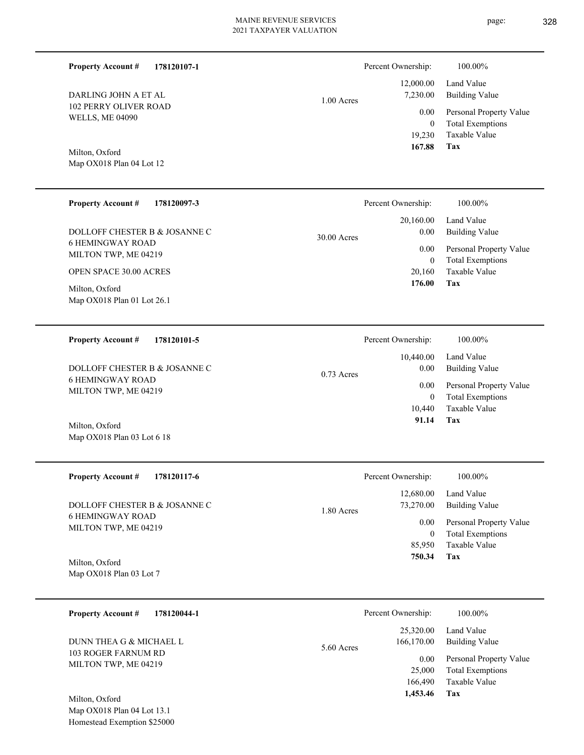**Property Account #** **178120107-1**

DARLING JOHN A ET AL
102 PERRY OLIVER ROAD
WELLS, ME 04090

Milton, Oxford
Map OX018 Plan 04 Lot 12

1.00 Acres

| | |
|---|---|
| Percent Ownership: | 100.00% |
| 12,000.00 | Land Value |
| 7,230.00 | Building Value |
| 0.00 | Personal Property Value |
| 0 | Total Exemptions |
| 19,230 | Taxable Value |
| **167.88** | **Tax** |

---

**Property Account #** **178120097-3**

DOLLOFF CHESTER B & JOSANNE C
6 HEMINGWAY ROAD
MILTON TWP, ME 04219

OPEN SPACE 30.00 ACRES

Milton, Oxford
Map OX018 Plan 01 Lot 26.1

30.00 Acres

| | |
|---|---|
| Percent Ownership: | 100.00% |
| 20,160.00 | Land Value |
| 0.00 | Building Value |
| 0.00 | Personal Property Value |
| 0 | Total Exemptions |
| 20,160 | Taxable Value |
| **176.00** | **Tax** |

---

**Property Account #** **178120101-5**

DOLLOFF CHESTER B & JOSANNE C
6 HEMINGWAY ROAD
MILTON TWP, ME 04219

Milton, Oxford
Map OX018 Plan 03 Lot 6 18

0.73 Acres

| | |
|---|---|
| Percent Ownership: | 100.00% |
| 10,440.00 | Land Value |
| 0.00 | Building Value |
| 0.00 | Personal Property Value |
| 0 | Total Exemptions |
| 10,440 | Taxable Value |
| **91.14** | **Tax** |

---

**Property Account #** **178120117-6**

DOLLOFF CHESTER B & JOSANNE C
6 HEMINGWAY ROAD
MILTON TWP, ME 04219

Milton, Oxford
Map OX018 Plan 03 Lot 7

1.80 Acres

| | |
|---|---|
| Percent Ownership: | 100.00% |
| 12,680.00 | Land Value |
| 73,270.00 | Building Value |
| 0.00 | Personal Property Value |
| 0 | Total Exemptions |
| 85,950 | Taxable Value |
| **750.34** | **Tax** |

---

**Property Account #** **178120044-1**

DUNN THEA G & MICHAEL L
103 ROGER FARNUM RD
MILTON TWP, ME 04219

Milton, Oxford
Map OX018 Plan 04 Lot 13.1
Homestead Exemption $25000

5.60 Acres

| | |
|---|---|
| Percent Ownership: | 100.00% |
| 25,320.00 | Land Value |
| 166,170.00 | Building Value |
| 0.00 | Personal Property Value |
| 25,000 | Total Exemptions |
| 166,490 | Taxable Value |
| **1,453.46** | **Tax** |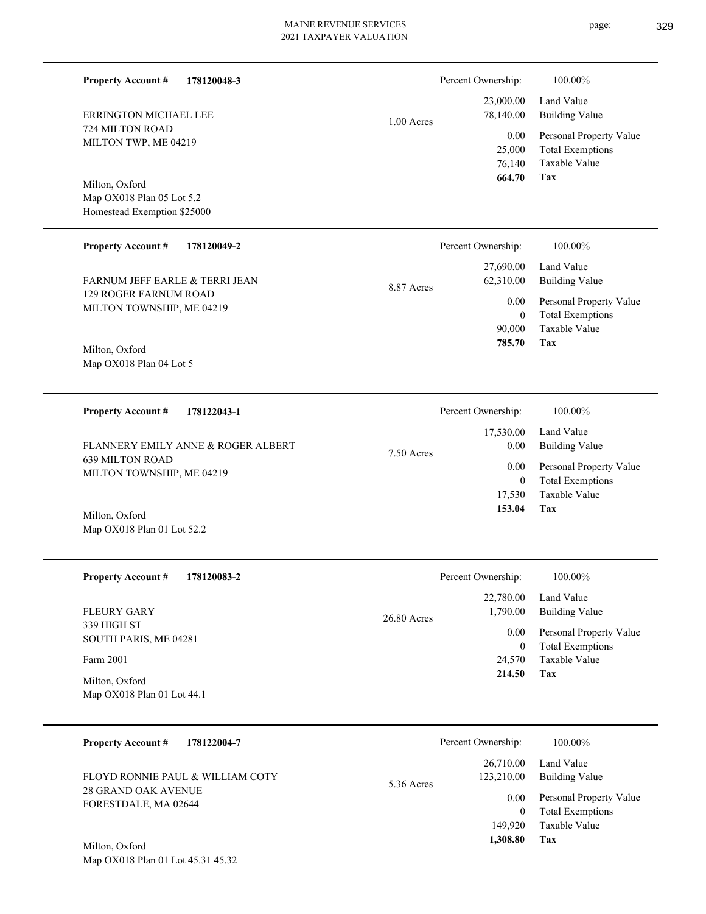**Property Account #** **178120048-3**

ERRINGTON MICHAEL LEE
724 MILTON ROAD
MILTON TWP, ME 04219

Milton, Oxford
Map OX018 Plan 05 Lot 5.2
Homestead Exemption $25000

1.00 Acres

| Percent Ownership: | 100.00% |
|---|---|
| 23,000.00 | Land Value |
| 78,140.00 | Building Value |
| 0.00 | Personal Property Value |
| 25,000 | Total Exemptions |
| 76,140 | Taxable Value |
| **664.70** | **Tax** |

---

**Property Account #** **178120049-2**

FARNUM JEFF EARLE & TERRI JEAN
129 ROGER FARNUM ROAD
MILTON TOWNSHIP, ME 04219

Milton, Oxford
Map OX018 Plan 04 Lot 5

8.87 Acres

| Percent Ownership: | 100.00% |
|---|---|
| 27,690.00 | Land Value |
| 62,310.00 | Building Value |
| 0.00 | Personal Property Value |
| 0 | Total Exemptions |
| 90,000 | Taxable Value |
| **785.70** | **Tax** |

---

**Property Account #** **178122043-1**

FLANNERY EMILY ANNE & ROGER ALBERT
639 MILTON ROAD
MILTON TOWNSHIP, ME 04219

Milton, Oxford
Map OX018 Plan 01 Lot 52.2

7.50 Acres

| Percent Ownership: | 100.00% |
|---|---|
| 17,530.00 | Land Value |
| 0.00 | Building Value |
| 0.00 | Personal Property Value |
| 0 | Total Exemptions |
| 17,530 | Taxable Value |
| **153.04** | **Tax** |

---

**Property Account #** **178120083-2**

FLEURY GARY
339 HIGH ST
SOUTH PARIS, ME 04281

Farm 2001

Milton, Oxford
Map OX018 Plan 01 Lot 44.1

26.80 Acres

| Percent Ownership: | 100.00% |
|---|---|
| 22,780.00 | Land Value |
| 1,790.00 | Building Value |
| 0.00 | Personal Property Value |
| 0 | Total Exemptions |
| 24,570 | Taxable Value |
| **214.50** | **Tax** |

---

**Property Account #** **178122004-7**

FLOYD RONNIE PAUL & WILLIAM COTY
28 GRAND OAK AVENUE
FORESTDALE, MA 02644

Milton, Oxford
Map OX018 Plan 01 Lot 45.31 45.32

5.36 Acres

| Percent Ownership: | 100.00% |
|---|---|
| 26,710.00 | Land Value |
| 123,210.00 | Building Value |
| 0.00 | Personal Property Value |
| 0 | Total Exemptions |
| 149,920 | Taxable Value |
| **1,308.80** | **Tax** |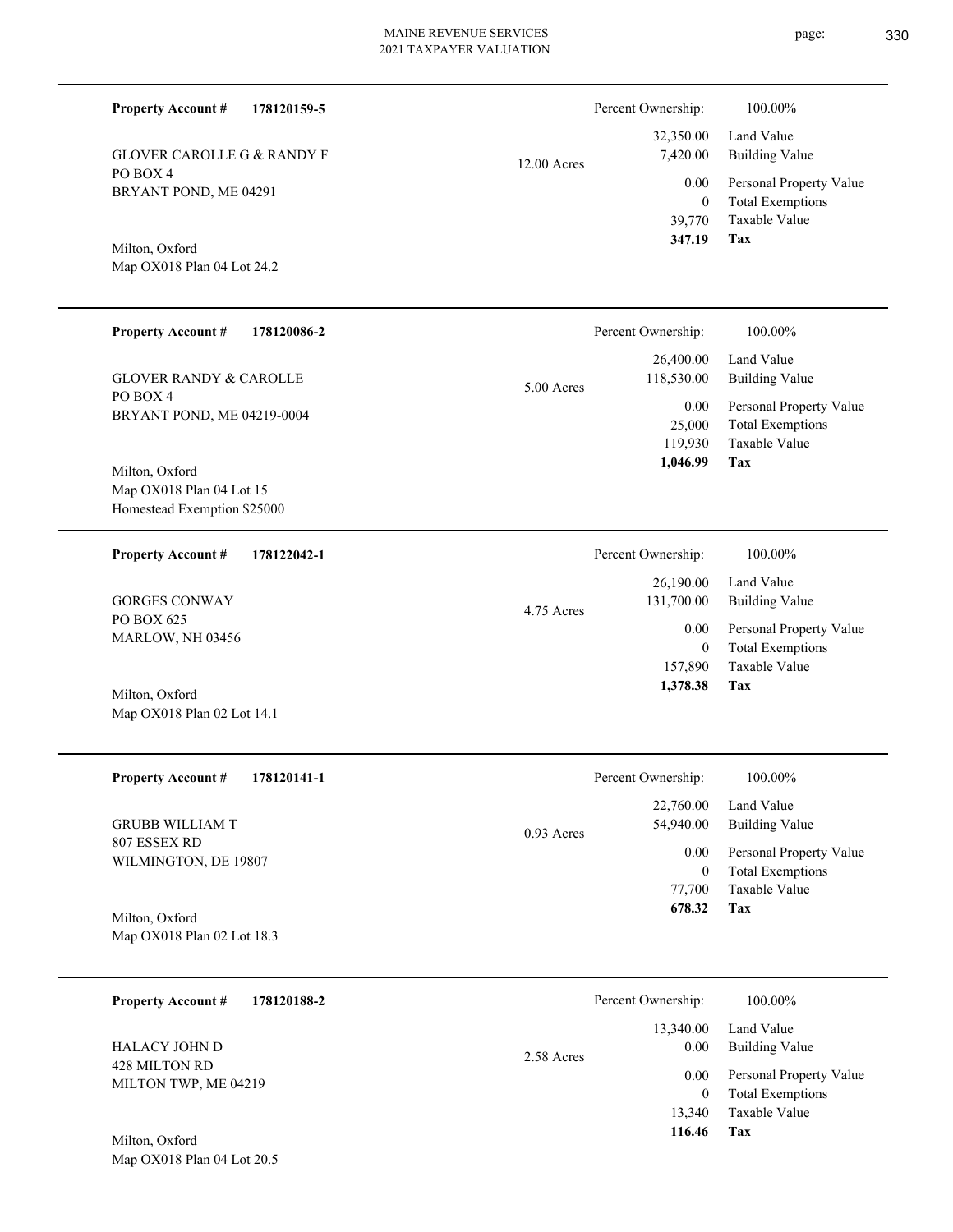**Property Account #** **178120159-5**

GLOVER CAROLLE G & RANDY F
PO BOX 4
BRYANT POND, ME 04291

Milton, Oxford
Map OX018 Plan 04 Lot 24.2

12.00 Acres

| | |
|---|---|
| Percent Ownership: | 100.00% |
| 32,350.00 | Land Value |
| 7,420.00 | Building Value |
| 0.00 | Personal Property Value |
| 0 | Total Exemptions |
| 39,770 | Taxable Value |
| **347.19** | **Tax** |

---

**Property Account #** **178120086-2**

GLOVER RANDY & CAROLLE
PO BOX 4
BRYANT POND, ME 04219-0004

Milton, Oxford
Map OX018 Plan 04 Lot 15
Homestead Exemption $25000

5.00 Acres

| | |
|---|---|
| Percent Ownership: | 100.00% |
| 26,400.00 | Land Value |
| 118,530.00 | Building Value |
| 0.00 | Personal Property Value |
| 25,000 | Total Exemptions |
| 119,930 | Taxable Value |
| **1,046.99** | **Tax** |

---

**Property Account #** **178122042-1**

GORGES CONWAY
PO BOX 625
MARLOW, NH 03456

Milton, Oxford
Map OX018 Plan 02 Lot 14.1

4.75 Acres

| | |
|---|---|
| Percent Ownership: | 100.00% |
| 26,190.00 | Land Value |
| 131,700.00 | Building Value |
| 0.00 | Personal Property Value |
| 0 | Total Exemptions |
| 157,890 | Taxable Value |
| **1,378.38** | **Tax** |

---

**Property Account #** **178120141-1**

GRUBB WILLIAM T
807 ESSEX RD
WILMINGTON, DE 19807

Milton, Oxford
Map OX018 Plan 02 Lot 18.3

0.93 Acres

| | |
|---|---|
| Percent Ownership: | 100.00% |
| 22,760.00 | Land Value |
| 54,940.00 | Building Value |
| 0.00 | Personal Property Value |
| 0 | Total Exemptions |
| 77,700 | Taxable Value |
| **678.32** | **Tax** |

---

**Property Account #** **178120188-2**

HALACY JOHN D
428 MILTON RD
MILTON TWP, ME 04219

Milton, Oxford
Map OX018 Plan 04 Lot 20.5

2.58 Acres

| | |
|---|---|
| Percent Ownership: | 100.00% |
| 13,340.00 | Land Value |
| 0.00 | Building Value |
| 0.00 | Personal Property Value |
| 0 | Total Exemptions |
| 13,340 | Taxable Value |
| **116.46** | **Tax** |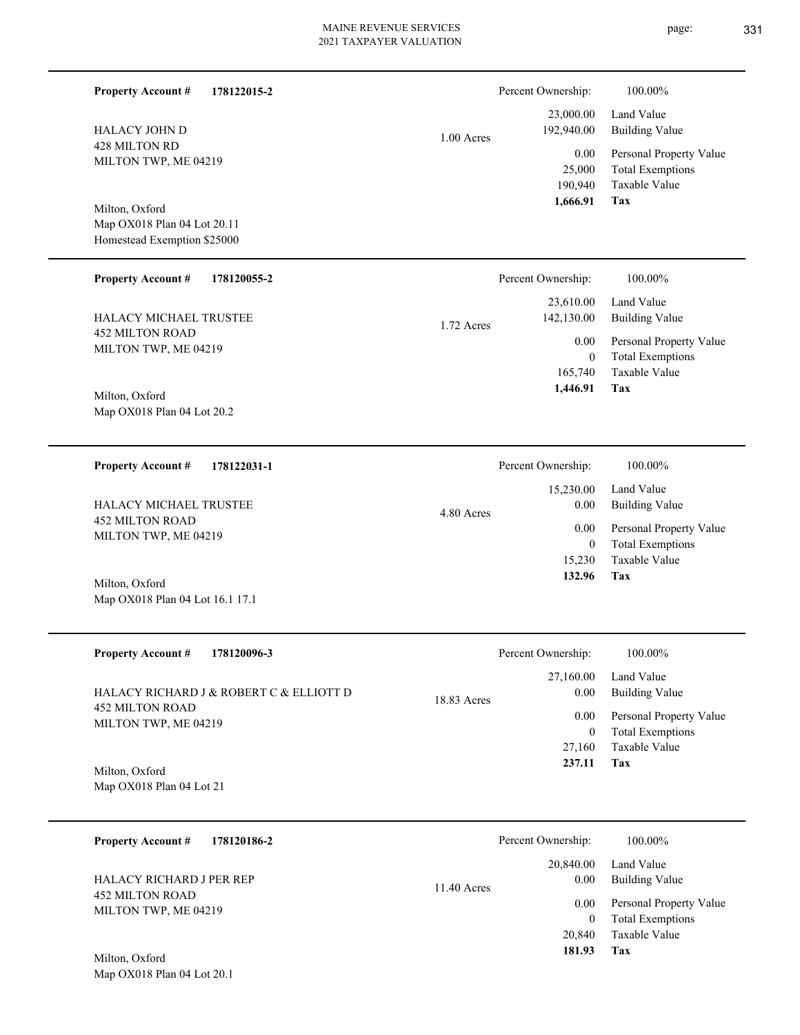**Property Account #** **178122015-2**

HALACY JOHN D
428 MILTON RD
MILTON TWP, ME 04219

Milton, Oxford
Map OX018 Plan 04 Lot 20.11
Homestead Exemption $25000

1.00 Acres

| Percent Ownership: | 100.00% |
|---|---|
| 23,000.00 | Land Value |
| 192,940.00 | Building Value |
| 0.00 | Personal Property Value |
| 25,000 | Total Exemptions |
| 190,940 | Taxable Value |
| **1,666.91** | **Tax** |

---

**Property Account #** **178120055-2**

HALACY MICHAEL TRUSTEE
452 MILTON ROAD
MILTON TWP, ME 04219

Milton, Oxford
Map OX018 Plan 04 Lot 20.2

1.72 Acres

| Percent Ownership: | 100.00% |
|---|---|
| 23,610.00 | Land Value |
| 142,130.00 | Building Value |
| 0.00 | Personal Property Value |
| 0 | Total Exemptions |
| 165,740 | Taxable Value |
| **1,446.91** | **Tax** |

---

**Property Account #** **178122031-1**

HALACY MICHAEL TRUSTEE
452 MILTON ROAD
MILTON TWP, ME 04219

Milton, Oxford
Map OX018 Plan 04 Lot 16.1 17.1

4.80 Acres

| Percent Ownership: | 100.00% |
|---|---|
| 15,230.00 | Land Value |
| 0.00 | Building Value |
| 0.00 | Personal Property Value |
| 0 | Total Exemptions |
| 15,230 | Taxable Value |
| **132.96** | **Tax** |

---

**Property Account #** **178120096-3**

HALACY RICHARD J & ROBERT C & ELLIOTT D
452 MILTON ROAD
MILTON TWP, ME 04219

Milton, Oxford
Map OX018 Plan 04 Lot 21

18.83 Acres

| Percent Ownership: | 100.00% |
|---|---|
| 27,160.00 | Land Value |
| 0.00 | Building Value |
| 0.00 | Personal Property Value |
| 0 | Total Exemptions |
| 27,160 | Taxable Value |
| **237.11** | **Tax** |

---

**Property Account #** **178120186-2**

HALACY RICHARD J PER REP
452 MILTON ROAD
MILTON TWP, ME 04219

Milton, Oxford
Map OX018 Plan 04 Lot 20.1

11.40 Acres

| Percent Ownership: | 100.00% |
|---|---|
| 20,840.00 | Land Value |
| 0.00 | Building Value |
| 0.00 | Personal Property Value |
| 0 | Total Exemptions |
| 20,840 | Taxable Value |
| **181.93** | **Tax** |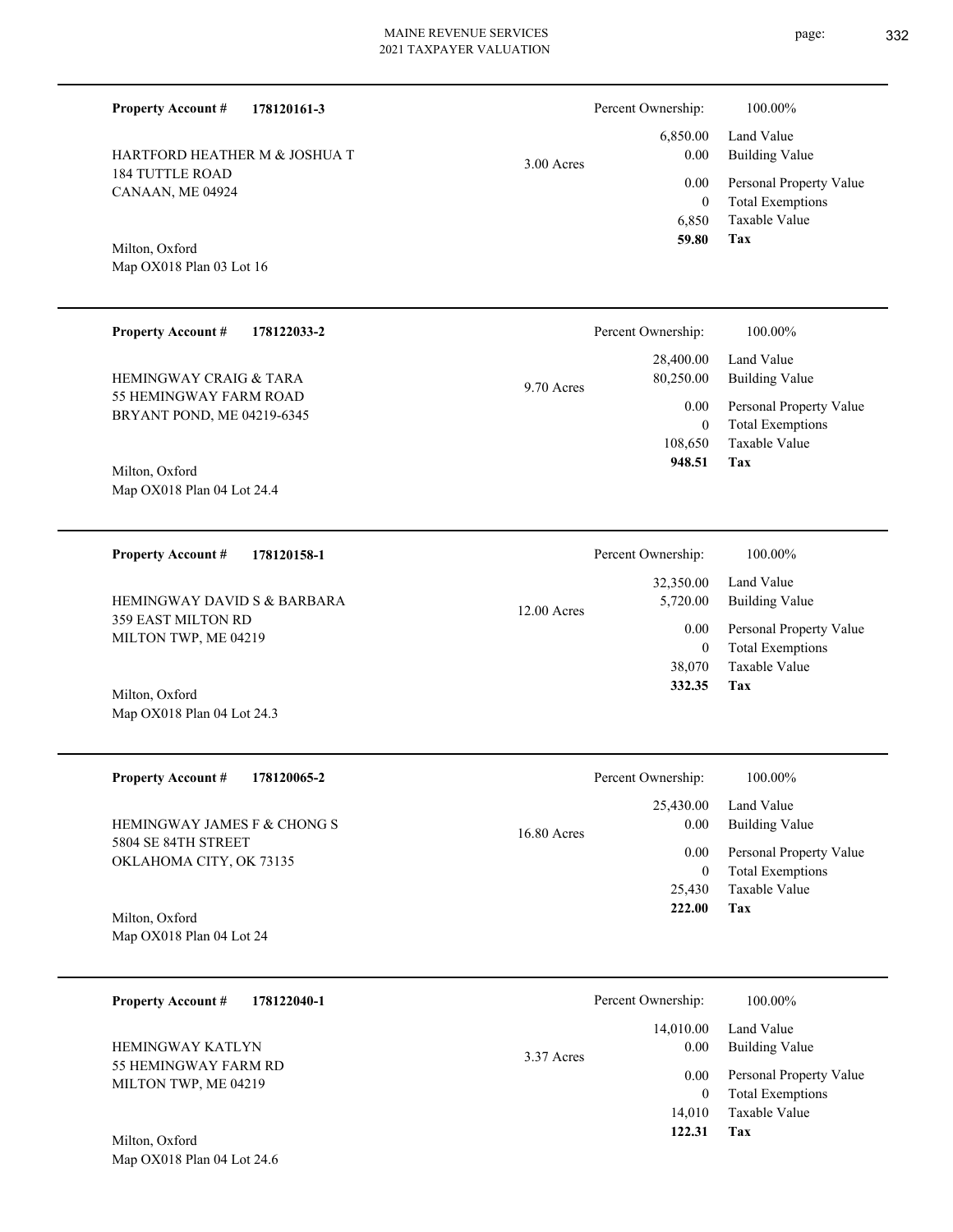**Property Account #** **178120161-3**

HARTFORD HEATHER M & JOSHUA T
184 TUTTLE ROAD
CANAAN, ME 04924

Milton, Oxford
Map OX018 Plan 03 Lot 16

3.00 Acres

| Percent Ownership: | 100.00% |
|---|---|
| 6,850.00 | Land Value |
| 0.00 | Building Value |
| 0.00 | Personal Property Value |
| 0 | Total Exemptions |
| 6,850 | Taxable Value |
| **59.80** | **Tax** |

---

**Property Account #** **178122033-2**

HEMINGWAY CRAIG & TARA
55 HEMINGWAY FARM ROAD
BRYANT POND, ME 04219-6345

Milton, Oxford
Map OX018 Plan 04 Lot 24.4

9.70 Acres

| Percent Ownership: | 100.00% |
|---|---|
| 28,400.00 | Land Value |
| 80,250.00 | Building Value |
| 0.00 | Personal Property Value |
| 0 | Total Exemptions |
| 108,650 | Taxable Value |
| **948.51** | **Tax** |

---

**Property Account #** **178120158-1**

HEMINGWAY DAVID S & BARBARA
359 EAST MILTON RD
MILTON TWP, ME 04219

Milton, Oxford
Map OX018 Plan 04 Lot 24.3

12.00 Acres

| Percent Ownership: | 100.00% |
|---|---|
| 32,350.00 | Land Value |
| 5,720.00 | Building Value |
| 0.00 | Personal Property Value |
| 0 | Total Exemptions |
| 38,070 | Taxable Value |
| **332.35** | **Tax** |

---

**Property Account #** **178120065-2**

HEMINGWAY JAMES F & CHONG S
5804 SE 84TH STREET
OKLAHOMA CITY, OK 73135

Milton, Oxford
Map OX018 Plan 04 Lot 24

16.80 Acres

| Percent Ownership: | 100.00% |
|---|---|
| 25,430.00 | Land Value |
| 0.00 | Building Value |
| 0.00 | Personal Property Value |
| 0 | Total Exemptions |
| 25,430 | Taxable Value |
| **222.00** | **Tax** |

---

**Property Account #** **178122040-1**

HEMINGWAY KATLYN
55 HEMINGWAY FARM RD
MILTON TWP, ME 04219

Milton, Oxford
Map OX018 Plan 04 Lot 24.6

3.37 Acres

| Percent Ownership: | 100.00% |
|---|---|
| 14,010.00 | Land Value |
| 0.00 | Building Value |
| 0.00 | Personal Property Value |
| 0 | Total Exemptions |
| 14,010 | Taxable Value |
| **122.31** | **Tax** |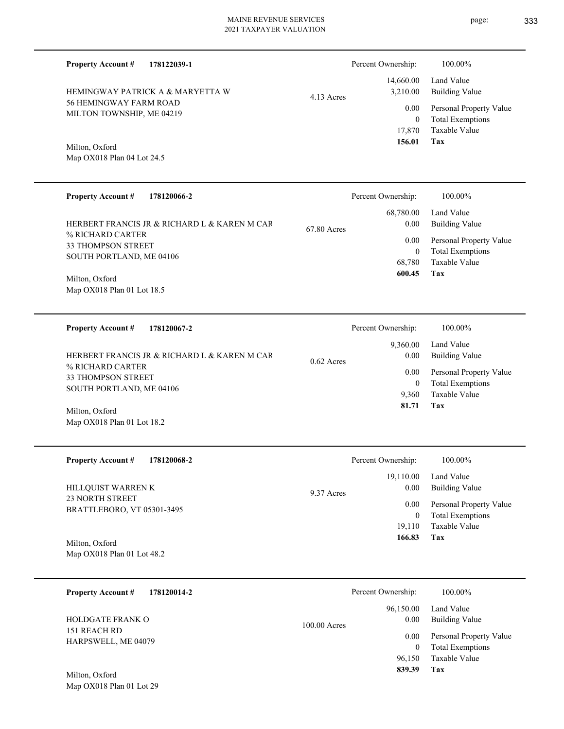**Property Account #** **178122039-1**

HEMINGWAY PATRICK A & MARYETTA W
56 HEMINGWAY FARM ROAD
MILTON TOWNSHIP, ME 04219

Milton, Oxford
Map OX018 Plan 04 Lot 24.5

4.13 Acres

| Percent Ownership: | 100.00% |
|---|---|
| 14,660.00 | Land Value |
| 3,210.00 | Building Value |
| 0.00 | Personal Property Value |
| 0 | Total Exemptions |
| 17,870 | Taxable Value |
| **156.01** | **Tax** |

---

**Property Account #** **178120066-2**

HERBERT FRANCIS JR & RICHARD L & KAREN M CAR
% RICHARD CARTER
33 THOMPSON STREET
SOUTH PORTLAND, ME 04106

Milton, Oxford
Map OX018 Plan 01 Lot 18.5

67.80 Acres

| Percent Ownership: | 100.00% |
|---|---|
| 68,780.00 | Land Value |
| 0.00 | Building Value |
| 0.00 | Personal Property Value |
| 0 | Total Exemptions |
| 68,780 | Taxable Value |
| **600.45** | **Tax** |

---

**Property Account #** **178120067-2**

HERBERT FRANCIS JR & RICHARD L & KAREN M CAR
% RICHARD CARTER
33 THOMPSON STREET
SOUTH PORTLAND, ME 04106

Milton, Oxford
Map OX018 Plan 01 Lot 18.2

0.62 Acres

| Percent Ownership: | 100.00% |
|---|---|
| 9,360.00 | Land Value |
| 0.00 | Building Value |
| 0.00 | Personal Property Value |
| 0 | Total Exemptions |
| 9,360 | Taxable Value |
| **81.71** | **Tax** |

---

**Property Account #** **178120068-2**

HILLQUIST WARREN K
23 NORTH STREET
BRATTLEBORO, VT 05301-3495

Milton, Oxford
Map OX018 Plan 01 Lot 48.2

9.37 Acres

| Percent Ownership: | 100.00% |
|---|---|
| 19,110.00 | Land Value |
| 0.00 | Building Value |
| 0.00 | Personal Property Value |
| 0 | Total Exemptions |
| 19,110 | Taxable Value |
| **166.83** | **Tax** |

---

**Property Account #** **178120014-2**

HOLDGATE FRANK O
151 REACH RD
HARPSWELL, ME 04079

Milton, Oxford
Map OX018 Plan 01 Lot 29

100.00 Acres

| Percent Ownership: | 100.00% |
|---|---|
| 96,150.00 | Land Value |
| 0.00 | Building Value |
| 0.00 | Personal Property Value |
| 0 | Total Exemptions |
| 96,150 | Taxable Value |
| **839.39** | **Tax** |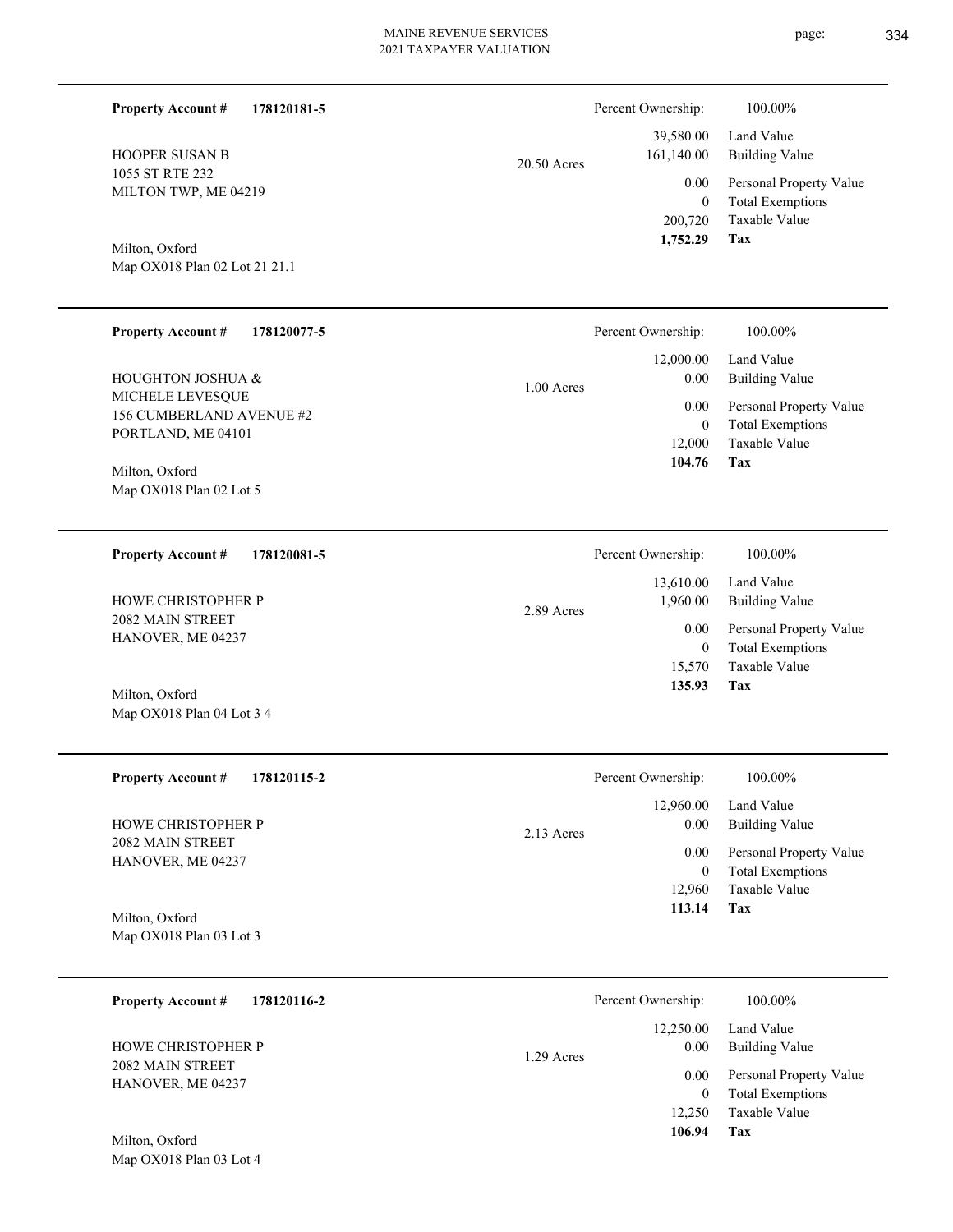**Property Account #** **178120181-5**

HOOPER SUSAN B
1055 ST RTE 232
MILTON TWP, ME 04219

Milton, Oxford
Map OX018 Plan 02 Lot 21 21.1

20.50 Acres

| | |
|---|---|
| Percent Ownership: | 100.00% |
| 39,580.00 | Land Value |
| 161,140.00 | Building Value |
| 0.00 | Personal Property Value |
| 0 | Total Exemptions |
| 200,720 | Taxable Value |
| **1,752.29** | **Tax** |

---

**Property Account #** **178120077-5**

HOUGHTON JOSHUA &
MICHELE LEVESQUE
156 CUMBERLAND AVENUE #2
PORTLAND, ME 04101

Milton, Oxford
Map OX018 Plan 02 Lot 5

1.00 Acres

| | |
|---|---|
| Percent Ownership: | 100.00% |
| 12,000.00 | Land Value |
| 0.00 | Building Value |
| 0.00 | Personal Property Value |
| 0 | Total Exemptions |
| 12,000 | Taxable Value |
| **104.76** | **Tax** |

---

**Property Account #** **178120081-5**

HOWE CHRISTOPHER P
2082 MAIN STREET
HANOVER, ME 04237

Milton, Oxford
Map OX018 Plan 04 Lot 3 4

2.89 Acres

| | |
|---|---|
| Percent Ownership: | 100.00% |
| 13,610.00 | Land Value |
| 1,960.00 | Building Value |
| 0.00 | Personal Property Value |
| 0 | Total Exemptions |
| 15,570 | Taxable Value |
| **135.93** | **Tax** |

---

**Property Account #** **178120115-2**

HOWE CHRISTOPHER P
2082 MAIN STREET
HANOVER, ME 04237

Milton, Oxford
Map OX018 Plan 03 Lot 3

2.13 Acres

| | |
|---|---|
| Percent Ownership: | 100.00% |
| 12,960.00 | Land Value |
| 0.00 | Building Value |
| 0.00 | Personal Property Value |
| 0 | Total Exemptions |
| 12,960 | Taxable Value |
| **113.14** | **Tax** |

---

**Property Account #** **178120116-2**

HOWE CHRISTOPHER P
2082 MAIN STREET
HANOVER, ME 04237

Milton, Oxford
Map OX018 Plan 03 Lot 4

1.29 Acres

| | |
|---|---|
| Percent Ownership: | 100.00% |
| 12,250.00 | Land Value |
| 0.00 | Building Value |
| 0.00 | Personal Property Value |
| 0 | Total Exemptions |
| 12,250 | Taxable Value |
| **106.94** | **Tax** |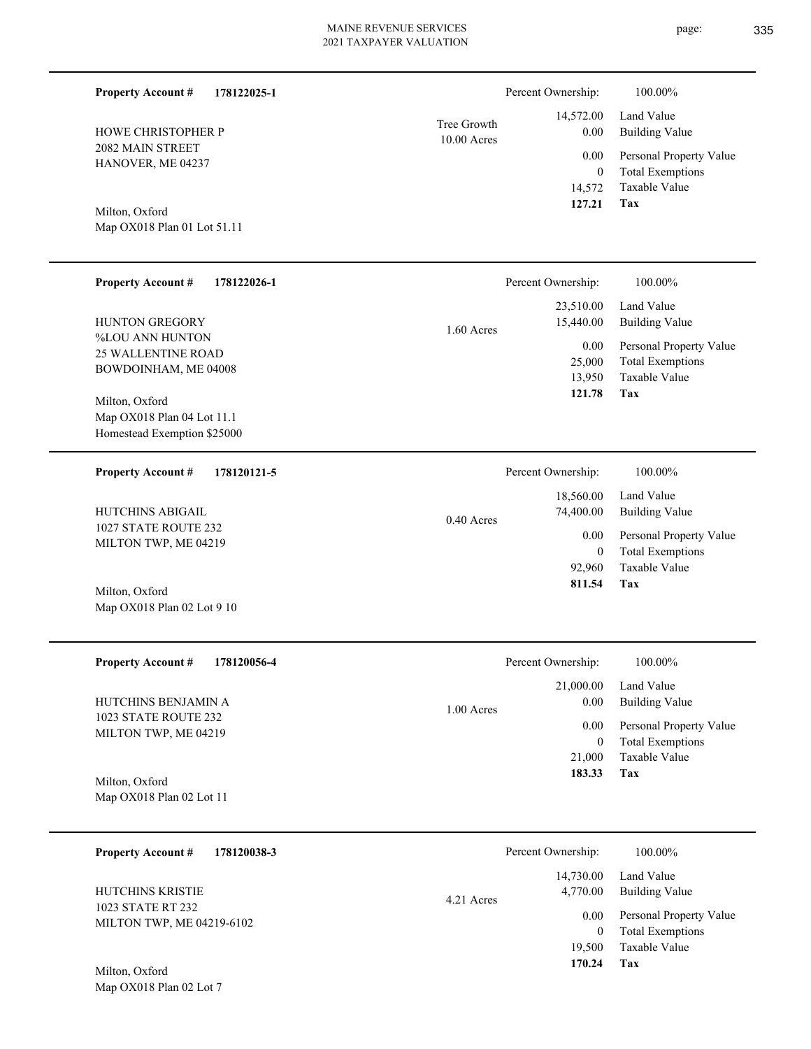**Property Account #** **178122025-1**

HOWE CHRISTOPHER P
2082 MAIN STREET
HANOVER, ME 04237

Milton, Oxford
Map OX018 Plan 01 Lot 51.11

Tree Growth
10.00 Acres

| | |
|---|---|
| Percent Ownership: | 100.00% |
| 14,572.00 | Land Value |
| 0.00 | Building Value |
| 0.00 | Personal Property Value |
| 0 | Total Exemptions |
| 14,572 | Taxable Value |
| **127.21** | **Tax** |

---

**Property Account #** **178122026-1**

HUNTON GREGORY
%LOU ANN HUNTON
25 WALLENTINE ROAD
BOWDOINHAM, ME 04008

Milton, Oxford
Map OX018 Plan 04 Lot 11.1
Homestead Exemption $25000

1.60 Acres

| | |
|---|---|
| Percent Ownership: | 100.00% |
| 23,510.00 | Land Value |
| 15,440.00 | Building Value |
| 0.00 | Personal Property Value |
| 25,000 | Total Exemptions |
| 13,950 | Taxable Value |
| **121.78** | **Tax** |

---

**Property Account #** **178120121-5**

HUTCHINS ABIGAIL
1027 STATE ROUTE 232
MILTON TWP, ME 04219

Milton, Oxford
Map OX018 Plan 02 Lot 9 10

0.40 Acres

| | |
|---|---|
| Percent Ownership: | 100.00% |
| 18,560.00 | Land Value |
| 74,400.00 | Building Value |
| 0.00 | Personal Property Value |
| 0 | Total Exemptions |
| 92,960 | Taxable Value |
| **811.54** | **Tax** |

---

**Property Account #** **178120056-4**

HUTCHINS BENJAMIN A
1023 STATE ROUTE 232
MILTON TWP, ME 04219

Milton, Oxford
Map OX018 Plan 02 Lot 11

1.00 Acres

| | |
|---|---|
| Percent Ownership: | 100.00% |
| 21,000.00 | Land Value |
| 0.00 | Building Value |
| 0.00 | Personal Property Value |
| 0 | Total Exemptions |
| 21,000 | Taxable Value |
| **183.33** | **Tax** |

---

**Property Account #** **178120038-3**

HUTCHINS KRISTIE
1023 STATE RT 232
MILTON TWP, ME 04219-6102

Milton, Oxford
Map OX018 Plan 02 Lot 7

4.21 Acres

| | |
|---|---|
| Percent Ownership: | 100.00% |
| 14,730.00 | Land Value |
| 4,770.00 | Building Value |
| 0.00 | Personal Property Value |
| 0 | Total Exemptions |
| 19,500 | Taxable Value |
| **170.24** | **Tax** |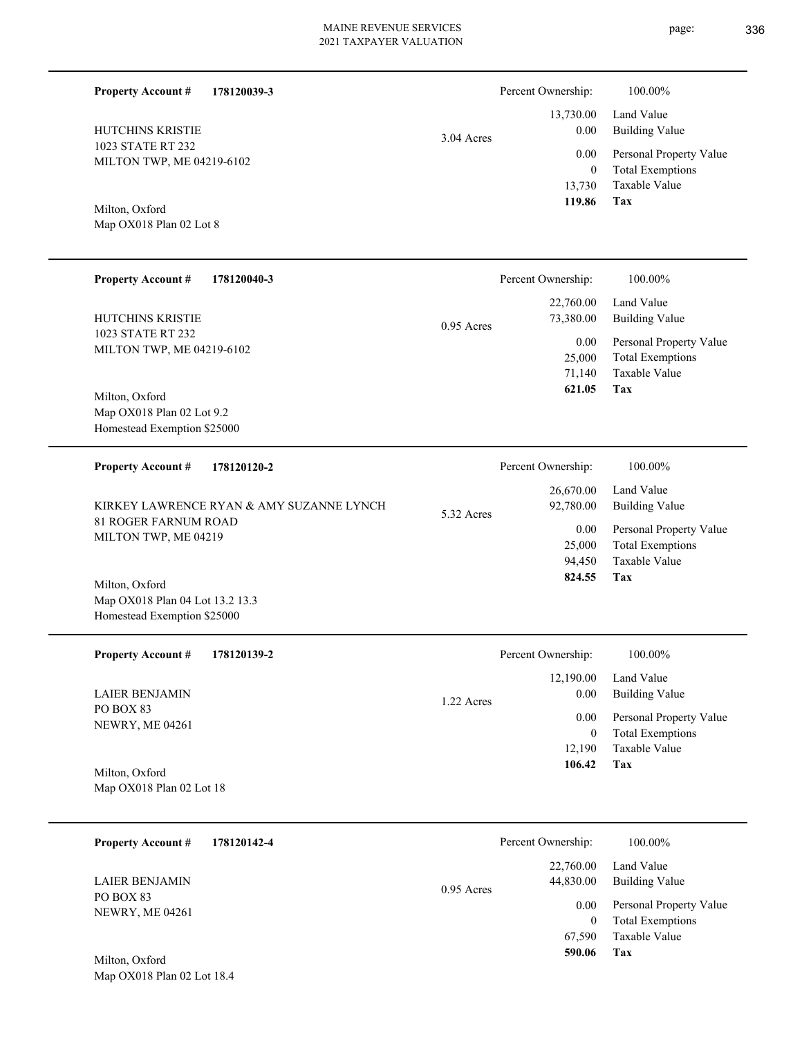**Property Account #** **178120039-3**

HUTCHINS KRISTIE
1023 STATE RT 232
MILTON TWP, ME 04219-6102

Milton, Oxford
Map OX018 Plan 02 Lot 8

3.04 Acres

| Percent Ownership: | 100.00% |
|---|---|
| 13,730.00 | Land Value |
| 0.00 | Building Value |
| 0.00 | Personal Property Value |
| 0 | Total Exemptions |
| 13,730 | Taxable Value |
| **119.86** | **Tax** |

---

**Property Account #** **178120040-3**

HUTCHINS KRISTIE
1023 STATE RT 232
MILTON TWP, ME 04219-6102

Milton, Oxford
Map OX018 Plan 02 Lot 9.2
Homestead Exemption $25000

0.95 Acres

| Percent Ownership: | 100.00% |
|---|---|
| 22,760.00 | Land Value |
| 73,380.00 | Building Value |
| 0.00 | Personal Property Value |
| 25,000 | Total Exemptions |
| 71,140 | Taxable Value |
| **621.05** | **Tax** |

---

**Property Account #** **178120120-2**

KIRKEY LAWRENCE RYAN & AMY SUZANNE LYNCH
81 ROGER FARNUM ROAD
MILTON TWP, ME 04219

Milton, Oxford
Map OX018 Plan 04 Lot 13.2 13.3
Homestead Exemption $25000

5.32 Acres

| Percent Ownership: | 100.00% |
|---|---|
| 26,670.00 | Land Value |
| 92,780.00 | Building Value |
| 0.00 | Personal Property Value |
| 25,000 | Total Exemptions |
| 94,450 | Taxable Value |
| **824.55** | **Tax** |

---

**Property Account #** **178120139-2**

LAIER BENJAMIN
PO BOX 83
NEWRY, ME 04261

Milton, Oxford
Map OX018 Plan 02 Lot 18

1.22 Acres

| Percent Ownership: | 100.00% |
|---|---|
| 12,190.00 | Land Value |
| 0.00 | Building Value |
| 0.00 | Personal Property Value |
| 0 | Total Exemptions |
| 12,190 | Taxable Value |
| **106.42** | **Tax** |

---

**Property Account #** **178120142-4**

LAIER BENJAMIN
PO BOX 83
NEWRY, ME 04261

Milton, Oxford
Map OX018 Plan 02 Lot 18.4

0.95 Acres

| Percent Ownership: | 100.00% |
|---|---|
| 22,760.00 | Land Value |
| 44,830.00 | Building Value |
| 0.00 | Personal Property Value |
| 0 | Total Exemptions |
| 67,590 | Taxable Value |
| **590.06** | **Tax** |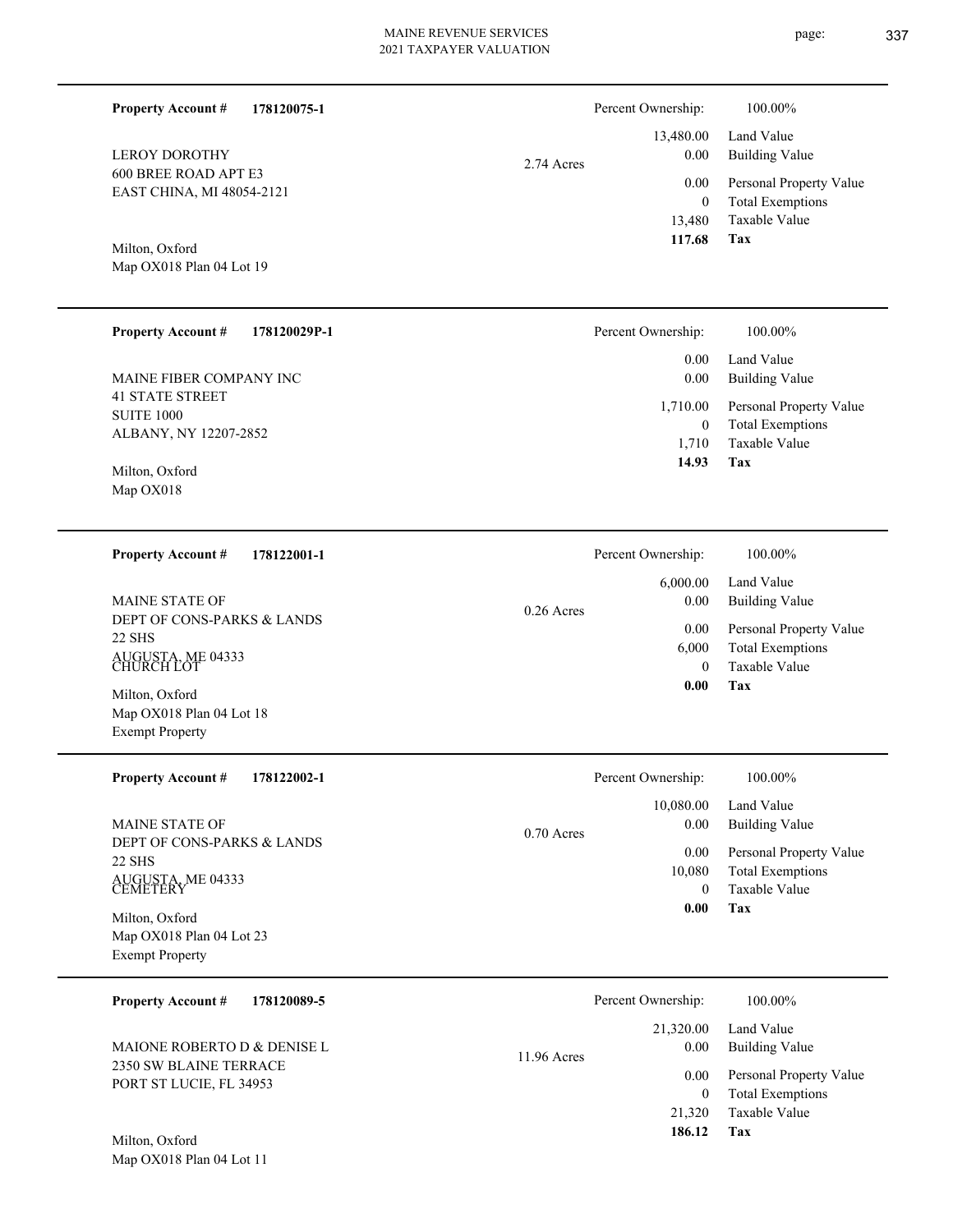**Property Account #** **178120075-1**

LEROY DOROTHY
600 BREE ROAD APT E3
EAST CHINA, MI 48054-2121

Milton, Oxford
Map OX018 Plan 04 Lot 19

2.74 Acres

| | |
|---|---|
| Percent Ownership: | 100.00% |
| 13,480.00 | Land Value |
| 0.00 | Building Value |
| 0.00 | Personal Property Value |
| 0 | Total Exemptions |
| 13,480 | Taxable Value |
| **117.68** | **Tax** |

---

**Property Account #** **178120029P-1**

MAINE FIBER COMPANY INC
41 STATE STREET
SUITE 1000
ALBANY, NY 12207-2852

Milton, Oxford
Map OX018

| | |
|---|---|
| Percent Ownership: | 100.00% |
| 0.00 | Land Value |
| 0.00 | Building Value |
| 1,710.00 | Personal Property Value |
| 0 | Total Exemptions |
| 1,710 | Taxable Value |
| **14.93** | **Tax** |

---

**Property Account #** **178122001-1**

MAINE STATE OF
DEPT OF CONS-PARKS & LANDS
22 SHS
AUGUSTA, ME 04333
CHURCH LOT

Milton, Oxford
Map OX018 Plan 04 Lot 18
Exempt Property

0.26 Acres

| | |
|---|---|
| Percent Ownership: | 100.00% |
| 6,000.00 | Land Value |
| 0.00 | Building Value |
| 0.00 | Personal Property Value |
| 6,000 | Total Exemptions |
| 0 | Taxable Value |
| **0.00** | **Tax** |

---

**Property Account #** **178122002-1**

MAINE STATE OF
DEPT OF CONS-PARKS & LANDS
22 SHS
AUGUSTA, ME 04333
CEMETERY

Milton, Oxford
Map OX018 Plan 04 Lot 23
Exempt Property

0.70 Acres

| | |
|---|---|
| Percent Ownership: | 100.00% |
| 10,080.00 | Land Value |
| 0.00 | Building Value |
| 0.00 | Personal Property Value |
| 10,080 | Total Exemptions |
| 0 | Taxable Value |
| **0.00** | **Tax** |

---

**Property Account #** **178120089-5**

MAIONE ROBERTO D & DENISE L
2350 SW BLAINE TERRACE
PORT ST LUCIE, FL 34953

Milton, Oxford
Map OX018 Plan 04 Lot 11

11.96 Acres

| | |
|---|---|
| Percent Ownership: | 100.00% |
| 21,320.00 | Land Value |
| 0.00 | Building Value |
| 0.00 | Personal Property Value |
| 0 | Total Exemptions |
| 21,320 | Taxable Value |
| **186.12** | **Tax** |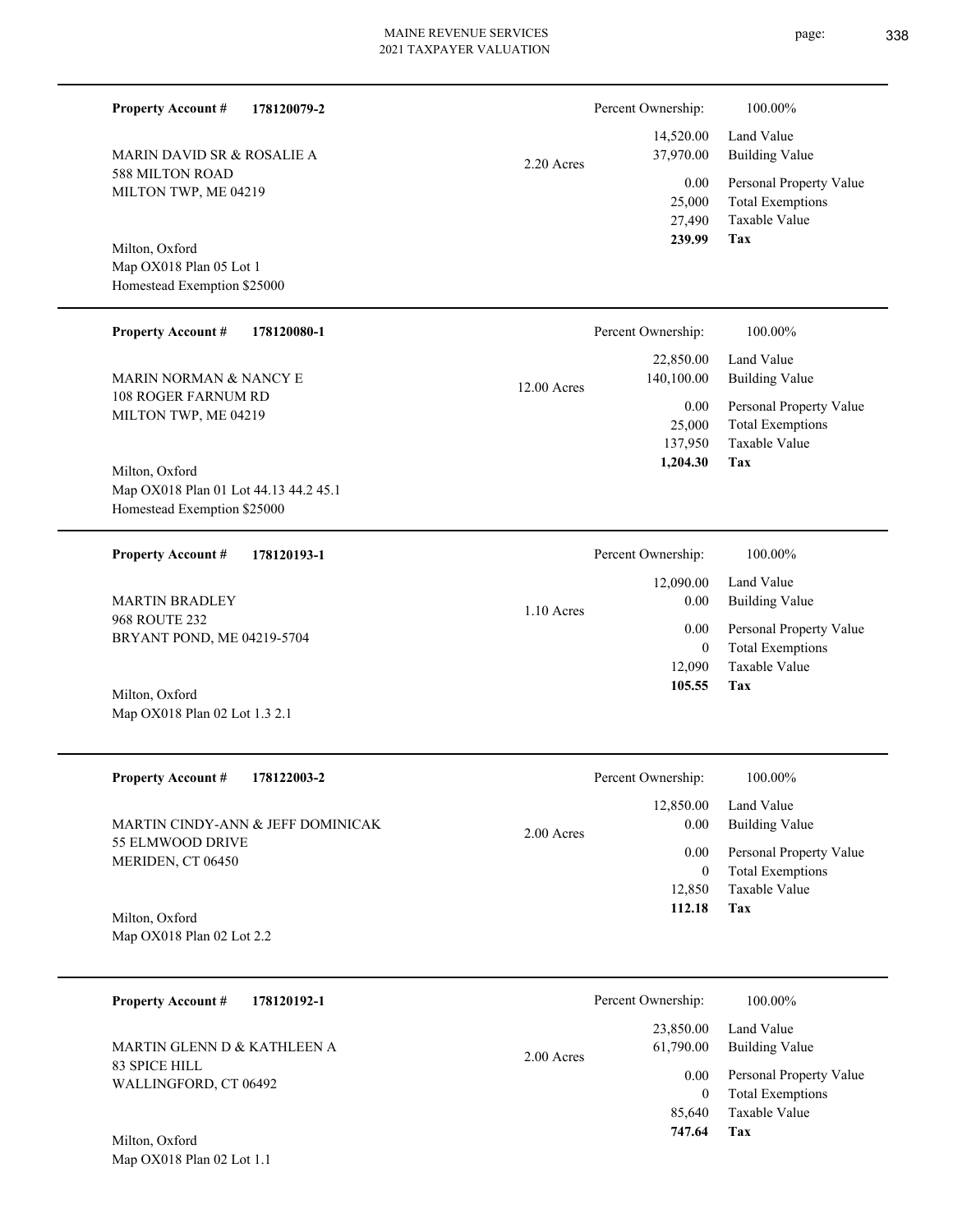**Property Account #** **178120079-2**

MARIN DAVID SR & ROSALIE A
588 MILTON ROAD
MILTON TWP, ME 04219

Milton, Oxford
Map OX018 Plan 05 Lot 1
Homestead Exemption $25000

2.20 Acres

| Percent Ownership: | 100.00% |
|---|---|
| 14,520.00 | Land Value |
| 37,970.00 | Building Value |
| 0.00 | Personal Property Value |
| 25,000 | Total Exemptions |
| 27,490 | Taxable Value |
| **239.99** | **Tax** |

---

**Property Account #** **178120080-1**

MARIN NORMAN & NANCY E
108 ROGER FARNUM RD
MILTON TWP, ME 04219

Milton, Oxford
Map OX018 Plan 01 Lot 44.13 44.2 45.1
Homestead Exemption $25000

12.00 Acres

| Percent Ownership: | 100.00% |
|---|---|
| 22,850.00 | Land Value |
| 140,100.00 | Building Value |
| 0.00 | Personal Property Value |
| 25,000 | Total Exemptions |
| 137,950 | Taxable Value |
| **1,204.30** | **Tax** |

---

**Property Account #** **178120193-1**

MARTIN BRADLEY
968 ROUTE 232
BRYANT POND, ME 04219-5704

Milton, Oxford
Map OX018 Plan 02 Lot 1.3 2.1

1.10 Acres

| Percent Ownership: | 100.00% |
|---|---|
| 12,090.00 | Land Value |
| 0.00 | Building Value |
| 0.00 | Personal Property Value |
| 0 | Total Exemptions |
| 12,090 | Taxable Value |
| **105.55** | **Tax** |

---

**Property Account #** **178122003-2**

MARTIN CINDY-ANN & JEFF DOMINICAK
55 ELMWOOD DRIVE
MERIDEN, CT 06450

Milton, Oxford
Map OX018 Plan 02 Lot 2.2

2.00 Acres

| Percent Ownership: | 100.00% |
|---|---|
| 12,850.00 | Land Value |
| 0.00 | Building Value |
| 0.00 | Personal Property Value |
| 0 | Total Exemptions |
| 12,850 | Taxable Value |
| **112.18** | **Tax** |

---

**Property Account #** **178120192-1**

MARTIN GLENN D & KATHLEEN A
83 SPICE HILL
WALLINGFORD, CT 06492

Milton, Oxford
Map OX018 Plan 02 Lot 1.1

2.00 Acres

| Percent Ownership: | 100.00% |
|---|---|
| 23,850.00 | Land Value |
| 61,790.00 | Building Value |
| 0.00 | Personal Property Value |
| 0 | Total Exemptions |
| 85,640 | Taxable Value |
| **747.64** | **Tax** |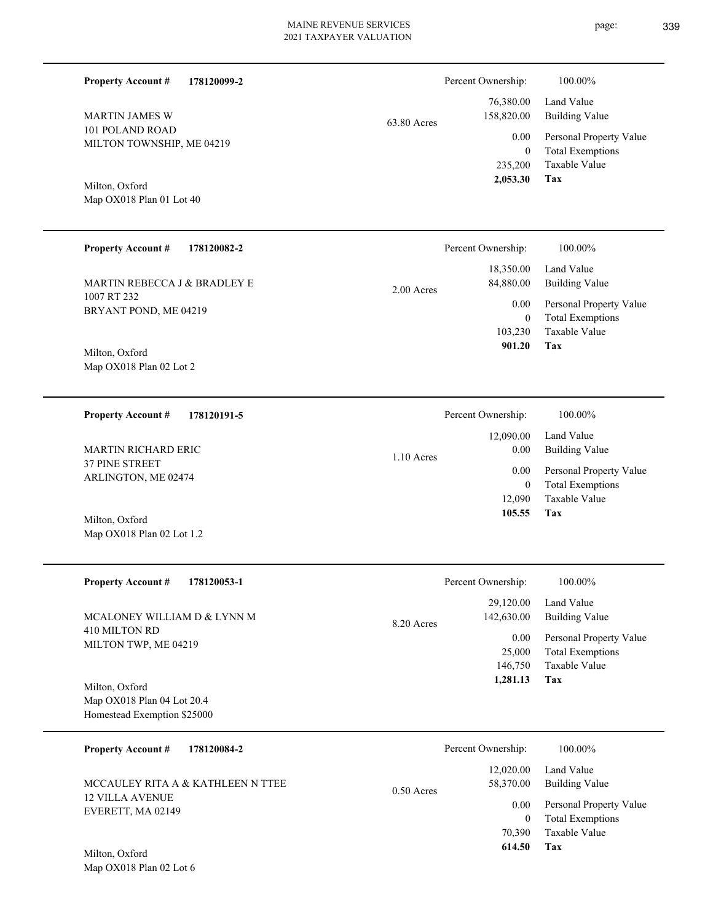**Property Account #** **178120099-2**

MARTIN JAMES W
101 POLAND ROAD
MILTON TOWNSHIP, ME 04219

Milton, Oxford
Map OX018 Plan 01 Lot 40

63.80 Acres

| | |
|---|---|
| Percent Ownership: | 100.00% |
| 76,380.00 | Land Value |
| 158,820.00 | Building Value |
| 0.00 | Personal Property Value |
| 0 | Total Exemptions |
| 235,200 | Taxable Value |
| **2,053.30** | **Tax** |

---

**Property Account #** **178120082-2**

MARTIN REBECCA J & BRADLEY E
1007 RT 232
BRYANT POND, ME 04219

Milton, Oxford
Map OX018 Plan 02 Lot 2

2.00 Acres

| | |
|---|---|
| Percent Ownership: | 100.00% |
| 18,350.00 | Land Value |
| 84,880.00 | Building Value |
| 0.00 | Personal Property Value |
| 0 | Total Exemptions |
| 103,230 | Taxable Value |
| **901.20** | **Tax** |

---

**Property Account #** **178120191-5**

MARTIN RICHARD ERIC
37 PINE STREET
ARLINGTON, ME 02474

Milton, Oxford
Map OX018 Plan 02 Lot 1.2

1.10 Acres

| | |
|---|---|
| Percent Ownership: | 100.00% |
| 12,090.00 | Land Value |
| 0.00 | Building Value |
| 0.00 | Personal Property Value |
| 0 | Total Exemptions |
| 12,090 | Taxable Value |
| **105.55** | **Tax** |

---

**Property Account #** **178120053-1**

MCALONEY WILLIAM D & LYNN M
410 MILTON RD
MILTON TWP, ME 04219

Milton, Oxford
Map OX018 Plan 04 Lot 20.4
Homestead Exemption $25000

8.20 Acres

| | |
|---|---|
| Percent Ownership: | 100.00% |
| 29,120.00 | Land Value |
| 142,630.00 | Building Value |
| 0.00 | Personal Property Value |
| 25,000 | Total Exemptions |
| 146,750 | Taxable Value |
| **1,281.13** | **Tax** |

---

**Property Account #** **178120084-2**

MCCAULEY RITA A & KATHLEEN N TTEE
12 VILLA AVENUE
EVERETT, MA 02149

Milton, Oxford
Map OX018 Plan 02 Lot 6

0.50 Acres

| | |
|---|---|
| Percent Ownership: | 100.00% |
| 12,020.00 | Land Value |
| 58,370.00 | Building Value |
| 0.00 | Personal Property Value |
| 0 | Total Exemptions |
| 70,390 | Taxable Value |
| **614.50** | **Tax** |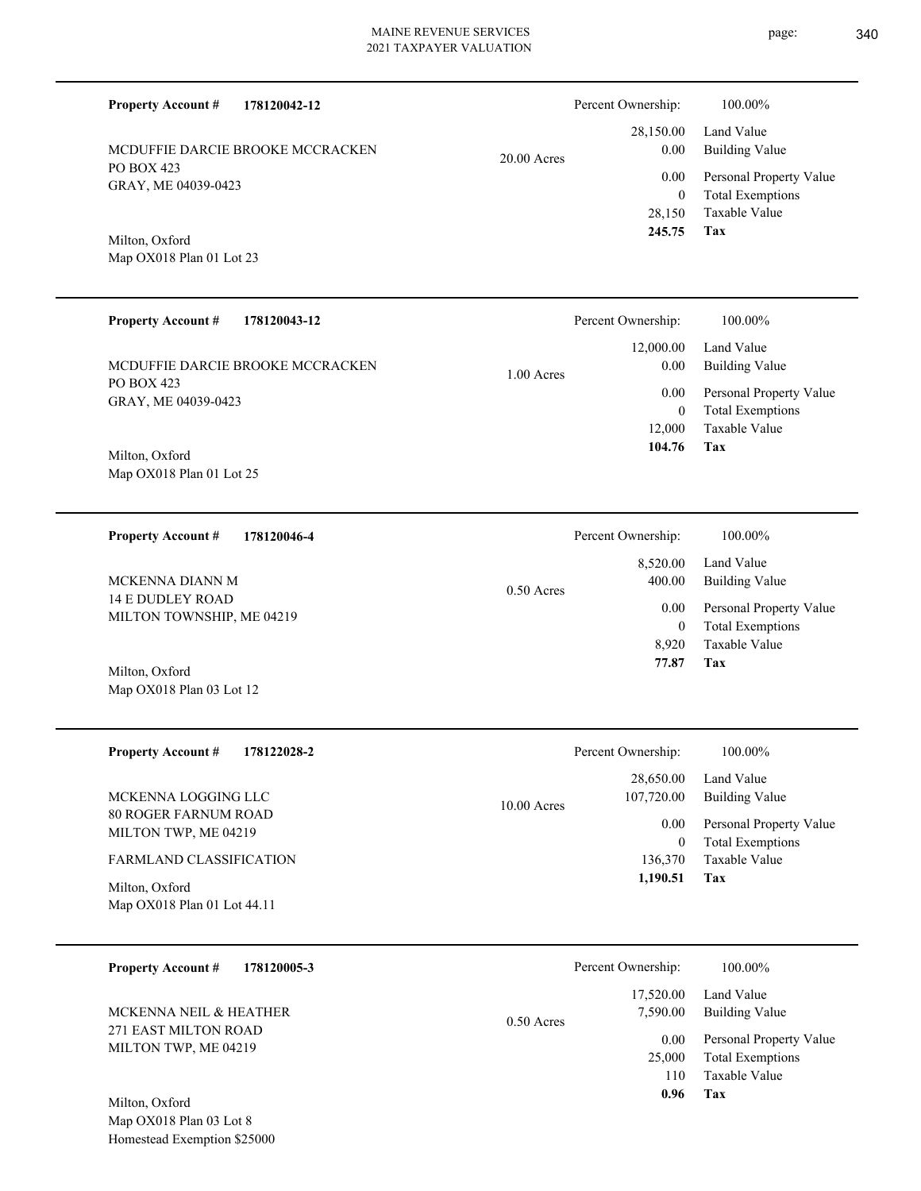**Property Account #** **178120042-12**

MCDUFFIE DARCIE BROOKE MCCRACKEN
PO BOX 423
GRAY, ME 04039-0423

Milton, Oxford
Map OX018 Plan 01 Lot 23

20.00 Acres

| Percent Ownership: | 100.00% |
|---|---|
| 28,150.00 | Land Value |
| 0.00 | Building Value |
| 0.00 | Personal Property Value |
| 0 | Total Exemptions |
| 28,150 | Taxable Value |
| **245.75** | **Tax** |

---

**Property Account #** **178120043-12**

MCDUFFIE DARCIE BROOKE MCCRACKEN
PO BOX 423
GRAY, ME 04039-0423

Milton, Oxford
Map OX018 Plan 01 Lot 25

1.00 Acres

| Percent Ownership: | 100.00% |
|---|---|
| 12,000.00 | Land Value |
| 0.00 | Building Value |
| 0.00 | Personal Property Value |
| 0 | Total Exemptions |
| 12,000 | Taxable Value |
| **104.76** | **Tax** |

---

**Property Account #** **178120046-4**

MCKENNA DIANN M
14 E DUDLEY ROAD
MILTON TOWNSHIP, ME 04219

Milton, Oxford
Map OX018 Plan 03 Lot 12

0.50 Acres

| Percent Ownership: | 100.00% |
|---|---|
| 8,520.00 | Land Value |
| 400.00 | Building Value |
| 0.00 | Personal Property Value |
| 0 | Total Exemptions |
| 8,920 | Taxable Value |
| **77.87** | **Tax** |

---

**Property Account #** **178122028-2**

MCKENNA LOGGING LLC
80 ROGER FARNUM ROAD
MILTON TWP, ME 04219

FARMLAND CLASSIFICATION

Milton, Oxford
Map OX018 Plan 01 Lot 44.11

10.00 Acres

| Percent Ownership: | 100.00% |
|---|---|
| 28,650.00 | Land Value |
| 107,720.00 | Building Value |
| 0.00 | Personal Property Value |
| 0 | Total Exemptions |
| 136,370 | Taxable Value |
| **1,190.51** | **Tax** |

---

**Property Account #** **178120005-3**

MCKENNA NEIL & HEATHER
271 EAST MILTON ROAD
MILTON TWP, ME 04219

Milton, Oxford
Map OX018 Plan 03 Lot 8
Homestead Exemption $25000

0.50 Acres

| Percent Ownership: | 100.00% |
|---|---|
| 17,520.00 | Land Value |
| 7,590.00 | Building Value |
| 0.00 | Personal Property Value |
| 25,000 | Total Exemptions |
| 110 | Taxable Value |
| **0.96** | **Tax** |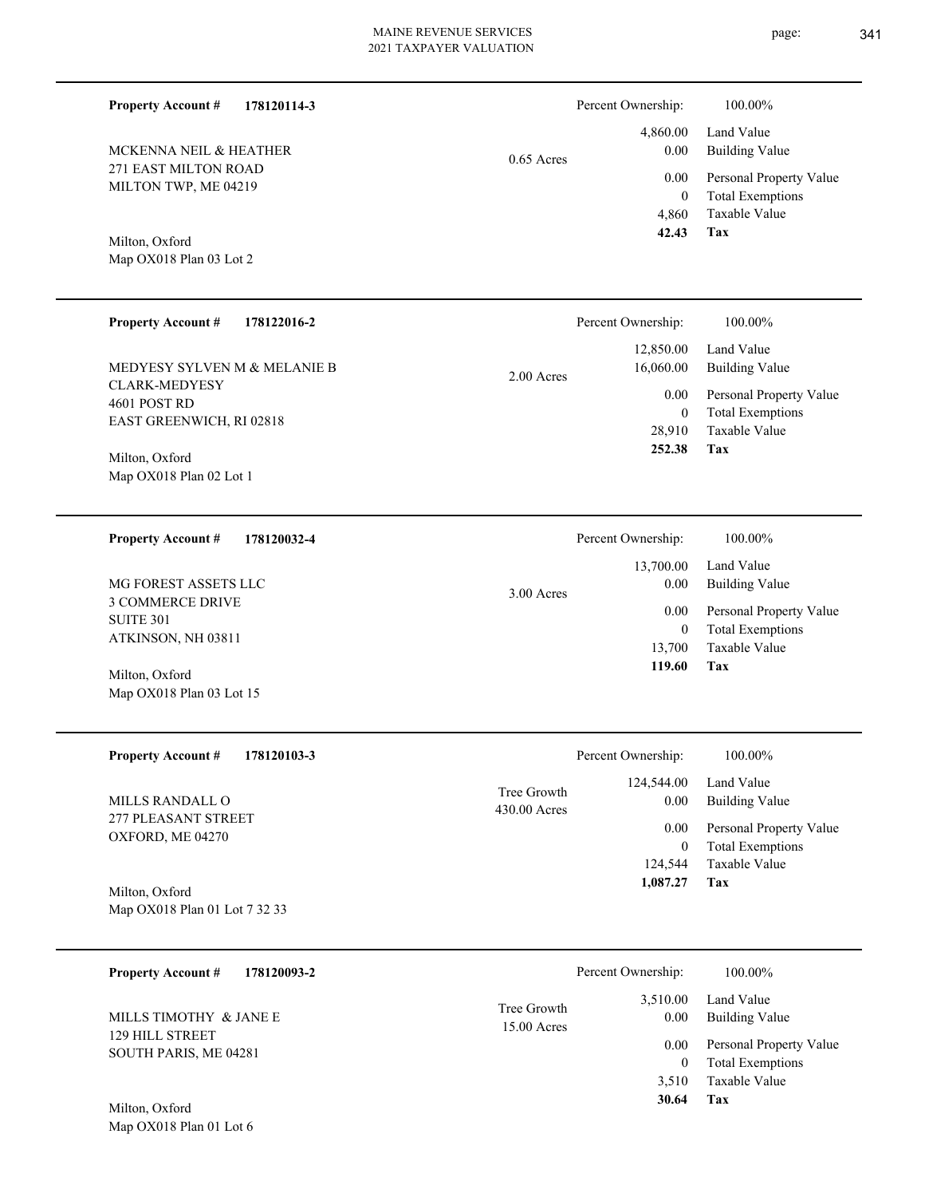**Property Account #** **178120114-3**

MCKENNA NEIL & HEATHER
271 EAST MILTON ROAD
MILTON TWP, ME 04219

Milton, Oxford
Map OX018 Plan 03 Lot 2

0.65 Acres

| Percent Ownership: | 100.00% |
|---|---|
| 4,860.00 | Land Value |
| 0.00 | Building Value |
| 0.00 | Personal Property Value |
| 0 | Total Exemptions |
| 4,860 | Taxable Value |
| **42.43** | **Tax** |

---

**Property Account #** **178122016-2**

MEDYESY SYLVEN M & MELANIE B
CLARK-MEDYESY
4601 POST RD
EAST GREENWICH, RI 02818

Milton, Oxford
Map OX018 Plan 02 Lot 1

2.00 Acres

| Percent Ownership: | 100.00% |
|---|---|
| 12,850.00 | Land Value |
| 16,060.00 | Building Value |
| 0.00 | Personal Property Value |
| 0 | Total Exemptions |
| 28,910 | Taxable Value |
| **252.38** | **Tax** |

---

**Property Account #** **178120032-4**

MG FOREST ASSETS LLC
3 COMMERCE DRIVE
SUITE 301
ATKINSON, NH 03811

Milton, Oxford
Map OX018 Plan 03 Lot 15

3.00 Acres

| Percent Ownership: | 100.00% |
|---|---|
| 13,700.00 | Land Value |
| 0.00 | Building Value |
| 0.00 | Personal Property Value |
| 0 | Total Exemptions |
| 13,700 | Taxable Value |
| **119.60** | **Tax** |

---

**Property Account #** **178120103-3**

MILLS RANDALL O
277 PLEASANT STREET
OXFORD, ME 04270

Milton, Oxford
Map OX018 Plan 01 Lot 7 32 33

Tree Growth
430.00 Acres

| Percent Ownership: | 100.00% |
|---|---|
| 124,544.00 | Land Value |
| 0.00 | Building Value |
| 0.00 | Personal Property Value |
| 0 | Total Exemptions |
| 124,544 | Taxable Value |
| **1,087.27** | **Tax** |

---

**Property Account #** **178120093-2**

MILLS TIMOTHY & JANE E
129 HILL STREET
SOUTH PARIS, ME 04281

Milton, Oxford
Map OX018 Plan 01 Lot 6

Tree Growth
15.00 Acres

| Percent Ownership: | 100.00% |
|---|---|
| 3,510.00 | Land Value |
| 0.00 | Building Value |
| 0.00 | Personal Property Value |
| 0 | Total Exemptions |
| 3,510 | Taxable Value |
| **30.64** | **Tax** |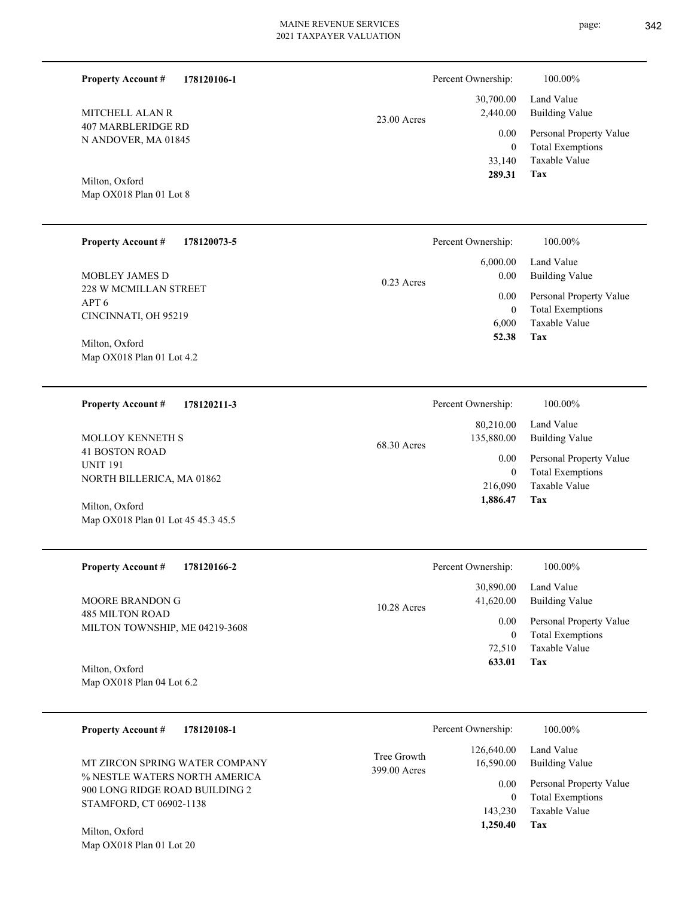**Property Account #** **178120106-1**

MITCHELL ALAN R
407 MARBLERIDGE RD
N ANDOVER, MA 01845

Milton, Oxford
Map OX018 Plan 01 Lot 8

23.00 Acres

| Percent Ownership: | 100.00% |
|---|---|
| 30,700.00 | Land Value |
| 2,440.00 | Building Value |
| 0.00 | Personal Property Value |
| 0 | Total Exemptions |
| 33,140 | Taxable Value |
| **289.31** | **Tax** |

---

**Property Account #** **178120073-5**

MOBLEY JAMES D
228 W MCMILLAN STREET
APT 6
CINCINNATI, OH 95219

Milton, Oxford
Map OX018 Plan 01 Lot 4.2

0.23 Acres

| Percent Ownership: | 100.00% |
|---|---|
| 6,000.00 | Land Value |
| 0.00 | Building Value |
| 0.00 | Personal Property Value |
| 0 | Total Exemptions |
| 6,000 | Taxable Value |
| **52.38** | **Tax** |

---

**Property Account #** **178120211-3**

MOLLOY KENNETH S
41 BOSTON ROAD
UNIT 191
NORTH BILLERICA, MA 01862

Milton, Oxford
Map OX018 Plan 01 Lot 45 45.3 45.5

68.30 Acres

| Percent Ownership: | 100.00% |
|---|---|
| 80,210.00 | Land Value |
| 135,880.00 | Building Value |
| 0.00 | Personal Property Value |
| 0 | Total Exemptions |
| 216,090 | Taxable Value |
| **1,886.47** | **Tax** |

---

**Property Account #** **178120166-2**

MOORE BRANDON G
485 MILTON ROAD
MILTON TOWNSHIP, ME 04219-3608

Milton, Oxford
Map OX018 Plan 04 Lot 6.2

10.28 Acres

| Percent Ownership: | 100.00% |
|---|---|
| 30,890.00 | Land Value |
| 41,620.00 | Building Value |
| 0.00 | Personal Property Value |
| 0 | Total Exemptions |
| 72,510 | Taxable Value |
| **633.01** | **Tax** |

---

**Property Account #** **178120108-1**

MT ZIRCON SPRING WATER COMPANY
% NESTLE WATERS NORTH AMERICA
900 LONG RIDGE ROAD BUILDING 2
STAMFORD, CT 06902-1138

Milton, Oxford
Map OX018 Plan 01 Lot 20

Tree Growth
399.00 Acres

| Percent Ownership: | 100.00% |
|---|---|
| 126,640.00 | Land Value |
| 16,590.00 | Building Value |
| 0.00 | Personal Property Value |
| 0 | Total Exemptions |
| 143,230 | Taxable Value |
| **1,250.40** | **Tax** |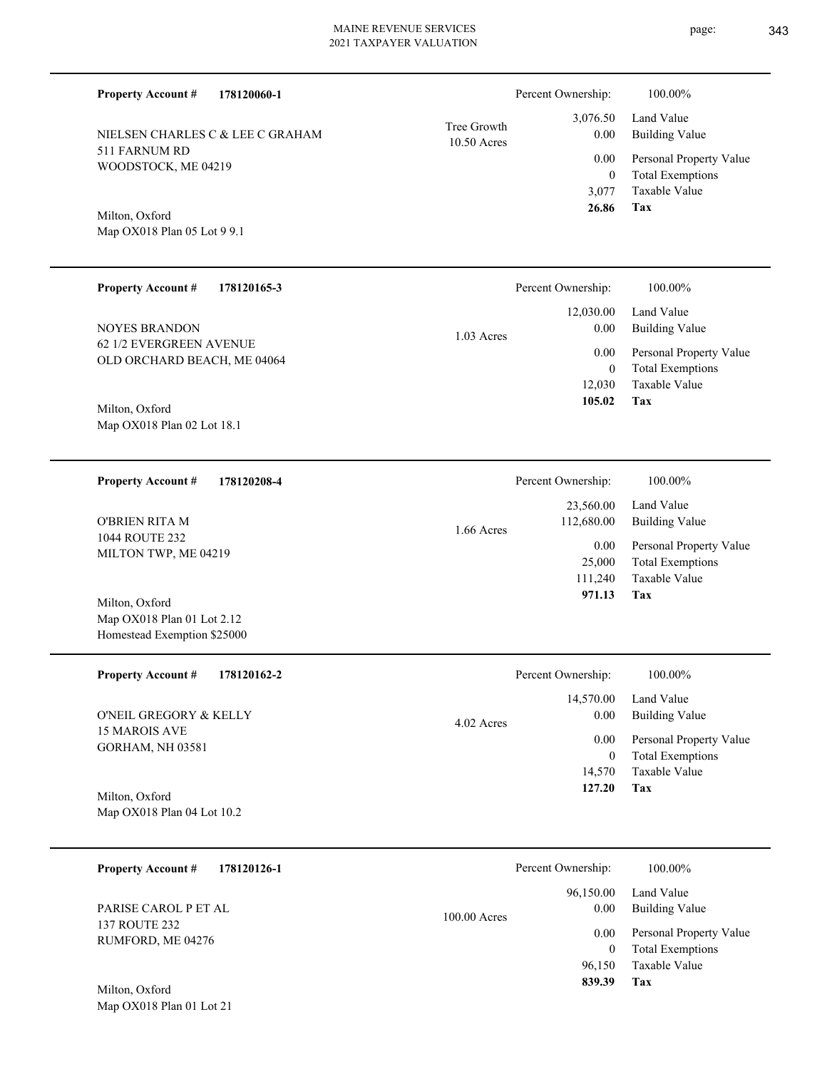**Property Account #** **178120060-1**

NIELSEN CHARLES C & LEE C GRAHAM
511 FARNUM RD
WOODSTOCK, ME 04219

Milton, Oxford
Map OX018 Plan 05 Lot 9 9.1

Tree Growth
10.50 Acres

| | |
|---|---|
| Percent Ownership: | 100.00% |
| 3,076.50 | Land Value |
| 0.00 | Building Value |
| 0.00 | Personal Property Value |
| 0 | Total Exemptions |
| 3,077 | Taxable Value |
| **26.86** | **Tax** |

---

**Property Account #** **178120165-3**

NOYES BRANDON
62 1/2 EVERGREEN AVENUE
OLD ORCHARD BEACH, ME 04064

Milton, Oxford
Map OX018 Plan 02 Lot 18.1

1.03 Acres

| | |
|---|---|
| Percent Ownership: | 100.00% |
| 12,030.00 | Land Value |
| 0.00 | Building Value |
| 0.00 | Personal Property Value |
| 0 | Total Exemptions |
| 12,030 | Taxable Value |
| **105.02** | **Tax** |

---

**Property Account #** **178120208-4**

O'BRIEN RITA M
1044 ROUTE 232
MILTON TWP, ME 04219

Milton, Oxford
Map OX018 Plan 01 Lot 2.12
Homestead Exemption $25000

1.66 Acres

| | |
|---|---|
| Percent Ownership: | 100.00% |
| 23,560.00 | Land Value |
| 112,680.00 | Building Value |
| 0.00 | Personal Property Value |
| 25,000 | Total Exemptions |
| 111,240 | Taxable Value |
| **971.13** | **Tax** |

---

**Property Account #** **178120162-2**

O'NEIL GREGORY & KELLY
15 MAROIS AVE
GORHAM, NH 03581

Milton, Oxford
Map OX018 Plan 04 Lot 10.2

4.02 Acres

| | |
|---|---|
| Percent Ownership: | 100.00% |
| 14,570.00 | Land Value |
| 0.00 | Building Value |
| 0.00 | Personal Property Value |
| 0 | Total Exemptions |
| 14,570 | Taxable Value |
| **127.20** | **Tax** |

---

**Property Account #** **178120126-1**

PARISE CAROL P ET AL
137 ROUTE 232
RUMFORD, ME 04276

Milton, Oxford
Map OX018 Plan 01 Lot 21

100.00 Acres

| | |
|---|---|
| Percent Ownership: | 100.00% |
| 96,150.00 | Land Value |
| 0.00 | Building Value |
| 0.00 | Personal Property Value |
| 0 | Total Exemptions |
| 96,150 | Taxable Value |
| **839.39** | **Tax** |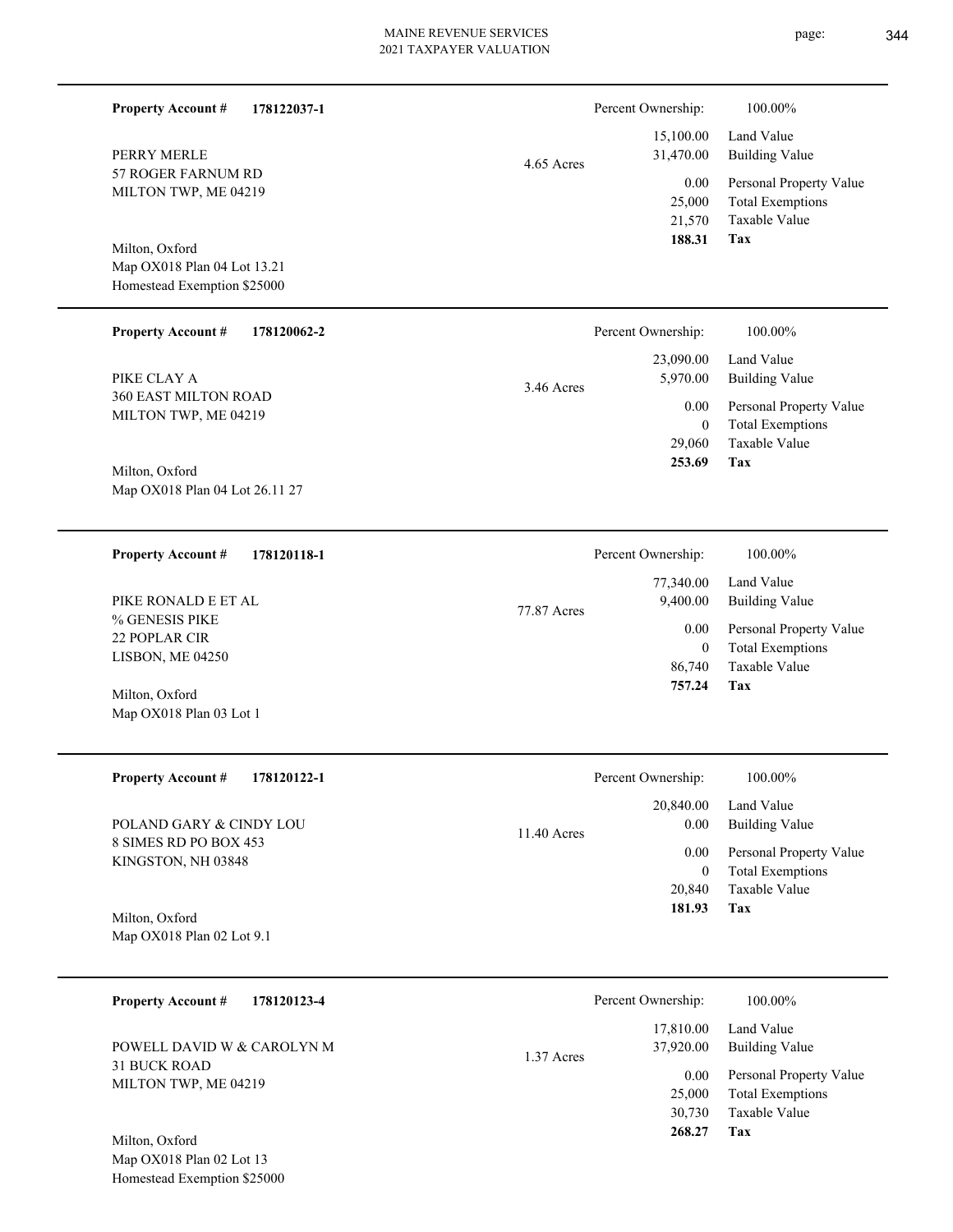**Property Account #** **178122037-1**

PERRY MERLE
57 ROGER FARNUM RD
MILTON TWP, ME 04219

Milton, Oxford
Map OX018 Plan 04 Lot 13.21
Homestead Exemption $25000

4.65 Acres

| Percent Ownership: | 100.00% |
|---|---|
| 15,100.00 | Land Value |
| 31,470.00 | Building Value |
| 0.00 | Personal Property Value |
| 25,000 | Total Exemptions |
| 21,570 | Taxable Value |
| **188.31** | **Tax** |

---

**Property Account #** **178120062-2**

PIKE CLAY A
360 EAST MILTON ROAD
MILTON TWP, ME 04219

Milton, Oxford
Map OX018 Plan 04 Lot 26.11 27

3.46 Acres

| Percent Ownership: | 100.00% |
|---|---|
| 23,090.00 | Land Value |
| 5,970.00 | Building Value |
| 0.00 | Personal Property Value |
| 0 | Total Exemptions |
| 29,060 | Taxable Value |
| **253.69** | **Tax** |

---

**Property Account #** **178120118-1**

PIKE RONALD E ET AL
% GENESIS PIKE
22 POPLAR CIR
LISBON, ME 04250

Milton, Oxford
Map OX018 Plan 03 Lot 1

77.87 Acres

| Percent Ownership: | 100.00% |
|---|---|
| 77,340.00 | Land Value |
| 9,400.00 | Building Value |
| 0.00 | Personal Property Value |
| 0 | Total Exemptions |
| 86,740 | Taxable Value |
| **757.24** | **Tax** |

---

**Property Account #** **178120122-1**

POLAND GARY & CINDY LOU
8 SIMES RD PO BOX 453
KINGSTON, NH 03848

Milton, Oxford
Map OX018 Plan 02 Lot 9.1

11.40 Acres

| Percent Ownership: | 100.00% |
|---|---|
| 20,840.00 | Land Value |
| 0.00 | Building Value |
| 0.00 | Personal Property Value |
| 0 | Total Exemptions |
| 20,840 | Taxable Value |
| **181.93** | **Tax** |

---

**Property Account #** **178120123-4**

POWELL DAVID W & CAROLYN M
31 BUCK ROAD
MILTON TWP, ME 04219

Milton, Oxford
Map OX018 Plan 02 Lot 13
Homestead Exemption $25000

1.37 Acres

| Percent Ownership: | 100.00% |
|---|---|
| 17,810.00 | Land Value |
| 37,920.00 | Building Value |
| 0.00 | Personal Property Value |
| 25,000 | Total Exemptions |
| 30,730 | Taxable Value |
| **268.27** | **Tax** |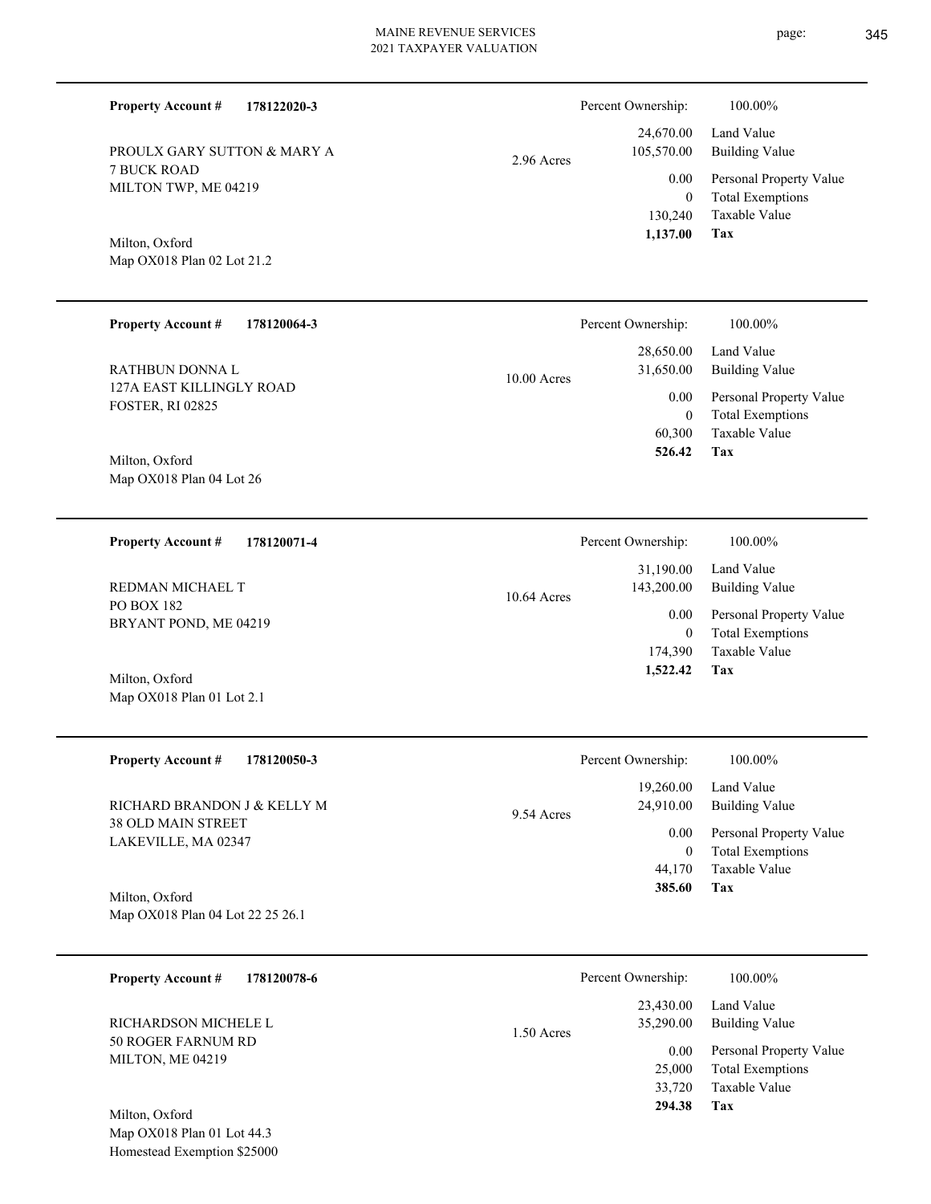**Property Account #** **178122020-3**

PROULX GARY SUTTON & MARY A
7 BUCK ROAD
MILTON TWP, ME 04219

Milton, Oxford
Map OX018 Plan 02 Lot 21.2

2.96 Acres

| Percent Ownership: | 100.00% |
|---|---|
| 24,670.00 | Land Value |
| 105,570.00 | Building Value |
| 0.00 | Personal Property Value |
| 0 | Total Exemptions |
| 130,240 | Taxable Value |
| **1,137.00** | **Tax** |

---

**Property Account #** **178120064-3**

RATHBUN DONNA L
127A EAST KILLINGLY ROAD
FOSTER, RI 02825

Milton, Oxford
Map OX018 Plan 04 Lot 26

10.00 Acres

| Percent Ownership: | 100.00% |
|---|---|
| 28,650.00 | Land Value |
| 31,650.00 | Building Value |
| 0.00 | Personal Property Value |
| 0 | Total Exemptions |
| 60,300 | Taxable Value |
| **526.42** | **Tax** |

---

**Property Account #** **178120071-4**

REDMAN MICHAEL T
PO BOX 182
BRYANT POND, ME 04219

Milton, Oxford
Map OX018 Plan 01 Lot 2.1

10.64 Acres

| Percent Ownership: | 100.00% |
|---|---|
| 31,190.00 | Land Value |
| 143,200.00 | Building Value |
| 0.00 | Personal Property Value |
| 0 | Total Exemptions |
| 174,390 | Taxable Value |
| **1,522.42** | **Tax** |

---

**Property Account #** **178120050-3**

RICHARD BRANDON J & KELLY M
38 OLD MAIN STREET
LAKEVILLE, MA 02347

Milton, Oxford
Map OX018 Plan 04 Lot 22 25 26.1

9.54 Acres

| Percent Ownership: | 100.00% |
|---|---|
| 19,260.00 | Land Value |
| 24,910.00 | Building Value |
| 0.00 | Personal Property Value |
| 0 | Total Exemptions |
| 44,170 | Taxable Value |
| **385.60** | **Tax** |

---

**Property Account #** **178120078-6**

RICHARDSON MICHELE L
50 ROGER FARNUM RD
MILTON, ME 04219

Milton, Oxford
Map OX018 Plan 01 Lot 44.3
Homestead Exemption $25000

1.50 Acres

| Percent Ownership: | 100.00% |
|---|---|
| 23,430.00 | Land Value |
| 35,290.00 | Building Value |
| 0.00 | Personal Property Value |
| 25,000 | Total Exemptions |
| 33,720 | Taxable Value |
| **294.38** | **Tax** |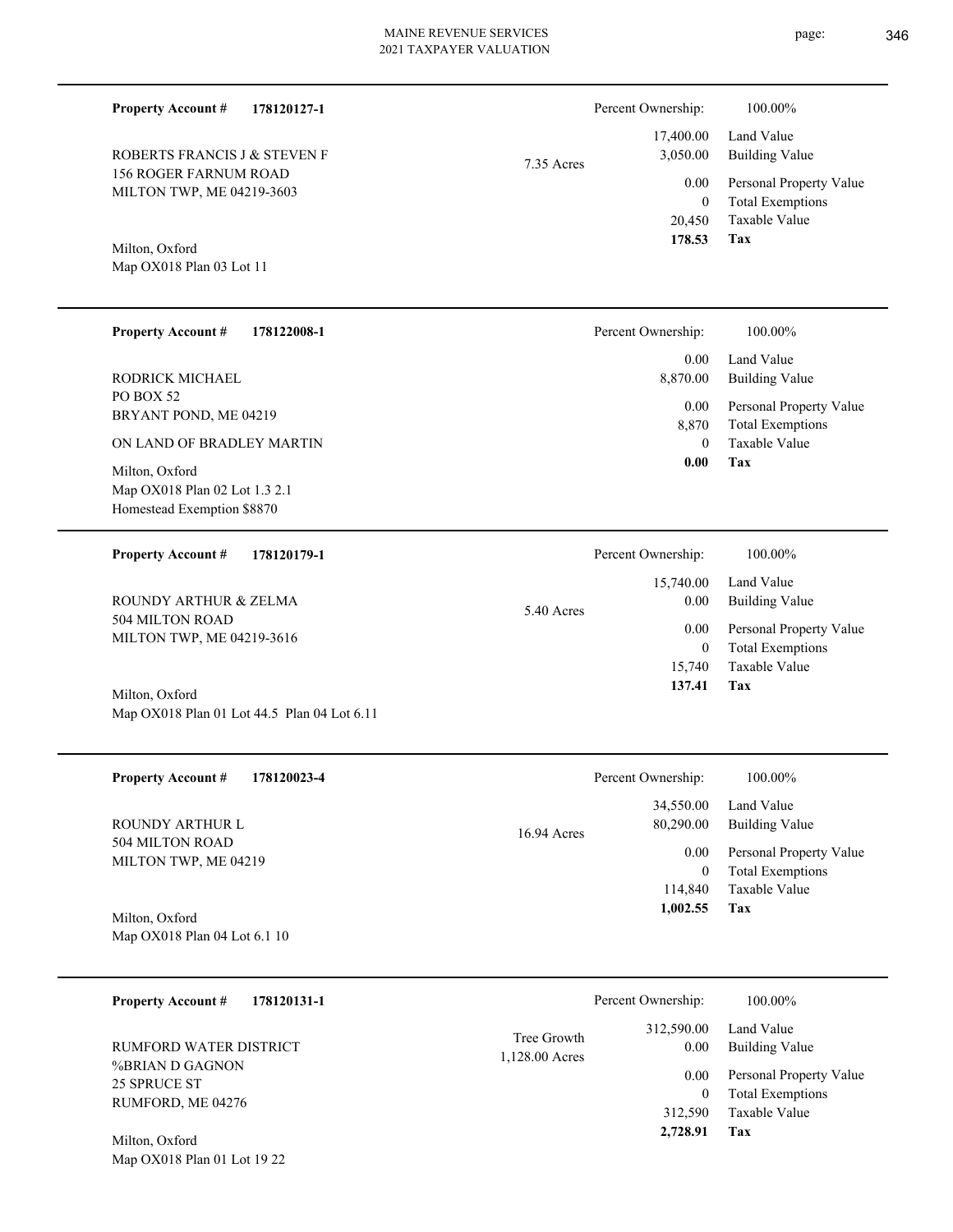**Property Account #** **178120127-1**

ROBERTS FRANCIS J & STEVEN F
156 ROGER FARNUM ROAD
MILTON TWP, ME 04219-3603

Milton, Oxford
Map OX018 Plan 03 Lot 11

7.35 Acres

| Percent Ownership: | 100.00% |
|---|---|
| 17,400.00 | Land Value |
| 3,050.00 | Building Value |
| 0.00 | Personal Property Value |
| 0 | Total Exemptions |
| 20,450 | Taxable Value |
| **178.53** | **Tax** |

---

**Property Account #** **178122008-1**

RODRICK MICHAEL
PO BOX 52
BRYANT POND, ME 04219

ON LAND OF BRADLEY MARTIN

Milton, Oxford
Map OX018 Plan 02 Lot 1.3 2.1
Homestead Exemption $8870

| Percent Ownership: | 100.00% |
|---|---|
| 0.00 | Land Value |
| 8,870.00 | Building Value |
| 0.00 | Personal Property Value |
| 8,870 | Total Exemptions |
| 0 | Taxable Value |
| **0.00** | **Tax** |

---

**Property Account #** **178120179-1**

ROUNDY ARTHUR & ZELMA
504 MILTON ROAD
MILTON TWP, ME 04219-3616

Milton, Oxford
Map OX018 Plan 01 Lot 44.5 Plan 04 Lot 6.11

5.40 Acres

| Percent Ownership: | 100.00% |
|---|---|
| 15,740.00 | Land Value |
| 0.00 | Building Value |
| 0.00 | Personal Property Value |
| 0 | Total Exemptions |
| 15,740 | Taxable Value |
| **137.41** | **Tax** |

---

**Property Account #** **178120023-4**

ROUNDY ARTHUR L
504 MILTON ROAD
MILTON TWP, ME 04219

Milton, Oxford
Map OX018 Plan 04 Lot 6.1 10

16.94 Acres

| Percent Ownership: | 100.00% |
|---|---|
| 34,550.00 | Land Value |
| 80,290.00 | Building Value |
| 0.00 | Personal Property Value |
| 0 | Total Exemptions |
| 114,840 | Taxable Value |
| **1,002.55** | **Tax** |

---

**Property Account #** **178120131-1**

RUMFORD WATER DISTRICT
%BRIAN D GAGNON
25 SPRUCE ST
RUMFORD, ME 04276

Milton, Oxford
Map OX018 Plan 01 Lot 19 22

Tree Growth
1,128.00 Acres

| Percent Ownership: | 100.00% |
|---|---|
| 312,590.00 | Land Value |
| 0.00 | Building Value |
| 0.00 | Personal Property Value |
| 0 | Total Exemptions |
| 312,590 | Taxable Value |
| **2,728.91** | **Tax** |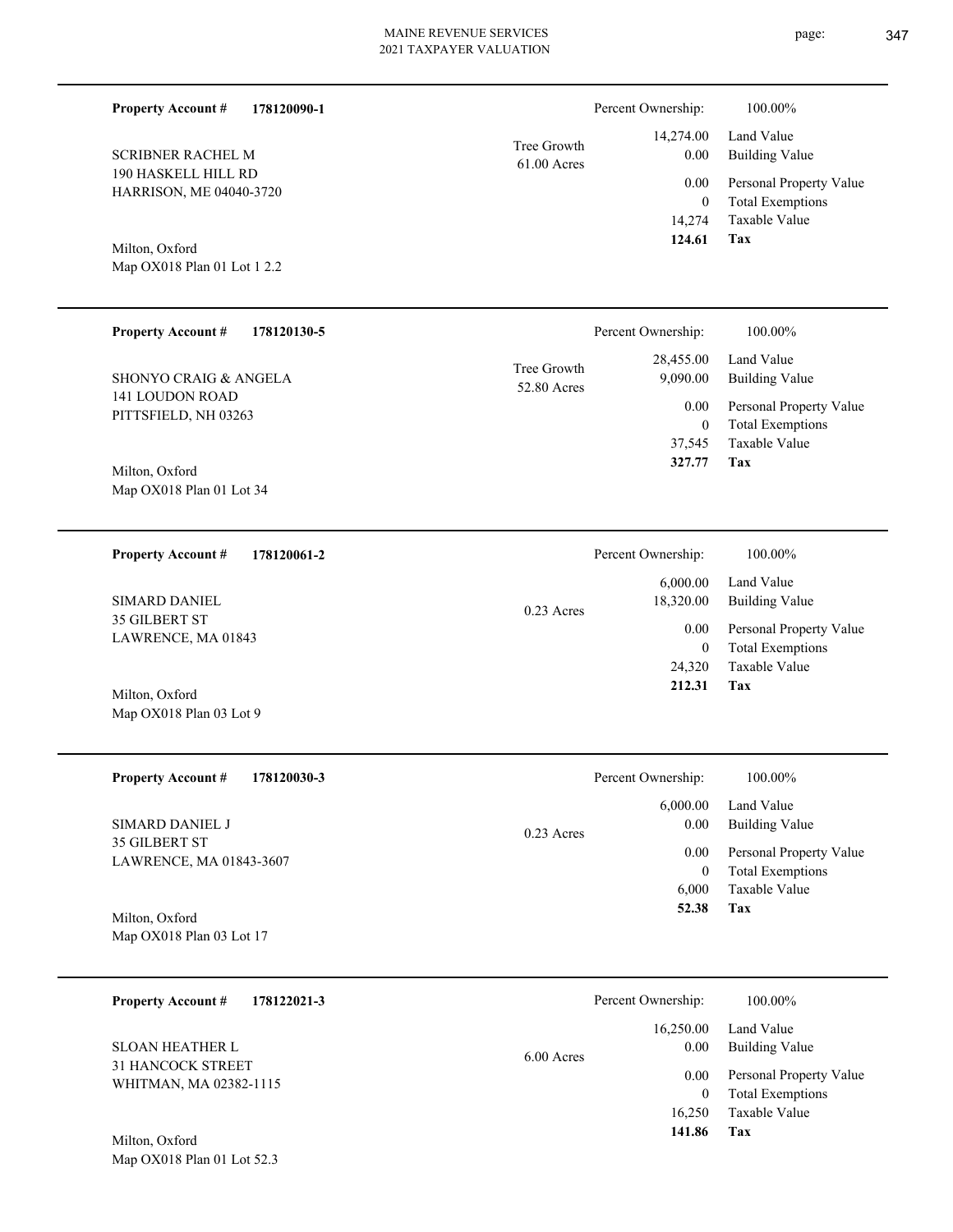MAINE REVENUE SERVICES
2021 TAXPAYER VALUATION

---

**Property Account #** **178120090-1**

SCRIBNER RACHEL M
190 HASKELL HILL RD
HARRISON, ME 04040-3720

Milton, Oxford
Map OX018 Plan 01 Lot 1 2.2

Tree Growth
61.00 Acres

| | |
|---|---|
| Percent Ownership: | 100.00% |
| 14,274.00 | Land Value |
| 0.00 | Building Value |
| 0.00 | Personal Property Value |
| 0 | Total Exemptions |
| 14,274 | Taxable Value |
| **124.61** | **Tax** |

---

**Property Account #** **178120130-5**

SHONYO CRAIG & ANGELA
141 LOUDON ROAD
PITTSFIELD, NH 03263

Milton, Oxford
Map OX018 Plan 01 Lot 34

Tree Growth
52.80 Acres

| | |
|---|---|
| Percent Ownership: | 100.00% |
| 28,455.00 | Land Value |
| 9,090.00 | Building Value |
| 0.00 | Personal Property Value |
| 0 | Total Exemptions |
| 37,545 | Taxable Value |
| **327.77** | **Tax** |

---

**Property Account #** **178120061-2**

SIMARD DANIEL
35 GILBERT ST
LAWRENCE, MA 01843

Milton, Oxford
Map OX018 Plan 03 Lot 9

0.23 Acres

| | |
|---|---|
| Percent Ownership: | 100.00% |
| 6,000.00 | Land Value |
| 18,320.00 | Building Value |
| 0.00 | Personal Property Value |
| 0 | Total Exemptions |
| 24,320 | Taxable Value |
| **212.31** | **Tax** |

---

**Property Account #** **178120030-3**

SIMARD DANIEL J
35 GILBERT ST
LAWRENCE, MA 01843-3607

Milton, Oxford
Map OX018 Plan 03 Lot 17

0.23 Acres

| | |
|---|---|
| Percent Ownership: | 100.00% |
| 6,000.00 | Land Value |
| 0.00 | Building Value |
| 0.00 | Personal Property Value |
| 0 | Total Exemptions |
| 6,000 | Taxable Value |
| **52.38** | **Tax** |

---

**Property Account #** **178122021-3**

SLOAN HEATHER L
31 HANCOCK STREET
WHITMAN, MA 02382-1115

Milton, Oxford
Map OX018 Plan 01 Lot 52.3

6.00 Acres

| | |
|---|---|
| Percent Ownership: | 100.00% |
| 16,250.00 | Land Value |
| 0.00 | Building Value |
| 0.00 | Personal Property Value |
| 0 | Total Exemptions |
| 16,250 | Taxable Value |
| **141.86** | **Tax** |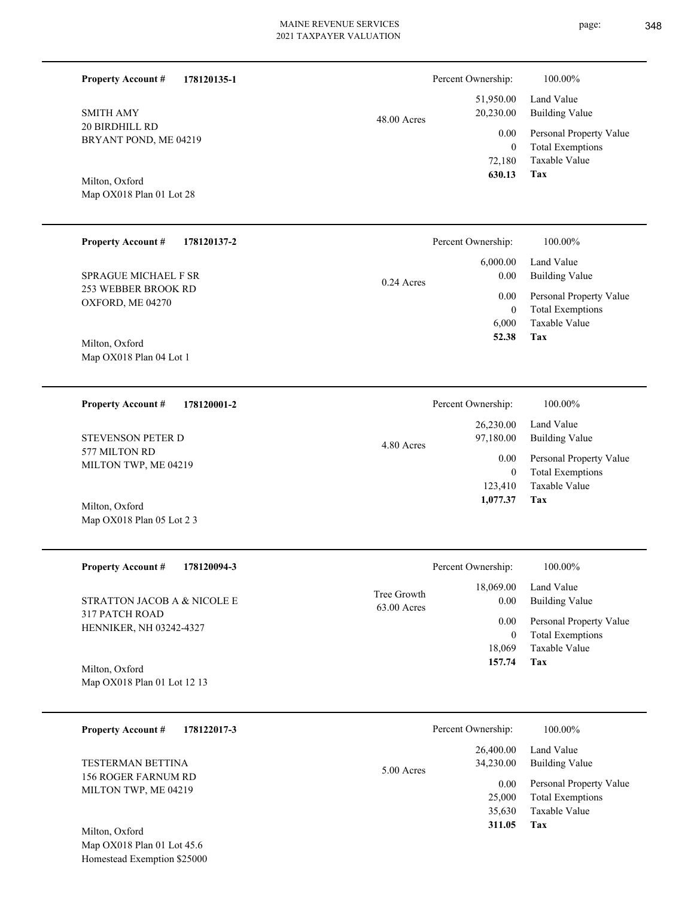**Property Account #** **178120135-1**

SMITH AMY
20 BIRDHILL RD
BRYANT POND, ME 04219

Milton, Oxford
Map OX018 Plan 01 Lot 28

48.00 Acres

Percent Ownership: 100.00%

| | |
|---|---|
| 51,950.00 | Land Value |
| 20,230.00 | Building Value |
| 0.00 | Personal Property Value |
| 0 | Total Exemptions |
| 72,180 | Taxable Value |
| **630.13** | **Tax** |

---

**Property Account #** **178120137-2**

SPRAGUE MICHAEL F SR
253 WEBBER BROOK RD
OXFORD, ME 04270

Milton, Oxford
Map OX018 Plan 04 Lot 1

0.24 Acres

Percent Ownership: 100.00%

| | |
|---|---|
| 6,000.00 | Land Value |
| 0.00 | Building Value |
| 0.00 | Personal Property Value |
| 0 | Total Exemptions |
| 6,000 | Taxable Value |
| **52.38** | **Tax** |

---

**Property Account #** **178120001-2**

STEVENSON PETER D
577 MILTON RD
MILTON TWP, ME 04219

Milton, Oxford
Map OX018 Plan 05 Lot 2 3

4.80 Acres

Percent Ownership: 100.00%

| | |
|---|---|
| 26,230.00 | Land Value |
| 97,180.00 | Building Value |
| 0.00 | Personal Property Value |
| 0 | Total Exemptions |
| 123,410 | Taxable Value |
| **1,077.37** | **Tax** |

---

**Property Account #** **178120094-3**

STRATTON JACOB A & NICOLE E
317 PATCH ROAD
HENNIKER, NH 03242-4327

Milton, Oxford
Map OX018 Plan 01 Lot 12 13

Tree Growth
63.00 Acres

Percent Ownership: 100.00%

| | |
|---|---|
| 18,069.00 | Land Value |
| 0.00 | Building Value |
| 0.00 | Personal Property Value |
| 0 | Total Exemptions |
| 18,069 | Taxable Value |
| **157.74** | **Tax** |

---

**Property Account #** **178122017-3**

TESTERMAN BETTINA
156 ROGER FARNUM RD
MILTON TWP, ME 04219

Milton, Oxford
Map OX018 Plan 01 Lot 45.6
Homestead Exemption $25000

5.00 Acres

Percent Ownership: 100.00%

| | |
|---|---|
| 26,400.00 | Land Value |
| 34,230.00 | Building Value |
| 0.00 | Personal Property Value |
| 25,000 | Total Exemptions |
| 35,630 | Taxable Value |
| **311.05** | **Tax** |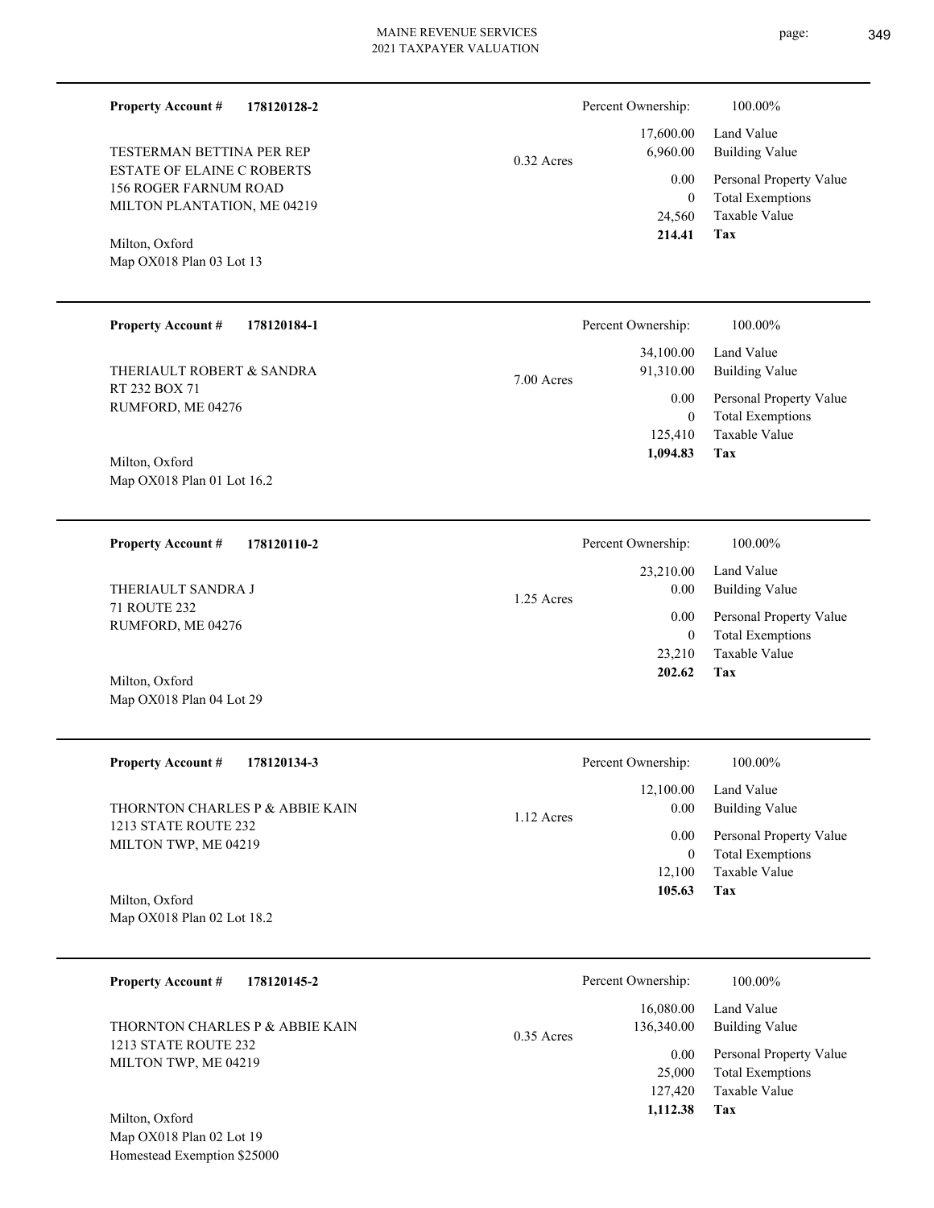**Property Account #** **178120128-2**

TESTERMAN BETTINA PER REP
ESTATE OF ELAINE C ROBERTS
156 ROGER FARNUM ROAD
MILTON PLANTATION, ME 04219

Milton, Oxford
Map OX018 Plan 03 Lot 13

0.32 Acres

| Percent Ownership: | 100.00% |
|---|---|
| 17,600.00 | Land Value |
| 6,960.00 | Building Value |
| 0.00 | Personal Property Value |
| 0 | Total Exemptions |
| 24,560 | Taxable Value |
| **214.41** | **Tax** |

---

**Property Account #** **178120184-1**

THERIAULT ROBERT & SANDRA
RT 232 BOX 71
RUMFORD, ME 04276

Milton, Oxford
Map OX018 Plan 01 Lot 16.2

7.00 Acres

| Percent Ownership: | 100.00% |
|---|---|
| 34,100.00 | Land Value |
| 91,310.00 | Building Value |
| 0.00 | Personal Property Value |
| 0 | Total Exemptions |
| 125,410 | Taxable Value |
| **1,094.83** | **Tax** |

---

**Property Account #** **178120110-2**

THERIAULT SANDRA J
71 ROUTE 232
RUMFORD, ME 04276

Milton, Oxford
Map OX018 Plan 04 Lot 29

1.25 Acres

| Percent Ownership: | 100.00% |
|---|---|
| 23,210.00 | Land Value |
| 0.00 | Building Value |
| 0.00 | Personal Property Value |
| 0 | Total Exemptions |
| 23,210 | Taxable Value |
| **202.62** | **Tax** |

---

**Property Account #** **178120134-3**

THORNTON CHARLES P & ABBIE KAIN
1213 STATE ROUTE 232
MILTON TWP, ME 04219

Milton, Oxford
Map OX018 Plan 02 Lot 18.2

1.12 Acres

| Percent Ownership: | 100.00% |
|---|---|
| 12,100.00 | Land Value |
| 0.00 | Building Value |
| 0.00 | Personal Property Value |
| 0 | Total Exemptions |
| 12,100 | Taxable Value |
| **105.63** | **Tax** |

---

**Property Account #** **178120145-2**

THORNTON CHARLES P & ABBIE KAIN
1213 STATE ROUTE 232
MILTON TWP, ME 04219

Milton, Oxford
Map OX018 Plan 02 Lot 19
Homestead Exemption $25000

0.35 Acres

| Percent Ownership: | 100.00% |
|---|---|
| 16,080.00 | Land Value |
| 136,340.00 | Building Value |
| 0.00 | Personal Property Value |
| 25,000 | Total Exemptions |
| 127,420 | Taxable Value |
| **1,112.38** | **Tax** |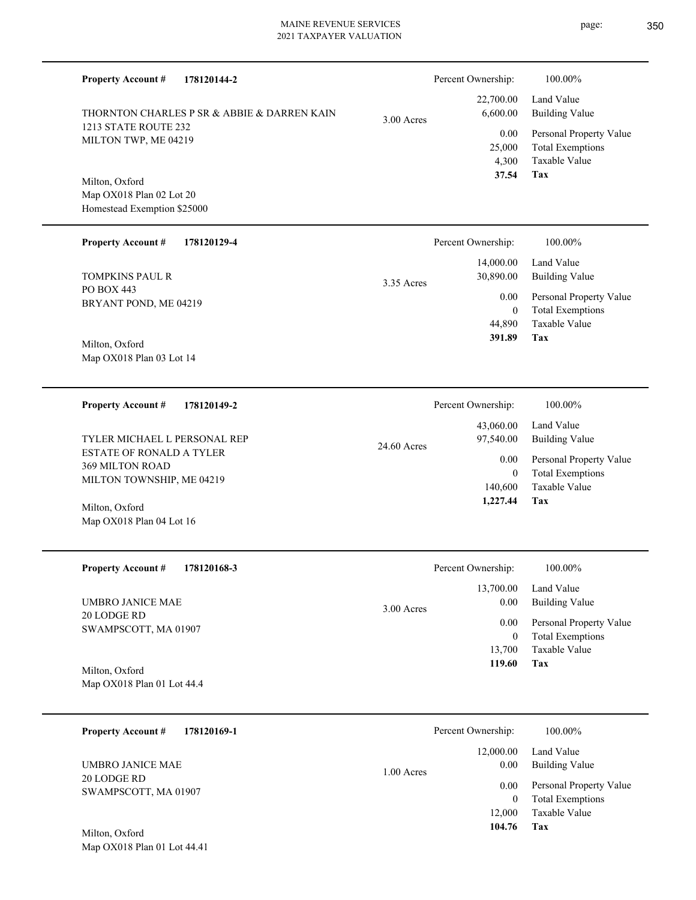**Property Account #** **178120144-2**

THORNTON CHARLES P SR & ABBIE & DARREN KAIN
1213 STATE ROUTE 232
MILTON TWP, ME 04219

Milton, Oxford
Map OX018 Plan 02 Lot 20
Homestead Exemption $25000

3.00 Acres

| Percent Ownership: | 100.00% |
|---|---|
| 22,700.00 | Land Value |
| 6,600.00 | Building Value |
| 0.00 | Personal Property Value |
| 25,000 | Total Exemptions |
| 4,300 | Taxable Value |
| **37.54** | **Tax** |

---

**Property Account #** **178120129-4**

TOMPKINS PAUL R
PO BOX 443
BRYANT POND, ME 04219

Milton, Oxford
Map OX018 Plan 03 Lot 14

3.35 Acres

| Percent Ownership: | 100.00% |
|---|---|
| 14,000.00 | Land Value |
| 30,890.00 | Building Value |
| 0.00 | Personal Property Value |
| 0 | Total Exemptions |
| 44,890 | Taxable Value |
| **391.89** | **Tax** |

---

**Property Account #** **178120149-2**

TYLER MICHAEL L PERSONAL REP
ESTATE OF RONALD A TYLER
369 MILTON ROAD
MILTON TOWNSHIP, ME 04219

Milton, Oxford
Map OX018 Plan 04 Lot 16

24.60 Acres

| Percent Ownership: | 100.00% |
|---|---|
| 43,060.00 | Land Value |
| 97,540.00 | Building Value |
| 0.00 | Personal Property Value |
| 0 | Total Exemptions |
| 140,600 | Taxable Value |
| **1,227.44** | **Tax** |

---

**Property Account #** **178120168-3**

UMBRO JANICE MAE
20 LODGE RD
SWAMPSCOTT, MA 01907

Milton, Oxford
Map OX018 Plan 01 Lot 44.4

3.00 Acres

| Percent Ownership: | 100.00% |
|---|---|
| 13,700.00 | Land Value |
| 0.00 | Building Value |
| 0.00 | Personal Property Value |
| 0 | Total Exemptions |
| 13,700 | Taxable Value |
| **119.60** | **Tax** |

---

**Property Account #** **178120169-1**

UMBRO JANICE MAE
20 LODGE RD
SWAMPSCOTT, MA 01907

Milton, Oxford
Map OX018 Plan 01 Lot 44.41

1.00 Acres

| Percent Ownership: | 100.00% |
|---|---|
| 12,000.00 | Land Value |
| 0.00 | Building Value |
| 0.00 | Personal Property Value |
| 0 | Total Exemptions |
| 12,000 | Taxable Value |
| **104.76** | **Tax** |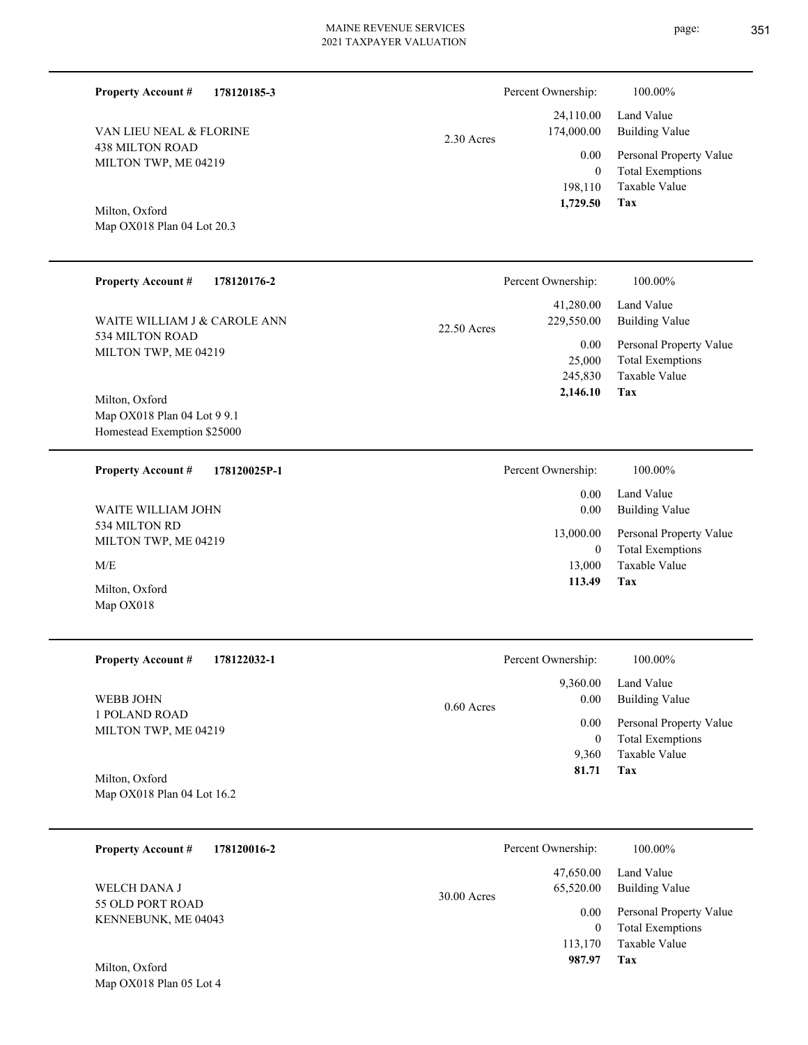**Property Account #** **178120185-3**

VAN LIEU NEAL & FLORINE
438 MILTON ROAD
MILTON TWP, ME 04219

Milton, Oxford
Map OX018 Plan 04 Lot 20.3

2.30 Acres

| Percent Ownership: | 100.00% |
|---|---|
| 24,110.00 | Land Value |
| 174,000.00 | Building Value |
| 0.00 | Personal Property Value |
| 0 | Total Exemptions |
| 198,110 | Taxable Value |
| **1,729.50** | **Tax** |

---

**Property Account #** **178120176-2**

WAITE WILLIAM J & CAROLE ANN
534 MILTON ROAD
MILTON TWP, ME 04219

Milton, Oxford
Map OX018 Plan 04 Lot 9 9.1
Homestead Exemption $25000

22.50 Acres

| Percent Ownership: | 100.00% |
|---|---|
| 41,280.00 | Land Value |
| 229,550.00 | Building Value |
| 0.00 | Personal Property Value |
| 25,000 | Total Exemptions |
| 245,830 | Taxable Value |
| **2,146.10** | **Tax** |

---

**Property Account #** **178120025P-1**

WAITE WILLIAM JOHN
534 MILTON RD
MILTON TWP, ME 04219

M/E

Milton, Oxford
Map OX018

| Percent Ownership: | 100.00% |
|---|---|
| 0.00 | Land Value |
| 0.00 | Building Value |
| 13,000.00 | Personal Property Value |
| 0 | Total Exemptions |
| 13,000 | Taxable Value |
| **113.49** | **Tax** |

---

**Property Account #** **178122032-1**

WEBB JOHN
1 POLAND ROAD
MILTON TWP, ME 04219

Milton, Oxford
Map OX018 Plan 04 Lot 16.2

0.60 Acres

| Percent Ownership: | 100.00% |
|---|---|
| 9,360.00 | Land Value |
| 0.00 | Building Value |
| 0.00 | Personal Property Value |
| 0 | Total Exemptions |
| 9,360 | Taxable Value |
| **81.71** | **Tax** |

---

**Property Account #** **178120016-2**

WELCH DANA J
55 OLD PORT ROAD
KENNEBUNK, ME 04043

Milton, Oxford
Map OX018 Plan 05 Lot 4

30.00 Acres

| Percent Ownership: | 100.00% |
|---|---|
| 47,650.00 | Land Value |
| 65,520.00 | Building Value |
| 0.00 | Personal Property Value |
| 0 | Total Exemptions |
| 113,170 | Taxable Value |
| **987.97** | **Tax** |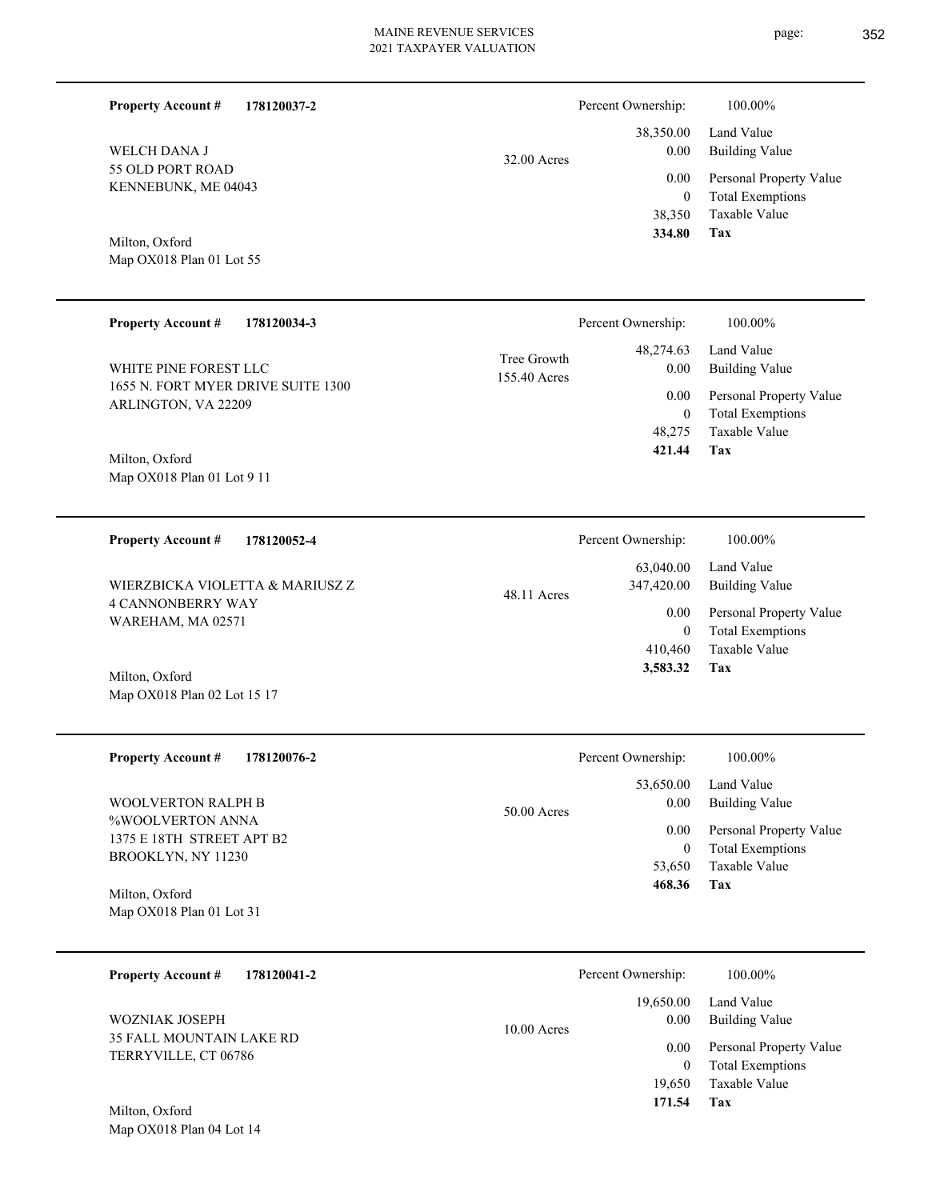**Property Account #** **178120037-2**

WELCH DANA J
55 OLD PORT ROAD
KENNEBUNK, ME 04043

Milton, Oxford
Map OX018 Plan 01 Lot 55

32.00 Acres

| | |
|---|---|
| Percent Ownership: | 100.00% |
| 38,350.00 | Land Value |
| 0.00 | Building Value |
| 0.00 | Personal Property Value |
| 0 | Total Exemptions |
| 38,350 | Taxable Value |
| **334.80** | **Tax** |

---

**Property Account #** **178120034-3**

WHITE PINE FOREST LLC
1655 N. FORT MYER DRIVE SUITE 1300
ARLINGTON, VA 22209

Milton, Oxford
Map OX018 Plan 01 Lot 9 11

Tree Growth
155.40 Acres

| | |
|---|---|
| Percent Ownership: | 100.00% |
| 48,274.63 | Land Value |
| 0.00 | Building Value |
| 0.00 | Personal Property Value |
| 0 | Total Exemptions |
| 48,275 | Taxable Value |
| **421.44** | **Tax** |

---

**Property Account #** **178120052-4**

WIERZBICKA VIOLETTA & MARIUSZ Z
4 CANNONBERRY WAY
WAREHAM, MA 02571

Milton, Oxford
Map OX018 Plan 02 Lot 15 17

48.11 Acres

| | |
|---|---|
| Percent Ownership: | 100.00% |
| 63,040.00 | Land Value |
| 347,420.00 | Building Value |
| 0.00 | Personal Property Value |
| 0 | Total Exemptions |
| 410,460 | Taxable Value |
| **3,583.32** | **Tax** |

---

**Property Account #** **178120076-2**

WOOLVERTON RALPH B
%WOOLVERTON ANNA
1375 E 18TH STREET APT B2
BROOKLYN, NY 11230

Milton, Oxford
Map OX018 Plan 01 Lot 31

50.00 Acres

| | |
|---|---|
| Percent Ownership: | 100.00% |
| 53,650.00 | Land Value |
| 0.00 | Building Value |
| 0.00 | Personal Property Value |
| 0 | Total Exemptions |
| 53,650 | Taxable Value |
| **468.36** | **Tax** |

---

**Property Account #** **178120041-2**

WOZNIAK JOSEPH
35 FALL MOUNTAIN LAKE RD
TERRYVILLE, CT 06786

Milton, Oxford
Map OX018 Plan 04 Lot 14

10.00 Acres

| | |
|---|---|
| Percent Ownership: | 100.00% |
| 19,650.00 | Land Value |
| 0.00 | Building Value |
| 0.00 | Personal Property Value |
| 0 | Total Exemptions |
| 19,650 | Taxable Value |
| **171.54** | **Tax** |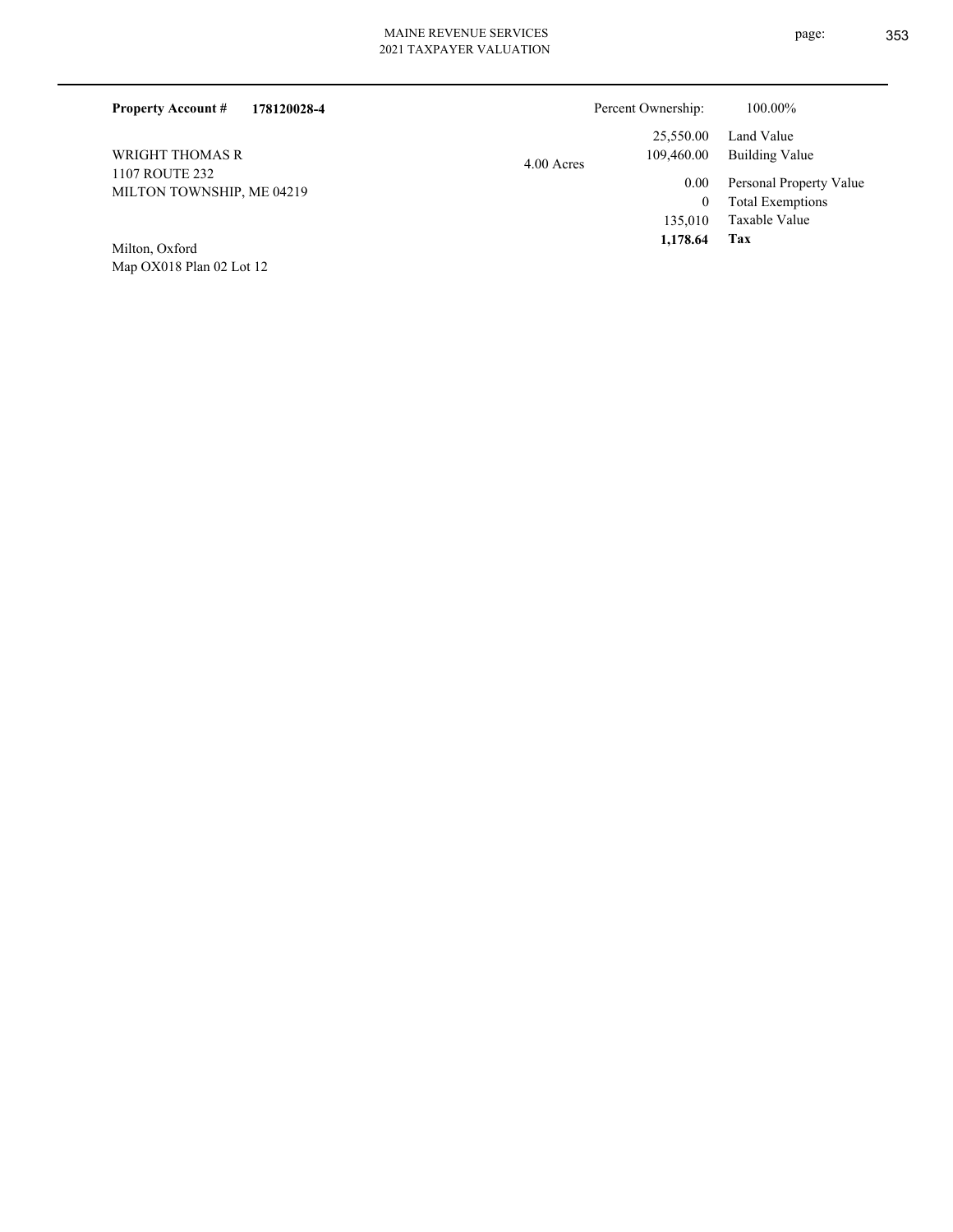**Property Account #** **178120028-4**

WRIGHT THOMAS R
1107 ROUTE 232
MILTON TOWNSHIP, ME 04219

Milton, Oxford
Map OX018 Plan 02 Lot 12

4.00 Acres

| | |
|---|---|
| Percent Ownership: | 100.00% |
| 25,550.00 | Land Value |
| 109,460.00 | Building Value |
| 0.00 | Personal Property Value |
| 0 | Total Exemptions |
| 135,010 | Taxable Value |
| **1,178.64** | **Tax** |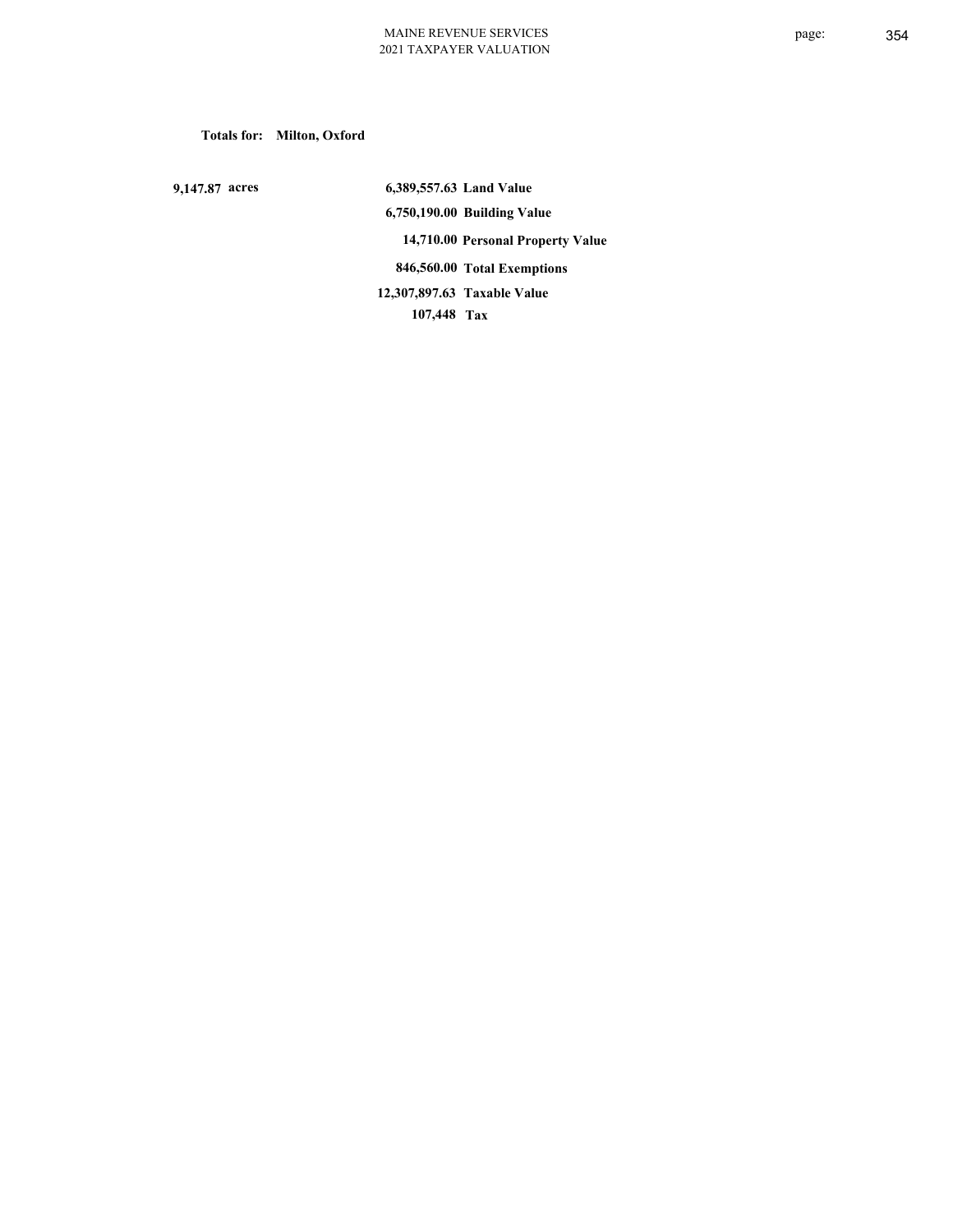**Totals for: Milton, Oxford**

| | | |
|---|---|---|
| 9,147.87 acres | 6,389,557.63 | Land Value |
| | 6,750,190.00 | Building Value |
| | 14,710.00 | Personal Property Value |
| | 846,560.00 | Total Exemptions |
| | 12,307,897.63 | Taxable Value |
| | 107,448 | Tax |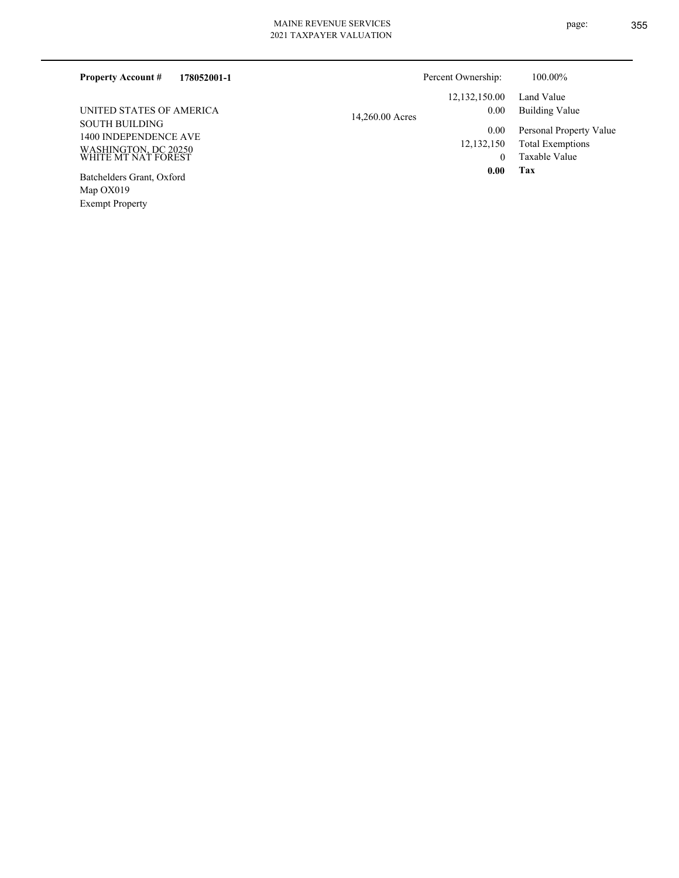**Property Account #** **178052001-1**

Percent Ownership: 100.00%

UNITED STATES OF AMERICA
SOUTH BUILDING
1400 INDEPENDENCE AVE
WASHINGTON, DC 20250
WHITE MT NAT FOREST

Batchelders Grant, Oxford
Map OX019
Exempt Property

14,260.00 Acres

| | |
|---|---|
| 12,132,150.00 | Land Value |
| 0.00 | Building Value |
| 0.00 | Personal Property Value |
| 12,132,150 | Total Exemptions |
| 0 | Taxable Value |
| **0.00** | **Tax** |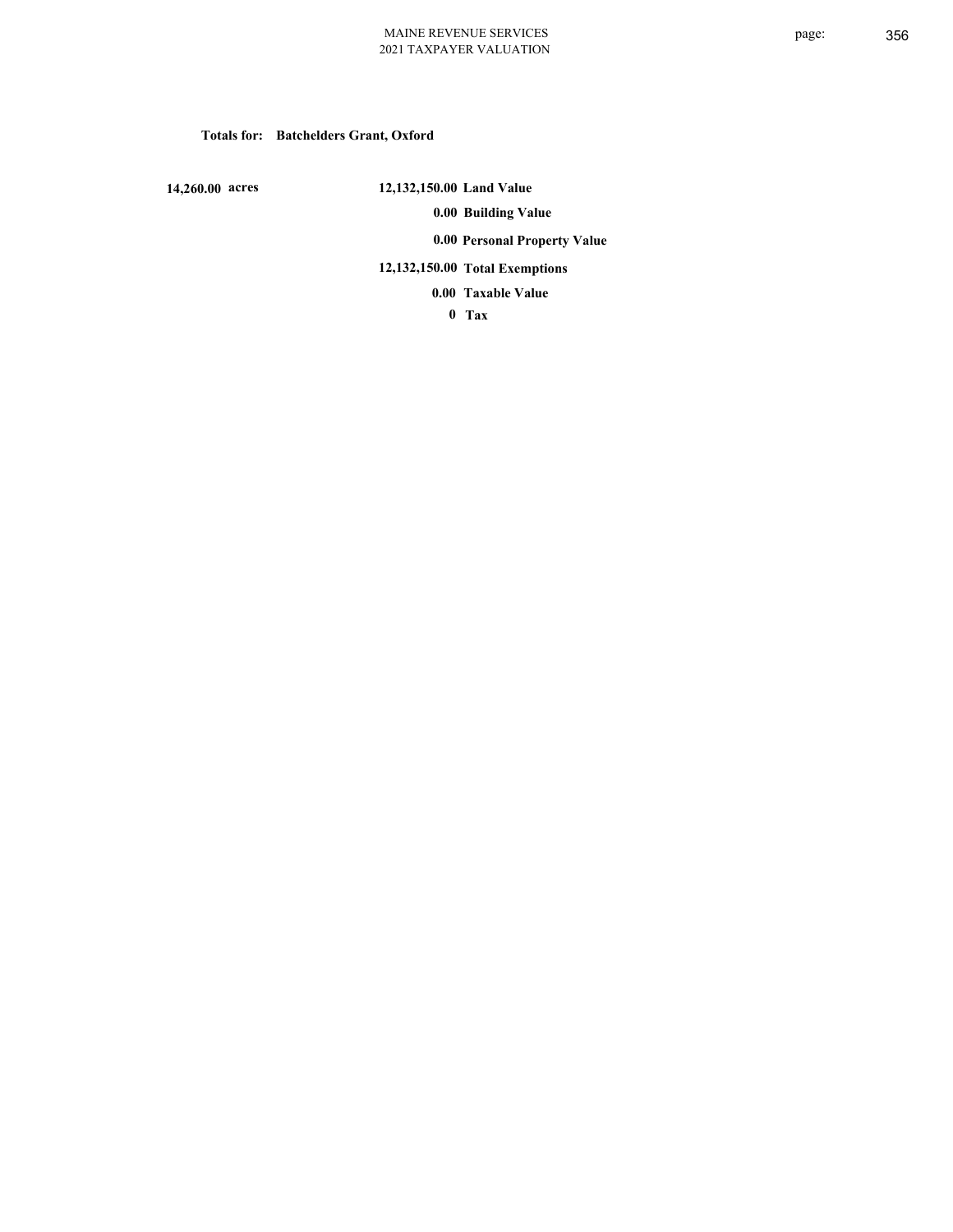**Totals for: Batchelders Grant, Oxford**

| | | |
|---|---|---|
| **14,260.00 acres** | **12,132,150.00** | **Land Value** |
| | **0.00** | **Building Value** |
| | **0.00** | **Personal Property Value** |
| | **12,132,150.00** | **Total Exemptions** |
| | **0.00** | **Taxable Value** |
| | **0** | **Tax** |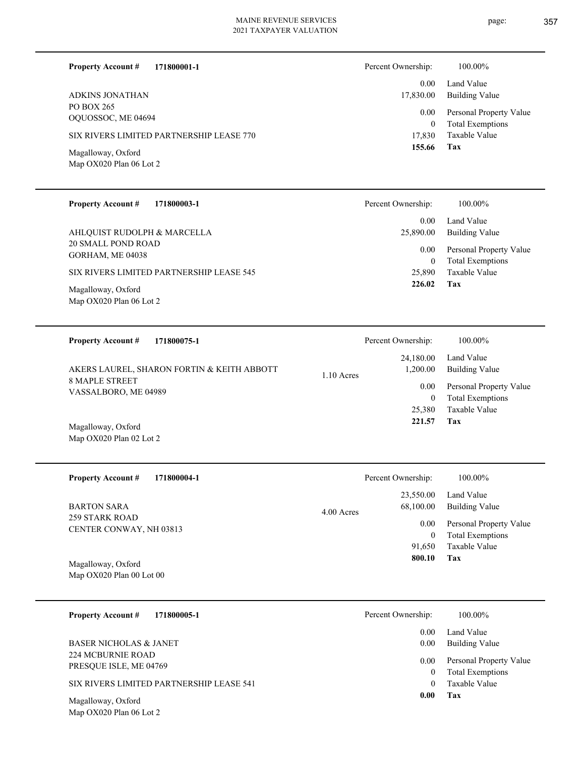**Property Account #** **171800001-1**

ADKINS JONATHAN
PO BOX 265
OQUOSSOC, ME 04694

SIX RIVERS LIMITED PARTNERSHIP LEASE 770

Magalloway, Oxford
Map OX020 Plan 06 Lot 2

| Percent Ownership: | 100.00% |
|---|---|
| 0.00 | Land Value |
| 17,830.00 | Building Value |
| 0.00 | Personal Property Value |
| 0 | Total Exemptions |
| 17,830 | Taxable Value |
| **155.66** | **Tax** |

---

**Property Account #** **171800003-1**

AHLQUIST RUDOLPH & MARCELLA
20 SMALL POND ROAD
GORHAM, ME 04038

SIX RIVERS LIMITED PARTNERSHIP LEASE 545

Magalloway, Oxford
Map OX020 Plan 06 Lot 2

| Percent Ownership: | 100.00% |
|---|---|
| 0.00 | Land Value |
| 25,890.00 | Building Value |
| 0.00 | Personal Property Value |
| 0 | Total Exemptions |
| 25,890 | Taxable Value |
| **226.02** | **Tax** |

---

**Property Account #** **171800075-1**

AKERS LAUREL, SHARON FORTIN & KEITH ABBOTT
8 MAPLE STREET
VASSALBORO, ME 04989

1.10 Acres

Magalloway, Oxford
Map OX020 Plan 02 Lot 2

| Percent Ownership: | 100.00% |
|---|---|
| 24,180.00 | Land Value |
| 1,200.00 | Building Value |
| 0.00 | Personal Property Value |
| 0 | Total Exemptions |
| 25,380 | Taxable Value |
| **221.57** | **Tax** |

---

**Property Account #** **171800004-1**

BARTON SARA
259 STARK ROAD
CENTER CONWAY, NH 03813

4.00 Acres

Magalloway, Oxford
Map OX020 Plan 00 Lot 00

| Percent Ownership: | 100.00% |
|---|---|
| 23,550.00 | Land Value |
| 68,100.00 | Building Value |
| 0.00 | Personal Property Value |
| 0 | Total Exemptions |
| 91,650 | Taxable Value |
| **800.10** | **Tax** |

---

**Property Account #** **171800005-1**

BASER NICHOLAS & JANET
224 MCBURNIE ROAD
PRESQUE ISLE, ME 04769

SIX RIVERS LIMITED PARTNERSHIP LEASE 541

Magalloway, Oxford
Map OX020 Plan 06 Lot 2

| Percent Ownership: | 100.00% |
|---|---|
| 0.00 | Land Value |
| 0.00 | Building Value |
| 0.00 | Personal Property Value |
| 0 | Total Exemptions |
| 0 | Taxable Value |
| **0.00** | **Tax** |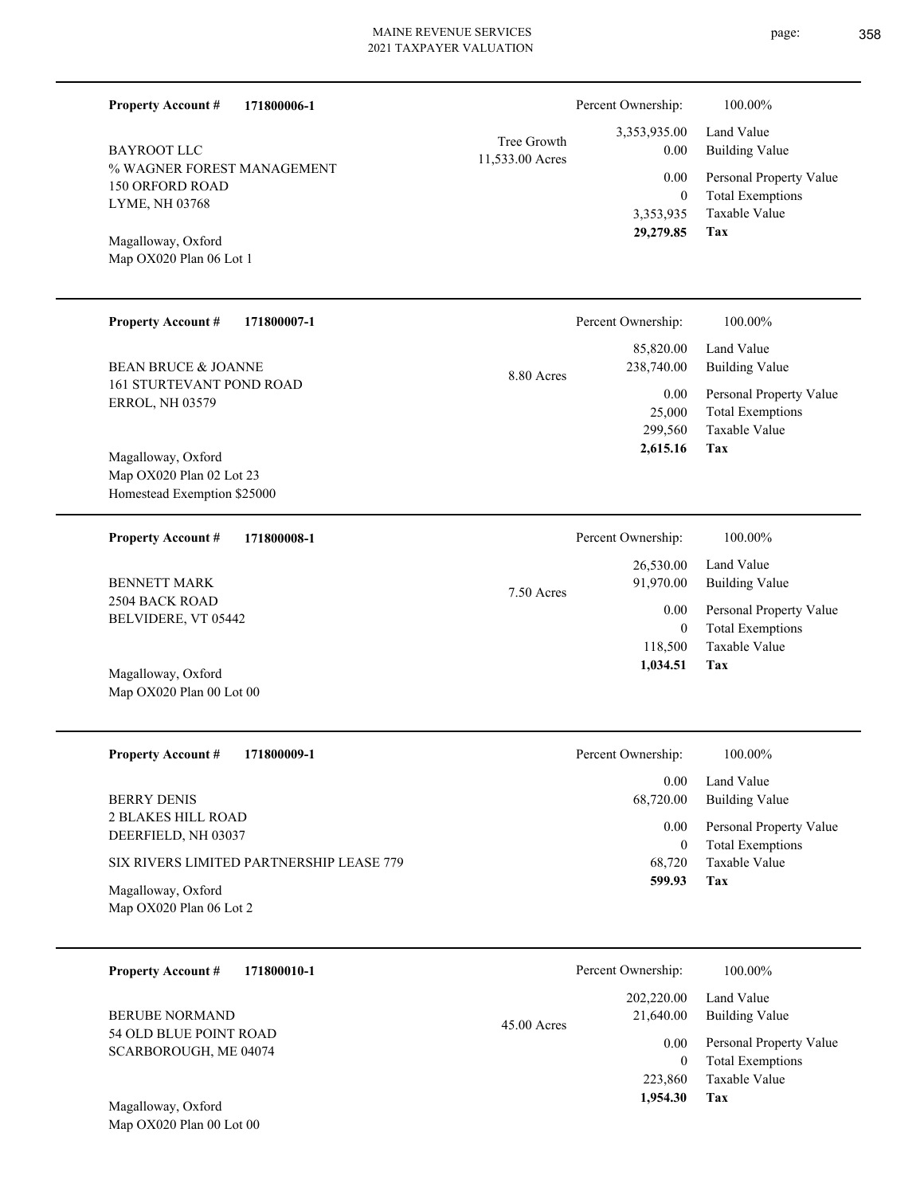**Property Account #** **171800006-1**

BAYROOT LLC
% WAGNER FOREST MANAGEMENT
150 ORFORD ROAD
LYME, NH 03768

Magalloway, Oxford
Map OX020 Plan 06 Lot 1

Tree Growth
11,533.00 Acres

| Percent Ownership: | 100.00% |
|---|---|
| 3,353,935.00 | Land Value |
| 0.00 | Building Value |
| 0.00 | Personal Property Value |
| 0 | Total Exemptions |
| 3,353,935 | Taxable Value |
| **29,279.85** | **Tax** |

---

**Property Account #** **171800007-1**

BEAN BRUCE & JOANNE
161 STURTEVANT POND ROAD
ERROL, NH 03579

Magalloway, Oxford
Map OX020 Plan 02 Lot 23
Homestead Exemption $25000

8.80 Acres

| Percent Ownership: | 100.00% |
|---|---|
| 85,820.00 | Land Value |
| 238,740.00 | Building Value |
| 0.00 | Personal Property Value |
| 25,000 | Total Exemptions |
| 299,560 | Taxable Value |
| **2,615.16** | **Tax** |

---

**Property Account #** **171800008-1**

BENNETT MARK
2504 BACK ROAD
BELVIDERE, VT 05442

Magalloway, Oxford
Map OX020 Plan 00 Lot 00

7.50 Acres

| Percent Ownership: | 100.00% |
|---|---|
| 26,530.00 | Land Value |
| 91,970.00 | Building Value |
| 0.00 | Personal Property Value |
| 0 | Total Exemptions |
| 118,500 | Taxable Value |
| **1,034.51** | **Tax** |

---

**Property Account #** **171800009-1**

BERRY DENIS
2 BLAKES HILL ROAD
DEERFIELD, NH 03037

SIX RIVERS LIMITED PARTNERSHIP LEASE 779

Magalloway, Oxford
Map OX020 Plan 06 Lot 2

| Percent Ownership: | 100.00% |
|---|---|
| 0.00 | Land Value |
| 68,720.00 | Building Value |
| 0.00 | Personal Property Value |
| 0 | Total Exemptions |
| 68,720 | Taxable Value |
| **599.93** | **Tax** |

---

**Property Account #** **171800010-1**

BERUBE NORMAND
54 OLD BLUE POINT ROAD
SCARBOROUGH, ME 04074

Magalloway, Oxford
Map OX020 Plan 00 Lot 00

45.00 Acres

| Percent Ownership: | 100.00% |
|---|---|
| 202,220.00 | Land Value |
| 21,640.00 | Building Value |
| 0.00 | Personal Property Value |
| 0 | Total Exemptions |
| 223,860 | Taxable Value |
| **1,954.30** | **Tax** |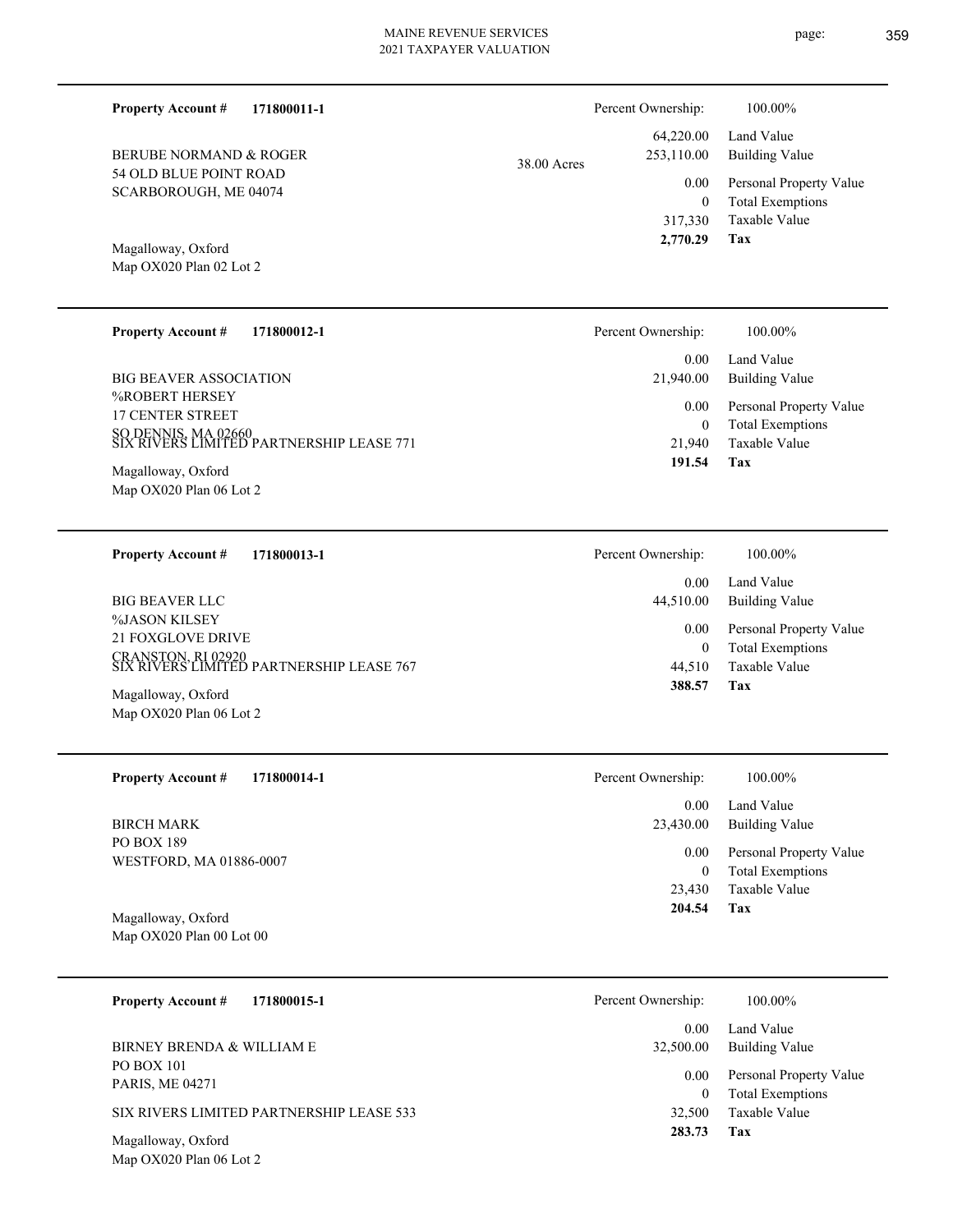**Property Account #** **171800011-1**

BERUBE NORMAND & ROGER
54 OLD BLUE POINT ROAD
SCARBOROUGH, ME 04074

38.00 Acres

Magalloway, Oxford
Map OX020 Plan 02 Lot 2

| Percent Ownership: | 100.00% |
|---|---|
| 64,220.00 | Land Value |
| 253,110.00 | Building Value |
| 0.00 | Personal Property Value |
| 0 | Total Exemptions |
| 317,330 | Taxable Value |
| **2,770.29** | **Tax** |

---

**Property Account #** **171800012-1**

BIG BEAVER ASSOCIATION
%ROBERT HERSEY
17 CENTER STREET
SO DENNIS, MA 02660
SIX RIVERS LIMITED PARTNERSHIP LEASE 771

Magalloway, Oxford
Map OX020 Plan 06 Lot 2

| Percent Ownership: | 100.00% |
|---|---|
| 0.00 | Land Value |
| 21,940.00 | Building Value |
| 0.00 | Personal Property Value |
| 0 | Total Exemptions |
| 21,940 | Taxable Value |
| **191.54** | **Tax** |

---

**Property Account #** **171800013-1**

BIG BEAVER LLC
%JASON KILSEY
21 FOXGLOVE DRIVE
CRANSTON, RI 02920
SIX RIVERS LIMITED PARTNERSHIP LEASE 767

Magalloway, Oxford
Map OX020 Plan 06 Lot 2

| Percent Ownership: | 100.00% |
|---|---|
| 0.00 | Land Value |
| 44,510.00 | Building Value |
| 0.00 | Personal Property Value |
| 0 | Total Exemptions |
| 44,510 | Taxable Value |
| **388.57** | **Tax** |

---

**Property Account #** **171800014-1**

BIRCH MARK
PO BOX 189
WESTFORD, MA 01886-0007

Magalloway, Oxford
Map OX020 Plan 00 Lot 00

| Percent Ownership: | 100.00% |
|---|---|
| 0.00 | Land Value |
| 23,430.00 | Building Value |
| 0.00 | Personal Property Value |
| 0 | Total Exemptions |
| 23,430 | Taxable Value |
| **204.54** | **Tax** |

---

**Property Account #** **171800015-1**

BIRNEY BRENDA & WILLIAM E
PO BOX 101
PARIS, ME 04271

SIX RIVERS LIMITED PARTNERSHIP LEASE 533

Magalloway, Oxford
Map OX020 Plan 06 Lot 2

| Percent Ownership: | 100.00% |
|---|---|
| 0.00 | Land Value |
| 32,500.00 | Building Value |
| 0.00 | Personal Property Value |
| 0 | Total Exemptions |
| 32,500 | Taxable Value |
| **283.73** | **Tax** |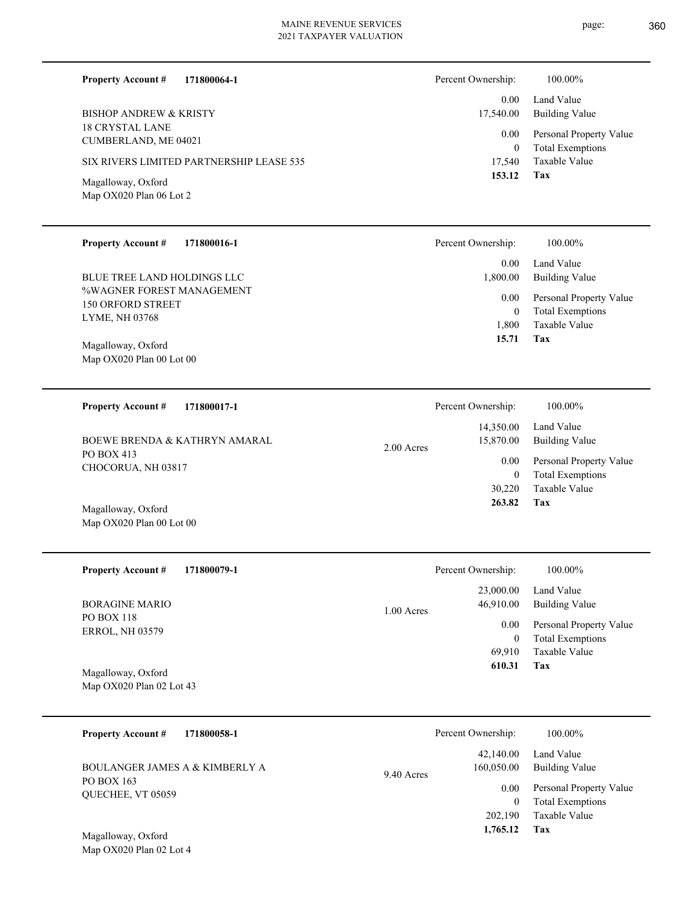**Property Account #** **171800064-1**

BISHOP ANDREW & KRISTY
18 CRYSTAL LANE
CUMBERLAND, ME 04021

SIX RIVERS LIMITED PARTNERSHIP LEASE 535

Magalloway, Oxford
Map OX020 Plan 06 Lot 2

| Percent Ownership: | 100.00% |
|---|---|
| 0.00 | Land Value |
| 17,540.00 | Building Value |
| 0.00 | Personal Property Value |
| 0 | Total Exemptions |
| 17,540 | Taxable Value |
| **153.12** | **Tax** |

---

**Property Account #** **171800016-1**

BLUE TREE LAND HOLDINGS LLC
%WAGNER FOREST MANAGEMENT
150 ORFORD STREET
LYME, NH 03768

Magalloway, Oxford
Map OX020 Plan 00 Lot 00

| Percent Ownership: | 100.00% |
|---|---|
| 0.00 | Land Value |
| 1,800.00 | Building Value |
| 0.00 | Personal Property Value |
| 0 | Total Exemptions |
| 1,800 | Taxable Value |
| **15.71** | **Tax** |

---

**Property Account #** **171800017-1**

BOEWE BRENDA & KATHRYN AMARAL
PO BOX 413
CHOCORUA, NH 03817

Magalloway, Oxford
Map OX020 Plan 00 Lot 00

2.00 Acres

| Percent Ownership: | 100.00% |
|---|---|
| 14,350.00 | Land Value |
| 15,870.00 | Building Value |
| 0.00 | Personal Property Value |
| 0 | Total Exemptions |
| 30,220 | Taxable Value |
| **263.82** | **Tax** |

---

**Property Account #** **171800079-1**

BORAGINE MARIO
PO BOX 118
ERROL, NH 03579

Magalloway, Oxford
Map OX020 Plan 02 Lot 43

1.00 Acres

| Percent Ownership: | 100.00% |
|---|---|
| 23,000.00 | Land Value |
| 46,910.00 | Building Value |
| 0.00 | Personal Property Value |
| 0 | Total Exemptions |
| 69,910 | Taxable Value |
| **610.31** | **Tax** |

---

**Property Account #** **171800058-1**

BOULANGER JAMES A & KIMBERLY A
PO BOX 163
QUECHEE, VT 05059

Magalloway, Oxford
Map OX020 Plan 02 Lot 4

9.40 Acres

| Percent Ownership: | 100.00% |
|---|---|
| 42,140.00 | Land Value |
| 160,050.00 | Building Value |
| 0.00 | Personal Property Value |
| 0 | Total Exemptions |
| 202,190 | Taxable Value |
| **1,765.12** | **Tax** |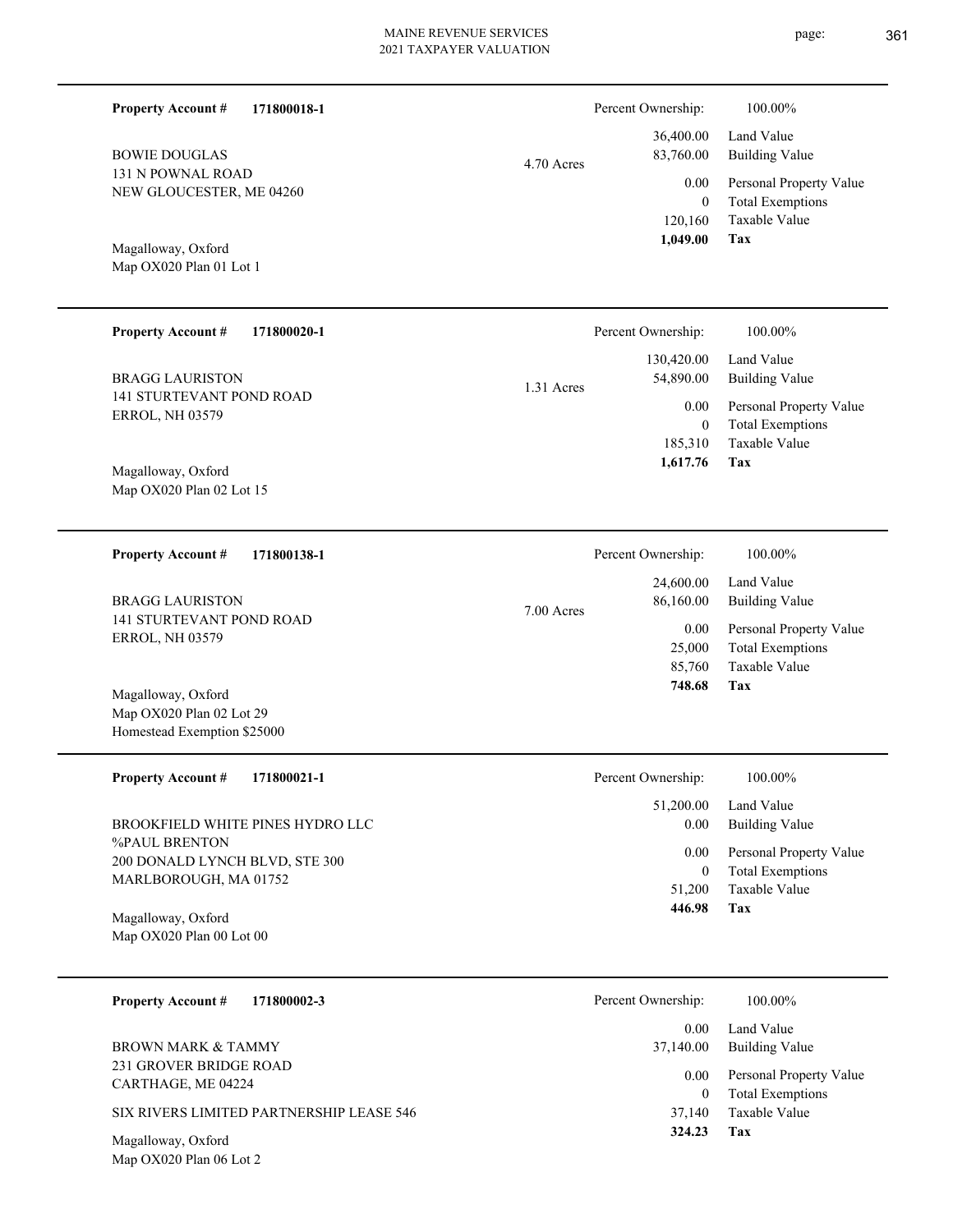**Property Account #** **171800018-1**

BOWIE DOUGLAS
131 N POWNAL ROAD
NEW GLOUCESTER, ME 04260

Magalloway, Oxford
Map OX020 Plan 01 Lot 1

4.70 Acres

| Percent Ownership: | 100.00% |
|---|---|
| 36,400.00 | Land Value |
| 83,760.00 | Building Value |
| 0.00 | Personal Property Value |
| 0 | Total Exemptions |
| 120,160 | Taxable Value |
| **1,049.00** | **Tax** |

---

**Property Account #** **171800020-1**

BRAGG LAURISTON
141 STURTEVANT POND ROAD
ERROL, NH 03579

Magalloway, Oxford
Map OX020 Plan 02 Lot 15

1.31 Acres

| Percent Ownership: | 100.00% |
|---|---|
| 130,420.00 | Land Value |
| 54,890.00 | Building Value |
| 0.00 | Personal Property Value |
| 0 | Total Exemptions |
| 185,310 | Taxable Value |
| **1,617.76** | **Tax** |

---

**Property Account #** **171800138-1**

BRAGG LAURISTON
141 STURTEVANT POND ROAD
ERROL, NH 03579

Magalloway, Oxford
Map OX020 Plan 02 Lot 29
Homestead Exemption $25000

7.00 Acres

| Percent Ownership: | 100.00% |
|---|---|
| 24,600.00 | Land Value |
| 86,160.00 | Building Value |
| 0.00 | Personal Property Value |
| 25,000 | Total Exemptions |
| 85,760 | Taxable Value |
| **748.68** | **Tax** |

---

**Property Account #** **171800021-1**

BROOKFIELD WHITE PINES HYDRO LLC
%PAUL BRENTON
200 DONALD LYNCH BLVD, STE 300
MARLBOROUGH, MA 01752

Magalloway, Oxford
Map OX020 Plan 00 Lot 00

| Percent Ownership: | 100.00% |
|---|---|
| 51,200.00 | Land Value |
| 0.00 | Building Value |
| 0.00 | Personal Property Value |
| 0 | Total Exemptions |
| 51,200 | Taxable Value |
| **446.98** | **Tax** |

---

**Property Account #** **171800002-3**

BROWN MARK & TAMMY
231 GROVER BRIDGE ROAD
CARTHAGE, ME 04224

SIX RIVERS LIMITED PARTNERSHIP LEASE 546

Magalloway, Oxford
Map OX020 Plan 06 Lot 2

| Percent Ownership: | 100.00% |
|---|---|
| 0.00 | Land Value |
| 37,140.00 | Building Value |
| 0.00 | Personal Property Value |
| 0 | Total Exemptions |
| 37,140 | Taxable Value |
| **324.23** | **Tax** |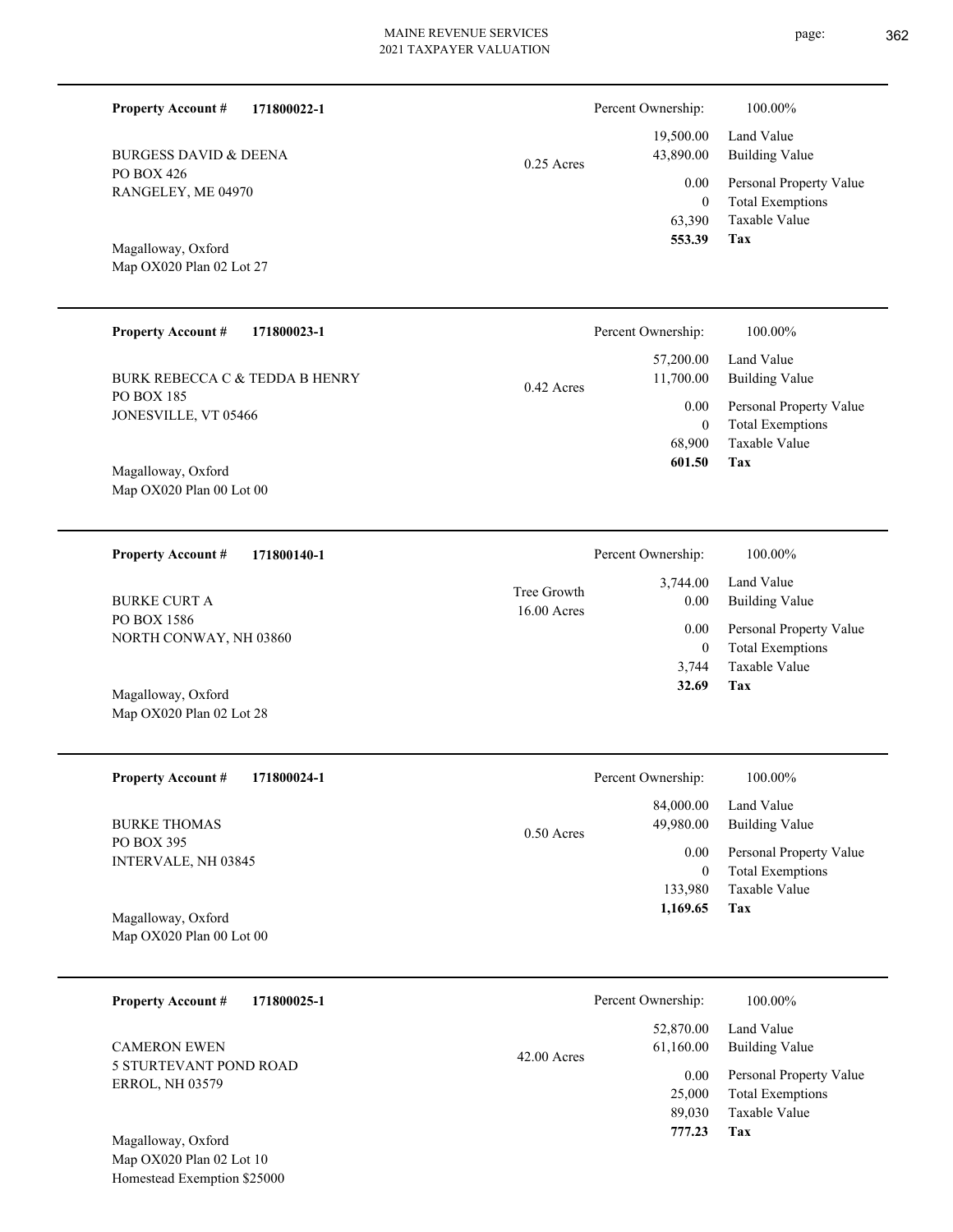**Property Account #** **171800022-1**

BURGESS DAVID & DEENA
PO BOX 426
RANGELEY, ME 04970

Magalloway, Oxford
Map OX020 Plan 02 Lot 27

0.25 Acres

| Percent Ownership: | 100.00% |
|---|---|
| 19,500.00 | Land Value |
| 43,890.00 | Building Value |
| 0.00 | Personal Property Value |
| 0 | Total Exemptions |
| 63,390 | Taxable Value |
| **553.39** | **Tax** |

---

**Property Account #** **171800023-1**

BURK REBECCA C & TEDDA B HENRY
PO BOX 185
JONESVILLE, VT 05466

Magalloway, Oxford
Map OX020 Plan 00 Lot 00

0.42 Acres

| Percent Ownership: | 100.00% |
|---|---|
| 57,200.00 | Land Value |
| 11,700.00 | Building Value |
| 0.00 | Personal Property Value |
| 0 | Total Exemptions |
| 68,900 | Taxable Value |
| **601.50** | **Tax** |

---

**Property Account #** **171800140-1**

BURKE CURT A
PO BOX 1586
NORTH CONWAY, NH 03860

Magalloway, Oxford
Map OX020 Plan 02 Lot 28

Tree Growth
16.00 Acres

| Percent Ownership: | 100.00% |
|---|---|
| 3,744.00 | Land Value |
| 0.00 | Building Value |
| 0.00 | Personal Property Value |
| 0 | Total Exemptions |
| 3,744 | Taxable Value |
| **32.69** | **Tax** |

---

**Property Account #** **171800024-1**

BURKE THOMAS
PO BOX 395
INTERVALE, NH 03845

Magalloway, Oxford
Map OX020 Plan 00 Lot 00

0.50 Acres

| Percent Ownership: | 100.00% |
|---|---|
| 84,000.00 | Land Value |
| 49,980.00 | Building Value |
| 0.00 | Personal Property Value |
| 0 | Total Exemptions |
| 133,980 | Taxable Value |
| **1,169.65** | **Tax** |

---

**Property Account #** **171800025-1**

CAMERON EWEN
5 STURTEVANT POND ROAD
ERROL, NH 03579

Magalloway, Oxford
Map OX020 Plan 02 Lot 10
Homestead Exemption $25000

42.00 Acres

| Percent Ownership: | 100.00% |
|---|---|
| 52,870.00 | Land Value |
| 61,160.00 | Building Value |
| 0.00 | Personal Property Value |
| 25,000 | Total Exemptions |
| 89,030 | Taxable Value |
| **777.23** | **Tax** |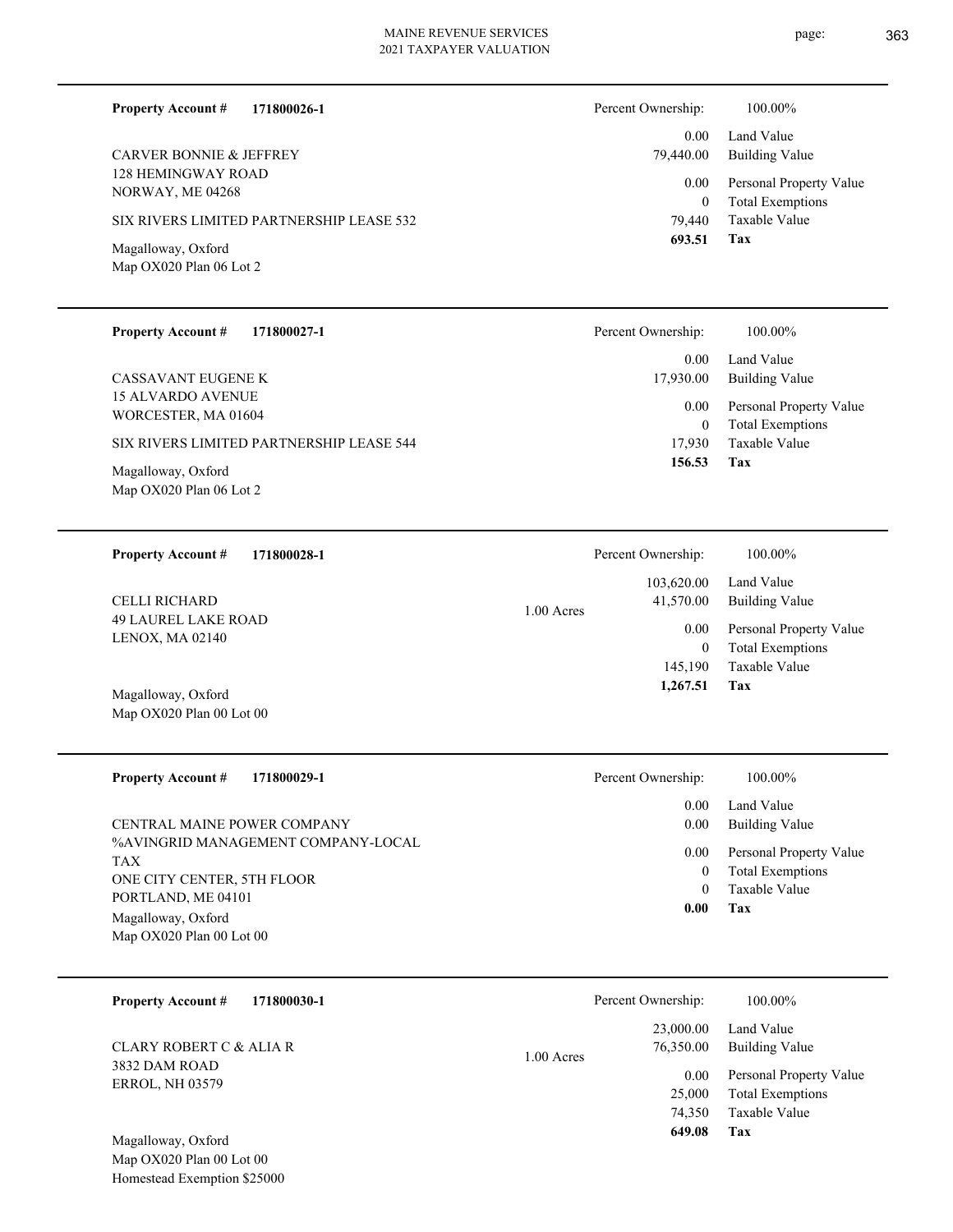**Property Account #** **171800026-1**

CARVER BONNIE & JEFFREY
128 HEMINGWAY ROAD
NORWAY, ME 04268

SIX RIVERS LIMITED PARTNERSHIP LEASE 532

Magalloway, Oxford
Map OX020 Plan 06 Lot 2

| | |
|---|---|
| Percent Ownership: | 100.00% |
| Land Value | 0.00 |
| Building Value | 79,440.00 |
| Personal Property Value | 0.00 |
| Total Exemptions | 0 |
| Taxable Value | 79,440 |
| **Tax** | **693.51** |

---

**Property Account #** **171800027-1**

CASSAVANT EUGENE K
15 ALVARDO AVENUE
WORCESTER, MA 01604

SIX RIVERS LIMITED PARTNERSHIP LEASE 544

Magalloway, Oxford
Map OX020 Plan 06 Lot 2

| | |
|---|---|
| Percent Ownership: | 100.00% |
| Land Value | 0.00 |
| Building Value | 17,930.00 |
| Personal Property Value | 0.00 |
| Total Exemptions | 0 |
| Taxable Value | 17,930 |
| **Tax** | **156.53** |

---

**Property Account #** **171800028-1**

CELLI RICHARD
49 LAUREL LAKE ROAD
LENOX, MA 02140

Magalloway, Oxford
Map OX020 Plan 00 Lot 00

1.00 Acres

| | |
|---|---|
| Percent Ownership: | 100.00% |
| Land Value | 103,620.00 |
| Building Value | 41,570.00 |
| Personal Property Value | 0.00 |
| Total Exemptions | 0 |
| Taxable Value | 145,190 |
| **Tax** | **1,267.51** |

---

**Property Account #** **171800029-1**

CENTRAL MAINE POWER COMPANY
%AVINGRID MANAGEMENT COMPANY-LOCAL TAX
ONE CITY CENTER, 5TH FLOOR
PORTLAND, ME 04101

Magalloway, Oxford
Map OX020 Plan 00 Lot 00

| | |
|---|---|
| Percent Ownership: | 100.00% |
| Land Value | 0.00 |
| Building Value | 0.00 |
| Personal Property Value | 0.00 |
| Total Exemptions | 0 |
| Taxable Value | 0 |
| **Tax** | **0.00** |

---

**Property Account #** **171800030-1**

CLARY ROBERT C & ALIA R
3832 DAM ROAD
ERROL, NH 03579

Magalloway, Oxford
Map OX020 Plan 00 Lot 00
Homestead Exemption $25000

1.00 Acres

| | |
|---|---|
| Percent Ownership: | 100.00% |
| Land Value | 23,000.00 |
| Building Value | 76,350.00 |
| Personal Property Value | 0.00 |
| Total Exemptions | 25,000 |
| Taxable Value | 74,350 |
| **Tax** | **649.08** |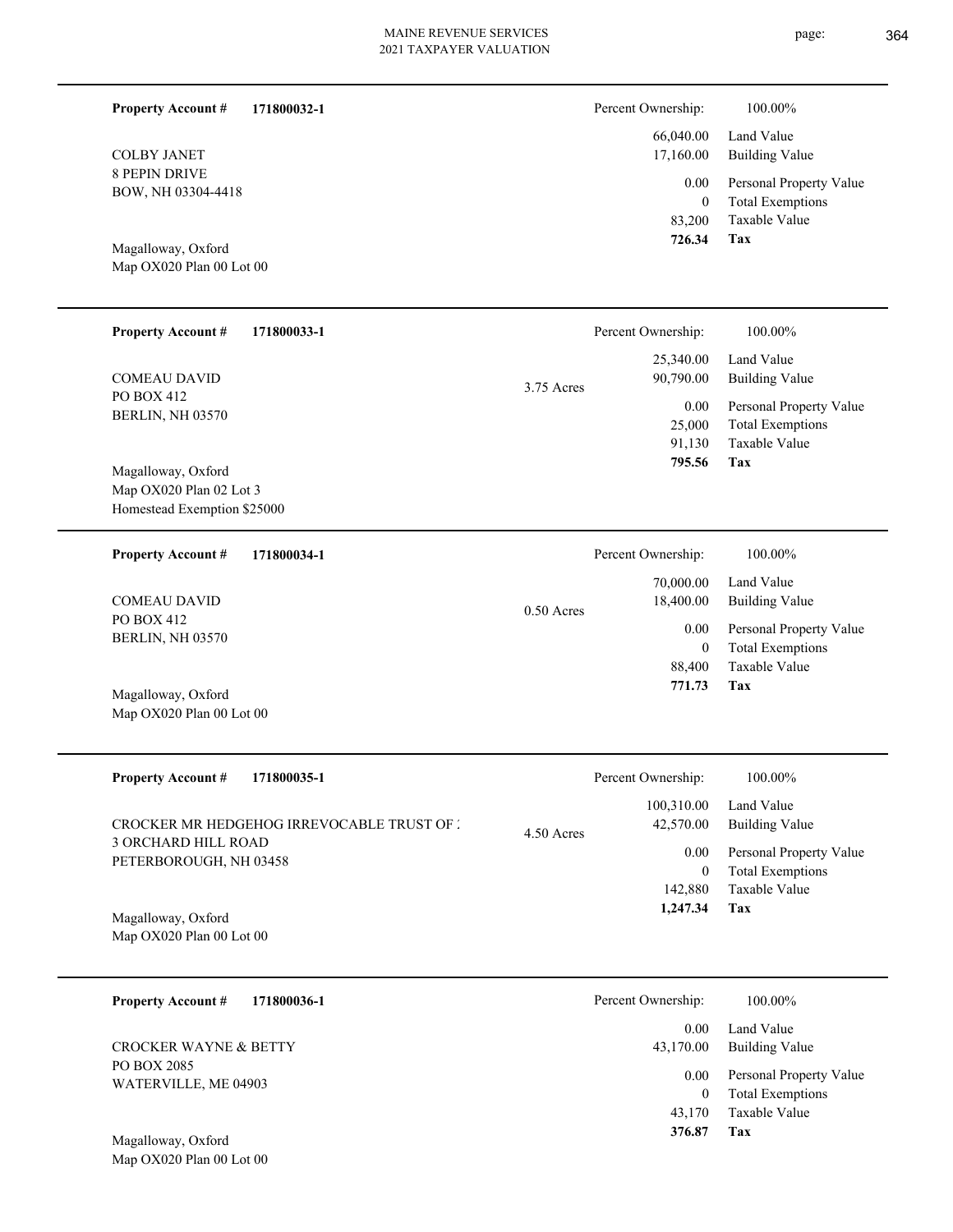**Property Account #** **171800032-1**

COLBY JANET
8 PEPIN DRIVE
BOW, NH 03304-4418

Magalloway, Oxford
Map OX020 Plan 00 Lot 00

| | |
|---|---|
| Percent Ownership: | 100.00% |
| Land Value | 66,040.00 |
| Building Value | 17,160.00 |
| Personal Property Value | 0.00 |
| Total Exemptions | 0 |
| Taxable Value | 83,200 |
| **Tax** | **726.34** |

---

**Property Account #** **171800033-1**

COMEAU DAVID
PO BOX 412
BERLIN, NH 03570

3.75 Acres

Magalloway, Oxford
Map OX020 Plan 02 Lot 3
Homestead Exemption $25000

| | |
|---|---|
| Percent Ownership: | 100.00% |
| Land Value | 25,340.00 |
| Building Value | 90,790.00 |
| Personal Property Value | 0.00 |
| Total Exemptions | 25,000 |
| Taxable Value | 91,130 |
| **Tax** | **795.56** |

---

**Property Account #** **171800034-1**

COMEAU DAVID
PO BOX 412
BERLIN, NH 03570

0.50 Acres

Magalloway, Oxford
Map OX020 Plan 00 Lot 00

| | |
|---|---|
| Percent Ownership: | 100.00% |
| Land Value | 70,000.00 |
| Building Value | 18,400.00 |
| Personal Property Value | 0.00 |
| Total Exemptions | 0 |
| Taxable Value | 88,400 |
| **Tax** | **771.73** |

---

**Property Account #** **171800035-1**

CROCKER MR HEDGEHOG IRREVOCABLE TRUST OF :
3 ORCHARD HILL ROAD
PETERBOROUGH, NH 03458

4.50 Acres

Magalloway, Oxford
Map OX020 Plan 00 Lot 00

| | |
|---|---|
| Percent Ownership: | 100.00% |
| Land Value | 100,310.00 |
| Building Value | 42,570.00 |
| Personal Property Value | 0.00 |
| Total Exemptions | 0 |
| Taxable Value | 142,880 |
| **Tax** | **1,247.34** |

---

**Property Account #** **171800036-1**

CROCKER WAYNE & BETTY
PO BOX 2085
WATERVILLE, ME 04903

Magalloway, Oxford
Map OX020 Plan 00 Lot 00

| | |
|---|---|
| Percent Ownership: | 100.00% |
| Land Value | 0.00 |
| Building Value | 43,170.00 |
| Personal Property Value | 0.00 |
| Total Exemptions | 0 |
| Taxable Value | 43,170 |
| **Tax** | **376.87** |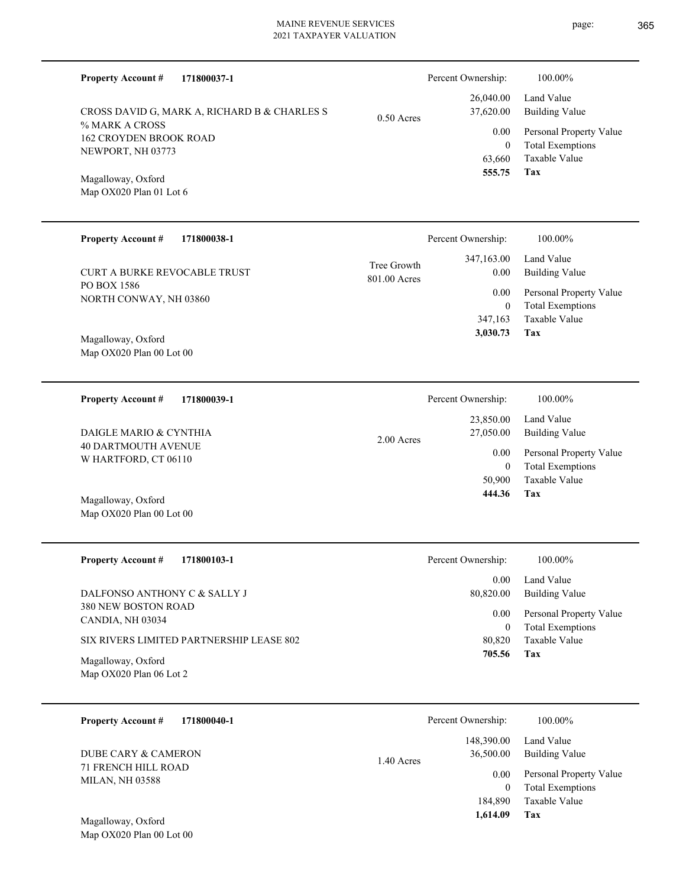**Property Account #** **171800037-1**

Percent Ownership: 100.00%

CROSS DAVID G, MARK A, RICHARD B & CHARLES S
% MARK A CROSS
162 CROYDEN BROOK ROAD
NEWPORT, NH 03773

0.50 Acres

| | |
|---|---|
| 26,040.00 | Land Value |
| 37,620.00 | Building Value |
| 0.00 | Personal Property Value |
| 0 | Total Exemptions |
| 63,660 | Taxable Value |
| **555.75** | **Tax** |

Magalloway, Oxford
Map OX020 Plan 01 Lot 6

---

**Property Account #** **171800038-1**

Percent Ownership: 100.00%

CURT A BURKE REVOCABLE TRUST
PO BOX 1586
NORTH CONWAY, NH 03860

Tree Growth
801.00 Acres

| | |
|---|---|
| 347,163.00 | Land Value |
| 0.00 | Building Value |
| 0.00 | Personal Property Value |
| 0 | Total Exemptions |
| 347,163 | Taxable Value |
| **3,030.73** | **Tax** |

Magalloway, Oxford
Map OX020 Plan 00 Lot 00

---

**Property Account #** **171800039-1**

Percent Ownership: 100.00%

DAIGLE MARIO & CYNTHIA
40 DARTMOUTH AVENUE
W HARTFORD, CT 06110

2.00 Acres

| | |
|---|---|
| 23,850.00 | Land Value |
| 27,050.00 | Building Value |
| 0.00 | Personal Property Value |
| 0 | Total Exemptions |
| 50,900 | Taxable Value |
| **444.36** | **Tax** |

Magalloway, Oxford
Map OX020 Plan 00 Lot 00

---

**Property Account #** **171800103-1**

Percent Ownership: 100.00%

DALFONSO ANTHONY C & SALLY J
380 NEW BOSTON ROAD
CANDIA, NH 03034

SIX RIVERS LIMITED PARTNERSHIP LEASE 802

| | |
|---|---|
| 0.00 | Land Value |
| 80,820.00 | Building Value |
| 0.00 | Personal Property Value |
| 0 | Total Exemptions |
| 80,820 | Taxable Value |
| **705.56** | **Tax** |

Magalloway, Oxford
Map OX020 Plan 06 Lot 2

---

**Property Account #** **171800040-1**

Percent Ownership: 100.00%

DUBE CARY & CAMERON
71 FRENCH HILL ROAD
MILAN, NH 03588

1.40 Acres

| | |
|---|---|
| 148,390.00 | Land Value |
| 36,500.00 | Building Value |
| 0.00 | Personal Property Value |
| 0 | Total Exemptions |
| 184,890 | Taxable Value |
| **1,614.09** | **Tax** |

Magalloway, Oxford
Map OX020 Plan 00 Lot 00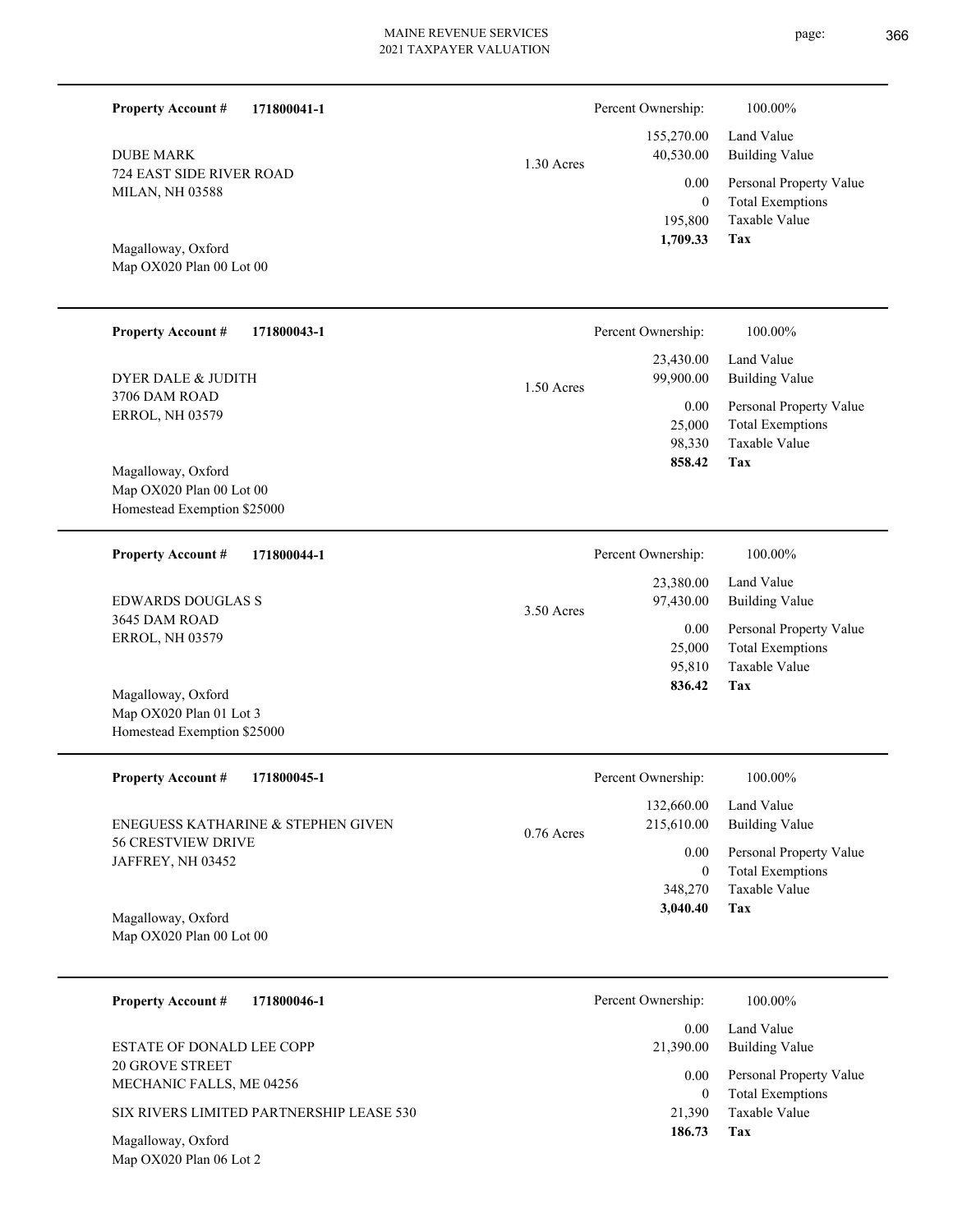**Property Account #** **171800041-1**

DUBE MARK
724 EAST SIDE RIVER ROAD
MILAN, NH 03588

Magalloway, Oxford
Map OX020 Plan 00 Lot 00

1.30 Acres

| Percent Ownership: | 100.00% |
|---|---|
| 155,270.00 | Land Value |
| 40,530.00 | Building Value |
| 0.00 | Personal Property Value |
| 0 | Total Exemptions |
| 195,800 | Taxable Value |
| **1,709.33** | **Tax** |

---

**Property Account #** **171800043-1**

DYER DALE & JUDITH
3706 DAM ROAD
ERROL, NH 03579

Magalloway, Oxford
Map OX020 Plan 00 Lot 00
Homestead Exemption $25000

1.50 Acres

| Percent Ownership: | 100.00% |
|---|---|
| 23,430.00 | Land Value |
| 99,900.00 | Building Value |
| 0.00 | Personal Property Value |
| 25,000 | Total Exemptions |
| 98,330 | Taxable Value |
| **858.42** | **Tax** |

---

**Property Account #** **171800044-1**

EDWARDS DOUGLAS S
3645 DAM ROAD
ERROL, NH 03579

Magalloway, Oxford
Map OX020 Plan 01 Lot 3
Homestead Exemption $25000

3.50 Acres

| Percent Ownership: | 100.00% |
|---|---|
| 23,380.00 | Land Value |
| 97,430.00 | Building Value |
| 0.00 | Personal Property Value |
| 25,000 | Total Exemptions |
| 95,810 | Taxable Value |
| **836.42** | **Tax** |

---

**Property Account #** **171800045-1**

ENEGUESS KATHARINE & STEPHEN GIVEN
56 CRESTVIEW DRIVE
JAFFREY, NH 03452

Magalloway, Oxford
Map OX020 Plan 00 Lot 00

0.76 Acres

| Percent Ownership: | 100.00% |
|---|---|
| 132,660.00 | Land Value |
| 215,610.00 | Building Value |
| 0.00 | Personal Property Value |
| 0 | Total Exemptions |
| 348,270 | Taxable Value |
| **3,040.40** | **Tax** |

---

**Property Account #** **171800046-1**

ESTATE OF DONALD LEE COPP
20 GROVE STREET
MECHANIC FALLS, ME 04256

SIX RIVERS LIMITED PARTNERSHIP LEASE 530

Magalloway, Oxford
Map OX020 Plan 06 Lot 2

| Percent Ownership: | 100.00% |
|---|---|
| 0.00 | Land Value |
| 21,390.00 | Building Value |
| 0.00 | Personal Property Value |
| 0 | Total Exemptions |
| 21,390 | Taxable Value |
| **186.73** | **Tax** |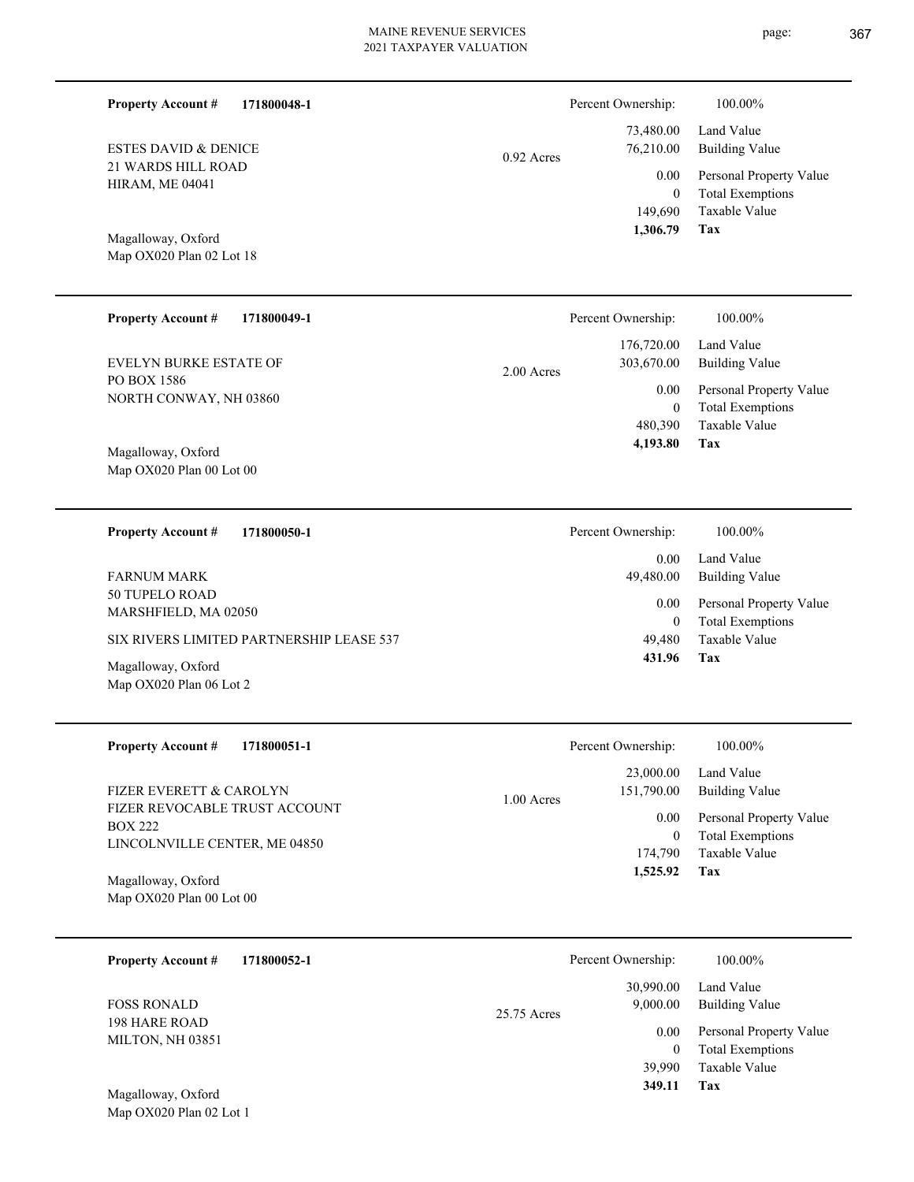**Property Account #** **171800048-1**

ESTES DAVID & DENICE
21 WARDS HILL ROAD
HIRAM, ME 04041

Magalloway, Oxford
Map OX020 Plan 02 Lot 18

0.92 Acres

| Percent Ownership: | 100.00% |
|---|---|
| 73,480.00 | Land Value |
| 76,210.00 | Building Value |
| 0.00 | Personal Property Value |
| 0 | Total Exemptions |
| 149,690 | Taxable Value |
| **1,306.79** | **Tax** |

---

**Property Account #** **171800049-1**

EVELYN BURKE ESTATE OF
PO BOX 1586
NORTH CONWAY, NH 03860

Magalloway, Oxford
Map OX020 Plan 00 Lot 00

2.00 Acres

| Percent Ownership: | 100.00% |
|---|---|
| 176,720.00 | Land Value |
| 303,670.00 | Building Value |
| 0.00 | Personal Property Value |
| 0 | Total Exemptions |
| 480,390 | Taxable Value |
| **4,193.80** | **Tax** |

---

**Property Account #** **171800050-1**

FARNUM MARK
50 TUPELO ROAD
MARSHFIELD, MA 02050

SIX RIVERS LIMITED PARTNERSHIP LEASE 537

Magalloway, Oxford
Map OX020 Plan 06 Lot 2

| Percent Ownership: | 100.00% |
|---|---|
| 0.00 | Land Value |
| 49,480.00 | Building Value |
| 0.00 | Personal Property Value |
| 0 | Total Exemptions |
| 49,480 | Taxable Value |
| **431.96** | **Tax** |

---

**Property Account #** **171800051-1**

FIZER EVERETT & CAROLYN
FIZER REVOCABLE TRUST ACCOUNT
BOX 222
LINCOLNVILLE CENTER, ME 04850

Magalloway, Oxford
Map OX020 Plan 00 Lot 00

1.00 Acres

| Percent Ownership: | 100.00% |
|---|---|
| 23,000.00 | Land Value |
| 151,790.00 | Building Value |
| 0.00 | Personal Property Value |
| 0 | Total Exemptions |
| 174,790 | Taxable Value |
| **1,525.92** | **Tax** |

---

**Property Account #** **171800052-1**

FOSS RONALD
198 HARE ROAD
MILTON, NH 03851

Magalloway, Oxford
Map OX020 Plan 02 Lot 1

25.75 Acres

| Percent Ownership: | 100.00% |
|---|---|
| 30,990.00 | Land Value |
| 9,000.00 | Building Value |
| 0.00 | Personal Property Value |
| 0 | Total Exemptions |
| 39,990 | Taxable Value |
| **349.11** | **Tax** |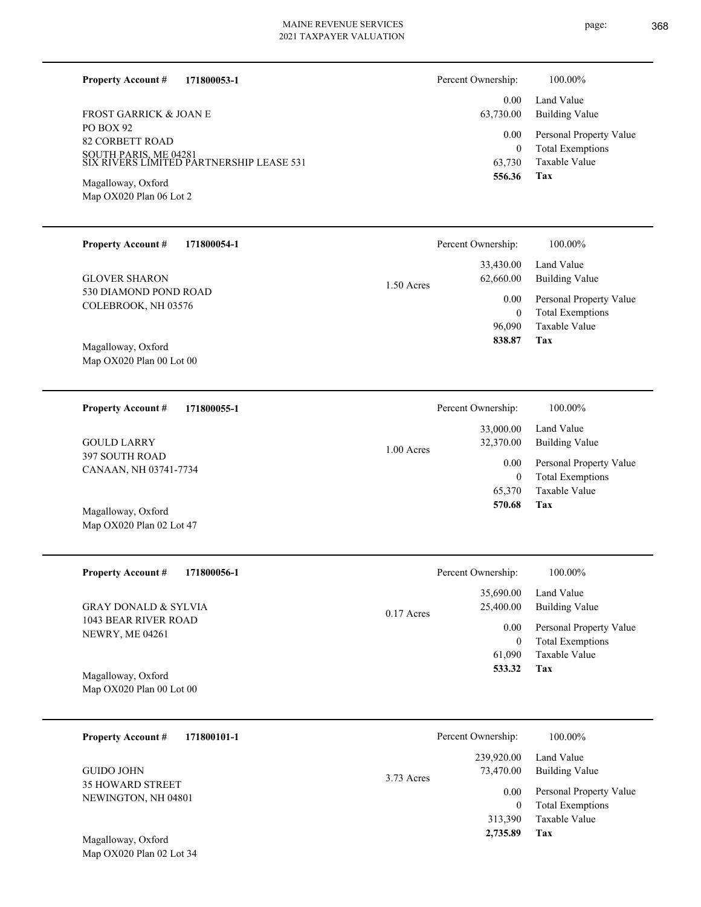**Property Account #** **171800053-1**

FROST GARRICK & JOAN E
PO BOX 92
82 CORBETT ROAD
SOUTH PARIS, ME 04281
SIX RIVERS LIMITED PARTNERSHIP LEASE 531

Magalloway, Oxford
Map OX020 Plan 06 Lot 2

| | |
|---|---|
| Percent Ownership: | 100.00% |
| Land Value | 0.00 |
| Building Value | 63,730.00 |
| Personal Property Value | 0.00 |
| Total Exemptions | 0 |
| Taxable Value | 63,730 |
| **Tax** | **556.36** |

---

**Property Account #** **171800054-1**

GLOVER SHARON
530 DIAMOND POND ROAD
COLEBROOK, NH 03576

Magalloway, Oxford
Map OX020 Plan 00 Lot 00

1.50 Acres

| | |
|---|---|
| Percent Ownership: | 100.00% |
| Land Value | 33,430.00 |
| Building Value | 62,660.00 |
| Personal Property Value | 0.00 |
| Total Exemptions | 0 |
| Taxable Value | 96,090 |
| **Tax** | **838.87** |

---

**Property Account #** **171800055-1**

GOULD LARRY
397 SOUTH ROAD
CANAAN, NH 03741-7734

Magalloway, Oxford
Map OX020 Plan 02 Lot 47

1.00 Acres

| | |
|---|---|
| Percent Ownership: | 100.00% |
| Land Value | 33,000.00 |
| Building Value | 32,370.00 |
| Personal Property Value | 0.00 |
| Total Exemptions | 0 |
| Taxable Value | 65,370 |
| **Tax** | **570.68** |

---

**Property Account #** **171800056-1**

GRAY DONALD & SYLVIA
1043 BEAR RIVER ROAD
NEWRY, ME 04261

Magalloway, Oxford
Map OX020 Plan 00 Lot 00

0.17 Acres

| | |
|---|---|
| Percent Ownership: | 100.00% |
| Land Value | 35,690.00 |
| Building Value | 25,400.00 |
| Personal Property Value | 0.00 |
| Total Exemptions | 0 |
| Taxable Value | 61,090 |
| **Tax** | **533.32** |

---

**Property Account #** **171800101-1**

GUIDO JOHN
35 HOWARD STREET
NEWINGTON, NH 04801

Magalloway, Oxford
Map OX020 Plan 02 Lot 34

3.73 Acres

| | |
|---|---|
| Percent Ownership: | 100.00% |
| Land Value | 239,920.00 |
| Building Value | 73,470.00 |
| Personal Property Value | 0.00 |
| Total Exemptions | 0 |
| Taxable Value | 313,390 |
| **Tax** | **2,735.89** |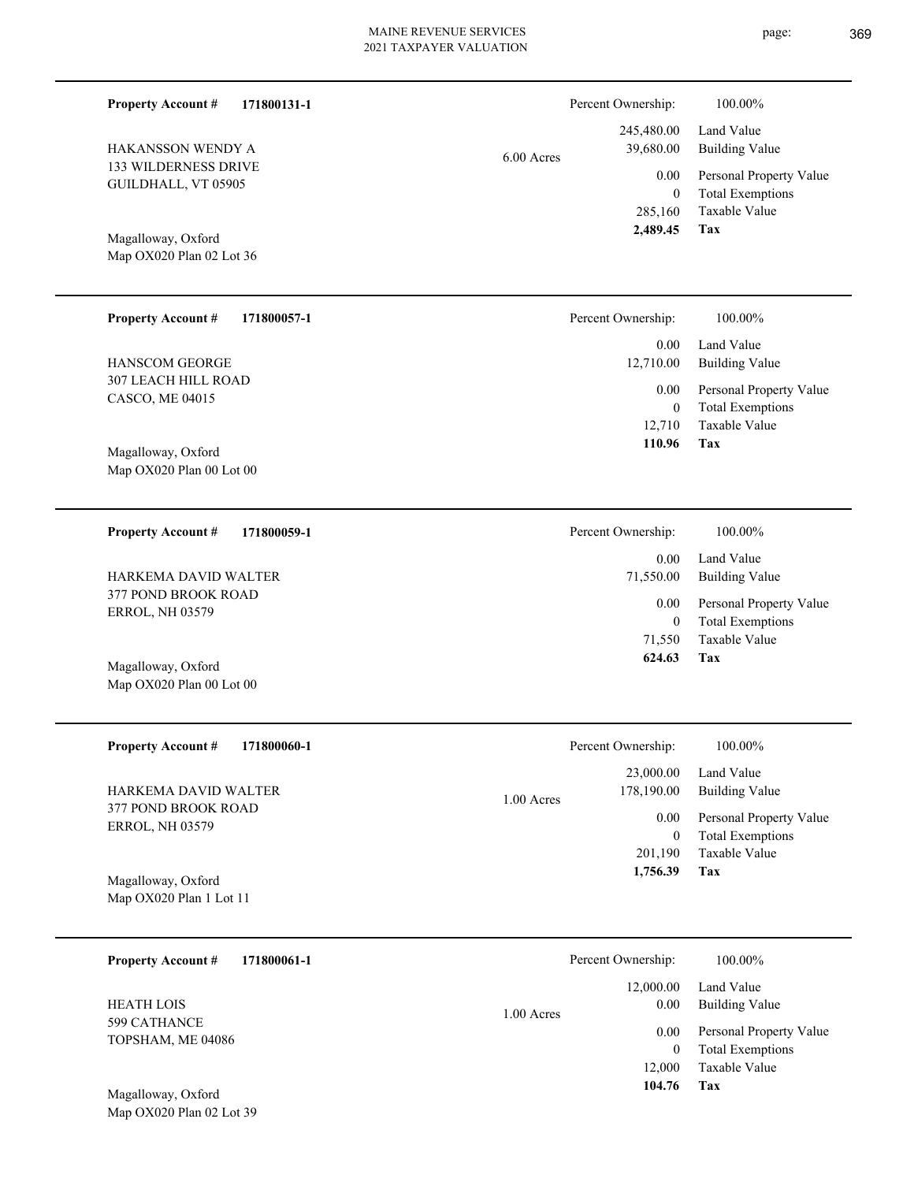**Property Account #** **171800131-1**

HAKANSSON WENDY A
133 WILDERNESS DRIVE
GUILDHALL, VT 05905

Magalloway, Oxford
Map OX020 Plan 02 Lot 36

6.00 Acres

| | |
|---|---|
| Percent Ownership: | 100.00% |
| 245,480.00 | Land Value |
| 39,680.00 | Building Value |
| 0.00 | Personal Property Value |
| 0 | Total Exemptions |
| 285,160 | Taxable Value |
| **2,489.45** | **Tax** |

---

**Property Account #** **171800057-1**

HANSCOM GEORGE
307 LEACH HILL ROAD
CASCO, ME 04015

Magalloway, Oxford
Map OX020 Plan 00 Lot 00

| | |
|---|---|
| Percent Ownership: | 100.00% |
| 0.00 | Land Value |
| 12,710.00 | Building Value |
| 0.00 | Personal Property Value |
| 0 | Total Exemptions |
| 12,710 | Taxable Value |
| **110.96** | **Tax** |

---

**Property Account #** **171800059-1**

HARKEMA DAVID WALTER
377 POND BROOK ROAD
ERROL, NH 03579

Magalloway, Oxford
Map OX020 Plan 00 Lot 00

| | |
|---|---|
| Percent Ownership: | 100.00% |
| 0.00 | Land Value |
| 71,550.00 | Building Value |
| 0.00 | Personal Property Value |
| 0 | Total Exemptions |
| 71,550 | Taxable Value |
| **624.63** | **Tax** |

---

**Property Account #** **171800060-1**

HARKEMA DAVID WALTER
377 POND BROOK ROAD
ERROL, NH 03579

Magalloway, Oxford
Map OX020 Plan 1 Lot 11

1.00 Acres

| | |
|---|---|
| Percent Ownership: | 100.00% |
| 23,000.00 | Land Value |
| 178,190.00 | Building Value |
| 0.00 | Personal Property Value |
| 0 | Total Exemptions |
| 201,190 | Taxable Value |
| **1,756.39** | **Tax** |

---

**Property Account #** **171800061-1**

HEATH LOIS
599 CATHANCE
TOPSHAM, ME 04086

Magalloway, Oxford
Map OX020 Plan 02 Lot 39

1.00 Acres

| | |
|---|---|
| Percent Ownership: | 100.00% |
| 12,000.00 | Land Value |
| 0.00 | Building Value |
| 0.00 | Personal Property Value |
| 0 | Total Exemptions |
| 12,000 | Taxable Value |
| **104.76** | **Tax** |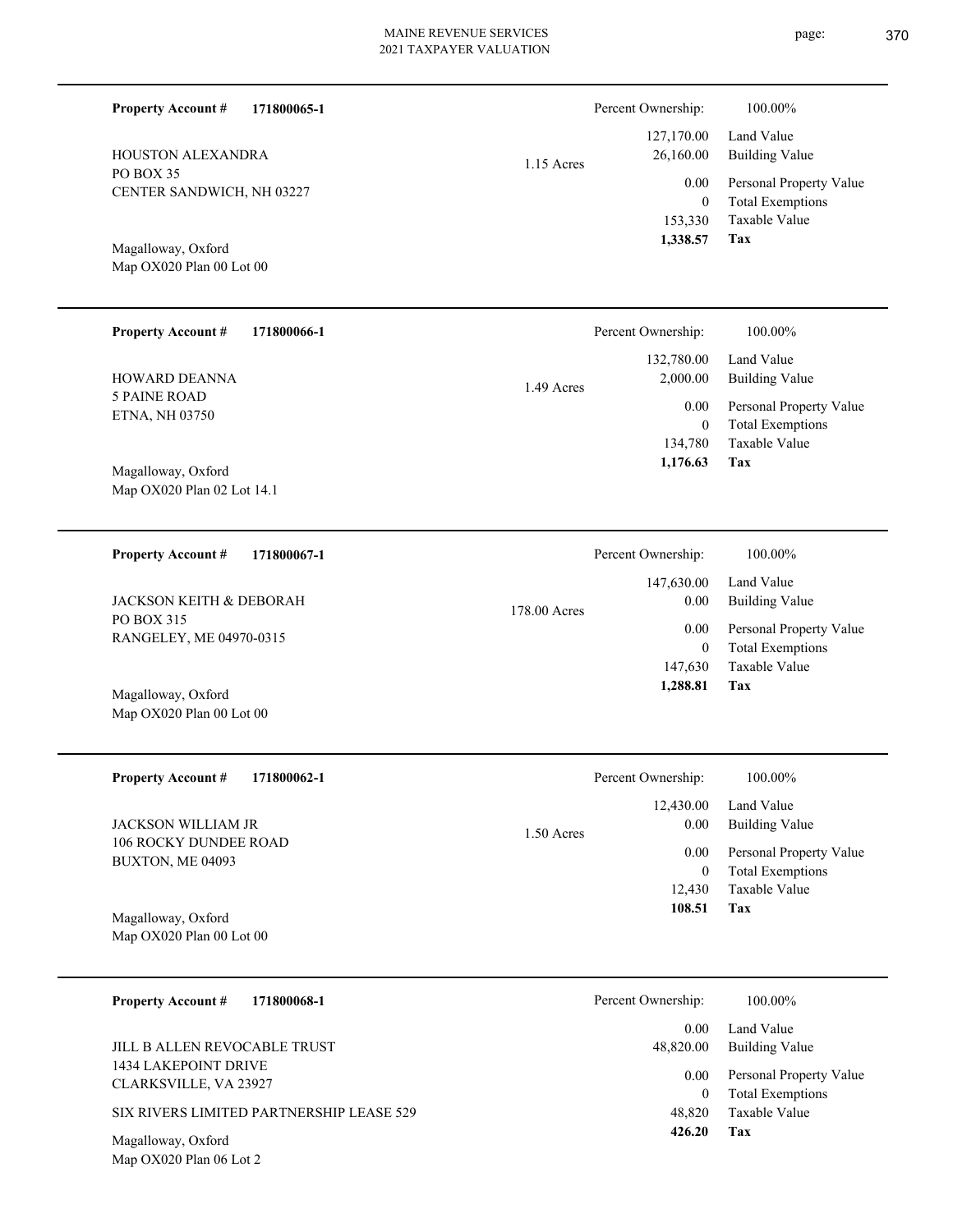**Property Account #** **171800065-1**

HOUSTON ALEXANDRA
PO BOX 35
CENTER SANDWICH, NH 03227

Magalloway, Oxford
Map OX020 Plan 00 Lot 00

1.15 Acres

| Percent Ownership: | 100.00% |
|---|---|
| 127,170.00 | Land Value |
| 26,160.00 | Building Value |
| 0.00 | Personal Property Value |
| 0 | Total Exemptions |
| 153,330 | Taxable Value |
| **1,338.57** | **Tax** |

---

**Property Account #** **171800066-1**

HOWARD DEANNA
5 PAINE ROAD
ETNA, NH 03750

Magalloway, Oxford
Map OX020 Plan 02 Lot 14.1

1.49 Acres

| Percent Ownership: | 100.00% |
|---|---|
| 132,780.00 | Land Value |
| 2,000.00 | Building Value |
| 0.00 | Personal Property Value |
| 0 | Total Exemptions |
| 134,780 | Taxable Value |
| **1,176.63** | **Tax** |

---

**Property Account #** **171800067-1**

JACKSON KEITH & DEBORAH
PO BOX 315
RANGELEY, ME 04970-0315

Magalloway, Oxford
Map OX020 Plan 00 Lot 00

178.00 Acres

| Percent Ownership: | 100.00% |
|---|---|
| 147,630.00 | Land Value |
| 0.00 | Building Value |
| 0.00 | Personal Property Value |
| 0 | Total Exemptions |
| 147,630 | Taxable Value |
| **1,288.81** | **Tax** |

---

**Property Account #** **171800062-1**

JACKSON WILLIAM JR
106 ROCKY DUNDEE ROAD
BUXTON, ME 04093

Magalloway, Oxford
Map OX020 Plan 00 Lot 00

1.50 Acres

| Percent Ownership: | 100.00% |
|---|---|
| 12,430.00 | Land Value |
| 0.00 | Building Value |
| 0.00 | Personal Property Value |
| 0 | Total Exemptions |
| 12,430 | Taxable Value |
| **108.51** | **Tax** |

---

**Property Account #** **171800068-1**

JILL B ALLEN REVOCABLE TRUST
1434 LAKEPOINT DRIVE
CLARKSVILLE, VA 23927

SIX RIVERS LIMITED PARTNERSHIP LEASE 529

Magalloway, Oxford
Map OX020 Plan 06 Lot 2

| Percent Ownership: | 100.00% |
|---|---|
| 0.00 | Land Value |
| 48,820.00 | Building Value |
| 0.00 | Personal Property Value |
| 0 | Total Exemptions |
| 48,820 | Taxable Value |
| **426.20** | **Tax** |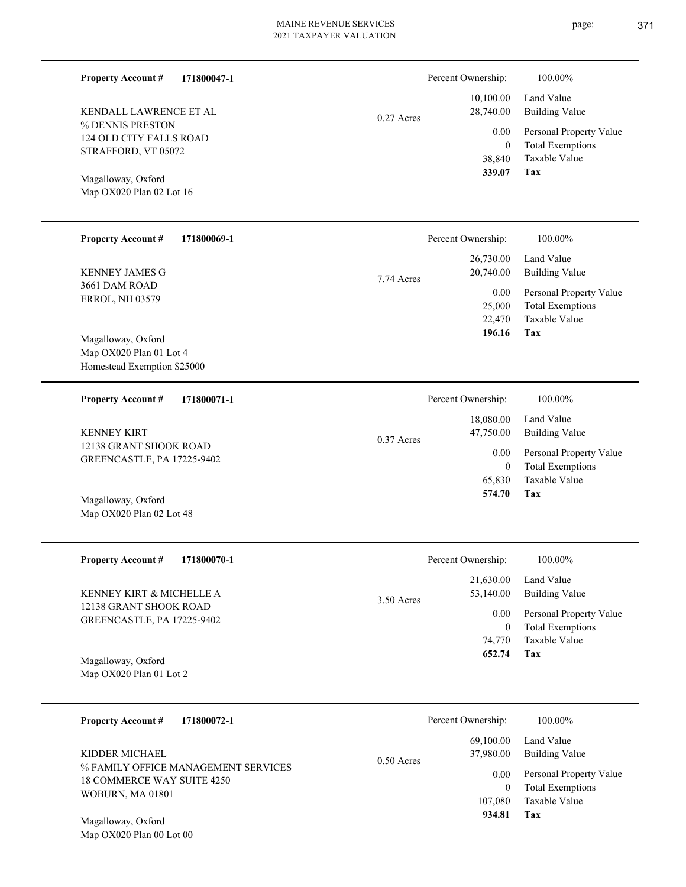**Property Account #** **171800047-1**

KENDALL LAWRENCE ET AL
% DENNIS PRESTON
124 OLD CITY FALLS ROAD
STRAFFORD, VT 05072

Magalloway, Oxford
Map OX020 Plan 02 Lot 16

0.27 Acres

| Percent Ownership: | 100.00% |
|---|---|
| 10,100.00 | Land Value |
| 28,740.00 | Building Value |
| 0.00 | Personal Property Value |
| 0 | Total Exemptions |
| 38,840 | Taxable Value |
| **339.07** | **Tax** |

---

**Property Account #** **171800069-1**

KENNEY JAMES G
3661 DAM ROAD
ERROL, NH 03579

Magalloway, Oxford
Map OX020 Plan 01 Lot 4
Homestead Exemption $25000

7.74 Acres

| Percent Ownership: | 100.00% |
|---|---|
| 26,730.00 | Land Value |
| 20,740.00 | Building Value |
| 0.00 | Personal Property Value |
| 25,000 | Total Exemptions |
| 22,470 | Taxable Value |
| **196.16** | **Tax** |

---

**Property Account #** **171800071-1**

KENNEY KIRT
12138 GRANT SHOOK ROAD
GREENCASTLE, PA 17225-9402

Magalloway, Oxford
Map OX020 Plan 02 Lot 48

0.37 Acres

| Percent Ownership: | 100.00% |
|---|---|
| 18,080.00 | Land Value |
| 47,750.00 | Building Value |
| 0.00 | Personal Property Value |
| 0 | Total Exemptions |
| 65,830 | Taxable Value |
| **574.70** | **Tax** |

---

**Property Account #** **171800070-1**

KENNEY KIRT & MICHELLE A
12138 GRANT SHOOK ROAD
GREENCASTLE, PA 17225-9402

Magalloway, Oxford
Map OX020 Plan 01 Lot 2

3.50 Acres

| Percent Ownership: | 100.00% |
|---|---|
| 21,630.00 | Land Value |
| 53,140.00 | Building Value |
| 0.00 | Personal Property Value |
| 0 | Total Exemptions |
| 74,770 | Taxable Value |
| **652.74** | **Tax** |

---

**Property Account #** **171800072-1**

KIDDER MICHAEL
% FAMILY OFFICE MANAGEMENT SERVICES
18 COMMERCE WAY SUITE 4250
WOBURN, MA 01801

Magalloway, Oxford
Map OX020 Plan 00 Lot 00

0.50 Acres

| Percent Ownership: | 100.00% |
|---|---|
| 69,100.00 | Land Value |
| 37,980.00 | Building Value |
| 0.00 | Personal Property Value |
| 0 | Total Exemptions |
| 107,080 | Taxable Value |
| **934.81** | **Tax** |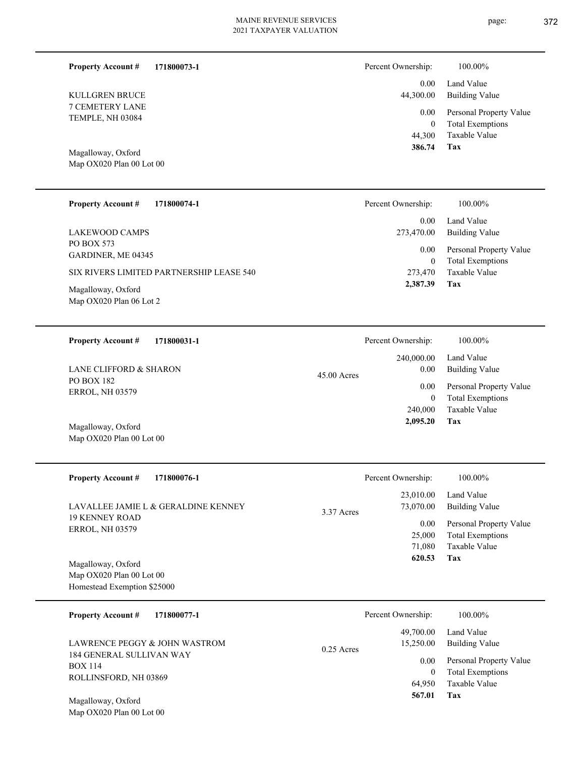**Property Account #** **171800073-1**

KULLGREN BRUCE
7 CEMETERY LANE
TEMPLE, NH 03084

Magalloway, Oxford
Map OX020 Plan 00 Lot 00

| Percent Ownership: | 100.00% |
|---|---|
| 0.00 | Land Value |
| 44,300.00 | Building Value |
| 0.00 | Personal Property Value |
| 0 | Total Exemptions |
| 44,300 | Taxable Value |
| **386.74** | **Tax** |

---

**Property Account #** **171800074-1**

LAKEWOOD CAMPS
PO BOX 573
GARDINER, ME 04345

SIX RIVERS LIMITED PARTNERSHIP LEASE 540

Magalloway, Oxford
Map OX020 Plan 06 Lot 2

| Percent Ownership: | 100.00% |
|---|---|
| 0.00 | Land Value |
| 273,470.00 | Building Value |
| 0.00 | Personal Property Value |
| 0 | Total Exemptions |
| 273,470 | Taxable Value |
| **2,387.39** | **Tax** |

---

**Property Account #** **171800031-1**

LANE CLIFFORD & SHARON
PO BOX 182
ERROL, NH 03579

45.00 Acres

Magalloway, Oxford
Map OX020 Plan 00 Lot 00

| Percent Ownership: | 100.00% |
|---|---|
| 240,000.00 | Land Value |
| 0.00 | Building Value |
| 0.00 | Personal Property Value |
| 0 | Total Exemptions |
| 240,000 | Taxable Value |
| **2,095.20** | **Tax** |

---

**Property Account #** **171800076-1**

LAVALLEE JAMIE L & GERALDINE KENNEY
19 KENNEY ROAD
ERROL, NH 03579

3.37 Acres

Magalloway, Oxford
Map OX020 Plan 00 Lot 00
Homestead Exemption $25000

| Percent Ownership: | 100.00% |
|---|---|
| 23,010.00 | Land Value |
| 73,070.00 | Building Value |
| 0.00 | Personal Property Value |
| 25,000 | Total Exemptions |
| 71,080 | Taxable Value |
| **620.53** | **Tax** |

---

**Property Account #** **171800077-1**

LAWRENCE PEGGY & JOHN WASTROM
184 GENERAL SULLIVAN WAY
BOX 114
ROLLINSFORD, NH 03869

0.25 Acres

Magalloway, Oxford
Map OX020 Plan 00 Lot 00

| Percent Ownership: | 100.00% |
|---|---|
| 49,700.00 | Land Value |
| 15,250.00 | Building Value |
| 0.00 | Personal Property Value |
| 0 | Total Exemptions |
| 64,950 | Taxable Value |
| **567.01** | **Tax** |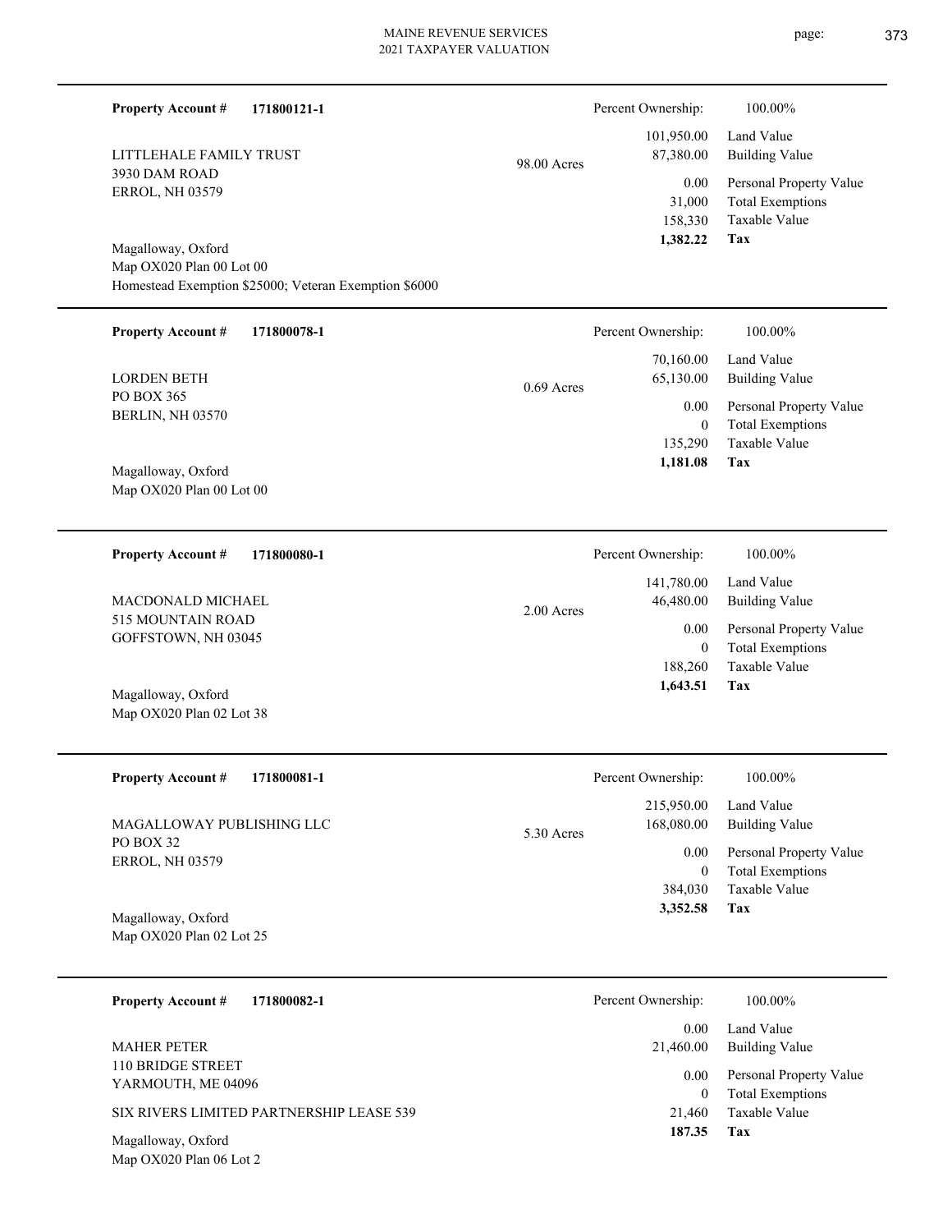**Property Account #** **171800121-1**

LITTLEHALE FAMILY TRUST
3930 DAM ROAD
ERROL, NH 03579

98.00 Acres

Magalloway, Oxford
Map OX020 Plan 00 Lot 00
Homestead Exemption $25000; Veteran Exemption $6000

| Percent Ownership: | 100.00% |
|---|---|
| 101,950.00 | Land Value |
| 87,380.00 | Building Value |
| 0.00 | Personal Property Value |
| 31,000 | Total Exemptions |
| 158,330 | Taxable Value |
| **1,382.22** | **Tax** |

---

**Property Account #** **171800078-1**

LORDEN BETH
PO BOX 365
BERLIN, NH 03570

0.69 Acres

Magalloway, Oxford
Map OX020 Plan 00 Lot 00

| Percent Ownership: | 100.00% |
|---|---|
| 70,160.00 | Land Value |
| 65,130.00 | Building Value |
| 0.00 | Personal Property Value |
| 0 | Total Exemptions |
| 135,290 | Taxable Value |
| **1,181.08** | **Tax** |

---

**Property Account #** **171800080-1**

MACDONALD MICHAEL
515 MOUNTAIN ROAD
GOFFSTOWN, NH 03045

2.00 Acres

Magalloway, Oxford
Map OX020 Plan 02 Lot 38

| Percent Ownership: | 100.00% |
|---|---|
| 141,780.00 | Land Value |
| 46,480.00 | Building Value |
| 0.00 | Personal Property Value |
| 0 | Total Exemptions |
| 188,260 | Taxable Value |
| **1,643.51** | **Tax** |

---

**Property Account #** **171800081-1**

MAGALLOWAY PUBLISHING LLC
PO BOX 32
ERROL, NH 03579

5.30 Acres

Magalloway, Oxford
Map OX020 Plan 02 Lot 25

| Percent Ownership: | 100.00% |
|---|---|
| 215,950.00 | Land Value |
| 168,080.00 | Building Value |
| 0.00 | Personal Property Value |
| 0 | Total Exemptions |
| 384,030 | Taxable Value |
| **3,352.58** | **Tax** |

---

**Property Account #** **171800082-1**

MAHER PETER
110 BRIDGE STREET
YARMOUTH, ME 04096

SIX RIVERS LIMITED PARTNERSHIP LEASE 539

Magalloway, Oxford
Map OX020 Plan 06 Lot 2

| Percent Ownership: | 100.00% |
|---|---|
| 0.00 | Land Value |
| 21,460.00 | Building Value |
| 0.00 | Personal Property Value |
| 0 | Total Exemptions |
| 21,460 | Taxable Value |
| **187.35** | **Tax** |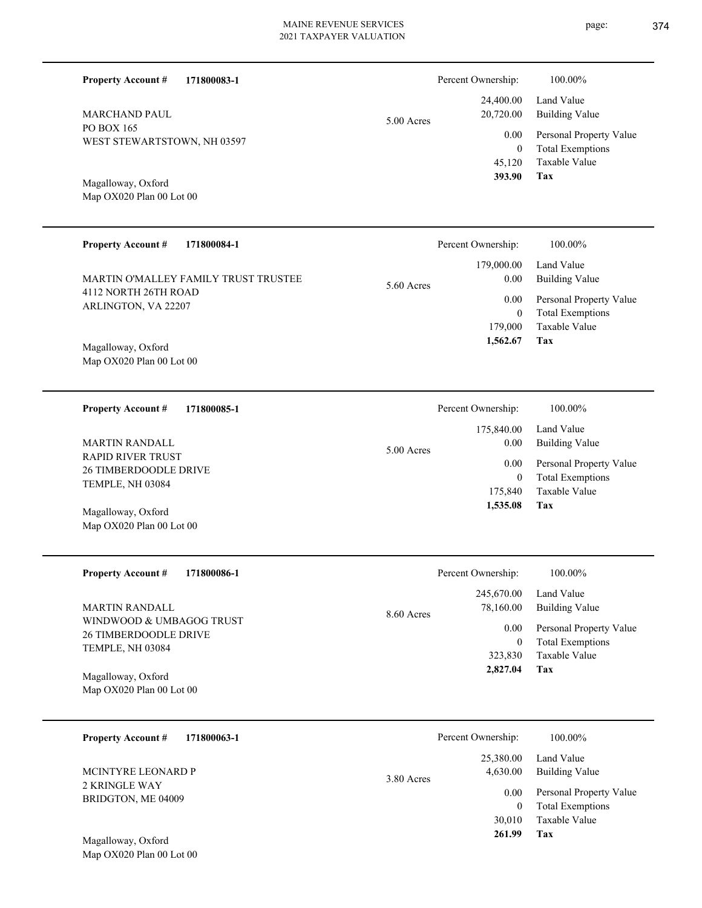**Property Account #** **171800083-1**

MARCHAND PAUL
PO BOX 165
WEST STEWARTSTOWN, NH 03597

Magalloway, Oxford
Map OX020 Plan 00 Lot 00

5.00 Acres

| Percent Ownership: | 100.00% |
|---|---|
| 24,400.00 | Land Value |
| 20,720.00 | Building Value |
| 0.00 | Personal Property Value |
| 0 | Total Exemptions |
| 45,120 | Taxable Value |
| **393.90** | **Tax** |

---

**Property Account #** **171800084-1**

MARTIN O'MALLEY FAMILY TRUST TRUSTEE
4112 NORTH 26TH ROAD
ARLINGTON, VA 22207

Magalloway, Oxford
Map OX020 Plan 00 Lot 00

5.60 Acres

| Percent Ownership: | 100.00% |
|---|---|
| 179,000.00 | Land Value |
| 0.00 | Building Value |
| 0.00 | Personal Property Value |
| 0 | Total Exemptions |
| 179,000 | Taxable Value |
| **1,562.67** | **Tax** |

---

**Property Account #** **171800085-1**

MARTIN RANDALL
RAPID RIVER TRUST
26 TIMBERDOODLE DRIVE
TEMPLE, NH 03084

Magalloway, Oxford
Map OX020 Plan 00 Lot 00

5.00 Acres

| Percent Ownership: | 100.00% |
|---|---|
| 175,840.00 | Land Value |
| 0.00 | Building Value |
| 0.00 | Personal Property Value |
| 0 | Total Exemptions |
| 175,840 | Taxable Value |
| **1,535.08** | **Tax** |

---

**Property Account #** **171800086-1**

MARTIN RANDALL
WINDWOOD & UMBAGOG TRUST
26 TIMBERDOODLE DRIVE
TEMPLE, NH 03084

Magalloway, Oxford
Map OX020 Plan 00 Lot 00

8.60 Acres

| Percent Ownership: | 100.00% |
|---|---|
| 245,670.00 | Land Value |
| 78,160.00 | Building Value |
| 0.00 | Personal Property Value |
| 0 | Total Exemptions |
| 323,830 | Taxable Value |
| **2,827.04** | **Tax** |

---

**Property Account #** **171800063-1**

MCINTYRE LEONARD P
2 KRINGLE WAY
BRIDGTON, ME 04009

Magalloway, Oxford
Map OX020 Plan 00 Lot 00

3.80 Acres

| Percent Ownership: | 100.00% |
|---|---|
| 25,380.00 | Land Value |
| 4,630.00 | Building Value |
| 0.00 | Personal Property Value |
| 0 | Total Exemptions |
| 30,010 | Taxable Value |
| **261.99** | **Tax** |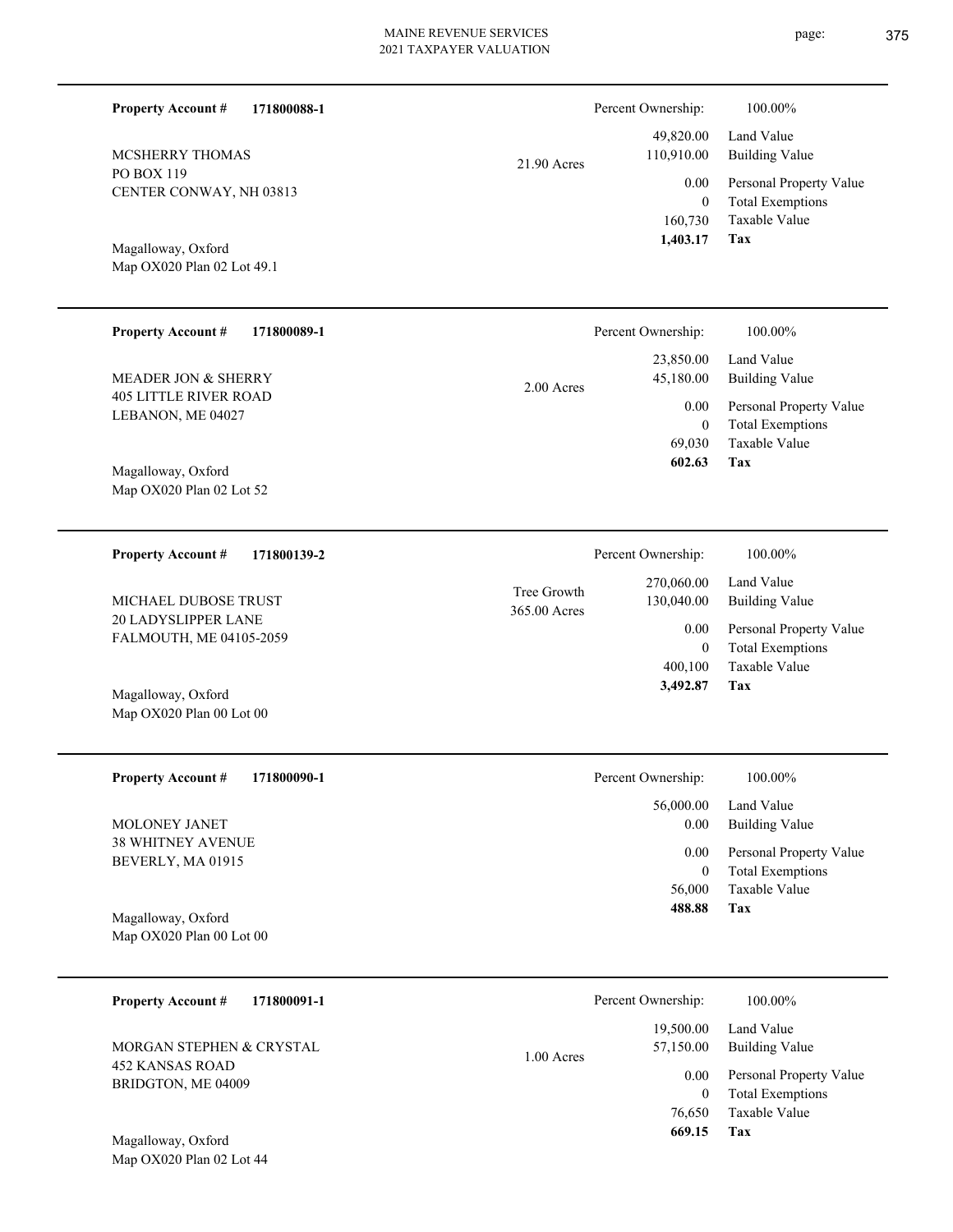**Property Account #** **171800088-1**

MCSHERRY THOMAS
PO BOX 119
CENTER CONWAY, NH 03813

Magalloway, Oxford
Map OX020 Plan 02 Lot 49.1

21.90 Acres

Percent Ownership: 100.00%

| | |
|---|---|
| 49,820.00 | Land Value |
| 110,910.00 | Building Value |
| 0.00 | Personal Property Value |
| 0 | Total Exemptions |
| 160,730 | Taxable Value |
| **1,403.17** | **Tax** |

---

**Property Account #** **171800089-1**

MEADER JON & SHERRY
405 LITTLE RIVER ROAD
LEBANON, ME 04027

Magalloway, Oxford
Map OX020 Plan 02 Lot 52

2.00 Acres

Percent Ownership: 100.00%

| | |
|---|---|
| 23,850.00 | Land Value |
| 45,180.00 | Building Value |
| 0.00 | Personal Property Value |
| 0 | Total Exemptions |
| 69,030 | Taxable Value |
| **602.63** | **Tax** |

---

**Property Account #** **171800139-2**

MICHAEL DUBOSE TRUST
20 LADYSLIPPER LANE
FALMOUTH, ME 04105-2059

Magalloway, Oxford
Map OX020 Plan 00 Lot 00

Tree Growth
365.00 Acres

Percent Ownership: 100.00%

| | |
|---|---|
| 270,060.00 | Land Value |
| 130,040.00 | Building Value |
| 0.00 | Personal Property Value |
| 0 | Total Exemptions |
| 400,100 | Taxable Value |
| **3,492.87** | **Tax** |

---

**Property Account #** **171800090-1**

MOLONEY JANET
38 WHITNEY AVENUE
BEVERLY, MA 01915

Magalloway, Oxford
Map OX020 Plan 00 Lot 00

Percent Ownership: 100.00%

| | |
|---|---|
| 56,000.00 | Land Value |
| 0.00 | Building Value |
| 0.00 | Personal Property Value |
| 0 | Total Exemptions |
| 56,000 | Taxable Value |
| **488.88** | **Tax** |

---

**Property Account #** **171800091-1**

MORGAN STEPHEN & CRYSTAL
452 KANSAS ROAD
BRIDGTON, ME 04009

Magalloway, Oxford
Map OX020 Plan 02 Lot 44

1.00 Acres

Percent Ownership: 100.00%

| | |
|---|---|
| 19,500.00 | Land Value |
| 57,150.00 | Building Value |
| 0.00 | Personal Property Value |
| 0 | Total Exemptions |
| 76,650 | Taxable Value |
| **669.15** | **Tax** |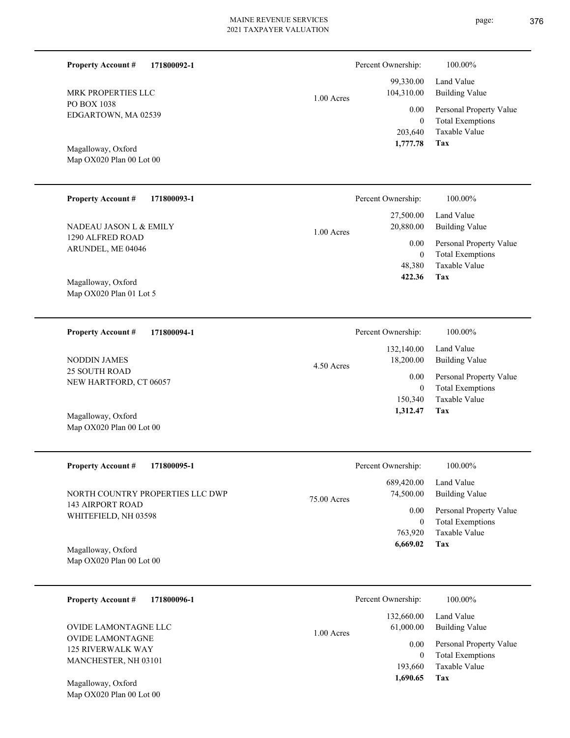**Property Account #** **171800092-1**

MRK PROPERTIES LLC
PO BOX 1038
EDGARTOWN, MA 02539

Magalloway, Oxford
Map OX020 Plan 00 Lot 00

1.00 Acres

| Percent Ownership: | 100.00% |
|---|---|
| 99,330.00 | Land Value |
| 104,310.00 | Building Value |
| 0.00 | Personal Property Value |
| 0 | Total Exemptions |
| 203,640 | Taxable Value |
| **1,777.78** | **Tax** |

---

**Property Account #** **171800093-1**

NADEAU JASON L & EMILY
1290 ALFRED ROAD
ARUNDEL, ME 04046

Magalloway, Oxford
Map OX020 Plan 01 Lot 5

1.00 Acres

| Percent Ownership: | 100.00% |
|---|---|
| 27,500.00 | Land Value |
| 20,880.00 | Building Value |
| 0.00 | Personal Property Value |
| 0 | Total Exemptions |
| 48,380 | Taxable Value |
| **422.36** | **Tax** |

---

**Property Account #** **171800094-1**

NODDIN JAMES
25 SOUTH ROAD
NEW HARTFORD, CT 06057

Magalloway, Oxford
Map OX020 Plan 00 Lot 00

4.50 Acres

| Percent Ownership: | 100.00% |
|---|---|
| 132,140.00 | Land Value |
| 18,200.00 | Building Value |
| 0.00 | Personal Property Value |
| 0 | Total Exemptions |
| 150,340 | Taxable Value |
| **1,312.47** | **Tax** |

---

**Property Account #** **171800095-1**

NORTH COUNTRY PROPERTIES LLC DWP
143 AIRPORT ROAD
WHITEFIELD, NH 03598

Magalloway, Oxford
Map OX020 Plan 00 Lot 00

75.00 Acres

| Percent Ownership: | 100.00% |
|---|---|
| 689,420.00 | Land Value |
| 74,500.00 | Building Value |
| 0.00 | Personal Property Value |
| 0 | Total Exemptions |
| 763,920 | Taxable Value |
| **6,669.02** | **Tax** |

---

**Property Account #** **171800096-1**

OVIDE LAMONTAGNE LLC
OVIDE LAMONTAGNE
125 RIVERWALK WAY
MANCHESTER, NH 03101

Magalloway, Oxford
Map OX020 Plan 00 Lot 00

1.00 Acres

| Percent Ownership: | 100.00% |
|---|---|
| 132,660.00 | Land Value |
| 61,000.00 | Building Value |
| 0.00 | Personal Property Value |
| 0 | Total Exemptions |
| 193,660 | Taxable Value |
| **1,690.65** | **Tax** |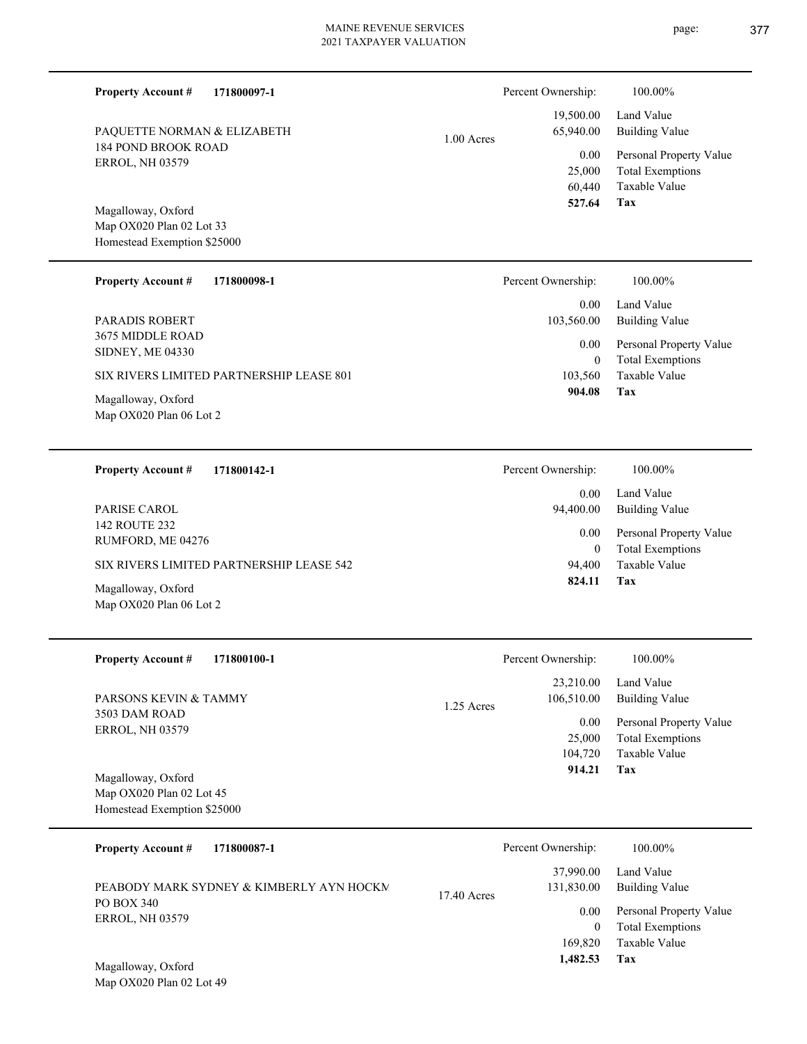**Property Account #** **171800097-1**

PAQUETTE NORMAN & ELIZABETH
184 POND BROOK ROAD
ERROL, NH 03579

Magalloway, Oxford
Map OX020 Plan 02 Lot 33
Homestead Exemption $25000

1.00 Acres

| Percent Ownership: | 100.00% |
|---|---|
| 19,500.00 | Land Value |
| 65,940.00 | Building Value |
| 0.00 | Personal Property Value |
| 25,000 | Total Exemptions |
| 60,440 | Taxable Value |
| **527.64** | **Tax** |

---

**Property Account #** **171800098-1**

PARADIS ROBERT
3675 MIDDLE ROAD
SIDNEY, ME 04330

SIX RIVERS LIMITED PARTNERSHIP LEASE 801

Magalloway, Oxford
Map OX020 Plan 06 Lot 2

| Percent Ownership: | 100.00% |
|---|---|
| 0.00 | Land Value |
| 103,560.00 | Building Value |
| 0.00 | Personal Property Value |
| 0 | Total Exemptions |
| 103,560 | Taxable Value |
| **904.08** | **Tax** |

---

**Property Account #** **171800142-1**

PARISE CAROL
142 ROUTE 232
RUMFORD, ME 04276

SIX RIVERS LIMITED PARTNERSHIP LEASE 542

Magalloway, Oxford
Map OX020 Plan 06 Lot 2

| Percent Ownership: | 100.00% |
|---|---|
| 0.00 | Land Value |
| 94,400.00 | Building Value |
| 0.00 | Personal Property Value |
| 0 | Total Exemptions |
| 94,400 | Taxable Value |
| **824.11** | **Tax** |

---

**Property Account #** **171800100-1**

PARSONS KEVIN & TAMMY
3503 DAM ROAD
ERROL, NH 03579

Magalloway, Oxford
Map OX020 Plan 02 Lot 45
Homestead Exemption $25000

1.25 Acres

| Percent Ownership: | 100.00% |
|---|---|
| 23,210.00 | Land Value |
| 106,510.00 | Building Value |
| 0.00 | Personal Property Value |
| 25,000 | Total Exemptions |
| 104,720 | Taxable Value |
| **914.21** | **Tax** |

---

**Property Account #** **171800087-1**

PEABODY MARK SYDNEY & KIMBERLY AYN HOCKM
PO BOX 340
ERROL, NH 03579

Magalloway, Oxford
Map OX020 Plan 02 Lot 49

17.40 Acres

| Percent Ownership: | 100.00% |
|---|---|
| 37,990.00 | Land Value |
| 131,830.00 | Building Value |
| 0.00 | Personal Property Value |
| 0 | Total Exemptions |
| 169,820 | Taxable Value |
| **1,482.53** | **Tax** |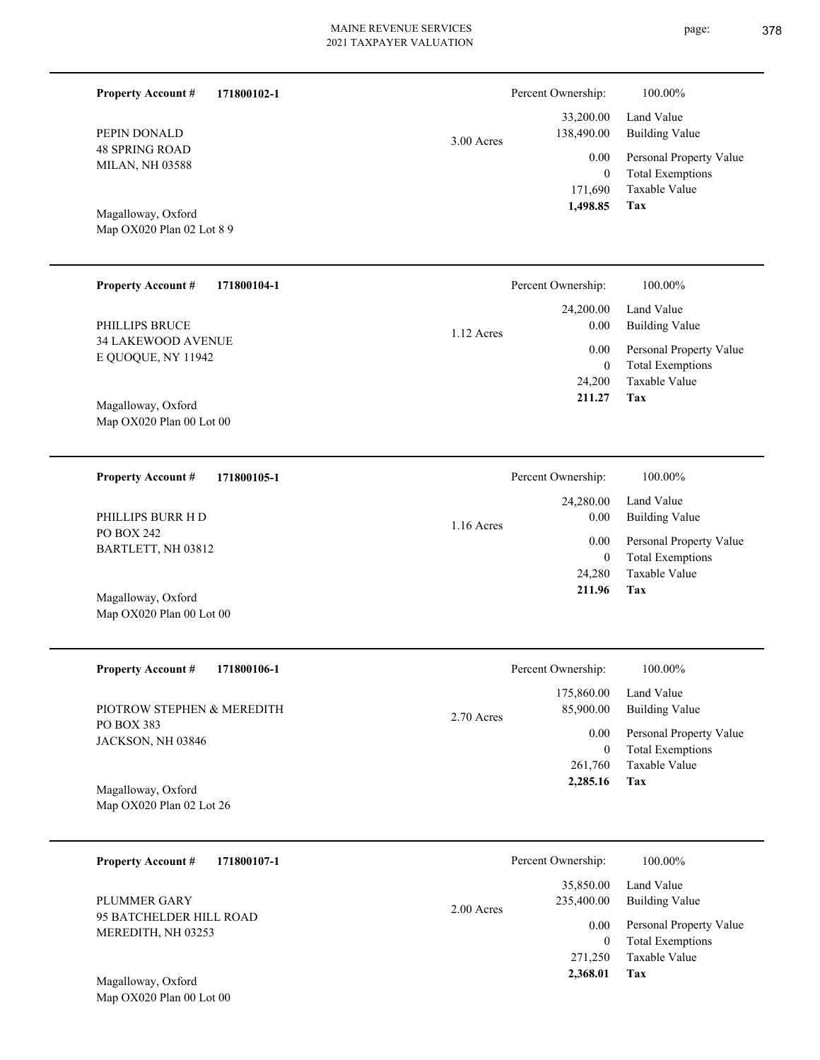**Property Account #** **171800102-1**

PEPIN DONALD
48 SPRING ROAD
MILAN, NH 03588

Magalloway, Oxford
Map OX020 Plan 02 Lot 8 9

3.00 Acres

| Percent Ownership: | 100.00% |
|---|---|
| 33,200.00 | Land Value |
| 138,490.00 | Building Value |
| 0.00 | Personal Property Value |
| 0 | Total Exemptions |
| 171,690 | Taxable Value |
| **1,498.85** | **Tax** |

---

**Property Account #** **171800104-1**

PHILLIPS BRUCE
34 LAKEWOOD AVENUE
E QUOQUE, NY 11942

Magalloway, Oxford
Map OX020 Plan 00 Lot 00

1.12 Acres

| Percent Ownership: | 100.00% |
|---|---|
| 24,200.00 | Land Value |
| 0.00 | Building Value |
| 0.00 | Personal Property Value |
| 0 | Total Exemptions |
| 24,200 | Taxable Value |
| **211.27** | **Tax** |

---

**Property Account #** **171800105-1**

PHILLIPS BURR H D
PO BOX 242
BARTLETT, NH 03812

Magalloway, Oxford
Map OX020 Plan 00 Lot 00

1.16 Acres

| Percent Ownership: | 100.00% |
|---|---|
| 24,280.00 | Land Value |
| 0.00 | Building Value |
| 0.00 | Personal Property Value |
| 0 | Total Exemptions |
| 24,280 | Taxable Value |
| **211.96** | **Tax** |

---

**Property Account #** **171800106-1**

PIOTROW STEPHEN & MEREDITH
PO BOX 383
JACKSON, NH 03846

Magalloway, Oxford
Map OX020 Plan 02 Lot 26

2.70 Acres

| Percent Ownership: | 100.00% |
|---|---|
| 175,860.00 | Land Value |
| 85,900.00 | Building Value |
| 0.00 | Personal Property Value |
| 0 | Total Exemptions |
| 261,760 | Taxable Value |
| **2,285.16** | **Tax** |

---

**Property Account #** **171800107-1**

PLUMMER GARY
95 BATCHELDER HILL ROAD
MEREDITH, NH 03253

Magalloway, Oxford
Map OX020 Plan 00 Lot 00

2.00 Acres

| Percent Ownership: | 100.00% |
|---|---|
| 35,850.00 | Land Value |
| 235,400.00 | Building Value |
| 0.00 | Personal Property Value |
| 0 | Total Exemptions |
| 271,250 | Taxable Value |
| **2,368.01** | **Tax** |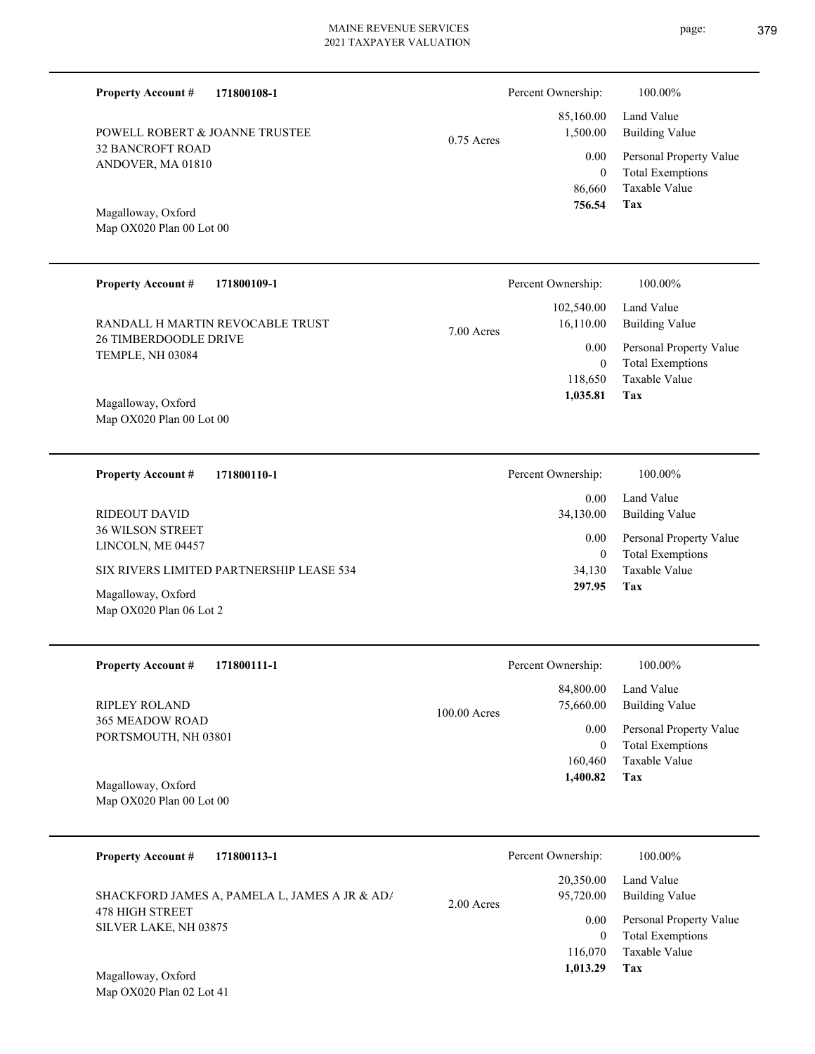**Property Account #** **171800108-1**

POWELL ROBERT & JOANNE TRUSTEE
32 BANCROFT ROAD
ANDOVER, MA 01810

Magalloway, Oxford
Map OX020 Plan 00 Lot 00

0.75 Acres

| Percent Ownership: | 100.00% |
|---|---|
| 85,160.00 | Land Value |
| 1,500.00 | Building Value |
| 0.00 | Personal Property Value |
| 0 | Total Exemptions |
| 86,660 | Taxable Value |
| **756.54** | **Tax** |

---

**Property Account #** **171800109-1**

RANDALL H MARTIN REVOCABLE TRUST
26 TIMBERDOODLE DRIVE
TEMPLE, NH 03084

Magalloway, Oxford
Map OX020 Plan 00 Lot 00

7.00 Acres

| Percent Ownership: | 100.00% |
|---|---|
| 102,540.00 | Land Value |
| 16,110.00 | Building Value |
| 0.00 | Personal Property Value |
| 0 | Total Exemptions |
| 118,650 | Taxable Value |
| **1,035.81** | **Tax** |

---

**Property Account #** **171800110-1**

RIDEOUT DAVID
36 WILSON STREET
LINCOLN, ME 04457

SIX RIVERS LIMITED PARTNERSHIP LEASE 534

Magalloway, Oxford
Map OX020 Plan 06 Lot 2

| Percent Ownership: | 100.00% |
|---|---|
| 0.00 | Land Value |
| 34,130.00 | Building Value |
| 0.00 | Personal Property Value |
| 0 | Total Exemptions |
| 34,130 | Taxable Value |
| **297.95** | **Tax** |

---

**Property Account #** **171800111-1**

RIPLEY ROLAND
365 MEADOW ROAD
PORTSMOUTH, NH 03801

Magalloway, Oxford
Map OX020 Plan 00 Lot 00

100.00 Acres

| Percent Ownership: | 100.00% |
|---|---|
| 84,800.00 | Land Value |
| 75,660.00 | Building Value |
| 0.00 | Personal Property Value |
| 0 | Total Exemptions |
| 160,460 | Taxable Value |
| **1,400.82** | **Tax** |

---

**Property Account #** **171800113-1**

SHACKFORD JAMES A, PAMELA L, JAMES A JR & AD/
478 HIGH STREET
SILVER LAKE, NH 03875

Magalloway, Oxford
Map OX020 Plan 02 Lot 41

2.00 Acres

| Percent Ownership: | 100.00% |
|---|---|
| 20,350.00 | Land Value |
| 95,720.00 | Building Value |
| 0.00 | Personal Property Value |
| 0 | Total Exemptions |
| 116,070 | Taxable Value |
| **1,013.29** | **Tax** |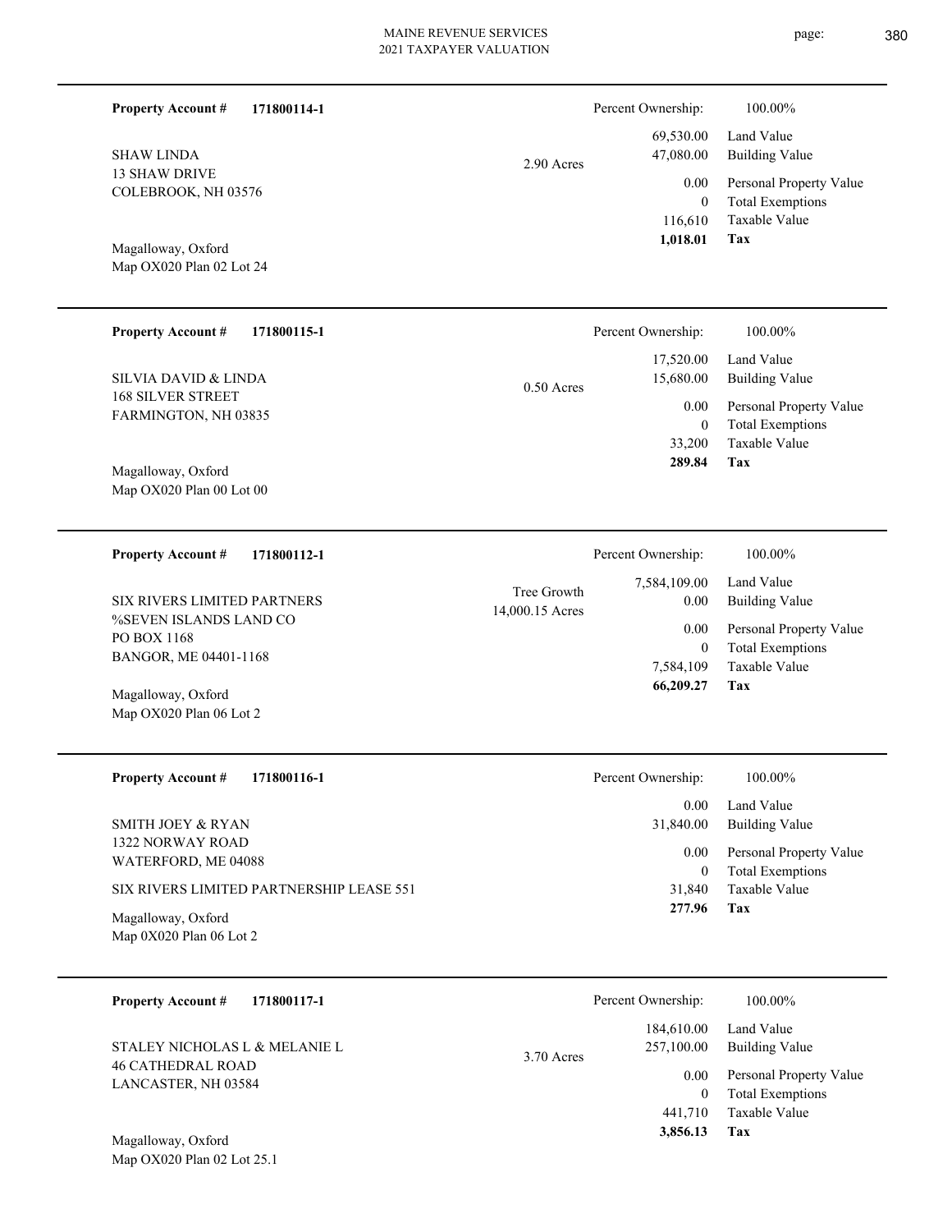**Property Account #** **171800114-1**

SHAW LINDA
13 SHAW DRIVE
COLEBROOK, NH 03576

Magalloway, Oxford
Map OX020 Plan 02 Lot 24

2.90 Acres

| Percent Ownership: | 100.00% |
|---|---|
| 69,530.00 | Land Value |
| 47,080.00 | Building Value |
| 0.00 | Personal Property Value |
| 0 | Total Exemptions |
| 116,610 | Taxable Value |
| **1,018.01** | **Tax** |

---

**Property Account #** **171800115-1**

SILVIA DAVID & LINDA
168 SILVER STREET
FARMINGTON, NH 03835

Magalloway, Oxford
Map OX020 Plan 00 Lot 00

0.50 Acres

| Percent Ownership: | 100.00% |
|---|---|
| 17,520.00 | Land Value |
| 15,680.00 | Building Value |
| 0.00 | Personal Property Value |
| 0 | Total Exemptions |
| 33,200 | Taxable Value |
| **289.84** | **Tax** |

---

**Property Account #** **171800112-1**

SIX RIVERS LIMITED PARTNERS
%SEVEN ISLANDS LAND CO
PO BOX 1168
BANGOR, ME 04401-1168

Magalloway, Oxford
Map OX020 Plan 06 Lot 2

Tree Growth
14,000.15 Acres

| Percent Ownership: | 100.00% |
|---|---|
| 7,584,109.00 | Land Value |
| 0.00 | Building Value |
| 0.00 | Personal Property Value |
| 0 | Total Exemptions |
| 7,584,109 | Taxable Value |
| **66,209.27** | **Tax** |

---

**Property Account #** **171800116-1**

SMITH JOEY & RYAN
1322 NORWAY ROAD
WATERFORD, ME 04088

SIX RIVERS LIMITED PARTNERSHIP LEASE 551

Magalloway, Oxford
Map 0X020 Plan 06 Lot 2

| Percent Ownership: | 100.00% |
|---|---|
| 0.00 | Land Value |
| 31,840.00 | Building Value |
| 0.00 | Personal Property Value |
| 0 | Total Exemptions |
| 31,840 | Taxable Value |
| **277.96** | **Tax** |

---

**Property Account #** **171800117-1**

STALEY NICHOLAS L & MELANIE L
46 CATHEDRAL ROAD
LANCASTER, NH 03584

Magalloway, Oxford
Map OX020 Plan 02 Lot 25.1

3.70 Acres

| Percent Ownership: | 100.00% |
|---|---|
| 184,610.00 | Land Value |
| 257,100.00 | Building Value |
| 0.00 | Personal Property Value |
| 0 | Total Exemptions |
| 441,710 | Taxable Value |
| **3,856.13** | **Tax** |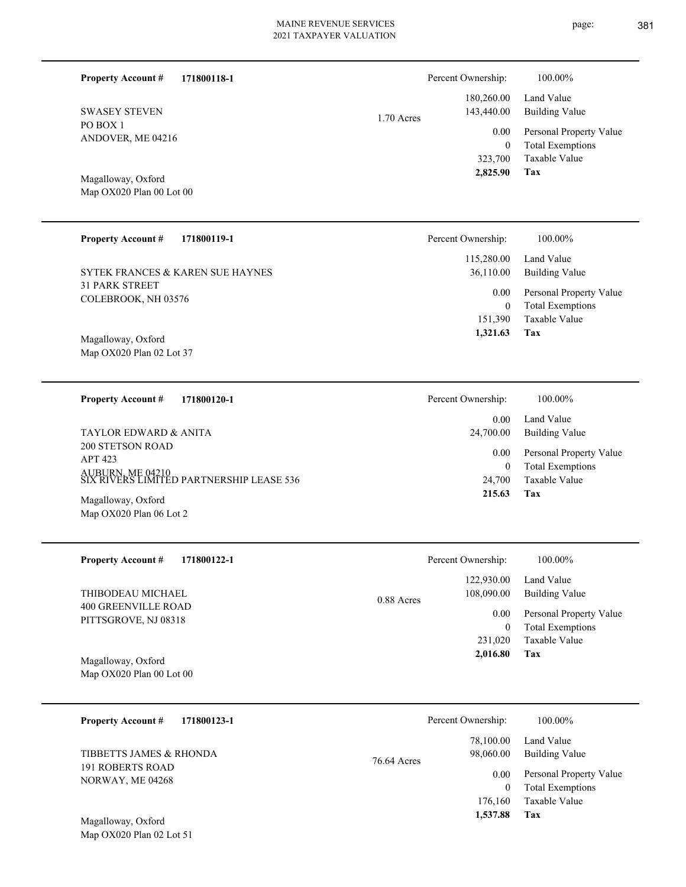**Property Account #** **171800118-1**

SWASEY STEVEN
PO BOX 1
ANDOVER, ME 04216

Magalloway, Oxford
Map OX020 Plan 00 Lot 00

1.70 Acres

| Percent Ownership: | 100.00% |
|---|---|
| 180,260.00 | Land Value |
| 143,440.00 | Building Value |
| 0.00 | Personal Property Value |
| 0 | Total Exemptions |
| 323,700 | Taxable Value |
| **2,825.90** | **Tax** |

---

**Property Account #** **171800119-1**

SYTEK FRANCES & KAREN SUE HAYNES
31 PARK STREET
COLEBROOK, NH 03576

Magalloway, Oxford
Map OX020 Plan 02 Lot 37

| Percent Ownership: | 100.00% |
|---|---|
| 115,280.00 | Land Value |
| 36,110.00 | Building Value |
| 0.00 | Personal Property Value |
| 0 | Total Exemptions |
| 151,390 | Taxable Value |
| **1,321.63** | **Tax** |

---

**Property Account #** **171800120-1**

TAYLOR EDWARD & ANITA
200 STETSON ROAD
APT 423
AUBURN, ME 04210
SIX RIVERS LIMITED PARTNERSHIP LEASE 536

Magalloway, Oxford
Map OX020 Plan 06 Lot 2

| Percent Ownership: | 100.00% |
|---|---|
| 0.00 | Land Value |
| 24,700.00 | Building Value |
| 0.00 | Personal Property Value |
| 0 | Total Exemptions |
| 24,700 | Taxable Value |
| **215.63** | **Tax** |

---

**Property Account #** **171800122-1**

THIBODEAU MICHAEL
400 GREENVILLE ROAD
PITTSGROVE, NJ 08318

Magalloway, Oxford
Map OX020 Plan 00 Lot 00

0.88 Acres

| Percent Ownership: | 100.00% |
|---|---|
| 122,930.00 | Land Value |
| 108,090.00 | Building Value |
| 0.00 | Personal Property Value |
| 0 | Total Exemptions |
| 231,020 | Taxable Value |
| **2,016.80** | **Tax** |

---

**Property Account #** **171800123-1**

TIBBETTS JAMES & RHONDA
191 ROBERTS ROAD
NORWAY, ME 04268

Magalloway, Oxford
Map OX020 Plan 02 Lot 51

76.64 Acres

| Percent Ownership: | 100.00% |
|---|---|
| 78,100.00 | Land Value |
| 98,060.00 | Building Value |
| 0.00 | Personal Property Value |
| 0 | Total Exemptions |
| 176,160 | Taxable Value |
| **1,537.88** | **Tax** |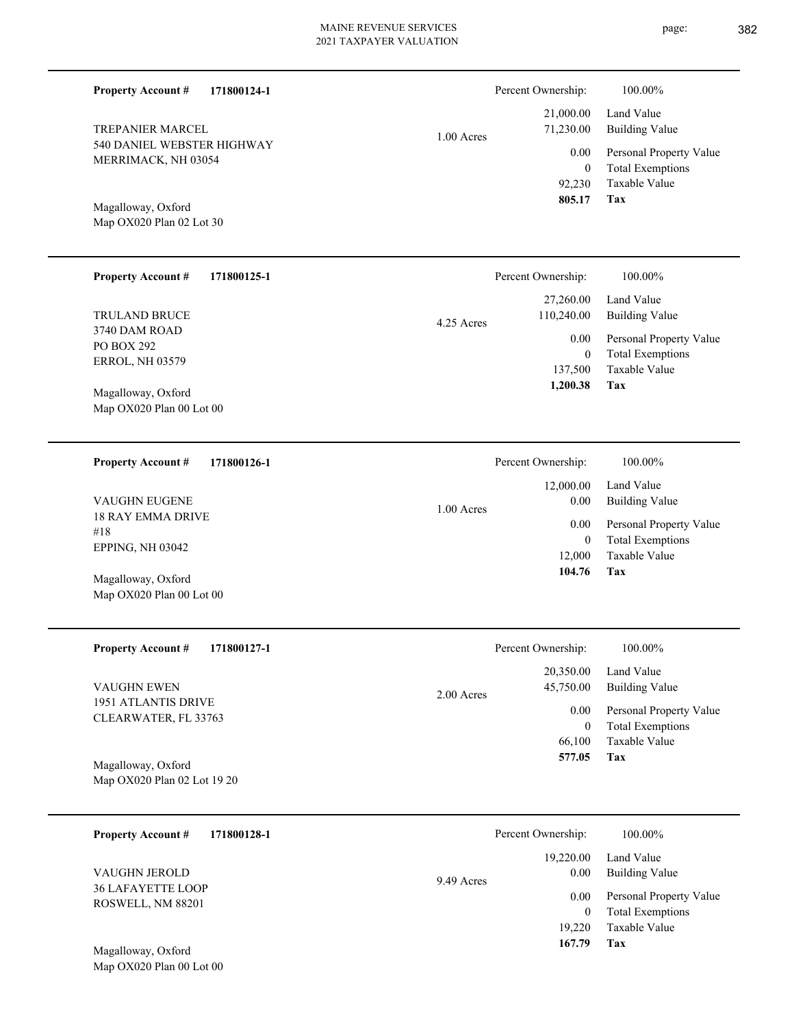**Property Account #** **171800124-1**

TREPANIER MARCEL
540 DANIEL WEBSTER HIGHWAY
MERRIMACK, NH 03054

Magalloway, Oxford
Map OX020 Plan 02 Lot 30

1.00 Acres

Percent Ownership: 100.00%

| | |
|---|---|
| 21,000.00 | Land Value |
| 71,230.00 | Building Value |
| 0.00 | Personal Property Value |
| 0 | Total Exemptions |
| 92,230 | Taxable Value |
| **805.17** | **Tax** |

---

**Property Account #** **171800125-1**

TRULAND BRUCE
3740 DAM ROAD
PO BOX 292
ERROL, NH 03579

Magalloway, Oxford
Map OX020 Plan 00 Lot 00

4.25 Acres

Percent Ownership: 100.00%

| | |
|---|---|
| 27,260.00 | Land Value |
| 110,240.00 | Building Value |
| 0.00 | Personal Property Value |
| 0 | Total Exemptions |
| 137,500 | Taxable Value |
| **1,200.38** | **Tax** |

---

**Property Account #** **171800126-1**

VAUGHN EUGENE
18 RAY EMMA DRIVE
#18
EPPING, NH 03042

Magalloway, Oxford
Map OX020 Plan 00 Lot 00

1.00 Acres

Percent Ownership: 100.00%

| | |
|---|---|
| 12,000.00 | Land Value |
| 0.00 | Building Value |
| 0.00 | Personal Property Value |
| 0 | Total Exemptions |
| 12,000 | Taxable Value |
| **104.76** | **Tax** |

---

**Property Account #** **171800127-1**

VAUGHN EWEN
1951 ATLANTIS DRIVE
CLEARWATER, FL 33763

Magalloway, Oxford
Map OX020 Plan 02 Lot 19 20

2.00 Acres

Percent Ownership: 100.00%

| | |
|---|---|
| 20,350.00 | Land Value |
| 45,750.00 | Building Value |
| 0.00 | Personal Property Value |
| 0 | Total Exemptions |
| 66,100 | Taxable Value |
| **577.05** | **Tax** |

---

**Property Account #** **171800128-1**

VAUGHN JEROLD
36 LAFAYETTE LOOP
ROSWELL, NM 88201

Magalloway, Oxford
Map OX020 Plan 00 Lot 00

9.49 Acres

Percent Ownership: 100.00%

| | |
|---|---|
| 19,220.00 | Land Value |
| 0.00 | Building Value |
| 0.00 | Personal Property Value |
| 0 | Total Exemptions |
| 19,220 | Taxable Value |
| **167.79** | **Tax** |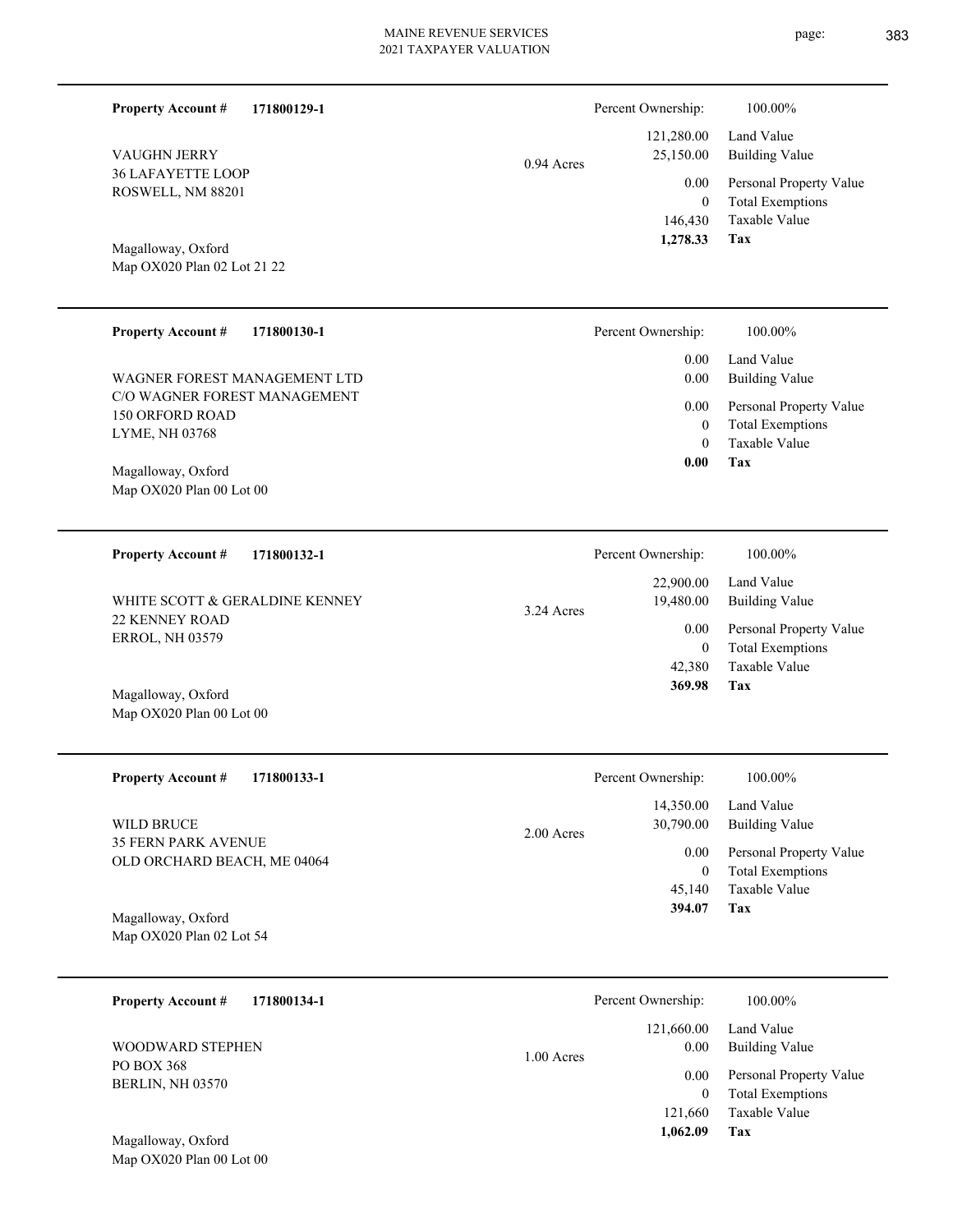**Property Account #** **171800129-1**

VAUGHN JERRY
36 LAFAYETTE LOOP
ROSWELL, NM 88201

Magalloway, Oxford
Map OX020 Plan 02 Lot 21 22

0.94 Acres

| Percent Ownership: | 100.00% |
|---|---|
| 121,280.00 | Land Value |
| 25,150.00 | Building Value |
| 0.00 | Personal Property Value |
| 0 | Total Exemptions |
| 146,430 | Taxable Value |
| **1,278.33** | **Tax** |

---

**Property Account #** **171800130-1**

WAGNER FOREST MANAGEMENT LTD
C/O WAGNER FOREST MANAGEMENT
150 ORFORD ROAD
LYME, NH 03768

Magalloway, Oxford
Map OX020 Plan 00 Lot 00

| Percent Ownership: | 100.00% |
|---|---|
| 0.00 | Land Value |
| 0.00 | Building Value |
| 0.00 | Personal Property Value |
| 0 | Total Exemptions |
| 0 | Taxable Value |
| **0.00** | **Tax** |

---

**Property Account #** **171800132-1**

WHITE SCOTT & GERALDINE KENNEY
22 KENNEY ROAD
ERROL, NH 03579

Magalloway, Oxford
Map OX020 Plan 00 Lot 00

3.24 Acres

| Percent Ownership: | 100.00% |
|---|---|
| 22,900.00 | Land Value |
| 19,480.00 | Building Value |
| 0.00 | Personal Property Value |
| 0 | Total Exemptions |
| 42,380 | Taxable Value |
| **369.98** | **Tax** |

---

**Property Account #** **171800133-1**

WILD BRUCE
35 FERN PARK AVENUE
OLD ORCHARD BEACH, ME 04064

Magalloway, Oxford
Map OX020 Plan 02 Lot 54

2.00 Acres

| Percent Ownership: | 100.00% |
|---|---|
| 14,350.00 | Land Value |
| 30,790.00 | Building Value |
| 0.00 | Personal Property Value |
| 0 | Total Exemptions |
| 45,140 | Taxable Value |
| **394.07** | **Tax** |

---

**Property Account #** **171800134-1**

WOODWARD STEPHEN
PO BOX 368
BERLIN, NH 03570

Magalloway, Oxford
Map OX020 Plan 00 Lot 00

1.00 Acres

| Percent Ownership: | 100.00% |
|---|---|
| 121,660.00 | Land Value |
| 0.00 | Building Value |
| 0.00 | Personal Property Value |
| 0 | Total Exemptions |
| 121,660 | Taxable Value |
| **1,062.09** | **Tax** |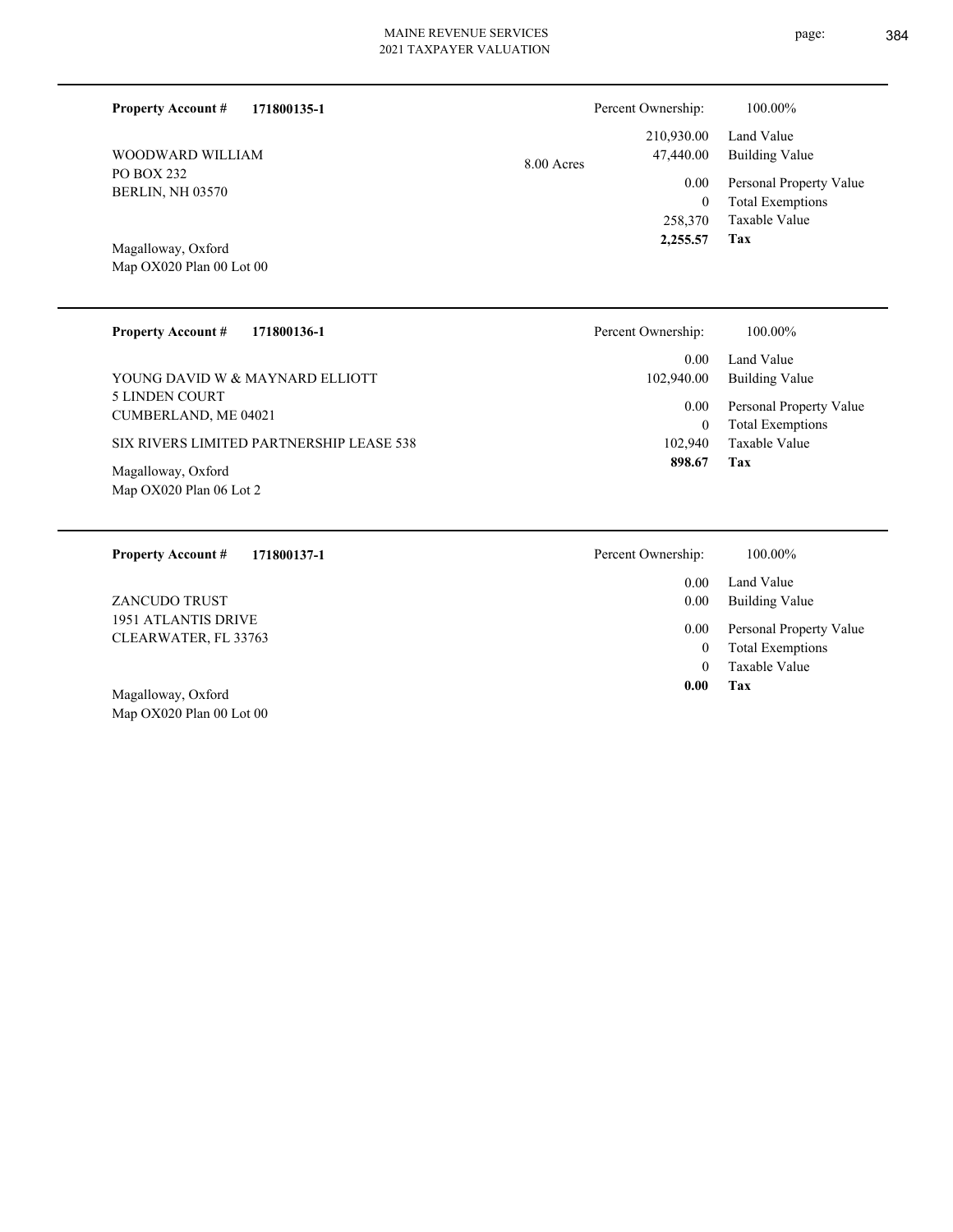**Property Account #** **171800135-1**

WOODWARD WILLIAM
PO BOX 232
BERLIN, NH 03570

Magalloway, Oxford
Map OX020 Plan 00 Lot 00

8.00 Acres

| | |
|---|---|
| Percent Ownership: | 100.00% |
| Land Value | 210,930.00 |
| Building Value | 47,440.00 |
| Personal Property Value | 0.00 |
| Total Exemptions | 0 |
| Taxable Value | 258,370 |
| **Tax** | **2,255.57** |

---

**Property Account #** **171800136-1**

YOUNG DAVID W & MAYNARD ELLIOTT
5 LINDEN COURT
CUMBERLAND, ME 04021

SIX RIVERS LIMITED PARTNERSHIP LEASE 538

Magalloway, Oxford
Map OX020 Plan 06 Lot 2

| | |
|---|---|
| Percent Ownership: | 100.00% |
| Land Value | 0.00 |
| Building Value | 102,940.00 |
| Personal Property Value | 0.00 |
| Total Exemptions | 0 |
| Taxable Value | 102,940 |
| **Tax** | **898.67** |

---

**Property Account #** **171800137-1**

ZANCUDO TRUST
1951 ATLANTIS DRIVE
CLEARWATER, FL 33763

Magalloway, Oxford
Map OX020 Plan 00 Lot 00

| | |
|---|---|
| Percent Ownership: | 100.00% |
| Land Value | 0.00 |
| Building Value | 0.00 |
| Personal Property Value | 0.00 |
| Total Exemptions | 0 |
| Taxable Value | 0 |
| **Tax** | **0.00** |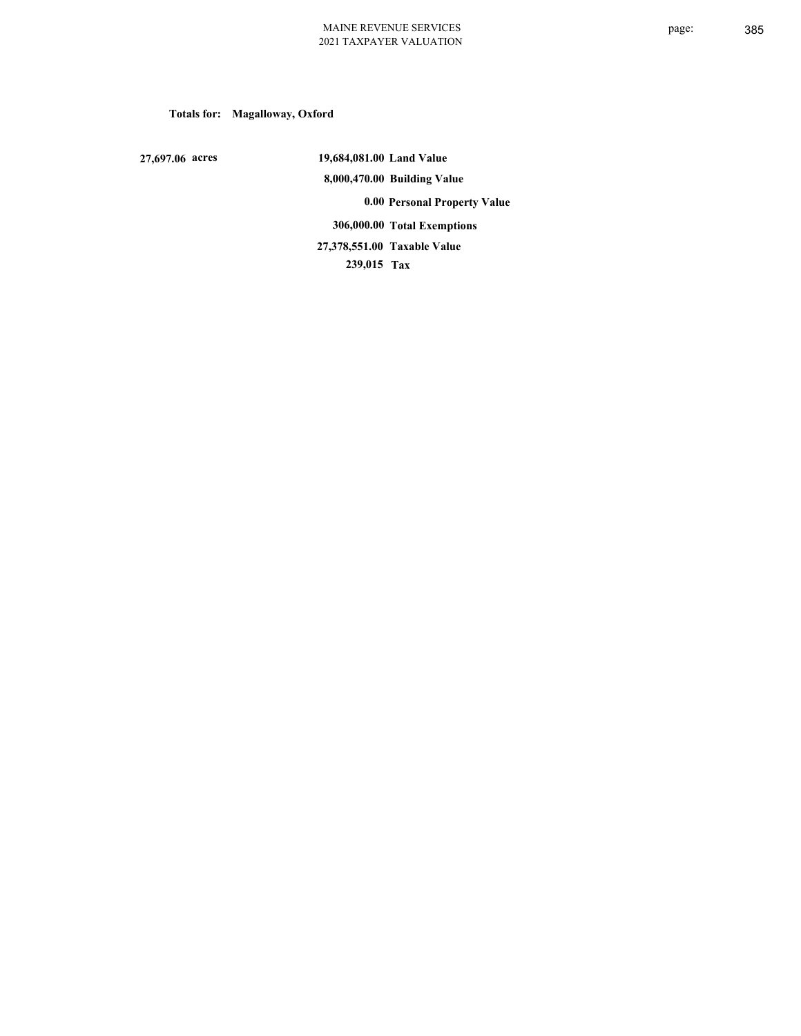**Totals for: Magalloway, Oxford**

| | | |
|---|---|---|
| 27,697.06 acres | 19,684,081.00 | Land Value |
| | 8,000,470.00 | Building Value |
| | 0.00 | Personal Property Value |
| | 306,000.00 | Total Exemptions |
| | 27,378,551.00 | Taxable Value |
| | 239,015 | Tax |